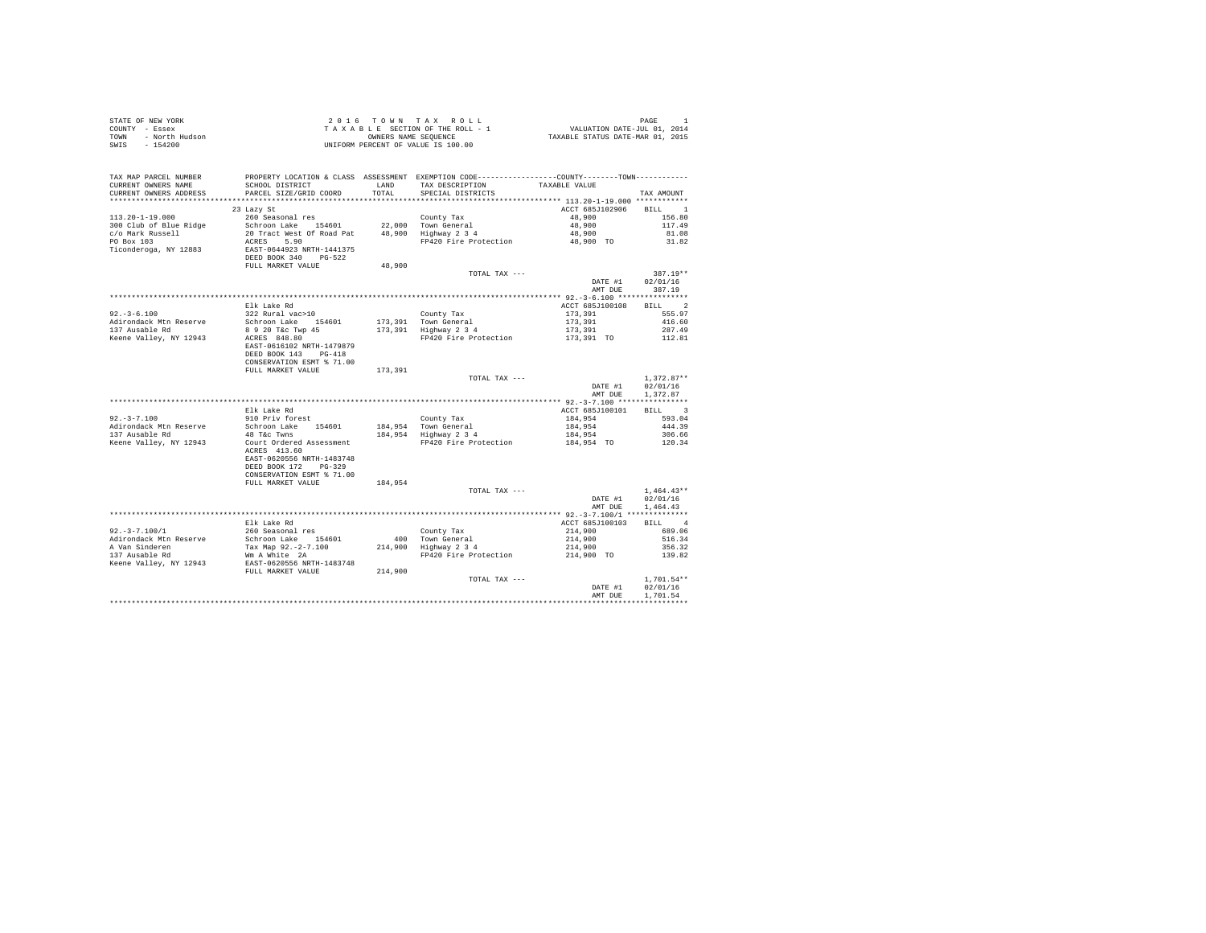STATE OF NEW YORK
COUNTY - Essex
TOWN - North Hudson
SWIS - 154200

2 0 1 6 T O W N T A X R O L L
T A X A B L E SECTION OF THE ROLL - 1
OWNERS NAME SEQUENCE
UNIFORM PERCENT OF VALUE IS 100.00

VALUATION DATE-JUL 01, 2014
TAXABLE STATUS DATE-MAR 01, 2015

| TAX MAP PARCEL NUMBER / CURRENT OWNERS NAME / CURRENT OWNERS ADDRESS | PROPERTY LOCATION & CLASS / SCHOOL DISTRICT / PARCEL SIZE/GRID COORD | ASSESSMENT LAND / TOTAL | EXEMPTION CODE / TAX DESCRIPTION / SPECIAL DISTRICTS | COUNTY / TOWN TAXABLE VALUE | TAX AMOUNT |
|---|---|---|---|---|---|
| **113.20-1-19.000** | 23 Lazy St | | | ACCT 685J102906 | BILL 1 |
| 113.20-1-19.000 | 260 Seasonal res | | County Tax | 48,900 | 156.80 |
| 300 Club of Blue Ridge | Schroon Lake 154601 | 22,000 | Town General | 48,900 | 117.49 |
| c/o Mark Russell | 20 Tract West Of Road Pat | 48,900 | Highway 2 3 4 | 48,900 | 81.08 |
| PO Box 103 | ACRES 5.90 | | FP420 Fire Protection | 48,900 TO | 31.82 |
| Ticonderoga, NY 12883 | EAST-0644923 NRTH-1441375 | | | | |
| | DEED BOOK 340 PG-522 | | | | |
| | FULL MARKET VALUE | 48,900 | | | |
| | | | TOTAL TAX --- | | 387.19** |
| | | | | DATE #1 | 02/01/16 |
| | | | | AMT DUE | 387.19 |
| **92.-3-6.100** | Elk Lake Rd | | | ACCT 685J100108 | BILL 2 |
| 92.-3-6.100 | 322 Rural vac>10 | | County Tax | 173,391 | 555.97 |
| Adirondack Mtn Reserve | Schroon Lake 154601 | 173,391 | Town General | 173,391 | 416.60 |
| 137 Ausable Rd | 8 9 20 T&c Twp 45 | 173,391 | Highway 2 3 4 | 173,391 | 287.49 |
| Keene Valley, NY 12943 | ACRES 848.80 | | FP420 Fire Protection | 173,391 TO | 112.81 |
| | EAST-0616102 NRTH-1479879 | | | | |
| | DEED BOOK 143 PG-418 | | | | |
| | CONSERVATION ESMT % 71.00 | | | | |
| | FULL MARKET VALUE | 173,391 | | | |
| | | | TOTAL TAX --- | | 1,372.87** |
| | | | | DATE #1 | 02/01/16 |
| | | | | AMT DUE | 1,372.87 |
| **92.-3-7.100** | Elk Lake Rd | | | ACCT 685J100101 | BILL 3 |
| 92.-3-7.100 | 910 Priv forest | | County Tax | 184,954 | 593.04 |
| Adirondack Mtn Reserve | Schroon Lake 154601 | 184,954 | Town General | 184,954 | 444.39 |
| 137 Ausable Rd | 48 T&c Twns | 184,954 | Highway 2 3 4 | 184,954 | 306.66 |
| Keene Valley, NY 12943 | Court Ordered Assessment | | FP420 Fire Protection | 184,954 TO | 120.34 |
| | ACRES 413.60 | | | | |
| | EAST-0620556 NRTH-1483748 | | | | |
| | DEED BOOK 172 PG-329 | | | | |
| | CONSERVATION ESMT % 71.00 | | | | |
| | FULL MARKET VALUE | 184,954 | | | |
| | | | TOTAL TAX --- | | 1,464.43** |
| | | | | DATE #1 | 02/01/16 |
| | | | | AMT DUE | 1,464.43 |
| **92.-3-7.100/1** | Elk Lake Rd | | | ACCT 685J100103 | BILL 4 |
| 92.-3-7.100/1 | 260 Seasonal res | | County Tax | 214,900 | 689.06 |
| Adirondack Mtn Reserve | Schroon Lake 154601 | 400 | Town General | 214,900 | 516.34 |
| A Van Sinderen | Tax Map 92.-2-7.100 | 214,900 | Highway 2 3 4 | 214,900 | 356.32 |
| 137 Ausable Rd | Wm A White 2A | | FP420 Fire Protection | 214,900 TO | 139.82 |
| Keene Valley, NY 12943 | EAST-0620556 NRTH-1483748 | | | | |
| | FULL MARKET VALUE | 214,900 | | | |
| | | | TOTAL TAX --- | | 1,701.54** |
| | | | | DATE #1 | 02/01/16 |
| | | | | AMT DUE | 1,701.54 |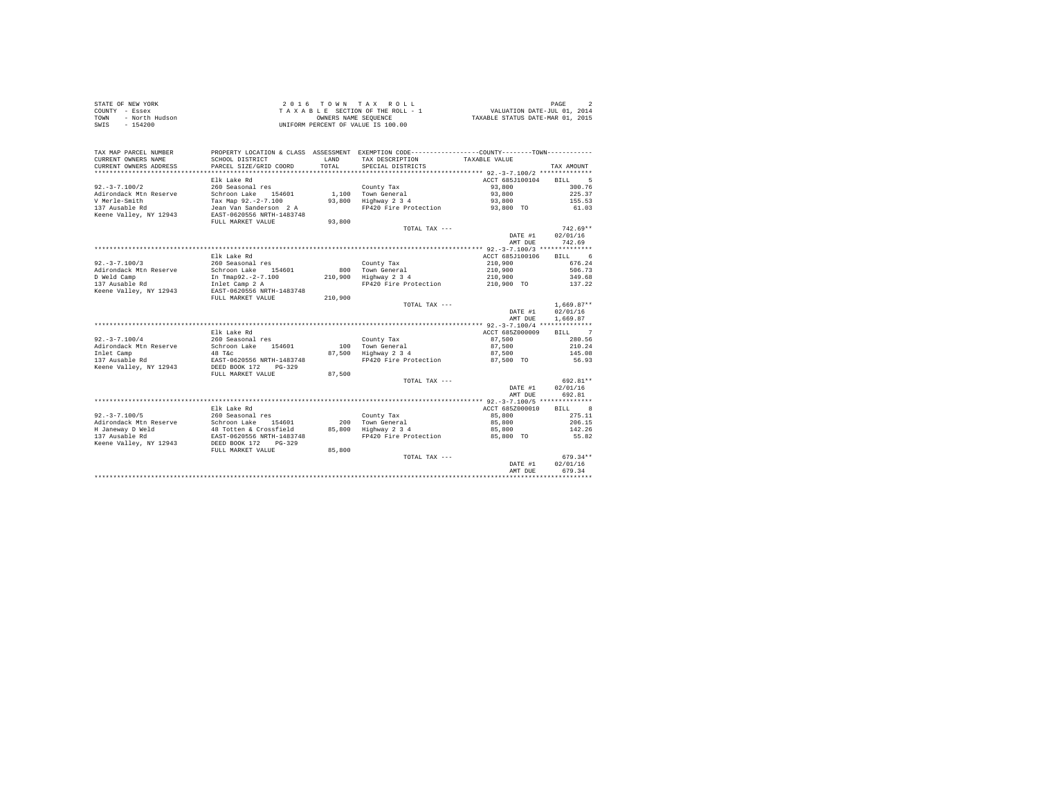STATE OF NEW YORK
COUNTY - Essex
TOWN - North Hudson
SWIS - 154200

2 0 1 6 T O W N T A X R O L L
T A X A B L E SECTION OF THE ROLL - 1
OWNERS NAME SEQUENCE
UNIFORM PERCENT OF VALUE IS 100.00

VALUATION DATE-JUL 01, 2014
TAXABLE STATUS DATE-MAR 01, 2015

| TAX MAP PARCEL NUMBER / CURRENT OWNERS NAME / CURRENT OWNERS ADDRESS | PROPERTY LOCATION & CLASS / SCHOOL DISTRICT / PARCEL SIZE/GRID COORD | ASSESSMENT LAND / TOTAL | EXEMPTION CODE / TAX DESCRIPTION / SPECIAL DISTRICTS | COUNTY--------TOWN TAXABLE VALUE | TAX AMOUNT |
|---|---|---|---|---|---|
| **92.-3-7.100/2** | Elk Lake Rd | | | ACCT 685J100104 | BILL 5 |
| 92.-3-7.100/2 | 260 Seasonal res | | County Tax | 93,800 | 300.76 |
| Adirondack Mtn Reserve | Schroon Lake 154601 | 1,100 | Town General | 93,800 | 225.37 |
| V Merle-Smith | Tax Map 92.-2-7.100 | 93,800 | Highway 2 3 4 | 93,800 | 155.53 |
| 137 Ausable Rd | Jean Van Sanderson 2 A | | FP420 Fire Protection | 93,800 TO | 61.03 |
| Keene Valley, NY 12943 | EAST-0620556 NRTH-1483748 | | | | |
| | FULL MARKET VALUE | 93,800 | | | |
| | | | TOTAL TAX --- | | 742.69** |
| | | | | DATE #1 | 02/01/16 |
| | | | | AMT DUE | 742.69 |
| **92.-3-7.100/3** | Elk Lake Rd | | | ACCT 685J100106 | BILL 6 |
| 92.-3-7.100/3 | 260 Seasonal res | | County Tax | 210,900 | 676.24 |
| Adirondack Mtn Reserve | Schroon Lake 154601 | 800 | Town General | 210,900 | 506.73 |
| D Weld Camp | In Tmap92.-2-7.100 | 210,900 | Highway 2 3 4 | 210,900 | 349.68 |
| 137 Ausable Rd | Inlet Camp 2 A | | FP420 Fire Protection | 210,900 TO | 137.22 |
| Keene Valley, NY 12943 | EAST-0620556 NRTH-1483748 | | | | |
| | FULL MARKET VALUE | 210,900 | | | |
| | | | TOTAL TAX --- | | 1,669.87** |
| | | | | DATE #1 | 02/01/16 |
| | | | | AMT DUE | 1,669.87 |
| **92.-3-7.100/4** | Elk Lake Rd | | | ACCT 685Z000009 | BILL 7 |
| 92.-3-7.100/4 | 260 Seasonal res | | County Tax | 87,500 | 280.56 |
| Adirondack Mtn Reserve | Schroon Lake 154601 | 100 | Town General | 87,500 | 210.24 |
| Inlet Camp | 48 T&c | 87,500 | Highway 2 3 4 | 87,500 | 145.08 |
| 137 Ausable Rd | EAST-0620556 NRTH-1483748 | | FP420 Fire Protection | 87,500 TO | 56.93 |
| Keene Valley, NY 12943 | DEED BOOK 172 PG-329 | | | | |
| | FULL MARKET VALUE | 87,500 | | | |
| | | | TOTAL TAX --- | | 692.81** |
| | | | | DATE #1 | 02/01/16 |
| | | | | AMT DUE | 692.81 |
| **92.-3-7.100/5** | Elk Lake Rd | | | ACCT 685Z000010 | BILL 8 |
| 92.-3-7.100/5 | 260 Seasonal res | | County Tax | 85,800 | 275.11 |
| Adirondack Mtn Reserve | Schroon Lake 154601 | 200 | Town General | 85,800 | 206.15 |
| H Janeway D Weld | 48 Totten & Crossfield | 85,800 | Highway 2 3 4 | 85,800 | 142.26 |
| 137 Ausable Rd | EAST-0620556 NRTH-1483748 | | FP420 Fire Protection | 85,800 TO | 55.82 |
| Keene Valley, NY 12943 | DEED BOOK 172 PG-329 | | | | |
| | FULL MARKET VALUE | 85,800 | | | |
| | | | TOTAL TAX --- | | 679.34** |
| | | | | DATE #1 | 02/01/16 |
| | | | | AMT DUE | 679.34 |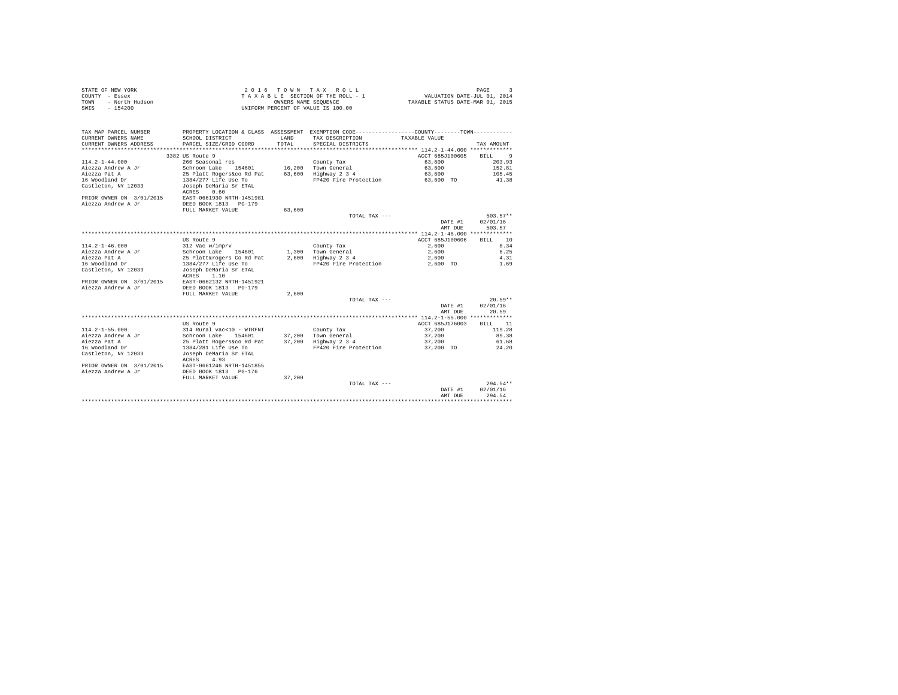STATE OF NEW YORK 2 0 1 6 T O W N T A X R O L L
COUNTY - Essex T A X A B L E SECTION OF THE ROLL - 1 VALUATION DATE-JUL 01, 2014
TOWN - North Hudson OWNERS NAME SEQUENCE TAXABLE STATUS DATE-MAR 01, 2015
SWIS - 154200 UNIFORM PERCENT OF VALUE IS 100.00

| TAX MAP PARCEL NUMBER / CURRENT OWNERS NAME / CURRENT OWNERS ADDRESS | PROPERTY LOCATION & CLASS / SCHOOL DISTRICT / PARCEL SIZE/GRID COORD | ASSESSMENT LAND / TOTAL | EXEMPTION CODE / TAX DESCRIPTION / SPECIAL DISTRICTS | COUNTY / TOWN TAXABLE VALUE | TAX AMOUNT |
|---|---|---|---|---|---|
| **114.2-1-44.000** | 3382 US Route 9 | | | ACCT 685J100605 | BILL 9 |
| 114.2-1-44.000 | 260 Seasonal res | | County Tax | 63,600 | 203.93 |
| Aiezza Andrew A Jr | Schroon Lake 154601 | 16,200 | Town General | 63,600 | 152.81 |
| Aiezza Pat A | 25 Platt Rogers&co Rd Pat | 63,600 | Highway 2 3 4 | 63,600 | 105.45 |
| 16 Woodland Dr | 1384/277 Life Use To | | FP420 Fire Protection | 63,600 TO | 41.38 |
| Castleton, NY 12033 | Joseph DeMaria Sr ETAL | | | | |
| | ACRES 0.60 | | | | |
| PRIOR OWNER ON 3/01/2015 | EAST-0661930 NRTH-1451981 | | | | |
| Aiezza Andrew A Jr | DEED BOOK 1813 PG-179 | | | | |
| | FULL MARKET VALUE | 63,600 | | | |
| | | | TOTAL TAX --- | | 503.57** |
| | | | | DATE #1 | 02/01/16 |
| | | | | AMT DUE | 503.57 |
| **114.2-1-46.000** | US Route 9 | | | ACCT 685J100606 | BILL 10 |
| 114.2-1-46.000 | 312 Vac w/imprv | | County Tax | 2,600 | 8.34 |
| Aiezza Andrew A Jr | Schroon Lake 154601 | 1,300 | Town General | 2,600 | 6.25 |
| Aiezza Pat A | 25 Platt&rogers Co Rd Pat | 2,600 | Highway 2 3 4 | 2,600 | 4.31 |
| 16 Woodland Dr | 1384/277 Life Use To | | FP420 Fire Protection | 2,600 TO | 1.69 |
| Castleton, NY 12033 | Joseph DeMaria Sr ETAL | | | | |
| | ACRES 1.10 | | | | |
| PRIOR OWNER ON 3/01/2015 | EAST-0662132 NRTH-1451921 | | | | |
| Aiezza Andrew A Jr | DEED BOOK 1813 PG-179 | | | | |
| | FULL MARKET VALUE | 2,600 | | | |
| | | | TOTAL TAX --- | | 20.59** |
| | | | | DATE #1 | 02/01/16 |
| | | | | AMT DUE | 20.59 |
| **114.2-1-55.000** | US Route 9 | | | ACCT 685J176003 | BILL 11 |
| 114.2-1-55.000 | 314 Rural vac<10 - WTRFNT | | County Tax | 37,200 | 119.28 |
| Aiezza Andrew A Jr | Schroon Lake 154601 | 37,200 | Town General | 37,200 | 89.38 |
| Aiezza Pat A | 25 Platt Rogers&co Rd Pat | 37,200 | Highway 2 3 4 | 37,200 | 61.68 |
| 16 Woodland Dr | 1384/281 Life Use To | | FP420 Fire Protection | 37,200 TO | 24.20 |
| Castleton, NY 12033 | Joseph DeMaria Sr ETAL | | | | |
| | ACRES 4.93 | | | | |
| PRIOR OWNER ON 3/01/2015 | EAST-0661246 NRTH-1451855 | | | | |
| Aiezza Andrew A Jr | DEED BOOK 1813 PG-176 | | | | |
| | FULL MARKET VALUE | 37,200 | | | |
| | | | TOTAL TAX --- | | 294.54** |
| | | | | DATE #1 | 02/01/16 |
| | | | | AMT DUE | 294.54 |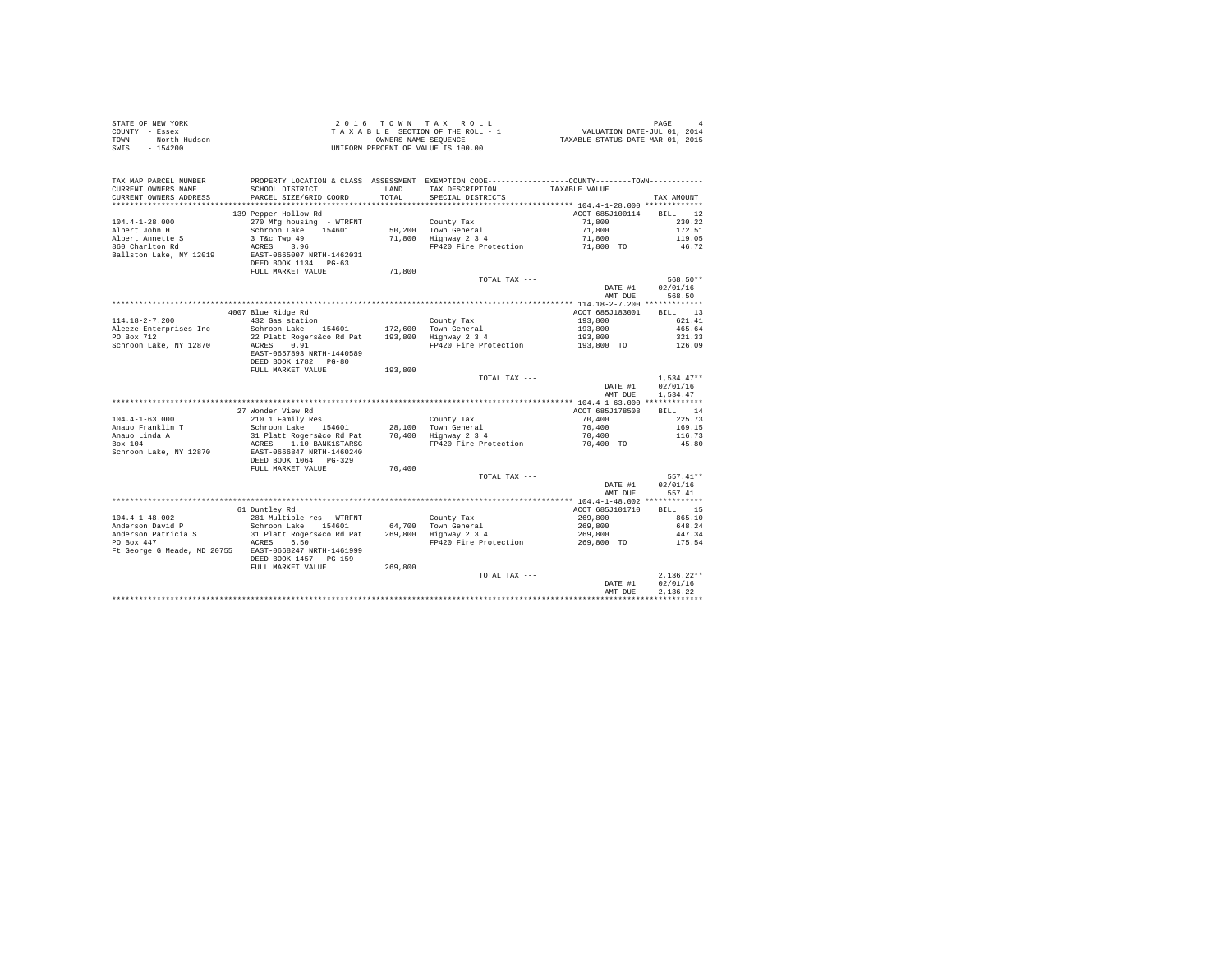STATE OF NEW YORK
COUNTY - Essex
TOWN - North Hudson
SWIS - 154200

2 0 1 6 T O W N T A X R O L L
T A X A B L E SECTION OF THE ROLL - 1
OWNERS NAME SEQUENCE
UNIFORM PERCENT OF VALUE IS 100.00

VALUATION DATE-JUL 01, 2014
TAXABLE STATUS DATE-MAR 01, 2015

| TAX MAP PARCEL NUMBER / CURRENT OWNERS NAME / CURRENT OWNERS ADDRESS | PROPERTY LOCATION & CLASS / SCHOOL DISTRICT / PARCEL SIZE/GRID COORD | ASSESSMENT LAND / TOTAL | EXEMPTION CODE / TAX DESCRIPTION / SPECIAL DISTRICTS | COUNTY--------TOWN TAXABLE VALUE | TAX AMOUNT |
|---|---|---|---|---|---|
| **104.4-1-28.000** | 139 Pepper Hollow Rd | | | ACCT 685J100114 | BILL 12 |
| 104.4-1-28.000 | 270 Mfg housing - WTRFNT | | County Tax | 71,800 | 230.22 |
| Albert John H | Schroon Lake 154601 | 50,200 | Town General | 71,800 | 172.51 |
| Albert Annette S | 3 T&c Twp 49 | 71,800 | Highway 2 3 4 | 71,800 | 119.05 |
| 860 Charlton Rd | ACRES 3.96 | | FP420 Fire Protection | 71,800 TO | 46.72 |
| Ballston Lake, NY 12019 | EAST-0665007 NRTH-1462031 | | | | |
| | DEED BOOK 1134 PG-63 | | | | |
| | FULL MARKET VALUE | 71,800 | | | |
| | | | TOTAL TAX --- | | 568.50** |
| | | | | DATE #1 | 02/01/16 |
| | | | | AMT DUE | 568.50 |
| **114.18-2-7.200** | 4007 Blue Ridge Rd | | | ACCT 685J183001 | BILL 13 |
| 114.18-2-7.200 | 432 Gas station | | County Tax | 193,800 | 621.41 |
| Aleeze Enterprises Inc | Schroon Lake 154601 | 172,600 | Town General | 193,800 | 465.64 |
| PO Box 712 | 22 Platt Rogers&co Rd Pat | 193,800 | Highway 2 3 4 | 193,800 | 321.33 |
| Schroon Lake, NY 12870 | ACRES 0.91 | | FP420 Fire Protection | 193,800 TO | 126.09 |
| | EAST-0657893 NRTH-1440589 | | | | |
| | DEED BOOK 1782 PG-80 | | | | |
| | FULL MARKET VALUE | 193,800 | | | |
| | | | TOTAL TAX --- | | 1,534.47** |
| | | | | DATE #1 | 02/01/16 |
| | | | | AMT DUE | 1,534.47 |
| **104.4-1-63.000** | 27 Wonder View Rd | | | ACCT 685J178508 | BILL 14 |
| 104.4-1-63.000 | 210 1 Family Res | | County Tax | 70,400 | 225.73 |
| Anauo Franklin T | Schroon Lake 154601 | 28,100 | Town General | 70,400 | 169.15 |
| Anauo Linda A | 31 Platt Rogers&co Rd Pat | 70,400 | Highway 2 3 4 | 70,400 | 116.73 |
| Box 104 | ACRES 1.10 BANK1STARSG | | FP420 Fire Protection | 70,400 TO | 45.80 |
| Schroon Lake, NY 12870 | EAST-0666847 NRTH-1460240 | | | | |
| | DEED BOOK 1064 PG-329 | | | | |
| | FULL MARKET VALUE | 70,400 | | | |
| | | | TOTAL TAX --- | | 557.41** |
| | | | | DATE #1 | 02/01/16 |
| | | | | AMT DUE | 557.41 |
| **104.4-1-48.002** | 61 Duntley Rd | | | ACCT 685J101710 | BILL 15 |
| 104.4-1-48.002 | 281 Multiple res - WTRFNT | | County Tax | 269,800 | 865.10 |
| Anderson David P | Schroon Lake 154601 | 64,700 | Town General | 269,800 | 648.24 |
| Anderson Patricia S | 31 Platt Rogers&co Rd Pat | 269,800 | Highway 2 3 4 | 269,800 | 447.34 |
| PO Box 447 | ACRES 6.50 | | FP420 Fire Protection | 269,800 TO | 175.54 |
| Ft George G Meade, MD 20755 | EAST-0668247 NRTH-1461999 | | | | |
| | DEED BOOK 1457 PG-159 | | | | |
| | FULL MARKET VALUE | 269,800 | | | |
| | | | TOTAL TAX --- | | 2,136.22** |
| | | | | DATE #1 | 02/01/16 |
| | | | | AMT DUE | 2,136.22 |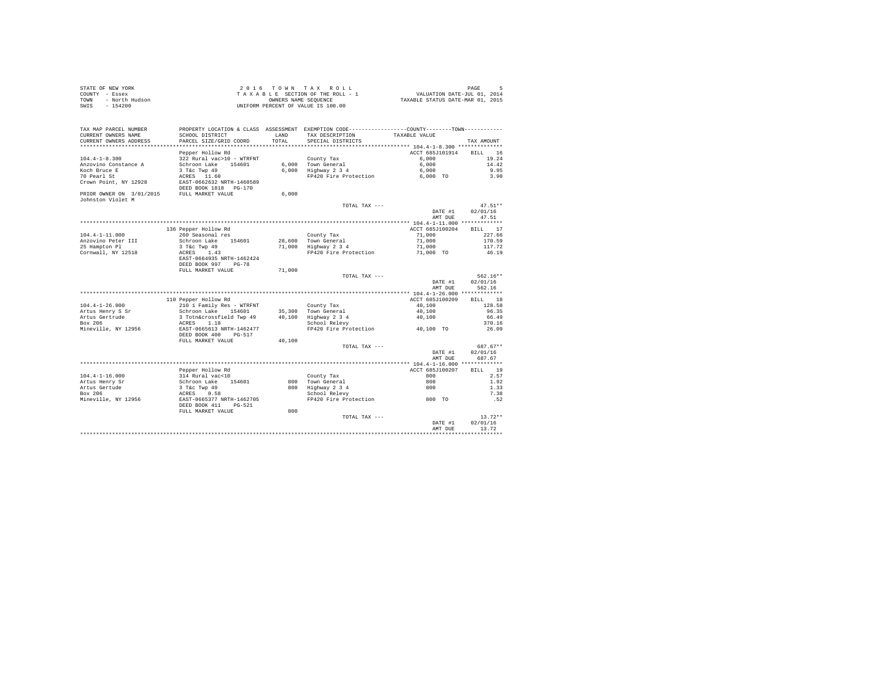STATE OF NEW YORK
COUNTY - Essex
TOWN - North Hudson
SWIS - 154200

2 0 1 6 T O W N T A X R O L L
T A X A B L E SECTION OF THE ROLL - 1
OWNERS NAME SEQUENCE
UNIFORM PERCENT OF VALUE IS 100.00

VALUATION DATE-JUL 01, 2014
TAXABLE STATUS DATE-MAR 01, 2015

| TAX MAP PARCEL NUMBER / CURRENT OWNERS NAME / CURRENT OWNERS ADDRESS | PROPERTY LOCATION & CLASS / SCHOOL DISTRICT / PARCEL SIZE/GRID COORD | ASSESSMENT LAND / TOTAL | EXEMPTION CODE / TAX DESCRIPTION / SPECIAL DISTRICTS | COUNTY--------TOWN / TAXABLE VALUE | TAX AMOUNT |
|---|---|---|---|---|---|
| **104.4-1-8.300** | Pepper Hollow Rd | | | ACCT 685J101914 | BILL 16 |
| 104.4-1-8.300 | 322 Rural vac>10 - WTRFNT | | County Tax | 6,000 | 19.24 |
| Anzovino Constance A | Schroon Lake 154601 | 6,000 | Town General | 6,000 | 14.42 |
| Koch Bruce E | 3 T&c Twp 49 | 6,000 | Highway 2 3 4 | 6,000 | 9.95 |
| 70 Pearl St | ACRES 11.60 | | FP420 Fire Protection | 6,000 TO | 3.90 |
| Crown Point, NY 12928 | EAST-0662632 NRTH-1460589 | | | | |
| | DEED BOOK 1818 PG-170 | | | | |
| PRIOR OWNER ON 3/01/2015 | FULL MARKET VALUE | 6,000 | | | |
| Johnston Violet M | | | | | |
| | | | TOTAL TAX --- | | 47.51** |
| | | | | DATE #1 | 02/01/16 |
| | | | | AMT DUE | 47.51 |
| **104.4-1-11.000** | 136 Pepper Hollow Rd | | | ACCT 685J100204 | BILL 17 |
| 104.4-1-11.000 | 260 Seasonal res | | County Tax | 71,000 | 227.66 |
| Anzovino Peter III | Schroon Lake 154601 | 28,600 | Town General | 71,000 | 170.59 |
| 25 Hampton Pl | 3 T&c Twp 49 | 71,000 | Highway 2 3 4 | 71,000 | 117.72 |
| Cornwall, NY 12518 | ACRES 1.43 | | FP420 Fire Protection | 71,000 TO | 46.19 |
| | EAST-0664935 NRTH-1462424 | | | | |
| | DEED BOOK 997 PG-78 | | | | |
| | FULL MARKET VALUE | 71,000 | | | |
| | | | TOTAL TAX --- | | 562.16** |
| | | | | DATE #1 | 02/01/16 |
| | | | | AMT DUE | 562.16 |
| **104.4-1-26.000** | 110 Pepper Hollow Rd | | | ACCT 685J100209 | BILL 18 |
| 104.4-1-26.000 | 210 1 Family Res - WTRFNT | | County Tax | 40,100 | 128.58 |
| Artus Henry S Sr | Schroon Lake 154601 | 35,300 | Town General | 40,100 | 96.35 |
| Artus Gertrude | 3 Totn&crossfield Twp 49 | 40,100 | Highway 2 3 4 | 40,100 | 66.49 |
| Box 206 | ACRES 1.18 | | School Relevy | | 370.16 |
| Mineville, NY 12956 | EAST-0665613 NRTH-1462477 | | FP420 Fire Protection | 40,100 TO | 26.09 |
| | DEED BOOK 400 PG-517 | | | | |
| | FULL MARKET VALUE | 40,100 | | | |
| | | | TOTAL TAX --- | | 687.67** |
| | | | | DATE #1 | 02/01/16 |
| | | | | AMT DUE | 687.67 |
| **104.4-1-16.000** | Pepper Hollow Rd | | | ACCT 685J100207 | BILL 19 |
| 104.4-1-16.000 | 314 Rural vac<10 | | County Tax | 800 | 2.57 |
| Artus Henry Sr | Schroon Lake 154601 | 800 | Town General | 800 | 1.92 |
| Artus Gertude | 3 T&c Twp 49 | 800 | Highway 2 3 4 | 800 | 1.33 |
| Box 206 | ACRES 0.58 | | School Relevy | | 7.38 |
| Mineville, NY 12956 | EAST-0665377 NRTH-1462705 | | FP420 Fire Protection | 800 TO | .52 |
| | DEED BOOK 411 PG-521 | | | | |
| | FULL MARKET VALUE | 800 | | | |
| | | | TOTAL TAX --- | | 13.72** |
| | | | | DATE #1 | 02/01/16 |
| | | | | AMT DUE | 13.72 |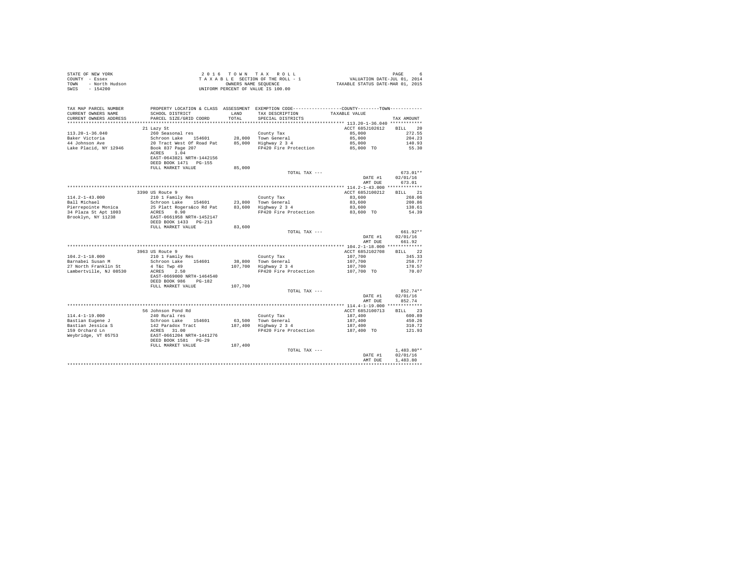STATE OF NEW YORK
COUNTY - Essex
TOWN - North Hudson
SWIS - 154200

2016 TOWN TAX ROLL
TAXABLE SECTION OF THE ROLL - 1
OWNERS NAME SEQUENCE
UNIFORM PERCENT OF VALUE IS 100.00

VALUATION DATE-JUL 01, 2014
TAXABLE STATUS DATE-MAR 01, 2015

| TAX MAP PARCEL NUMBER / CURRENT OWNERS NAME / CURRENT OWNERS ADDRESS | PROPERTY LOCATION & CLASS / SCHOOL DISTRICT / PARCEL SIZE/GRID COORD | ASSESSMENT LAND / TOTAL | EXEMPTION CODE / TAX DESCRIPTION / SPECIAL DISTRICTS | COUNTY--------TOWN TAXABLE VALUE | TAX AMOUNT |
|---|---|---|---|---|---|
| 113.20-1-36.040 | 21 Lazy St | | | ACCT 685J102612 | BILL 20 |
| 113.20-1-36.040 | 260 Seasonal res | | County Tax | 85,000 | 272.55 |
| Baker Victoria | Schroon Lake 154601 | 28,000 | Town General | 85,000 | 204.23 |
| 44 Johnson Ave | 20 Tract West Of Road Pat | 85,000 | Highway 2 3 4 | 85,000 | 140.93 |
| Lake Placid, NY 12946 | Book 837 Page 207 | | FP420 Fire Protection | 85,000 TO | 55.30 |
| | ACRES 1.04 | | | | |
| | EAST-0643821 NRTH-1442156 | | | | |
| | DEED BOOK 1471 PG-155 | | | | |
| | FULL MARKET VALUE | 85,000 | | | |
| | | | TOTAL TAX --- | | 673.01** |
| | | | | DATE #1 | 02/01/16 |
| | | | | AMT DUE | 673.01 |
| 114.2-1-43.000 | 3390 US Route 9 | | | ACCT 685J100212 | BILL 21 |
| 114.2-1-43.000 | 210 1 Family Res | | County Tax | 83,600 | 268.06 |
| Ball Michael | Schroon Lake 154601 | 23,800 | Town General | 83,600 | 200.86 |
| Pierrepointe Monica | 25 Platt Rogers&co Rd Pat | 83,600 | Highway 2 3 4 | 83,600 | 138.61 |
| 34 Plaza St Apt 1003 | ACRES 0.90 | | FP420 Fire Protection | 83,600 TO | 54.39 |
| Brooklyn, NY 11238 | EAST-0661958 NRTH-1452147 | | | | |
| | DEED BOOK 1433 PG-213 | | | | |
| | FULL MARKET VALUE | 83,600 | | | |
| | | | TOTAL TAX --- | | 661.92** |
| | | | | DATE #1 | 02/01/16 |
| | | | | AMT DUE | 661.92 |
| 104.2-1-18.000 | 3963 US Route 9 | | | ACCT 685J102708 | BILL 22 |
| 104.2-1-18.000 | 210 1 Family Res | | County Tax | 107,700 | 345.33 |
| Barnabei Susan M | Schroon Lake 154601 | 38,800 | Town General | 107,700 | 258.77 |
| 27 North Franklin St | 4 T&c Twp 49 | 107,700 | Highway 2 3 4 | 107,700 | 178.57 |
| Lambertville, NJ 08530 | ACRES 2.50 | | FP420 Fire Protection | 107,700 TO | 70.07 |
| | EAST-0669000 NRTH-1464540 | | | | |
| | DEED BOOK 986 PG-182 | | | | |
| | FULL MARKET VALUE | 107,700 | | | |
| | | | TOTAL TAX --- | | 852.74** |
| | | | | DATE #1 | 02/01/16 |
| | | | | AMT DUE | 852.74 |
| 114.4-1-19.000 | 56 Johnson Pond Rd | | | ACCT 685J100713 | BILL 23 |
| 114.4-1-19.000 | 240 Rural res | | County Tax | 187,400 | 600.89 |
| Bastian Eugene J | Schroon Lake 154601 | 63,500 | Town General | 187,400 | 450.26 |
| Bastian Jessica S | 142 Paradox Tract | 187,400 | Highway 2 3 4 | 187,400 | 310.72 |
| 159 Orchard Ln | ACRES 31.00 | | FP420 Fire Protection | 187,400 TO | 121.93 |
| Weybridge, VT 05753 | EAST-0661204 NRTH-1441276 | | | | |
| | DEED BOOK 1581 PG-29 | | | | |
| | FULL MARKET VALUE | 187,400 | | | |
| | | | TOTAL TAX --- | | 1,483.80** |
| | | | | DATE #1 | 02/01/16 |
| | | | | AMT DUE | 1,483.80 |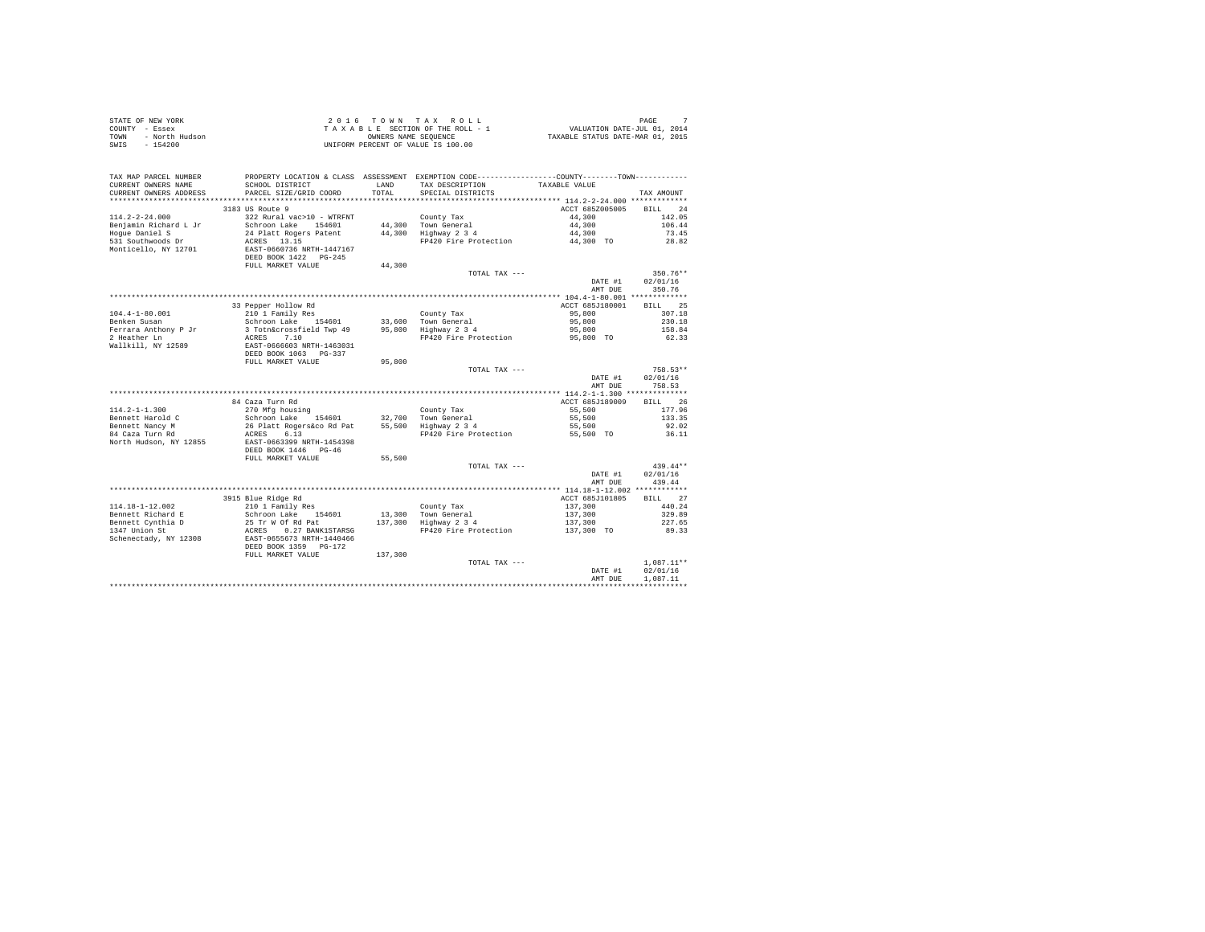STATE OF NEW YORK
COUNTY - Essex
TOWN - North Hudson
SWIS - 154200

2 0 1 6 T O W N T A X R O L L
T A X A B L E SECTION OF THE ROLL - 1
OWNERS NAME SEQUENCE
UNIFORM PERCENT OF VALUE IS 100.00

VALUATION DATE-JUL 01, 2014
TAXABLE STATUS DATE-MAR 01, 2015

| TAX MAP PARCEL NUMBER / CURRENT OWNERS NAME / CURRENT OWNERS ADDRESS | PROPERTY LOCATION & CLASS / SCHOOL DISTRICT / PARCEL SIZE/GRID COORD | ASSESSMENT LAND / TOTAL | EXEMPTION CODE / TAX DESCRIPTION / SPECIAL DISTRICTS | COUNTY--------TOWN TAXABLE VALUE | TAX AMOUNT |
|---|---|---|---|---|---|
| 114.2-2-24.000 | 3183 US Route 9 | | | ACCT 685Z005005 | BILL 24 |
| | 322 Rural vac>10 - WTRFNT | | County Tax | 44,300 | 142.05 |
| Benjamin Richard L Jr | Schroon Lake 154601 | 44,300 | Town General | 44,300 | 106.44 |
| Hogue Daniel S | 24 Platt Rogers Patent | 44,300 | Highway 2 3 4 | 44,300 | 73.45 |
| 531 Southwoods Dr | ACRES 13.15 | | FP420 Fire Protection | 44,300 TO | 28.82 |
| Monticello, NY 12701 | EAST-0660736 NRTH-1447167 | | | | |
| | DEED BOOK 1422 PG-245 | | | | |
| | FULL MARKET VALUE | 44,300 | | | |
| | | | TOTAL TAX --- | | 350.76** |
| | | | | DATE #1 | 02/01/16 |
| | | | | AMT DUE | 350.76 |
| 104.4-1-80.001 | 33 Pepper Hollow Rd | | | ACCT 685J180001 | BILL 25 |
| | 210 1 Family Res | | County Tax | 95,800 | 307.18 |
| Benken Susan | Schroon Lake 154601 | 33,600 | Town General | 95,800 | 230.18 |
| Ferrara Anthony P Jr | 3 Totn&crossfield Twp 49 | 95,800 | Highway 2 3 4 | 95,800 | 158.84 |
| 2 Heather Ln | ACRES 7.10 | | FP420 Fire Protection | 95,800 TO | 62.33 |
| Wallkill, NY 12589 | EAST-0666603 NRTH-1463031 | | | | |
| | DEED BOOK 1063 PG-337 | | | | |
| | FULL MARKET VALUE | 95,800 | | | |
| | | | TOTAL TAX --- | | 758.53** |
| | | | | DATE #1 | 02/01/16 |
| | | | | AMT DUE | 758.53 |
| 114.2-1-1.300 | 84 Caza Turn Rd | | | ACCT 685J189009 | BILL 26 |
| | 270 Mfg housing | | County Tax | 55,500 | 177.96 |
| Bennett Harold C | Schroon Lake 154601 | 32,700 | Town General | 55,500 | 133.35 |
| Bennett Nancy M | 26 Platt Rogers&co Rd Pat | 55,500 | Highway 2 3 4 | 55,500 | 92.02 |
| 84 Caza Turn Rd | ACRES 6.13 | | FP420 Fire Protection | 55,500 TO | 36.11 |
| North Hudson, NY 12855 | EAST-0663399 NRTH-1454398 | | | | |
| | DEED BOOK 1446 PG-46 | | | | |
| | FULL MARKET VALUE | 55,500 | | | |
| | | | TOTAL TAX --- | | 439.44** |
| | | | | DATE #1 | 02/01/16 |
| | | | | AMT DUE | 439.44 |
| 114.18-1-12.002 | 3915 Blue Ridge Rd | | | ACCT 685J101805 | BILL 27 |
| | 210 1 Family Res | | County Tax | 137,300 | 440.24 |
| Bennett Richard E | Schroon Lake 154601 | 13,300 | Town General | 137,300 | 329.89 |
| Bennett Cynthia D | 25 Tr W Of Rd Pat | 137,300 | Highway 2 3 4 | 137,300 | 227.65 |
| 1347 Union St | ACRES 0.27 BANK1STARSG | | FP420 Fire Protection | 137,300 TO | 89.33 |
| Schenectady, NY 12308 | EAST-0655673 NRTH-1440466 | | | | |
| | DEED BOOK 1359 PG-172 | | | | |
| | FULL MARKET VALUE | 137,300 | | | |
| | | | TOTAL TAX --- | | 1,087.11** |
| | | | | DATE #1 | 02/01/16 |
| | | | | AMT DUE | 1,087.11 |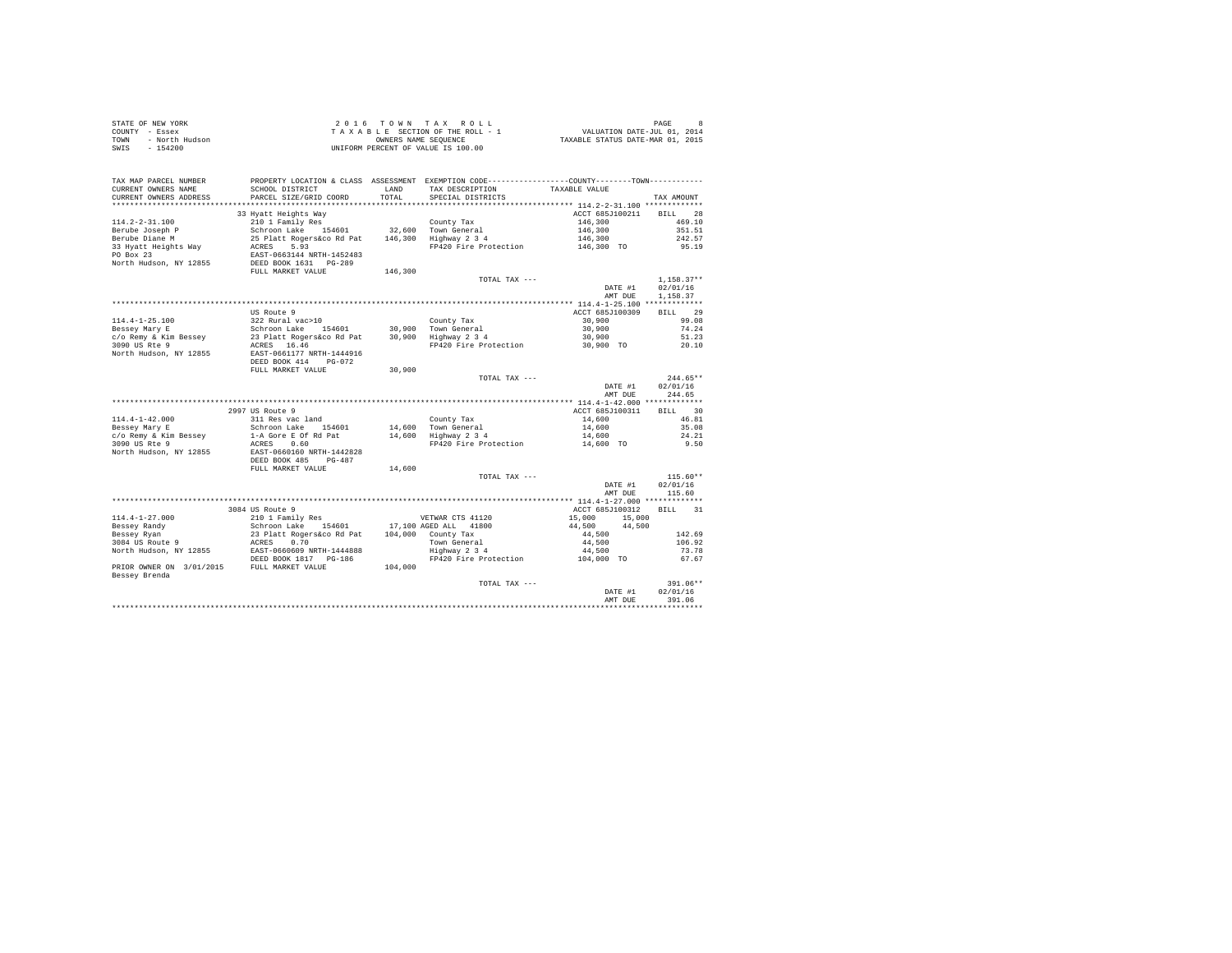STATE OF NEW YORK
COUNTY - Essex
TOWN - North Hudson
SWIS - 154200

2 0 1 6 T O W N T A X R O L L
T A X A B L E SECTION OF THE ROLL - 1
OWNERS NAME SEQUENCE
UNIFORM PERCENT OF VALUE IS 100.00

VALUATION DATE-JUL 01, 2014
TAXABLE STATUS DATE-MAR 01, 2015

```
TAX MAP PARCEL NUMBER     PROPERTY LOCATION & CLASS  ASSESSMENT  EXEMPTION CODE-----------------COUNTY--------TOWN-----------
CURRENT OWNERS NAME       SCHOOL DISTRICT              LAND      TAX DESCRIPTION            TAXABLE VALUE
CURRENT OWNERS ADDRESS    PARCEL SIZE/GRID COORD       TOTAL     SPECIAL DISTRICTS                                  TAX AMOUNT
****************************************************************************************** 114.2-2-31.100 *************
                          33 Hyatt Heights Way                                             ACCT 685J100211     BILL    28
114.2-2-31.100            210 1 Family Res                       County Tax                  146,300                469.10
Berube Joseph P           Schroon Lake    154601      32,600     Town General                146,300                351.51
Berube Diane M            25 Platt Rogers&co Rd Pat  146,300     Highway 2 3 4               146,300                242.57
33 Hyatt Heights Way      ACRES    5.93                          FP420 Fire Protection       146,300 TO              95.19
PO Box 23                 EAST-0663144 NRTH-1452483
North Hudson, NY 12855    DEED BOOK 1631   PG-289
                          FULL MARKET VALUE          146,300
                                                                 TOTAL TAX ---                                   1,158.37**
                                                                                              DATE #1            02/01/16
                                                                                              AMT DUE            1,158.37
****************************************************************************************** 114.4-1-25.100 *************
                          US Route 9                                                       ACCT 685J100309     BILL    29
114.4-1-25.100            322 Rural vac>10                       County Tax                   30,900                 99.08
Bessey Mary E             Schroon Lake    154601      30,900     Town General                 30,900                 74.24
c/o Remy & Kim Bessey     23 Platt Rogers&co Rd Pat   30,900     Highway 2 3 4                30,900                 51.23
3090 US Rte 9             ACRES   16.46                          FP420 Fire Protection        30,900 TO              20.10
North Hudson, NY 12855    EAST-0661177 NRTH-1444916
                          DEED BOOK 414    PG-072
                          FULL MARKET VALUE           30,900
                                                                 TOTAL TAX ---                                     244.65**
                                                                                              DATE #1            02/01/16
                                                                                              AMT DUE              244.65
****************************************************************************************** 114.4-1-42.000 *************
                          2997 US Route 9                                                  ACCT 685J100311     BILL    30
114.4-1-42.000            311 Res vac land                       County Tax                   14,600                 46.81
Bessey Mary E             Schroon Lake    154601      14,600     Town General                 14,600                 35.08
c/o Remy & Kim Bessey     1-A Gore E Of Rd Pat        14,600     Highway 2 3 4                14,600                 24.21
3090 US Rte 9             ACRES    0.60                          FP420 Fire Protection        14,600 TO               9.50
North Hudson, NY 12855    EAST-0660160 NRTH-1442828
                          DEED BOOK 485    PG-487
                          FULL MARKET VALUE           14,600
                                                                 TOTAL TAX ---                                     115.60**
                                                                                              DATE #1            02/01/16
                                                                                              AMT DUE              115.60
****************************************************************************************** 114.4-1-27.000 *************
                          3084 US Route 9                                                  ACCT 685J100312     BILL    31
114.4-1-27.000            210 1 Family Res                       VETWAR CTS 41120         15,000      15,000
Bessey Randy              Schroon Lake    154601      17,100     AGED ALL    41800        44,500      44,500
Bessey Ryan               23 Platt Rogers&co Rd Pat  104,000     County Tax                   44,500                142.69
3084 US Route 9           ACRES    0.70                          Town General                 44,500                106.92
North Hudson, NY 12855    EAST-0660609 NRTH-1444888              Highway 2 3 4                44,500                 73.78
                          DEED BOOK 1817   PG-186                FP420 Fire Protection       104,000 TO              67.67
PRIOR OWNER ON 3/01/2015  FULL MARKET VALUE          104,000
Bessey Brenda
                                                                 TOTAL TAX ---                                     391.06**
                                                                                              DATE #1            02/01/16
                                                                                              AMT DUE              391.06
************************************************************************************************************************
```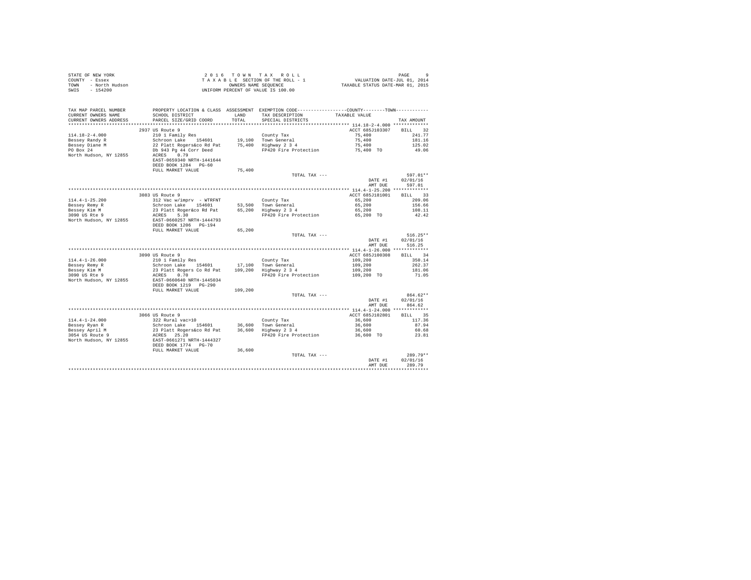STATE OF NEW YORK
COUNTY - Essex
TOWN - North Hudson
SWIS - 154200

2 0 1 6 T O W N T A X R O L L
T A X A B L E SECTION OF THE ROLL - 1
OWNERS NAME SEQUENCE
UNIFORM PERCENT OF VALUE IS 100.00

VALUATION DATE-JUL 01, 2014
TAXABLE STATUS DATE-MAR 01, 2015

| TAX MAP PARCEL NUMBER / CURRENT OWNERS NAME / CURRENT OWNERS ADDRESS | PROPERTY LOCATION & CLASS / SCHOOL DISTRICT / PARCEL SIZE/GRID COORD | ASSESSMENT LAND / TOTAL | EXEMPTION CODE / TAX DESCRIPTION / SPECIAL DISTRICTS | COUNTY / TOWN TAXABLE VALUE | TAX AMOUNT |
|---|---|---|---|---|---|
| **114.18-2-4.000** | 2937 US Route 9 | | | ACCT 685J103307 | BILL 32 |
| 114.18-2-4.000 | 210 1 Family Res | | County Tax | 75,400 | 241.77 |
| Bessey Randy R | Schroon Lake 154601 | 19,100 | Town General | 75,400 | 181.16 |
| Bessey Diane M | 22 Platt Rogers&co Rd Pat | 75,400 | Highway 2 3 4 | 75,400 | 125.02 |
| PO Box 24 | Db 943 Pg 44 Corr Deed | | FP420 Fire Protection | 75,400 TO | 49.06 |
| North Hudson, NY 12855 | ACRES 0.79 | | | | |
| | EAST-0659340 NRTH-1441644 | | | | |
| | DEED BOOK 1284 PG-60 | | | | |
| | FULL MARKET VALUE | 75,400 | | | |
| | | | TOTAL TAX --- | | 597.01** |
| | | | | DATE #1 | 02/01/16 |
| | | | | AMT DUE | 597.01 |
| **114.4-1-25.200** | 3083 US Route 9 | | | ACCT 685J181001 | BILL 33 |
| 114.4-1-25.200 | 312 Vac w/imprv - WTRFNT | | County Tax | 65,200 | 209.06 |
| Bessey Remy R | Schroon Lake 154601 | 53,500 | Town General | 65,200 | 156.66 |
| Bessey Kim M | 23 Platt Roger&co Rd Pat | 65,200 | Highway 2 3 4 | 65,200 | 108.11 |
| 3090 US Rte 9 | ACRES 5.30 | | FP420 Fire Protection | 65,200 TO | 42.42 |
| North Hudson, NY 12855 | EAST-0660257 NRTH-1444793 | | | | |
| | DEED BOOK 1206 PG-194 | | | | |
| | FULL MARKET VALUE | 65,200 | | | |
| | | | TOTAL TAX --- | | 516.25** |
| | | | | DATE #1 | 02/01/16 |
| | | | | AMT DUE | 516.25 |
| **114.4-1-26.000** | 3090 US Route 9 | | | ACCT 685J100308 | BILL 34 |
| 114.4-1-26.000 | 210 1 Family Res | | County Tax | 109,200 | 350.14 |
| Bessey Remy R | Schroon Lake 154601 | 17,100 | Town General | 109,200 | 262.37 |
| Bessey Kim M | 23 Platt Rogers Co Rd Pat | 109,200 | Highway 2 3 4 | 109,200 | 181.06 |
| 3090 US Rte 9 | ACRES 0.70 | | FP420 Fire Protection | 109,200 TO | 71.05 |
| North Hudson, NY 12855 | EAST-0660640 NRTH-1445034 | | | | |
| | DEED BOOK 1219 PG-290 | | | | |
| | FULL MARKET VALUE | 109,200 | | | |
| | | | TOTAL TAX --- | | 864.62** |
| | | | | DATE #1 | 02/01/16 |
| | | | | AMT DUE | 864.62 |
| **114.4-1-24.000** | 3066 US Route 9 | | | ACCT 685J102801 | BILL 35 |
| 114.4-1-24.000 | 322 Rural vac>10 | | County Tax | 36,600 | 117.36 |
| Bessey Ryan R | Schroon Lake 154601 | 36,600 | Town General | 36,600 | 87.94 |
| Bessey April M | 23 Platt Rogers&co Rd Pat | 36,600 | Highway 2 3 4 | 36,600 | 60.68 |
| 3054 US Route 9 | ACRES 25.20 | | FP420 Fire Protection | 36,600 TO | 23.81 |
| North Hudson, NY 12855 | EAST-0661271 NRTH-1444327 | | | | |
| | DEED BOOK 1774 PG-70 | | | | |
| | FULL MARKET VALUE | 36,600 | | | |
| | | | TOTAL TAX --- | | 289.79** |
| | | | | DATE #1 | 02/01/16 |
| | | | | AMT DUE | 289.79 |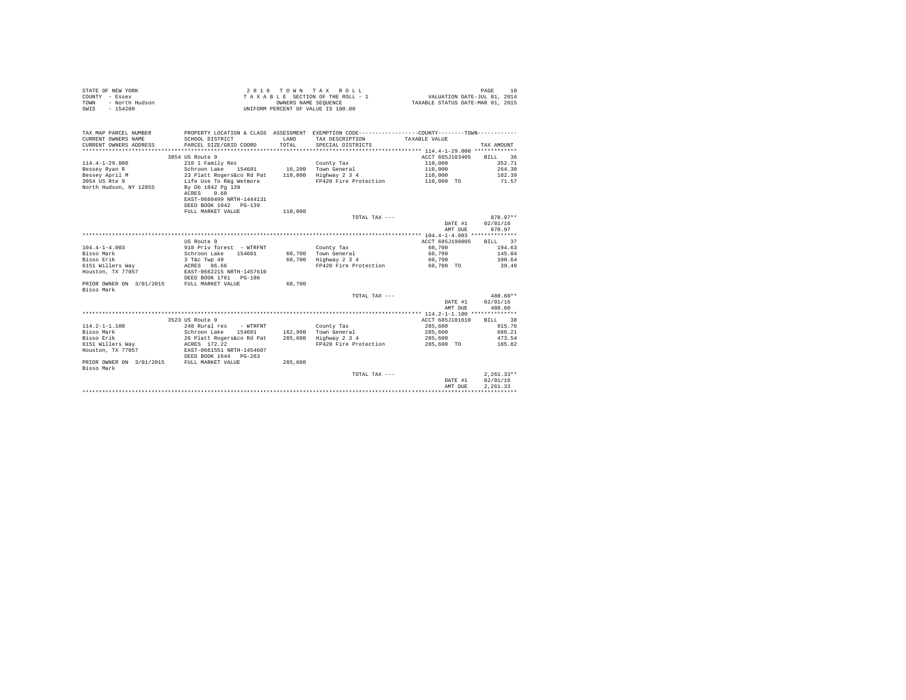STATE OF NEW YORK
COUNTY - Essex
TOWN - North Hudson
SWIS - 154200

2 0 1 6 T O W N T A X R O L L
T A X A B L E SECTION OF THE ROLL - 1
OWNERS NAME SEQUENCE
UNIFORM PERCENT OF VALUE IS 100.00

VALUATION DATE-JUL 01, 2014
TAXABLE STATUS DATE-MAR 01, 2015

| TAX MAP PARCEL NUMBER / CURRENT OWNERS NAME / CURRENT OWNERS ADDRESS | PROPERTY LOCATION & CLASS / SCHOOL DISTRICT / PARCEL SIZE/GRID COORD | ASSESSMENT LAND / TOTAL | EXEMPTION CODE / TAX DESCRIPTION / SPECIAL DISTRICTS | COUNTY--------TOWN / TAXABLE VALUE | TAX AMOUNT |
|---|---|---|---|---|---|
| | 3054 US Route 9 | | | ACCT 685J103405 | BILL 36 |
| 114.4-1-29.000 | 210 1 Family Res | | County Tax | 110,000 | 352.71 |
| Bessey Ryan R | Schroon Lake 154601 | 16,200 | Town General | 110,000 | 264.30 |
| Bessey April M | 23 Platt Rogers&co Rd Pat | 110,000 | Highway 2 3 4 | 110,000 | 182.39 |
| 3054 US Rte 9 | Life Use To R&g Wetmore | | FP420 Fire Protection | 110,000 TO | 71.57 |
| North Hudson, NY 12855 | By Db 1042 Pg 139 | | | | |
| | ACRES 0.60 | | | | |
| | EAST-0660499 NRTH-1444131 | | | | |
| | DEED BOOK 1042 PG-139 | | | | |
| | FULL MARKET VALUE | 110,000 | | | |
| | | | TOTAL TAX --- | | 870.97** |
| | | | | DATE #1 | 02/01/16 |
| | | | | AMT DUE | 870.97 |
| | US Route 9 | | | ACCT 685J198005 | BILL 37 |
| 104.4-1-4.003 | 910 Priv forest - WTRFNT | | County Tax | 60,700 | 194.63 |
| Bisso Mark | Schroon Lake 154601 | 60,700 | Town General | 60,700 | 145.84 |
| Bisso Erik | 3 T&c Twp 49 | 60,700 | Highway 2 3 4 | 60,700 | 100.64 |
| 6151 Willers Way | ACRES 86.66 | | FP420 Fire Protection | 60,700 TO | 39.49 |
| Houston, TX 77057 | EAST-0662215 NRTH-1457610 | | | | |
| | DEED BOOK 1761 PG-106 | | | | |
| PRIOR OWNER ON 3/01/2015 | FULL MARKET VALUE | 60,700 | | | |
| Bisso Mark | | | | | |
| | | | TOTAL TAX --- | | 480.60** |
| | | | | DATE #1 | 02/01/16 |
| | | | | AMT DUE | 480.60 |
| | 3523 US Route 9 | | | ACCT 685J101610 | BILL 38 |
| 114.2-1-1.100 | 240 Rural res - WTRFNT | | County Tax | 285,600 | 915.76 |
| Bisso Mark | Schroon Lake 154601 | 162,900 | Town General | 285,600 | 686.21 |
| Bisso Erik | 26 Platt Rogers&co Rd Pat | 285,600 | Highway 2 3 4 | 285,600 | 473.54 |
| 6151 Willers Way | ACRES 172.22 | | FP420 Fire Protection | 285,600 TO | 185.82 |
| Houston, TX 77057 | EAST-0661551 NRTH-1454607 | | | | |
| | DEED BOOK 1644 PG-263 | | | | |
| PRIOR OWNER ON 3/01/2015 | FULL MARKET VALUE | 285,600 | | | |
| Bisso Mark | | | | | |
| | | | TOTAL TAX --- | | 2,261.33** |
| | | | | DATE #1 | 02/01/16 |
| | | | | AMT DUE | 2,261.33 |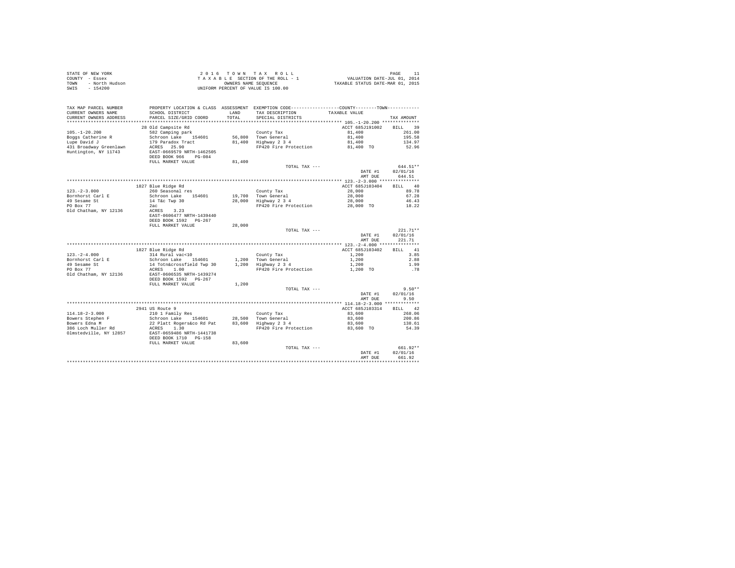STATE OF NEW YORK
COUNTY - Essex
TOWN - North Hudson
SWIS - 154200

2 0 1 6 T O W N T A X R O L L
T A X A B L E SECTION OF THE ROLL - 1
OWNERS NAME SEQUENCE
UNIFORM PERCENT OF VALUE IS 100.00

VALUATION DATE-JUL 01, 2014
TAXABLE STATUS DATE-MAR 01, 2015

| TAX MAP PARCEL NUMBER / CURRENT OWNERS NAME / CURRENT OWNERS ADDRESS | PROPERTY LOCATION & CLASS / SCHOOL DISTRICT / PARCEL SIZE/GRID COORD | ASSESSMENT LAND / TOTAL | EXEMPTION CODE / TAX DESCRIPTION / SPECIAL DISTRICTS | TAXABLE VALUE | TAX AMOUNT |
|---|---|---|---|---|---|
| 105.-1-20.200 | 28 Old Campsite Rd | | | ACCT 685J191002 | BILL 39 |
| | 582 Camping park | | County Tax | 81,400 | 261.00 |
| Boggs Catherine R | Schroon Lake 154601 | 56,800 | Town General | 81,400 | 195.58 |
| Lupe David J | 179 Paradox Tract | 81,400 | Highway 2 3 4 | 81,400 | 134.97 |
| 431 Broadway Greenlawn | ACRES 25.90 | | FP420 Fire Protection | 81,400 TO | 52.96 |
| Huntington, NY 11743 | EAST-0669579 NRTH-1462505 | | | | |
| | DEED BOOK 966 PG-084 | | | | |
| | FULL MARKET VALUE | 81,400 | | | |
| | | | TOTAL TAX --- | | 644.51** |
| | | | | DATE #1 | 02/01/16 |
| | | | | AMT DUE | 644.51 |
| 123.-2-3.000 | 1827 Blue Ridge Rd | | | ACCT 685J103404 | BILL 40 |
| | 260 Seasonal res | | County Tax | 28,000 | 89.78 |
| Bornhorst Carl E | Schroon Lake 154601 | 19,700 | Town General | 28,000 | 67.28 |
| 49 Sesame St | 14 T&c Twp 30 | 28,000 | Highway 2 3 4 | 28,000 | 46.43 |
| PO Box 77 | 2ac | | FP420 Fire Protection | 28,000 TO | 18.22 |
| Old Chatham, NY 12136 | ACRES 3.23 | | | | |
| | EAST-0606477 NRTH-1439440 | | | | |
| | DEED BOOK 1592 PG-267 | | | | |
| | FULL MARKET VALUE | 28,000 | | | |
| | | | TOTAL TAX --- | | 221.71** |
| | | | | DATE #1 | 02/01/16 |
| | | | | AMT DUE | 221.71 |
| 123.-2-4.000 | 1827 Blue Ridge Rd | | | ACCT 685J103402 | BILL 41 |
| | 314 Rural vac<10 | | County Tax | 1,200 | 3.85 |
| Bornhorst Carl E | Schroon Lake 154601 | 1,200 | Town General | 1,200 | 2.88 |
| 49 Sesame St | 14 Totn&crossfield Twp 30 | 1,200 | Highway 2 3 4 | 1,200 | 1.99 |
| PO Box 77 | ACRES 1.00 | | FP420 Fire Protection | 1,200 TO | .78 |
| Old Chatham, NY 12136 | EAST-0606535 NRTH-1439274 | | | | |
| | DEED BOOK 1592 PG-267 | | | | |
| | FULL MARKET VALUE | 1,200 | | | |
| | | | TOTAL TAX --- | | 9.50** |
| | | | | DATE #1 | 02/01/16 |
| | | | | AMT DUE | 9.50 |
| 114.18-2-3.000 | 2941 US Route 9 | | | ACCT 685J103314 | BILL 42 |
| | 210 1 Family Res | | County Tax | 83,600 | 268.06 |
| Bowers Stephen F | Schroon Lake 154601 | 28,500 | Town General | 83,600 | 200.86 |
| Bowers Edna M | 22 Platt Rogers&co Rd Pat | 83,600 | Highway 2 3 4 | 83,600 | 138.61 |
| 386 Loch Muller Rd | ACRES 1.30 | | FP420 Fire Protection | 83,600 TO | 54.39 |
| Olmstedville, NY 12857 | EAST-0659486 NRTH-1441738 | | | | |
| | DEED BOOK 1710 PG-158 | | | | |
| | FULL MARKET VALUE | 83,600 | | | |
| | | | TOTAL TAX --- | | 661.92** |
| | | | | DATE #1 | 02/01/16 |
| | | | | AMT DUE | 661.92 |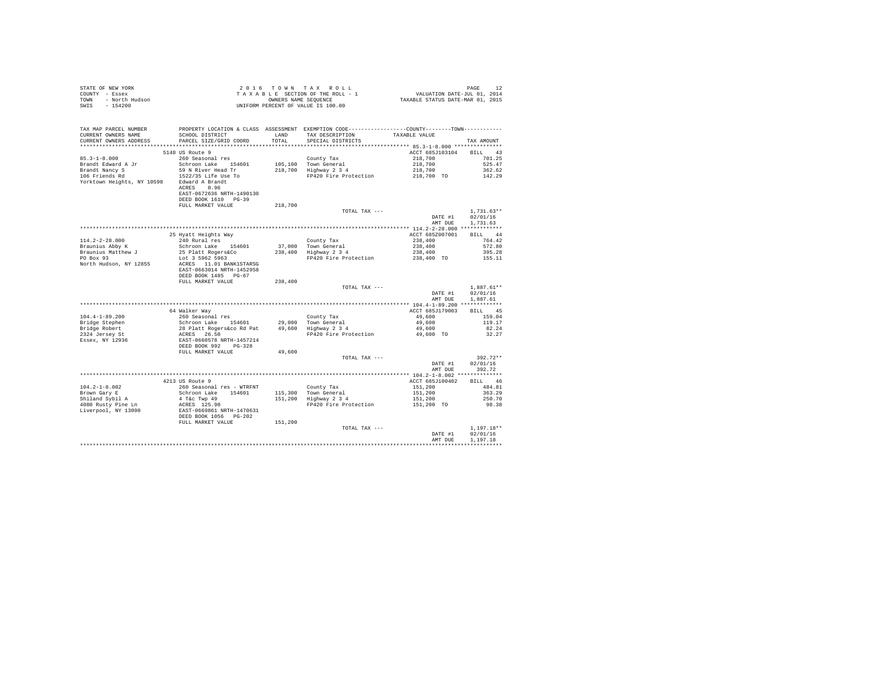STATE OF NEW YORK
COUNTY - Essex
TOWN - North Hudson
SWIS - 154200

2 0 1 6 T O W N T A X R O L L
T A X A B L E SECTION OF THE ROLL - 1
OWNERS NAME SEQUENCE
UNIFORM PERCENT OF VALUE IS 100.00

VALUATION DATE-JUL 01, 2014
TAXABLE STATUS DATE-MAR 01, 2015

| TAX MAP PARCEL NUMBER / CURRENT OWNERS NAME / CURRENT OWNERS ADDRESS | PROPERTY LOCATION & CLASS / SCHOOL DISTRICT / PARCEL SIZE/GRID COORD | ASSESSMENT LAND / TOTAL | EXEMPTION CODE / TAX DESCRIPTION / SPECIAL DISTRICTS | COUNTY / TOWN TAXABLE VALUE | TAX AMOUNT |
|---|---|---|---|---|---|
| **85.3-1-8.000** | 5148 US Route 9 | | | ACCT 685J103104 | BILL 43 |
| 85.3-1-8.000 | 260 Seasonal res | | County Tax | 218,700 | 701.25 |
| Brandt Edward A Jr | Schroon Lake 154601 | 105,100 | Town General | 218,700 | 525.47 |
| Brandt Nancy S | 59 N River Head Tr | 218,700 | Highway 2 3 4 | 218,700 | 362.62 |
| 106 Friends Rd | 1522/35 Life Use To | | FP420 Fire Protection | 218,700 TO | 142.29 |
| Yorktown Heights, NY 10598 | Edward A Brandt | | | | |
| | ACRES 0.96 | | | | |
| | EAST-0672636 NRTH-1490130 | | | | |
| | DEED BOOK 1610 PG-39 | | | | |
| | FULL MARKET VALUE | 218,700 | | | |
| | | | TOTAL TAX --- | | 1,731.63** |
| | | | | DATE #1 | 02/01/16 |
| | | | | AMT DUE | 1,731.63 |
| **114.2-2-28.000** | 25 Hyatt Heights Way | | | ACCT 685Z007001 | BILL 44 |
| 114.2-2-28.000 | 240 Rural res | | County Tax | 238,400 | 764.42 |
| Braunius Abby K | Schroon Lake 154601 | 37,000 | Town General | 238,400 | 572.80 |
| Braunius Matthew J | 25 Platt Rogers&Co | 238,400 | Highway 2 3 4 | 238,400 | 395.28 |
| PO Box 93 | Lot 3 5962 5963 | | FP420 Fire Protection | 238,400 TO | 155.11 |
| North Hudson, NY 12855 | ACRES 11.01 BANK1STARSG | | | | |
| | EAST-0663014 NRTH-1452958 | | | | |
| | DEED BOOK 1485 PG-67 | | | | |
| | FULL MARKET VALUE | 238,400 | | | |
| | | | TOTAL TAX --- | | 1,887.61** |
| | | | | DATE #1 | 02/01/16 |
| | | | | AMT DUE | 1,887.61 |
| **104.4-1-89.200** | 64 Walker Way | | | ACCT 685J179003 | BILL 45 |
| 104.4-1-89.200 | 260 Seasonal res | | County Tax | 49,600 | 159.04 |
| Bridge Stephen | Schroon Lake 154601 | 29,000 | Town General | 49,600 | 119.17 |
| Bridge Robert | 28 Platt Rogers&co Rd Pat | 49,600 | Highway 2 3 4 | 49,600 | 82.24 |
| 2324 Jersey St | ACRES 26.50 | | FP420 Fire Protection | 49,600 TO | 32.27 |
| Essex, NY 12936 | EAST-0660578 NRTH-1457214 | | | | |
| | DEED BOOK 992 PG-328 | | | | |
| | FULL MARKET VALUE | 49,600 | | | |
| | | | TOTAL TAX --- | | 392.72** |
| | | | | DATE #1 | 02/01/16 |
| | | | | AMT DUE | 392.72 |
| **104.2-1-8.002** | 4213 US Route 9 | | | ACCT 685J100402 | BILL 46 |
| 104.2-1-8.002 | 260 Seasonal res - WTRFNT | | County Tax | 151,200 | 484.81 |
| Brown Gary E | Schroon Lake 154601 | 115,300 | Town General | 151,200 | 363.29 |
| Shiland Sybil A | 4 T&c Twp 49 | 151,200 | Highway 2 3 4 | 151,200 | 250.70 |
| 4080 Rusty Pine Ln | ACRES 125.90 | | FP420 Fire Protection | 151,200 TO | 98.38 |
| Liverpool, NY 13090 | EAST-0669861 NRTH-1470631 | | | | |
| | DEED BOOK 1056 PG-202 | | | | |
| | FULL MARKET VALUE | 151,200 | | | |
| | | | TOTAL TAX --- | | 1,197.18** |
| | | | | DATE #1 | 02/01/16 |
| | | | | AMT DUE | 1,197.18 |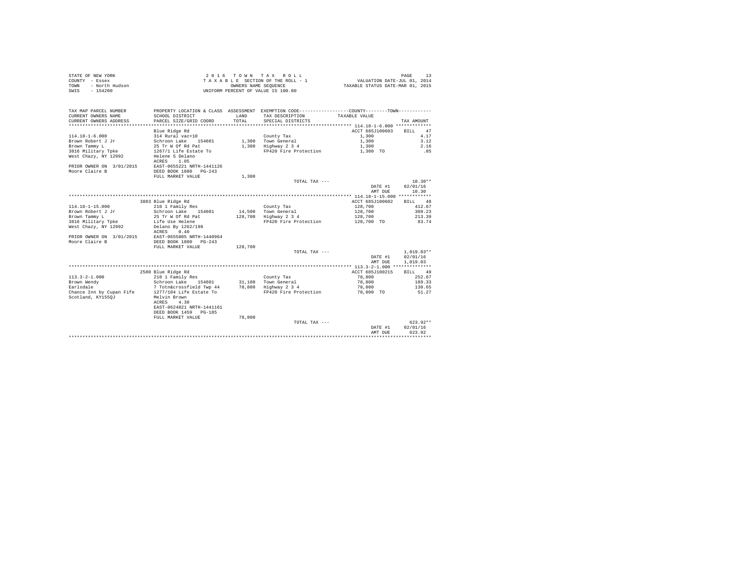STATE OF NEW YORK
COUNTY - Essex
TOWN - North Hudson
SWIS - 154200

2 0 1 6 T O W N T A X R O L L
T A X A B L E SECTION OF THE ROLL - 1
OWNERS NAME SEQUENCE
UNIFORM PERCENT OF VALUE IS 100.00

VALUATION DATE-JUL 01, 2014
TAXABLE STATUS DATE-MAR 01, 2015

| TAX MAP PARCEL NUMBER<br>CURRENT OWNERS NAME<br>CURRENT OWNERS ADDRESS | PROPERTY LOCATION & CLASS<br>SCHOOL DISTRICT<br>PARCEL SIZE/GRID COORD | ASSESSMENT<br>LAND<br>TOTAL | EXEMPTION CODE-----COUNTY-----TOWN-----<br>TAX DESCRIPTION<br>SPECIAL DISTRICTS | TAXABLE VALUE | TAX AMOUNT |
|---|---|---|---|---|---|
| ****** 114.18-1-6.000 ****** | | | | | |
| | Blue Ridge Rd | | | ACCT 685J100603 | BILL 47 |
| 114.18-1-6.000 | 314 Rural vac<10 | | County Tax | 1,300 | 4.17 |
| Brown Robert J Jr | Schroon Lake 154601 | 1,300 | Town General | 1,300 | 3.12 |
| Brown Tammy L | 25 Tr W Of Rd Pat | 1,300 | Highway 2 3 4 | 1,300 | 2.16 |
| 3816 Military Tpke | 1267/1 Life Estate To | | FP420 Fire Protection | 1,300 TO | .85 |
| West Chazy, NY 12992 | Helene S Delano | | | | |
| | ACRES 1.05 | | | | |
| PRIOR OWNER ON 3/01/2015 | EAST-0655221 NRTH-1441126 | | | | |
| Moore Claire B | DEED BOOK 1800 PG-243 | | | | |
| | FULL MARKET VALUE | 1,300 | | | |
| | | | TOTAL TAX --- | | 10.30** |
| | | | | DATE #1 | 02/01/16 |
| | | | | AMT DUE | 10.30 |
| ****** 114.18-1-15.000 ****** | | | | | |
| | 3883 Blue Ridge Rd | | | ACCT 685J100602 | BILL 48 |
| 114.18-1-15.000 | 210 1 Family Res | | County Tax | 128,700 | 412.67 |
| Brown Robert J Jr | Schroon Lake 154601 | 14,500 | Town General | 128,700 | 309.23 |
| Brown Tammy L | 25 Tr W Of Rd Pat | 128,700 | Highway 2 3 4 | 128,700 | 213.39 |
| 3816 Military Tpke | Life Use Helene | | FP420 Fire Protection | 128,700 TO | 83.74 |
| West Chazy, NY 12992 | Delano By 1262/198 | | | | |
| | ACRES 0.40 | | | | |
| PRIOR OWNER ON 3/01/2015 | EAST-0655085 NRTH-1440964 | | | | |
| Moore Claire B | DEED BOOK 1800 PG-243 | | | | |
| | FULL MARKET VALUE | 128,700 | | | |
| | | | TOTAL TAX --- | | 1,019.03** |
| | | | | DATE #1 | 02/01/16 |
| | | | | AMT DUE | 1,019.03 |
| ****** 113.3-2-1.000 ****** | | | | | |
| | 2580 Blue Ridge Rd | | | ACCT 685J100215 | BILL 49 |
| 113.3-2-1.000 | 210 1 Family Res | | County Tax | 78,800 | 252.67 |
| Brown Wendy | Schroon Lake 154601 | 31,100 | Town General | 78,800 | 189.33 |
| Earlsdale | 7 Totn&crossfield Twp 44 | 78,800 | Highway 2 3 4 | 78,800 | 130.65 |
| Chance Inn by Cupan Fife | 1277/104 Life Estate To | | FP420 Fire Protection | 78,800 TO | 51.27 |
| Scotland, KY155QJ | Melvin Brown | | | | |
| | ACRES 4.30 | | | | |
| | EAST-0624821 NRTH-1441161 | | | | |
| | DEED BOOK 1459 PG-185 | | | | |
| | FULL MARKET VALUE | 78,800 | | | |
| | | | TOTAL TAX --- | | 623.92** |
| | | | | DATE #1 | 02/01/16 |
| | | | | AMT DUE | 623.92 |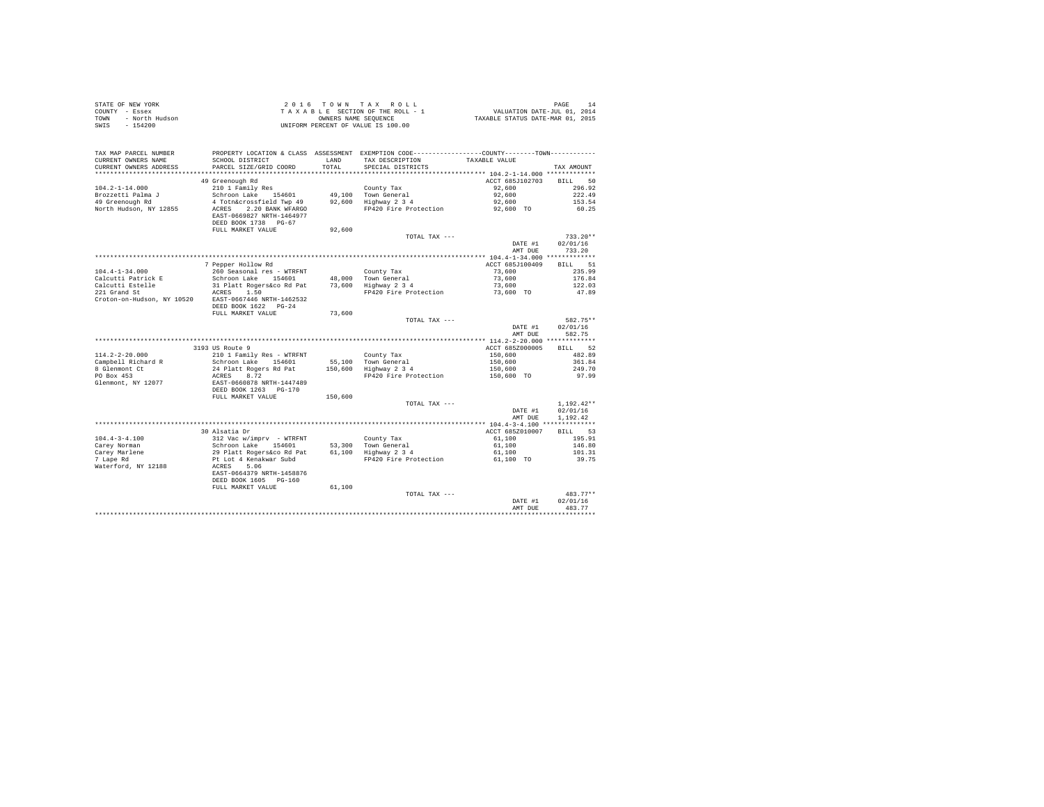STATE OF NEW YORK
COUNTY - Essex
TOWN - North Hudson
SWIS - 154200

2 0 1 6 T O W N T A X R O L L
T A X A B L E SECTION OF THE ROLL - 1
OWNERS NAME SEQUENCE
UNIFORM PERCENT OF VALUE IS 100.00

VALUATION DATE-JUL 01, 2014
TAXABLE STATUS DATE-MAR 01, 2015

| TAX MAP PARCEL NUMBER / CURRENT OWNERS NAME / CURRENT OWNERS ADDRESS | PROPERTY LOCATION & CLASS / SCHOOL DISTRICT / PARCEL SIZE/GRID COORD | ASSESSMENT LAND / TOTAL | EXEMPTION CODE / TAX DESCRIPTION / SPECIAL DISTRICTS | COUNTY / TOWN TAXABLE VALUE | TAX AMOUNT |
|---|---|---|---|---|---|
| **104.2-1-14.000** | 49 Greenough Rd | | | ACCT 685J102703 | BILL 50 |
| 104.2-1-14.000 | 210 1 Family Res | | County Tax | 92,600 | 296.92 |
| Brozzetti Palma J | Schroon Lake 154601 | 49,100 | Town General | 92,600 | 222.49 |
| 49 Greenough Rd | 4 Totn&crossfield Twp 49 | 92,600 | Highway 2 3 4 | 92,600 | 153.54 |
| North Hudson, NY 12855 | ACRES 2.20 BANK WFARGO | | FP420 Fire Protection | 92,600 TO | 60.25 |
| | EAST-0669827 NRTH-1464977 | | | | |
| | DEED BOOK 1738 PG-67 | | | | |
| | FULL MARKET VALUE | 92,600 | | | |
| | | | TOTAL TAX --- | | 733.20** |
| | | | | DATE #1 | 02/01/16 |
| | | | | AMT DUE | 733.20 |
| **104.4-1-34.000** | 7 Pepper Hollow Rd | | | ACCT 685J100409 | BILL 51 |
| 104.4-1-34.000 | 260 Seasonal res - WTRFNT | | County Tax | 73,600 | 235.99 |
| Calcutti Patrick E | Schroon Lake 154601 | 48,000 | Town General | 73,600 | 176.84 |
| Calcutti Estelle | 31 Platt Rogers&co Rd Pat | 73,600 | Highway 2 3 4 | 73,600 | 122.03 |
| 221 Grand St | ACRES 1.50 | | FP420 Fire Protection | 73,600 TO | 47.89 |
| Croton-on-Hudson, NY 10520 | EAST-0667446 NRTH-1462532 | | | | |
| | DEED BOOK 1622 PG-24 | | | | |
| | FULL MARKET VALUE | 73,600 | | | |
| | | | TOTAL TAX --- | | 582.75** |
| | | | | DATE #1 | 02/01/16 |
| | | | | AMT DUE | 582.75 |
| **114.2-2-20.000** | 3193 US Route 9 | | | ACCT 685Z000005 | BILL 52 |
| 114.2-2-20.000 | 210 1 Family Res - WTRFNT | | County Tax | 150,600 | 482.89 |
| Campbell Richard R | Schroon Lake 154601 | 55,100 | Town General | 150,600 | 361.84 |
| 8 Glenmont Ct | 24 Platt Rogers Rd Pat | 150,600 | Highway 2 3 4 | 150,600 | 249.70 |
| PO Box 453 | ACRES 8.72 | | FP420 Fire Protection | 150,600 TO | 97.99 |
| Glenmont, NY 12077 | EAST-0660878 NRTH-1447489 | | | | |
| | DEED BOOK 1263 PG-170 | | | | |
| | FULL MARKET VALUE | 150,600 | | | |
| | | | TOTAL TAX --- | | 1,192.42** |
| | | | | DATE #1 | 02/01/16 |
| | | | | AMT DUE | 1,192.42 |
| **104.4-3-4.100** | 30 Alsatia Dr | | | ACCT 685Z010007 | BILL 53 |
| 104.4-3-4.100 | 312 Vac w/imprv - WTRFNT | | County Tax | 61,100 | 195.91 |
| Carey Norman | Schroon Lake 154601 | 53,300 | Town General | 61,100 | 146.80 |
| Carey Marlene | 29 Platt Rogers&co Rd Pat | 61,100 | Highway 2 3 4 | 61,100 | 101.31 |
| 7 Lape Rd | Pt Lot 4 Kenakwar Subd | | FP420 Fire Protection | 61,100 TO | 39.75 |
| Waterford, NY 12188 | ACRES 5.06 | | | | |
| | EAST-0664379 NRTH-1458876 | | | | |
| | DEED BOOK 1605 PG-160 | | | | |
| | FULL MARKET VALUE | 61,100 | | | |
| | | | TOTAL TAX --- | | 483.77** |
| | | | | DATE #1 | 02/01/16 |
| | | | | AMT DUE | 483.77 |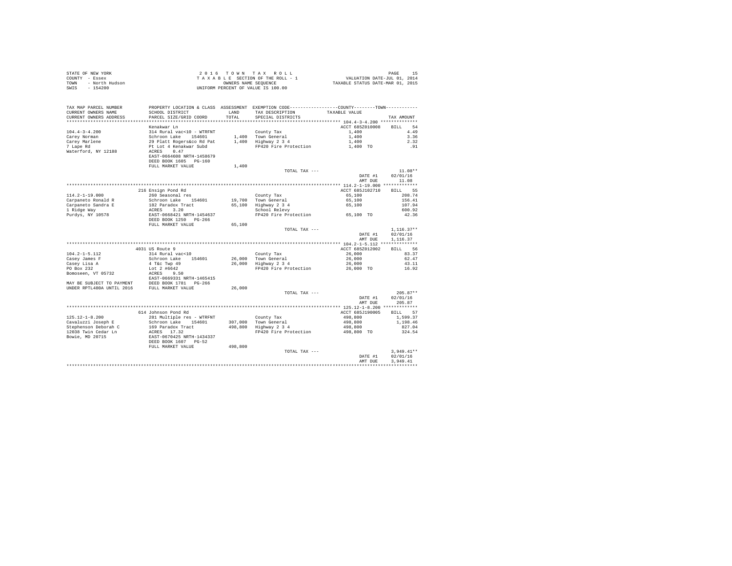STATE OF NEW YORK
COUNTY - Essex
TOWN - North Hudson
SWIS - 154200

2016 TOWN TAX ROLL
TAXABLE SECTION OF THE ROLL - 1
OWNERS NAME SEQUENCE
UNIFORM PERCENT OF VALUE IS 100.00

VALUATION DATE-JUL 01, 2014
TAXABLE STATUS DATE-MAR 01, 2015

| TAX MAP PARCEL NUMBER / CURRENT OWNERS NAME / CURRENT OWNERS ADDRESS | PROPERTY LOCATION & CLASS / SCHOOL DISTRICT / PARCEL SIZE/GRID COORD | ASSESSMENT LAND | ASSESSMENT TOTAL | EXEMPTION CODE / TAX DESCRIPTION / SPECIAL DISTRICTS | COUNTY/TOWN TAXABLE VALUE | TAX AMOUNT |
|---|---|---|---|---|---|---|
| 104.4-3-4.200 | Kenakwar Ln | | | | ACCT 685Z010008 | BILL 54 |
| Carey Norman | 314 Rural vac<10 - WTRFNT | | | County Tax | 1,400 | 4.49 |
| Carey Marlene | Schroon Lake 154601 | 1,400 | | Town General | 1,400 | 3.36 |
| 7 Lape Rd | 29 Platt Rogers&co Rd Pat | | 1,400 | Highway 2 3 4 | 1,400 | 2.32 |
| Waterford, NY 12188 | Pt Lot 4 Kenakwar Subd | | | FP420 Fire Protection | 1,400 TO | .91 |
| | ACRES 0.47 | | | | | |
| | EAST-0664608 NRTH-1458679 | | | | | |
| | DEED BOOK 1605 PG-160 | | | | | |
| | FULL MARKET VALUE | | 1,400 | | | |
| | | | | TOTAL TAX --- | | 11.08** |
| | | | | | DATE #1 | 02/01/16 |
| | | | | | AMT DUE | 11.08 |
| 114.2-1-19.000 | 216 Ensign Pond Rd | | | | ACCT 685J102710 | BILL 55 |
| Carpaneto Ronald R | 260 Seasonal res | | | County Tax | 65,100 | 208.74 |
| Carpaneto Sandra E | Schroon Lake 154601 | 19,700 | | Town General | 65,100 | 156.41 |
| 1 Ridge Way | 182 Paradox Tract | | 65,100 | Highway 2 3 4 | 65,100 | 107.94 |
| Purdys, NY 10578 | ACRES 3.20 | | | School Relevy | | 600.92 |
| | EAST-0668421 NRTH-1454637 | | | FP420 Fire Protection | 65,100 TO | 42.36 |
| | DEED BOOK 1250 PG-266 | | | | | |
| | FULL MARKET VALUE | | 65,100 | | | |
| | | | | TOTAL TAX --- | | 1,116.37** |
| | | | | | DATE #1 | 02/01/16 |
| | | | | | AMT DUE | 1,116.37 |
| 104.2-1-5.112 | 4031 US Route 9 | | | | ACCT 685Z012002 | BILL 56 |
| Casey James F | 314 Rural vac<10 | | | County Tax | 26,000 | 83.37 |
| Casey Lisa A | Schroon Lake 154601 | 26,000 | | Town General | 26,000 | 62.47 |
| PO Box 232 | 4 T&c Twp 49 | | 26,000 | Highway 2 3 4 | 26,000 | 43.11 |
| Bomoseen, VT 05732 | Lot 2 #6642 | | | FP420 Fire Protection | 26,000 TO | 16.92 |
| | ACRES 9.50 | | | | | |
| | EAST-0669331 NRTH-1465415 | | | | | |
| MAY BE SUBJECT TO PAYMENT | DEED BOOK 1781 PG-266 | | | | | |
| UNDER RPTL480A UNTIL 2016 | FULL MARKET VALUE | | 26,000 | | | |
| | | | | TOTAL TAX --- | | 205.87** |
| | | | | | DATE #1 | 02/01/16 |
| | | | | | AMT DUE | 205.87 |
| 125.12-1-8.200 | 614 Johnson Pond Rd | | | | ACCT 685J190005 | BILL 57 |
| Cavaluzzi Joseph E | 281 Multiple res - WTRFNT | | | County Tax | 498,800 | 1,599.37 |
| Stephenson Deborah C | Schroon Lake 154601 | 307,000 | | Town General | 498,800 | 1,198.46 |
| 12038 Twin Cedar Ln | 169 Paradox Tract | | 498,800 | Highway 2 3 4 | 498,800 | 827.04 |
| Bowie, MD 20715 | ACRES 17.32 | | | FP420 Fire Protection | 498,800 TO | 324.54 |
| | EAST-0670425 NRTH-1434337 | | | | | |
| | DEED BOOK 1607 PG-52 | | | | | |
| | FULL MARKET VALUE | | 498,800 | | | |
| | | | | TOTAL TAX --- | | 3,949.41** |
| | | | | | DATE #1 | 02/01/16 |
| | | | | | AMT DUE | 3,949.41 |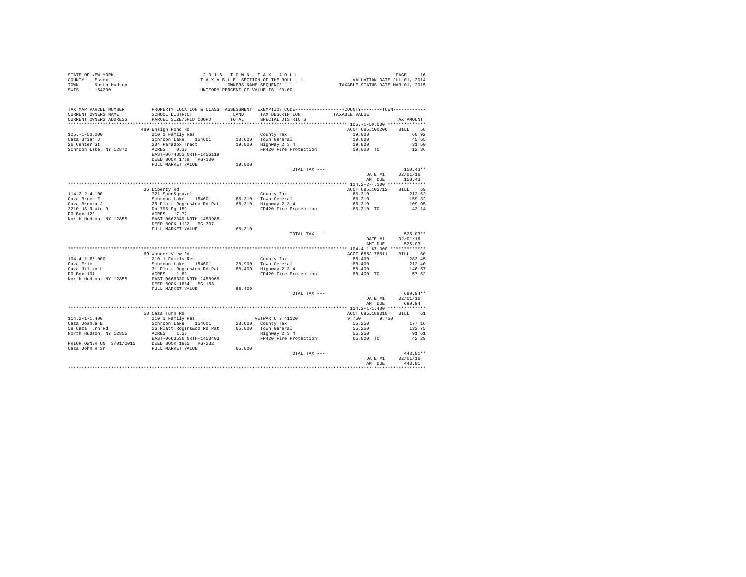STATE OF NEW YORK
COUNTY - Essex
TOWN - North Hudson
SWIS - 154200

2 0 1 6 T O W N T A X R O L L
T A X A B L E SECTION OF THE ROLL - 1
OWNERS NAME SEQUENCE
UNIFORM PERCENT OF VALUE IS 100.00

VALUATION DATE-JUL 01, 2014
TAXABLE STATUS DATE-MAR 01, 2015

| TAX MAP PARCEL NUMBER / CURRENT OWNERS NAME / CURRENT OWNERS ADDRESS | PROPERTY LOCATION & CLASS / SCHOOL DISTRICT / PARCEL SIZE/GRID COORD | ASSESSMENT LAND / TOTAL | EXEMPTION CODE / TAX DESCRIPTION / SPECIAL DISTRICTS | COUNTY--------TOWN TAXABLE VALUE | TAX AMOUNT |
|---|---|---|---|---|---|
| **105.-1-50.000** | 489 Ensign Pond Rd | | | ACCT 685J100206 | BILL 58 |
| Caza Brian J | 210 1 Family Res | | County Tax | 19,000 | 60.92 |
| 26 Center St | Schroon Lake 154601 | 13,600 | Town General | 19,000 | 45.65 |
| Schroon Lake, NY 12870 | 204 Paradox Tract | 19,000 | Highway 2 3 4 | 19,000 | 31.50 |
| | ACRES 0.30 | | FP420 Fire Protection | 19,000 TO | 12.36 |
| | EAST-0674853 NRTH-1456119 | | | | |
| | DEED BOOK 1769 PG-100 | | | | |
| | FULL MARKET VALUE | 19,000 | | | |
| | | | TOTAL TAX --- | | 150.43** |
| | | | | DATE #1 | 02/01/16 |
| | | | | AMT DUE | 150.43 |
| **114.2-2-4.100** | 36 Liberty Rd | | | ACCT 685J102712 | BILL 59 |
| Caza Bruce E | 721 Sand&gravel | | County Tax | 66,310 | 212.62 |
| Caza Brenda J | Schroon Lake 154601 | 66,310 | Town General | 66,310 | 159.32 |
| 3210 US Route 9 | 25 Platt Rogers&co Rd Pat | 66,310 | Highway 2 3 4 | 66,310 | 109.95 |
| PO Box 120 | Db 795 Pg 153 | | FP420 Fire Protection | 66,310 TO | 43.14 |
| North Hudson, NY 12855 | ACRES 17.77 | | | | |
| | EAST-0662349 NRTH-1450988 | | | | |
| | DEED BOOK 1132 PG-307 | | | | |
| | FULL MARKET VALUE | 66,310 | | | |
| | | | TOTAL TAX --- | | 525.03** |
| | | | | DATE #1 | 02/01/16 |
| | | | | AMT DUE | 525.03 |
| **104.4-1-67.000** | 69 Wonder View Rd | | | ACCT 685J178511 | BILL 60 |
| Caza Eric | 210 1 Family Res | | County Tax | 88,400 | 283.45 |
| Caza Jilian L | Schroon Lake 154601 | 28,900 | Town General | 88,400 | 212.40 |
| PO Box 104 | 31 Platt Rogers&co Rd Pat | 88,400 | Highway 2 3 4 | 88,400 | 146.57 |
| North Hudson, NY 12855 | ACRES 1.80 | | FP420 Fire Protection | 88,400 TO | 57.52 |
| | EAST-0666330 NRTH-1458965 | | | | |
| | DEED BOOK 1664 PG-153 | | | | |
| | FULL MARKET VALUE | 88,400 | | | |
| | | | TOTAL TAX --- | | 699.94** |
| | | | | DATE #1 | 02/01/16 |
| | | | | AMT DUE | 699.94 |
| **114.2-1-1.400** | 58 Caza Turn Rd | | | ACCT 685J189010 | BILL 61 |
| Caza Joshua E | 210 1 Family Res | | VETWAR CTS 41120 | 9,750 9,750 | |
| 58 Caza Turn Rd | Schroon Lake 154601 | 28,600 | County Tax | 55,250 | 177.16 |
| North Hudson, NY 12855 | 26 Platt Rogers&co Rd Pat | 65,000 | Town General | 55,250 | 132.75 |
| | ACRES 1.36 | | Highway 2 3 4 | 55,250 | 91.61 |
| | EAST-0663536 NRTH-1453403 | | FP420 Fire Protection | 65,000 TO | 42.29 |
| PRIOR OWNER ON 3/01/2015 | DEED BOOK 1805 PG-232 | | | | |
| Caza John H Sr | FULL MARKET VALUE | 65,000 | | | |
| | | | TOTAL TAX --- | | 443.81** |
| | | | | DATE #1 | 02/01/16 |
| | | | | AMT DUE | 443.81 |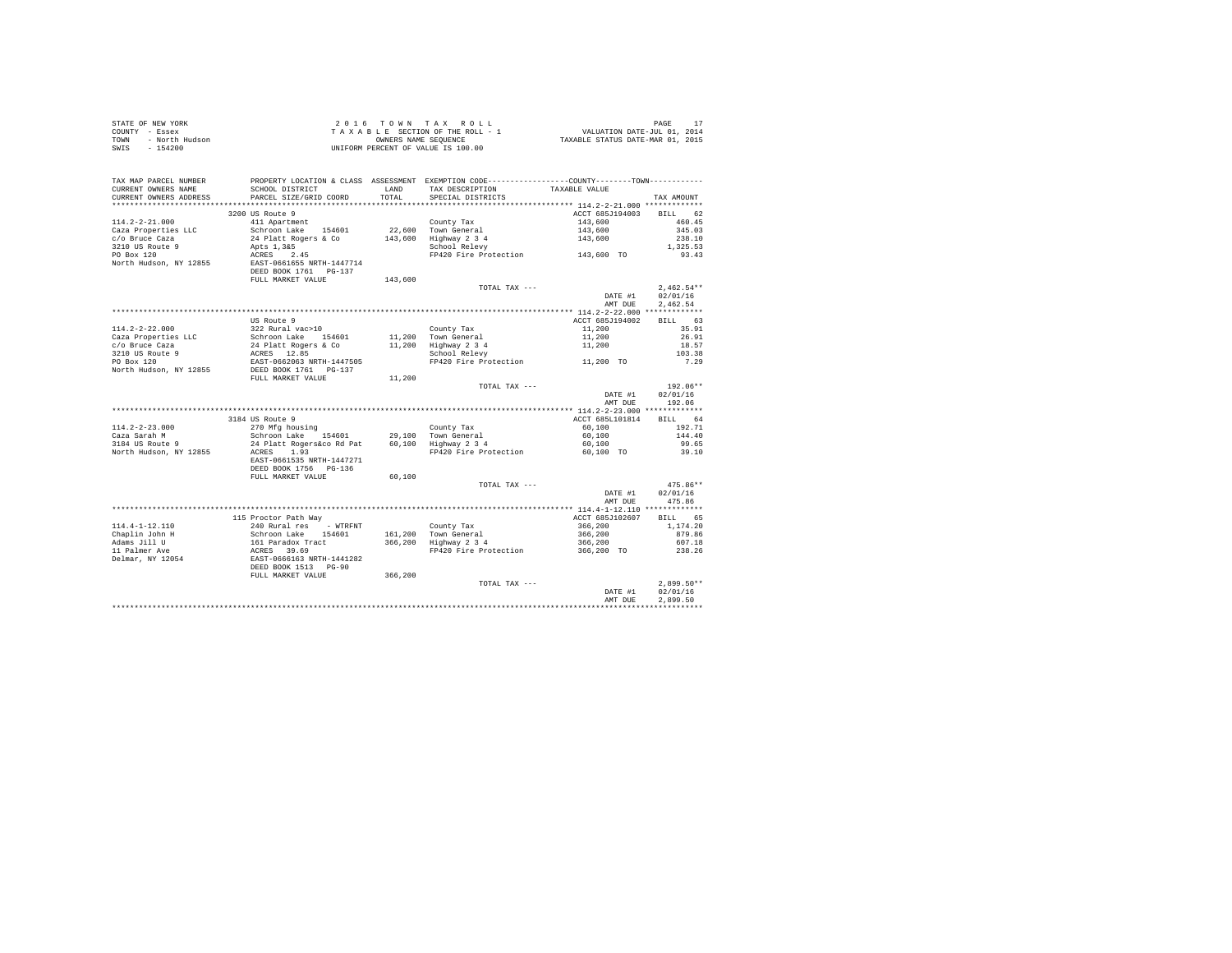STATE OF NEW YORK
COUNTY - Essex
TOWN - North Hudson
SWIS - 154200

2 0 1 6 T O W N T A X R O L L
T A X A B L E SECTION OF THE ROLL - 1
OWNERS NAME SEQUENCE
UNIFORM PERCENT OF VALUE IS 100.00

VALUATION DATE-JUL 01, 2014
TAXABLE STATUS DATE-MAR 01, 2015

| TAX MAP PARCEL NUMBER / CURRENT OWNERS NAME / CURRENT OWNERS ADDRESS | PROPERTY LOCATION & CLASS / SCHOOL DISTRICT / PARCEL SIZE/GRID COORD | ASSESSMENT LAND / TOTAL | EXEMPTION CODE / TAX DESCRIPTION / SPECIAL DISTRICTS | COUNTY--------TOWN TAXABLE VALUE | TAX AMOUNT |
|---|---|---|---|---|---|
| **114.2-2-21.000** | 3200 US Route 9 | | | ACCT 685J194003 | BILL 62 |
| 114.2-2-21.000 | 411 Apartment | | County Tax | 143,600 | 460.45 |
| Caza Properties LLC | Schroon Lake 154601 | 22,600 | Town General | 143,600 | 345.03 |
| c/o Bruce Caza | 24 Platt Rogers & Co | 143,600 | Highway 2 3 4 | 143,600 | 238.10 |
| 3210 US Route 9 | Apts 1,3&5 | | School Relevy | | 1,325.53 |
| PO Box 120 | ACRES 2.45 | | FP420 Fire Protection | 143,600 TO | 93.43 |
| North Hudson, NY 12855 | EAST-0661655 NRTH-1447714 | | | | |
| | DEED BOOK 1761 PG-137 | | | | |
| | FULL MARKET VALUE | 143,600 | | | |
| | | | TOTAL TAX --- | | 2,462.54** |
| | | | | DATE #1 | 02/01/16 |
| | | | | AMT DUE | 2,462.54 |
| **114.2-2-22.000** | US Route 9 | | | ACCT 685J194002 | BILL 63 |
| 114.2-2-22.000 | 322 Rural vac>10 | | County Tax | 11,200 | 35.91 |
| Caza Properties LLC | Schroon Lake 154601 | 11,200 | Town General | 11,200 | 26.91 |
| c/o Bruce Caza | 24 Platt Rogers & Co | 11,200 | Highway 2 3 4 | 11,200 | 18.57 |
| 3210 US Route 9 | ACRES 12.85 | | School Relevy | | 103.38 |
| PO Box 120 | EAST-0662063 NRTH-1447505 | | FP420 Fire Protection | 11,200 TO | 7.29 |
| North Hudson, NY 12855 | DEED BOOK 1761 PG-137 | | | | |
| | FULL MARKET VALUE | 11,200 | | | |
| | | | TOTAL TAX --- | | 192.06** |
| | | | | DATE #1 | 02/01/16 |
| | | | | AMT DUE | 192.06 |
| **114.2-2-23.000** | 3184 US Route 9 | | | ACCT 685L101814 | BILL 64 |
| 114.2-2-23.000 | 270 Mfg housing | | County Tax | 60,100 | 192.71 |
| Caza Sarah M | Schroon Lake 154601 | 29,100 | Town General | 60,100 | 144.40 |
| 3184 US Route 9 | 24 Platt Rogers&co Rd Pat | 60,100 | Highway 2 3 4 | 60,100 | 99.65 |
| North Hudson, NY 12855 | ACRES 1.93 | | FP420 Fire Protection | 60,100 TO | 39.10 |
| | EAST-0661535 NRTH-1447271 | | | | |
| | DEED BOOK 1756 PG-136 | | | | |
| | FULL MARKET VALUE | 60,100 | | | |
| | | | TOTAL TAX --- | | 475.86** |
| | | | | DATE #1 | 02/01/16 |
| | | | | AMT DUE | 475.86 |
| **114.4-1-12.110** | 115 Proctor Path Way | | | ACCT 685J102607 | BILL 65 |
| 114.4-1-12.110 | 240 Rural res - WTRFNT | | County Tax | 366,200 | 1,174.20 |
| Chaplin John H | Schroon Lake 154601 | 161,200 | Town General | 366,200 | 879.86 |
| Adams Jill U | 161 Paradox Tract | 366,200 | Highway 2 3 4 | 366,200 | 607.18 |
| 11 Palmer Ave | ACRES 39.69 | | FP420 Fire Protection | 366,200 TO | 238.26 |
| Delmar, NY 12054 | EAST-0666163 NRTH-1441282 | | | | |
| | DEED BOOK 1513 PG-90 | | | | |
| | FULL MARKET VALUE | 366,200 | | | |
| | | | TOTAL TAX --- | | 2,899.50** |
| | | | | DATE #1 | 02/01/16 |
| | | | | AMT DUE | 2,899.50 |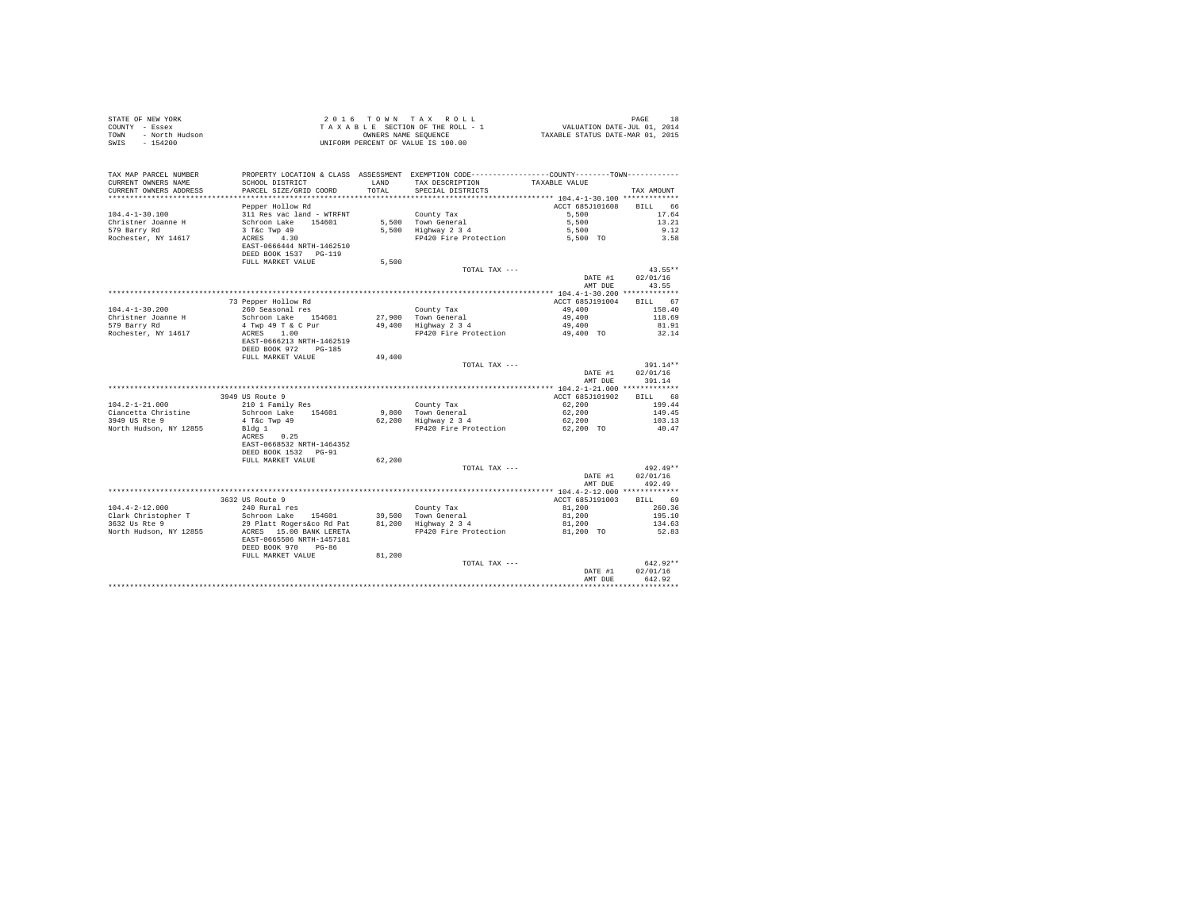STATE OF NEW YORK  
COUNTY - Essex  
TOWN - North Hudson  
SWIS - 154200

2 0 1 6 T O W N T A X R O L L  
T A X A B L E SECTION OF THE ROLL - 1  
OWNERS NAME SEQUENCE  
UNIFORM PERCENT OF VALUE IS 100.00

VALUATION DATE-JUL 01, 2014  
TAXABLE STATUS DATE-MAR 01, 2015

| TAX MAP PARCEL NUMBER / CURRENT OWNERS NAME / CURRENT OWNERS ADDRESS | PROPERTY LOCATION & CLASS / SCHOOL DISTRICT / PARCEL SIZE/GRID COORD | ASSESSMENT LAND / TOTAL | EXEMPTION CODE / TAX DESCRIPTION / SPECIAL DISTRICTS | COUNTY / TOWN TAXABLE VALUE | TAX AMOUNT |
|---|---|---|---|---|---|
| **104.4-1-30.100** | Pepper Hollow Rd | | | ACCT 685J101608 | BILL 66 |
| 104.4-1-30.100 | 311 Res vac land - WTRFNT | | County Tax | 5,500 | 17.64 |
| Christner Joanne H | Schroon Lake 154601 | 5,500 | Town General | 5,500 | 13.21 |
| 579 Barry Rd | 3 T&c Twp 49 | 5,500 | Highway 2 3 4 | 5,500 | 9.12 |
| Rochester, NY 14617 | ACRES 4.30 | | FP420 Fire Protection | 5,500 TO | 3.58 |
| | EAST-0666444 NRTH-1462510 | | | | |
| | DEED BOOK 1537 PG-119 | | | | |
| | FULL MARKET VALUE | 5,500 | | | |
| | | | TOTAL TAX --- | | 43.55** |
| | | | | DATE #1 | 02/01/16 |
| | | | | AMT DUE | 43.55 |
| **104.4-1-30.200** | 73 Pepper Hollow Rd | | | ACCT 685J191004 | BILL 67 |
| 104.4-1-30.200 | 260 Seasonal res | | County Tax | 49,400 | 158.40 |
| Christner Joanne H | Schroon Lake 154601 | 27,900 | Town General | 49,400 | 118.69 |
| 579 Barry Rd | 4 Twp 49 T & C Pur | 49,400 | Highway 2 3 4 | 49,400 | 81.91 |
| Rochester, NY 14617 | ACRES 1.00 | | FP420 Fire Protection | 49,400 TO | 32.14 |
| | EAST-0666213 NRTH-1462519 | | | | |
| | DEED BOOK 972 PG-185 | | | | |
| | FULL MARKET VALUE | 49,400 | | | |
| | | | TOTAL TAX --- | | 391.14** |
| | | | | DATE #1 | 02/01/16 |
| | | | | AMT DUE | 391.14 |
| **104.2-1-21.000** | 3949 US Route 9 | | | ACCT 685J101902 | BILL 68 |
| 104.2-1-21.000 | 210 1 Family Res | | County Tax | 62,200 | 199.44 |
| Ciancetta Christine | Schroon Lake 154601 | 9,800 | Town General | 62,200 | 149.45 |
| 3949 US Rte 9 | 4 T&c Twp 49 | 62,200 | Highway 2 3 4 | 62,200 | 103.13 |
| North Hudson, NY 12855 | Bldg 1 | | FP420 Fire Protection | 62,200 TO | 40.47 |
| | ACRES 0.25 | | | | |
| | EAST-0668532 NRTH-1464352 | | | | |
| | DEED BOOK 1532 PG-91 | | | | |
| | FULL MARKET VALUE | 62,200 | | | |
| | | | TOTAL TAX --- | | 492.49** |
| | | | | DATE #1 | 02/01/16 |
| | | | | AMT DUE | 492.49 |
| **104.4-2-12.000** | 3632 US Route 9 | | | ACCT 685J191003 | BILL 69 |
| 104.4-2-12.000 | 240 Rural res | | County Tax | 81,200 | 260.36 |
| Clark Christopher T | Schroon Lake 154601 | 39,500 | Town General | 81,200 | 195.10 |
| 3632 Us Rte 9 | 29 Platt Rogers&co Rd Pat | 81,200 | Highway 2 3 4 | 81,200 | 134.63 |
| North Hudson, NY 12855 | ACRES 15.00 BANK LERETA | | FP420 Fire Protection | 81,200 TO | 52.83 |
| | EAST-0665506 NRTH-1457181 | | | | |
| | DEED BOOK 970 PG-86 | | | | |
| | FULL MARKET VALUE | 81,200 | | | |
| | | | TOTAL TAX --- | | 642.92** |
| | | | | DATE #1 | 02/01/16 |
| | | | | AMT DUE | 642.92 |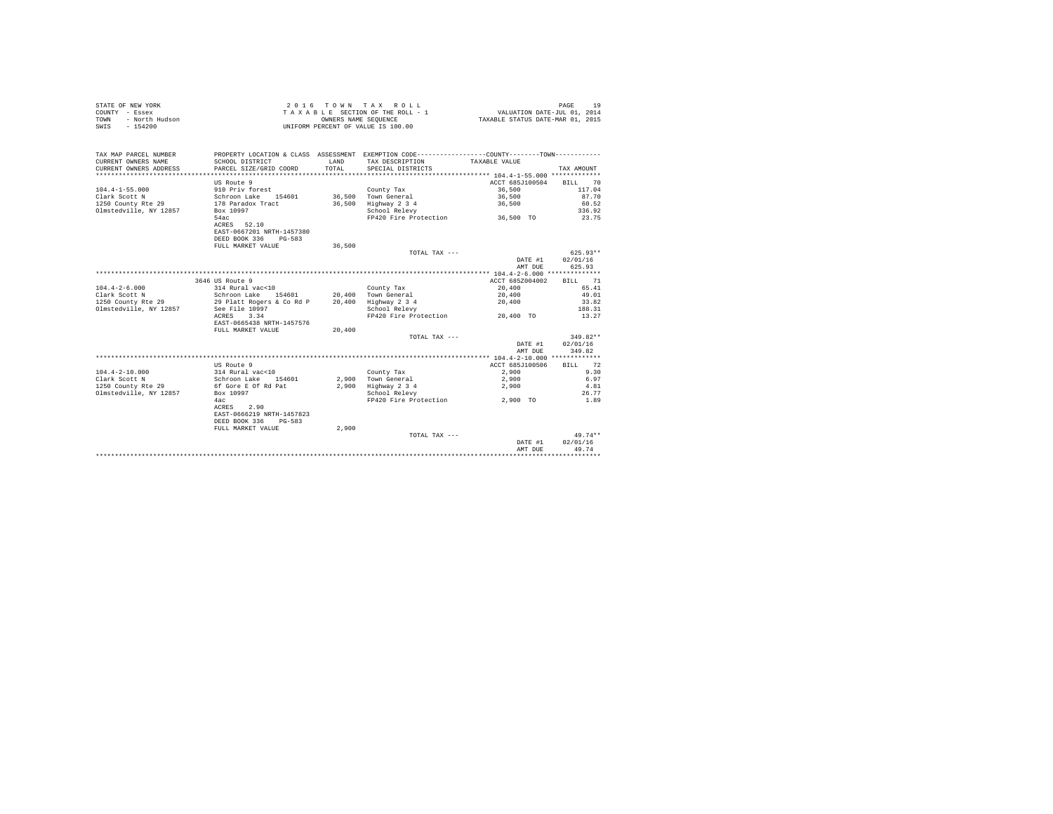STATE OF NEW YORK
COUNTY - Essex
TOWN - North Hudson
SWIS - 154200

2 0 1 6 T O W N T A X R O L L
T A X A B L E SECTION OF THE ROLL - 1
OWNERS NAME SEQUENCE
UNIFORM PERCENT OF VALUE IS 100.00

VALUATION DATE-JUL 01, 2014
TAXABLE STATUS DATE-MAR 01, 2015

| TAX MAP PARCEL NUMBER / CURRENT OWNERS NAME / CURRENT OWNERS ADDRESS | PROPERTY LOCATION & CLASS / SCHOOL DISTRICT / PARCEL SIZE/GRID COORD | ASSESSMENT LAND / TOTAL | EXEMPTION CODE / TAX DESCRIPTION / SPECIAL DISTRICTS | COUNTY / TOWN TAXABLE VALUE | TAX AMOUNT |
|---|---|---|---|---|---|
| **104.4-1-55.000** | US Route 9 | | | ACCT 685J100504 | BILL 70 |
| 104.4-1-55.000 | 910 Priv forest | | County Tax | 36,500 | 117.04 |
| Clark Scott N | Schroon Lake 154601 | 36,500 | Town General | 36,500 | 87.70 |
| 1250 County Rte 29 | 178 Paradox Tract | 36,500 | Highway 2 3 4 | 36,500 | 60.52 |
| Olmstedville, NY 12857 | Box 10997 | | School Relevy | | 336.92 |
| | 54ac | | FP420 Fire Protection | 36,500 TO | 23.75 |
| | ACRES 52.10 | | | | |
| | EAST-0667201 NRTH-1457380 | | | | |
| | DEED BOOK 336 PG-583 | | | | |
| | FULL MARKET VALUE | 36,500 | | | |
| | | | TOTAL TAX --- | | 625.93** |
| | | | | DATE #1 | 02/01/16 |
| | | | | AMT DUE | 625.93 |
| **104.4-2-6.000** | 3646 US Route 9 | | | ACCT 685Z004002 | BILL 71 |
| 104.4-2-6.000 | 314 Rural vac<10 | | County Tax | 20,400 | 65.41 |
| Clark Scott N | Schroon Lake 154601 | 20,400 | Town General | 20,400 | 49.01 |
| 1250 County Rte 29 | 29 Platt Rogers & Co Rd P | 20,400 | Highway 2 3 4 | 20,400 | 33.82 |
| Olmstedville, NY 12857 | See File 10997 | | School Relevy | | 188.31 |
| | ACRES 3.34 | | FP420 Fire Protection | 20,400 TO | 13.27 |
| | EAST-0665438 NRTH-1457576 | | | | |
| | FULL MARKET VALUE | 20,400 | | | |
| | | | TOTAL TAX --- | | 349.82** |
| | | | | DATE #1 | 02/01/16 |
| | | | | AMT DUE | 349.82 |
| **104.4-2-10.000** | US Route 9 | | | ACCT 685J100506 | BILL 72 |
| 104.4-2-10.000 | 314 Rural vac<10 | | County Tax | 2,900 | 9.30 |
| Clark Scott N | Schroon Lake 154601 | 2,900 | Town General | 2,900 | 6.97 |
| 1250 County Rte 29 | 6f Gore E Of Rd Pat | 2,900 | Highway 2 3 4 | 2,900 | 4.81 |
| Olmstedville, NY 12857 | Box 10997 | | School Relevy | | 26.77 |
| | 4ac | | FP420 Fire Protection | 2,900 TO | 1.89 |
| | ACRES 2.90 | | | | |
| | EAST-0666219 NRTH-1457823 | | | | |
| | DEED BOOK 336 PG-583 | | | | |
| | FULL MARKET VALUE | 2,900 | | | |
| | | | TOTAL TAX --- | | 49.74** |
| | | | | DATE #1 | 02/01/16 |
| | | | | AMT DUE | 49.74 |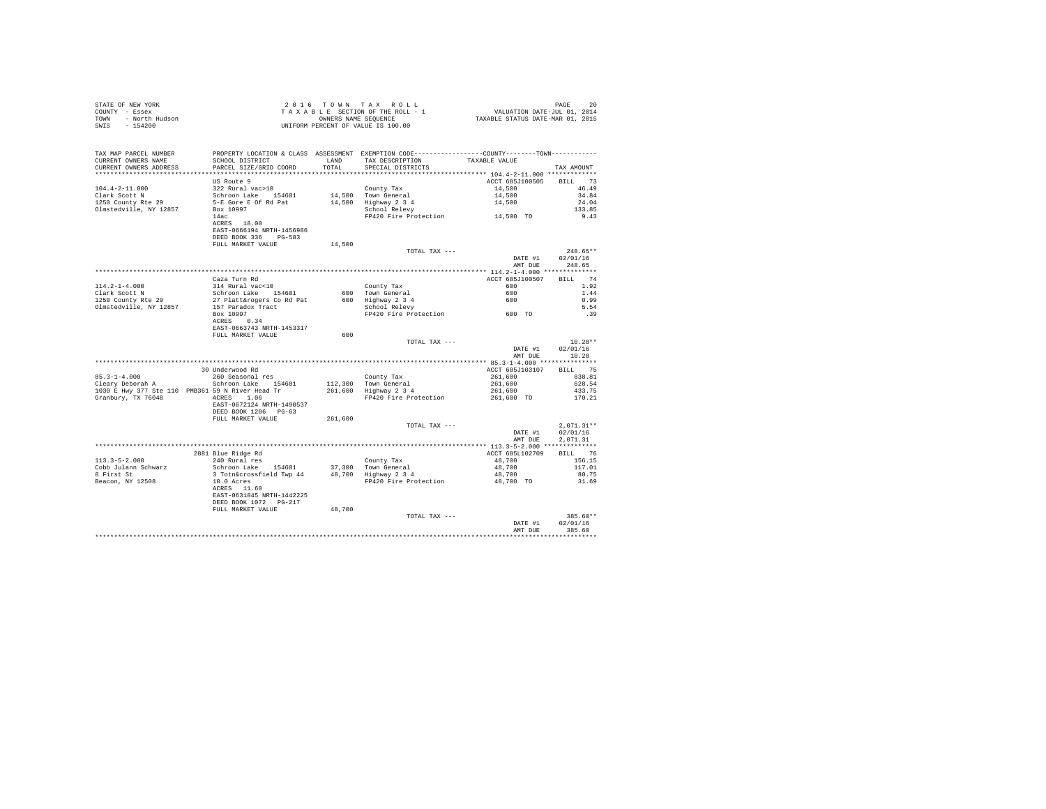STATE OF NEW YORK
COUNTY - Essex
TOWN - North Hudson
SWIS - 154200

2 0 1 6 T O W N T A X R O L L
T A X A B L E SECTION OF THE ROLL - 1
OWNERS NAME SEQUENCE
UNIFORM PERCENT OF VALUE IS 100.00

VALUATION DATE-JUL 01, 2014
TAXABLE STATUS DATE-MAR 01, 2015

| TAX MAP PARCEL NUMBER / CURRENT OWNERS NAME / CURRENT OWNERS ADDRESS | PROPERTY LOCATION & CLASS / SCHOOL DISTRICT / PARCEL SIZE/GRID COORD | ASSESSMENT LAND / TOTAL | EXEMPTION CODE / TAX DESCRIPTION / SPECIAL DISTRICTS | COUNTY--------TOWN / TAXABLE VALUE | TAX AMOUNT |
|---|---|---|---|---|---|
| **104.4-2-11.000** | US Route 9 | | | ACCT 685J100505 | BILL 73 |
| 104.4-2-11.000 | 322 Rural vac>10 | | County Tax | 14,500 | 46.49 |
| Clark Scott N | Schroon Lake 154601 | 14,500 | Town General | 14,500 | 34.84 |
| 1250 County Rte 29 | 5-E Gore E Of Rd Pat | 14,500 | Highway 2 3 4 | 14,500 | 24.04 |
| Olmstedville, NY 12857 | Box 10997 | | School Relevy | | 133.85 |
| | 14ac | | FP420 Fire Protection | 14,500 TO | 9.43 |
| | ACRES 18.00 | | | | |
| | EAST-0666194 NRTH-1456986 | | | | |
| | DEED BOOK 336 PG-583 | | | | |
| | FULL MARKET VALUE | 14,500 | | | |
| | | | TOTAL TAX --- | | 248.65** |
| | | | | DATE #1 | 02/01/16 |
| | | | | AMT DUE | 248.65 |
| **114.2-1-4.000** | Caza Turn Rd | | | ACCT 685J100507 | BILL 74 |
| 114.2-1-4.000 | 314 Rural vac<10 | | County Tax | 600 | 1.92 |
| Clark Scott N | Schroon Lake 154601 | 600 | Town General | 600 | 1.44 |
| 1250 County Rte 29 | 27 Platt&rogers Co Rd Pat | 600 | Highway 2 3 4 | 600 | 0.99 |
| Olmstedville, NY 12857 | 157 Paradox Tract | | School Relevy | | 5.54 |
| | Box 10997 | | FP420 Fire Protection | 600 TO | .39 |
| | ACRES 0.34 | | | | |
| | EAST-0663743 NRTH-1453317 | | | | |
| | FULL MARKET VALUE | 600 | | | |
| | | | TOTAL TAX --- | | 10.28** |
| | | | | DATE #1 | 02/01/16 |
| | | | | AMT DUE | 10.28 |
| **85.3-1-4.000** | 30 Underwood Rd | | | ACCT 685J103107 | BILL 75 |
| 85.3-1-4.000 | 260 Seasonal res | | County Tax | 261,600 | 838.81 |
| Cleary Deborah A | Schroon Lake 154601 | 112,300 | Town General | 261,600 | 628.54 |
| 1030 E Hwy 377 Ste 110 PMB361 | 59 N River Head Tr | 261,600 | Highway 2 3 4 | 261,600 | 433.75 |
| Granbury, TX 76048 | ACRES 1.06 | | FP420 Fire Protection | 261,600 TO | 170.21 |
| | EAST-0672124 NRTH-1490537 | | | | |
| | DEED BOOK 1206 PG-63 | | | | |
| | FULL MARKET VALUE | 261,600 | | | |
| | | | TOTAL TAX --- | | 2,071.31** |
| | | | | DATE #1 | 02/01/16 |
| | | | | AMT DUE | 2,071.31 |
| **113.3-5-2.000** | 2881 Blue Ridge Rd | | | ACCT 685L102709 | BILL 76 |
| 113.3-5-2.000 | 240 Rural res | | County Tax | 48,700 | 156.15 |
| Cobb Julann Schwarz | Schroon Lake 154601 | 37,300 | Town General | 48,700 | 117.01 |
| 8 First St | 3 Totn&crossfield Twp 44 | 48,700 | Highway 2 3 4 | 48,700 | 80.75 |
| Beacon, NY 12508 | 10.0 Acres | | FP420 Fire Protection | 48,700 TO | 31.69 |
| | ACRES 11.60 | | | | |
| | EAST-0631845 NRTH-1442225 | | | | |
| | DEED BOOK 1072 PG-217 | | | | |
| | FULL MARKET VALUE | 48,700 | | | |
| | | | TOTAL TAX --- | | 385.60** |
| | | | | DATE #1 | 02/01/16 |
| | | | | AMT DUE | 385.60 |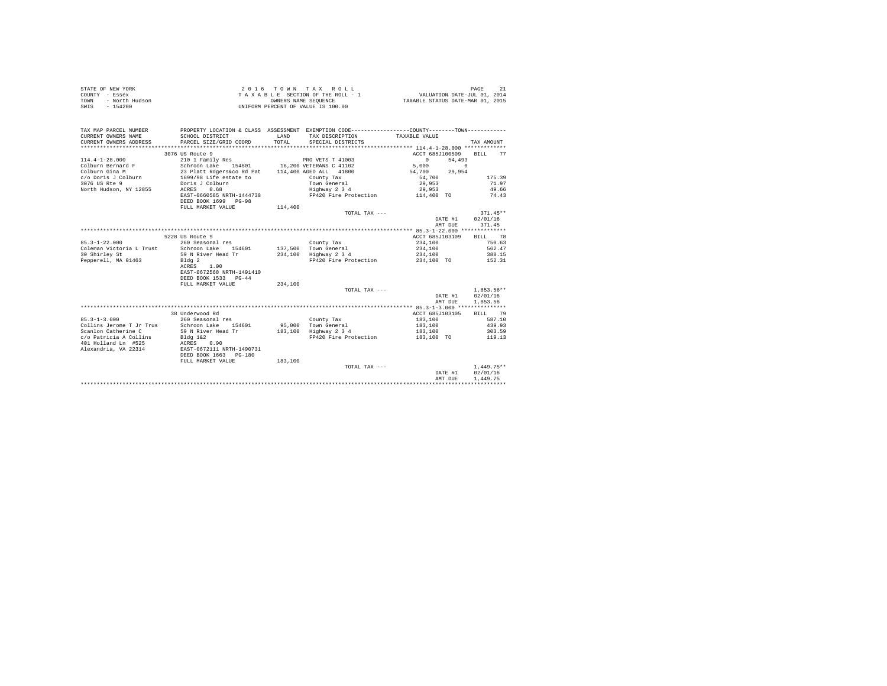STATE OF NEW YORK　　　2 0 1 6　T O W N　T A X　R O L L
COUNTY - Essex　　　T A X A B L E SECTION OF THE ROLL - 1　　　VALUATION DATE-JUL 01, 2014
TOWN - North Hudson　　　OWNERS NAME SEQUENCE　　　TAXABLE STATUS DATE-MAR 01, 2015
SWIS - 154200　　　UNIFORM PERCENT OF VALUE IS 100.00

| TAX MAP PARCEL NUMBER / CURRENT OWNERS NAME / CURRENT OWNERS ADDRESS | PROPERTY LOCATION & CLASS / SCHOOL DISTRICT / PARCEL SIZE/GRID COORD | ASSESSMENT LAND / TOTAL | EXEMPTION CODE / TAX DESCRIPTION / SPECIAL DISTRICTS | COUNTY TAXABLE VALUE | TOWN | TAX AMOUNT |
|---|---|---|---|---|---|---|
| 114.4-1-28.000 | 3076 US Route 9 | | | ACCT 685J100509 | | BILL 77 |
| | 210 1 Family Res | | PRO VETS T 41003 | 0 | 54,493 | |
| Colburn Bernard F | Schroon Lake 154601 | 16,200 | VETERANS C 41102 | 5,000 | 0 | |
| Colburn Gina M | 23 Platt Rogers&co Rd Pat | 114,400 | AGED ALL 41800 | 54,700 | 29,954 | |
| c/o Doris J Colburn | 1699/98 Life estate to | | County Tax | 54,700 | | 175.39 |
| 3076 US Rte 9 | Doris J Colburn | | Town General | 29,953 | | 71.97 |
| North Hudson, NY 12855 | ACRES 0.68 | | Highway 2 3 4 | 29,953 | | 49.66 |
| | EAST-0660585 NRTH-1444738 | | FP420 Fire Protection | 114,400 TO | | 74.43 |
| | DEED BOOK 1699 PG-98 | | | | | |
| | FULL MARKET VALUE | 114,400 | | | | |
| | | | TOTAL TAX --- | | | 371.45** |
| | | | | | DATE #1 | 02/01/16 |
| | | | | | AMT DUE | 371.45 |
| 85.3-1-22.000 | 5228 US Route 9 | | | ACCT 685J103109 | | BILL 78 |
| | 260 Seasonal res | | County Tax | 234,100 | | 750.63 |
| Coleman Victoria L Trust | Schroon Lake 154601 | 137,500 | Town General | 234,100 | | 562.47 |
| 30 Shirley St | 59 N River Head Tr | 234,100 | Highway 2 3 4 | 234,100 | | 388.15 |
| Pepperell, MA 01463 | Bldg 2 | | FP420 Fire Protection | 234,100 TO | | 152.31 |
| | ACRES 1.00 | | | | | |
| | EAST-0672568 NRTH-1491410 | | | | | |
| | DEED BOOK 1533 PG-44 | | | | | |
| | FULL MARKET VALUE | 234,100 | | | | |
| | | | TOTAL TAX --- | | | 1,853.56** |
| | | | | | DATE #1 | 02/01/16 |
| | | | | | AMT DUE | 1,853.56 |
| 85.3-1-3.000 | 38 Underwood Rd | | | ACCT 685J103105 | | BILL 79 |
| | 260 Seasonal res | | County Tax | 183,100 | | 587.10 |
| Collins Jerome T Jr Trus | Schroon Lake 154601 | 95,000 | Town General | 183,100 | | 439.93 |
| Scanlon Catherine C | 59 N River Head Tr | 183,100 | Highway 2 3 4 | 183,100 | | 303.59 |
| c/o Patricia A Collins | Bldg 1&2 | | FP420 Fire Protection | 183,100 TO | | 119.13 |
| 401 Holland Ln #525 | ACRES 0.90 | | | | | |
| Alexandria, VA 22314 | EAST-0672111 NRTH-1490731 | | | | | |
| | DEED BOOK 1663 PG-180 | | | | | |
| | FULL MARKET VALUE | 183,100 | | | | |
| | | | TOTAL TAX --- | | | 1,449.75** |
| | | | | | DATE #1 | 02/01/16 |
| | | | | | AMT DUE | 1,449.75 |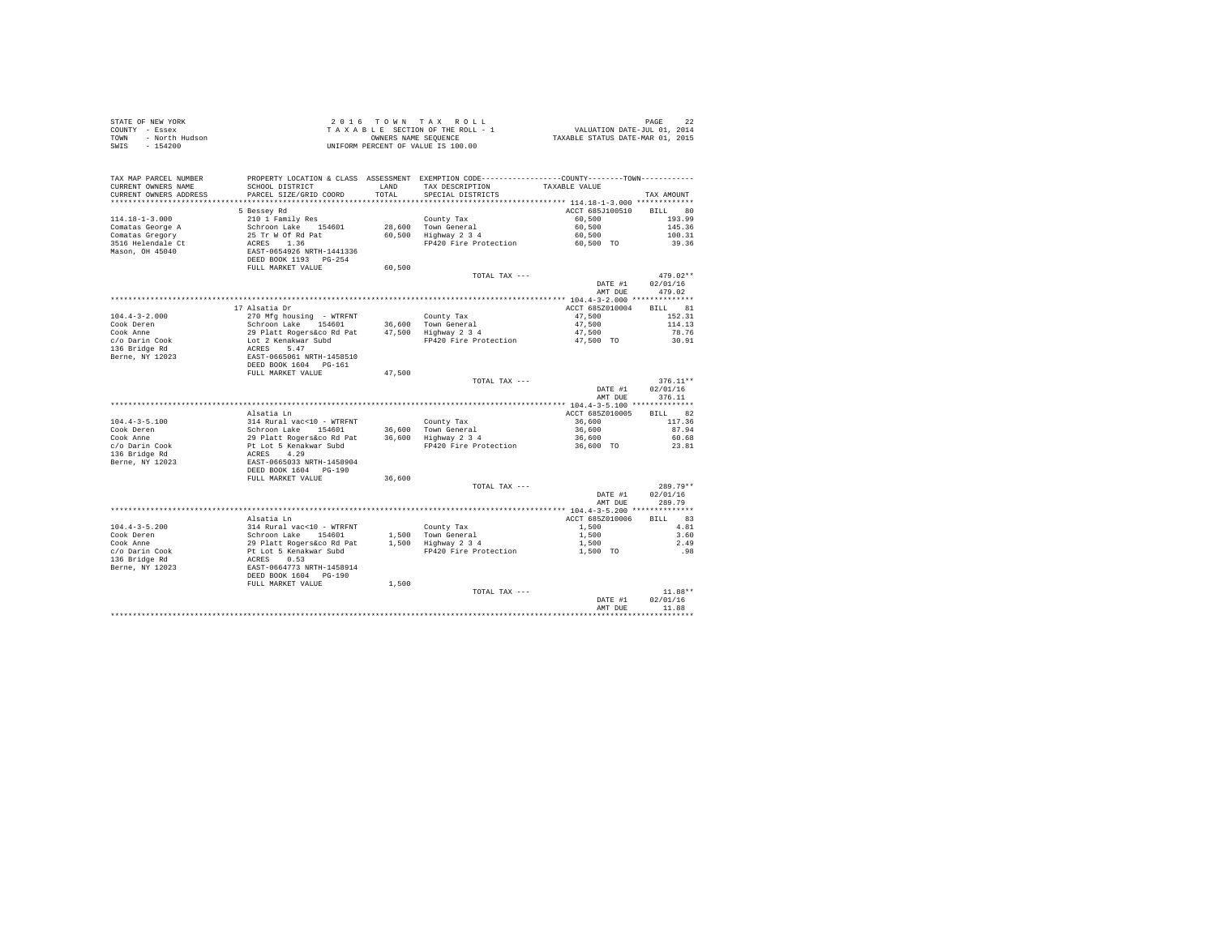STATE OF NEW YORK
COUNTY - Essex
TOWN - North Hudson
SWIS - 154200

2 0 1 6 T O W N T A X R O L L
T A X A B L E SECTION OF THE ROLL - 1
OWNERS NAME SEQUENCE
UNIFORM PERCENT OF VALUE IS 100.00

VALUATION DATE-JUL 01, 2014
TAXABLE STATUS DATE-MAR 01, 2015

| TAX MAP PARCEL NUMBER / CURRENT OWNERS NAME / CURRENT OWNERS ADDRESS | PROPERTY LOCATION & CLASS / SCHOOL DISTRICT / PARCEL SIZE/GRID COORD | ASSESSMENT LAND / TOTAL | EXEMPTION CODE / TAX DESCRIPTION / SPECIAL DISTRICTS | COUNTY / TOWN TAXABLE VALUE | TAX AMOUNT |
|---|---|---|---|---|---|
| **114.18-1-3.000** | 5 Bessey Rd | | | ACCT 685J100510 | BILL 80 |
| 114.18-1-3.000 | 210 1 Family Res | | County Tax | 60,500 | 193.99 |
| Comatas George A | Schroon Lake 154601 | 28,600 | Town General | 60,500 | 145.36 |
| Comatas Gregory | 25 Tr W Of Rd Pat | 60,500 | Highway 2 3 4 | 60,500 | 100.31 |
| 3516 Helendale Ct | ACRES 1.36 | | FP420 Fire Protection | 60,500 TO | 39.36 |
| Mason, OH 45040 | EAST-0654926 NRTH-1441336 | | | | |
| | DEED BOOK 1193 PG-254 | | | | |
| | FULL MARKET VALUE | 60,500 | | | |
| | | | TOTAL TAX --- | | 479.02** |
| | | | | DATE #1 | 02/01/16 |
| | | | | AMT DUE | 479.02 |
| **104.4-3-2.000** | 17 Alsatia Dr | | | ACCT 685Z010004 | BILL 81 |
| 104.4-3-2.000 | 270 Mfg housing - WTRFNT | | County Tax | 47,500 | 152.31 |
| Cook Deren | Schroon Lake 154601 | 36,600 | Town General | 47,500 | 114.13 |
| Cook Anne | 29 Platt Rogers&co Rd Pat | 47,500 | Highway 2 3 4 | 47,500 | 78.76 |
| c/o Darin Cook | Lot 2 Kenakwar Subd | | FP420 Fire Protection | 47,500 TO | 30.91 |
| 136 Bridge Rd | ACRES 5.47 | | | | |
| Berne, NY 12023 | EAST-0665061 NRTH-1458510 | | | | |
| | DEED BOOK 1604 PG-161 | | | | |
| | FULL MARKET VALUE | 47,500 | | | |
| | | | TOTAL TAX --- | | 376.11** |
| | | | | DATE #1 | 02/01/16 |
| | | | | AMT DUE | 376.11 |
| **104.4-3-5.100** | Alsatia Ln | | | ACCT 685Z010005 | BILL 82 |
| 104.4-3-5.100 | 314 Rural vac<10 - WTRFNT | | County Tax | 36,600 | 117.36 |
| Cook Deren | Schroon Lake 154601 | 36,600 | Town General | 36,600 | 87.94 |
| Cook Anne | 29 Platt Rogers&co Rd Pat | 36,600 | Highway 2 3 4 | 36,600 | 60.68 |
| c/o Darin Cook | Pt Lot 5 Kenakwar Subd | | FP420 Fire Protection | 36,600 TO | 23.81 |
| 136 Bridge Rd | ACRES 4.29 | | | | |
| Berne, NY 12023 | EAST-0665033 NRTH-1458904 | | | | |
| | DEED BOOK 1604 PG-190 | | | | |
| | FULL MARKET VALUE | 36,600 | | | |
| | | | TOTAL TAX --- | | 289.79** |
| | | | | DATE #1 | 02/01/16 |
| | | | | AMT DUE | 289.79 |
| **104.4-3-5.200** | Alsatia Ln | | | ACCT 685Z010006 | BILL 83 |
| 104.4-3-5.200 | 314 Rural vac<10 - WTRFNT | | County Tax | 1,500 | 4.81 |
| Cook Deren | Schroon Lake 154601 | 1,500 | Town General | 1,500 | 3.60 |
| Cook Anne | 29 Platt Rogers&co Rd Pat | 1,500 | Highway 2 3 4 | 1,500 | 2.49 |
| c/o Darin Cook | Pt Lot 5 Kenakwar Subd | | FP420 Fire Protection | 1,500 TO | .98 |
| 136 Bridge Rd | ACRES 0.53 | | | | |
| Berne, NY 12023 | EAST-0664773 NRTH-1458914 | | | | |
| | DEED BOOK 1604 PG-190 | | | | |
| | FULL MARKET VALUE | 1,500 | | | |
| | | | TOTAL TAX --- | | 11.88** |
| | | | | DATE #1 | 02/01/16 |
| | | | | AMT DUE | 11.88 |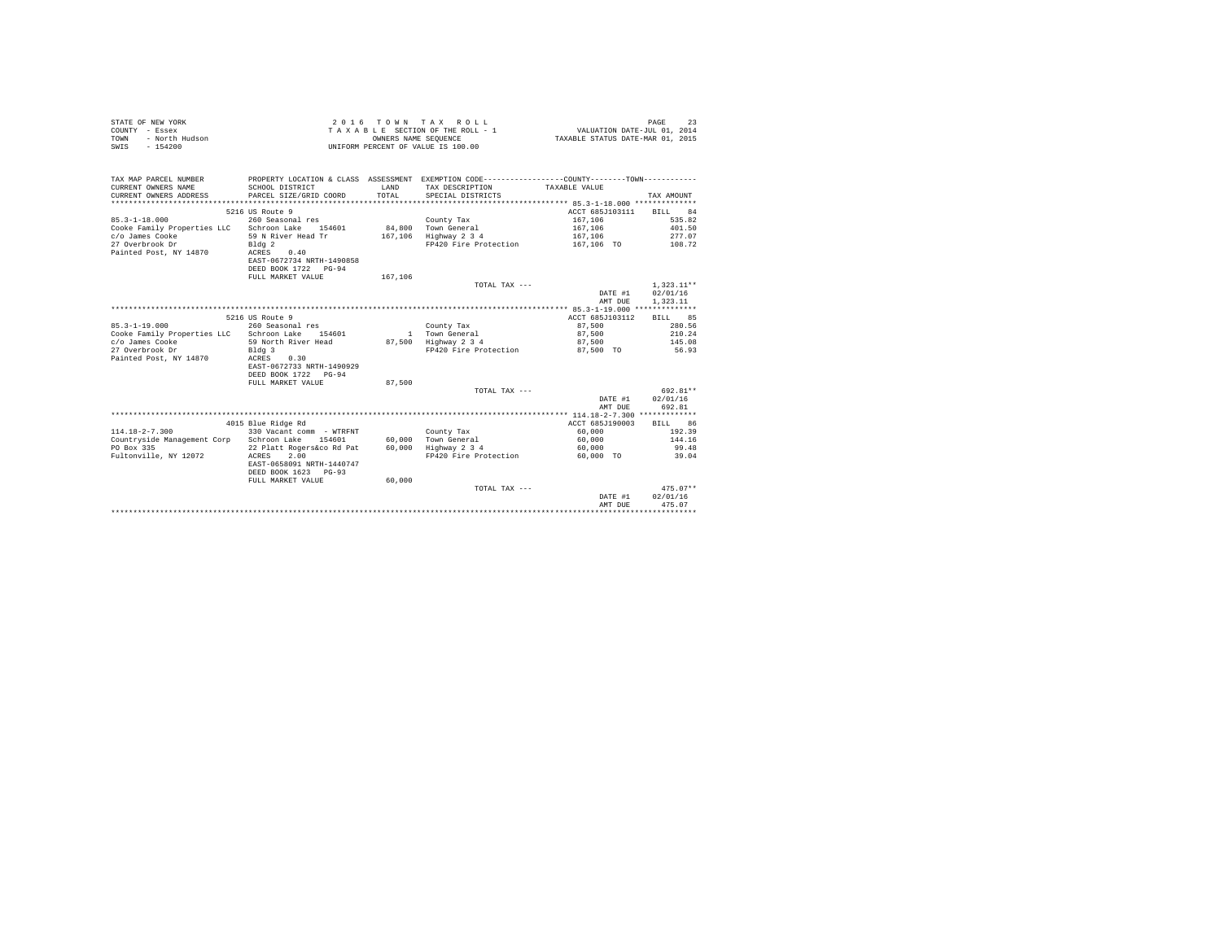STATE OF NEW YORK
COUNTY - Essex
TOWN - North Hudson
SWIS - 154200

2 0 1 6 T O W N T A X R O L L
T A X A B L E SECTION OF THE ROLL - 1
OWNERS NAME SEQUENCE
UNIFORM PERCENT OF VALUE IS 100.00

VALUATION DATE-JUL 01, 2014
TAXABLE STATUS DATE-MAR 01, 2015

```
TAX MAP PARCEL NUMBER          PROPERTY LOCATION & CLASS  ASSESSMENT  EXEMPTION CODE-----------------COUNTY--------TOWN-----------
CURRENT OWNERS NAME            SCHOOL DISTRICT              LAND      TAX DESCRIPTION           TAXABLE VALUE
CURRENT OWNERS ADDRESS         PARCEL SIZE/GRID COORD       TOTAL     SPECIAL DISTRICTS                                   TAX AMOUNT
********************************************************************************************* 85.3-1-18.000 **************
                         5216 US Route 9                                                          ACCT 685J103111    BILL   84
85.3-1-18.000                  260 Seasonal res                        County Tax                  167,106                535.82
Cooke Family Properties LLC    Schroon Lake    154601       84,800     Town General                167,106                401.50
c/o James Cooke                59 N River Head Tr          167,106     Highway 2 3 4               167,106                277.07
27 Overbrook Dr                Bldg 2                                  FP420 Fire Protection       167,106 TO             108.72
Painted Post, NY 14870         ACRES    0.40
                               EAST-0672734 NRTH-1490858
                               DEED BOOK 1722   PG-94
                               FULL MARKET VALUE           167,106
                                                                       TOTAL TAX ---                                    1,323.11**
                                                                                                   DATE #1     02/01/16
                                                                                                   AMT DUE     1,323.11
********************************************************************************************* 85.3-1-19.000 **************
                         5216 US Route 9                                                          ACCT 685J103112    BILL   85
85.3-1-19.000                  260 Seasonal res                        County Tax                   87,500                280.56
Cooke Family Properties LLC    Schroon Lake    154601            1     Town General                 87,500                210.24
c/o James Cooke                59 North River Head          87,500     Highway 2 3 4                87,500                145.08
27 Overbrook Dr                Bldg 3                                  FP420 Fire Protection        87,500 TO              56.93
Painted Post, NY 14870         ACRES    0.30
                               EAST-0672733 NRTH-1490929
                               DEED BOOK 1722   PG-94
                               FULL MARKET VALUE            87,500
                                                                       TOTAL TAX ---                                      692.81**
                                                                                                   DATE #1     02/01/16
                                                                                                   AMT DUE       692.81
********************************************************************************************* 114.18-2-7.300 *************
                         4015 Blue Ridge Rd                                                       ACCT 685J190003    BILL   86
114.18-2-7.300                 330 Vacant comm  - WTRFNT               County Tax                   60,000                192.39
Countryside Management Corp    Schroon Lake    154601       60,000     Town General                 60,000                144.16
PO Box 335                     22 Platt Rogers&co Rd Pat    60,000     Highway 2 3 4                60,000                 99.48
Fultonville, NY 12072          ACRES    2.00                           FP420 Fire Protection        60,000 TO              39.04
                               EAST-0658091 NRTH-1440747
                               DEED BOOK 1623   PG-93
                               FULL MARKET VALUE            60,000
                                                                       TOTAL TAX ---                                      475.07**
                                                                                                   DATE #1     02/01/16
                                                                                                   AMT DUE       475.07
****************************************************************************************************************************
```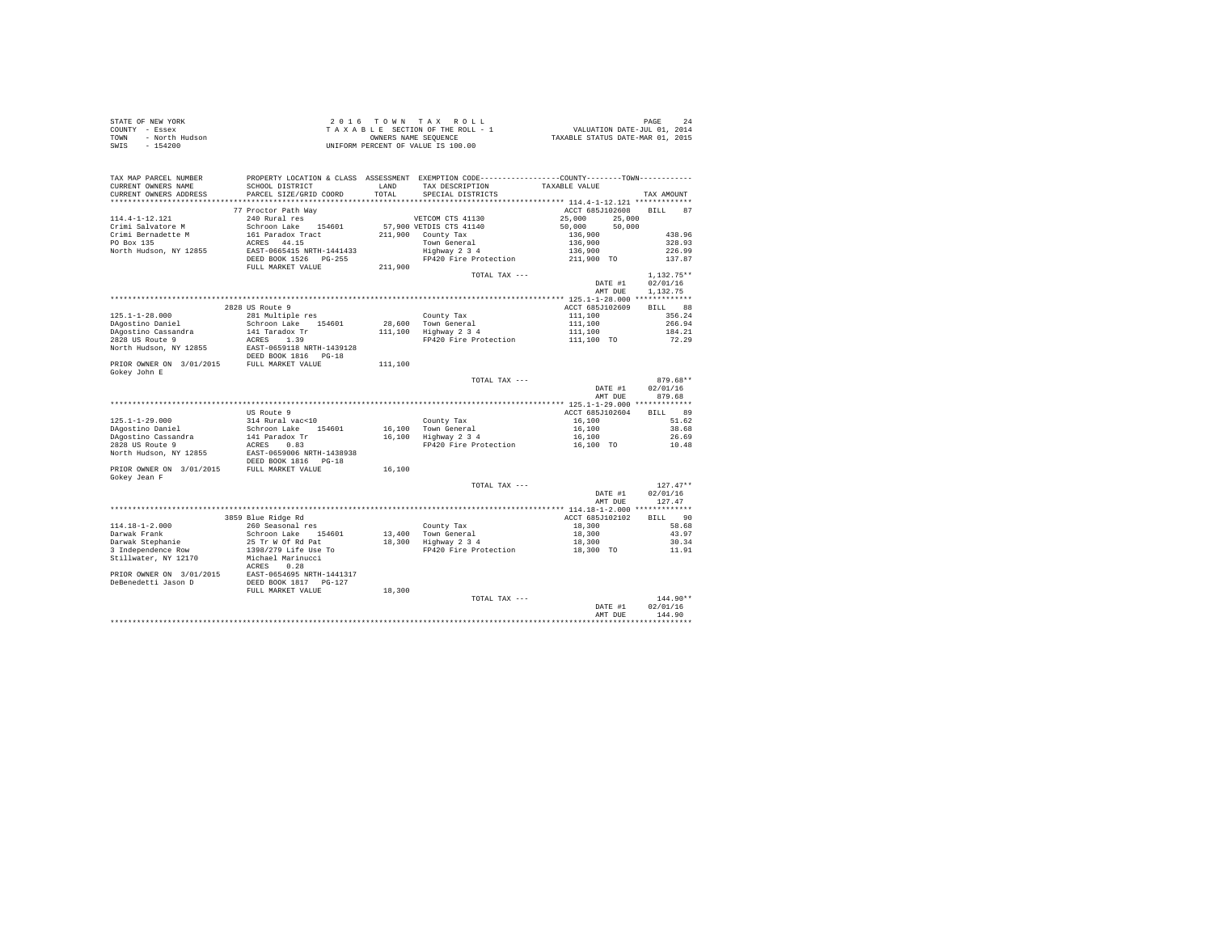STATE OF NEW YORK
COUNTY - Essex
TOWN - North Hudson
SWIS - 154200

2016 TOWN TAX ROLL
TAXABLE SECTION OF THE ROLL - 1
OWNERS NAME SEQUENCE
UNIFORM PERCENT OF VALUE IS 100.00

VALUATION DATE-JUL 01, 2014
TAXABLE STATUS DATE-MAR 01, 2015

| TAX MAP PARCEL NUMBER / CURRENT OWNERS NAME / CURRENT OWNERS ADDRESS | PROPERTY LOCATION & CLASS / SCHOOL DISTRICT / PARCEL SIZE/GRID COORD | ASSESSMENT LAND / TOTAL | EXEMPTION CODE / TAX DESCRIPTION / SPECIAL DISTRICTS | COUNTY / TOWN TAXABLE VALUE | TAX AMOUNT |
|---|---|---|---|---|---|
| 114.4-1-12.121 ******** | | | | | |
| | 77 Proctor Path Way | | | ACCT 685J102608 | BILL 87 |
| 114.4-1-12.121 | 240 Rural res | | VETCOM CTS 41130 | 25,000 25,000 | |
| Crimi Salvatore M | Schroon Lake 154601 | 57,900 | VETDIS CTS 41140 | 50,000 50,000 | |
| Crimi Bernadette M | 161 Paradox Tract | 211,900 | County Tax | 136,900 | 438.96 |
| PO Box 135 | ACRES 44.15 | | Town General | 136,900 | 328.93 |
| North Hudson, NY 12855 | EAST-0665415 NRTH-1441433 | | Highway 2 3 4 | 136,900 | 226.99 |
| | DEED BOOK 1526 PG-255 | | FP420 Fire Protection | 211,900 TO | 137.87 |
| | FULL MARKET VALUE | 211,900 | | | |
| | | | TOTAL TAX --- | | 1,132.75** |
| | | | | DATE #1 | 02/01/16 |
| | | | | AMT DUE | 1,132.75 |
| 125.1-1-28.000 ******** | | | | | |
| | 2828 US Route 9 | | | ACCT 685J102609 | BILL 88 |
| 125.1-1-28.000 | 281 Multiple res | | County Tax | 111,100 | 356.24 |
| DAgostino Daniel | Schroon Lake 154601 | 28,600 | Town General | 111,100 | 266.94 |
| DAgostino Cassandra | 141 Taradox Tr | 111,100 | Highway 2 3 4 | 111,100 | 184.21 |
| 2828 US Route 9 | ACRES 1.39 | | FP420 Fire Protection | 111,100 TO | 72.29 |
| North Hudson, NY 12855 | EAST-0659118 NRTH-1439128 | | | | |
| | DEED BOOK 1816 PG-18 | | | | |
| PRIOR OWNER ON 3/01/2015 | FULL MARKET VALUE | 111,100 | | | |
| Gokey John E | | | | | |
| | | | TOTAL TAX --- | | 879.68** |
| | | | | DATE #1 | 02/01/16 |
| | | | | AMT DUE | 879.68 |
| 125.1-1-29.000 ******** | | | | | |
| | US Route 9 | | | ACCT 685J102604 | BILL 89 |
| 125.1-1-29.000 | 314 Rural vac<10 | | County Tax | 16,100 | 51.62 |
| DAgostino Daniel | Schroon Lake 154601 | 16,100 | Town General | 16,100 | 38.68 |
| DAgostino Cassandra | 141 Paradox Tr | 16,100 | Highway 2 3 4 | 16,100 | 26.69 |
| 2828 US Route 9 | ACRES 0.83 | | FP420 Fire Protection | 16,100 TO | 10.48 |
| North Hudson, NY 12855 | EAST-0659006 NRTH-1438938 | | | | |
| | DEED BOOK 1816 PG-18 | | | | |
| PRIOR OWNER ON 3/01/2015 | FULL MARKET VALUE | 16,100 | | | |
| Gokey Jean F | | | | | |
| | | | TOTAL TAX --- | | 127.47** |
| | | | | DATE #1 | 02/01/16 |
| | | | | AMT DUE | 127.47 |
| 114.18-1-2.000 ******** | | | | | |
| | 3859 Blue Ridge Rd | | | ACCT 685J102102 | BILL 90 |
| 114.18-1-2.000 | 260 Seasonal res | | County Tax | 18,300 | 58.68 |
| Darwak Frank | Schroon Lake 154601 | 13,400 | Town General | 18,300 | 43.97 |
| Darwak Stephanie | 25 Tr W Of Rd Pat | 18,300 | Highway 2 3 4 | 18,300 | 30.34 |
| 3 Independence Row | 1398/279 Life Use To | | FP420 Fire Protection | 18,300 TO | 11.91 |
| Stillwater, NY 12170 | Michael Marinucci | | | | |
| | ACRES 0.28 | | | | |
| PRIOR OWNER ON 3/01/2015 | EAST-0654695 NRTH-1441317 | | | | |
| DeBenedetti Jason D | DEED BOOK 1817 PG-127 | | | | |
| | FULL MARKET VALUE | 18,300 | | | |
| | | | TOTAL TAX --- | | 144.90** |
| | | | | DATE #1 | 02/01/16 |
| | | | | AMT DUE | 144.90 |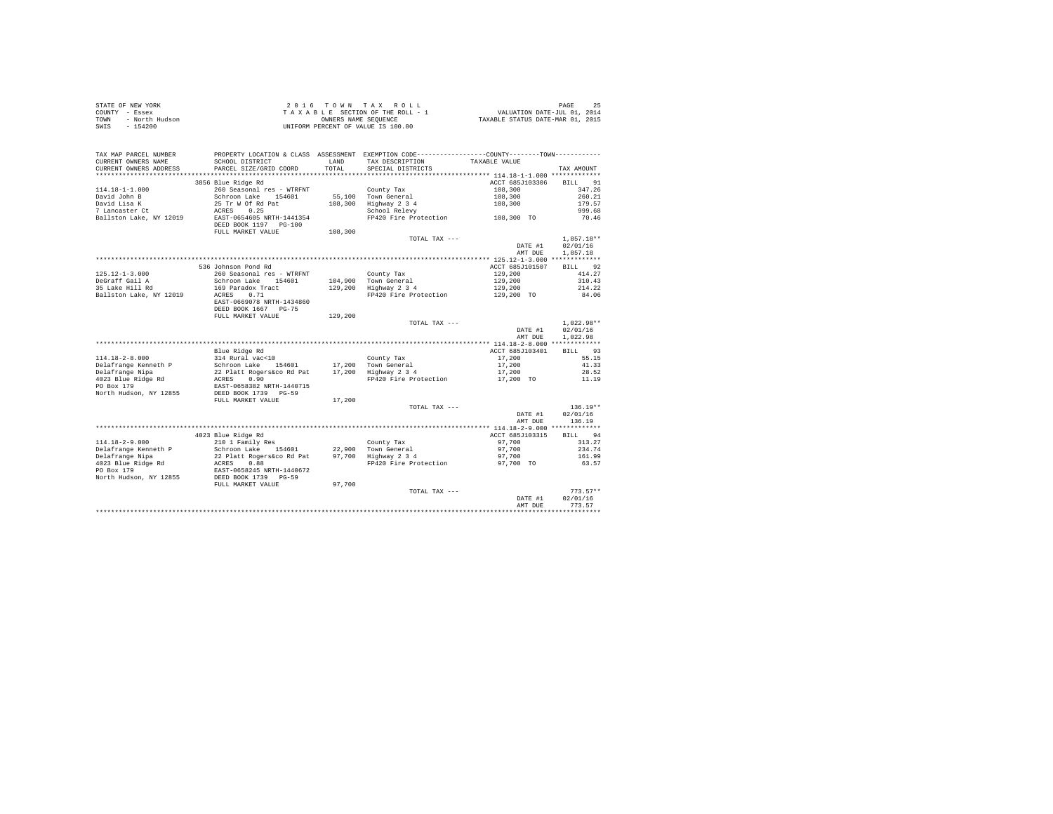STATE OF NEW YORK
COUNTY - Essex
TOWN - North Hudson
SWIS - 154200

2 0 1 6 T O W N T A X R O L L
T A X A B L E SECTION OF THE ROLL - 1
OWNERS NAME SEQUENCE
UNIFORM PERCENT OF VALUE IS 100.00

VALUATION DATE-JUL 01, 2014
TAXABLE STATUS DATE-MAR 01, 2015

```
TAX MAP PARCEL NUMBER         PROPERTY LOCATION & CLASS  ASSESSMENT  EXEMPTION CODE-----------------COUNTY--------TOWN-----------
CURRENT OWNERS NAME           SCHOOL DISTRICT              LAND      TAX DESCRIPTION            TAXABLE VALUE
CURRENT OWNERS ADDRESS        PARCEL SIZE/GRID COORD       TOTAL     SPECIAL DISTRICTS                                      TAX AMOUNT
******************************************************************************************************* 114.18-1-1.000 ************
                              3856 Blue Ridge Rd                                                    ACCT 685J103306     BILL   91
114.18-1-1.000                260 Seasonal res - WTRFNT             County Tax                      108,300                 347.26
David John B                  Schroon Lake   154601       55,100    Town General                    108,300                 260.21
David Lisa K                  25 Tr W Of Rd Pat          108,300    Highway 2 3 4                   108,300                 179.57
7 Lancaster Ct                ACRES    0.25                         School Relevy                                           999.68
Ballston Lake, NY 12019       EAST-0654605 NRTH-1441354             FP420 Fire Protection           108,300 TO               70.46
                              DEED BOOK 1197   PG-100
                              FULL MARKET VALUE          108,300
                                                                    TOTAL TAX ---                                       1,857.18**
                                                                                                    DATE #1           02/01/16
                                                                                                    AMT DUE           1,857.18
******************************************************************************************************* 125.12-1-3.000 ************
                              536 Johnson Pond Rd                                                   ACCT 685J101507     BILL   92
125.12-1-3.000                260 Seasonal res - WTRFNT             County Tax                      129,200                 414.27
DeGraff Gail A                Schroon Lake   154601      104,900    Town General                    129,200                 310.43
35 Lake Hill Rd               169 Paradox Tract          129,200    Highway 2 3 4                   129,200                 214.22
Ballston Lake, NY 12019       ACRES    0.71                         FP420 Fire Protection           129,200 TO               84.06
                              EAST-0669078 NRTH-1434860
                              DEED BOOK 1667   PG-75
                              FULL MARKET VALUE          129,200
                                                                    TOTAL TAX ---                                       1,022.98**
                                                                                                    DATE #1           02/01/16
                                                                                                    AMT DUE           1,022.98
******************************************************************************************************* 114.18-2-8.000 ************
                              Blue Ridge Rd                                                         ACCT 685J103401     BILL   93
114.18-2-8.000                314 Rural vac<10                      County Tax                       17,200                  55.15
Delafrange Kenneth P          Schroon Lake   154601       17,200    Town General                     17,200                  41.33
Delafrange Nipa               22 Platt Rogers&co Rd Pat   17,200    Highway 2 3 4                    17,200                  28.52
4023 Blue Ridge Rd            ACRES    0.90                         FP420 Fire Protection            17,200 TO               11.19
PO Box 179                    EAST-0658382 NRTH-1440715
North Hudson, NY 12855        DEED BOOK 1739   PG-59
                              FULL MARKET VALUE           17,200
                                                                    TOTAL TAX ---                                         136.19**
                                                                                                    DATE #1           02/01/16
                                                                                                    AMT DUE             136.19
******************************************************************************************************* 114.18-2-9.000 ************
                              4023 Blue Ridge Rd                                                    ACCT 685J103315     BILL   94
114.18-2-9.000                210 1 Family Res                      County Tax                       97,700                 313.27
Delafrange Kenneth P          Schroon Lake   154601       22,900    Town General                     97,700                 234.74
Delafrange Nipa               22 Platt Rogers&co Rd Pat   97,700    Highway 2 3 4                    97,700                 161.99
4023 Blue Ridge Rd            ACRES    0.88                         FP420 Fire Protection            97,700 TO               63.57
PO Box 179                    EAST-0658245 NRTH-1440672
North Hudson, NY 12855        DEED BOOK 1739   PG-59
                              FULL MARKET VALUE           97,700
                                                                    TOTAL TAX ---                                         773.57**
                                                                                                    DATE #1           02/01/16
                                                                                                    AMT DUE             773.57
************************************************************************************************************************************
```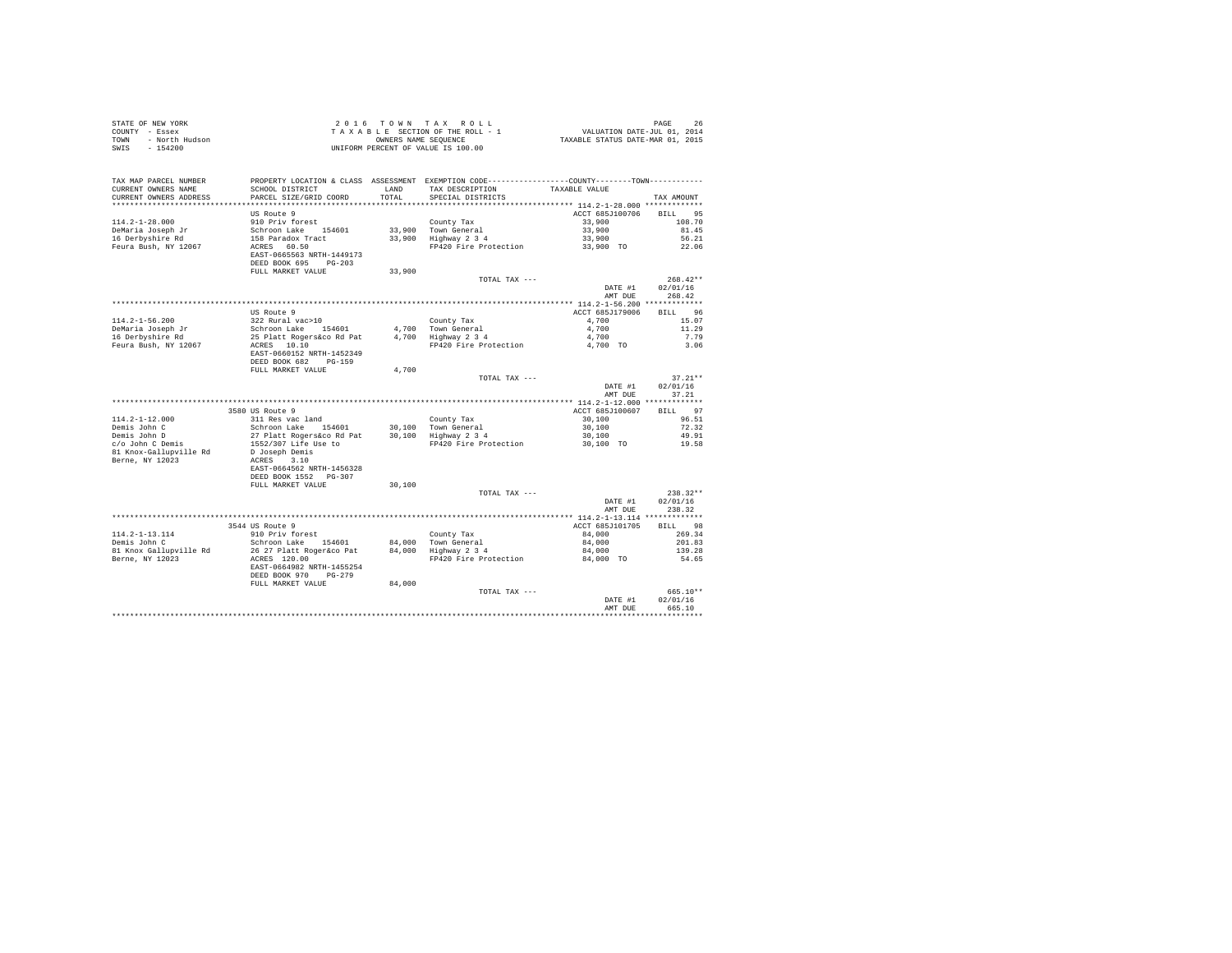STATE OF NEW YORK　　　　　　　　2 0 1 6　T O W N　T A X　R O L L
COUNTY - Essex　　　　　　　　T A X A B L E SECTION OF THE ROLL - 1　　　　VALUATION DATE-JUL 01, 2014
TOWN - North Hudson　　　　　　　OWNERS NAME SEQUENCE　　　　　TAXABLE STATUS DATE-MAR 01, 2015
SWIS - 154200　　　　　　　UNIFORM PERCENT OF VALUE IS 100.00

| TAX MAP PARCEL NUMBER / CURRENT OWNERS NAME / CURRENT OWNERS ADDRESS | PROPERTY LOCATION & CLASS / SCHOOL DISTRICT / PARCEL SIZE/GRID COORD | ASSESSMENT LAND / TOTAL | EXEMPTION CODE / TAX DESCRIPTION / SPECIAL DISTRICTS | COUNTY / TOWN TAXABLE VALUE | TAX AMOUNT |
|---|---|---|---|---|---|
| **114.2-1-28.000** | US Route 9 | | | ACCT 685J100706 | BILL 95 |
| 114.2-1-28.000 | 910 Priv forest | | County Tax | 33,900 | 108.70 |
| DeMaria Joseph Jr | Schroon Lake 154601 | 33,900 | Town General | 33,900 | 81.45 |
| 16 Derbyshire Rd | 158 Paradox Tract | 33,900 | Highway 2 3 4 | 33,900 | 56.21 |
| Feura Bush, NY 12067 | ACRES 60.50 | | FP420 Fire Protection | 33,900 TO | 22.06 |
| | EAST-0665563 NRTH-1449173 | | | | |
| | DEED BOOK 695 PG-203 | | | | |
| | FULL MARKET VALUE | 33,900 | | | |
| | | | TOTAL TAX --- | | 268.42** |
| | | | | DATE #1 | 02/01/16 |
| | | | | AMT DUE | 268.42 |
| **114.2-1-56.200** | US Route 9 | | | ACCT 685J179006 | BILL 96 |
| 114.2-1-56.200 | 322 Rural vac>10 | | County Tax | 4,700 | 15.07 |
| DeMaria Joseph Jr | Schroon Lake 154601 | 4,700 | Town General | 4,700 | 11.29 |
| 16 Derbyshire Rd | 25 Platt Rogers&co Rd Pat | 4,700 | Highway 2 3 4 | 4,700 | 7.79 |
| Feura Bush, NY 12067 | ACRES 10.10 | | FP420 Fire Protection | 4,700 TO | 3.06 |
| | EAST-0660152 NRTH-1452349 | | | | |
| | DEED BOOK 682 PG-159 | | | | |
| | FULL MARKET VALUE | 4,700 | | | |
| | | | TOTAL TAX --- | | 37.21** |
| | | | | DATE #1 | 02/01/16 |
| | | | | AMT DUE | 37.21 |
| **114.2-1-12.000** | 3580 US Route 9 | | | ACCT 685J100607 | BILL 97 |
| 114.2-1-12.000 | 311 Res vac land | | County Tax | 30,100 | 96.51 |
| Demis John C | Schroon Lake 154601 | 30,100 | Town General | 30,100 | 72.32 |
| Demis John D | 27 Platt Rogers&co Rd Pat | 30,100 | Highway 2 3 4 | 30,100 | 49.91 |
| c/o John C Demis | 1552/307 Life Use to | | FP420 Fire Protection | 30,100 TO | 19.58 |
| 81 Knox-Gallupville Rd | D Joseph Demis | | | | |
| Berne, NY 12023 | ACRES 3.10 | | | | |
| | EAST-0664562 NRTH-1456328 | | | | |
| | DEED BOOK 1552 PG-307 | | | | |
| | FULL MARKET VALUE | 30,100 | | | |
| | | | TOTAL TAX --- | | 238.32** |
| | | | | DATE #1 | 02/01/16 |
| | | | | AMT DUE | 238.32 |
| **114.2-1-13.114** | 3544 US Route 9 | | | ACCT 685J101705 | BILL 98 |
| 114.2-1-13.114 | 910 Priv forest | | County Tax | 84,000 | 269.34 |
| Demis John C | Schroon Lake 154601 | 84,000 | Town General | 84,000 | 201.83 |
| 81 Knox Gallupville Rd | 26 27 Platt Roger&co Pat | 84,000 | Highway 2 3 4 | 84,000 | 139.28 |
| Berne, NY 12023 | ACRES 120.00 | | FP420 Fire Protection | 84,000 TO | 54.65 |
| | EAST-0664982 NRTH-1455254 | | | | |
| | DEED BOOK 970 PG-279 | | | | |
| | FULL MARKET VALUE | 84,000 | | | |
| | | | TOTAL TAX --- | | 665.10** |
| | | | | DATE #1 | 02/01/16 |
| | | | | AMT DUE | 665.10 |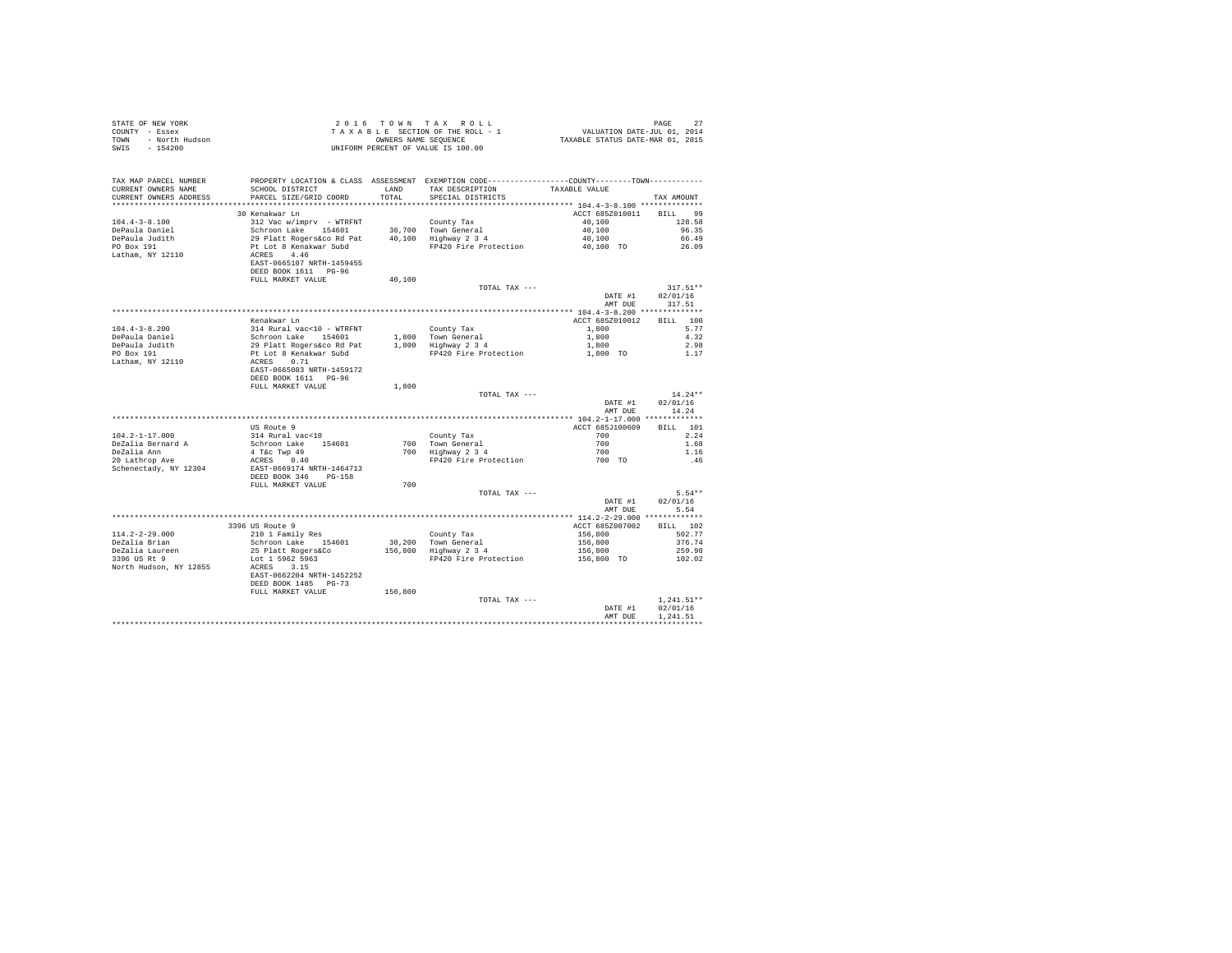STATE OF NEW YORK
COUNTY - Essex
TOWN - North Hudson
SWIS - 154200

2 0 1 6 T O W N T A X R O L L
T A X A B L E SECTION OF THE ROLL - 1
OWNERS NAME SEQUENCE
UNIFORM PERCENT OF VALUE IS 100.00

VALUATION DATE-JUL 01, 2014
TAXABLE STATUS DATE-MAR 01, 2015

| TAX MAP PARCEL NUMBER / CURRENT OWNERS NAME / CURRENT OWNERS ADDRESS | PROPERTY LOCATION & CLASS / SCHOOL DISTRICT / PARCEL SIZE/GRID COORD | ASSESSMENT LAND / TOTAL | EXEMPTION CODE / TAX DESCRIPTION / SPECIAL DISTRICTS | COUNTY / TOWN TAXABLE VALUE | TAX AMOUNT |
|---|---|---|---|---|---|
| **104.4-3-8.100** | 30 Kenakwar Ln | | | ACCT 685Z010011 | BILL 99 |
| 104.4-3-8.100 | 312 Vac w/imprv - WTRFNT | | County Tax | 40,100 | 128.58 |
| DePaula Daniel | Schroon Lake 154601 | 36,700 | Town General | 40,100 | 96.35 |
| DePaula Judith | 29 Platt Rogers&co Rd Pat | 40,100 | Highway 2 3 4 | 40,100 | 66.49 |
| PO Box 191 | Pt Lot 8 Kenakwar Subd | | FP420 Fire Protection | 40,100 TO | 26.09 |
| Latham, NY 12110 | ACRES 4.46 | | | | |
| | EAST-0665107 NRTH-1459455 | | | | |
| | DEED BOOK 1611 PG-96 | | | | |
| | FULL MARKET VALUE | 40,100 | | | |
| | | | TOTAL TAX --- | | 317.51** |
| | | | | DATE #1 | 02/01/16 |
| | | | | AMT DUE | 317.51 |
| **104.4-3-8.200** | Kenakwar Ln | | | ACCT 685Z010012 | BILL 100 |
| 104.4-3-8.200 | 314 Rural vac<10 - WTRFNT | | County Tax | 1,800 | 5.77 |
| DePaula Daniel | Schroon Lake 154601 | 1,800 | Town General | 1,800 | 4.32 |
| DePaula Judith | 29 Platt Rogers&co Rd Pat | 1,800 | Highway 2 3 4 | 1,800 | 2.98 |
| PO Box 191 | Pt Lot 8 Kenakwar Subd | | FP420 Fire Protection | 1,800 TO | 1.17 |
| Latham, NY 12110 | ACRES 0.71 | | | | |
| | EAST-0665083 NRTH-1459172 | | | | |
| | DEED BOOK 1611 PG-96 | | | | |
| | FULL MARKET VALUE | 1,800 | | | |
| | | | TOTAL TAX --- | | 14.24** |
| | | | | DATE #1 | 02/01/16 |
| | | | | AMT DUE | 14.24 |
| **104.2-1-17.000** | US Route 9 | | | ACCT 685J100609 | BILL 101 |
| 104.2-1-17.000 | 314 Rural vac<10 | | County Tax | 700 | 2.24 |
| DeZalia Bernard A | Schroon Lake 154601 | 700 | Town General | 700 | 1.68 |
| DeZalia Ann | 4 T&c Twp 49 | 700 | Highway 2 3 4 | 700 | 1.16 |
| 20 Lathrop Ave | ACRES 0.40 | | FP420 Fire Protection | 700 TO | .46 |
| Schenectady, NY 12304 | EAST-0669174 NRTH-1464713 | | | | |
| | DEED BOOK 346 PG-158 | | | | |
| | FULL MARKET VALUE | 700 | | | |
| | | | TOTAL TAX --- | | 5.54** |
| | | | | DATE #1 | 02/01/16 |
| | | | | AMT DUE | 5.54 |
| **114.2-2-29.000** | 3396 US Route 9 | | | ACCT 685Z007002 | BILL 102 |
| 114.2-2-29.000 | 210 1 Family Res | | County Tax | 156,800 | 502.77 |
| DeZalia Brian | Schroon Lake 154601 | 30,200 | Town General | 156,800 | 376.74 |
| DeZalia Laureen | 25 Platt Rogers&Co | 156,800 | Highway 2 3 4 | 156,800 | 259.98 |
| 3396 US Rt 9 | Lot 1 5962 5963 | | FP420 Fire Protection | 156,800 TO | 102.02 |
| North Hudson, NY 12855 | ACRES 3.15 | | | | |
| | EAST-0662204 NRTH-1452252 | | | | |
| | DEED BOOK 1485 PG-73 | | | | |
| | FULL MARKET VALUE | 156,800 | | | |
| | | | TOTAL TAX --- | | 1,241.51** |
| | | | | DATE #1 | 02/01/16 |
| | | | | AMT DUE | 1,241.51 |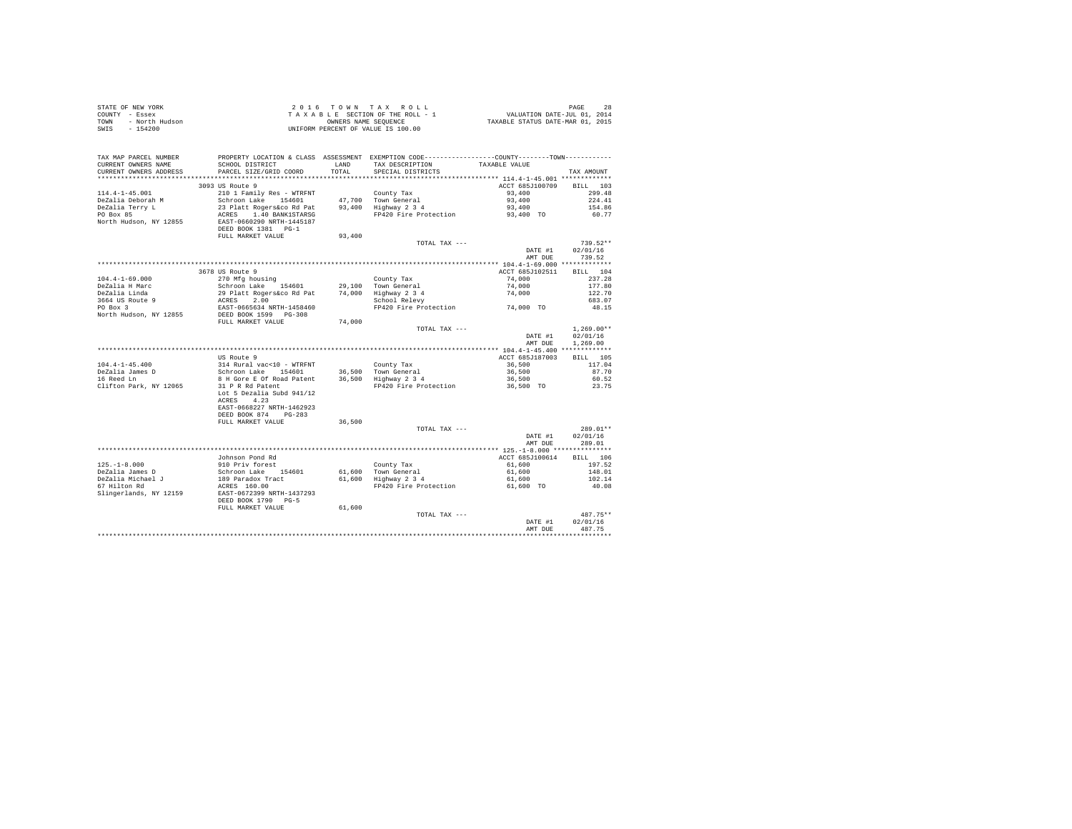STATE OF NEW YORK
COUNTY - Essex
TOWN - North Hudson
SWIS - 154200

2 0 1 6 T O W N T A X R O L L
T A X A B L E SECTION OF THE ROLL - 1
OWNERS NAME SEQUENCE
UNIFORM PERCENT OF VALUE IS 100.00

VALUATION DATE-JUL 01, 2014
TAXABLE STATUS DATE-MAR 01, 2015

| TAX MAP PARCEL NUMBER / CURRENT OWNERS NAME / CURRENT OWNERS ADDRESS | PROPERTY LOCATION & CLASS / SCHOOL DISTRICT / PARCEL SIZE/GRID COORD | ASSESSMENT LAND / TOTAL | EXEMPTION CODE / TAX DESCRIPTION / SPECIAL DISTRICTS | COUNTY--------TOWN / TAXABLE VALUE | TAX AMOUNT |
|---|---|---|---|---|---|
| **114.4-1-45.001** | 3093 US Route 9 | | | ACCT 685J100709 | BILL 103 |
| 114.4-1-45.001 | 210 1 Family Res - WTRFNT | | County Tax | 93,400 | 299.48 |
| DeZalia Deborah M | Schroon Lake 154601 | 47,700 | Town General | 93,400 | 224.41 |
| DeZalia Terry L | 23 Platt Rogers&co Rd Pat | 93,400 | Highway 2 3 4 | 93,400 | 154.86 |
| PO Box 85 | ACRES 1.40 BANK1STARSG | | FP420 Fire Protection | 93,400 TO | 60.77 |
| North Hudson, NY 12855 | EAST-0660290 NRTH-1445187 | | | | |
| | DEED BOOK 1381 PG-1 | | | | |
| | FULL MARKET VALUE | 93,400 | | | |
| | | | TOTAL TAX --- | | 739.52** |
| | | | | DATE #1 | 02/01/16 |
| | | | | AMT DUE | 739.52 |
| **104.4-1-69.000** | 3678 US Route 9 | | | ACCT 685J102511 | BILL 104 |
| 104.4-1-69.000 | 270 Mfg housing | | County Tax | 74,000 | 237.28 |
| DeZalia H Marc | Schroon Lake 154601 | 29,100 | Town General | 74,000 | 177.80 |
| DeZalia Linda | 29 Platt Rogers&co Rd Pat | 74,000 | Highway 2 3 4 | 74,000 | 122.70 |
| 3664 US Route 9 | ACRES 2.00 | | School Relevy | | 683.07 |
| PO Box 3 | EAST-0665634 NRTH-1458460 | | FP420 Fire Protection | 74,000 TO | 48.15 |
| North Hudson, NY 12855 | DEED BOOK 1599 PG-308 | | | | |
| | FULL MARKET VALUE | 74,000 | | | |
| | | | TOTAL TAX --- | | 1,269.00** |
| | | | | DATE #1 | 02/01/16 |
| | | | | AMT DUE | 1,269.00 |
| **104.4-1-45.400** | US Route 9 | | | ACCT 685J187003 | BILL 105 |
| 104.4-1-45.400 | 314 Rural vac<10 - WTRFNT | | County Tax | 36,500 | 117.04 |
| DeZalia James D | Schroon Lake 154601 | 36,500 | Town General | 36,500 | 87.70 |
| 16 Reed Ln | 8 H Gore E Of Road Patent | 36,500 | Highway 2 3 4 | 36,500 | 60.52 |
| Clifton Park, NY 12065 | 31 P R Rd Patent | | FP420 Fire Protection | 36,500 TO | 23.75 |
| | Lot 5 Dezalia Subd 941/12 | | | | |
| | ACRES 4.23 | | | | |
| | EAST-0668227 NRTH-1462923 | | | | |
| | DEED BOOK 874 PG-283 | | | | |
| | FULL MARKET VALUE | 36,500 | | | |
| | | | TOTAL TAX --- | | 289.01** |
| | | | | DATE #1 | 02/01/16 |
| | | | | AMT DUE | 289.01 |
| **125.-1-8.000** | Johnson Pond Rd | | | ACCT 685J100614 | BILL 106 |
| 125.-1-8.000 | 910 Priv forest | | County Tax | 61,600 | 197.52 |
| DeZalia James D | Schroon Lake 154601 | 61,600 | Town General | 61,600 | 148.01 |
| DeZalia Michael J | 189 Paradox Tract | 61,600 | Highway 2 3 4 | 61,600 | 102.14 |
| 67 Hilton Rd | ACRES 160.00 | | FP420 Fire Protection | 61,600 TO | 40.08 |
| Slingerlands, NY 12159 | EAST-0672399 NRTH-1437293 | | | | |
| | DEED BOOK 1790 PG-5 | | | | |
| | FULL MARKET VALUE | 61,600 | | | |
| | | | TOTAL TAX --- | | 487.75** |
| | | | | DATE #1 | 02/01/16 |
| | | | | AMT DUE | 487.75 |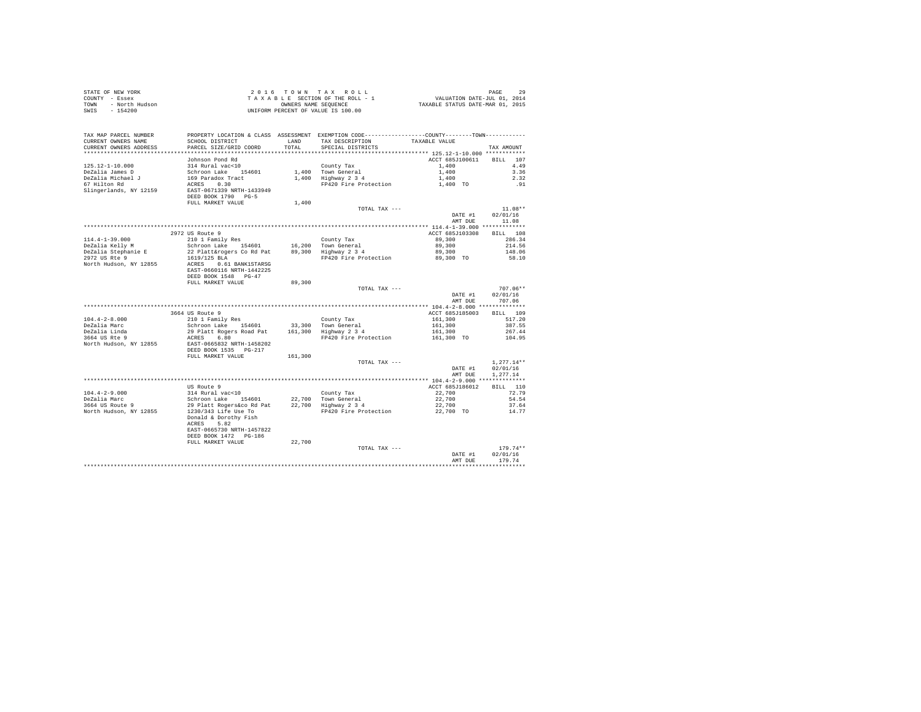STATE OF NEW YORK — 2016 TOWN TAX ROLL
COUNTY - Essex — TAXABLE SECTION OF THE ROLL - 1 — VALUATION DATE-JUL 01, 2014
TOWN - North Hudson — OWNERS NAME SEQUENCE — TAXABLE STATUS DATE-MAR 01, 2015
SWIS - 154200 — UNIFORM PERCENT OF VALUE IS 100.00

| TAX MAP PARCEL NUMBER / CURRENT OWNERS NAME / CURRENT OWNERS ADDRESS | PROPERTY LOCATION & CLASS / SCHOOL DISTRICT / PARCEL SIZE/GRID COORD | ASSESSMENT LAND / TOTAL | EXEMPTION CODE / TAX DESCRIPTION / SPECIAL DISTRICTS | TAXABLE VALUE (COUNTY--------TOWN) | TAX AMOUNT |
|---|---|---|---|---|---|
| 125.12-1-10.000 | Johnson Pond Rd | | | ACCT 685J100611 | BILL 107 |
| 125.12-1-10.000 | 314 Rural vac<10 | | County Tax | 1,400 | 4.49 |
| DeZalia James D | Schroon Lake 154601 | 1,400 | Town General | 1,400 | 3.36 |
| DeZalia Michael J | 169 Paradox Tract | 1,400 | Highway 2 3 4 | 1,400 | 2.32 |
| 67 Hilton Rd | ACRES 0.30 | | FP420 Fire Protection | 1,400 TO | .91 |
| Slingerlands, NY 12159 | EAST-0671339 NRTH-1433949 | | | | |
| | DEED BOOK 1790 PG-5 | | | | |
| | FULL MARKET VALUE | 1,400 | | | |
| | | | TOTAL TAX --- | | 11.08** |
| | | | | DATE #1 | 02/01/16 |
| | | | | AMT DUE | 11.08 |
| 114.4-1-39.000 | 2972 US Route 9 | | | ACCT 685J103308 | BILL 108 |
| 114.4-1-39.000 | 210 1 Family Res | | County Tax | 89,300 | 286.34 |
| DeZalia Kelly M | Schroon Lake 154601 | 16,200 | Town General | 89,300 | 214.56 |
| DeZalia Stephanie E | 22 Platt&rogers Co Rd Pat | 89,300 | Highway 2 3 4 | 89,300 | 148.06 |
| 2972 US Rte 9 | 1619/125 BLA | | FP420 Fire Protection | 89,300 TO | 58.10 |
| North Hudson, NY 12855 | ACRES 0.61 BANK1STARSG | | | | |
| | EAST-0660116 NRTH-1442225 | | | | |
| | DEED BOOK 1548 PG-47 | | | | |
| | FULL MARKET VALUE | 89,300 | | | |
| | | | TOTAL TAX --- | | 707.06** |
| | | | | DATE #1 | 02/01/16 |
| | | | | AMT DUE | 707.06 |
| 104.4-2-8.000 | 3664 US Route 9 | | | ACCT 685J185003 | BILL 109 |
| 104.4-2-8.000 | 210 1 Family Res | | County Tax | 161,300 | 517.20 |
| DeZalia Marc | Schroon Lake 154601 | 33,300 | Town General | 161,300 | 387.55 |
| DeZalia Linda | 29 Platt Rogers Road Pat | 161,300 | Highway 2 3 4 | 161,300 | 267.44 |
| 3664 US Rte 9 | ACRES 6.80 | | FP420 Fire Protection | 161,300 TO | 104.95 |
| North Hudson, NY 12855 | EAST-0665832 NRTH-1458202 | | | | |
| | DEED BOOK 1535 PG-217 | | | | |
| | FULL MARKET VALUE | 161,300 | | | |
| | | | TOTAL TAX --- | | 1,277.14** |
| | | | | DATE #1 | 02/01/16 |
| | | | | AMT DUE | 1,277.14 |
| 104.4-2-9.000 | US Route 9 | | | ACCT 685J186012 | BILL 110 |
| 104.4-2-9.000 | 314 Rural vac<10 | | County Tax | 22,700 | 72.79 |
| DeZalia Marc | Schroon Lake 154601 | 22,700 | Town General | 22,700 | 54.54 |
| 3664 US Route 9 | 29 Platt Rogers&co Rd Pat | 22,700 | Highway 2 3 4 | 22,700 | 37.64 |
| North Hudson, NY 12855 | 1230/343 Life Use To | | FP420 Fire Protection | 22,700 TO | 14.77 |
| | Donald & Dorothy Fish | | | | |
| | ACRES 5.82 | | | | |
| | EAST-0665730 NRTH-1457822 | | | | |
| | DEED BOOK 1472 PG-186 | | | | |
| | FULL MARKET VALUE | 22,700 | | | |
| | | | TOTAL TAX --- | | 179.74** |
| | | | | DATE #1 | 02/01/16 |
| | | | | AMT DUE | 179.74 |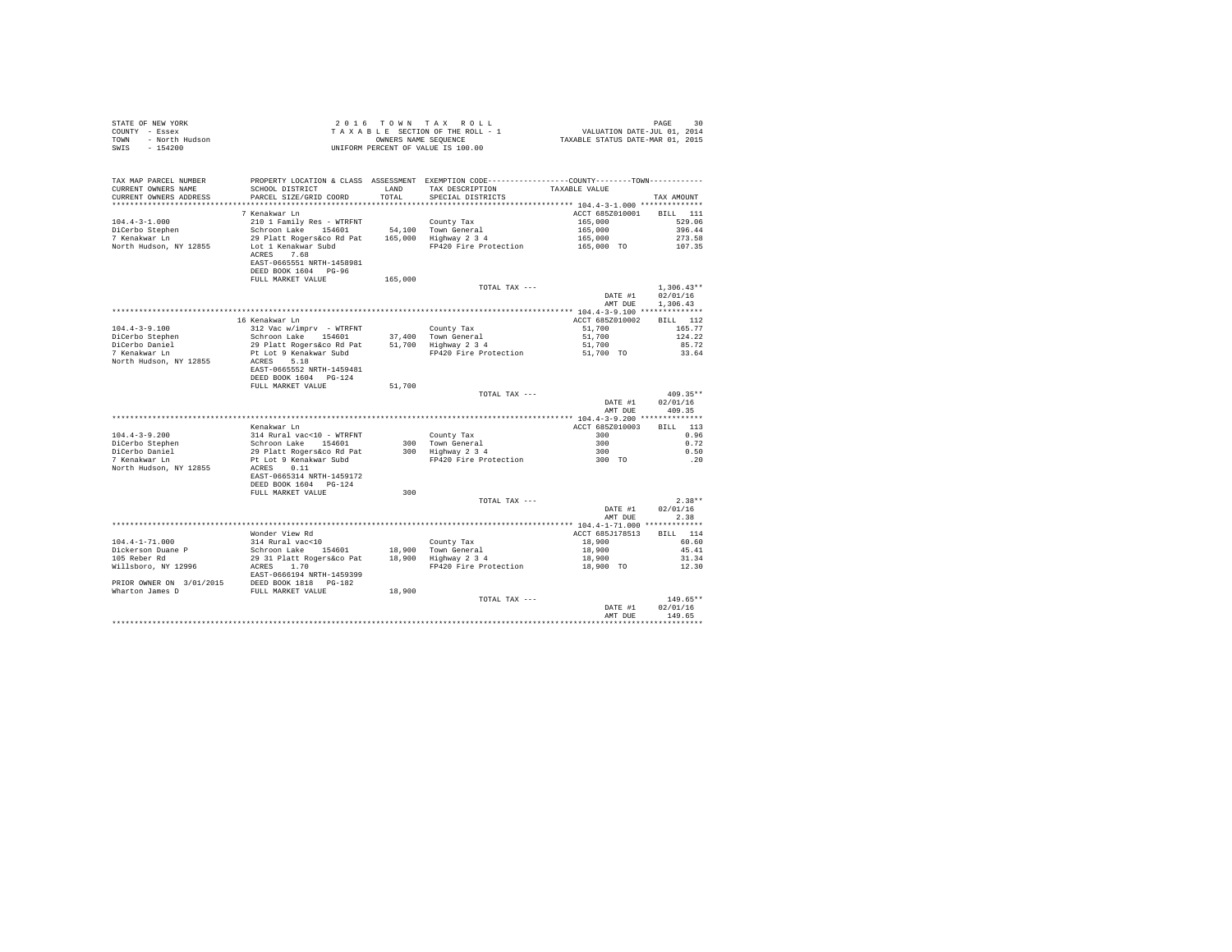STATE OF NEW YORK
COUNTY - Essex
TOWN - North Hudson
SWIS - 154200

2016 TOWN TAX ROLL
TAXABLE SECTION OF THE ROLL - 1
OWNERS NAME SEQUENCE
UNIFORM PERCENT OF VALUE IS 100.00

VALUATION DATE-JUL 01, 2014
TAXABLE STATUS DATE-MAR 01, 2015

| TAX MAP PARCEL NUMBER / CURRENT OWNERS NAME / CURRENT OWNERS ADDRESS | PROPERTY LOCATION & CLASS / SCHOOL DISTRICT / PARCEL SIZE/GRID COORD | ASSESSMENT LAND / TOTAL | EXEMPTION CODE / TAX DESCRIPTION / SPECIAL DISTRICTS | TAXABLE VALUE (COUNTY / TOWN) | TAX AMOUNT |
|---|---|---|---|---|---|
| **104.4-3-1.000** | 7 Kenakwar Ln | | | ACCT 685Z010001 | BILL 111 |
| 104.4-3-1.000 | 210 1 Family Res - WTRFNT | | County Tax | 165,000 | 529.06 |
| DiCerbo Stephen | Schroon Lake 154601 | 54,100 | Town General | 165,000 | 396.44 |
| 7 Kenakwar Ln | 29 Platt Rogers&co Rd Pat | 165,000 | Highway 2 3 4 | 165,000 | 273.58 |
| North Hudson, NY 12855 | Lot 1 Kenakwar Subd | | FP420 Fire Protection | 165,000 TO | 107.35 |
| | ACRES 7.68 | | | | |
| | EAST-0665551 NRTH-1458981 | | | | |
| | DEED BOOK 1604 PG-96 | | | | |
| | FULL MARKET VALUE | 165,000 | | | |
| | | | TOTAL TAX --- | | 1,306.43** |
| | | | | DATE #1 | 02/01/16 |
| | | | | AMT DUE | 1,306.43 |
| **104.4-3-9.100** | 16 Kenakwar Ln | | | ACCT 685Z010002 | BILL 112 |
| 104.4-3-9.100 | 312 Vac w/imprv - WTRFNT | | County Tax | 51,700 | 165.77 |
| DiCerbo Stephen | Schroon Lake 154601 | 37,400 | Town General | 51,700 | 124.22 |
| DiCerbo Daniel | 29 Platt Rogers&co Rd Pat | 51,700 | Highway 2 3 4 | 51,700 | 85.72 |
| 7 Kenakwar Ln | Pt Lot 9 Kenakwar Subd | | FP420 Fire Protection | 51,700 TO | 33.64 |
| North Hudson, NY 12855 | ACRES 5.18 | | | | |
| | EAST-0665552 NRTH-1459481 | | | | |
| | DEED BOOK 1604 PG-124 | | | | |
| | FULL MARKET VALUE | 51,700 | | | |
| | | | TOTAL TAX --- | | 409.35** |
| | | | | DATE #1 | 02/01/16 |
| | | | | AMT DUE | 409.35 |
| **104.4-3-9.200** | Kenakwar Ln | | | ACCT 685Z010003 | BILL 113 |
| 104.4-3-9.200 | 314 Rural vac<10 - WTRFNT | | County Tax | 300 | 0.96 |
| DiCerbo Stephen | Schroon Lake 154601 | 300 | Town General | 300 | 0.72 |
| DiCerbo Daniel | 29 Platt Rogers&co Rd Pat | 300 | Highway 2 3 4 | 300 | 0.50 |
| 7 Kenakwar Ln | Pt Lot 9 Kenakwar Subd | | FP420 Fire Protection | 300 TO | .20 |
| North Hudson, NY 12855 | ACRES 0.11 | | | | |
| | EAST-0665314 NRTH-1459172 | | | | |
| | DEED BOOK 1604 PG-124 | | | | |
| | FULL MARKET VALUE | 300 | | | |
| | | | TOTAL TAX --- | | 2.38** |
| | | | | DATE #1 | 02/01/16 |
| | | | | AMT DUE | 2.38 |
| **104.4-1-71.000** | Wonder View Rd | | | ACCT 685J178513 | BILL 114 |
| 104.4-1-71.000 | 314 Rural vac<10 | | County Tax | 18,900 | 60.60 |
| Dickerson Duane P | Schroon Lake 154601 | 18,900 | Town General | 18,900 | 45.41 |
| 105 Reber Rd | 29 31 Platt Rogers&co Pat | 18,900 | Highway 2 3 4 | 18,900 | 31.34 |
| Willsboro, NY 12996 | ACRES 1.70 | | FP420 Fire Protection | 18,900 TO | 12.30 |
| | EAST-0666194 NRTH-1459399 | | | | |
| PRIOR OWNER ON 3/01/2015 | DEED BOOK 1818 PG-182 | | | | |
| Wharton James D | FULL MARKET VALUE | 18,900 | | | |
| | | | TOTAL TAX --- | | 149.65** |
| | | | | DATE #1 | 02/01/16 |
| | | | | AMT DUE | 149.65 |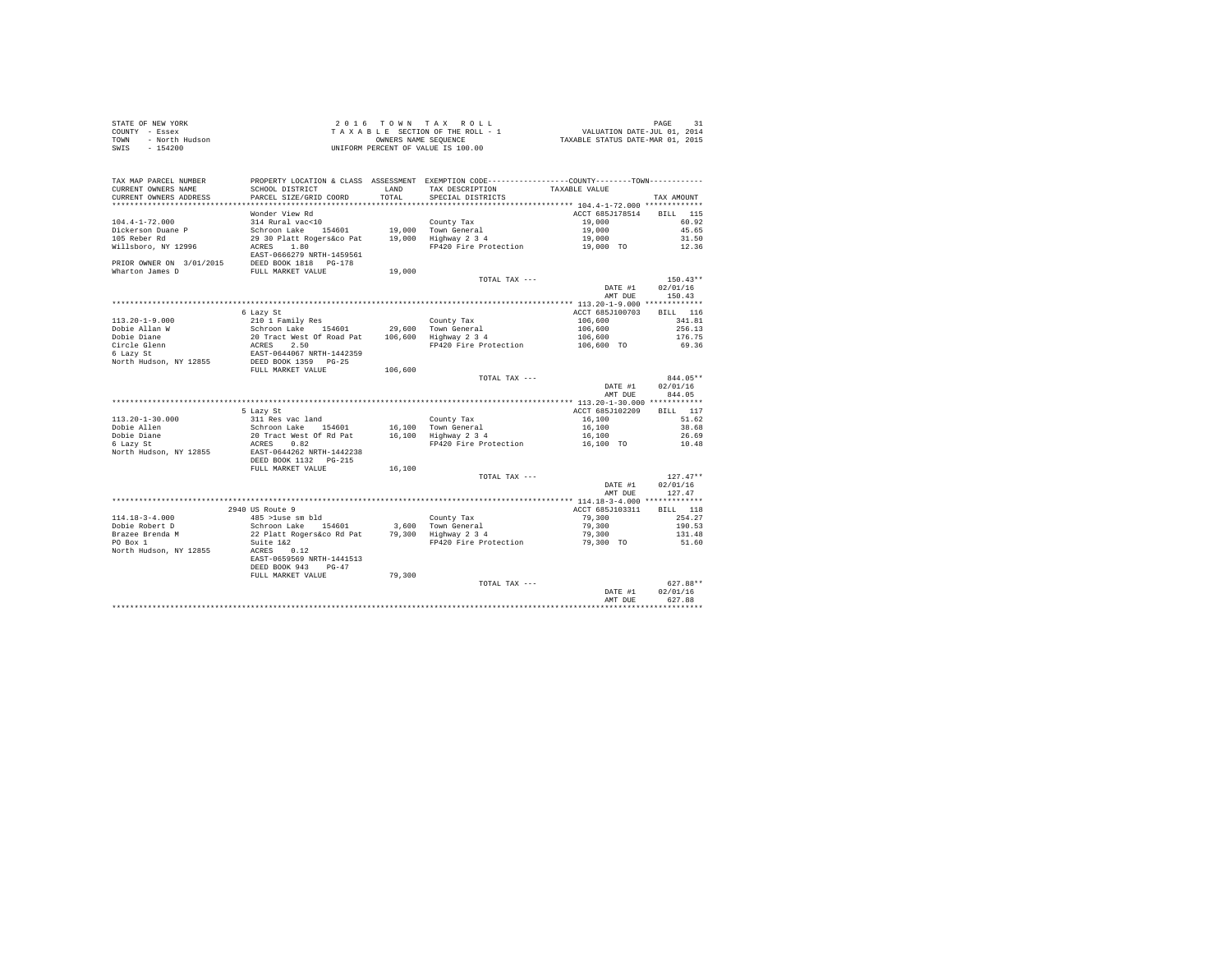STATE OF NEW YORK
COUNTY - Essex
TOWN - North Hudson
SWIS - 154200

2016 TOWN TAX ROLL
TAXABLE SECTION OF THE ROLL - 1
OWNERS NAME SEQUENCE
UNIFORM PERCENT OF VALUE IS 100.00

VALUATION DATE-JUL 01, 2014
TAXABLE STATUS DATE-MAR 01, 2015

| TAX MAP PARCEL NUMBER / CURRENT OWNERS NAME / CURRENT OWNERS ADDRESS | PROPERTY LOCATION & CLASS / SCHOOL DISTRICT / PARCEL SIZE/GRID COORD | ASSESSMENT LAND / TOTAL | EXEMPTION CODE / TAX DESCRIPTION / SPECIAL DISTRICTS | COUNTY--------TOWN TAXABLE VALUE | TAX AMOUNT |
|---|---|---|---|---|---|
| **104.4-1-72.000** | Wonder View Rd | | | ACCT 685J178514 | BILL 115 |
| 104.4-1-72.000 | 314 Rural vac<10 | | County Tax | 19,000 | 60.92 |
| Dickerson Duane P | Schroon Lake 154601 | 19,000 | Town General | 19,000 | 45.65 |
| 105 Reber Rd | 29 30 Platt Rogers&co Pat | 19,000 | Highway 2 3 4 | 19,000 | 31.50 |
| Willsboro, NY 12996 | ACRES 1.80 | | FP420 Fire Protection | 19,000 TO | 12.36 |
| | EAST-0666279 NRTH-1459561 | | | | |
| PRIOR OWNER ON 3/01/2015 | DEED BOOK 1818 PG-178 | | | | |
| Wharton James D | FULL MARKET VALUE | 19,000 | | | |
| | | | TOTAL TAX --- | | 150.43** |
| | | | | DATE #1 | 02/01/16 |
| | | | | AMT DUE | 150.43 |
| **113.20-1-9.000** | 6 Lazy St | | | ACCT 685J100703 | BILL 116 |
| 113.20-1-9.000 | 210 1 Family Res | | County Tax | 106,600 | 341.81 |
| Dobie Allan W | Schroon Lake 154601 | 29,600 | Town General | 106,600 | 256.13 |
| Dobie Diane | 20 Tract West Of Road Pat | 106,600 | Highway 2 3 4 | 106,600 | 176.75 |
| Circle Glenn | ACRES 2.50 | | FP420 Fire Protection | 106,600 TO | 69.36 |
| 6 Lazy St | EAST-0644067 NRTH-1442359 | | | | |
| North Hudson, NY 12855 | DEED BOOK 1359 PG-25 | | | | |
| | FULL MARKET VALUE | 106,600 | | | |
| | | | TOTAL TAX --- | | 844.05** |
| | | | | DATE #1 | 02/01/16 |
| | | | | AMT DUE | 844.05 |
| **113.20-1-30.000** | 5 Lazy St | | | ACCT 685J102209 | BILL 117 |
| 113.20-1-30.000 | 311 Res vac land | | County Tax | 16,100 | 51.62 |
| Dobie Allen | Schroon Lake 154601 | 16,100 | Town General | 16,100 | 38.68 |
| Dobie Diane | 20 Tract West Of Rd Pat | 16,100 | Highway 2 3 4 | 16,100 | 26.69 |
| 6 Lazy St | ACRES 0.82 | | FP420 Fire Protection | 16,100 TO | 10.48 |
| North Hudson, NY 12855 | EAST-0644262 NRTH-1442238 | | | | |
| | DEED BOOK 1132 PG-215 | | | | |
| | FULL MARKET VALUE | 16,100 | | | |
| | | | TOTAL TAX --- | | 127.47** |
| | | | | DATE #1 | 02/01/16 |
| | | | | AMT DUE | 127.47 |
| **114.18-3-4.000** | 2940 US Route 9 | | | ACCT 685J103311 | BILL 118 |
| 114.18-3-4.000 | 485 >1use sm bld | | County Tax | 79,300 | 254.27 |
| Dobie Robert D | Schroon Lake 154601 | 3,600 | Town General | 79,300 | 190.53 |
| Brazee Brenda M | 22 Platt Rogers&co Rd Pat | 79,300 | Highway 2 3 4 | 79,300 | 131.48 |
| PO Box 1 | Suite 1&2 | | FP420 Fire Protection | 79,300 TO | 51.60 |
| North Hudson, NY 12855 | ACRES 0.12 | | | | |
| | EAST-0659569 NRTH-1441513 | | | | |
| | DEED BOOK 943 PG-47 | | | | |
| | FULL MARKET VALUE | 79,300 | | | |
| | | | TOTAL TAX --- | | 627.88** |
| | | | | DATE #1 | 02/01/16 |
| | | | | AMT DUE | 627.88 |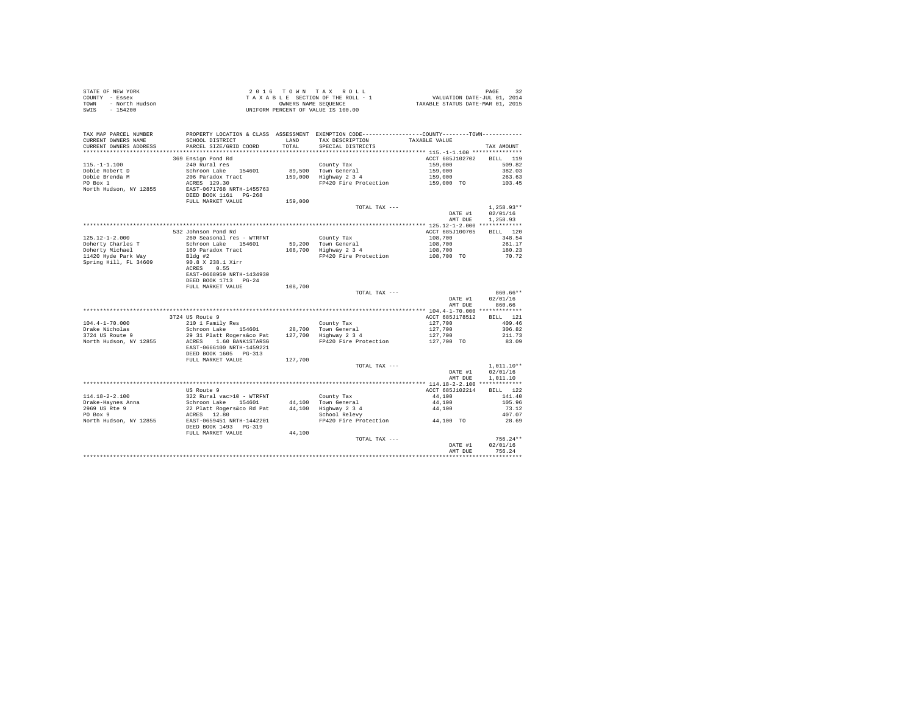STATE OF NEW YORK
COUNTY - Essex
TOWN - North Hudson
SWIS - 154200

2 0 1 6 T O W N T A X R O L L
T A X A B L E SECTION OF THE ROLL - 1
OWNERS NAME SEQUENCE
UNIFORM PERCENT OF VALUE IS 100.00

VALUATION DATE-JUL 01, 2014
TAXABLE STATUS DATE-MAR 01, 2015

| TAX MAP PARCEL NUMBER / CURRENT OWNERS NAME / CURRENT OWNERS ADDRESS | PROPERTY LOCATION & CLASS / SCHOOL DISTRICT / PARCEL SIZE/GRID COORD | ASSESSMENT LAND / TOTAL | EXEMPTION CODE / TAX DESCRIPTION / SPECIAL DISTRICTS | COUNTY / TOWN TAXABLE VALUE | TAX AMOUNT |
|---|---|---|---|---|---|
| **115.-1-1.100** | 369 Ensign Pond Rd | | | ACCT 685J102702 | BILL 119 |
| Dobie Robert D | 240 Rural res | | County Tax | 159,000 | 509.82 |
| Dobie Brenda M | Schroon Lake 154601 | 89,500 | Town General | 159,000 | 382.03 |
| PO Box 1 | 206 Paradox Tract | 159,000 | Highway 2 3 4 | 159,000 | 263.63 |
| North Hudson, NY 12855 | ACRES 129.30 | | FP420 Fire Protection | 159,000 TO | 103.45 |
| | EAST-0671768 NRTH-1455763 | | | | |
| | DEED BOOK 1161 PG-268 | | | | |
| | FULL MARKET VALUE | 159,000 | | | |
| | | | TOTAL TAX --- | | 1,258.93** |
| | | | | DATE #1 | 02/01/16 |
| | | | | AMT DUE | 1,258.93 |
| **125.12-1-2.000** | 532 Johnson Pond Rd | | | ACCT 685J100705 | BILL 120 |
| Doherty Charles T | 260 Seasonal res - WTRFNT | | County Tax | 108,700 | 348.54 |
| Doherty Michael | Schroon Lake 154601 | 59,200 | Town General | 108,700 | 261.17 |
| 11420 Hyde Park Way | 169 Paradox Tract | 108,700 | Highway 2 3 4 | 108,700 | 180.23 |
| Spring Hill, FL 34609 | Bldg #2 | | FP420 Fire Protection | 108,700 TO | 70.72 |
| | 90.8 X 238.1 Xirr | | | | |
| | ACRES 0.55 | | | | |
| | EAST-0668959 NRTH-1434930 | | | | |
| | DEED BOOK 1713 PG-24 | | | | |
| | FULL MARKET VALUE | 108,700 | | | |
| | | | TOTAL TAX --- | | 860.66** |
| | | | | DATE #1 | 02/01/16 |
| | | | | AMT DUE | 860.66 |
| **104.4-1-70.000** | 3724 US Route 9 | | | ACCT 685J178512 | BILL 121 |
| Drake Nicholas | 210 1 Family Res | | County Tax | 127,700 | 409.46 |
| 3724 US Route 9 | Schroon Lake 154601 | 28,700 | Town General | 127,700 | 306.82 |
| North Hudson, NY 12855 | 29 31 Platt Rogers&co Pat | 127,700 | Highway 2 3 4 | 127,700 | 211.73 |
| | ACRES 1.60 BANK1STARSG | | FP420 Fire Protection | 127,700 TO | 83.09 |
| | EAST-0666100 NRTH-1459221 | | | | |
| | DEED BOOK 1605 PG-313 | | | | |
| | FULL MARKET VALUE | 127,700 | | | |
| | | | TOTAL TAX --- | | 1,011.10** |
| | | | | DATE #1 | 02/01/16 |
| | | | | AMT DUE | 1,011.10 |
| **114.18-2-2.100** | US Route 9 | | | ACCT 685J102214 | BILL 122 |
| Drake-Haynes Anna | 322 Rural vac>10 - WTRFNT | | County Tax | 44,100 | 141.40 |
| 2969 US Rte 9 | Schroon Lake 154601 | 44,100 | Town General | 44,100 | 105.96 |
| PO Box 9 | 22 Platt Rogers&co Rd Pat | 44,100 | Highway 2 3 4 | 44,100 | 73.12 |
| North Hudson, NY 12855 | ACRES 12.80 | | School Relevy | | 407.07 |
| | EAST-0659451 NRTH-1442201 | | FP420 Fire Protection | 44,100 TO | 28.69 |
| | DEED BOOK 1493 PG-319 | | | | |
| | FULL MARKET VALUE | 44,100 | | | |
| | | | TOTAL TAX --- | | 756.24** |
| | | | | DATE #1 | 02/01/16 |
| | | | | AMT DUE | 756.24 |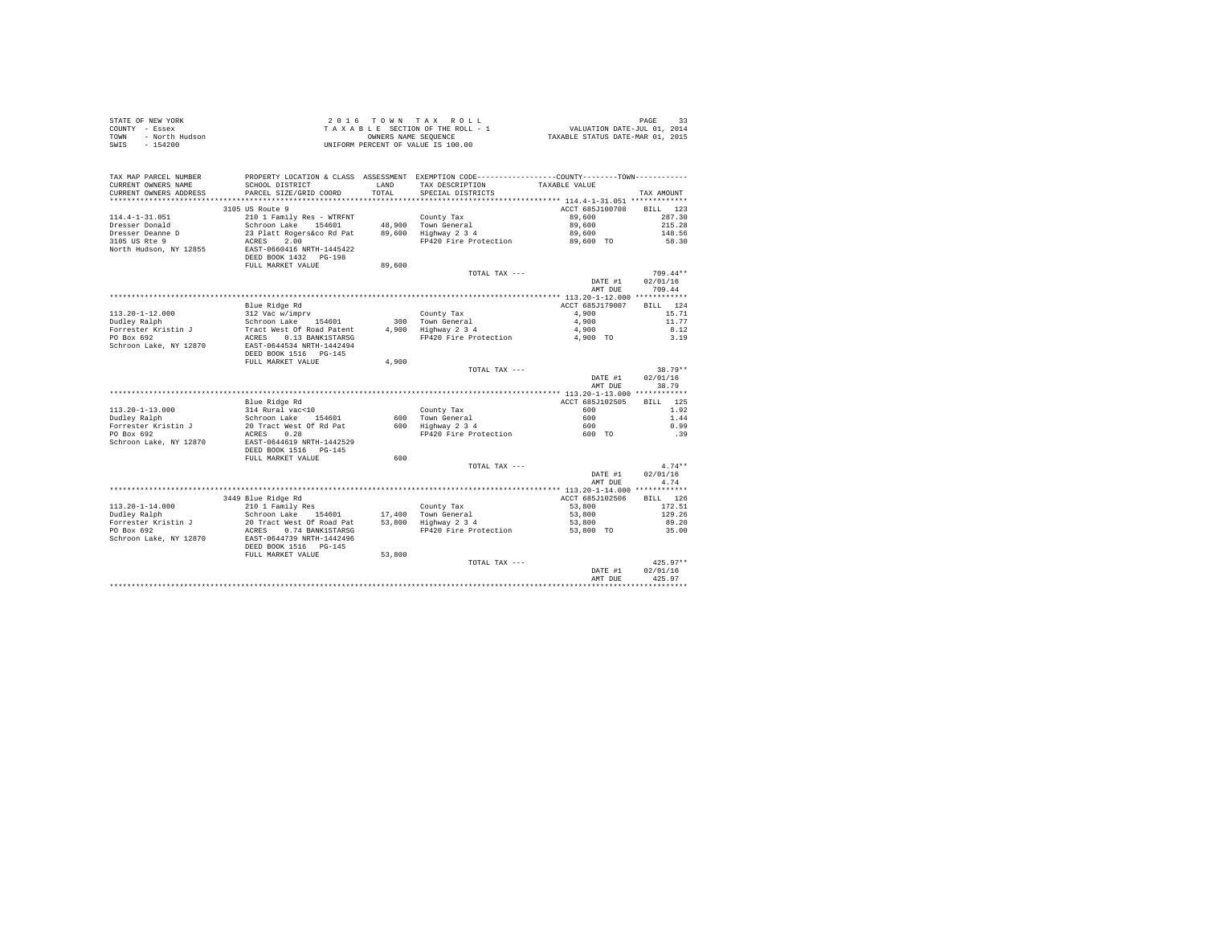STATE OF NEW YORK
COUNTY - Essex
TOWN - North Hudson
SWIS - 154200

2016 TOWN TAX ROLL
TAXABLE SECTION OF THE ROLL - 1
OWNERS NAME SEQUENCE
UNIFORM PERCENT OF VALUE IS 100.00

VALUATION DATE-JUL 01, 2014
TAXABLE STATUS DATE-MAR 01, 2015

| TAX MAP PARCEL NUMBER / CURRENT OWNERS NAME / CURRENT OWNERS ADDRESS | PROPERTY LOCATION & CLASS / SCHOOL DISTRICT / PARCEL SIZE/GRID COORD | ASSESSMENT LAND / TOTAL | EXEMPTION CODE / TAX DESCRIPTION / SPECIAL DISTRICTS | COUNTY / TOWN TAXABLE VALUE | TAX AMOUNT |
|---|---|---|---|---|---|
| **114.4-1-31.051** | 3105 US Route 9 | | | ACCT 685J100708 | BILL 123 |
| 114.4-1-31.051 | 210 1 Family Res - WTRFNT | | County Tax | 89,600 | 287.30 |
| Dresser Donald | Schroon Lake 154601 | 48,900 | Town General | 89,600 | 215.28 |
| Dresser Deanne D | 23 Platt Rogers&co Rd Pat | 89,600 | Highway 2 3 4 | 89,600 | 148.56 |
| 3105 US Rte 9 | ACRES 2.00 | | FP420 Fire Protection | 89,600 TO | 58.30 |
| North Hudson, NY 12855 | EAST-0660416 NRTH-1445422 | | | | |
| | DEED BOOK 1432 PG-198 | | | | |
| | FULL MARKET VALUE | 89,600 | | | |
| | | | TOTAL TAX --- | | 709.44** |
| | | | | DATE #1 | 02/01/16 |
| | | | | AMT DUE | 709.44 |
| **113.20-1-12.000** | Blue Ridge Rd | | | ACCT 685J179007 | BILL 124 |
| 113.20-1-12.000 | 312 Vac w/imprv | | County Tax | 4,900 | 15.71 |
| Dudley Ralph | Schroon Lake 154601 | 300 | Town General | 4,900 | 11.77 |
| Forrester Kristin J | Tract West Of Road Patent | 4,900 | Highway 2 3 4 | 4,900 | 8.12 |
| PO Box 692 | ACRES 0.13 BANK1STARSG | | FP420 Fire Protection | 4,900 TO | 3.19 |
| Schroon Lake, NY 12870 | EAST-0644534 NRTH-1442494 | | | | |
| | DEED BOOK 1516 PG-145 | | | | |
| | FULL MARKET VALUE | 4,900 | | | |
| | | | TOTAL TAX --- | | 38.79** |
| | | | | DATE #1 | 02/01/16 |
| | | | | AMT DUE | 38.79 |
| **113.20-1-13.000** | Blue Ridge Rd | | | ACCT 685J102505 | BILL 125 |
| 113.20-1-13.000 | 314 Rural vac<10 | | County Tax | 600 | 1.92 |
| Dudley Ralph | Schroon Lake 154601 | 600 | Town General | 600 | 1.44 |
| Forrester Kristin J | 20 Tract West Of Rd Pat | 600 | Highway 2 3 4 | 600 | 0.99 |
| PO Box 692 | ACRES 0.28 | | FP420 Fire Protection | 600 TO | .39 |
| Schroon Lake, NY 12870 | EAST-0644619 NRTH-1442529 | | | | |
| | DEED BOOK 1516 PG-145 | | | | |
| | FULL MARKET VALUE | 600 | | | |
| | | | TOTAL TAX --- | | 4.74** |
| | | | | DATE #1 | 02/01/16 |
| | | | | AMT DUE | 4.74 |
| **113.20-1-14.000** | 3449 Blue Ridge Rd | | | ACCT 685J102506 | BILL 126 |
| 113.20-1-14.000 | 210 1 Family Res | | County Tax | 53,800 | 172.51 |
| Dudley Ralph | Schroon Lake 154601 | 17,400 | Town General | 53,800 | 129.26 |
| Forrester Kristin J | 20 Tract West Of Road Pat | 53,800 | Highway 2 3 4 | 53,800 | 89.20 |
| PO Box 692 | ACRES 0.74 BANK1STARSG | | FP420 Fire Protection | 53,800 TO | 35.00 |
| Schroon Lake, NY 12870 | EAST-0644739 NRTH-1442496 | | | | |
| | DEED BOOK 1516 PG-145 | | | | |
| | FULL MARKET VALUE | 53,800 | | | |
| | | | TOTAL TAX --- | | 425.97** |
| | | | | DATE #1 | 02/01/16 |
| | | | | AMT DUE | 425.97 |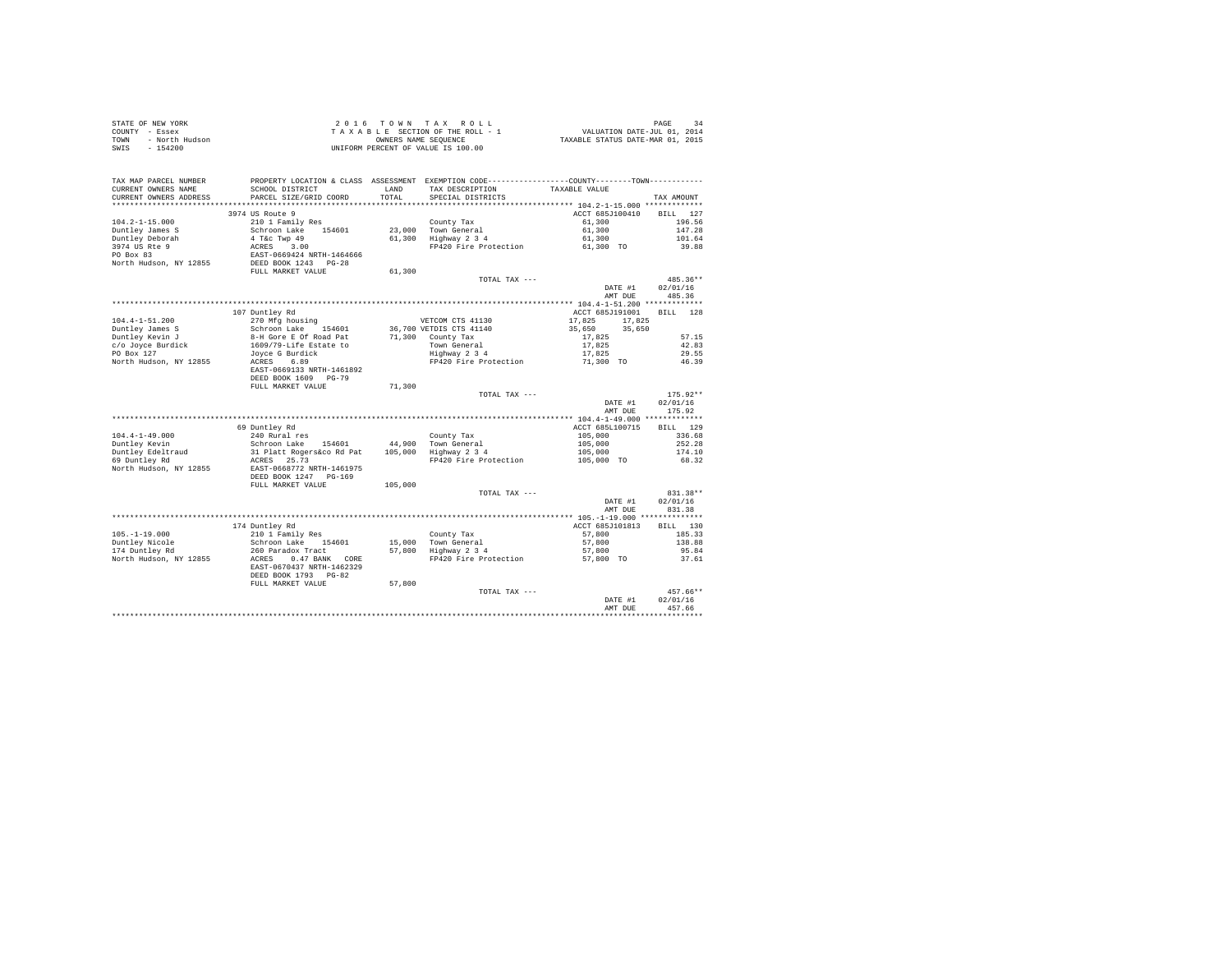STATE OF NEW YORK
COUNTY - Essex
TOWN - North Hudson
SWIS - 154200

2 0 1 6 T O W N T A X R O L L
T A X A B L E SECTION OF THE ROLL - 1
OWNERS NAME SEQUENCE
UNIFORM PERCENT OF VALUE IS 100.00

VALUATION DATE-JUL 01, 2014
TAXABLE STATUS DATE-MAR 01, 2015

| TAX MAP PARCEL NUMBER / CURRENT OWNERS NAME / CURRENT OWNERS ADDRESS | PROPERTY LOCATION & CLASS / SCHOOL DISTRICT / PARCEL SIZE/GRID COORD | ASSESSMENT LAND / TOTAL | EXEMPTION CODE / TAX DESCRIPTION / SPECIAL DISTRICTS | COUNTY / TOWN TAXABLE VALUE | TAX AMOUNT |
|---|---|---|---|---|---|
| **104.2-1-15.000** | 3974 US Route 9 | | | ACCT 685J100410 | BILL 127 |
| 104.2-1-15.000 | 210 1 Family Res | | County Tax | 61,300 | 196.56 |
| Duntley James S | Schroon Lake 154601 | 23,000 | Town General | 61,300 | 147.28 |
| Duntley Deborah | 4 T&c Twp 49 | 61,300 | Highway 2 3 4 | 61,300 | 101.64 |
| 3974 US Rte 9 | ACRES 3.00 | | FP420 Fire Protection | 61,300 TO | 39.88 |
| PO Box 83 | EAST-0669424 NRTH-1464666 | | | | |
| North Hudson, NY 12855 | DEED BOOK 1243 PG-28 | | | | |
| | FULL MARKET VALUE | 61,300 | | | |
| | | | TOTAL TAX --- | | 485.36** |
| | | | | DATE #1 | 02/01/16 |
| | | | | AMT DUE | 485.36 |
| **104.4-1-51.200** | 107 Duntley Rd | | | ACCT 685J191001 | BILL 128 |
| 104.4-1-51.200 | 270 Mfg housing | | VETCOM CTS 41130 | 17,825 17,825 | |
| Duntley James S | Schroon Lake 154601 | 36,700 | VETDIS CTS 41140 | 35,650 35,650 | |
| Duntley Kevin J | 8-H Gore E Of Road Pat | 71,300 | County Tax | 17,825 | 57.15 |
| c/o Joyce Burdick | 1609/79-Life Estate to | | Town General | 17,825 | 42.83 |
| PO Box 127 | Joyce G Burdick | | Highway 2 3 4 | 17,825 | 29.55 |
| North Hudson, NY 12855 | ACRES 6.89 | | FP420 Fire Protection | 71,300 TO | 46.39 |
| | EAST-0669133 NRTH-1461892 | | | | |
| | DEED BOOK 1609 PG-79 | | | | |
| | FULL MARKET VALUE | 71,300 | | | |
| | | | TOTAL TAX --- | | 175.92** |
| | | | | DATE #1 | 02/01/16 |
| | | | | AMT DUE | 175.92 |
| **104.4-1-49.000** | 69 Duntley Rd | | | ACCT 685L100715 | BILL 129 |
| 104.4-1-49.000 | 240 Rural res | | County Tax | 105,000 | 336.68 |
| Duntley Kevin | Schroon Lake 154601 | 44,900 | Town General | 105,000 | 252.28 |
| Duntley Edeltraud | 31 Platt Rogers&co Rd Pat | 105,000 | Highway 2 3 4 | 105,000 | 174.10 |
| 69 Duntley Rd | ACRES 25.73 | | FP420 Fire Protection | 105,000 TO | 68.32 |
| North Hudson, NY 12855 | EAST-0668772 NRTH-1461975 | | | | |
| | DEED BOOK 1247 PG-169 | | | | |
| | FULL MARKET VALUE | 105,000 | | | |
| | | | TOTAL TAX --- | | 831.38** |
| | | | | DATE #1 | 02/01/16 |
| | | | | AMT DUE | 831.38 |
| **105.-1-19.000** | 174 Duntley Rd | | | ACCT 685J101813 | BILL 130 |
| 105.-1-19.000 | 210 1 Family Res | | County Tax | 57,800 | 185.33 |
| Duntley Nicole | Schroon Lake 154601 | 15,000 | Town General | 57,800 | 138.88 |
| 174 Duntley Rd | 260 Paradox Tract | 57,800 | Highway 2 3 4 | 57,800 | 95.84 |
| North Hudson, NY 12855 | ACRES 0.47 BANK CORE | | FP420 Fire Protection | 57,800 TO | 37.61 |
| | EAST-0670437 NRTH-1462329 | | | | |
| | DEED BOOK 1793 PG-82 | | | | |
| | FULL MARKET VALUE | 57,800 | | | |
| | | | TOTAL TAX --- | | 457.66** |
| | | | | DATE #1 | 02/01/16 |
| | | | | AMT DUE | 457.66 |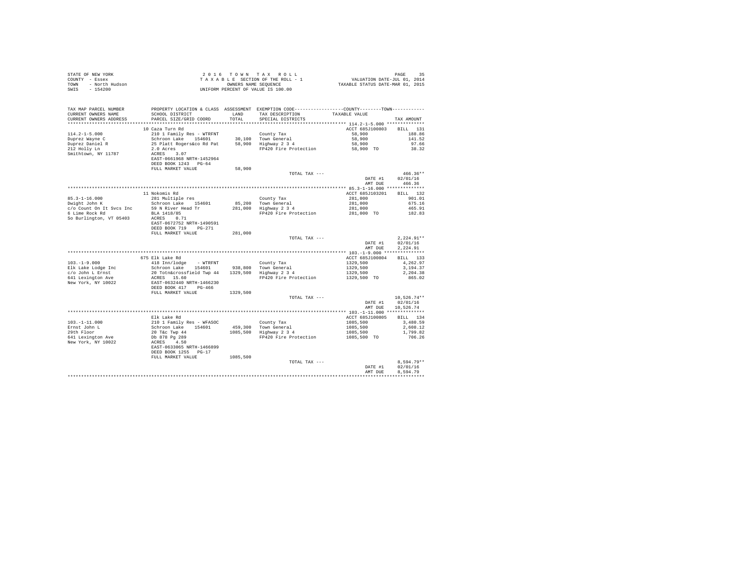STATE OF NEW YORK
COUNTY - Essex
TOWN - North Hudson
SWIS - 154200

2 0 1 6 T O W N T A X R O L L
T A X A B L E SECTION OF THE ROLL - 1
OWNERS NAME SEQUENCE
UNIFORM PERCENT OF VALUE IS 100.00

VALUATION DATE-JUL 01, 2014
TAXABLE STATUS DATE-MAR 01, 2015

| TAX MAP PARCEL NUMBER / CURRENT OWNERS NAME / CURRENT OWNERS ADDRESS | PROPERTY LOCATION & CLASS / SCHOOL DISTRICT / PARCEL SIZE/GRID COORD | ASSESSMENT LAND / TOTAL | EXEMPTION CODE / TAX DESCRIPTION / SPECIAL DISTRICTS | COUNTY / TOWN TAXABLE VALUE | TAX AMOUNT |
|---|---|---|---|---|---|
| **114.2-1-5.000** | 10 Caza Turn Rd | | | ACCT 685J100803 | BILL 131 |
| 114.2-1-5.000 | 210 1 Family Res - WTRFNT | | County Tax | 58,900 | 188.86 |
| Duprez Wayne C | Schroon Lake 154601 | 30,100 | Town General | 58,900 | 141.52 |
| Duprez Daniel R | 25 Platt Rogers&co Rd Pat | 58,900 | Highway 2 3 4 | 58,900 | 97.66 |
| 212 Holly Ln | 2.0 Acres | | FP420 Fire Protection | 58,900 TO | 38.32 |
| Smithtown, NY 11787 | ACRES 3.07 | | | | |
| | EAST-0661968 NRTH-1452964 | | | | |
| | DEED BOOK 1243 PG-64 | | | | |
| | FULL MARKET VALUE | 58,900 | | | |
| | | | TOTAL TAX --- | | 466.36** |
| | | | | DATE #1 | 02/01/16 |
| | | | | AMT DUE | 466.36 |
| **85.3-1-16.000** | 11 Nokomis Rd | | | ACCT 685J103201 | BILL 132 |
| 85.3-1-16.000 | 281 Multiple res | | County Tax | 281,000 | 901.01 |
| Dwight John K | Schroon Lake 154601 | 85,200 | Town General | 281,000 | 675.16 |
| c/o Count On It Svcs Inc | 59 N River Head Tr | 281,000 | Highway 2 3 4 | 281,000 | 465.91 |
| 6 Lime Rock Rd | BLA 1418/85 | | FP420 Fire Protection | 281,000 TO | 182.83 |
| So Burlington, VT 05403 | ACRES 0.71 | | | | |
| | EAST-0672752 NRTH-1490591 | | | | |
| | DEED BOOK 719 PG-271 | | | | |
| | FULL MARKET VALUE | 281,000 | | | |
| | | | TOTAL TAX --- | | 2,224.91** |
| | | | | DATE #1 | 02/01/16 |
| | | | | AMT DUE | 2,224.91 |
| **103.-1-9.000** | 675 Elk Lake Rd | | | ACCT 685J100804 | BILL 133 |
| 103.-1-9.000 | 418 Inn/lodge - WTRFNT | | County Tax | 1329,500 | 4,262.97 |
| Elk Lake Lodge Inc | Schroon Lake 154601 | 938,800 | Town General | 1329,500 | 3,194.37 |
| c/o John L Ernst | 20 Totn&crossfield Twp 44 | 1329,500 | Highway 2 3 4 | 1329,500 | 2,204.38 |
| 641 Lexington Ave | ACRES 15.60 | | FP420 Fire Protection | 1329,500 TO | 865.02 |
| New York, NY 10022 | EAST-0632440 NRTH-1466230 | | | | |
| | DEED BOOK 417 PG-466 | | | | |
| | FULL MARKET VALUE | 1329,500 | | | |
| | | | TOTAL TAX --- | | 10,526.74** |
| | | | | DATE #1 | 02/01/16 |
| | | | | AMT DUE | 10,526.74 |
| **103.-1-11.000** | Elk Lake Rd | | | ACCT 685J100805 | BILL 134 |
| 103.-1-11.000 | 210 1 Family Res - WFASOC | | County Tax | 1085,500 | 3,480.59 |
| Ernst John L | Schroon Lake 154601 | 459,300 | Town General | 1085,500 | 2,608.12 |
| 29th Floor | 20 T&c Twp 44 | 1085,500 | Highway 2 3 4 | 1085,500 | 1,799.82 |
| 641 Lexington Ave | Db 878 Pg 289 | | FP420 Fire Protection | 1085,500 TO | 706.26 |
| New York, NY 10022 | ACRES 4.50 | | | | |
| | EAST-0633065 NRTH-1466899 | | | | |
| | DEED BOOK 1255 PG-17 | | | | |
| | FULL MARKET VALUE | 1085,500 | | | |
| | | | TOTAL TAX --- | | 8,594.79** |
| | | | | DATE #1 | 02/01/16 |
| | | | | AMT DUE | 8,594.79 |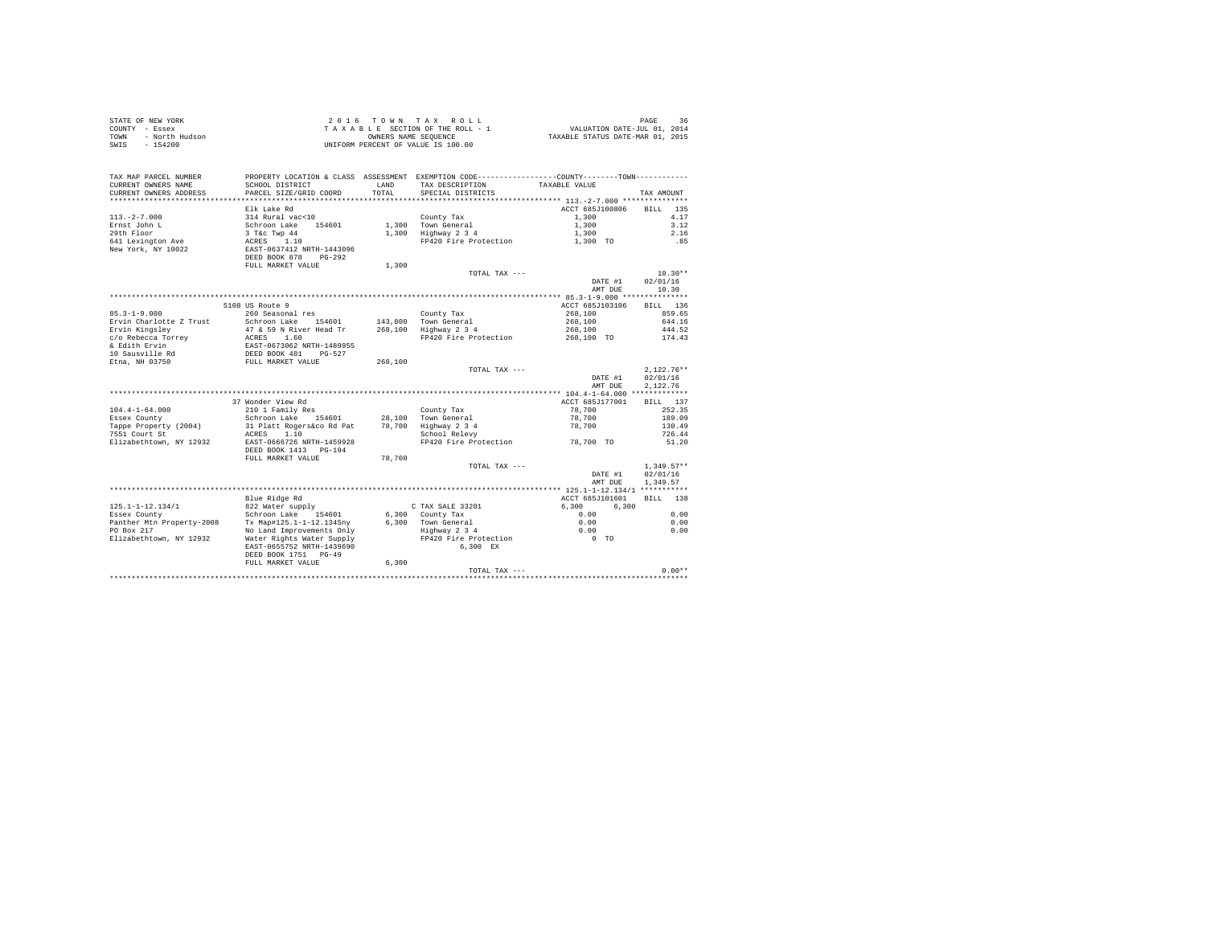STATE OF NEW YORK
COUNTY - Essex
TOWN - North Hudson
SWIS - 154200

2016 TOWN TAX ROLL
TAXABLE SECTION OF THE ROLL - 1
OWNERS NAME SEQUENCE
UNIFORM PERCENT OF VALUE IS 100.00

VALUATION DATE-JUL 01, 2014
TAXABLE STATUS DATE-MAR 01, 2015

| TAX MAP PARCEL NUMBER / CURRENT OWNERS NAME / CURRENT OWNERS ADDRESS | PROPERTY LOCATION & CLASS / SCHOOL DISTRICT / PARCEL SIZE/GRID COORD | ASSESSMENT LAND / TOTAL | EXEMPTION CODE / TAX DESCRIPTION / SPECIAL DISTRICTS | COUNTY / TOWN TAXABLE VALUE | TAX AMOUNT |
|---|---|---|---|---|---|
| 113.-2-7.000 | Elk Lake Rd | | | ACCT 685J100806 | BILL 135 |
| Ernst John L | 314 Rural vac<10 | | County Tax | 1,300 | 4.17 |
| 29th Floor | Schroon Lake 154601 | 1,300 | Town General | 1,300 | 3.12 |
| 641 Lexington Ave | 3 T&c Twp 44 | 1,300 | Highway 2 3 4 | 1,300 | 2.16 |
| New York, NY 10022 | ACRES 1.10 | | FP420 Fire Protection | 1,300 TO | .85 |
| | EAST-0637412 NRTH-1443096 | | | | |
| | DEED BOOK 878 PG-292 | | | | |
| | FULL MARKET VALUE | 1,300 | | | |
| | | | TOTAL TAX --- | | 10.30** |
| | | | | DATE #1 | 02/01/16 |
| | | | | AMT DUE | 10.30 |
| 85.3-1-9.000 | 5108 US Route 9 | | | ACCT 685J103106 | BILL 136 |
| Ervin Charlotte Z Trust | 260 Seasonal res | | County Tax | 268,100 | 859.65 |
| Ervin Kingsley | Schroon Lake 154601 | 143,800 | Town General | 268,100 | 644.16 |
| c/o Rebecca Torrey | 47 & 59 N River Head Tr | 268,100 | Highway 2 3 4 | 268,100 | 444.52 |
| & Edith Ervin | ACRES 1.60 | | FP420 Fire Protection | 268,100 TO | 174.43 |
| 10 Sausville Rd | EAST-0673062 NRTH-1489955 | | | | |
| Etna, NH 03750 | DEED BOOK 481 PG-527 | | | | |
| | FULL MARKET VALUE | 268,100 | | | |
| | | | TOTAL TAX --- | | 2,122.76** |
| | | | | DATE #1 | 02/01/16 |
| | | | | AMT DUE | 2,122.76 |
| 104.4-1-64.000 | 37 Wonder View Rd | | | ACCT 685J177001 | BILL 137 |
| Essex County | 210 1 Family Res | | County Tax | 78,700 | 252.35 |
| Tappe Property (2004) | Schroon Lake 154601 | 28,100 | Town General | 78,700 | 189.09 |
| 7551 Court St | 31 Platt Rogers&co Rd Pat | 78,700 | Highway 2 3 4 | 78,700 | 130.49 |
| Elizabethtown, NY 12932 | ACRES 1.10 | | School Relevy | | 726.44 |
| | EAST-0666726 NRTH-1459928 | | FP420 Fire Protection | 78,700 TO | 51.20 |
| | DEED BOOK 1413 PG-194 | | | | |
| | FULL MARKET VALUE | 78,700 | | | |
| | | | TOTAL TAX --- | | 1,349.57** |
| | | | | DATE #1 | 02/01/16 |
| | | | | AMT DUE | 1,349.57 |
| 125.1-1-12.134/1 | Blue Ridge Rd | | | ACCT 685J101601 | BILL 138 |
| Essex County | 822 Water supply | | C TAX SALE 33201 | 6,300 6,300 | |
| Panther Mtn Property-2008 | Schroon Lake 154601 | 6,300 | County Tax | 0.00 | 0.00 |
| PO Box 217 | Tx Map#125.1-1-12.134Sny | 6,300 | Town General | 0.00 | 0.00 |
| Elizabethtown, NY 12932 | No Land Improvements Only | | Highway 2 3 4 | 0.00 | 0.00 |
| | Water Rights Water Supply | | FP420 Fire Protection | 0 TO | |
| | EAST-0655752 NRTH-1439690 | | 6,300 EX | | |
| | DEED BOOK 1751 PG-49 | | | | |
| | FULL MARKET VALUE | 6,300 | | | |
| | | | TOTAL TAX --- | | 0.00** |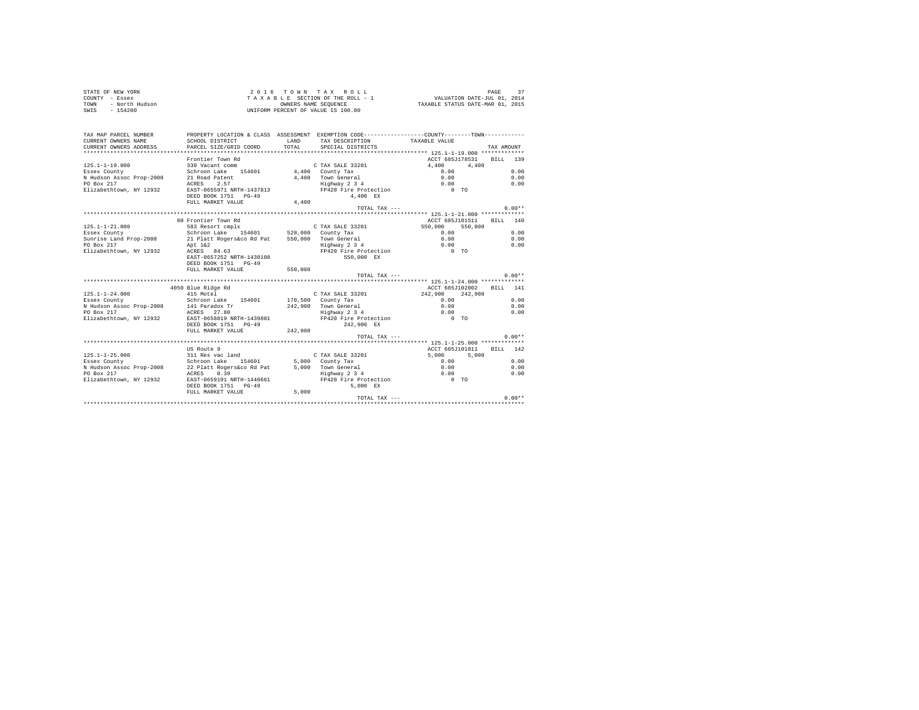STATE OF NEW YORK
COUNTY - Essex
TOWN - North Hudson
SWIS - 154200

2 0 1 6 T O W N T A X R O L L
T A X A B L E SECTION OF THE ROLL - 1
OWNERS NAME SEQUENCE
UNIFORM PERCENT OF VALUE IS 100.00

VALUATION DATE-JUL 01, 2014
TAXABLE STATUS DATE-MAR 01, 2015

```
TAX MAP PARCEL NUMBER       PROPERTY LOCATION & CLASS  ASSESSMENT  EXEMPTION CODE-----------------COUNTY--------TOWN-----------
CURRENT OWNERS NAME         SCHOOL DISTRICT              LAND      TAX DESCRIPTION            TAXABLE VALUE
CURRENT OWNERS ADDRESS      PARCEL SIZE/GRID COORD       TOTAL     SPECIAL DISTRICTS                                    TAX AMOUNT
************************************************************************************************** 125.1-1-19.000 ************
                            Frontier Town Rd                                                  ACCT 685J178531     BILL  139
125.1-1-19.000              330 Vacant comm                        C TAX SALE 33201           4,400      4,400
Essex County                Schroon Lake    154601       4,400     County Tax                  0.00                   0.00
N Hudson Assoc Prop-2008    21 Road Patent               4,400     Town General                0.00                   0.00
PO Box 217                  ACRES    2.57                          Highway 2 3 4               0.00                   0.00
Elizabethtown, NY 12932     EAST-0655971 NRTH-1437813              FP420 Fire Protection          0 TO
                            DEED BOOK 1751   PG-49                        4,400 EX
                            FULL MARKET VALUE            4,400
                                                                   TOTAL TAX ---                                     0.00**
************************************************************************************************** 125.1-1-21.000 ************
                            80 Frontier Town Rd                                               ACCT 685J101511     BILL  140
125.1-1-21.000              583 Resort cmplx                       C TAX SALE 33201           550,000    550,000
Essex County                Schroon Lake    154601     528,000     County Tax                  0.00                   0.00
Sunrise Land Prop-2008      21 Platt Rogers&co Rd Pat  550,000     Town General                0.00                   0.00
PO Box 217                  Apt 1&2                                Highway 2 3 4               0.00                   0.00
Elizabethtown, NY 12932     ACRES   84.63                          FP420 Fire Protection          0 TO
                            EAST-0657252 NRTH-1438108                   550,000 EX
                            DEED BOOK 1751   PG-49
                            FULL MARKET VALUE          550,000
                                                                   TOTAL TAX ---                                     0.00**
************************************************************************************************** 125.1-1-24.000 ************
                            4050 Blue Ridge Rd                                                ACCT 685J102002     BILL  141
125.1-1-24.000              415 Motel                              C TAX SALE 33201           242,900    242,900
Essex County                Schroon Lake    154601     170,500     County Tax                  0.00                   0.00
N Hudson Assoc Prop-2008    141 Paradox Tr             242,900     Town General                0.00                   0.00
PO Box 217                  ACRES   27.80                          Highway 2 3 4               0.00                   0.00
Elizabethtown, NY 12932     EAST-0658819 NRTH-1439881              FP420 Fire Protection          0 TO
                            DEED BOOK 1751   PG-49                      242,900 EX
                            FULL MARKET VALUE          242,900
                                                                   TOTAL TAX ---                                     0.00**
************************************************************************************************** 125.1-1-25.000 ************
                            US Route 9                                                        ACCT 685J101811     BILL  142
125.1-1-25.000              311 Res vac land                       C TAX SALE 33201           5,000      5,000
Essex County                Schroon Lake    154601       5,000     County Tax                  0.00                   0.00
N Hudson Assoc Prop-2008    22 Platt Rogers&co Rd Pat    5,000     Town General                0.00                   0.00
PO Box 217                  ACRES    0.39                          Highway 2 3 4               0.00                   0.00
Elizabethtown, NY 12932     EAST-0659191 NRTH-1440661              FP420 Fire Protection          0 TO
                            DEED BOOK 1751   PG-49                        5,000 EX
                            FULL MARKET VALUE            5,000
                                                                   TOTAL TAX ---                                     0.00**
******************************************************************************************************************************
```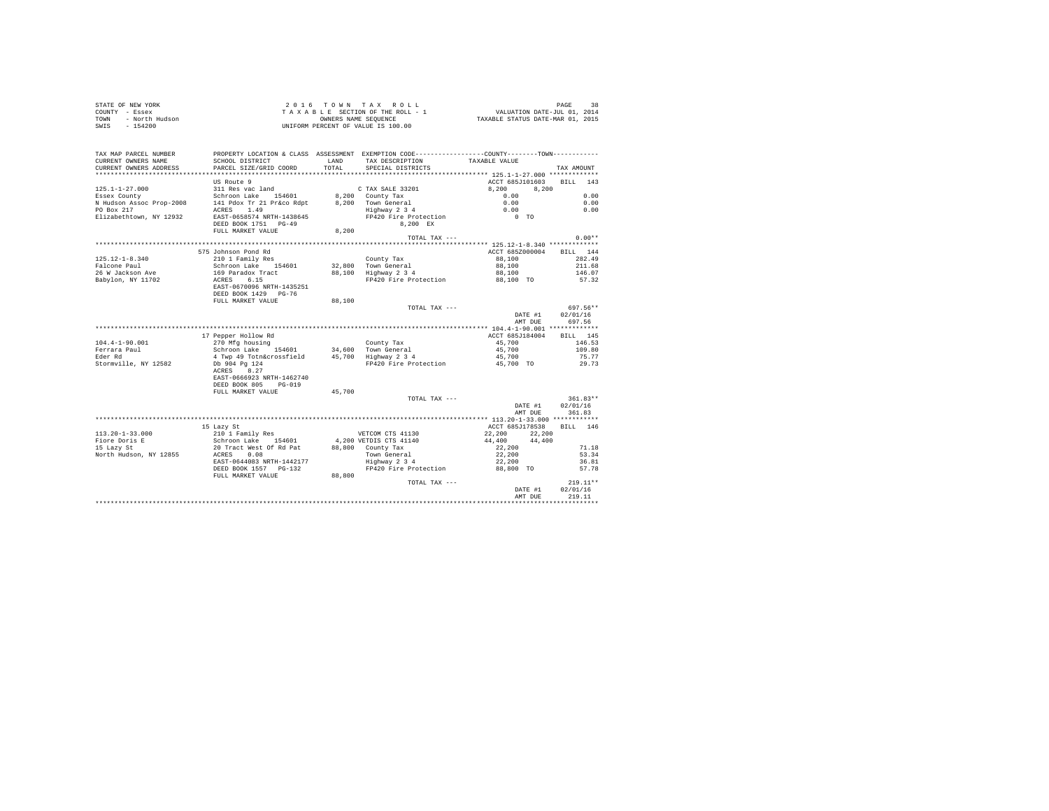STATE OF NEW YORK
COUNTY - Essex
TOWN - North Hudson
SWIS - 154200

2016 TOWN TAX ROLL
TAXABLE SECTION OF THE ROLL - 1
OWNERS NAME SEQUENCE
UNIFORM PERCENT OF VALUE IS 100.00

VALUATION DATE-JUL 01, 2014
TAXABLE STATUS DATE-MAR 01, 2015

```
TAX MAP PARCEL NUMBER     PROPERTY LOCATION & CLASS  ASSESSMENT  EXEMPTION CODE-----------------COUNTY--------TOWN-----------
CURRENT OWNERS NAME       SCHOOL DISTRICT               LAND     TAX DESCRIPTION            TAXABLE VALUE
CURRENT OWNERS ADDRESS    PARCEL SIZE/GRID COORD        TOTAL    SPECIAL DISTRICTS                                    TAX AMOUNT
*********************************************************************************************** 125.1-1-27.000 ************
                          US Route 9                                                          ACCT 685J101603    BILL  143
125.1-1-27.000            311 Res vac land                        C TAX SALE 33201             8,200      8,200
Essex County              Schroon Lake   154601          8,200   County Tax                     0.00                  0.00
N Hudson Assoc Prop-2008  141 Pdox Tr 21 Pr&co Rdpt      8,200   Town General                   0.00                  0.00
PO Box 217                ACRES    1.49                          Highway 2 3 4                  0.00                  0.00
Elizabethtown, NY 12932   EAST-0658574 NRTH-1438645              FP420 Fire Protection             0 TO
                          DEED BOOK 1751   PG-49                       8,200 EX
                          FULL MARKET VALUE              8,200
                                                                  TOTAL TAX ---                                          0.00**
*********************************************************************************************** 125.12-1-8.340 ************
                          575 Johnson Pond Rd                                                 ACCT 685Z000004    BILL  144
125.12-1-8.340            210 1 Family Res                        County Tax                   88,100                282.49
Falcone Paul              Schroon Lake   154601         32,800   Town General                  88,100                211.68
26 W Jackson Ave          169 Paradox Tract             88,100   Highway 2 3 4                 88,100                146.07
Babylon, NY 11702         ACRES    6.15                          FP420 Fire Protection         88,100 TO              57.32
                          EAST-0670096 NRTH-1435251
                          DEED BOOK 1429   PG-76
                          FULL MARKET VALUE             88,100
                                                                  TOTAL TAX ---                                        697.56**
                                                                                              DATE #1             02/01/16
                                                                                              AMT DUE               697.56
*********************************************************************************************** 104.4-1-90.001 ************
                          17 Pepper Hollow Rd                                                 ACCT 685J184004    BILL  145
104.4-1-90.001            270 Mfg housing                         County Tax                   45,700                146.53
Ferrara Paul              Schroon Lake   154601         34,600   Town General                  45,700                109.80
Eder Rd                   4 Twp 49 Totn&crossfield      45,700   Highway 2 3 4                 45,700                 75.77
Stormville, NY 12582      Db 904 Pg 124                          FP420 Fire Protection         45,700 TO              29.73
                          ACRES    8.27
                          EAST-0666923 NRTH-1462740
                          DEED BOOK 805    PG-019
                          FULL MARKET VALUE             45,700
                                                                  TOTAL TAX ---                                        361.83**
                                                                                              DATE #1             02/01/16
                                                                                              AMT DUE               361.83
*********************************************************************************************** 113.20-1-33.000 ***********
                          15 Lazy St                                                          ACCT 685J178538    BILL  146
113.20-1-33.000           210 1 Family Res                        VETCOM CTS 41130             22,200     22,200
Fiore Doris E             Schroon Lake   154601          4,200 VETDIS CTS 41140                44,400     44,400
15 Lazy St                20 Tract West Of Rd Pat       88,800   County Tax                    22,200                 71.18
North Hudson, NY 12855    ACRES    0.08                          Town General                  22,200                 53.34
                          EAST-0644083 NRTH-1442177              Highway 2 3 4                 22,200                 36.81
                          DEED BOOK 1557   PG-132                FP420 Fire Protection         88,800 TO              57.78
                          FULL MARKET VALUE             88,800
                                                                  TOTAL TAX ---                                        219.11**
                                                                                              DATE #1             02/01/16
                                                                                              AMT DUE               219.11
************************************************************************************************************************************
```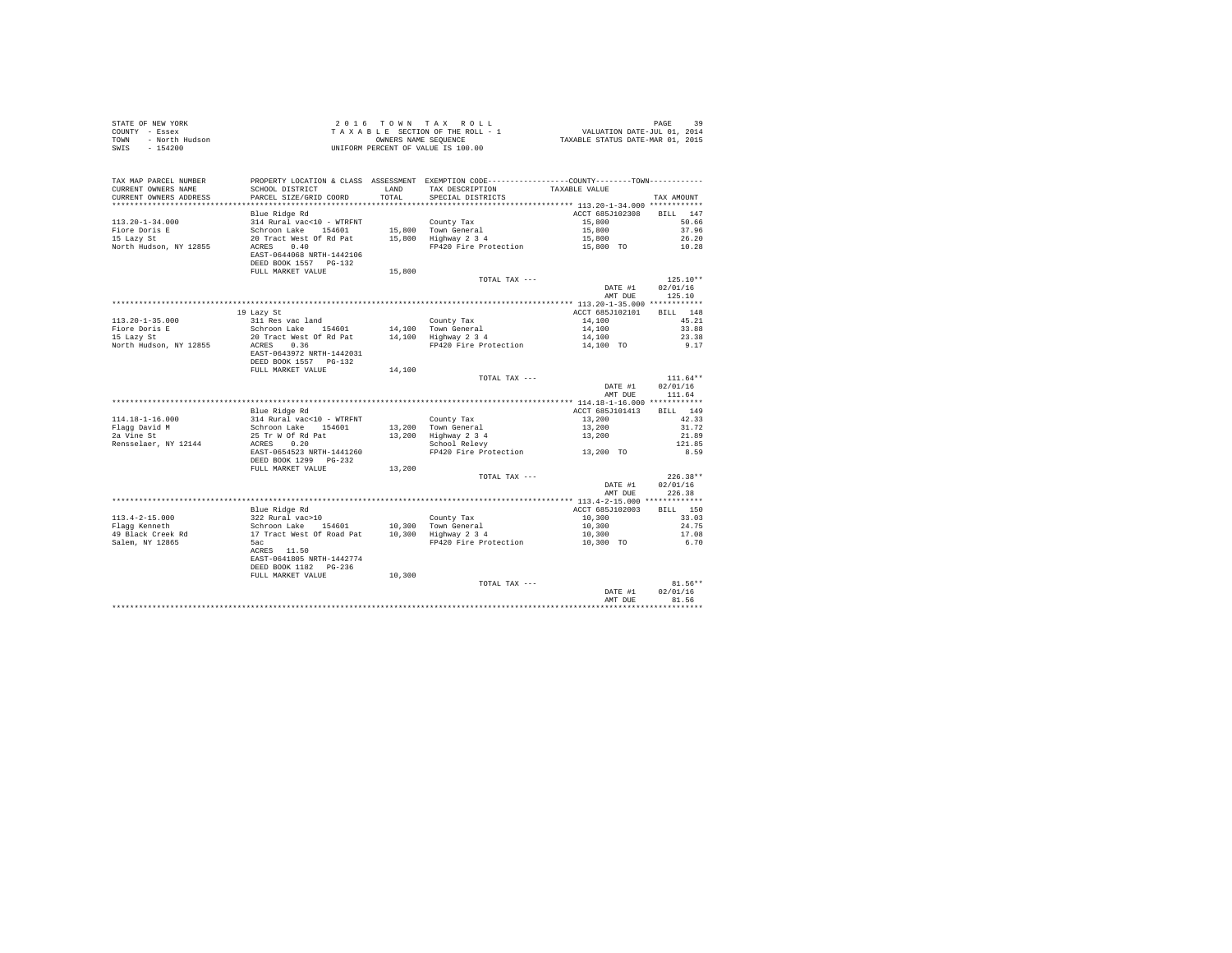STATE OF NEW YORK
COUNTY - Essex
TOWN - North Hudson
SWIS - 154200

2 0 1 6 T O W N T A X R O L L
T A X A B L E SECTION OF THE ROLL - 1
OWNERS NAME SEQUENCE
UNIFORM PERCENT OF VALUE IS 100.00

VALUATION DATE-JUL 01, 2014
TAXABLE STATUS DATE-MAR 01, 2015

| TAX MAP PARCEL NUMBER / CURRENT OWNERS NAME / CURRENT OWNERS ADDRESS | PROPERTY LOCATION & CLASS / SCHOOL DISTRICT / PARCEL SIZE/GRID COORD | ASSESSMENT LAND / TOTAL | EXEMPTION CODE / TAX DESCRIPTION / SPECIAL DISTRICTS | COUNTY / TOWN TAXABLE VALUE | TAX AMOUNT |
|---|---|---|---|---|---|
| **113.20-1-34.000** | Blue Ridge Rd | | | ACCT 685J102308 | BILL 147 |
| 113.20-1-34.000 | 314 Rural vac<10 - WTRFNT | | County Tax | 15,800 | 50.66 |
| Fiore Doris E | Schroon Lake 154601 | 15,800 | Town General | 15,800 | 37.96 |
| 15 Lazy St | 20 Tract West Of Rd Pat | 15,800 | Highway 2 3 4 | 15,800 | 26.20 |
| North Hudson, NY 12855 | ACRES 0.40 | | FP420 Fire Protection | 15,800 TO | 10.28 |
| | EAST-0644068 NRTH-1442106 | | | | |
| | DEED BOOK 1557 PG-132 | | | | |
| | FULL MARKET VALUE | 15,800 | | | |
| | | | TOTAL TAX --- | | 125.10** |
| | | | | DATE #1 | 02/01/16 |
| | | | | AMT DUE | 125.10 |
| **113.20-1-35.000** | 19 Lazy St | | | ACCT 685J102101 | BILL 148 |
| 113.20-1-35.000 | 311 Res vac land | | County Tax | 14,100 | 45.21 |
| Fiore Doris E | Schroon Lake 154601 | 14,100 | Town General | 14,100 | 33.88 |
| 15 Lazy St | 20 Tract West Of Rd Pat | 14,100 | Highway 2 3 4 | 14,100 | 23.38 |
| North Hudson, NY 12855 | ACRES 0.36 | | FP420 Fire Protection | 14,100 TO | 9.17 |
| | EAST-0643972 NRTH-1442031 | | | | |
| | DEED BOOK 1557 PG-132 | | | | |
| | FULL MARKET VALUE | 14,100 | | | |
| | | | TOTAL TAX --- | | 111.64** |
| | | | | DATE #1 | 02/01/16 |
| | | | | AMT DUE | 111.64 |
| **114.18-1-16.000** | Blue Ridge Rd | | | ACCT 685J101413 | BILL 149 |
| 114.18-1-16.000 | 314 Rural vac<10 - WTRFNT | | County Tax | 13,200 | 42.33 |
| Flagg David M | Schroon Lake 154601 | 13,200 | Town General | 13,200 | 31.72 |
| 2a Vine St | 25 Tr W Of Rd Pat | 13,200 | Highway 2 3 4 | 13,200 | 21.89 |
| Rensselaer, NY 12144 | ACRES 0.20 | | School Relevy | | 121.85 |
| | EAST-0654523 NRTH-1441260 | | FP420 Fire Protection | 13,200 TO | 8.59 |
| | DEED BOOK 1299 PG-232 | | | | |
| | FULL MARKET VALUE | 13,200 | | | |
| | | | TOTAL TAX --- | | 226.38** |
| | | | | DATE #1 | 02/01/16 |
| | | | | AMT DUE | 226.38 |
| **113.4-2-15.000** | Blue Ridge Rd | | | ACCT 685J102003 | BILL 150 |
| 113.4-2-15.000 | 322 Rural vac>10 | | County Tax | 10,300 | 33.03 |
| Flagg Kenneth | Schroon Lake 154601 | 10,300 | Town General | 10,300 | 24.75 |
| 49 Black Creek Rd | 17 Tract West Of Road Pat | 10,300 | Highway 2 3 4 | 10,300 | 17.08 |
| Salem, NY 12865 | 5ac | | FP420 Fire Protection | 10,300 TO | 6.70 |
| | ACRES 11.50 | | | | |
| | EAST-0641805 NRTH-1442774 | | | | |
| | DEED BOOK 1182 PG-236 | | | | |
| | FULL MARKET VALUE | 10,300 | | | |
| | | | TOTAL TAX --- | | 81.56** |
| | | | | DATE #1 | 02/01/16 |
| | | | | AMT DUE | 81.56 |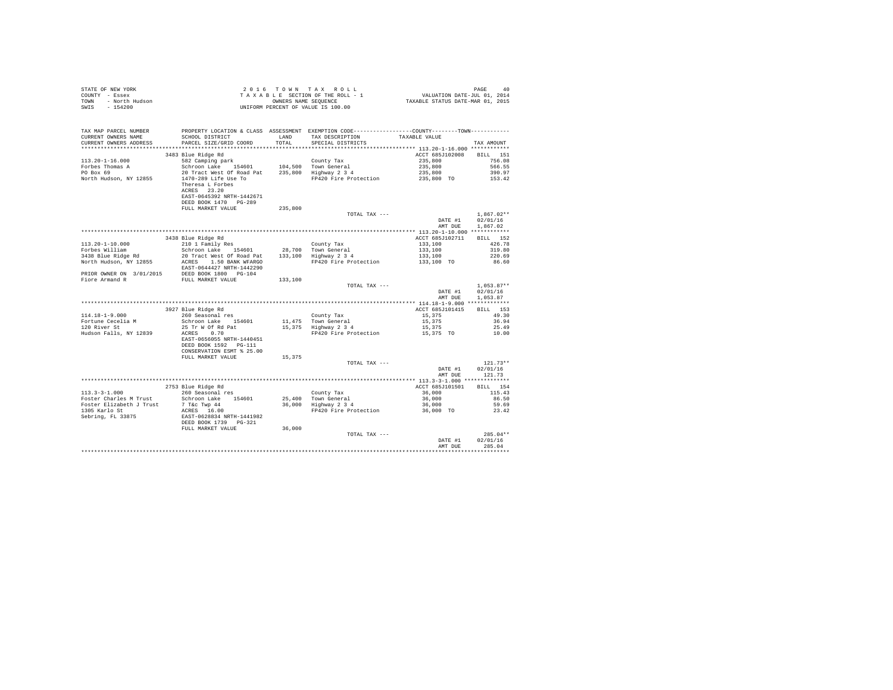STATE OF NEW YORK
COUNTY - Essex
TOWN - North Hudson
SWIS - 154200

2 0 1 6 T O W N T A X R O L L
T A X A B L E SECTION OF THE ROLL - 1
OWNERS NAME SEQUENCE
UNIFORM PERCENT OF VALUE IS 100.00

VALUATION DATE-JUL 01, 2014
TAXABLE STATUS DATE-MAR 01, 2015

| TAX MAP PARCEL NUMBER / CURRENT OWNERS NAME / CURRENT OWNERS ADDRESS | PROPERTY LOCATION & CLASS / SCHOOL DISTRICT / PARCEL SIZE/GRID COORD | ASSESSMENT LAND / TOTAL | EXEMPTION CODE / TAX DESCRIPTION / SPECIAL DISTRICTS | COUNTY/TOWN TAXABLE VALUE | TAX AMOUNT |
|---|---|---|---|---|---|
| **113.20-1-16.000** | 3483 Blue Ridge Rd | | | ACCT 685J102008 | BILL 151 |
| 113.20-1-16.000 | 582 Camping park | | County Tax | 235,800 | 756.08 |
| Forbes Thomas A | Schroon Lake 154601 | 104,500 | Town General | 235,800 | 566.55 |
| PO Box 69 | 20 Tract West Of Road Pat | 235,800 | Highway 2 3 4 | 235,800 | 390.97 |
| North Hudson, NY 12855 | 1470-289 Life Use To | | FP420 Fire Protection | 235,800 TO | 153.42 |
| | Theresa L Forbes | | | | |
| | ACRES 23.20 | | | | |
| | EAST-0645392 NRTH-1442671 | | | | |
| | DEED BOOK 1470 PG-289 | | | | |
| | FULL MARKET VALUE | 235,800 | | | |
| | | | TOTAL TAX --- | | 1,867.02** |
| | | | | DATE #1 | 02/01/16 |
| | | | | AMT DUE | 1,867.02 |
| **113.20-1-10.000** | 3438 Blue Ridge Rd | | | ACCT 685J102711 | BILL 152 |
| 113.20-1-10.000 | 210 1 Family Res | | County Tax | 133,100 | 426.78 |
| Forbes William | Schroon Lake 154601 | 28,700 | Town General | 133,100 | 319.80 |
| 3438 Blue Ridge Rd | 20 Tract West Of Road Pat | 133,100 | Highway 2 3 4 | 133,100 | 220.69 |
| North Hudson, NY 12855 | ACRES 1.50 BANK WFARGO | | FP420 Fire Protection | 133,100 TO | 86.60 |
| | EAST-0644427 NRTH-1442290 | | | | |
| PRIOR OWNER ON 3/01/2015 | DEED BOOK 1800 PG-104 | | | | |
| Fiore Armand R | FULL MARKET VALUE | 133,100 | | | |
| | | | TOTAL TAX --- | | 1,053.87** |
| | | | | DATE #1 | 02/01/16 |
| | | | | AMT DUE | 1,053.87 |
| **114.18-1-9.000** | 3927 Blue Ridge Rd | | | ACCT 685J101415 | BILL 153 |
| 114.18-1-9.000 | 260 Seasonal res | | County Tax | 15,375 | 49.30 |
| Fortune Cecelia M | Schroon Lake 154601 | 11,475 | Town General | 15,375 | 36.94 |
| 120 River St | 25 Tr W Of Rd Pat | 15,375 | Highway 2 3 4 | 15,375 | 25.49 |
| Hudson Falls, NY 12839 | ACRES 0.70 | | FP420 Fire Protection | 15,375 TO | 10.00 |
| | EAST-0656055 NRTH-1440451 | | | | |
| | DEED BOOK 1592 PG-111 | | | | |
| | CONSERVATION ESMT % 25.00 | | | | |
| | FULL MARKET VALUE | 15,375 | | | |
| | | | TOTAL TAX --- | | 121.73** |
| | | | | DATE #1 | 02/01/16 |
| | | | | AMT DUE | 121.73 |
| **113.3-3-1.000** | 2753 Blue Ridge Rd | | | ACCT 685J101501 | BILL 154 |
| 113.3-3-1.000 | 260 Seasonal res | | County Tax | 36,000 | 115.43 |
| Foster Charles M Trust | Schroon Lake 154601 | 25,400 | Town General | 36,000 | 86.50 |
| Foster Elizabeth J Trust | 7 T&c Twp 44 | 36,000 | Highway 2 3 4 | 36,000 | 59.69 |
| 1305 Karlo St | ACRES 16.00 | | FP420 Fire Protection | 36,000 TO | 23.42 |
| Sebring, FL 33875 | EAST-0628834 NRTH-1441982 | | | | |
| | DEED BOOK 1739 PG-321 | | | | |
| | FULL MARKET VALUE | 36,000 | | | |
| | | | TOTAL TAX --- | | 285.04** |
| | | | | DATE #1 | 02/01/16 |
| | | | | AMT DUE | 285.04 |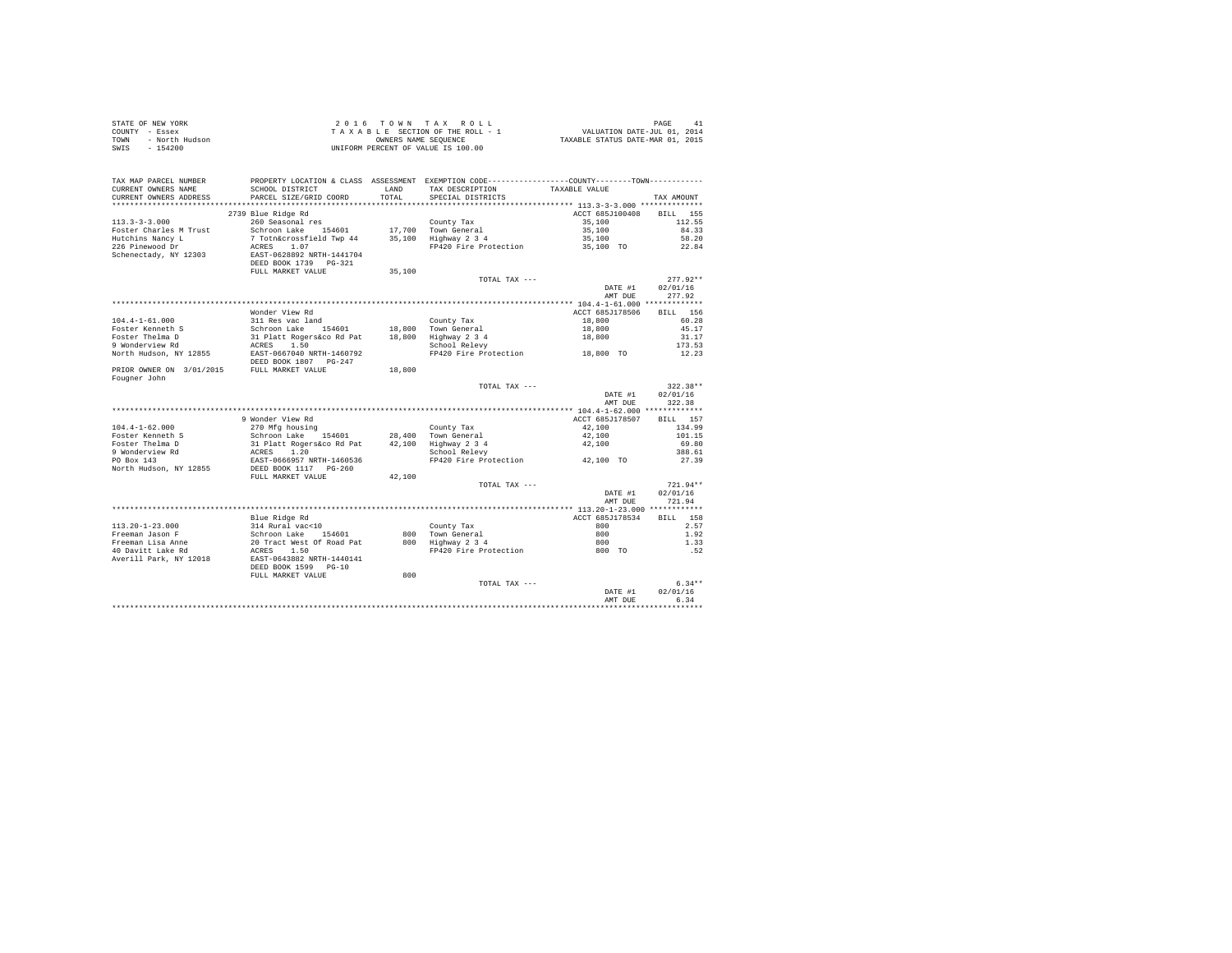STATE OF NEW YORK
COUNTY - Essex
TOWN - North Hudson
SWIS - 154200

2 0 1 6 T O W N T A X R O L L
T A X A B L E SECTION OF THE ROLL - 1
OWNERS NAME SEQUENCE
UNIFORM PERCENT OF VALUE IS 100.00

VALUATION DATE-JUL 01, 2014
TAXABLE STATUS DATE-MAR 01, 2015

| TAX MAP PARCEL NUMBER / CURRENT OWNERS NAME / CURRENT OWNERS ADDRESS | PROPERTY LOCATION & CLASS / SCHOOL DISTRICT / PARCEL SIZE/GRID COORD | ASSESSMENT LAND / TOTAL | EXEMPTION CODE / TAX DESCRIPTION / SPECIAL DISTRICTS | COUNTY / TOWN TAXABLE VALUE | TAX AMOUNT |
|---|---|---|---|---|---|
| **113.3-3-3.000** | 2739 Blue Ridge Rd | | | ACCT 685J100408 | BILL 155 |
| 113.3-3-3.000 | 260 Seasonal res | | County Tax | 35,100 | 112.55 |
| Foster Charles M Trust | Schroon Lake 154601 | 17,700 | Town General | 35,100 | 84.33 |
| Hutchins Nancy L | 7 Totn&crossfield Twp 44 | 35,100 | Highway 2 3 4 | 35,100 | 58.20 |
| 226 Pinewood Dr | ACRES 1.07 | | FP420 Fire Protection | 35,100 TO | 22.84 |
| Schenectady, NY 12303 | EAST-0628892 NRTH-1441704 | | | | |
| | DEED BOOK 1739 PG-321 | | | | |
| | FULL MARKET VALUE | 35,100 | | | |
| | | | TOTAL TAX --- | | 277.92** |
| | | | | DATE #1 | 02/01/16 |
| | | | | AMT DUE | 277.92 |
| **104.4-1-61.000** | Wonder View Rd | | | ACCT 685J178506 | BILL 156 |
| 104.4-1-61.000 | 311 Res vac land | | County Tax | 18,800 | 60.28 |
| Foster Kenneth S | Schroon Lake 154601 | 18,800 | Town General | 18,800 | 45.17 |
| Foster Thelma D | 31 Platt Rogers&co Rd Pat | 18,800 | Highway 2 3 4 | 18,800 | 31.17 |
| 9 Wonderview Rd | ACRES 1.50 | | School Relevy | | 173.53 |
| North Hudson, NY 12855 | EAST-0667040 NRTH-1460792 | | FP420 Fire Protection | 18,800 TO | 12.23 |
| | DEED BOOK 1807 PG-247 | | | | |
| PRIOR OWNER ON 3/01/2015 | FULL MARKET VALUE | 18,800 | | | |
| Fougner John | | | | | |
| | | | TOTAL TAX --- | | 322.38** |
| | | | | DATE #1 | 02/01/16 |
| | | | | AMT DUE | 322.38 |
| **104.4-1-62.000** | 9 Wonder View Rd | | | ACCT 685J178507 | BILL 157 |
| 104.4-1-62.000 | 270 Mfg housing | | County Tax | 42,100 | 134.99 |
| Foster Kenneth S | Schroon Lake 154601 | 28,400 | Town General | 42,100 | 101.15 |
| Foster Thelma D | 31 Platt Rogers&co Rd Pat | 42,100 | Highway 2 3 4 | 42,100 | 69.80 |
| 9 Wonderview Rd | ACRES 1.20 | | School Relevy | | 388.61 |
| PO Box 143 | EAST-0666957 NRTH-1460536 | | FP420 Fire Protection | 42,100 TO | 27.39 |
| North Hudson, NY 12855 | DEED BOOK 1117 PG-260 | | | | |
| | FULL MARKET VALUE | 42,100 | | | |
| | | | TOTAL TAX --- | | 721.94** |
| | | | | DATE #1 | 02/01/16 |
| | | | | AMT DUE | 721.94 |
| **113.20-1-23.000** | Blue Ridge Rd | | | ACCT 685J178534 | BILL 158 |
| 113.20-1-23.000 | 314 Rural vac<10 | | County Tax | 800 | 2.57 |
| Freeman Jason F | Schroon Lake 154601 | 800 | Town General | 800 | 1.92 |
| Freeman Lisa Anne | 20 Tract West Of Road Pat | 800 | Highway 2 3 4 | 800 | 1.33 |
| 40 Davitt Lake Rd | ACRES 1.50 | | FP420 Fire Protection | 800 TO | .52 |
| Averill Park, NY 12018 | EAST-0643882 NRTH-1440141 | | | | |
| | DEED BOOK 1599 PG-10 | | | | |
| | FULL MARKET VALUE | 800 | | | |
| | | | TOTAL TAX --- | | 6.34** |
| | | | | DATE #1 | 02/01/16 |
| | | | | AMT DUE | 6.34 |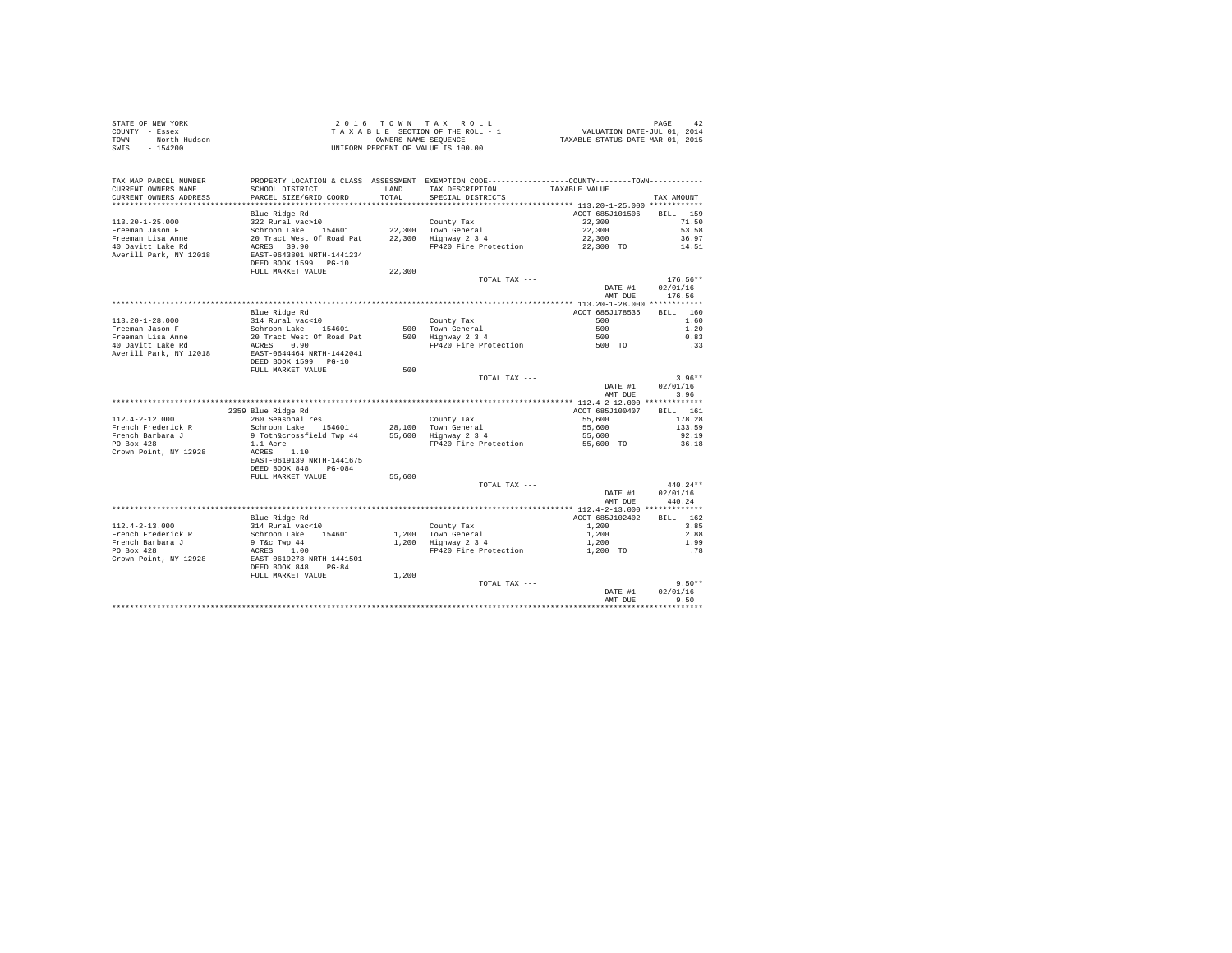STATE OF NEW YORK
COUNTY - Essex
TOWN - North Hudson
SWIS - 154200

2 0 1 6 T O W N T A X R O L L
T A X A B L E SECTION OF THE ROLL - 1
OWNERS NAME SEQUENCE
UNIFORM PERCENT OF VALUE IS 100.00

VALUATION DATE-JUL 01, 2014
TAXABLE STATUS DATE-MAR 01, 2015

```
TAX MAP PARCEL NUMBER    PROPERTY LOCATION & CLASS  ASSESSMENT  EXEMPTION CODE-----------------COUNTY--------TOWN-----------
CURRENT OWNERS NAME      SCHOOL DISTRICT             LAND     TAX DESCRIPTION            TAXABLE VALUE
CURRENT OWNERS ADDRESS   PARCEL SIZE/GRID COORD      TOTAL    SPECIAL DISTRICTS                                    TAX AMOUNT
********************************************************************************************* 113.20-1-25.000 ************
                         Blue Ridge Rd                                                    ACCT 685J101506    BILL  159
113.20-1-25.000          322 Rural vac>10                     County Tax                    22,300               71.50
Freeman Jason F          Schroon Lake   154601      22,300    Town General                  22,300               53.58
Freeman Lisa Anne        20 Tract West Of Road Pat  22,300    Highway 2 3 4                 22,300               36.97
40 Davitt Lake Rd        ACRES  39.90                         FP420 Fire Protection         22,300 TO            14.51
Averill Park, NY 12018   EAST-0643801 NRTH-1441234
                         DEED BOOK 1599   PG-10
                         FULL MARKET VALUE          22,300
                                                              TOTAL TAX ---                                    176.56**
                                                                                            DATE #1        02/01/16
                                                                                            AMT DUE          176.56
********************************************************************************************* 113.20-1-28.000 ************
                         Blue Ridge Rd                                                    ACCT 685J178535    BILL  160
113.20-1-28.000          314 Rural vac<10                     County Tax                       500                1.60
Freeman Jason F          Schroon Lake   154601         500    Town General                     500                1.20
Freeman Lisa Anne        20 Tract West Of Road Pat     500    Highway 2 3 4                    500                0.83
40 Davitt Lake Rd        ACRES   0.90                         FP420 Fire Protection            500 TO              .33
Averill Park, NY 12018   EAST-0644464 NRTH-1442041
                         DEED BOOK 1599   PG-10
                         FULL MARKET VALUE             500
                                                              TOTAL TAX ---                                      3.96**
                                                                                            DATE #1        02/01/16
                                                                                            AMT DUE            3.96
********************************************************************************************* 112.4-2-12.000 *************
                         2359 Blue Ridge Rd                                               ACCT 685J100407    BILL  161
112.4-2-12.000           260 Seasonal res                     County Tax                    55,600              178.28
French Frederick R       Schroon Lake   154601      28,100    Town General                  55,600              133.59
French Barbara J         9 Totn&crossfield Twp 44   55,600    Highway 2 3 4                 55,600               92.19
PO Box 428               1.1 Acre                             FP420 Fire Protection         55,600 TO            36.18
Crown Point, NY 12928    ACRES   1.10
                         EAST-0619139 NRTH-1441675
                         DEED BOOK 848    PG-084
                         FULL MARKET VALUE          55,600
                                                              TOTAL TAX ---                                    440.24**
                                                                                            DATE #1        02/01/16
                                                                                            AMT DUE          440.24
********************************************************************************************* 112.4-2-13.000 *************
                         Blue Ridge Rd                                                    ACCT 685J102402    BILL  162
112.4-2-13.000           314 Rural vac<10                     County Tax                     1,200                3.85
French Frederick R       Schroon Lake   154601       1,200    Town General                   1,200                2.88
French Barbara J         9 T&c Twp 44                1,200    Highway 2 3 4                  1,200                1.99
PO Box 428               ACRES   1.00                         FP420 Fire Protection          1,200 TO              .78
Crown Point, NY 12928    EAST-0619278 NRTH-1441501
                         DEED BOOK 848    PG-84
                         FULL MARKET VALUE           1,200
                                                              TOTAL TAX ---                                      9.50**
                                                                                            DATE #1        02/01/16
                                                                                            AMT DUE            9.50
****************************************************************************************************************************
```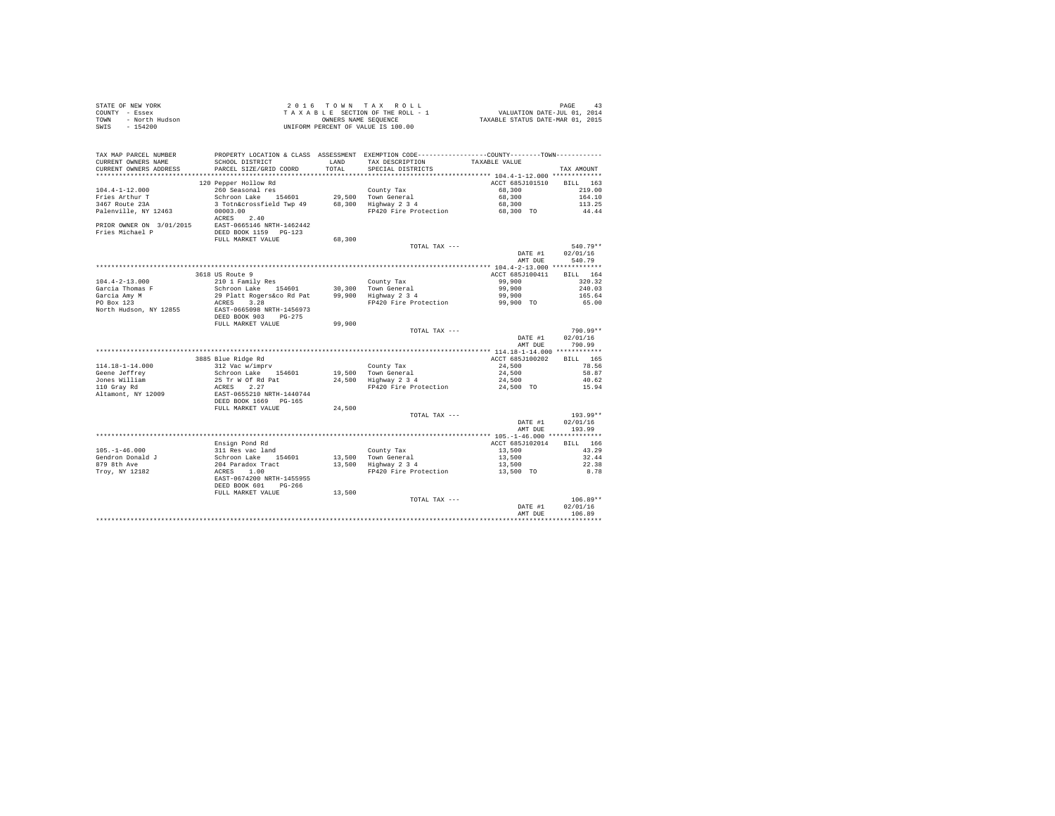STATE OF NEW YORK
COUNTY - Essex
TOWN - North Hudson
SWIS - 154200

2016 TOWN TAX ROLL
TAXABLE SECTION OF THE ROLL - 1
OWNERS NAME SEQUENCE
UNIFORM PERCENT OF VALUE IS 100.00

VALUATION DATE-JUL 01, 2014
TAXABLE STATUS DATE-MAR 01, 2015

| TAX MAP PARCEL NUMBER / CURRENT OWNERS NAME / CURRENT OWNERS ADDRESS | PROPERTY LOCATION & CLASS / SCHOOL DISTRICT / PARCEL SIZE/GRID COORD | ASSESSMENT LAND / TOTAL | EXEMPTION CODE / TAX DESCRIPTION / SPECIAL DISTRICTS | COUNTY--------TOWN TAXABLE VALUE | TAX AMOUNT |
|---|---|---|---|---|---|
| **104.4-1-12.000** | 120 Pepper Hollow Rd | | | ACCT 685J101510 | BILL 163 |
| 104.4-1-12.000 | 260 Seasonal res | | County Tax | 68,300 | 219.00 |
| Fries Arthur T | Schroon Lake 154601 | 29,500 | Town General | 68,300 | 164.10 |
| 3467 Route 23A | 3 Totn&crossfield Twp 49 | 68,300 | Highway 2 3 4 | 68,300 | 113.25 |
| Palenville, NY 12463 | 00003.00 | | FP420 Fire Protection | 68,300 TO | 44.44 |
| | ACRES 2.40 | | | | |
| PRIOR OWNER ON 3/01/2015 | EAST-0665146 NRTH-1462442 | | | | |
| Fries Michael P | DEED BOOK 1159 PG-123 | | | | |
| | FULL MARKET VALUE | 68,300 | | | |
| | | | TOTAL TAX --- | | 540.79** |
| | | | | DATE #1 | 02/01/16 |
| | | | | AMT DUE | 540.79 |
| **104.4-2-13.000** | 3618 US Route 9 | | | ACCT 685J100411 | BILL 164 |
| 104.4-2-13.000 | 210 1 Family Res | | County Tax | 99,900 | 320.32 |
| Garcia Thomas F | Schroon Lake 154601 | 30,300 | Town General | 99,900 | 240.03 |
| Garcia Amy M | 29 Platt Rogers&co Rd Pat | 99,900 | Highway 2 3 4 | 99,900 | 165.64 |
| PO Box 123 | ACRES 3.28 | | FP420 Fire Protection | 99,900 TO | 65.00 |
| North Hudson, NY 12855 | EAST-0665098 NRTH-1456973 | | | | |
| | DEED BOOK 903 PG-275 | | | | |
| | FULL MARKET VALUE | 99,900 | | | |
| | | | TOTAL TAX --- | | 790.99** |
| | | | | DATE #1 | 02/01/16 |
| | | | | AMT DUE | 790.99 |
| **114.18-1-14.000** | 3885 Blue Ridge Rd | | | ACCT 685J100202 | BILL 165 |
| 114.18-1-14.000 | 312 Vac w/imprv | | County Tax | 24,500 | 78.56 |
| Geene Jeffrey | Schroon Lake 154601 | 19,500 | Town General | 24,500 | 58.87 |
| Jones William | 25 Tr W Of Rd Pat | 24,500 | Highway 2 3 4 | 24,500 | 40.62 |
| 110 Gray Rd | ACRES 2.27 | | FP420 Fire Protection | 24,500 TO | 15.94 |
| Altamont, NY 12009 | EAST-0655210 NRTH-1440744 | | | | |
| | DEED BOOK 1669 PG-165 | | | | |
| | FULL MARKET VALUE | 24,500 | | | |
| | | | TOTAL TAX --- | | 193.99** |
| | | | | DATE #1 | 02/01/16 |
| | | | | AMT DUE | 193.99 |
| **105.-1-46.000** | Ensign Pond Rd | | | ACCT 685J102014 | BILL 166 |
| 105.-1-46.000 | 311 Res vac land | | County Tax | 13,500 | 43.29 |
| Gendron Donald J | Schroon Lake 154601 | 13,500 | Town General | 13,500 | 32.44 |
| 879 8th Ave | 204 Paradox Tract | 13,500 | Highway 2 3 4 | 13,500 | 22.38 |
| Troy, NY 12182 | ACRES 1.00 | | FP420 Fire Protection | 13,500 TO | 8.78 |
| | EAST-0674200 NRTH-1455955 | | | | |
| | DEED BOOK 601 PG-266 | | | | |
| | FULL MARKET VALUE | 13,500 | | | |
| | | | TOTAL TAX --- | | 106.89** |
| | | | | DATE #1 | 02/01/16 |
| | | | | AMT DUE | 106.89 |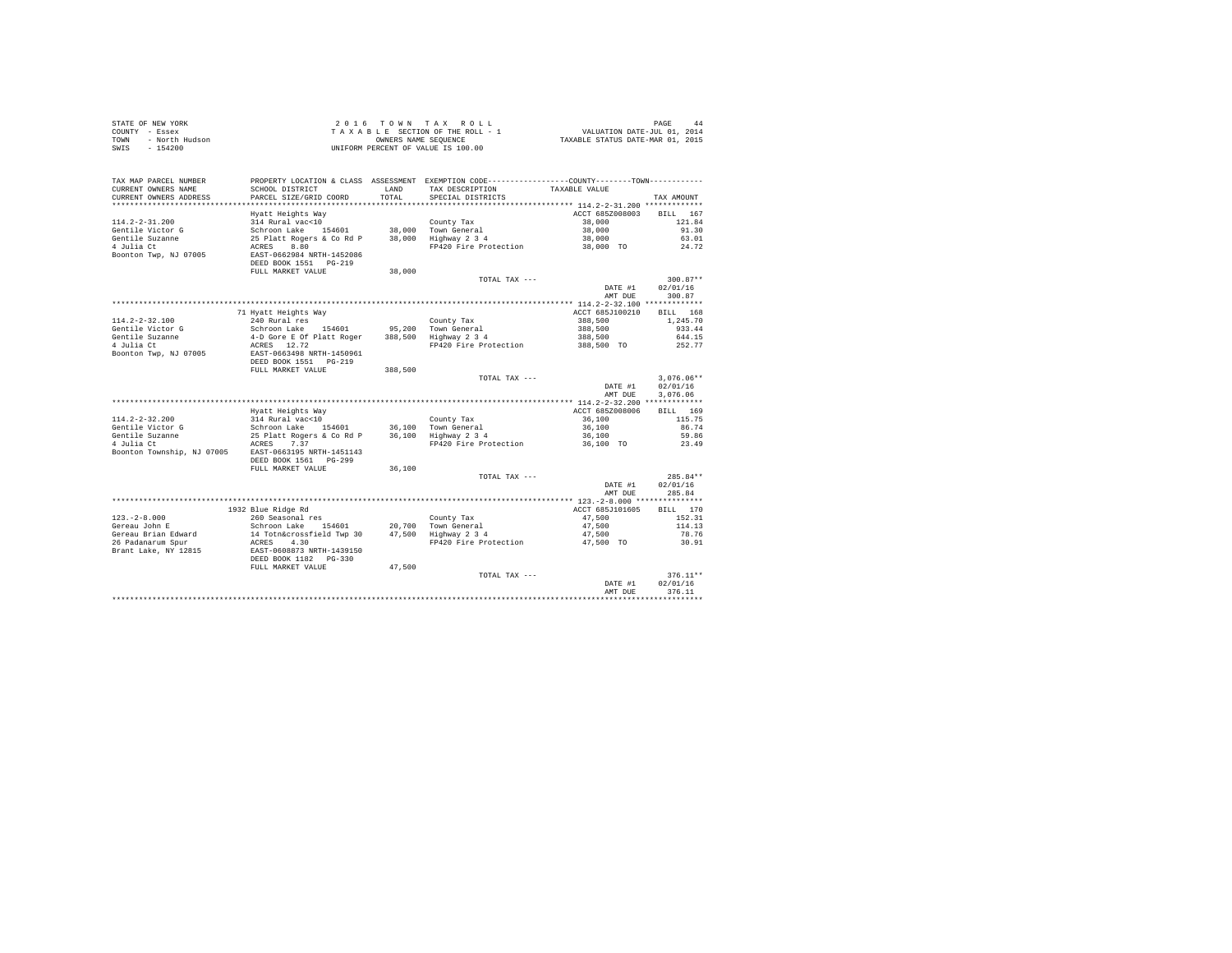STATE OF NEW YORK
COUNTY - Essex
TOWN - North Hudson
SWIS - 154200

2016 TOWN TAX ROLL
TAXABLE SECTION OF THE ROLL - 1
OWNERS NAME SEQUENCE
UNIFORM PERCENT OF VALUE IS 100.00

VALUATION DATE-JUL 01, 2014
TAXABLE STATUS DATE-MAR 01, 2015

| TAX MAP PARCEL NUMBER / CURRENT OWNERS NAME / CURRENT OWNERS ADDRESS | PROPERTY LOCATION & CLASS / SCHOOL DISTRICT / PARCEL SIZE/GRID COORD | ASSESSMENT LAND / TOTAL | EXEMPTION CODE / TAX DESCRIPTION / SPECIAL DISTRICTS | COUNTY / TOWN TAXABLE VALUE | TAX AMOUNT |
|---|---|---|---|---|---|
| **114.2-2-31.200** | Hyatt Heights Way | | | ACCT 685Z008003 | BILL 167 |
| 114.2-2-31.200 | 314 Rural vac<10 | | County Tax | 38,000 | 121.84 |
| Gentile Victor G | Schroon Lake 154601 | 38,000 | Town General | 38,000 | 91.30 |
| Gentile Suzanne | 25 Platt Rogers & Co Rd P | 38,000 | Highway 2 3 4 | 38,000 | 63.01 |
| 4 Julia Ct | ACRES 8.80 | | FP420 Fire Protection | 38,000 TO | 24.72 |
| Boonton Twp, NJ 07005 | EAST-0662984 NRTH-1452086 | | | | |
| | DEED BOOK 1551 PG-219 | | | | |
| | FULL MARKET VALUE | 38,000 | | | |
| | | | TOTAL TAX --- | | 300.87** |
| | | | | DATE #1 | 02/01/16 |
| | | | | AMT DUE | 300.87 |
| **114.2-2-32.100** | 71 Hyatt Heights Way | | | ACCT 685J100210 | BILL 168 |
| 114.2-2-32.100 | 240 Rural res | | County Tax | 388,500 | 1,245.70 |
| Gentile Victor G | Schroon Lake 154601 | 95,200 | Town General | 388,500 | 933.44 |
| Gentile Suzanne | 4-D Gore E Of Platt Roger | 388,500 | Highway 2 3 4 | 388,500 | 644.15 |
| 4 Julia Ct | ACRES 12.72 | | FP420 Fire Protection | 388,500 TO | 252.77 |
| Boonton Twp, NJ 07005 | EAST-0663498 NRTH-1450961 | | | | |
| | DEED BOOK 1551 PG-219 | | | | |
| | FULL MARKET VALUE | 388,500 | | | |
| | | | TOTAL TAX --- | | 3,076.06** |
| | | | | DATE #1 | 02/01/16 |
| | | | | AMT DUE | 3,076.06 |
| **114.2-2-32.200** | Hyatt Heights Way | | | ACCT 685Z008006 | BILL 169 |
| 114.2-2-32.200 | 314 Rural vac<10 | | County Tax | 36,100 | 115.75 |
| Gentile Victor G | Schroon Lake 154601 | 36,100 | Town General | 36,100 | 86.74 |
| Gentile Suzanne | 25 Platt Rogers & Co Rd P | 36,100 | Highway 2 3 4 | 36,100 | 59.86 |
| 4 Julia Ct | ACRES 7.37 | | FP420 Fire Protection | 36,100 TO | 23.49 |
| Boonton Township, NJ 07005 | EAST-0663195 NRTH-1451143 | | | | |
| | DEED BOOK 1561 PG-299 | | | | |
| | FULL MARKET VALUE | 36,100 | | | |
| | | | TOTAL TAX --- | | 285.84** |
| | | | | DATE #1 | 02/01/16 |
| | | | | AMT DUE | 285.84 |
| **123.-2-8.000** | 1932 Blue Ridge Rd | | | ACCT 685J101605 | BILL 170 |
| 123.-2-8.000 | 260 Seasonal res | | County Tax | 47,500 | 152.31 |
| Gereau John E | Schroon Lake 154601 | 20,700 | Town General | 47,500 | 114.13 |
| Gereau Brian Edward | 14 Totn&crossfield Twp 30 | 47,500 | Highway 2 3 4 | 47,500 | 78.76 |
| 26 Padanarum Spur | ACRES 4.30 | | FP420 Fire Protection | 47,500 TO | 30.91 |
| Brant Lake, NY 12815 | EAST-0608873 NRTH-1439150 | | | | |
| | DEED BOOK 1182 PG-330 | | | | |
| | FULL MARKET VALUE | 47,500 | | | |
| | | | TOTAL TAX --- | | 376.11** |
| | | | | DATE #1 | 02/01/16 |
| | | | | AMT DUE | 376.11 |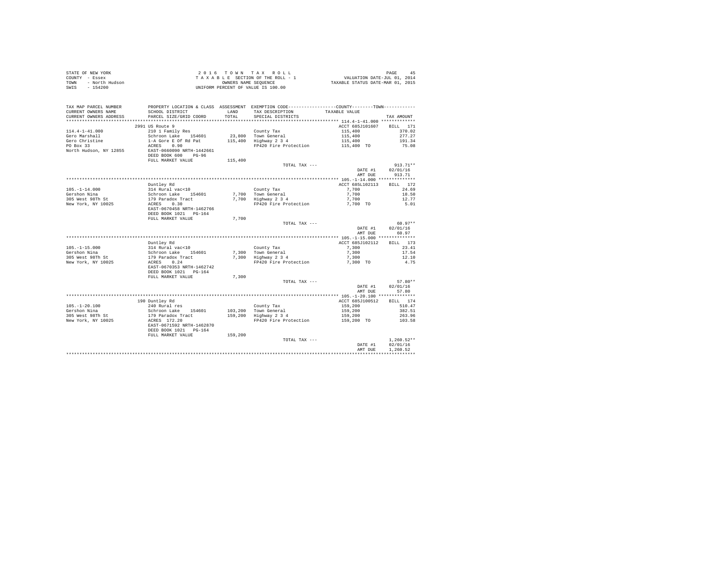STATE OF NEW YORK
COUNTY - Essex
TOWN - North Hudson
SWIS - 154200

2 0 1 6 T O W N T A X R O L L
T A X A B L E SECTION OF THE ROLL - 1
OWNERS NAME SEQUENCE
UNIFORM PERCENT OF VALUE IS 100.00

VALUATION DATE-JUL 01, 2014
TAXABLE STATUS DATE-MAR 01, 2015

| TAX MAP PARCEL NUMBER / CURRENT OWNERS NAME / CURRENT OWNERS ADDRESS | PROPERTY LOCATION & CLASS / SCHOOL DISTRICT / PARCEL SIZE/GRID COORD | ASSESSMENT LAND / TOTAL | EXEMPTION CODE / TAX DESCRIPTION / SPECIAL DISTRICTS | COUNTY / TOWN TAXABLE VALUE | TAX AMOUNT |
|---|---|---|---|---|---|
| 114.4-1-41.000 | 2991 US Route 9 | | | ACCT 685J101607 | BILL 171 |
| 114.4-1-41.000 | 210 1 Family Res | | County Tax | 115,400 | 370.02 |
| Gero Marshall | Schroon Lake 154601 | 23,800 | Town General | 115,400 | 277.27 |
| Gero Christine | 1-A Gore E Of Rd Pat | 115,400 | Highway 2 3 4 | 115,400 | 191.34 |
| PO Box 33 | ACRES 0.90 | | FP420 Fire Protection | 115,400 TO | 75.08 |
| North Hudson, NY 12855 | EAST-0660090 NRTH-1442661 | | | | |
| | DEED BOOK 600 PG-96 | | | | |
| | FULL MARKET VALUE | 115,400 | | | |
| | | | TOTAL TAX --- | | 913.71** |
| | | | | DATE #1 | 02/01/16 |
| | | | | AMT DUE | 913.71 |
| 105.-1-14.000 | Duntley Rd | | | ACCT 685L102113 | BILL 172 |
| 105.-1-14.000 | 314 Rural vac<10 | | County Tax | 7,700 | 24.69 |
| Gershon Nina | Schroon Lake 154601 | 7,700 | Town General | 7,700 | 18.50 |
| 305 West 98Th St | 179 Paradox Tract | 7,700 | Highway 2 3 4 | 7,700 | 12.77 |
| New York, NY 10025 | ACRES 0.30 | | FP420 Fire Protection | 7,700 TO | 5.01 |
| | EAST-0670458 NRTH-1462766 | | | | |
| | DEED BOOK 1021 PG-164 | | | | |
| | FULL MARKET VALUE | 7,700 | | | |
| | | | TOTAL TAX --- | | 60.97** |
| | | | | DATE #1 | 02/01/16 |
| | | | | AMT DUE | 60.97 |
| 105.-1-15.000 | Duntley Rd | | | ACCT 685J102112 | BILL 173 |
| 105.-1-15.000 | 314 Rural vac<10 | | County Tax | 7,300 | 23.41 |
| Gershon Nina | Schroon Lake 154601 | 7,300 | Town General | 7,300 | 17.54 |
| 305 West 98Th St | 179 Paradox Tract | 7,300 | Highway 2 3 4 | 7,300 | 12.10 |
| New York, NY 10025 | ACRES 0.24 | | FP420 Fire Protection | 7,300 TO | 4.75 |
| | EAST-0670353 NRTH-1462742 | | | | |
| | DEED BOOK 1021 PG-164 | | | | |
| | FULL MARKET VALUE | 7,300 | | | |
| | | | TOTAL TAX --- | | 57.80** |
| | | | | DATE #1 | 02/01/16 |
| | | | | AMT DUE | 57.80 |
| 105.-1-20.100 | 190 Duntley Rd | | | ACCT 685J100512 | BILL 174 |
| 105.-1-20.100 | 240 Rural res | | County Tax | 159,200 | 510.47 |
| Gershon Nina | Schroon Lake 154601 | 103,200 | Town General | 159,200 | 382.51 |
| 305 West 98Th St | 179 Paradox Tract | 159,200 | Highway 2 3 4 | 159,200 | 263.96 |
| New York, NY 10025 | ACRES 172.20 | | FP420 Fire Protection | 159,200 TO | 103.58 |
| | EAST-0671592 NRTH-1462870 | | | | |
| | DEED BOOK 1021 PG-164 | | | | |
| | FULL MARKET VALUE | 159,200 | | | |
| | | | TOTAL TAX --- | | 1,260.52** |
| | | | | DATE #1 | 02/01/16 |
| | | | | AMT DUE | 1,260.52 |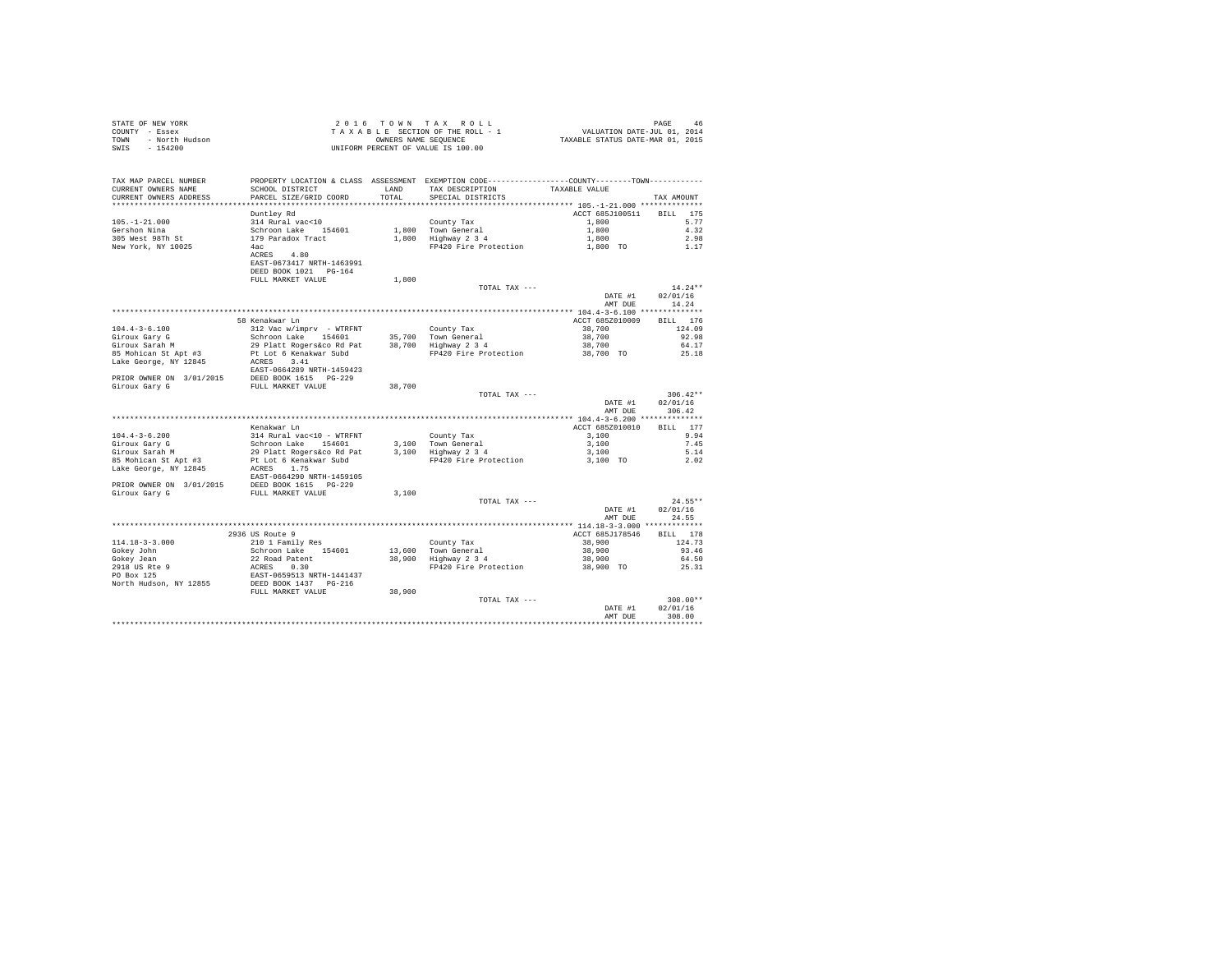STATE OF NEW YORK
COUNTY - Essex
TOWN - North Hudson
SWIS - 154200

2016 TOWN TAX ROLL
TAXABLE SECTION OF THE ROLL - 1
OWNERS NAME SEQUENCE
UNIFORM PERCENT OF VALUE IS 100.00

VALUATION DATE-JUL 01, 2014
TAXABLE STATUS DATE-MAR 01, 2015

| TAX MAP PARCEL NUMBER / CURRENT OWNERS NAME / CURRENT OWNERS ADDRESS | PROPERTY LOCATION & CLASS / SCHOOL DISTRICT / PARCEL SIZE/GRID COORD | ASSESSMENT LAND / TOTAL | EXEMPTION CODE / TAX DESCRIPTION / SPECIAL DISTRICTS | TAXABLE VALUE | TAX AMOUNT |
|---|---|---|---|---|---|
| **105.-1-21.000** | Duntley Rd | | | ACCT 685J100511 | BILL 175 |
| 105.-1-21.000 | 314 Rural vac<10 | | County Tax | 1,800 | 5.77 |
| Gershon Nina | Schroon Lake 154601 | 1,800 | Town General | 1,800 | 4.32 |
| 305 West 98Th St | 179 Paradox Tract | 1,800 | Highway 2 3 4 | 1,800 | 2.98 |
| New York, NY 10025 | 4ac | | FP420 Fire Protection | 1,800 TO | 1.17 |
| | ACRES 4.80 | | | | |
| | EAST-0673417 NRTH-1463991 | | | | |
| | DEED BOOK 1021 PG-164 | | | | |
| | FULL MARKET VALUE | 1,800 | | | |
| | | | TOTAL TAX --- | | 14.24** |
| | | | | DATE #1 | 02/01/16 |
| | | | | AMT DUE | 14.24 |
| **104.4-3-6.100** | 58 Kenakwar Ln | | | ACCT 685Z010009 | BILL 176 |
| 104.4-3-6.100 | 312 Vac w/imprv - WTRFNT | | County Tax | 38,700 | 124.09 |
| Giroux Gary G | Schroon Lake 154601 | 35,700 | Town General | 38,700 | 92.98 |
| Giroux Sarah M | 29 Platt Rogers&co Rd Pat | 38,700 | Highway 2 3 4 | 38,700 | 64.17 |
| 85 Mohican St Apt #3 | Pt Lot 6 Kenakwar Subd | | FP420 Fire Protection | 38,700 TO | 25.18 |
| Lake George, NY 12845 | ACRES 3.41 | | | | |
| | EAST-0664289 NRTH-1459423 | | | | |
| PRIOR OWNER ON 3/01/2015 | DEED BOOK 1615 PG-229 | | | | |
| Giroux Gary G | FULL MARKET VALUE | 38,700 | | | |
| | | | TOTAL TAX --- | | 306.42** |
| | | | | DATE #1 | 02/01/16 |
| | | | | AMT DUE | 306.42 |
| **104.4-3-6.200** | Kenakwar Ln | | | ACCT 685Z010010 | BILL 177 |
| 104.4-3-6.200 | 314 Rural vac<10 - WTRFNT | | County Tax | 3,100 | 9.94 |
| Giroux Gary G | Schroon Lake 154601 | 3,100 | Town General | 3,100 | 7.45 |
| Giroux Sarah M | 29 Platt Rogers&co Rd Pat | 3,100 | Highway 2 3 4 | 3,100 | 5.14 |
| 85 Mohican St Apt #3 | Pt Lot 6 Kenakwar Subd | | FP420 Fire Protection | 3,100 TO | 2.02 |
| Lake George, NY 12845 | ACRES 1.75 | | | | |
| | EAST-0664290 NRTH-1459105 | | | | |
| PRIOR OWNER ON 3/01/2015 | DEED BOOK 1615 PG-229 | | | | |
| Giroux Gary G | FULL MARKET VALUE | 3,100 | | | |
| | | | TOTAL TAX --- | | 24.55** |
| | | | | DATE #1 | 02/01/16 |
| | | | | AMT DUE | 24.55 |
| **114.18-3-3.000** | 2936 US Route 9 | | | ACCT 685J178546 | BILL 178 |
| 114.18-3-3.000 | 210 1 Family Res | | County Tax | 38,900 | 124.73 |
| Gokey John | Schroon Lake 154601 | 13,600 | Town General | 38,900 | 93.46 |
| Gokey Jean | 22 Road Patent | 38,900 | Highway 2 3 4 | 38,900 | 64.50 |
| 2918 US Rte 9 | ACRES 0.30 | | FP420 Fire Protection | 38,900 TO | 25.31 |
| PO Box 125 | EAST-0659513 NRTH-1441437 | | | | |
| North Hudson, NY 12855 | DEED BOOK 1437 PG-216 | | | | |
| | FULL MARKET VALUE | 38,900 | | | |
| | | | TOTAL TAX --- | | 308.00** |
| | | | | DATE #1 | 02/01/16 |
| | | | | AMT DUE | 308.00 |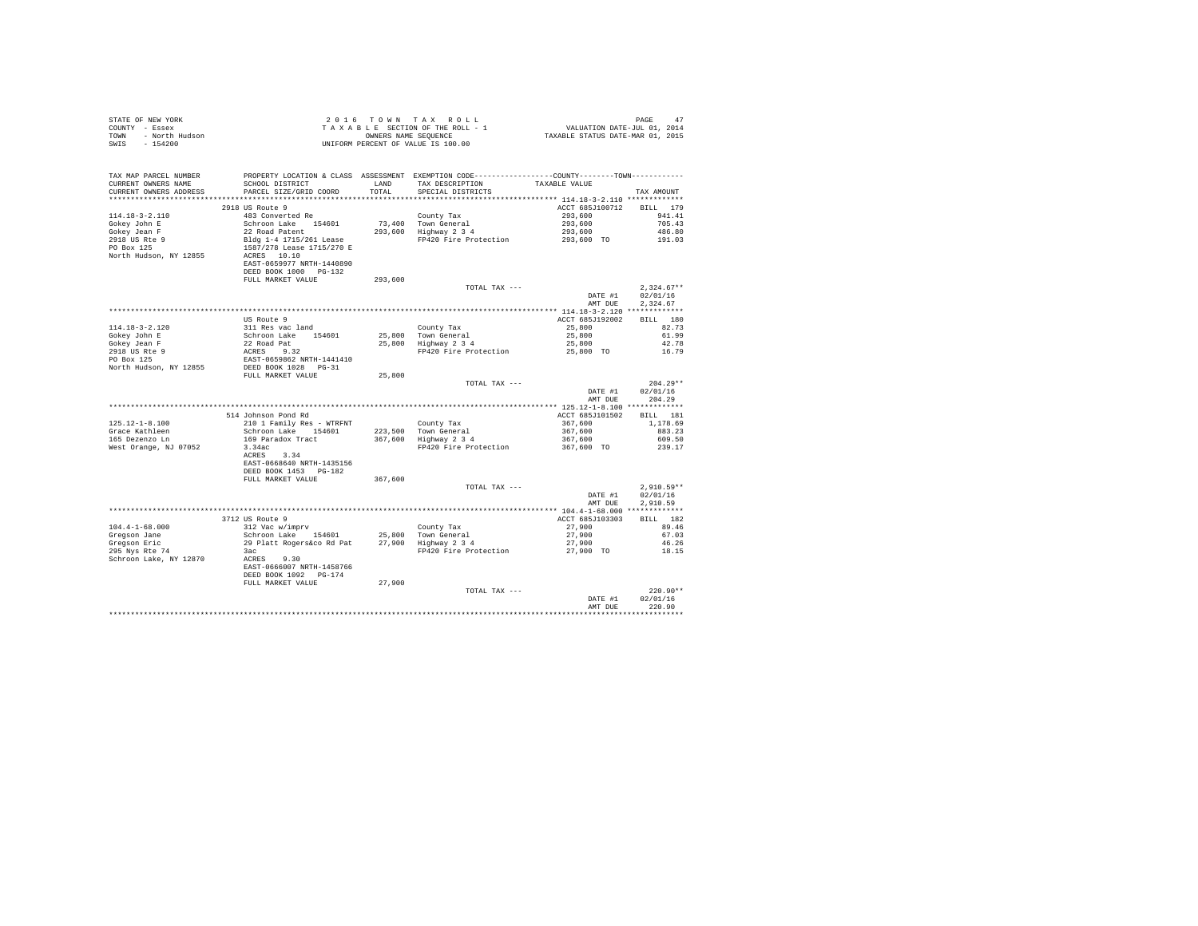STATE OF NEW YORK
COUNTY - Essex
TOWN - North Hudson
SWIS - 154200

2016 TOWN TAX ROLL
TAXABLE SECTION OF THE ROLL - 1
OWNERS NAME SEQUENCE
UNIFORM PERCENT OF VALUE IS 100.00

VALUATION DATE-JUL 01, 2014
TAXABLE STATUS DATE-MAR 01, 2015

| TAX MAP PARCEL NUMBER / CURRENT OWNERS NAME / CURRENT OWNERS ADDRESS | PROPERTY LOCATION & CLASS / SCHOOL DISTRICT / PARCEL SIZE/GRID COORD | ASSESSMENT LAND | TOTAL | EXEMPTION CODE / TAX DESCRIPTION / SPECIAL DISTRICTS | COUNTY / TOWN TAXABLE VALUE | TAX AMOUNT |
|---|---|---|---|---|---|---|
| 114.18-3-2.110 | 2918 US Route 9 | | | | ACCT 685J100712 | BILL 179 |
| 114.18-3-2.110 | 483 Converted Re | | | County Tax | 293,600 | 941.41 |
| Gokey John E | Schroon Lake 154601 | 73,400 | | Town General | 293,600 | 705.43 |
| Gokey Jean F | 22 Road Patent | | 293,600 | Highway 2 3 4 | 293,600 | 486.80 |
| 2918 US Rte 9 | Bldg 1-4 1715/261 Lease | | | FP420 Fire Protection | 293,600 TO | 191.03 |
| PO Box 125 | 1587/278 Lease 1715/270 E | | | | | |
| North Hudson, NY 12855 | ACRES 10.10 | | | | | |
| | EAST-0659977 NRTH-1440890 | | | | | |
| | DEED BOOK 1000 PG-132 | | | | | |
| | FULL MARKET VALUE | | 293,600 | | | |
| | | | | TOTAL TAX --- | | 2,324.67** |
| | | | | | DATE #1 | 02/01/16 |
| | | | | | AMT DUE | 2,324.67 |
| 114.18-3-2.120 | US Route 9 | | | | ACCT 685J192002 | BILL 180 |
| 114.18-3-2.120 | 311 Res vac land | | | County Tax | 25,800 | 82.73 |
| Gokey John E | Schroon Lake 154601 | 25,800 | | Town General | 25,800 | 61.99 |
| Gokey Jean F | 22 Road Pat | | 25,800 | Highway 2 3 4 | 25,800 | 42.78 |
| 2918 US Rte 9 | ACRES 9.32 | | | FP420 Fire Protection | 25,800 TO | 16.79 |
| PO Box 125 | EAST-0659862 NRTH-1441410 | | | | | |
| North Hudson, NY 12855 | DEED BOOK 1028 PG-31 | | | | | |
| | FULL MARKET VALUE | | 25,800 | | | |
| | | | | TOTAL TAX --- | | 204.29** |
| | | | | | DATE #1 | 02/01/16 |
| | | | | | AMT DUE | 204.29 |
| 125.12-1-8.100 | 514 Johnson Pond Rd | | | | ACCT 685J101502 | BILL 181 |
| 125.12-1-8.100 | 210 1 Family Res - WTRFNT | | | County Tax | 367,600 | 1,178.69 |
| Grace Kathleen | Schroon Lake 154601 | 223,500 | | Town General | 367,600 | 883.23 |
| 165 Dezenzo Ln | 169 Paradox Tract | | 367,600 | Highway 2 3 4 | 367,600 | 609.50 |
| West Orange, NJ 07052 | 3.34ac | | | FP420 Fire Protection | 367,600 TO | 239.17 |
| | ACRES 3.34 | | | | | |
| | EAST-0668640 NRTH-1435156 | | | | | |
| | DEED BOOK 1453 PG-182 | | | | | |
| | FULL MARKET VALUE | | 367,600 | | | |
| | | | | TOTAL TAX --- | | 2,910.59** |
| | | | | | DATE #1 | 02/01/16 |
| | | | | | AMT DUE | 2,910.59 |
| 104.4-1-68.000 | 3712 US Route 9 | | | | ACCT 685J103303 | BILL 182 |
| 104.4-1-68.000 | 312 Vac w/imprv | | | County Tax | 27,900 | 89.46 |
| Gregson Jane | Schroon Lake 154601 | 25,800 | | Town General | 27,900 | 67.03 |
| Gregson Eric | 29 Platt Rogers&co Rd Pat | | 27,900 | Highway 2 3 4 | 27,900 | 46.26 |
| 295 Nys Rte 74 | 3ac | | | FP420 Fire Protection | 27,900 TO | 18.15 |
| Schroon Lake, NY 12870 | ACRES 9.30 | | | | | |
| | EAST-0666007 NRTH-1458766 | | | | | |
| | DEED BOOK 1092 PG-174 | | | | | |
| | FULL MARKET VALUE | | 27,900 | | | |
| | | | | TOTAL TAX --- | | 220.90** |
| | | | | | DATE #1 | 02/01/16 |
| | | | | | AMT DUE | 220.90 |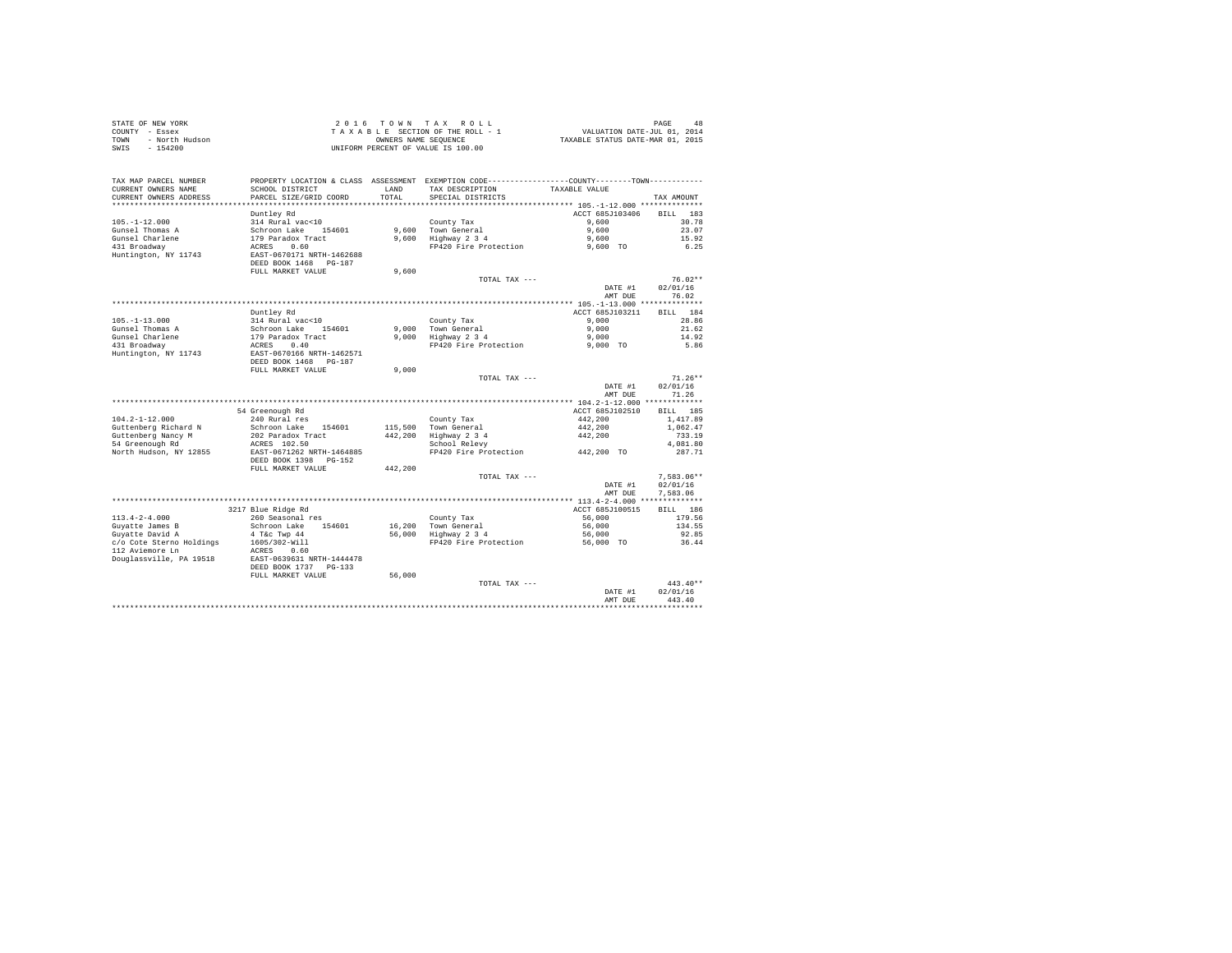STATE OF NEW YORK
COUNTY - Essex
TOWN - North Hudson
SWIS - 154200

2 0 1 6 T O W N T A X R O L L
T A X A B L E SECTION OF THE ROLL - 1
OWNERS NAME SEQUENCE
UNIFORM PERCENT OF VALUE IS 100.00

VALUATION DATE-JUL 01, 2014
TAXABLE STATUS DATE-MAR 01, 2015

```
TAX MAP PARCEL NUMBER     PROPERTY LOCATION & CLASS  ASSESSMENT  EXEMPTION CODE-----------------COUNTY--------TOWN-----------
CURRENT OWNERS NAME       SCHOOL DISTRICT              LAND      TAX DESCRIPTION           TAXABLE VALUE
CURRENT OWNERS ADDRESS    PARCEL SIZE/GRID COORD       TOTAL     SPECIAL DISTRICTS                                    TAX AMOUNT
****************************************************************************************** 105.-1-12.000 **************
                          Duntley Rd                                                       ACCT 685J103406    BILL  183
105.-1-12.000             314 Rural vac<10                       County Tax                   9,600               30.78
Gunsel Thomas A           Schroon Lake    154601        9,600    Town General                 9,600               23.07
Gunsel Charlene           179 Paradox Tract             9,600    Highway 2 3 4                9,600               15.92
431 Broadway              ACRES    0.60                          FP420 Fire Protection        9,600 TO             6.25
Huntington, NY 11743      EAST-0670171 NRTH-1462688
                          DEED BOOK 1468   PG-187
                          FULL MARKET VALUE             9,600
                                                                 TOTAL TAX ---                                    76.02**
                                                                                           DATE #1     02/01/16
                                                                                           AMT DUE        76.02
****************************************************************************************** 105.-1-13.000 **************
                          Duntley Rd                                                       ACCT 685J103211    BILL  184
105.-1-13.000             314 Rural vac<10                       County Tax                   9,000               28.86
Gunsel Thomas A           Schroon Lake    154601        9,000    Town General                 9,000               21.62
Gunsel Charlene           179 Paradox Tract             9,000    Highway 2 3 4                9,000               14.92
431 Broadway              ACRES    0.40                          FP420 Fire Protection        9,000 TO             5.86
Huntington, NY 11743      EAST-0670166 NRTH-1462571
                          DEED BOOK 1468   PG-187
                          FULL MARKET VALUE             9,000
                                                                 TOTAL TAX ---                                    71.26**
                                                                                           DATE #1     02/01/16
                                                                                           AMT DUE        71.26
****************************************************************************************** 104.2-1-12.000 *************
                          54 Greenough Rd                                                  ACCT 685J102510    BILL  185
104.2-1-12.000            240 Rural res                          County Tax                 442,200            1,417.89
Guttenberg Richard N      Schroon Lake    154601      115,500    Town General               442,200            1,062.47
Guttenberg Nancy M        202 Paradox Tract           442,200    Highway 2 3 4              442,200              733.19
54 Greenough Rd           ACRES  102.50                          School Relevy                                  4,081.80
North Hudson, NY 12855    EAST-0671262 NRTH-1464885              FP420 Fire Protection      442,200 TO           287.71
                          DEED BOOK 1398   PG-152
                          FULL MARKET VALUE           442,200
                                                                 TOTAL TAX ---                                 7,583.06**
                                                                                           DATE #1     02/01/16
                                                                                           AMT DUE     7,583.06
****************************************************************************************** 113.4-2-4.000 **************
                          3217 Blue Ridge Rd                                               ACCT 685J100515    BILL  186
113.4-2-4.000             260 Seasonal res                       County Tax                  56,000              179.56
Guyatte James B           Schroon Lake    154601       16,200    Town General                56,000              134.55
Guyatte David A           4 T&c Twp 44                 56,000    Highway 2 3 4               56,000               92.85
c/o Cote Sterno Holdings  1605/302-Will                          FP420 Fire Protection       56,000 TO            36.44
112 Aviemore Ln           ACRES    0.60
Douglassville, PA 19518   EAST-0639631 NRTH-1444478
                          DEED BOOK 1737   PG-133
                          FULL MARKET VALUE            56,000
                                                                 TOTAL TAX ---                                   443.40**
                                                                                           DATE #1     02/01/16
                                                                                           AMT DUE       443.40
************************************************************************************************************************
```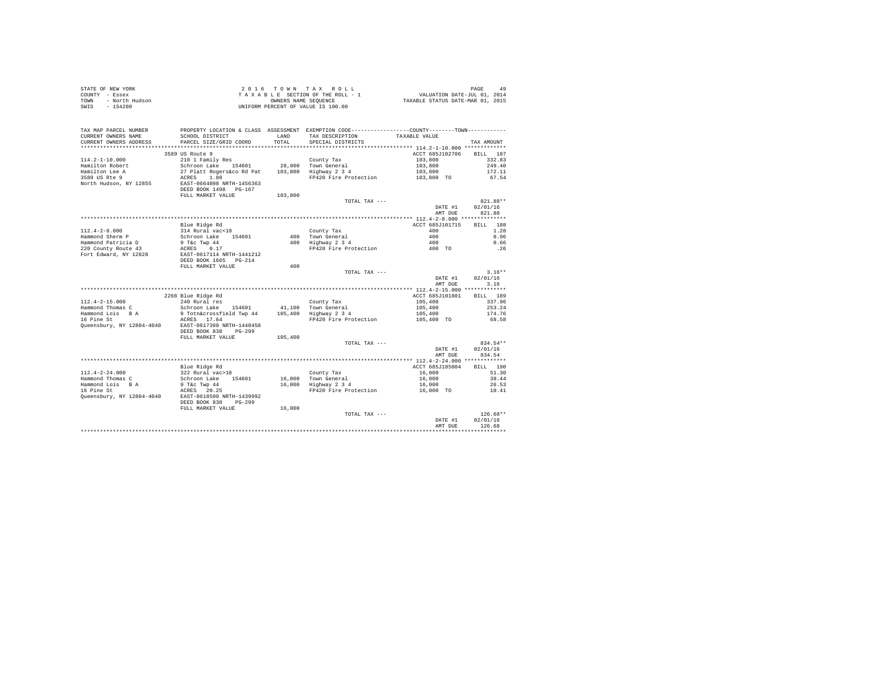STATE OF NEW YORK
COUNTY - Essex
TOWN - North Hudson
SWIS - 154200

2 0 1 6 T O W N T A X R O L L
T A X A B L E SECTION OF THE ROLL - 1
OWNERS NAME SEQUENCE
UNIFORM PERCENT OF VALUE IS 100.00

VALUATION DATE-JUL 01, 2014
TAXABLE STATUS DATE-MAR 01, 2015

| TAX MAP PARCEL NUMBER / CURRENT OWNERS NAME / CURRENT OWNERS ADDRESS | PROPERTY LOCATION & CLASS / SCHOOL DISTRICT / PARCEL SIZE/GRID COORD | ASSESSMENT LAND / TOTAL | EXEMPTION CODE / TAX DESCRIPTION / SPECIAL DISTRICTS | COUNTY / TOWN TAXABLE VALUE | TAX AMOUNT |
|---|---|---|---|---|---|
| **114.2-1-10.000** | 3589 US Route 9 | | | ACCT 685J102706 | BILL 187 |
| 114.2-1-10.000 | 210 1 Family Res | | County Tax | 103,800 | 332.83 |
| Hamilton Robert | Schroon Lake 154601 | 28,900 | Town General | 103,800 | 249.40 |
| Hamilton Lee A | 27 Platt Rogers&co Rd Pat | 103,800 | Highway 2 3 4 | 103,800 | 172.11 |
| 3589 US Rte 9 | ACRES 1.80 | | FP420 Fire Protection | 103,800 TO | 67.54 |
| North Hudson, NY 12855 | EAST-0664098 NRTH-1456363 | | | | |
| | DEED BOOK 1498 PG-167 | | | | |
| | FULL MARKET VALUE | 103,800 | | | |
| | | | TOTAL TAX --- | | 821.88** |
| | | | | DATE #1 | 02/01/16 |
| | | | | AMT DUE | 821.88 |
| **112.4-2-8.000** | Blue Ridge Rd | | | ACCT 685J101715 | BILL 188 |
| 112.4-2-8.000 | 314 Rural vac<10 | | County Tax | 400 | 1.28 |
| Hammond Sherm P | Schroon Lake 154601 | 400 | Town General | 400 | 0.96 |
| Hammond Patricia D | 9 T&c Twp 44 | 400 | Highway 2 3 4 | 400 | 0.66 |
| 220 County Route 43 | ACRES 0.17 | | FP420 Fire Protection | 400 TO | .26 |
| Fort Edward, NY 12828 | EAST-0617114 NRTH-1441212 | | | | |
| | DEED BOOK 1665 PG-214 | | | | |
| | FULL MARKET VALUE | 400 | | | |
| | | | TOTAL TAX --- | | 3.16** |
| | | | | DATE #1 | 02/01/16 |
| | | | | AMT DUE | 3.16 |
| **112.4-2-15.000** | 2268 Blue Ridge Rd | | | ACCT 685J101801 | BILL 189 |
| 112.4-2-15.000 | 240 Rural res | | County Tax | 105,400 | 337.96 |
| Hammond Thomas C | Schroon Lake 154601 | 41,100 | Town General | 105,400 | 253.24 |
| Hammond Lois B A | 9 Totn&crossfield Twp 44 | 105,400 | Highway 2 3 4 | 105,400 | 174.76 |
| 16 Pine St | ACRES 17.64 | | FP420 Fire Protection | 105,400 TO | 68.58 |
| Queensbury, NY 12804-4040 | EAST-0617398 NRTH-1440458 | | | | |
| | DEED BOOK 830 PG-299 | | | | |
| | FULL MARKET VALUE | 105,400 | | | |
| | | | TOTAL TAX --- | | 834.54** |
| | | | | DATE #1 | 02/01/16 |
| | | | | AMT DUE | 834.54 |
| **112.4-2-24.000** | Blue Ridge Rd | | | ACCT 685J185004 | BILL 190 |
| 112.4-2-24.000 | 322 Rural vac>10 | | County Tax | 16,000 | 51.30 |
| Hammond Thomas C | Schroon Lake 154601 | 16,000 | Town General | 16,000 | 38.44 |
| Hammond Lois B A | 9 T&c Twp 44 | 16,000 | Highway 2 3 4 | 16,000 | 26.53 |
| 16 Pine St | ACRES 20.25 | | FP420 Fire Protection | 16,000 TO | 10.41 |
| Queensbury, NY 12804-4040 | EAST-0618590 NRTH-1439992 | | | | |
| | DEED BOOK 830 PG-299 | | | | |
| | FULL MARKET VALUE | 16,000 | | | |
| | | | TOTAL TAX --- | | 126.68** |
| | | | | DATE #1 | 02/01/16 |
| | | | | AMT DUE | 126.68 |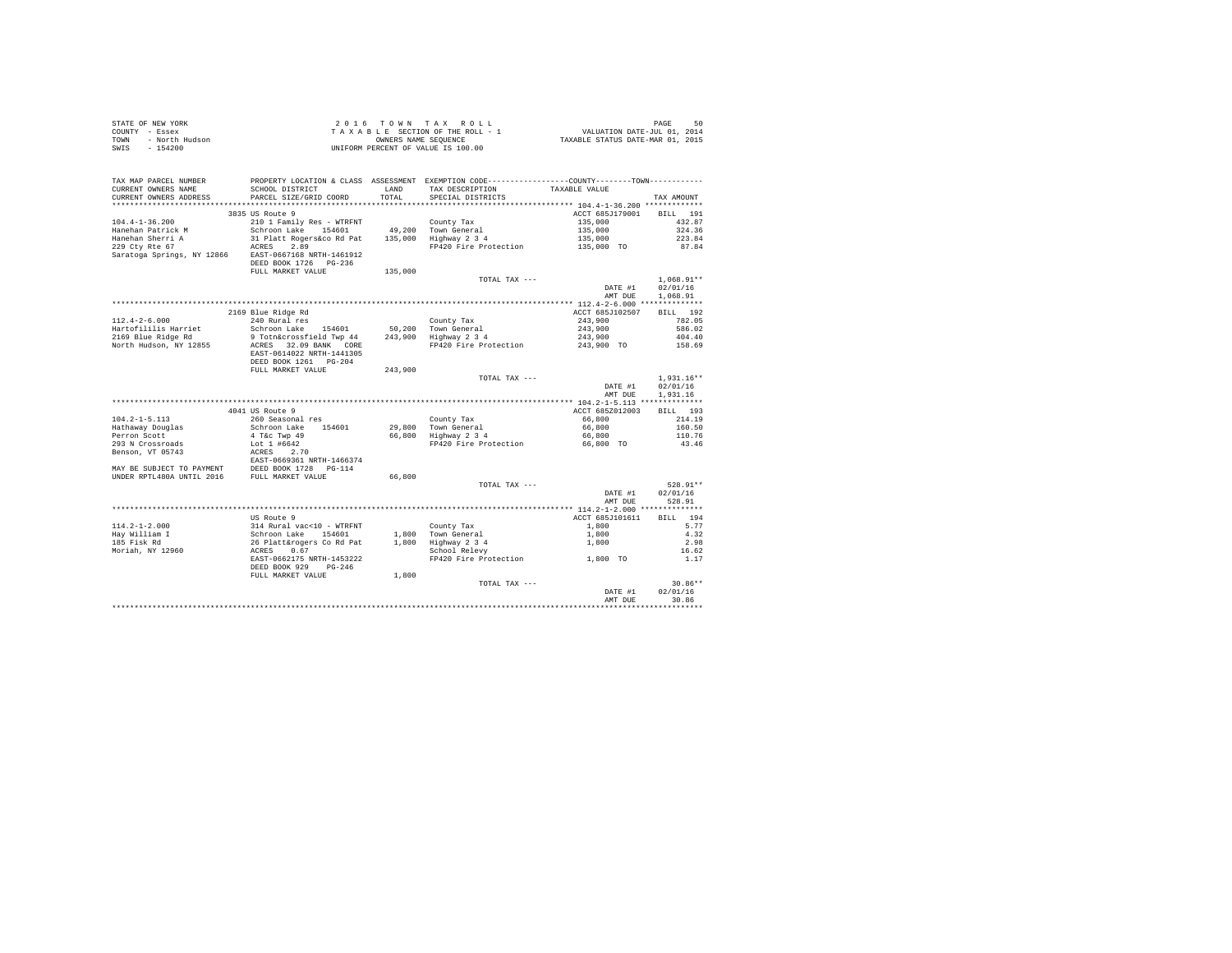STATE OF NEW YORK
COUNTY - Essex
TOWN - North Hudson
SWIS - 154200

2 0 1 6 T O W N T A X R O L L
T A X A B L E SECTION OF THE ROLL - 1
OWNERS NAME SEQUENCE
UNIFORM PERCENT OF VALUE IS 100.00

VALUATION DATE-JUL 01, 2014
TAXABLE STATUS DATE-MAR 01, 2015

| TAX MAP PARCEL NUMBER / CURRENT OWNERS NAME / CURRENT OWNERS ADDRESS | PROPERTY LOCATION & CLASS / SCHOOL DISTRICT / PARCEL SIZE/GRID COORD | ASSESSMENT LAND / TOTAL | EXEMPTION CODE / TAX DESCRIPTION / SPECIAL DISTRICTS | COUNTY--------TOWN TAXABLE VALUE | TAX AMOUNT |
|---|---|---|---|---|---|
| **104.4-1-36.200** | 3835 US Route 9 | | | ACCT 685J179001 | BILL 191 |
| Hanehan Patrick M | 210 1 Family Res - WTRFNT | | County Tax | 135,000 | 432.87 |
| Hanehan Sherri A | Schroon Lake 154601 | 49,200 | Town General | 135,000 | 324.36 |
| 229 Cty Rte 67 | 31 Platt Rogers&co Rd Pat | 135,000 | Highway 2 3 4 | 135,000 | 223.84 |
| Saratoga Springs, NY 12866 | ACRES 2.89 | | FP420 Fire Protection | 135,000 TO | 87.84 |
| | EAST-0667168 NRTH-1461912 | | | | |
| | DEED BOOK 1726 PG-236 | | | | |
| | FULL MARKET VALUE | 135,000 | | | |
| | | | TOTAL TAX --- | | 1,068.91** |
| | | | | DATE #1 | 02/01/16 |
| | | | | AMT DUE | 1,068.91 |
| **112.4-2-6.000** | 2169 Blue Ridge Rd | | | ACCT 685J102507 | BILL 192 |
| Hartofililis Harriet | 240 Rural res | | County Tax | 243,900 | 782.05 |
| 2169 Blue Ridge Rd | Schroon Lake 154601 | 50,200 | Town General | 243,900 | 586.02 |
| North Hudson, NY 12855 | 9 Totn&crossfield Twp 44 | 243,900 | Highway 2 3 4 | 243,900 | 404.40 |
| | ACRES 32.09 BANK CORE | | FP420 Fire Protection | 243,900 TO | 158.69 |
| | EAST-0614022 NRTH-1441305 | | | | |
| | DEED BOOK 1261 PG-204 | | | | |
| | FULL MARKET VALUE | 243,900 | | | |
| | | | TOTAL TAX --- | | 1,931.16** |
| | | | | DATE #1 | 02/01/16 |
| | | | | AMT DUE | 1,931.16 |
| **104.2-1-5.113** | 4041 US Route 9 | | | ACCT 685Z012003 | BILL 193 |
| Hathaway Douglas | 260 Seasonal res | | County Tax | 66,800 | 214.19 |
| Perron Scott | Schroon Lake 154601 | 29,800 | Town General | 66,800 | 160.50 |
| 293 N Crossroads | 4 T&c Twp 49 | 66,800 | Highway 2 3 4 | 66,800 | 110.76 |
| Benson, VT 05743 | Lot 1 #6642 | | FP420 Fire Protection | 66,800 TO | 43.46 |
| | ACRES 2.70 | | | | |
| | EAST-0669361 NRTH-1466374 | | | | |
| MAY BE SUBJECT TO PAYMENT | DEED BOOK 1728 PG-114 | | | | |
| UNDER RPTL480A UNTIL 2016 | FULL MARKET VALUE | 66,800 | | | |
| | | | TOTAL TAX --- | | 528.91** |
| | | | | DATE #1 | 02/01/16 |
| | | | | AMT DUE | 528.91 |
| **114.2-1-2.000** | US Route 9 | | | ACCT 685J101611 | BILL 194 |
| Hay William I | 314 Rural vac<10 - WTRFNT | | County Tax | 1,800 | 5.77 |
| 185 Fisk Rd | Schroon Lake 154601 | 1,800 | Town General | 1,800 | 4.32 |
| Moriah, NY 12960 | 26 Platt&rogers Co Rd Pat | 1,800 | Highway 2 3 4 | 1,800 | 2.98 |
| | ACRES 0.67 | | School Relevy | | 16.62 |
| | EAST-0662175 NRTH-1453222 | | FP420 Fire Protection | 1,800 TO | 1.17 |
| | DEED BOOK 929 PG-246 | | | | |
| | FULL MARKET VALUE | 1,800 | | | |
| | | | TOTAL TAX --- | | 30.86** |
| | | | | DATE #1 | 02/01/16 |
| | | | | AMT DUE | 30.86 |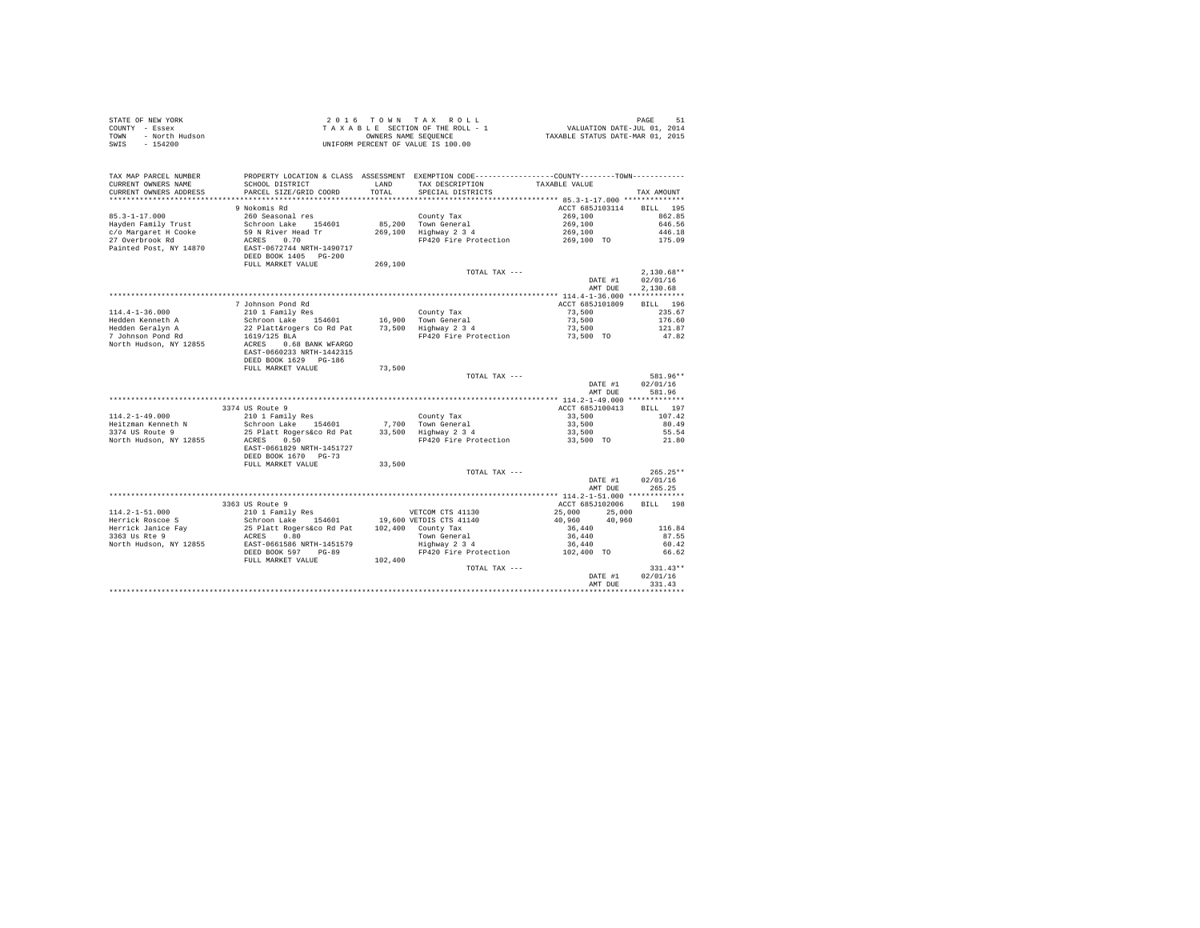STATE OF NEW YORK
COUNTY - Essex
TOWN - North Hudson
SWIS - 154200

2 0 1 6 T O W N T A X R O L L
T A X A B L E SECTION OF THE ROLL - 1
OWNERS NAME SEQUENCE
UNIFORM PERCENT OF VALUE IS 100.00

VALUATION DATE-JUL 01, 2014
TAXABLE STATUS DATE-MAR 01, 2015

```
TAX MAP PARCEL NUMBER     PROPERTY LOCATION & CLASS  ASSESSMENT  EXEMPTION CODE-----------------COUNTY--------TOWN-----------
CURRENT OWNERS NAME       SCHOOL DISTRICT             LAND       TAX DESCRIPTION            TAXABLE VALUE
CURRENT OWNERS ADDRESS    PARCEL SIZE/GRID COORD      TOTAL      SPECIAL DISTRICTS                                   TAX AMOUNT
*********************************************************************************************** 85.3-1-17.000 **************
                          9 Nokomis Rd                                                       ACCT 685J103114    BILL  195
85.3-1-17.000             260 Seasonal res                       County Tax                  269,100              862.85
Hayden Family Trust       Schroon Lake   154601      85,200      Town General                269,100              646.56
c/o Margaret H Cooke      59 N River Head Tr        269,100      Highway 2 3 4               269,100              446.18
27 Overbrook Rd           ACRES    0.70                          FP420 Fire Protection       269,100 TO           175.09
Painted Post, NY 14870    EAST-0672744 NRTH-1490717
                          DEED BOOK 1405   PG-200
                          FULL MARKET VALUE         269,100
                                                                 TOTAL TAX ---                                  2,130.68**
                                                                                             DATE #1      02/01/16
                                                                                             AMT DUE      2,130.68
*********************************************************************************************** 114.4-1-36.000 ************
                          7 Johnson Pond Rd                                                  ACCT 685J101809    BILL  196
114.4-1-36.000            210 1 Family Res                       County Tax                  73,500               235.67
Hedden Kenneth A          Schroon Lake   154601      16,900      Town General                73,500               176.60
Hedden Geralyn A          22 Platt&rogers Co Rd Pat  73,500      Highway 2 3 4               73,500               121.87
7 Johnson Pond Rd         1619/125 BLA                           FP420 Fire Protection       73,500 TO             47.82
North Hudson, NY 12855    ACRES    0.68 BANK WFARGO
                          EAST-0660233 NRTH-1442315
                          DEED BOOK 1629   PG-186
                          FULL MARKET VALUE          73,500
                                                                 TOTAL TAX ---                                    581.96**
                                                                                             DATE #1      02/01/16
                                                                                             AMT DUE        581.96
*********************************************************************************************** 114.2-1-49.000 ************
                          3374 US Route 9                                                    ACCT 685J100413    BILL  197
114.2-1-49.000            210 1 Family Res                       County Tax                  33,500               107.42
Heitzman Kenneth N        Schroon Lake   154601       7,700      Town General                33,500                80.49
3374 US Route 9           25 Platt Rogers&co Rd Pat  33,500      Highway 2 3 4               33,500                55.54
North Hudson, NY 12855    ACRES    0.50                          FP420 Fire Protection       33,500 TO             21.80
                          EAST-0661829 NRTH-1451727
                          DEED BOOK 1670   PG-73
                          FULL MARKET VALUE          33,500
                                                                 TOTAL TAX ---                                    265.25**
                                                                                             DATE #1      02/01/16
                                                                                             AMT DUE        265.25
*********************************************************************************************** 114.2-1-51.000 ************
                          3363 US Route 9                                                    ACCT 685J102006    BILL  198
114.2-1-51.000            210 1 Family Res                       VETCOM CTS 41130            25,000      25,000
Herrick Roscoe S          Schroon Lake   154601      19,600 VETDIS CTS 41140                 40,960      40,960
Herrick Janice Fay        25 Platt Rogers&co Rd Pat 102,400      County Tax                  36,440               116.84
3363 Us Rte 9             ACRES    0.80                          Town General                36,440                87.55
North Hudson, NY 12855    EAST-0661586 NRTH-1451579              Highway 2 3 4               36,440                60.42
                          DEED BOOK 597    PG-89                 FP420 Fire Protection       102,400 TO            66.62
                          FULL MARKET VALUE         102,400
                                                                 TOTAL TAX ---                                    331.43**
                                                                                             DATE #1      02/01/16
                                                                                             AMT DUE        331.43
****************************************************************************************************************************
```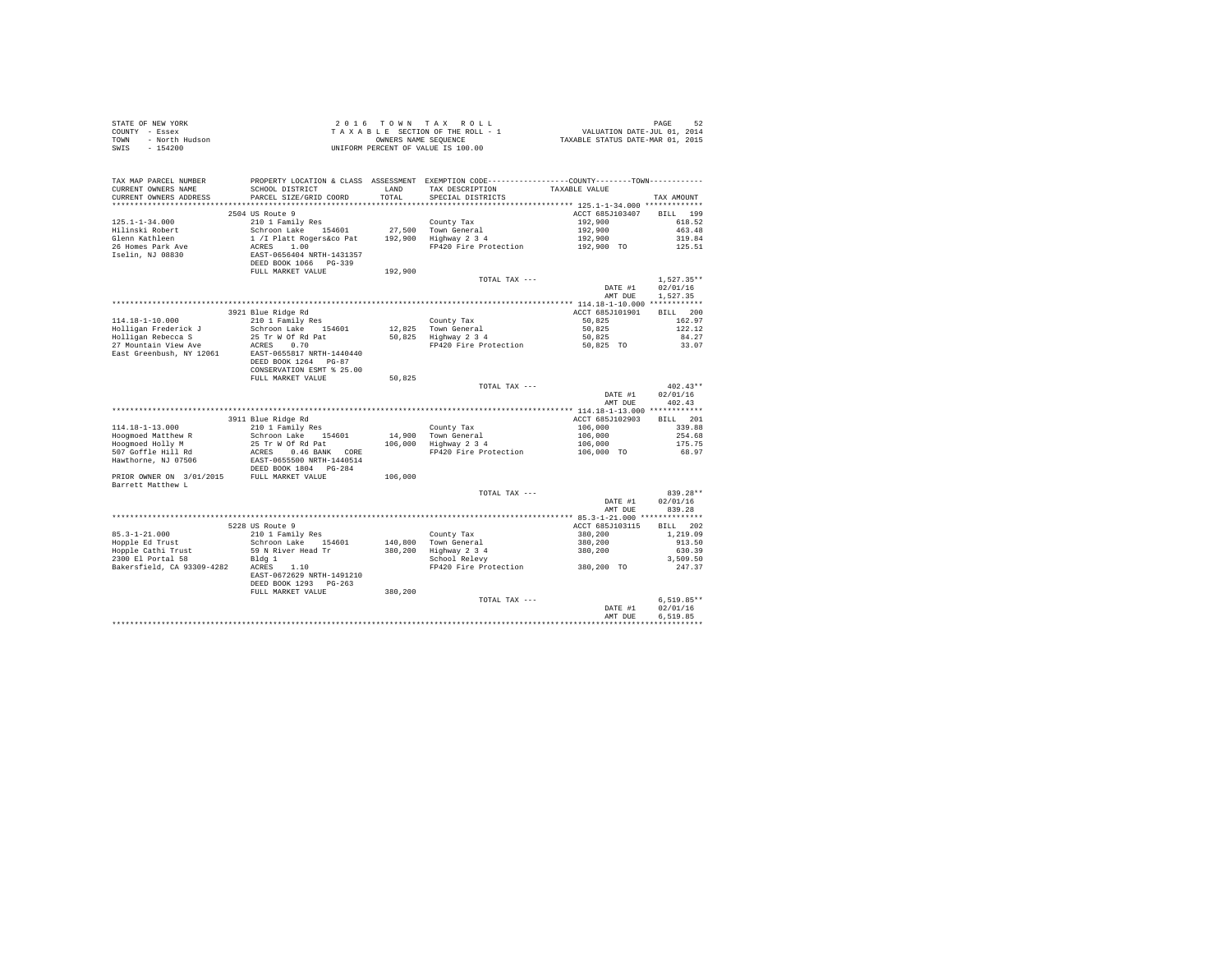STATE OF NEW YORK
COUNTY - Essex
TOWN - North Hudson
SWIS - 154200

2 0 1 6 T O W N T A X R O L L
T A X A B L E SECTION OF THE ROLL - 1
OWNERS NAME SEQUENCE
UNIFORM PERCENT OF VALUE IS 100.00

VALUATION DATE-JUL 01, 2014
TAXABLE STATUS DATE-MAR 01, 2015

| TAX MAP PARCEL NUMBER / CURRENT OWNERS NAME / CURRENT OWNERS ADDRESS | PROPERTY LOCATION & CLASS / SCHOOL DISTRICT / PARCEL SIZE/GRID COORD | ASSESSMENT LAND / TOTAL | EXEMPTION CODE / TAX DESCRIPTION / SPECIAL DISTRICTS | COUNTY--------TOWN TAXABLE VALUE | TAX AMOUNT |
|---|---|---|---|---|---|
| **125.1-1-34.000** | 2504 US Route 9 | | | ACCT 685J103407 | BILL 199 |
| 125.1-1-34.000 | 210 1 Family Res | | County Tax | 192,900 | 618.52 |
| Hilinski Robert | Schroon Lake 154601 | 27,500 | Town General | 192,900 | 463.48 |
| Glenn Kathleen | 1 /I Platt Rogers&co Pat | 192,900 | Highway 2 3 4 | 192,900 | 319.84 |
| 26 Homes Park Ave | ACRES 1.00 | | FP420 Fire Protection | 192,900 TO | 125.51 |
| Iselin, NJ 08830 | EAST-0656404 NRTH-1431357 | | | | |
| | DEED BOOK 1066 PG-339 | | | | |
| | FULL MARKET VALUE | 192,900 | | | |
| | | | TOTAL TAX --- | | 1,527.35** |
| | | | | DATE #1 | 02/01/16 |
| | | | | AMT DUE | 1,527.35 |
| **114.18-1-10.000** | 3921 Blue Ridge Rd | | | ACCT 685J101901 | BILL 200 |
| 114.18-1-10.000 | 210 1 Family Res | | County Tax | 50,825 | 162.97 |
| Holligan Frederick J | Schroon Lake 154601 | 12,825 | Town General | 50,825 | 122.12 |
| Holligan Rebecca S | 25 Tr W Of Rd Pat | 50,825 | Highway 2 3 4 | 50,825 | 84.27 |
| 27 Mountain View Ave | ACRES 0.70 | | FP420 Fire Protection | 50,825 TO | 33.07 |
| East Greenbush, NY 12061 | EAST-0655817 NRTH-1440440 | | | | |
| | DEED BOOK 1264 PG-87 | | | | |
| | CONSERVATION ESMT % 25.00 | | | | |
| | FULL MARKET VALUE | 50,825 | | | |
| | | | TOTAL TAX --- | | 402.43** |
| | | | | DATE #1 | 02/01/16 |
| | | | | AMT DUE | 402.43 |
| **114.18-1-13.000** | 3911 Blue Ridge Rd | | | ACCT 685J102903 | BILL 201 |
| 114.18-1-13.000 | 210 1 Family Res | | County Tax | 106,000 | 339.88 |
| Hoogmoed Matthew R | Schroon Lake 154601 | 14,900 | Town General | 106,000 | 254.68 |
| Hoogmoed Holly M | 25 Tr W Of Rd Pat | 106,000 | Highway 2 3 4 | 106,000 | 175.75 |
| 507 Goffle Hill Rd | ACRES 0.46 BANK CORE | | FP420 Fire Protection | 106,000 TO | 68.97 |
| Hawthorne, NJ 07506 | EAST-0655500 NRTH-1440514 | | | | |
| | DEED BOOK 1804 PG-284 | | | | |
| PRIOR OWNER ON 3/01/2015 | FULL MARKET VALUE | 106,000 | | | |
| Barrett Matthew L | | | | | |
| | | | TOTAL TAX --- | | 839.28** |
| | | | | DATE #1 | 02/01/16 |
| | | | | AMT DUE | 839.28 |
| **85.3-1-21.000** | 5228 US Route 9 | | | ACCT 685J103115 | BILL 202 |
| 85.3-1-21.000 | 210 1 Family Res | | County Tax | 380,200 | 1,219.09 |
| Hopple Ed Trust | Schroon Lake 154601 | 140,800 | Town General | 380,200 | 913.50 |
| Hopple Cathi Trust | 59 N River Head Tr | 380,200 | Highway 2 3 4 | 380,200 | 630.39 |
| 2300 El Portal 58 | Bldg 1 | | School Relevy | | 3,509.50 |
| Bakersfield, CA 93309-4282 | ACRES 1.10 | | FP420 Fire Protection | 380,200 TO | 247.37 |
| | EAST-0672629 NRTH-1491210 | | | | |
| | DEED BOOK 1293 PG-263 | | | | |
| | FULL MARKET VALUE | 380,200 | | | |
| | | | TOTAL TAX --- | | 6,519.85** |
| | | | | DATE #1 | 02/01/16 |
| | | | | AMT DUE | 6,519.85 |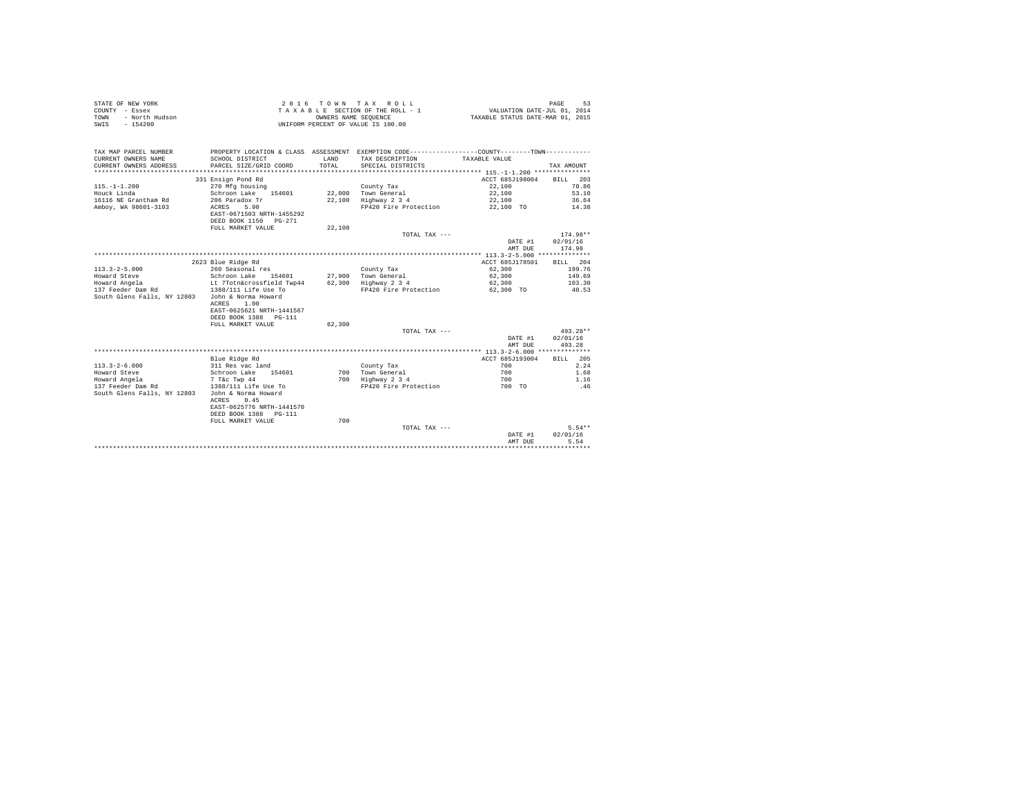STATE OF NEW YORK
COUNTY - Essex
TOWN - North Hudson
SWIS - 154200

2016 TOWN TAX ROLL
TAXABLE SECTION OF THE ROLL - 1
OWNERS NAME SEQUENCE
UNIFORM PERCENT OF VALUE IS 100.00

VALUATION DATE-JUL 01, 2014
TAXABLE STATUS DATE-MAR 01, 2015

| TAX MAP PARCEL NUMBER<br>CURRENT OWNERS NAME<br>CURRENT OWNERS ADDRESS | PROPERTY LOCATION & CLASS<br>SCHOOL DISTRICT<br>PARCEL SIZE/GRID COORD | ASSESSMENT<br>LAND<br>TOTAL | EXEMPTION CODE<br>TAX DESCRIPTION<br>SPECIAL DISTRICTS | COUNTY--------TOWN<br>TAXABLE VALUE | TAX AMOUNT |
|---|---|---|---|---|---|
| 115.-1-1.200 | 331 Ensign Pond Rd | | | ACCT 685J198004 | BILL 203 |
| | 270 Mfg housing | | County Tax | 22,100 | 70.86 |
| Houck Linda | Schroon Lake 154601 | 22,000 | Town General | 22,100 | 53.10 |
| 16116 NE Grantham Rd | 206 Paradox Tr | 22,100 | Highway 2 3 4 | 22,100 | 36.64 |
| Amboy, WA 98601-3103 | ACRES 5.90 | | FP420 Fire Protection | 22,100 TO | 14.38 |
| | EAST-0671503 NRTH-1455292 | | | | |
| | DEED BOOK 1150 PG-271 | | | | |
| | FULL MARKET VALUE | 22,100 | | | |
| | | | TOTAL TAX --- | | 174.98** |
| | | | | DATE #1 | 02/01/16 |
| | | | | AMT DUE | 174.98 |
| 113.3-2-5.000 | 2623 Blue Ridge Rd | | | ACCT 685J178501 | BILL 204 |
| | 260 Seasonal res | | County Tax | 62,300 | 199.76 |
| Howard Steve | Schroon Lake 154601 | 27,900 | Town General | 62,300 | 149.69 |
| Howard Angela | Lt 7Totn&crossfield Twp44 | 62,300 | Highway 2 3 4 | 62,300 | 103.30 |
| 137 Feeder Dam Rd | 1388/111 Life Use To | | FP420 Fire Protection | 62,300 TO | 40.53 |
| South Glens Falls, NY 12803 | John & Norma Howard | | | | |
| | ACRES 1.00 | | | | |
| | EAST-0625621 NRTH-1441567 | | | | |
| | DEED BOOK 1388 PG-111 | | | | |
| | FULL MARKET VALUE | 62,300 | | | |
| | | | TOTAL TAX --- | | 493.28** |
| | | | | DATE #1 | 02/01/16 |
| | | | | AMT DUE | 493.28 |
| 113.3-2-6.000 | Blue Ridge Rd | | | ACCT 685J193004 | BILL 205 |
| | 311 Res vac land | | County Tax | 700 | 2.24 |
| Howard Steve | Schroon Lake 154601 | 700 | Town General | 700 | 1.68 |
| Howard Angela | 7 T&c Twp 44 | 700 | Highway 2 3 4 | 700 | 1.16 |
| 137 Feeder Dam Rd | 1388/111 Life Use To | | FP420 Fire Protection | 700 TO | .46 |
| South Glens Falls, NY 12803 | John & Norma Howard | | | | |
| | ACRES 0.45 | | | | |
| | EAST-0625776 NRTH-1441570 | | | | |
| | DEED BOOK 1388 PG-111 | | | | |
| | FULL MARKET VALUE | 700 | | | |
| | | | TOTAL TAX --- | | 5.54** |
| | | | | DATE #1 | 02/01/16 |
| | | | | AMT DUE | 5.54 |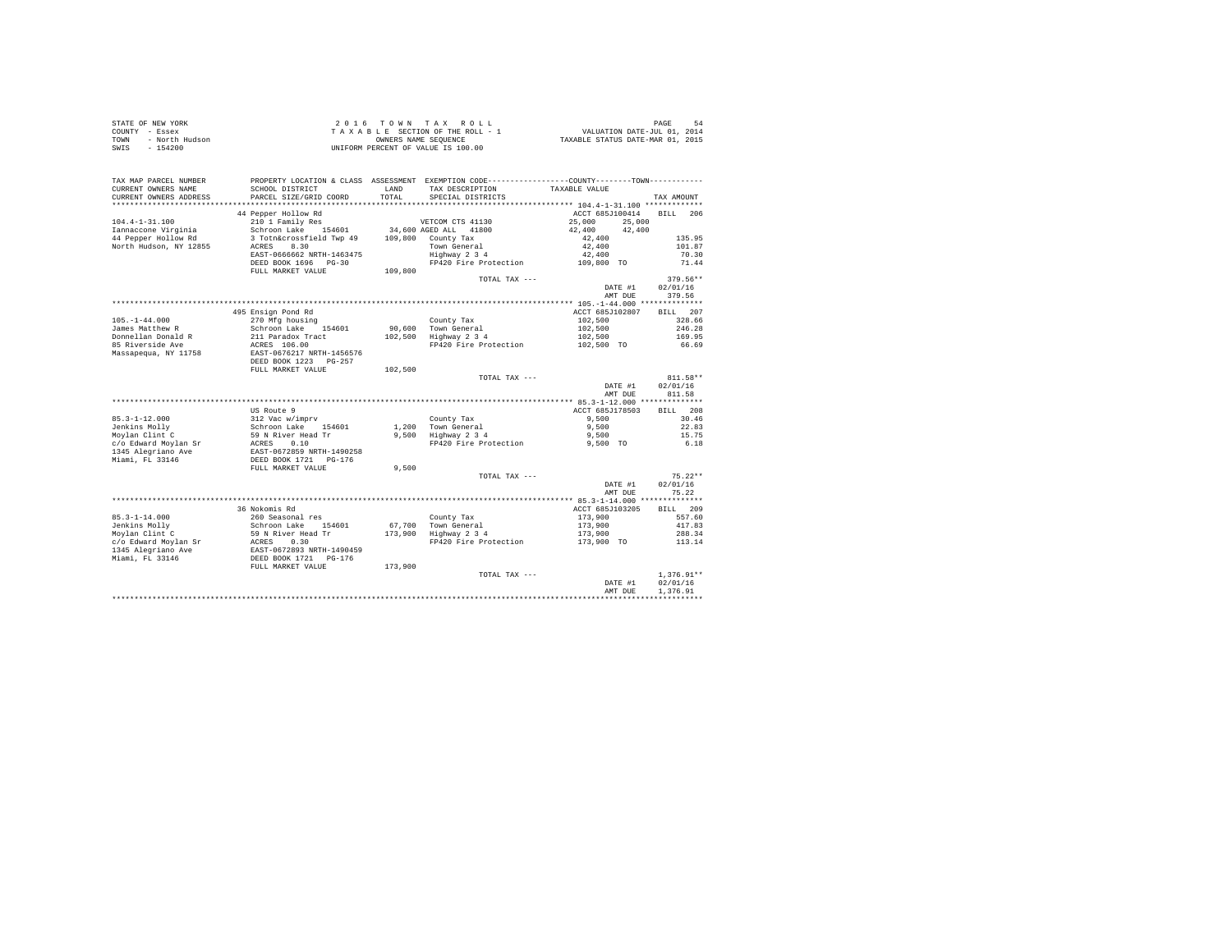STATE OF NEW YORK
COUNTY - Essex
TOWN - North Hudson
SWIS - 154200

2 0 1 6 T O W N T A X R O L L
T A X A B L E SECTION OF THE ROLL - 1
OWNERS NAME SEQUENCE
UNIFORM PERCENT OF VALUE IS 100.00

VALUATION DATE-JUL 01, 2014
TAXABLE STATUS DATE-MAR 01, 2015

```
TAX MAP PARCEL NUMBER     PROPERTY LOCATION & CLASS  ASSESSMENT  EXEMPTION CODE-----------------COUNTY--------TOWN-----------
CURRENT OWNERS NAME       SCHOOL DISTRICT             LAND       TAX DESCRIPTION            TAXABLE VALUE
CURRENT OWNERS ADDRESS    PARCEL SIZE/GRID COORD      TOTAL      SPECIAL DISTRICTS                                   TAX AMOUNT
*********************************************************************************************** 104.4-1-31.100 ************
                          44 Pepper Hollow Rd                                                  ACCT 685J100414    BILL  206
104.4-1-31.100            210 1 Family Res                        VETCOM CTS 41130              25,000     25,000
Iannaccone Virginia       Schroon Lake   154601       34,600 AGED ALL  41800                    42,400     42,400
44 Pepper Hollow Rd       3 Totn&crossfield Twp 49   109,800   County Tax                       42,400                 135.95
North Hudson, NY 12855    ACRES    8.30                        Town General                     42,400                 101.87
                          EAST-0666662 NRTH-1463475             Highway 2 3 4                    42,400                  70.30
                          DEED BOOK 1696   PG-30                FP420 Fire Protection           109,800 TO               71.44
                          FULL MARKET VALUE          109,800
                                                                 TOTAL TAX ---                                         379.56**
                                                                                                 DATE #1          02/01/16
                                                                                                 AMT DUE            379.56
*********************************************************************************************** 105.-1-44.000 *************
                          495 Ensign Pond Rd                                                   ACCT 685J102807    BILL  207
105.-1-44.000             270 Mfg housing                          County Tax                   102,500                 328.66
James Matthew R           Schroon Lake   154601       90,600   Town General                     102,500                 246.28
Donnellan Donald R        211 Paradox Tract          102,500   Highway 2 3 4                    102,500                 169.95
85 Riverside Ave          ACRES  106.00                         FP420 Fire Protection           102,500 TO               66.69
Massapequa, NY 11758      EAST-0676217 NRTH-1456576
                          DEED BOOK 1223   PG-257
                          FULL MARKET VALUE          102,500
                                                                 TOTAL TAX ---                                         811.58**
                                                                                                 DATE #1          02/01/16
                                                                                                 AMT DUE            811.58
*********************************************************************************************** 85.3-1-12.000 *************
                          US Route 9                                                           ACCT 685J178503    BILL  208
85.3-1-12.000             312 Vac w/imprv                          County Tax                     9,500                  30.46
Jenkins Molly             Schroon Lake   154601        1,200   Town General                       9,500                  22.83
Moylan Clint C            59 N River Head Tr           9,500   Highway 2 3 4                      9,500                  15.75
c/o Edward Moylan Sr      ACRES    0.10                         FP420 Fire Protection             9,500 TO                6.18
1345 Alegriano Ave        EAST-0672859 NRTH-1490258
Miami, FL 33146           DEED BOOK 1721   PG-176
                          FULL MARKET VALUE            9,500
                                                                 TOTAL TAX ---                                          75.22**
                                                                                                 DATE #1          02/01/16
                                                                                                 AMT DUE             75.22
*********************************************************************************************** 85.3-1-14.000 *************
                          36 Nokomis Rd                                                        ACCT 685J103205    BILL  209
85.3-1-14.000             260 Seasonal res                         County Tax                   173,900                 557.60
Jenkins Molly             Schroon Lake   154601       67,700   Town General                     173,900                 417.83
Moylan Clint C            59 N River Head Tr         173,900   Highway 2 3 4                    173,900                 288.34
c/o Edward Moylan Sr      ACRES    0.30                         FP420 Fire Protection           173,900 TO              113.14
1345 Alegriano Ave        EAST-0672893 NRTH-1490459
Miami, FL 33146           DEED BOOK 1721   PG-176
                          FULL MARKET VALUE          173,900
                                                                 TOTAL TAX ---                                       1,376.91**
                                                                                                 DATE #1          02/01/16
                                                                                                 AMT DUE          1,376.91
****************************************************************************************************************************
```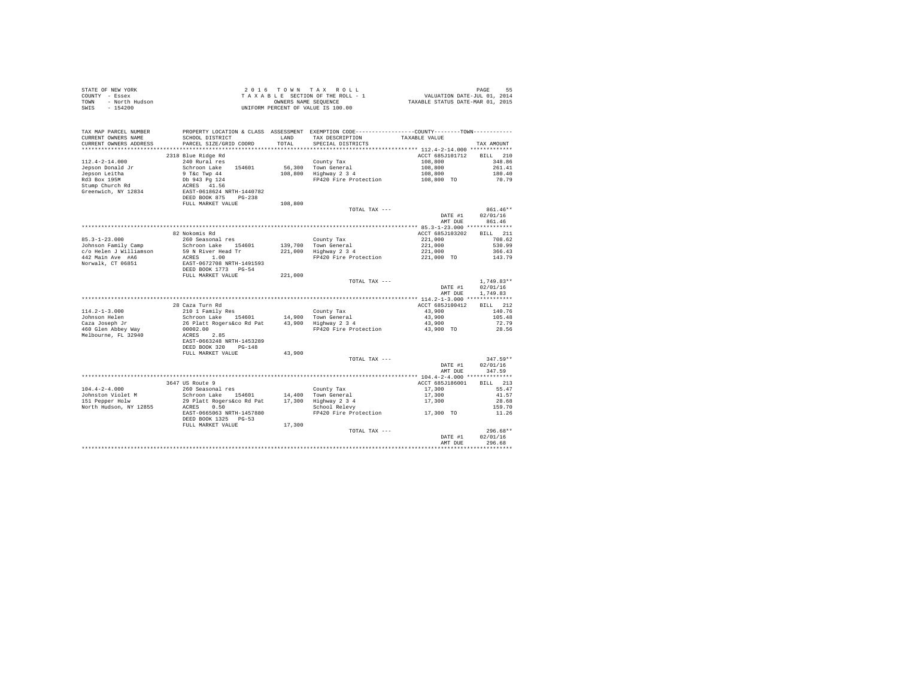STATE OF NEW YORK
COUNTY - Essex
TOWN - North Hudson
SWIS - 154200

2016 TOWN TAX ROLL
TAXABLE SECTION OF THE ROLL - 1
OWNERS NAME SEQUENCE
UNIFORM PERCENT OF VALUE IS 100.00

VALUATION DATE-JUL 01, 2014
TAXABLE STATUS DATE-MAR 01, 2015

| TAX MAP PARCEL NUMBER / CURRENT OWNERS NAME / CURRENT OWNERS ADDRESS | PROPERTY LOCATION & CLASS / SCHOOL DISTRICT / PARCEL SIZE/GRID COORD | ASSESSMENT LAND / TOTAL | EXEMPTION CODE / TAX DESCRIPTION / SPECIAL DISTRICTS | COUNTY / TOWN TAXABLE VALUE | TAX AMOUNT |
|---|---|---|---|---|---|
| **112.4-2-14.000** | 2318 Blue Ridge Rd | | | ACCT 685J101712 | BILL 210 |
| 112.4-2-14.000 | 240 Rural res | | County Tax | 108,800 | 348.86 |
| Jepson Donald Jr | Schroon Lake 154601 | 56,300 | Town General | 108,800 | 261.41 |
| Jepson Leitha | 9 T&c Twp 44 | 108,800 | Highway 2 3 4 | 108,800 | 180.40 |
| Rd3 Box 195M | Db 943 Pg 124 | | FP420 Fire Protection | 108,800 TO | 70.79 |
| Stump Church Rd | ACRES 41.56 | | | | |
| Greenwich, NY 12834 | EAST-0618624 NRTH-1440782 | | | | |
| | DEED BOOK 875 PG-238 | | | | |
| | FULL MARKET VALUE | 108,800 | | | |
| | | | TOTAL TAX --- | | 861.46** |
| | | | | DATE #1 | 02/01/16 |
| | | | | AMT DUE | 861.46 |
| **85.3-1-23.000** | 82 Nokomis Rd | | | ACCT 685J103202 | BILL 211 |
| 85.3-1-23.000 | 260 Seasonal res | | County Tax | 221,000 | 708.62 |
| Johnson Family Camp | Schroon Lake 154601 | 139,700 | Town General | 221,000 | 530.99 |
| c/o Helen J Williamson | 59 N River Head Tr | 221,000 | Highway 2 3 4 | 221,000 | 366.43 |
| 442 Main Ave #A6 | ACRES 1.00 | | FP420 Fire Protection | 221,000 TO | 143.79 |
| Norwalk, CT 06851 | EAST-0672708 NRTH-1491593 | | | | |
| | DEED BOOK 1773 PG-54 | | | | |
| | FULL MARKET VALUE | 221,000 | | | |
| | | | TOTAL TAX --- | | 1,749.83** |
| | | | | DATE #1 | 02/01/16 |
| | | | | AMT DUE | 1,749.83 |
| **114.2-1-3.000** | 28 Caza Turn Rd | | | ACCT 685J100412 | BILL 212 |
| 114.2-1-3.000 | 210 1 Family Res | | County Tax | 43,900 | 140.76 |
| Johnson Helen | Schroon Lake 154601 | 14,900 | Town General | 43,900 | 105.48 |
| Caza Joseph Jr | 26 Platt Rogers&co Rd Pat | 43,900 | Highway 2 3 4 | 43,900 | 72.79 |
| 460 Glen Abbey Way | 00002.00 | | FP420 Fire Protection | 43,900 TO | 28.56 |
| Melbourne, FL 32940 | ACRES 2.85 | | | | |
| | EAST-0663248 NRTH-1453289 | | | | |
| | DEED BOOK 320 PG-148 | | | | |
| | FULL MARKET VALUE | 43,900 | | | |
| | | | TOTAL TAX --- | | 347.59** |
| | | | | DATE #1 | 02/01/16 |
| | | | | AMT DUE | 347.59 |
| **104.4-2-4.000** | 3647 US Route 9 | | | ACCT 685J186001 | BILL 213 |
| 104.4-2-4.000 | 260 Seasonal res | | County Tax | 17,300 | 55.47 |
| Johnston Violet M | Schroon Lake 154601 | 14,400 | Town General | 17,300 | 41.57 |
| 151 Pepper Holw | 29 Platt Rogers&co Rd Pat | 17,300 | Highway 2 3 4 | 17,300 | 28.68 |
| North Hudson, NY 12855 | ACRES 0.50 | | School Relevy | | 159.70 |
| | EAST-0665063 NRTH-1457880 | | FP420 Fire Protection | 17,300 TO | 11.26 |
| | DEED BOOK 1325 PG-53 | | | | |
| | FULL MARKET VALUE | 17,300 | | | |
| | | | TOTAL TAX --- | | 296.68** |
| | | | | DATE #1 | 02/01/16 |
| | | | | AMT DUE | 296.68 |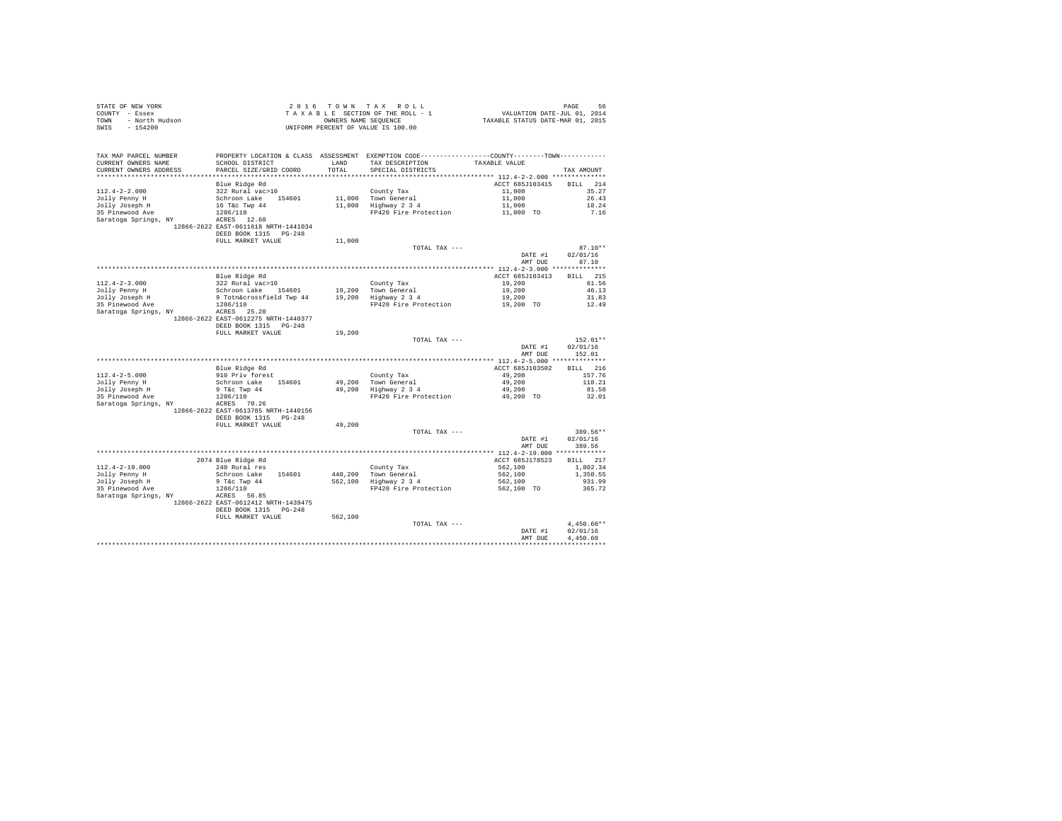STATE OF NEW YORK
COUNTY - Essex
TOWN - North Hudson
SWIS - 154200

2016 TOWN TAX ROLL
TAXABLE SECTION OF THE ROLL - 1
OWNERS NAME SEQUENCE
UNIFORM PERCENT OF VALUE IS 100.00

VALUATION DATE-JUL 01, 2014
TAXABLE STATUS DATE-MAR 01, 2015

| TAX MAP PARCEL NUMBER / CURRENT OWNERS NAME / CURRENT OWNERS ADDRESS | PROPERTY LOCATION & CLASS / SCHOOL DISTRICT / PARCEL SIZE/GRID COORD | ASSESSMENT LAND / TOTAL | EXEMPTION CODE / TAX DESCRIPTION / SPECIAL DISTRICTS | COUNTY--------TOWN / TAXABLE VALUE | TAX AMOUNT |
|---|---|---|---|---|---|
| 112.4-2-2.000 | Blue Ridge Rd | | | ACCT 685J103415 | BILL 214 |
| 112.4-2-2.000 | 322 Rural vac>10 | | County Tax | 11,000 | 35.27 |
| Jolly Penny H | Schroon Lake 154601 | 11,000 | Town General | 11,000 | 26.43 |
| Jolly Joseph H | 16 T&c Twp 44 | 11,000 | Highway 2 3 4 | 11,000 | 18.24 |
| 35 Pinewood Ave | 1286/110 | | FP420 Fire Protection | 11,000 TO | 7.16 |
| Saratoga Springs, NY | ACRES 12.60 | | | | |
| 12866-2622 | EAST-0611618 NRTH-1441034 | | | | |
| | DEED BOOK 1315 PG-248 | | | | |
| | FULL MARKET VALUE | 11,000 | | | |
| | | | TOTAL TAX --- | | 87.10** |
| | | | | DATE #1 | 02/01/16 |
| | | | | AMT DUE | 87.10 |
| 112.4-2-3.000 | Blue Ridge Rd | | | ACCT 685J103413 | BILL 215 |
| 112.4-2-3.000 | 322 Rural vac>10 | | County Tax | 19,200 | 61.56 |
| Jolly Penny H | Schroon Lake 154601 | 19,200 | Town General | 19,200 | 46.13 |
| Jolly Joseph H | 9 Totn&crossfield Twp 44 | 19,200 | Highway 2 3 4 | 19,200 | 31.83 |
| 35 Pinewood Ave | 1286/110 | | FP420 Fire Protection | 19,200 TO | 12.49 |
| Saratoga Springs, NY | ACRES 25.20 | | | | |
| 12866-2622 | EAST-0612275 NRTH-1440377 | | | | |
| | DEED BOOK 1315 PG-248 | | | | |
| | FULL MARKET VALUE | 19,200 | | | |
| | | | TOTAL TAX --- | | 152.01** |
| | | | | DATE #1 | 02/01/16 |
| | | | | AMT DUE | 152.01 |
| 112.4-2-5.000 | Blue Ridge Rd | | | ACCT 685J103502 | BILL 216 |
| 112.4-2-5.000 | 910 Priv forest | | County Tax | 49,200 | 157.76 |
| Jolly Penny H | Schroon Lake 154601 | 49,200 | Town General | 49,200 | 118.21 |
| Jolly Joseph H | 9 T&c Twp 44 | 49,200 | Highway 2 3 4 | 49,200 | 81.58 |
| 35 Pinewood Ave | 1286/110 | | FP420 Fire Protection | 49,200 TO | 32.01 |
| Saratoga Springs, NY | ACRES 70.26 | | | | |
| 12866-2622 | EAST-0613785 NRTH-1440156 | | | | |
| | DEED BOOK 1315 PG-248 | | | | |
| | FULL MARKET VALUE | 49,200 | | | |
| | | | TOTAL TAX --- | | 389.56** |
| | | | | DATE #1 | 02/01/16 |
| | | | | AMT DUE | 389.56 |
| 112.4-2-19.000 | 2074 Blue Ridge Rd | | | ACCT 685J178523 | BILL 217 |
| 112.4-2-19.000 | 240 Rural res | | County Tax | 562,100 | 1,802.34 |
| Jolly Penny H | Schroon Lake 154601 | 440,200 | Town General | 562,100 | 1,350.55 |
| Jolly Joseph H | 9 T&c Twp 44 | 562,100 | Highway 2 3 4 | 562,100 | 931.99 |
| 35 Pinewood Ave | 1286/110 | | FP420 Fire Protection | 562,100 TO | 365.72 |
| Saratoga Springs, NY | ACRES 56.85 | | | | |
| 12866-2622 | EAST-0612412 NRTH-1439475 | | | | |
| | DEED BOOK 1315 PG-248 | | | | |
| | FULL MARKET VALUE | 562,100 | | | |
| | | | TOTAL TAX --- | | 4,450.60** |
| | | | | DATE #1 | 02/01/16 |
| | | | | AMT DUE | 4,450.60 |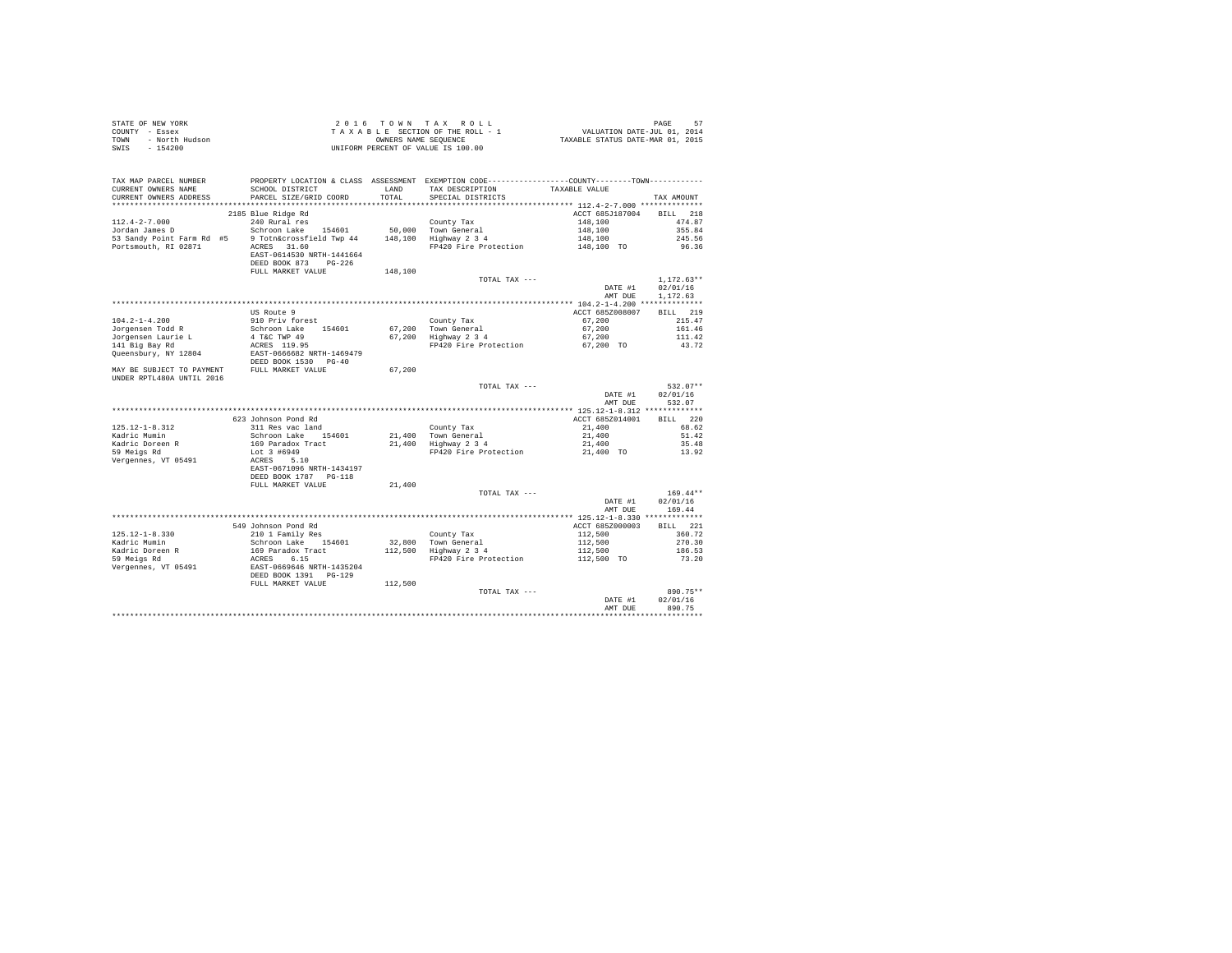STATE OF NEW YORK
COUNTY - Essex
TOWN - North Hudson
SWIS - 154200

2016 TOWN TAX ROLL
TAXABLE SECTION OF THE ROLL - 1
OWNERS NAME SEQUENCE
UNIFORM PERCENT OF VALUE IS 100.00

VALUATION DATE-JUL 01, 2014
TAXABLE STATUS DATE-MAR 01, 2015

| TAX MAP PARCEL NUMBER / CURRENT OWNERS NAME / CURRENT OWNERS ADDRESS | PROPERTY LOCATION & CLASS / SCHOOL DISTRICT / PARCEL SIZE/GRID COORD | ASSESSMENT LAND / TOTAL | EXEMPTION CODE / TAX DESCRIPTION / SPECIAL DISTRICTS | COUNTY--------TOWN TAXABLE VALUE | TAX AMOUNT |
|---|---|---|---|---|---|
| **112.4-2-7.000** | 2185 Blue Ridge Rd | | | ACCT 685J187004 | BILL 218 |
| 112.4-2-7.000 | 240 Rural res | | County Tax | 148,100 | 474.87 |
| Jordan James D | Schroon Lake 154601 | 50,000 | Town General | 148,100 | 355.84 |
| 53 Sandy Point Farm Rd #5 | 9 Totn&crossfield Twp 44 | 148,100 | Highway 2 3 4 | 148,100 | 245.56 |
| Portsmouth, RI 02871 | ACRES 31.60 | | FP420 Fire Protection | 148,100 TO | 96.36 |
| | EAST-0614530 NRTH-1441664 | | | | |
| | DEED BOOK 873 PG-226 | | | | |
| | FULL MARKET VALUE | 148,100 | | | |
| | | | TOTAL TAX --- | | 1,172.63** |
| | | | | DATE #1 | 02/01/16 |
| | | | | AMT DUE | 1,172.63 |
| **104.2-1-4.200** | US Route 9 | | | ACCT 685Z008007 | BILL 219 |
| 104.2-1-4.200 | 910 Priv forest | | County Tax | 67,200 | 215.47 |
| Jorgensen Todd R | Schroon Lake 154601 | 67,200 | Town General | 67,200 | 161.46 |
| Jorgensen Laurie L | 4 T&C TWP 49 | 67,200 | Highway 2 3 4 | 67,200 | 111.42 |
| 141 Big Bay Rd | ACRES 119.95 | | FP420 Fire Protection | 67,200 TO | 43.72 |
| Queensbury, NY 12804 | EAST-0666682 NRTH-1469479 | | | | |
| | DEED BOOK 1530 PG-40 | | | | |
| MAY BE SUBJECT TO PAYMENT | FULL MARKET VALUE | 67,200 | | | |
| UNDER RPTL480A UNTIL 2016 | | | | | |
| | | | TOTAL TAX --- | | 532.07** |
| | | | | DATE #1 | 02/01/16 |
| | | | | AMT DUE | 532.07 |
| **125.12-1-8.312** | 623 Johnson Pond Rd | | | ACCT 685Z014001 | BILL 220 |
| 125.12-1-8.312 | 311 Res vac land | | County Tax | 21,400 | 68.62 |
| Kadric Mumin | Schroon Lake 154601 | 21,400 | Town General | 21,400 | 51.42 |
| Kadric Doreen R | 169 Paradox Tract | 21,400 | Highway 2 3 4 | 21,400 | 35.48 |
| 59 Meigs Rd | Lot 3 #6949 | | FP420 Fire Protection | 21,400 TO | 13.92 |
| Vergennes, VT 05491 | ACRES 5.10 | | | | |
| | EAST-0671096 NRTH-1434197 | | | | |
| | DEED BOOK 1787 PG-118 | | | | |
| | FULL MARKET VALUE | 21,400 | | | |
| | | | TOTAL TAX --- | | 169.44** |
| | | | | DATE #1 | 02/01/16 |
| | | | | AMT DUE | 169.44 |
| **125.12-1-8.330** | 549 Johnson Pond Rd | | | ACCT 685Z000003 | BILL 221 |
| 125.12-1-8.330 | 210 1 Family Res | | County Tax | 112,500 | 360.72 |
| Kadric Mumin | Schroon Lake 154601 | 32,800 | Town General | 112,500 | 270.30 |
| Kadric Doreen R | 169 Paradox Tract | 112,500 | Highway 2 3 4 | 112,500 | 186.53 |
| 59 Meigs Rd | ACRES 6.15 | | FP420 Fire Protection | 112,500 TO | 73.20 |
| Vergennes, VT 05491 | EAST-0669646 NRTH-1435204 | | | | |
| | DEED BOOK 1391 PG-129 | | | | |
| | FULL MARKET VALUE | 112,500 | | | |
| | | | TOTAL TAX --- | | 890.75** |
| | | | | DATE #1 | 02/01/16 |
| | | | | AMT DUE | 890.75 |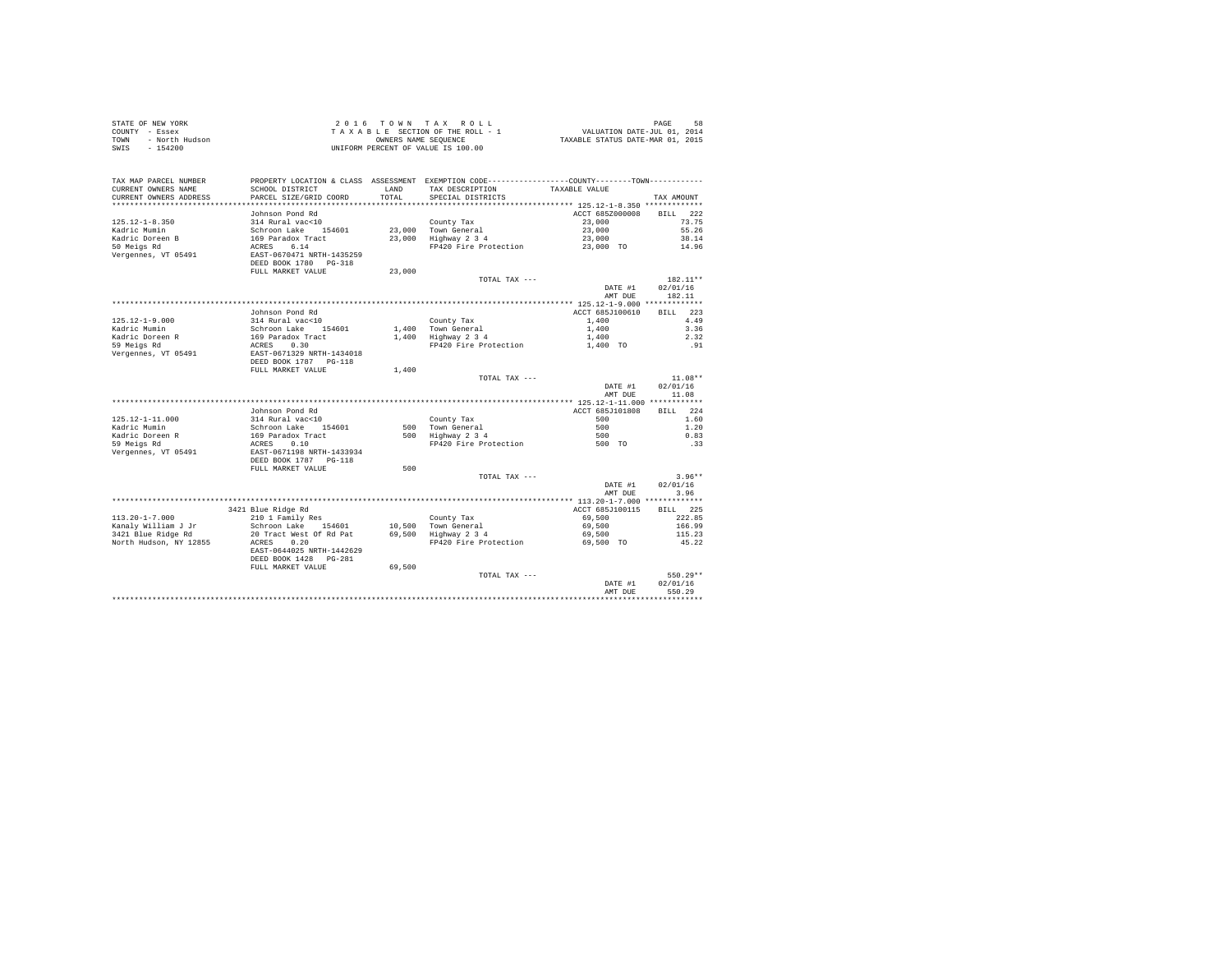STATE OF NEW YORK  
COUNTY - Essex  
TOWN - North Hudson  
SWIS - 154200

2 0 1 6  T O W N  T A X  R O L L  
T A X A B L E SECTION OF THE ROLL - 1  
OWNERS NAME SEQUENCE  
UNIFORM PERCENT OF VALUE IS 100.00

VALUATION DATE-JUL 01, 2014  
TAXABLE STATUS DATE-MAR 01, 2015

| TAX MAP PARCEL NUMBER / CURRENT OWNERS NAME / CURRENT OWNERS ADDRESS | PROPERTY LOCATION & CLASS / SCHOOL DISTRICT / PARCEL SIZE/GRID COORD | ASSESSMENT LAND / TOTAL | EXEMPTION CODE / TAX DESCRIPTION / SPECIAL DISTRICTS | TAXABLE VALUE | TAX AMOUNT |
|---|---|---|---|---|---|
| 125.12-1-8.350 | Johnson Pond Rd | | | ACCT 685Z000008 | BILL 222 |
| Kadric Mumin | 314 Rural vac<10 | | County Tax | 23,000 | 73.75 |
| Kadric Doreen B | Schroon Lake 154601 | 23,000 | Town General | 23,000 | 55.26 |
| 50 Meigs Rd | 169 Paradox Tract | 23,000 | Highway 2 3 4 | 23,000 | 38.14 |
| Vergennes, VT 05491 | ACRES 6.14 | | FP420 Fire Protection | 23,000 TO | 14.96 |
| | EAST-0670471 NRTH-1435259 | | | | |
| | DEED BOOK 1780 PG-318 | | | | |
| | FULL MARKET VALUE | 23,000 | | | |
| | | | TOTAL TAX --- | | 182.11** |
| | | | | DATE #1 | 02/01/16 |
| | | | | AMT DUE | 182.11 |
| 125.12-1-9.000 | Johnson Pond Rd | | | ACCT 685J100610 | BILL 223 |
| Kadric Mumin | 314 Rural vac<10 | | County Tax | 1,400 | 4.49 |
| Kadric Doreen R | Schroon Lake 154601 | 1,400 | Town General | 1,400 | 3.36 |
| 59 Meigs Rd | 169 Paradox Tract | 1,400 | Highway 2 3 4 | 1,400 | 2.32 |
| Vergennes, VT 05491 | ACRES 0.30 | | FP420 Fire Protection | 1,400 TO | .91 |
| | EAST-0671329 NRTH-1434018 | | | | |
| | DEED BOOK 1787 PG-118 | | | | |
| | FULL MARKET VALUE | 1,400 | | | |
| | | | TOTAL TAX --- | | 11.08** |
| | | | | DATE #1 | 02/01/16 |
| | | | | AMT DUE | 11.08 |
| 125.12-1-11.000 | Johnson Pond Rd | | | ACCT 685J101808 | BILL 224 |
| Kadric Mumin | 314 Rural vac<10 | | County Tax | 500 | 1.60 |
| Kadric Doreen R | Schroon Lake 154601 | 500 | Town General | 500 | 1.20 |
| 59 Meigs Rd | 169 Paradox Tract | 500 | Highway 2 3 4 | 500 | 0.83 |
| Vergennes, VT 05491 | ACRES 0.10 | | FP420 Fire Protection | 500 TO | .33 |
| | EAST-0671198 NRTH-1433934 | | | | |
| | DEED BOOK 1787 PG-118 | | | | |
| | FULL MARKET VALUE | 500 | | | |
| | | | TOTAL TAX --- | | 3.96** |
| | | | | DATE #1 | 02/01/16 |
| | | | | AMT DUE | 3.96 |
| 113.20-1-7.000 | 3421 Blue Ridge Rd | | | ACCT 685J100115 | BILL 225 |
| Kanaly William J Jr | 210 1 Family Res | | County Tax | 69,500 | 222.85 |
| 3421 Blue Ridge Rd | Schroon Lake 154601 | 10,500 | Town General | 69,500 | 166.99 |
| North Hudson, NY 12855 | 20 Tract West Of Rd Pat | 69,500 | Highway 2 3 4 | 69,500 | 115.23 |
| | ACRES 0.20 | | FP420 Fire Protection | 69,500 TO | 45.22 |
| | EAST-0644025 NRTH-1442629 | | | | |
| | DEED BOOK 1428 PG-281 | | | | |
| | FULL MARKET VALUE | 69,500 | | | |
| | | | TOTAL TAX --- | | 550.29** |
| | | | | DATE #1 | 02/01/16 |
| | | | | AMT DUE | 550.29 |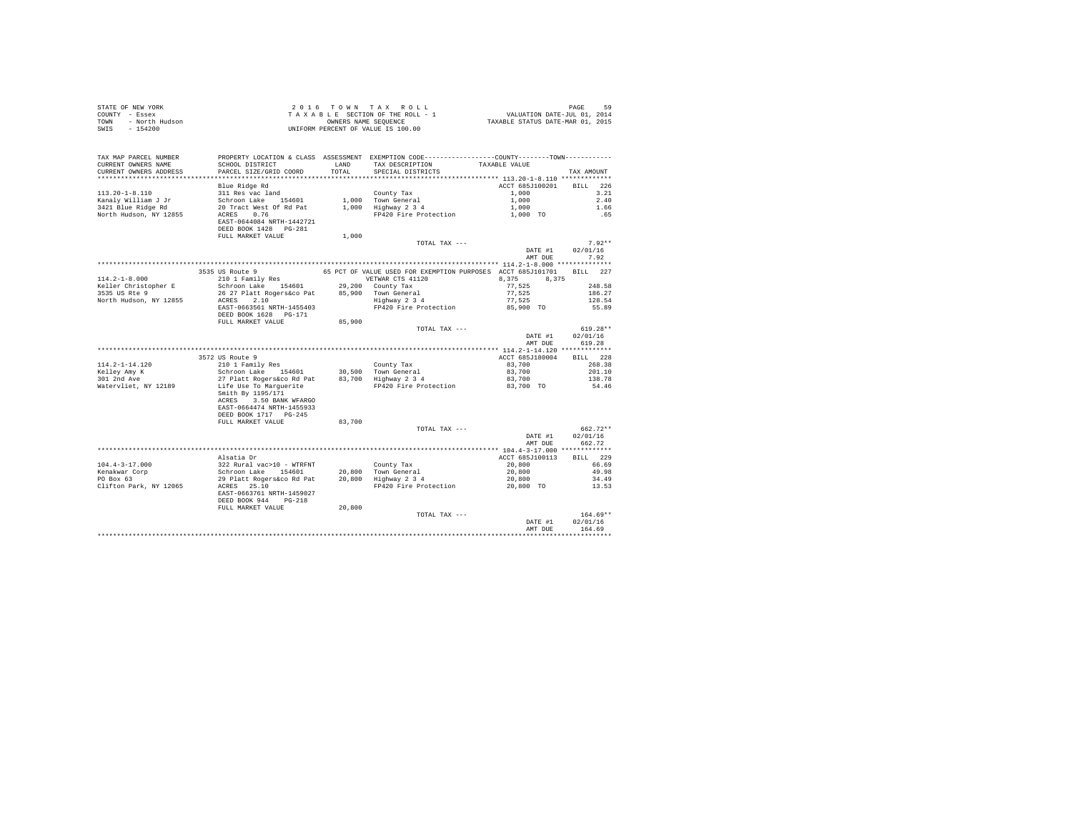STATE OF NEW YORK
COUNTY - Essex
TOWN - North Hudson
SWIS - 154200

2 0 1 6 T O W N T A X R O L L
T A X A B L E SECTION OF THE ROLL - 1
OWNERS NAME SEQUENCE
UNIFORM PERCENT OF VALUE IS 100.00

VALUATION DATE-JUL 01, 2014
TAXABLE STATUS DATE-MAR 01, 2015

| TAX MAP PARCEL NUMBER / CURRENT OWNERS NAME / CURRENT OWNERS ADDRESS | PROPERTY LOCATION & CLASS / SCHOOL DISTRICT / PARCEL SIZE/GRID COORD | ASSESSMENT LAND / TOTAL | EXEMPTION CODE / TAX DESCRIPTION / SPECIAL DISTRICTS | COUNTY / TOWN TAXABLE VALUE | TAX AMOUNT |
|---|---|---|---|---|---|
| **113.20-1-8.110** | Blue Ridge Rd | | | ACCT 685J100201 | BILL 226 |
| 113.20-1-8.110 | 311 Res vac land | | County Tax | 1,000 | 3.21 |
| Kanaly William J Jr | Schroon Lake 154601 | 1,000 | Town General | 1,000 | 2.40 |
| 3421 Blue Ridge Rd | 20 Tract West Of Rd Pat | 1,000 | Highway 2 3 4 | 1,000 | 1.66 |
| North Hudson, NY 12855 | ACRES 0.76 | | FP420 Fire Protection | 1,000 TO | .65 |
| | EAST-0644084 NRTH-1442721 | | | | |
| | DEED BOOK 1428 PG-281 | | | | |
| | FULL MARKET VALUE | 1,000 | | | |
| | | | TOTAL TAX --- | | 7.92** |
| | | | | DATE #1 | 02/01/16 |
| | | | | AMT DUE | 7.92 |
| **114.2-1-8.000** | 3535 US Route 9 | | 65 PCT OF VALUE USED FOR EXEMPTION PURPOSES | ACCT 685J101701 | BILL 227 |
| 114.2-1-8.000 | 210 1 Family Res | | VETWAR CTS 41120 | 8,375 8,375 | |
| Keller Christopher E | Schroon Lake 154601 | 29,200 | County Tax | 77,525 | 248.58 |
| 3535 US Rte 9 | 26 27 Platt Rogers&co Pat | 85,900 | Town General | 77,525 | 186.27 |
| North Hudson, NY 12855 | ACRES 2.10 | | Highway 2 3 4 | 77,525 | 128.54 |
| | EAST-0663561 NRTH-1455403 | | FP420 Fire Protection | 85,900 TO | 55.89 |
| | DEED BOOK 1628 PG-171 | | | | |
| | FULL MARKET VALUE | 85,900 | | | |
| | | | TOTAL TAX --- | | 619.28** |
| | | | | DATE #1 | 02/01/16 |
| | | | | AMT DUE | 619.28 |
| **114.2-1-14.120** | 3572 US Route 9 | | | ACCT 685J180004 | BILL 228 |
| 114.2-1-14.120 | 210 1 Family Res | | County Tax | 83,700 | 268.38 |
| Kelley Amy K | Schroon Lake 154601 | 30,500 | Town General | 83,700 | 201.10 |
| 301 2nd Ave | 27 Platt Rogers&co Rd Pat | 83,700 | Highway 2 3 4 | 83,700 | 138.78 |
| Watervliet, NY 12189 | Life Use To Marguerite | | FP420 Fire Protection | 83,700 TO | 54.46 |
| | Smith By 1195/171 | | | | |
| | ACRES 3.50 BANK WFARGO | | | | |
| | EAST-0664474 NRTH-1455933 | | | | |
| | DEED BOOK 1717 PG-245 | | | | |
| | FULL MARKET VALUE | 83,700 | | | |
| | | | TOTAL TAX --- | | 662.72** |
| | | | | DATE #1 | 02/01/16 |
| | | | | AMT DUE | 662.72 |
| **104.4-3-17.000** | Alsatia Dr | | | ACCT 685J100113 | BILL 229 |
| 104.4-3-17.000 | 322 Rural vac>10 - WTRFNT | | County Tax | 20,800 | 66.69 |
| Kenakwar Corp | Schroon Lake 154601 | 20,800 | Town General | 20,800 | 49.98 |
| PO Box 63 | 29 Platt Rogers&co Rd Pat | 20,800 | Highway 2 3 4 | 20,800 | 34.49 |
| Clifton Park, NY 12065 | ACRES 25.10 | | FP420 Fire Protection | 20,800 TO | 13.53 |
| | EAST-0663761 NRTH-1459027 | | | | |
| | DEED BOOK 944 PG-218 | | | | |
| | FULL MARKET VALUE | 20,800 | | | |
| | | | TOTAL TAX --- | | 164.69** |
| | | | | DATE #1 | 02/01/16 |
| | | | | AMT DUE | 164.69 |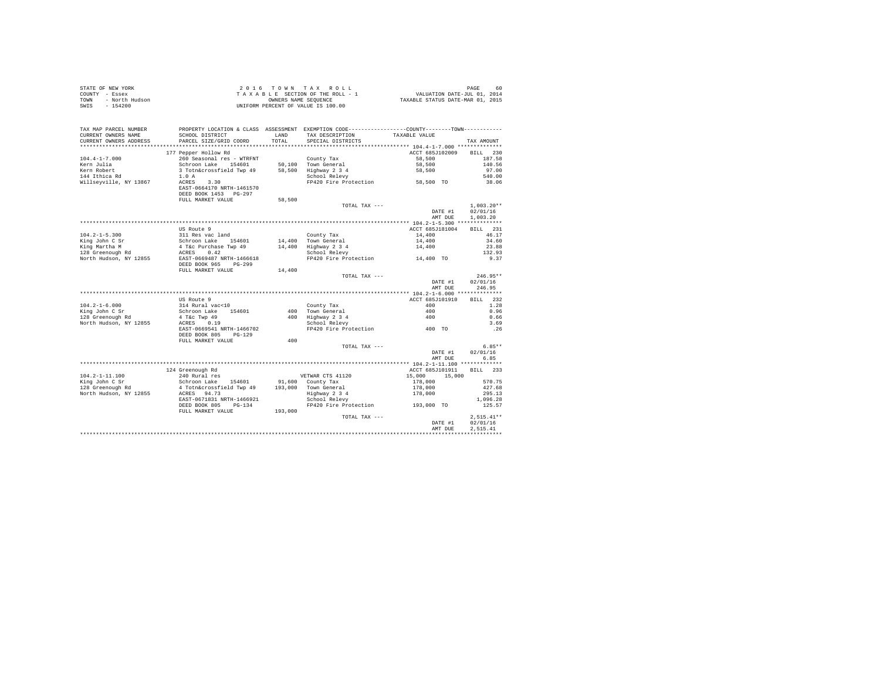STATE OF NEW YORK
COUNTY - Essex
TOWN - North Hudson
SWIS - 154200

2 0 1 6 T O W N T A X R O L L
T A X A B L E SECTION OF THE ROLL - 1
OWNERS NAME SEQUENCE
UNIFORM PERCENT OF VALUE IS 100.00

VALUATION DATE-JUL 01, 2014
TAXABLE STATUS DATE-MAR 01, 2015

| TAX MAP PARCEL NUMBER / CURRENT OWNERS NAME / CURRENT OWNERS ADDRESS | PROPERTY LOCATION & CLASS / SCHOOL DISTRICT / PARCEL SIZE/GRID COORD | ASSESSMENT LAND / TOTAL | EXEMPTION CODE / TAX DESCRIPTION / SPECIAL DISTRICTS | COUNTY / TOWN TAXABLE VALUE | TAX AMOUNT |
|---|---|---|---|---|---|
| **104.4-1-7.000** | 177 Pepper Hollow Rd | | | ACCT 685J102009 | BILL 230 |
| Kern Julia | 260 Seasonal res - WTRFNT | | County Tax | 58,500 | 187.58 |
| Kern Robert | Schroon Lake 154601 | 50,100 | Town General | 58,500 | 140.56 |
| 144 Ithica Rd | 3 Totn&crossfield Twp 49 | 58,500 | Highway 2 3 4 | 58,500 | 97.00 |
| Willseyville, NY 13867 | 1.0 A | | School Relevy | | 540.00 |
| | ACRES 3.30 | | FP420 Fire Protection | 58,500 TO | 38.06 |
| | EAST-0664170 NRTH-1461570 | | | | |
| | DEED BOOK 1453 PG-297 | | | | |
| | FULL MARKET VALUE | 58,500 | | | |
| | | | TOTAL TAX --- | | 1,003.20** |
| | | | | DATE #1 | 02/01/16 |
| | | | | AMT DUE | 1,003.20 |
| **104.2-1-5.300** | US Route 9 | | | ACCT 685J181004 | BILL 231 |
| King John C Sr | 311 Res vac land | | County Tax | 14,400 | 46.17 |
| King Martha M | Schroon Lake 154601 | 14,400 | Town General | 14,400 | 34.60 |
| 128 Greenough Rd | 4 T&c Purchase Twp 49 | 14,400 | Highway 2 3 4 | 14,400 | 23.88 |
| North Hudson, NY 12855 | ACRES 0.42 | | School Relevy | | 132.93 |
| | EAST-0669487 NRTH-1466618 | | FP420 Fire Protection | 14,400 TO | 9.37 |
| | DEED BOOK 965 PG-299 | | | | |
| | FULL MARKET VALUE | 14,400 | | | |
| | | | TOTAL TAX --- | | 246.95** |
| | | | | DATE #1 | 02/01/16 |
| | | | | AMT DUE | 246.95 |
| **104.2-1-6.000** | US Route 9 | | | ACCT 685J101910 | BILL 232 |
| King John C Sr | 314 Rural vac<10 | | County Tax | 400 | 1.28 |
| 128 Greenough Rd | Schroon Lake 154601 | 400 | Town General | 400 | 0.96 |
| North Hudson, NY 12855 | 4 T&c Twp 49 | 400 | Highway 2 3 4 | 400 | 0.66 |
| | ACRES 0.19 | | School Relevy | | 3.69 |
| | EAST-0669541 NRTH-1466702 | | FP420 Fire Protection | 400 TO | .26 |
| | DEED BOOK 805 PG-129 | | | | |
| | FULL MARKET VALUE | 400 | | | |
| | | | TOTAL TAX --- | | 6.85** |
| | | | | DATE #1 | 02/01/16 |
| | | | | AMT DUE | 6.85 |
| **104.2-1-11.100** | 124 Greenough Rd | | | ACCT 685J101911 | BILL 233 |
| King John C Sr | 240 Rural res | | VETWAR CTS 41120 | 15,000 15,000 | |
| 128 Greenough Rd | Schroon Lake 154601 | 91,600 | County Tax | 178,000 | 570.75 |
| North Hudson, NY 12855 | 4 Totn&crossfield Twp 49 | 193,000 | Town General | 178,000 | 427.68 |
| | ACRES 94.73 | | Highway 2 3 4 | 178,000 | 295.13 |
| | EAST-0671831 NRTH-1466921 | | School Relevy | | 1,096.28 |
| | DEED BOOK 805 PG-134 | | FP420 Fire Protection | 193,000 TO | 125.57 |
| | FULL MARKET VALUE | 193,000 | | | |
| | | | TOTAL TAX --- | | 2,515.41** |
| | | | | DATE #1 | 02/01/16 |
| | | | | AMT DUE | 2,515.41 |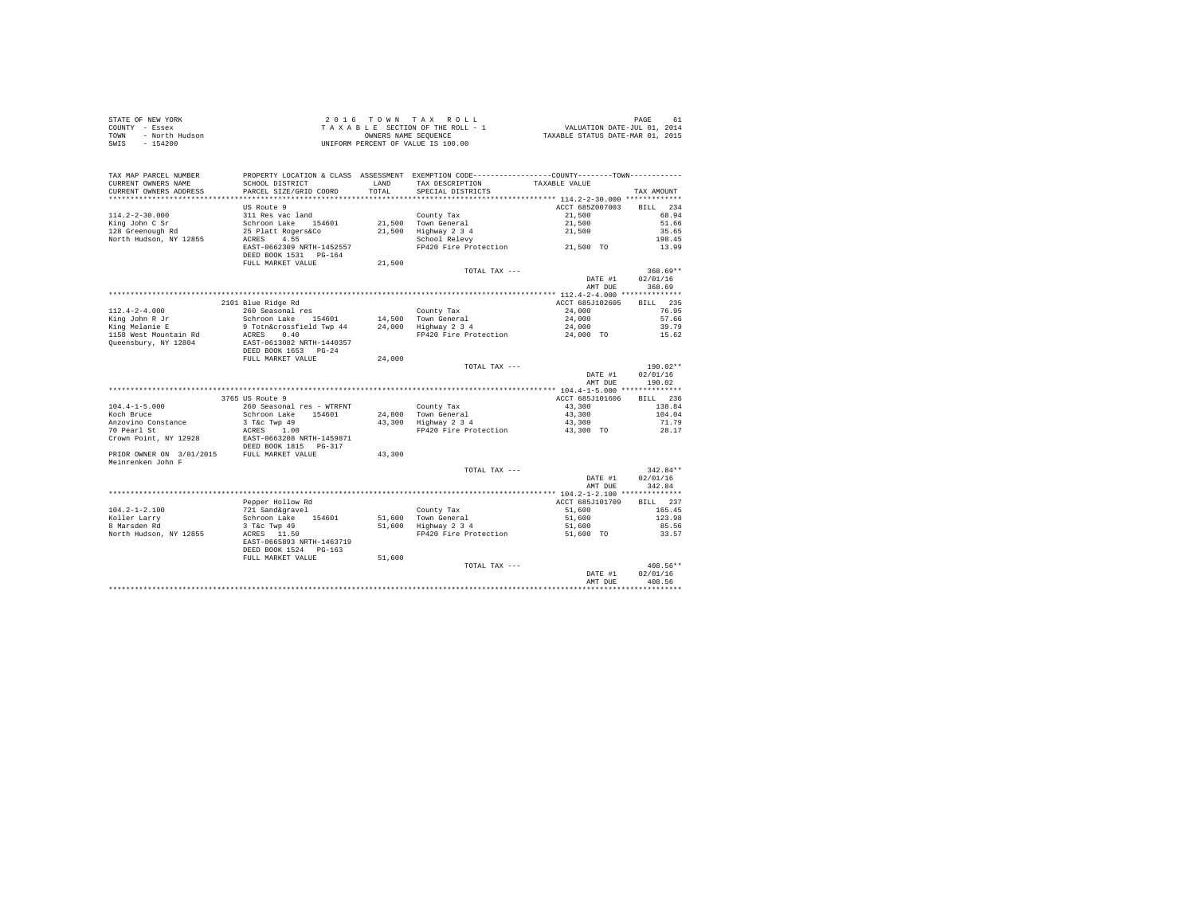STATE OF NEW YORK
COUNTY - Essex
TOWN - North Hudson
SWIS - 154200

2 0 1 6 T O W N T A X R O L L
T A X A B L E SECTION OF THE ROLL - 1
OWNERS NAME SEQUENCE
UNIFORM PERCENT OF VALUE IS 100.00

VALUATION DATE-JUL 01, 2014
TAXABLE STATUS DATE-MAR 01, 2015

| TAX MAP PARCEL NUMBER / CURRENT OWNERS NAME / CURRENT OWNERS ADDRESS | PROPERTY LOCATION & CLASS / SCHOOL DISTRICT / PARCEL SIZE/GRID COORD | ASSESSMENT LAND / TOTAL | EXEMPTION CODE / TAX DESCRIPTION / SPECIAL DISTRICTS | COUNTY--------TOWN TAXABLE VALUE | TAX AMOUNT |
|---|---|---|---|---|---|
| 114.2-2-30.000 | US Route 9 | | | ACCT 685Z007003 | BILL 234 |
| 114.2-2-30.000 | 311 Res vac land | | County Tax | 21,500 | 68.94 |
| King John C Sr | Schroon Lake 154601 | 21,500 | Town General | 21,500 | 51.66 |
| 128 Greenough Rd | 25 Platt Rogers&Co | 21,500 | Highway 2 3 4 | 21,500 | 35.65 |
| North Hudson, NY 12855 | ACRES 4.55 | | School Relevy | | 198.45 |
| | EAST-0662309 NRTH-1452557 | | FP420 Fire Protection | 21,500 TO | 13.99 |
| | DEED BOOK 1531 PG-164 | | | | |
| | FULL MARKET VALUE | 21,500 | | | |
| | | | TOTAL TAX --- | | 368.69** |
| | | | | DATE #1 | 02/01/16 |
| | | | | AMT DUE | 368.69 |
| 112.4-2-4.000 | 2101 Blue Ridge Rd | | | ACCT 685J102605 | BILL 235 |
| 112.4-2-4.000 | 260 Seasonal res | | County Tax | 24,000 | 76.95 |
| King John R Jr | Schroon Lake 154601 | 14,500 | Town General | 24,000 | 57.66 |
| King Melanie E | 9 Totn&crossfield Twp 44 | 24,000 | Highway 2 3 4 | 24,000 | 39.79 |
| 1158 West Mountain Rd | ACRES 0.40 | | FP420 Fire Protection | 24,000 TO | 15.62 |
| Queensbury, NY 12804 | EAST-0613082 NRTH-1440357 | | | | |
| | DEED BOOK 1653 PG-24 | | | | |
| | FULL MARKET VALUE | 24,000 | | | |
| | | | TOTAL TAX --- | | 190.02** |
| | | | | DATE #1 | 02/01/16 |
| | | | | AMT DUE | 190.02 |
| 104.4-1-5.000 | 3765 US Route 9 | | | ACCT 685J101606 | BILL 236 |
| 104.4-1-5.000 | 260 Seasonal res - WTRFNT | | County Tax | 43,300 | 138.84 |
| Koch Bruce | Schroon Lake 154601 | 24,800 | Town General | 43,300 | 104.04 |
| Anzovino Constance | 3 T&c Twp 49 | 43,300 | Highway 2 3 4 | 43,300 | 71.79 |
| 70 Pearl St | ACRES 1.00 | | FP420 Fire Protection | 43,300 TO | 28.17 |
| Crown Point, NY 12928 | EAST-0663208 NRTH-1459871 | | | | |
| | DEED BOOK 1815 PG-317 | | | | |
| PRIOR OWNER ON 3/01/2015 | FULL MARKET VALUE | 43,300 | | | |
| Meinrenken John F | | | | | |
| | | | TOTAL TAX --- | | 342.84** |
| | | | | DATE #1 | 02/01/16 |
| | | | | AMT DUE | 342.84 |
| 104.2-1-2.100 | Pepper Hollow Rd | | | ACCT 685J101709 | BILL 237 |
| 104.2-1-2.100 | 721 Sand&gravel | | County Tax | 51,600 | 165.45 |
| Koller Larry | Schroon Lake 154601 | 51,600 | Town General | 51,600 | 123.98 |
| 8 Marsden Rd | 3 T&c Twp 49 | 51,600 | Highway 2 3 4 | 51,600 | 85.56 |
| North Hudson, NY 12855 | ACRES 11.50 | | FP420 Fire Protection | 51,600 TO | 33.57 |
| | EAST-0665893 NRTH-1463719 | | | | |
| | DEED BOOK 1524 PG-163 | | | | |
| | FULL MARKET VALUE | 51,600 | | | |
| | | | TOTAL TAX --- | | 408.56** |
| | | | | DATE #1 | 02/01/16 |
| | | | | AMT DUE | 408.56 |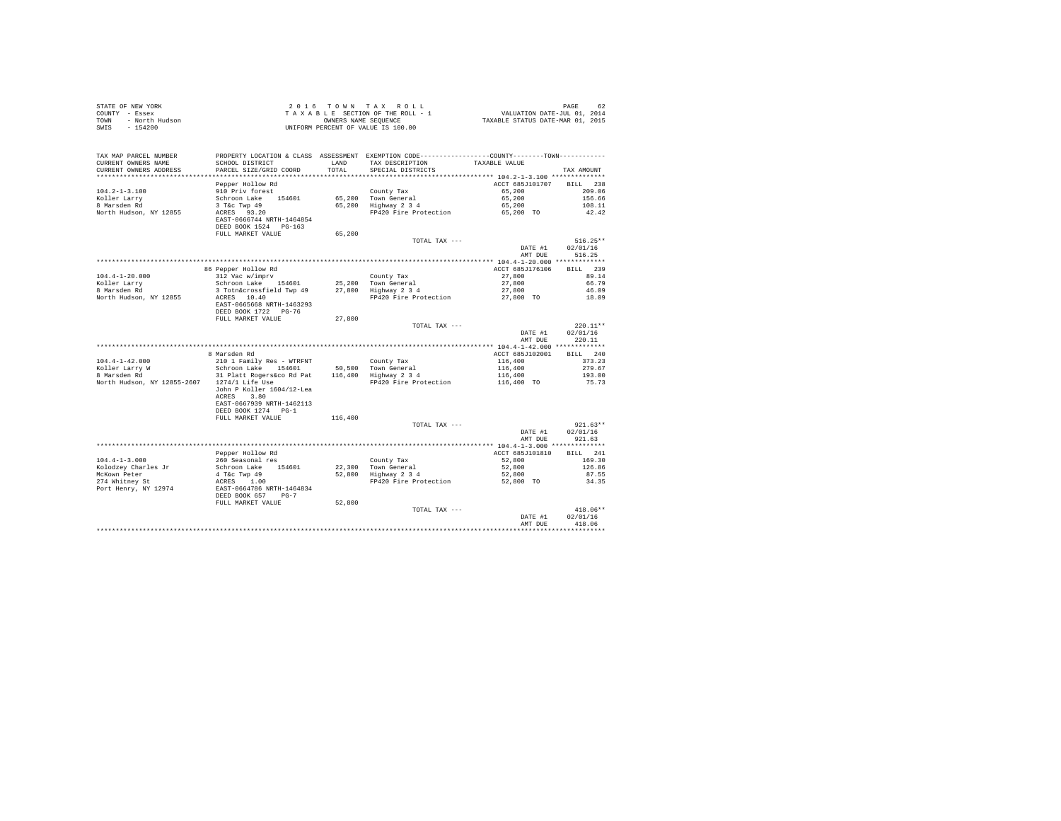STATE OF NEW YORK
COUNTY - Essex
TOWN - North Hudson
SWIS - 154200

2016 TOWN TAX ROLL
TAXABLE SECTION OF THE ROLL - 1
OWNERS NAME SEQUENCE
UNIFORM PERCENT OF VALUE IS 100.00

VALUATION DATE-JUL 01, 2014
TAXABLE STATUS DATE-MAR 01, 2015

| TAX MAP PARCEL NUMBER / CURRENT OWNERS NAME / CURRENT OWNERS ADDRESS | PROPERTY LOCATION & CLASS / SCHOOL DISTRICT / PARCEL SIZE/GRID COORD | ASSESSMENT LAND | TOTAL | EXEMPTION CODE / TAX DESCRIPTION / SPECIAL DISTRICTS | TAXABLE VALUE (COUNTY--------TOWN) | TAX AMOUNT |
|---|---|---|---|---|---|---|
| **104.2-1-3.100** | Pepper Hollow Rd | | | | ACCT 685J101707 | BILL 238 |
| 104.2-1-3.100 | 910 Priv forest | | | County Tax | 65,200 | 209.06 |
| Koller Larry | Schroon Lake 154601 | 65,200 | | Town General | 65,200 | 156.66 |
| 8 Marsden Rd | 3 T&c Twp 49 | | 65,200 | Highway 2 3 4 | 65,200 | 108.11 |
| North Hudson, NY 12855 | ACRES 93.20 | | | FP420 Fire Protection | 65,200 TO | 42.42 |
| | EAST-0666744 NRTH-1464854 | | | | | |
| | DEED BOOK 1524 PG-163 | | | | | |
| | FULL MARKET VALUE | | 65,200 | | | |
| | | | | TOTAL TAX --- | | 516.25** |
| | | | | | DATE #1 | 02/01/16 |
| | | | | | AMT DUE | 516.25 |
| **104.4-1-20.000** | 86 Pepper Hollow Rd | | | | ACCT 685J176106 | BILL 239 |
| 104.4-1-20.000 | 312 Vac w/imprv | | | County Tax | 27,800 | 89.14 |
| Koller Larry | Schroon Lake 154601 | 25,200 | | Town General | 27,800 | 66.79 |
| 8 Marsden Rd | 3 Totn&crossfield Twp 49 | | 27,800 | Highway 2 3 4 | 27,800 | 46.09 |
| North Hudson, NY 12855 | ACRES 10.40 | | | FP420 Fire Protection | 27,800 TO | 18.09 |
| | EAST-0665668 NRTH-1463293 | | | | | |
| | DEED BOOK 1722 PG-76 | | | | | |
| | FULL MARKET VALUE | | 27,800 | | | |
| | | | | TOTAL TAX --- | | 220.11** |
| | | | | | DATE #1 | 02/01/16 |
| | | | | | AMT DUE | 220.11 |
| **104.4-1-42.000** | 8 Marsden Rd | | | | ACCT 685J102001 | BILL 240 |
| 104.4-1-42.000 | 210 1 Family Res - WTRFNT | | | County Tax | 116,400 | 373.23 |
| Koller Larry W | Schroon Lake 154601 | 50,500 | | Town General | 116,400 | 279.67 |
| 8 Marsden Rd | 31 Platt Rogers&co Rd Pat | | 116,400 | Highway 2 3 4 | 116,400 | 193.00 |
| North Hudson, NY 12855-2607 | 1274/1 Life Use | | | FP420 Fire Protection | 116,400 TO | 75.73 |
| | John P Koller 1604/12-Lea | | | | | |
| | ACRES 3.80 | | | | | |
| | EAST-0667939 NRTH-1462113 | | | | | |
| | DEED BOOK 1274 PG-1 | | | | | |
| | FULL MARKET VALUE | | 116,400 | | | |
| | | | | TOTAL TAX --- | | 921.63** |
| | | | | | DATE #1 | 02/01/16 |
| | | | | | AMT DUE | 921.63 |
| **104.4-1-3.000** | Pepper Hollow Rd | | | | ACCT 685J101810 | BILL 241 |
| 104.4-1-3.000 | 260 Seasonal res | | | County Tax | 52,800 | 169.30 |
| Kolodzey Charles Jr | Schroon Lake 154601 | 22,300 | | Town General | 52,800 | 126.86 |
| McKown Peter | 4 T&c Twp 49 | | 52,800 | Highway 2 3 4 | 52,800 | 87.55 |
| 274 Whitney St | ACRES 1.00 | | | FP420 Fire Protection | 52,800 TO | 34.35 |
| Port Henry, NY 12974 | EAST-0664786 NRTH-1464834 | | | | | |
| | DEED BOOK 657 PG-7 | | | | | |
| | FULL MARKET VALUE | | 52,800 | | | |
| | | | | TOTAL TAX --- | | 418.06** |
| | | | | | DATE #1 | 02/01/16 |
| | | | | | AMT DUE | 418.06 |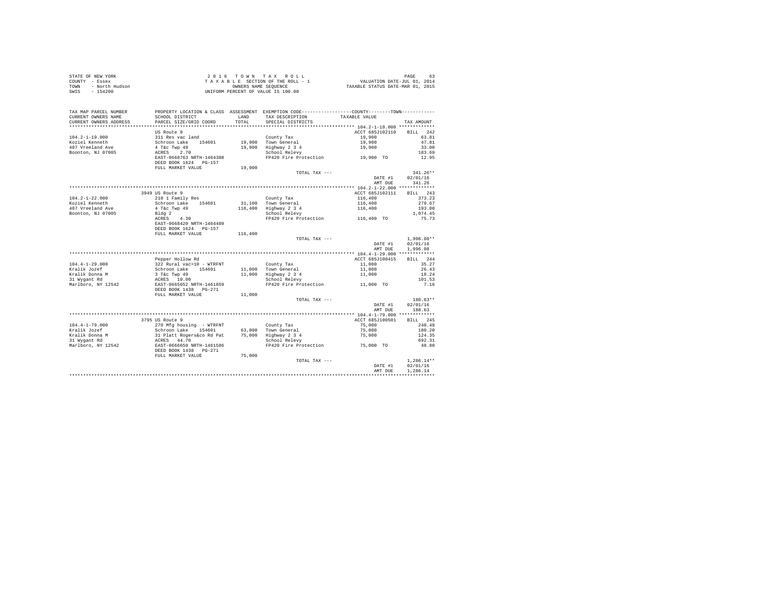STATE OF NEW YORK
COUNTY - Essex
TOWN - North Hudson
SWIS - 154200

2 0 1 6 T O W N T A X R O L L
T A X A B L E SECTION OF THE ROLL - 1
OWNERS NAME SEQUENCE
UNIFORM PERCENT OF VALUE IS 100.00

VALUATION DATE-JUL 01, 2014
TAXABLE STATUS DATE-MAR 01, 2015

| TAX MAP PARCEL NUMBER / CURRENT OWNERS NAME / CURRENT OWNERS ADDRESS | PROPERTY LOCATION & CLASS / SCHOOL DISTRICT / PARCEL SIZE/GRID COORD | ASSESSMENT LAND / TOTAL | EXEMPTION CODE / TAX DESCRIPTION / SPECIAL DISTRICTS | COUNTY / TOWN TAXABLE VALUE | TAX AMOUNT |
|---|---|---|---|---|---|
| 104.2-1-19.000 | US Route 9 | | | ACCT 685J102110 | BILL 242 |
| 104.2-1-19.000 | 311 Res vac land | | County Tax | 19,900 | 63.81 |
| Koziel Kenneth | Schroon Lake 154601 | 19,900 | Town General | 19,900 | 47.81 |
| 487 Vreeland Ave | 4 T&c Twp 49 | 19,900 | Highway 2 3 4 | 19,900 | 33.00 |
| Boonton, NJ 07005 | ACRES 2.70 | | School Relevy | | 183.69 |
| | EAST-0668763 NRTH-1464388 | | FP420 Fire Protection | 19,900 TO | 12.95 |
| | DEED BOOK 1624 PG-157 | | | | |
| | FULL MARKET VALUE | 19,900 | | | |
| | | | TOTAL TAX --- | | 341.26** |
| | | | | DATE #1 | 02/01/16 |
| | | | | AMT DUE | 341.26 |
| 104.2-1-22.000 | 3949 US Route 9 | | | ACCT 685J102111 | BILL 243 |
| 104.2-1-22.000 | 210 1 Family Res | | County Tax | 116,400 | 373.23 |
| Koziel Kenneth | Schroon Lake 154601 | 31,100 | Town General | 116,400 | 279.67 |
| 487 Vreeland Ave | 4 T&c Twp 49 | 116,400 | Highway 2 3 4 | 116,400 | 193.00 |
| Boonton, NJ 07005 | Bldg 2 | | School Relevy | | 1,074.45 |
| | ACRES 4.30 | | FP420 Fire Protection | 116,400 TO | 75.73 |
| | EAST-0668420 NRTH-1464489 | | | | |
| | DEED BOOK 1624 PG-157 | | | | |
| | FULL MARKET VALUE | 116,400 | | | |
| | | | TOTAL TAX --- | | 1,996.08** |
| | | | | DATE #1 | 02/01/16 |
| | | | | AMT DUE | 1,996.08 |
| 104.4-1-29.000 | Pepper Hollow Rd | | | ACCT 685J100415 | BILL 244 |
| 104.4-1-29.000 | 322 Rural vac>10 - WTRFNT | | County Tax | 11,000 | 35.27 |
| Kralik Jozef | Schroon Lake 154601 | 11,000 | Town General | 11,000 | 26.43 |
| Kralik Donna M | 3 T&c Twp 49 | 11,000 | Highway 2 3 4 | 11,000 | 18.24 |
| 31 Wygant Rd | ACRES 10.00 | | School Relevy | | 101.53 |
| Marlboro, NY 12542 | EAST-0665652 NRTH-1461859 | | FP420 Fire Protection | 11,000 TO | 7.16 |
| | DEED BOOK 1438 PG-271 | | | | |
| | FULL MARKET VALUE | 11,000 | | | |
| | | | TOTAL TAX --- | | 188.63** |
| | | | | DATE #1 | 02/01/16 |
| | | | | AMT DUE | 188.63 |
| 104.4-1-79.000 | 3795 US Route 9 | | | ACCT 685J100501 | BILL 245 |
| 104.4-1-79.000 | 270 Mfg housing - WTRFNT | | County Tax | 75,000 | 240.48 |
| Kralik Jozef | Schroon Lake 154601 | 63,000 | Town General | 75,000 | 180.20 |
| Kralik Donna M | 31 Platt Rogers&co Rd Pat | 75,000 | Highway 2 3 4 | 75,000 | 124.35 |
| 31 Wygant Rd | ACRES 44.70 | | School Relevy | | 692.31 |
| Marlboro, NY 12542 | EAST-0666650 NRTH-1461586 | | FP420 Fire Protection | 75,000 TO | 48.80 |
| | DEED BOOK 1438 PG-271 | | | | |
| | FULL MARKET VALUE | 75,000 | | | |
| | | | TOTAL TAX --- | | 1,286.14** |
| | | | | DATE #1 | 02/01/16 |
| | | | | AMT DUE | 1,286.14 |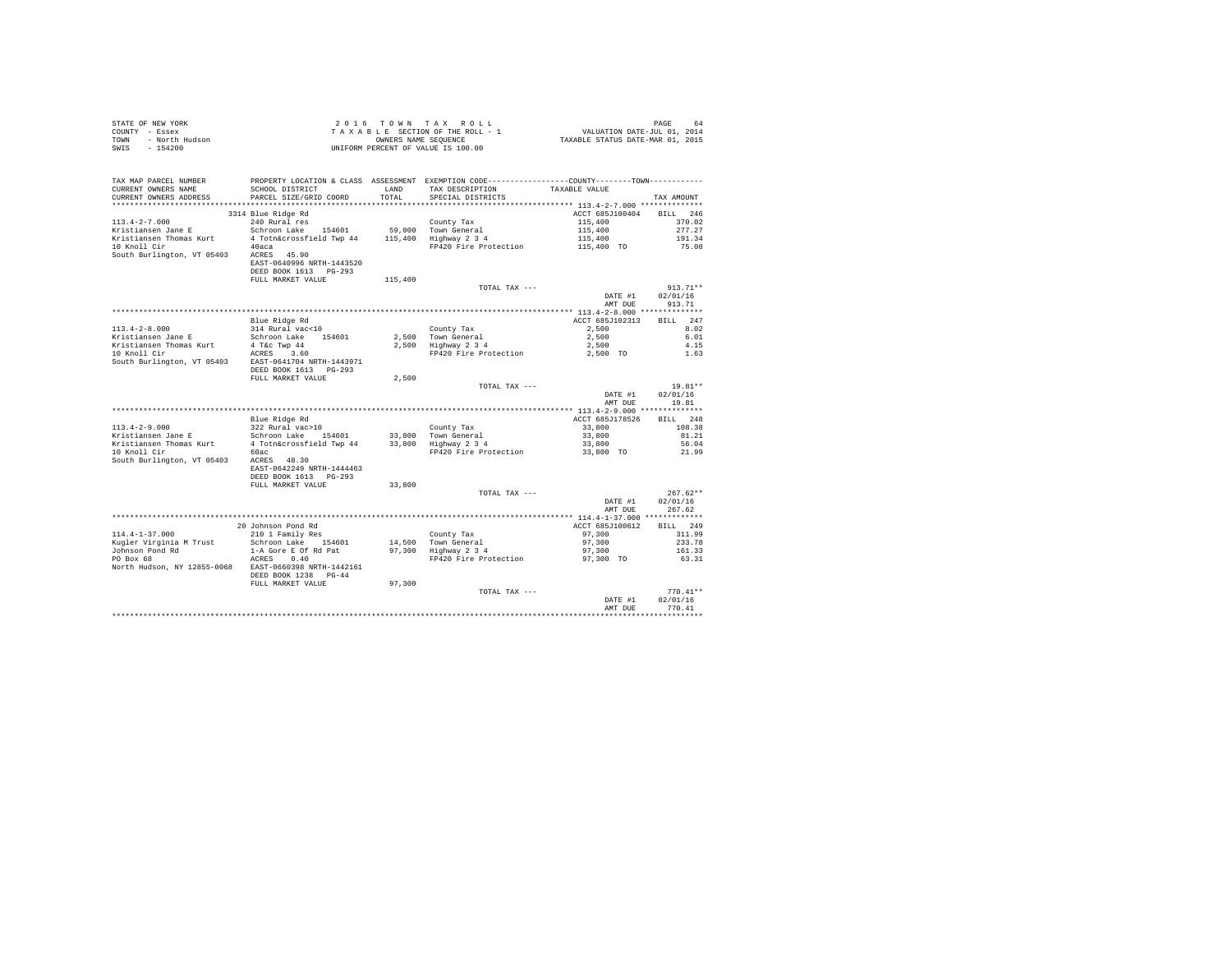STATE OF NEW YORK
COUNTY - Essex
TOWN - North Hudson
SWIS - 154200

2016 TOWN TAX ROLL
TAXABLE SECTION OF THE ROLL - 1
OWNERS NAME SEQUENCE
UNIFORM PERCENT OF VALUE IS 100.00

VALUATION DATE-JUL 01, 2014
TAXABLE STATUS DATE-MAR 01, 2015

| TAX MAP PARCEL NUMBER / CURRENT OWNERS NAME / CURRENT OWNERS ADDRESS | PROPERTY LOCATION & CLASS / SCHOOL DISTRICT / PARCEL SIZE/GRID COORD | ASSESSMENT LAND / TOTAL | EXEMPTION CODE / TAX DESCRIPTION / SPECIAL DISTRICTS | COUNTY / TOWN TAXABLE VALUE | TAX AMOUNT |
|---|---|---|---|---|---|
| **113.4-2-7.000** | 3314 Blue Ridge Rd | | | ACCT 685J100404 | BILL 246 |
| 113.4-2-7.000 | 240 Rural res | | County Tax | 115,400 | 370.02 |
| Kristiansen Jane E | Schroon Lake 154601 | 59,000 | Town General | 115,400 | 277.27 |
| Kristiansen Thomas Kurt | 4 Totn&crossfield Twp 44 | 115,400 | Highway 2 3 4 | 115,400 | 191.34 |
| 10 Knoll Cir | 40aca | | FP420 Fire Protection | 115,400 TO | 75.08 |
| South Burlington, VT 05403 | ACRES 45.90 | | | | |
| | EAST-0640996 NRTH-1443520 | | | | |
| | DEED BOOK 1613 PG-293 | | | | |
| | FULL MARKET VALUE | 115,400 | | | |
| | | | TOTAL TAX --- | | 913.71** |
| | | | | DATE #1 | 02/01/16 |
| | | | | AMT DUE | 913.71 |
| **113.4-2-8.000** | Blue Ridge Rd | | | ACCT 685J102313 | BILL 247 |
| 113.4-2-8.000 | 314 Rural vac<10 | | County Tax | 2,500 | 8.02 |
| Kristiansen Jane E | Schroon Lake 154601 | 2,500 | Town General | 2,500 | 6.01 |
| Kristiansen Thomas Kurt | 4 T&c Twp 44 | 2,500 | Highway 2 3 4 | 2,500 | 4.15 |
| 10 Knoll Cir | ACRES 3.60 | | FP420 Fire Protection | 2,500 TO | 1.63 |
| South Burlington, VT 05403 | EAST-0641704 NRTH-1443971 | | | | |
| | DEED BOOK 1613 PG-293 | | | | |
| | FULL MARKET VALUE | 2,500 | | | |
| | | | TOTAL TAX --- | | 19.81** |
| | | | | DATE #1 | 02/01/16 |
| | | | | AMT DUE | 19.81 |
| **113.4-2-9.000** | Blue Ridge Rd | | | ACCT 685J178526 | BILL 248 |
| 113.4-2-9.000 | 322 Rural vac>10 | | County Tax | 33,800 | 108.38 |
| Kristiansen Jane E | Schroon Lake 154601 | 33,800 | Town General | 33,800 | 81.21 |
| Kristiansen Thomas Kurt | 4 Totn&crossfield Twp 44 | 33,800 | Highway 2 3 4 | 33,800 | 56.04 |
| 10 Knoll Cir | 60ac | | FP420 Fire Protection | 33,800 TO | 21.99 |
| South Burlington, VT 05403 | ACRES 48.30 | | | | |
| | EAST-0642249 NRTH-1444463 | | | | |
| | DEED BOOK 1613 PG-293 | | | | |
| | FULL MARKET VALUE | 33,800 | | | |
| | | | TOTAL TAX --- | | 267.62** |
| | | | | DATE #1 | 02/01/16 |
| | | | | AMT DUE | 267.62 |
| **114.4-1-37.000** | 20 Johnson Pond Rd | | | ACCT 685J100612 | BILL 249 |
| 114.4-1-37.000 | 210 1 Family Res | | County Tax | 97,300 | 311.99 |
| Kugler Virginia M Trust | Schroon Lake 154601 | 14,500 | Town General | 97,300 | 233.78 |
| Johnson Pond Rd | 1-A Gore E Of Rd Pat | 97,300 | Highway 2 3 4 | 97,300 | 161.33 |
| PO Box 68 | ACRES 0.40 | | FP420 Fire Protection | 97,300 TO | 63.31 |
| North Hudson, NY 12855-0068 | EAST-0660398 NRTH-1442161 | | | | |
| | DEED BOOK 1238 PG-44 | | | | |
| | FULL MARKET VALUE | 97,300 | | | |
| | | | TOTAL TAX --- | | 770.41** |
| | | | | DATE #1 | 02/01/16 |
| | | | | AMT DUE | 770.41 |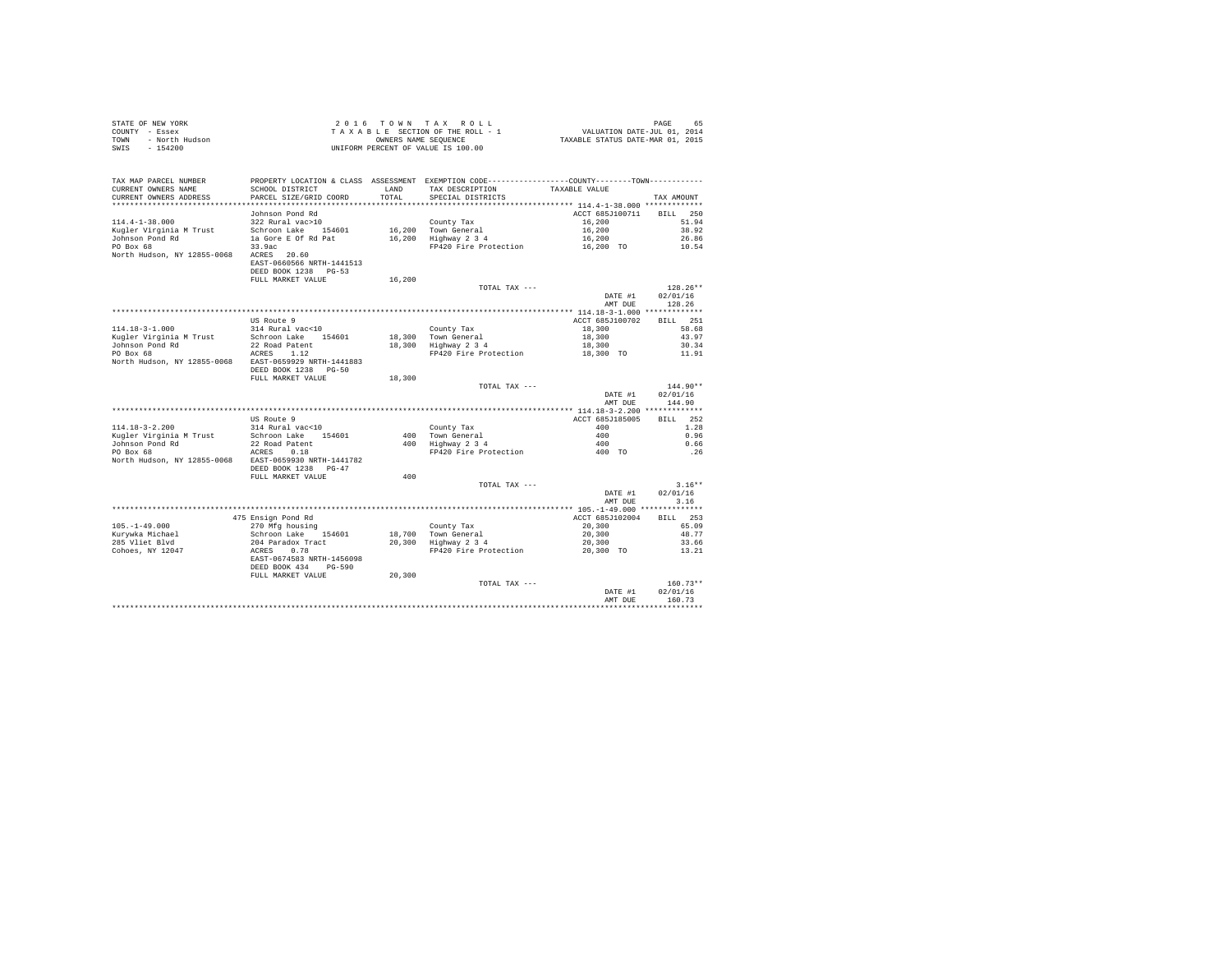STATE OF NEW YORK
COUNTY - Essex
TOWN - North Hudson
SWIS - 154200

2 0 1 6 T O W N T A X R O L L
T A X A B L E SECTION OF THE ROLL - 1
OWNERS NAME SEQUENCE
UNIFORM PERCENT OF VALUE IS 100.00

VALUATION DATE-JUL 01, 2014
TAXABLE STATUS DATE-MAR 01, 2015

| TAX MAP PARCEL NUMBER / CURRENT OWNERS NAME / CURRENT OWNERS ADDRESS | PROPERTY LOCATION & CLASS / SCHOOL DISTRICT / PARCEL SIZE/GRID COORD | ASSESSMENT LAND / TOTAL | EXEMPTION CODE / TAX DESCRIPTION / SPECIAL DISTRICTS | COUNTY--------TOWN / TAXABLE VALUE | TAX AMOUNT |
|---|---|---|---|---|---|
| **114.4-1-38.000** | Johnson Pond Rd | | | ACCT 685J100711 | BILL 250 |
| 114.4-1-38.000 | 322 Rural vac>10 | | County Tax | 16,200 | 51.94 |
| Kugler Virginia M Trust | Schroon Lake 154601 | 16,200 | Town General | 16,200 | 38.92 |
| Johnson Pond Rd | 1a Gore E Of Rd Pat | 16,200 | Highway 2 3 4 | 16,200 | 26.86 |
| PO Box 68 | 33.9ac | | FP420 Fire Protection | 16,200 TO | 10.54 |
| North Hudson, NY 12855-0068 | ACRES 20.60 | | | | |
| | EAST-0660566 NRTH-1441513 | | | | |
| | DEED BOOK 1238 PG-53 | | | | |
| | FULL MARKET VALUE | 16,200 | | | |
| | | | TOTAL TAX --- | | 128.26** |
| | | | | DATE #1 | 02/01/16 |
| | | | | AMT DUE | 128.26 |
| **114.18-3-1.000** | US Route 9 | | | ACCT 685J100702 | BILL 251 |
| 114.18-3-1.000 | 314 Rural vac<10 | | County Tax | 18,300 | 58.68 |
| Kugler Virginia M Trust | Schroon Lake 154601 | 18,300 | Town General | 18,300 | 43.97 |
| Johnson Pond Rd | 22 Road Patent | 18,300 | Highway 2 3 4 | 18,300 | 30.34 |
| PO Box 68 | ACRES 1.12 | | FP420 Fire Protection | 18,300 TO | 11.91 |
| North Hudson, NY 12855-0068 | EAST-0659929 NRTH-1441883 | | | | |
| | DEED BOOK 1238 PG-50 | | | | |
| | FULL MARKET VALUE | 18,300 | | | |
| | | | TOTAL TAX --- | | 144.90** |
| | | | | DATE #1 | 02/01/16 |
| | | | | AMT DUE | 144.90 |
| **114.18-3-2.200** | US Route 9 | | | ACCT 685J185005 | BILL 252 |
| 114.18-3-2.200 | 314 Rural vac<10 | | County Tax | 400 | 1.28 |
| Kugler Virginia M Trust | Schroon Lake 154601 | 400 | Town General | 400 | 0.96 |
| Johnson Pond Rd | 22 Road Patent | 400 | Highway 2 3 4 | 400 | 0.66 |
| PO Box 68 | ACRES 0.18 | | FP420 Fire Protection | 400 TO | .26 |
| North Hudson, NY 12855-0068 | EAST-0659930 NRTH-1441782 | | | | |
| | DEED BOOK 1238 PG-47 | | | | |
| | FULL MARKET VALUE | 400 | | | |
| | | | TOTAL TAX --- | | 3.16** |
| | | | | DATE #1 | 02/01/16 |
| | | | | AMT DUE | 3.16 |
| **105.-1-49.000** | 475 Ensign Pond Rd | | | ACCT 685J102004 | BILL 253 |
| 105.-1-49.000 | 270 Mfg housing | | County Tax | 20,300 | 65.09 |
| Kurywka Michael | Schroon Lake 154601 | 18,700 | Town General | 20,300 | 48.77 |
| 285 Vliet Blvd | 204 Paradox Tract | 20,300 | Highway 2 3 4 | 20,300 | 33.66 |
| Cohoes, NY 12047 | ACRES 0.78 | | FP420 Fire Protection | 20,300 TO | 13.21 |
| | EAST-0674583 NRTH-1456098 | | | | |
| | DEED BOOK 434 PG-590 | | | | |
| | FULL MARKET VALUE | 20,300 | | | |
| | | | TOTAL TAX --- | | 160.73** |
| | | | | DATE #1 | 02/01/16 |
| | | | | AMT DUE | 160.73 |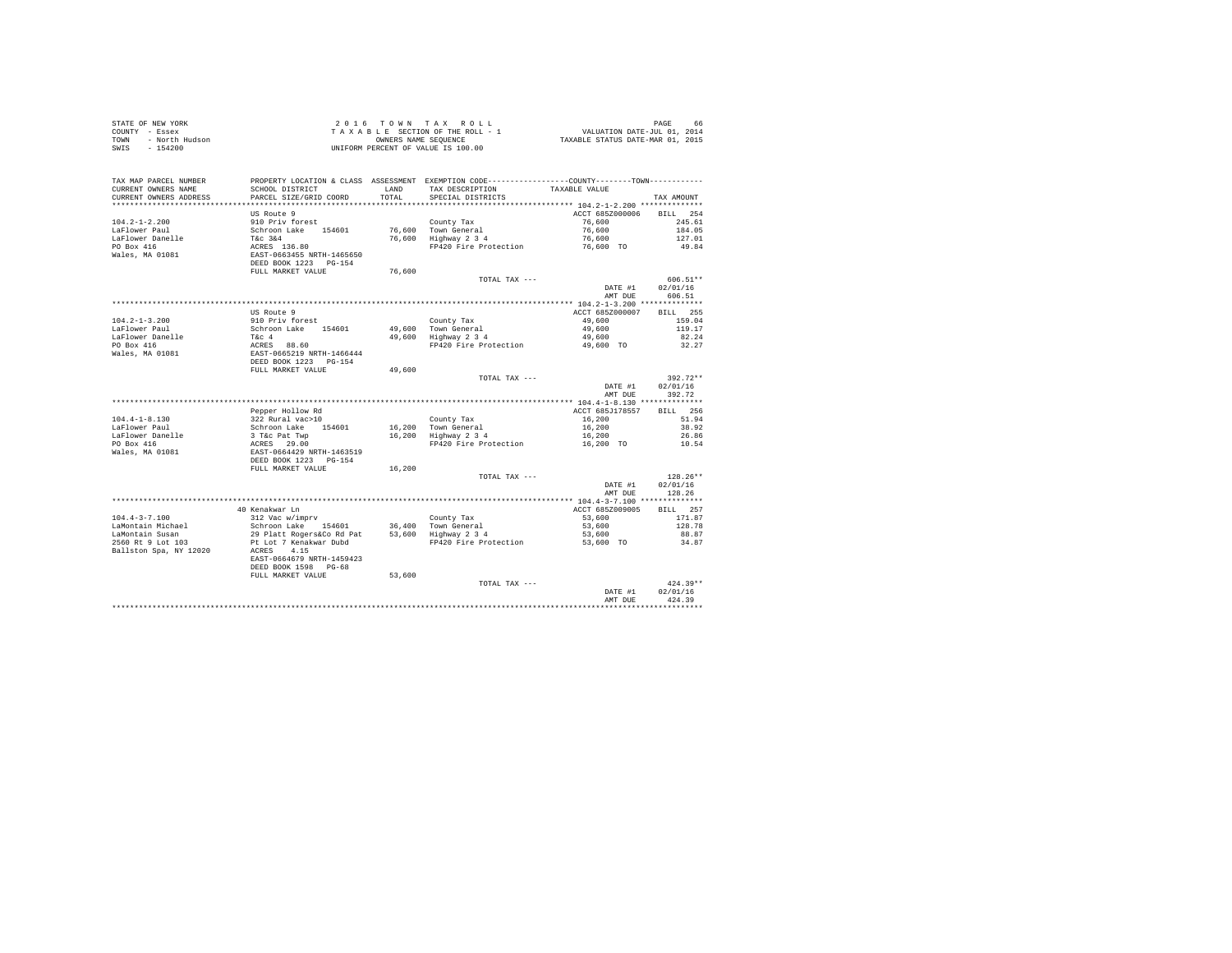STATE OF NEW YORK — 2016 TOWN TAX ROLL
COUNTY - Essex — TAXABLE SECTION OF THE ROLL - 1 — VALUATION DATE-JUL 01, 2014
TOWN - North Hudson — OWNERS NAME SEQUENCE — TAXABLE STATUS DATE-MAR 01, 2015
SWIS - 154200 — UNIFORM PERCENT OF VALUE IS 100.00

| TAX MAP PARCEL NUMBER / CURRENT OWNERS NAME / CURRENT OWNERS ADDRESS | PROPERTY LOCATION & CLASS / SCHOOL DISTRICT / PARCEL SIZE/GRID COORD | ASSESSMENT LAND / TOTAL | EXEMPTION CODE / TAX DESCRIPTION / SPECIAL DISTRICTS | COUNTY/TOWN TAXABLE VALUE | TAX AMOUNT |
|---|---|---|---|---|---|
| **104.2-1-2.200** | US Route 9 | | | ACCT 685Z000006 | BILL 254 |
| 104.2-1-2.200 | 910 Priv forest | | County Tax | 76,600 | 245.61 |
| LaFlower Paul | Schroon Lake 154601 | 76,600 | Town General | 76,600 | 184.05 |
| LaFlower Danelle | T&c 3&4 | 76,600 | Highway 2 3 4 | 76,600 | 127.01 |
| PO Box 416 | ACRES 136.80 | | FP420 Fire Protection | 76,600 TO | 49.84 |
| Wales, MA 01081 | EAST-0663455 NRTH-1465650 | | | | |
| | DEED BOOK 1223 PG-154 | | | | |
| | FULL MARKET VALUE | 76,600 | | | |
| | | | TOTAL TAX --- | | 606.51** |
| | | | | DATE #1 | 02/01/16 |
| | | | | AMT DUE | 606.51 |
| **104.2-1-3.200** | US Route 9 | | | ACCT 685Z000007 | BILL 255 |
| 104.2-1-3.200 | 910 Priv forest | | County Tax | 49,600 | 159.04 |
| LaFlower Paul | Schroon Lake 154601 | 49,600 | Town General | 49,600 | 119.17 |
| LaFlower Danelle | T&c 4 | 49,600 | Highway 2 3 4 | 49,600 | 82.24 |
| PO Box 416 | ACRES 88.60 | | FP420 Fire Protection | 49,600 TO | 32.27 |
| Wales, MA 01081 | EAST-0665219 NRTH-1466444 | | | | |
| | DEED BOOK 1223 PG-154 | | | | |
| | FULL MARKET VALUE | 49,600 | | | |
| | | | TOTAL TAX --- | | 392.72** |
| | | | | DATE #1 | 02/01/16 |
| | | | | AMT DUE | 392.72 |
| **104.4-1-8.130** | Pepper Hollow Rd | | | ACCT 685J178557 | BILL 256 |
| 104.4-1-8.130 | 322 Rural vac>10 | | County Tax | 16,200 | 51.94 |
| LaFlower Paul | Schroon Lake 154601 | 16,200 | Town General | 16,200 | 38.92 |
| LaFlower Danelle | 3 T&c Pat Twp | 16,200 | Highway 2 3 4 | 16,200 | 26.86 |
| PO Box 416 | ACRES 29.00 | | FP420 Fire Protection | 16,200 TO | 10.54 |
| Wales, MA 01081 | EAST-0664429 NRTH-1463519 | | | | |
| | DEED BOOK 1223 PG-154 | | | | |
| | FULL MARKET VALUE | 16,200 | | | |
| | | | TOTAL TAX --- | | 128.26** |
| | | | | DATE #1 | 02/01/16 |
| | | | | AMT DUE | 128.26 |
| **104.4-3-7.100** | 40 Kenakwar Ln | | | ACCT 685Z009005 | BILL 257 |
| 104.4-3-7.100 | 312 Vac w/imprv | | County Tax | 53,600 | 171.87 |
| LaMontain Michael | Schroon Lake 154601 | 36,400 | Town General | 53,600 | 128.78 |
| LaMontain Susan | 29 Platt Rogers&Co Rd Pat | 53,600 | Highway 2 3 4 | 53,600 | 88.87 |
| 2560 Rt 9 Lot 103 | Pt Lot 7 Kenakwar Dubd | | FP420 Fire Protection | 53,600 TO | 34.87 |
| Ballston Spa, NY 12020 | ACRES 4.15 | | | | |
| | EAST-0664679 NRTH-1459423 | | | | |
| | DEED BOOK 1598 PG-68 | | | | |
| | FULL MARKET VALUE | 53,600 | | | |
| | | | TOTAL TAX --- | | 424.39** |
| | | | | DATE #1 | 02/01/16 |
| | | | | AMT DUE | 424.39 |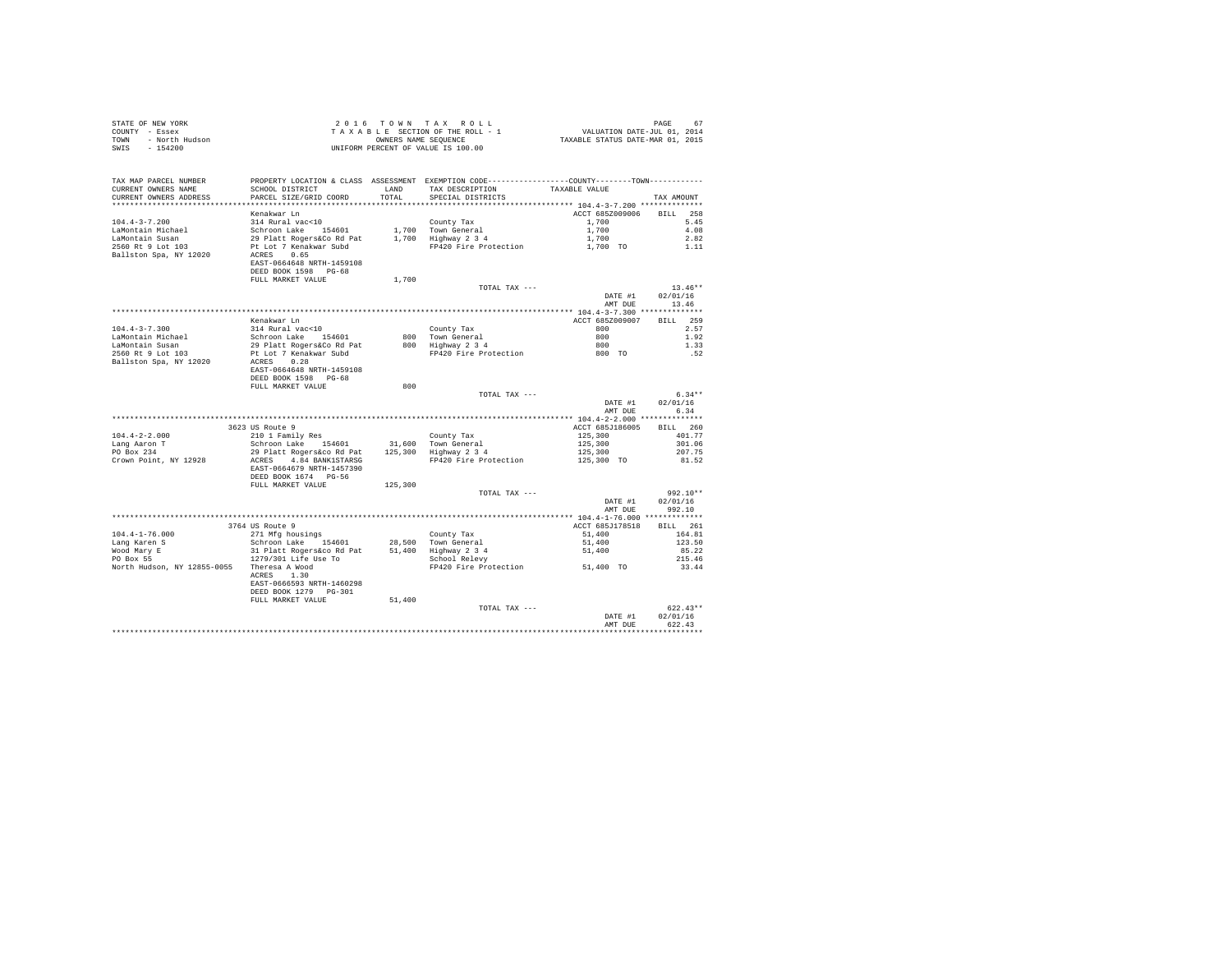STATE OF NEW YORK
COUNTY - Essex
TOWN - North Hudson
SWIS - 154200

2 0 1 6 T O W N T A X R O L L
T A X A B L E SECTION OF THE ROLL - 1
OWNERS NAME SEQUENCE
UNIFORM PERCENT OF VALUE IS 100.00

VALUATION DATE-JUL 01, 2014
TAXABLE STATUS DATE-MAR 01, 2015

```
TAX MAP PARCEL NUMBER      PROPERTY LOCATION & CLASS  ASSESSMENT  EXEMPTION CODE-----------------COUNTY--------TOWN-----------
CURRENT OWNERS NAME        SCHOOL DISTRICT              LAND      TAX DESCRIPTION            TAXABLE VALUE
CURRENT OWNERS ADDRESS     PARCEL SIZE/GRID COORD       TOTAL     SPECIAL DISTRICTS                                    TAX AMOUNT
*********************************************************************************************** 104.4-3-7.200 **************
                           Kenakwar Ln                                                     ACCT 685Z009006     BILL  258
104.4-3-7.200              314 Rural vac<10                       County Tax                    1,700                 5.45
LaMontain Michael          Schroon Lake   154601       1,700      Town General                  1,700                 4.08
LaMontain Susan            29 Platt Rogers&Co Rd Pat   1,700      Highway 2 3 4                 1,700                 2.82
2560 Rt 9 Lot 103          Pt Lot 7 Kenakwar Subd                 FP420 Fire Protection         1,700 TO              1.11
Ballston Spa, NY 12020     ACRES    0.65
                           EAST-0664648 NRTH-1459108
                           DEED BOOK 1598   PG-68
                           FULL MARKET VALUE           1,700
                                                                  TOTAL TAX ---                                     13.46**
                                                                                                DATE #1          02/01/16
                                                                                                AMT DUE             13.46
*********************************************************************************************** 104.4-3-7.300 **************
                           Kenakwar Ln                                                     ACCT 685Z009007     BILL  259
104.4-3-7.300              314 Rural vac<10                       County Tax                      800                 2.57
LaMontain Michael          Schroon Lake   154601         800      Town General                    800                 1.92
LaMontain Susan            29 Platt Rogers&Co Rd Pat     800      Highway 2 3 4                   800                 1.33
2560 Rt 9 Lot 103          Pt Lot 7 Kenakwar Subd                 FP420 Fire Protection           800 TO               .52
Ballston Spa, NY 12020     ACRES    0.28
                           EAST-0664648 NRTH-1459108
                           DEED BOOK 1598   PG-68
                           FULL MARKET VALUE             800
                                                                  TOTAL TAX ---                                      6.34**
                                                                                                DATE #1          02/01/16
                                                                                                AMT DUE              6.34
*********************************************************************************************** 104.4-2-2.000 **************
                           3623 US Route 9                                                 ACCT 685J186005     BILL  260
104.4-2-2.000              210 1 Family Res                       County Tax                  125,300               401.77
Lang Aaron T               Schroon Lake   154601      31,600      Town General                125,300               301.06
PO Box 234                 29 Platt Rogers&co Rd Pat 125,300      Highway 2 3 4               125,300               207.75
Crown Point, NY 12928      ACRES    4.84 BANK1STARSG              FP420 Fire Protection       125,300 TO             81.52
                           EAST-0664679 NRTH-1457390
                           DEED BOOK 1674   PG-56
                           FULL MARKET VALUE         125,300
                                                                  TOTAL TAX ---                                    992.10**
                                                                                                DATE #1          02/01/16
                                                                                                AMT DUE            992.10
*********************************************************************************************** 104.4-1-76.000 *************
                           3764 US Route 9                                                 ACCT 685J178518     BILL  261
104.4-1-76.000             271 Mfg housings                       County Tax                   51,400               164.81
Lang Karen S               Schroon Lake   154601      28,500      Town General                 51,400               123.50
Wood Mary E                31 Platt Rogers&co Rd Pat  51,400      Highway 2 3 4                51,400                85.22
PO Box 55                  1279/301 Life Use To                   School Relevy                                     215.46
North Hudson, NY 12855-0055 Theresa A Wood                        FP420 Fire Protection        51,400 TO             33.44
                           ACRES    1.30
                           EAST-0666593 NRTH-1460298
                           DEED BOOK 1279   PG-301
                           FULL MARKET VALUE          51,400
                                                                  TOTAL TAX ---                                    622.43**
                                                                                                DATE #1          02/01/16
                                                                                                AMT DUE            622.43
****************************************************************************************************************************
```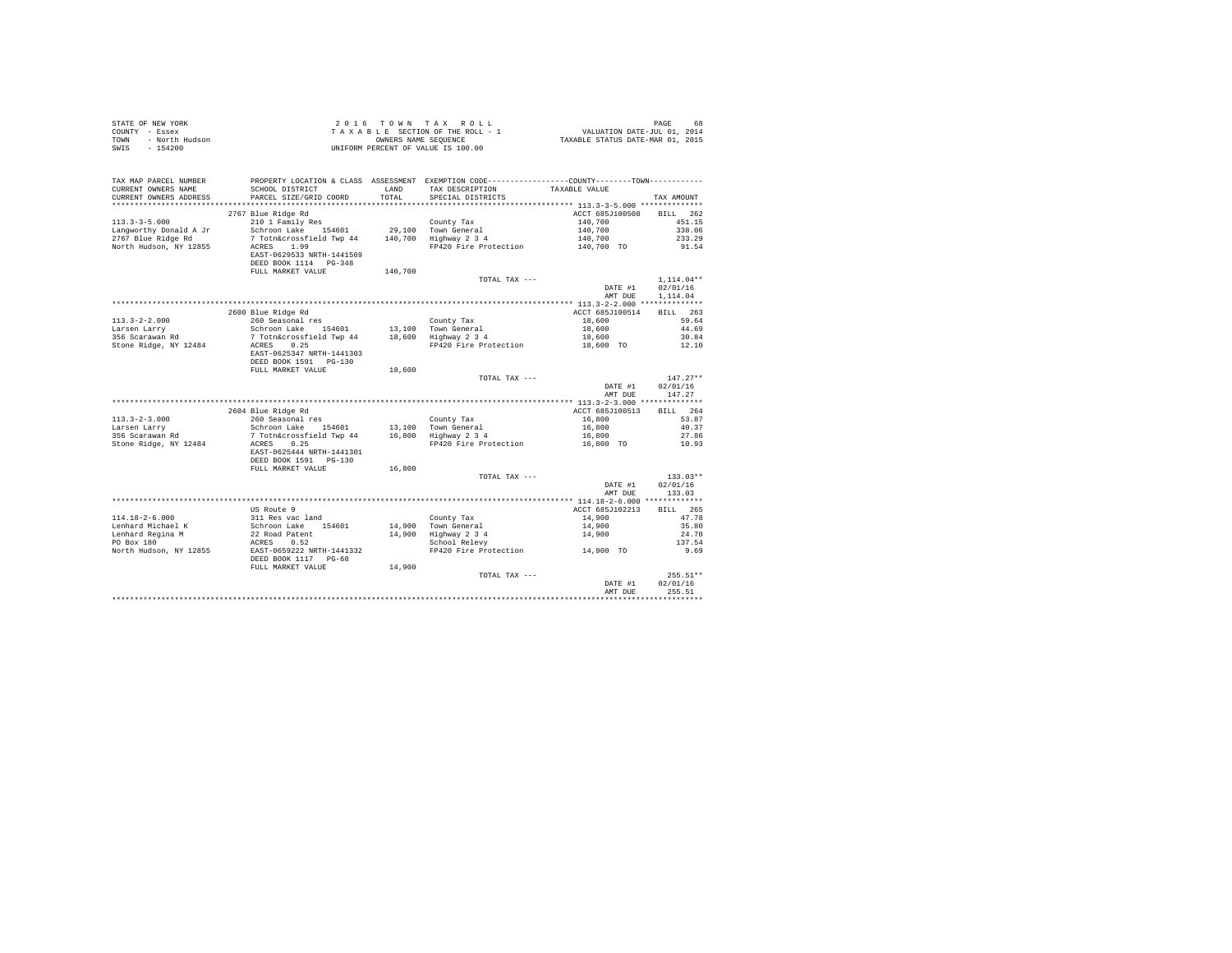STATE OF NEW YORK
COUNTY - Essex
TOWN - North Hudson
SWIS - 154200

2 0 1 6 T O W N T A X R O L L
T A X A B L E SECTION OF THE ROLL - 1
OWNERS NAME SEQUENCE
UNIFORM PERCENT OF VALUE IS 100.00

VALUATION DATE-JUL 01, 2014
TAXABLE STATUS DATE-MAR 01, 2015

| TAX MAP PARCEL NUMBER / CURRENT OWNERS NAME / CURRENT OWNERS ADDRESS | PROPERTY LOCATION & CLASS / SCHOOL DISTRICT / PARCEL SIZE/GRID COORD | ASSESSMENT LAND / TOTAL | EXEMPTION CODE / TAX DESCRIPTION / SPECIAL DISTRICTS | TAXABLE VALUE | TAX AMOUNT |
|---|---|---|---|---|---|
| 113.3-3-5.000 | 2767 Blue Ridge Rd | | | ACCT 685J100508 | BILL 262 |
| 113.3-3-5.000 | 210 1 Family Res | | County Tax | 140,700 | 451.15 |
| Langworthy Donald A Jr | Schroon Lake 154601 | 29,100 | Town General | 140,700 | 338.06 |
| 2767 Blue Ridge Rd | 7 Totn&crossfield Twp 44 | 140,700 | Highway 2 3 4 | 140,700 | 233.29 |
| North Hudson, NY 12855 | ACRES 1.99 | | FP420 Fire Protection | 140,700 TO | 91.54 |
| | EAST-0629533 NRTH-1441569 | | | | |
| | DEED BOOK 1114 PG-348 | | | | |
| | FULL MARKET VALUE | 140,700 | | | |
| | | | TOTAL TAX --- | | 1,114.04** |
| | | | | DATE #1 | 02/01/16 |
| | | | | AMT DUE | 1,114.04 |
| 113.3-2-2.000 | 2600 Blue Ridge Rd | | | ACCT 685J100514 | BILL 263 |
| 113.3-2-2.000 | 260 Seasonal res | | County Tax | 18,600 | 59.64 |
| Larsen Larry | Schroon Lake 154601 | 13,100 | Town General | 18,600 | 44.69 |
| 356 Scarawan Rd | 7 Totn&crossfield Twp 44 | 18,600 | Highway 2 3 4 | 18,600 | 30.84 |
| Stone Ridge, NY 12484 | ACRES 0.25 | | FP420 Fire Protection | 18,600 TO | 12.10 |
| | EAST-0625347 NRTH-1441303 | | | | |
| | DEED BOOK 1591 PG-130 | | | | |
| | FULL MARKET VALUE | 18,600 | | | |
| | | | TOTAL TAX --- | | 147.27** |
| | | | | DATE #1 | 02/01/16 |
| | | | | AMT DUE | 147.27 |
| 113.3-2-3.000 | 2604 Blue Ridge Rd | | | ACCT 685J100513 | BILL 264 |
| 113.3-2-3.000 | 260 Seasonal res | | County Tax | 16,800 | 53.87 |
| Larsen Larry | Schroon Lake 154601 | 13,100 | Town General | 16,800 | 40.37 |
| 356 Scarawan Rd | 7 Totn&crossfield Twp 44 | 16,800 | Highway 2 3 4 | 16,800 | 27.86 |
| Stone Ridge, NY 12484 | ACRES 0.25 | | FP420 Fire Protection | 16,800 TO | 10.93 |
| | EAST-0625444 NRTH-1441301 | | | | |
| | DEED BOOK 1591 PG-130 | | | | |
| | FULL MARKET VALUE | 16,800 | | | |
| | | | TOTAL TAX --- | | 133.03** |
| | | | | DATE #1 | 02/01/16 |
| | | | | AMT DUE | 133.03 |
| 114.18-2-6.000 | US Route 9 | | | ACCT 685J102213 | BILL 265 |
| 114.18-2-6.000 | 311 Res vac land | | County Tax | 14,900 | 47.78 |
| Lenhard Michael K | Schroon Lake 154601 | 14,900 | Town General | 14,900 | 35.80 |
| Lenhard Regina M | 22 Road Patent | 14,900 | Highway 2 3 4 | 14,900 | 24.70 |
| PO Box 180 | ACRES 0.52 | | School Relevy | | 137.54 |
| North Hudson, NY 12855 | EAST-0659222 NRTH-1441332 | | FP420 Fire Protection | 14,900 TO | 9.69 |
| | DEED BOOK 1117 PG-68 | | | | |
| | FULL MARKET VALUE | 14,900 | | | |
| | | | TOTAL TAX --- | | 255.51** |
| | | | | DATE #1 | 02/01/16 |
| | | | | AMT DUE | 255.51 |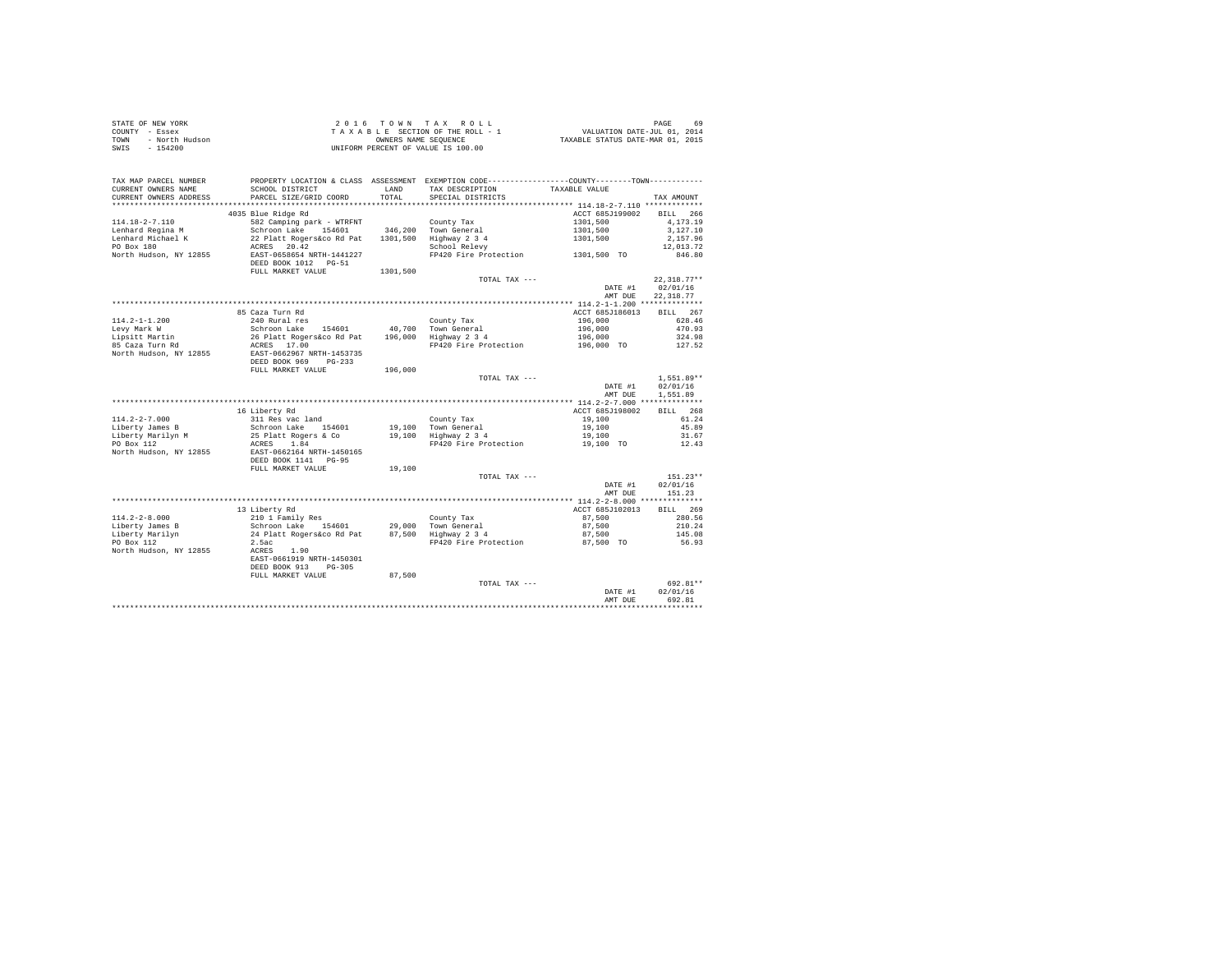STATE OF NEW YORK
COUNTY - Essex
TOWN - North Hudson
SWIS - 154200

2 0 1 6 T O W N T A X R O L L
T A X A B L E SECTION OF THE ROLL - 1
OWNERS NAME SEQUENCE
UNIFORM PERCENT OF VALUE IS 100.00

VALUATION DATE-JUL 01, 2014
TAXABLE STATUS DATE-MAR 01, 2015

| TAX MAP PARCEL NUMBER / CURRENT OWNERS NAME / CURRENT OWNERS ADDRESS | PROPERTY LOCATION & CLASS / SCHOOL DISTRICT / PARCEL SIZE/GRID COORD | ASSESSMENT LAND / TOTAL | EXEMPTION CODE / TAX DESCRIPTION / SPECIAL DISTRICTS | COUNTY--------TOWN TAXABLE VALUE | TAX AMOUNT |
|---|---|---|---|---|---|
| **114.18-2-7.110** | 4035 Blue Ridge Rd | | | ACCT 685J199002 | BILL 266 |
| 114.18-2-7.110 | 582 Camping park - WTRFNT | | County Tax | 1301,500 | 4,173.19 |
| Lenhard Regina M | Schroon Lake 154601 | 346,200 | Town General | 1301,500 | 3,127.10 |
| Lenhard Michael K | 22 Platt Rogers&co Rd Pat | 1301,500 | Highway 2 3 4 | 1301,500 | 2,157.96 |
| PO Box 180 | ACRES 20.42 | | School Relevy | | 12,013.72 |
| North Hudson, NY 12855 | EAST-0658654 NRTH-1441227 | | FP420 Fire Protection | 1301,500 TO | 846.80 |
| | DEED BOOK 1012 PG-51 | | | | |
| | FULL MARKET VALUE | 1301,500 | | | |
| | | | TOTAL TAX --- | | 22,318.77** |
| | | | | DATE #1 | 02/01/16 |
| | | | | AMT DUE | 22,318.77 |
| **114.2-1-1.200** | 85 Caza Turn Rd | | | ACCT 685J186013 | BILL 267 |
| 114.2-1-1.200 | 240 Rural res | | County Tax | 196,000 | 628.46 |
| Levy Mark W | Schroon Lake 154601 | 40,700 | Town General | 196,000 | 470.93 |
| Lipsitt Martin | 26 Platt Rogers&co Rd Pat | 196,000 | Highway 2 3 4 | 196,000 | 324.98 |
| 85 Caza Turn Rd | ACRES 17.00 | | FP420 Fire Protection | 196,000 TO | 127.52 |
| North Hudson, NY 12855 | EAST-0662967 NRTH-1453735 | | | | |
| | DEED BOOK 969 PG-233 | | | | |
| | FULL MARKET VALUE | 196,000 | | | |
| | | | TOTAL TAX --- | | 1,551.89** |
| | | | | DATE #1 | 02/01/16 |
| | | | | AMT DUE | 1,551.89 |
| **114.2-2-7.000** | 16 Liberty Rd | | | ACCT 685J198002 | BILL 268 |
| 114.2-2-7.000 | 311 Res vac land | | County Tax | 19,100 | 61.24 |
| Liberty James B | Schroon Lake 154601 | 19,100 | Town General | 19,100 | 45.89 |
| Liberty Marilyn M | 25 Platt Rogers & Co | 19,100 | Highway 2 3 4 | 19,100 | 31.67 |
| PO Box 112 | ACRES 1.84 | | FP420 Fire Protection | 19,100 TO | 12.43 |
| North Hudson, NY 12855 | EAST-0662164 NRTH-1450165 | | | | |
| | DEED BOOK 1141 PG-95 | | | | |
| | FULL MARKET VALUE | 19,100 | | | |
| | | | TOTAL TAX --- | | 151.23** |
| | | | | DATE #1 | 02/01/16 |
| | | | | AMT DUE | 151.23 |
| **114.2-2-8.000** | 13 Liberty Rd | | | ACCT 685J102013 | BILL 269 |
| 114.2-2-8.000 | 210 1 Family Res | | County Tax | 87,500 | 280.56 |
| Liberty James B | Schroon Lake 154601 | 29,000 | Town General | 87,500 | 210.24 |
| Liberty Marilyn | 24 Platt Rogers&co Rd Pat | 87,500 | Highway 2 3 4 | 87,500 | 145.08 |
| PO Box 112 | 2.5ac | | FP420 Fire Protection | 87,500 TO | 56.93 |
| North Hudson, NY 12855 | ACRES 1.90 | | | | |
| | EAST-0661919 NRTH-1450301 | | | | |
| | DEED BOOK 913 PG-305 | | | | |
| | FULL MARKET VALUE | 87,500 | | | |
| | | | TOTAL TAX --- | | 692.81** |
| | | | | DATE #1 | 02/01/16 |
| | | | | AMT DUE | 692.81 |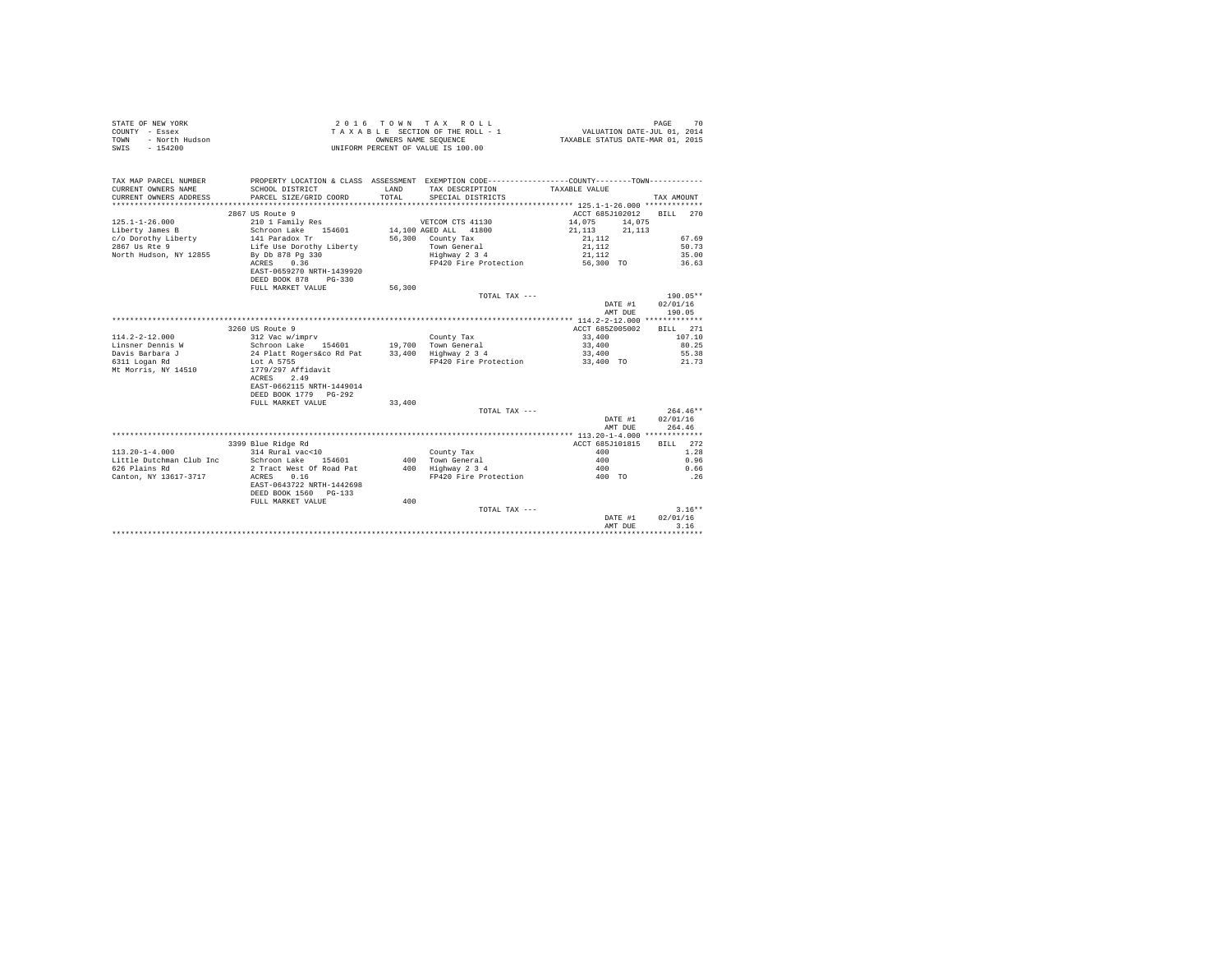STATE OF NEW YORK
COUNTY - Essex
TOWN - North Hudson
SWIS - 154200

2 0 1 6 T O W N T A X R O L L
T A X A B L E SECTION OF THE ROLL - 1
OWNERS NAME SEQUENCE
UNIFORM PERCENT OF VALUE IS 100.00

VALUATION DATE-JUL 01, 2014
TAXABLE STATUS DATE-MAR 01, 2015

| TAX MAP PARCEL NUMBER / CURRENT OWNERS NAME / CURRENT OWNERS ADDRESS | PROPERTY LOCATION & CLASS / SCHOOL DISTRICT / PARCEL SIZE/GRID COORD | ASSESSMENT LAND / TOTAL | EXEMPTION CODE / TAX DESCRIPTION / SPECIAL DISTRICTS | COUNTY TAXABLE VALUE | TOWN | TAX AMOUNT |
|---|---|---|---|---|---|---|
| **125.1-1-26.000** | 2867 US Route 9 | | | ACCT 685J102012 | | BILL 270 |
| 125.1-1-26.000 | 210 1 Family Res | | VETCOM CTS 41130 | 14,075 | 14,075 | |
| Liberty James B | Schroon Lake 154601 | 14,100 | AGED ALL 41800 | 21,113 | 21,113 | |
| c/o Dorothy Liberty | 141 Paradox Tr | 56,300 | County Tax | 21,112 | | 67.69 |
| 2867 Us Rte 9 | Life Use Dorothy Liberty | | Town General | 21,112 | | 50.73 |
| North Hudson, NY 12855 | By Db 878 Pg 330 | | Highway 2 3 4 | 21,112 | | 35.00 |
| | ACRES 0.36 | | FP420 Fire Protection | 56,300 TO | | 36.63 |
| | EAST-0659270 NRTH-1439920 | | | | | |
| | DEED BOOK 878 PG-330 | | | | | |
| | FULL MARKET VALUE | 56,300 | | | | |
| | | | TOTAL TAX --- | | | 190.05** |
| | | | | | DATE #1 | 02/01/16 |
| | | | | | AMT DUE | 190.05 |
| **114.2-2-12.000** | 3260 US Route 9 | | | ACCT 685Z005002 | | BILL 271 |
| 114.2-2-12.000 | 312 Vac w/imprv | | County Tax | 33,400 | | 107.10 |
| Linsner Dennis W | Schroon Lake 154601 | 19,700 | Town General | 33,400 | | 80.25 |
| Davis Barbara J | 24 Platt Rogers&co Rd Pat | 33,400 | Highway 2 3 4 | 33,400 | | 55.38 |
| 6311 Logan Rd | Lot A 5755 | | FP420 Fire Protection | 33,400 TO | | 21.73 |
| Mt Morris, NY 14510 | 1779/297 Affidavit | | | | | |
| | ACRES 2.49 | | | | | |
| | EAST-0662115 NRTH-1449014 | | | | | |
| | DEED BOOK 1779 PG-292 | | | | | |
| | FULL MARKET VALUE | 33,400 | | | | |
| | | | TOTAL TAX --- | | | 264.46** |
| | | | | | DATE #1 | 02/01/16 |
| | | | | | AMT DUE | 264.46 |
| **113.20-1-4.000** | 3399 Blue Ridge Rd | | | ACCT 685J101815 | | BILL 272 |
| 113.20-1-4.000 | 314 Rural vac<10 | | County Tax | 400 | | 1.28 |
| Little Dutchman Club Inc | Schroon Lake 154601 | 400 | Town General | 400 | | 0.96 |
| 626 Plains Rd | 2 Tract West Of Road Pat | 400 | Highway 2 3 4 | 400 | | 0.66 |
| Canton, NY 13617-3717 | ACRES 0.16 | | FP420 Fire Protection | 400 TO | | .26 |
| | EAST-0643722 NRTH-1442698 | | | | | |
| | DEED BOOK 1560 PG-133 | | | | | |
| | FULL MARKET VALUE | 400 | | | | |
| | | | TOTAL TAX --- | | | 3.16** |
| | | | | | DATE #1 | 02/01/16 |
| | | | | | AMT DUE | 3.16 |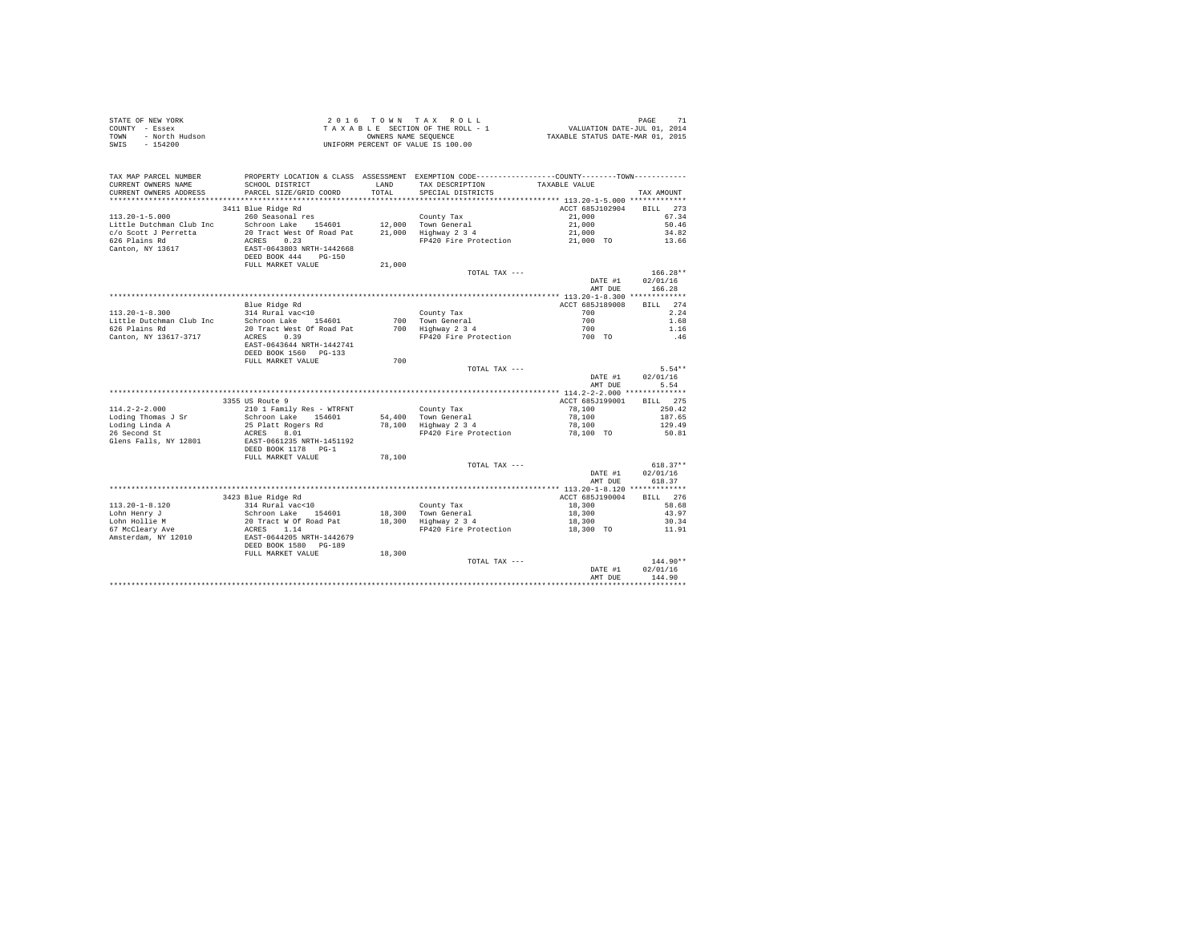STATE OF NEW YORK
COUNTY - Essex
TOWN - North Hudson
SWIS - 154200

2 0 1 6 T O W N T A X R O L L
T A X A B L E SECTION OF THE ROLL - 1
OWNERS NAME SEQUENCE
UNIFORM PERCENT OF VALUE IS 100.00

VALUATION DATE-JUL 01, 2014
TAXABLE STATUS DATE-MAR 01, 2015

| TAX MAP PARCEL NUMBER / CURRENT OWNERS NAME / CURRENT OWNERS ADDRESS | PROPERTY LOCATION & CLASS / SCHOOL DISTRICT / PARCEL SIZE/GRID COORD | ASSESSMENT LAND / TOTAL | EXEMPTION CODE / TAX DESCRIPTION / SPECIAL DISTRICTS | COUNTY--------TOWN / TAXABLE VALUE | TAX AMOUNT |
|---|---|---|---|---|---|
| **113.20-1-5.000** | 3411 Blue Ridge Rd | | | ACCT 685J102904 | BILL 273 |
| 113.20-1-5.000 | 260 Seasonal res | | County Tax | 21,000 | 67.34 |
| Little Dutchman Club Inc | Schroon Lake 154601 | 12,000 | Town General | 21,000 | 50.46 |
| c/o Scott J Perretta | 20 Tract West Of Road Pat | 21,000 | Highway 2 3 4 | 21,000 | 34.82 |
| 626 Plains Rd | ACRES 0.23 | | FP420 Fire Protection | 21,000 TO | 13.66 |
| Canton, NY 13617 | EAST-0643803 NRTH-1442668 | | | | |
| | DEED BOOK 444 PG-150 | | | | |
| | FULL MARKET VALUE | 21,000 | | | |
| | | | TOTAL TAX --- | | 166.28** |
| | | | | DATE #1 | 02/01/16 |
| | | | | AMT DUE | 166.28 |
| **113.20-1-8.300** | Blue Ridge Rd | | | ACCT 685J189008 | BILL 274 |
| 113.20-1-8.300 | 314 Rural vac<10 | | County Tax | 700 | 2.24 |
| Little Dutchman Club Inc | Schroon Lake 154601 | 700 | Town General | 700 | 1.68 |
| 626 Plains Rd | 20 Tract West Of Road Pat | 700 | Highway 2 3 4 | 700 | 1.16 |
| Canton, NY 13617-3717 | ACRES 0.39 | | FP420 Fire Protection | 700 TO | .46 |
| | EAST-0643644 NRTH-1442741 | | | | |
| | DEED BOOK 1560 PG-133 | | | | |
| | FULL MARKET VALUE | 700 | | | |
| | | | TOTAL TAX --- | | 5.54** |
| | | | | DATE #1 | 02/01/16 |
| | | | | AMT DUE | 5.54 |
| **114.2-2-2.000** | 3355 US Route 9 | | | ACCT 685J199001 | BILL 275 |
| 114.2-2-2.000 | 210 1 Family Res - WTRFNT | | County Tax | 78,100 | 250.42 |
| Loding Thomas J Sr | Schroon Lake 154601 | 54,400 | Town General | 78,100 | 187.65 |
| Loding Linda A | 25 Platt Rogers Rd | 78,100 | Highway 2 3 4 | 78,100 | 129.49 |
| 26 Second St | ACRES 8.01 | | FP420 Fire Protection | 78,100 TO | 50.81 |
| Glens Falls, NY 12801 | EAST-0661235 NRTH-1451192 | | | | |
| | DEED BOOK 1178 PG-1 | | | | |
| | FULL MARKET VALUE | 78,100 | | | |
| | | | TOTAL TAX --- | | 618.37** |
| | | | | DATE #1 | 02/01/16 |
| | | | | AMT DUE | 618.37 |
| **113.20-1-8.120** | 3423 Blue Ridge Rd | | | ACCT 685J190004 | BILL 276 |
| 113.20-1-8.120 | 314 Rural vac<10 | | County Tax | 18,300 | 58.68 |
| Lohn Henry J | Schroon Lake 154601 | 18,300 | Town General | 18,300 | 43.97 |
| Lohn Hollie M | 20 Tract W Of Road Pat | 18,300 | Highway 2 3 4 | 18,300 | 30.34 |
| 67 McCleary Ave | ACRES 1.14 | | FP420 Fire Protection | 18,300 TO | 11.91 |
| Amsterdam, NY 12010 | EAST-0644205 NRTH-1442679 | | | | |
| | DEED BOOK 1580 PG-189 | | | | |
| | FULL MARKET VALUE | 18,300 | | | |
| | | | TOTAL TAX --- | | 144.90** |
| | | | | DATE #1 | 02/01/16 |
| | | | | AMT DUE | 144.90 |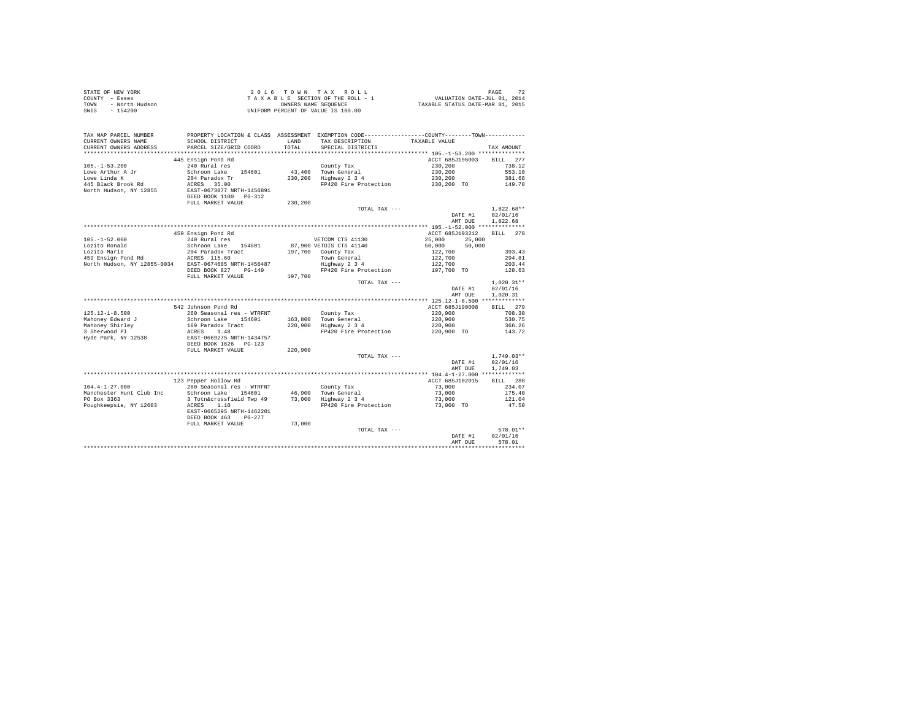STATE OF NEW YORK
COUNTY - Essex
TOWN - North Hudson
SWIS - 154200

2 0 1 6 T O W N T A X R O L L
T A X A B L E SECTION OF THE ROLL - 1
OWNERS NAME SEQUENCE
UNIFORM PERCENT OF VALUE IS 100.00

VALUATION DATE-JUL 01, 2014
TAXABLE STATUS DATE-MAR 01, 2015

| TAX MAP PARCEL NUMBER / CURRENT OWNERS NAME / CURRENT OWNERS ADDRESS | PROPERTY LOCATION & CLASS / SCHOOL DISTRICT / PARCEL SIZE/GRID COORD | ASSESSMENT LAND / TOTAL | EXEMPTION CODE / TAX DESCRIPTION / SPECIAL DISTRICTS | COUNTY / TOWN TAXABLE VALUE | TAX AMOUNT |
|---|---|---|---|---|---|
| 105.-1-53.200 | 445 Ensign Pond Rd | | | ACCT 685J196003 | BILL 277 |
| | 240 Rural res | | County Tax | 230,200 | 738.12 |
| Lowe Arthur A Jr | Schroon Lake 154601 | 43,400 | Town General | 230,200 | 553.10 |
| Lowe Linda K | 204 Paradox Tr | 230,200 | Highway 2 3 4 | 230,200 | 381.68 |
| 445 Black Brook Rd | ACRES 35.00 | | FP420 Fire Protection | 230,200 TO | 149.78 |
| North Hudson, NY 12855 | EAST-0673077 NRTH-1456891 | | | | |
| | DEED BOOK 1100 PG-312 | | | | |
| | FULL MARKET VALUE | 230,200 | | | |
| | | | TOTAL TAX --- | | 1,822.68** |
| | | | | DATE #1 | 02/01/16 |
| | | | | AMT DUE | 1,822.68 |
| 105.-1-52.000 | 459 Ensign Pond Rd | | | ACCT 685J103212 | BILL 278 |
| | 240 Rural res | | VETCOM CTS 41130 | 25,000 25,000 | |
| Lozito Ronald | Schroon Lake 154601 | 87,900 | VETDIS CTS 41140 | 50,000 50,000 | |
| Lozito Marie | 204 Paradox Tract | 197,700 | County Tax | 122,700 | 393.43 |
| 459 Ensign Pond Rd | ACRES 115.60 | | Town General | 122,700 | 294.81 |
| North Hudson, NY 12855-0034 | EAST-0674685 NRTH-1456487 | | Highway 2 3 4 | 122,700 | 203.44 |
| | DEED BOOK 827 PG-149 | | FP420 Fire Protection | 197,700 TO | 128.63 |
| | FULL MARKET VALUE | 197,700 | | | |
| | | | TOTAL TAX --- | | 1,020.31** |
| | | | | DATE #1 | 02/01/16 |
| | | | | AMT DUE | 1,020.31 |
| 125.12-1-8.500 | 542 Johnson Pond Rd | | | ACCT 685J190008 | BILL 279 |
| | 260 Seasonal res - WTRFNT | | County Tax | 220,900 | 708.30 |
| Mahoney Edward J | Schroon Lake 154601 | 163,800 | Town General | 220,900 | 530.75 |
| Mahoney Shirley | 169 Paradox Tract | 220,900 | Highway 2 3 4 | 220,900 | 366.26 |
| 3 Sherwood Pl | ACRES 1.48 | | FP420 Fire Protection | 220,900 TO | 143.72 |
| Hyde Park, NY 12538 | EAST-0669275 NRTH-1434757 | | | | |
| | DEED BOOK 1626 PG-123 | | | | |
| | FULL MARKET VALUE | 220,900 | | | |
| | | | TOTAL TAX --- | | 1,749.03** |
| | | | | DATE #1 | 02/01/16 |
| | | | | AMT DUE | 1,749.03 |
| 104.4-1-27.000 | 123 Pepper Hollow Rd | | | ACCT 685J102015 | BILL 280 |
| | 260 Seasonal res - WTRFNT | | County Tax | 73,000 | 234.07 |
| Manchester Hunt Club Inc | Schroon Lake 154601 | 46,900 | Town General | 73,000 | 175.40 |
| PO Box 3363 | 3 Totn&crossfield Twp 49 | 73,000 | Highway 2 3 4 | 73,000 | 121.04 |
| Poughkeepsie, NY 12603 | ACRES 1.10 | | FP420 Fire Protection | 73,000 TO | 47.50 |
| | EAST-0665295 NRTH-1462201 | | | | |
| | DEED BOOK 463 PG-277 | | | | |
| | FULL MARKET VALUE | 73,000 | | | |
| | | | TOTAL TAX --- | | 578.01** |
| | | | | DATE #1 | 02/01/16 |
| | | | | AMT DUE | 578.01 |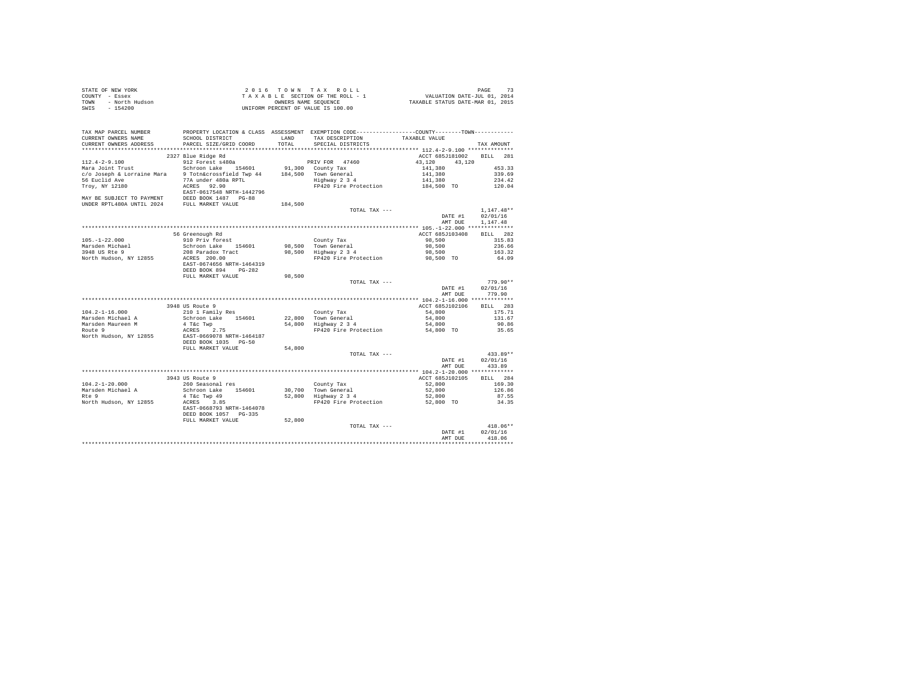STATE OF NEW YORK
COUNTY - Essex
TOWN - North Hudson
SWIS - 154200

2016 TOWN TAX ROLL
TAXABLE SECTION OF THE ROLL - 1
OWNERS NAME SEQUENCE
UNIFORM PERCENT OF VALUE IS 100.00

VALUATION DATE-JUL 01, 2014
TAXABLE STATUS DATE-MAR 01, 2015

| TAX MAP PARCEL NUMBER / CURRENT OWNERS NAME / CURRENT OWNERS ADDRESS | PROPERTY LOCATION & CLASS / SCHOOL DISTRICT / PARCEL SIZE/GRID COORD | ASSESSMENT LAND / TOTAL | EXEMPTION CODE / TAX DESCRIPTION / SPECIAL DISTRICTS | COUNTY / TOWN TAXABLE VALUE | TAX AMOUNT |
|---|---|---|---|---|---|
| 112.4-2-9.100 | 2327 Blue Ridge Rd | | | ACCT 685J181002 | BILL 281 |
| 112.4-2-9.100 | 912 Forest s480a | | PRIV FOR 47460 | 43,120 43,120 | |
| Mara Joint Trust | Schroon Lake 154601 | 91,300 | County Tax | 141,380 | 453.33 |
| c/o Joseph & Lorraine Mara | 9 Totn&crossfield Twp 44 | 184,500 | Town General | 141,380 | 339.69 |
| 56 Euclid Ave | 77A under 480a RPTL | | Highway 2 3 4 | 141,380 | 234.42 |
| Troy, NY 12180 | ACRES 92.90 | | FP420 Fire Protection | 184,500 TO | 120.04 |
| | EAST-0617548 NRTH-1442796 | | | | |
| MAY BE SUBJECT TO PAYMENT | DEED BOOK 1487 PG-88 | | | | |
| UNDER RPTL480A UNTIL 2024 | FULL MARKET VALUE | 184,500 | | | |
| | | | TOTAL TAX --- | | 1,147.48** |
| | | | | DATE #1 | 02/01/16 |
| | | | | AMT DUE | 1,147.48 |
| 105.-1-22.000 | 56 Greenough Rd | | | ACCT 685J103408 | BILL 282 |
| 105.-1-22.000 | 910 Priv forest | | County Tax | 98,500 | 315.83 |
| Marsden Michael | Schroon Lake 154601 | 98,500 | Town General | 98,500 | 236.66 |
| 3948 US Rte 9 | 208 Paradox Tract | 98,500 | Highway 2 3 4 | 98,500 | 163.32 |
| North Hudson, NY 12855 | ACRES 200.00 | | FP420 Fire Protection | 98,500 TO | 64.09 |
| | EAST-0674656 NRTH-1464319 | | | | |
| | DEED BOOK 894 PG-282 | | | | |
| | FULL MARKET VALUE | 98,500 | | | |
| | | | TOTAL TAX --- | | 779.90** |
| | | | | DATE #1 | 02/01/16 |
| | | | | AMT DUE | 779.90 |
| 104.2-1-16.000 | 3948 US Route 9 | | | ACCT 685J102106 | BILL 283 |
| 104.2-1-16.000 | 210 1 Family Res | | County Tax | 54,800 | 175.71 |
| Marsden Michael A | Schroon Lake 154601 | 22,800 | Town General | 54,800 | 131.67 |
| Marsden Maureen M | 4 T&c Twp | 54,800 | Highway 2 3 4 | 54,800 | 90.86 |
| Route 9 | ACRES 2.75 | | FP420 Fire Protection | 54,800 TO | 35.65 |
| North Hudson, NY 12855 | EAST-0669078 NRTH-1464187 | | | | |
| | DEED BOOK 1035 PG-50 | | | | |
| | FULL MARKET VALUE | 54,800 | | | |
| | | | TOTAL TAX --- | | 433.89** |
| | | | | DATE #1 | 02/01/16 |
| | | | | AMT DUE | 433.89 |
| 104.2-1-20.000 | 3943 US Route 9 | | | ACCT 685J102105 | BILL 284 |
| 104.2-1-20.000 | 260 Seasonal res | | County Tax | 52,800 | 169.30 |
| Marsden Michael A | Schroon Lake 154601 | 30,700 | Town General | 52,800 | 126.86 |
| Rte 9 | 4 T&c Twp 49 | 52,800 | Highway 2 3 4 | 52,800 | 87.55 |
| North Hudson, NY 12855 | ACRES 3.85 | | FP420 Fire Protection | 52,800 TO | 34.35 |
| | EAST-0668793 NRTH-1464078 | | | | |
| | DEED BOOK 1057 PG-335 | | | | |
| | FULL MARKET VALUE | 52,800 | | | |
| | | | TOTAL TAX --- | | 418.06** |
| | | | | DATE #1 | 02/01/16 |
| | | | | AMT DUE | 418.06 |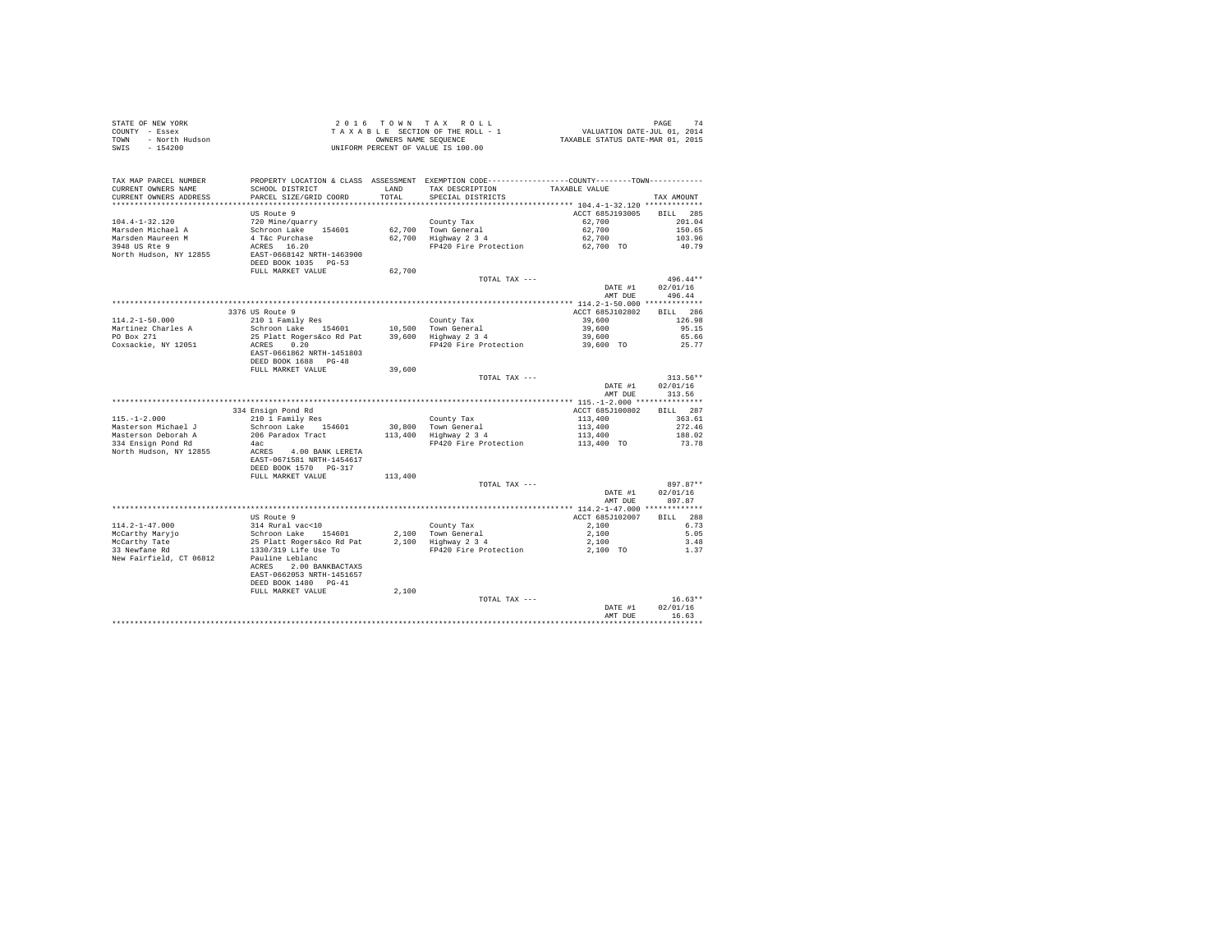STATE OF NEW YORK
COUNTY - Essex
TOWN - North Hudson
SWIS - 154200

2 0 1 6 T O W N T A X R O L L
T A X A B L E SECTION OF THE ROLL - 1
OWNERS NAME SEQUENCE
UNIFORM PERCENT OF VALUE IS 100.00

VALUATION DATE-JUL 01, 2014
TAXABLE STATUS DATE-MAR 01, 2015

| TAX MAP PARCEL NUMBER / CURRENT OWNERS NAME / CURRENT OWNERS ADDRESS | PROPERTY LOCATION & CLASS / SCHOOL DISTRICT / PARCEL SIZE/GRID COORD | ASSESSMENT LAND / TOTAL | EXEMPTION CODE / TAX DESCRIPTION / SPECIAL DISTRICTS | COUNTY / TOWN TAXABLE VALUE | TAX AMOUNT |
|---|---|---|---|---|---|
| **104.4-1-32.120** | US Route 9 | | | ACCT 685J193005 | BILL 285 |
| 104.4-1-32.120 | 720 Mine/quarry | | County Tax | 62,700 | 201.04 |
| Marsden Michael A | Schroon Lake 154601 | 62,700 | Town General | 62,700 | 150.65 |
| Marsden Maureen M | 4 T&c Purchase | 62,700 | Highway 2 3 4 | 62,700 | 103.96 |
| 3948 US Rte 9 | ACRES 16.20 | | FP420 Fire Protection | 62,700 TO | 40.79 |
| North Hudson, NY 12855 | EAST-0668142 NRTH-1463900 | | | | |
| | DEED BOOK 1035 PG-53 | | | | |
| | FULL MARKET VALUE | 62,700 | | | |
| | | | TOTAL TAX --- | | 496.44** |
| | | | | DATE #1 | 02/01/16 |
| | | | | AMT DUE | 496.44 |
| **114.2-1-50.000** | 3376 US Route 9 | | | ACCT 685J102802 | BILL 286 |
| 114.2-1-50.000 | 210 1 Family Res | | County Tax | 39,600 | 126.98 |
| Martinez Charles A | Schroon Lake 154601 | 10,500 | Town General | 39,600 | 95.15 |
| PO Box 271 | 25 Platt Rogers&co Rd Pat | 39,600 | Highway 2 3 4 | 39,600 | 65.66 |
| Coxsackie, NY 12051 | ACRES 0.20 | | FP420 Fire Protection | 39,600 TO | 25.77 |
| | EAST-0661862 NRTH-1451803 | | | | |
| | DEED BOOK 1688 PG-48 | | | | |
| | FULL MARKET VALUE | 39,600 | | | |
| | | | TOTAL TAX --- | | 313.56** |
| | | | | DATE #1 | 02/01/16 |
| | | | | AMT DUE | 313.56 |
| **115.-1-2.000** | 334 Ensign Pond Rd | | | ACCT 685J100802 | BILL 287 |
| 115.-1-2.000 | 210 1 Family Res | | County Tax | 113,400 | 363.61 |
| Masterson Michael J | Schroon Lake 154601 | 30,800 | Town General | 113,400 | 272.46 |
| Masterson Deborah A | 206 Paradox Tract | 113,400 | Highway 2 3 4 | 113,400 | 188.02 |
| 334 Ensign Pond Rd | 4ac | | FP420 Fire Protection | 113,400 TO | 73.78 |
| North Hudson, NY 12855 | ACRES 4.00 BANK LERETA | | | | |
| | EAST-0671581 NRTH-1454617 | | | | |
| | DEED BOOK 1570 PG-317 | | | | |
| | FULL MARKET VALUE | 113,400 | | | |
| | | | TOTAL TAX --- | | 897.87** |
| | | | | DATE #1 | 02/01/16 |
| | | | | AMT DUE | 897.87 |
| **114.2-1-47.000** | US Route 9 | | | ACCT 685J102007 | BILL 288 |
| 114.2-1-47.000 | 314 Rural vac<10 | | County Tax | 2,100 | 6.73 |
| McCarthy Maryjo | Schroon Lake 154601 | 2,100 | Town General | 2,100 | 5.05 |
| McCarthy Tate | 25 Platt Rogers&co Rd Pat | 2,100 | Highway 2 3 4 | 2,100 | 3.48 |
| 33 Newfane Rd | 1330/319 Life Use To | | FP420 Fire Protection | 2,100 TO | 1.37 |
| New Fairfield, CT 06812 | Pauline Leblanc | | | | |
| | ACRES 2.00 BANKBACTAXS | | | | |
| | EAST-0662053 NRTH-1451657 | | | | |
| | DEED BOOK 1480 PG-41 | | | | |
| | FULL MARKET VALUE | 2,100 | | | |
| | | | TOTAL TAX --- | | 16.63** |
| | | | | DATE #1 | 02/01/16 |
| | | | | AMT DUE | 16.63 |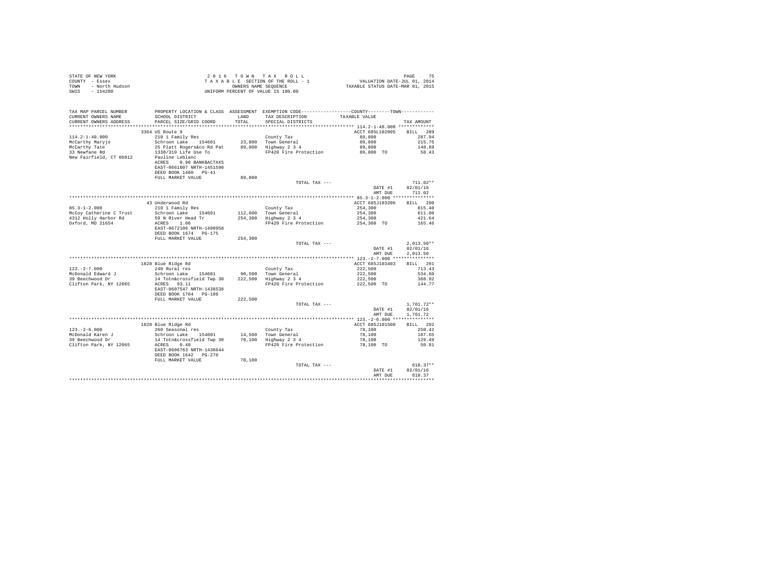STATE OF NEW YORK
COUNTY - Essex
TOWN - North Hudson
SWIS - 154200

2 0 1 6 T O W N T A X R O L L
T A X A B L E SECTION OF THE ROLL - 1
OWNERS NAME SEQUENCE
UNIFORM PERCENT OF VALUE IS 100.00

VALUATION DATE-JUL 01, 2014
TAXABLE STATUS DATE-MAR 01, 2015

```
TAX MAP PARCEL NUMBER     PROPERTY LOCATION & CLASS  ASSESSMENT  EXEMPTION CODE------------------COUNTY--------TOWN------------
CURRENT OWNERS NAME       SCHOOL DISTRICT             LAND       TAX DESCRIPTION            TAXABLE VALUE
CURRENT OWNERS ADDRESS    PARCEL SIZE/GRID COORD      TOTAL      SPECIAL DISTRICTS                                   TAX AMOUNT
******************************************************************************************************** 114.2-1-48.000 *************
                          3364 US Route 9                                                  ACCT 685L102005      BILL  289
114.2-1-48.000            210 1 Family Res                       County Tax                 89,800                  287.94
McCarthy Maryjo           Schroon Lake   154601      23,800      Town General               89,800                  215.76
McCarthy Tate             25 Platt Rogers&co Rd Pat  89,800      Highway 2 3 4              89,800                  148.89
33 Newfane Rd             1330/319 Life Use To                   FP420 Fire Protection      89,800 TO                58.43
New Fairfield, CT 06812   Pauline Leblanc
                          ACRES    0.90 BANKBACTAXS
                          EAST-0661807 NRTH-1451590
                          DEED BOOK 1480   PG-41
                          FULL MARKET VALUE          89,800
                                                                 TOTAL TAX ---                                      711.02**
                                                                                            DATE #1             02/01/16
                                                                                            AMT DUE               711.02
******************************************************************************************************** 85.3-1-2.000 ***************
                          43 Underwood Rd                                                  ACCT 685J103206      BILL  290
85.3-1-2.000              210 1 Family Res                       County Tax                254,300                  815.40
McCoy Catherine C Trust   Schroon Lake   154601     112,600      Town General              254,300                  611.00
4312 Holly Harbor Rd      59 N River Head Tr        254,300      Highway 2 3 4             254,300                  421.64
Oxford, MD 21654          ACRES    1.06                          FP420 Fire Protection     254,300 TO               165.46
                          EAST-0672106 NRTH-1490958
                          DEED BOOK 1674   PG-175
                          FULL MARKET VALUE         254,300
                                                                 TOTAL TAX ---                                    2,013.50**
                                                                                            DATE #1             02/01/16
                                                                                            AMT DUE             2,013.50
******************************************************************************************************** 123.-2-7.000 ***************
                          1828 Blue Ridge Rd                                               ACCT 685J103403      BILL  291
123.-2-7.000              240 Rural res                          County Tax                222,500                  713.43
McDonald Edward J         Schroon Lake   154601      90,500      Town General              222,500                  534.60
39 Beechwood Dr           14 Totn&crossfield Twp 30 222,500      Highway 2 3 4             222,500                  368.92
Clifton Park, NY 12065    ACRES   93.11                          FP420 Fire Protection     222,500 TO               144.77
                          EAST-0607547 NRTH-1438538
                          DEED BOOK 1764   PG-186
                          FULL MARKET VALUE         222,500
                                                                 TOTAL TAX ---                                    1,761.72**
                                                                                            DATE #1             02/01/16
                                                                                            AMT DUE             1,761.72
******************************************************************************************************** 123.-2-6.000 ***************
                          1828 Blue Ridge Rd                                               ACCT 685J101508      BILL  292
123.-2-6.000              260 Seasonal res                       County Tax                 78,100                  250.42
McDonald Karen J          Schroon Lake   154601      14,500      Town General               78,100                  187.65
39 Beechwood Dr           14 Totn&crossfield Twp 30  78,100      Highway 2 3 4              78,100                  129.49
Clifton Park, NY 12065    ACRES    0.40                          FP420 Fire Protection      78,100 TO                50.81
                          EAST-0606763 NRTH-1438644
                          DEED BOOK 1642   PG-270
                          FULL MARKET VALUE          78,100
                                                                 TOTAL TAX ---                                      618.37**
                                                                                            DATE #1             02/01/16
                                                                                            AMT DUE               618.37
************************************************************************************************************************************
```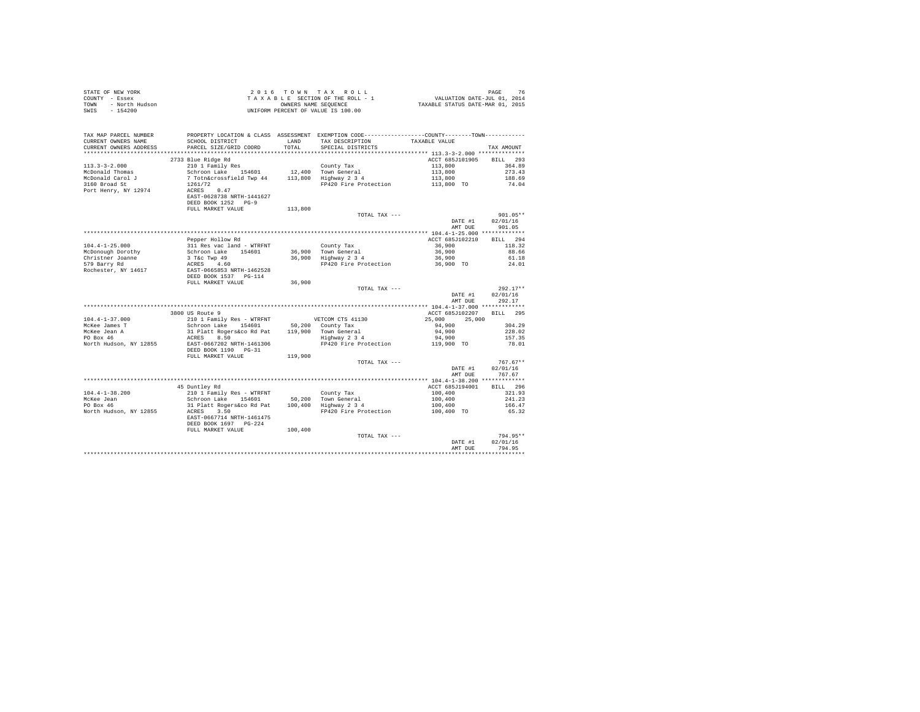STATE OF NEW YORK
COUNTY - Essex
TOWN - North Hudson
SWIS - 154200

2 0 1 6 T O W N T A X R O L L
T A X A B L E SECTION OF THE ROLL - 1
OWNERS NAME SEQUENCE
UNIFORM PERCENT OF VALUE IS 100.00

VALUATION DATE-JUL 01, 2014
TAXABLE STATUS DATE-MAR 01, 2015

| TAX MAP PARCEL NUMBER / CURRENT OWNERS NAME / CURRENT OWNERS ADDRESS | PROPERTY LOCATION & CLASS / SCHOOL DISTRICT / PARCEL SIZE/GRID COORD | ASSESSMENT LAND / TOTAL | EXEMPTION CODE / TAX DESCRIPTION / SPECIAL DISTRICTS | COUNTY / TOWN TAXABLE VALUE | TAX AMOUNT |
|---|---|---|---|---|---|
| **113.3-3-2.000** | 2733 Blue Ridge Rd | | | ACCT 685J101905 | BILL 293 |
| McDonald Thomas | 210 1 Family Res | | County Tax | 113,800 | 364.89 |
| McDonald Carol J | Schroon Lake 154601 | 12,400 | Town General | 113,800 | 273.43 |
| 3160 Broad St | 7 Totn&crossfield Twp 44 | 113,800 | Highway 2 3 4 | 113,800 | 188.69 |
| Port Henry, NY 12974 | 1261/72 | | FP420 Fire Protection | 113,800 TO | 74.04 |
| | ACRES 0.47 | | | | |
| | EAST-0628738 NRTH-1441627 | | | | |
| | DEED BOOK 1252 PG-9 | | | | |
| | FULL MARKET VALUE | 113,800 | | | |
| | | | TOTAL TAX --- | | 901.05** |
| | | | | DATE #1 | 02/01/16 |
| | | | | AMT DUE | 901.05 |
| **104.4-1-25.000** | Pepper Hollow Rd | | | ACCT 685J102210 | BILL 294 |
| McDonough Dorothy | 311 Res vac land - WTRFNT | | County Tax | 36,900 | 118.32 |
| Christner Joanne | Schroon Lake 154601 | 36,900 | Town General | 36,900 | 88.66 |
| 579 Barry Rd | 3 T&c Twp 49 | 36,900 | Highway 2 3 4 | 36,900 | 61.18 |
| Rochester, NY 14617 | ACRES 4.60 | | FP420 Fire Protection | 36,900 TO | 24.01 |
| | EAST-0665853 NRTH-1462528 | | | | |
| | DEED BOOK 1537 PG-114 | | | | |
| | FULL MARKET VALUE | 36,900 | | | |
| | | | TOTAL TAX --- | | 292.17** |
| | | | | DATE #1 | 02/01/16 |
| | | | | AMT DUE | 292.17 |
| **104.4-1-37.000** | 3800 US Route 9 | | | ACCT 685J102207 | BILL 295 |
| McKee James T | 210 1 Family Res - WTRFNT | | VETCOM CTS 41130 | 25,000 25,000 | |
| McKee Jean A | Schroon Lake 154601 | 50,200 | County Tax | 94,900 | 304.29 |
| PO Box 46 | 31 Platt Rogers&co Rd Pat | 119,900 | Town General | 94,900 | 228.02 |
| North Hudson, NY 12855 | ACRES 8.50 | | Highway 2 3 4 | 94,900 | 157.35 |
| | EAST-0667202 NRTH-1461306 | | FP420 Fire Protection | 119,900 TO | 78.01 |
| | DEED BOOK 1190 PG-31 | | | | |
| | FULL MARKET VALUE | 119,900 | | | |
| | | | TOTAL TAX --- | | 767.67** |
| | | | | DATE #1 | 02/01/16 |
| | | | | AMT DUE | 767.67 |
| **104.4-1-38.200** | 45 Duntley Rd | | | ACCT 685J194001 | BILL 296 |
| McKee Jean | 210 1 Family Res - WTRFNT | | County Tax | 100,400 | 321.93 |
| PO Box 46 | Schroon Lake 154601 | 50,200 | Town General | 100,400 | 241.23 |
| North Hudson, NY 12855 | 31 Platt Rogers&co Rd Pat | 100,400 | Highway 2 3 4 | 100,400 | 166.47 |
| | ACRES 3.50 | | FP420 Fire Protection | 100,400 TO | 65.32 |
| | EAST-0667714 NRTH-1461475 | | | | |
| | DEED BOOK 1697 PG-224 | | | | |
| | FULL MARKET VALUE | 100,400 | | | |
| | | | TOTAL TAX --- | | 794.95** |
| | | | | DATE #1 | 02/01/16 |
| | | | | AMT DUE | 794.95 |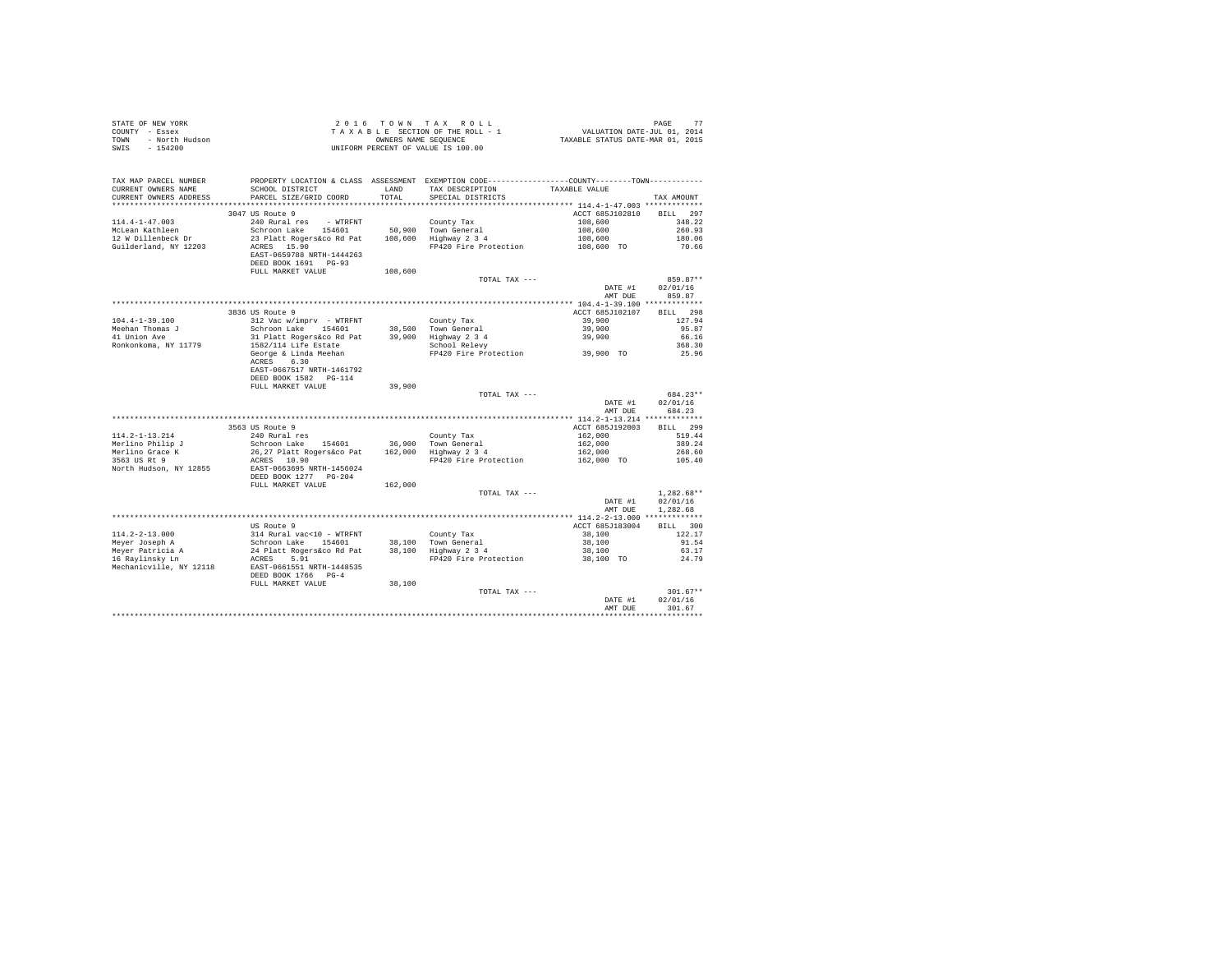STATE OF NEW YORK
COUNTY - Essex
TOWN - North Hudson
SWIS - 154200

2 0 1 6 T O W N T A X R O L L
T A X A B L E SECTION OF THE ROLL - 1
OWNERS NAME SEQUENCE
UNIFORM PERCENT OF VALUE IS 100.00

VALUATION DATE-JUL 01, 2014
TAXABLE STATUS DATE-MAR 01, 2015

| TAX MAP PARCEL NUMBER / CURRENT OWNERS NAME / CURRENT OWNERS ADDRESS | PROPERTY LOCATION & CLASS / SCHOOL DISTRICT / PARCEL SIZE/GRID COORD | ASSESSMENT LAND / TOTAL | EXEMPTION CODE / TAX DESCRIPTION / SPECIAL DISTRICTS | TAXABLE VALUE (COUNTY--------TOWN) | TAX AMOUNT |
|---|---|---|---|---|---|
| ******** 114.4-1-47.003 ******** | | | | | |
| | 3047 US Route 9 | | | ACCT 685J102810 | BILL 297 |
| 114.4-1-47.003 | 240 Rural res - WTRFNT | | County Tax | 108,600 | 348.22 |
| McLean Kathleen | Schroon Lake 154601 | 50,900 | Town General | 108,600 | 260.93 |
| 12 W Dillenbeck Dr | 23 Platt Rogers&co Rd Pat | 108,600 | Highway 2 3 4 | 108,600 | 180.06 |
| Guilderland, NY 12203 | ACRES 15.90 | | FP420 Fire Protection | 108,600 TO | 70.66 |
| | EAST-0659788 NRTH-1444263 | | | | |
| | DEED BOOK 1691 PG-93 | | | | |
| | FULL MARKET VALUE | 108,600 | | | |
| | | | TOTAL TAX --- | | 859.87** |
| | | | | DATE #1 | 02/01/16 |
| | | | | AMT DUE | 859.87 |
| ******** 104.4-1-39.100 ******** | | | | | |
| | 3836 US Route 9 | | | ACCT 685J102107 | BILL 298 |
| 104.4-1-39.100 | 312 Vac w/imprv - WTRFNT | | County Tax | 39,900 | 127.94 |
| Meehan Thomas J | Schroon Lake 154601 | 38,500 | Town General | 39,900 | 95.87 |
| 41 Union Ave | 31 Platt Rogers&co Rd Pat | 39,900 | Highway 2 3 4 | 39,900 | 66.16 |
| Ronkonkoma, NY 11779 | 1582/114 Life Estate | | School Relevy | | 368.30 |
| | George & Linda Meehan | | FP420 Fire Protection | 39,900 TO | 25.96 |
| | ACRES 6.30 | | | | |
| | EAST-0667517 NRTH-1461792 | | | | |
| | DEED BOOK 1582 PG-114 | | | | |
| | FULL MARKET VALUE | 39,900 | | | |
| | | | TOTAL TAX --- | | 684.23** |
| | | | | DATE #1 | 02/01/16 |
| | | | | AMT DUE | 684.23 |
| ******** 114.2-1-13.214 ******** | | | | | |
| | 3563 US Route 9 | | | ACCT 685J192003 | BILL 299 |
| 114.2-1-13.214 | 240 Rural res | | County Tax | 162,000 | 519.44 |
| Merlino Philip J | Schroon Lake 154601 | 36,900 | Town General | 162,000 | 389.24 |
| Merlino Grace K | 26,27 Platt Rogers&co Pat | 162,000 | Highway 2 3 4 | 162,000 | 268.60 |
| 3563 US Rt 9 | ACRES 10.90 | | FP420 Fire Protection | 162,000 TO | 105.40 |
| North Hudson, NY 12855 | EAST-0663695 NRTH-1456024 | | | | |
| | DEED BOOK 1277 PG-204 | | | | |
| | FULL MARKET VALUE | 162,000 | | | |
| | | | TOTAL TAX --- | | 1,282.68** |
| | | | | DATE #1 | 02/01/16 |
| | | | | AMT DUE | 1,282.68 |
| ******** 114.2-2-13.000 ******** | | | | | |
| | US Route 9 | | | ACCT 685J183004 | BILL 300 |
| 114.2-2-13.000 | 314 Rural vac<10 - WTRFNT | | County Tax | 38,100 | 122.17 |
| Meyer Joseph A | Schroon Lake 154601 | 38,100 | Town General | 38,100 | 91.54 |
| Meyer Patricia A | 24 Platt Rogers&co Rd Pat | 38,100 | Highway 2 3 4 | 38,100 | 63.17 |
| 16 Raylinsky Ln | ACRES 5.91 | | FP420 Fire Protection | 38,100 TO | 24.79 |
| Mechanicville, NY 12118 | EAST-0661551 NRTH-1448535 | | | | |
| | DEED BOOK 1766 PG-4 | | | | |
| | FULL MARKET VALUE | 38,100 | | | |
| | | | TOTAL TAX --- | | 301.67** |
| | | | | DATE #1 | 02/01/16 |
| | | | | AMT DUE | 301.67 |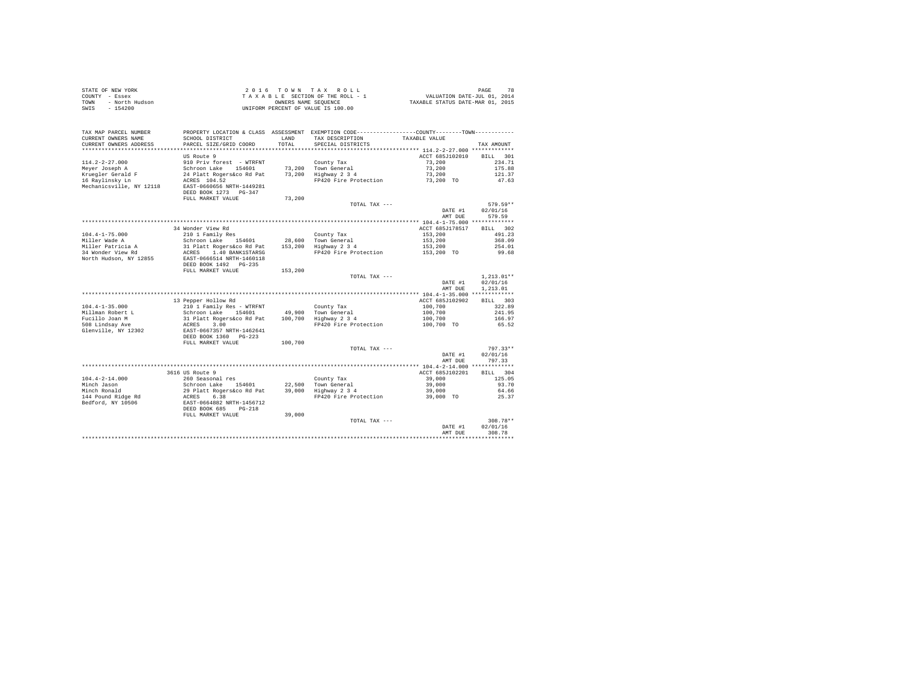STATE OF NEW YORK
COUNTY - Essex
TOWN - North Hudson
SWIS - 154200

2016 TOWN TAX ROLL
TAXABLE SECTION OF THE ROLL - 1
OWNERS NAME SEQUENCE
UNIFORM PERCENT OF VALUE IS 100.00

VALUATION DATE-JUL 01, 2014
TAXABLE STATUS DATE-MAR 01, 2015

| TAX MAP PARCEL NUMBER / CURRENT OWNERS NAME / CURRENT OWNERS ADDRESS | PROPERTY LOCATION & CLASS / SCHOOL DISTRICT / PARCEL SIZE/GRID COORD | ASSESSMENT LAND / TOTAL | EXEMPTION CODE / TAX DESCRIPTION / SPECIAL DISTRICTS | COUNTY / TOWN TAXABLE VALUE | TAX AMOUNT |
|---|---|---|---|---|---|
| 114.2-2-27.000 | US Route 9 | | | ACCT 685J102010 | BILL 301 |
| 114.2-2-27.000 | 910 Priv forest - WTRFNT | | County Tax | 73,200 | 234.71 |
| Meyer Joseph A | Schroon Lake 154601 | 73,200 | Town General | 73,200 | 175.88 |
| Kruegler Gerald F | 24 Platt Rogers&co Rd Pat | 73,200 | Highway 2 3 4 | 73,200 | 121.37 |
| 16 Raylinsky Ln | ACRES 104.52 | | FP420 Fire Protection | 73,200 TO | 47.63 |
| Mechanicsville, NY 12118 | EAST-0660656 NRTH-1449281 | | | | |
| | DEED BOOK 1273 PG-347 | | | | |
| | FULL MARKET VALUE | 73,200 | | | |
| | | | TOTAL TAX --- | | 579.59** |
| | | | | DATE #1 | 02/01/16 |
| | | | | AMT DUE | 579.59 |
| 104.4-1-75.000 | 34 Wonder View Rd | | | ACCT 685J178517 | BILL 302 |
| 104.4-1-75.000 | 210 1 Family Res | | County Tax | 153,200 | 491.23 |
| Miller Wade A | Schroon Lake 154601 | 28,600 | Town General | 153,200 | 368.09 |
| Miller Patricia A | 31 Platt Rogers&co Rd Pat | 153,200 | Highway 2 3 4 | 153,200 | 254.01 |
| 34 Wonder View Rd | ACRES 1.40 BANK1STARSG | | FP420 Fire Protection | 153,200 TO | 99.68 |
| North Hudson, NY 12855 | EAST-0666514 NRTH-1460118 | | | | |
| | DEED BOOK 1492 PG-235 | | | | |
| | FULL MARKET VALUE | 153,200 | | | |
| | | | TOTAL TAX --- | | 1,213.01** |
| | | | | DATE #1 | 02/01/16 |
| | | | | AMT DUE | 1,213.01 |
| 104.4-1-35.000 | 13 Pepper Hollow Rd | | | ACCT 685J102902 | BILL 303 |
| 104.4-1-35.000 | 210 1 Family Res - WTRFNT | | County Tax | 100,700 | 322.89 |
| Millman Robert L | Schroon Lake 154601 | 49,900 | Town General | 100,700 | 241.95 |
| Fucillo Joan M | 31 Platt Rogers&co Rd Pat | 100,700 | Highway 2 3 4 | 100,700 | 166.97 |
| 508 Lindsay Ave | ACRES 3.00 | | FP420 Fire Protection | 100,700 TO | 65.52 |
| Glenville, NY 12302 | EAST-0667357 NRTH-1462641 | | | | |
| | DEED BOOK 1360 PG-223 | | | | |
| | FULL MARKET VALUE | 100,700 | | | |
| | | | TOTAL TAX --- | | 797.33** |
| | | | | DATE #1 | 02/01/16 |
| | | | | AMT DUE | 797.33 |
| 104.4-2-14.000 | 3616 US Route 9 | | | ACCT 685J102201 | BILL 304 |
| 104.4-2-14.000 | 260 Seasonal res | | County Tax | 39,000 | 125.05 |
| Minch Jason | Schroon Lake 154601 | 22,500 | Town General | 39,000 | 93.70 |
| Minch Ronald | 29 Platt Rogers&co Rd Pat | 39,000 | Highway 2 3 4 | 39,000 | 64.66 |
| 144 Pound Ridge Rd | ACRES 6.38 | | FP420 Fire Protection | 39,000 TO | 25.37 |
| Bedford, NY 10506 | EAST-0664882 NRTH-1456712 | | | | |
| | DEED BOOK 685 PG-218 | | | | |
| | FULL MARKET VALUE | 39,000 | | | |
| | | | TOTAL TAX --- | | 308.78** |
| | | | | DATE #1 | 02/01/16 |
| | | | | AMT DUE | 308.78 |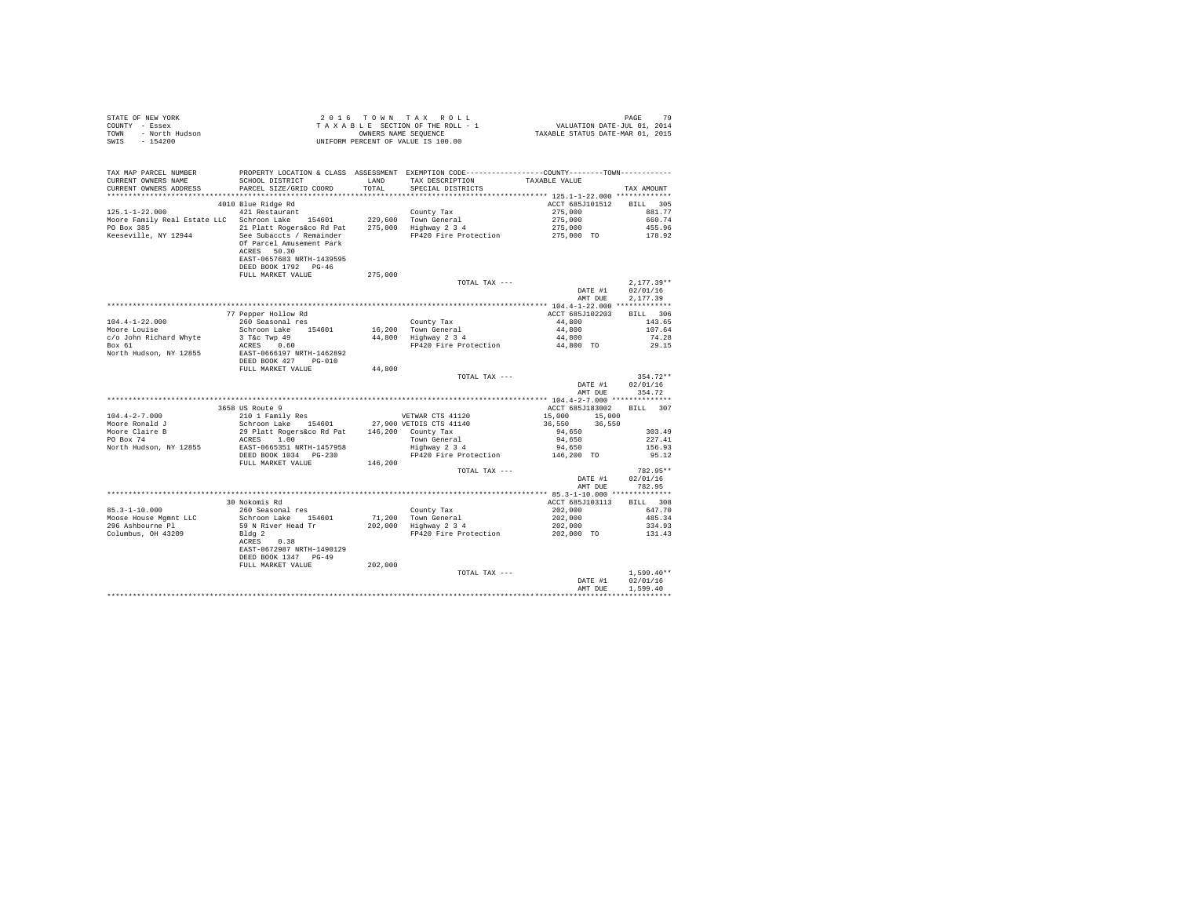STATE OF NEW YORK
COUNTY - Essex
TOWN - North Hudson
SWIS - 154200

2016 TOWN TAX ROLL
TAXABLE SECTION OF THE ROLL - 1
OWNERS NAME SEQUENCE
UNIFORM PERCENT OF VALUE IS 100.00

VALUATION DATE-JUL 01, 2014
TAXABLE STATUS DATE-MAR 01, 2015

| TAX MAP PARCEL NUMBER / CURRENT OWNERS NAME / CURRENT OWNERS ADDRESS | PROPERTY LOCATION & CLASS / SCHOOL DISTRICT / PARCEL SIZE/GRID COORD | ASSESSMENT LAND / TOTAL | EXEMPTION CODE / TAX DESCRIPTION / SPECIAL DISTRICTS | COUNTY / TOWN TAXABLE VALUE | TAX AMOUNT |
|---|---|---|---|---|---|
| **125.1-1-22.000** | 4010 Blue Ridge Rd | | | ACCT 685J101512 | BILL 305 |
| 125.1-1-22.000 | 421 Restaurant | | County Tax | 275,000 | 881.77 |
| Moore Family Real Estate LLC | Schroon Lake 154601 | 229,600 | Town General | 275,000 | 660.74 |
| PO Box 385 | 21 Platt Rogers&co Rd Pat | 275,000 | Highway 2 3 4 | 275,000 | 455.96 |
| Keeseville, NY 12944 | See Subaccts / Remainder | | FP420 Fire Protection | 275,000 TO | 178.92 |
| | Of Parcel Amusement Park | | | | |
| | ACRES 50.30 | | | | |
| | EAST-0657683 NRTH-1439595 | | | | |
| | DEED BOOK 1792 PG-46 | | | | |
| | FULL MARKET VALUE | 275,000 | | | |
| | | | TOTAL TAX --- | | 2,177.39** |
| | | | | DATE #1 | 02/01/16 |
| | | | | AMT DUE | 2,177.39 |
| **104.4-1-22.000** | 77 Pepper Hollow Rd | | | ACCT 685J102203 | BILL 306 |
| 104.4-1-22.000 | 260 Seasonal res | | County Tax | 44,800 | 143.65 |
| Moore Louise | Schroon Lake 154601 | 16,200 | Town General | 44,800 | 107.64 |
| c/o John Richard Whyte | 3 T&c Twp 49 | 44,800 | Highway 2 3 4 | 44,800 | 74.28 |
| Box 61 | ACRES 0.60 | | FP420 Fire Protection | 44,800 TO | 29.15 |
| North Hudson, NY 12855 | EAST-0666197 NRTH-1462892 | | | | |
| | DEED BOOK 427 PG-010 | | | | |
| | FULL MARKET VALUE | 44,800 | | | |
| | | | TOTAL TAX --- | | 354.72** |
| | | | | DATE #1 | 02/01/16 |
| | | | | AMT DUE | 354.72 |
| **104.4-2-7.000** | 3658 US Route 9 | | | ACCT 685J183002 | BILL 307 |
| 104.4-2-7.000 | 210 1 Family Res | | VETWAR CTS 41120 | 15,000 15,000 | |
| Moore Ronald J | Schroon Lake 154601 | 27,900 | VETDIS CTS 41140 | 36,550 36,550 | |
| Moore Claire B | 29 Platt Rogers&co Rd Pat | 146,200 | County Tax | 94,650 | 303.49 |
| PO Box 74 | ACRES 1.00 | | Town General | 94,650 | 227.41 |
| North Hudson, NY 12855 | EAST-0665351 NRTH-1457958 | | Highway 2 3 4 | 94,650 | 156.93 |
| | DEED BOOK 1034 PG-230 | | FP420 Fire Protection | 146,200 TO | 95.12 |
| | FULL MARKET VALUE | 146,200 | | | |
| | | | TOTAL TAX --- | | 782.95** |
| | | | | DATE #1 | 02/01/16 |
| | | | | AMT DUE | 782.95 |
| **85.3-1-10.000** | 30 Nokomis Rd | | | ACCT 685J103113 | BILL 308 |
| 85.3-1-10.000 | 260 Seasonal res | | County Tax | 202,000 | 647.70 |
| Moose House Mgmnt LLC | Schroon Lake 154601 | 71,200 | Town General | 202,000 | 485.34 |
| 296 Ashbourne Pl | 59 N River Head Tr | 202,000 | Highway 2 3 4 | 202,000 | 334.93 |
| Columbus, OH 43209 | Bldg 2 | | FP420 Fire Protection | 202,000 TO | 131.43 |
| | ACRES 0.38 | | | | |
| | EAST-0672987 NRTH-1490129 | | | | |
| | DEED BOOK 1347 PG-49 | | | | |
| | FULL MARKET VALUE | 202,000 | | | |
| | | | TOTAL TAX --- | | 1,599.40** |
| | | | | DATE #1 | 02/01/16 |
| | | | | AMT DUE | 1,599.40 |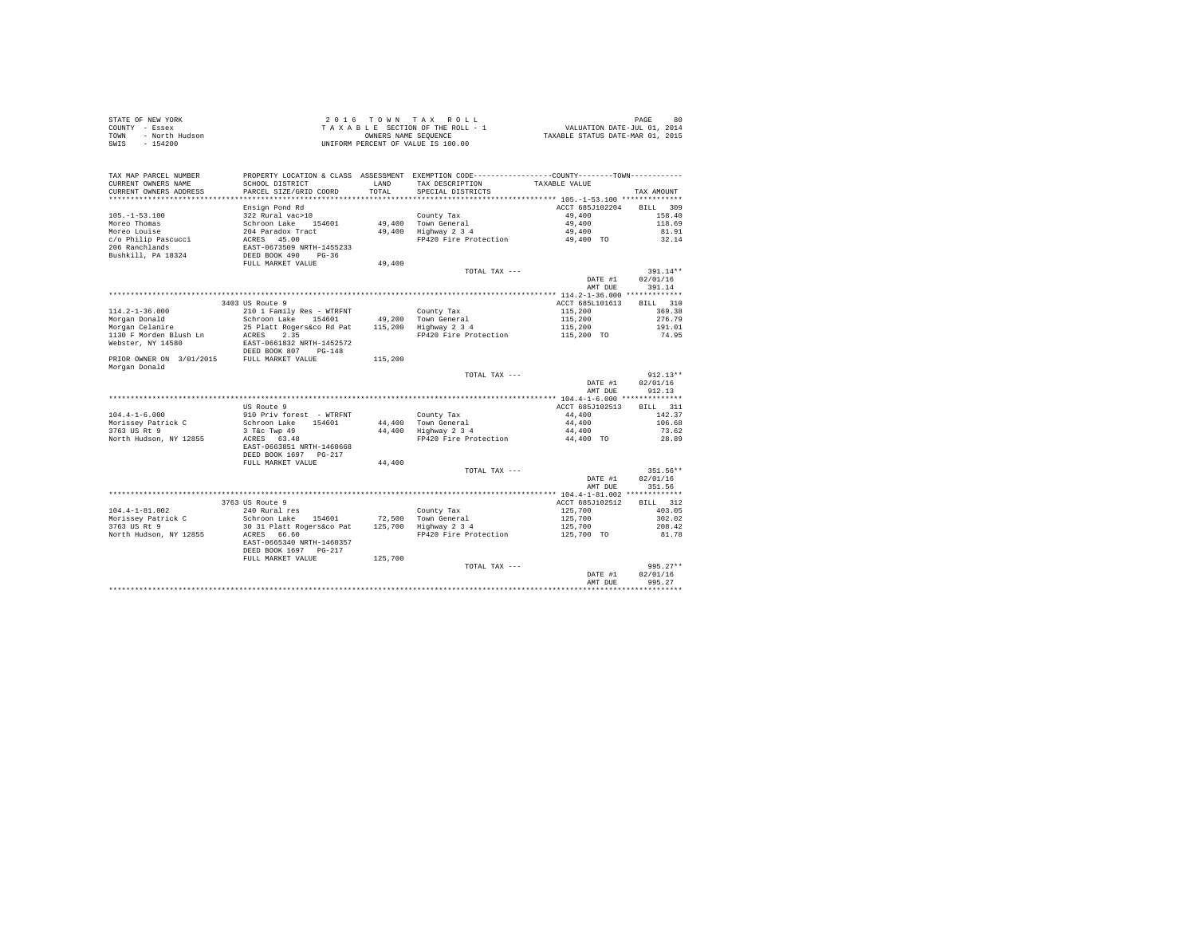STATE OF NEW YORK
COUNTY - Essex
TOWN - North Hudson
SWIS - 154200

2 0 1 6 T O W N T A X R O L L
T A X A B L E SECTION OF THE ROLL - 1
OWNERS NAME SEQUENCE
UNIFORM PERCENT OF VALUE IS 100.00

VALUATION DATE-JUL 01, 2014
TAXABLE STATUS DATE-MAR 01, 2015

| TAX MAP PARCEL NUMBER / CURRENT OWNERS NAME / CURRENT OWNERS ADDRESS | PROPERTY LOCATION & CLASS / SCHOOL DISTRICT / PARCEL SIZE/GRID COORD | ASSESSMENT LAND / TOTAL | EXEMPTION CODE / TAX DESCRIPTION / SPECIAL DISTRICTS | COUNTY--------TOWN TAXABLE VALUE | TAX AMOUNT |
|---|---|---|---|---|---|
| 105.-1-53.100 | Ensign Pond Rd | | | ACCT 685J102204 | BILL 309 |
| 105.-1-53.100 | 322 Rural vac>10 | | County Tax | 49,400 | 158.40 |
| Moreo Thomas | Schroon Lake 154601 | 49,400 | Town General | 49,400 | 118.69 |
| Moreo Louise | 204 Paradox Tract | 49,400 | Highway 2 3 4 | 49,400 | 81.91 |
| c/o Philip Pascucci | ACRES 45.00 | | FP420 Fire Protection | 49,400 TO | 32.14 |
| 206 Ranchlands | EAST-0673509 NRTH-1455233 | | | | |
| Bushkill, PA 18324 | DEED BOOK 490 PG-36 | | | | |
| | FULL MARKET VALUE | 49,400 | | | |
| | | | TOTAL TAX --- | | 391.14** |
| | | | | DATE #1 | 02/01/16 |
| | | | | AMT DUE | 391.14 |
| 114.2-1-36.000 | 3403 US Route 9 | | | ACCT 685L101613 | BILL 310 |
| 114.2-1-36.000 | 210 1 Family Res - WTRFNT | | County Tax | 115,200 | 369.38 |
| Morgan Donald | Schroon Lake 154601 | 49,200 | Town General | 115,200 | 276.79 |
| Morgan Celanire | 25 Platt Rogers&co Rd Pat | 115,200 | Highway 2 3 4 | 115,200 | 191.01 |
| 1130 F Morden Blush Ln | ACRES 2.35 | | FP420 Fire Protection | 115,200 TO | 74.95 |
| Webster, NY 14580 | EAST-0661832 NRTH-1452572 | | | | |
| | DEED BOOK 807 PG-148 | | | | |
| PRIOR OWNER ON 3/01/2015 | FULL MARKET VALUE | 115,200 | | | |
| Morgan Donald | | | | | |
| | | | TOTAL TAX --- | | 912.13** |
| | | | | DATE #1 | 02/01/16 |
| | | | | AMT DUE | 912.13 |
| 104.4-1-6.000 | US Route 9 | | | ACCT 685J102513 | BILL 311 |
| 104.4-1-6.000 | 910 Priv forest - WTRFNT | | County Tax | 44,400 | 142.37 |
| Morissey Patrick C | Schroon Lake 154601 | 44,400 | Town General | 44,400 | 106.68 |
| 3763 US Rt 9 | 3 T&c Twp 49 | 44,400 | Highway 2 3 4 | 44,400 | 73.62 |
| North Hudson, NY 12855 | ACRES 63.40 | | FP420 Fire Protection | 44,400 TO | 28.89 |
| | EAST-0663851 NRTH-1460668 | | | | |
| | DEED BOOK 1697 PG-217 | | | | |
| | FULL MARKET VALUE | 44,400 | | | |
| | | | TOTAL TAX --- | | 351.56** |
| | | | | DATE #1 | 02/01/16 |
| | | | | AMT DUE | 351.56 |
| 104.4-1-81.002 | 3763 US Route 9 | | | ACCT 685J102512 | BILL 312 |
| 104.4-1-81.002 | 240 Rural res | | County Tax | 125,700 | 403.05 |
| Morissey Patrick C | Schroon Lake 154601 | 72,500 | Town General | 125,700 | 302.02 |
| 3763 US Rt 9 | 30 31 Platt Rogers&co Pat | 125,700 | Highway 2 3 4 | 125,700 | 208.42 |
| North Hudson, NY 12855 | ACRES 66.60 | | FP420 Fire Protection | 125,700 TO | 81.78 |
| | EAST-0665340 NRTH-1460357 | | | | |
| | DEED BOOK 1697 PG-217 | | | | |
| | FULL MARKET VALUE | 125,700 | | | |
| | | | TOTAL TAX --- | | 995.27** |
| | | | | DATE #1 | 02/01/16 |
| | | | | AMT DUE | 995.27 |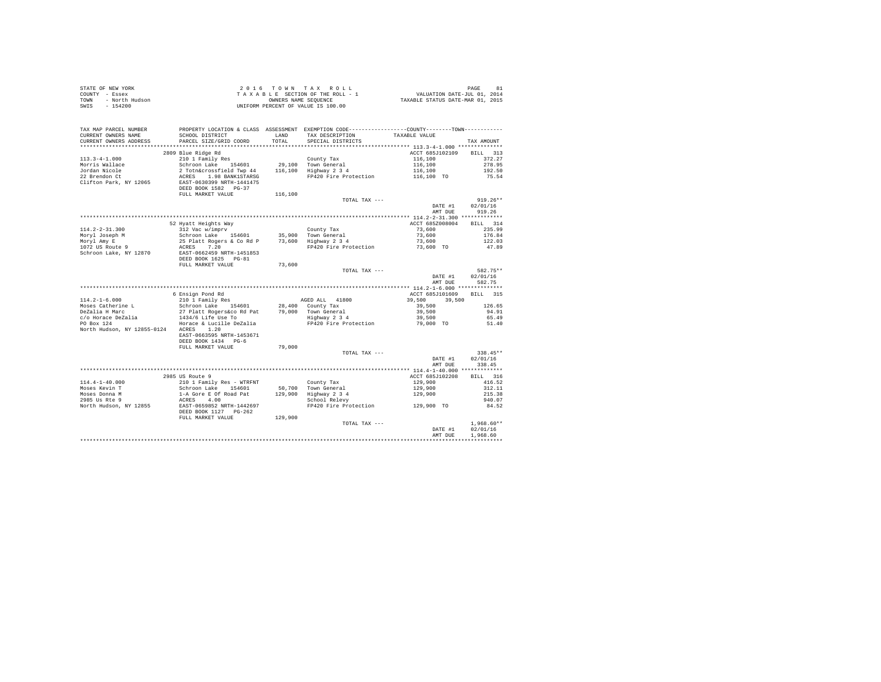STATE OF NEW YORK — COUNTY - Essex — TOWN - North Hudson — SWIS - 154200

2016 TOWN TAX ROLL
TAXABLE SECTION OF THE ROLL - 1
OWNERS NAME SEQUENCE
UNIFORM PERCENT OF VALUE IS 100.00

VALUATION DATE-JUL 01, 2014
TAXABLE STATUS DATE-MAR 01, 2015

| TAX MAP PARCEL NUMBER / CURRENT OWNERS NAME / CURRENT OWNERS ADDRESS | PROPERTY LOCATION & CLASS / SCHOOL DISTRICT / PARCEL SIZE/GRID COORD | ASSESSMENT LAND / TOTAL | EXEMPTION CODE / TAX DESCRIPTION / SPECIAL DISTRICTS | COUNTY / TOWN TAXABLE VALUE | TAX AMOUNT |
|---|---|---|---|---|---|
| **113.3-4-1.000** | 2809 Blue Ridge Rd | | | ACCT 685J102109 | BILL 313 |
| 113.3-4-1.000 | 210 1 Family Res | | County Tax | 116,100 | 372.27 |
| Morris Wallace | Schroon Lake 154601 | 29,100 | Town General | 116,100 | 278.95 |
| Jordan Nicole | 2 Totn&crossfield Twp 44 | 116,100 | Highway 2 3 4 | 116,100 | 192.50 |
| 22 Brendon Ct | ACRES 1.98 BANK1STARSG | | FP420 Fire Protection | 116,100 TO | 75.54 |
| Clifton Park, NY 12065 | EAST-0630399 NRTH-1441475 | | | | |
| | DEED BOOK 1582 PG-37 | | | | |
| | FULL MARKET VALUE | 116,100 | | | |
| | | | TOTAL TAX --- | | 919.26** |
| | | | | DATE #1 | 02/01/16 |
| | | | | AMT DUE | 919.26 |
| **114.2-2-31.300** | 52 Hyatt Heights Way | | | ACCT 685Z008004 | BILL 314 |
| 114.2-2-31.300 | 312 Vac w/imprv | | County Tax | 73,600 | 235.99 |
| Moryl Joseph M | Schroon Lake 154601 | 35,900 | Town General | 73,600 | 176.84 |
| Moryl Amy E | 25 Platt Rogers & Co Rd P | 73,600 | Highway 2 3 4 | 73,600 | 122.03 |
| 1072 US Route 9 | ACRES 7.20 | | FP420 Fire Protection | 73,600 TO | 47.89 |
| Schroon Lake, NY 12870 | EAST-0662459 NRTH-1451853 | | | | |
| | DEED BOOK 1625 PG-81 | | | | |
| | FULL MARKET VALUE | 73,600 | | | |
| | | | TOTAL TAX --- | | 582.75** |
| | | | | DATE #1 | 02/01/16 |
| | | | | AMT DUE | 582.75 |
| **114.2-1-6.000** | 6 Ensign Pond Rd | | | ACCT 685J101609 | BILL 315 |
| 114.2-1-6.000 | 210 1 Family Res | | AGED ALL 41800 | 39,500 39,500 | |
| Moses Catherine L | Schroon Lake 154601 | 28,400 | County Tax | 39,500 | 126.65 |
| DeZalia H Marc | 27 Platt Rogers&co Rd Pat | 79,000 | Town General | 39,500 | 94.91 |
| c/o Horace DeZalia | 1434/6 Life Use To | | Highway 2 3 4 | 39,500 | 65.49 |
| PO Box 124 | Horace & Lucille DeZalia | | FP420 Fire Protection | 79,000 TO | 51.40 |
| North Hudson, NY 12855-0124 | ACRES 1.20 | | | | |
| | EAST-0663595 NRTH-1453671 | | | | |
| | DEED BOOK 1434 PG-6 | | | | |
| | FULL MARKET VALUE | 79,000 | | | |
| | | | TOTAL TAX --- | | 338.45** |
| | | | | DATE #1 | 02/01/16 |
| | | | | AMT DUE | 338.45 |
| **114.4-1-40.000** | 2985 US Route 9 | | | ACCT 685J102208 | BILL 316 |
| 114.4-1-40.000 | 210 1 Family Res - WTRFNT | | County Tax | 129,900 | 416.52 |
| Moses Kevin T | Schroon Lake 154601 | 50,700 | Town General | 129,900 | 312.11 |
| Moses Donna M | 1-A Gore E Of Road Pat | 129,900 | Highway 2 3 4 | 129,900 | 215.38 |
| 2985 Us Rte 9 | ACRES 4.00 | | School Relevy | | 940.07 |
| North Hudson, NY 12855 | EAST-0659852 NRTH-1442697 | | FP420 Fire Protection | 129,900 TO | 84.52 |
| | DEED BOOK 1127 PG-262 | | | | |
| | FULL MARKET VALUE | 129,900 | | | |
| | | | TOTAL TAX --- | | 1,968.60** |
| | | | | DATE #1 | 02/01/16 |
| | | | | AMT DUE | 1,968.60 |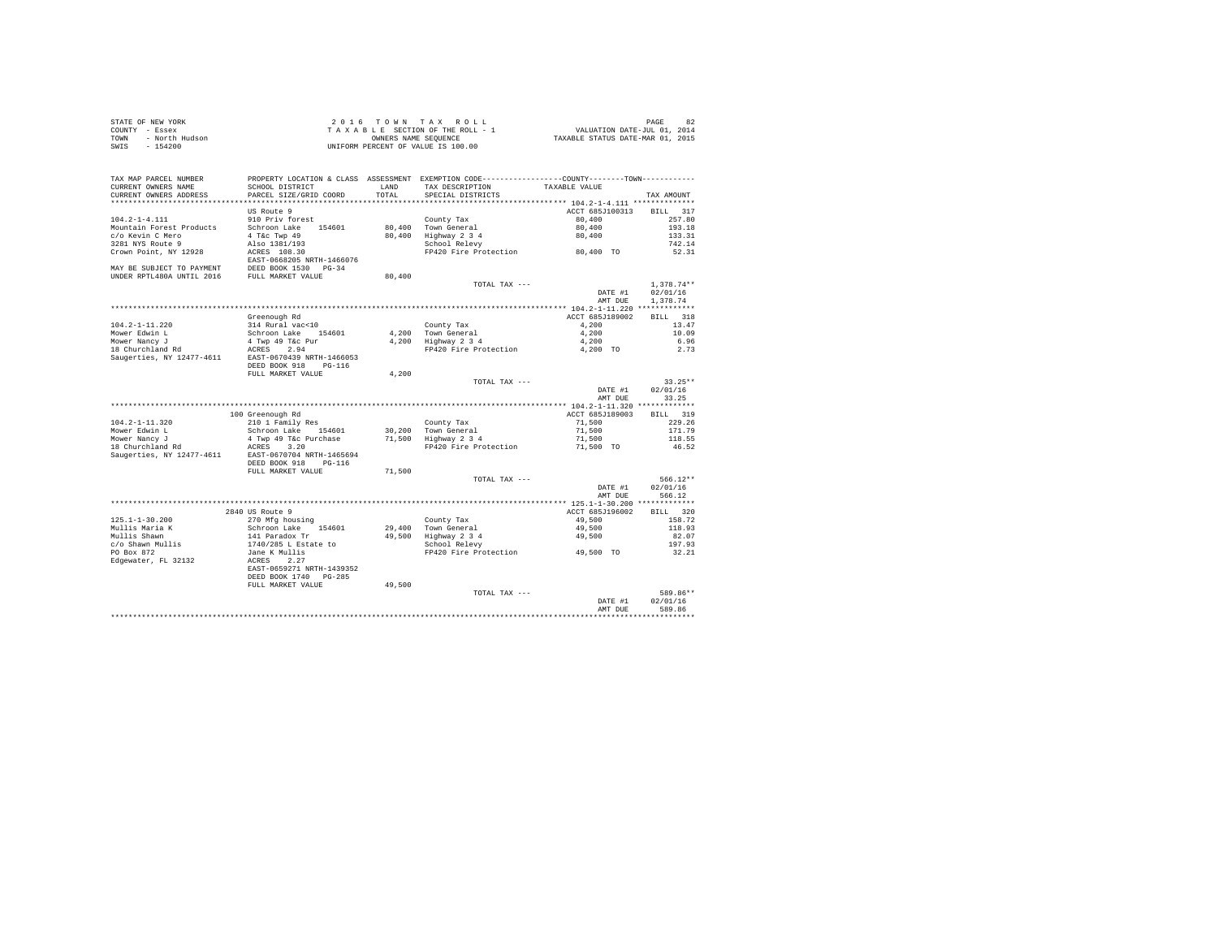STATE OF NEW YORK
COUNTY - Essex
TOWN - North Hudson
SWIS - 154200

2016 TOWN TAX ROLL
TAXABLE SECTION OF THE ROLL - 1
OWNERS NAME SEQUENCE
UNIFORM PERCENT OF VALUE IS 100.00

VALUATION DATE-JUL 01, 2014
TAXABLE STATUS DATE-MAR 01, 2015

| TAX MAP PARCEL NUMBER / CURRENT OWNERS NAME / CURRENT OWNERS ADDRESS | PROPERTY LOCATION & CLASS / SCHOOL DISTRICT / PARCEL SIZE/GRID COORD | ASSESSMENT LAND / TOTAL | EXEMPTION CODE / TAX DESCRIPTION / SPECIAL DISTRICTS | COUNTY / TOWN TAXABLE VALUE | TAX AMOUNT |
|---|---|---|---|---|---|
| **104.2-1-4.111** | US Route 9 | | | ACCT 685J100313 | BILL 317 |
| 104.2-1-4.111 | 910 Priv forest | | County Tax | 80,400 | 257.80 |
| Mountain Forest Products | Schroon Lake 154601 | 80,400 | Town General | 80,400 | 193.18 |
| c/o Kevin C Mero | 4 T&c Twp 49 | 80,400 | Highway 2 3 4 | 80,400 | 133.31 |
| 3281 NYS Route 9 | Also 1381/193 | | School Relevy | | 742.14 |
| Crown Point, NY 12928 | ACRES 108.30 | | FP420 Fire Protection | 80,400 TO | 52.31 |
| | EAST-0668205 NRTH-1466076 | | | | |
| MAY BE SUBJECT TO PAYMENT | DEED BOOK 1530 PG-34 | | | | |
| UNDER RPTL480A UNTIL 2016 | FULL MARKET VALUE | 80,400 | | | |
| | | | TOTAL TAX --- | | 1,378.74** |
| | | | | DATE #1 | 02/01/16 |
| | | | | AMT DUE | 1,378.74 |
| **104.2-1-11.220** | Greenough Rd | | | ACCT 685J189002 | BILL 318 |
| 104.2-1-11.220 | 314 Rural vac<10 | | County Tax | 4,200 | 13.47 |
| Mower Edwin L | Schroon Lake 154601 | 4,200 | Town General | 4,200 | 10.09 |
| Mower Nancy J | 4 Twp 49 T&c Pur | 4,200 | Highway 2 3 4 | 4,200 | 6.96 |
| 18 Churchland Rd | ACRES 2.94 | | FP420 Fire Protection | 4,200 TO | 2.73 |
| Saugerties, NY 12477-4611 | EAST-0670439 NRTH-1466053 | | | | |
| | DEED BOOK 918 PG-116 | | | | |
| | FULL MARKET VALUE | 4,200 | | | |
| | | | TOTAL TAX --- | | 33.25** |
| | | | | DATE #1 | 02/01/16 |
| | | | | AMT DUE | 33.25 |
| **104.2-1-11.320** | 100 Greenough Rd | | | ACCT 685J189003 | BILL 319 |
| 104.2-1-11.320 | 210 1 Family Res | | County Tax | 71,500 | 229.26 |
| Mower Edwin L | Schroon Lake 154601 | 30,200 | Town General | 71,500 | 171.79 |
| Mower Nancy J | 4 Twp 49 T&c Purchase | 71,500 | Highway 2 3 4 | 71,500 | 118.55 |
| 18 Churchland Rd | ACRES 3.20 | | FP420 Fire Protection | 71,500 TO | 46.52 |
| Saugerties, NY 12477-4611 | EAST-0670704 NRTH-1465694 | | | | |
| | DEED BOOK 918 PG-116 | | | | |
| | FULL MARKET VALUE | 71,500 | | | |
| | | | TOTAL TAX --- | | 566.12** |
| | | | | DATE #1 | 02/01/16 |
| | | | | AMT DUE | 566.12 |
| **125.1-1-30.200** | 2840 US Route 9 | | | ACCT 685J196002 | BILL 320 |
| 125.1-1-30.200 | 270 Mfg housing | | County Tax | 49,500 | 158.72 |
| Mullis Maria K | Schroon Lake 154601 | 29,400 | Town General | 49,500 | 118.93 |
| Mullis Shawn | 141 Paradox Tr | 49,500 | Highway 2 3 4 | 49,500 | 82.07 |
| c/o Shawn Mullis | 1740/285 L Estate to | | School Relevy | | 197.93 |
| PO Box 872 | Jane K Mullis | | FP420 Fire Protection | 49,500 TO | 32.21 |
| Edgewater, FL 32132 | ACRES 2.27 | | | | |
| | EAST-0659271 NRTH-1439352 | | | | |
| | DEED BOOK 1740 PG-285 | | | | |
| | FULL MARKET VALUE | 49,500 | | | |
| | | | TOTAL TAX --- | | 589.86** |
| | | | | DATE #1 | 02/01/16 |
| | | | | AMT DUE | 589.86 |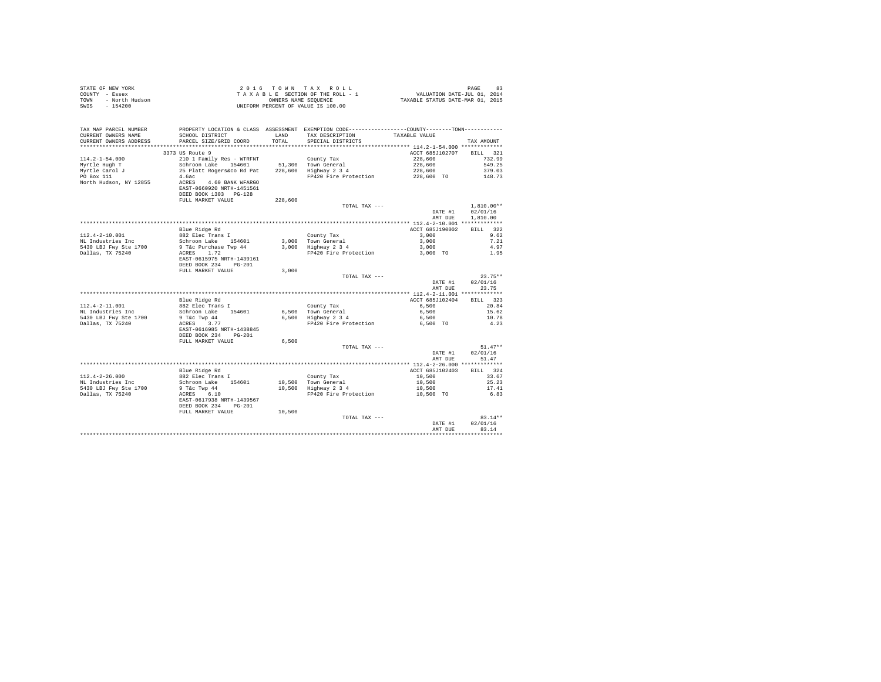STATE OF NEW YORK
COUNTY - Essex
TOWN - North Hudson
SWIS - 154200

2 0 1 6 T O W N T A X R O L L
T A X A B L E SECTION OF THE ROLL - 1
OWNERS NAME SEQUENCE
UNIFORM PERCENT OF VALUE IS 100.00

VALUATION DATE-JUL 01, 2014
TAXABLE STATUS DATE-MAR 01, 2015

| TAX MAP PARCEL NUMBER / CURRENT OWNERS NAME / CURRENT OWNERS ADDRESS | PROPERTY LOCATION & CLASS / SCHOOL DISTRICT / PARCEL SIZE/GRID COORD | ASSESSMENT LAND / TOTAL | EXEMPTION CODE / TAX DESCRIPTION / SPECIAL DISTRICTS | COUNTY--------TOWN / TAXABLE VALUE | TAX AMOUNT |
|---|---|---|---|---|---|
| **114.2-1-54.000** | 3373 US Route 9 | | | ACCT 685J102707 | BILL 321 |
| 114.2-1-54.000 | 210 1 Family Res - WTRFNT | | County Tax | 228,600 | 732.99 |
| Myrtle Hugh T | Schroon Lake 154601 | 51,300 | Town General | 228,600 | 549.25 |
| Myrtle Carol J | 25 Platt Rogers&co Rd Pat | 228,600 | Highway 2 3 4 | 228,600 | 379.03 |
| PO Box 111 | 4.6ac | | FP420 Fire Protection | 228,600 TO | 148.73 |
| North Hudson, NY 12855 | ACRES 4.60 BANK WFARGO | | | | |
| | EAST-0660920 NRTH-1451561 | | | | |
| | DEED BOOK 1303 PG-128 | | | | |
| | FULL MARKET VALUE | 228,600 | | | |
| | | | TOTAL TAX --- | | 1,810.00** |
| | | | | DATE #1 | 02/01/16 |
| | | | | AMT DUE | 1,810.00 |
| **112.4-2-10.001** | Blue Ridge Rd | | | ACCT 685J190002 | BILL 322 |
| 112.4-2-10.001 | 882 Elec Trans I | | County Tax | 3,000 | 9.62 |
| NL Industries Inc | Schroon Lake 154601 | 3,000 | Town General | 3,000 | 7.21 |
| 5430 LBJ Fwy Ste 1700 | 9 T&c Purchase Twp 44 | 3,000 | Highway 2 3 4 | 3,000 | 4.97 |
| Dallas, TX 75240 | ACRES 1.72 | | FP420 Fire Protection | 3,000 TO | 1.95 |
| | EAST-0615975 NRTH-1439161 | | | | |
| | DEED BOOK 234 PG-201 | | | | |
| | FULL MARKET VALUE | 3,000 | | | |
| | | | TOTAL TAX --- | | 23.75** |
| | | | | DATE #1 | 02/01/16 |
| | | | | AMT DUE | 23.75 |
| **112.4-2-11.001** | Blue Ridge Rd | | | ACCT 685J102404 | BILL 323 |
| 112.4-2-11.001 | 882 Elec Trans I | | County Tax | 6,500 | 20.84 |
| NL Industries Inc | Schroon Lake 154601 | 6,500 | Town General | 6,500 | 15.62 |
| 5430 LBJ Fwy Ste 1700 | 9 T&c Twp 44 | 6,500 | Highway 2 3 4 | 6,500 | 10.78 |
| Dallas, TX 75240 | ACRES 3.77 | | FP420 Fire Protection | 6,500 TO | 4.23 |
| | EAST-0616985 NRTH-1438845 | | | | |
| | DEED BOOK 234 PG-201 | | | | |
| | FULL MARKET VALUE | 6,500 | | | |
| | | | TOTAL TAX --- | | 51.47** |
| | | | | DATE #1 | 02/01/16 |
| | | | | AMT DUE | 51.47 |
| **112.4-2-26.000** | Blue Ridge Rd | | | ACCT 685J102403 | BILL 324 |
| 112.4-2-26.000 | 882 Elec Trans I | | County Tax | 10,500 | 33.67 |
| NL Industries Inc | Schroon Lake 154601 | 10,500 | Town General | 10,500 | 25.23 |
| 5430 LBJ Fwy Ste 1700 | 9 T&c Twp 44 | 10,500 | Highway 2 3 4 | 10,500 | 17.41 |
| Dallas, TX 75240 | ACRES 6.10 | | FP420 Fire Protection | 10,500 TO | 6.83 |
| | EAST-0617938 NRTH-1439567 | | | | |
| | DEED BOOK 234 PG-201 | | | | |
| | FULL MARKET VALUE | 10,500 | | | |
| | | | TOTAL TAX --- | | 83.14** |
| | | | | DATE #1 | 02/01/16 |
| | | | | AMT DUE | 83.14 |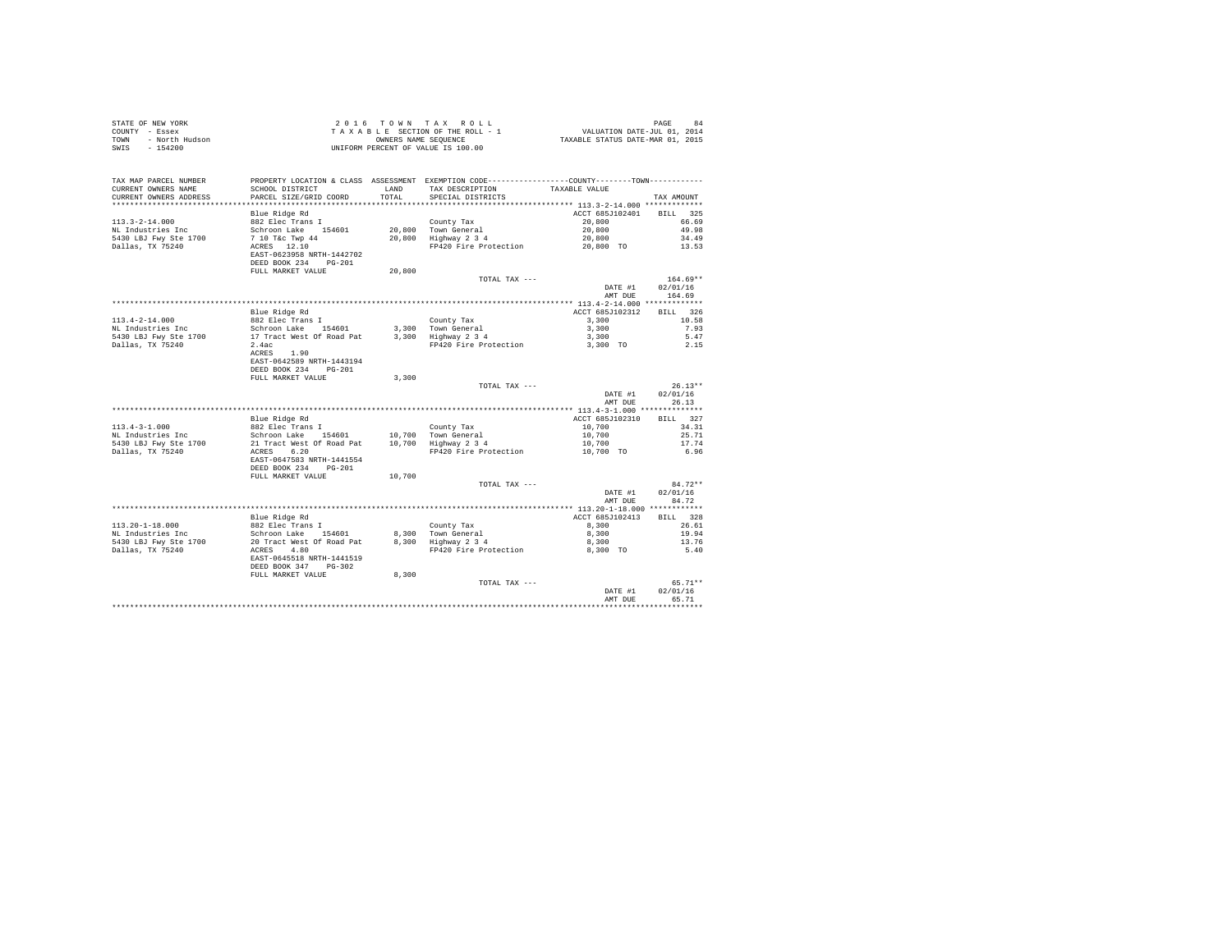STATE OF NEW YORK
COUNTY - Essex
TOWN - North Hudson
SWIS - 154200

2 0 1 6 T O W N T A X R O L L
T A X A B L E SECTION OF THE ROLL - 1
OWNERS NAME SEQUENCE
UNIFORM PERCENT OF VALUE IS 100.00

VALUATION DATE-JUL 01, 2014
TAXABLE STATUS DATE-MAR 01, 2015

| TAX MAP PARCEL NUMBER / CURRENT OWNERS NAME / CURRENT OWNERS ADDRESS | PROPERTY LOCATION & CLASS / SCHOOL DISTRICT / PARCEL SIZE/GRID COORD | ASSESSMENT LAND / TOTAL | EXEMPTION CODE / TAX DESCRIPTION / SPECIAL DISTRICTS | COUNTY / TOWN TAXABLE VALUE | TAX AMOUNT |
|---|---|---|---|---|---|
| **113.3-2-14.000** | Blue Ridge Rd | | | ACCT 685J102401 | BILL 325 |
| 113.3-2-14.000 | 882 Elec Trans I | | County Tax | 20,800 | 66.69 |
| NL Industries Inc | Schroon Lake 154601 | 20,800 | Town General | 20,800 | 49.98 |
| 5430 LBJ Fwy Ste 1700 | 7 10 T&c Twp 44 | 20,800 | Highway 2 3 4 | 20,800 | 34.49 |
| Dallas, TX 75240 | ACRES 12.10 | | FP420 Fire Protection | 20,800 TO | 13.53 |
| | EAST-0623958 NRTH-1442702 | | | | |
| | DEED BOOK 234 PG-201 | | | | |
| | FULL MARKET VALUE | 20,800 | | | |
| | | | TOTAL TAX --- | | 164.69** |
| | | | | DATE #1 | 02/01/16 |
| | | | | AMT DUE | 164.69 |
| **113.4-2-14.000** | Blue Ridge Rd | | | ACCT 685J102312 | BILL 326 |
| 113.4-2-14.000 | 882 Elec Trans I | | County Tax | 3,300 | 10.58 |
| NL Industries Inc | Schroon Lake 154601 | 3,300 | Town General | 3,300 | 7.93 |
| 5430 LBJ Fwy Ste 1700 | 17 Tract West Of Road Pat | 3,300 | Highway 2 3 4 | 3,300 | 5.47 |
| Dallas, TX 75240 | 2.4ac | | FP420 Fire Protection | 3,300 TO | 2.15 |
| | ACRES 1.90 | | | | |
| | EAST-0642589 NRTH-1443194 | | | | |
| | DEED BOOK 234 PG-201 | | | | |
| | FULL MARKET VALUE | 3,300 | | | |
| | | | TOTAL TAX --- | | 26.13** |
| | | | | DATE #1 | 02/01/16 |
| | | | | AMT DUE | 26.13 |
| **113.4-3-1.000** | Blue Ridge Rd | | | ACCT 685J102310 | BILL 327 |
| 113.4-3-1.000 | 882 Elec Trans I | | County Tax | 10,700 | 34.31 |
| NL Industries Inc | Schroon Lake 154601 | 10,700 | Town General | 10,700 | 25.71 |
| 5430 LBJ Fwy Ste 1700 | 21 Tract West Of Road Pat | 10,700 | Highway 2 3 4 | 10,700 | 17.74 |
| Dallas, TX 75240 | ACRES 6.20 | | FP420 Fire Protection | 10,700 TO | 6.96 |
| | EAST-0647583 NRTH-1441554 | | | | |
| | DEED BOOK 234 PG-201 | | | | |
| | FULL MARKET VALUE | 10,700 | | | |
| | | | TOTAL TAX --- | | 84.72** |
| | | | | DATE #1 | 02/01/16 |
| | | | | AMT DUE | 84.72 |
| **113.20-1-18.000** | Blue Ridge Rd | | | ACCT 685J102413 | BILL 328 |
| 113.20-1-18.000 | 882 Elec Trans I | | County Tax | 8,300 | 26.61 |
| NL Industries Inc | Schroon Lake 154601 | 8,300 | Town General | 8,300 | 19.94 |
| 5430 LBJ Fwy Ste 1700 | 20 Tract West Of Road Pat | 8,300 | Highway 2 3 4 | 8,300 | 13.76 |
| Dallas, TX 75240 | ACRES 4.80 | | FP420 Fire Protection | 8,300 TO | 5.40 |
| | EAST-0645518 NRTH-1441519 | | | | |
| | DEED BOOK 347 PG-302 | | | | |
| | FULL MARKET VALUE | 8,300 | | | |
| | | | TOTAL TAX --- | | 65.71** |
| | | | | DATE #1 | 02/01/16 |
| | | | | AMT DUE | 65.71 |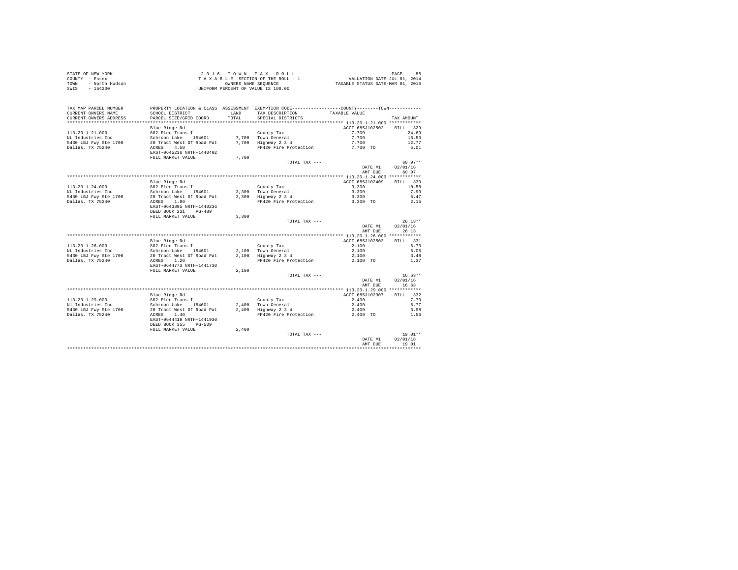STATE OF NEW YORK
COUNTY - Essex
TOWN - North Hudson
SWIS - 154200

2 0 1 6 T O W N T A X R O L L
T A X A B L E SECTION OF THE ROLL - 1
OWNERS NAME SEQUENCE
UNIFORM PERCENT OF VALUE IS 100.00

VALUATION DATE-JUL 01, 2014
TAXABLE STATUS DATE-MAR 01, 2015

| TAX MAP PARCEL NUMBER / CURRENT OWNERS NAME / CURRENT OWNERS ADDRESS | PROPERTY LOCATION & CLASS / SCHOOL DISTRICT / PARCEL SIZE/GRID COORD | ASSESSMENT LAND / TOTAL | EXEMPTION CODE / TAX DESCRIPTION / SPECIAL DISTRICTS | COUNTY--------TOWN TAXABLE VALUE | TAX AMOUNT |
|---|---|---|---|---|---|
| **113.20-1-21.000** | Blue Ridge Rd | | | ACCT 685J102502 | BILL 329 |
| 113.20-1-21.000 | 882 Elec Trans I | | County Tax | 7,700 | 24.69 |
| NL Industries Inc | Schroon Lake 154601 | 7,700 | Town General | 7,700 | 18.50 |
| 5430 LBJ Fwy Ste 1700 | 20 Tract West Of Road Pat | 7,700 | Highway 2 3 4 | 7,700 | 12.77 |
| Dallas, TX 75240 | ACRES 4.50 | | FP420 Fire Protection | 7,700 TO | 5.01 |
| | EAST-0645236 NRTH-1440402 | | | | |
| | FULL MARKET VALUE | 7,700 | | | |
| | | | TOTAL TAX --- | | 60.97** |
| | | | | DATE #1 | 02/01/16 |
| | | | | AMT DUE | 60.97 |
| **113.20-1-24.000** | Blue Ridge Rd | | | ACCT 685J102409 | BILL 330 |
| 113.20-1-24.000 | 882 Elec Trans I | | County Tax | 3,300 | 10.58 |
| NL Industries Inc | Schroon Lake 154601 | 3,300 | Town General | 3,300 | 7.93 |
| 5430 LBJ Fwy Ste 1700 | 20 Tract West Of Road Pat | 3,300 | Highway 2 3 4 | 3,300 | 5.47 |
| Dallas, TX 75240 | ACRES 1.90 | | FP420 Fire Protection | 3,300 TO | 2.15 |
| | EAST-0643895 NRTH-1440236 | | | | |
| | DEED BOOK 231 PG-489 | | | | |
| | FULL MARKET VALUE | 3,300 | | | |
| | | | TOTAL TAX --- | | 26.13** |
| | | | | DATE #1 | 02/01/16 |
| | | | | AMT DUE | 26.13 |
| **113.20-1-26.000** | Blue Ridge Rd | | | ACCT 685J102503 | BILL 331 |
| 113.20-1-26.000 | 882 Elec Trans I | | County Tax | 2,100 | 6.73 |
| NL Industries Inc | Schroon Lake 154601 | 2,100 | Town General | 2,100 | 5.05 |
| 5430 LBJ Fwy Ste 1700 | 20 Tract West Of Road Pat | 2,100 | Highway 2 3 4 | 2,100 | 3.48 |
| Dallas, TX 75240 | ACRES 1.20 | | FP420 Fire Protection | 2,100 TO | 1.37 |
| | EAST-0644773 NRTH-1441730 | | | | |
| | FULL MARKET VALUE | 2,100 | | | |
| | | | TOTAL TAX --- | | 16.63** |
| | | | | DATE #1 | 02/01/16 |
| | | | | AMT DUE | 16.63 |
| **113.20-1-29.000** | Blue Ridge Rd | | | ACCT 685J102307 | BILL 332 |
| 113.20-1-29.000 | 882 Elec Trans I | | County Tax | 2,400 | 7.70 |
| Nl Industries Inc | Schroon Lake 154601 | 2,400 | Town General | 2,400 | 5.77 |
| 5430 LBJ Fwy Ste 1700 | 20 Tract West Of Road Pat | 2,400 | Highway 2 3 4 | 2,400 | 3.98 |
| Dallas, TX 75240 | ACRES 1.40 | | FP420 Fire Protection | 2,400 TO | 1.56 |
| | EAST-0644419 NRTH-1441930 | | | | |
| | DEED BOOK 355 PG-509 | | | | |
| | FULL MARKET VALUE | 2,400 | | | |
| | | | TOTAL TAX --- | | 19.01** |
| | | | | DATE #1 | 02/01/16 |
| | | | | AMT DUE | 19.01 |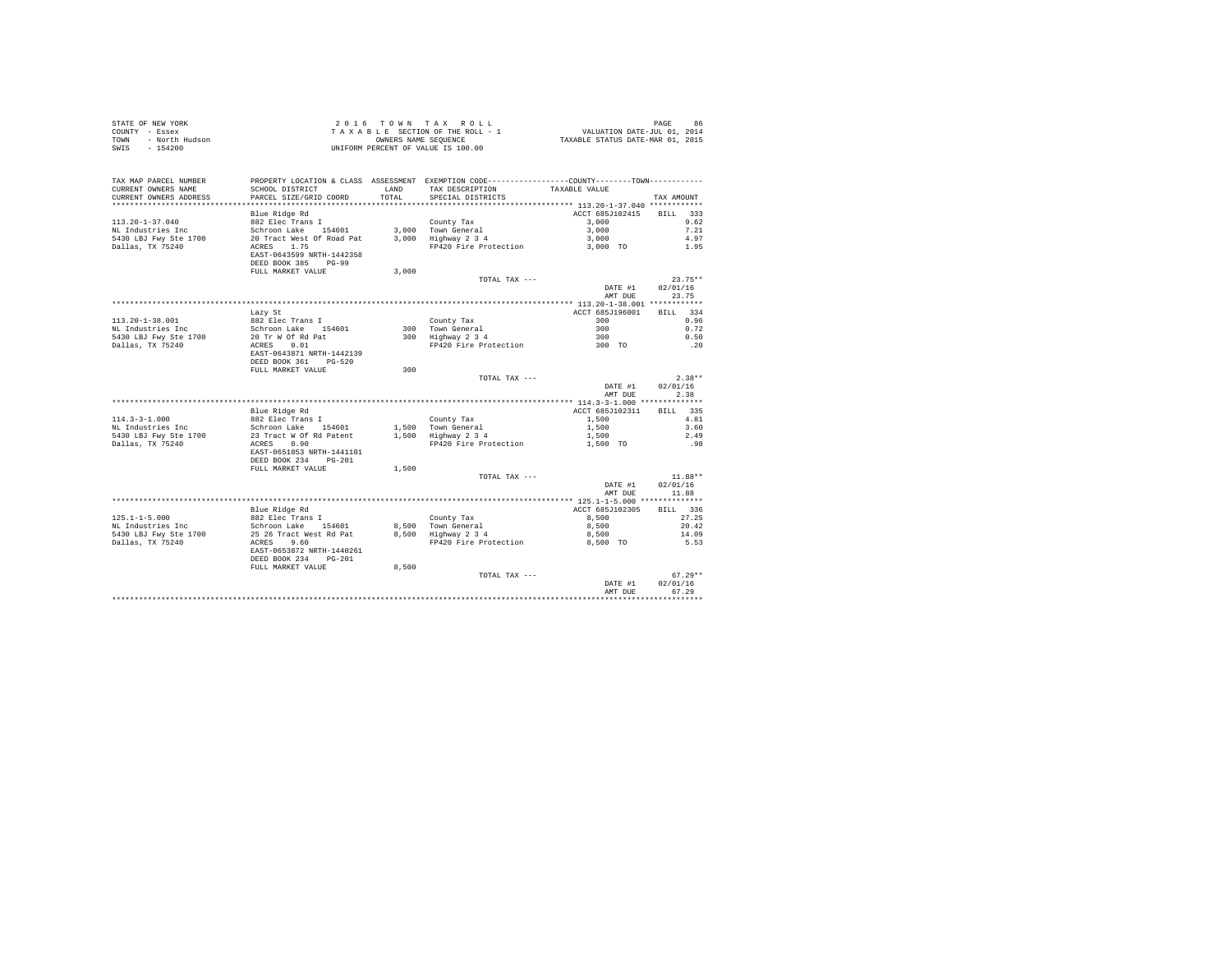STATE OF NEW YORK
COUNTY - Essex
TOWN - North Hudson
SWIS - 154200

2016 TOWN TAX ROLL
TAXABLE SECTION OF THE ROLL - 1
OWNERS NAME SEQUENCE
UNIFORM PERCENT OF VALUE IS 100.00

VALUATION DATE-JUL 01, 2014
TAXABLE STATUS DATE-MAR 01, 2015

| TAX MAP PARCEL NUMBER / CURRENT OWNERS NAME / CURRENT OWNERS ADDRESS | PROPERTY LOCATION & CLASS / SCHOOL DISTRICT / PARCEL SIZE/GRID COORD | ASSESSMENT LAND / TOTAL | EXEMPTION CODE / TAX DESCRIPTION / SPECIAL DISTRICTS | TAXABLE VALUE | TAX AMOUNT |
|---|---|---|---|---|---|
| **113.20-1-37.040** | Blue Ridge Rd | | | ACCT 685J102415 | BILL 333 |
| 113.20-1-37.040 | 882 Elec Trans I | | County Tax | 3,000 | 9.62 |
| NL Industries Inc | Schroon Lake 154601 | 3,000 | Town General | 3,000 | 7.21 |
| 5430 LBJ Fwy Ste 1700 | 20 Tract West Of Road Pat | 3,000 | Highway 2 3 4 | 3,000 | 4.97 |
| Dallas, TX 75240 | ACRES 1.75 | | FP420 Fire Protection | 3,000 TO | 1.95 |
| | EAST-0643599 NRTH-1442358 | | | | |
| | DEED BOOK 385 PG-99 | | | | |
| | FULL MARKET VALUE | 3,000 | | | |
| | | | TOTAL TAX --- | | 23.75** |
| | | | | DATE #1 | 02/01/16 |
| | | | | AMT DUE | 23.75 |
| **113.20-1-38.001** | Lazy St | | | ACCT 685J196001 | BILL 334 |
| 113.20-1-38.001 | 882 Elec Trans I | | County Tax | 300 | 0.96 |
| NL Industries Inc | Schroon Lake 154601 | 300 | Town General | 300 | 0.72 |
| 5430 LBJ Fwy Ste 1700 | 20 Tr W Of Rd Pat | 300 | Highway 2 3 4 | 300 | 0.50 |
| Dallas, TX 75240 | ACRES 0.01 | | FP420 Fire Protection | 300 TO | .20 |
| | EAST-0643871 NRTH-1442139 | | | | |
| | DEED BOOK 361 PG-520 | | | | |
| | FULL MARKET VALUE | 300 | | | |
| | | | TOTAL TAX --- | | 2.38** |
| | | | | DATE #1 | 02/01/16 |
| | | | | AMT DUE | 2.38 |
| **114.3-3-1.000** | Blue Ridge Rd | | | ACCT 685J102311 | BILL 335 |
| 114.3-3-1.000 | 882 Elec Trans I | | County Tax | 1,500 | 4.81 |
| NL Industries Inc | Schroon Lake 154601 | 1,500 | Town General | 1,500 | 3.60 |
| 5430 LBJ Fwy Ste 1700 | 23 Tract W Of Rd Patent | 1,500 | Highway 2 3 4 | 1,500 | 2.49 |
| Dallas, TX 75240 | ACRES 0.90 | | FP420 Fire Protection | 1,500 TO | .98 |
| | EAST-0651853 NRTH-1441101 | | | | |
| | DEED BOOK 234 PG-201 | | | | |
| | FULL MARKET VALUE | 1,500 | | | |
| | | | TOTAL TAX --- | | 11.88** |
| | | | | DATE #1 | 02/01/16 |
| | | | | AMT DUE | 11.88 |
| **125.1-1-5.000** | Blue Ridge Rd | | | ACCT 685J102305 | BILL 336 |
| 125.1-1-5.000 | 882 Elec Trans I | | County Tax | 8,500 | 27.25 |
| NL Industries Inc | Schroon Lake 154601 | 8,500 | Town General | 8,500 | 20.42 |
| 5430 LBJ Fwy Ste 1700 | 25 26 Tract West Rd Pat | 8,500 | Highway 2 3 4 | 8,500 | 14.09 |
| Dallas, TX 75240 | ACRES 9.60 | | FP420 Fire Protection | 8,500 TO | 5.53 |
| | EAST-0653872 NRTH-1440261 | | | | |
| | DEED BOOK 234 PG-201 | | | | |
| | FULL MARKET VALUE | 8,500 | | | |
| | | | TOTAL TAX --- | | 67.29** |
| | | | | DATE #1 | 02/01/16 |
| | | | | AMT DUE | 67.29 |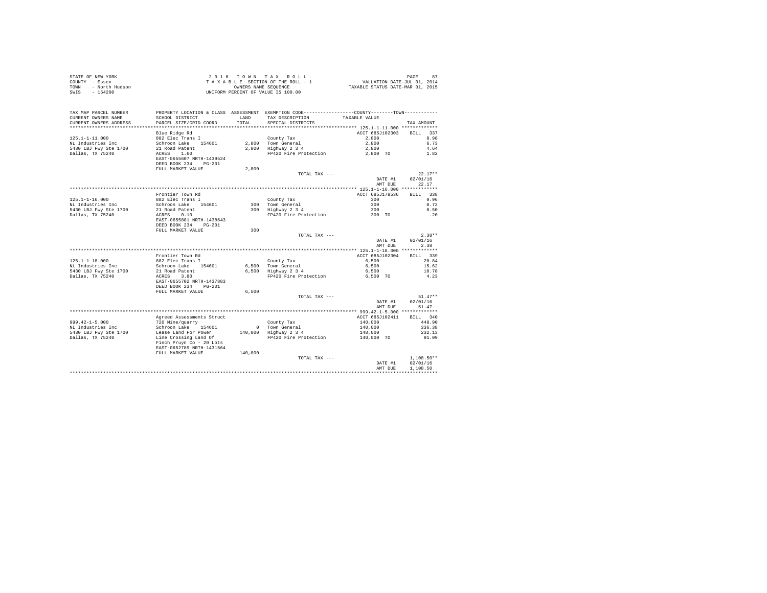STATE OF NEW YORK
COUNTY - Essex
TOWN - North Hudson
SWIS - 154200

2016 TOWN TAX ROLL
TAXABLE SECTION OF THE ROLL - 1
OWNERS NAME SEQUENCE
UNIFORM PERCENT OF VALUE IS 100.00

VALUATION DATE-JUL 01, 2014
TAXABLE STATUS DATE-MAR 01, 2015

| TAX MAP PARCEL NUMBER / CURRENT OWNERS NAME / CURRENT OWNERS ADDRESS | PROPERTY LOCATION & CLASS / SCHOOL DISTRICT / PARCEL SIZE/GRID COORD | ASSESSMENT LAND / TOTAL | EXEMPTION CODE / TAX DESCRIPTION / SPECIAL DISTRICTS | COUNTY / TOWN TAXABLE VALUE | TAX AMOUNT |
|---|---|---|---|---|---|
| **125.1-1-11.000** | Blue Ridge Rd | | | ACCT 685J102303 | BILL 337 |
| 125.1-1-11.000 | 882 Elec Trans I | | County Tax | 2,800 | 8.98 |
| NL Industries Inc | Schroon Lake 154601 | 2,800 | Town General | 2,800 | 6.73 |
| 5430 LBJ Fwy Ste 1700 | 21 Road Patent | 2,800 | Highway 2 3 4 | 2,800 | 4.64 |
| Dallas, TX 75240 | ACRES 1.60 | | FP420 Fire Protection | 2,800 TO | 1.82 |
| | EAST-0655607 NRTH-1439524 | | | | |
| | DEED BOOK 234 PG-201 | | | | |
| | FULL MARKET VALUE | 2,800 | | | |
| | | | TOTAL TAX --- | | 22.17** |
| | | | | DATE #1 | 02/01/16 |
| | | | | AMT DUE | 22.17 |
| **125.1-1-16.000** | Frontier Town Rd | | | ACCT 685J178536 | BILL 338 |
| 125.1-1-16.000 | 882 Elec Trans I | | County Tax | 300 | 0.96 |
| NL Industries Inc | Schroon Lake 154601 | 300 | Town General | 300 | 0.72 |
| 5430 LBJ Fwy Ste 1700 | 21 Road Patent | 300 | Highway 2 3 4 | 300 | 0.50 |
| Dallas, TX 75240 | ACRES 0.10 | | FP420 Fire Protection | 300 TO | .20 |
| | EAST-0655881 NRTH-1438643 | | | | |
| | DEED BOOK 234 PG-201 | | | | |
| | FULL MARKET VALUE | 300 | | | |
| | | | TOTAL TAX --- | | 2.38** |
| | | | | DATE #1 | 02/01/16 |
| | | | | AMT DUE | 2.38 |
| **125.1-1-18.000** | Frontier Town Rd | | | ACCT 685J102304 | BILL 339 |
| 125.1-1-18.000 | 882 Elec Trans I | | County Tax | 6,500 | 20.84 |
| NL Industries Inc | Schroon Lake 154601 | 6,500 | Town General | 6,500 | 15.62 |
| 5430 LBJ Fwy Ste 1700 | 21 Road Patent | 6,500 | Highway 2 3 4 | 6,500 | 10.78 |
| Dallas, TX 75240 | ACRES 3.80 | | FP420 Fire Protection | 6,500 TO | 4.23 |
| | EAST-0655702 NRTH-1437883 | | | | |
| | DEED BOOK 234 PG-201 | | | | |
| | FULL MARKET VALUE | 6,500 | | | |
| | | | TOTAL TAX --- | | 51.47** |
| | | | | DATE #1 | 02/01/16 |
| | | | | AMT DUE | 51.47 |
| **999.42-1-5.000** | Agreed Assessments Struct | | | ACCT 685J102411 | BILL 340 |
| 999.42-1-5.000 | 720 Mine/quarry | | County Tax | 140,000 | 448.90 |
| NL Industries Inc | Schroon Lake 154601 | 0 | Town General | 140,000 | 336.38 |
| 5430 LBJ Fwy Ste 1700 | Lease Land For Power | 140,000 | Highway 2 3 4 | 140,000 | 232.13 |
| Dallas, TX 75240 | Line Crossing Land Of | | FP420 Fire Protection | 140,000 TO | 91.09 |
| | Finch Pruyn Co - 20 Lots | | | | |
| | EAST-0652789 NRTH-1431564 | | | | |
| | FULL MARKET VALUE | 140,000 | | | |
| | | | TOTAL TAX --- | | 1,108.50** |
| | | | | DATE #1 | 02/01/16 |
| | | | | AMT DUE | 1,108.50 |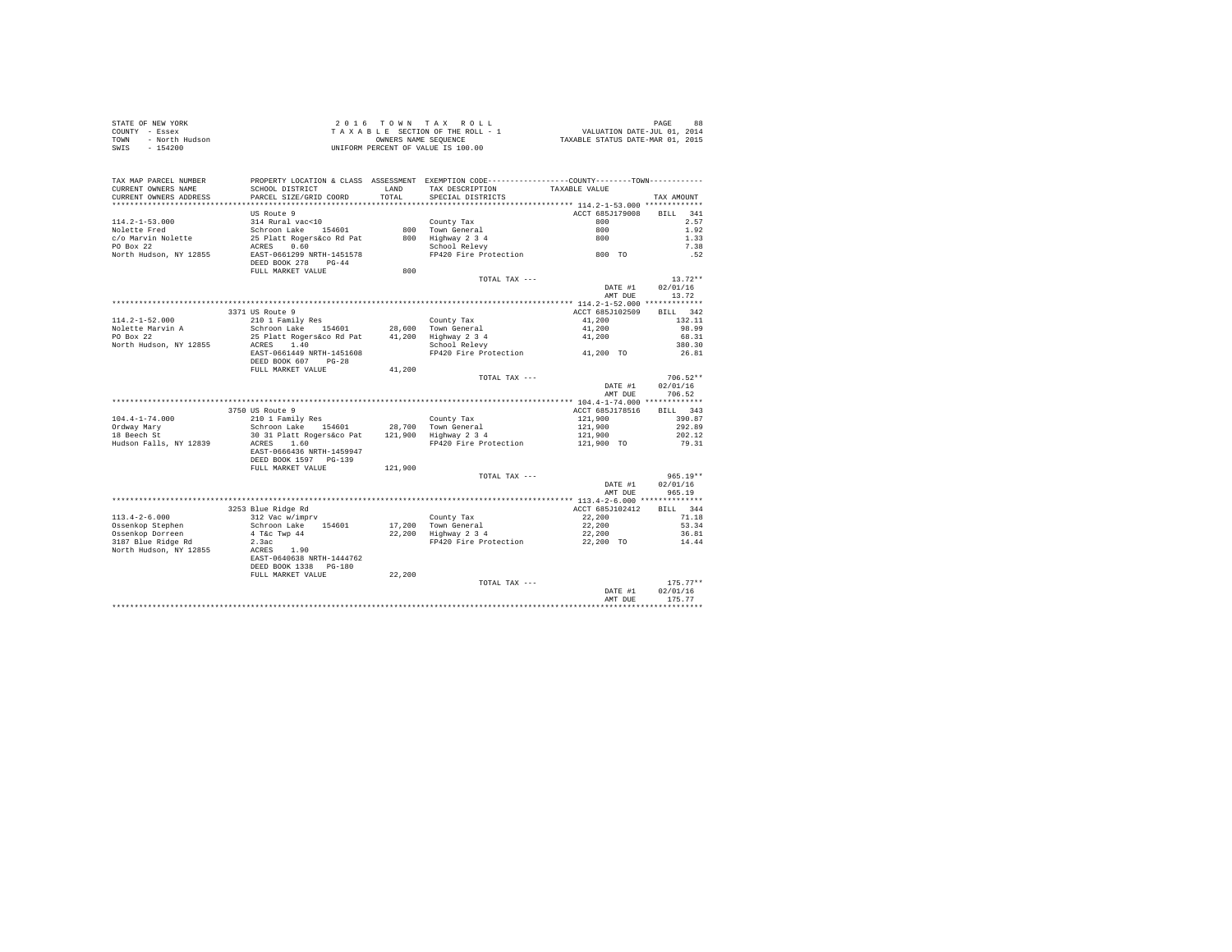STATE OF NEW YORK
COUNTY - Essex
TOWN - North Hudson
SWIS - 154200

2 0 1 6 T O W N T A X R O L L
T A X A B L E SECTION OF THE ROLL - 1
OWNERS NAME SEQUENCE
UNIFORM PERCENT OF VALUE IS 100.00

VALUATION DATE-JUL 01, 2014
TAXABLE STATUS DATE-MAR 01, 2015

| TAX MAP PARCEL NUMBER / CURRENT OWNERS NAME / CURRENT OWNERS ADDRESS | PROPERTY LOCATION & CLASS / SCHOOL DISTRICT / PARCEL SIZE/GRID COORD | ASSESSMENT LAND / TOTAL | EXEMPTION CODE / TAX DESCRIPTION / SPECIAL DISTRICTS | COUNTY / TOWN TAXABLE VALUE | TAX AMOUNT |
|---|---|---|---|---|---|
| **114.2-1-53.000** | US Route 9 | | | ACCT 685J179008 | BILL 341 |
| 114.2-1-53.000 | 314 Rural vac<10 | | County Tax | 800 | 2.57 |
| Nolette Fred | Schroon Lake 154601 | 800 | Town General | 800 | 1.92 |
| c/o Marvin Nolette | 25 Platt Rogers&co Rd Pat | 800 | Highway 2 3 4 | 800 | 1.33 |
| PO Box 22 | ACRES 0.60 | | School Relevy | | 7.38 |
| North Hudson, NY 12855 | EAST-0661299 NRTH-1451578 | | FP420 Fire Protection | 800 TO | .52 |
| | DEED BOOK 278 PG-44 | | | | |
| | FULL MARKET VALUE | 800 | | | |
| | | | TOTAL TAX --- | | 13.72** |
| | | | | DATE #1 | 02/01/16 |
| | | | | AMT DUE | 13.72 |
| **114.2-1-52.000** | 3371 US Route 9 | | | ACCT 685J102509 | BILL 342 |
| 114.2-1-52.000 | 210 1 Family Res | | County Tax | 41,200 | 132.11 |
| Nolette Marvin A | Schroon Lake 154601 | 28,600 | Town General | 41,200 | 98.99 |
| PO Box 22 | 25 Platt Rogers&co Rd Pat | 41,200 | Highway 2 3 4 | 41,200 | 68.31 |
| North Hudson, NY 12855 | ACRES 1.40 | | School Relevy | | 380.30 |
| | EAST-0661449 NRTH-1451608 | | FP420 Fire Protection | 41,200 TO | 26.81 |
| | DEED BOOK 607 PG-28 | | | | |
| | FULL MARKET VALUE | 41,200 | | | |
| | | | TOTAL TAX --- | | 706.52** |
| | | | | DATE #1 | 02/01/16 |
| | | | | AMT DUE | 706.52 |
| **104.4-1-74.000** | 3750 US Route 9 | | | ACCT 685J178516 | BILL 343 |
| 104.4-1-74.000 | 210 1 Family Res | | County Tax | 121,900 | 390.87 |
| Ordway Mary | Schroon Lake 154601 | 28,700 | Town General | 121,900 | 292.89 |
| 18 Beech St | 30 31 Platt Rogers&co Pat | 121,900 | Highway 2 3 4 | 121,900 | 202.12 |
| Hudson Falls, NY 12839 | ACRES 1.60 | | FP420 Fire Protection | 121,900 TO | 79.31 |
| | EAST-0666436 NRTH-1459947 | | | | |
| | DEED BOOK 1597 PG-139 | | | | |
| | FULL MARKET VALUE | 121,900 | | | |
| | | | TOTAL TAX --- | | 965.19** |
| | | | | DATE #1 | 02/01/16 |
| | | | | AMT DUE | 965.19 |
| **113.4-2-6.000** | 3253 Blue Ridge Rd | | | ACCT 685J102412 | BILL 344 |
| 113.4-2-6.000 | 312 Vac w/imprv | | County Tax | 22,200 | 71.18 |
| Ossenkop Stephen | Schroon Lake 154601 | 17,200 | Town General | 22,200 | 53.34 |
| Ossenkop Dorreen | 4 T&c Twp 44 | 22,200 | Highway 2 3 4 | 22,200 | 36.81 |
| 3187 Blue Ridge Rd | 2.3ac | | FP420 Fire Protection | 22,200 TO | 14.44 |
| North Hudson, NY 12855 | ACRES 1.90 | | | | |
| | EAST-0640638 NRTH-1444762 | | | | |
| | DEED BOOK 1338 PG-180 | | | | |
| | FULL MARKET VALUE | 22,200 | | | |
| | | | TOTAL TAX --- | | 175.77** |
| | | | | DATE #1 | 02/01/16 |
| | | | | AMT DUE | 175.77 |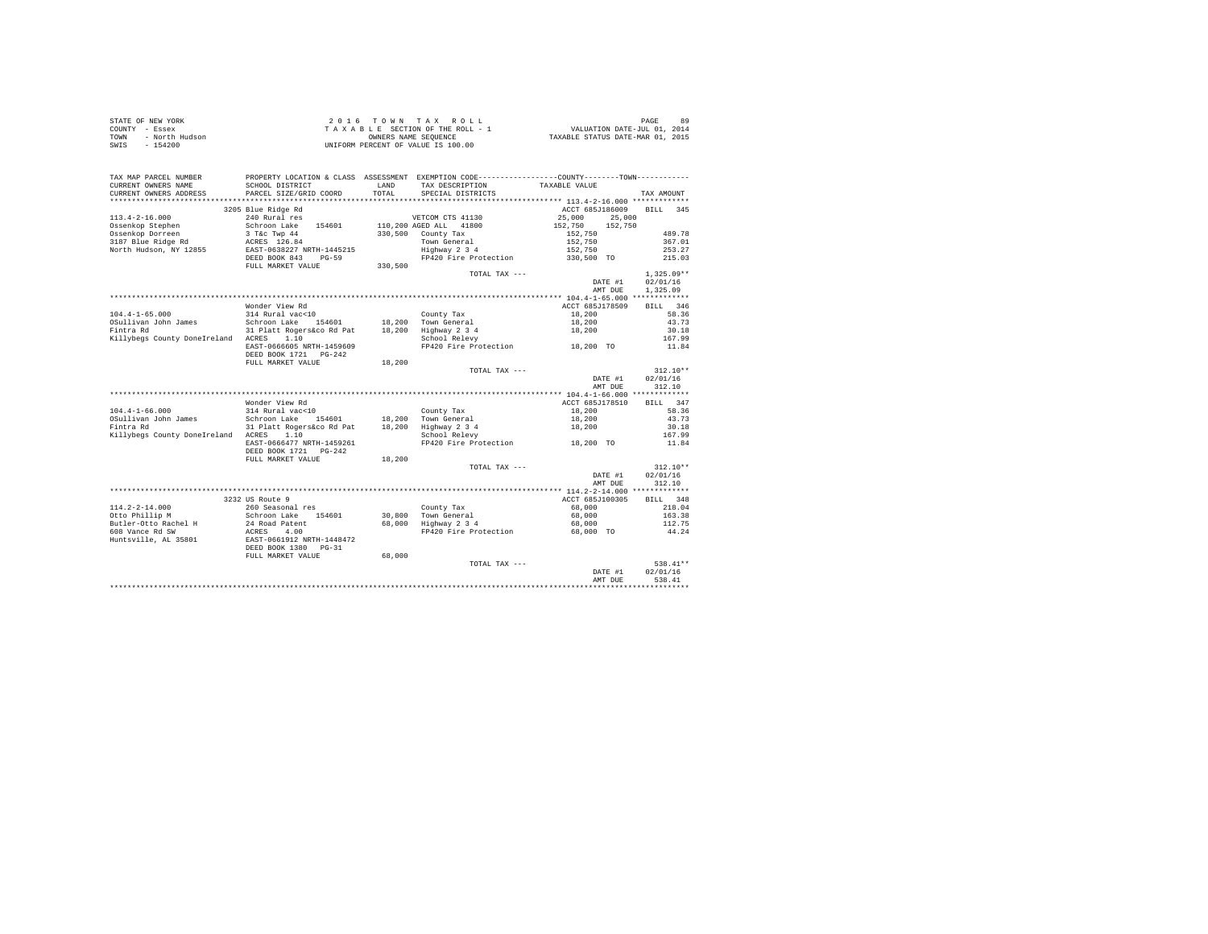STATE OF NEW YORK
COUNTY - Essex
TOWN - North Hudson
SWIS - 154200

2 0 1 6 T O W N T A X R O L L
T A X A B L E SECTION OF THE ROLL - 1
OWNERS NAME SEQUENCE
UNIFORM PERCENT OF VALUE IS 100.00

VALUATION DATE-JUL 01, 2014
TAXABLE STATUS DATE-MAR 01, 2015

| TAX MAP PARCEL NUMBER / CURRENT OWNERS NAME / CURRENT OWNERS ADDRESS | PROPERTY LOCATION & CLASS / SCHOOL DISTRICT / PARCEL SIZE/GRID COORD | ASSESSMENT LAND / TOTAL | EXEMPTION CODE / TAX DESCRIPTION / SPECIAL DISTRICTS | COUNTY TAXABLE VALUE | TOWN | TAX AMOUNT |
|---|---|---|---|---|---|---|
| **113.4-2-16.000** | 3205 Blue Ridge Rd | | | ACCT 685J186009 | | BILL 345 |
| 113.4-2-16.000 | 240 Rural res | | VETCOM CTS 41130 | 25,000 | 25,000 | |
| Ossenkop Stephen | Schroon Lake 154601 | 110,200 | AGED ALL 41800 | 152,750 | 152,750 | |
| Ossenkop Dorreen | 3 T&c Twp 44 | 330,500 | County Tax | 152,750 | | 489.78 |
| 3187 Blue Ridge Rd | ACRES 126.84 | | Town General | 152,750 | | 367.01 |
| North Hudson, NY 12855 | EAST-0638227 NRTH-1445215 | | Highway 2 3 4 | 152,750 | | 253.27 |
| | DEED BOOK 843 PG-59 | | FP420 Fire Protection | 330,500 TO | | 215.03 |
| | FULL MARKET VALUE | 330,500 | | | | |
| | | | TOTAL TAX --- | | | 1,325.09** |
| | | | | | DATE #1 | 02/01/16 |
| | | | | | AMT DUE | 1,325.09 |
| **104.4-1-65.000** | Wonder View Rd | | | ACCT 685J178509 | | BILL 346 |
| 104.4-1-65.000 | 314 Rural vac<10 | | County Tax | 18,200 | | 58.36 |
| OSullivan John James | Schroon Lake 154601 | 18,200 | Town General | 18,200 | | 43.73 |
| Fintra Rd | 31 Platt Rogers&co Rd Pat | 18,200 | Highway 2 3 4 | 18,200 | | 30.18 |
| Killybegs County DoneIreland | ACRES 1.10 | | School Relevy | | | 167.99 |
| | EAST-0666605 NRTH-1459609 | | FP420 Fire Protection | 18,200 TO | | 11.84 |
| | DEED BOOK 1721 PG-242 | | | | | |
| | FULL MARKET VALUE | 18,200 | | | | |
| | | | TOTAL TAX --- | | | 312.10** |
| | | | | | DATE #1 | 02/01/16 |
| | | | | | AMT DUE | 312.10 |
| **104.4-1-66.000** | Wonder View Rd | | | ACCT 685J178510 | | BILL 347 |
| 104.4-1-66.000 | 314 Rural vac<10 | | County Tax | 18,200 | | 58.36 |
| OSullivan John James | Schroon Lake 154601 | 18,200 | Town General | 18,200 | | 43.73 |
| Fintra Rd | 31 Platt Rogers&co Rd Pat | 18,200 | Highway 2 3 4 | 18,200 | | 30.18 |
| Killybegs County DoneIreland | ACRES 1.10 | | School Relevy | | | 167.99 |
| | EAST-0666477 NRTH-1459261 | | FP420 Fire Protection | 18,200 TO | | 11.84 |
| | DEED BOOK 1721 PG-242 | | | | | |
| | FULL MARKET VALUE | 18,200 | | | | |
| | | | TOTAL TAX --- | | | 312.10** |
| | | | | | DATE #1 | 02/01/16 |
| | | | | | AMT DUE | 312.10 |
| **114.2-2-14.000** | 3232 US Route 9 | | | ACCT 685J100305 | | BILL 348 |
| 114.2-2-14.000 | 260 Seasonal res | | County Tax | 68,000 | | 218.04 |
| Otto Phillip M | Schroon Lake 154601 | 30,800 | Town General | 68,000 | | 163.38 |
| Butler-Otto Rachel H | 24 Road Patent | 68,000 | Highway 2 3 4 | 68,000 | | 112.75 |
| 608 Vance Rd SW | ACRES 4.00 | | FP420 Fire Protection | 68,000 TO | | 44.24 |
| Huntsville, AL 35801 | EAST-0661912 NRTH-1448472 | | | | | |
| | DEED BOOK 1380 PG-31 | | | | | |
| | FULL MARKET VALUE | 68,000 | | | | |
| | | | TOTAL TAX --- | | | 538.41** |
| | | | | | DATE #1 | 02/01/16 |
| | | | | | AMT DUE | 538.41 |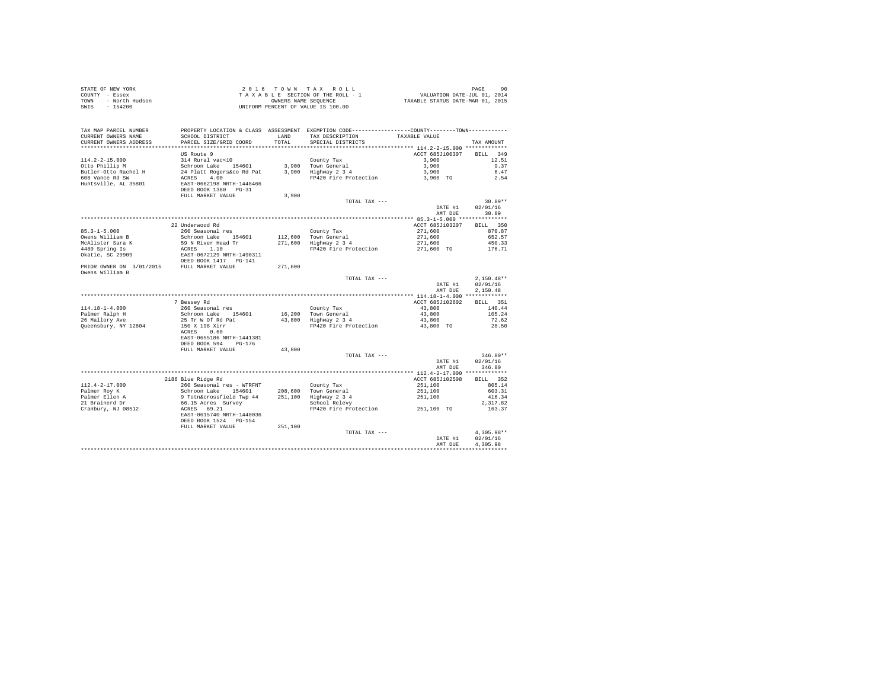STATE OF NEW YORK
COUNTY - Essex
TOWN - North Hudson
SWIS - 154200

2 0 1 6 T O W N T A X R O L L
T A X A B L E SECTION OF THE ROLL - 1
OWNERS NAME SEQUENCE
UNIFORM PERCENT OF VALUE IS 100.00

VALUATION DATE-JUL 01, 2014
TAXABLE STATUS DATE-MAR 01, 2015

| TAX MAP PARCEL NUMBER / CURRENT OWNERS NAME / CURRENT OWNERS ADDRESS | PROPERTY LOCATION & CLASS / SCHOOL DISTRICT / PARCEL SIZE/GRID COORD | ASSESSMENT LAND / TOTAL | EXEMPTION CODE / TAX DESCRIPTION / SPECIAL DISTRICTS | COUNTY--------TOWN TAXABLE VALUE | TAX AMOUNT |
|---|---|---|---|---|---|
| 114.2-2-15.000 | US Route 9 | | | ACCT 685J100307 | BILL 349 |
| 114.2-2-15.000 | 314 Rural vac<10 | | County Tax | 3,900 | 12.51 |
| Otto Phillip M | Schroon Lake 154601 | 3,900 | Town General | 3,900 | 9.37 |
| Butler-Otto Rachel H | 24 Platt Rogers&co Rd Pat | 3,900 | Highway 2 3 4 | 3,900 | 6.47 |
| 608 Vance Rd SW | ACRES 4.00 | | FP420 Fire Protection | 3,900 TO | 2.54 |
| Huntsville, AL 35801 | EAST-0662198 NRTH-1448466 | | | | |
| | DEED BOOK 1380 PG-31 | | | | |
| | FULL MARKET VALUE | 3,900 | | | |
| | | | TOTAL TAX --- | | 30.89** |
| | | | | DATE #1 | 02/01/16 |
| | | | | AMT DUE | 30.89 |
| 85.3-1-5.000 | 22 Underwood Rd | | | ACCT 685J103207 | BILL 350 |
| 85.3-1-5.000 | 260 Seasonal res | | County Tax | 271,600 | 870.87 |
| Owens William B | Schroon Lake 154601 | 112,600 | Town General | 271,600 | 652.57 |
| McAlister Sara K | 59 N River Head Tr | 271,600 | Highway 2 3 4 | 271,600 | 450.33 |
| 4480 Spring Is | ACRES 1.10 | | FP420 Fire Protection | 271,600 TO | 176.71 |
| Okatie, SC 29909 | EAST-0672129 NRTH-1490311 | | | | |
| | DEED BOOK 1417 PG-141 | | | | |
| PRIOR OWNER ON 3/01/2015 | FULL MARKET VALUE | 271,600 | | | |
| Owens William B | | | | | |
| | | | TOTAL TAX --- | | 2,150.48** |
| | | | | DATE #1 | 02/01/16 |
| | | | | AMT DUE | 2,150.48 |
| 114.18-1-4.000 | 7 Bessey Rd | | | ACCT 685J102602 | BILL 351 |
| 114.18-1-4.000 | 260 Seasonal res | | County Tax | 43,800 | 140.44 |
| Palmer Ralph H | Schroon Lake 154601 | 16,200 | Town General | 43,800 | 105.24 |
| 26 Mallory Ave | 25 Tr W Of Rd Pat | 43,800 | Highway 2 3 4 | 43,800 | 72.62 |
| Queensbury, NY 12804 | 150 X 198 Xirr | | FP420 Fire Protection | 43,800 TO | 28.50 |
| | ACRES 0.60 | | | | |
| | EAST-0655186 NRTH-1441381 | | | | |
| | DEED BOOK 594 PG-176 | | | | |
| | FULL MARKET VALUE | 43,800 | | | |
| | | | TOTAL TAX --- | | 346.80** |
| | | | | DATE #1 | 02/01/16 |
| | | | | AMT DUE | 346.80 |
| 112.4-2-17.000 | 2186 Blue Ridge Rd | | | ACCT 685J102508 | BILL 352 |
| 112.4-2-17.000 | 260 Seasonal res - WTRFNT | | County Tax | 251,100 | 805.14 |
| Palmer Roy K | Schroon Lake 154601 | 208,600 | Town General | 251,100 | 603.31 |
| Palmer Ellen A | 9 Totn&crossfield Twp 44 | 251,100 | Highway 2 3 4 | 251,100 | 416.34 |
| 21 Brainerd Dr | 66.15 Acres Survey | | School Relevy | | 2,317.82 |
| Cranbury, NJ 08512 | ACRES 69.21 | | FP420 Fire Protection | 251,100 TO | 163.37 |
| | EAST-0615740 NRTH-1440036 | | | | |
| | DEED BOOK 1524 PG-154 | | | | |
| | FULL MARKET VALUE | 251,100 | | | |
| | | | TOTAL TAX --- | | 4,305.98** |
| | | | | DATE #1 | 02/01/16 |
| | | | | AMT DUE | 4,305.98 |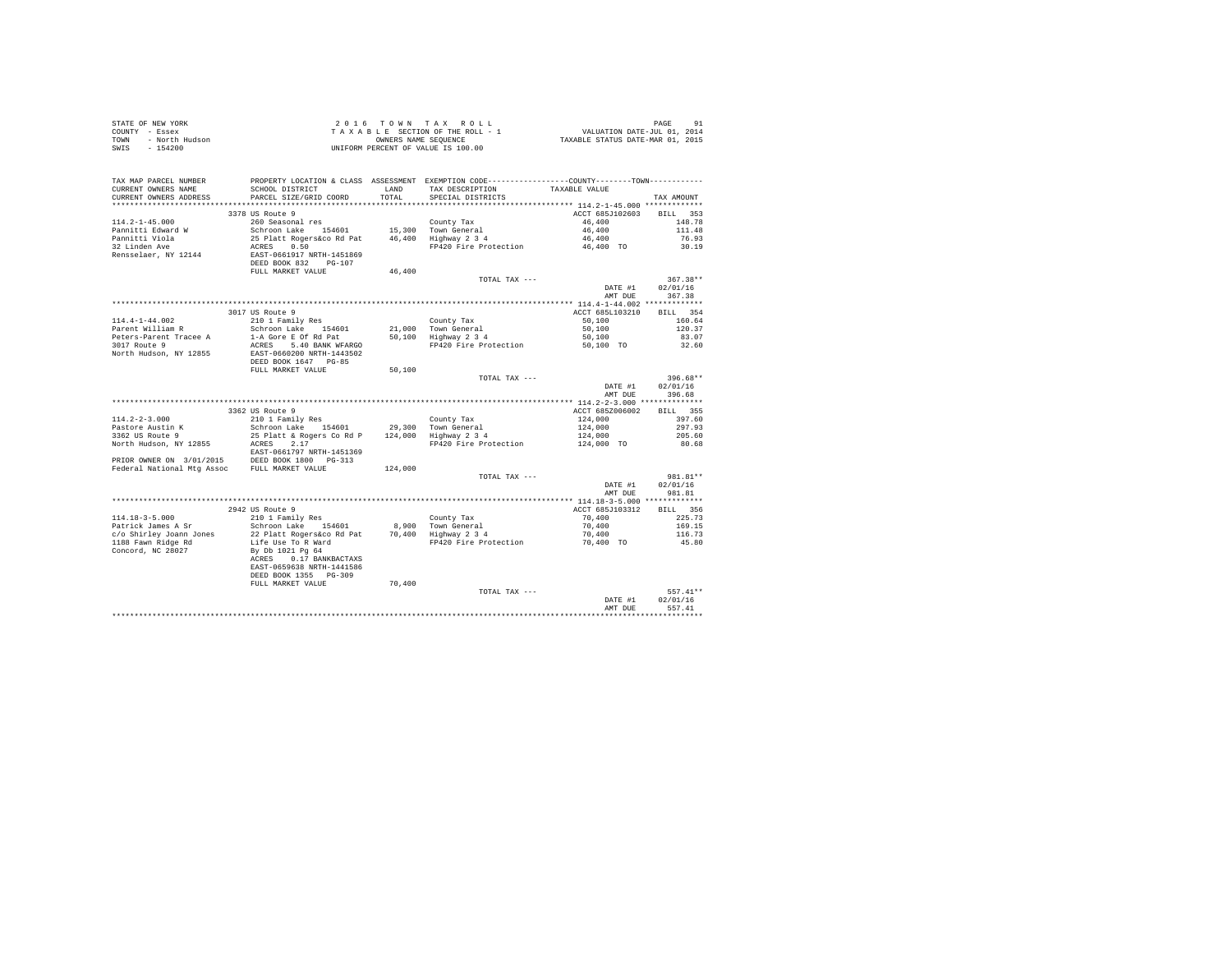STATE OF NEW YORK
COUNTY - Essex
TOWN - North Hudson
SWIS - 154200

2016 TOWN TAX ROLL
TAXABLE SECTION OF THE ROLL - 1
OWNERS NAME SEQUENCE
UNIFORM PERCENT OF VALUE IS 100.00

VALUATION DATE-JUL 01, 2014
TAXABLE STATUS DATE-MAR 01, 2015

| TAX MAP PARCEL NUMBER / CURRENT OWNERS NAME / CURRENT OWNERS ADDRESS | PROPERTY LOCATION & CLASS / SCHOOL DISTRICT / PARCEL SIZE/GRID COORD | ASSESSMENT LAND / TOTAL | EXEMPTION CODE / TAX DESCRIPTION / SPECIAL DISTRICTS | COUNTY / TOWN TAXABLE VALUE | TAX AMOUNT |
|---|---|---|---|---|---|
| **114.2-1-45.000** | 3378 US Route 9 | | | ACCT 685J102603 | BILL 353 |
| 114.2-1-45.000 | 260 Seasonal res | | County Tax | 46,400 | 148.78 |
| Pannitti Edward W | Schroon Lake 154601 | 15,300 | Town General | 46,400 | 111.48 |
| Pannitti Viola | 25 Platt Rogers&co Rd Pat | 46,400 | Highway 2 3 4 | 46,400 | 76.93 |
| 32 Linden Ave | ACRES 0.50 | | FP420 Fire Protection | 46,400 TO | 30.19 |
| Rensselaer, NY 12144 | EAST-0661917 NRTH-1451869 | | | | |
| | DEED BOOK 832 PG-107 | | | | |
| | FULL MARKET VALUE | 46,400 | | | |
| | | | TOTAL TAX --- | | 367.38** |
| | | | | DATE #1 | 02/01/16 |
| | | | | AMT DUE | 367.38 |
| **114.4-1-44.002** | 3017 US Route 9 | | | ACCT 685L103210 | BILL 354 |
| 114.4-1-44.002 | 210 1 Family Res | | County Tax | 50,100 | 160.64 |
| Parent William R | Schroon Lake 154601 | 21,000 | Town General | 50,100 | 120.37 |
| Peters-Parent Tracee A | 1-A Gore E Of Rd Pat | 50,100 | Highway 2 3 4 | 50,100 | 83.07 |
| 3017 Route 9 | ACRES 5.40 BANK WFARGO | | FP420 Fire Protection | 50,100 TO | 32.60 |
| North Hudson, NY 12855 | EAST-0660200 NRTH-1443502 | | | | |
| | DEED BOOK 1647 PG-85 | | | | |
| | FULL MARKET VALUE | 50,100 | | | |
| | | | TOTAL TAX --- | | 396.68** |
| | | | | DATE #1 | 02/01/16 |
| | | | | AMT DUE | 396.68 |
| **114.2-2-3.000** | 3362 US Route 9 | | | ACCT 685Z006002 | BILL 355 |
| 114.2-2-3.000 | 210 1 Family Res | | County Tax | 124,000 | 397.60 |
| Pastore Austin K | Schroon Lake 154601 | 29,300 | Town General | 124,000 | 297.93 |
| 3362 US Route 9 | 25 Platt & Rogers Co Rd P | 124,000 | Highway 2 3 4 | 124,000 | 205.60 |
| North Hudson, NY 12855 | ACRES 2.17 | | FP420 Fire Protection | 124,000 TO | 80.68 |
| | EAST-0661797 NRTH-1451369 | | | | |
| PRIOR OWNER ON 3/01/2015 | DEED BOOK 1800 PG-313 | | | | |
| Federal National Mtg Assoc | FULL MARKET VALUE | 124,000 | | | |
| | | | TOTAL TAX --- | | 981.81** |
| | | | | DATE #1 | 02/01/16 |
| | | | | AMT DUE | 981.81 |
| **114.18-3-5.000** | 2942 US Route 9 | | | ACCT 685J103312 | BILL 356 |
| 114.18-3-5.000 | 210 1 Family Res | | County Tax | 70,400 | 225.73 |
| Patrick James A Sr | Schroon Lake 154601 | 8,900 | Town General | 70,400 | 169.15 |
| c/o Shirley Joann Jones | 22 Platt Rogers&co Rd Pat | 70,400 | Highway 2 3 4 | 70,400 | 116.73 |
| 1188 Fawn Ridge Rd | Life Use To R Ward | | FP420 Fire Protection | 70,400 TO | 45.80 |
| Concord, NC 28027 | By Db 1021 Pg 64 | | | | |
| | ACRES 0.17 BANKBACTAXS | | | | |
| | EAST-0659638 NRTH-1441586 | | | | |
| | DEED BOOK 1355 PG-309 | | | | |
| | FULL MARKET VALUE | 70,400 | | | |
| | | | TOTAL TAX --- | | 557.41** |
| | | | | DATE #1 | 02/01/16 |
| | | | | AMT DUE | 557.41 |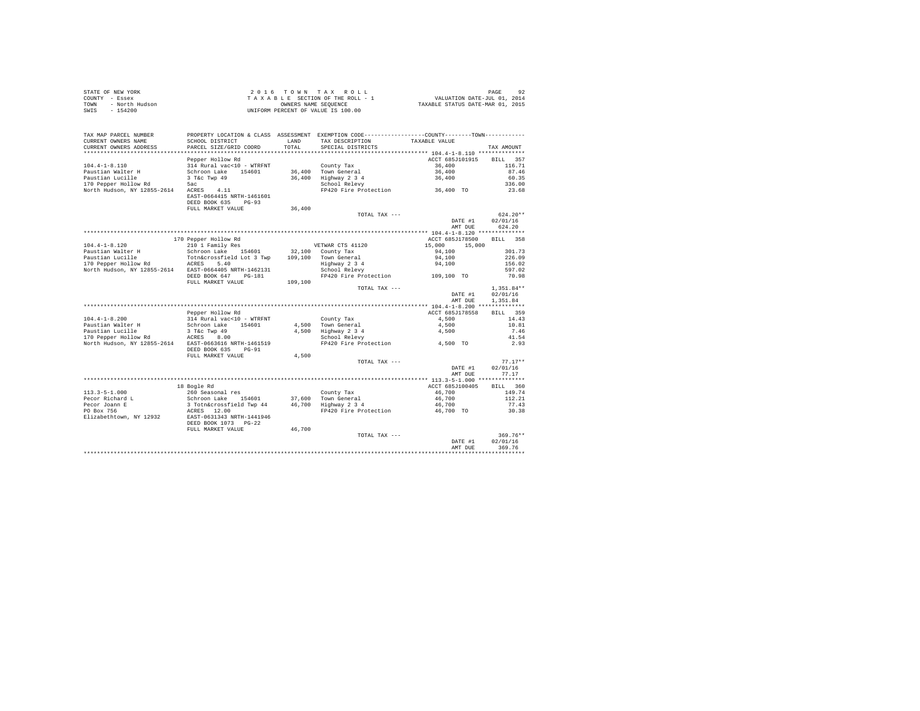STATE OF NEW YORK
COUNTY - Essex
TOWN - North Hudson
SWIS - 154200

2016 TOWN TAX ROLL
TAXABLE SECTION OF THE ROLL - 1
OWNERS NAME SEQUENCE
UNIFORM PERCENT OF VALUE IS 100.00

PAGE 92
VALUATION DATE-JUL 01, 2014
TAXABLE STATUS DATE-MAR 01, 2015

| TAX MAP PARCEL NUMBER<br>CURRENT OWNERS NAME<br>CURRENT OWNERS ADDRESS | PROPERTY LOCATION & CLASS<br>SCHOOL DISTRICT<br>PARCEL SIZE/GRID COORD | ASSESSMENT<br>LAND<br>TOTAL | EXEMPTION CODE<br>TAX DESCRIPTION<br>SPECIAL DISTRICTS | COUNTY--------TOWN<br>TAXABLE VALUE | TAX AMOUNT |
|---|---|---|---|---|---|
| **104.4-1-8.110** | Pepper Hollow Rd | | | ACCT 685J101915 | BILL 357 |
| 104.4-1-8.110 | 314 Rural vac<10 - WTRFNT | | County Tax | 36,400 | 116.71 |
| Paustian Walter H | Schroon Lake 154601 | 36,400 | Town General | 36,400 | 87.46 |
| Paustian Lucille | 3 T&c Twp 49 | 36,400 | Highway 2 3 4 | 36,400 | 60.35 |
| 170 Pepper Hollow Rd | 5ac | | School Relevy | | 336.00 |
| North Hudson, NY 12855-2614 | ACRES 4.11 | | FP420 Fire Protection | 36,400 TO | 23.68 |
| | EAST-0664415 NRTH-1461601 | | | | |
| | DEED BOOK 635 PG-93 | | | | |
| | FULL MARKET VALUE | 36,400 | | | |
| | | | TOTAL TAX --- | | 624.20** |
| | | | | DATE #1 | 02/01/16 |
| | | | | AMT DUE | 624.20 |
| **104.4-1-8.120** | 170 Pepper Hollow Rd | | | ACCT 685J178500 | BILL 358 |
| 104.4-1-8.120 | 210 1 Family Res | | VETWAR CTS 41120 | 15,000 15,000 | |
| Paustian Walter H | Schroon Lake 154601 | 32,100 | County Tax | 94,100 | 301.73 |
| Paustian Lucille | Totn&crossfield Lot 3 Twp | 109,100 | Town General | 94,100 | 226.09 |
| 170 Pepper Hollow Rd | ACRES 5.40 | | Highway 2 3 4 | 94,100 | 156.02 |
| North Hudson, NY 12855-2614 | EAST-0664405 NRTH-1462131 | | School Relevy | | 597.02 |
| | DEED BOOK 647 PG-181 | | FP420 Fire Protection | 109,100 TO | 70.98 |
| | FULL MARKET VALUE | 109,100 | | | |
| | | | TOTAL TAX --- | | 1,351.84** |
| | | | | DATE #1 | 02/01/16 |
| | | | | AMT DUE | 1,351.84 |
| **104.4-1-8.200** | Pepper Hollow Rd | | | ACCT 685J178558 | BILL 359 |
| 104.4-1-8.200 | 314 Rural vac<10 - WTRFNT | | County Tax | 4,500 | 14.43 |
| Paustian Walter H | Schroon Lake 154601 | 4,500 | Town General | 4,500 | 10.81 |
| Paustian Lucille | 3 T&c Twp 49 | 4,500 | Highway 2 3 4 | 4,500 | 7.46 |
| 170 Pepper Hollow Rd | ACRES 8.00 | | School Relevy | | 41.54 |
| North Hudson, NY 12855-2614 | EAST-0663616 NRTH-1461519 | | FP420 Fire Protection | 4,500 TO | 2.93 |
| | DEED BOOK 635 PG-91 | | | | |
| | FULL MARKET VALUE | 4,500 | | | |
| | | | TOTAL TAX --- | | 77.17** |
| | | | | DATE #1 | 02/01/16 |
| | | | | AMT DUE | 77.17 |
| **113.3-5-1.000** | 18 Bogle Rd | | | ACCT 685J100405 | BILL 360 |
| 113.3-5-1.000 | 260 Seasonal res | | County Tax | 46,700 | 149.74 |
| Pecor Richard L | Schroon Lake 154601 | 37,600 | Town General | 46,700 | 112.21 |
| Pecor Joann E | 3 Totn&crossfield Twp 44 | 46,700 | Highway 2 3 4 | 46,700 | 77.43 |
| PO Box 756 | ACRES 12.00 | | FP420 Fire Protection | 46,700 TO | 30.38 |
| Elizabethtown, NY 12932 | EAST-0631343 NRTH-1441946 | | | | |
| | DEED BOOK 1073 PG-22 | | | | |
| | FULL MARKET VALUE | 46,700 | | | |
| | | | TOTAL TAX --- | | 369.76** |
| | | | | DATE #1 | 02/01/16 |
| | | | | AMT DUE | 369.76 |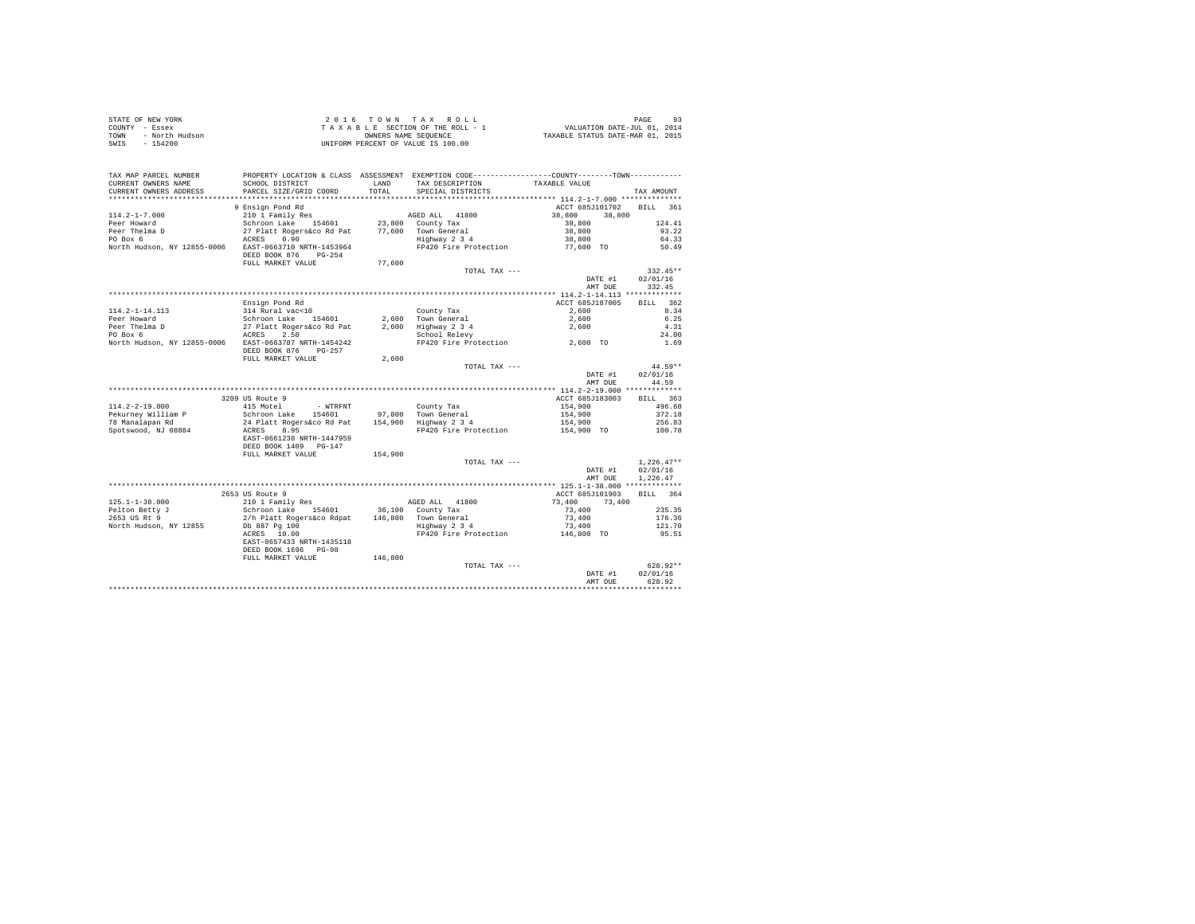STATE OF NEW YORK
COUNTY - Essex
TOWN - North Hudson
SWIS - 154200

2 0 1 6 T O W N T A X R O L L
T A X A B L E SECTION OF THE ROLL - 1
OWNERS NAME SEQUENCE
UNIFORM PERCENT OF VALUE IS 100.00

VALUATION DATE-JUL 01, 2014
TAXABLE STATUS DATE-MAR 01, 2015

```
TAX MAP PARCEL NUMBER        PROPERTY LOCATION & CLASS  ASSESSMENT  EXEMPTION CODE-----------------COUNTY--------TOWN-----------
CURRENT OWNERS NAME          SCHOOL DISTRICT              LAND      TAX DESCRIPTION            TAXABLE VALUE
CURRENT OWNERS ADDRESS       PARCEL SIZE/GRID COORD       TOTAL     SPECIAL DISTRICTS                                    TAX AMOUNT
*********************************************************************************************** 114.2-1-7.000 **************
                             9 Ensign Pond Rd                                                  ACCT 685J101702     BILL   361
114.2-1-7.000                210 1 Family Res                       AGED ALL  41800            38,800     38,800
Peer Howard                  Schroon Lake  154601        23,800    County Tax                   38,800                124.41
Peer Thelma D                27 Platt Rogers&co Rd Pat   77,600    Town General                 38,800                 93.22
PO Box 6                     ACRES    0.90                          Highway 2 3 4                38,800                 64.33
North Hudson, NY 12855-0006  EAST-0663710 NRTH-1453964              FP420 Fire Protection        77,600 TO              50.49
                             DEED BOOK 876    PG-254
                             FULL MARKET VALUE           77,600
                                                                    TOTAL TAX ---                                      332.45**
                                                                                                 DATE #1          02/01/16
                                                                                                 AMT DUE            332.45
*********************************************************************************************** 114.2-1-14.113 *************
                             Ensign Pond Rd                                                    ACCT 685J187005     BILL   362
114.2-1-14.113               314 Rural vac<10                       County Tax                    2,600                  8.34
Peer Howard                  Schroon Lake  154601         2,600    Town General                   2,600                  6.25
Peer Thelma D                27 Platt Rogers&co Rd Pat    2,600    Highway 2 3 4                  2,600                  4.31
PO Box 6                     ACRES    2.50                          School Relevy                                         24.00
North Hudson, NY 12855-0006  EAST-0663787 NRTH-1454242              FP420 Fire Protection         2,600 TO               1.69
                             DEED BOOK 876    PG-257
                             FULL MARKET VALUE            2,600
                                                                    TOTAL TAX ---                                       44.59**
                                                                                                 DATE #1          02/01/16
                                                                                                 AMT DUE             44.59
*********************************************************************************************** 114.2-2-19.000 *************
                             3209 US Route 9                                                   ACCT 685J183003     BILL   363
114.2-2-19.000               415 Motel        - WTRFNT              County Tax                  154,900                496.68
Pekurney William P           Schroon Lake  154601        97,800    Town General                154,900                372.18
78 Manalapan Rd              24 Platt Rogers&co Rd Pat  154,900    Highway 2 3 4               154,900                256.83
Spotswood, NJ 08884          ACRES    8.95                          FP420 Fire Protection       154,900 TO             100.78
                             EAST-0661238 NRTH-1447959
                             DEED BOOK 1409   PG-147
                             FULL MARKET VALUE          154,900
                                                                    TOTAL TAX ---                                    1,226.47**
                                                                                                 DATE #1          02/01/16
                                                                                                 AMT DUE          1,226.47
*********************************************************************************************** 125.1-1-38.000 *************
                             2653 US Route 9                                                   ACCT 685J101903     BILL   364
125.1-1-38.000               210 1 Family Res                       AGED ALL  41800            73,400     73,400
Pelton Betty J               Schroon Lake  154601        36,100    County Tax                   73,400                235.35
2653 US Rt 9                 2/h Platt Rogers&co Rdpat  146,800    Town General                 73,400                176.36
North Hudson, NY 12855       Db 887 Pg 100                          Highway 2 3 4                73,400                121.70
                             ACRES   10.00                          FP420 Fire Protection       146,800 TO              95.51
                             EAST-0657433 NRTH-1435118
                             DEED BOOK 1696   PG-98
                             FULL MARKET VALUE          146,800
                                                                    TOTAL TAX ---                                      628.92**
                                                                                                 DATE #1          02/01/16
                                                                                                 AMT DUE            628.92
****************************************************************************************************************************
```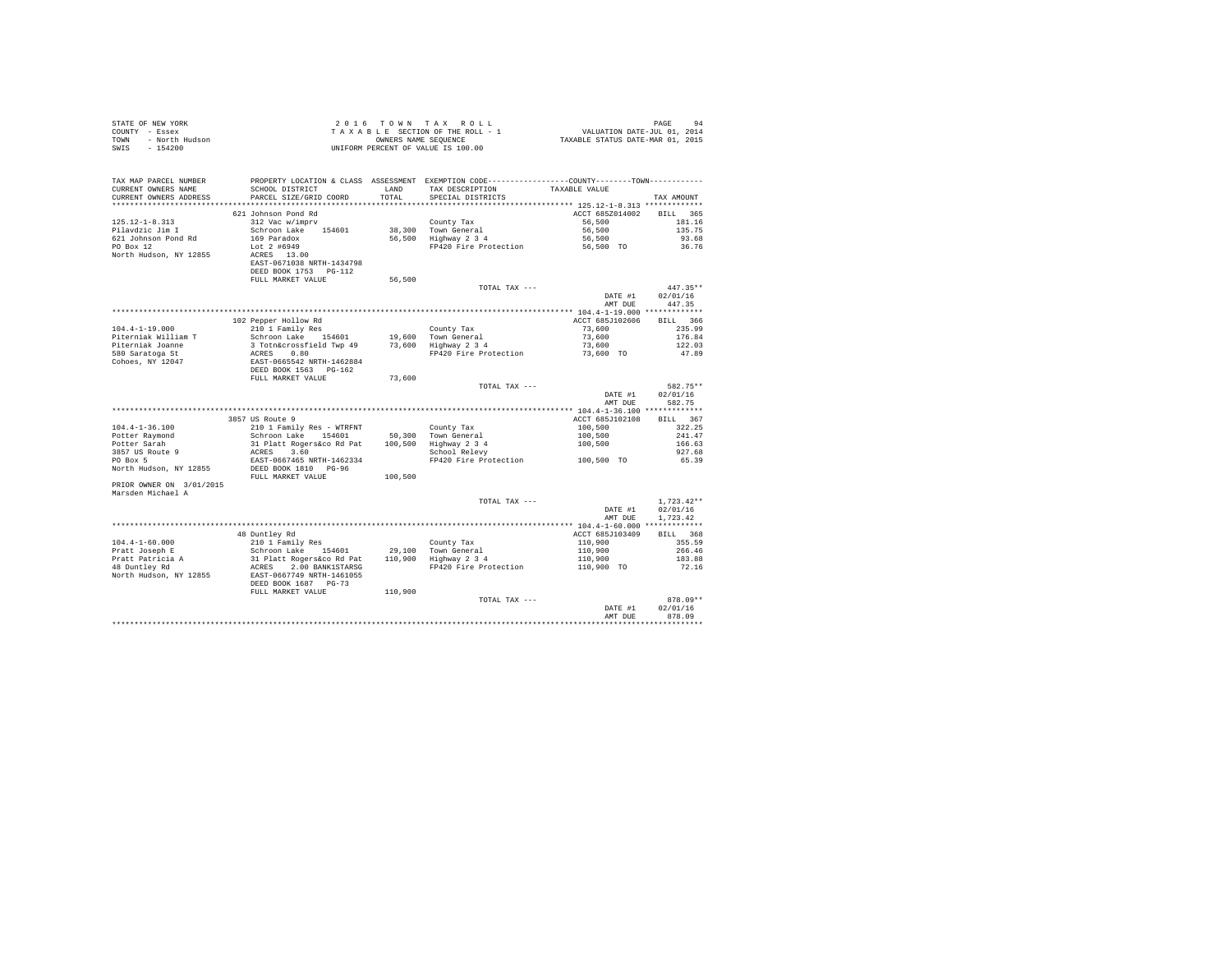STATE OF NEW YORK
COUNTY - Essex
TOWN - North Hudson
SWIS - 154200

2016 TOWN TAX ROLL
TAXABLE SECTION OF THE ROLL - 1
OWNERS NAME SEQUENCE
UNIFORM PERCENT OF VALUE IS 100.00

VALUATION DATE-JUL 01, 2014
TAXABLE STATUS DATE-MAR 01, 2015

| TAX MAP PARCEL NUMBER / CURRENT OWNERS NAME / CURRENT OWNERS ADDRESS | PROPERTY LOCATION & CLASS / SCHOOL DISTRICT / PARCEL SIZE/GRID COORD | ASSESSMENT LAND / TOTAL | EXEMPTION CODE / TAX DESCRIPTION / SPECIAL DISTRICTS | COUNTY--------TOWN / TAXABLE VALUE | TAX AMOUNT |
|---|---|---|---|---|---|
| 125.12-1-8.313 | 621 Johnson Pond Rd | | | ACCT 685Z014002 | BILL 365 |
| Pilavdzic Jim I | 312 Vac w/imprv | | County Tax | 56,500 | 181.16 |
| 621 Johnson Pond Rd | Schroon Lake 154601 | 38,300 | Town General | 56,500 | 135.75 |
| PO Box 12 | 169 Paradox | 56,500 | Highway 2 3 4 | 56,500 | 93.68 |
| North Hudson, NY 12855 | Lot 2 #6949 | | FP420 Fire Protection | 56,500 TO | 36.76 |
| | ACRES 13.00 | | | | |
| | EAST-0671038 NRTH-1434798 | | | | |
| | DEED BOOK 1753 PG-112 | | | | |
| | FULL MARKET VALUE | 56,500 | | | |
| | | | TOTAL TAX --- | | 447.35** |
| | | | | DATE #1 | 02/01/16 |
| | | | | AMT DUE | 447.35 |
| 104.4-1-19.000 | 102 Pepper Hollow Rd | | | ACCT 685J102606 | BILL 366 |
| Piterniak William T | 210 1 Family Res | | County Tax | 73,600 | 235.99 |
| Piterniak Joanne | Schroon Lake 154601 | 19,600 | Town General | 73,600 | 176.84 |
| 580 Saratoga St | 3 Totn&crossfield Twp 49 | 73,600 | Highway 2 3 4 | 73,600 | 122.03 |
| Cohoes, NY 12047 | ACRES 0.80 | | FP420 Fire Protection | 73,600 TO | 47.89 |
| | EAST-0665542 NRTH-1462884 | | | | |
| | DEED BOOK 1563 PG-162 | | | | |
| | FULL MARKET VALUE | 73,600 | | | |
| | | | TOTAL TAX --- | | 582.75** |
| | | | | DATE #1 | 02/01/16 |
| | | | | AMT DUE | 582.75 |
| 104.4-1-36.100 | 3857 US Route 9 | | | ACCT 685J102108 | BILL 367 |
| Potter Raymond | 210 1 Family Res - WTRFNT | | County Tax | 100,500 | 322.25 |
| Potter Sarah | Schroon Lake 154601 | 50,300 | Town General | 100,500 | 241.47 |
| 3857 US Route 9 | 31 Platt Rogers&co Rd Pat | 100,500 | Highway 2 3 4 | 100,500 | 166.63 |
| PO Box 5 | ACRES 3.60 | | School Relevy | | 927.68 |
| North Hudson, NY 12855 | EAST-0667465 NRTH-1462334 | | FP420 Fire Protection | 100,500 TO | 65.39 |
| | DEED BOOK 1810 PG-96 | | | | |
| | FULL MARKET VALUE | 100,500 | | | |
| PRIOR OWNER ON 3/01/2015 | | | | | |
| Marsden Michael A | | | | | |
| | | | TOTAL TAX --- | | 1,723.42** |
| | | | | DATE #1 | 02/01/16 |
| | | | | AMT DUE | 1,723.42 |
| 104.4-1-60.000 | 48 Duntley Rd | | | ACCT 685J103409 | BILL 368 |
| Pratt Joseph E | 210 1 Family Res | | County Tax | 110,900 | 355.59 |
| Pratt Patricia A | Schroon Lake 154601 | 29,100 | Town General | 110,900 | 266.46 |
| 48 Duntley Rd | 31 Platt Rogers&co Rd Pat | 110,900 | Highway 2 3 4 | 110,900 | 183.88 |
| North Hudson, NY 12855 | ACRES 2.00 BANK1STARSG | | FP420 Fire Protection | 110,900 TO | 72.16 |
| | EAST-0667749 NRTH-1461055 | | | | |
| | DEED BOOK 1687 PG-73 | | | | |
| | FULL MARKET VALUE | 110,900 | | | |
| | | | TOTAL TAX --- | | 878.09** |
| | | | | DATE #1 | 02/01/16 |
| | | | | AMT DUE | 878.09 |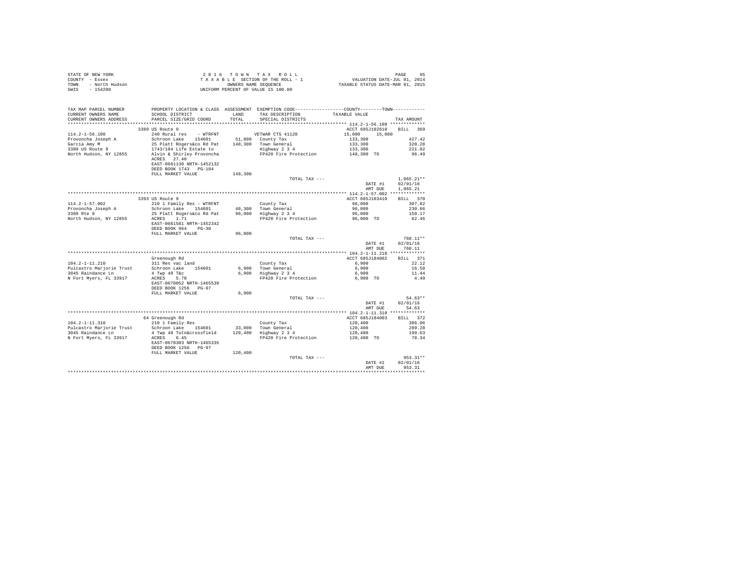STATE OF NEW YORK
COUNTY - Essex
TOWN - North Hudson
SWIS - 154200

2 0 1 6 T O W N T A X R O L L
T A X A B L E SECTION OF THE ROLL - 1
OWNERS NAME SEQUENCE
UNIFORM PERCENT OF VALUE IS 100.00

VALUATION DATE-JUL 01, 2014
TAXABLE STATUS DATE-MAR 01, 2015

```
TAX MAP PARCEL NUMBER     PROPERTY LOCATION & CLASS  ASSESSMENT  EXEMPTION CODE-----------------COUNTY--------TOWN-----------
CURRENT OWNERS NAME       SCHOOL DISTRICT               LAND      TAX DESCRIPTION            TAXABLE VALUE
CURRENT OWNERS ADDRESS    PARCEL SIZE/GRID COORD        TOTAL     SPECIAL DISTRICTS                                   TAX AMOUNT
****************************************************************************************************** 114.2-1-56.100 ************
                          3389 US Route 9                                                   ACCT 685J102610    BILL  369
114.2-1-56.100            240 Rural res    - WTRFNT              VETWAR CTS 41120            15,000     15,000
Provoncha Joseph A        Schroon Lake    154601       51,800   County Tax                  133,300                427.42
Garcia Amy M              25 Platt Rogers&co Rd Pat   148,300   Town General                133,300                320.28
3389 US Route 9           1743/184 Life Estate to               Highway 2 3 4               133,300                221.02
North Hudson, NY 12855    Alvin & Shirley Provoncha             FP420 Fire Protection       148,300 TO              96.49
                          ACRES   27.40
                          EAST-0661130 NRTH-1452132
                          DEED BOOK 1743   PG-184
                          FULL MARKET VALUE           148,300
                                                                TOTAL TAX ---                                   1,065.21**
                                                                                            DATE #1           02/01/16
                                                                                            AMT DUE           1,065.21
****************************************************************************************************** 114.2-1-57.002 ************
                          3393 US Route 9                                                   ACCT 685J103410    BILL  370
114.2-1-57.002            210 1 Family Res - WTRFNT              County Tax                  96,000                 307.82
Provoncha Joseph A        Schroon Lake    154601       48,300   Town General                96,000                 230.66
3389 Rte 9                25 Platt Rogers&co Rd Pat    96,000   Highway 2 3 4               96,000                 159.17
North Hudson, NY 12855    ACRES    1.71                          FP420 Fire Protection       96,000 TO               62.46
                          EAST-0661581 NRTH-1452342
                          DEED BOOK 964    PG-38
                          FULL MARKET VALUE            96,000
                                                                TOTAL TAX ---                                     760.11**
                                                                                            DATE #1           02/01/16
                                                                                            AMT DUE             760.11
****************************************************************************************************** 104.2-1-11.210 ************
                          Greenough Rd                                                      ACCT 685J184002    BILL  371
104.2-1-11.210            311 Res vac land                       County Tax                   6,900                  22.12
Pulcastro Marjorie Trust  Schroon Lake    154601        6,900   Town General                 6,900                  16.58
3045 Raindance Ln         4 Twp 49 T&c                  6,900   Highway 2 3 4                6,900                  11.44
N Fort Myers, FL 33917    ACRES    5.70                          FP420 Fire Protection        6,900 TO                4.49
                          EAST-0670052 NRTH-1465539
                          DEED BOOK 1256   PG-97
                          FULL MARKET VALUE             6,900
                                                                TOTAL TAX ---                                      54.63**
                                                                                            DATE #1           02/01/16
                                                                                            AMT DUE              54.63
****************************************************************************************************** 104.2-1-11.310 ************
                          64 Greenough Rd                                                   ACCT 685J184003    BILL  372
104.2-1-11.310            210 1 Family Res                       County Tax                 120,400                 386.06
Pulcastro Marjorie Trust  Schroon Lake    154601       33,000   Town General               120,400                 289.28
3045 Raindance Ln         4 Twp 49 Totn&crossfield    120,400   Highway 2 3 4              120,400                 199.63
N Fort Myers, FL 33917    ACRES    6.45                          FP420 Fire Protection      120,400 TO               78.34
                          EAST-0670303 NRTH-1465335
                          DEED BOOK 1256   PG-97
                          FULL MARKET VALUE           120,400
                                                                TOTAL TAX ---                                     953.31**
                                                                                            DATE #1           02/01/16
                                                                                            AMT DUE             953.31
************************************************************************************************************************************
```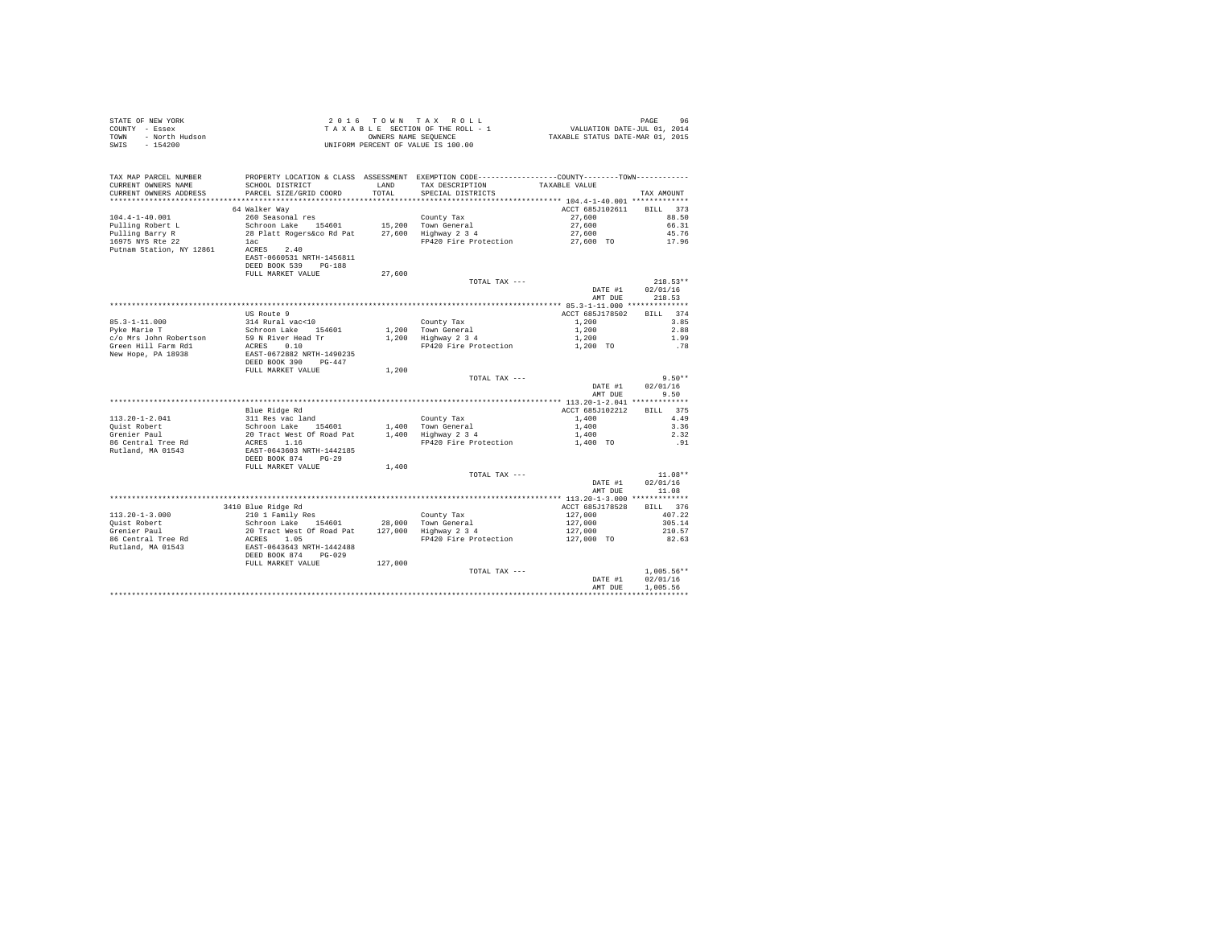STATE OF NEW YORK
COUNTY - Essex
TOWN - North Hudson
SWIS - 154200

2 0 1 6 T O W N T A X R O L L
T A X A B L E SECTION OF THE ROLL - 1
OWNERS NAME SEQUENCE
UNIFORM PERCENT OF VALUE IS 100.00

VALUATION DATE-JUL 01, 2014
TAXABLE STATUS DATE-MAR 01, 2015

| TAX MAP PARCEL NUMBER / CURRENT OWNERS NAME / CURRENT OWNERS ADDRESS | PROPERTY LOCATION & CLASS / SCHOOL DISTRICT / PARCEL SIZE/GRID COORD | ASSESSMENT LAND / TOTAL | EXEMPTION CODE / TAX DESCRIPTION / SPECIAL DISTRICTS | COUNTY / TOWN TAXABLE VALUE | TAX AMOUNT |
|---|---|---|---|---|---|
| **104.4-1-40.001** | 64 Walker Way | | | ACCT 685J102611 | BILL 373 |
| Pulling Robert L | 260 Seasonal res | | County Tax | 27,600 | 88.50 |
| Pulling Barry R | Schroon Lake 154601 | 15,200 | Town General | 27,600 | 66.31 |
| 16975 NYS Rte 22 | 28 Platt Rogers&co Rd Pat | 27,600 | Highway 2 3 4 | 27,600 | 45.76 |
| Putnam Station, NY 12861 | 1ac | | FP420 Fire Protection | 27,600 TO | 17.96 |
| | ACRES 2.40 | | | | |
| | EAST-0660531 NRTH-1456811 | | | | |
| | DEED BOOK 539 PG-188 | | | | |
| | FULL MARKET VALUE | 27,600 | | | |
| | | | TOTAL TAX --- | | 218.53** |
| | | | | DATE #1 | 02/01/16 |
| | | | | AMT DUE | 218.53 |
| **85.3-1-11.000** | US Route 9 | | | ACCT 685J178502 | BILL 374 |
| Pyke Marie T | 314 Rural vac<10 | | County Tax | 1,200 | 3.85 |
| c/o Mrs John Robertson | Schroon Lake 154601 | 1,200 | Town General | 1,200 | 2.88 |
| Green Hill Farm Rd1 | 59 N River Head Tr | 1,200 | Highway 2 3 4 | 1,200 | 1.99 |
| New Hope, PA 18938 | ACRES 0.10 | | FP420 Fire Protection | 1,200 TO | .78 |
| | EAST-0672882 NRTH-1490235 | | | | |
| | DEED BOOK 390 PG-447 | | | | |
| | FULL MARKET VALUE | 1,200 | | | |
| | | | TOTAL TAX --- | | 9.50** |
| | | | | DATE #1 | 02/01/16 |
| | | | | AMT DUE | 9.50 |
| **113.20-1-2.041** | Blue Ridge Rd | | | ACCT 685J102212 | BILL 375 |
| Quist Robert | 311 Res vac land | | County Tax | 1,400 | 4.49 |
| Grenier Paul | Schroon Lake 154601 | 1,400 | Town General | 1,400 | 3.36 |
| 86 Central Tree Rd | 20 Tract West Of Road Pat | 1,400 | Highway 2 3 4 | 1,400 | 2.32 |
| Rutland, MA 01543 | ACRES 1.16 | | FP420 Fire Protection | 1,400 TO | .91 |
| | EAST-0643603 NRTH-1442185 | | | | |
| | DEED BOOK 874 PG-29 | | | | |
| | FULL MARKET VALUE | 1,400 | | | |
| | | | TOTAL TAX --- | | 11.08** |
| | | | | DATE #1 | 02/01/16 |
| | | | | AMT DUE | 11.08 |
| **113.20-1-3.000** | 3410 Blue Ridge Rd | | | ACCT 685J178528 | BILL 376 |
| Quist Robert | 210 1 Family Res | | County Tax | 127,000 | 407.22 |
| Grenier Paul | Schroon Lake 154601 | 28,000 | Town General | 127,000 | 305.14 |
| 86 Central Tree Rd | 20 Tract West Of Road Pat | 127,000 | Highway 2 3 4 | 127,000 | 210.57 |
| Rutland, MA 01543 | ACRES 1.05 | | FP420 Fire Protection | 127,000 TO | 82.63 |
| | EAST-0643643 NRTH-1442488 | | | | |
| | DEED BOOK 874 PG-029 | | | | |
| | FULL MARKET VALUE | 127,000 | | | |
| | | | TOTAL TAX --- | | 1,005.56** |
| | | | | DATE #1 | 02/01/16 |
| | | | | AMT DUE | 1,005.56 |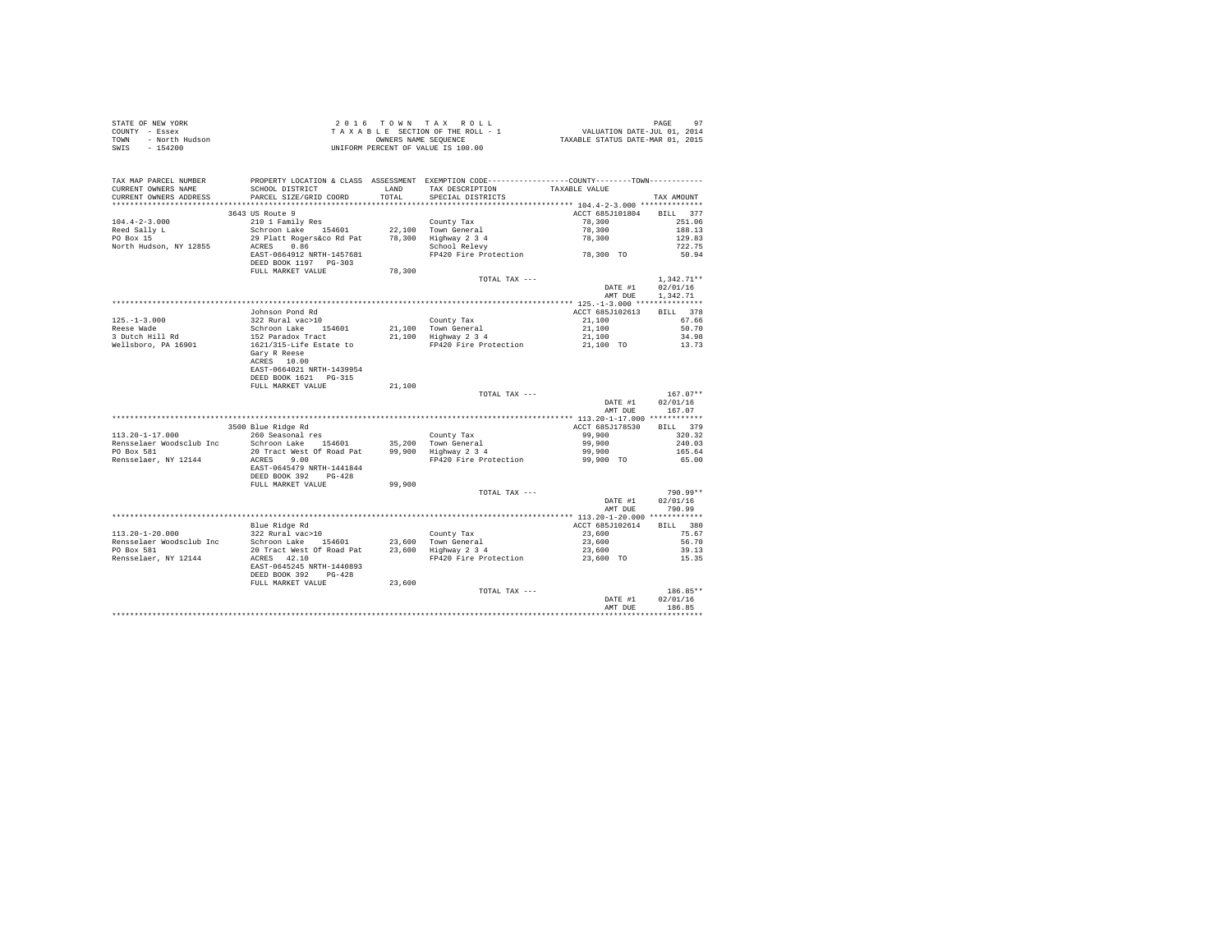STATE OF NEW YORK
COUNTY - Essex
TOWN - North Hudson
SWIS - 154200

2 0 1 6 T O W N T A X R O L L
T A X A B L E SECTION OF THE ROLL - 1
OWNERS NAME SEQUENCE
UNIFORM PERCENT OF VALUE IS 100.00

VALUATION DATE-JUL 01, 2014
TAXABLE STATUS DATE-MAR 01, 2015

| TAX MAP PARCEL NUMBER / CURRENT OWNERS NAME / CURRENT OWNERS ADDRESS | PROPERTY LOCATION & CLASS / SCHOOL DISTRICT / PARCEL SIZE/GRID COORD | ASSESSMENT LAND / TOTAL | EXEMPTION CODE / TAX DESCRIPTION / SPECIAL DISTRICTS | COUNTY / TOWN TAXABLE VALUE | TAX AMOUNT |
|---|---|---|---|---|---|
| 104.4-2-3.000 | 3643 US Route 9 | | | ACCT 685J101804 | BILL 377 |
| 104.4-2-3.000 | 210 1 Family Res | | County Tax | 78,300 | 251.06 |
| Reed Sally L | Schroon Lake 154601 | 22,100 | Town General | 78,300 | 188.13 |
| PO Box 15 | 29 Platt Rogers&co Rd Pat | 78,300 | Highway 2 3 4 | 78,300 | 129.83 |
| North Hudson, NY 12855 | ACRES 0.86 | | School Relevy | | 722.75 |
| | EAST-0664912 NRTH-1457681 | | FP420 Fire Protection | 78,300 TO | 50.94 |
| | DEED BOOK 1197 PG-303 | | | | |
| | FULL MARKET VALUE | 78,300 | | | |
| | | | TOTAL TAX --- | | 1,342.71** |
| | | | | DATE #1 | 02/01/16 |
| | | | | AMT DUE | 1,342.71 |
| 125.-1-3.000 | Johnson Pond Rd | | | ACCT 685J102613 | BILL 378 |
| 125.-1-3.000 | 322 Rural vac>10 | | County Tax | 21,100 | 67.66 |
| Reese Wade | Schroon Lake 154601 | 21,100 | Town General | 21,100 | 50.70 |
| 3 Dutch Hill Rd | 152 Paradox Tract | 21,100 | Highway 2 3 4 | 21,100 | 34.98 |
| Wellsboro, PA 16901 | 1621/315-Life Estate to | | FP420 Fire Protection | 21,100 TO | 13.73 |
| | Gary R Reese | | | | |
| | ACRES 10.00 | | | | |
| | EAST-0664021 NRTH-1439954 | | | | |
| | DEED BOOK 1621 PG-315 | | | | |
| | FULL MARKET VALUE | 21,100 | | | |
| | | | TOTAL TAX --- | | 167.07** |
| | | | | DATE #1 | 02/01/16 |
| | | | | AMT DUE | 167.07 |
| 113.20-1-17.000 | 3500 Blue Ridge Rd | | | ACCT 685J178530 | BILL 379 |
| 113.20-1-17.000 | 260 Seasonal res | | County Tax | 99,900 | 320.32 |
| Rensselaer Woodsclub Inc | Schroon Lake 154601 | 35,200 | Town General | 99,900 | 240.03 |
| PO Box 581 | 20 Tract West Of Road Pat | 99,900 | Highway 2 3 4 | 99,900 | 165.64 |
| Rensselaer, NY 12144 | ACRES 9.00 | | FP420 Fire Protection | 99,900 TO | 65.00 |
| | EAST-0645479 NRTH-1441844 | | | | |
| | DEED BOOK 392 PG-428 | | | | |
| | FULL MARKET VALUE | 99,900 | | | |
| | | | TOTAL TAX --- | | 790.99** |
| | | | | DATE #1 | 02/01/16 |
| | | | | AMT DUE | 790.99 |
| 113.20-1-20.000 | Blue Ridge Rd | | | ACCT 685J102614 | BILL 380 |
| 113.20-1-20.000 | 322 Rural vac>10 | | County Tax | 23,600 | 75.67 |
| Rensselaer Woodsclub Inc | Schroon Lake 154601 | 23,600 | Town General | 23,600 | 56.70 |
| PO Box 581 | 20 Tract West Of Road Pat | 23,600 | Highway 2 3 4 | 23,600 | 39.13 |
| Rensselaer, NY 12144 | ACRES 42.10 | | FP420 Fire Protection | 23,600 TO | 15.35 |
| | EAST-0645245 NRTH-1440893 | | | | |
| | DEED BOOK 392 PG-428 | | | | |
| | FULL MARKET VALUE | 23,600 | | | |
| | | | TOTAL TAX --- | | 186.85** |
| | | | | DATE #1 | 02/01/16 |
| | | | | AMT DUE | 186.85 |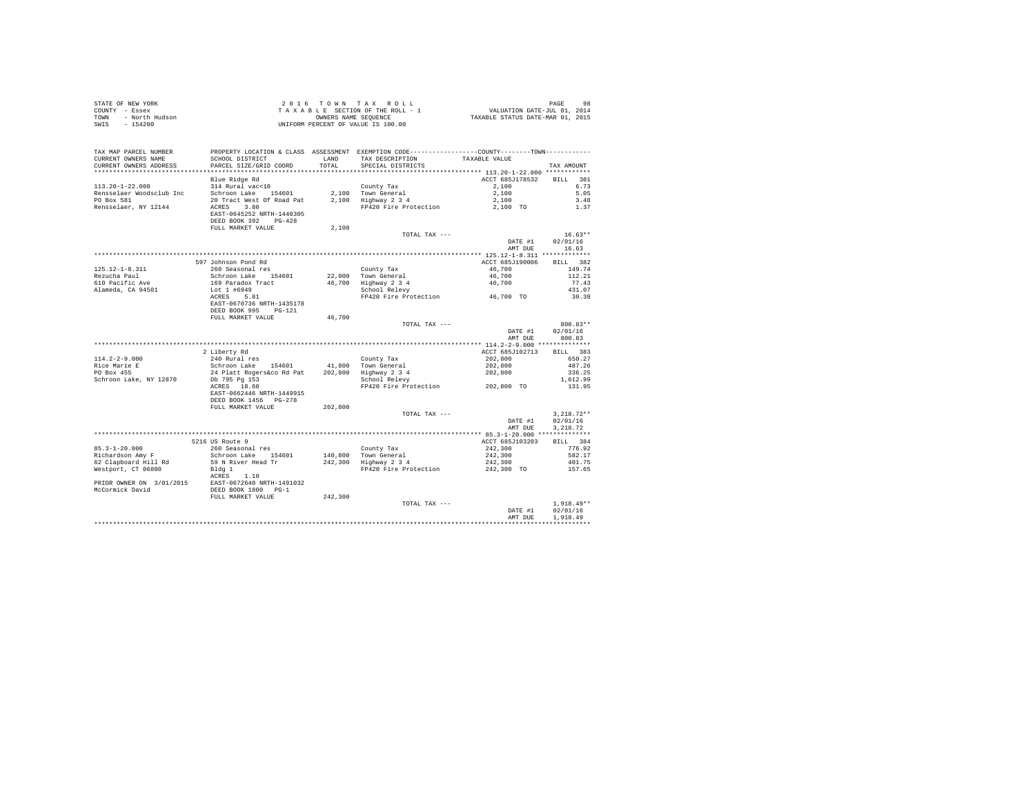STATE OF NEW YORK
COUNTY - Essex
TOWN - North Hudson
SWIS - 154200

2016 TOWN TAX ROLL
TAXABLE SECTION OF THE ROLL - 1
OWNERS NAME SEQUENCE
UNIFORM PERCENT OF VALUE IS 100.00

VALUATION DATE-JUL 01, 2014
TAXABLE STATUS DATE-MAR 01, 2015

| TAX MAP PARCEL NUMBER / CURRENT OWNERS NAME / CURRENT OWNERS ADDRESS | PROPERTY LOCATION & CLASS / SCHOOL DISTRICT / PARCEL SIZE/GRID COORD | ASSESSMENT LAND / TOTAL | EXEMPTION CODE / TAX DESCRIPTION / SPECIAL DISTRICTS | COUNTY-TOWN TAXABLE VALUE | TAX AMOUNT |
|---|---|---|---|---|---|
| **113.20-1-22.000** | Blue Ridge Rd | | | ACCT 685J178532 | BILL 381 |
| 113.20-1-22.000 | 314 Rural vac<10 | | County Tax | 2,100 | 6.73 |
| Rensselaer Woodsclub Inc | Schroon Lake 154601 | 2,100 | Town General | 2,100 | 5.05 |
| PO Box 581 | 20 Tract West Of Road Pat | 2,100 | Highway 2 3 4 | 2,100 | 3.48 |
| Rensselaer, NY 12144 | ACRES 3.80 | | FP420 Fire Protection | 2,100 TO | 1.37 |
| | EAST-0645252 NRTH-1440305 | | | | |
| | DEED BOOK 392 PG-428 | | | | |
| | FULL MARKET VALUE | 2,100 | | | |
| | | | TOTAL TAX --- | | 16.63** |
| | | | | DATE #1 | 02/01/16 |
| | | | | AMT DUE | 16.63 |
| **125.12-1-8.311** | 597 Johnson Pond Rd | | | ACCT 685J190006 | BILL 382 |
| 125.12-1-8.311 | 260 Seasonal res | | County Tax | 46,700 | 149.74 |
| Rezucha Paul | Schroon Lake 154601 | 22,000 | Town General | 46,700 | 112.21 |
| 610 Pacific Ave | 169 Paradox Tract | 46,700 | Highway 2 3 4 | 46,700 | 77.43 |
| Alameda, CA 94501 | Lot 1 #6949 | | School Relevy | | 431.07 |
| | ACRES 5.81 | | FP420 Fire Protection | 46,700 TO | 30.38 |
| | EAST-0670736 NRTH-1435178 | | | | |
| | DEED BOOK 995 PG-121 | | | | |
| | FULL MARKET VALUE | 46,700 | | | |
| | | | TOTAL TAX --- | | 800.83** |
| | | | | DATE #1 | 02/01/16 |
| | | | | AMT DUE | 800.83 |
| **114.2-2-9.000** | 2 Liberty Rd | | | ACCT 685J102713 | BILL 383 |
| 114.2-2-9.000 | 240 Rural res | | County Tax | 202,800 | 650.27 |
| Rice Marie E | Schroon Lake 154601 | 41,800 | Town General | 202,800 | 487.26 |
| PO Box 455 | 24 Platt Rogers&co Rd Pat | 202,800 | Highway 2 3 4 | 202,800 | 336.25 |
| Schroon Lake, NY 12870 | Db 795 Pg 153 | | School Relevy | | 1,612.99 |
| | ACRES 18.60 | | FP420 Fire Protection | 202,800 TO | 131.95 |
| | EAST-0662446 NRTH-1449915 | | | | |
| | DEED BOOK 1456 PG-278 | | | | |
| | FULL MARKET VALUE | 202,800 | | | |
| | | | TOTAL TAX --- | | 3,218.72** |
| | | | | DATE #1 | 02/01/16 |
| | | | | AMT DUE | 3,218.72 |
| **85.3-1-20.000** | 5216 US Route 9 | | | ACCT 685J103203 | BILL 384 |
| 85.3-1-20.000 | 260 Seasonal res | | County Tax | 242,300 | 776.92 |
| Richardson Amy F | Schroon Lake 154601 | 140,800 | Town General | 242,300 | 582.17 |
| 62 Clapboard Hill Rd | 59 N River Head Tr | 242,300 | Highway 2 3 4 | 242,300 | 401.75 |
| Westport, CT 06880 | Bldg 1 | | FP420 Fire Protection | 242,300 TO | 157.65 |
| | ACRES 1.10 | | | | |
| PRIOR OWNER ON 3/01/2015 | EAST-0672640 NRTH-1491032 | | | | |
| McCormick David | DEED BOOK 1800 PG-1 | | | | |
| | FULL MARKET VALUE | 242,300 | | | |
| | | | TOTAL TAX --- | | 1,918.49** |
| | | | | DATE #1 | 02/01/16 |
| | | | | AMT DUE | 1,918.49 |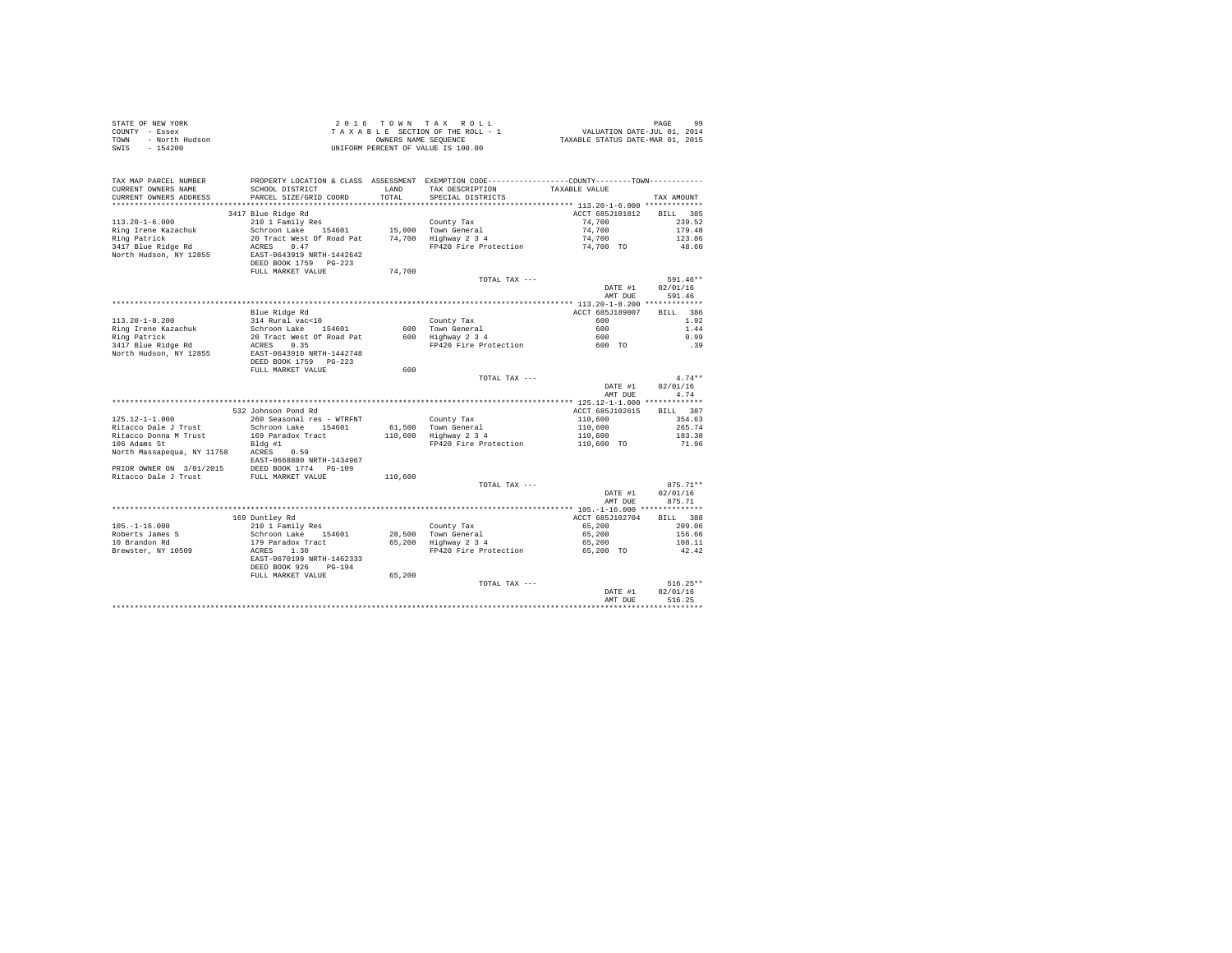STATE OF NEW YORK | COUNTY - Essex | TOWN - North Hudson | SWIS - 154200

2016 TOWN TAX ROLL
TAXABLE SECTION OF THE ROLL - 1
OWNERS NAME SEQUENCE
UNIFORM PERCENT OF VALUE IS 100.00

VALUATION DATE-JUL 01, 2014
TAXABLE STATUS DATE-MAR 01, 2015

| TAX MAP PARCEL NUMBER / CURRENT OWNERS NAME / CURRENT OWNERS ADDRESS | PROPERTY LOCATION & CLASS / SCHOOL DISTRICT / PARCEL SIZE/GRID COORD | ASSESSMENT LAND | TOTAL | EXEMPTION CODE / TAX DESCRIPTION / SPECIAL DISTRICTS | TAXABLE VALUE (COUNTY--------TOWN) | TAX AMOUNT |
|---|---|---|---|---|---|---|
| 113.20-1-6.000 | 3417 Blue Ridge Rd | | | | ACCT 685J101812 | BILL 385 |
| 113.20-1-6.000 | 210 1 Family Res | | | County Tax | 74,700 | 239.52 |
| Ring Irene Kazachuk | Schroon Lake 154601 | 15,000 | | Town General | 74,700 | 179.48 |
| Ring Patrick | 20 Tract West Of Road Pat | | 74,700 | Highway 2 3 4 | 74,700 | 123.86 |
| 3417 Blue Ridge Rd | ACRES 0.47 | | | FP420 Fire Protection | 74,700 TO | 48.60 |
| North Hudson, NY 12855 | EAST-0643919 NRTH-1442642 | | | | | |
| | DEED BOOK 1759 PG-223 | | | | | |
| | FULL MARKET VALUE | | 74,700 | | | |
| | | | | TOTAL TAX --- | | 591.46** |
| | | | | | DATE #1 | 02/01/16 |
| | | | | | AMT DUE | 591.46 |
| 113.20-1-8.200 | Blue Ridge Rd | | | | ACCT 685J189007 | BILL 386 |
| 113.20-1-8.200 | 314 Rural vac<10 | | | County Tax | 600 | 1.92 |
| Ring Irene Kazachuk | Schroon Lake 154601 | 600 | | Town General | 600 | 1.44 |
| Ring Patrick | 20 Tract West Of Road Pat | | 600 | Highway 2 3 4 | 600 | 0.99 |
| 3417 Blue Ridge Rd | ACRES 0.35 | | | FP420 Fire Protection | 600 TO | .39 |
| North Hudson, NY 12855 | EAST-0643910 NRTH-1442748 | | | | | |
| | DEED BOOK 1759 PG-223 | | | | | |
| | FULL MARKET VALUE | | 600 | | | |
| | | | | TOTAL TAX --- | | 4.74** |
| | | | | | DATE #1 | 02/01/16 |
| | | | | | AMT DUE | 4.74 |
| 125.12-1-1.000 | 532 Johnson Pond Rd | | | | ACCT 685J102615 | BILL 387 |
| 125.12-1-1.000 | 260 Seasonal res - WTRFNT | | | County Tax | 110,600 | 354.63 |
| Ritacco Dale J Trust | Schroon Lake 154601 | 61,500 | | Town General | 110,600 | 265.74 |
| Ritacco Donna M Trust | 169 Paradox Tract | | 110,600 | Highway 2 3 4 | 110,600 | 183.38 |
| 106 Adams St | Bldg #1 | | | FP420 Fire Protection | 110,600 TO | 71.96 |
| North Massapequa, NY 11758 | ACRES 0.59 | | | | | |
| | EAST-0668880 NRTH-1434967 | | | | | |
| PRIOR OWNER ON 3/01/2015 | DEED BOOK 1774 PG-109 | | | | | |
| Ritacco Dale J Trust | FULL MARKET VALUE | | 110,600 | | | |
| | | | | TOTAL TAX --- | | 875.71** |
| | | | | | DATE #1 | 02/01/16 |
| | | | | | AMT DUE | 875.71 |
| 105.-1-16.000 | 169 Duntley Rd | | | | ACCT 685J102704 | BILL 388 |
| 105.-1-16.000 | 210 1 Family Res | | | County Tax | 65,200 | 209.06 |
| Roberts James S | Schroon Lake 154601 | 28,500 | | Town General | 65,200 | 156.66 |
| 10 Brandon Rd | 179 Paradox Tract | | 65,200 | Highway 2 3 4 | 65,200 | 108.11 |
| Brewster, NY 10509 | ACRES 1.30 | | | FP420 Fire Protection | 65,200 TO | 42.42 |
| | EAST-0670199 NRTH-1462333 | | | | | |
| | DEED BOOK 926 PG-194 | | | | | |
| | FULL MARKET VALUE | | 65,200 | | | |
| | | | | TOTAL TAX --- | | 516.25** |
| | | | | | DATE #1 | 02/01/16 |
| | | | | | AMT DUE | 516.25 |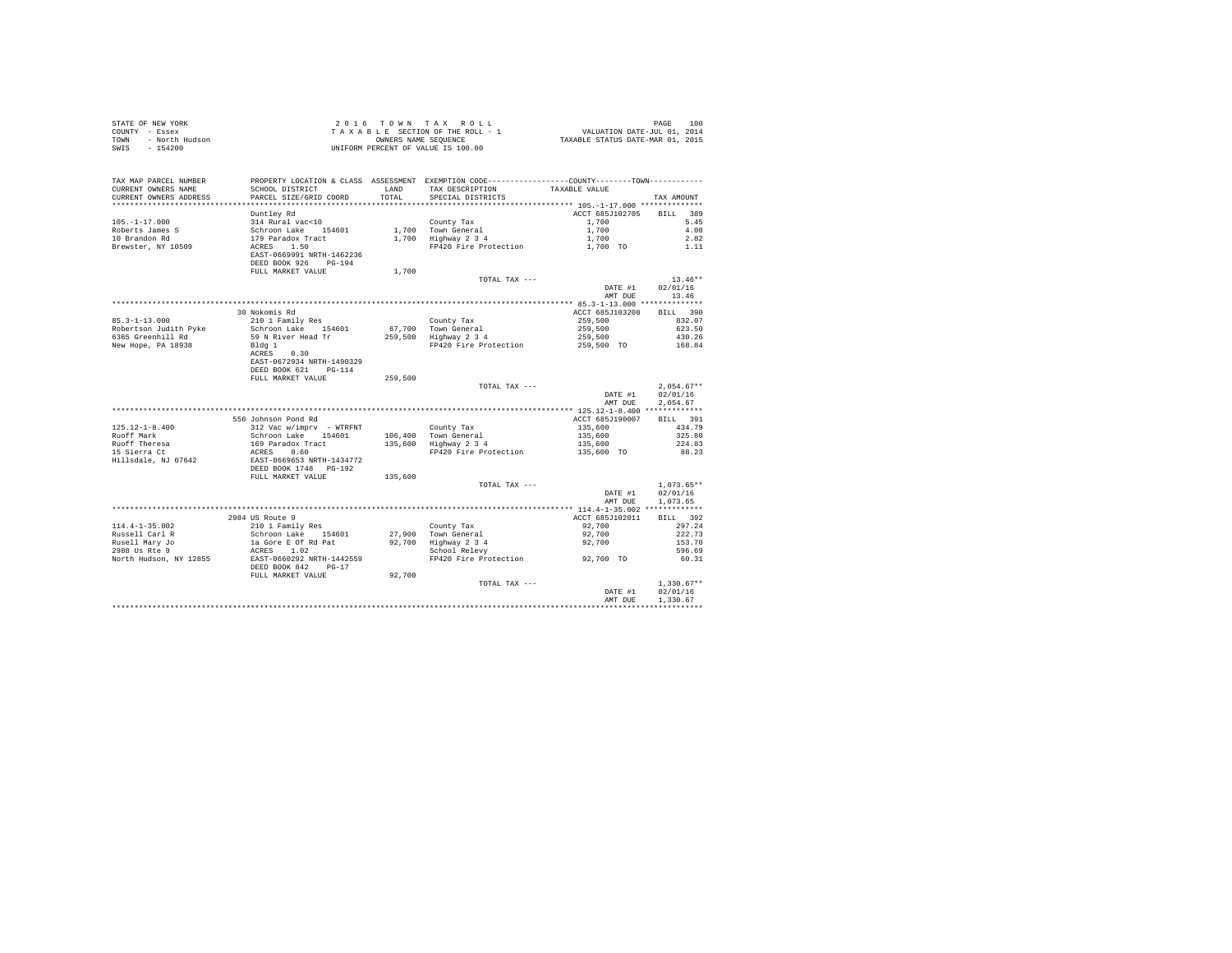STATE OF NEW YORK  
COUNTY - Essex  
TOWN - North Hudson  
SWIS - 154200

2016 TOWN TAX ROLL  
TAXABLE SECTION OF THE ROLL - 1  
OWNERS NAME SEQUENCE  
UNIFORM PERCENT OF VALUE IS 100.00

VALUATION DATE-JUL 01, 2014  
TAXABLE STATUS DATE-MAR 01, 2015

| TAX MAP PARCEL NUMBER / CURRENT OWNERS NAME / CURRENT OWNERS ADDRESS | PROPERTY LOCATION & CLASS / SCHOOL DISTRICT / PARCEL SIZE/GRID COORD | ASSESSMENT LAND / TOTAL | EXEMPTION CODE / TAX DESCRIPTION / SPECIAL DISTRICTS | COUNTY--------TOWN TAXABLE VALUE | TAX AMOUNT |
|---|---|---|---|---|---|
| 105.-1-17.000 | Duntley Rd | | | ACCT 685J102705 | BILL 389 |
| Roberts James S | 314 Rural vac<10 | | County Tax | 1,700 | 5.45 |
| 10 Brandon Rd | Schroon Lake 154601 | 1,700 | Town General | 1,700 | 4.08 |
| Brewster, NY 10509 | 179 Paradox Tract | 1,700 | Highway 2 3 4 | 1,700 | 2.82 |
| | ACRES 1.50 | | FP420 Fire Protection | 1,700 TO | 1.11 |
| | EAST-0669991 NRTH-1462236 | | | | |
| | DEED BOOK 926 PG-194 | | | | |
| | FULL MARKET VALUE | 1,700 | | | |
| | | | TOTAL TAX --- | | 13.46** |
| | | | | DATE #1 | 02/01/16 |
| | | | | AMT DUE | 13.46 |
| 85.3-1-13.000 | 30 Nokomis Rd | | | ACCT 685J103208 | BILL 390 |
| Robertson Judith Pyke | 210 1 Family Res | | County Tax | 259,500 | 832.07 |
| 6365 Greenhill Rd | Schroon Lake 154601 | 67,700 | Town General | 259,500 | 623.50 |
| New Hope, PA 18938 | 59 N River Head Tr | 259,500 | Highway 2 3 4 | 259,500 | 430.26 |
| | Bldg 1 | | FP420 Fire Protection | 259,500 TO | 168.84 |
| | ACRES 0.30 | | | | |
| | EAST-0672934 NRTH-1490329 | | | | |
| | DEED BOOK 621 PG-114 | | | | |
| | FULL MARKET VALUE | 259,500 | | | |
| | | | TOTAL TAX --- | | 2,054.67** |
| | | | | DATE #1 | 02/01/16 |
| | | | | AMT DUE | 2,054.67 |
| 125.12-1-8.400 | 556 Johnson Pond Rd | | | ACCT 685J190007 | BILL 391 |
| Ruoff Mark | 312 Vac w/imprv - WTRFNT | | County Tax | 135,600 | 434.79 |
| Ruoff Theresa | Schroon Lake 154601 | 106,400 | Town General | 135,600 | 325.80 |
| 15 Sierra Ct | 169 Paradox Tract | 135,600 | Highway 2 3 4 | 135,600 | 224.83 |
| Hillsdale, NJ 07642 | ACRES 0.60 | | FP420 Fire Protection | 135,600 TO | 88.23 |
| | EAST-0669653 NRTH-1434772 | | | | |
| | DEED BOOK 1748 PG-192 | | | | |
| | FULL MARKET VALUE | 135,600 | | | |
| | | | TOTAL TAX --- | | 1,073.65** |
| | | | | DATE #1 | 02/01/16 |
| | | | | AMT DUE | 1,073.65 |
| 114.4-1-35.002 | 2984 US Route 9 | | | ACCT 685J102011 | BILL 392 |
| Russell Carl R | 210 1 Family Res | | County Tax | 92,700 | 297.24 |
| Rusell Mary Jo | Schroon Lake 154601 | 27,900 | Town General | 92,700 | 222.73 |
| 2988 Us Rte 9 | 1a Gore E Of Rd Pat | 92,700 | Highway 2 3 4 | 92,700 | 153.70 |
| North Hudson, NY 12855 | ACRES 1.02 | | School Relevy | | 596.69 |
| | EAST-0660292 NRTH-1442559 | | FP420 Fire Protection | 92,700 TO | 60.31 |
| | DEED BOOK 842 PG-17 | | | | |
| | FULL MARKET VALUE | 92,700 | | | |
| | | | TOTAL TAX --- | | 1,330.67** |
| | | | | DATE #1 | 02/01/16 |
| | | | | AMT DUE | 1,330.67 |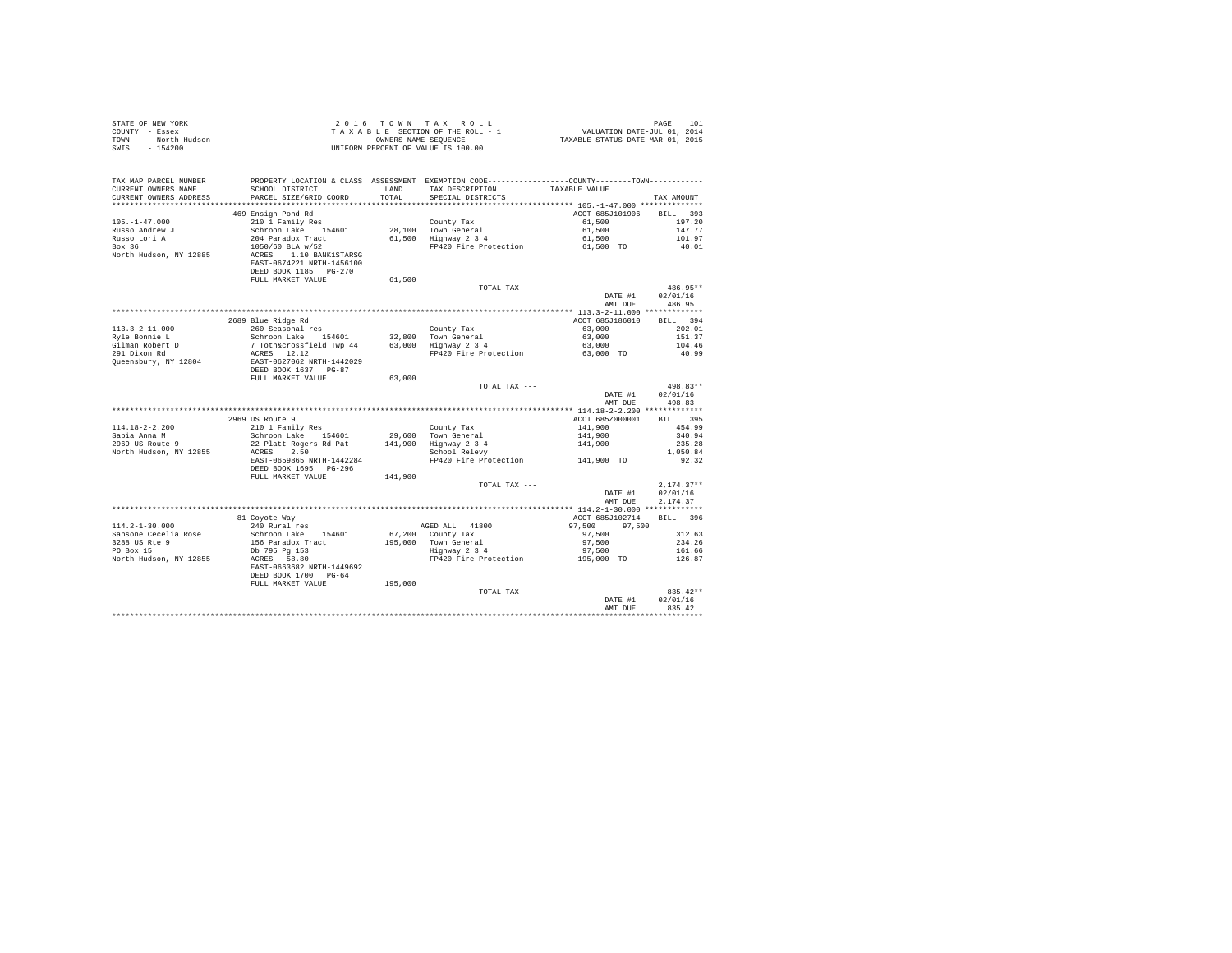STATE OF NEW YORK
COUNTY - Essex
TOWN - North Hudson
SWIS - 154200

2 0 1 6 T O W N T A X R O L L
T A X A B L E SECTION OF THE ROLL - 1
OWNERS NAME SEQUENCE
UNIFORM PERCENT OF VALUE IS 100.00

VALUATION DATE-JUL 01, 2014
TAXABLE STATUS DATE-MAR 01, 2015

| TAX MAP PARCEL NUMBER / CURRENT OWNERS NAME / CURRENT OWNERS ADDRESS | PROPERTY LOCATION & CLASS / SCHOOL DISTRICT / PARCEL SIZE/GRID COORD | ASSESSMENT LAND / TOTAL | EXEMPTION CODE / TAX DESCRIPTION / SPECIAL DISTRICTS | COUNTY / TOWN TAXABLE VALUE | TAX AMOUNT |
|---|---|---|---|---|---|
| 105.-1-47.000 | 469 Ensign Pond Rd | | | ACCT 685J101906 | BILL 393 |
| | 210 1 Family Res | | County Tax | 61,500 | 197.20 |
| Russo Andrew J | Schroon Lake 154601 | 28,100 | Town General | 61,500 | 147.77 |
| Russo Lori A | 204 Paradox Tract | 61,500 | Highway 2 3 4 | 61,500 | 101.97 |
| Box 36 | 1050/60 BLA w/52 | | FP420 Fire Protection | 61,500 TO | 40.01 |
| North Hudson, NY 12885 | ACRES 1.10 BANK1STARSG | | | | |
| | EAST-0674221 NRTH-1456100 | | | | |
| | DEED BOOK 1185 PG-270 | | | | |
| | FULL MARKET VALUE | 61,500 | | | |
| | | | TOTAL TAX --- | | 486.95** |
| | | | | DATE #1 | 02/01/16 |
| | | | | AMT DUE | 486.95 |
| 113.3-2-11.000 | 2689 Blue Ridge Rd | | | ACCT 685J186010 | BILL 394 |
| | 260 Seasonal res | | County Tax | 63,000 | 202.01 |
| Ryle Bonnie L | Schroon Lake 154601 | 32,800 | Town General | 63,000 | 151.37 |
| Gilman Robert D | 7 Totn&crossfield Twp 44 | 63,000 | Highway 2 3 4 | 63,000 | 104.46 |
| 291 Dixon Rd | ACRES 12.12 | | FP420 Fire Protection | 63,000 TO | 40.99 |
| Queensbury, NY 12804 | EAST-0627062 NRTH-1442029 | | | | |
| | DEED BOOK 1637 PG-87 | | | | |
| | FULL MARKET VALUE | 63,000 | | | |
| | | | TOTAL TAX --- | | 498.83** |
| | | | | DATE #1 | 02/01/16 |
| | | | | AMT DUE | 498.83 |
| 114.18-2-2.200 | 2969 US Route 9 | | | ACCT 685Z000001 | BILL 395 |
| | 210 1 Family Res | | County Tax | 141,900 | 454.99 |
| Sabia Anna M | Schroon Lake 154601 | 29,600 | Town General | 141,900 | 340.94 |
| 2969 US Route 9 | 22 Platt Rogers Rd Pat | 141,900 | Highway 2 3 4 | 141,900 | 235.28 |
| North Hudson, NY 12855 | ACRES 2.50 | | School Relevy | | 1,050.84 |
| | EAST-0659865 NRTH-1442284 | | FP420 Fire Protection | 141,900 TO | 92.32 |
| | DEED BOOK 1695 PG-296 | | | | |
| | FULL MARKET VALUE | 141,900 | | | |
| | | | TOTAL TAX --- | | 2,174.37** |
| | | | | DATE #1 | 02/01/16 |
| | | | | AMT DUE | 2,174.37 |
| 114.2-1-30.000 | 81 Coyote Way | | | ACCT 685J102714 | BILL 396 |
| | 240 Rural res | | AGED ALL 41800 | 97,500 97,500 | |
| Sansone Cecelia Rose | Schroon Lake 154601 | 67,200 | County Tax | 97,500 | 312.63 |
| 3288 US Rte 9 | 156 Paradox Tract | 195,000 | Town General | 97,500 | 234.26 |
| PO Box 15 | Db 795 Pg 153 | | Highway 2 3 4 | 97,500 | 161.66 |
| North Hudson, NY 12855 | ACRES 58.80 | | FP420 Fire Protection | 195,000 TO | 126.87 |
| | EAST-0663682 NRTH-1449692 | | | | |
| | DEED BOOK 1700 PG-64 | | | | |
| | FULL MARKET VALUE | 195,000 | | | |
| | | | TOTAL TAX --- | | 835.42** |
| | | | | DATE #1 | 02/01/16 |
| | | | | AMT DUE | 835.42 |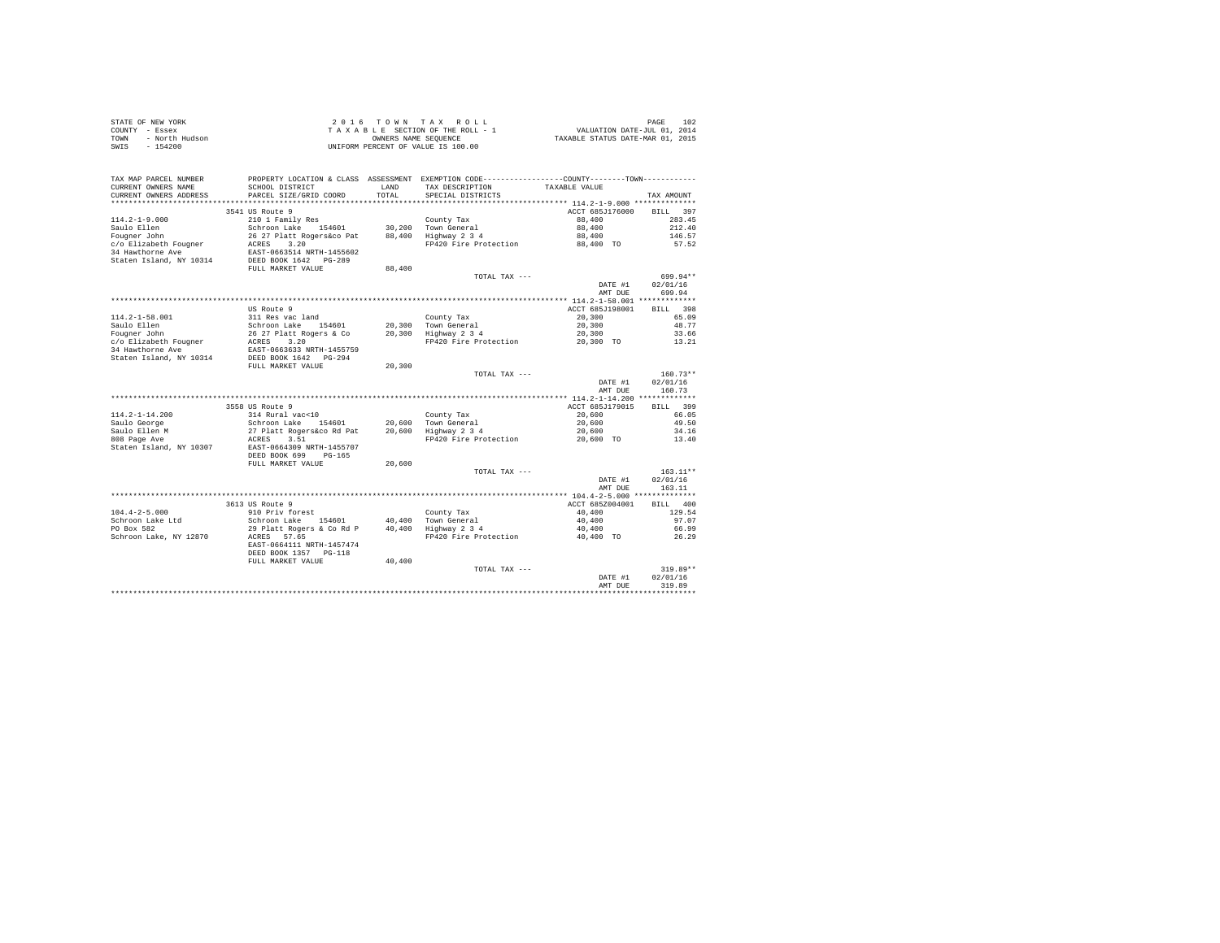STATE OF NEW YORK
COUNTY - Essex
TOWN - North Hudson
SWIS - 154200

2 0 1 6 T O W N T A X R O L L
T A X A B L E SECTION OF THE ROLL - 1
OWNERS NAME SEQUENCE
UNIFORM PERCENT OF VALUE IS 100.00

VALUATION DATE-JUL 01, 2014
TAXABLE STATUS DATE-MAR 01, 2015

| TAX MAP PARCEL NUMBER / CURRENT OWNERS NAME / CURRENT OWNERS ADDRESS | PROPERTY LOCATION & CLASS / SCHOOL DISTRICT / PARCEL SIZE/GRID COORD | ASSESSMENT LAND / TOTAL | EXEMPTION CODE / TAX DESCRIPTION / SPECIAL DISTRICTS | COUNTY--------TOWN / TAXABLE VALUE | TAX AMOUNT |
|---|---|---|---|---|---|
| 114.2-1-9.000 | 3541 US Route 9 | | | ACCT 685J176000 | BILL 397 |
| | 210 1 Family Res | | County Tax | 88,400 | 283.45 |
| Saulo Ellen | Schroon Lake 154601 | 30,200 | Town General | 88,400 | 212.40 |
| Fougner John | 26 27 Platt Rogers&co Pat | 88,400 | Highway 2 3 4 | 88,400 | 146.57 |
| c/o Elizabeth Fougner | ACRES 3.20 | | FP420 Fire Protection | 88,400 TO | 57.52 |
| 34 Hawthorne Ave | EAST-0663514 NRTH-1455602 | | | | |
| Staten Island, NY 10314 | DEED BOOK 1642 PG-289 | | | | |
| | FULL MARKET VALUE | 88,400 | | | |
| | | | TOTAL TAX --- | | 699.94** |
| | | | | DATE #1 | 02/01/16 |
| | | | | AMT DUE | 699.94 |
| 114.2-1-58.001 | US Route 9 | | | ACCT 685J198001 | BILL 398 |
| | 311 Res vac land | | County Tax | 20,300 | 65.09 |
| Saulo Ellen | Schroon Lake 154601 | 20,300 | Town General | 20,300 | 48.77 |
| Fougner John | 26 27 Platt Rogers & Co | 20,300 | Highway 2 3 4 | 20,300 | 33.66 |
| c/o Elizabeth Fougner | ACRES 3.20 | | FP420 Fire Protection | 20,300 TO | 13.21 |
| 34 Hawthorne Ave | EAST-0663633 NRTH-1455759 | | | | |
| Staten Island, NY 10314 | DEED BOOK 1642 PG-294 | | | | |
| | FULL MARKET VALUE | 20,300 | | | |
| | | | TOTAL TAX --- | | 160.73** |
| | | | | DATE #1 | 02/01/16 |
| | | | | AMT DUE | 160.73 |
| 114.2-1-14.200 | 3558 US Route 9 | | | ACCT 685J179015 | BILL 399 |
| | 314 Rural vac<10 | | County Tax | 20,600 | 66.05 |
| Saulo George | Schroon Lake 154601 | 20,600 | Town General | 20,600 | 49.50 |
| Saulo Ellen M | 27 Platt Rogers&co Rd Pat | 20,600 | Highway 2 3 4 | 20,600 | 34.16 |
| 808 Page Ave | ACRES 3.51 | | FP420 Fire Protection | 20,600 TO | 13.40 |
| Staten Island, NY 10307 | EAST-0664309 NRTH-1455707 | | | | |
| | DEED BOOK 699 PG-165 | | | | |
| | FULL MARKET VALUE | 20,600 | | | |
| | | | TOTAL TAX --- | | 163.11** |
| | | | | DATE #1 | 02/01/16 |
| | | | | AMT DUE | 163.11 |
| 104.4-2-5.000 | 3613 US Route 9 | | | ACCT 685Z004001 | BILL 400 |
| | 910 Priv forest | | County Tax | 40,400 | 129.54 |
| Schroon Lake Ltd | Schroon Lake 154601 | 40,400 | Town General | 40,400 | 97.07 |
| PO Box 582 | 29 Platt Rogers & Co Rd P | 40,400 | Highway 2 3 4 | 40,400 | 66.99 |
| Schroon Lake, NY 12870 | ACRES 57.65 | | FP420 Fire Protection | 40,400 TO | 26.29 |
| | EAST-0664111 NRTH-1457474 | | | | |
| | DEED BOOK 1357 PG-118 | | | | |
| | FULL MARKET VALUE | 40,400 | | | |
| | | | TOTAL TAX --- | | 319.89** |
| | | | | DATE #1 | 02/01/16 |
| | | | | AMT DUE | 319.89 |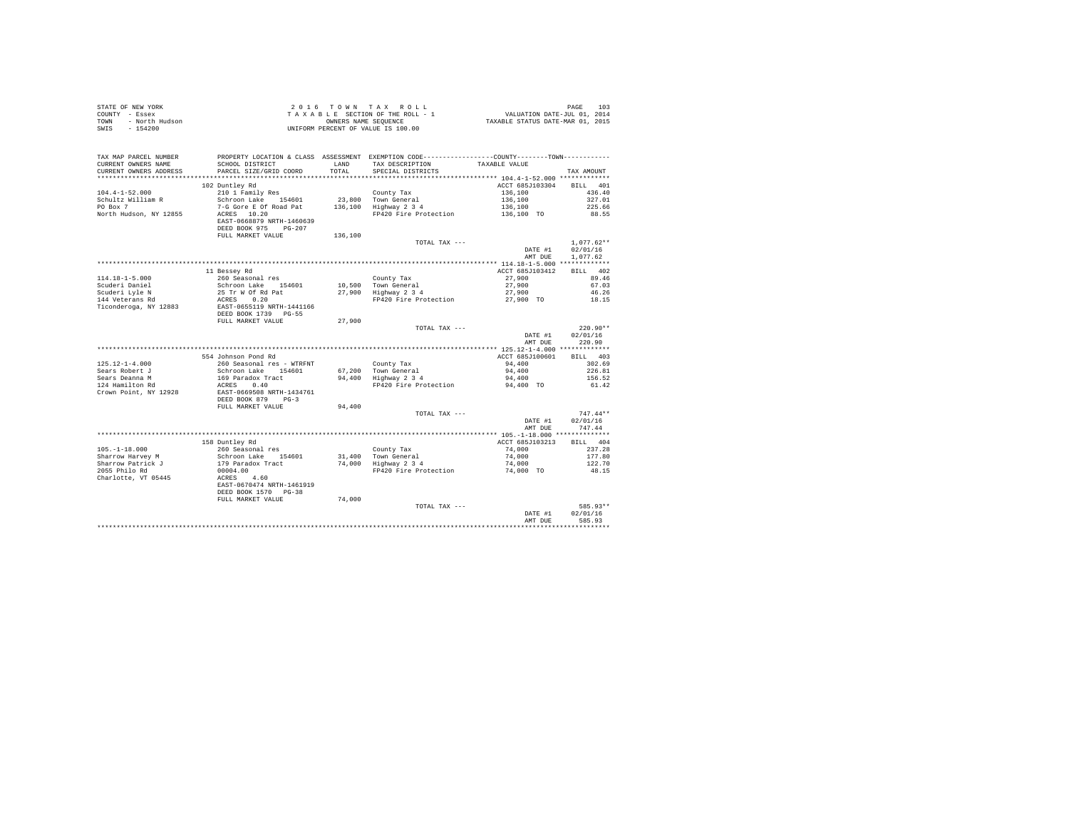STATE OF NEW YORK
COUNTY - Essex
TOWN - North Hudson
SWIS - 154200

2016 TOWN TAX ROLL
TAXABLE SECTION OF THE ROLL - 1
OWNERS NAME SEQUENCE
UNIFORM PERCENT OF VALUE IS 100.00

VALUATION DATE-JUL 01, 2014
TAXABLE STATUS DATE-MAR 01, 2015

| TAX MAP PARCEL NUMBER / CURRENT OWNERS NAME / CURRENT OWNERS ADDRESS | PROPERTY LOCATION & CLASS / SCHOOL DISTRICT / PARCEL SIZE/GRID COORD | ASSESSMENT LAND / TOTAL | EXEMPTION CODE / TAX DESCRIPTION / SPECIAL DISTRICTS | COUNTY / TOWN TAXABLE VALUE | TAX AMOUNT |
|---|---|---|---|---|---|
| 104.4-1-52.000 | 102 Duntley Rd | | | ACCT 685J103304 | BILL 401 |
| | 210 1 Family Res | | County Tax | 136,100 | 436.40 |
| Schultz William R | Schroon Lake 154601 | 23,800 | Town General | 136,100 | 327.01 |
| PO Box 7 | 7-G Gore E Of Road Pat | 136,100 | Highway 2 3 4 | 136,100 | 225.66 |
| North Hudson, NY 12855 | ACRES 10.20 | | FP420 Fire Protection | 136,100 TO | 88.55 |
| | EAST-0668879 NRTH-1460639 | | | | |
| | DEED BOOK 975 PG-207 | | | | |
| | FULL MARKET VALUE | 136,100 | | | |
| | | | TOTAL TAX --- | | 1,077.62** |
| | | | | DATE #1 | 02/01/16 |
| | | | | AMT DUE | 1,077.62 |
| 114.18-1-5.000 | 11 Bessey Rd | | | ACCT 685J103412 | BILL 402 |
| | 260 Seasonal res | | County Tax | 27,900 | 89.46 |
| Scuderi Daniel | Schroon Lake 154601 | 10,500 | Town General | 27,900 | 67.03 |
| Scuderi Lyle N | 25 Tr W Of Rd Pat | 27,900 | Highway 2 3 4 | 27,900 | 46.26 |
| 144 Veterans Rd | ACRES 0.20 | | FP420 Fire Protection | 27,900 TO | 18.15 |
| Ticonderoga, NY 12883 | EAST-0655119 NRTH-1441166 | | | | |
| | DEED BOOK 1739 PG-55 | | | | |
| | FULL MARKET VALUE | 27,900 | | | |
| | | | TOTAL TAX --- | | 220.90** |
| | | | | DATE #1 | 02/01/16 |
| | | | | AMT DUE | 220.90 |
| 125.12-1-4.000 | 554 Johnson Pond Rd | | | ACCT 685J100601 | BILL 403 |
| | 260 Seasonal res - WTRFNT | | County Tax | 94,400 | 302.69 |
| Sears Robert J | Schroon Lake 154601 | 67,200 | Town General | 94,400 | 226.81 |
| Sears Deanna M | 169 Paradox Tract | 94,400 | Highway 2 3 4 | 94,400 | 156.52 |
| 124 Hamilton Rd | ACRES 0.40 | | FP420 Fire Protection | 94,400 TO | 61.42 |
| Crown Point, NY 12928 | EAST-0669508 NRTH-1434761 | | | | |
| | DEED BOOK 879 PG-3 | | | | |
| | FULL MARKET VALUE | 94,400 | | | |
| | | | TOTAL TAX --- | | 747.44** |
| | | | | DATE #1 | 02/01/16 |
| | | | | AMT DUE | 747.44 |
| 105.-1-18.000 | 158 Duntley Rd | | | ACCT 685J103213 | BILL 404 |
| | 260 Seasonal res | | County Tax | 74,000 | 237.28 |
| Sharrow Harvey M | Schroon Lake 154601 | 31,400 | Town General | 74,000 | 177.80 |
| Sharrow Patrick J | 179 Paradox Tract | 74,000 | Highway 2 3 4 | 74,000 | 122.70 |
| 2055 Philo Rd | 00004.00 | | FP420 Fire Protection | 74,000 TO | 48.15 |
| Charlotte, VT 05445 | ACRES 4.60 | | | | |
| | EAST-0670474 NRTH-1461919 | | | | |
| | DEED BOOK 1570 PG-38 | | | | |
| | FULL MARKET VALUE | 74,000 | | | |
| | | | TOTAL TAX --- | | 585.93** |
| | | | | DATE #1 | 02/01/16 |
| | | | | AMT DUE | 585.93 |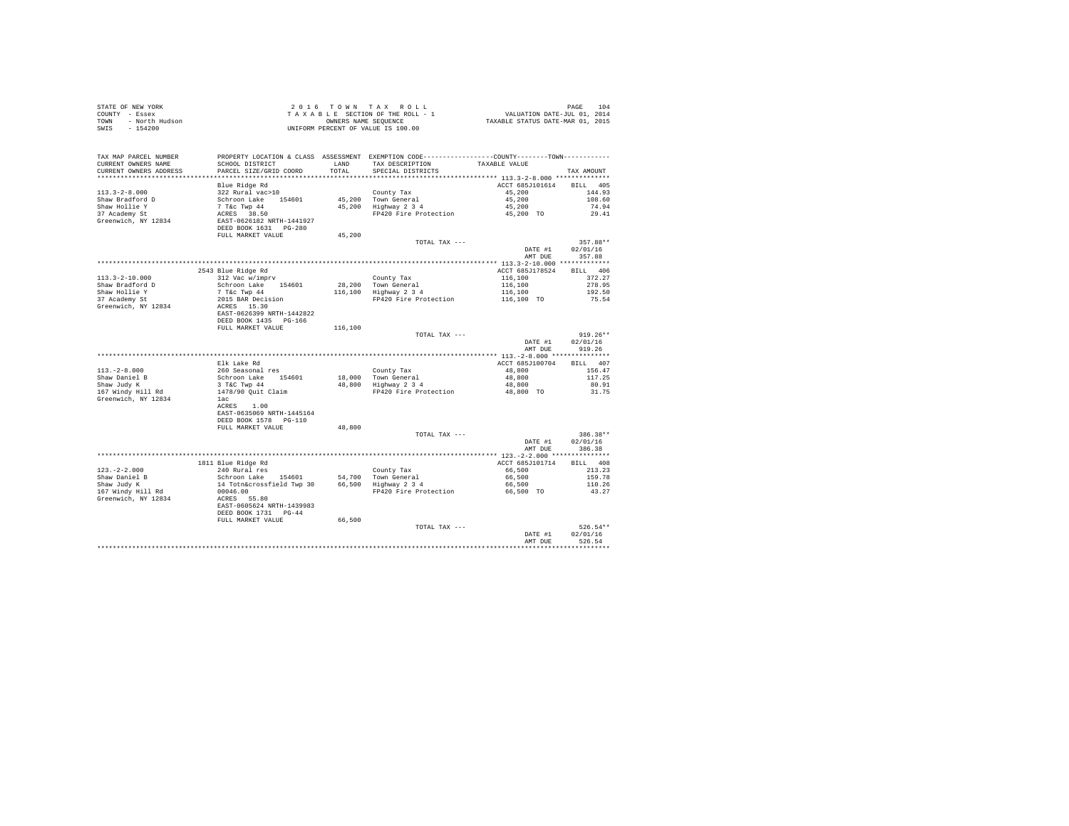STATE OF NEW YORK
COUNTY - Essex
TOWN - North Hudson
SWIS - 154200

2 0 1 6 T O W N T A X R O L L
T A X A B L E SECTION OF THE ROLL - 1
OWNERS NAME SEQUENCE
UNIFORM PERCENT OF VALUE IS 100.00

VALUATION DATE-JUL 01, 2014
TAXABLE STATUS DATE-MAR 01, 2015

| TAX MAP PARCEL NUMBER / CURRENT OWNERS NAME / CURRENT OWNERS ADDRESS | PROPERTY LOCATION & CLASS / SCHOOL DISTRICT / PARCEL SIZE/GRID COORD | ASSESSMENT LAND / TOTAL | EXEMPTION CODE / TAX DESCRIPTION / SPECIAL DISTRICTS | COUNTY--------TOWN / TAXABLE VALUE | TAX AMOUNT |
|---|---|---|---|---|---|
| 113.3-2-8.000 | Blue Ridge Rd | | | ACCT 685J101614 | BILL 405 |
| Shaw Bradford D | 322 Rural vac>10 | | County Tax | 45,200 | 144.93 |
| Shaw Hollie Y | Schroon Lake 154601 | 45,200 | Town General | 45,200 | 108.60 |
| 37 Academy St | 7 T&c Twp 44 | 45,200 | Highway 2 3 4 | 45,200 | 74.94 |
| Greenwich, NY 12834 | ACRES 38.50 | | FP420 Fire Protection | 45,200 TO | 29.41 |
| | EAST-0626182 NRTH-1441927 | | | | |
| | DEED BOOK 1631 PG-280 | | | | |
| | FULL MARKET VALUE | 45,200 | | | |
| | | | TOTAL TAX --- | | 357.88** |
| | | | | DATE #1 | 02/01/16 |
| | | | | AMT DUE | 357.88 |
| 113.3-2-10.000 | 2543 Blue Ridge Rd | | | ACCT 685J178524 | BILL 406 |
| Shaw Bradford D | 312 Vac w/imprv | | County Tax | 116,100 | 372.27 |
| Shaw Hollie Y | Schroon Lake 154601 | 28,200 | Town General | 116,100 | 278.95 |
| 37 Academy St | 7 T&c Twp 44 | 116,100 | Highway 2 3 4 | 116,100 | 192.50 |
| Greenwich, NY 12834 | 2015 BAR Decision | | FP420 Fire Protection | 116,100 TO | 75.54 |
| | ACRES 15.30 | | | | |
| | EAST-0626399 NRTH-1442822 | | | | |
| | DEED BOOK 1435 PG-166 | | | | |
| | FULL MARKET VALUE | 116,100 | | | |
| | | | TOTAL TAX --- | | 919.26** |
| | | | | DATE #1 | 02/01/16 |
| | | | | AMT DUE | 919.26 |
| 113.-2-8.000 | Elk Lake Rd | | | ACCT 685J100704 | BILL 407 |
| Shaw Daniel B | 260 Seasonal res | | County Tax | 48,800 | 156.47 |
| Shaw Judy K | Schroon Lake 154601 | 18,000 | Town General | 48,800 | 117.25 |
| 167 Windy Hill Rd | 3 T&C Twp 44 | 48,800 | Highway 2 3 4 | 48,800 | 80.91 |
| Greenwich, NY 12834 | 1478/90 Quit Claim | | FP420 Fire Protection | 48,800 TO | 31.75 |
| | 1ac | | | | |
| | ACRES 1.00 | | | | |
| | EAST-0635069 NRTH-1445164 | | | | |
| | DEED BOOK 1578 PG-110 | | | | |
| | FULL MARKET VALUE | 48,800 | | | |
| | | | TOTAL TAX --- | | 386.38** |
| | | | | DATE #1 | 02/01/16 |
| | | | | AMT DUE | 386.38 |
| 123.-2-2.000 | 1811 Blue Ridge Rd | | | ACCT 685J101714 | BILL 408 |
| Shaw Daniel B | 240 Rural res | | County Tax | 66,500 | 213.23 |
| Shaw Judy K | Schroon Lake 154601 | 54,700 | Town General | 66,500 | 159.78 |
| 167 Windy Hill Rd | 14 Totn&crossfield Twp 30 | 66,500 | Highway 2 3 4 | 66,500 | 110.26 |
| Greenwich, NY 12834 | 00046.00 | | FP420 Fire Protection | 66,500 TO | 43.27 |
| | ACRES 55.80 | | | | |
| | EAST-0605624 NRTH-1439983 | | | | |
| | DEED BOOK 1731 PG-44 | | | | |
| | FULL MARKET VALUE | 66,500 | | | |
| | | | TOTAL TAX --- | | 526.54** |
| | | | | DATE #1 | 02/01/16 |
| | | | | AMT DUE | 526.54 |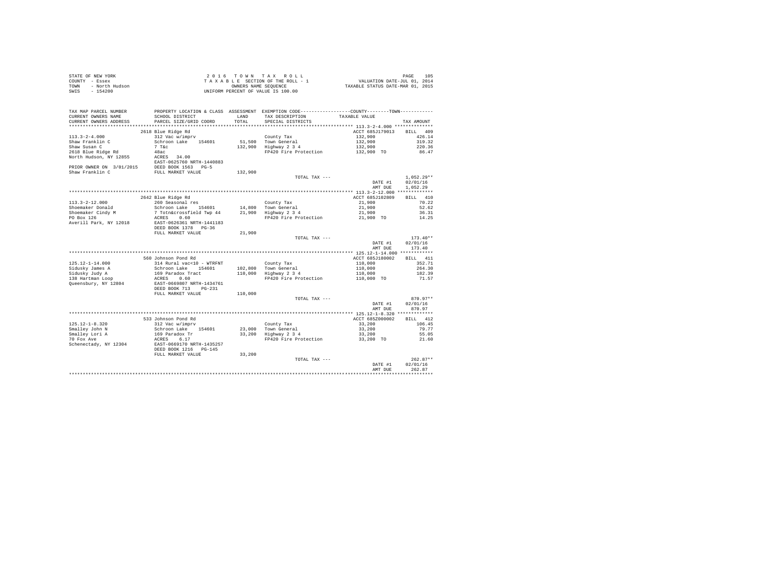STATE OF NEW YORK
COUNTY - Essex
TOWN - North Hudson
SWIS - 154200

2016 TOWN TAX ROLL
TAXABLE SECTION OF THE ROLL - 1
OWNERS NAME SEQUENCE
UNIFORM PERCENT OF VALUE IS 100.00

VALUATION DATE-JUL 01, 2014
TAXABLE STATUS DATE-MAR 01, 2015

| TAX MAP PARCEL NUMBER / CURRENT OWNERS NAME / CURRENT OWNERS ADDRESS | PROPERTY LOCATION & CLASS / SCHOOL DISTRICT / PARCEL SIZE/GRID COORD | ASSESSMENT LAND / TOTAL | EXEMPTION CODE / TAX DESCRIPTION / SPECIAL DISTRICTS | COUNTY--------TOWN / TAXABLE VALUE | TAX AMOUNT |
|---|---|---|---|---|---|
| 113.3-2-4.000 | 2618 Blue Ridge Rd | | | ACCT 685J179013 | BILL 409 |
| 113.3-2-4.000 | 312 Vac w/imprv | | County Tax | 132,900 | 426.14 |
| Shaw Franklin C | Schroon Lake 154601 | 51,500 | Town General | 132,900 | 319.32 |
| Shaw Susan C | 7 T&c | 132,900 | Highway 2 3 4 | 132,900 | 220.36 |
| 2618 Blue Ridge Rd | 48ac | | FP420 Fire Protection | 132,900 TO | 86.47 |
| North Hudson, NY 12855 | ACRES 34.00 | | | | |
| | EAST-0625760 NRTH-1440883 | | | | |
| PRIOR OWNER ON 3/01/2015 | DEED BOOK 1563 PG-5 | | | | |
| Shaw Franklin C | FULL MARKET VALUE | 132,900 | | | |
| | | | TOTAL TAX --- | | 1,052.29** |
| | | | | DATE #1 | 02/01/16 |
| | | | | AMT DUE | 1,052.29 |
| 113.3-2-12.000 | 2642 Blue Ridge Rd | | | ACCT 685J102809 | BILL 410 |
| 113.3-2-12.000 | 260 Seasonal res | | County Tax | 21,900 | 70.22 |
| Shoemaker Donald | Schroon Lake 154601 | 14,800 | Town General | 21,900 | 52.62 |
| Shoemaker Cindy M | 7 Totn&crossfield Twp 44 | 21,900 | Highway 2 3 4 | 21,900 | 36.31 |
| PO Box 126 | ACRES 0.60 | | FP420 Fire Protection | 21,900 TO | 14.25 |
| Averill Park, NY 12018 | EAST-0626361 NRTH-1441183 | | | | |
| | DEED BOOK 1378 PG-36 | | | | |
| | FULL MARKET VALUE | 21,900 | | | |
| | | | TOTAL TAX --- | | 173.40** |
| | | | | DATE #1 | 02/01/16 |
| | | | | AMT DUE | 173.40 |
| 125.12-1-14.000 | 560 Johnson Pond Rd | | | ACCT 685J180002 | BILL 411 |
| 125.12-1-14.000 | 314 Rural vac<10 - WTRFNT | | County Tax | 110,000 | 352.71 |
| Sidusky James A | Schroon Lake 154601 | 102,800 | Town General | 110,000 | 264.30 |
| Sidusky Judy A | 169 Paradox Tract | 110,000 | Highway 2 3 4 | 110,000 | 182.39 |
| 138 Hartman Loop | ACRES 0.60 | | FP420 Fire Protection | 110,000 TO | 71.57 |
| Queensbury, NY 12804 | EAST-0669807 NRTH-1434761 | | | | |
| | DEED BOOK 713 PG-231 | | | | |
| | FULL MARKET VALUE | 110,000 | | | |
| | | | TOTAL TAX --- | | 870.97** |
| | | | | DATE #1 | 02/01/16 |
| | | | | AMT DUE | 870.97 |
| 125.12-1-8.320 | 533 Johnson Pond Rd | | | ACCT 685Z000002 | BILL 412 |
| 125.12-1-8.320 | 312 Vac w/imprv | | County Tax | 33,200 | 106.45 |
| Smalley John N | Schroon Lake 154601 | 23,000 | Town General | 33,200 | 79.77 |
| Smalley Lori A | 169 Paradox Tr | 33,200 | Highway 2 3 4 | 33,200 | 55.05 |
| 70 Fox Ave | ACRES 6.17 | | FP420 Fire Protection | 33,200 TO | 21.60 |
| Schenectady, NY 12304 | EAST-0669170 NRTH-1435257 | | | | |
| | DEED BOOK 1216 PG-145 | | | | |
| | FULL MARKET VALUE | 33,200 | | | |
| | | | TOTAL TAX --- | | 262.87** |
| | | | | DATE #1 | 02/01/16 |
| | | | | AMT DUE | 262.87 |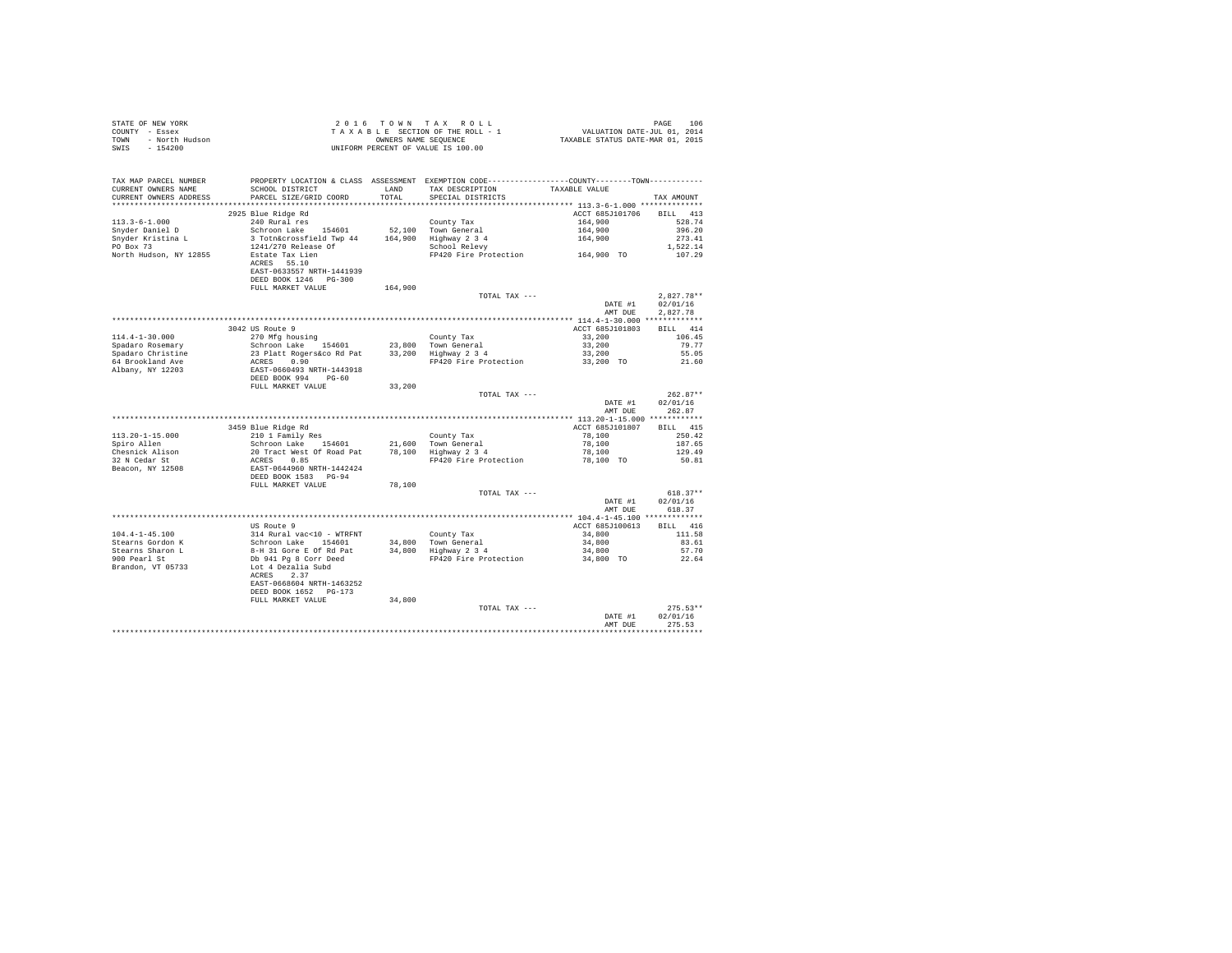STATE OF NEW YORK
COUNTY - Essex
TOWN - North Hudson
SWIS - 154200

2 0 1 6 T O W N T A X R O L L
T A X A B L E SECTION OF THE ROLL - 1
OWNERS NAME SEQUENCE
UNIFORM PERCENT OF VALUE IS 100.00

VALUATION DATE-JUL 01, 2014
TAXABLE STATUS DATE-MAR 01, 2015

```
TAX MAP PARCEL NUMBER       PROPERTY LOCATION & CLASS  ASSESSMENT  EXEMPTION CODE-----------------COUNTY--------TOWN-----------
CURRENT OWNERS NAME         SCHOOL DISTRICT              LAND      TAX DESCRIPTION            TAXABLE VALUE
CURRENT OWNERS ADDRESS      PARCEL SIZE/GRID COORD       TOTAL     SPECIAL DISTRICTS                                   TAX AMOUNT
****************************************************************************************************** 113.3-6-1.000 **************
                            2925 Blue Ridge Rd                                                    ACCT 685J101706    BILL  413
113.3-6-1.000               240 Rural res                          County Tax                     164,900              528.74
Snyder Daniel D             Schroon Lake   154601      52,100      Town General                   164,900              396.20
Snyder Kristina L           3 Totn&crossfield Twp 44   164,900     Highway 2 3 4                  164,900              273.41
PO Box 73                   1241/270 Release Of                    School Relevy                                      1,522.14
North Hudson, NY 12855      Estate Tax Lien                        FP420 Fire Protection          164,900 TO           107.29
                            ACRES   55.10
                            EAST-0633557 NRTH-1441939
                            DEED BOOK 1246   PG-300
                            FULL MARKET VALUE          164,900
                                                                   TOTAL TAX ---                                     2,827.78**
                                                                                                  DATE #1           02/01/16
                                                                                                  AMT DUE           2,827.78
****************************************************************************************************** 114.4-1-30.000 *************
                            3042 US Route 9                                                       ACCT 685J101803    BILL  414
114.4-1-30.000              270 Mfg housing                        County Tax                     33,200               106.45
Spadaro Rosemary            Schroon Lake   154601      23,800      Town General                   33,200                79.77
Spadaro Christine           23 Platt Rogers&co Rd Pat  33,200      Highway 2 3 4                  33,200                55.05
64 Brookland Ave            ACRES    0.90                          FP420 Fire Protection          33,200 TO             21.60
Albany, NY 12203            EAST-0660493 NRTH-1443918
                            DEED BOOK 994    PG-60
                            FULL MARKET VALUE          33,200
                                                                   TOTAL TAX ---                                       262.87**
                                                                                                  DATE #1           02/01/16
                                                                                                  AMT DUE             262.87
****************************************************************************************************** 113.20-1-15.000 ************
                            3459 Blue Ridge Rd                                                    ACCT 685J101807    BILL  415
113.20-1-15.000             210 1 Family Res                       County Tax                     78,100               250.42
Spiro Allen                 Schroon Lake   154601      21,600      Town General                   78,100               187.65
Chesnick Alison             20 Tract West Of Road Pat  78,100      Highway 2 3 4                  78,100               129.49
32 N Cedar St               ACRES    0.85                          FP420 Fire Protection          78,100 TO             50.81
Beacon, NY 12508            EAST-0644960 NRTH-1442424
                            DEED BOOK 1583   PG-94
                            FULL MARKET VALUE          78,100
                                                                   TOTAL TAX ---                                       618.37**
                                                                                                  DATE #1           02/01/16
                                                                                                  AMT DUE             618.37
****************************************************************************************************** 104.4-1-45.100 *************
                            US Route 9                                                            ACCT 685J100613    BILL  416
104.4-1-45.100              314 Rural vac<10 - WTRFNT              County Tax                     34,800               111.58
Stearns Gordon K            Schroon Lake   154601      34,800      Town General                   34,800                83.61
Stearns Sharon L            8-H 31 Gore E Of Rd Pat    34,800      Highway 2 3 4                  34,800                57.70
900 Pearl St                Db 941 Pg 8 Corr Deed                  FP420 Fire Protection          34,800 TO             22.64
Brandon, VT 05733           Lot 4 Dezalia Subd
                            ACRES    2.37
                            EAST-0668604 NRTH-1463252
                            DEED BOOK 1652   PG-173
                            FULL MARKET VALUE          34,800
                                                                   TOTAL TAX ---                                       275.53**
                                                                                                  DATE #1           02/01/16
                                                                                                  AMT DUE             275.53
************************************************************************************************************************************
```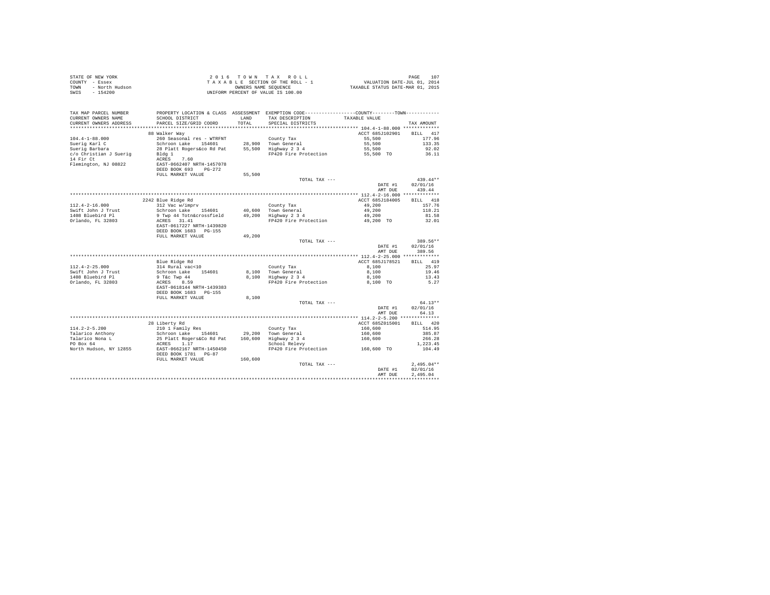STATE OF NEW YORK
COUNTY - Essex
TOWN - North Hudson
SWIS - 154200

2 0 1 6 T O W N T A X R O L L
T A X A B L E SECTION OF THE ROLL - 1
OWNERS NAME SEQUENCE
UNIFORM PERCENT OF VALUE IS 100.00

VALUATION DATE-JUL 01, 2014
TAXABLE STATUS DATE-MAR 01, 2015

| TAX MAP PARCEL NUMBER / CURRENT OWNERS NAME / CURRENT OWNERS ADDRESS | PROPERTY LOCATION & CLASS / SCHOOL DISTRICT / PARCEL SIZE/GRID COORD | ASSESSMENT LAND / TOTAL | EXEMPTION CODE / TAX DESCRIPTION / SPECIAL DISTRICTS | COUNTY--------TOWN / TAXABLE VALUE | TAX AMOUNT |
|---|---|---|---|---|---|
| 104.4-1-88.000 | 88 Walker Way | | | ACCT 685J102901 | BILL 417 |
| Suerig Karl C | 260 Seasonal res - WTRFNT | | County Tax | 55,500 | 177.96 |
| Suerig Barbara | Schroon Lake 154601 | 28,900 | Town General | 55,500 | 133.35 |
| c/o Christian J Suerig | 28 Platt Rogers&co Rd Pat | 55,500 | Highway 2 3 4 | 55,500 | 92.02 |
| 14 Fir Ct | Bldg 1 | | FP420 Fire Protection | 55,500 TO | 36.11 |
| Flemington, NJ 08822 | ACRES 7.60 | | | | |
| | EAST-0662407 NRTH-1457078 | | | | |
| | DEED BOOK 693 PG-272 | | | | |
| | FULL MARKET VALUE | 55,500 | | | |
| | | | TOTAL TAX --- | | 439.44** |
| | | | | DATE #1 | 02/01/16 |
| | | | | AMT DUE | 439.44 |
| 112.4-2-16.000 | 2242 Blue Ridge Rd | | | ACCT 685J184005 | BILL 418 |
| Swift John J Trust | 312 Vac w/imprv | | County Tax | 49,200 | 157.76 |
| 1408 Bluebird Pl | Schroon Lake 154601 | 40,600 | Town General | 49,200 | 118.21 |
| Orlando, FL 32803 | 9 Twp 44 Totn&crossfield | 49,200 | Highway 2 3 4 | 49,200 | 81.58 |
| | ACRES 31.41 | | FP420 Fire Protection | 49,200 TO | 32.01 |
| | EAST-0617227 NRTH-1439820 | | | | |
| | DEED BOOK 1683 PG-155 | | | | |
| | FULL MARKET VALUE | 49,200 | | | |
| | | | TOTAL TAX --- | | 389.56** |
| | | | | DATE #1 | 02/01/16 |
| | | | | AMT DUE | 389.56 |
| 112.4-2-25.000 | Blue Ridge Rd | | | ACCT 685J178521 | BILL 419 |
| Swift John J Trust | 314 Rural vac<10 | | County Tax | 8,100 | 25.97 |
| 1408 Bluebird Pl | Schroon Lake 154601 | 8,100 | Town General | 8,100 | 19.46 |
| Orlando, FL 32803 | 9 T&c Twp 44 | 8,100 | Highway 2 3 4 | 8,100 | 13.43 |
| | ACRES 8.59 | | FP420 Fire Protection | 8,100 TO | 5.27 |
| | EAST-0618144 NRTH-1439383 | | | | |
| | DEED BOOK 1683 PG-155 | | | | |
| | FULL MARKET VALUE | 8,100 | | | |
| | | | TOTAL TAX --- | | 64.13** |
| | | | | DATE #1 | 02/01/16 |
| | | | | AMT DUE | 64.13 |
| 114.2-2-5.200 | 28 Liberty Rd | | | ACCT 685Z015001 | BILL 420 |
| Talarico Anthony | 210 1 Family Res | | County Tax | 160,600 | 514.95 |
| Talarico Nona L | Schroon Lake 154601 | 29,200 | Town General | 160,600 | 385.87 |
| PO Box 64 | 25 Platt Rogers&Co Rd Pat | 160,600 | Highway 2 3 4 | 160,600 | 266.28 |
| North Hudson, NY 12855 | ACRES 1.17 | | School Relevy | | 1,223.45 |
| | EAST-0662167 NRTH-1450450 | | FP420 Fire Protection | 160,600 TO | 104.49 |
| | DEED BOOK 1781 PG-87 | | | | |
| | FULL MARKET VALUE | 160,600 | | | |
| | | | TOTAL TAX --- | | 2,495.04** |
| | | | | DATE #1 | 02/01/16 |
| | | | | AMT DUE | 2,495.04 |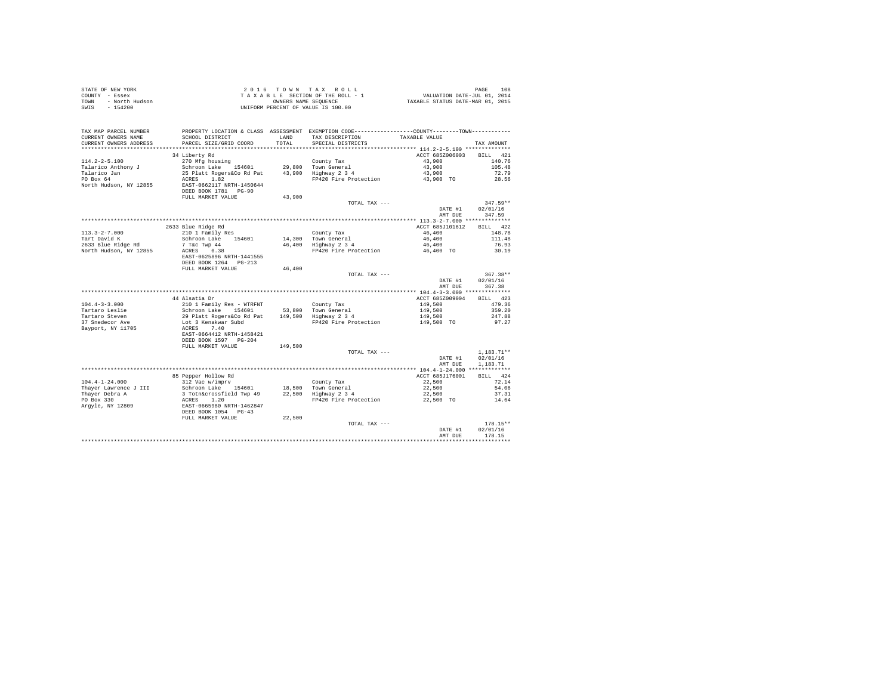STATE OF NEW YORK
COUNTY - Essex
TOWN - North Hudson
SWIS - 154200

2016 TOWN TAX ROLL
TAXABLE SECTION OF THE ROLL - 1
OWNERS NAME SEQUENCE
UNIFORM PERCENT OF VALUE IS 100.00

VALUATION DATE-JUL 01, 2014
TAXABLE STATUS DATE-MAR 01, 2015

| TAX MAP PARCEL NUMBER / CURRENT OWNERS NAME / CURRENT OWNERS ADDRESS | PROPERTY LOCATION & CLASS / SCHOOL DISTRICT / PARCEL SIZE/GRID COORD | ASSESSMENT LAND / TOTAL | EXEMPTION CODE / TAX DESCRIPTION / SPECIAL DISTRICTS | COUNTY--------TOWN / TAXABLE VALUE | TAX AMOUNT |
|---|---|---|---|---|---|
| 114.2-2-5.100 | 34 Liberty Rd | | | ACCT 685Z006003 | BILL 421 |
| 114.2-2-5.100 | 270 Mfg housing | | County Tax | 43,900 | 140.76 |
| Talarico Anthony J | Schroon Lake 154601 | 29,800 | Town General | 43,900 | 105.48 |
| Talarico Jan | 25 Platt Rogers&Co Rd Pat | 43,900 | Highway 2 3 4 | 43,900 | 72.79 |
| PO Box 64 | ACRES 1.82 | | FP420 Fire Protection | 43,900 TO | 28.56 |
| North Hudson, NY 12855 | EAST-0662117 NRTH-1450644 | | | | |
| | DEED BOOK 1781 PG-90 | | | | |
| | FULL MARKET VALUE | 43,900 | | | |
| | | | TOTAL TAX --- | | 347.59** |
| | | | | DATE #1 | 02/01/16 |
| | | | | AMT DUE | 347.59 |
| 113.3-2-7.000 | 2633 Blue Ridge Rd | | | ACCT 685J101612 | BILL 422 |
| 113.3-2-7.000 | 210 1 Family Res | | County Tax | 46,400 | 148.78 |
| Tart David K | Schroon Lake 154601 | 14,300 | Town General | 46,400 | 111.48 |
| 2633 Blue Ridge Rd | 7 T&c Twp 44 | 46,400 | Highway 2 3 4 | 46,400 | 76.93 |
| North Hudson, NY 12855 | ACRES 0.38 | | FP420 Fire Protection | 46,400 TO | 30.19 |
| | EAST-0625896 NRTH-1441555 | | | | |
| | DEED BOOK 1264 PG-213 | | | | |
| | FULL MARKET VALUE | 46,400 | | | |
| | | | TOTAL TAX --- | | 367.38** |
| | | | | DATE #1 | 02/01/16 |
| | | | | AMT DUE | 367.38 |
| 104.4-3-3.000 | 44 Alsatia Dr | | | ACCT 685Z009004 | BILL 423 |
| 104.4-3-3.000 | 210 1 Family Res - WTRFNT | | County Tax | 149,500 | 479.36 |
| Tartaro Leslie | Schroon Lake 154601 | 53,800 | Town General | 149,500 | 359.20 |
| Tartaro Steven | 29 Platt Rogers&Co Rd Pat | 149,500 | Highway 2 3 4 | 149,500 | 247.88 |
| 37 Snedecor Ave | Lot 3 Kenakwar Subd | | FP420 Fire Protection | 149,500 TO | 97.27 |
| Bayport, NY 11705 | ACRES 7.40 | | | | |
| | EAST-0664412 NRTH-1458421 | | | | |
| | DEED BOOK 1597 PG-204 | | | | |
| | FULL MARKET VALUE | 149,500 | | | |
| | | | TOTAL TAX --- | | 1,183.71** |
| | | | | DATE #1 | 02/01/16 |
| | | | | AMT DUE | 1,183.71 |
| 104.4-1-24.000 | 85 Pepper Hollow Rd | | | ACCT 685J176001 | BILL 424 |
| 104.4-1-24.000 | 312 Vac w/imprv | | County Tax | 22,500 | 72.14 |
| Thayer Lawrence J III | Schroon Lake 154601 | 18,500 | Town General | 22,500 | 54.06 |
| Thayer Debra A | 3 Totn&crossfield Twp 49 | 22,500 | Highway 2 3 4 | 22,500 | 37.31 |
| PO Box 330 | ACRES 1.20 | | FP420 Fire Protection | 22,500 TO | 14.64 |
| Argyle, NY 12809 | EAST-0665980 NRTH-1462847 | | | | |
| | DEED BOOK 1054 PG-43 | | | | |
| | FULL MARKET VALUE | 22,500 | | | |
| | | | TOTAL TAX --- | | 178.15** |
| | | | | DATE #1 | 02/01/16 |
| | | | | AMT DUE | 178.15 |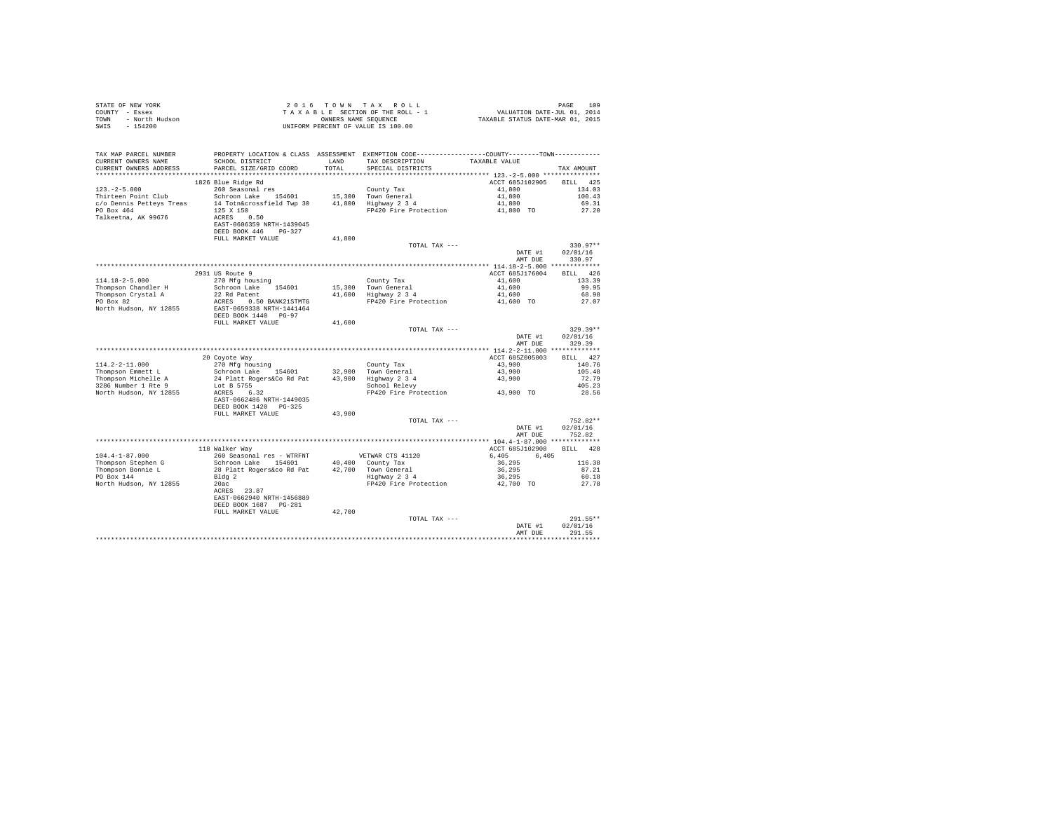STATE OF NEW YORK
COUNTY - Essex
TOWN - North Hudson
SWIS - 154200

2 0 1 6 T O W N T A X R O L L
T A X A B L E SECTION OF THE ROLL - 1
OWNERS NAME SEQUENCE
UNIFORM PERCENT OF VALUE IS 100.00

VALUATION DATE-JUL 01, 2014
TAXABLE STATUS DATE-MAR 01, 2015

```
TAX MAP PARCEL NUMBER     PROPERTY LOCATION & CLASS  ASSESSMENT  EXEMPTION CODE-----------------COUNTY--------TOWN-----------
CURRENT OWNERS NAME       SCHOOL DISTRICT              LAND      TAX DESCRIPTION            TAXABLE VALUE
CURRENT OWNERS ADDRESS    PARCEL SIZE/GRID COORD       TOTAL     SPECIAL DISTRICTS                                   TAX AMOUNT
************************************************************************************************* 123.-2-5.000 ***************
                          1826 Blue Ridge Rd                                                 ACCT 685J102905    BILL  425
123.-2-5.000              260 Seasonal res                       County Tax                    41,800             134.03
Thirteen Point Club       Schroon Lake   154601       15,300     Town General                  41,800             100.43
c/o Dennis Petteys Treas  14 Totn&crossfield Twp 30   41,800     Highway 2 3 4                 41,800              69.31
PO Box 464                125 X 150                              FP420 Fire Protection         41,800 TO           27.20
Talkeetna, AK 99676       ACRES    0.50
                          EAST-0606359 NRTH-1439045
                          DEED BOOK 446    PG-327
                          FULL MARKET VALUE            41,800
                                                                 TOTAL TAX ---                                    330.97**
                                                                                               DATE #1          02/01/16
                                                                                               AMT DUE            330.97
************************************************************************************************* 114.18-2-5.000 ************
                          2931 US Route 9                                                    ACCT 685J176004    BILL  426
114.18-2-5.000            270 Mfg housing                        County Tax                    41,600             133.39
Thompson Chandler H       Schroon Lake   154601       15,300     Town General                  41,600              99.95
Thompson Crystal A        22 Rd Patent                41,600     Highway 2 3 4                 41,600              68.98
PO Box 82                 ACRES    0.50 BANK21STMTG              FP420 Fire Protection         41,600 TO           27.07
North Hudson, NY 12855    EAST-0659338 NRTH-1441464
                          DEED BOOK 1440   PG-97
                          FULL MARKET VALUE            41,600
                                                                 TOTAL TAX ---                                    329.39**
                                                                                               DATE #1          02/01/16
                                                                                               AMT DUE            329.39
************************************************************************************************* 114.2-2-11.000 ************
                          20 Coyote Way                                                      ACCT 685Z005003    BILL  427
114.2-2-11.000            270 Mfg housing                        County Tax                    43,900             140.76
Thompson Emmett L         Schroon Lake   154601       32,900     Town General                  43,900             105.48
Thompson Michelle A       24 Platt Rogers&Co Rd Pat   43,900     Highway 2 3 4                 43,900              72.79
3286 Number 1 Rte 9       Lot B 5755                             School Relevy                                    405.23
North Hudson, NY 12855    ACRES    6.32                          FP420 Fire Protection         43,900 TO           28.56
                          EAST-0662486 NRTH-1449035
                          DEED BOOK 1420   PG-325
                          FULL MARKET VALUE            43,900
                                                                 TOTAL TAX ---                                    752.82**
                                                                                               DATE #1          02/01/16
                                                                                               AMT DUE            752.82
************************************************************************************************* 104.4-1-87.000 ************
                          118 Walker Way                                                     ACCT 685J102908    BILL  428
104.4-1-87.000            260 Seasonal res - WTRFNT              VETWAR CTS 41120               6,405      6,405
Thompson Stephen G        Schroon Lake   154601       40,400     County Tax                    36,295             116.38
Thompson Bonnie L         28 Platt Rogers&co Rd Pat   42,700     Town General                  36,295              87.21
PO Box 144                Bldg 2                                 Highway 2 3 4                 36,295              60.18
North Hudson, NY 12855    20ac                                   FP420 Fire Protection         42,700 TO           27.78
                          ACRES   23.87
                          EAST-0662940 NRTH-1456889
                          DEED BOOK 1687   PG-281
                          FULL MARKET VALUE            42,700
                                                                 TOTAL TAX ---                                    291.55**
                                                                                               DATE #1          02/01/16
                                                                                               AMT DUE            291.55
*****************************************************************************************************************************
```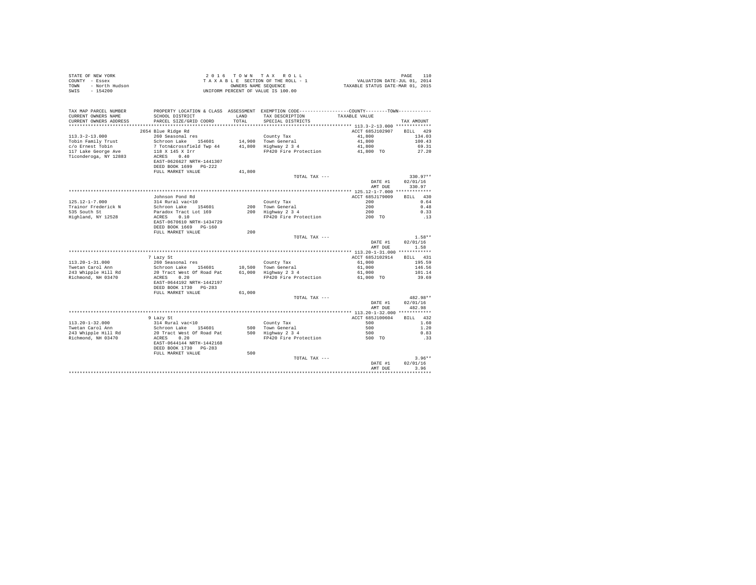STATE OF NEW YORK
COUNTY - Essex
TOWN - North Hudson
SWIS - 154200

2 0 1 6 T O W N T A X R O L L
T A X A B L E SECTION OF THE ROLL - 1
OWNERS NAME SEQUENCE
UNIFORM PERCENT OF VALUE IS 100.00

VALUATION DATE-JUL 01, 2014
TAXABLE STATUS DATE-MAR 01, 2015

| TAX MAP PARCEL NUMBER / CURRENT OWNERS NAME / CURRENT OWNERS ADDRESS | PROPERTY LOCATION & CLASS / SCHOOL DISTRICT / PARCEL SIZE/GRID COORD | ASSESSMENT LAND / TOTAL | EXEMPTION CODE / TAX DESCRIPTION / SPECIAL DISTRICTS | COUNTY--------TOWN TAXABLE VALUE | TAX AMOUNT |
|---|---|---|---|---|---|
| 113.3-2-13.000 | 2654 Blue Ridge Rd | | | ACCT 685J102907 | BILL 429 |
| 113.3-2-13.000 | 260 Seasonal res | | County Tax | 41,800 | 134.03 |
| Tobin Family Trust | Schroon Lake 154601 | 14,900 | Town General | 41,800 | 100.43 |
| c/o Ernest Tobin | 7 Totn&crossfield Twp 44 | 41,800 | Highway 2 3 4 | 41,800 | 69.31 |
| 117 Lake George Ave | 118 X 145 X Irr | | FP420 Fire Protection | 41,800 TO | 27.20 |
| Ticonderoga, NY 12883 | ACRES 0.40 | | | | |
| | EAST-0626627 NRTH-1441307 | | | | |
| | DEED BOOK 1699 PG-222 | | | | |
| | FULL MARKET VALUE | 41,800 | | | |
| | | | TOTAL TAX --- | | 330.97** |
| | | | | DATE #1 | 02/01/16 |
| | | | | AMT DUE | 330.97 |
| 125.12-1-7.000 | Johnson Pond Rd | | | ACCT 685J179009 | BILL 430 |
| 125.12-1-7.000 | 314 Rural vac<10 | | County Tax | 200 | 0.64 |
| Trainor Frederick N | Schroon Lake 154601 | 200 | Town General | 200 | 0.48 |
| 535 South St | Paradox Tract Lot 169 | 200 | Highway 2 3 4 | 200 | 0.33 |
| Highland, NY 12528 | ACRES 0.10 | | FP420 Fire Protection | 200 TO | .13 |
| | EAST-0670610 NRTH-1434729 | | | | |
| | DEED BOOK 1669 PG-160 | | | | |
| | FULL MARKET VALUE | 200 | | | |
| | | | TOTAL TAX --- | | 1.58** |
| | | | | DATE #1 | 02/01/16 |
| | | | | AMT DUE | 1.58 |
| 113.20-1-31.000 | 7 Lazy St | | | ACCT 685J102914 | BILL 431 |
| 113.20-1-31.000 | 260 Seasonal res | | County Tax | 61,000 | 195.59 |
| Twetan Carol Ann | Schroon Lake 154601 | 10,500 | Town General | 61,000 | 146.56 |
| 243 Whipple Hill Rd | 20 Tract West Of Road Pat | 61,000 | Highway 2 3 4 | 61,000 | 101.14 |
| Richmond, NH 03470 | ACRES 0.20 | | FP420 Fire Protection | 61,000 TO | 39.69 |
| | EAST-0644192 NRTH-1442197 | | | | |
| | DEED BOOK 1730 PG-283 | | | | |
| | FULL MARKET VALUE | 61,000 | | | |
| | | | TOTAL TAX --- | | 482.98** |
| | | | | DATE #1 | 02/01/16 |
| | | | | AMT DUE | 482.98 |
| 113.20-1-32.000 | 9 Lazy St | | | ACCT 685J100604 | BILL 432 |
| 113.20-1-32.000 | 314 Rural vac<10 | | County Tax | 500 | 1.60 |
| Twetan Carol Ann | Schroon Lake 154601 | 500 | Town General | 500 | 1.20 |
| 243 Whipple Hill Rd | 20 Tract West Of Road Pat | 500 | Highway 2 3 4 | 500 | 0.83 |
| Richmond, NH 03470 | ACRES 0.20 | | FP420 Fire Protection | 500 TO | .33 |
| | EAST-0644144 NRTH-1442168 | | | | |
| | DEED BOOK 1730 PG-283 | | | | |
| | FULL MARKET VALUE | 500 | | | |
| | | | TOTAL TAX --- | | 3.96** |
| | | | | DATE #1 | 02/01/16 |
| | | | | AMT DUE | 3.96 |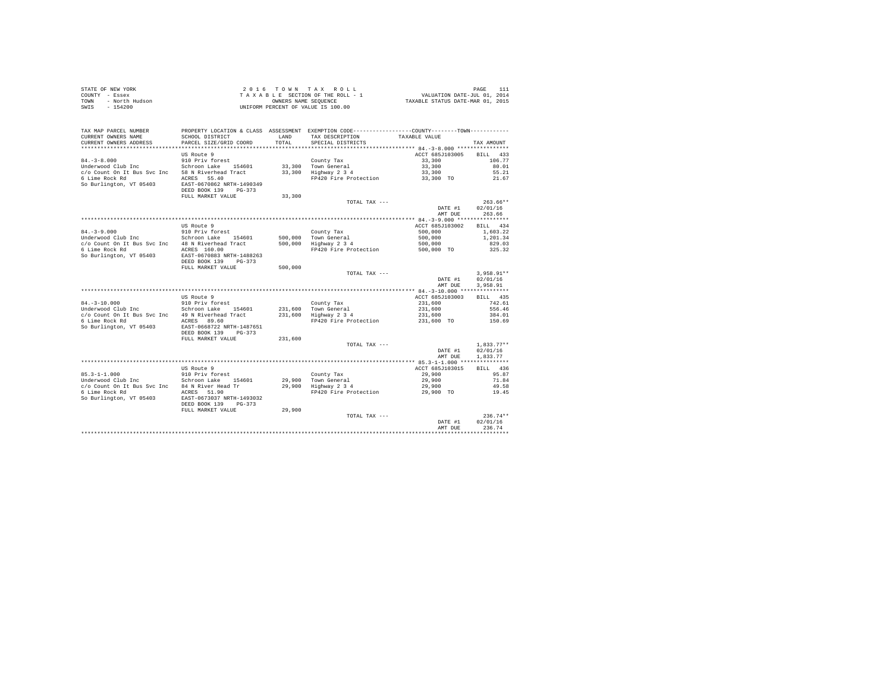STATE OF NEW YORK
COUNTY - Essex
TOWN - North Hudson
SWIS - 154200

2016 TOWN TAX ROLL
TAXABLE SECTION OF THE ROLL - 1
OWNERS NAME SEQUENCE
UNIFORM PERCENT OF VALUE IS 100.00

PAGE 111
VALUATION DATE-JUL 01, 2014
TAXABLE STATUS DATE-MAR 01, 2015

| TAX MAP PARCEL NUMBER / CURRENT OWNERS NAME / CURRENT OWNERS ADDRESS | PROPERTY LOCATION & CLASS / SCHOOL DISTRICT / PARCEL SIZE/GRID COORD | ASSESSMENT LAND / TOTAL | EXEMPTION CODE / TAX DESCRIPTION / SPECIAL DISTRICTS | COUNTY / TOWN TAXABLE VALUE | TAX AMOUNT |
|---|---|---|---|---|---|
| **84.-3-8.000** | US Route 9 | | | ACCT 685J103005 | BILL 433 |
| 84.-3-8.000 | 910 Priv forest | | County Tax | 33,300 | 106.77 |
| Underwood Club Inc | Schroon Lake 154601 | 33,300 | Town General | 33,300 | 80.01 |
| c/o Count On It Bus Svc Inc | 58 N Riverhead Tract | 33,300 | Highway 2 3 4 | 33,300 | 55.21 |
| 6 Lime Rock Rd | ACRES 55.40 | | FP420 Fire Protection | 33,300 TO | 21.67 |
| So Burlington, VT 05403 | EAST-0670862 NRTH-1490349 | | | | |
| | DEED BOOK 139 PG-373 | | | | |
| | FULL MARKET VALUE | 33,300 | | | |
| | | | TOTAL TAX --- | | 263.66** |
| | | | | DATE #1 | 02/01/16 |
| | | | | AMT DUE | 263.66 |
| **84.-3-9.000** | US Route 9 | | | ACCT 685J103002 | BILL 434 |
| 84.-3-9.000 | 910 Priv forest | | County Tax | 500,000 | 1,603.22 |
| Underwood Club Inc | Schroon Lake 154601 | 500,000 | Town General | 500,000 | 1,201.34 |
| c/o Count On It Bus Svc Inc | 48 N Riverhead Tract | 500,000 | Highway 2 3 4 | 500,000 | 829.03 |
| 6 Lime Rock Rd | ACRES 160.00 | | FP420 Fire Protection | 500,000 TO | 325.32 |
| So Burlington, VT 05403 | EAST-0670883 NRTH-1488263 | | | | |
| | DEED BOOK 139 PG-373 | | | | |
| | FULL MARKET VALUE | 500,000 | | | |
| | | | TOTAL TAX --- | | 3,958.91** |
| | | | | DATE #1 | 02/01/16 |
| | | | | AMT DUE | 3,958.91 |
| **84.-3-10.000** | US Route 9 | | | ACCT 685J103003 | BILL 435 |
| 84.-3-10.000 | 910 Priv forest | | County Tax | 231,600 | 742.61 |
| Underwood Club Inc | Schroon Lake 154601 | 231,600 | Town General | 231,600 | 556.46 |
| c/o Count On It Bus Svc Inc | 49 N Riverhead Tract | 231,600 | Highway 2 3 4 | 231,600 | 384.01 |
| 6 Lime Rock Rd | ACRES 89.60 | | FP420 Fire Protection | 231,600 TO | 150.69 |
| So Burlington, VT 05403 | EAST-0668722 NRTH-1487651 | | | | |
| | DEED BOOK 139 PG-373 | | | | |
| | FULL MARKET VALUE | 231,600 | | | |
| | | | TOTAL TAX --- | | 1,833.77** |
| | | | | DATE #1 | 02/01/16 |
| | | | | AMT DUE | 1,833.77 |
| **85.3-1-1.000** | US Route 9 | | | ACCT 685J103015 | BILL 436 |
| 85.3-1-1.000 | 910 Priv forest | | County Tax | 29,900 | 95.87 |
| Underwood Club Inc | Schroon Lake 154601 | 29,900 | Town General | 29,900 | 71.84 |
| c/o Count On It Bus Svc Inc | 84 N River Head Tr | 29,900 | Highway 2 3 4 | 29,900 | 49.58 |
| 6 Lime Rock Rd | ACRES 51.90 | | FP420 Fire Protection | 29,900 TO | 19.45 |
| So Burlington, VT 05403 | EAST-0673037 NRTH-1493032 | | | | |
| | DEED BOOK 139 PG-373 | | | | |
| | FULL MARKET VALUE | 29,900 | | | |
| | | | TOTAL TAX --- | | 236.74** |
| | | | | DATE #1 | 02/01/16 |
| | | | | AMT DUE | 236.74 |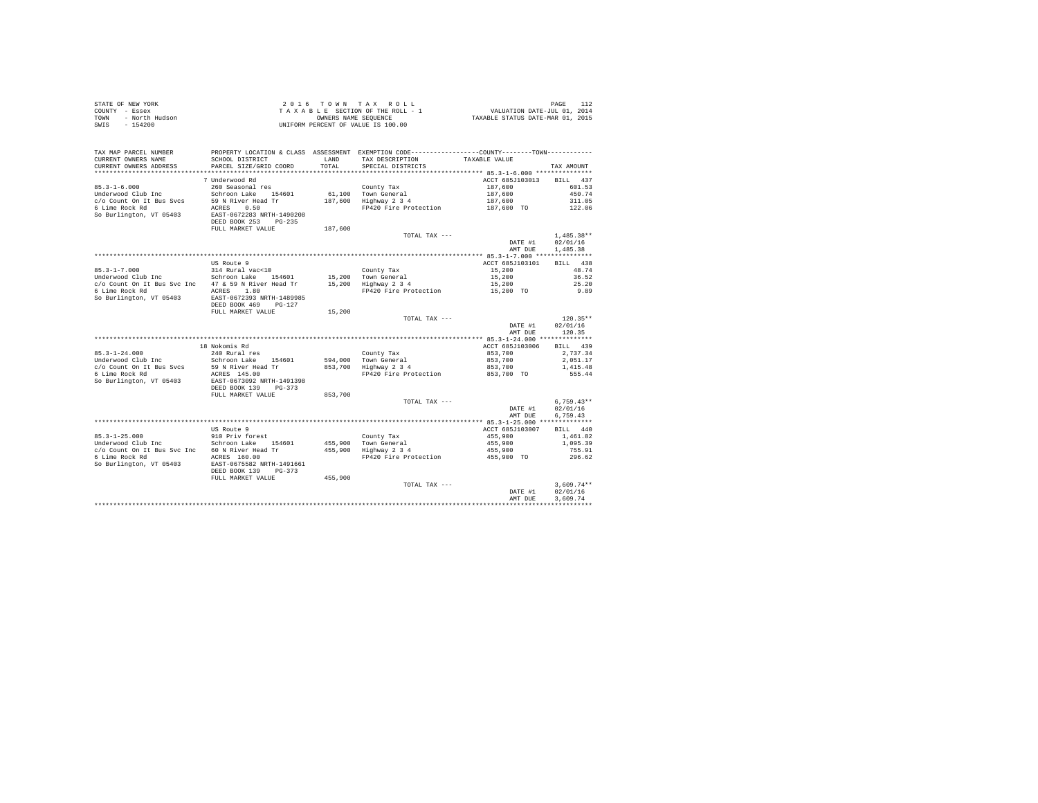STATE OF NEW YORK
COUNTY - Essex
TOWN - North Hudson
SWIS - 154200

2016 TOWN TAX ROLL
TAXABLE SECTION OF THE ROLL - 1
OWNERS NAME SEQUENCE
UNIFORM PERCENT OF VALUE IS 100.00

VALUATION DATE-JUL 01, 2014
TAXABLE STATUS DATE-MAR 01, 2015

| TAX MAP PARCEL NUMBER / CURRENT OWNERS NAME / CURRENT OWNERS ADDRESS | PROPERTY LOCATION & CLASS / SCHOOL DISTRICT / PARCEL SIZE/GRID COORD | ASSESSMENT LAND / TOTAL | EXEMPTION CODE / TAX DESCRIPTION / SPECIAL DISTRICTS | COUNTY--------TOWN TAXABLE VALUE | TAX AMOUNT |
|---|---|---|---|---|---|
| **85.3-1-6.000** | 7 Underwood Rd | | | ACCT 685J103013 | BILL 437 |
| 85.3-1-6.000 | 260 Seasonal res | | County Tax | 187,600 | 601.53 |
| Underwood Club Inc | Schroon Lake 154601 | 61,100 | Town General | 187,600 | 450.74 |
| c/o Count On It Bus Svcs | 59 N River Head Tr | 187,600 | Highway 2 3 4 | 187,600 | 311.05 |
| 6 Lime Rock Rd | ACRES 0.50 | | FP420 Fire Protection | 187,600 TO | 122.06 |
| So Burlington, VT 05403 | EAST-0672283 NRTH-1490208 | | | | |
| | DEED BOOK 253 PG-235 | | | | |
| | FULL MARKET VALUE | 187,600 | | | |
| | | | TOTAL TAX --- | | 1,485.38** |
| | | | | DATE #1 | 02/01/16 |
| | | | | AMT DUE | 1,485.38 |
| **85.3-1-7.000** | US Route 9 | | | ACCT 685J103101 | BILL 438 |
| 85.3-1-7.000 | 314 Rural vac<10 | | County Tax | 15,200 | 48.74 |
| Underwood Club Inc | Schroon Lake 154601 | 15,200 | Town General | 15,200 | 36.52 |
| c/o Count On It Bus Svc Inc | 47 & 59 N River Head Tr | 15,200 | Highway 2 3 4 | 15,200 | 25.20 |
| 6 Lime Rock Rd | ACRES 1.80 | | FP420 Fire Protection | 15,200 TO | 9.89 |
| So Burlington, VT 05403 | EAST-0672393 NRTH-1489985 | | | | |
| | DEED BOOK 469 PG-127 | | | | |
| | FULL MARKET VALUE | 15,200 | | | |
| | | | TOTAL TAX --- | | 120.35** |
| | | | | DATE #1 | 02/01/16 |
| | | | | AMT DUE | 120.35 |
| **85.3-1-24.000** | 18 Nokomis Rd | | | ACCT 685J103006 | BILL 439 |
| 85.3-1-24.000 | 240 Rural res | | County Tax | 853,700 | 2,737.34 |
| Underwood Club Inc | Schroon Lake 154601 | 594,000 | Town General | 853,700 | 2,051.17 |
| c/o Count On It Bus Svcs | 59 N River Head Tr | 853,700 | Highway 2 3 4 | 853,700 | 1,415.48 |
| 6 Lime Rock Rd | ACRES 145.00 | | FP420 Fire Protection | 853,700 TO | 555.44 |
| So Burlington, VT 05403 | EAST-0673092 NRTH-1491398 | | | | |
| | DEED BOOK 139 PG-373 | | | | |
| | FULL MARKET VALUE | 853,700 | | | |
| | | | TOTAL TAX --- | | 6,759.43** |
| | | | | DATE #1 | 02/01/16 |
| | | | | AMT DUE | 6,759.43 |
| **85.3-1-25.000** | US Route 9 | | | ACCT 685J103007 | BILL 440 |
| 85.3-1-25.000 | 910 Priv forest | | County Tax | 455,900 | 1,461.82 |
| Underwood Club Inc | Schroon Lake 154601 | 455,900 | Town General | 455,900 | 1,095.39 |
| c/o Count On It Bus Svc Inc | 60 N River Head Tr | 455,900 | Highway 2 3 4 | 455,900 | 755.91 |
| 6 Lime Rock Rd | ACRES 160.00 | | FP420 Fire Protection | 455,900 TO | 296.62 |
| So Burlington, VT 05403 | EAST-0675582 NRTH-1491661 | | | | |
| | DEED BOOK 139 PG-373 | | | | |
| | FULL MARKET VALUE | 455,900 | | | |
| | | | TOTAL TAX --- | | 3,609.74** |
| | | | | DATE #1 | 02/01/16 |
| | | | | AMT DUE | 3,609.74 |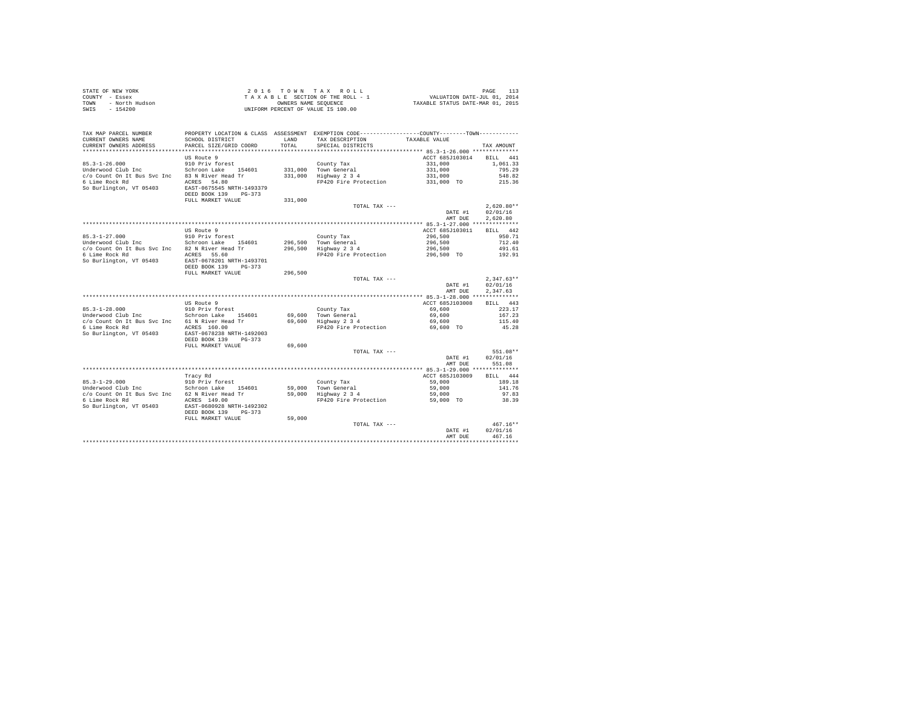STATE OF NEW YORK
COUNTY - Essex
TOWN - North Hudson
SWIS - 154200

2016 TOWN TAX ROLL
TAXABLE SECTION OF THE ROLL - 1
OWNERS NAME SEQUENCE
UNIFORM PERCENT OF VALUE IS 100.00

VALUATION DATE-JUL 01, 2014
TAXABLE STATUS DATE-MAR 01, 2015

| TAX MAP PARCEL NUMBER / CURRENT OWNERS NAME / CURRENT OWNERS ADDRESS | PROPERTY LOCATION & CLASS / SCHOOL DISTRICT / PARCEL SIZE/GRID COORD | ASSESSMENT LAND / TOTAL | EXEMPTION CODE / TAX DESCRIPTION / SPECIAL DISTRICTS | COUNTY / TOWN TAXABLE VALUE | TAX AMOUNT |
|---|---|---|---|---|---|
| 85.3-1-26.000 | US Route 9 | | | ACCT 685J103014 | BILL 441 |
| Underwood Club Inc | 910 Priv forest | | County Tax | 331,000 | 1,061.33 |
| c/o Count On It Bus Svc Inc | Schroon Lake 154601 | 331,000 | Town General | 331,000 | 795.29 |
| 6 Lime Rock Rd | 83 N River Head Tr | 331,000 | Highway 2 3 4 | 331,000 | 548.82 |
| So Burlington, VT 05403 | ACRES 54.80 | | FP420 Fire Protection | 331,000 TO | 215.36 |
| | EAST-0675545 NRTH-1493379 | | | | |
| | DEED BOOK 139 PG-373 | | | | |
| | FULL MARKET VALUE | 331,000 | | | |
| | | | TOTAL TAX --- | | 2,620.80** |
| | | | | DATE #1 | 02/01/16 |
| | | | | AMT DUE | 2,620.80 |
| 85.3-1-27.000 | US Route 9 | | | ACCT 685J103011 | BILL 442 |
| Underwood Club Inc | 910 Priv forest | | County Tax | 296,500 | 950.71 |
| c/o Count On It Bus Svc Inc | Schroon Lake 154601 | 296,500 | Town General | 296,500 | 712.40 |
| 6 Lime Rock Rd | 82 N River Head Tr | 296,500 | Highway 2 3 4 | 296,500 | 491.61 |
| So Burlington, VT 05403 | ACRES 55.60 | | FP420 Fire Protection | 296,500 TO | 192.91 |
| | EAST-0678201 NRTH-1493701 | | | | |
| | DEED BOOK 139 PG-373 | | | | |
| | FULL MARKET VALUE | 296,500 | | | |
| | | | TOTAL TAX --- | | 2,347.63** |
| | | | | DATE #1 | 02/01/16 |
| | | | | AMT DUE | 2,347.63 |
| 85.3-1-28.000 | US Route 9 | | | ACCT 685J103008 | BILL 443 |
| Underwood Club Inc | 910 Priv forest | | County Tax | 69,600 | 223.17 |
| c/o Count On It Bus Svc Inc | Schroon Lake 154601 | 69,600 | Town General | 69,600 | 167.23 |
| 6 Lime Rock Rd | 61 N River Head Tr | 69,600 | Highway 2 3 4 | 69,600 | 115.40 |
| So Burlington, VT 05403 | ACRES 160.00 | | FP420 Fire Protection | 69,600 TO | 45.28 |
| | EAST-0678238 NRTH-1492003 | | | | |
| | DEED BOOK 139 PG-373 | | | | |
| | FULL MARKET VALUE | 69,600 | | | |
| | | | TOTAL TAX --- | | 551.08** |
| | | | | DATE #1 | 02/01/16 |
| | | | | AMT DUE | 551.08 |
| 85.3-1-29.000 | Tracy Rd | | | ACCT 685J103009 | BILL 444 |
| Underwood Club Inc | 910 Priv forest | | County Tax | 59,000 | 189.18 |
| c/o Count On It Bus Svc Inc | Schroon Lake 154601 | 59,000 | Town General | 59,000 | 141.76 |
| 6 Lime Rock Rd | 62 N River Head Tr | 59,000 | Highway 2 3 4 | 59,000 | 97.83 |
| So Burlington, VT 05403 | ACRES 149.00 | | FP420 Fire Protection | 59,000 TO | 38.39 |
| | EAST-0680928 NRTH-1492302 | | | | |
| | DEED BOOK 139 PG-373 | | | | |
| | FULL MARKET VALUE | 59,000 | | | |
| | | | TOTAL TAX --- | | 467.16** |
| | | | | DATE #1 | 02/01/16 |
| | | | | AMT DUE | 467.16 |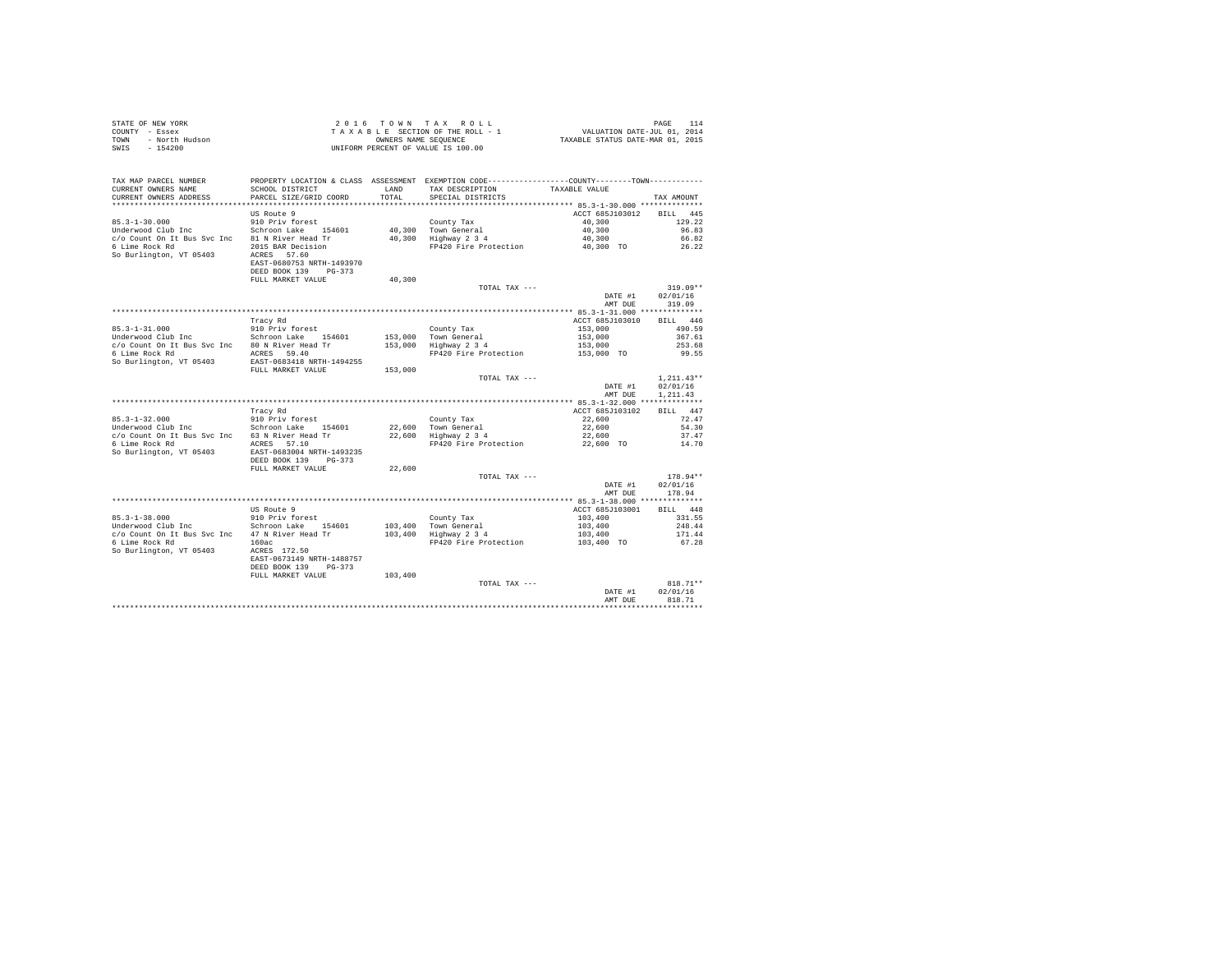STATE OF NEW YORK
COUNTY - Essex
TOWN - North Hudson
SWIS - 154200

2016 TOWN TAX ROLL
TAXABLE SECTION OF THE ROLL - 1
OWNERS NAME SEQUENCE
UNIFORM PERCENT OF VALUE IS 100.00

VALUATION DATE-JUL 01, 2014
TAXABLE STATUS DATE-MAR 01, 2015

| TAX MAP PARCEL NUMBER / CURRENT OWNERS NAME / CURRENT OWNERS ADDRESS | PROPERTY LOCATION & CLASS / SCHOOL DISTRICT / PARCEL SIZE/GRID COORD | ASSESSMENT LAND / TOTAL | EXEMPTION CODE / TAX DESCRIPTION / SPECIAL DISTRICTS | TAXABLE VALUE | TAX AMOUNT |
|---|---|---|---|---|---|
| **85.3-1-30.000** | US Route 9 | | | ACCT 685J103012 | BILL 445 |
| 85.3-1-30.000 | 910 Priv forest | | County Tax | 40,300 | 129.22 |
| Underwood Club Inc | Schroon Lake 154601 | 40,300 | Town General | 40,300 | 96.83 |
| c/o Count On It Bus Svc Inc | 81 N River Head Tr | 40,300 | Highway 2 3 4 | 40,300 | 66.82 |
| 6 Lime Rock Rd | 2015 BAR Decision | | FP420 Fire Protection | 40,300 TO | 26.22 |
| So Burlington, VT 05403 | ACRES 57.60 | | | | |
| | EAST-0680753 NRTH-1493970 | | | | |
| | DEED BOOK 139 PG-373 | | | | |
| | FULL MARKET VALUE | 40,300 | | | |
| | | | TOTAL TAX --- | | 319.09** |
| | | | | DATE #1 | 02/01/16 |
| | | | | AMT DUE | 319.09 |
| **85.3-1-31.000** | Tracy Rd | | | ACCT 685J103010 | BILL 446 |
| 85.3-1-31.000 | 910 Priv forest | | County Tax | 153,000 | 490.59 |
| Underwood Club Inc | Schroon Lake 154601 | 153,000 | Town General | 153,000 | 367.61 |
| c/o Count On It Bus Svc Inc | 80 N River Head Tr | 153,000 | Highway 2 3 4 | 153,000 | 253.68 |
| 6 Lime Rock Rd | ACRES 59.40 | | FP420 Fire Protection | 153,000 TO | 99.55 |
| So Burlington, VT 05403 | EAST-0683418 NRTH-1494255 | | | | |
| | FULL MARKET VALUE | 153,000 | | | |
| | | | TOTAL TAX --- | | 1,211.43** |
| | | | | DATE #1 | 02/01/16 |
| | | | | AMT DUE | 1,211.43 |
| **85.3-1-32.000** | Tracy Rd | | | ACCT 685J103102 | BILL 447 |
| 85.3-1-32.000 | 910 Priv forest | | County Tax | 22,600 | 72.47 |
| Underwood Club Inc | Schroon Lake 154601 | 22,600 | Town General | 22,600 | 54.30 |
| c/o Count On It Bus Svc Inc | 63 N River Head Tr | 22,600 | Highway 2 3 4 | 22,600 | 37.47 |
| 6 Lime Rock Rd | ACRES 57.10 | | FP420 Fire Protection | 22,600 TO | 14.70 |
| So Burlington, VT 05403 | EAST-0683004 NRTH-1493235 | | | | |
| | DEED BOOK 139 PG-373 | | | | |
| | FULL MARKET VALUE | 22,600 | | | |
| | | | TOTAL TAX --- | | 178.94** |
| | | | | DATE #1 | 02/01/16 |
| | | | | AMT DUE | 178.94 |
| **85.3-1-38.000** | US Route 9 | | | ACCT 685J103001 | BILL 448 |
| 85.3-1-38.000 | 910 Priv forest | | County Tax | 103,400 | 331.55 |
| Underwood Club Inc | Schroon Lake 154601 | 103,400 | Town General | 103,400 | 248.44 |
| c/o Count On It Bus Svc Inc | 47 N River Head Tr | 103,400 | Highway 2 3 4 | 103,400 | 171.44 |
| 6 Lime Rock Rd | 160ac | | FP420 Fire Protection | 103,400 TO | 67.28 |
| So Burlington, VT 05403 | ACRES 172.50 | | | | |
| | EAST-0673149 NRTH-1488757 | | | | |
| | DEED BOOK 139 PG-373 | | | | |
| | FULL MARKET VALUE | 103,400 | | | |
| | | | TOTAL TAX --- | | 818.71** |
| | | | | DATE #1 | 02/01/16 |
| | | | | AMT DUE | 818.71 |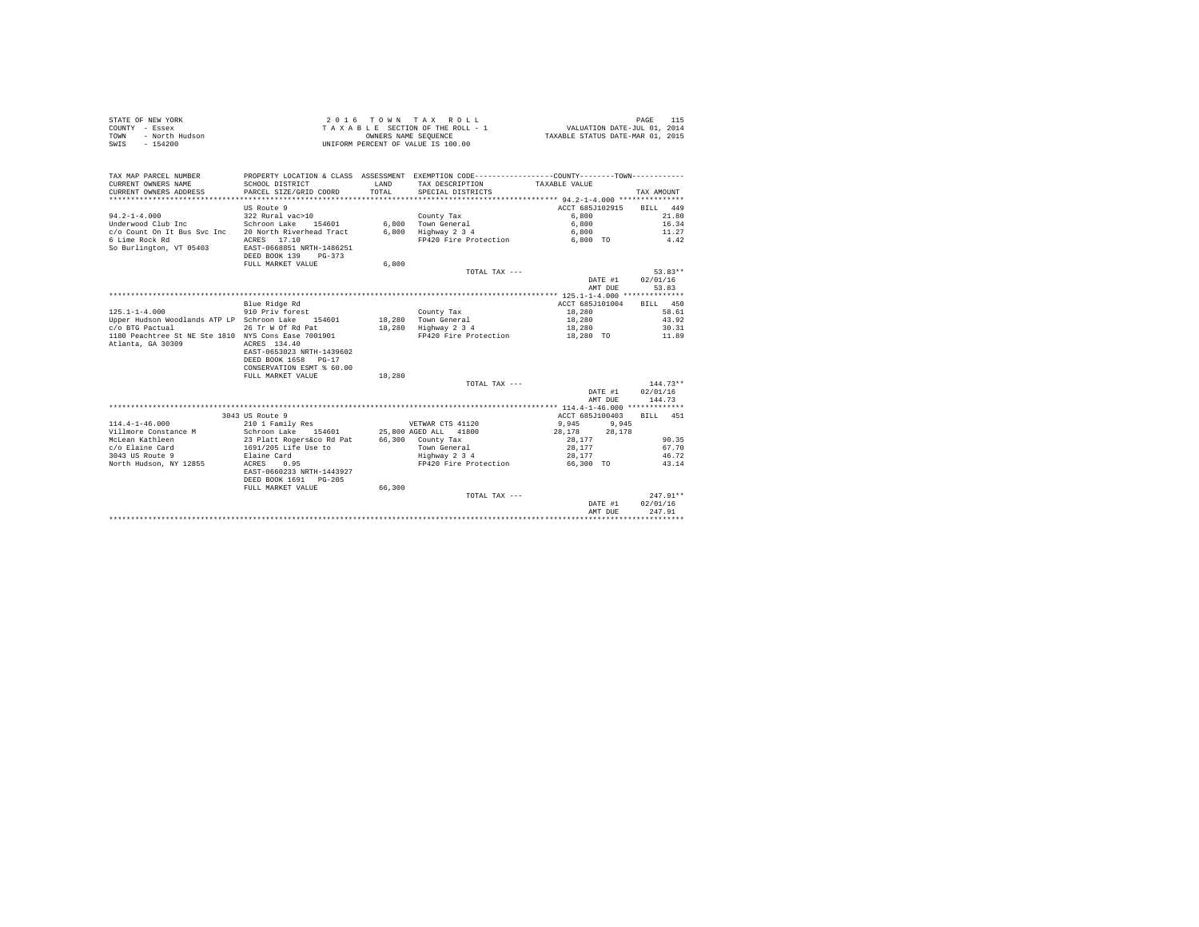STATE OF NEW YORK
COUNTY - Essex
TOWN - North Hudson
SWIS - 154200

2 0 1 6 T O W N T A X R O L L
T A X A B L E SECTION OF THE ROLL - 1
OWNERS NAME SEQUENCE
UNIFORM PERCENT OF VALUE IS 100.00

VALUATION DATE-JUL 01, 2014
TAXABLE STATUS DATE-MAR 01, 2015

| TAX MAP PARCEL NUMBER / CURRENT OWNERS NAME / CURRENT OWNERS ADDRESS | PROPERTY LOCATION & CLASS / SCHOOL DISTRICT / PARCEL SIZE/GRID COORD | ASSESSMENT LAND / TOTAL | EXEMPTION CODE / TAX DESCRIPTION / SPECIAL DISTRICTS | COUNTY TAXABLE VALUE | TOWN | TAX AMOUNT |
|---|---|---|---|---|---|---|
| **94.2-1-4.000** | US Route 9 | | | ACCT 685J102915 | | BILL 449 |
| 94.2-1-4.000 | 322 Rural vac>10 | | County Tax | 6,800 | | 21.80 |
| Underwood Club Inc | Schroon Lake 154601 | 6,800 | Town General | 6,800 | | 16.34 |
| c/o Count On It Bus Svc Inc | 20 North Riverhead Tract | 6,800 | Highway 2 3 4 | 6,800 | | 11.27 |
| 6 Lime Rock Rd | ACRES 17.10 | | FP420 Fire Protection | 6,800 TO | | 4.42 |
| So Burlington, VT 05403 | EAST-0668851 NRTH-1486251 | | | | | |
| | DEED BOOK 139 PG-373 | | | | | |
| | FULL MARKET VALUE | 6,800 | | | | |
| | | | TOTAL TAX --- | | | 53.83** |
| | | | | DATE #1 | | 02/01/16 |
| | | | | AMT DUE | | 53.83 |
| **125.1-1-4.000** | Blue Ridge Rd | | | ACCT 685J101004 | | BILL 450 |
| 125.1-1-4.000 | 910 Priv forest | | County Tax | 18,280 | | 58.61 |
| Upper Hudson Woodlands ATP LP | Schroon Lake 154601 | 18,280 | Town General | 18,280 | | 43.92 |
| c/o BTG Pactual | 26 Tr W Of Rd Pat | 18,280 | Highway 2 3 4 | 18,280 | | 30.31 |
| 1180 Peachtree St NE Ste 1810 | NYS Cons Ease 7001901 | | FP420 Fire Protection | 18,280 TO | | 11.89 |
| Atlanta, GA 30309 | ACRES 134.40 | | | | | |
| | EAST-0653023 NRTH-1439602 | | | | | |
| | DEED BOOK 1658 PG-17 | | | | | |
| | CONSERVATION ESMT % 60.00 | | | | | |
| | FULL MARKET VALUE | 18,280 | | | | |
| | | | TOTAL TAX --- | | | 144.73** |
| | | | | DATE #1 | | 02/01/16 |
| | | | | AMT DUE | | 144.73 |
| **114.4-1-46.000** | 3043 US Route 9 | | | ACCT 685J100403 | | BILL 451 |
| 114.4-1-46.000 | 210 1 Family Res | | VETWAR CTS 41120 | 9,945 | 9,945 | |
| Villmore Constance M | Schroon Lake 154601 | 25,800 | AGED ALL 41800 | 28,178 | 28,178 | |
| McLean Kathleen | 23 Platt Rogers&co Rd Pat | 66,300 | County Tax | 28,177 | | 90.35 |
| c/o Elaine Card | 1691/205 Life Use to | | Town General | 28,177 | | 67.70 |
| 3043 US Route 9 | Elaine Card | | Highway 2 3 4 | 28,177 | | 46.72 |
| North Hudson, NY 12855 | ACRES 0.95 | | FP420 Fire Protection | 66,300 TO | | 43.14 |
| | EAST-0660233 NRTH-1443927 | | | | | |
| | DEED BOOK 1691 PG-205 | | | | | |
| | FULL MARKET VALUE | 66,300 | | | | |
| | | | TOTAL TAX --- | | | 247.91** |
| | | | | DATE #1 | | 02/01/16 |
| | | | | AMT DUE | | 247.91 |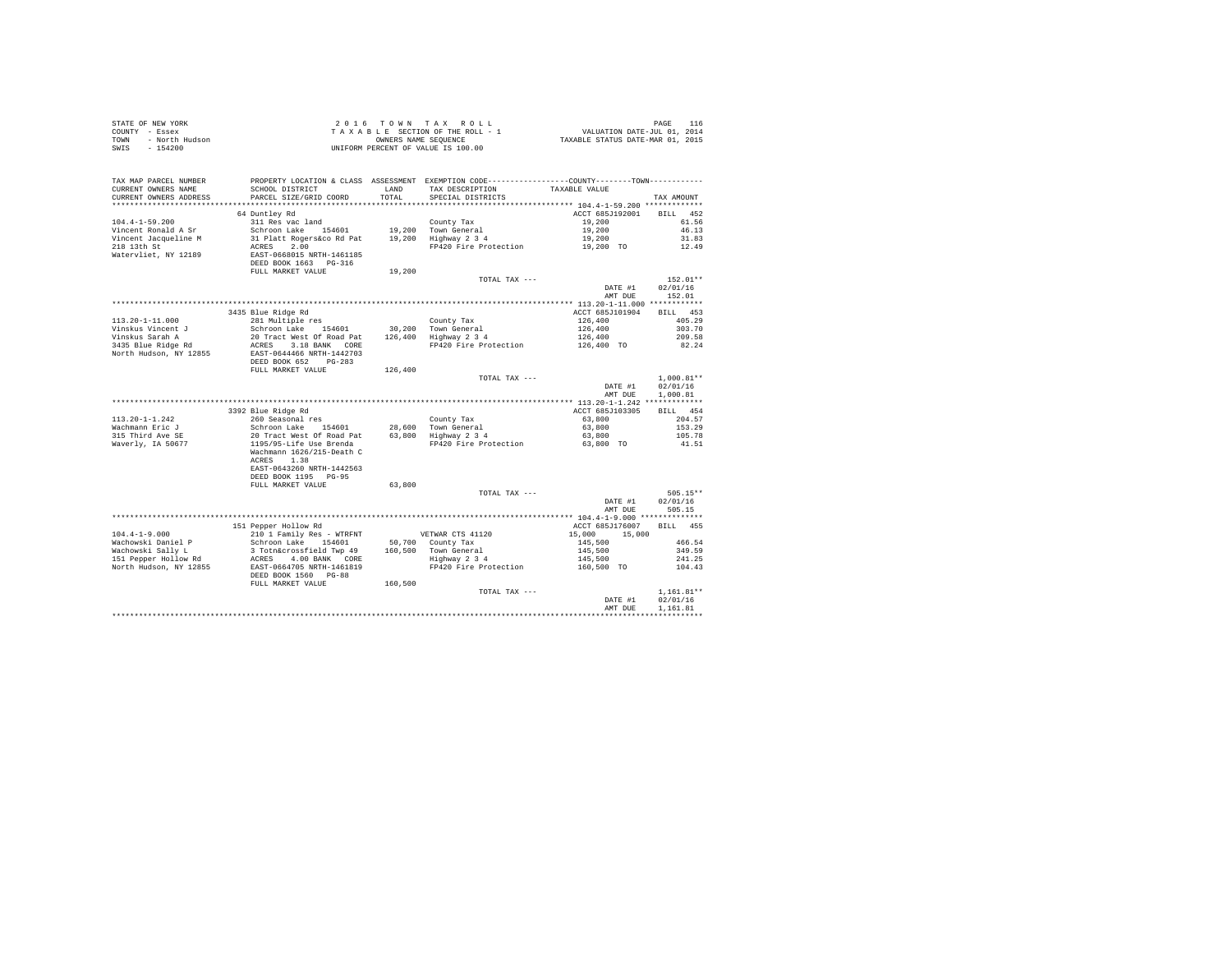STATE OF NEW YORK — COUNTY - Essex — TOWN - North Hudson — SWIS - 154200

2 0 1 6 T O W N T A X R O L L
T A X A B L E SECTION OF THE ROLL - 1
OWNERS NAME SEQUENCE
UNIFORM PERCENT OF VALUE IS 100.00

VALUATION DATE-JUL 01, 2014
TAXABLE STATUS DATE-MAR 01, 2015

| TAX MAP PARCEL NUMBER / CURRENT OWNERS NAME / CURRENT OWNERS ADDRESS | PROPERTY LOCATION & CLASS / SCHOOL DISTRICT / PARCEL SIZE/GRID COORD | ASSESSMENT LAND / TOTAL | EXEMPTION CODE / TAX DESCRIPTION / SPECIAL DISTRICTS | COUNTY / TOWN TAXABLE VALUE | TAX AMOUNT |
|---|---|---|---|---|---|
| ******* 104.4-1-59.200 ******* | | | | | |
| | 64 Duntley Rd | | | ACCT 685J192001 | BILL 452 |
| 104.4-1-59.200 | 311 Res vac land | | County Tax | 19,200 | 61.56 |
| Vincent Ronald A Sr | Schroon Lake 154601 | 19,200 | Town General | 19,200 | 46.13 |
| Vincent Jacqueline M | 31 Platt Rogers&co Rd Pat | 19,200 | Highway 2 3 4 | 19,200 | 31.83 |
| 218 13th St | ACRES 2.00 | | FP420 Fire Protection | 19,200 TO | 12.49 |
| Watervliet, NY 12189 | EAST-0668015 NRTH-1461185 | | | | |
| | DEED BOOK 1663 PG-316 | | | | |
| | FULL MARKET VALUE | 19,200 | | | |
| | | | TOTAL TAX --- | | 152.01** |
| | | | | DATE #1 | 02/01/16 |
| | | | | AMT DUE | 152.01 |
| ******* 113.20-1-11.000 ******* | | | | | |
| | 3435 Blue Ridge Rd | | | ACCT 685J101904 | BILL 453 |
| 113.20-1-11.000 | 281 Multiple res | | County Tax | 126,400 | 405.29 |
| Vinskus Vincent J | Schroon Lake 154601 | 30,200 | Town General | 126,400 | 303.70 |
| Vinskus Sarah A | 20 Tract West Of Road Pat | 126,400 | Highway 2 3 4 | 126,400 | 209.58 |
| 3435 Blue Ridge Rd | ACRES 3.18 BANK CORE | | FP420 Fire Protection | 126,400 TO | 82.24 |
| North Hudson, NY 12855 | EAST-0644466 NRTH-1442703 | | | | |
| | DEED BOOK 652 PG-283 | | | | |
| | FULL MARKET VALUE | 126,400 | | | |
| | | | TOTAL TAX --- | | 1,000.81** |
| | | | | DATE #1 | 02/01/16 |
| | | | | AMT DUE | 1,000.81 |
| ******* 113.20-1-1.242 ******* | | | | | |
| | 3392 Blue Ridge Rd | | | ACCT 685J103305 | BILL 454 |
| 113.20-1-1.242 | 260 Seasonal res | | County Tax | 63,800 | 204.57 |
| Wachmann Eric J | Schroon Lake 154601 | 28,600 | Town General | 63,800 | 153.29 |
| 315 Third Ave SE | 20 Tract West Of Road Pat | 63,800 | Highway 2 3 4 | 63,800 | 105.78 |
| Waverly, IA 50677 | 1195/95-Life Use Brenda | | FP420 Fire Protection | 63,800 TO | 41.51 |
| | Wachmann 1626/215-Death C | | | | |
| | ACRES 1.38 | | | | |
| | EAST-0643260 NRTH-1442563 | | | | |
| | DEED BOOK 1195 PG-95 | | | | |
| | FULL MARKET VALUE | 63,800 | | | |
| | | | TOTAL TAX --- | | 505.15** |
| | | | | DATE #1 | 02/01/16 |
| | | | | AMT DUE | 505.15 |
| ******* 104.4-1-9.000 ******* | | | | | |
| | 151 Pepper Hollow Rd | | | ACCT 685J176007 | BILL 455 |
| 104.4-1-9.000 | 210 1 Family Res - WTRFNT | | VETWAR CTS 41120 | 15,000 15,000 | |
| Wachowski Daniel P | Schroon Lake 154601 | 50,700 | County Tax | 145,500 | 466.54 |
| Wachowski Sally L | 3 Totn&crossfield Twp 49 | 160,500 | Town General | 145,500 | 349.59 |
| 151 Pepper Hollow Rd | ACRES 4.00 BANK CORE | | Highway 2 3 4 | 145,500 | 241.25 |
| North Hudson, NY 12855 | EAST-0664705 NRTH-1461819 | | FP420 Fire Protection | 160,500 TO | 104.43 |
| | DEED BOOK 1560 PG-88 | | | | |
| | FULL MARKET VALUE | 160,500 | | | |
| | | | TOTAL TAX --- | | 1,161.81** |
| | | | | DATE #1 | 02/01/16 |
| | | | | AMT DUE | 1,161.81 |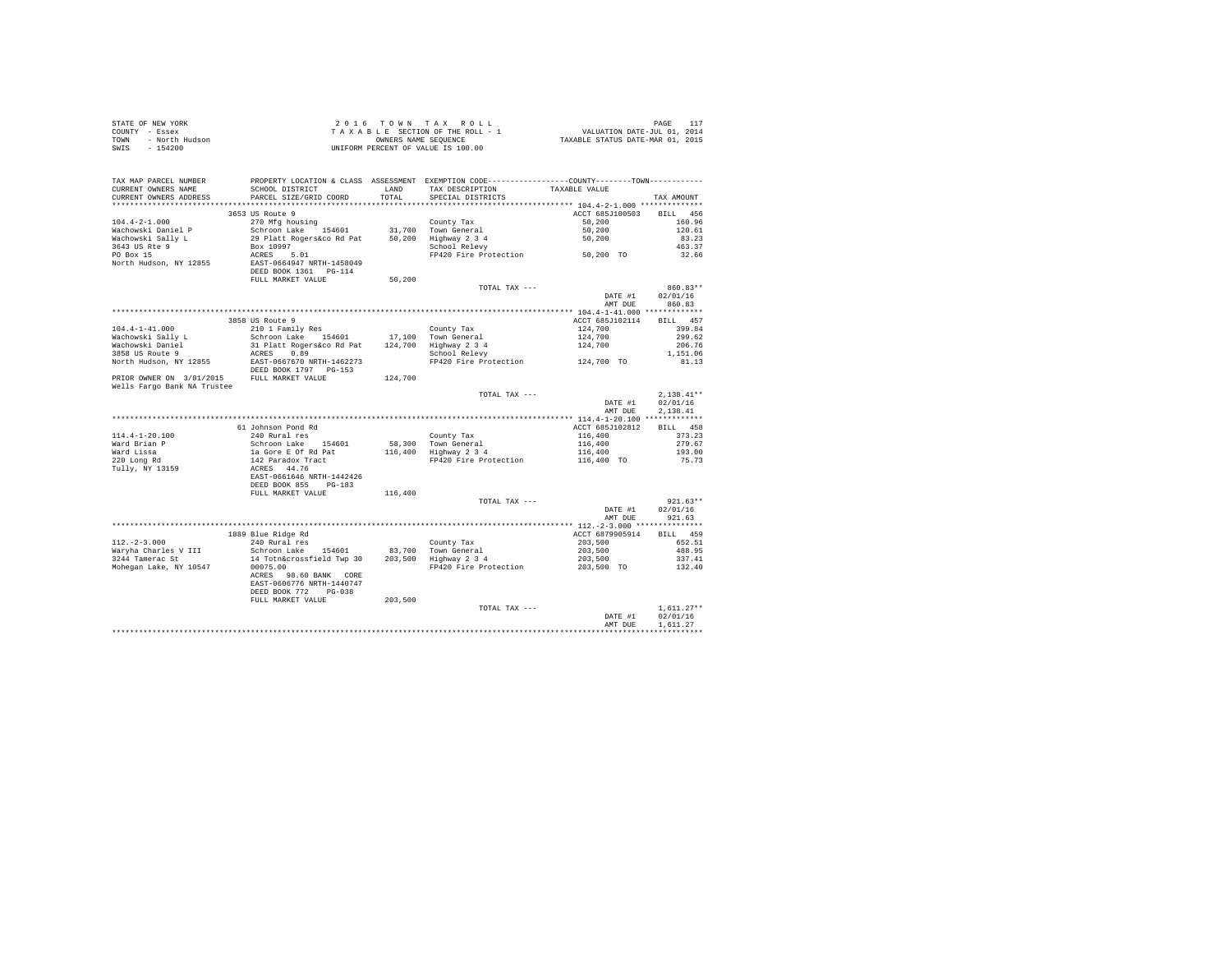STATE OF NEW YORK
COUNTY - Essex
TOWN - North Hudson
SWIS - 154200

2016 TOWN TAX ROLL
TAXABLE SECTION OF THE ROLL - 1
OWNERS NAME SEQUENCE
UNIFORM PERCENT OF VALUE IS 100.00

VALUATION DATE-JUL 01, 2014
TAXABLE STATUS DATE-MAR 01, 2015

| TAX MAP PARCEL NUMBER / CURRENT OWNERS NAME / CURRENT OWNERS ADDRESS | PROPERTY LOCATION & CLASS / SCHOOL DISTRICT / PARCEL SIZE/GRID COORD | ASSESSMENT LAND | TOTAL | EXEMPTION CODE / TAX DESCRIPTION / SPECIAL DISTRICTS | COUNTY--------TOWN TAXABLE VALUE | TAX AMOUNT |
|---|---|---|---|---|---|---|
| **104.4-2-1.000** | 3653 US Route 9 | | | | ACCT 685J100503 | BILL 456 |
| 104.4-2-1.000 | 270 Mfg housing | | | County Tax | 50,200 | 160.96 |
| Wachowski Daniel P | Schroon Lake 154601 | 31,700 | | Town General | 50,200 | 120.61 |
| Wachowski Sally L | 29 Platt Rogers&co Rd Pat | | 50,200 | Highway 2 3 4 | 50,200 | 83.23 |
| 3643 US Rte 9 | Box 10997 | | | School Relevy | | 463.37 |
| PO Box 15 | ACRES 5.01 | | | FP420 Fire Protection | 50,200 TO | 32.66 |
| North Hudson, NY 12855 | EAST-0664947 NRTH-1458049 | | | | | |
| | DEED BOOK 1361 PG-114 | | | | | |
| | FULL MARKET VALUE | | 50,200 | | | |
| | | | | TOTAL TAX --- | | 860.83** |
| | | | | | DATE #1 | 02/01/16 |
| | | | | | AMT DUE | 860.83 |
| **104.4-1-41.000** | 3858 US Route 9 | | | | ACCT 685J102114 | BILL 457 |
| 104.4-1-41.000 | 210 1 Family Res | | | County Tax | 124,700 | 399.84 |
| Wachowski Sally L | Schroon Lake 154601 | 17,100 | | Town General | 124,700 | 299.62 |
| Wachowski Daniel | 31 Platt Rogers&co Rd Pat | | 124,700 | Highway 2 3 4 | 124,700 | 206.76 |
| 3858 US Route 9 | ACRES 0.89 | | | School Relevy | | 1,151.06 |
| North Hudson, NY 12855 | EAST-0667670 NRTH-1462273 | | | FP420 Fire Protection | 124,700 TO | 81.13 |
| | DEED BOOK 1797 PG-153 | | | | | |
| PRIOR OWNER ON 3/01/2015 | FULL MARKET VALUE | | 124,700 | | | |
| Wells Fargo Bank NA Trustee | | | | | | |
| | | | | TOTAL TAX --- | | 2,138.41** |
| | | | | | DATE #1 | 02/01/16 |
| | | | | | AMT DUE | 2,138.41 |
| **114.4-1-20.100** | 61 Johnson Pond Rd | | | | ACCT 685J102812 | BILL 458 |
| 114.4-1-20.100 | 240 Rural res | | | County Tax | 116,400 | 373.23 |
| Ward Brian P | Schroon Lake 154601 | 58,300 | | Town General | 116,400 | 279.67 |
| Ward Lissa | 1a Gore E Of Rd Pat | | 116,400 | Highway 2 3 4 | 116,400 | 193.00 |
| 220 Long Rd | 142 Paradox Tract | | | FP420 Fire Protection | 116,400 TO | 75.73 |
| Tully, NY 13159 | ACRES 44.76 | | | | | |
| | EAST-0661646 NRTH-1442426 | | | | | |
| | DEED BOOK 855 PG-183 | | | | | |
| | FULL MARKET VALUE | | 116,400 | | | |
| | | | | TOTAL TAX --- | | 921.63** |
| | | | | | DATE #1 | 02/01/16 |
| | | | | | AMT DUE | 921.63 |
| **112.-2-3.000** | 1889 Blue Ridge Rd | | | | ACCT 6879905914 | BILL 459 |
| 112.-2-3.000 | 240 Rural res | | | County Tax | 203,500 | 652.51 |
| Waryha Charles V III | Schroon Lake 154601 | 83,700 | | Town General | 203,500 | 488.95 |
| 3244 Tamerac St | 14 Totn&crossfield Twp 30 | | 203,500 | Highway 2 3 4 | 203,500 | 337.41 |
| Mohegan Lake, NY 10547 | 00075.00 | | | FP420 Fire Protection | 203,500 TO | 132.40 |
| | ACRES 98.60 BANK CORE | | | | | |
| | EAST-0606776 NRTH-1440747 | | | | | |
| | DEED BOOK 772 PG-038 | | | | | |
| | FULL MARKET VALUE | | 203,500 | | | |
| | | | | TOTAL TAX --- | | 1,611.27** |
| | | | | | DATE #1 | 02/01/16 |
| | | | | | AMT DUE | 1,611.27 |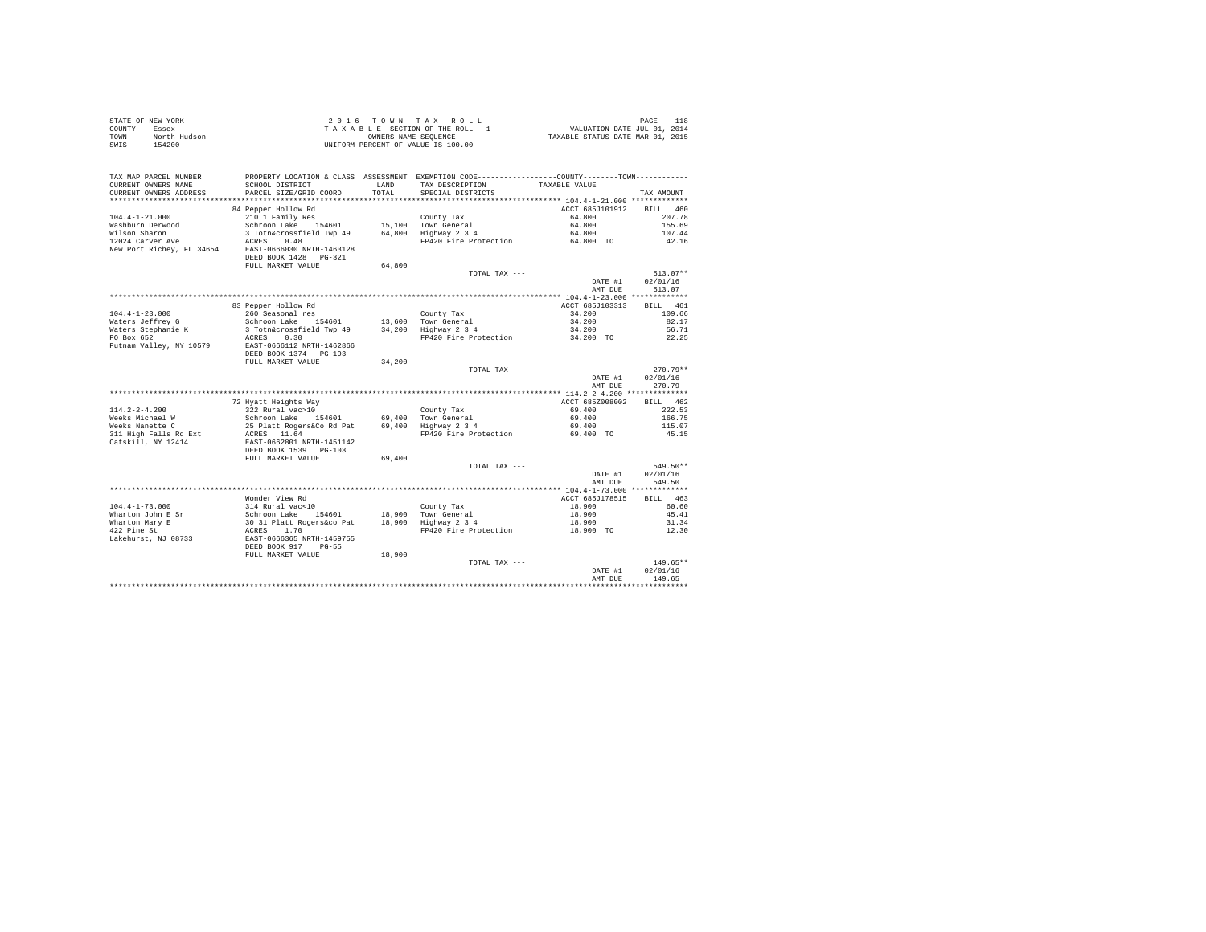STATE OF NEW YORK
COUNTY - Essex
TOWN - North Hudson
SWIS - 154200

2 0 1 6   T O W N   T A X   R O L L
T A X A B L E SECTION OF THE ROLL - 1
OWNERS NAME SEQUENCE
UNIFORM PERCENT OF VALUE IS 100.00

VALUATION DATE-JUL 01, 2014
TAXABLE STATUS DATE-MAR 01, 2015

| TAX MAP PARCEL NUMBER / CURRENT OWNERS NAME / CURRENT OWNERS ADDRESS | PROPERTY LOCATION & CLASS / SCHOOL DISTRICT / PARCEL SIZE/GRID COORD | ASSESSMENT LAND / TOTAL | EXEMPTION CODE / TAX DESCRIPTION / SPECIAL DISTRICTS | COUNTY--------TOWN / TAXABLE VALUE | TAX AMOUNT |
|---|---|---|---|---|---|
| 104.4-1-21.000 | 84 Pepper Hollow Rd | | | ACCT 685J101912 | BILL 460 |
| Washburn Derwood | 210 1 Family Res | | County Tax | 64,800 | 207.78 |
| Wilson Sharon | Schroon Lake 154601 | 15,100 | Town General | 64,800 | 155.69 |
| 12024 Carver Ave | 3 Totn&crossfield Twp 49 | 64,800 | Highway 2 3 4 | 64,800 | 107.44 |
| New Port Richey, FL 34654 | ACRES 0.48 | | FP420 Fire Protection | 64,800 TO | 42.16 |
| | EAST-0666030 NRTH-1463128 | | | | |
| | DEED BOOK 1428 PG-321 | | | | |
| | FULL MARKET VALUE | 64,800 | | | |
| | | | TOTAL TAX --- | | 513.07** |
| | | | | DATE #1 | 02/01/16 |
| | | | | AMT DUE | 513.07 |
| 104.4-1-23.000 | 83 Pepper Hollow Rd | | | ACCT 685J103313 | BILL 461 |
| Waters Jeffrey G | 260 Seasonal res | | County Tax | 34,200 | 109.66 |
| Waters Stephanie K | Schroon Lake 154601 | 13,600 | Town General | 34,200 | 82.17 |
| PO Box 652 | 3 Totn&crossfield Twp 49 | 34,200 | Highway 2 3 4 | 34,200 | 56.71 |
| Putnam Valley, NY 10579 | ACRES 0.30 | | FP420 Fire Protection | 34,200 TO | 22.25 |
| | EAST-0666112 NRTH-1462866 | | | | |
| | DEED BOOK 1374 PG-193 | | | | |
| | FULL MARKET VALUE | 34,200 | | | |
| | | | TOTAL TAX --- | | 270.79** |
| | | | | DATE #1 | 02/01/16 |
| | | | | AMT DUE | 270.79 |
| 114.2-2-4.200 | 72 Hyatt Heights Way | | | ACCT 685Z008002 | BILL 462 |
| Weeks Michael W | 322 Rural vac>10 | | County Tax | 69,400 | 222.53 |
| Weeks Nanette C | Schroon Lake 154601 | 69,400 | Town General | 69,400 | 166.75 |
| 311 High Falls Rd Ext | 25 Platt Rogers&Co Rd Pat | 69,400 | Highway 2 3 4 | 69,400 | 115.07 |
| Catskill, NY 12414 | ACRES 11.64 | | FP420 Fire Protection | 69,400 TO | 45.15 |
| | EAST-0662801 NRTH-1451142 | | | | |
| | DEED BOOK 1539 PG-103 | | | | |
| | FULL MARKET VALUE | 69,400 | | | |
| | | | TOTAL TAX --- | | 549.50** |
| | | | | DATE #1 | 02/01/16 |
| | | | | AMT DUE | 549.50 |
| 104.4-1-73.000 | Wonder View Rd | | | ACCT 685J178515 | BILL 463 |
| Wharton John E Sr | 314 Rural vac<10 | | County Tax | 18,900 | 60.60 |
| Wharton Mary E | Schroon Lake 154601 | 18,900 | Town General | 18,900 | 45.41 |
| 422 Pine St | 30 31 Platt Rogers&co Pat | 18,900 | Highway 2 3 4 | 18,900 | 31.34 |
| Lakehurst, NJ 08733 | ACRES 1.70 | | FP420 Fire Protection | 18,900 TO | 12.30 |
| | EAST-0666365 NRTH-1459755 | | | | |
| | DEED BOOK 917 PG-55 | | | | |
| | FULL MARKET VALUE | 18,900 | | | |
| | | | TOTAL TAX --- | | 149.65** |
| | | | | DATE #1 | 02/01/16 |
| | | | | AMT DUE | 149.65 |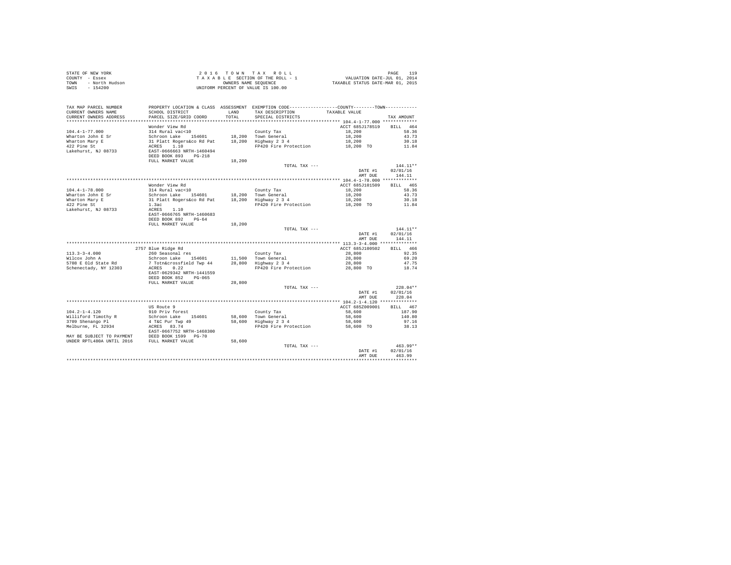STATE OF NEW YORK
COUNTY - Essex
TOWN - North Hudson
SWIS - 154200

2 0 1 6 T O W N T A X R O L L
T A X A B L E SECTION OF THE ROLL - 1
OWNERS NAME SEQUENCE
UNIFORM PERCENT OF VALUE IS 100.00

VALUATION DATE-JUL 01, 2014
TAXABLE STATUS DATE-MAR 01, 2015

| TAX MAP PARCEL NUMBER / CURRENT OWNERS NAME / CURRENT OWNERS ADDRESS | PROPERTY LOCATION & CLASS / SCHOOL DISTRICT / PARCEL SIZE/GRID COORD | ASSESSMENT LAND / TOTAL | EXEMPTION CODE / TAX DESCRIPTION / SPECIAL DISTRICTS | COUNTY--------TOWN TAXABLE VALUE | TAX AMOUNT |
|---|---|---|---|---|---|
| **104.4-1-77.000** | Wonder View Rd | | | ACCT 685J178519 | BILL 464 |
| 104.4-1-77.000 | 314 Rural vac<10 | | County Tax | 18,200 | 58.36 |
| Wharton John E Sr | Schroon Lake 154601 | 18,200 | Town General | 18,200 | 43.73 |
| Wharton Mary E | 31 Platt Rogers&co Rd Pat | 18,200 | Highway 2 3 4 | 18,200 | 30.18 |
| 422 Pine St | ACRES 1.10 | | FP420 Fire Protection | 18,200 TO | 11.84 |
| Lakehurst, NJ 08733 | EAST-0666663 NRTH-1460494 | | | | |
| | DEED BOOK 893 PG-218 | | | | |
| | FULL MARKET VALUE | 18,200 | | | |
| | | | TOTAL TAX --- | | 144.11** |
| | | | | DATE #1 | 02/01/16 |
| | | | | AMT DUE | 144.11 |
| **104.4-1-78.000** | Wonder View Rd | | | ACCT 685J101509 | BILL 465 |
| 104.4-1-78.000 | 314 Rural vac<10 | | County Tax | 18,200 | 58.36 |
| Wharton John E Sr | Schroon Lake 154601 | 18,200 | Town General | 18,200 | 43.73 |
| Wharton Mary E | 31 Platt Rogers&co Rd Pat | 18,200 | Highway 2 3 4 | 18,200 | 30.18 |
| 422 Pine St | 1.3ac | | FP420 Fire Protection | 18,200 TO | 11.84 |
| Lakehurst, NJ 08733 | ACRES 1.10 | | | | |
| | EAST-0666765 NRTH-1460683 | | | | |
| | DEED BOOK 892 PG-64 | | | | |
| | FULL MARKET VALUE | 18,200 | | | |
| | | | TOTAL TAX --- | | 144.11** |
| | | | | DATE #1 | 02/01/16 |
| | | | | AMT DUE | 144.11 |
| **113.3-3-4.000** | 2757 Blue Ridge Rd | | | ACCT 685J100502 | BILL 466 |
| 113.3-3-4.000 | 260 Seasonal res | | County Tax | 28,800 | 92.35 |
| Wilcox John A | Schroon Lake 154601 | 11,500 | Town General | 28,800 | 69.20 |
| 5708 E Old State Rd | 7 Totn&crossfield Twp 44 | 28,800 | Highway 2 3 4 | 28,800 | 47.75 |
| Schenectady, NY 12303 | ACRES 0.22 | | FP420 Fire Protection | 28,800 TO | 18.74 |
| | EAST-0629342 NRTH-1441559 | | | | |
| | DEED BOOK 852 PG-065 | | | | |
| | FULL MARKET VALUE | 28,800 | | | |
| | | | TOTAL TAX --- | | 228.04** |
| | | | | DATE #1 | 02/01/16 |
| | | | | AMT DUE | 228.04 |
| **104.2-1-4.120** | US Route 9 | | | ACCT 685Z009001 | BILL 467 |
| 104.2-1-4.120 | 910 Priv forest | | County Tax | 58,600 | 187.90 |
| Williford Timothy R | Schroon Lake 154601 | 58,600 | Town General | 58,600 | 140.80 |
| 3709 Shenango Pl | 4 T&C Pur Twp 49 | 58,600 | Highway 2 3 4 | 58,600 | 97.16 |
| Melburne, FL 32934 | ACRES 83.74 | | FP420 Fire Protection | 58,600 TO | 38.13 |
| | EAST-0667752 NRTH-1468300 | | | | |
| MAY BE SUBJECT TO PAYMENT | DEED BOOK 1599 PG-70 | | | | |
| UNDER RPTL480A UNTIL 2016 | FULL MARKET VALUE | 58,600 | | | |
| | | | TOTAL TAX --- | | 463.99** |
| | | | | DATE #1 | 02/01/16 |
| | | | | AMT DUE | 463.99 |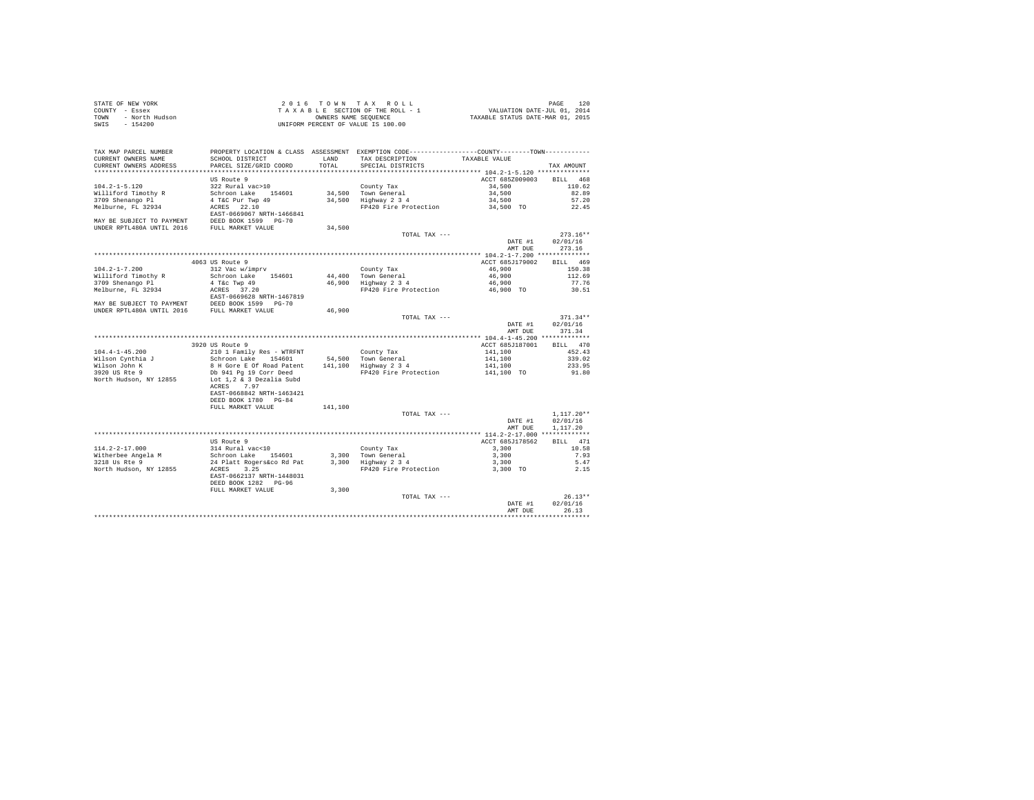STATE OF NEW YORK
COUNTY - Essex
TOWN - North Hudson
SWIS - 154200

2 0 1 6 T O W N T A X R O L L
T A X A B L E SECTION OF THE ROLL - 1
OWNERS NAME SEQUENCE
UNIFORM PERCENT OF VALUE IS 100.00

VALUATION DATE-JUL 01, 2014
TAXABLE STATUS DATE-MAR 01, 2015

| TAX MAP PARCEL NUMBER / CURRENT OWNERS NAME / CURRENT OWNERS ADDRESS | PROPERTY LOCATION & CLASS / SCHOOL DISTRICT / PARCEL SIZE/GRID COORD | ASSESSMENT LAND / TOTAL | EXEMPTION CODE / TAX DESCRIPTION / SPECIAL DISTRICTS | COUNTY--------TOWN / TAXABLE VALUE | TAX AMOUNT |
|---|---|---|---|---|---|
| **104.2-1-5.120** | US Route 9 | | | ACCT 685Z009003 | BILL 468 |
| 104.2-1-5.120 | 322 Rural vac>10 | | County Tax | 34,500 | 110.62 |
| Williford Timothy R | Schroon Lake 154601 | 34,500 | Town General | 34,500 | 82.89 |
| 3709 Shenango Pl | 4 T&C Pur Twp 49 | 34,500 | Highway 2 3 4 | 34,500 | 57.20 |
| Melburne, FL 32934 | ACRES 22.10 | | FP420 Fire Protection | 34,500 TO | 22.45 |
| | EAST-0669067 NRTH-1466841 | | | | |
| MAY BE SUBJECT TO PAYMENT | DEED BOOK 1599 PG-70 | | | | |
| UNDER RPTL480A UNTIL 2016 | FULL MARKET VALUE | 34,500 | | | |
| | | | TOTAL TAX --- | | 273.16** |
| | | | | DATE #1 | 02/01/16 |
| | | | | AMT DUE | 273.16 |
| **104.2-1-7.200** | 4063 US Route 9 | | | ACCT 685J179002 | BILL 469 |
| 104.2-1-7.200 | 312 Vac w/imprv | | County Tax | 46,900 | 150.38 |
| Williford Timothy R | Schroon Lake 154601 | 44,400 | Town General | 46,900 | 112.69 |
| 3709 Shenango Pl | 4 T&c Twp 49 | 46,900 | Highway 2 3 4 | 46,900 | 77.76 |
| Melburne, FL 32934 | ACRES 37.20 | | FP420 Fire Protection | 46,900 TO | 30.51 |
| | EAST-0669628 NRTH-1467819 | | | | |
| MAY BE SUBJECT TO PAYMENT | DEED BOOK 1599 PG-70 | | | | |
| UNDER RPTL480A UNTIL 2016 | FULL MARKET VALUE | 46,900 | | | |
| | | | TOTAL TAX --- | | 371.34** |
| | | | | DATE #1 | 02/01/16 |
| | | | | AMT DUE | 371.34 |
| **104.4-1-45.200** | 3920 US Route 9 | | | ACCT 685J187001 | BILL 470 |
| 104.4-1-45.200 | 210 1 Family Res - WTRFNT | | County Tax | 141,100 | 452.43 |
| Wilson Cynthia J | Schroon Lake 154601 | 54,500 | Town General | 141,100 | 339.02 |
| Wilson John K | 8 H Gore E Of Road Patent | 141,100 | Highway 2 3 4 | 141,100 | 233.95 |
| 3920 US Rte 9 | Db 941 Pg 19 Corr Deed | | FP420 Fire Protection | 141,100 TO | 91.80 |
| North Hudson, NY 12855 | Lot 1,2 & 3 Dezalia Subd | | | | |
| | ACRES 7.97 | | | | |
| | EAST-0668842 NRTH-1463421 | | | | |
| | DEED BOOK 1780 PG-84 | | | | |
| | FULL MARKET VALUE | 141,100 | | | |
| | | | TOTAL TAX --- | | 1,117.20** |
| | | | | DATE #1 | 02/01/16 |
| | | | | AMT DUE | 1,117.20 |
| **114.2-2-17.000** | US Route 9 | | | ACCT 685J178562 | BILL 471 |
| 114.2-2-17.000 | 314 Rural vac<10 | | County Tax | 3,300 | 10.58 |
| Witherbee Angela M | Schroon Lake 154601 | 3,300 | Town General | 3,300 | 7.93 |
| 3218 Us Rte 9 | 24 Platt Rogers&co Rd Pat | 3,300 | Highway 2 3 4 | 3,300 | 5.47 |
| North Hudson, NY 12855 | ACRES 3.25 | | FP420 Fire Protection | 3,300 TO | 2.15 |
| | EAST-0662137 NRTH-1448031 | | | | |
| | DEED BOOK 1282 PG-96 | | | | |
| | FULL MARKET VALUE | 3,300 | | | |
| | | | TOTAL TAX --- | | 26.13** |
| | | | | DATE #1 | 02/01/16 |
| | | | | AMT DUE | 26.13 |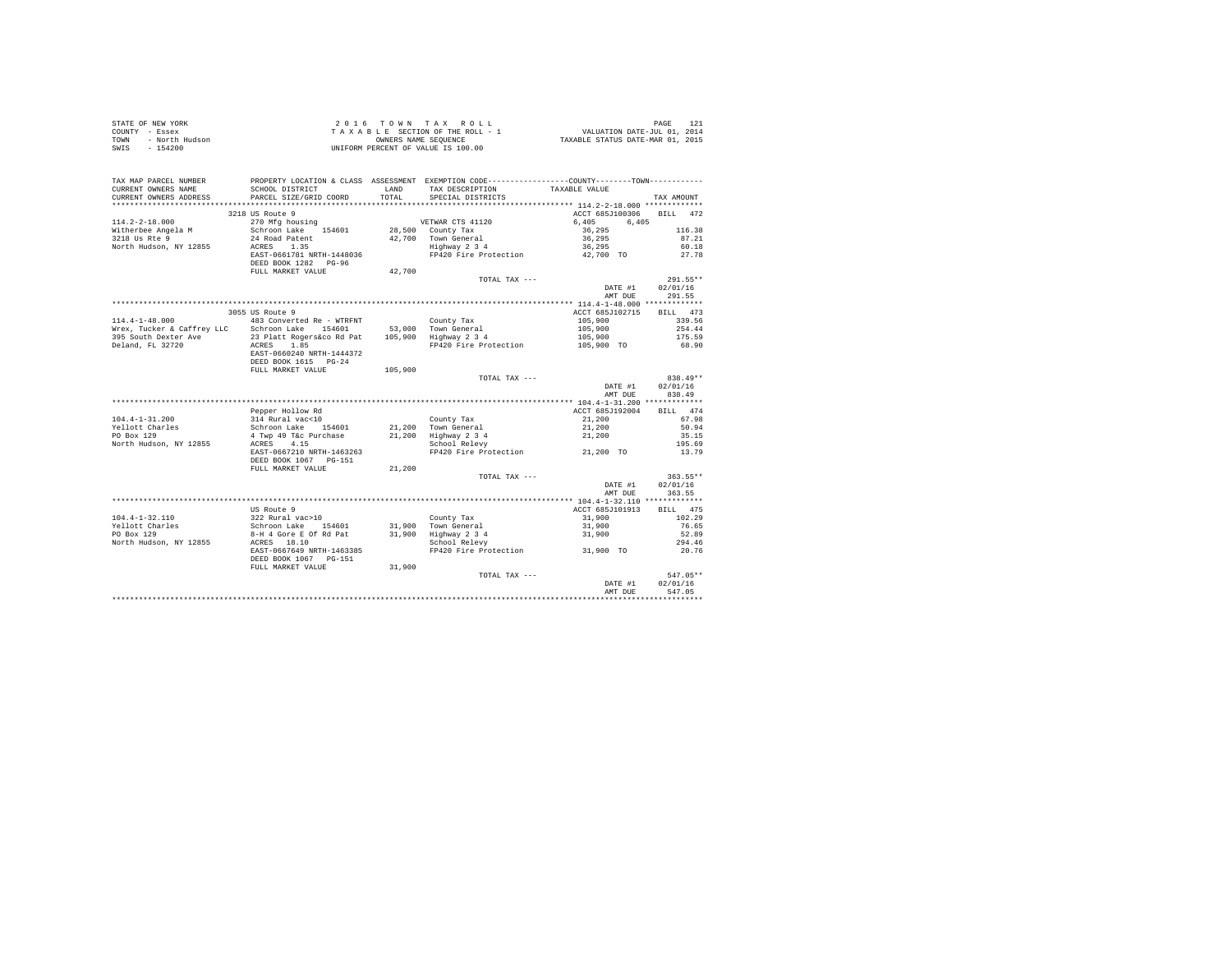STATE OF NEW YORK
COUNTY - Essex
TOWN - North Hudson
SWIS - 154200

2016 TOWN TAX ROLL
TAXABLE SECTION OF THE ROLL - 1
OWNERS NAME SEQUENCE
UNIFORM PERCENT OF VALUE IS 100.00

VALUATION DATE-JUL 01, 2014
TAXABLE STATUS DATE-MAR 01, 2015

| TAX MAP PARCEL NUMBER / CURRENT OWNERS NAME / CURRENT OWNERS ADDRESS | PROPERTY LOCATION & CLASS / SCHOOL DISTRICT / PARCEL SIZE/GRID COORD | ASSESSMENT LAND / TOTAL | EXEMPTION CODE / TAX DESCRIPTION / SPECIAL DISTRICTS | COUNTY TAXABLE VALUE | TOWN | TAX AMOUNT |
|---|---|---|---|---|---|---|
| **114.2-2-18.000** | 3218 US Route 9 | | | ACCT 685J100306 | | BILL 472 |
| 114.2-2-18.000 | 270 Mfg housing | | VETWAR CTS 41120 | 6,405 | 6,405 | |
| Witherbee Angela M | Schroon Lake 154601 | 28,500 | County Tax | 36,295 | | 116.38 |
| 3218 Us Rte 9 | 24 Road Patent | 42,700 | Town General | 36,295 | | 87.21 |
| North Hudson, NY 12855 | ACRES 1.35 | | Highway 2 3 4 | 36,295 | | 60.18 |
| | EAST-0661781 NRTH-1448036 | | FP420 Fire Protection | 42,700 TO | | 27.78 |
| | DEED BOOK 1282 PG-96 | | | | | |
| | FULL MARKET VALUE | 42,700 | | | | |
| | | | TOTAL TAX --- | | | 291.55** |
| | | | | DATE #1 | | 02/01/16 |
| | | | | AMT DUE | | 291.55 |
| **114.4-1-48.000** | 3055 US Route 9 | | | ACCT 685J102715 | | BILL 473 |
| 114.4-1-48.000 | 483 Converted Re - WTRFNT | | County Tax | 105,900 | | 339.56 |
| Wrex, Tucker & Caffrey LLC | Schroon Lake 154601 | 53,000 | Town General | 105,900 | | 254.44 |
| 395 South Dexter Ave | 23 Platt Rogers&co Rd Pat | 105,900 | Highway 2 3 4 | 105,900 | | 175.59 |
| Deland, FL 32720 | ACRES 1.85 | | FP420 Fire Protection | 105,900 TO | | 68.90 |
| | EAST-0660240 NRTH-1444372 | | | | | |
| | DEED BOOK 1615 PG-24 | | | | | |
| | FULL MARKET VALUE | 105,900 | | | | |
| | | | TOTAL TAX --- | | | 838.49** |
| | | | | DATE #1 | | 02/01/16 |
| | | | | AMT DUE | | 838.49 |
| **104.4-1-31.200** | Pepper Hollow Rd | | | ACCT 685J192004 | | BILL 474 |
| 104.4-1-31.200 | 314 Rural vac<10 | | County Tax | 21,200 | | 67.98 |
| Yellott Charles | Schroon Lake 154601 | 21,200 | Town General | 21,200 | | 50.94 |
| PO Box 129 | 4 Twp 49 T&c Purchase | 21,200 | Highway 2 3 4 | 21,200 | | 35.15 |
| North Hudson, NY 12855 | ACRES 4.15 | | School Relevy | | | 195.69 |
| | EAST-0667210 NRTH-1463263 | | FP420 Fire Protection | 21,200 TO | | 13.79 |
| | DEED BOOK 1067 PG-151 | | | | | |
| | FULL MARKET VALUE | 21,200 | | | | |
| | | | TOTAL TAX --- | | | 363.55** |
| | | | | DATE #1 | | 02/01/16 |
| | | | | AMT DUE | | 363.55 |
| **104.4-1-32.110** | US Route 9 | | | ACCT 685J101913 | | BILL 475 |
| 104.4-1-32.110 | 322 Rural vac>10 | | County Tax | 31,900 | | 102.29 |
| Yellott Charles | Schroon Lake 154601 | 31,900 | Town General | 31,900 | | 76.65 |
| PO Box 129 | 8-H 4 Gore E Of Rd Pat | 31,900 | Highway 2 3 4 | 31,900 | | 52.89 |
| North Hudson, NY 12855 | ACRES 18.10 | | School Relevy | | | 294.46 |
| | EAST-0667649 NRTH-1463385 | | FP420 Fire Protection | 31,900 TO | | 20.76 |
| | DEED BOOK 1067 PG-151 | | | | | |
| | FULL MARKET VALUE | 31,900 | | | | |
| | | | TOTAL TAX --- | | | 547.05** |
| | | | | DATE #1 | | 02/01/16 |
| | | | | AMT DUE | | 547.05 |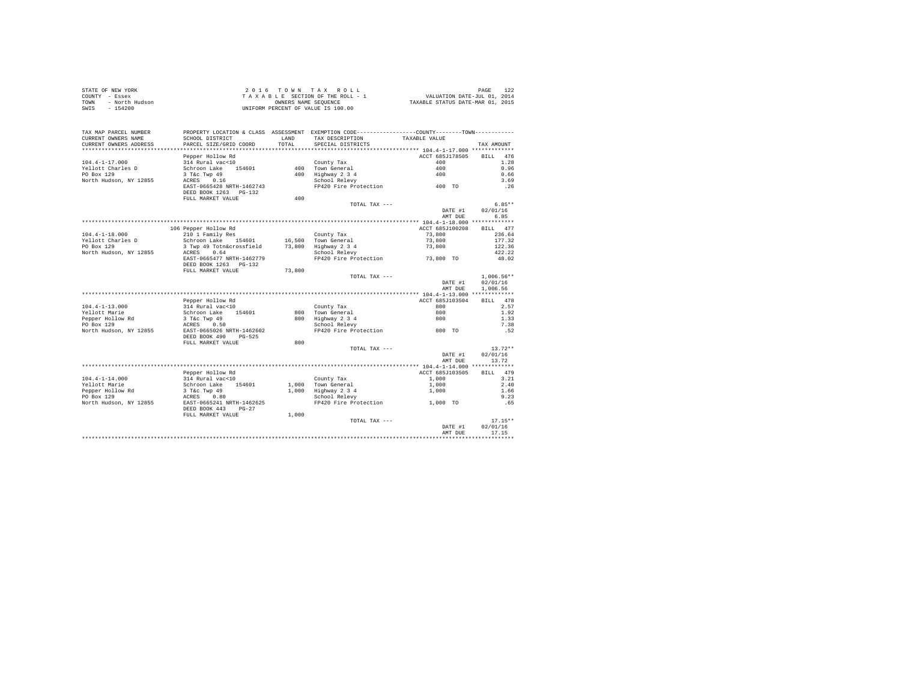STATE OF NEW YORK
COUNTY - Essex
TOWN - North Hudson
SWIS - 154200

2 0 1 6 T O W N T A X R O L L
T A X A B L E SECTION OF THE ROLL - 1
OWNERS NAME SEQUENCE
UNIFORM PERCENT OF VALUE IS 100.00

VALUATION DATE-JUL 01, 2014
TAXABLE STATUS DATE-MAR 01, 2015

| TAX MAP PARCEL NUMBER / CURRENT OWNERS NAME / CURRENT OWNERS ADDRESS | PROPERTY LOCATION & CLASS / SCHOOL DISTRICT / PARCEL SIZE/GRID COORD | ASSESSMENT LAND / TOTAL | EXEMPTION CODE / TAX DESCRIPTION / SPECIAL DISTRICTS | TAXABLE VALUE | TAX AMOUNT |
|---|---|---|---|---|---|
| **104.4-1-17.000** | Pepper Hollow Rd | | | ACCT 685J178505 | BILL 476 |
| 104.4-1-17.000 | 314 Rural vac<10 | | County Tax | 400 | 1.28 |
| Yellott Charles D | Schroon Lake 154601 | 400 | Town General | 400 | 0.96 |
| PO Box 129 | 3 T&c Twp 49 | 400 | Highway 2 3 4 | 400 | 0.66 |
| North Hudson, NY 12855 | ACRES 0.16 | | School Relevy | | 3.69 |
| | EAST-0665428 NRTH-1462743 | | FP420 Fire Protection | 400 TO | .26 |
| | DEED BOOK 1263 PG-132 | | | | |
| | FULL MARKET VALUE | 400 | | | |
| | | | TOTAL TAX --- | | 6.85** |
| | | | | DATE #1 | 02/01/16 |
| | | | | AMT DUE | 6.85 |
| **104.4-1-18.000** | 106 Pepper Hollow Rd | | | ACCT 685J100208 | BILL 477 |
| 104.4-1-18.000 | 210 1 Family Res | | County Tax | 73,800 | 236.64 |
| Yellott Charles D | Schroon Lake 154601 | 16,500 | Town General | 73,800 | 177.32 |
| PO Box 129 | 3 Twp 49 Totn&crossfield | 73,800 | Highway 2 3 4 | 73,800 | 122.36 |
| North Hudson, NY 12855 | ACRES 0.64 | | School Relevy | | 422.22 |
| | EAST-0665477 NRTH-1462779 | | FP420 Fire Protection | 73,800 TO | 48.02 |
| | DEED BOOK 1263 PG-132 | | | | |
| | FULL MARKET VALUE | 73,800 | | | |
| | | | TOTAL TAX --- | | 1,006.56** |
| | | | | DATE #1 | 02/01/16 |
| | | | | AMT DUE | 1,006.56 |
| **104.4-1-13.000** | Pepper Hollow Rd | | | ACCT 685J103504 | BILL 478 |
| 104.4-1-13.000 | 314 Rural vac<10 | | County Tax | 800 | 2.57 |
| Yellott Marie | Schroon Lake 154601 | 800 | Town General | 800 | 1.92 |
| Pepper Hollow Rd | 3 T&c Twp 49 | 800 | Highway 2 3 4 | 800 | 1.33 |
| PO Box 129 | ACRES 0.50 | | School Relevy | | 7.38 |
| North Hudson, NY 12855 | EAST-0665026 NRTH-1462602 | | FP420 Fire Protection | 800 TO | .52 |
| | DEED BOOK 490 PG-525 | | | | |
| | FULL MARKET VALUE | 800 | | | |
| | | | TOTAL TAX --- | | 13.72** |
| | | | | DATE #1 | 02/01/16 |
| | | | | AMT DUE | 13.72 |
| **104.4-1-14.000** | Pepper Hollow Rd | | | ACCT 685J103505 | BILL 479 |
| 104.4-1-14.000 | 314 Rural vac<10 | | County Tax | 1,000 | 3.21 |
| Yellott Marie | Schroon Lake 154601 | 1,000 | Town General | 1,000 | 2.40 |
| Pepper Hollow Rd | 3 T&c Twp 49 | 1,000 | Highway 2 3 4 | 1,000 | 1.66 |
| PO Box 129 | ACRES 0.80 | | School Relevy | | 9.23 |
| North Hudson, NY 12855 | EAST-0665241 NRTH-1462625 | | FP420 Fire Protection | 1,000 TO | .65 |
| | DEED BOOK 443 PG-27 | | | | |
| | FULL MARKET VALUE | 1,000 | | | |
| | | | TOTAL TAX --- | | 17.15** |
| | | | | DATE #1 | 02/01/16 |
| | | | | AMT DUE | 17.15 |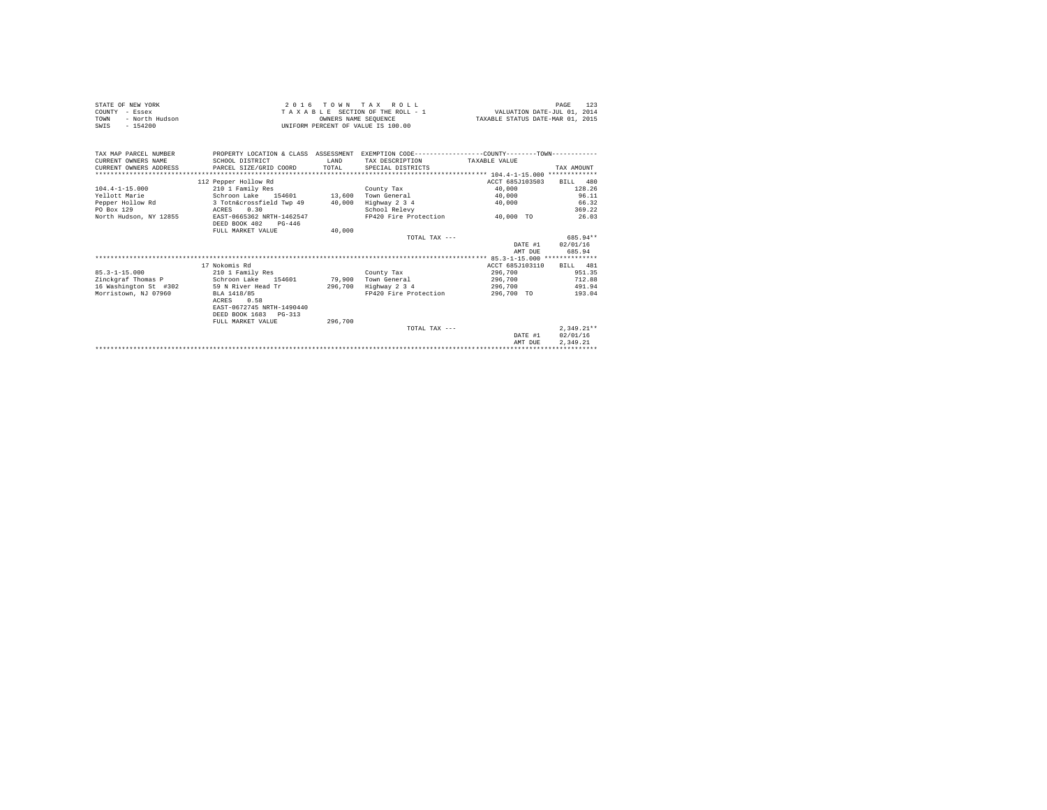STATE OF NEW YORK
COUNTY - Essex
TOWN - North Hudson
SWIS - 154200

2 0 1 6 T O W N T A X R O L L
T A X A B L E SECTION OF THE ROLL - 1
OWNERS NAME SEQUENCE
UNIFORM PERCENT OF VALUE IS 100.00

VALUATION DATE-JUL 01, 2014
TAXABLE STATUS DATE-MAR 01, 2015

| TAX MAP PARCEL NUMBER / CURRENT OWNERS NAME / CURRENT OWNERS ADDRESS | PROPERTY LOCATION & CLASS / SCHOOL DISTRICT / PARCEL SIZE/GRID COORD | ASSESSMENT LAND / TOTAL | EXEMPTION CODE / TAX DESCRIPTION / SPECIAL DISTRICTS | COUNTY--------TOWN TAXABLE VALUE | TAX AMOUNT |
|---|---|---|---|---|---|
| 104.4-1-15.000 | 112 Pepper Hollow Rd | | | ACCT 685J103503 | BILL 480 |
| 104.4-1-15.000 | 210 1 Family Res | | County Tax | 40,000 | 128.26 |
| Yellott Marie | Schroon Lake 154601 | 13,600 | Town General | 40,000 | 96.11 |
| Pepper Hollow Rd | 3 Totn&crossfield Twp 49 | 40,000 | Highway 2 3 4 | 40,000 | 66.32 |
| PO Box 129 | ACRES 0.30 | | School Relevy | | 369.22 |
| North Hudson, NY 12855 | EAST-0665362 NRTH-1462547 | | FP420 Fire Protection | 40,000 TO | 26.03 |
| | DEED BOOK 402 PG-446 | | | | |
| | FULL MARKET VALUE | 40,000 | | | |
| | | | TOTAL TAX --- | | 685.94** |
| | | | | DATE #1 | 02/01/16 |
| | | | | AMT DUE | 685.94 |
| 85.3-1-15.000 | 17 Nokomis Rd | | | ACCT 685J103110 | BILL 481 |
| 85.3-1-15.000 | 210 1 Family Res | | County Tax | 296,700 | 951.35 |
| Zinckgraf Thomas P | Schroon Lake 154601 | 79,900 | Town General | 296,700 | 712.88 |
| 16 Washington St #302 | 59 N River Head Tr | 296,700 | Highway 2 3 4 | 296,700 | 491.94 |
| Morristown, NJ 07960 | BLA 1418/85 | | FP420 Fire Protection | 296,700 TO | 193.04 |
| | ACRES 0.58 | | | | |
| | EAST-0672745 NRTH-1490440 | | | | |
| | DEED BOOK 1683 PG-313 | | | | |
| | FULL MARKET VALUE | 296,700 | | | |
| | | | TOTAL TAX --- | | 2,349.21** |
| | | | | DATE #1 | 02/01/16 |
| | | | | AMT DUE | 2,349.21 |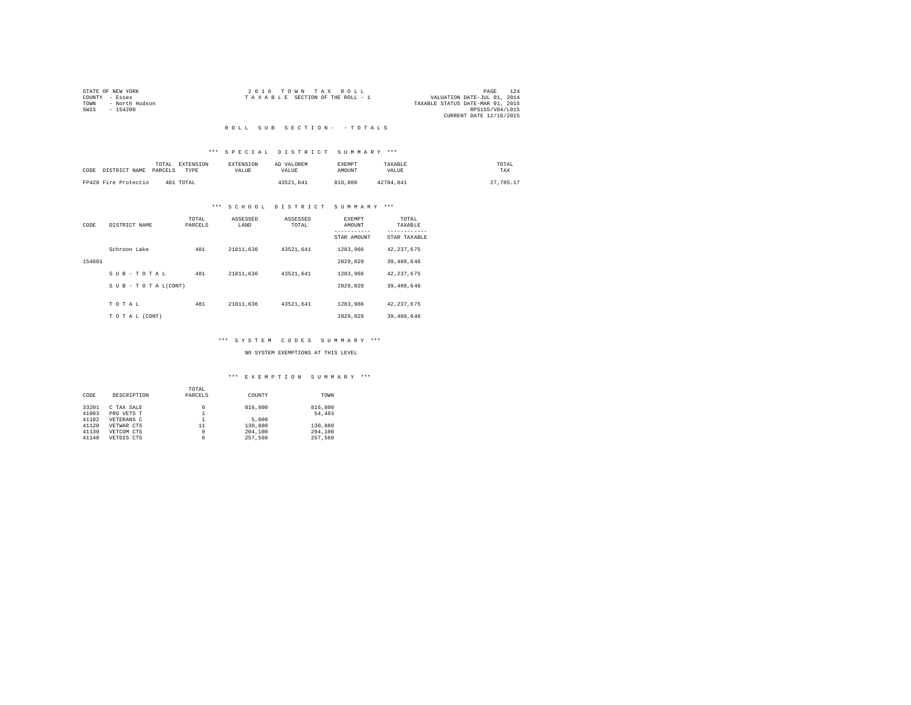STATE OF NEW YORK
COUNTY - Essex
TOWN - North Hudson
SWIS - 154200

2 0 1 6 T O W N T A X R O L L
T A X A B L E SECTION OF THE ROLL - 1

VALUATION DATE-JUL 01, 2014
TAXABLE STATUS DATE-MAR 01, 2015
RPS155/V04/L015
CURRENT DATE 12/16/2015

R O L L S U B S E C T I O N - - T O T A L S

*** S P E C I A L D I S T R I C T S U M M A R Y ***

| CODE | DISTRICT NAME | TOTAL PARCELS | EXTENSION TYPE | EXTENSION VALUE | AD VALOREM VALUE | EXEMPT AMOUNT | TAXABLE VALUE | TOTAL TAX |
|---|---|---|---|---|---|---|---|---|
| FP420 | Fire Protectio | 481 | TOTAL | | 43521,641 | 816,800 | 42704,841 | 27,785.17 |

*** S C H O O L D I S T R I C T S U M M A R Y ***

| CODE | DISTRICT NAME | TOTAL PARCELS | ASSESSED LAND | ASSESSED TOTAL | EXEMPT AMOUNT / STAR AMOUNT | TOTAL TAXABLE / STAR TAXABLE |
|---|---|---|---|---|---|---|
| | Schroon Lake | 481 | 21811,636 | 43521,641 | 1283,966 | 42,237,675 |
| 154601 | | | | | 2829,029 | 39,408,646 |
| | S U B - T O T A L | 481 | 21811,636 | 43521,641 | 1283,966 | 42,237,675 |
| | S U B - T O T A L(CONT) | | | | 2829,029 | 39,408,646 |
| | T O T A L | 481 | 21811,636 | 43521,641 | 1283,966 | 42,237,675 |
| | T O T A L (CONT) | | | | 2829,029 | 39,408,646 |

*** S Y S T E M C O D E S S U M M A R Y ***

NO SYSTEM EXEMPTIONS AT THIS LEVEL

*** E X E M P T I O N S U M M A R Y ***

| CODE | DESCRIPTION | TOTAL PARCELS | COUNTY | TOWN |
|---|---|---|---|---|
| 33201 | C TAX SALE | 6 | 816,800 | 816,800 |
| 41003 | PRO VETS T | 1 | | 54,493 |
| 41102 | VETERANS C | 1 | 5,000 | |
| 41120 | VETWAR CTS | 11 | 130,880 | 130,880 |
| 41130 | VETCOM CTS | 9 | 204,100 | 204,100 |
| 41140 | VETDIS CTS | 6 | 257,560 | 257,560 |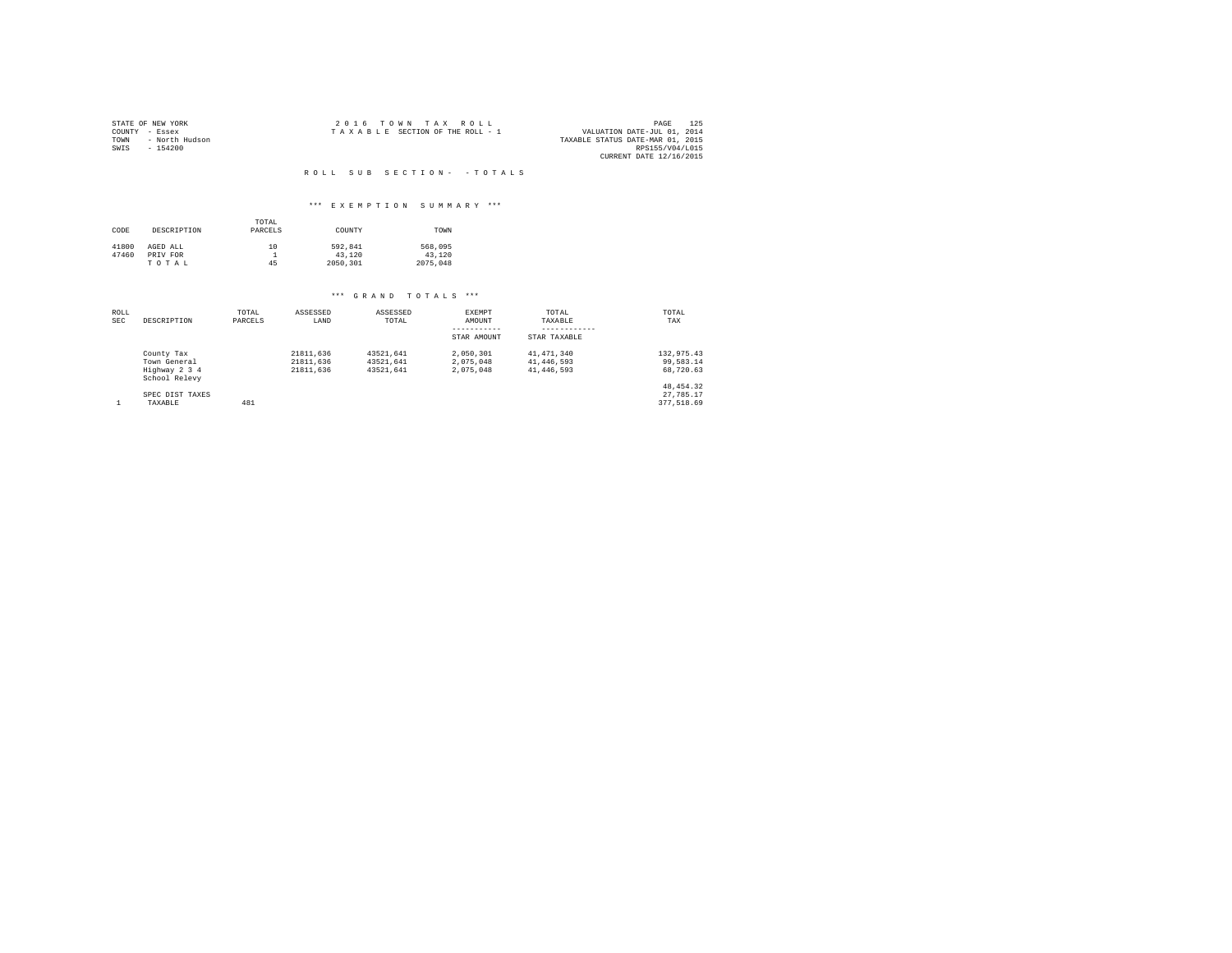STATE OF NEW YORK
COUNTY - Essex
TOWN - North Hudson
SWIS - 154200

2 0 1 6 T O W N T A X R O L L
T A X A B L E SECTION OF THE ROLL - 1

VALUATION DATE-JUL 01, 2014
TAXABLE STATUS DATE-MAR 01, 2015
RPS155/V04/L015
CURRENT DATE 12/16/2015

R O L L S U B S E C T I O N - - T O T A L S

*** E X E M P T I O N S U M M A R Y ***

| CODE | DESCRIPTION | TOTAL PARCELS | COUNTY | TOWN |
|---|---|---|---|---|
| 41800 | AGED ALL | 10 | 592,841 | 568,095 |
| 47460 | PRIV FOR | 1 | 43,120 | 43,120 |
| | T O T A L | 45 | 2050,301 | 2075,048 |

*** G R A N D T O T A L S ***

| ROLL SEC | DESCRIPTION | TOTAL PARCELS | ASSESSED LAND | ASSESSED TOTAL | EXEMPT AMOUNT<br>-----------<br>STAR AMOUNT | TOTAL TAXABLE<br>------------<br>STAR TAXABLE | TOTAL TAX |
|---|---|---|---|---|---|---|---|
| | County Tax | | 21811,636 | 43521,641 | 2,050,301 | 41,471,340 | 132,975.43 |
| | Town General | | 21811,636 | 43521,641 | 2,075,048 | 41,446,593 | 99,583.14 |
| | Highway 2 3 4 | | 21811,636 | 43521,641 | 2,075,048 | 41,446,593 | 68,720.63 |
| | School Relevy | | | | | | 48,454.32 |
| | SPEC DIST TAXES | | | | | | 27,785.17 |
| 1 | TAXABLE | 481 | | | | | 377,518.69 |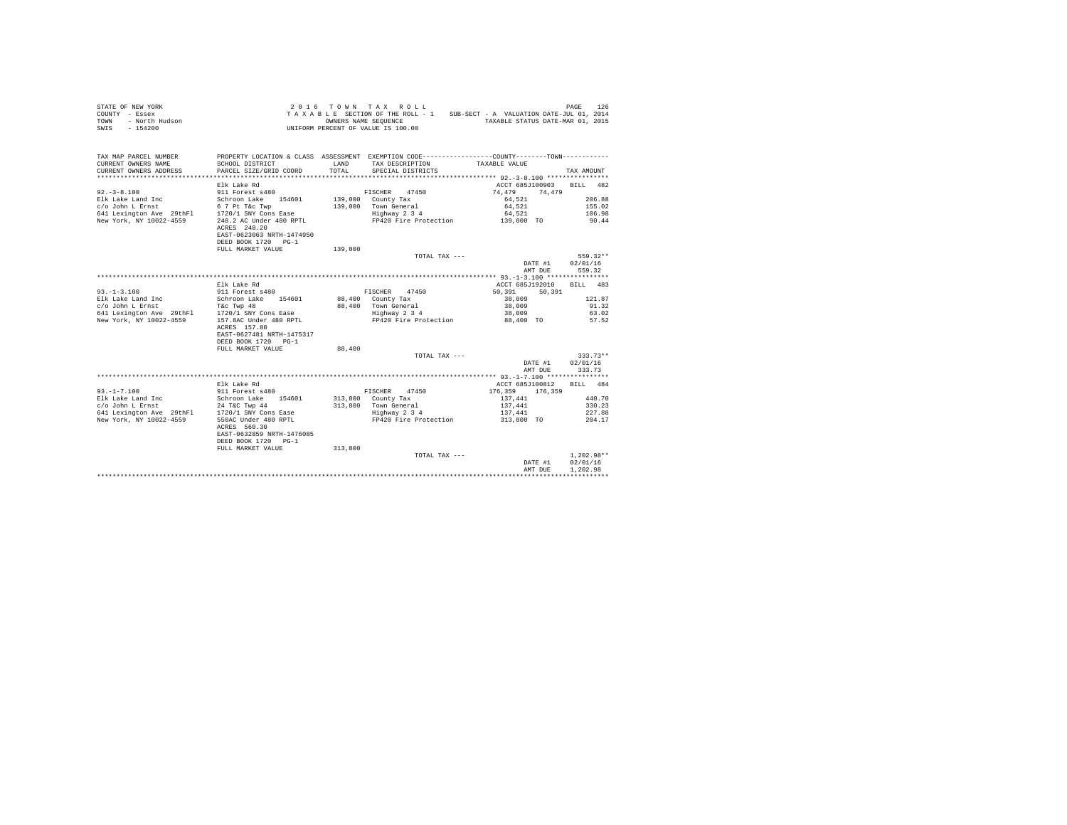STATE OF NEW YORK  
COUNTY - Essex  
TOWN - North Hudson  
SWIS - 154200

2 0 1 6 T O W N T A X R O L L  
T A X A B L E SECTION OF THE ROLL - 1  
OWNERS NAME SEQUENCE  
UNIFORM PERCENT OF VALUE IS 100.00

SUB-SECT - A VALUATION DATE-JUL 01, 2014  
TAXABLE STATUS DATE-MAR 01, 2015

| TAX MAP PARCEL NUMBER / CURRENT OWNERS NAME / CURRENT OWNERS ADDRESS | PROPERTY LOCATION & CLASS / SCHOOL DISTRICT / PARCEL SIZE/GRID COORD | ASSESSMENT LAND / TOTAL | EXEMPTION CODE / TAX DESCRIPTION / SPECIAL DISTRICTS | COUNTY / TOWN TAXABLE VALUE | TAX AMOUNT |
|---|---|---|---|---|---|
| **92.-3-8.100** | Elk Lake Rd | | | ACCT 685J100903 | BILL 482 |
| 92.-3-8.100 | 911 Forest s480 | | FISCHER 47450 | 74,479 74,479 | |
| Elk Lake Land Inc | Schroon Lake 154601 | 139,000 | County Tax | 64,521 | 206.88 |
| c/o John L Ernst | 6 7 Pt T&c Twp | 139,000 | Town General | 64,521 | 155.02 |
| 641 Lexington Ave 29thFl | 1720/1 SNY Cons Ease | | Highway 2 3 4 | 64,521 | 106.98 |
| New York, NY 10022-4559 | 248.2 AC Under 480 RPTL | | FP420 Fire Protection | 139,000 TO | 90.44 |
| | ACRES 248.20 | | | | |
| | EAST-0623063 NRTH-1474950 | | | | |
| | DEED BOOK 1720 PG-1 | | | | |
| | FULL MARKET VALUE | 139,000 | | | |
| | | | TOTAL TAX --- | | 559.32** |
| | | | | DATE #1 | 02/01/16 |
| | | | | AMT DUE | 559.32 |
| **93.-1-3.100** | Elk Lake Rd | | | ACCT 685J192010 | BILL 483 |
| 93.-1-3.100 | 911 Forest s480 | | FISCHER 47450 | 50,391 50,391 | |
| Elk Lake Land Inc | Schroon Lake 154601 | 88,400 | County Tax | 38,009 | 121.87 |
| c/o John L Ernst | T&c Twp 48 | 88,400 | Town General | 38,009 | 91.32 |
| 641 Lexington Ave 29thFl | 1720/1 SNY Cons Ease | | Highway 2 3 4 | 38,009 | 63.02 |
| New York, NY 10022-4559 | 157.8AC Under 480 RPTL | | FP420 Fire Protection | 88,400 TO | 57.52 |
| | ACRES 157.80 | | | | |
| | EAST-0627481 NRTH-1475317 | | | | |
| | DEED BOOK 1720 PG-1 | | | | |
| | FULL MARKET VALUE | 88,400 | | | |
| | | | TOTAL TAX --- | | 333.73** |
| | | | | DATE #1 | 02/01/16 |
| | | | | AMT DUE | 333.73 |
| **93.-1-7.100** | Elk Lake Rd | | | ACCT 685J100812 | BILL 484 |
| 93.-1-7.100 | 911 Forest s480 | | FISCHER 47450 | 176,359 176,359 | |
| Elk Lake Land Inc | Schroon Lake 154601 | 313,800 | County Tax | 137,441 | 440.70 |
| c/o John L Ernst | 24 T&C Twp 44 | 313,800 | Town General | 137,441 | 330.23 |
| 641 Lexington Ave 29thFl | 1720/1 SNY Cons Ease | | Highway 2 3 4 | 137,441 | 227.88 |
| New York, NY 10022-4559 | 550AC Under 480 RPTL | | FP420 Fire Protection | 313,800 TO | 204.17 |
| | ACRES 560.30 | | | | |
| | EAST-0632859 NRTH-1476085 | | | | |
| | DEED BOOK 1720 PG-1 | | | | |
| | FULL MARKET VALUE | 313,800 | | | |
| | | | TOTAL TAX --- | | 1,202.98** |
| | | | | DATE #1 | 02/01/16 |
| | | | | AMT DUE | 1,202.98 |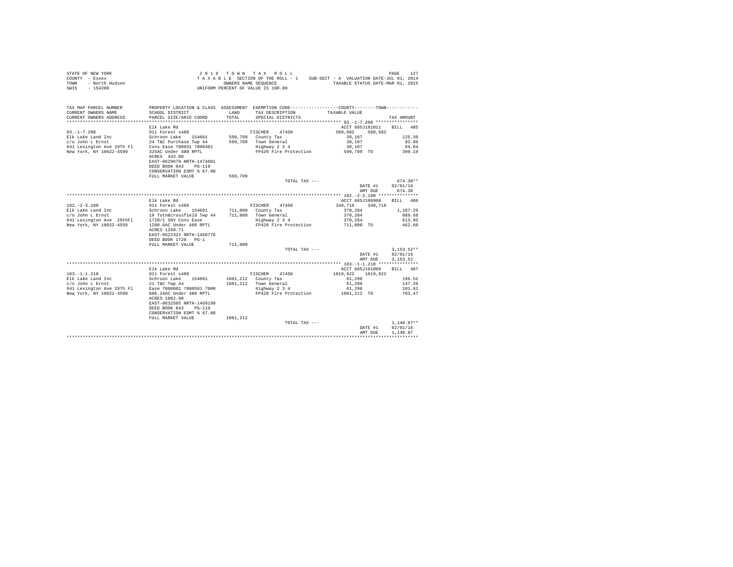STATE OF NEW YORK                                    2016 TOWN TAX ROLL
COUNTY - Essex                    TAXABLE SECTION OF THE ROLL - 1    SUB-SECT - A  VALUATION DATE-JUL 01, 2014
TOWN - North Hudson                              OWNERS NAME SEQUENCE                 TAXABLE STATUS DATE-MAR 01, 2015
SWIS - 154200                              UNIFORM PERCENT OF VALUE IS 100.00

| TAX MAP PARCEL NUMBER / CURRENT OWNERS NAME / CURRENT OWNERS ADDRESS | PROPERTY LOCATION & CLASS / SCHOOL DISTRICT / PARCEL SIZE/GRID COORD | ASSESSMENT LAND / TOTAL | EXEMPTION CODE / TAX DESCRIPTION / SPECIAL DISTRICTS | COUNTY / TOWN TAXABLE VALUE | TAX AMOUNT |
|---|---|---|---|---|---|
| **93.-1-7.200** | Elk Lake Rd | | | ACCT 685J191011 | BILL 485 |
| | 911 Forest s480 | | FISCHER 47450 | 560,602  560,602 | |
| Elk Lake Land Inc | Schroon Lake 154601 | 599,709 | County Tax | 39,107 | 125.39 |
| c/o John L Ernst | 24 T&C Purchase Twp 44 | 599,709 | Town General | 39,107 | 93.96 |
| 641 Lexington Ave 29Th Fl | Cons Ease 700031 7000401 | | Highway 2 3 4 | 39,107 | 64.84 |
| New York, NY 10022-4599 | 325AC Under 480 RPTL | | FP420 Fire Protection | 599,709 TO | 390.19 |
| | ACRES 443.00 | | | | |
| | EAST-0629679 NRTH-1474601 | | | | |
| | DEED BOOK 843 PG-119 | | | | |
| | CONSERVATION ESMT % 67.00 | | | | |
| | FULL MARKET VALUE | 599,709 | | | |
| | | | TOTAL TAX --- | | 674.38** |
| | | | | DATE #1 | 02/01/16 |
| | | | | AMT DUE | 674.38 |
| **102.-2-3.100** | Elk Lake Rd | | | ACCT 685J100908 | BILL 486 |
| | 911 Forest s480 | | FISCHER 47450 | 340,716  340,716 | |
| Elk Lake Land Inc | Schroon Lake 154601 | 711,000 | County Tax | 370,284 | 1,187.29 |
| c/o John L Ernst | 19 Totn&crossfield Twp 44 | 711,000 | Town General | 370,284 | 889.68 |
| 641 Lexington Ave 29thFl | 1720/1 SNY Cons Ease | | Highway 2 3 4 | 370,284 | 613.95 |
| New York, NY 10022-4559 | 1200.6AC Under 480 RPTL | | FP420 Fire Protection | 711,000 TO | 462.60 |
| | ACRES 1269.71 | | | | |
| | EAST-0622322 NRTH-1460776 | | | | |
| | DEED BOOK 1720 PG-1 | | | | |
| | FULL MARKET VALUE | 711,000 | | | |
| | | | TOTAL TAX --- | | 3,153.52** |
| | | | | DATE #1 | 02/01/16 |
| | | | | AMT DUE | 3,153.52 |
| **103.-1-1.210** | Elk Lake Rd | | | ACCT 685J191009 | BILL 487 |
| | 911 Forest s480 | | FISCHER 47450 | 1019,922  1019,922 | |
| Elk Lake Land Inc | Schroon Lake 154601 | 1081,212 | County Tax | 61,290 | 196.52 |
| c/o John L Ernst | 21 T&C Twp 44 | 1081,212 | Town General | 61,290 | 147.26 |
| 641 Lexington Ave 29Th Fl | Ease 7000601 7000501 7000 | | Highway 2 3 4 | 61,290 | 101.62 |
| New York, NY 10022-4599 | 606.24AC Under 480 RPTL | | FP420 Fire Protection | 1081,212 TO | 703.47 |
| | ACRES 1002.90 | | | | |
| | EAST-0632505 NRTH-1469199 | | | | |
| | DEED BOOK 843 PG-119 | | | | |
| | CONSERVATION ESMT % 67.00 | | | | |
| | FULL MARKET VALUE | 1081,212 | | | |
| | | | TOTAL TAX --- | | 1,148.87** |
| | | | | DATE #1 | 02/01/16 |
| | | | | AMT DUE | 1,148.87 |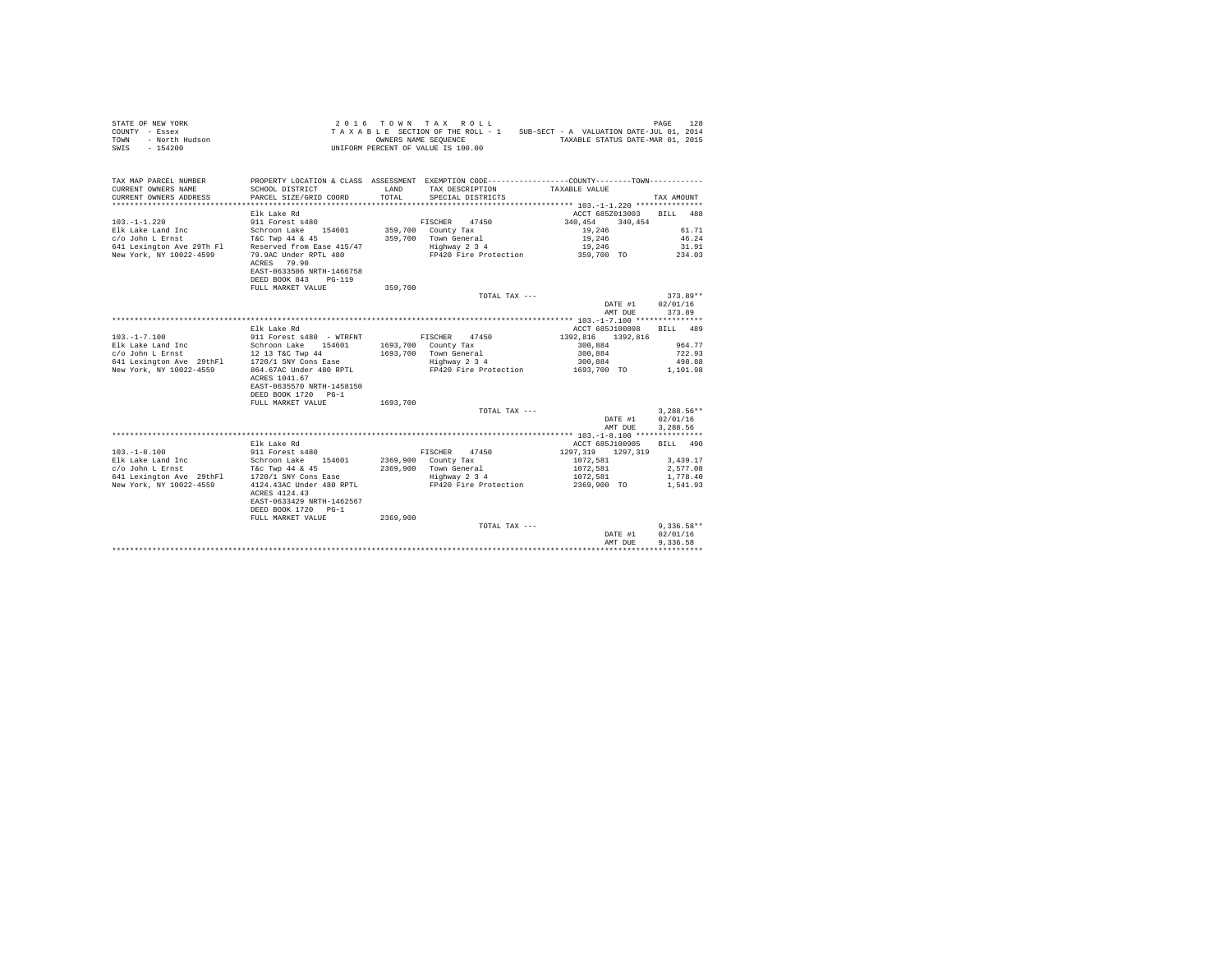```
STATE OF NEW YORK                                   2 0 1 6   T O W N   T A X   R O L L                                          PAGE   128
COUNTY  - Essex                                T A X A B L E  SECTION OF THE ROLL - 1    SUB-SECT - A  VALUATION DATE-JUL 01, 2014
TOWN    - North Hudson                                  OWNERS NAME SEQUENCE                    TAXABLE STATUS DATE-MAR 01, 2015
SWIS    - 154200                                 UNIFORM PERCENT OF VALUE IS 100.00

TAX MAP PARCEL NUMBER          PROPERTY LOCATION & CLASS  ASSESSMENT  EXEMPTION CODE-----------------COUNTY--------TOWN-----------
CURRENT OWNERS NAME            SCHOOL DISTRICT               LAND      TAX DESCRIPTION            TAXABLE VALUE
CURRENT OWNERS ADDRESS         PARCEL SIZE/GRID COORD        TOTAL     SPECIAL DISTRICTS                                   TAX AMOUNT
*********************************************************************************************** 103.-1-1.220 ***************
                               Elk Lake Rd                                                       ACCT 685Z013003    BILL   488
103.-1-1.220                   911 Forest s480                   FISCHER    47450              340,454    340,454
Elk Lake Land Inc              Schroon Lake    154601      359,700  County Tax                     19,246                   61.71
c/o John L Ernst               T&C Twp 44 & 45             359,700  Town General                   19,246                   46.24
641 Lexington Ave 29Th Fl      Reserved from Ease 415/47            Highway 2 3 4                  19,246                   31.91
New York, NY 10022-4599        79.9AC Under RPTL 480                FP420 Fire Protection         359,700 TO               234.03
                               ACRES    79.90
                               EAST-0633506 NRTH-1466758
                               DEED BOOK 843    PG-119
                               FULL MARKET VALUE           359,700
                                                                    TOTAL TAX ---                                        373.89**
                                                                                                         DATE #1      02/01/16
                                                                                                         AMT DUE        373.89
*********************************************************************************************** 103.-1-7.100 ***************
                               Elk Lake Rd                                                       ACCT 685J100808    BILL   489
103.-1-7.100                   911 Forest s480  - WTRFNT         FISCHER    47450             1392,816   1392,816
Elk Lake Land Inc              Schroon Lake    154601     1693,700  County Tax                    300,884                  964.77
c/o John L Ernst               12 13 T&C Twp 44           1693,700  Town General                  300,884                  722.93
641 Lexington Ave  29thFl      1720/1 SNY Cons Ease                 Highway 2 3 4                 300,884                  498.88
New York, NY 10022-4559        864.67AC Under 480 RPTL              FP420 Fire Protection        1693,700 TO             1,101.98
                               ACRES 1041.67
                               EAST-0635570 NRTH-1458150
                               DEED BOOK 1720   PG-1
                               FULL MARKET VALUE          1693,700
                                                                    TOTAL TAX ---                                      3,288.56**
                                                                                                         DATE #1      02/01/16
                                                                                                         AMT DUE      3,288.56
*********************************************************************************************** 103.-1-8.100 ***************
                               Elk Lake Rd                                                       ACCT 685J100905    BILL   490
103.-1-8.100                   911 Forest s480                   FISCHER    47450             1297,319   1297,319
Elk Lake Land Inc              Schroon Lake    154601     2369,900  County Tax                   1072,581                3,439.17
c/o John L Ernst               T&c Twp 44 & 45            2369,900  Town General                 1072,581                2,577.08
641 Lexington Ave  29thFl      1720/1 SNY Cons Ease                 Highway 2 3 4                1072,581                1,778.40
New York, NY 10022-4559        4124.43AC Under 480 RPTL             FP420 Fire Protection        2369,900 TO             1,541.93
                               ACRES 4124.43
                               EAST-0633429 NRTH-1462567
                               DEED BOOK 1720   PG-1
                               FULL MARKET VALUE          2369,900
                                                                    TOTAL TAX ---                                      9,336.58**
                                                                                                         DATE #1      02/01/16
                                                                                                         AMT DUE      9,336.58
****************************************************************************************************************************
```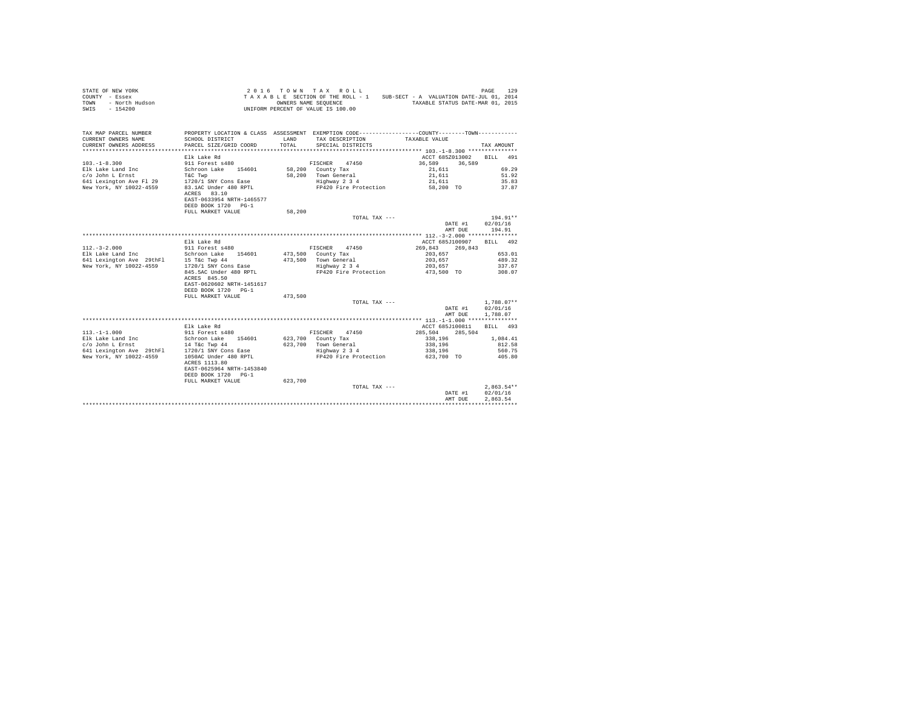STATE OF NEW YORK
COUNTY - Essex
TOWN - North Hudson
SWIS - 154200

2016 TOWN TAX ROLL
TAXABLE SECTION OF THE ROLL - 1
OWNERS NAME SEQUENCE
UNIFORM PERCENT OF VALUE IS 100.00

SUB-SECT - A VALUATION DATE-JUL 01, 2014
TAXABLE STATUS DATE-MAR 01, 2015

| TAX MAP PARCEL NUMBER / CURRENT OWNERS NAME / CURRENT OWNERS ADDRESS | PROPERTY LOCATION & CLASS / SCHOOL DISTRICT / PARCEL SIZE/GRID COORD | ASSESSMENT LAND / TOTAL | EXEMPTION CODE / TAX DESCRIPTION / SPECIAL DISTRICTS | COUNTY / TOWN TAXABLE VALUE | TAX AMOUNT |
|---|---|---|---|---|---|
| **103.-1-8.300** | Elk Lake Rd | | | ACCT 685Z013002 | BILL 491 |
| 103.-1-8.300 | 911 Forest s480 | | FISCHER 47450 | 36,589 36,589 | |
| Elk Lake Land Inc | Schroon Lake 154601 | 58,200 | County Tax | 21,611 | 69.29 |
| c/o John L Ernst | T&C Twp | 58,200 | Town General | 21,611 | 51.92 |
| 641 Lexington Ave Fl 29 | 1720/1 SNY Cons Ease | | Highway 2 3 4 | 21,611 | 35.83 |
| New York, NY 10022-4559 | 83.1AC Under 480 RPTL | | FP420 Fire Protection | 58,200 TO | 37.87 |
| | ACRES 83.10 | | | | |
| | EAST-0633954 NRTH-1465577 | | | | |
| | DEED BOOK 1720 PG-1 | | | | |
| | FULL MARKET VALUE | 58,200 | | | |
| | | | TOTAL TAX --- | | 194.91** |
| | | | | DATE #1 | 02/01/16 |
| | | | | AMT DUE | 194.91 |
| **112.-3-2.000** | Elk Lake Rd | | | ACCT 685J100907 | BILL 492 |
| 112.-3-2.000 | 911 Forest s480 | | FISCHER 47450 | 269,843 269,843 | |
| Elk Lake Land Inc | Schroon Lake 154601 | 473,500 | County Tax | 203,657 | 653.01 |
| 641 Lexington Ave 29thFl | 15 T&c Twp 44 | 473,500 | Town General | 203,657 | 489.32 |
| New York, NY 10022-4559 | 1720/1 SNY Cons Ease | | Highway 2 3 4 | 203,657 | 337.67 |
| | 845.5AC Under 480 RPTL | | FP420 Fire Protection | 473,500 TO | 308.07 |
| | ACRES 845.50 | | | | |
| | EAST-0620602 NRTH-1451617 | | | | |
| | DEED BOOK 1720 PG-1 | | | | |
| | FULL MARKET VALUE | 473,500 | | | |
| | | | TOTAL TAX --- | | 1,788.07** |
| | | | | DATE #1 | 02/01/16 |
| | | | | AMT DUE | 1,788.07 |
| **113.-1-1.000** | Elk Lake Rd | | | ACCT 685J100811 | BILL 493 |
| 113.-1-1.000 | 911 Forest s480 | | FISCHER 47450 | 285,504 285,504 | |
| Elk Lake Land Inc | Schroon Lake 154601 | 623,700 | County Tax | 338,196 | 1,084.41 |
| c/o John L Ernst | 14 T&c Twp 44 | 623,700 | Town General | 338,196 | 812.58 |
| 641 Lexington Ave 29thFl | 1720/1 SNY Cons Ease | | Highway 2 3 4 | 338,196 | 560.75 |
| New York, NY 10022-4559 | 1050AC Under 480 RPTL | | FP420 Fire Protection | 623,700 TO | 405.80 |
| | ACRES 1113.80 | | | | |
| | EAST-0625964 NRTH-1453840 | | | | |
| | DEED BOOK 1720 PG-1 | | | | |
| | FULL MARKET VALUE | 623,700 | | | |
| | | | TOTAL TAX --- | | 2,863.54** |
| | | | | DATE #1 | 02/01/16 |
| | | | | AMT DUE | 2,863.54 |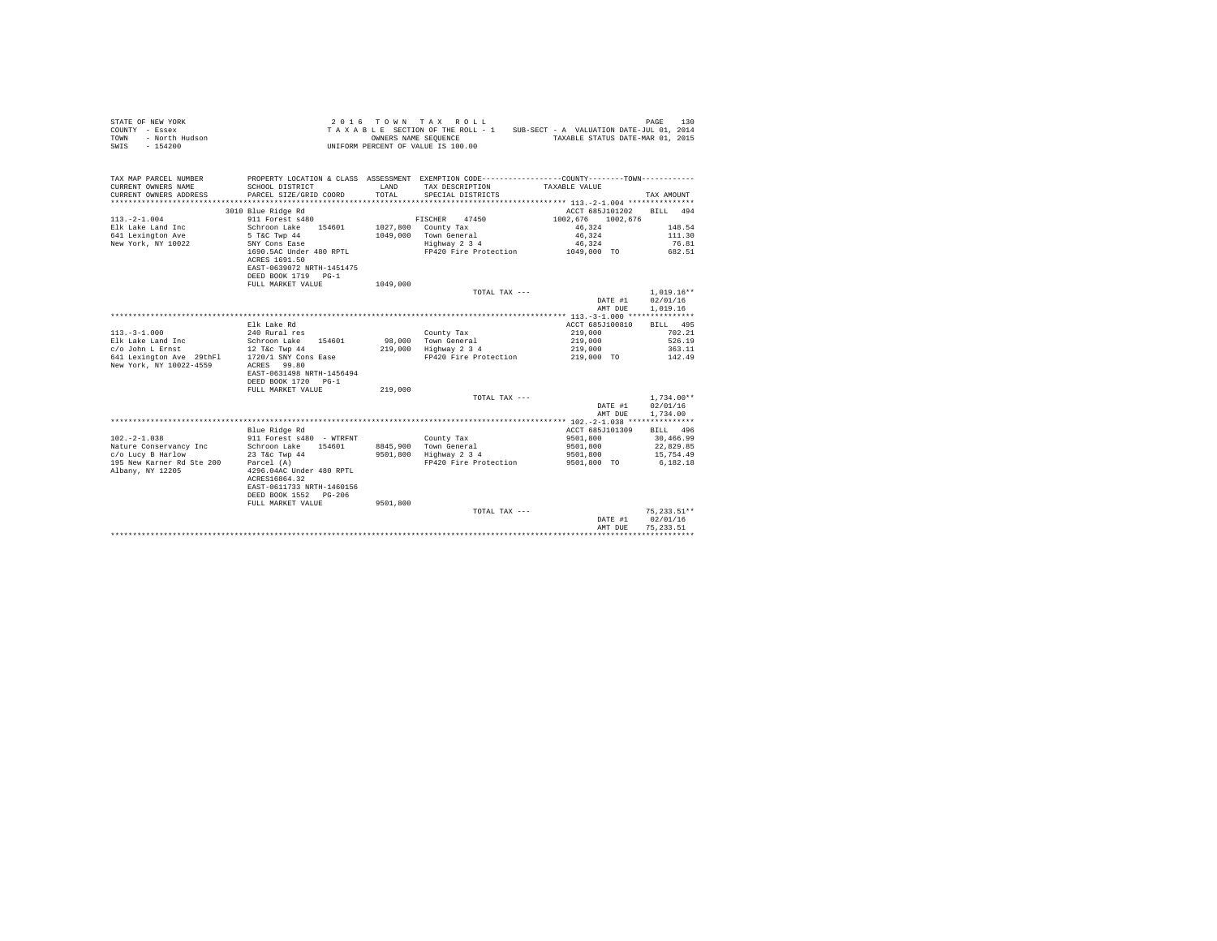STATE OF NEW YORK — COUNTY - Essex — TOWN - North Hudson — SWIS - 154200

2 0 1 6 T O W N T A X R O L L
T A X A B L E SECTION OF THE ROLL - 1 SUB-SECT - A VALUATION DATE-JUL 01, 2014
OWNERS NAME SEQUENCE TAXABLE STATUS DATE-MAR 01, 2015
UNIFORM PERCENT OF VALUE IS 100.00

| TAX MAP PARCEL NUMBER / CURRENT OWNERS NAME / CURRENT OWNERS ADDRESS | PROPERTY LOCATION & CLASS / SCHOOL DISTRICT / PARCEL SIZE/GRID COORD | ASSESSMENT LAND / TOTAL | EXEMPTION CODE / TAX DESCRIPTION / SPECIAL DISTRICTS | COUNTY / TOWN TAXABLE VALUE | TAX AMOUNT |
|---|---|---|---|---|---|
| **113.-2-1.004** | 3010 Blue Ridge Rd | | | ACCT 685J101202 | BILL 494 |
| 113.-2-1.004 | 911 Forest s480 | | FISCHER 47450 | 1002,676 1002,676 | |
| Elk Lake Land Inc | Schroon Lake 154601 | 1027,800 | County Tax | 46,324 | 148.54 |
| 641 Lexington Ave | 5 T&C Twp 44 | 1049,000 | Town General | 46,324 | 111.30 |
| New York, NY 10022 | SNY Cons Ease | | Highway 2 3 4 | 46,324 | 76.81 |
| | 1690.5AC Under 480 RPTL | | FP420 Fire Protection | 1049,000 TO | 682.51 |
| | ACRES 1691.50 | | | | |
| | EAST-0639072 NRTH-1451475 | | | | |
| | DEED BOOK 1719 PG-1 | | | | |
| | FULL MARKET VALUE | 1049,000 | | | |
| | | | TOTAL TAX --- | | 1,019.16** |
| | | | | DATE #1 | 02/01/16 |
| | | | | AMT DUE | 1,019.16 |
| **113.-3-1.000** | Elk Lake Rd | | | ACCT 685J100810 | BILL 495 |
| 113.-3-1.000 | 240 Rural res | | County Tax | 219,000 | 702.21 |
| Elk Lake Land Inc | Schroon Lake 154601 | 98,000 | Town General | 219,000 | 526.19 |
| c/o John L Ernst | 12 T&c Twp 44 | 219,000 | Highway 2 3 4 | 219,000 | 363.11 |
| 641 Lexington Ave 29thFl | 1720/1 SNY Cons Ease | | FP420 Fire Protection | 219,000 TO | 142.49 |
| New York, NY 10022-4559 | ACRES 99.80 | | | | |
| | EAST-0631498 NRTH-1456494 | | | | |
| | DEED BOOK 1720 PG-1 | | | | |
| | FULL MARKET VALUE | 219,000 | | | |
| | | | TOTAL TAX --- | | 1,734.00** |
| | | | | DATE #1 | 02/01/16 |
| | | | | AMT DUE | 1,734.00 |
| **102.-2-1.038** | Blue Ridge Rd | | | ACCT 685J101309 | BILL 496 |
| 102.-2-1.038 | 911 Forest s480 - WTRFNT | | County Tax | 9501,800 | 30,466.99 |
| Nature Conservancy Inc | Schroon Lake 154601 | 8845,900 | Town General | 9501,800 | 22,829.85 |
| c/o Lucy B Harlow | 23 T&c Twp 44 | 9501,800 | Highway 2 3 4 | 9501,800 | 15,754.49 |
| 195 New Karner Rd Ste 200 | Parcel (A) | | FP420 Fire Protection | 9501,800 TO | 6,182.18 |
| Albany, NY 12205 | 4296.04AC Under 480 RPTL | | | | |
| | ACRES16864.32 | | | | |
| | EAST-0611733 NRTH-1460156 | | | | |
| | DEED BOOK 1552 PG-206 | | | | |
| | FULL MARKET VALUE | 9501,800 | | | |
| | | | TOTAL TAX --- | | 75,233.51** |
| | | | | DATE #1 | 02/01/16 |
| | | | | AMT DUE | 75,233.51 |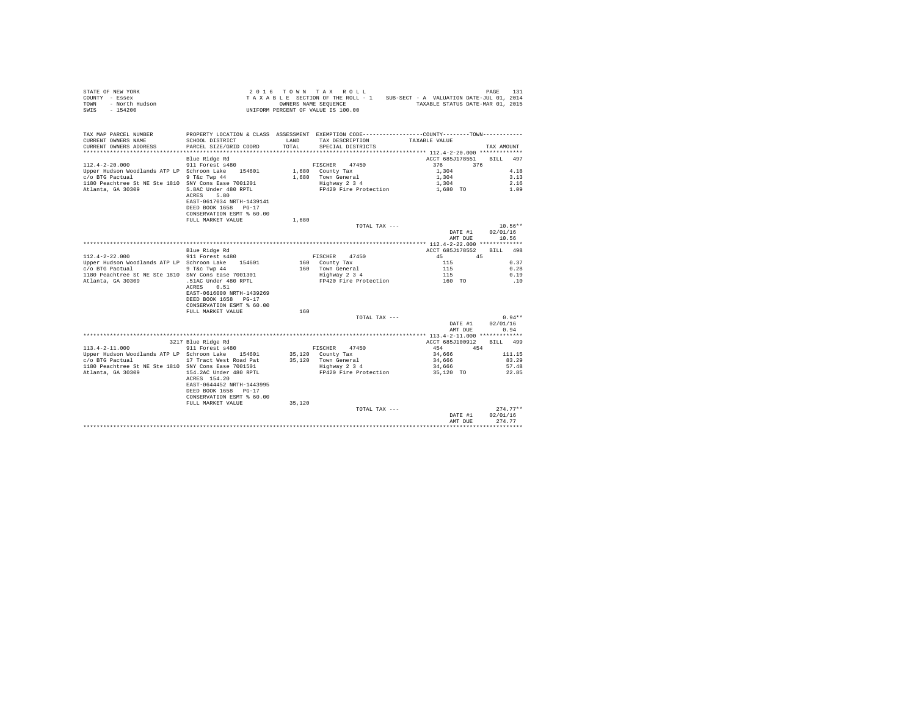STATE OF NEW YORK
COUNTY - Essex
TOWN - North Hudson
SWIS - 154200

2016 TOWN TAX ROLL
TAXABLE SECTION OF THE ROLL - 1
OWNERS NAME SEQUENCE
UNIFORM PERCENT OF VALUE IS 100.00

SUB-SECT - A VALUATION DATE-JUL 01, 2014
TAXABLE STATUS DATE-MAR 01, 2015

```
TAX MAP PARCEL NUMBER         PROPERTY LOCATION & CLASS  ASSESSMENT  EXEMPTION CODE-----------------COUNTY--------TOWN-----------
CURRENT OWNERS NAME           SCHOOL DISTRICT              LAND      TAX DESCRIPTION            TAXABLE VALUE
CURRENT OWNERS ADDRESS        PARCEL SIZE/GRID COORD       TOTAL     SPECIAL DISTRICTS                                  TAX AMOUNT
******************************************************************************************** 112.4-2-20.000 ************
                              Blue Ridge Rd                                                    ACCT 685J178551     BILL  497
112.4-2-20.000                911 Forest s480                        FISCHER    47450            376        376
Upper Hudson Woodlands ATP LP Schroon Lake    154601        1,680   County Tax                  1,304                    4.18
c/o BTG Pactual               9 T&c Twp 44                  1,680   Town General                1,304                    3.13
1180 Peachtree St NE Ste 1810 SNY Cons Ease 7001201                 Highway 2 3 4               1,304                    2.16
Atlanta, GA 30309             5.8AC Under 480 RPTL                  FP420 Fire Protection       1,680 TO                 1.09
                              ACRES     5.80
                              EAST-0617034 NRTH-1439141
                              DEED BOOK 1658   PG-17
                              CONSERVATION ESMT % 60.00
                              FULL MARKET VALUE             1,680
                                                                    TOTAL TAX ---                                      10.56**
                                                                                               DATE #1         02/01/16
                                                                                               AMT DUE            10.56
******************************************************************************************** 112.4-2-22.000 ************
                              Blue Ridge Rd                                                    ACCT 685J178552     BILL  498
112.4-2-22.000                911 Forest s480                        FISCHER    47450             45         45
Upper Hudson Woodlands ATP LP Schroon Lake    154601          160   County Tax                    115                    0.37
c/o BTG Pactual               9 T&c Twp 44                    160   Town General                  115                    0.28
1180 Peachtree St NE Ste 1810 SNY Cons Ease 7001301                 Highway 2 3 4                 115                    0.19
Atlanta, GA 30309             .51AC Under 480 RPTL                  FP420 Fire Protection         160 TO                  .10
                              ACRES     0.51
                              EAST-0616000 NRTH-1439269
                              DEED BOOK 1658   PG-17
                              CONSERVATION ESMT % 60.00
                              FULL MARKET VALUE               160
                                                                    TOTAL TAX ---                                       0.94**
                                                                                               DATE #1         02/01/16
                                                                                               AMT DUE             0.94
******************************************************************************************** 113.4-2-11.000 ************
                              3217 Blue Ridge Rd                                               ACCT 685J100912     BILL  499
113.4-2-11.000                911 Forest s480                        FISCHER    47450            454        454
Upper Hudson Woodlands ATP LP Schroon Lake    154601       35,120   County Tax                 34,666                  111.15
c/o BTG Pactual               17 Tract West Road Pat       35,120   Town General               34,666                   83.29
1180 Peachtree St NE Ste 1810 SNY Cons Ease 7001501                 Highway 2 3 4              34,666                   57.48
Atlanta, GA 30309             154.2AC Under 480 RPTL                FP420 Fire Protection      35,120 TO                22.85
                              ACRES   154.20
                              EAST-0644452 NRTH-1443995
                              DEED BOOK 1658   PG-17
                              CONSERVATION ESMT % 60.00
                              FULL MARKET VALUE            35,120
                                                                    TOTAL TAX ---                                     274.77**
                                                                                               DATE #1         02/01/16
                                                                                               AMT DUE           274.77
************************************************************************************************************************
```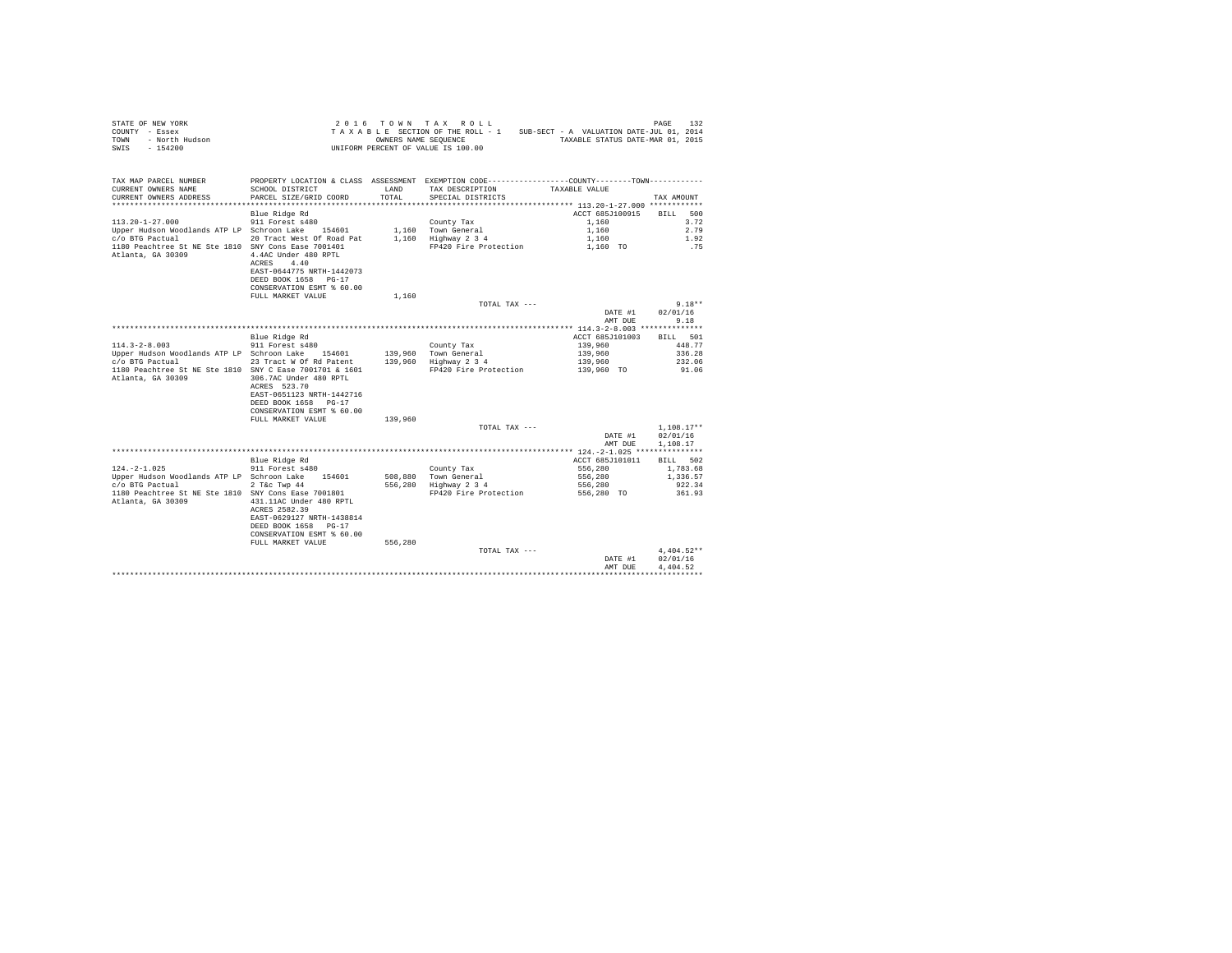STATE OF NEW YORK
COUNTY - Essex
TOWN - North Hudson
SWIS - 154200

2016 TOWN TAX ROLL
TAXABLE SECTION OF THE ROLL - 1
OWNERS NAME SEQUENCE
UNIFORM PERCENT OF VALUE IS 100.00

SUB-SECT - A VALUATION DATE-JUL 01, 2014
TAXABLE STATUS DATE-MAR 01, 2015

| TAX MAP PARCEL NUMBER / CURRENT OWNERS NAME / CURRENT OWNERS ADDRESS | PROPERTY LOCATION & CLASS / SCHOOL DISTRICT / PARCEL SIZE/GRID COORD | ASSESSMENT LAND / TOTAL | EXEMPTION CODE / TAX DESCRIPTION / SPECIAL DISTRICTS | COUNTY--------TOWN TAXABLE VALUE | TAX AMOUNT |
|---|---|---|---|---|---|
| **113.20-1-27.000** | Blue Ridge Rd | | | ACCT 685J100915 | BILL 500 |
| 113.20-1-27.000 | 911 Forest s480 | | County Tax | 1,160 | 3.72 |
| Upper Hudson Woodlands ATP LP | Schroon Lake 154601 | 1,160 | Town General | 1,160 | 2.79 |
| c/o BTG Pactual | 20 Tract West Of Road Pat | 1,160 | Highway 2 3 4 | 1,160 | 1.92 |
| 1180 Peachtree St NE Ste 1810 | SNY Cons Ease 7001401 | | FP420 Fire Protection | 1,160 TO | .75 |
| Atlanta, GA 30309 | 4.4AC Under 480 RPTL | | | | |
| | ACRES 4.40 | | | | |
| | EAST-0644775 NRTH-1442073 | | | | |
| | DEED BOOK 1658 PG-17 | | | | |
| | CONSERVATION ESMT % 60.00 | | | | |
| | FULL MARKET VALUE | 1,160 | | | |
| | | | TOTAL TAX --- | | 9.18** |
| | | | | DATE #1 | 02/01/16 |
| | | | | AMT DUE | 9.18 |
| **114.3-2-8.003** | Blue Ridge Rd | | | ACCT 685J101003 | BILL 501 |
| 114.3-2-8.003 | 911 Forest s480 | | County Tax | 139,960 | 448.77 |
| Upper Hudson Woodlands ATP LP | Schroon Lake 154601 | 139,960 | Town General | 139,960 | 336.28 |
| c/o BTG Pactual | 23 Tract W Of Rd Patent | 139,960 | Highway 2 3 4 | 139,960 | 232.06 |
| 1180 Peachtree St NE Ste 1810 | SNY C Ease 7001701 & 1601 | | FP420 Fire Protection | 139,960 TO | 91.06 |
| Atlanta, GA 30309 | 306.7AC Under 480 RPTL | | | | |
| | ACRES 523.70 | | | | |
| | EAST-0651123 NRTH-1442716 | | | | |
| | DEED BOOK 1658 PG-17 | | | | |
| | CONSERVATION ESMT % 60.00 | | | | |
| | FULL MARKET VALUE | 139,960 | | | |
| | | | TOTAL TAX --- | | 1,108.17** |
| | | | | DATE #1 | 02/01/16 |
| | | | | AMT DUE | 1,108.17 |
| **124.-2-1.025** | Blue Ridge Rd | | | ACCT 685J101011 | BILL 502 |
| 124.-2-1.025 | 911 Forest s480 | | County Tax | 556,280 | 1,783.68 |
| Upper Hudson Woodlands ATP LP | Schroon Lake 154601 | 508,880 | Town General | 556,280 | 1,336.57 |
| c/o BTG Pactual | 2 T&c Twp 44 | 556,280 | Highway 2 3 4 | 556,280 | 922.34 |
| 1180 Peachtree St NE Ste 1810 | SNY Cons Ease 7001801 | | FP420 Fire Protection | 556,280 TO | 361.93 |
| Atlanta, GA 30309 | 431.11AC Under 480 RPTL | | | | |
| | ACRES 2582.39 | | | | |
| | EAST-0629127 NRTH-1438814 | | | | |
| | DEED BOOK 1658 PG-17 | | | | |
| | CONSERVATION ESMT % 60.00 | | | | |
| | FULL MARKET VALUE | 556,280 | | | |
| | | | TOTAL TAX --- | | 4,404.52** |
| | | | | DATE #1 | 02/01/16 |
| | | | | AMT DUE | 4,404.52 |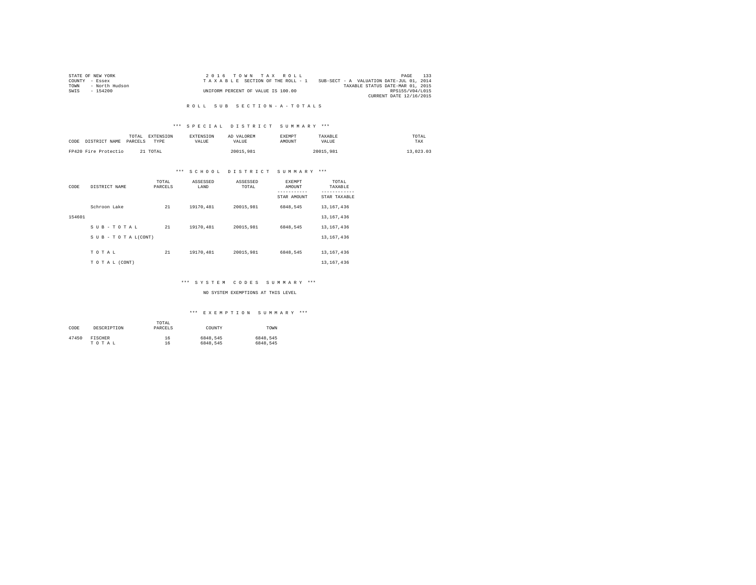STATE OF NEW YORK
COUNTY - Essex
TOWN - North Hudson
SWIS - 154200

2 0 1 6 T O W N T A X R O L L
T A X A B L E SECTION OF THE ROLL - 1
UNIFORM PERCENT OF VALUE IS 100.00

SUB-SECT - A VALUATION DATE-JUL 01, 2014
TAXABLE STATUS DATE-MAR 01, 2015
RPS155/V04/L015
CURRENT DATE 12/16/2015

## R O L L S U B S E C T I O N - A - T O T A L S

### *** S P E C I A L D I S T R I C T S U M M A R Y ***

| CODE | DISTRICT NAME | TOTAL PARCELS | EXTENSION TYPE | EXTENSION VALUE | AD VALOREM VALUE | EXEMPT AMOUNT | TAXABLE VALUE | TOTAL TAX |
|---|---|---|---|---|---|---|---|---|
| FP420 | Fire Protectio | 21 | TOTAL | | 20015,981 | | 20015,981 | 13,023.03 |

### *** S C H O O L D I S T R I C T S U M M A R Y ***

| CODE | DISTRICT NAME | TOTAL PARCELS | ASSESSED LAND | ASSESSED TOTAL | EXEMPT AMOUNT / STAR AMOUNT | TOTAL TAXABLE / STAR TAXABLE |
|---|---|---|---|---|---|---|
| | Schroon Lake | 21 | 19170,481 | 20015,981 | 6848,545 | 13,167,436 |
| 154601 | | | | | | 13,167,436 |
| | S U B - T O T A L | 21 | 19170,481 | 20015,981 | 6848,545 | 13,167,436 |
| | S U B - T O T A L(CONT) | | | | | 13,167,436 |
| | T O T A L | 21 | 19170,481 | 20015,981 | 6848,545 | 13,167,436 |
| | T O T A L (CONT) | | | | | 13,167,436 |

### *** S Y S T E M C O D E S S U M M A R Y ***

NO SYSTEM EXEMPTIONS AT THIS LEVEL

### *** E X E M P T I O N S U M M A R Y ***

| CODE | DESCRIPTION | TOTAL PARCELS | COUNTY | TOWN |
|---|---|---|---|---|
| 47450 | FISCHER | 16 | 6848,545 | 6848,545 |
| | T O T A L | 16 | 6848,545 | 6848,545 |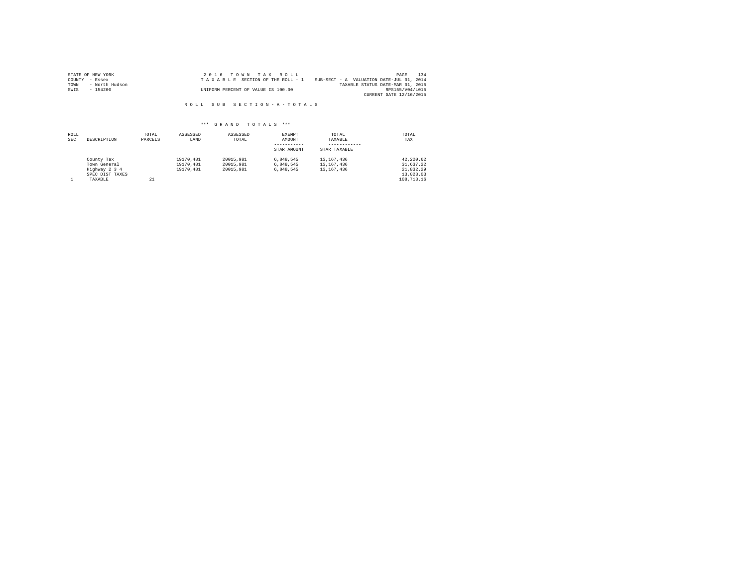STATE OF NEW YORK
COUNTY - Essex
TOWN - North Hudson
SWIS - 154200

2 0 1 6 T O W N T A X R O L L
T A X A B L E SECTION OF THE ROLL - 1
UNIFORM PERCENT OF VALUE IS 100.00

SUB-SECT - A VALUATION DATE-JUL 01, 2014
TAXABLE STATUS DATE-MAR 01, 2015
RPS155/V04/L015
CURRENT DATE 12/16/2015

R O L L S U B S E C T I O N - A - T O T A L S

*** G R A N D T O T A L S ***

| ROLL SEC | DESCRIPTION | TOTAL PARCELS | ASSESSED LAND | ASSESSED TOTAL | EXEMPT AMOUNT / STAR AMOUNT | TOTAL TAXABLE / STAR TAXABLE | TOTAL TAX |
|---|---|---|---|---|---|---|---|
| | County Tax | | 19170,481 | 20015,981 | 6,848,545 | 13,167,436 | 42,220.62 |
| | Town General | | 19170,481 | 20015,981 | 6,848,545 | 13,167,436 | 31,637.22 |
| | Highway 2 3 4 | | 19170,481 | 20015,981 | 6,848,545 | 13,167,436 | 21,832.29 |
| | SPEC DIST TAXES | | | | | | 13,023.03 |
| 1 | TAXABLE | 21 | | | | | 108,713.16 |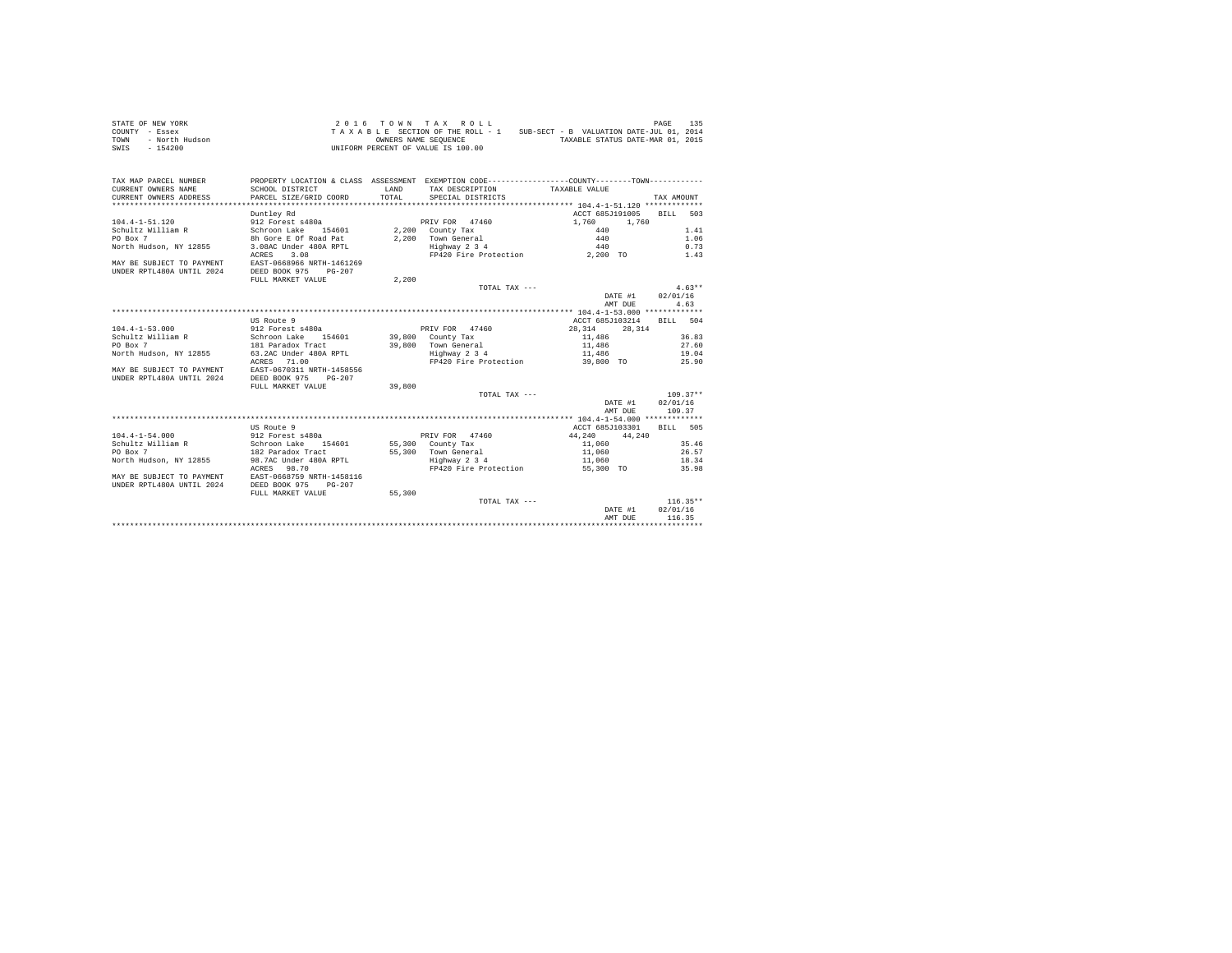STATE OF NEW YORK
COUNTY - Essex
TOWN - North Hudson
SWIS - 154200

2016 TOWN TAX ROLL
TAXABLE SECTION OF THE ROLL - 1
OWNERS NAME SEQUENCE
UNIFORM PERCENT OF VALUE IS 100.00

SUB-SECT - B VALUATION DATE-JUL 01, 2014
TAXABLE STATUS DATE-MAR 01, 2015

| TAX MAP PARCEL NUMBER / CURRENT OWNERS NAME / CURRENT OWNERS ADDRESS | PROPERTY LOCATION & CLASS / SCHOOL DISTRICT / PARCEL SIZE/GRID COORD | ASSESSMENT LAND / TOTAL | EXEMPTION CODE / TAX DESCRIPTION / SPECIAL DISTRICTS | COUNTY TAXABLE VALUE | TOWN | TAX AMOUNT |
|---|---|---|---|---|---|---|
| **104.4-1-51.120** | Duntley Rd | | | ACCT 685J191005 | | BILL 503 |
| 104.4-1-51.120 | 912 Forest s480a | | PRIV FOR 47460 | 1,760 | 1,760 | |
| Schultz William R | Schroon Lake 154601 | 2,200 | County Tax | 440 | | 1.41 |
| PO Box 7 | 8h Gore E Of Road Pat | 2,200 | Town General | 440 | | 1.06 |
| North Hudson, NY 12855 | 3.08AC Under 480A RPTL | | Highway 2 3 4 | 440 | | 0.73 |
| | ACRES 3.08 | | FP420 Fire Protection | 2,200 TO | | 1.43 |
| MAY BE SUBJECT TO PAYMENT | EAST-0668966 NRTH-1461269 | | | | | |
| UNDER RPTL480A UNTIL 2024 | DEED BOOK 975 PG-207 | | | | | |
| | FULL MARKET VALUE | 2,200 | | | | |
| | | | TOTAL TAX --- | | | 4.63** |
| | | | | DATE #1 | | 02/01/16 |
| | | | | AMT DUE | | 4.63 |
| **104.4-1-53.000** | US Route 9 | | | ACCT 685J103214 | | BILL 504 |
| 104.4-1-53.000 | 912 Forest s480a | | PRIV FOR 47460 | 28,314 | 28,314 | |
| Schultz William R | Schroon Lake 154601 | 39,800 | County Tax | 11,486 | | 36.83 |
| PO Box 7 | 181 Paradox Tract | 39,800 | Town General | 11,486 | | 27.60 |
| North Hudson, NY 12855 | 63.2AC Under 480A RPTL | | Highway 2 3 4 | 11,486 | | 19.04 |
| | ACRES 71.00 | | FP420 Fire Protection | 39,800 TO | | 25.90 |
| MAY BE SUBJECT TO PAYMENT | EAST-0670311 NRTH-1458556 | | | | | |
| UNDER RPTL480A UNTIL 2024 | DEED BOOK 975 PG-207 | | | | | |
| | FULL MARKET VALUE | 39,800 | | | | |
| | | | TOTAL TAX --- | | | 109.37** |
| | | | | DATE #1 | | 02/01/16 |
| | | | | AMT DUE | | 109.37 |
| **104.4-1-54.000** | US Route 9 | | | ACCT 685J103301 | | BILL 505 |
| 104.4-1-54.000 | 912 Forest s480a | | PRIV FOR 47460 | 44,240 | 44,240 | |
| Schultz William R | Schroon Lake 154601 | 55,300 | County Tax | 11,060 | | 35.46 |
| PO Box 7 | 182 Paradox Tract | 55,300 | Town General | 11,060 | | 26.57 |
| North Hudson, NY 12855 | 98.7AC Under 480A RPTL | | Highway 2 3 4 | 11,060 | | 18.34 |
| | ACRES 98.70 | | FP420 Fire Protection | 55,300 TO | | 35.98 |
| MAY BE SUBJECT TO PAYMENT | EAST-0668759 NRTH-1458116 | | | | | |
| UNDER RPTL480A UNTIL 2024 | DEED BOOK 975 PG-207 | | | | | |
| | FULL MARKET VALUE | 55,300 | | | | |
| | | | TOTAL TAX --- | | | 116.35** |
| | | | | DATE #1 | | 02/01/16 |
| | | | | AMT DUE | | 116.35 |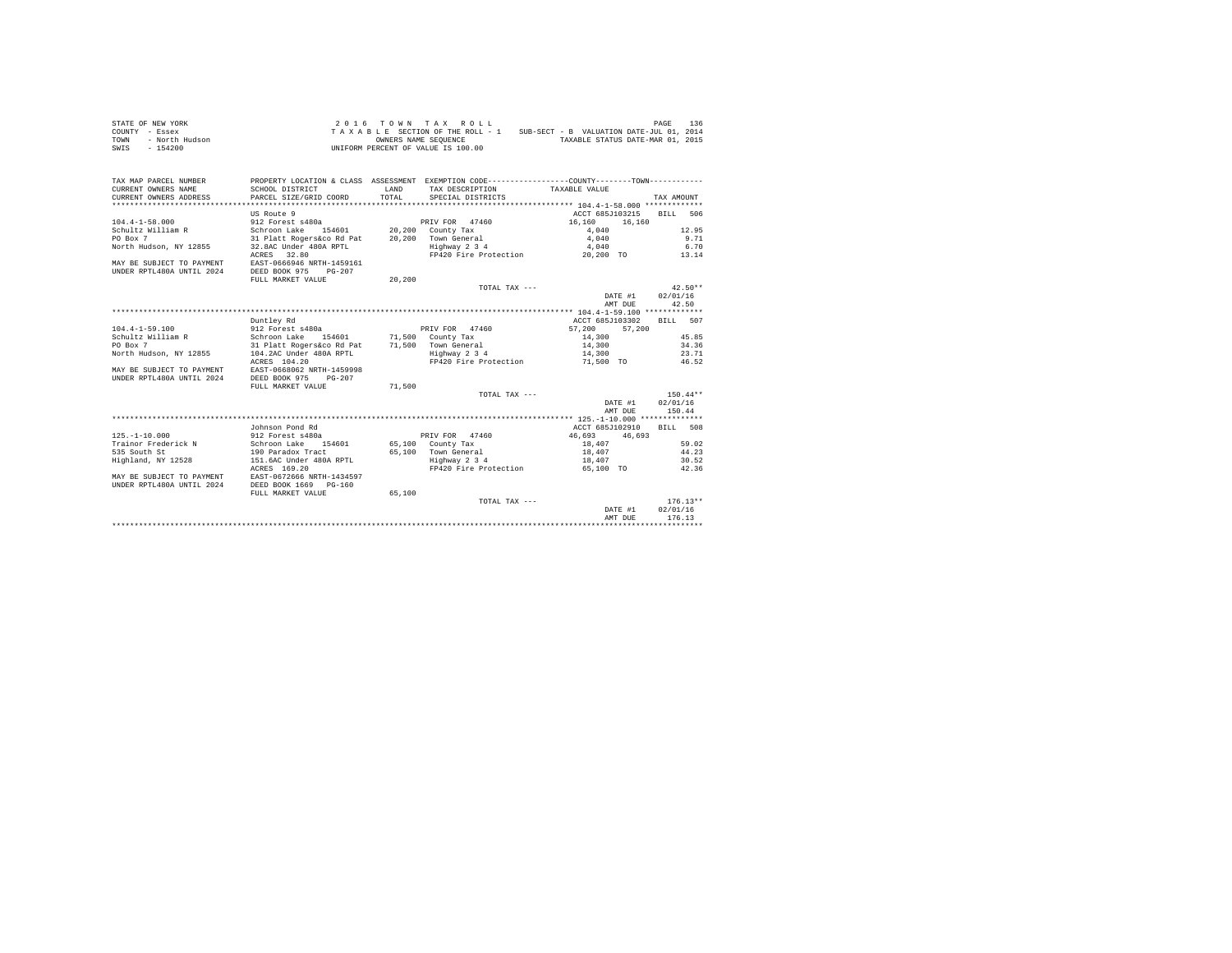STATE OF NEW YORK
COUNTY - Essex
TOWN - North Hudson
SWIS - 154200

2 0 1 6 T O W N T A X R O L L
T A X A B L E SECTION OF THE ROLL - 1 SUB-SECT - B VALUATION DATE-JUL 01, 2014
OWNERS NAME SEQUENCE TAXABLE STATUS DATE-MAR 01, 2015
UNIFORM PERCENT OF VALUE IS 100.00

```
TAX MAP PARCEL NUMBER        PROPERTY LOCATION & CLASS  ASSESSMENT  EXEMPTION CODE-----------------COUNTY--------TOWN-----------
CURRENT OWNERS NAME          SCHOOL DISTRICT              LAND      TAX DESCRIPTION           TAXABLE VALUE
CURRENT OWNERS ADDRESS       PARCEL SIZE/GRID COORD       TOTAL     SPECIAL DISTRICTS                                   TAX AMOUNT
****************************************************************************************************** 104.4-1-58.000 *************
                             US Route 9                                                     ACCT 685J103215    BILL  506
104.4-1-58.000               912 Forest s480a                       PRIV FOR  47460         16,160    16,160
Schultz William R            Schroon Lake   154601      20,200   County Tax                   4,040                  12.95
PO Box 7                     31 Platt Rogers&co Rd Pat   20,200   Town General                 4,040                   9.71
North Hudson, NY 12855       32.8AC Under 480A RPTL               Highway 2 3 4                4,040                   6.70
                             ACRES   32.80                        FP420 Fire Protection       20,200 TO               13.14
MAY BE SUBJECT TO PAYMENT    EAST-0666946 NRTH-1459161
UNDER RPTL480A UNTIL 2024    DEED BOOK 975    PG-207
                             FULL MARKET VALUE           20,200
                                                                  TOTAL TAX ---                                     42.50**
                                                                                              DATE #1     02/01/16
                                                                                              AMT DUE        42.50
****************************************************************************************************** 104.4-1-59.100 *************
                             Duntley Rd                                                     ACCT 685J103302    BILL  507
104.4-1-59.100               912 Forest s480a                       PRIV FOR  47460         57,200    57,200
Schultz William R            Schroon Lake   154601      71,500   County Tax                  14,300                  45.85
PO Box 7                     31 Platt Rogers&co Rd Pat   71,500   Town General                14,300                  34.36
North Hudson, NY 12855       104.2AC Under 480A RPTL              Highway 2 3 4               14,300                  23.71
                             ACRES  104.20                        FP420 Fire Protection       71,500 TO               46.52
MAY BE SUBJECT TO PAYMENT    EAST-0668062 NRTH-1459998
UNDER RPTL480A UNTIL 2024    DEED BOOK 975    PG-207
                             FULL MARKET VALUE           71,500
                                                                  TOTAL TAX ---                                    150.44**
                                                                                              DATE #1     02/01/16
                                                                                              AMT DUE       150.44
****************************************************************************************************** 125.-1-10.000 **************
                             Johnson Pond Rd                                                ACCT 685J102910    BILL  508
125.-1-10.000                912 Forest s480a                       PRIV FOR  47460         46,693    46,693
Trainor Frederick N          Schroon Lake   154601      65,100   County Tax                  18,407                  59.02
535 South St                 190 Paradox Tract           65,100   Town General                18,407                  44.23
Highland, NY 12528           151.6AC Under 480A RPTL              Highway 2 3 4               18,407                  30.52
                             ACRES  169.20                        FP420 Fire Protection       65,100 TO               42.36
MAY BE SUBJECT TO PAYMENT    EAST-0672666 NRTH-1434597
UNDER RPTL480A UNTIL 2024    DEED BOOK 1669   PG-160
                             FULL MARKET VALUE           65,100
                                                                  TOTAL TAX ---                                    176.13**
                                                                                              DATE #1     02/01/16
                                                                                              AMT DUE       176.13
************************************************************************************************************************************
```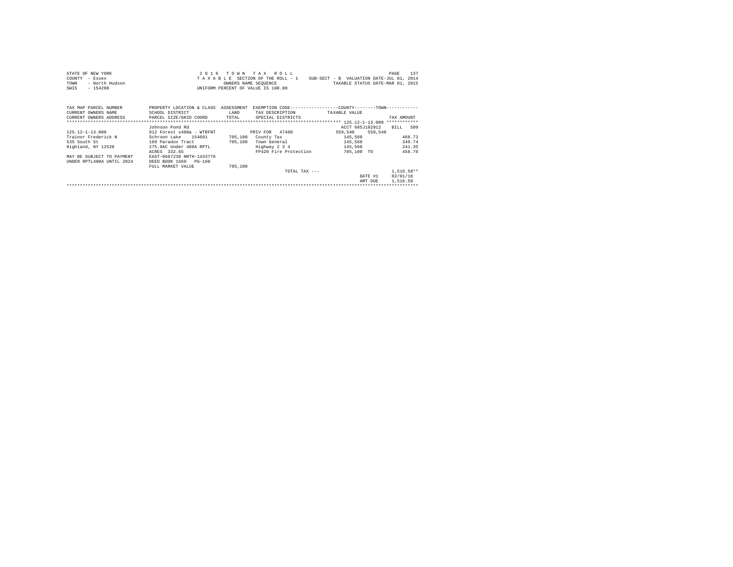```
STATE OF NEW YORK                                   2 0 1 6   T O W N   T A X   R O L L                                      PAGE    137
COUNTY  - Essex                                  T A X A B L E  SECTION OF THE ROLL - 1    SUB-SECT - B  VALUATION DATE-JUL 01, 2014
TOWN    - North Hudson                                    OWNERS NAME SEQUENCE                   TAXABLE STATUS DATE-MAR 01, 2015
SWIS    - 154200                                   UNIFORM PERCENT OF VALUE IS 100.00

TAX MAP PARCEL NUMBER          PROPERTY LOCATION & CLASS  ASSESSMENT  EXEMPTION CODE-----------------COUNTY--------TOWN------------
CURRENT OWNERS NAME            SCHOOL DISTRICT               LAND      TAX DESCRIPTION            TAXABLE VALUE
CURRENT OWNERS ADDRESS         PARCEL SIZE/GRID COORD        TOTAL      SPECIAL DISTRICTS                                   TAX AMOUNT
************************************************************************************************** 125.12-1-13.000 ************
                               Johnson Pond Rd                                                    ACCT 685J102912    BILL   509
125.12-1-13.000                912 Forest s480a - WTRFNT             PRIV FOR  47460               559,540      559,540
Trainor Frederick N            Schroon Lake    154601       705,100   County Tax                    145,560                 466.73
535 South St                   169 Paradox Tract            705,100   Town General                  145,560                 349.74
Highland, NY 12528             275.9AC Under 480A RPTL                Highway 2 3 4                 145,560                 241.35
                               ACRES  332.65                          FP420 Fire Protection         705,100  TO             458.76
MAY BE SUBJECT TO PAYMENT      EAST-0667230 NRTH-1433776
UNDER RPTL480A UNTIL 2024      DEED BOOK 1669   PG-160
                               FULL MARKET VALUE            705,100
                                                                        TOTAL TAX ---                                  1,516.58**
                                                                                                       DATE #1      02/01/16
                                                                                                       AMT DUE      1,516.58
************************************************************************************************************************************
```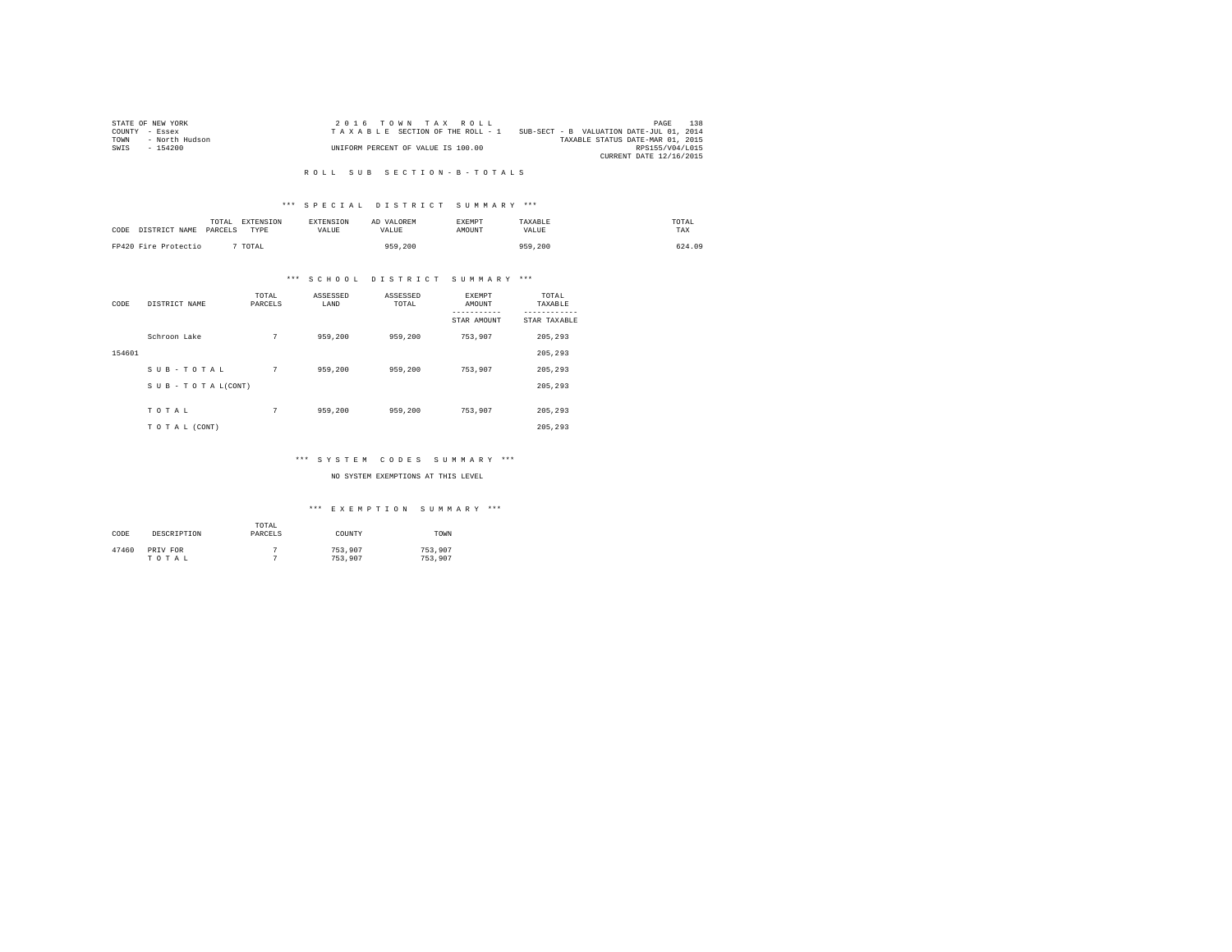STATE OF NEW YORK
COUNTY - Essex
TOWN - North Hudson
SWIS - 154200

2 0 1 6 T O W N T A X R O L L
T A X A B L E SECTION OF THE ROLL - 1
UNIFORM PERCENT OF VALUE IS 100.00

SUB-SECT - B VALUATION DATE-JUL 01, 2014
TAXABLE STATUS DATE-MAR 01, 2015
RPS155/V04/L015
CURRENT DATE 12/16/2015

## R O L L S U B S E C T I O N - B - T O T A L S

### *** S P E C I A L D I S T R I C T S U M M A R Y ***

| CODE | DISTRICT NAME | TOTAL PARCELS | EXTENSION TYPE | EXTENSION VALUE | AD VALOREM VALUE | EXEMPT AMOUNT | TAXABLE VALUE | TOTAL TAX |
|---|---|---|---|---|---|---|---|---|
| FP420 | Fire Protectio | 7 | TOTAL | | 959,200 | | 959,200 | 624.09 |

### *** S C H O O L D I S T R I C T S U M M A R Y ***

| CODE | DISTRICT NAME | TOTAL PARCELS | ASSESSED LAND | ASSESSED TOTAL | EXEMPT AMOUNT / STAR AMOUNT | TOTAL TAXABLE / STAR TAXABLE |
|---|---|---|---|---|---|---|
| | Schroon Lake | 7 | 959,200 | 959,200 | 753,907 | 205,293 |
| 154601 | | | | | | 205,293 |
| | S U B - T O T A L | 7 | 959,200 | 959,200 | 753,907 | 205,293 |
| | S U B - T O T A L(CONT) | | | | | 205,293 |
| | T O T A L | 7 | 959,200 | 959,200 | 753,907 | 205,293 |
| | T O T A L (CONT) | | | | | 205,293 |

### *** S Y S T E M C O D E S S U M M A R Y ***

NO SYSTEM EXEMPTIONS AT THIS LEVEL

### *** E X E M P T I O N S U M M A R Y ***

| CODE | DESCRIPTION | TOTAL PARCELS | COUNTY | TOWN |
|---|---|---|---|---|
| 47460 | PRIV FOR | 7 | 753,907 | 753,907 |
| | T O T A L | 7 | 753,907 | 753,907 |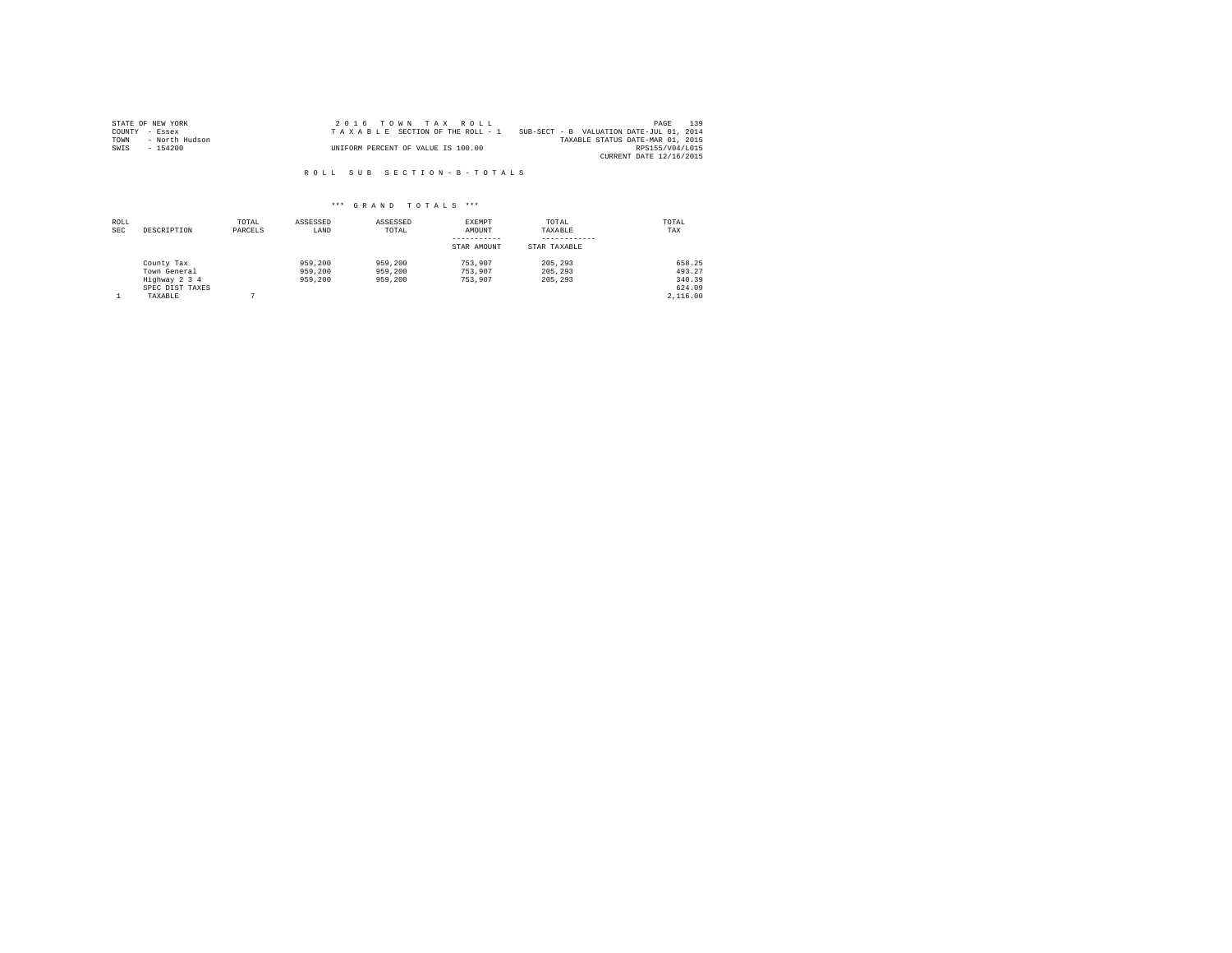STATE OF NEW YORK
COUNTY - Essex
TOWN - North Hudson
SWIS - 154200

2016 TOWN TAX ROLL
TAXABLE SECTION OF THE ROLL - 1
SUB-SECT - B VALUATION DATE-JUL 01, 2014
TAXABLE STATUS DATE-MAR 01, 2015
UNIFORM PERCENT OF VALUE IS 100.00
RPS155/V04/L015
CURRENT DATE 12/16/2015

## ROLL SUB SECTION-B-TOTALS

### *** GRAND TOTALS ***

| ROLL SEC | DESCRIPTION | TOTAL PARCELS | ASSESSED LAND | ASSESSED TOTAL | EXEMPT AMOUNT / STAR AMOUNT | TOTAL TAXABLE / STAR TAXABLE | TOTAL TAX |
|---|---|---|---|---|---|---|---|
| | County Tax | | 959,200 | 959,200 | 753,907 | 205,293 | 658.25 |
| | Town General | | 959,200 | 959,200 | 753,907 | 205,293 | 493.27 |
| | Highway 2 3 4 | | 959,200 | 959,200 | 753,907 | 205,293 | 340.39 |
| | SPEC DIST TAXES | | | | | | 624.09 |
| 1 | TAXABLE | 7 | | | | | 2,116.00 |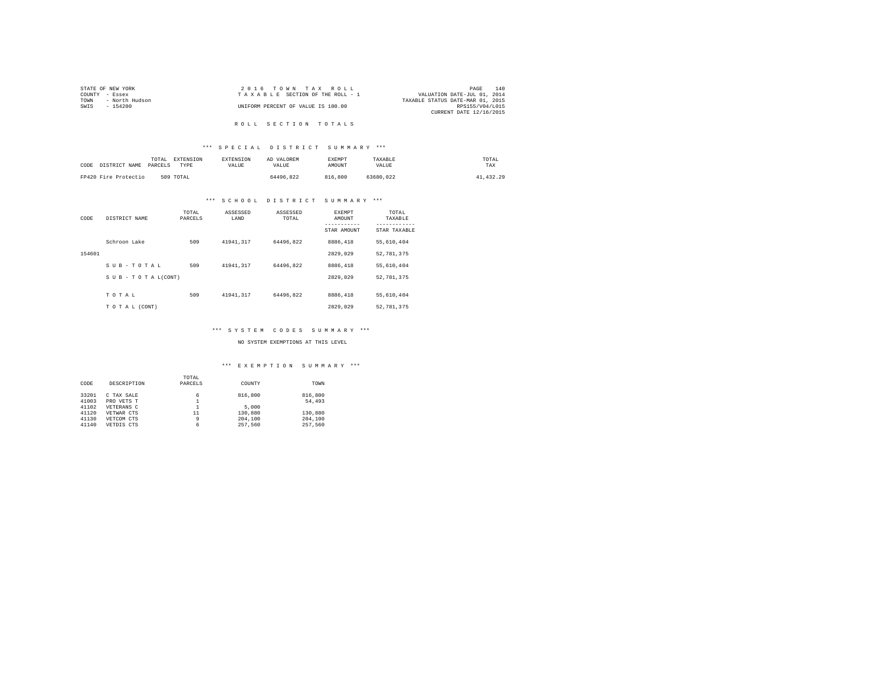STATE OF NEW YORK
COUNTY - Essex
TOWN - North Hudson
SWIS - 154200

2016 TOWN TAX ROLL
TAXABLE SECTION OF THE ROLL - 1
UNIFORM PERCENT OF VALUE IS 100.00

VALUATION DATE-JUL 01, 2014
TAXABLE STATUS DATE-MAR 01, 2015
RPS155/V04/L015
CURRENT DATE 12/16/2015

# ROLL SECTION TOTALS

## *** SPECIAL DISTRICT SUMMARY ***

| CODE | DISTRICT NAME | TOTAL PARCELS | EXTENSION TYPE | EXTENSION VALUE | AD VALOREM VALUE | EXEMPT AMOUNT | TAXABLE VALUE | TOTAL TAX |
|---|---|---|---|---|---|---|---|---|
| FP420 | Fire Protectio | 509 | TOTAL | | 64496,822 | 816,800 | 63680,022 | 41,432.29 |

## *** SCHOOL DISTRICT SUMMARY ***

| CODE | DISTRICT NAME | TOTAL PARCELS | ASSESSED LAND | ASSESSED TOTAL | EXEMPT AMOUNT / STAR AMOUNT | TOTAL TAXABLE / STAR TAXABLE |
|---|---|---|---|---|---|---|
| | Schroon Lake | 509 | 41941,317 | 64496,822 | 8886,418 | 55,610,404 |
| 154601 | | | | | 2829,029 | 52,781,375 |
| | SUB-TOTAL | 509 | 41941,317 | 64496,822 | 8886,418 | 55,610,404 |
| | SUB-TOTAL(CONT) | | | | 2829,029 | 52,781,375 |
| | TOTAL | 509 | 41941,317 | 64496,822 | 8886,418 | 55,610,404 |
| | TOTAL (CONT) | | | | 2829,029 | 52,781,375 |

## *** SYSTEM CODES SUMMARY ***

NO SYSTEM EXEMPTIONS AT THIS LEVEL

## *** EXEMPTION SUMMARY ***

| CODE | DESCRIPTION | TOTAL PARCELS | COUNTY | TOWN |
|---|---|---|---|---|
| 33201 | C TAX SALE | 6 | 816,800 | 816,800 |
| 41003 | PRO VETS T | 1 | | 54,493 |
| 41102 | VETERANS C | 1 | 5,000 | |
| 41120 | VETWAR CTS | 11 | 130,880 | 130,880 |
| 41130 | VETCOM CTS | 9 | 204,100 | 204,100 |
| 41140 | VETDIS CTS | 6 | 257,560 | 257,560 |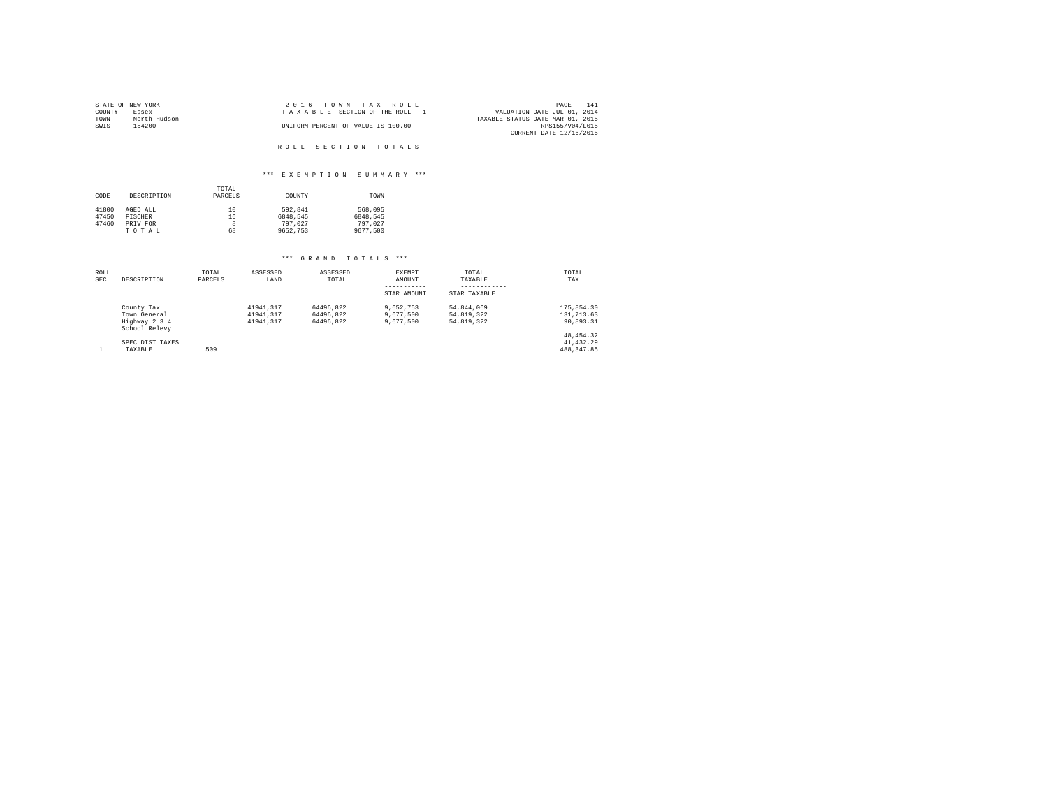STATE OF NEW YORK
COUNTY - Essex
TOWN - North Hudson
SWIS - 154200

2 0 1 6 T O W N T A X R O L L
T A X A B L E SECTION OF THE ROLL - 1
UNIFORM PERCENT OF VALUE IS 100.00

VALUATION DATE-JUL 01, 2014
TAXABLE STATUS DATE-MAR 01, 2015
RPS155/V04/L015
CURRENT DATE 12/16/2015

## R O L L S E C T I O N T O T A L S

### *** E X E M P T I O N S U M M A R Y ***

| CODE | DESCRIPTION | TOTAL PARCELS | COUNTY | TOWN |
|---|---|---|---|---|
| 41800 | AGED ALL | 10 | 592,841 | 568,095 |
| 47450 | FISCHER | 16 | 6848,545 | 6848,545 |
| 47460 | PRIV FOR | 8 | 797,027 | 797,027 |
| | T O T A L | 68 | 9652,753 | 9677,500 |

### *** G R A N D T O T A L S ***

| ROLL SEC | DESCRIPTION | TOTAL PARCELS | ASSESSED LAND | ASSESSED TOTAL | EXEMPT AMOUNT / STAR AMOUNT | TOTAL TAXABLE / STAR TAXABLE | TOTAL TAX |
|---|---|---|---|---|---|---|---|
| | County Tax | | 41941,317 | 64496,822 | 9,652,753 | 54,844,069 | 175,854.30 |
| | Town General | | 41941,317 | 64496,822 | 9,677,500 | 54,819,322 | 131,713.63 |
| | Highway 2 3 4 | | 41941,317 | 64496,822 | 9,677,500 | 54,819,322 | 90,893.31 |
| | School Relevy | | | | | | 48,454.32 |
| | SPEC DIST TAXES | | | | | | 41,432.29 |
| 1 | TAXABLE | 509 | | | | | 488,347.85 |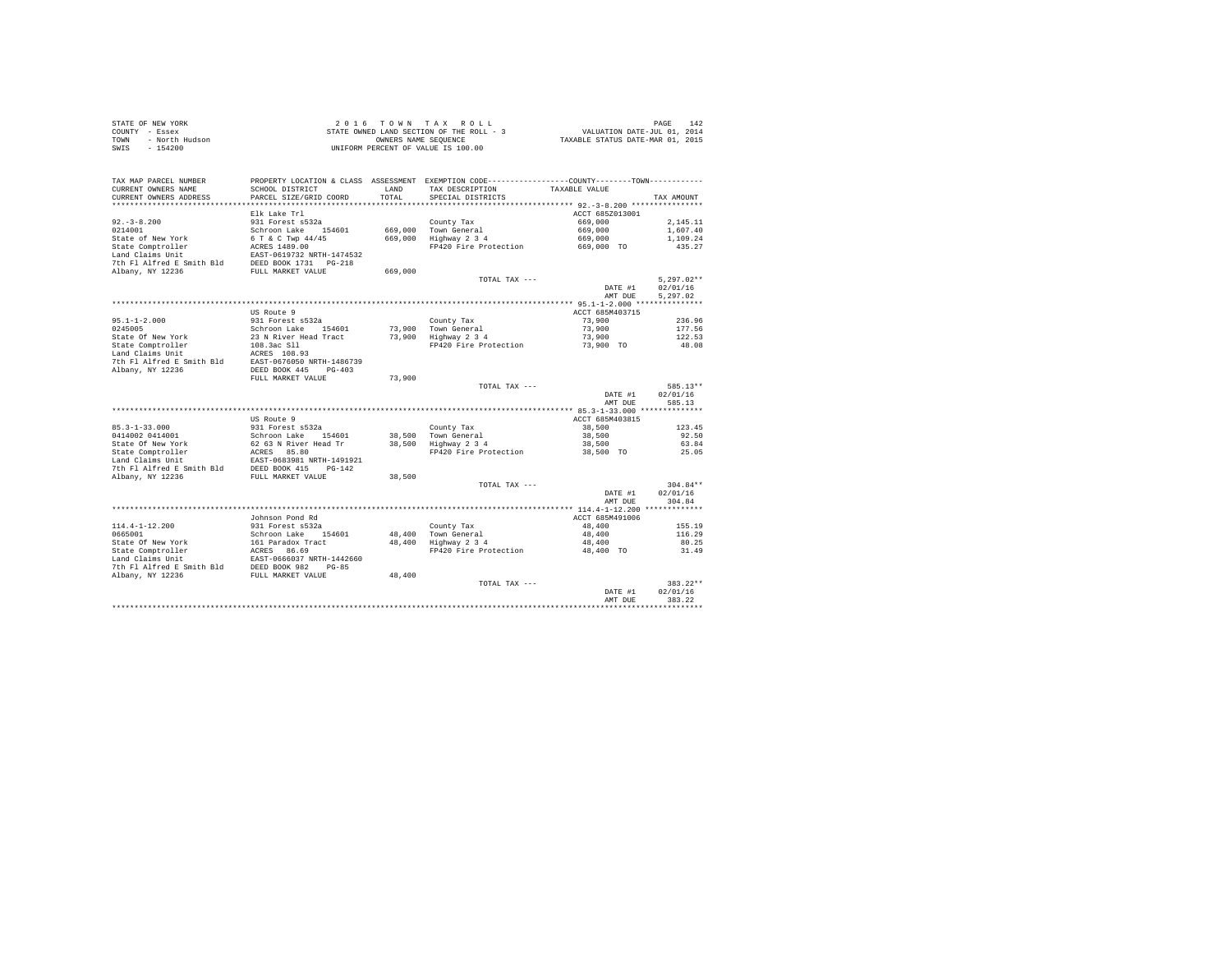STATE OF NEW YORK
COUNTY - Essex
TOWN - North Hudson
SWIS - 154200

2 0 1 6 T O W N T A X R O L L
STATE OWNED LAND SECTION OF THE ROLL - 3
OWNERS NAME SEQUENCE
UNIFORM PERCENT OF VALUE IS 100.00

VALUATION DATE-JUL 01, 2014
TAXABLE STATUS DATE-MAR 01, 2015

| TAX MAP PARCEL NUMBER / CURRENT OWNERS NAME / CURRENT OWNERS ADDRESS | PROPERTY LOCATION & CLASS / SCHOOL DISTRICT / PARCEL SIZE/GRID COORD | ASSESSMENT LAND / TOTAL | EXEMPTION CODE / TAX DESCRIPTION / SPECIAL DISTRICTS | COUNTY--------TOWN TAXABLE VALUE | TAX AMOUNT |
|---|---|---|---|---|---|
| **92.-3-8.200** | Elk Lake Trl | | | ACCT 685Z013001 | |
| 92.-3-8.200 | 931 Forest s532a | | County Tax | 669,000 | 2,145.11 |
| 0214001 | Schroon Lake 154601 | 669,000 | Town General | 669,000 | 1,607.40 |
| State of New York | 6 T & C Twp 44/45 | 669,000 | Highway 2 3 4 | 669,000 | 1,109.24 |
| State Comptroller | ACRES 1489.00 | | FP420 Fire Protection | 669,000 TO | 435.27 |
| Land Claims Unit | EAST-0619732 NRTH-1474532 | | | | |
| 7th Fl Alfred E Smith Bld | DEED BOOK 1731 PG-218 | | | | |
| Albany, NY 12236 | FULL MARKET VALUE | 669,000 | | | |
| | | | TOTAL TAX --- | | 5,297.02** |
| | | | | DATE #1 | 02/01/16 |
| | | | | AMT DUE | 5,297.02 |
| **95.1-1-2.000** | US Route 9 | | | ACCT 685M403715 | |
| 95.1-1-2.000 | 931 Forest s532a | | County Tax | 73,900 | 236.96 |
| 0245005 | Schroon Lake 154601 | 73,900 | Town General | 73,900 | 177.56 |
| State Of New York | 23 N River Head Tract | 73,900 | Highway 2 3 4 | 73,900 | 122.53 |
| State Comptroller | 108.3ac Sll | | FP420 Fire Protection | 73,900 TO | 48.08 |
| Land Claims Unit | ACRES 108.93 | | | | |
| 7th Fl Alfred E Smith Bld | EAST-0676050 NRTH-1486739 | | | | |
| Albany, NY 12236 | DEED BOOK 445 PG-403 | | | | |
| | FULL MARKET VALUE | 73,900 | | | |
| | | | TOTAL TAX --- | | 585.13** |
| | | | | DATE #1 | 02/01/16 |
| | | | | AMT DUE | 585.13 |
| **85.3-1-33.000** | US Route 9 | | | ACCT 685M403815 | |
| 85.3-1-33.000 | 931 Forest s532a | | County Tax | 38,500 | 123.45 |
| 0414002 0414001 | Schroon Lake 154601 | 38,500 | Town General | 38,500 | 92.50 |
| State Of New York | 62 63 N River Head Tr | 38,500 | Highway 2 3 4 | 38,500 | 63.84 |
| State Comptroller | ACRES 85.80 | | FP420 Fire Protection | 38,500 TO | 25.05 |
| Land Claims Unit | EAST-0683981 NRTH-1491921 | | | | |
| 7th Fl Alfred E Smith Bld | DEED BOOK 415 PG-142 | | | | |
| Albany, NY 12236 | FULL MARKET VALUE | 38,500 | | | |
| | | | TOTAL TAX --- | | 304.84** |
| | | | | DATE #1 | 02/01/16 |
| | | | | AMT DUE | 304.84 |
| **114.4-1-12.200** | Johnson Pond Rd | | | ACCT 685M491006 | |
| 114.4-1-12.200 | 931 Forest s532a | | County Tax | 48,400 | 155.19 |
| 0665001 | Schroon Lake 154601 | 48,400 | Town General | 48,400 | 116.29 |
| State Of New York | 161 Paradox Tract | 48,400 | Highway 2 3 4 | 48,400 | 80.25 |
| State Comptroller | ACRES 86.69 | | FP420 Fire Protection | 48,400 TO | 31.49 |
| Land Claims Unit | EAST-0666037 NRTH-1442660 | | | | |
| 7th Fl Alfred E Smith Bld | DEED BOOK 982 PG-85 | | | | |
| Albany, NY 12236 | FULL MARKET VALUE | 48,400 | | | |
| | | | TOTAL TAX --- | | 383.22** |
| | | | | DATE #1 | 02/01/16 |
| | | | | AMT DUE | 383.22 |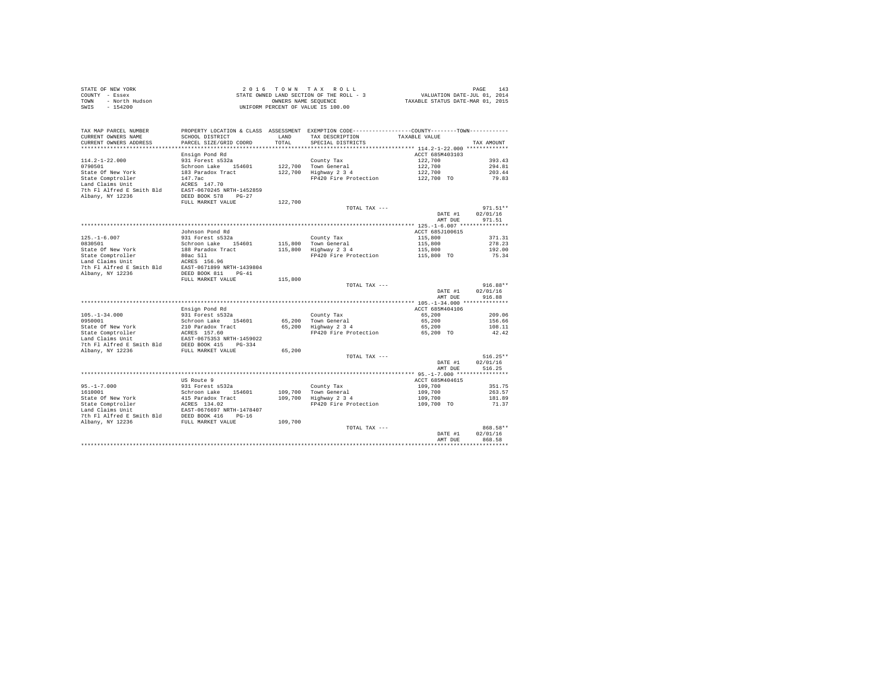STATE OF NEW YORK
COUNTY - Essex
TOWN - North Hudson
SWIS - 154200

2016 TOWN TAX ROLL
STATE OWNED LAND SECTION OF THE ROLL - 3
OWNERS NAME SEQUENCE
UNIFORM PERCENT OF VALUE IS 100.00

VALUATION DATE-JUL 01, 2014
TAXABLE STATUS DATE-MAR 01, 2015

| TAX MAP PARCEL NUMBER / CURRENT OWNERS NAME / CURRENT OWNERS ADDRESS | PROPERTY LOCATION & CLASS / SCHOOL DISTRICT / PARCEL SIZE/GRID COORD | ASSESSMENT LAND / TOTAL | EXEMPTION CODE / TAX DESCRIPTION / SPECIAL DISTRICTS | COUNTY--------TOWN TAXABLE VALUE | TAX AMOUNT |
|---|---|---|---|---|---|
| **114.2-1-22.000** | Ensign Pond Rd | | | ACCT 685M403103 | |
| 114.2-1-22.000 | 931 Forest s532a | | County Tax | 122,700 | 393.43 |
| 0790501 | Schroon Lake 154601 | 122,700 | Town General | 122,700 | 294.81 |
| State Of New York | 183 Paradox Tract | 122,700 | Highway 2 3 4 | 122,700 | 203.44 |
| State Comptroller | 147.7ac | | FP420 Fire Protection | 122,700 TO | 79.83 |
| Land Claims Unit | ACRES 147.70 | | | | |
| 7th Fl Alfred E Smith Bld | EAST-0670245 NRTH-1452859 | | | | |
| Albany, NY 12236 | DEED BOOK 578 PG-27 | | | | |
| | FULL MARKET VALUE | 122,700 | | | |
| | | | TOTAL TAX --- | | 971.51** |
| | | | | DATE #1 | 02/01/16 |
| | | | | AMT DUE | 971.51 |
| **125.-1-6.007** | Johnson Pond Rd | | | ACCT 685J100615 | |
| 125.-1-6.007 | 931 Forest s532a | | County Tax | 115,800 | 371.31 |
| 0830501 | Schroon Lake 154601 | 115,800 | Town General | 115,800 | 278.23 |
| State Of New York | 188 Paradox Tract | 115,800 | Highway 2 3 4 | 115,800 | 192.00 |
| State Comptroller | 80ac Sll | | FP420 Fire Protection | 115,800 TO | 75.34 |
| Land Claims Unit | ACRES 156.96 | | | | |
| 7th Fl Alfred E Smith Bld | EAST-0671899 NRTH-1439804 | | | | |
| Albany, NY 12236 | DEED BOOK 811 PG-41 | | | | |
| | FULL MARKET VALUE | 115,800 | | | |
| | | | TOTAL TAX --- | | 916.88** |
| | | | | DATE #1 | 02/01/16 |
| | | | | AMT DUE | 916.88 |
| **105.-1-34.000** | Ensign Pond Rd | | | ACCT 685M404106 | |
| 105.-1-34.000 | 931 Forest s532a | | County Tax | 65,200 | 209.06 |
| 0950001 | Schroon Lake 154601 | 65,200 | Town General | 65,200 | 156.66 |
| State Of New York | 210 Paradox Tract | 65,200 | Highway 2 3 4 | 65,200 | 108.11 |
| State Comptroller | ACRES 157.60 | | FP420 Fire Protection | 65,200 TO | 42.42 |
| Land Claims Unit | EAST-0675353 NRTH-1459022 | | | | |
| 7th Fl Alfred E Smith Bld | DEED BOOK 415 PG-334 | | | | |
| Albany, NY 12236 | FULL MARKET VALUE | 65,200 | | | |
| | | | TOTAL TAX --- | | 516.25** |
| | | | | DATE #1 | 02/01/16 |
| | | | | AMT DUE | 516.25 |
| **95.-1-7.000** | US Route 9 | | | ACCT 685M404615 | |
| 95.-1-7.000 | 931 Forest s532a | | County Tax | 109,700 | 351.75 |
| 1610001 | Schroon Lake 154601 | 109,700 | Town General | 109,700 | 263.57 |
| State Of New York | 415 Paradox Tract | 109,700 | Highway 2 3 4 | 109,700 | 181.89 |
| State Comptroller | ACRES 134.02 | | FP420 Fire Protection | 109,700 TO | 71.37 |
| Land Claims Unit | EAST-0676697 NRTH-1478407 | | | | |
| 7th Fl Alfred E Smith Bld | DEED BOOK 416 PG-16 | | | | |
| Albany, NY 12236 | FULL MARKET VALUE | 109,700 | | | |
| | | | TOTAL TAX --- | | 868.58** |
| | | | | DATE #1 | 02/01/16 |
| | | | | AMT DUE | 868.58 |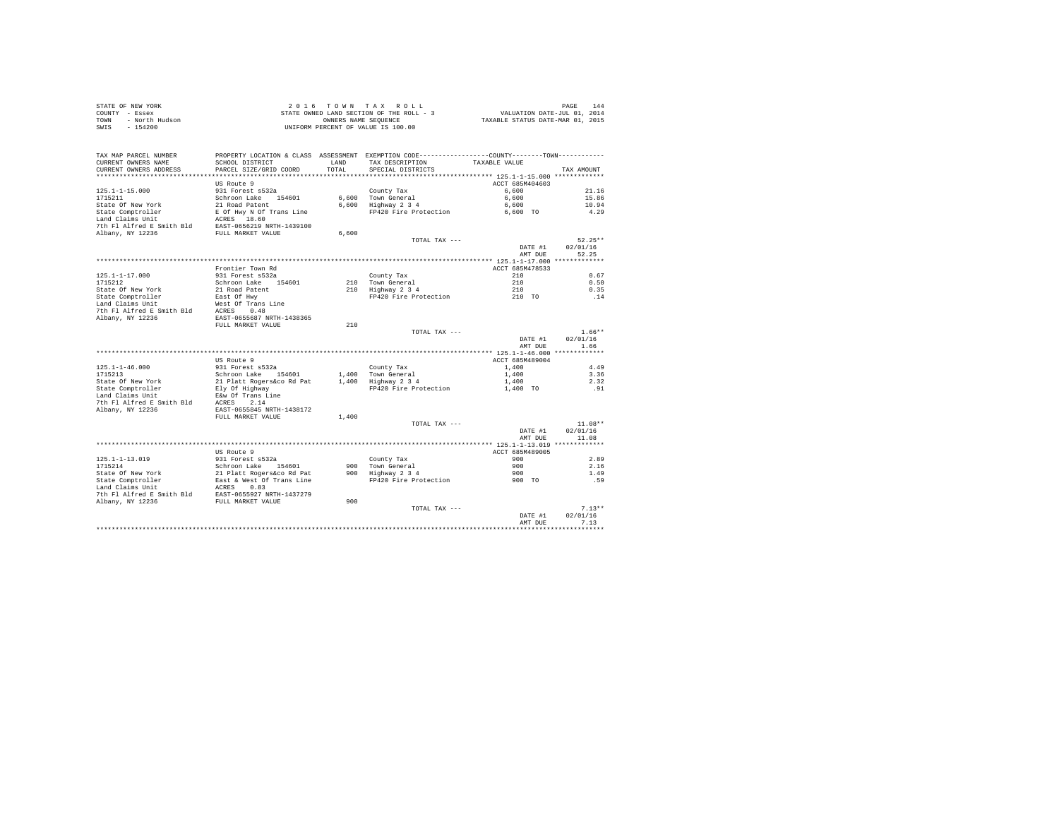STATE OF NEW YORK
COUNTY - Essex
TOWN - North Hudson
SWIS - 154200

2 0 1 6 T O W N T A X R O L L
STATE OWNED LAND SECTION OF THE ROLL - 3
OWNERS NAME SEQUENCE
UNIFORM PERCENT OF VALUE IS 100.00

VALUATION DATE-JUL 01, 2014
TAXABLE STATUS DATE-MAR 01, 2015

| TAX MAP PARCEL NUMBER / CURRENT OWNERS NAME / CURRENT OWNERS ADDRESS | PROPERTY LOCATION & CLASS / SCHOOL DISTRICT / PARCEL SIZE/GRID COORD | ASSESSMENT LAND / TOTAL | EXEMPTION CODE / TAX DESCRIPTION / SPECIAL DISTRICTS | TAXABLE VALUE | TAX AMOUNT |
|---|---|---|---|---|---|
| **125.1-1-15.000** | US Route 9 | | | ACCT 685M404603 | |
| 125.1-1-15.000 | 931 Forest s532a | | County Tax | 6,600 | 21.16 |
| 1715211 | Schroon Lake 154601 | 6,600 | Town General | 6,600 | 15.86 |
| State Of New York | 21 Road Patent | 6,600 | Highway 2 3 4 | 6,600 | 10.94 |
| State Comptroller | E Of Hwy N Of Trans Line | | FP420 Fire Protection | 6,600 TO | 4.29 |
| Land Claims Unit | ACRES 18.60 | | | | |
| 7th Fl Alfred E Smith Bld | EAST-0656219 NRTH-1439100 | | | | |
| Albany, NY 12236 | FULL MARKET VALUE | 6,600 | | | |
| | | | TOTAL TAX --- | | 52.25** |
| | | | | DATE #1 | 02/01/16 |
| | | | | AMT DUE | 52.25 |
| **125.1-1-17.000** | Frontier Town Rd | | | ACCT 685M478533 | |
| 125.1-1-17.000 | 931 Forest s532a | | County Tax | 210 | 0.67 |
| 1715212 | Schroon Lake 154601 | 210 | Town General | 210 | 0.50 |
| State Of New York | 21 Road Patent | 210 | Highway 2 3 4 | 210 | 0.35 |
| State Comptroller | East Of Hwy | | FP420 Fire Protection | 210 TO | .14 |
| Land Claims Unit | West Of Trans Line | | | | |
| 7th Fl Alfred E Smith Bld | ACRES 0.48 | | | | |
| Albany, NY 12236 | EAST-0655687 NRTH-1438365 | | | | |
| | FULL MARKET VALUE | 210 | | | |
| | | | TOTAL TAX --- | | 1.66** |
| | | | | DATE #1 | 02/01/16 |
| | | | | AMT DUE | 1.66 |
| **125.1-1-46.000** | US Route 9 | | | ACCT 685M489004 | |
| 125.1-1-46.000 | 931 Forest s532a | | County Tax | 1,400 | 4.49 |
| 1715213 | Schroon Lake 154601 | 1,400 | Town General | 1,400 | 3.36 |
| State Of New York | 21 Platt Rogers&co Rd Pat | 1,400 | Highway 2 3 4 | 1,400 | 2.32 |
| State Comptroller | Ely Of Highway | | FP420 Fire Protection | 1,400 TO | .91 |
| Land Claims Unit | E&w Of Trans Line | | | | |
| 7th Fl Alfred E Smith Bld | ACRES 2.14 | | | | |
| Albany, NY 12236 | EAST-0655845 NRTH-1438172 | | | | |
| | FULL MARKET VALUE | 1,400 | | | |
| | | | TOTAL TAX --- | | 11.08** |
| | | | | DATE #1 | 02/01/16 |
| | | | | AMT DUE | 11.08 |
| **125.1-1-13.019** | US Route 9 | | | ACCT 685M489005 | |
| 125.1-1-13.019 | 931 Forest s532a | | County Tax | 900 | 2.89 |
| 1715214 | Schroon Lake 154601 | 900 | Town General | 900 | 2.16 |
| State Of New York | 21 Platt Rogers&co Rd Pat | 900 | Highway 2 3 4 | 900 | 1.49 |
| State Comptroller | East & West Of Trans Line | | FP420 Fire Protection | 900 TO | .59 |
| Land Claims Unit | ACRES 0.83 | | | | |
| 7th Fl Alfred E Smith Bld | EAST-0655927 NRTH-1437279 | | | | |
| Albany, NY 12236 | FULL MARKET VALUE | 900 | | | |
| | | | TOTAL TAX --- | | 7.13** |
| | | | | DATE #1 | 02/01/16 |
| | | | | AMT DUE | 7.13 |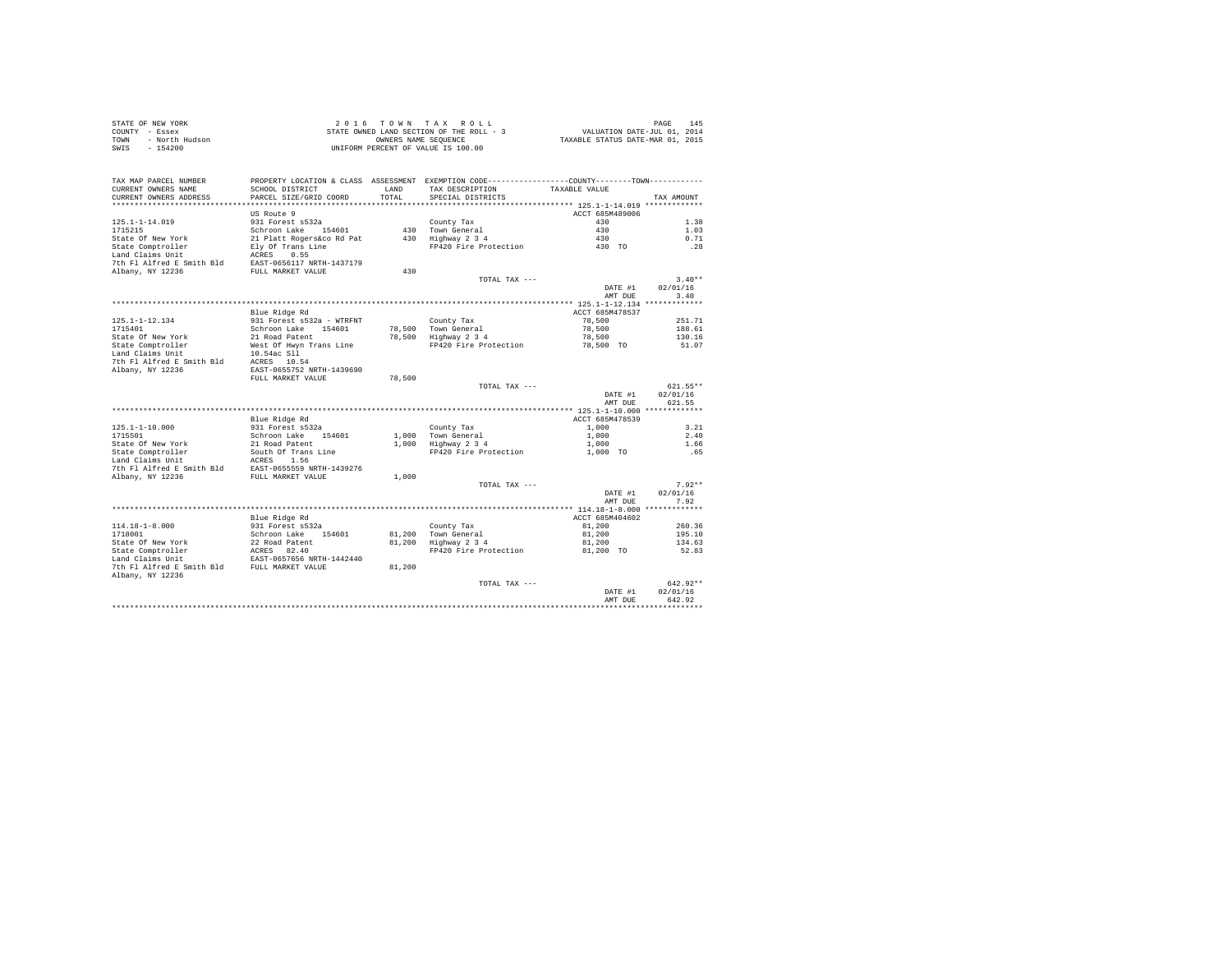STATE OF NEW YORK
COUNTY - Essex
TOWN - North Hudson
SWIS - 154200

2 0 1 6 T O W N T A X R O L L
STATE OWNED LAND SECTION OF THE ROLL - 3
OWNERS NAME SEQUENCE
UNIFORM PERCENT OF VALUE IS 100.00

VALUATION DATE-JUL 01, 2014
TAXABLE STATUS DATE-MAR 01, 2015

| TAX MAP PARCEL NUMBER / CURRENT OWNERS NAME / CURRENT OWNERS ADDRESS | PROPERTY LOCATION & CLASS / SCHOOL DISTRICT / PARCEL SIZE/GRID COORD | ASSESSMENT LAND / TOTAL | EXEMPTION CODE / TAX DESCRIPTION / SPECIAL DISTRICTS | COUNTY--------TOWN TAXABLE VALUE | TAX AMOUNT |
|---|---|---|---|---|---|
| **125.1-1-14.019** | US Route 9 | | | ACCT 685M489006 | |
| 125.1-1-14.019 | 931 Forest s532a | | County Tax | 430 | 1.38 |
| 1715215 | Schroon Lake 154601 | 430 | Town General | 430 | 1.03 |
| State Of New York | 21 Platt Rogers&co Rd Pat | 430 | Highway 2 3 4 | 430 | 0.71 |
| State Comptroller | Ely Of Trans Line | | FP420 Fire Protection | 430 TO | .28 |
| Land Claims Unit | ACRES 0.55 | | | | |
| 7th Fl Alfred E Smith Bld | EAST-0656117 NRTH-1437179 | | | | |
| Albany, NY 12236 | FULL MARKET VALUE | 430 | | | |
| | | | TOTAL TAX --- | | 3.40** |
| | | | | DATE #1 | 02/01/16 |
| | | | | AMT DUE | 3.40 |
| **125.1-1-12.134** | Blue Ridge Rd | | | ACCT 685M478537 | |
| 125.1-1-12.134 | 931 Forest s532a - WTRFNT | | County Tax | 78,500 | 251.71 |
| 1715401 | Schroon Lake 154601 | 78,500 | Town General | 78,500 | 188.61 |
| State Of New York | 21 Road Patent | 78,500 | Highway 2 3 4 | 78,500 | 130.16 |
| State Comptroller | West Of Hwyn Trans Line | | FP420 Fire Protection | 78,500 TO | 51.07 |
| Land Claims Unit | 10.54ac Sll | | | | |
| 7th Fl Alfred E Smith Bld | ACRES 10.54 | | | | |
| Albany, NY 12236 | EAST-0655752 NRTH-1439690 | | | | |
| | FULL MARKET VALUE | 78,500 | | | |
| | | | TOTAL TAX --- | | 621.55** |
| | | | | DATE #1 | 02/01/16 |
| | | | | AMT DUE | 621.55 |
| **125.1-1-10.000** | Blue Ridge Rd | | | ACCT 685M478539 | |
| 125.1-1-10.000 | 931 Forest s532a | | County Tax | 1,000 | 3.21 |
| 1715501 | Schroon Lake 154601 | 1,000 | Town General | 1,000 | 2.40 |
| State Of New York | 21 Road Patent | 1,000 | Highway 2 3 4 | 1,000 | 1.66 |
| State Comptroller | South Of Trans Line | | FP420 Fire Protection | 1,000 TO | .65 |
| Land Claims Unit | ACRES 1.56 | | | | |
| 7th Fl Alfred E Smith Bld | EAST-0655559 NRTH-1439276 | | | | |
| Albany, NY 12236 | FULL MARKET VALUE | 1,000 | | | |
| | | | TOTAL TAX --- | | 7.92** |
| | | | | DATE #1 | 02/01/16 |
| | | | | AMT DUE | 7.92 |
| **114.18-1-8.000** | Blue Ridge Rd | | | ACCT 685M404602 | |
| 114.18-1-8.000 | 931 Forest s532a | | County Tax | 81,200 | 260.36 |
| 1718001 | Schroon Lake 154601 | 81,200 | Town General | 81,200 | 195.10 |
| State Of New York | 22 Road Patent | 81,200 | Highway 2 3 4 | 81,200 | 134.63 |
| State Comptroller | ACRES 82.40 | | FP420 Fire Protection | 81,200 TO | 52.83 |
| Land Claims Unit | EAST-0657656 NRTH-1442440 | | | | |
| 7th Fl Alfred E Smith Bld | FULL MARKET VALUE | 81,200 | | | |
| Albany, NY 12236 | | | | | |
| | | | TOTAL TAX --- | | 642.92** |
| | | | | DATE #1 | 02/01/16 |
| | | | | AMT DUE | 642.92 |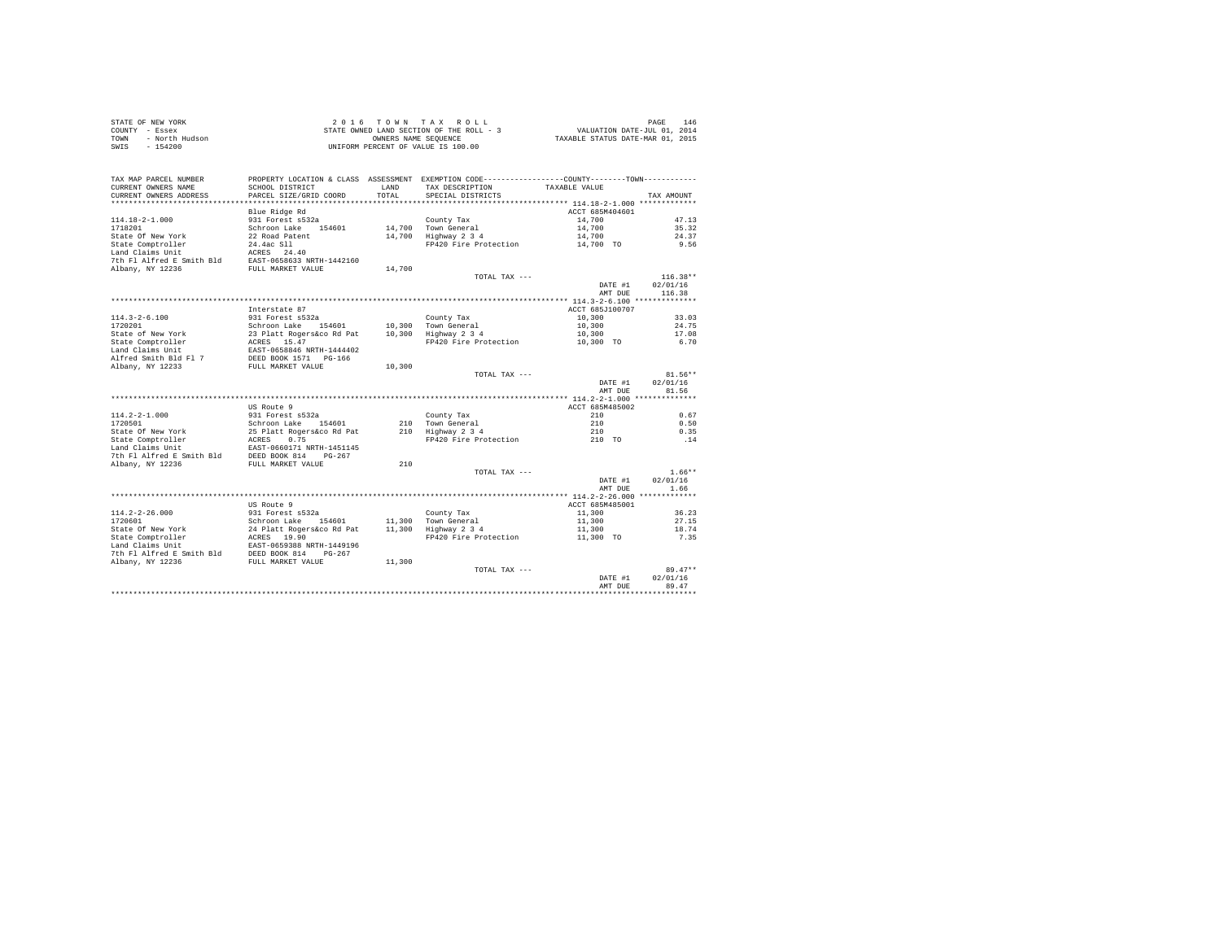STATE OF NEW YORK
COUNTY - Essex
TOWN - North Hudson
SWIS - 154200

2 0 1 6 T O W N T A X R O L L
STATE OWNED LAND SECTION OF THE ROLL - 3
OWNERS NAME SEQUENCE
UNIFORM PERCENT OF VALUE IS 100.00

VALUATION DATE-JUL 01, 2014
TAXABLE STATUS DATE-MAR 01, 2015

| TAX MAP PARCEL NUMBER / CURRENT OWNERS NAME / CURRENT OWNERS ADDRESS | PROPERTY LOCATION & CLASS / SCHOOL DISTRICT / PARCEL SIZE/GRID COORD | ASSESSMENT LAND / TOTAL | EXEMPTION CODE / TAX DESCRIPTION / SPECIAL DISTRICTS | COUNTY--------TOWN / TAXABLE VALUE | TAX AMOUNT |
|---|---|---|---|---|---|
| 114.18-2-1.000 | Blue Ridge Rd | | | ACCT 685M404601 | |
| | 931 Forest s532a | | County Tax | 14,700 | 47.13 |
| 1718201 | Schroon Lake 154601 | 14,700 | Town General | 14,700 | 35.32 |
| State Of New York | 22 Road Patent | 14,700 | Highway 2 3 4 | 14,700 | 24.37 |
| State Comptroller | 24.4ac Sll | | FP420 Fire Protection | 14,700 TO | 9.56 |
| Land Claims Unit | ACRES 24.40 | | | | |
| 7th Fl Alfred E Smith Bld | EAST-0658633 NRTH-1442160 | | | | |
| Albany, NY 12236 | FULL MARKET VALUE | 14,700 | | | |
| | | | TOTAL TAX --- | | 116.38** |
| | | | | DATE #1 | 02/01/16 |
| | | | | AMT DUE | 116.38 |
| 114.3-2-6.100 | Interstate 87 | | | ACCT 685J100707 | |
| | 931 Forest s532a | | County Tax | 10,300 | 33.03 |
| 1720201 | Schroon Lake 154601 | 10,300 | Town General | 10,300 | 24.75 |
| State of New York | 23 Platt Rogers&co Rd Pat | 10,300 | Highway 2 3 4 | 10,300 | 17.08 |
| State Comptroller | ACRES 15.47 | | FP420 Fire Protection | 10,300 TO | 6.70 |
| Land Claims Unit | EAST-0658846 NRTH-1444402 | | | | |
| Alfred Smith Bld Fl 7 | DEED BOOK 1571 PG-166 | | | | |
| Albany, NY 12233 | FULL MARKET VALUE | 10,300 | | | |
| | | | TOTAL TAX --- | | 81.56** |
| | | | | DATE #1 | 02/01/16 |
| | | | | AMT DUE | 81.56 |
| 114.2-2-1.000 | US Route 9 | | | ACCT 685M485002 | |
| | 931 Forest s532a | | County Tax | 210 | 0.67 |
| 1720501 | Schroon Lake 154601 | 210 | Town General | 210 | 0.50 |
| State Of New York | 25 Platt Rogers&co Rd Pat | 210 | Highway 2 3 4 | 210 | 0.35 |
| State Comptroller | ACRES 0.75 | | FP420 Fire Protection | 210 TO | .14 |
| Land Claims Unit | EAST-0660171 NRTH-1451145 | | | | |
| 7th Fl Alfred E Smith Bld | DEED BOOK 814 PG-267 | | | | |
| Albany, NY 12236 | FULL MARKET VALUE | 210 | | | |
| | | | TOTAL TAX --- | | 1.66** |
| | | | | DATE #1 | 02/01/16 |
| | | | | AMT DUE | 1.66 |
| 114.2-2-26.000 | US Route 9 | | | ACCT 685M485001 | |
| | 931 Forest s532a | | County Tax | 11,300 | 36.23 |
| 1720601 | Schroon Lake 154601 | 11,300 | Town General | 11,300 | 27.15 |
| State Of New York | 24 Platt Rogers&co Rd Pat | 11,300 | Highway 2 3 4 | 11,300 | 18.74 |
| State Comptroller | ACRES 19.90 | | FP420 Fire Protection | 11,300 TO | 7.35 |
| Land Claims Unit | EAST-0659388 NRTH-1449196 | | | | |
| 7th Fl Alfred E Smith Bld | DEED BOOK 814 PG-267 | | | | |
| Albany, NY 12236 | FULL MARKET VALUE | 11,300 | | | |
| | | | TOTAL TAX --- | | 89.47** |
| | | | | DATE #1 | 02/01/16 |
| | | | | AMT DUE | 89.47 |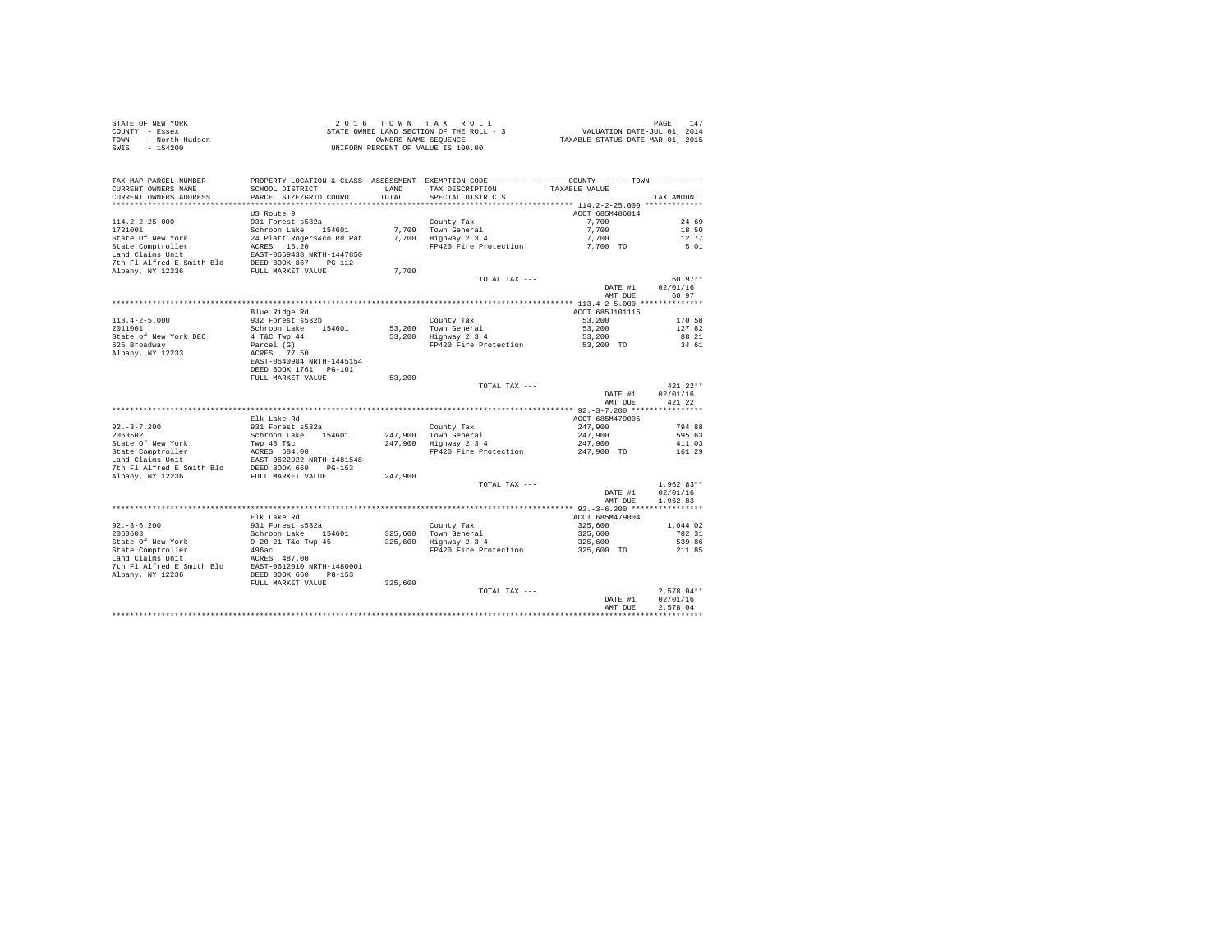STATE OF NEW YORK
COUNTY - Essex
TOWN - North Hudson
SWIS - 154200

2 0 1 6 T O W N T A X R O L L
STATE OWNED LAND SECTION OF THE ROLL - 3
OWNERS NAME SEQUENCE
UNIFORM PERCENT OF VALUE IS 100.00

VALUATION DATE-JUL 01, 2014
TAXABLE STATUS DATE-MAR 01, 2015

| TAX MAP PARCEL NUMBER / CURRENT OWNERS NAME / CURRENT OWNERS ADDRESS | PROPERTY LOCATION & CLASS / SCHOOL DISTRICT / PARCEL SIZE/GRID COORD | ASSESSMENT LAND / TOTAL | EXEMPTION CODE / TAX DESCRIPTION / SPECIAL DISTRICTS | COUNTY--------TOWN / TAXABLE VALUE | TAX AMOUNT |
|---|---|---|---|---|---|
| **114.2-2-25.000** | US Route 9 | | | ACCT 685M486014 | |
| 114.2-2-25.000 | 931 Forest s532a | | County Tax | 7,700 | 24.69 |
| 1721001 | Schroon Lake 154601 | 7,700 | Town General | 7,700 | 18.50 |
| State Of New York | 24 Platt Rogers&co Rd Pat | 7,700 | Highway 2 3 4 | 7,700 | 12.77 |
| State Comptroller | ACRES 15.20 | | FP420 Fire Protection | 7,700 TO | 5.01 |
| Land Claims Unit | EAST-0659438 NRTH-1447850 | | | | |
| 7th Fl Alfred E Smith Bld | DEED BOOK 867 PG-112 | | | | |
| Albany, NY 12236 | FULL MARKET VALUE | 7,700 | | | |
| | | | TOTAL TAX --- | | 60.97** |
| | | | | DATE #1 | 02/01/16 |
| | | | | AMT DUE | 60.97 |
| **113.4-2-5.000** | Blue Ridge Rd | | | ACCT 685J101115 | |
| 113.4-2-5.000 | 932 Forest s532b | | County Tax | 53,200 | 170.58 |
| 2011001 | Schroon Lake 154601 | 53,200 | Town General | 53,200 | 127.82 |
| State of New York DEC | 4 T&C Twp 44 | 53,200 | Highway 2 3 4 | 53,200 | 88.21 |
| 625 Broadway | Parcel (G) | | FP420 Fire Protection | 53,200 TO | 34.61 |
| Albany, NY 12233 | ACRES 77.50 | | | | |
| | EAST-0640984 NRTH-1445154 | | | | |
| | DEED BOOK 1761 PG-101 | | | | |
| | FULL MARKET VALUE | 53,200 | | | |
| | | | TOTAL TAX --- | | 421.22** |
| | | | | DATE #1 | 02/01/16 |
| | | | | AMT DUE | 421.22 |
| **92.-3-7.200** | Elk Lake Rd | | | ACCT 685M479005 | |
| 92.-3-7.200 | 931 Forest s532a | | County Tax | 247,900 | 794.88 |
| 2060502 | Schroon Lake 154601 | 247,900 | Town General | 247,900 | 595.63 |
| State Of New York | Twp 48 T&c | 247,900 | Highway 2 3 4 | 247,900 | 411.03 |
| State Comptroller | ACRES 684.00 | | FP420 Fire Protection | 247,900 TO | 161.29 |
| Land Claims Unit | EAST-0622922 NRTH-1481548 | | | | |
| 7th Fl Alfred E Smith Bld | DEED BOOK 660 PG-153 | | | | |
| Albany, NY 12236 | FULL MARKET VALUE | 247,900 | | | |
| | | | TOTAL TAX --- | | 1,962.83** |
| | | | | DATE #1 | 02/01/16 |
| | | | | AMT DUE | 1,962.83 |
| **92.-3-6.200** | Elk Lake Rd | | | ACCT 685M479004 | |
| 92.-3-6.200 | 931 Forest s532a | | County Tax | 325,600 | 1,044.02 |
| 2060603 | Schroon Lake 154601 | 325,600 | Town General | 325,600 | 782.31 |
| State Of New York | 9 20 21 T&c Twp 45 | 325,600 | Highway 2 3 4 | 325,600 | 539.86 |
| State Comptroller | 496ac | | FP420 Fire Protection | 325,600 TO | 211.85 |
| Land Claims Unit | ACRES 487.00 | | | | |
| 7th Fl Alfred E Smith Bld | EAST-0612010 NRTH-1480001 | | | | |
| Albany, NY 12236 | DEED BOOK 660 PG-153 | | | | |
| | FULL MARKET VALUE | 325,600 | | | |
| | | | TOTAL TAX --- | | 2,578.04** |
| | | | | DATE #1 | 02/01/16 |
| | | | | AMT DUE | 2,578.04 |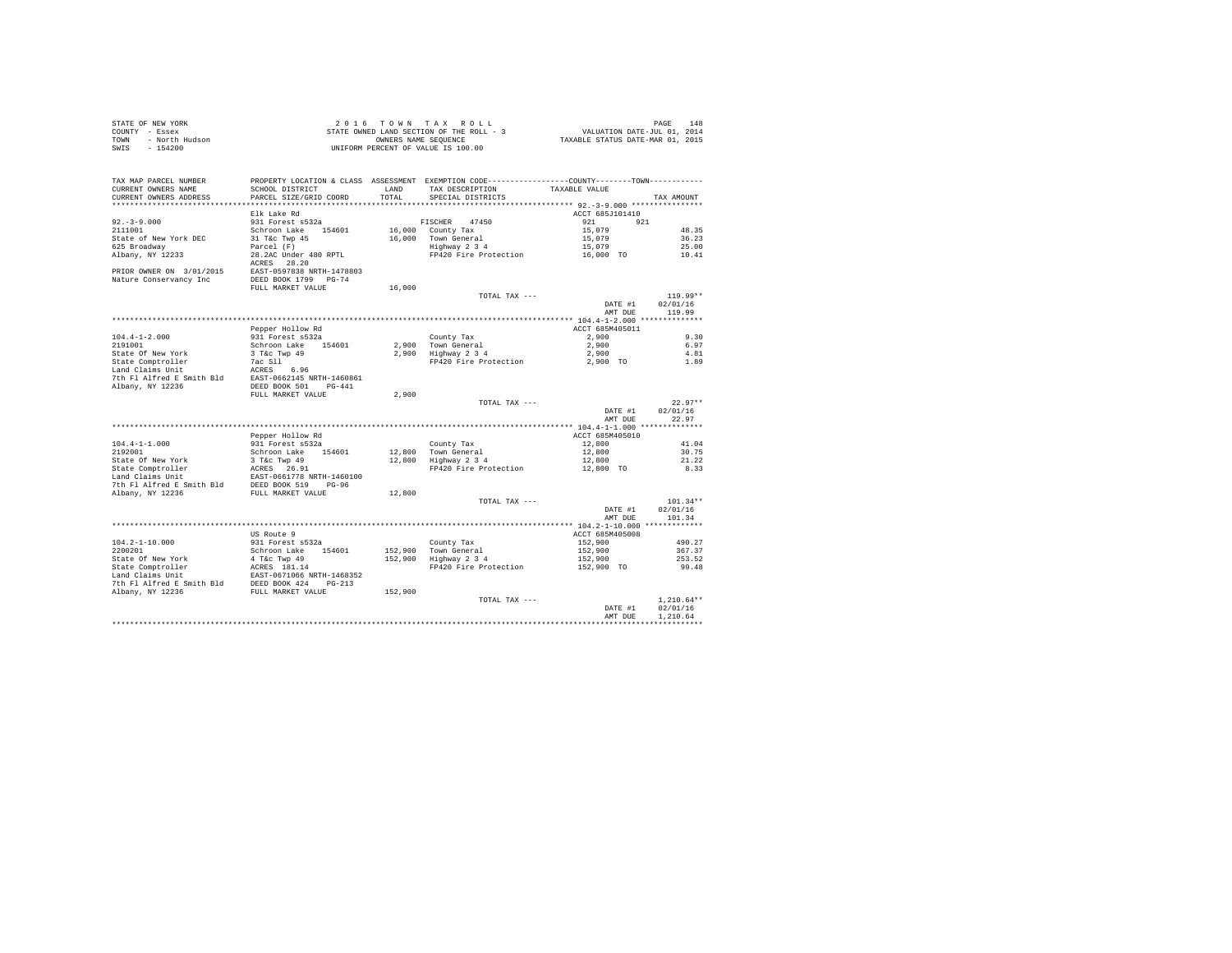STATE OF NEW YORK  
COUNTY - Essex  
TOWN - North Hudson  
SWIS - 154200

2 0 1 6 T O W N T A X R O L L  
STATE OWNED LAND SECTION OF THE ROLL - 3  
OWNERS NAME SEQUENCE  
UNIFORM PERCENT OF VALUE IS 100.00

VALUATION DATE-JUL 01, 2014  
TAXABLE STATUS DATE-MAR 01, 2015

| TAX MAP PARCEL NUMBER / CURRENT OWNERS NAME / CURRENT OWNERS ADDRESS | PROPERTY LOCATION & CLASS / SCHOOL DISTRICT / PARCEL SIZE/GRID COORD | ASSESSMENT LAND / TOTAL | EXEMPTION CODE / TAX DESCRIPTION / SPECIAL DISTRICTS | COUNTY--------TOWN / TAXABLE VALUE | TAX AMOUNT |
|---|---|---|---|---|---|
| **92.-3-9.000** | Elk Lake Rd | | | ACCT 685J101410 | |
| 92.-3-9.000 | 931 Forest s532a | | FISCHER 47450 | 921 921 | |
| 2111001 | Schroon Lake 154601 | 16,000 | County Tax | 15,079 | 48.35 |
| State of New York DEC | 31 T&c Twp 45 | 16,000 | Town General | 15,079 | 36.23 |
| 625 Broadway | Parcel (F) | | Highway 2 3 4 | 15,079 | 25.00 |
| Albany, NY 12233 | 28.2AC Under 480 RPTL | | FP420 Fire Protection | 16,000 TO | 10.41 |
| | ACRES 28.20 | | | | |
| PRIOR OWNER ON 3/01/2015 | EAST-0597838 NRTH-1478803 | | | | |
| Nature Conservancy Inc | DEED BOOK 1799 PG-74 | | | | |
| | FULL MARKET VALUE | 16,000 | | | |
| | | | TOTAL TAX --- | | 119.99** |
| | | | | DATE #1 | 02/01/16 |
| | | | | AMT DUE | 119.99 |
| **104.4-1-2.000** | Pepper Hollow Rd | | | ACCT 685M405011 | |
| 104.4-1-2.000 | 931 Forest s532a | | County Tax | 2,900 | 9.30 |
| 2191001 | Schroon Lake 154601 | 2,900 | Town General | 2,900 | 6.97 |
| State Of New York | 3 T&c Twp 49 | 2,900 | Highway 2 3 4 | 2,900 | 4.81 |
| State Comptroller | 7ac Sll | | FP420 Fire Protection | 2,900 TO | 1.89 |
| Land Claims Unit | ACRES 6.96 | | | | |
| 7th Fl Alfred E Smith Bld | EAST-0662145 NRTH-1460861 | | | | |
| Albany, NY 12236 | DEED BOOK 501 PG-441 | | | | |
| | FULL MARKET VALUE | 2,900 | | | |
| | | | TOTAL TAX --- | | 22.97** |
| | | | | DATE #1 | 02/01/16 |
| | | | | AMT DUE | 22.97 |
| **104.4-1-1.000** | Pepper Hollow Rd | | | ACCT 685M405010 | |
| 104.4-1-1.000 | 931 Forest s532a | | County Tax | 12,800 | 41.04 |
| 2192001 | Schroon Lake 154601 | 12,800 | Town General | 12,800 | 30.75 |
| State Of New York | 3 T&c Twp 49 | 12,800 | Highway 2 3 4 | 12,800 | 21.22 |
| State Comptroller | ACRES 26.91 | | FP420 Fire Protection | 12,800 TO | 8.33 |
| Land Claims Unit | EAST-0661778 NRTH-1460100 | | | | |
| 7th Fl Alfred E Smith Bld | DEED BOOK 519 PG-96 | | | | |
| Albany, NY 12236 | FULL MARKET VALUE | 12,800 | | | |
| | | | TOTAL TAX --- | | 101.34** |
| | | | | DATE #1 | 02/01/16 |
| | | | | AMT DUE | 101.34 |
| **104.2-1-10.000** | US Route 9 | | | ACCT 685M405008 | |
| 104.2-1-10.000 | 931 Forest s532a | | County Tax | 152,900 | 490.27 |
| 2200201 | Schroon Lake 154601 | 152,900 | Town General | 152,900 | 367.37 |
| State Of New York | 4 T&c Twp 49 | 152,900 | Highway 2 3 4 | 152,900 | 253.52 |
| State Comptroller | ACRES 181.14 | | FP420 Fire Protection | 152,900 TO | 99.48 |
| Land Claims Unit | EAST-0671066 NRTH-1468352 | | | | |
| 7th Fl Alfred E Smith Bld | DEED BOOK 424 PG-213 | | | | |
| Albany, NY 12236 | FULL MARKET VALUE | 152,900 | | | |
| | | | TOTAL TAX --- | | 1,210.64** |
| | | | | DATE #1 | 02/01/16 |
| | | | | AMT DUE | 1,210.64 |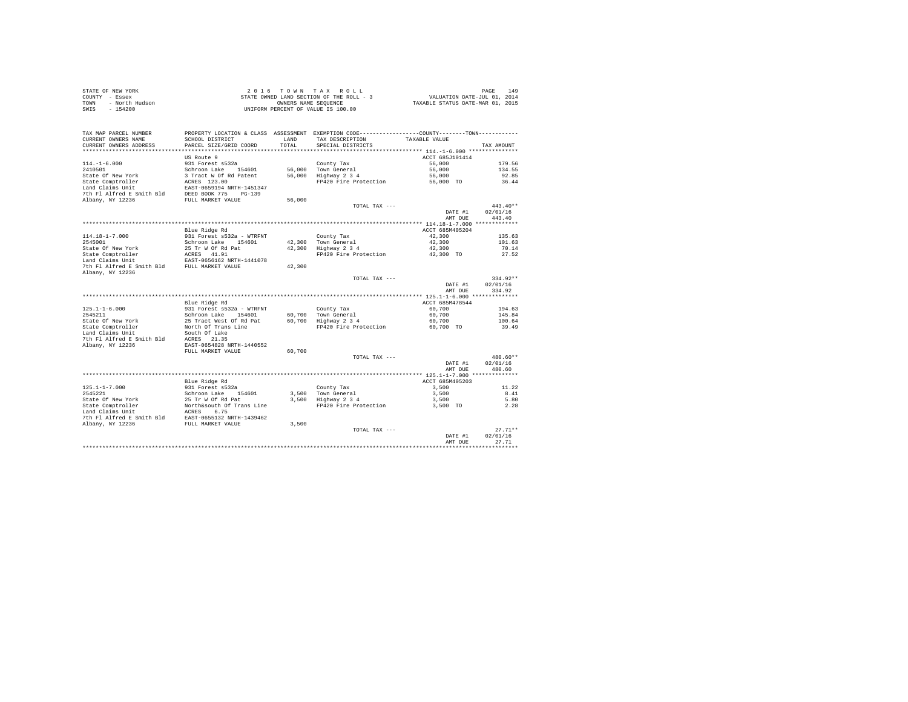STATE OF NEW YORK
COUNTY - Essex
TOWN - North Hudson
SWIS - 154200

2 0 1 6 T O W N T A X R O L L
STATE OWNED LAND SECTION OF THE ROLL - 3
OWNERS NAME SEQUENCE
UNIFORM PERCENT OF VALUE IS 100.00

VALUATION DATE-JUL 01, 2014
TAXABLE STATUS DATE-MAR 01, 2015

| TAX MAP PARCEL NUMBER / CURRENT OWNERS NAME / CURRENT OWNERS ADDRESS | PROPERTY LOCATION & CLASS / SCHOOL DISTRICT / PARCEL SIZE/GRID COORD | ASSESSMENT LAND / TOTAL | EXEMPTION CODE / TAX DESCRIPTION / SPECIAL DISTRICTS | COUNTY--------TOWN / TAXABLE VALUE | TAX AMOUNT |
|---|---|---|---|---|---|
| **114.-1-6.000** | US Route 9 | | | ACCT 685J101414 | |
| 114.-1-6.000 | 931 Forest s532a | | County Tax | 56,000 | 179.56 |
| 2410501 | Schroon Lake 154601 | 56,000 | Town General | 56,000 | 134.55 |
| State Of New York | 3 Tract W Of Rd Patent | 56,000 | Highway 2 3 4 | 56,000 | 92.85 |
| State Comptroller | ACRES 123.00 | | FP420 Fire Protection | 56,000 TO | 36.44 |
| Land Claims Unit | EAST-0659194 NRTH-1451347 | | | | |
| 7th Fl Alfred E Smith Bld | DEED BOOK 775 PG-139 | | | | |
| Albany, NY 12236 | FULL MARKET VALUE | 56,000 | | | |
| | | | TOTAL TAX --- | | 443.40** |
| | | | | DATE #1 | 02/01/16 |
| | | | | AMT DUE | 443.40 |
| **114.18-1-7.000** | Blue Ridge Rd | | | ACCT 685M405204 | |
| 114.18-1-7.000 | 931 Forest s532a - WTRFNT | | County Tax | 42,300 | 135.63 |
| 2545001 | Schroon Lake 154601 | 42,300 | Town General | 42,300 | 101.63 |
| State Of New York | 25 Tr W Of Rd Pat | 42,300 | Highway 2 3 4 | 42,300 | 70.14 |
| State Comptroller | ACRES 41.91 | | FP420 Fire Protection | 42,300 TO | 27.52 |
| Land Claims Unit | EAST-0656162 NRTH-1441078 | | | | |
| 7th Fl Alfred E Smith Bld | FULL MARKET VALUE | 42,300 | | | |
| Albany, NY 12236 | | | | | |
| | | | TOTAL TAX --- | | 334.92** |
| | | | | DATE #1 | 02/01/16 |
| | | | | AMT DUE | 334.92 |
| **125.1-1-6.000** | Blue Ridge Rd | | | ACCT 685M478544 | |
| 125.1-1-6.000 | 931 Forest s532a - WTRFNT | | County Tax | 60,700 | 194.63 |
| 2545211 | Schroon Lake 154601 | 60,700 | Town General | 60,700 | 145.84 |
| State Of New York | 25 Tract West Of Rd Pat | 60,700 | Highway 2 3 4 | 60,700 | 100.64 |
| State Comptroller | North Of Trans Line | | FP420 Fire Protection | 60,700 TO | 39.49 |
| Land Claims Unit | South Of Lake | | | | |
| 7th Fl Alfred E Smith Bld | ACRES 21.35 | | | | |
| Albany, NY 12236 | EAST-0654828 NRTH-1440552 | | | | |
| | FULL MARKET VALUE | 60,700 | | | |
| | | | TOTAL TAX --- | | 480.60** |
| | | | | DATE #1 | 02/01/16 |
| | | | | AMT DUE | 480.60 |
| **125.1-1-7.000** | Blue Ridge Rd | | | ACCT 685M405203 | |
| 125.1-1-7.000 | 931 Forest s532a | | County Tax | 3,500 | 11.22 |
| 2545221 | Schroon Lake 154601 | 3,500 | Town General | 3,500 | 8.41 |
| State Of New York | 25 Tr W Of Rd Pat | 3,500 | Highway 2 3 4 | 3,500 | 5.80 |
| State Comptroller | North&south Of Trans Line | | FP420 Fire Protection | 3,500 TO | 2.28 |
| Land Claims Unit | ACRES 6.75 | | | | |
| 7th Fl Alfred E Smith Bld | EAST-0655132 NRTH-1439462 | | | | |
| Albany, NY 12236 | FULL MARKET VALUE | 3,500 | | | |
| | | | TOTAL TAX --- | | 27.71** |
| | | | | DATE #1 | 02/01/16 |
| | | | | AMT DUE | 27.71 |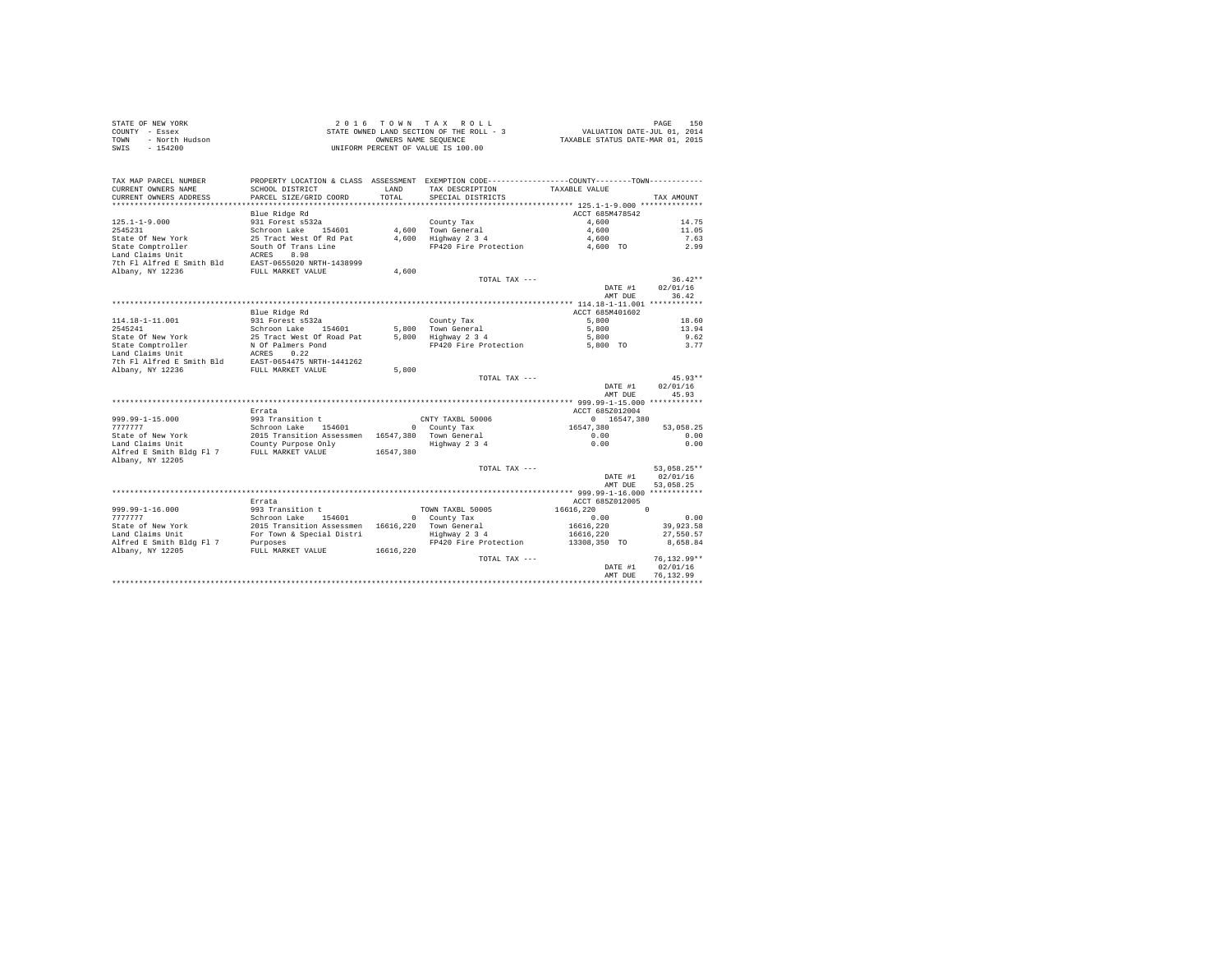STATE OF NEW YORK
COUNTY - Essex
TOWN - North Hudson
SWIS - 154200

2 0 1 6 T O W N T A X R O L L
STATE OWNED LAND SECTION OF THE ROLL - 3
OWNERS NAME SEQUENCE
UNIFORM PERCENT OF VALUE IS 100.00

VALUATION DATE-JUL 01, 2014
TAXABLE STATUS DATE-MAR 01, 2015

| TAX MAP PARCEL NUMBER / CURRENT OWNERS NAME / CURRENT OWNERS ADDRESS | PROPERTY LOCATION & CLASS / SCHOOL DISTRICT / PARCEL SIZE/GRID COORD | ASSESSMENT LAND / TOTAL | EXEMPTION CODE / TAX DESCRIPTION / SPECIAL DISTRICTS | COUNTY / TOWN TAXABLE VALUE | TAX AMOUNT |
|---|---|---|---|---|---|
| **125.1-1-9.000** | Blue Ridge Rd | | | ACCT 685M478542 | |
| 125.1-1-9.000 | 931 Forest s532a | | County Tax | 4,600 | 14.75 |
| 2545231 | Schroon Lake 154601 | 4,600 | Town General | 4,600 | 11.05 |
| State Of New York | 25 Tract West Of Rd Pat | 4,600 | Highway 2 3 4 | 4,600 | 7.63 |
| State Comptroller | South Of Trans Line | | FP420 Fire Protection | 4,600 TO | 2.99 |
| Land Claims Unit | ACRES 8.98 | | | | |
| 7th Fl Alfred E Smith Bld | EAST-0655020 NRTH-1438999 | | | | |
| Albany, NY 12236 | FULL MARKET VALUE | 4,600 | | | |
| | | | TOTAL TAX --- | | 36.42** |
| | | | | DATE #1 | 02/01/16 |
| | | | | AMT DUE | 36.42 |
| **114.18-1-11.001** | Blue Ridge Rd | | | ACCT 685M401602 | |
| 114.18-1-11.001 | 931 Forest s532a | | County Tax | 5,800 | 18.60 |
| 2545241 | Schroon Lake 154601 | 5,800 | Town General | 5,800 | 13.94 |
| State Of New York | 25 Tract West Of Road Pat | 5,800 | Highway 2 3 4 | 5,800 | 9.62 |
| State Comptroller | N Of Palmers Pond | | FP420 Fire Protection | 5,800 TO | 3.77 |
| Land Claims Unit | ACRES 0.22 | | | | |
| 7th Fl Alfred E Smith Bld | EAST-0654475 NRTH-1441262 | | | | |
| Albany, NY 12236 | FULL MARKET VALUE | 5,800 | | | |
| | | | TOTAL TAX --- | | 45.93** |
| | | | | DATE #1 | 02/01/16 |
| | | | | AMT DUE | 45.93 |
| **999.99-1-15.000** | Errata | | | ACCT 685Z012004 | |
| 999.99-1-15.000 | 993 Transition t | | CNTY TAXBL 50006 | 0 16547,380 | |
| 7777777 | Schroon Lake 154601 | 0 | County Tax | 16547,380 | 53,058.25 |
| State of New York | 2015 Transition Assessmen | 16547,380 | Town General | 0.00 | 0.00 |
| Land Claims Unit | County Purpose Only | | Highway 2 3 4 | 0.00 | 0.00 |
| Alfred E Smith Bldg Fl 7 | FULL MARKET VALUE | 16547,380 | | | |
| Albany, NY 12205 | | | | | |
| | | | TOTAL TAX --- | | 53,058.25** |
| | | | | DATE #1 | 02/01/16 |
| | | | | AMT DUE | 53,058.25 |
| **999.99-1-16.000** | Errata | | | ACCT 685Z012005 | |
| 999.99-1-16.000 | 993 Transition t | | TOWN TAXBL 50005 | 16616,220 0 | |
| 7777777 | Schroon Lake 154601 | 0 | County Tax | 0.00 | 0.00 |
| State of New York | 2015 Transition Assessmen | 16616,220 | Town General | 16616,220 | 39,923.58 |
| Land Claims Unit | For Town & Special Distri | | Highway 2 3 4 | 16616,220 | 27,550.57 |
| Alfred E Smith Bldg Fl 7 | Purposes | | FP420 Fire Protection | 13308,350 TO | 8,658.84 |
| Albany, NY 12205 | FULL MARKET VALUE | 16616,220 | | | |
| | | | TOTAL TAX --- | | 76,132.99** |
| | | | | DATE #1 | 02/01/16 |
| | | | | AMT DUE | 76,132.99 |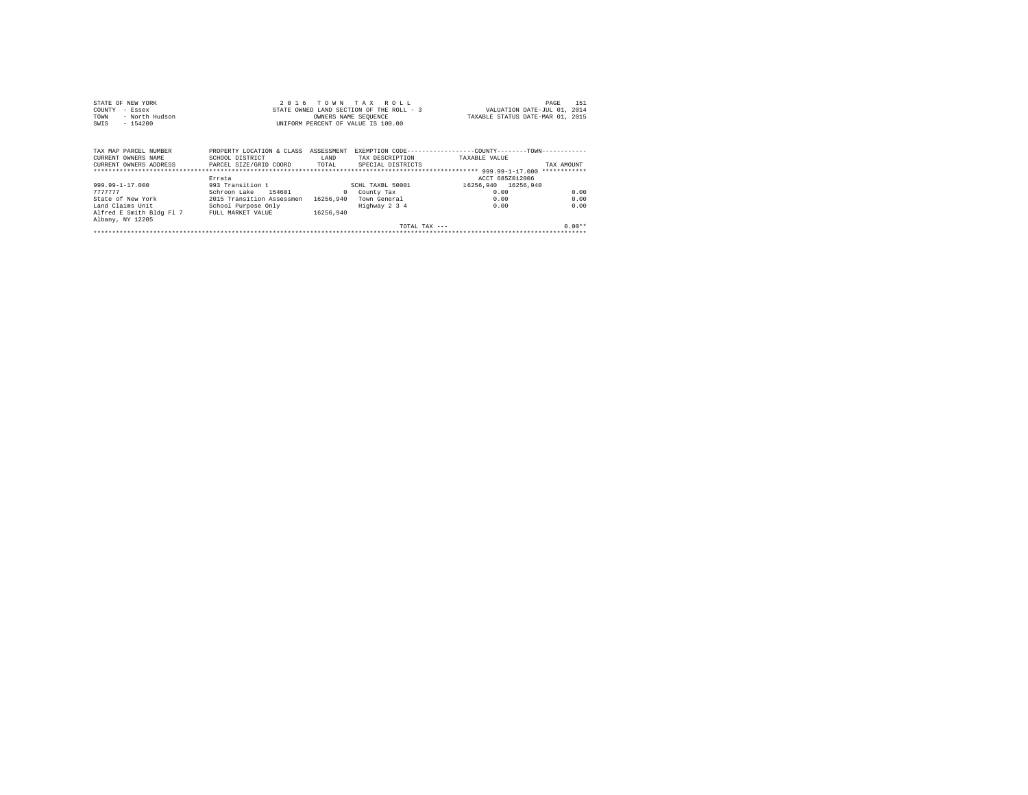STATE OF NEW YORK
COUNTY - Essex
TOWN - North Hudson
SWIS - 154200

2 0 1 6 T O W N T A X R O L L
STATE OWNED LAND SECTION OF THE ROLL - 3
OWNERS NAME SEQUENCE
UNIFORM PERCENT OF VALUE IS 100.00

VALUATION DATE-JUL 01, 2014
TAXABLE STATUS DATE-MAR 01, 2015

| TAX MAP PARCEL NUMBER<br>CURRENT OWNERS NAME<br>CURRENT OWNERS ADDRESS | PROPERTY LOCATION & CLASS<br>SCHOOL DISTRICT<br>PARCEL SIZE/GRID COORD | ASSESSMENT<br>LAND<br>TOTAL | EXEMPTION CODE<br>TAX DESCRIPTION<br>SPECIAL DISTRICTS | COUNTY | TOWN | TAX AMOUNT |
|---|---|---|---|---|---|---|
| ****************** | | | | 999.99-1-17.000 | | ************ |
| | Errata | | | ACCT 685Z012006 | | |
| 999.99-1-17.000 | 993 Transition t | | SCHL TAXBL 50001 | 16256,940 | 16256,940 | |
| 7777777 | Schroon Lake 154601 | 0 | County Tax | 0.00 | | 0.00 |
| State of New York | 2015 Transition Assessmen | 16256,940 | Town General | 0.00 | | 0.00 |
| Land Claims Unit | School Purpose Only | | Highway 2 3 4 | 0.00 | | 0.00 |
| Alfred E Smith Bldg Fl 7 | FULL MARKET VALUE | 16256,940 | | | | |
| Albany, NY 12205 | | | | | | |
| | | | TOTAL TAX --- | | | 0.00** |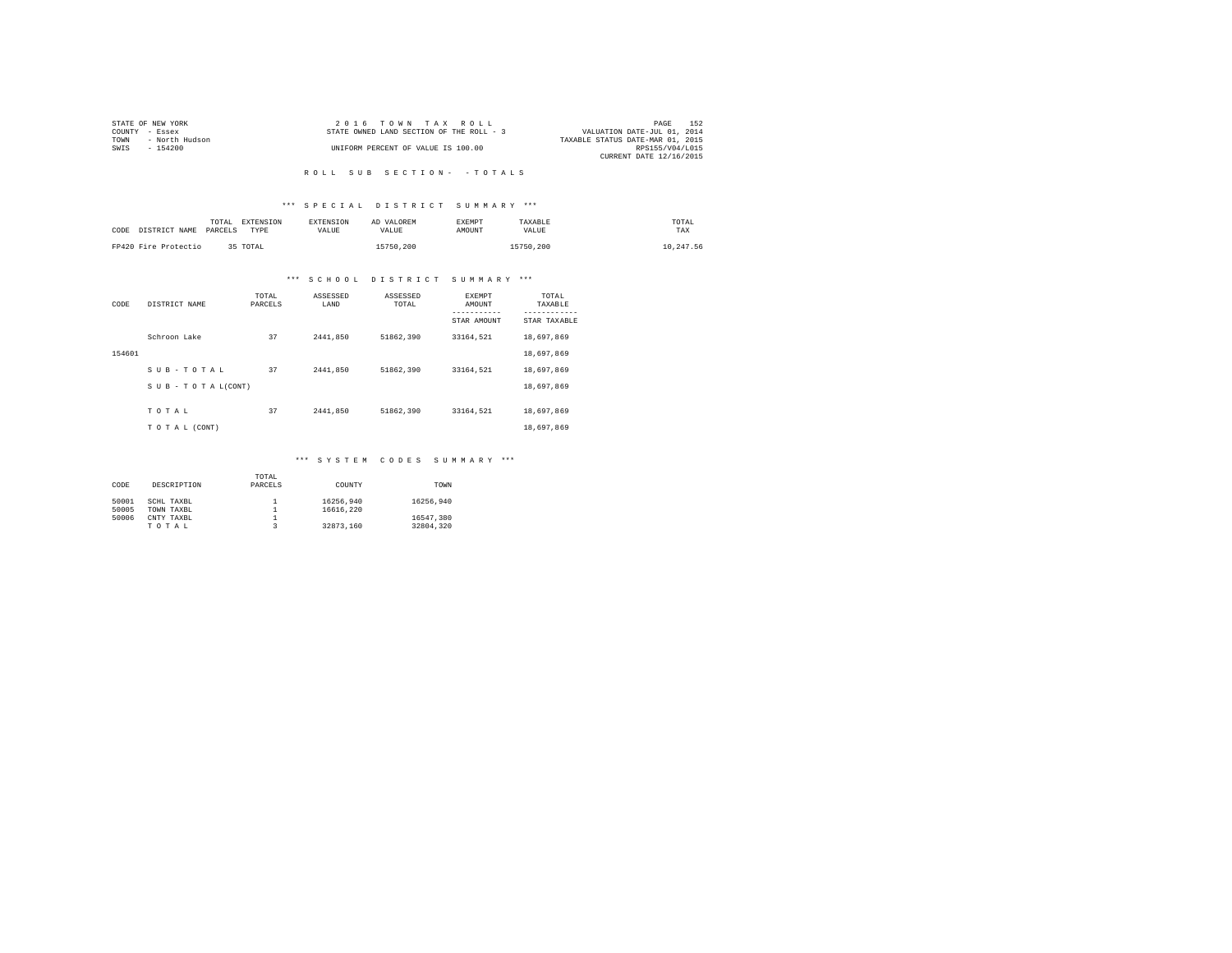STATE OF NEW YORK
COUNTY - Essex
TOWN - North Hudson
SWIS - 154200

2 0 1 6 T O W N T A X R O L L
STATE OWNED LAND SECTION OF THE ROLL - 3
UNIFORM PERCENT OF VALUE IS 100.00

PAGE 152
VALUATION DATE-JUL 01, 2014
TAXABLE STATUS DATE-MAR 01, 2015
RPS155/V04/L015
CURRENT DATE 12/16/2015

R O L L S U B S E C T I O N - - T O T A L S

*** S P E C I A L D I S T R I C T S U M M A R Y ***

| CODE | DISTRICT NAME | TOTAL PARCELS | EXTENSION TYPE | EXTENSION VALUE | AD VALOREM VALUE | EXEMPT AMOUNT | TAXABLE VALUE | TOTAL TAX |
|---|---|---|---|---|---|---|---|---|
| FP420 | Fire Protectio | 35 | TOTAL | | 15750,200 | | 15750,200 | 10,247.56 |

*** S C H O O L D I S T R I C T S U M M A R Y ***

| CODE | DISTRICT NAME | TOTAL PARCELS | ASSESSED LAND | ASSESSED TOTAL | EXEMPT AMOUNT / STAR AMOUNT | TOTAL TAXABLE / STAR TAXABLE |
|---|---|---|---|---|---|---|
| | Schroon Lake | 37 | 2441,850 | 51862,390 | 33164,521 | 18,697,869 |
| 154601 | | | | | | 18,697,869 |
| | S U B - T O T A L | 37 | 2441,850 | 51862,390 | 33164,521 | 18,697,869 |
| | S U B - T O T A L(CONT) | | | | | 18,697,869 |
| | T O T A L | 37 | 2441,850 | 51862,390 | 33164,521 | 18,697,869 |
| | T O T A L (CONT) | | | | | 18,697,869 |

*** S Y S T E M C O D E S S U M M A R Y ***

| CODE | DESCRIPTION | TOTAL PARCELS | COUNTY | TOWN |
|---|---|---|---|---|
| 50001 | SCHL TAXBL | 1 | 16256,940 | 16256,940 |
| 50005 | TOWN TAXBL | 1 | 16616,220 | |
| 50006 | CNTY TAXBL | 1 | | 16547,380 |
| | T O T A L | 3 | 32873,160 | 32804,320 |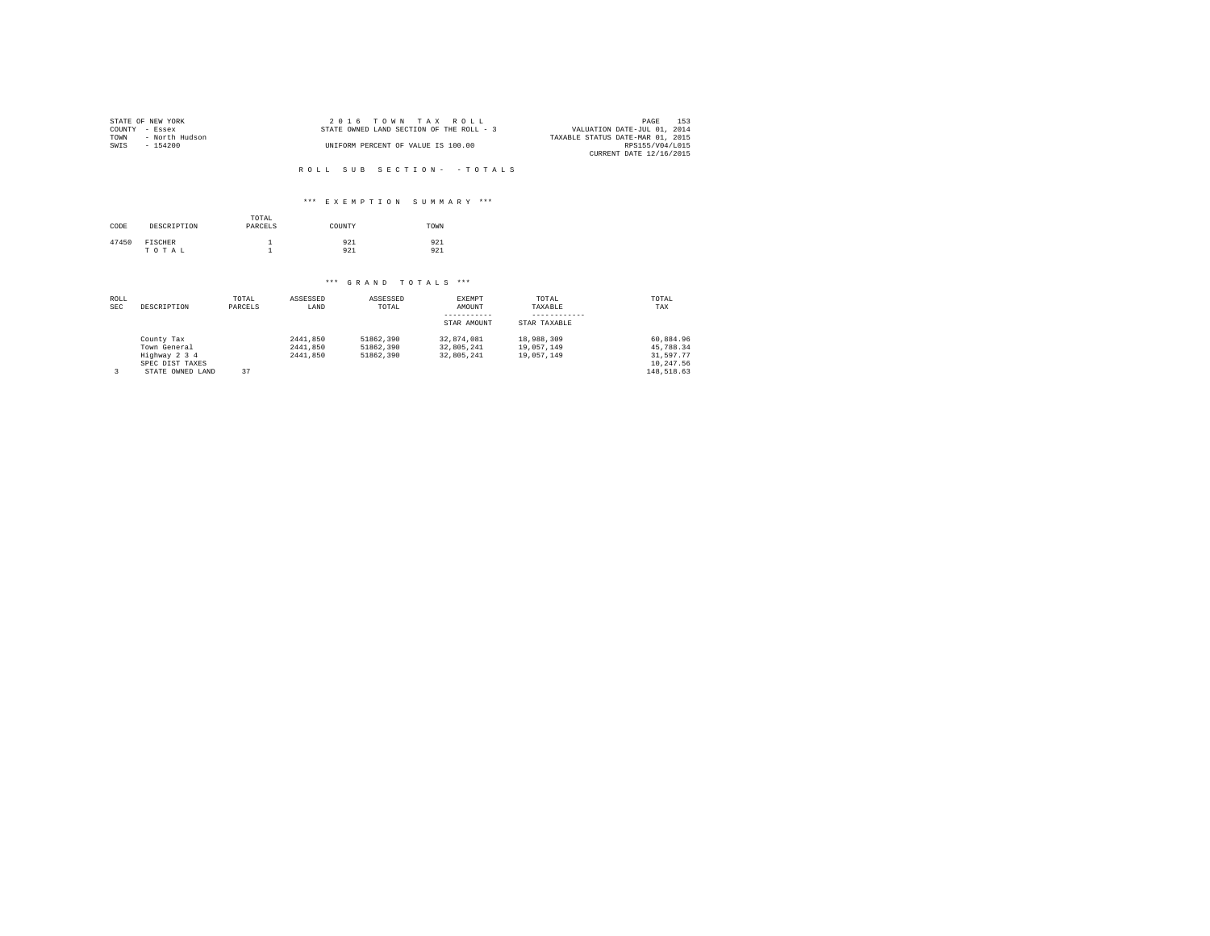STATE OF NEW YORK
COUNTY - Essex
TOWN - North Hudson
SWIS - 154200

2 0 1 6 T O W N T A X R O L L
STATE OWNED LAND SECTION OF THE ROLL - 3
UNIFORM PERCENT OF VALUE IS 100.00

VALUATION DATE-JUL 01, 2014
TAXABLE STATUS DATE-MAR 01, 2015
RPS155/V04/L015
CURRENT DATE 12/16/2015

R O L L S U B S E C T I O N - - T O T A L S

*** E X E M P T I O N S U M M A R Y ***

| CODE | DESCRIPTION | TOTAL PARCELS | COUNTY | TOWN |
|---|---|---|---|---|
| 47450 | FISCHER | 1 | 921 | 921 |
| | T O T A L | 1 | 921 | 921 |

*** G R A N D T O T A L S ***

| ROLL SEC | DESCRIPTION | TOTAL PARCELS | ASSESSED LAND | ASSESSED TOTAL | EXEMPT AMOUNT / STAR AMOUNT | TOTAL TAXABLE / STAR TAXABLE | TOTAL TAX |
|---|---|---|---|---|---|---|---|
| | County Tax | | 2441,850 | 51862,390 | 32,874,081 | 18,988,309 | 60,884.96 |
| | Town General | | 2441,850 | 51862,390 | 32,805,241 | 19,057,149 | 45,788.34 |
| | Highway 2 3 4 | | 2441,850 | 51862,390 | 32,805,241 | 19,057,149 | 31,597.77 |
| | SPEC DIST TAXES | | | | | | 10,247.56 |
| 3 | STATE OWNED LAND | 37 | | | | | 148,518.63 |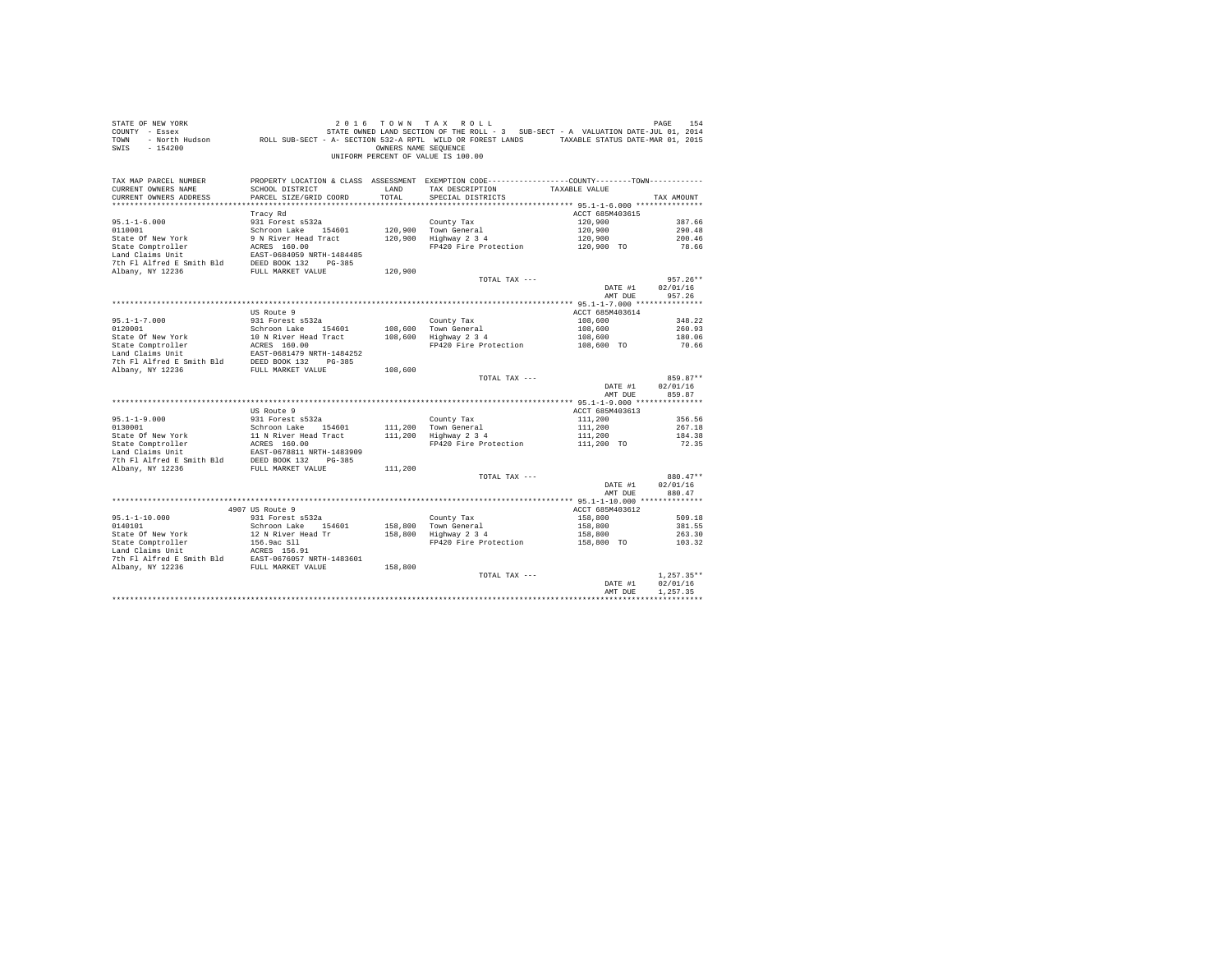```
STATE OF NEW YORK                                    2 0 1 6   T O W N   T A X   R O L L                                   PAGE   154
COUNTY  - Essex                                STATE OWNED LAND SECTION OF THE ROLL - 3   SUB-SECT - A  VALUATION DATE-JUL 01, 2014
TOWN    - North Hudson          ROLL SUB-SECT - A- SECTION 532-A RPTL  WILD OR FOREST LANDS       TAXABLE STATUS DATE-MAR 01, 2015
SWIS    - 154200                                              OWNERS NAME SEQUENCE
                                                     UNIFORM PERCENT OF VALUE IS 100.00


TAX MAP PARCEL NUMBER          PROPERTY LOCATION & CLASS  ASSESSMENT  EXEMPTION CODE------------------COUNTY--------TOWN------------
CURRENT OWNERS NAME            SCHOOL DISTRICT               LAND     TAX DESCRIPTION            TAXABLE VALUE
CURRENT OWNERS ADDRESS         PARCEL SIZE/GRID COORD        TOTAL    SPECIAL DISTRICTS                                    TAX AMOUNT
************************************************************************************************ 95.1-1-6.000 ***************
                               Tracy Rd                                                          ACCT 685M403615
95.1-1-6.000                   931 Forest s532a                        County Tax                  120,900                 387.66
0110001                        Schroon Lake   154601       120,900    Town General                120,900                 290.48
State Of New York              9 N River Head Tract        120,900    Highway 2 3 4               120,900                 200.46
State Comptroller              ACRES  160.00                          FP420 Fire Protection       120,900 TO               78.66
Land Claims Unit               EAST-0684059 NRTH-1484485
7th Fl Alfred E Smith Bld      DEED BOOK 132    PG-385
Albany, NY 12236               FULL MARKET VALUE           120,900
                                                                      TOTAL TAX ---                                    957.26**
                                                                                                  DATE #1       02/01/16
                                                                                                  AMT DUE          957.26
************************************************************************************************ 95.1-1-7.000 ***************
                               US Route 9                                                        ACCT 685M403614
95.1-1-7.000                   931 Forest s532a                        County Tax                  108,600                 348.22
0120001                        Schroon Lake   154601       108,600    Town General                108,600                 260.93
State Of New York              10 N River Head Tract       108,600    Highway 2 3 4               108,600                 180.06
State Comptroller              ACRES  160.00                          FP420 Fire Protection       108,600 TO               70.66
Land Claims Unit               EAST-0681479 NRTH-1484252
7th Fl Alfred E Smith Bld      DEED BOOK 132    PG-385
Albany, NY 12236               FULL MARKET VALUE           108,600
                                                                      TOTAL TAX ---                                    859.87**
                                                                                                  DATE #1       02/01/16
                                                                                                  AMT DUE          859.87
************************************************************************************************ 95.1-1-9.000 ***************
                               US Route 9                                                        ACCT 685M403613
95.1-1-9.000                   931 Forest s532a                        County Tax                  111,200                 356.56
0130001                        Schroon Lake   154601       111,200    Town General                111,200                 267.18
State Of New York              11 N River Head Tract       111,200    Highway 2 3 4               111,200                 184.38
State Comptroller              ACRES  160.00                          FP420 Fire Protection       111,200 TO               72.35
Land Claims Unit               EAST-0678811 NRTH-1483909
7th Fl Alfred E Smith Bld      DEED BOOK 132    PG-385
Albany, NY 12236               FULL MARKET VALUE           111,200
                                                                      TOTAL TAX ---                                    880.47**
                                                                                                  DATE #1       02/01/16
                                                                                                  AMT DUE          880.47
************************************************************************************************ 95.1-1-10.000 **************
                               4907 US Route 9                                                   ACCT 685M403612
95.1-1-10.000                  931 Forest s532a                        County Tax                  158,800                 509.18
0140101                        Schroon Lake   154601       158,800    Town General                158,800                 381.55
State Of New York              12 N River Head Tr          158,800    Highway 2 3 4               158,800                 263.30
State Comptroller              156.9ac Sll                            FP420 Fire Protection       158,800 TO              103.32
Land Claims Unit               ACRES  156.91
7th Fl Alfred E Smith Bld      EAST-0676057 NRTH-1483601
Albany, NY 12236               FULL MARKET VALUE           158,800
                                                                      TOTAL TAX ---                                  1,257.35**
                                                                                                  DATE #1       02/01/16
                                                                                                  AMT DUE        1,257.35
********************************************************************************************************************************
```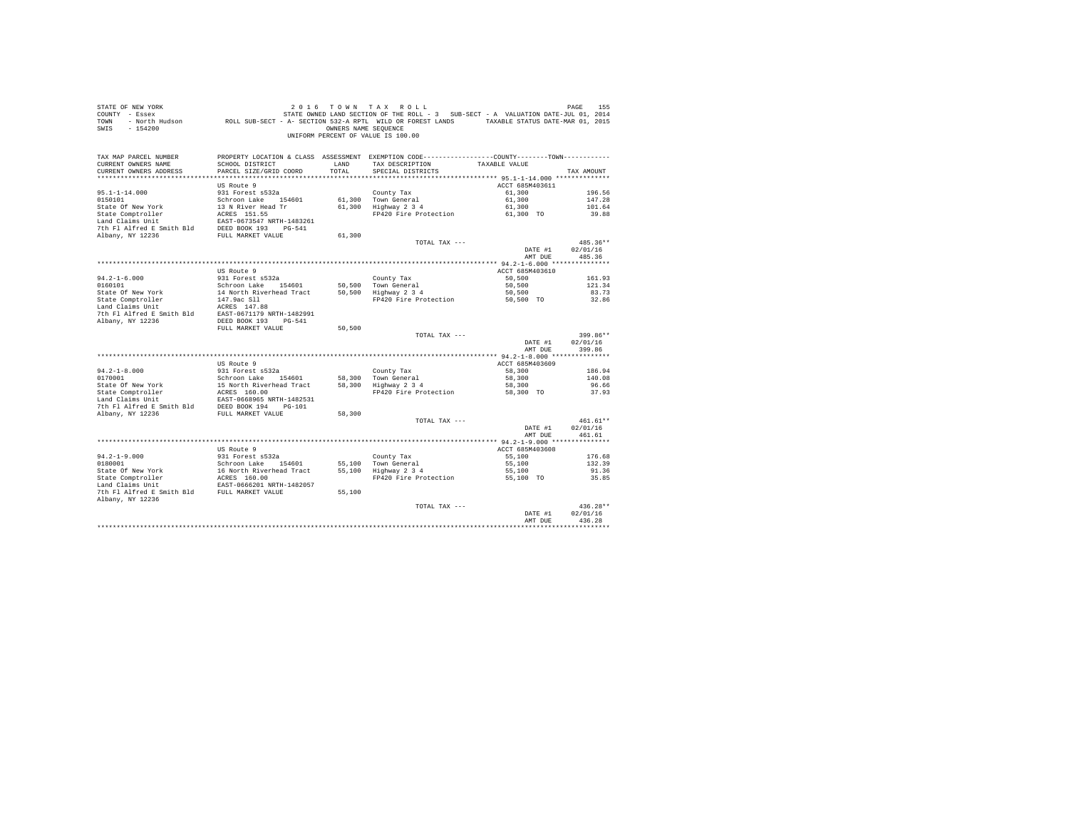STATE OF NEW YORK
COUNTY - Essex
TOWN - North Hudson
SWIS - 154200

2 0 1 6 T O W N T A X R O L L
STATE OWNED LAND SECTION OF THE ROLL - 3 SUB-SECT - A VALUATION DATE-JUL 01, 2014
ROLL SUB-SECT - A- SECTION 532-A RPTL WILD OR FOREST LANDS TAXABLE STATUS DATE-MAR 01, 2015
OWNERS NAME SEQUENCE
UNIFORM PERCENT OF VALUE IS 100.00

| TAX MAP PARCEL NUMBER / CURRENT OWNERS NAME / CURRENT OWNERS ADDRESS | PROPERTY LOCATION & CLASS / SCHOOL DISTRICT / PARCEL SIZE/GRID COORD | ASSESSMENT LAND / TOTAL | EXEMPTION CODE / TAX DESCRIPTION / SPECIAL DISTRICTS | TAXABLE VALUE (COUNTY / TOWN) | TAX AMOUNT |
|---|---|---|---|---|---|
| **95.1-1-14.000** | US Route 9 | | | ACCT 685M403611 | |
| 95.1-1-14.000 | 931 Forest s532a | | County Tax | 61,300 | 196.56 |
| 0150101 | Schroon Lake 154601 | 61,300 | Town General | 61,300 | 147.28 |
| State Of New York | 13 N River Head Tr | 61,300 | Highway 2 3 4 | 61,300 | 101.64 |
| State Comptroller | ACRES 151.55 | | FP420 Fire Protection | 61,300 TO | 39.88 |
| Land Claims Unit | EAST-0673547 NRTH-1483261 | | | | |
| 7th Fl Alfred E Smith Bld | DEED BOOK 193 PG-541 | | | | |
| Albany, NY 12236 | FULL MARKET VALUE | 61,300 | | | |
| | | | TOTAL TAX --- | | 485.36** |
| | | | | DATE #1 | 02/01/16 |
| | | | | AMT DUE | 485.36 |
| **94.2-1-6.000** | US Route 9 | | | ACCT 685M403610 | |
| 94.2-1-6.000 | 931 Forest s532a | | County Tax | 50,500 | 161.93 |
| 0160101 | Schroon Lake 154601 | 50,500 | Town General | 50,500 | 121.34 |
| State Of New York | 14 North Riverhead Tract | 50,500 | Highway 2 3 4 | 50,500 | 83.73 |
| State Comptroller | 147.9ac Sll | | FP420 Fire Protection | 50,500 TO | 32.86 |
| Land Claims Unit | ACRES 147.88 | | | | |
| 7th Fl Alfred E Smith Bld | EAST-0671179 NRTH-1482991 | | | | |
| Albany, NY 12236 | DEED BOOK 193 PG-541 | | | | |
| | FULL MARKET VALUE | 50,500 | | | |
| | | | TOTAL TAX --- | | 399.86** |
| | | | | DATE #1 | 02/01/16 |
| | | | | AMT DUE | 399.86 |
| **94.2-1-8.000** | US Route 9 | | | ACCT 685M403609 | |
| 94.2-1-8.000 | 931 Forest s532a | | County Tax | 58,300 | 186.94 |
| 0170001 | Schroon Lake 154601 | 58,300 | Town General | 58,300 | 140.08 |
| State Of New York | 15 North Riverhead Tract | 58,300 | Highway 2 3 4 | 58,300 | 96.66 |
| State Comptroller | ACRES 160.00 | | FP420 Fire Protection | 58,300 TO | 37.93 |
| Land Claims Unit | EAST-0668965 NRTH-1482531 | | | | |
| 7th Fl Alfred E Smith Bld | DEED BOOK 194 PG-101 | | | | |
| Albany, NY 12236 | FULL MARKET VALUE | 58,300 | | | |
| | | | TOTAL TAX --- | | 461.61** |
| | | | | DATE #1 | 02/01/16 |
| | | | | AMT DUE | 461.61 |
| **94.2-1-9.000** | US Route 9 | | | ACCT 685M403608 | |
| 94.2-1-9.000 | 931 Forest s532a | | County Tax | 55,100 | 176.68 |
| 0180001 | Schroon Lake 154601 | 55,100 | Town General | 55,100 | 132.39 |
| State Of New York | 16 North Riverhead Tract | 55,100 | Highway 2 3 4 | 55,100 | 91.36 |
| State Comptroller | ACRES 160.00 | | FP420 Fire Protection | 55,100 TO | 35.85 |
| Land Claims Unit | EAST-0666201 NRTH-1482057 | | | | |
| 7th Fl Alfred E Smith Bld | FULL MARKET VALUE | 55,100 | | | |
| Albany, NY 12236 | | | | | |
| | | | TOTAL TAX --- | | 436.28** |
| | | | | DATE #1 | 02/01/16 |
| | | | | AMT DUE | 436.28 |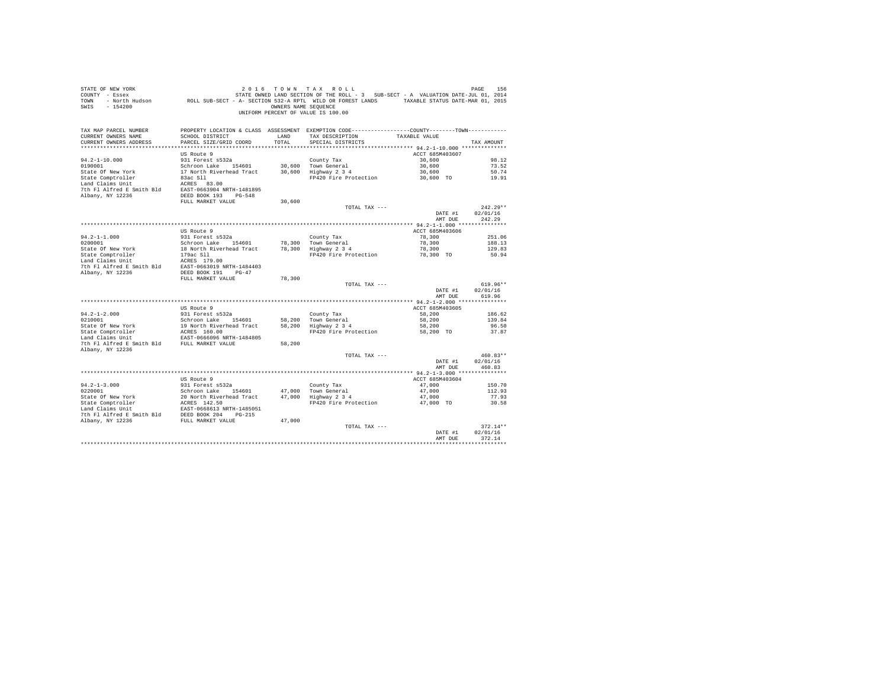STATE OF NEW YORK                2016 TOWN TAX ROLL
COUNTY - Essex                   STATE OWNED LAND SECTION OF THE ROLL - 3   SUB-SECT - A  VALUATION DATE-JUL 01, 2014
TOWN - North Hudson              ROLL SUB-SECT - A- SECTION 532-A RPTL WILD OR FOREST LANDS   TAXABLE STATUS DATE-MAR 01, 2015
SWIS - 154200                    OWNERS NAME SEQUENCE
UNIFORM PERCENT OF VALUE IS 100.00

| TAX MAP PARCEL NUMBER / CURRENT OWNERS NAME / CURRENT OWNERS ADDRESS | PROPERTY LOCATION & CLASS / SCHOOL DISTRICT / PARCEL SIZE/GRID COORD | ASSESSMENT LAND / TOTAL | EXEMPTION CODE / TAX DESCRIPTION / SPECIAL DISTRICTS | COUNTY / TOWN TAXABLE VALUE | TAX AMOUNT |
|---|---|---|---|---|---|
| **94.2-1-10.000** | US Route 9 | | | ACCT 685M403607 | |
| 94.2-1-10.000 | 931 Forest s532a | | County Tax | 30,600 | 98.12 |
| 0190001 | Schroon Lake 154601 | 30,600 | Town General | 30,600 | 73.52 |
| State Of New York | 17 North Riverhead Tract | 30,600 | Highway 2 3 4 | 30,600 | 50.74 |
| State Comptroller | 83ac Sll | | FP420 Fire Protection | 30,600 TO | 19.91 |
| Land Claims Unit | ACRES 83.00 | | | | |
| 7th Fl Alfred E Smith Bld | EAST-0663904 NRTH-1481895 | | | | |
| Albany, NY 12236 | DEED BOOK 193 PG-548 | | | | |
| | FULL MARKET VALUE | 30,600 | | | |
| | | | TOTAL TAX --- | | 242.29** |
| | | | | DATE #1 | 02/01/16 |
| | | | | AMT DUE | 242.29 |
| **94.2-1-1.000** | US Route 9 | | | ACCT 685M403606 | |
| 94.2-1-1.000 | 931 Forest s532a | | County Tax | 78,300 | 251.06 |
| 0200001 | Schroon Lake 154601 | 78,300 | Town General | 78,300 | 188.13 |
| State Of New York | 18 North Riverhead Tract | 78,300 | Highway 2 3 4 | 78,300 | 129.83 |
| State Comptroller | 179ac Sll | | FP420 Fire Protection | 78,300 TO | 50.94 |
| Land Claims Unit | ACRES 179.00 | | | | |
| 7th Fl Alfred E Smith Bld | EAST-0663019 NRTH-1484403 | | | | |
| Albany, NY 12236 | DEED BOOK 191 PG-47 | | | | |
| | FULL MARKET VALUE | 78,300 | | | |
| | | | TOTAL TAX --- | | 619.96** |
| | | | | DATE #1 | 02/01/16 |
| | | | | AMT DUE | 619.96 |
| **94.2-1-2.000** | US Route 9 | | | ACCT 685M403605 | |
| 94.2-1-2.000 | 931 Forest s532a | | County Tax | 58,200 | 186.62 |
| 0210001 | Schroon Lake 154601 | 58,200 | Town General | 58,200 | 139.84 |
| State Of New York | 19 North Riverhead Tract | 58,200 | Highway 2 3 4 | 58,200 | 96.50 |
| State Comptroller | ACRES 160.00 | | FP420 Fire Protection | 58,200 TO | 37.87 |
| Land Claims Unit | EAST-0666096 NRTH-1484805 | | | | |
| 7th Fl Alfred E Smith Bld | FULL MARKET VALUE | 58,200 | | | |
| Albany, NY 12236 | | | | | |
| | | | TOTAL TAX --- | | 460.83** |
| | | | | DATE #1 | 02/01/16 |
| | | | | AMT DUE | 460.83 |
| **94.2-1-3.000** | US Route 9 | | | ACCT 685M403604 | |
| 94.2-1-3.000 | 931 Forest s532a | | County Tax | 47,000 | 150.70 |
| 0220001 | Schroon Lake 154601 | 47,000 | Town General | 47,000 | 112.93 |
| State Of New York | 20 North Riverhead Tract | 47,000 | Highway 2 3 4 | 47,000 | 77.93 |
| State Comptroller | ACRES 142.50 | | FP420 Fire Protection | 47,000 TO | 30.58 |
| Land Claims Unit | EAST-0668613 NRTH-1485051 | | | | |
| 7th Fl Alfred E Smith Bld | DEED BOOK 204 PG-215 | | | | |
| Albany, NY 12236 | FULL MARKET VALUE | 47,000 | | | |
| | | | TOTAL TAX --- | | 372.14** |
| | | | | DATE #1 | 02/01/16 |
| | | | | AMT DUE | 372.14 |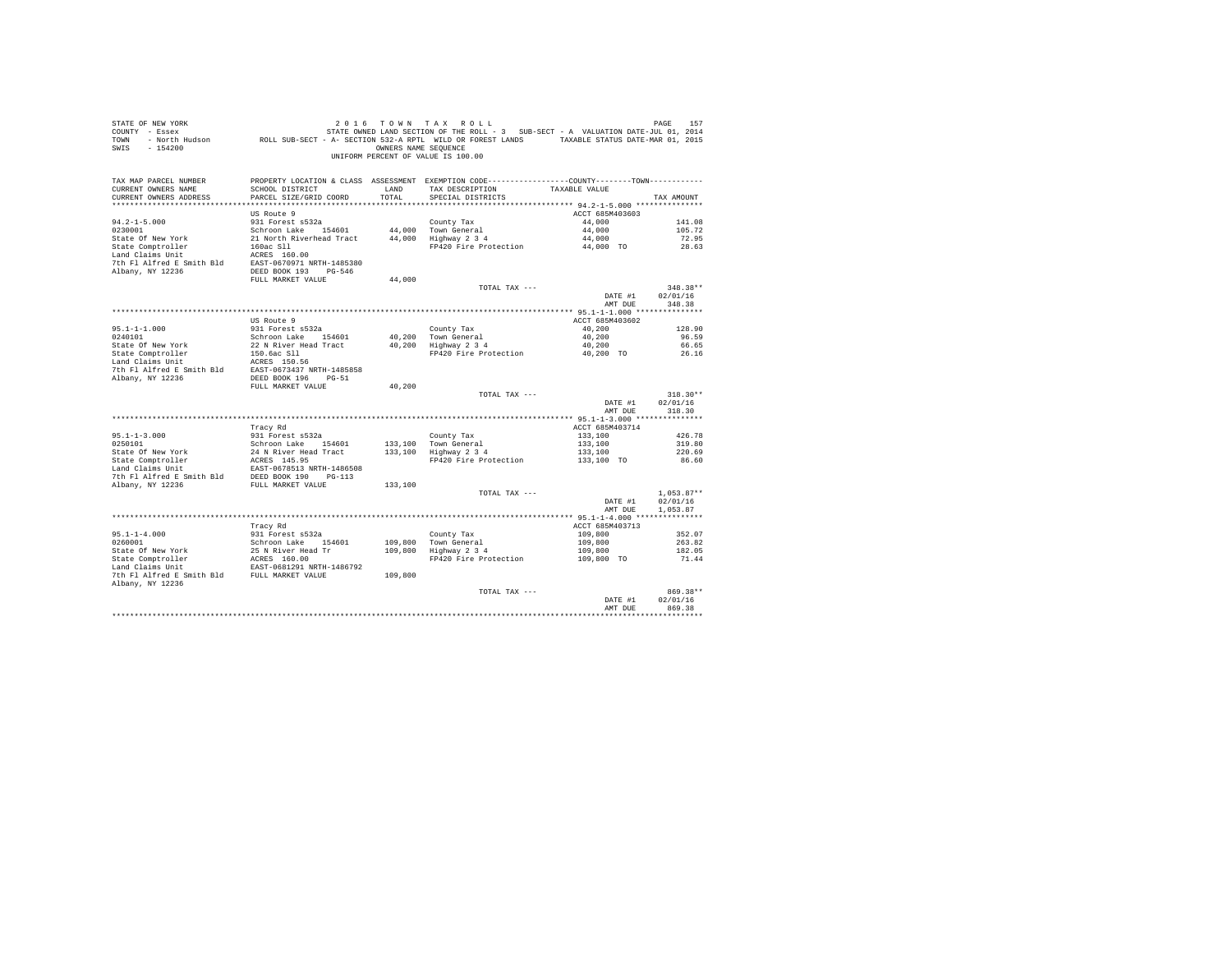STATE OF NEW YORK                    2 0 1 6   T O W N   T A X   R O L L
COUNTY - Essex                STATE OWNED LAND SECTION OF THE ROLL - 3   SUB-SECT - A  VALUATION DATE-JUL 01, 2014
TOWN   - North Hudson    ROLL SUB-SECT - A- SECTION 532-A RPTL  WILD OR FOREST LANDS    TAXABLE STATUS DATE-MAR 01, 2015
SWIS   - 154200                         OWNERS NAME SEQUENCE
                               UNIFORM PERCENT OF VALUE IS 100.00

| TAX MAP PARCEL NUMBER / CURRENT OWNERS NAME / CURRENT OWNERS ADDRESS | PROPERTY LOCATION & CLASS / SCHOOL DISTRICT / PARCEL SIZE/GRID COORD | ASSESSMENT LAND / TOTAL | EXEMPTION CODE / TAX DESCRIPTION / SPECIAL DISTRICTS | TAXABLE VALUE | TAX AMOUNT |
|---|---|---|---|---|---|
| **94.2-1-5.000** | US Route 9 | | | ACCT 685M403603 | |
| 94.2-1-5.000 | 931 Forest s532a | | County Tax | 44,000 | 141.08 |
| 0230001 | Schroon Lake 154601 | 44,000 | Town General | 44,000 | 105.72 |
| State Of New York | 21 North Riverhead Tract | 44,000 | Highway 2 3 4 | 44,000 | 72.95 |
| State Comptroller | 160ac Sll | | FP420 Fire Protection | 44,000 TO | 28.63 |
| Land Claims Unit | ACRES 160.00 | | | | |
| 7th Fl Alfred E Smith Bld | EAST-0670971 NRTH-1485380 | | | | |
| Albany, NY 12236 | DEED BOOK 193 PG-546 | | | | |
| | FULL MARKET VALUE | 44,000 | | | |
| | | | TOTAL TAX --- | | 348.38** |
| | | | | DATE #1 | 02/01/16 |
| | | | | AMT DUE | 348.38 |
| **95.1-1-1.000** | US Route 9 | | | ACCT 685M403602 | |
| 95.1-1-1.000 | 931 Forest s532a | | County Tax | 40,200 | 128.90 |
| 0240101 | Schroon Lake 154601 | 40,200 | Town General | 40,200 | 96.59 |
| State Of New York | 22 N River Head Tract | 40,200 | Highway 2 3 4 | 40,200 | 66.65 |
| State Comptroller | 150.6ac Sll | | FP420 Fire Protection | 40,200 TO | 26.16 |
| Land Claims Unit | ACRES 150.56 | | | | |
| 7th Fl Alfred E Smith Bld | EAST-0673437 NRTH-1485858 | | | | |
| Albany, NY 12236 | DEED BOOK 196 PG-51 | | | | |
| | FULL MARKET VALUE | 40,200 | | | |
| | | | TOTAL TAX --- | | 318.30** |
| | | | | DATE #1 | 02/01/16 |
| | | | | AMT DUE | 318.30 |
| **95.1-1-3.000** | Tracy Rd | | | ACCT 685M403714 | |
| 95.1-1-3.000 | 931 Forest s532a | | County Tax | 133,100 | 426.78 |
| 0250101 | Schroon Lake 154601 | 133,100 | Town General | 133,100 | 319.80 |
| State Of New York | 24 N River Head Tract | 133,100 | Highway 2 3 4 | 133,100 | 220.69 |
| State Comptroller | ACRES 145.95 | | FP420 Fire Protection | 133,100 TO | 86.60 |
| Land Claims Unit | EAST-0678513 NRTH-1486508 | | | | |
| 7th Fl Alfred E Smith Bld | DEED BOOK 190 PG-113 | | | | |
| Albany, NY 12236 | FULL MARKET VALUE | 133,100 | | | |
| | | | TOTAL TAX --- | | 1,053.87** |
| | | | | DATE #1 | 02/01/16 |
| | | | | AMT DUE | 1,053.87 |
| **95.1-1-4.000** | Tracy Rd | | | ACCT 685M403713 | |
| 95.1-1-4.000 | 931 Forest s532a | | County Tax | 109,800 | 352.07 |
| 0260001 | Schroon Lake 154601 | 109,800 | Town General | 109,800 | 263.82 |
| State Of New York | 25 N River Head Tr | 109,800 | Highway 2 3 4 | 109,800 | 182.05 |
| State Comptroller | ACRES 160.00 | | FP420 Fire Protection | 109,800 TO | 71.44 |
| Land Claims Unit | EAST-0681291 NRTH-1486792 | | | | |
| 7th Fl Alfred E Smith Bld | FULL MARKET VALUE | 109,800 | | | |
| Albany, NY 12236 | | | | | |
| | | | TOTAL TAX --- | | 869.38** |
| | | | | DATE #1 | 02/01/16 |
| | | | | AMT DUE | 869.38 |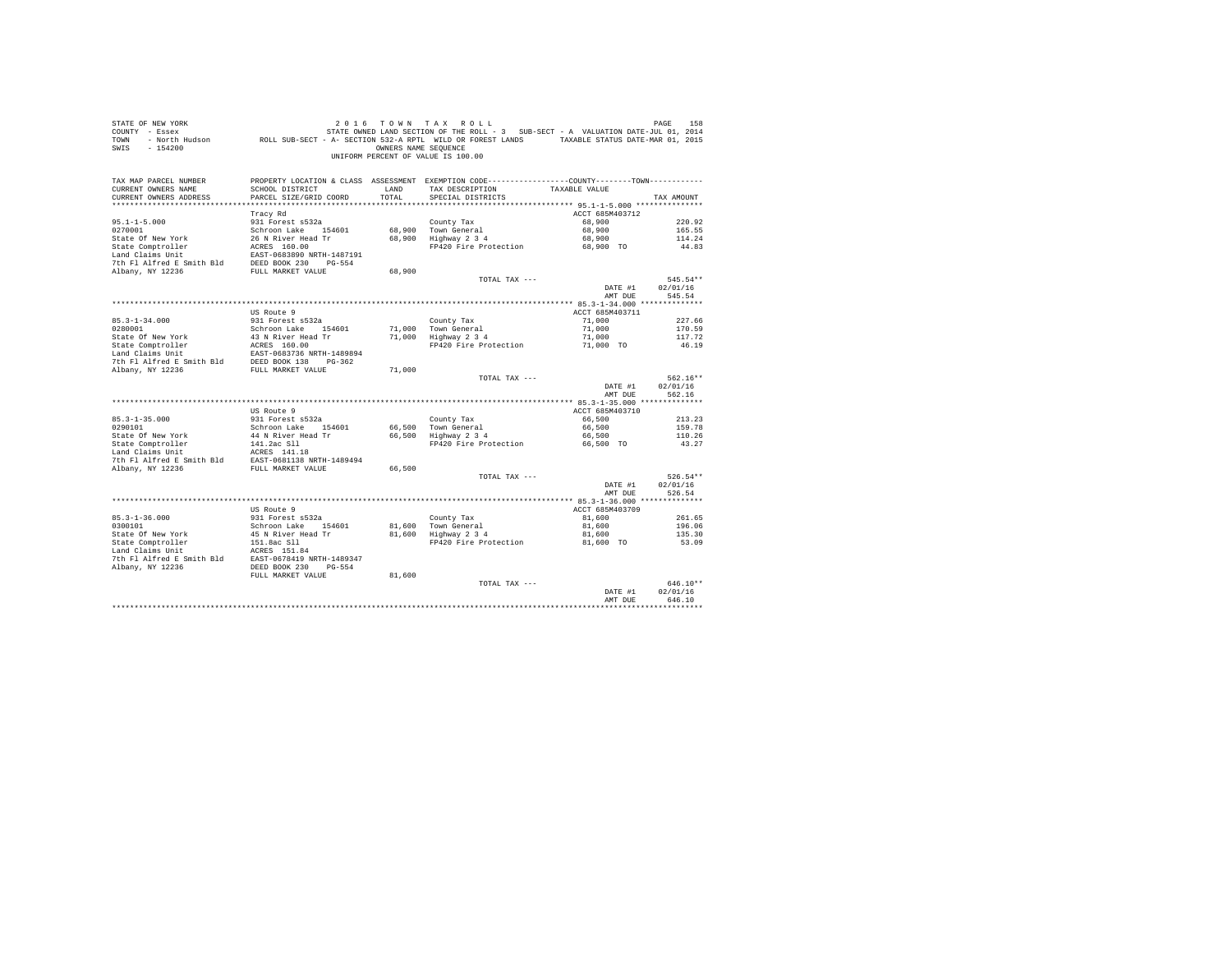STATE OF NEW YORK
COUNTY - Essex
TOWN - North Hudson
SWIS - 154200

2 0 1 6 T O W N T A X R O L L
STATE OWNED LAND SECTION OF THE ROLL - 3 SUB-SECT - A VALUATION DATE-JUL 01, 2014
ROLL SUB-SECT - A- SECTION 532-A RPTL WILD OR FOREST LANDS TAXABLE STATUS DATE-MAR 01, 2015
OWNERS NAME SEQUENCE
UNIFORM PERCENT OF VALUE IS 100.00

| TAX MAP PARCEL NUMBER / CURRENT OWNERS NAME / CURRENT OWNERS ADDRESS | PROPERTY LOCATION & CLASS / SCHOOL DISTRICT / PARCEL SIZE/GRID COORD | ASSESSMENT LAND / TOTAL | EXEMPTION CODE / TAX DESCRIPTION / SPECIAL DISTRICTS | COUNTY / TOWN TAXABLE VALUE | TAX AMOUNT |
|---|---|---|---|---|---|
| **95.1-1-5.000** | Tracy Rd | | | ACCT 685M403712 | |
| 95.1-1-5.000 | 931 Forest s532a | | County Tax | 68,900 | 220.92 |
| 0270001 | Schroon Lake 154601 | 68,900 | Town General | 68,900 | 165.55 |
| State Of New York | 26 N River Head Tr | 68,900 | Highway 2 3 4 | 68,900 | 114.24 |
| State Comptroller | ACRES 160.00 | | FP420 Fire Protection | 68,900 TO | 44.83 |
| Land Claims Unit | EAST-0683890 NRTH-1487191 | | | | |
| 7th Fl Alfred E Smith Bld | DEED BOOK 230 PG-554 | | | | |
| Albany, NY 12236 | FULL MARKET VALUE | 68,900 | | | |
| | | | TOTAL TAX --- | | 545.54** |
| | | | | DATE #1 | 02/01/16 |
| | | | | AMT DUE | 545.54 |
| **85.3-1-34.000** | US Route 9 | | | ACCT 685M403711 | |
| 85.3-1-34.000 | 931 Forest s532a | | County Tax | 71,000 | 227.66 |
| 0280001 | Schroon Lake 154601 | 71,000 | Town General | 71,000 | 170.59 |
| State Of New York | 43 N River Head Tr | 71,000 | Highway 2 3 4 | 71,000 | 117.72 |
| State Comptroller | ACRES 160.00 | | FP420 Fire Protection | 71,000 TO | 46.19 |
| Land Claims Unit | EAST-0683736 NRTH-1489894 | | | | |
| 7th Fl Alfred E Smith Bld | DEED BOOK 138 PG-362 | | | | |
| Albany, NY 12236 | FULL MARKET VALUE | 71,000 | | | |
| | | | TOTAL TAX --- | | 562.16** |
| | | | | DATE #1 | 02/01/16 |
| | | | | AMT DUE | 562.16 |
| **85.3-1-35.000** | US Route 9 | | | ACCT 685M403710 | |
| 85.3-1-35.000 | 931 Forest s532a | | County Tax | 66,500 | 213.23 |
| 0290101 | Schroon Lake 154601 | 66,500 | Town General | 66,500 | 159.78 |
| State Of New York | 44 N River Head Tr | 66,500 | Highway 2 3 4 | 66,500 | 110.26 |
| State Comptroller | 141.2ac Sll | | FP420 Fire Protection | 66,500 TO | 43.27 |
| Land Claims Unit | ACRES 141.18 | | | | |
| 7th Fl Alfred E Smith Bld | EAST-0681138 NRTH-1489494 | | | | |
| Albany, NY 12236 | FULL MARKET VALUE | 66,500 | | | |
| | | | TOTAL TAX --- | | 526.54** |
| | | | | DATE #1 | 02/01/16 |
| | | | | AMT DUE | 526.54 |
| **85.3-1-36.000** | US Route 9 | | | ACCT 685M403709 | |
| 85.3-1-36.000 | 931 Forest s532a | | County Tax | 81,600 | 261.65 |
| 0300101 | Schroon Lake 154601 | 81,600 | Town General | 81,600 | 196.06 |
| State Of New York | 45 N River Head Tr | 81,600 | Highway 2 3 4 | 81,600 | 135.30 |
| State Comptroller | 151.8ac Sll | | FP420 Fire Protection | 81,600 TO | 53.09 |
| Land Claims Unit | ACRES 151.84 | | | | |
| 7th Fl Alfred E Smith Bld | EAST-0678419 NRTH-1489347 | | | | |
| Albany, NY 12236 | DEED BOOK 230 PG-554 | | | | |
| | FULL MARKET VALUE | 81,600 | | | |
| | | | TOTAL TAX --- | | 646.10** |
| | | | | DATE #1 | 02/01/16 |
| | | | | AMT DUE | 646.10 |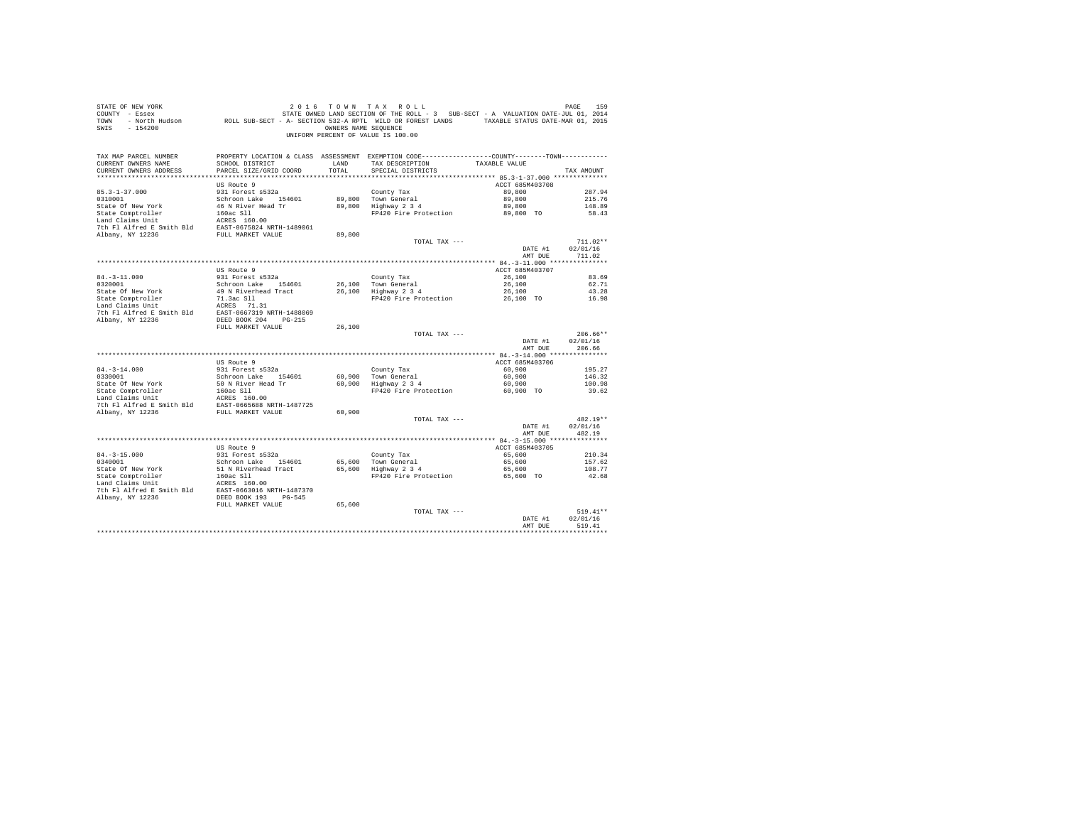STATE OF NEW YORK — 2016 TOWN TAX ROLL
COUNTY - Essex — STATE OWNED LAND SECTION OF THE ROLL - 3 SUB-SECT - A VALUATION DATE-JUL 01, 2014
TOWN - North Hudson — ROLL SUB-SECT - A- SECTION 532-A RPTL WILD OR FOREST LANDS — TAXABLE STATUS DATE-MAR 01, 2015
SWIS - 154200 — OWNERS NAME SEQUENCE
UNIFORM PERCENT OF VALUE IS 100.00

| TAX MAP PARCEL NUMBER / CURRENT OWNERS NAME / CURRENT OWNERS ADDRESS | PROPERTY LOCATION & CLASS / SCHOOL DISTRICT / PARCEL SIZE/GRID COORD | ASSESSMENT LAND / TOTAL | EXEMPTION CODE / TAX DESCRIPTION / SPECIAL DISTRICTS | COUNTY/TOWN TAXABLE VALUE | TAX AMOUNT |
|---|---|---|---|---|---|
| **85.3-1-37.000** | US Route 9 | | | ACCT 685M403708 | |
| 85.3-1-37.000 | 931 Forest s532a | | County Tax | 89,800 | 287.94 |
| 0310001 | Schroon Lake 154601 | 89,800 | Town General | 89,800 | 215.76 |
| State Of New York | 46 N River Head Tr | 89,800 | Highway 2 3 4 | 89,800 | 148.89 |
| State Comptroller | 160ac Sll | | FP420 Fire Protection | 89,800 TO | 58.43 |
| Land Claims Unit | ACRES 160.00 | | | | |
| 7th Fl Alfred E Smith Bld | EAST-0675824 NRTH-1489061 | | | | |
| Albany, NY 12236 | FULL MARKET VALUE | 89,800 | | | |
| | | | TOTAL TAX --- | | 711.02** |
| | | | | DATE #1 | 02/01/16 |
| | | | | AMT DUE | 711.02 |
| **84.-3-11.000** | US Route 9 | | | ACCT 685M403707 | |
| 84.-3-11.000 | 931 Forest s532a | | County Tax | 26,100 | 83.69 |
| 0320001 | Schroon Lake 154601 | 26,100 | Town General | 26,100 | 62.71 |
| State Of New York | 49 N Riverhead Tract | 26,100 | Highway 2 3 4 | 26,100 | 43.28 |
| State Comptroller | 71.3ac Sll | | FP420 Fire Protection | 26,100 TO | 16.98 |
| Land Claims Unit | ACRES 71.31 | | | | |
| 7th Fl Alfred E Smith Bld | EAST-0667319 NRTH-1488069 | | | | |
| Albany, NY 12236 | DEED BOOK 204 PG-215 | | | | |
| | FULL MARKET VALUE | 26,100 | | | |
| | | | TOTAL TAX --- | | 206.66** |
| | | | | DATE #1 | 02/01/16 |
| | | | | AMT DUE | 206.66 |
| **84.-3-14.000** | US Route 9 | | | ACCT 685M403706 | |
| 84.-3-14.000 | 931 Forest s532a | | County Tax | 60,900 | 195.27 |
| 0330001 | Schroon Lake 154601 | 60,900 | Town General | 60,900 | 146.32 |
| State Of New York | 50 N River Head Tr | 60,900 | Highway 2 3 4 | 60,900 | 100.98 |
| State Comptroller | 160ac Sll | | FP420 Fire Protection | 60,900 TO | 39.62 |
| Land Claims Unit | ACRES 160.00 | | | | |
| 7th Fl Alfred E Smith Bld | EAST-0665688 NRTH-1487725 | | | | |
| Albany, NY 12236 | FULL MARKET VALUE | 60,900 | | | |
| | | | TOTAL TAX --- | | 482.19** |
| | | | | DATE #1 | 02/01/16 |
| | | | | AMT DUE | 482.19 |
| **84.-3-15.000** | US Route 9 | | | ACCT 685M403705 | |
| 84.-3-15.000 | 931 Forest s532a | | County Tax | 65,600 | 210.34 |
| 0340001 | Schroon Lake 154601 | 65,600 | Town General | 65,600 | 157.62 |
| State Of New York | 51 N Riverhead Tract | 65,600 | Highway 2 3 4 | 65,600 | 108.77 |
| State Comptroller | 160ac Sll | | FP420 Fire Protection | 65,600 TO | 42.68 |
| Land Claims Unit | ACRES 160.00 | | | | |
| 7th Fl Alfred E Smith Bld | EAST-0663016 NRTH-1487370 | | | | |
| Albany, NY 12236 | DEED BOOK 193 PG-545 | | | | |
| | FULL MARKET VALUE | 65,600 | | | |
| | | | TOTAL TAX --- | | 519.41** |
| | | | | DATE #1 | 02/01/16 |
| | | | | AMT DUE | 519.41 |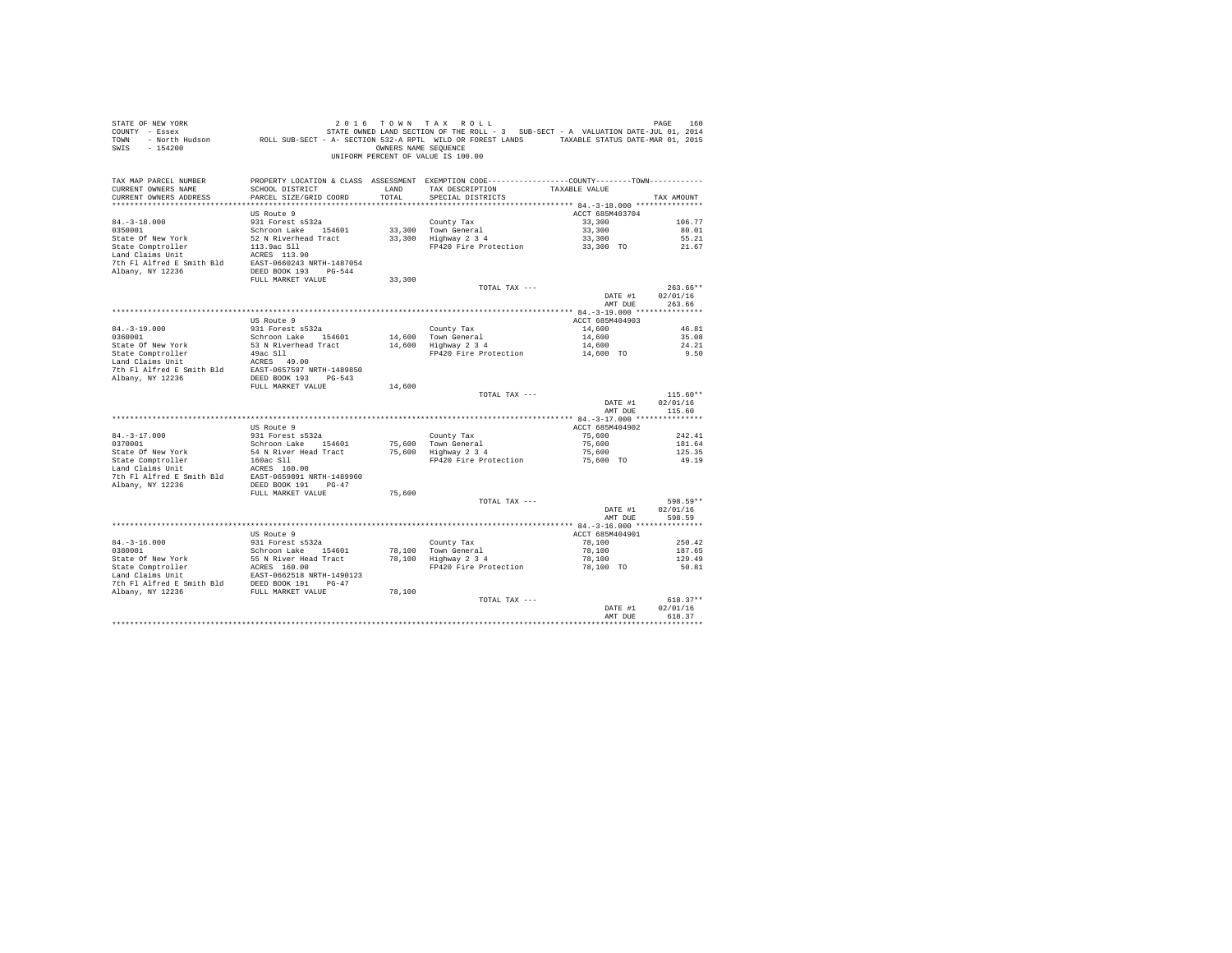STATE OF NEW YORK
COUNTY - Essex
TOWN - North Hudson
SWIS - 154200

2016 TOWN TAX ROLL
STATE OWNED LAND SECTION OF THE ROLL - 3 SUB-SECT - A VALUATION DATE-JUL 01, 2014
ROLL SUB-SECT - A- SECTION 532-A RPTL WILD OR FOREST LANDS TAXABLE STATUS DATE-MAR 01, 2015
OWNERS NAME SEQUENCE
UNIFORM PERCENT OF VALUE IS 100.00

| TAX MAP PARCEL NUMBER / CURRENT OWNERS NAME / CURRENT OWNERS ADDRESS | PROPERTY LOCATION & CLASS / SCHOOL DISTRICT / PARCEL SIZE/GRID COORD | ASSESSMENT LAND / TOTAL | EXEMPTION CODE / TAX DESCRIPTION / SPECIAL DISTRICTS | COUNTY / TOWN TAXABLE VALUE | TAX AMOUNT |
|---|---|---|---|---|---|
| **84.-3-18.000** | US Route 9 | | | ACCT 685M403704 | |
| 84.-3-18.000 | 931 Forest s532a | | County Tax | 33,300 | 106.77 |
| 0350001 | Schroon Lake 154601 | 33,300 | Town General | 33,300 | 80.01 |
| State Of New York | 52 N Riverhead Tract | 33,300 | Highway 2 3 4 | 33,300 | 55.21 |
| State Comptroller | 113.9ac Sll | | FP420 Fire Protection | 33,300 TO | 21.67 |
| Land Claims Unit | ACRES 113.90 | | | | |
| 7th Fl Alfred E Smith Bld | EAST-0660243 NRTH-1487054 | | | | |
| Albany, NY 12236 | DEED BOOK 193 PG-544 | | | | |
| | FULL MARKET VALUE | 33,300 | | | |
| | | | TOTAL TAX --- | | 263.66** |
| | | | | DATE #1 | 02/01/16 |
| | | | | AMT DUE | 263.66 |
| **84.-3-19.000** | US Route 9 | | | ACCT 685M404903 | |
| 84.-3-19.000 | 931 Forest s532a | | County Tax | 14,600 | 46.81 |
| 0360001 | Schroon Lake 154601 | 14,600 | Town General | 14,600 | 35.08 |
| State Of New York | 53 N Riverhead Tract | 14,600 | Highway 2 3 4 | 14,600 | 24.21 |
| State Comptroller | 49ac Sll | | FP420 Fire Protection | 14,600 TO | 9.50 |
| Land Claims Unit | ACRES 49.00 | | | | |
| 7th Fl Alfred E Smith Bld | EAST-0657597 NRTH-1489850 | | | | |
| Albany, NY 12236 | DEED BOOK 193 PG-543 | | | | |
| | FULL MARKET VALUE | 14,600 | | | |
| | | | TOTAL TAX --- | | 115.60** |
| | | | | DATE #1 | 02/01/16 |
| | | | | AMT DUE | 115.60 |
| **84.-3-17.000** | US Route 9 | | | ACCT 685M404902 | |
| 84.-3-17.000 | 931 Forest s532a | | County Tax | 75,600 | 242.41 |
| 0370001 | Schroon Lake 154601 | 75,600 | Town General | 75,600 | 181.64 |
| State Of New York | 54 N River Head Tract | 75,600 | Highway 2 3 4 | 75,600 | 125.35 |
| State Comptroller | 160ac Sll | | FP420 Fire Protection | 75,600 TO | 49.19 |
| Land Claims Unit | ACRES 160.00 | | | | |
| 7th Fl Alfred E Smith Bld | EAST-0659891 NRTH-1489960 | | | | |
| Albany, NY 12236 | DEED BOOK 191 PG-47 | | | | |
| | FULL MARKET VALUE | 75,600 | | | |
| | | | TOTAL TAX --- | | 598.59** |
| | | | | DATE #1 | 02/01/16 |
| | | | | AMT DUE | 598.59 |
| **84.-3-16.000** | US Route 9 | | | ACCT 685M404901 | |
| 84.-3-16.000 | 931 Forest s532a | | County Tax | 78,100 | 250.42 |
| 0380001 | Schroon Lake 154601 | 78,100 | Town General | 78,100 | 187.65 |
| State Of New York | 55 N River Head Tract | 78,100 | Highway 2 3 4 | 78,100 | 129.49 |
| State Comptroller | ACRES 160.00 | | FP420 Fire Protection | 78,100 TO | 50.81 |
| Land Claims Unit | EAST-0662518 NRTH-1490123 | | | | |
| 7th Fl Alfred E Smith Bld | DEED BOOK 191 PG-47 | | | | |
| Albany, NY 12236 | FULL MARKET VALUE | 78,100 | | | |
| | | | TOTAL TAX --- | | 618.37** |
| | | | | DATE #1 | 02/01/16 |
| | | | | AMT DUE | 618.37 |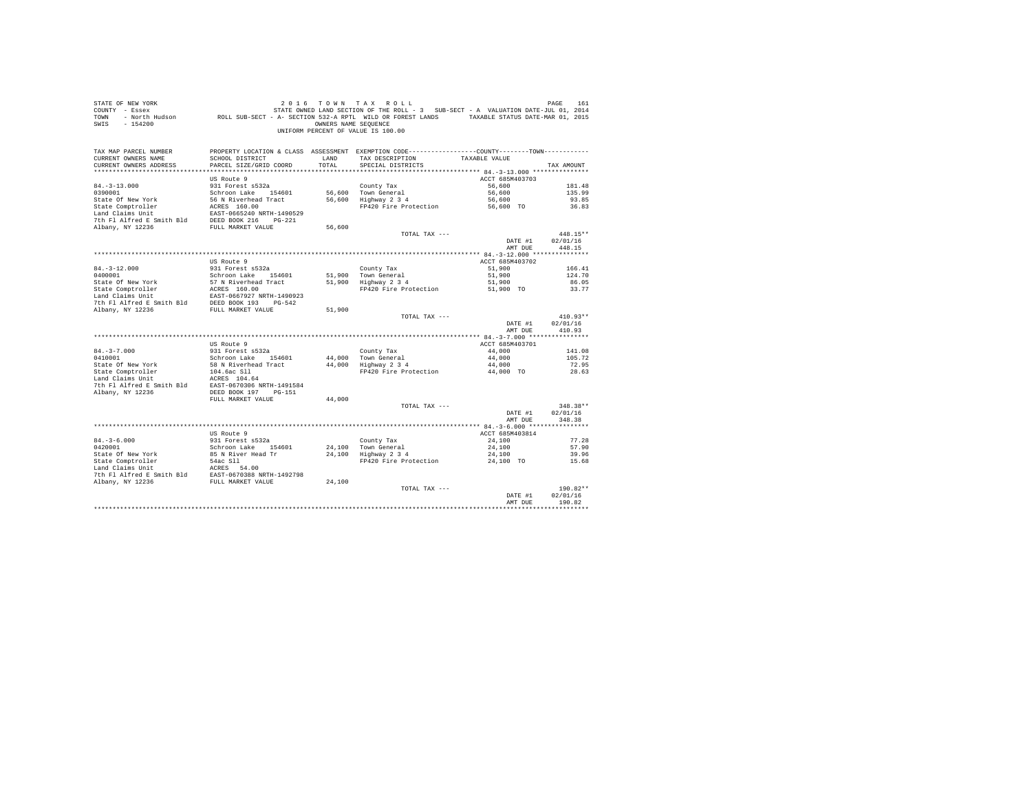STATE OF NEW YORK
COUNTY - Essex
TOWN - North Hudson
SWIS - 154200

2016 TOWN TAX ROLL
STATE OWNED LAND SECTION OF THE ROLL - 3 SUB-SECT - A VALUATION DATE-JUL 01, 2014
ROLL SUB-SECT - A- SECTION 532-A RPTL WILD OR FOREST LANDS TAXABLE STATUS DATE-MAR 01, 2015
OWNERS NAME SEQUENCE
UNIFORM PERCENT OF VALUE IS 100.00

| TAX MAP PARCEL NUMBER / CURRENT OWNERS NAME / CURRENT OWNERS ADDRESS | PROPERTY LOCATION & CLASS / SCHOOL DISTRICT / PARCEL SIZE/GRID COORD | ASSESSMENT LAND / TOTAL | EXEMPTION CODE / TAX DESCRIPTION / SPECIAL DISTRICTS | COUNTY--------TOWN / TAXABLE VALUE | TAX AMOUNT |
|---|---|---|---|---|---|
| **84.-3-13.000** | US Route 9 | | | ACCT 685M403703 | |
| 84.-3-13.000 | 931 Forest s532a | | County Tax | 56,600 | 181.48 |
| 0390001 | Schroon Lake 154601 | 56,600 | Town General | 56,600 | 135.99 |
| State Of New York | 56 N Riverhead Tract | 56,600 | Highway 2 3 4 | 56,600 | 93.85 |
| State Comptroller | ACRES 160.00 | | FP420 Fire Protection | 56,600 TO | 36.83 |
| Land Claims Unit | EAST-0665240 NRTH-1490529 | | | | |
| 7th Fl Alfred E Smith Bld | DEED BOOK 216 PG-221 | | | | |
| Albany, NY 12236 | FULL MARKET VALUE | 56,600 | | | |
| | | | TOTAL TAX --- | | 448.15** |
| | | | | DATE #1 | 02/01/16 |
| | | | | AMT DUE | 448.15 |
| **84.-3-12.000** | US Route 9 | | | ACCT 685M403702 | |
| 84.-3-12.000 | 931 Forest s532a | | County Tax | 51,900 | 166.41 |
| 0400001 | Schroon Lake 154601 | 51,900 | Town General | 51,900 | 124.70 |
| State Of New York | 57 N Riverhead Tract | 51,900 | Highway 2 3 4 | 51,900 | 86.05 |
| State Comptroller | ACRES 160.00 | | FP420 Fire Protection | 51,900 TO | 33.77 |
| Land Claims Unit | EAST-0667927 NRTH-1490923 | | | | |
| 7th Fl Alfred E Smith Bld | DEED BOOK 193 PG-542 | | | | |
| Albany, NY 12236 | FULL MARKET VALUE | 51,900 | | | |
| | | | TOTAL TAX --- | | 410.93** |
| | | | | DATE #1 | 02/01/16 |
| | | | | AMT DUE | 410.93 |
| **84.-3-7.000** | US Route 9 | | | ACCT 685M403701 | |
| 84.-3-7.000 | 931 Forest s532a | | County Tax | 44,000 | 141.08 |
| 0410001 | Schroon Lake 154601 | 44,000 | Town General | 44,000 | 105.72 |
| State Of New York | 58 N Riverhead Tract | 44,000 | Highway 2 3 4 | 44,000 | 72.95 |
| State Comptroller | 104.6ac Sll | | FP420 Fire Protection | 44,000 TO | 28.63 |
| Land Claims Unit | ACRES 104.64 | | | | |
| 7th Fl Alfred E Smith Bld | EAST-0670306 NRTH-1491584 | | | | |
| Albany, NY 12236 | DEED BOOK 197 PG-151 | | | | |
| | FULL MARKET VALUE | 44,000 | | | |
| | | | TOTAL TAX --- | | 348.38** |
| | | | | DATE #1 | 02/01/16 |
| | | | | AMT DUE | 348.38 |
| **84.-3-6.000** | US Route 9 | | | ACCT 685M403814 | |
| 84.-3-6.000 | 931 Forest s532a | | County Tax | 24,100 | 77.28 |
| 0420001 | Schroon Lake 154601 | 24,100 | Town General | 24,100 | 57.90 |
| State Of New York | 85 N River Head Tr | 24,100 | Highway 2 3 4 | 24,100 | 39.96 |
| State Comptroller | 54ac Sll | | FP420 Fire Protection | 24,100 TO | 15.68 |
| Land Claims Unit | ACRES 54.00 | | | | |
| 7th Fl Alfred E Smith Bld | EAST-0670388 NRTH-1492798 | | | | |
| Albany, NY 12236 | FULL MARKET VALUE | 24,100 | | | |
| | | | TOTAL TAX --- | | 190.82** |
| | | | | DATE #1 | 02/01/16 |
| | | | | AMT DUE | 190.82 |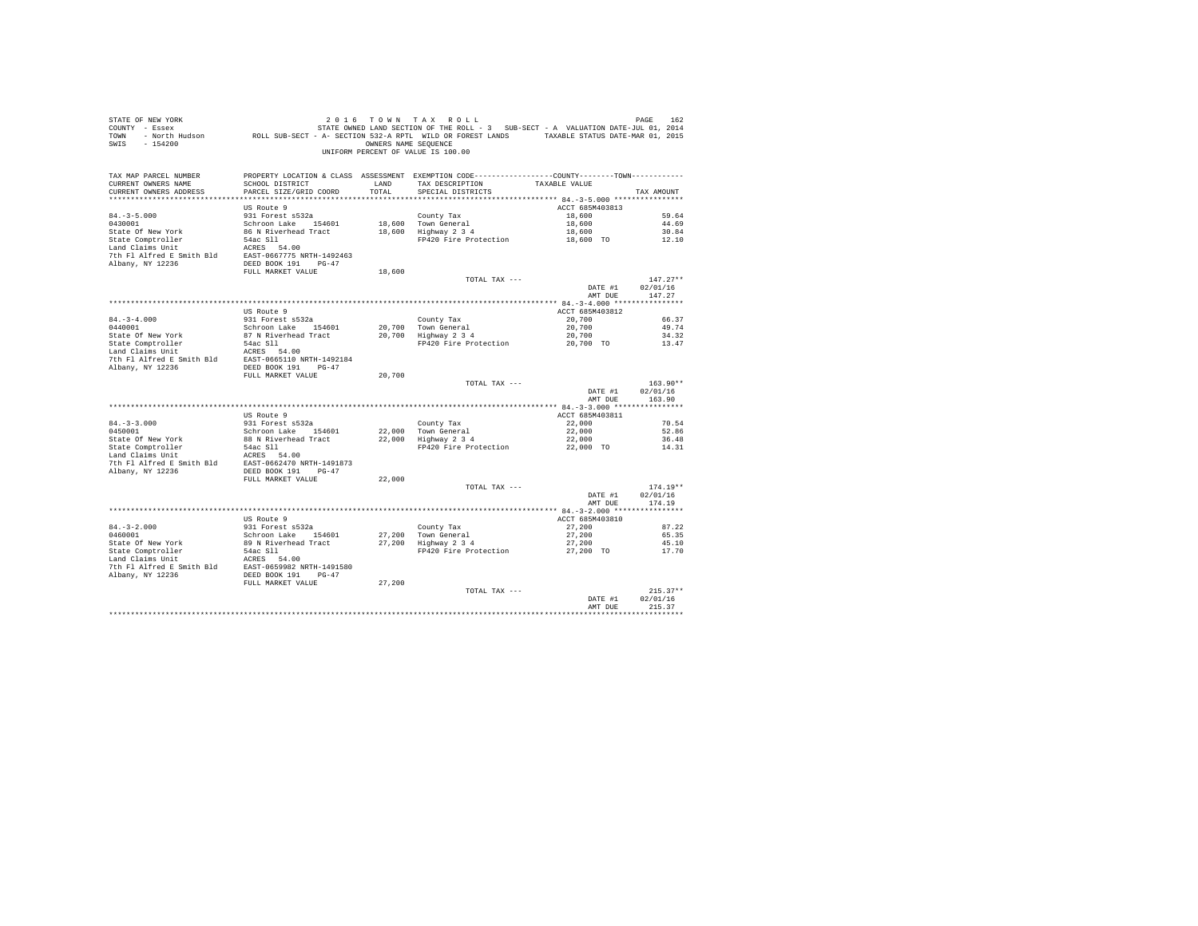STATE OF NEW YORK | COUNTY - Essex | TOWN - North Hudson | SWIS - 154200

2016 TOWN TAX ROLL

STATE OWNED LAND SECTION OF THE ROLL - 3 SUB-SECT - A VALUATION DATE-JUL 01, 2014

ROLL SUB-SECT - A- SECTION 532-A RPTL WILD OR FOREST LANDS TAXABLE STATUS DATE-MAR 01, 2015

OWNERS NAME SEQUENCE

UNIFORM PERCENT OF VALUE IS 100.00

| TAX MAP PARCEL NUMBER / CURRENT OWNERS NAME / CURRENT OWNERS ADDRESS | PROPERTY LOCATION & CLASS / SCHOOL DISTRICT / PARCEL SIZE/GRID COORD | ASSESSMENT LAND | TOTAL | EXEMPTION CODE / TAX DESCRIPTION / SPECIAL DISTRICTS | COUNTY / TOWN TAXABLE VALUE | TAX AMOUNT |
|---|---|---|---|---|---|---|
| 84.-3-5.000 | US Route 9 | | | | ACCT 685M403813 | |
| 0430001 | 931 Forest s532a | | | County Tax | 18,600 | 59.64 |
| State Of New York | Schroon Lake 154601 | 18,600 | | Town General | 18,600 | 44.69 |
| State Comptroller | 86 N Riverhead Tract | | 18,600 | Highway 2 3 4 | 18,600 | 30.84 |
| Land Claims Unit | 54ac Sll | | | FP420 Fire Protection | 18,600 TO | 12.10 |
| 7th Fl Alfred E Smith Bld | ACRES 54.00 | | | | | |
| Albany, NY 12236 | EAST-0667775 NRTH-1492463 | | | | | |
| | DEED BOOK 191 PG-47 | | | | | |
| | FULL MARKET VALUE | | 18,600 | | | |
| | | | | TOTAL TAX --- | | 147.27** |
| | | | | | DATE #1 | 02/01/16 |
| | | | | | AMT DUE | 147.27 |
| 84.-3-4.000 | US Route 9 | | | | ACCT 685M403812 | |
| 0440001 | 931 Forest s532a | | | County Tax | 20,700 | 66.37 |
| State Of New York | Schroon Lake 154601 | 20,700 | | Town General | 20,700 | 49.74 |
| State Comptroller | 87 N Riverhead Tract | | 20,700 | Highway 2 3 4 | 20,700 | 34.32 |
| Land Claims Unit | 54ac Sll | | | FP420 Fire Protection | 20,700 TO | 13.47 |
| 7th Fl Alfred E Smith Bld | ACRES 54.00 | | | | | |
| Albany, NY 12236 | EAST-0665110 NRTH-1492184 | | | | | |
| | DEED BOOK 191 PG-47 | | | | | |
| | FULL MARKET VALUE | | 20,700 | | | |
| | | | | TOTAL TAX --- | | 163.90** |
| | | | | | DATE #1 | 02/01/16 |
| | | | | | AMT DUE | 163.90 |
| 84.-3-3.000 | US Route 9 | | | | ACCT 685M403811 | |
| 0450001 | 931 Forest s532a | | | County Tax | 22,000 | 70.54 |
| State Of New York | Schroon Lake 154601 | 22,000 | | Town General | 22,000 | 52.86 |
| State Comptroller | 88 N Riverhead Tract | | 22,000 | Highway 2 3 4 | 22,000 | 36.48 |
| Land Claims Unit | 54ac Sll | | | FP420 Fire Protection | 22,000 TO | 14.31 |
| 7th Fl Alfred E Smith Bld | ACRES 54.00 | | | | | |
| Albany, NY 12236 | EAST-0662470 NRTH-1491873 | | | | | |
| | DEED BOOK 191 PG-47 | | | | | |
| | FULL MARKET VALUE | | 22,000 | | | |
| | | | | TOTAL TAX --- | | 174.19** |
| | | | | | DATE #1 | 02/01/16 |
| | | | | | AMT DUE | 174.19 |
| 84.-3-2.000 | US Route 9 | | | | ACCT 685M403810 | |
| 0460001 | 931 Forest s532a | | | County Tax | 27,200 | 87.22 |
| State Of New York | Schroon Lake 154601 | 27,200 | | Town General | 27,200 | 65.35 |
| State Comptroller | 89 N Riverhead Tract | | 27,200 | Highway 2 3 4 | 27,200 | 45.10 |
| Land Claims Unit | 54ac Sll | | | FP420 Fire Protection | 27,200 TO | 17.70 |
| 7th Fl Alfred E Smith Bld | ACRES 54.00 | | | | | |
| Albany, NY 12236 | EAST-0659982 NRTH-1491580 | | | | | |
| | DEED BOOK 191 PG-47 | | | | | |
| | FULL MARKET VALUE | | 27,200 | | | |
| | | | | TOTAL TAX --- | | 215.37** |
| | | | | | DATE #1 | 02/01/16 |
| | | | | | AMT DUE | 215.37 |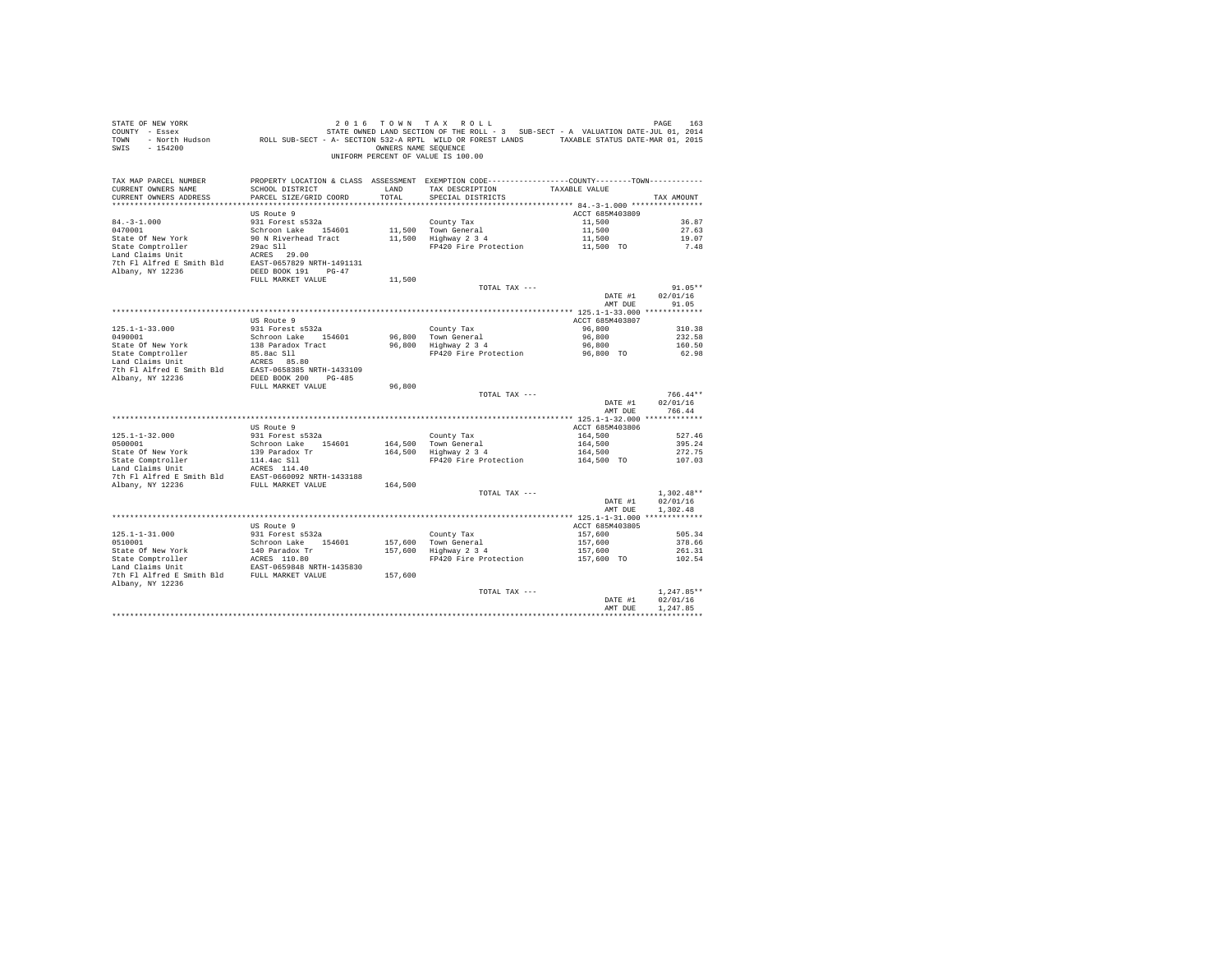STATE OF NEW YORK  
COUNTY - Essex  
TOWN - North Hudson  
SWIS - 154200

2 0 1 6 T O W N T A X R O L L  
STATE OWNED LAND SECTION OF THE ROLL - 3 SUB-SECT - A VALUATION DATE-JUL 01, 2014  
ROLL SUB-SECT - A- SECTION 532-A RPTL WILD OR FOREST LANDS TAXABLE STATUS DATE-MAR 01, 2015  
OWNERS NAME SEQUENCE  
UNIFORM PERCENT OF VALUE IS 100.00

| TAX MAP PARCEL NUMBER / CURRENT OWNERS NAME / CURRENT OWNERS ADDRESS | PROPERTY LOCATION & CLASS / SCHOOL DISTRICT / PARCEL SIZE/GRID COORD | ASSESSMENT LAND / TOTAL | EXEMPTION CODE / TAX DESCRIPTION / SPECIAL DISTRICTS | COUNTY--------TOWN TAXABLE VALUE | TAX AMOUNT |
|---|---|---|---|---|---|
| **84.-3-1.000** | US Route 9 | | | ACCT 685M403809 | |
| 84.-3-1.000 | 931 Forest s532a | | County Tax | 11,500 | 36.87 |
| 0470001 | Schroon Lake 154601 | 11,500 | Town General | 11,500 | 27.63 |
| State Of New York | 90 N Riverhead Tract | 11,500 | Highway 2 3 4 | 11,500 | 19.07 |
| State Comptroller | 29ac Sll | | FP420 Fire Protection | 11,500 TO | 7.48 |
| Land Claims Unit | ACRES 29.00 | | | | |
| 7th Fl Alfred E Smith Bld | EAST-0657829 NRTH-1491131 | | | | |
| Albany, NY 12236 | DEED BOOK 191 PG-47 | | | | |
| | FULL MARKET VALUE | 11,500 | | | |
| | | | TOTAL TAX --- | | 91.05** |
| | | | | DATE #1 | 02/01/16 |
| | | | | AMT DUE | 91.05 |
| **125.1-1-33.000** | US Route 9 | | | ACCT 685M403807 | |
| 125.1-1-33.000 | 931 Forest s532a | | County Tax | 96,800 | 310.38 |
| 0490001 | Schroon Lake 154601 | 96,800 | Town General | 96,800 | 232.58 |
| State Of New York | 138 Paradox Tract | 96,800 | Highway 2 3 4 | 96,800 | 160.50 |
| State Comptroller | 85.8ac Sll | | FP420 Fire Protection | 96,800 TO | 62.98 |
| Land Claims Unit | ACRES 85.80 | | | | |
| 7th Fl Alfred E Smith Bld | EAST-0658385 NRTH-1433109 | | | | |
| Albany, NY 12236 | DEED BOOK 200 PG-485 | | | | |
| | FULL MARKET VALUE | 96,800 | | | |
| | | | TOTAL TAX --- | | 766.44** |
| | | | | DATE #1 | 02/01/16 |
| | | | | AMT DUE | 766.44 |
| **125.1-1-32.000** | US Route 9 | | | ACCT 685M403806 | |
| 125.1-1-32.000 | 931 Forest s532a | | County Tax | 164,500 | 527.46 |
| 0500001 | Schroon Lake 154601 | 164,500 | Town General | 164,500 | 395.24 |
| State Of New York | 139 Paradox Tr | 164,500 | Highway 2 3 4 | 164,500 | 272.75 |
| State Comptroller | 114.4ac Sll | | FP420 Fire Protection | 164,500 TO | 107.03 |
| Land Claims Unit | ACRES 114.40 | | | | |
| 7th Fl Alfred E Smith Bld | EAST-0660092 NRTH-1433188 | | | | |
| Albany, NY 12236 | FULL MARKET VALUE | 164,500 | | | |
| | | | TOTAL TAX --- | | 1,302.48** |
| | | | | DATE #1 | 02/01/16 |
| | | | | AMT DUE | 1,302.48 |
| **125.1-1-31.000** | US Route 9 | | | ACCT 685M403805 | |
| 125.1-1-31.000 | 931 Forest s532a | | County Tax | 157,600 | 505.34 |
| 0510001 | Schroon Lake 154601 | 157,600 | Town General | 157,600 | 378.66 |
| State Of New York | 140 Paradox Tr | 157,600 | Highway 2 3 4 | 157,600 | 261.31 |
| State Comptroller | ACRES 110.80 | | FP420 Fire Protection | 157,600 TO | 102.54 |
| Land Claims Unit | EAST-0659848 NRTH-1435830 | | | | |
| 7th Fl Alfred E Smith Bld | FULL MARKET VALUE | 157,600 | | | |
| Albany, NY 12236 | | | | | |
| | | | TOTAL TAX --- | | 1,247.85** |
| | | | | DATE #1 | 02/01/16 |
| | | | | AMT DUE | 1,247.85 |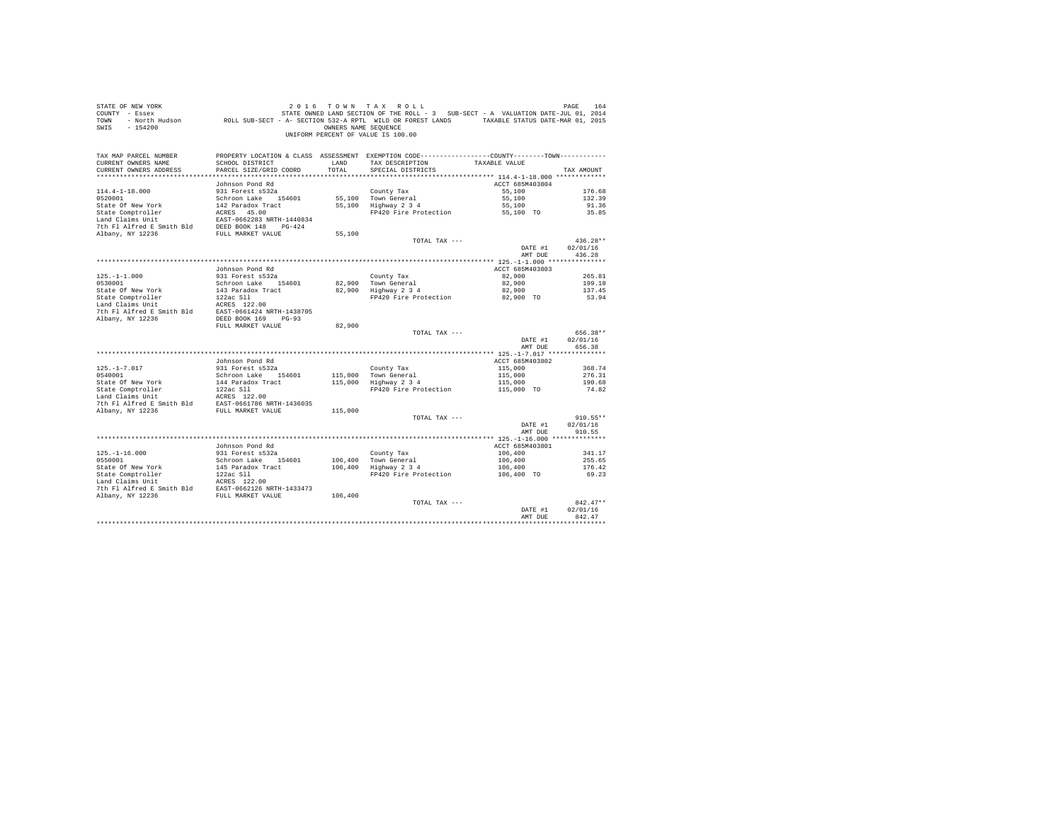STATE OF NEW YORK — 2016 TOWN TAX ROLL
COUNTY - Essex — STATE OWNED LAND SECTION OF THE ROLL - 3 SUB-SECT - A VALUATION DATE-JUL 01, 2014
TOWN - North Hudson — ROLL SUB-SECT - A- SECTION 532-A RPTL WILD OR FOREST LANDS — TAXABLE STATUS DATE-MAR 01, 2015
SWIS - 154200 — OWNERS NAME SEQUENCE
UNIFORM PERCENT OF VALUE IS 100.00

| TAX MAP PARCEL NUMBER / CURRENT OWNERS NAME / CURRENT OWNERS ADDRESS | PROPERTY LOCATION & CLASS / SCHOOL DISTRICT / PARCEL SIZE/GRID COORD | ASSESSMENT LAND / TOTAL | EXEMPTION CODE / TAX DESCRIPTION / SPECIAL DISTRICTS | COUNTY--------TOWN / TAXABLE VALUE | TAX AMOUNT |
|---|---|---|---|---|---|
| **114.4-1-18.000** | Johnson Pond Rd | | | ACCT 685M403804 | |
| 114.4-1-18.000 | 931 Forest s532a | | County Tax | 55,100 | 176.68 |
| 0520001 | Schroon Lake 154601 | 55,100 | Town General | 55,100 | 132.39 |
| State Of New York | 142 Paradox Tract | 55,100 | Highway 2 3 4 | 55,100 | 91.36 |
| State Comptroller | ACRES 45.00 | | FP420 Fire Protection | 55,100 TO | 35.85 |
| Land Claims Unit | EAST-0662283 NRTH-1440834 | | | | |
| 7th Fl Alfred E Smith Bld | DEED BOOK 148 PG-424 | | | | |
| Albany, NY 12236 | FULL MARKET VALUE | 55,100 | | | |
| | | | TOTAL TAX --- | | 436.28** |
| | | | | DATE #1 | 02/01/16 |
| | | | | AMT DUE | 436.28 |
| **125.-1-1.000** | Johnson Pond Rd | | | ACCT 685M403803 | |
| 125.-1-1.000 | 931 Forest s532a | | County Tax | 82,900 | 265.81 |
| 0530001 | Schroon Lake 154601 | 82,900 | Town General | 82,900 | 199.18 |
| State Of New York | 143 Paradox Tract | 82,900 | Highway 2 3 4 | 82,900 | 137.45 |
| State Comptroller | 122ac Sll | | FP420 Fire Protection | 82,900 TO | 53.94 |
| Land Claims Unit | ACRES 122.00 | | | | |
| 7th Fl Alfred E Smith Bld | EAST-0661424 NRTH-1438705 | | | | |
| Albany, NY 12236 | DEED BOOK 169 PG-93 | | | | |
| | FULL MARKET VALUE | 82,900 | | | |
| | | | TOTAL TAX --- | | 656.38** |
| | | | | DATE #1 | 02/01/16 |
| | | | | AMT DUE | 656.38 |
| **125.-1-7.017** | Johnson Pond Rd | | | ACCT 685M403802 | |
| 125.-1-7.017 | 931 Forest s532a | | County Tax | 115,000 | 368.74 |
| 0540001 | Schroon Lake 154601 | 115,000 | Town General | 115,000 | 276.31 |
| State Of New York | 144 Paradox Tract | 115,000 | Highway 2 3 4 | 115,000 | 190.68 |
| State Comptroller | 122ac Sll | | FP420 Fire Protection | 115,000 TO | 74.82 |
| Land Claims Unit | ACRES 122.00 | | | | |
| 7th Fl Alfred E Smith Bld | EAST-0661786 NRTH-1436035 | | | | |
| Albany, NY 12236 | FULL MARKET VALUE | 115,000 | | | |
| | | | TOTAL TAX --- | | 910.55** |
| | | | | DATE #1 | 02/01/16 |
| | | | | AMT DUE | 910.55 |
| **125.-1-16.000** | Johnson Pond Rd | | | ACCT 685M403801 | |
| 125.-1-16.000 | 931 Forest s532a | | County Tax | 106,400 | 341.17 |
| 0550001 | Schroon Lake 154601 | 106,400 | Town General | 106,400 | 255.65 |
| State Of New York | 145 Paradox Tract | 106,400 | Highway 2 3 4 | 106,400 | 176.42 |
| State Comptroller | 122ac Sll | | FP420 Fire Protection | 106,400 TO | 69.23 |
| Land Claims Unit | ACRES 122.00 | | | | |
| 7th Fl Alfred E Smith Bld | EAST-0662126 NRTH-1433473 | | | | |
| Albany, NY 12236 | FULL MARKET VALUE | 106,400 | | | |
| | | | TOTAL TAX --- | | 842.47** |
| | | | | DATE #1 | 02/01/16 |
| | | | | AMT DUE | 842.47 |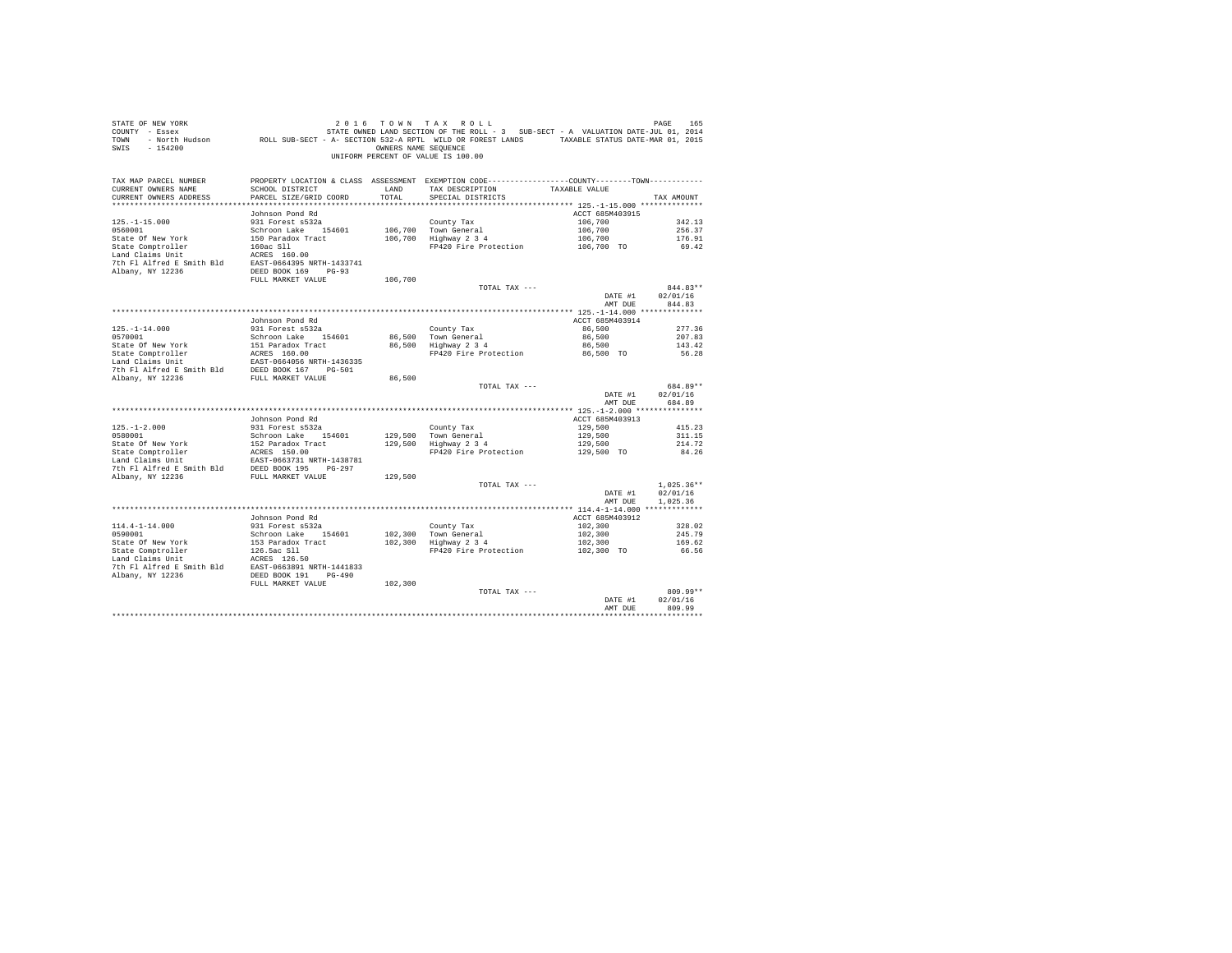STATE OF NEW YORK
COUNTY - Essex
TOWN - North Hudson
SWIS - 154200

2 0 1 6 T O W N T A X R O L L
STATE OWNED LAND SECTION OF THE ROLL - 3 SUB-SECT - A VALUATION DATE-JUL 01, 2014
ROLL SUB-SECT - A- SECTION 532-A RPTL WILD OR FOREST LANDS TAXABLE STATUS DATE-MAR 01, 2015
OWNERS NAME SEQUENCE
UNIFORM PERCENT OF VALUE IS 100.00

| TAX MAP PARCEL NUMBER / CURRENT OWNERS NAME / CURRENT OWNERS ADDRESS | PROPERTY LOCATION & CLASS / SCHOOL DISTRICT / PARCEL SIZE/GRID COORD | ASSESSMENT LAND / TOTAL | EXEMPTION CODE / TAX DESCRIPTION / SPECIAL DISTRICTS | COUNTY--------TOWN TAXABLE VALUE | TAX AMOUNT |
|---|---|---|---|---|---|
| **125.-1-15.000** | Johnson Pond Rd | | | ACCT 685M403915 | |
| 125.-1-15.000 | 931 Forest s532a | | County Tax | 106,700 | 342.13 |
| 0560001 | Schroon Lake 154601 | 106,700 | Town General | 106,700 | 256.37 |
| State Of New York | 150 Paradox Tract | 106,700 | Highway 2 3 4 | 106,700 | 176.91 |
| State Comptroller | 160ac Sll | | FP420 Fire Protection | 106,700 TO | 69.42 |
| Land Claims Unit | ACRES 160.00 | | | | |
| 7th Fl Alfred E Smith Bld | EAST-0664395 NRTH-1433741 | | | | |
| Albany, NY 12236 | DEED BOOK 169 PG-93 | | | | |
| | FULL MARKET VALUE | 106,700 | | | |
| | | | TOTAL TAX --- | | 844.83** |
| | | | | DATE #1 | 02/01/16 |
| | | | | AMT DUE | 844.83 |
| **125.-1-14.000** | Johnson Pond Rd | | | ACCT 685M403914 | |
| 125.-1-14.000 | 931 Forest s532a | | County Tax | 86,500 | 277.36 |
| 0570001 | Schroon Lake 154601 | 86,500 | Town General | 86,500 | 207.83 |
| State Of New York | 151 Paradox Tract | 86,500 | Highway 2 3 4 | 86,500 | 143.42 |
| State Comptroller | ACRES 160.00 | | FP420 Fire Protection | 86,500 TO | 56.28 |
| Land Claims Unit | EAST-0664056 NRTH-1436335 | | | | |
| 7th Fl Alfred E Smith Bld | DEED BOOK 167 PG-501 | | | | |
| Albany, NY 12236 | FULL MARKET VALUE | 86,500 | | | |
| | | | TOTAL TAX --- | | 684.89** |
| | | | | DATE #1 | 02/01/16 |
| | | | | AMT DUE | 684.89 |
| **125.-1-2.000** | Johnson Pond Rd | | | ACCT 685M403913 | |
| 125.-1-2.000 | 931 Forest s532a | | County Tax | 129,500 | 415.23 |
| 0580001 | Schroon Lake 154601 | 129,500 | Town General | 129,500 | 311.15 |
| State Of New York | 152 Paradox Tract | 129,500 | Highway 2 3 4 | 129,500 | 214.72 |
| State Comptroller | ACRES 150.00 | | FP420 Fire Protection | 129,500 TO | 84.26 |
| Land Claims Unit | EAST-0663731 NRTH-1438781 | | | | |
| 7th Fl Alfred E Smith Bld | DEED BOOK 195 PG-297 | | | | |
| Albany, NY 12236 | FULL MARKET VALUE | 129,500 | | | |
| | | | TOTAL TAX --- | | 1,025.36** |
| | | | | DATE #1 | 02/01/16 |
| | | | | AMT DUE | 1,025.36 |
| **114.4-1-14.000** | Johnson Pond Rd | | | ACCT 685M403912 | |
| 114.4-1-14.000 | 931 Forest s532a | | County Tax | 102,300 | 328.02 |
| 0590001 | Schroon Lake 154601 | 102,300 | Town General | 102,300 | 245.79 |
| State Of New York | 153 Paradox Tract | 102,300 | Highway 2 3 4 | 102,300 | 169.62 |
| State Comptroller | 126.5ac Sll | | FP420 Fire Protection | 102,300 TO | 66.56 |
| Land Claims Unit | ACRES 126.50 | | | | |
| 7th Fl Alfred E Smith Bld | EAST-0663891 NRTH-1441833 | | | | |
| Albany, NY 12236 | DEED BOOK 191 PG-490 | | | | |
| | FULL MARKET VALUE | 102,300 | | | |
| | | | TOTAL TAX --- | | 809.99** |
| | | | | DATE #1 | 02/01/16 |
| | | | | AMT DUE | 809.99 |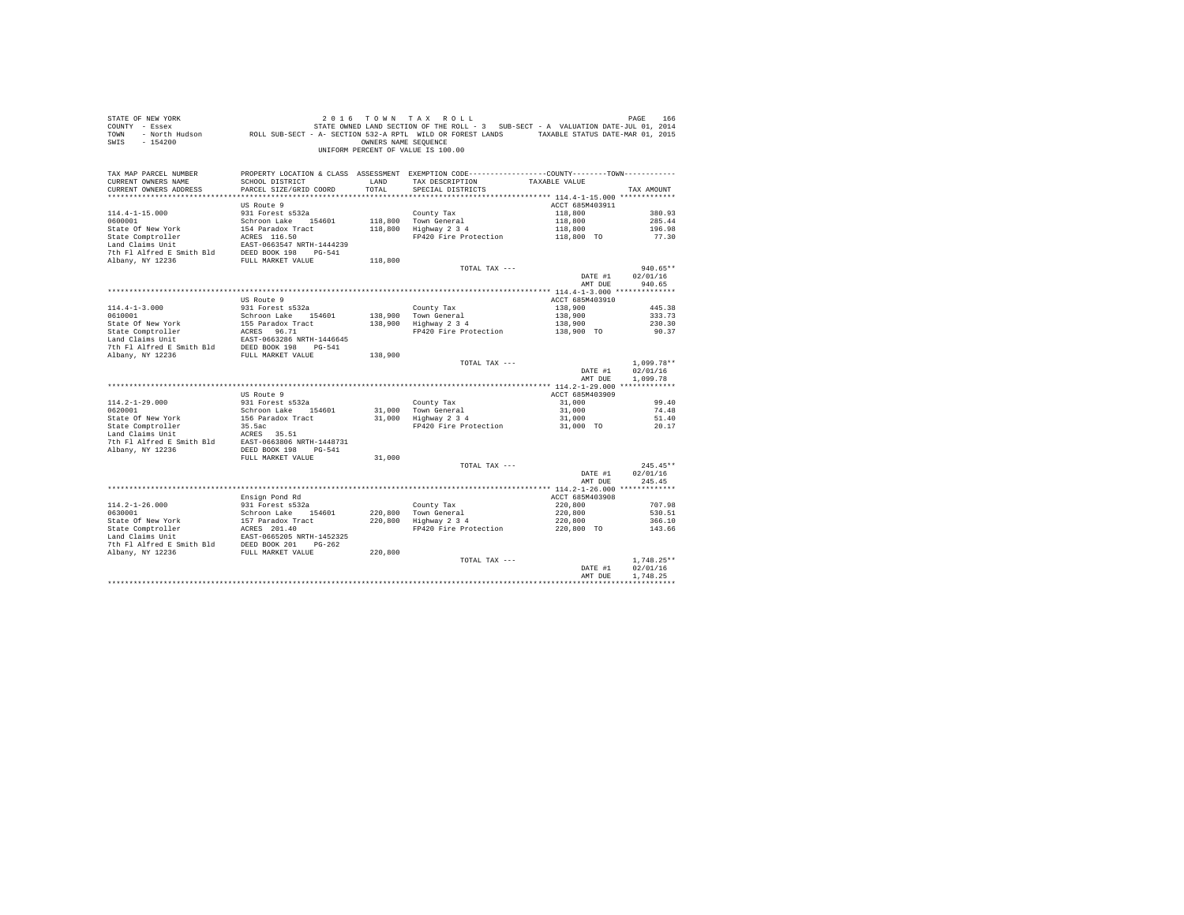STATE OF NEW YORK 2 0 1 6 T O W N T A X R O L L
COUNTY - Essex STATE OWNED LAND SECTION OF THE ROLL - 3 SUB-SECT - A VALUATION DATE-JUL 01, 2014
TOWN - North Hudson ROLL SUB-SECT - A- SECTION 532-A RPTL WILD OR FOREST LANDS TAXABLE STATUS DATE-MAR 01, 2015
SWIS - 154200 OWNERS NAME SEQUENCE
UNIFORM PERCENT OF VALUE IS 100.00

| TAX MAP PARCEL NUMBER / CURRENT OWNERS NAME / CURRENT OWNERS ADDRESS | PROPERTY LOCATION & CLASS / SCHOOL DISTRICT / PARCEL SIZE/GRID COORD | ASSESSMENT LAND / TOTAL | EXEMPTION CODE / TAX DESCRIPTION / SPECIAL DISTRICTS | COUNTY--------TOWN / TAXABLE VALUE | TAX AMOUNT |
|---|---|---|---|---|---|
| 114.4-1-15.000 | US Route 9 | | | ACCT 685M403911 | |
| 0600001 | 931 Forest s532a | | County Tax | 118,800 | 380.93 |
| State Of New York | Schroon Lake 154601 | 118,800 | Town General | 118,800 | 285.44 |
| State Comptroller | 154 Paradox Tract | 118,800 | Highway 2 3 4 | 118,800 | 196.98 |
| Land Claims Unit | ACRES 116.50 | | FP420 Fire Protection | 118,800 TO | 77.30 |
| 7th Fl Alfred E Smith Bld | EAST-0663547 NRTH-1444239 | | | | |
| Albany, NY 12236 | DEED BOOK 198 PG-541 | | | | |
| | FULL MARKET VALUE | 118,800 | | | |
| | | | TOTAL TAX --- | | 940.65** |
| | | | | DATE #1 | 02/01/16 |
| | | | | AMT DUE | 940.65 |
| 114.4-1-3.000 | US Route 9 | | | ACCT 685M403910 | |
| 0610001 | 931 Forest s532a | | County Tax | 138,900 | 445.38 |
| State Of New York | Schroon Lake 154601 | 138,900 | Town General | 138,900 | 333.73 |
| State Comptroller | 155 Paradox Tract | 138,900 | Highway 2 3 4 | 138,900 | 230.30 |
| Land Claims Unit | ACRES 96.71 | | FP420 Fire Protection | 138,900 TO | 90.37 |
| 7th Fl Alfred E Smith Bld | EAST-0663286 NRTH-1446645 | | | | |
| Albany, NY 12236 | DEED BOOK 198 PG-541 | | | | |
| | FULL MARKET VALUE | 138,900 | | | |
| | | | TOTAL TAX --- | | 1,099.78** |
| | | | | DATE #1 | 02/01/16 |
| | | | | AMT DUE | 1,099.78 |
| 114.2-1-29.000 | US Route 9 | | | ACCT 685M403909 | |
| 0620001 | 931 Forest s532a | | County Tax | 31,000 | 99.40 |
| State Of New York | Schroon Lake 154601 | 31,000 | Town General | 31,000 | 74.48 |
| State Comptroller | 156 Paradox Tract | 31,000 | Highway 2 3 4 | 31,000 | 51.40 |
| Land Claims Unit | 35.5ac | | FP420 Fire Protection | 31,000 TO | 20.17 |
| 7th Fl Alfred E Smith Bld | ACRES 35.51 | | | | |
| Albany, NY 12236 | EAST-0663806 NRTH-1448731 | | | | |
| | DEED BOOK 198 PG-541 | | | | |
| | FULL MARKET VALUE | 31,000 | | | |
| | | | TOTAL TAX --- | | 245.45** |
| | | | | DATE #1 | 02/01/16 |
| | | | | AMT DUE | 245.45 |
| 114.2-1-26.000 | Ensign Pond Rd | | | ACCT 685M403908 | |
| 0630001 | 931 Forest s532a | | County Tax | 220,800 | 707.98 |
| State Of New York | Schroon Lake 154601 | 220,800 | Town General | 220,800 | 530.51 |
| State Comptroller | 157 Paradox Tract | 220,800 | Highway 2 3 4 | 220,800 | 366.10 |
| Land Claims Unit | ACRES 201.40 | | FP420 Fire Protection | 220,800 TO | 143.66 |
| 7th Fl Alfred E Smith Bld | EAST-0665205 NRTH-1452325 | | | | |
| Albany, NY 12236 | DEED BOOK 201 PG-262 | | | | |
| | FULL MARKET VALUE | 220,800 | | | |
| | | | TOTAL TAX --- | | 1,748.25** |
| | | | | DATE #1 | 02/01/16 |
| | | | | AMT DUE | 1,748.25 |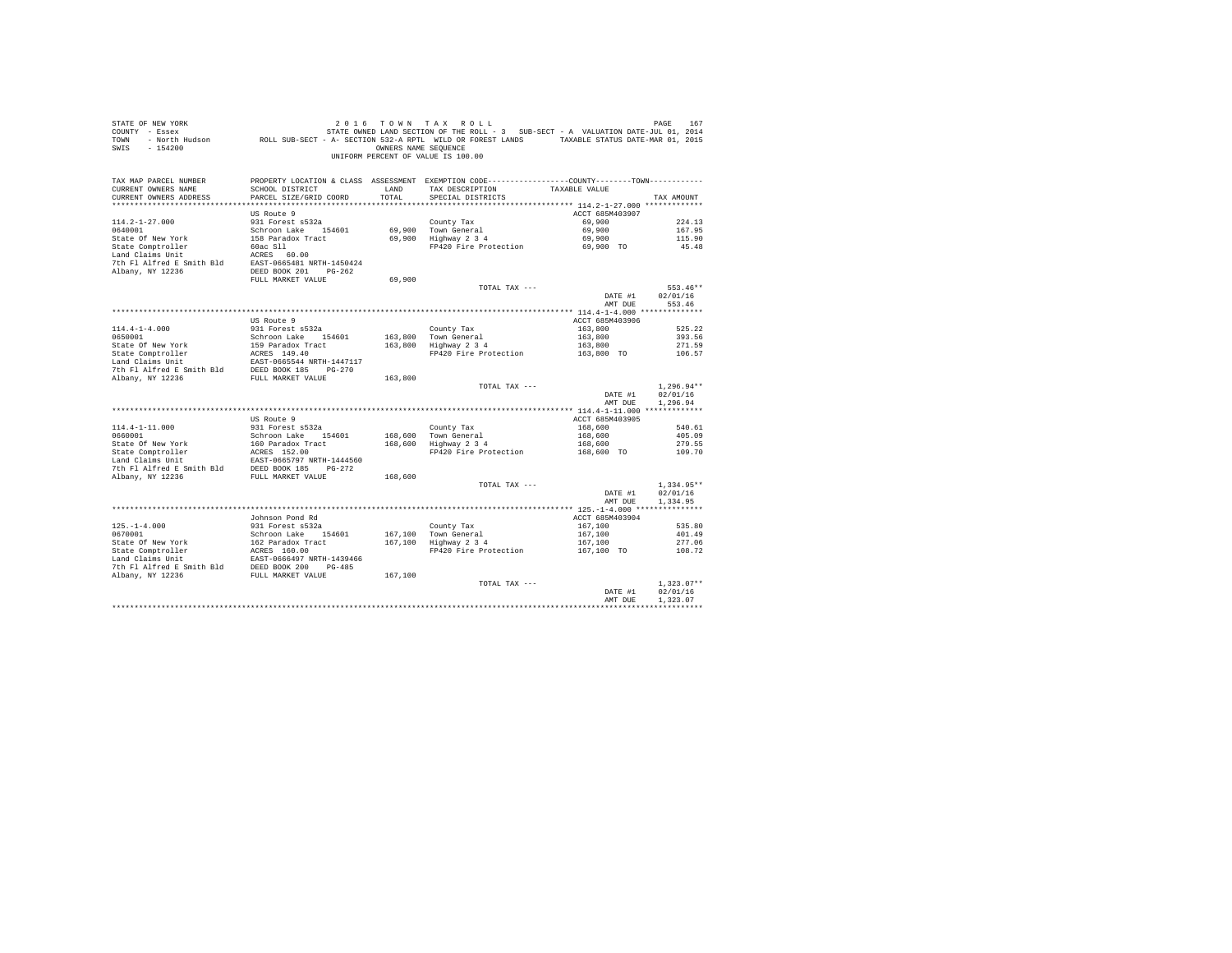STATE OF NEW YORK
COUNTY - Essex
TOWN - North Hudson
SWIS - 154200

2016 TOWN TAX ROLL
STATE OWNED LAND SECTION OF THE ROLL - 3 SUB-SECT - A VALUATION DATE-JUL 01, 2014
ROLL SUB-SECT - A- SECTION 532-A RPTL WILD OR FOREST LANDS TAXABLE STATUS DATE-MAR 01, 2015
OWNERS NAME SEQUENCE
UNIFORM PERCENT OF VALUE IS 100.00

| TAX MAP PARCEL NUMBER / CURRENT OWNERS NAME / CURRENT OWNERS ADDRESS | PROPERTY LOCATION & CLASS / SCHOOL DISTRICT / PARCEL SIZE/GRID COORD | ASSESSMENT LAND / TOTAL | EXEMPTION CODE / TAX DESCRIPTION / SPECIAL DISTRICTS | TAXABLE VALUE (COUNTY--------TOWN) | TAX AMOUNT |
|---|---|---|---|---|---|
| **114.2-1-27.000** | US Route 9 | | | ACCT 685M403907 | |
| 114.2-1-27.000 | 931 Forest s532a | | County Tax | 69,900 | 224.13 |
| 0640001 | Schroon Lake 154601 | 69,900 | Town General | 69,900 | 167.95 |
| State Of New York | 158 Paradox Tract | 69,900 | Highway 2 3 4 | 69,900 | 115.90 |
| State Comptroller | 60ac Sll | | FP420 Fire Protection | 69,900 TO | 45.48 |
| Land Claims Unit | ACRES 60.00 | | | | |
| 7th Fl Alfred E Smith Bld | EAST-0665481 NRTH-1450424 | | | | |
| Albany, NY 12236 | DEED BOOK 201 PG-262 | | | | |
| | FULL MARKET VALUE | 69,900 | | | |
| | | | TOTAL TAX --- | | 553.46** |
| | | | | DATE #1 | 02/01/16 |
| | | | | AMT DUE | 553.46 |
| **114.4-1-4.000** | US Route 9 | | | ACCT 685M403906 | |
| 114.4-1-4.000 | 931 Forest s532a | | County Tax | 163,800 | 525.22 |
| 0650001 | Schroon Lake 154601 | 163,800 | Town General | 163,800 | 393.56 |
| State Of New York | 159 Paradox Tract | 163,800 | Highway 2 3 4 | 163,800 | 271.59 |
| State Comptroller | ACRES 149.40 | | FP420 Fire Protection | 163,800 TO | 106.57 |
| Land Claims Unit | EAST-0665544 NRTH-1447117 | | | | |
| 7th Fl Alfred E Smith Bld | DEED BOOK 185 PG-270 | | | | |
| Albany, NY 12236 | FULL MARKET VALUE | 163,800 | | | |
| | | | TOTAL TAX --- | | 1,296.94** |
| | | | | DATE #1 | 02/01/16 |
| | | | | AMT DUE | 1,296.94 |
| **114.4-1-11.000** | US Route 9 | | | ACCT 685M403905 | |
| 114.4-1-11.000 | 931 Forest s532a | | County Tax | 168,600 | 540.61 |
| 0660001 | Schroon Lake 154601 | 168,600 | Town General | 168,600 | 405.09 |
| State Of New York | 160 Paradox Tract | 168,600 | Highway 2 3 4 | 168,600 | 279.55 |
| State Comptroller | ACRES 152.00 | | FP420 Fire Protection | 168,600 TO | 109.70 |
| Land Claims Unit | EAST-0665797 NRTH-1444560 | | | | |
| 7th Fl Alfred E Smith Bld | DEED BOOK 185 PG-272 | | | | |
| Albany, NY 12236 | FULL MARKET VALUE | 168,600 | | | |
| | | | TOTAL TAX --- | | 1,334.95** |
| | | | | DATE #1 | 02/01/16 |
| | | | | AMT DUE | 1,334.95 |
| **125.-1-4.000** | Johnson Pond Rd | | | ACCT 685M403904 | |
| 125.-1-4.000 | 931 Forest s532a | | County Tax | 167,100 | 535.80 |
| 0670001 | Schroon Lake 154601 | 167,100 | Town General | 167,100 | 401.49 |
| State Of New York | 162 Paradox Tract | 167,100 | Highway 2 3 4 | 167,100 | 277.06 |
| State Comptroller | ACRES 160.00 | | FP420 Fire Protection | 167,100 TO | 108.72 |
| Land Claims Unit | EAST-0666497 NRTH-1439466 | | | | |
| 7th Fl Alfred E Smith Bld | DEED BOOK 200 PG-485 | | | | |
| Albany, NY 12236 | FULL MARKET VALUE | 167,100 | | | |
| | | | TOTAL TAX --- | | 1,323.07** |
| | | | | DATE #1 | 02/01/16 |
| | | | | AMT DUE | 1,323.07 |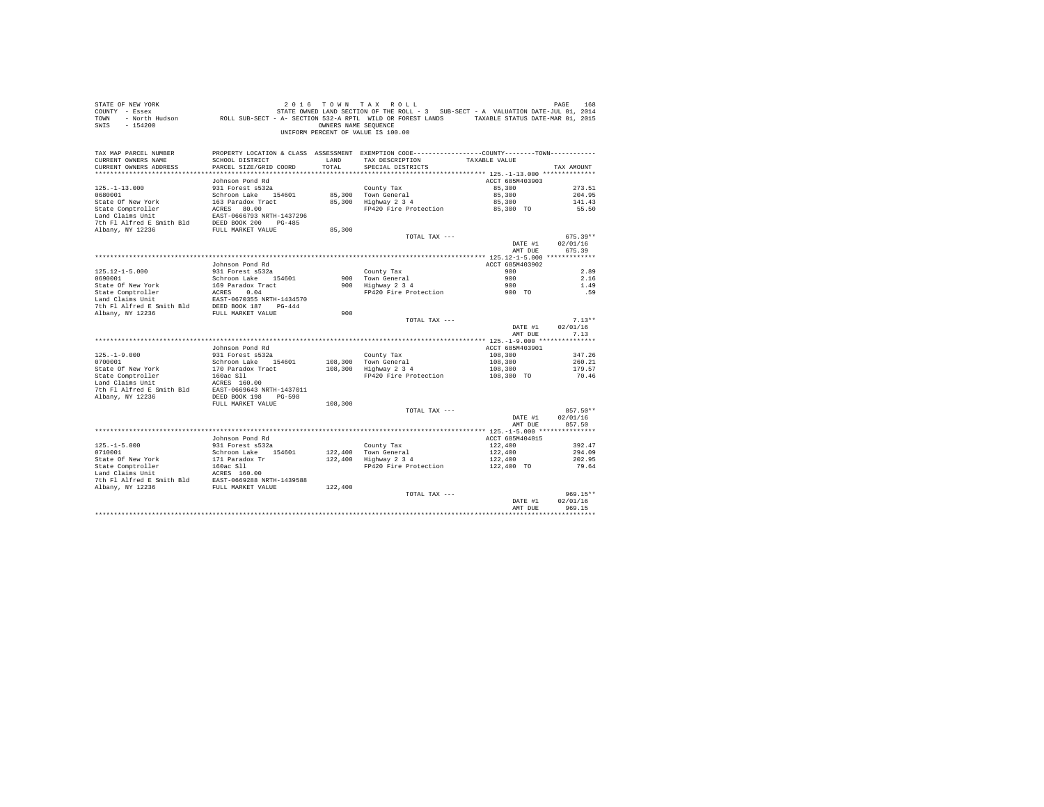STATE OF NEW YORK — COUNTY - Essex — TOWN - North Hudson — SWIS - 154200

2016 TOWN TAX ROLL

STATE OWNED LAND SECTION OF THE ROLL - 3 SUB-SECT - A VALUATION DATE-JUL 01, 2014

ROLL SUB-SECT - A- SECTION 532-A RPTL WILD OR FOREST LANDS TAXABLE STATUS DATE-MAR 01, 2015

OWNERS NAME SEQUENCE

UNIFORM PERCENT OF VALUE IS 100.00

| TAX MAP PARCEL NUMBER / CURRENT OWNERS NAME / CURRENT OWNERS ADDRESS | PROPERTY LOCATION & CLASS / SCHOOL DISTRICT / PARCEL SIZE/GRID COORD | ASSESSMENT LAND / TOTAL | EXEMPTION CODE / TAX DESCRIPTION / SPECIAL DISTRICTS | COUNTY--------TOWN TAXABLE VALUE | TAX AMOUNT |
|---|---|---|---|---|---|
| **125.-1-13.000** | Johnson Pond Rd | | | ACCT 685M403903 | |
| 125.-1-13.000 | 931 Forest s532a | | County Tax | 85,300 | 273.51 |
| 0680001 | Schroon Lake 154601 | 85,300 | Town General | 85,300 | 204.95 |
| State Of New York | 163 Paradox Tract | 85,300 | Highway 2 3 4 | 85,300 | 141.43 |
| State Comptroller | ACRES 80.00 | | FP420 Fire Protection | 85,300 TO | 55.50 |
| Land Claims Unit | EAST-0666793 NRTH-1437296 | | | | |
| 7th Fl Alfred E Smith Bld | DEED BOOK 200 PG-485 | | | | |
| Albany, NY 12236 | FULL MARKET VALUE | 85,300 | | | |
| | | | TOTAL TAX --- | | 675.39** |
| | | | | DATE #1 | 02/01/16 |
| | | | | AMT DUE | 675.39 |
| **125.12-1-5.000** | Johnson Pond Rd | | | ACCT 685M403902 | |
| 125.12-1-5.000 | 931 Forest s532a | | County Tax | 900 | 2.89 |
| 0690001 | Schroon Lake 154601 | 900 | Town General | 900 | 2.16 |
| State Of New York | 169 Paradox Tract | 900 | Highway 2 3 4 | 900 | 1.49 |
| State Comptroller | ACRES 0.04 | | FP420 Fire Protection | 900 TO | .59 |
| Land Claims Unit | EAST-0670355 NRTH-1434570 | | | | |
| 7th Fl Alfred E Smith Bld | DEED BOOK 187 PG-444 | | | | |
| Albany, NY 12236 | FULL MARKET VALUE | 900 | | | |
| | | | TOTAL TAX --- | | 7.13** |
| | | | | DATE #1 | 02/01/16 |
| | | | | AMT DUE | 7.13 |
| **125.-1-9.000** | Johnson Pond Rd | | | ACCT 685M403901 | |
| 125.-1-9.000 | 931 Forest s532a | | County Tax | 108,300 | 347.26 |
| 0700001 | Schroon Lake 154601 | 108,300 | Town General | 108,300 | 260.21 |
| State Of New York | 170 Paradox Tract | 108,300 | Highway 2 3 4 | 108,300 | 179.57 |
| State Comptroller | 160ac Sll | | FP420 Fire Protection | 108,300 TO | 70.46 |
| Land Claims Unit | ACRES 160.00 | | | | |
| 7th Fl Alfred E Smith Bld | EAST-0669643 NRTH-1437011 | | | | |
| Albany, NY 12236 | DEED BOOK 198 PG-598 | | | | |
| | FULL MARKET VALUE | 108,300 | | | |
| | | | TOTAL TAX --- | | 857.50** |
| | | | | DATE #1 | 02/01/16 |
| | | | | AMT DUE | 857.50 |
| **125.-1-5.000** | Johnson Pond Rd | | | ACCT 685M404015 | |
| 125.-1-5.000 | 931 Forest s532a | | County Tax | 122,400 | 392.47 |
| 0710001 | Schroon Lake 154601 | 122,400 | Town General | 122,400 | 294.09 |
| State Of New York | 171 Paradox Tr | 122,400 | Highway 2 3 4 | 122,400 | 202.95 |
| State Comptroller | 160ac Sll | | FP420 Fire Protection | 122,400 TO | 79.64 |
| Land Claims Unit | ACRES 160.00 | | | | |
| 7th Fl Alfred E Smith Bld | EAST-0669288 NRTH-1439588 | | | | |
| Albany, NY 12236 | FULL MARKET VALUE | 122,400 | | | |
| | | | TOTAL TAX --- | | 969.15** |
| | | | | DATE #1 | 02/01/16 |
| | | | | AMT DUE | 969.15 |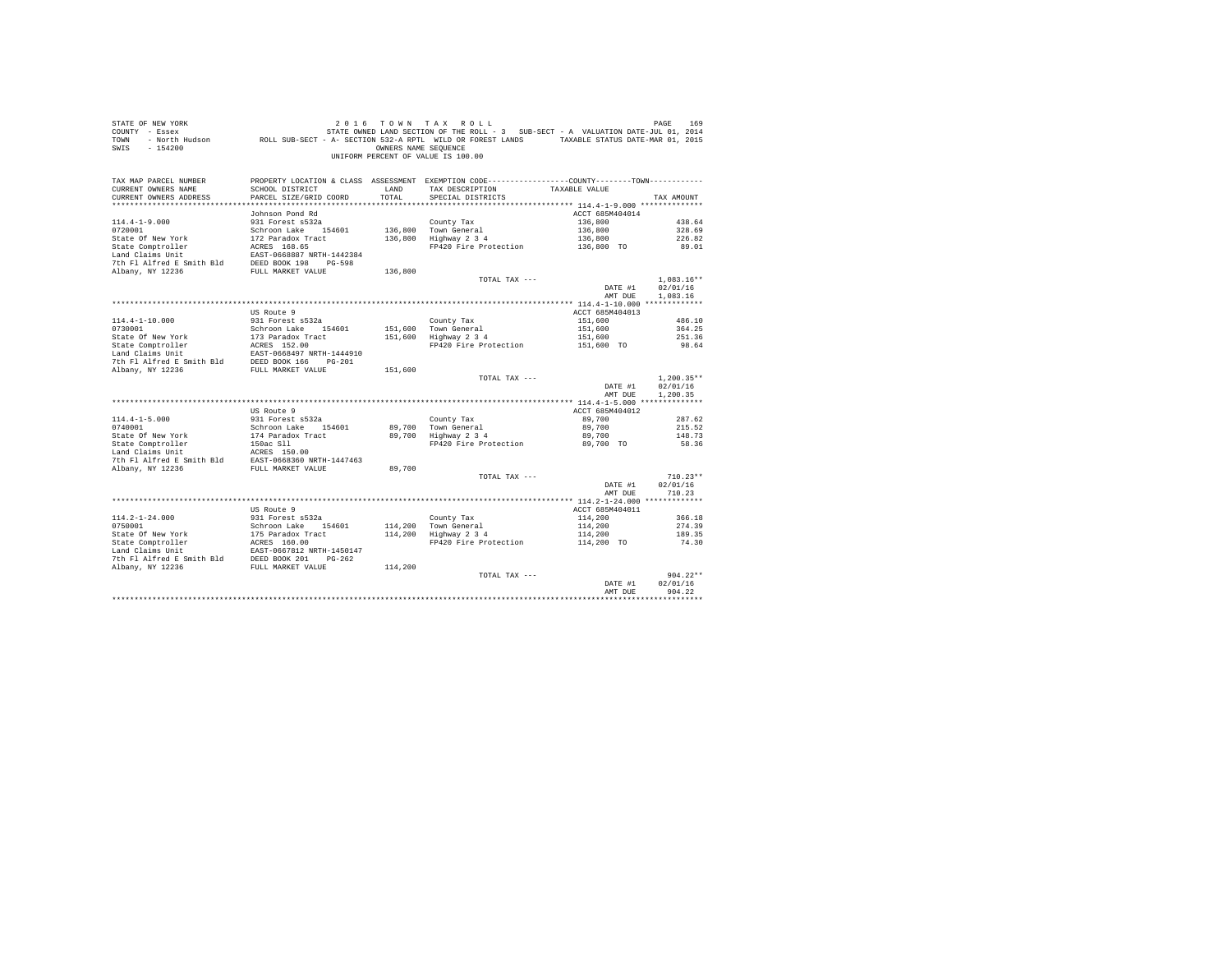STATE OF NEW YORK — 2 0 1 6 T O W N T A X R O L L
COUNTY - Essex — STATE OWNED LAND SECTION OF THE ROLL - 3 SUB-SECT - A VALUATION DATE-JUL 01, 2014
TOWN - North Hudson — ROLL SUB-SECT - A- SECTION 532-A RPTL WILD OR FOREST LANDS — TAXABLE STATUS DATE-MAR 01, 2015
SWIS - 154200 — OWNERS NAME SEQUENCE
UNIFORM PERCENT OF VALUE IS 100.00

| TAX MAP PARCEL NUMBER / CURRENT OWNERS NAME / CURRENT OWNERS ADDRESS | PROPERTY LOCATION & CLASS / SCHOOL DISTRICT / PARCEL SIZE/GRID COORD | ASSESSMENT LAND / TOTAL | EXEMPTION CODE / TAX DESCRIPTION / SPECIAL DISTRICTS | COUNTY--------TOWN / TAXABLE VALUE | TAX AMOUNT |
|---|---|---|---|---|---|
| **114.4-1-9.000** | Johnson Pond Rd | | | ACCT 685M404014 | |
| 114.4-1-9.000 | 931 Forest s532a | | County Tax | 136,800 | 438.64 |
| 0720001 | Schroon Lake 154601 | 136,800 | Town General | 136,800 | 328.69 |
| State Of New York | 172 Paradox Tract | 136,800 | Highway 2 3 4 | 136,800 | 226.82 |
| State Comptroller | ACRES 168.65 | | FP420 Fire Protection | 136,800 TO | 89.01 |
| Land Claims Unit | EAST-0668887 NRTH-1442384 | | | | |
| 7th Fl Alfred E Smith Bld | DEED BOOK 198 PG-598 | | | | |
| Albany, NY 12236 | FULL MARKET VALUE | 136,800 | | | |
| | | | TOTAL TAX --- | | 1,083.16** |
| | | | | DATE #1 | 02/01/16 |
| | | | | AMT DUE | 1,083.16 |
| **114.4-1-10.000** | US Route 9 | | | ACCT 685M404013 | |
| 114.4-1-10.000 | 931 Forest s532a | | County Tax | 151,600 | 486.10 |
| 0730001 | Schroon Lake 154601 | 151,600 | Town General | 151,600 | 364.25 |
| State Of New York | 173 Paradox Tract | 151,600 | Highway 2 3 4 | 151,600 | 251.36 |
| State Comptroller | ACRES 152.00 | | FP420 Fire Protection | 151,600 TO | 98.64 |
| Land Claims Unit | EAST-0668497 NRTH-1444910 | | | | |
| 7th Fl Alfred E Smith Bld | DEED BOOK 166 PG-201 | | | | |
| Albany, NY 12236 | FULL MARKET VALUE | 151,600 | | | |
| | | | TOTAL TAX --- | | 1,200.35** |
| | | | | DATE #1 | 02/01/16 |
| | | | | AMT DUE | 1,200.35 |
| **114.4-1-5.000** | US Route 9 | | | ACCT 685M404012 | |
| 114.4-1-5.000 | 931 Forest s532a | | County Tax | 89,700 | 287.62 |
| 0740001 | Schroon Lake 154601 | 89,700 | Town General | 89,700 | 215.52 |
| State Of New York | 174 Paradox Tract | 89,700 | Highway 2 3 4 | 89,700 | 148.73 |
| State Comptroller | 150ac Sll | | FP420 Fire Protection | 89,700 TO | 58.36 |
| Land Claims Unit | ACRES 150.00 | | | | |
| 7th Fl Alfred E Smith Bld | EAST-0668360 NRTH-1447463 | | | | |
| Albany, NY 12236 | FULL MARKET VALUE | 89,700 | | | |
| | | | TOTAL TAX --- | | 710.23** |
| | | | | DATE #1 | 02/01/16 |
| | | | | AMT DUE | 710.23 |
| **114.2-1-24.000** | US Route 9 | | | ACCT 685M404011 | |
| 114.2-1-24.000 | 931 Forest s532a | | County Tax | 114,200 | 366.18 |
| 0750001 | Schroon Lake 154601 | 114,200 | Town General | 114,200 | 274.39 |
| State Of New York | 175 Paradox Tract | 114,200 | Highway 2 3 4 | 114,200 | 189.35 |
| State Comptroller | ACRES 160.00 | | FP420 Fire Protection | 114,200 TO | 74.30 |
| Land Claims Unit | EAST-0667812 NRTH-1450147 | | | | |
| 7th Fl Alfred E Smith Bld | DEED BOOK 201 PG-262 | | | | |
| Albany, NY 12236 | FULL MARKET VALUE | 114,200 | | | |
| | | | TOTAL TAX --- | | 904.22** |
| | | | | DATE #1 | 02/01/16 |
| | | | | AMT DUE | 904.22 |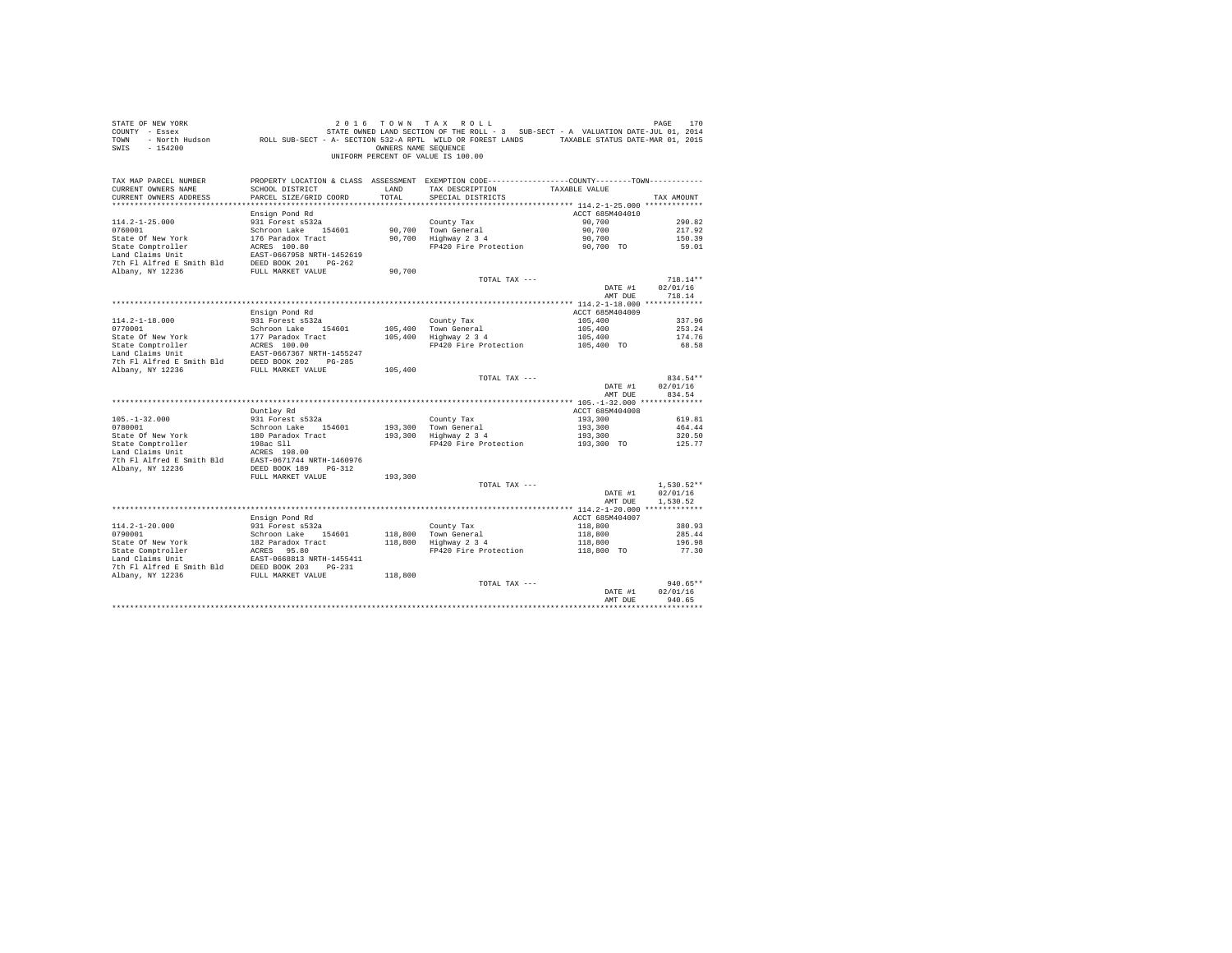STATE OF NEW YORK
COUNTY - Essex
TOWN - North Hudson
SWIS - 154200

2 0 1 6 T O W N T A X R O L L

STATE OWNED LAND SECTION OF THE ROLL - 3 SUB-SECT - A VALUATION DATE-JUL 01, 2014

ROLL SUB-SECT - A- SECTION 532-A RPTL WILD OR FOREST LANDS TAXABLE STATUS DATE-MAR 01, 2015

OWNERS NAME SEQUENCE

UNIFORM PERCENT OF VALUE IS 100.00

| TAX MAP PARCEL NUMBER / CURRENT OWNERS NAME / CURRENT OWNERS ADDRESS | PROPERTY LOCATION & CLASS / SCHOOL DISTRICT / PARCEL SIZE/GRID COORD | ASSESSMENT LAND / TOTAL | EXEMPTION CODE / TAX DESCRIPTION / SPECIAL DISTRICTS | COUNTY / TOWN TAXABLE VALUE | TAX AMOUNT |
|---|---|---|---|---|---|
| 114.2-1-25.000 | Ensign Pond Rd | | | ACCT 685M404010 | |
| | 931 Forest s532a | | County Tax | 90,700 | 290.82 |
| 0760001 | Schroon Lake 154601 | 90,700 | Town General | 90,700 | 217.92 |
| State Of New York | 176 Paradox Tract | 90,700 | Highway 2 3 4 | 90,700 | 150.39 |
| State Comptroller | ACRES 100.80 | | FP420 Fire Protection | 90,700 TO | 59.01 |
| Land Claims Unit | EAST-0667958 NRTH-1452619 | | | | |
| 7th Fl Alfred E Smith Bld | DEED BOOK 201 PG-262 | | | | |
| Albany, NY 12236 | FULL MARKET VALUE | 90,700 | | | |
| | | | TOTAL TAX --- | | 718.14** |
| | | | | DATE #1 | 02/01/16 |
| | | | | AMT DUE | 718.14 |
| 114.2-1-18.000 | Ensign Pond Rd | | | ACCT 685M404009 | |
| | 931 Forest s532a | | County Tax | 105,400 | 337.96 |
| 0770001 | Schroon Lake 154601 | 105,400 | Town General | 105,400 | 253.24 |
| State Of New York | 177 Paradox Tract | 105,400 | Highway 2 3 4 | 105,400 | 174.76 |
| State Comptroller | ACRES 100.00 | | FP420 Fire Protection | 105,400 TO | 68.58 |
| Land Claims Unit | EAST-0667367 NRTH-1455247 | | | | |
| 7th Fl Alfred E Smith Bld | DEED BOOK 202 PG-285 | | | | |
| Albany, NY 12236 | FULL MARKET VALUE | 105,400 | | | |
| | | | TOTAL TAX --- | | 834.54** |
| | | | | DATE #1 | 02/01/16 |
| | | | | AMT DUE | 834.54 |
| 105.-1-32.000 | Duntley Rd | | | ACCT 685M404008 | |
| | 931 Forest s532a | | County Tax | 193,300 | 619.81 |
| 0780001 | Schroon Lake 154601 | 193,300 | Town General | 193,300 | 464.44 |
| State Of New York | 180 Paradox Tract | 193,300 | Highway 2 3 4 | 193,300 | 320.50 |
| State Comptroller | 198ac Sll | | FP420 Fire Protection | 193,300 TO | 125.77 |
| Land Claims Unit | ACRES 198.00 | | | | |
| 7th Fl Alfred E Smith Bld | EAST-0671744 NRTH-1460976 | | | | |
| Albany, NY 12236 | DEED BOOK 189 PG-312 | | | | |
| | FULL MARKET VALUE | 193,300 | | | |
| | | | TOTAL TAX --- | | 1,530.52** |
| | | | | DATE #1 | 02/01/16 |
| | | | | AMT DUE | 1,530.52 |
| 114.2-1-20.000 | Ensign Pond Rd | | | ACCT 685M404007 | |
| | 931 Forest s532a | | County Tax | 118,800 | 380.93 |
| 0790001 | Schroon Lake 154601 | 118,800 | Town General | 118,800 | 285.44 |
| State Of New York | 182 Paradox Tract | 118,800 | Highway 2 3 4 | 118,800 | 196.98 |
| State Comptroller | ACRES 95.80 | | FP420 Fire Protection | 118,800 TO | 77.30 |
| Land Claims Unit | EAST-0668813 NRTH-1455411 | | | | |
| 7th Fl Alfred E Smith Bld | DEED BOOK 203 PG-231 | | | | |
| Albany, NY 12236 | FULL MARKET VALUE | 118,800 | | | |
| | | | TOTAL TAX --- | | 940.65** |
| | | | | DATE #1 | 02/01/16 |
| | | | | AMT DUE | 940.65 |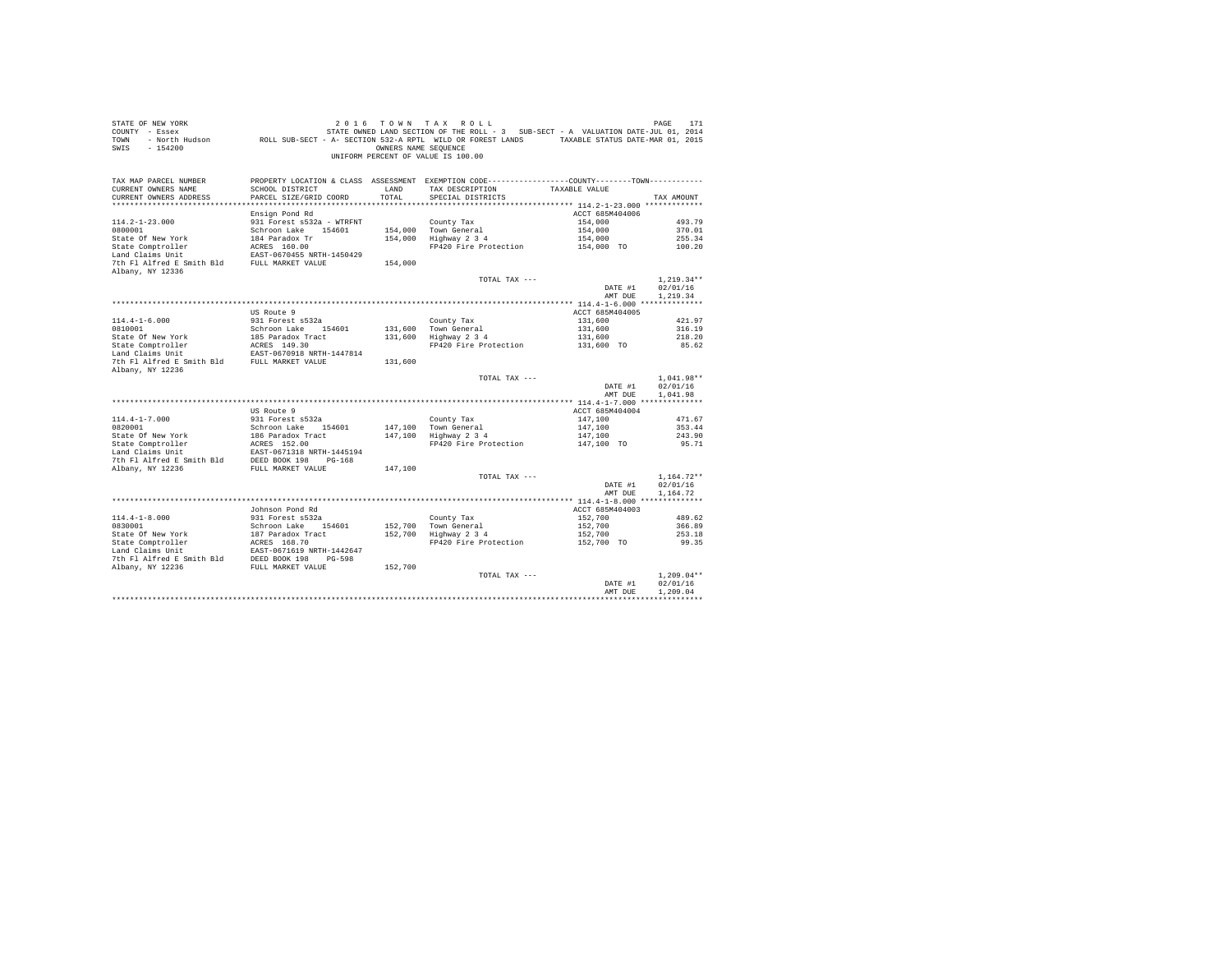STATE OF NEW YORK
COUNTY - Essex
TOWN - North Hudson
SWIS - 154200

2016 TOWN TAX ROLL
STATE OWNED LAND SECTION OF THE ROLL - 3 SUB-SECT - A VALUATION DATE-JUL 01, 2014
ROLL SUB-SECT - A- SECTION 532-A RPTL WILD OR FOREST LANDS TAXABLE STATUS DATE-MAR 01, 2015
OWNERS NAME SEQUENCE
UNIFORM PERCENT OF VALUE IS 100.00

| TAX MAP PARCEL NUMBER / CURRENT OWNERS NAME / CURRENT OWNERS ADDRESS | PROPERTY LOCATION & CLASS / SCHOOL DISTRICT / PARCEL SIZE/GRID COORD | ASSESSMENT LAND / TOTAL | EXEMPTION CODE / TAX DESCRIPTION / SPECIAL DISTRICTS | TAXABLE VALUE | TAX AMOUNT |
|---|---|---|---|---|---|
| 114.2-1-23.000 | Ensign Pond Rd | | | ACCT 685M404006 | |
| 114.2-1-23.000 | 931 Forest s532a - WTRFNT | | County Tax | 154,000 | 493.79 |
| 0800001 | Schroon Lake 154601 | 154,000 | Town General | 154,000 | 370.01 |
| State Of New York | 184 Paradox Tr | 154,000 | Highway 2 3 4 | 154,000 | 255.34 |
| State Comptroller | ACRES 160.00 | | FP420 Fire Protection | 154,000 TO | 100.20 |
| Land Claims Unit | EAST-0670455 NRTH-1450429 | | | | |
| 7th Fl Alfred E Smith Bld | FULL MARKET VALUE | 154,000 | | | |
| Albany, NY 12336 | | | | | |
| | | | TOTAL TAX --- | | 1,219.34** |
| | | | | DATE #1 | 02/01/16 |
| | | | | AMT DUE | 1,219.34 |
| 114.4-1-6.000 | US Route 9 | | | ACCT 685M404005 | |
| 114.4-1-6.000 | 931 Forest s532a | | County Tax | 131,600 | 421.97 |
| 0810001 | Schroon Lake 154601 | 131,600 | Town General | 131,600 | 316.19 |
| State Of New York | 185 Paradox Tract | 131,600 | Highway 2 3 4 | 131,600 | 218.20 |
| State Comptroller | ACRES 149.30 | | FP420 Fire Protection | 131,600 TO | 85.62 |
| Land Claims Unit | EAST-0670918 NRTH-1447814 | | | | |
| 7th Fl Alfred E Smith Bld | FULL MARKET VALUE | 131,600 | | | |
| Albany, NY 12236 | | | | | |
| | | | TOTAL TAX --- | | 1,041.98** |
| | | | | DATE #1 | 02/01/16 |
| | | | | AMT DUE | 1,041.98 |
| 114.4-1-7.000 | US Route 9 | | | ACCT 685M404004 | |
| 114.4-1-7.000 | 931 Forest s532a | | County Tax | 147,100 | 471.67 |
| 0820001 | Schroon Lake 154601 | 147,100 | Town General | 147,100 | 353.44 |
| State Of New York | 186 Paradox Tract | 147,100 | Highway 2 3 4 | 147,100 | 243.90 |
| State Comptroller | ACRES 152.00 | | FP420 Fire Protection | 147,100 TO | 95.71 |
| Land Claims Unit | EAST-0671318 NRTH-1445194 | | | | |
| 7th Fl Alfred E Smith Bld | DEED BOOK 198 PG-168 | | | | |
| Albany, NY 12236 | FULL MARKET VALUE | 147,100 | | | |
| | | | TOTAL TAX --- | | 1,164.72** |
| | | | | DATE #1 | 02/01/16 |
| | | | | AMT DUE | 1,164.72 |
| 114.4-1-8.000 | Johnson Pond Rd | | | ACCT 685M404003 | |
| 114.4-1-8.000 | 931 Forest s532a | | County Tax | 152,700 | 489.62 |
| 0830001 | Schroon Lake 154601 | 152,700 | Town General | 152,700 | 366.89 |
| State Of New York | 187 Paradox Tract | 152,700 | Highway 2 3 4 | 152,700 | 253.18 |
| State Comptroller | ACRES 168.70 | | FP420 Fire Protection | 152,700 TO | 99.35 |
| Land Claims Unit | EAST-0671619 NRTH-1442647 | | | | |
| 7th Fl Alfred E Smith Bld | DEED BOOK 198 PG-598 | | | | |
| Albany, NY 12236 | FULL MARKET VALUE | 152,700 | | | |
| | | | TOTAL TAX --- | | 1,209.04** |
| | | | | DATE #1 | 02/01/16 |
| | | | | AMT DUE | 1,209.04 |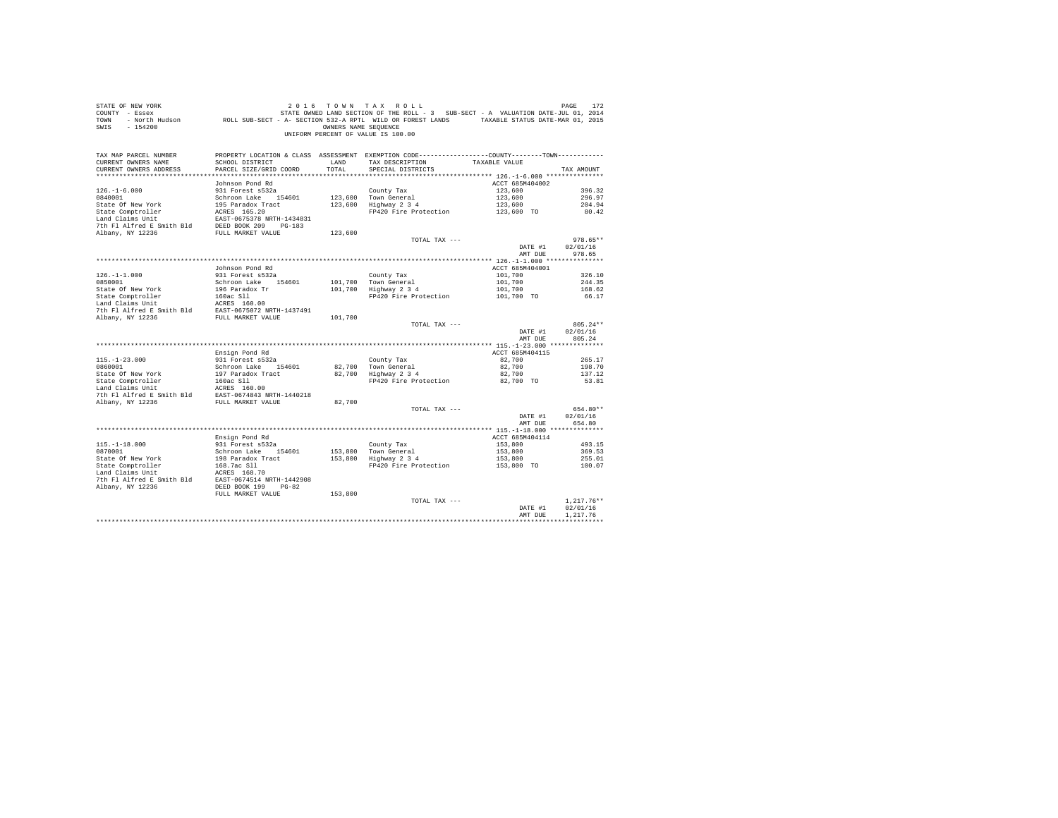STATE OF NEW YORK
COUNTY - Essex
TOWN - North Hudson
SWIS - 154200

2016 TOWN TAX ROLL

STATE OWNED LAND SECTION OF THE ROLL - 3 SUB-SECT - A VALUATION DATE-JUL 01, 2014

ROLL SUB-SECT - A- SECTION 532-A RPTL WILD OR FOREST LANDS TAXABLE STATUS DATE-MAR 01, 2015

OWNERS NAME SEQUENCE

UNIFORM PERCENT OF VALUE IS 100.00

| TAX MAP PARCEL NUMBER / CURRENT OWNERS NAME / CURRENT OWNERS ADDRESS | PROPERTY LOCATION & CLASS / SCHOOL DISTRICT / PARCEL SIZE/GRID COORD | ASSESSMENT LAND / TOTAL | EXEMPTION CODE / TAX DESCRIPTION / SPECIAL DISTRICTS | COUNTY / TOWN TAXABLE VALUE | TAX AMOUNT |
|---|---|---|---|---|---|
| **126.-1-6.000** | Johnson Pond Rd | | | ACCT 685M404002 | |
| 126.-1-6.000 | 931 Forest s532a | | County Tax | 123,600 | 396.32 |
| 0840001 | Schroon Lake 154601 | 123,600 | Town General | 123,600 | 296.97 |
| State Of New York | 195 Paradox Tract | 123,600 | Highway 2 3 4 | 123,600 | 204.94 |
| State Comptroller | ACRES 165.20 | | FP420 Fire Protection | 123,600 TO | 80.42 |
| Land Claims Unit | EAST-0675378 NRTH-1434831 | | | | |
| 7th Fl Alfred E Smith Bld | DEED BOOK 209 PG-183 | | | | |
| Albany, NY 12236 | FULL MARKET VALUE | 123,600 | | | |
| | | | TOTAL TAX --- | | 978.65** |
| | | | | DATE #1 | 02/01/16 |
| | | | | AMT DUE | 978.65 |
| **126.-1-1.000** | Johnson Pond Rd | | | ACCT 685M404001 | |
| 126.-1-1.000 | 931 Forest s532a | | County Tax | 101,700 | 326.10 |
| 0850001 | Schroon Lake 154601 | 101,700 | Town General | 101,700 | 244.35 |
| State Of New York | 196 Paradox Tr | 101,700 | Highway 2 3 4 | 101,700 | 168.62 |
| State Comptroller | 160ac Sll | | FP420 Fire Protection | 101,700 TO | 66.17 |
| Land Claims Unit | ACRES 160.00 | | | | |
| 7th Fl Alfred E Smith Bld | EAST-0675072 NRTH-1437491 | | | | |
| Albany, NY 12236 | FULL MARKET VALUE | 101,700 | | | |
| | | | TOTAL TAX --- | | 805.24** |
| | | | | DATE #1 | 02/01/16 |
| | | | | AMT DUE | 805.24 |
| **115.-1-23.000** | Ensign Pond Rd | | | ACCT 685M404115 | |
| 115.-1-23.000 | 931 Forest s532a | | County Tax | 82,700 | 265.17 |
| 0860001 | Schroon Lake 154601 | 82,700 | Town General | 82,700 | 198.70 |
| State Of New York | 197 Paradox Tract | 82,700 | Highway 2 3 4 | 82,700 | 137.12 |
| State Comptroller | 160ac Sll | | FP420 Fire Protection | 82,700 TO | 53.81 |
| Land Claims Unit | ACRES 160.00 | | | | |
| 7th Fl Alfred E Smith Bld | EAST-0674843 NRTH-1440218 | | | | |
| Albany, NY 12236 | FULL MARKET VALUE | 82,700 | | | |
| | | | TOTAL TAX --- | | 654.80** |
| | | | | DATE #1 | 02/01/16 |
| | | | | AMT DUE | 654.80 |
| **115.-1-18.000** | Ensign Pond Rd | | | ACCT 685M404114 | |
| 115.-1-18.000 | 931 Forest s532a | | County Tax | 153,800 | 493.15 |
| 0870001 | Schroon Lake 154601 | 153,800 | Town General | 153,800 | 369.53 |
| State Of New York | 198 Paradox Tract | 153,800 | Highway 2 3 4 | 153,800 | 255.01 |
| State Comptroller | 168.7ac Sll | | FP420 Fire Protection | 153,800 TO | 100.07 |
| Land Claims Unit | ACRES 168.70 | | | | |
| 7th Fl Alfred E Smith Bld | EAST-0674514 NRTH-1442908 | | | | |
| Albany, NY 12236 | DEED BOOK 199 PG-82 | | | | |
| | FULL MARKET VALUE | 153,800 | | | |
| | | | TOTAL TAX --- | | 1,217.76** |
| | | | | DATE #1 | 02/01/16 |
| | | | | AMT DUE | 1,217.76 |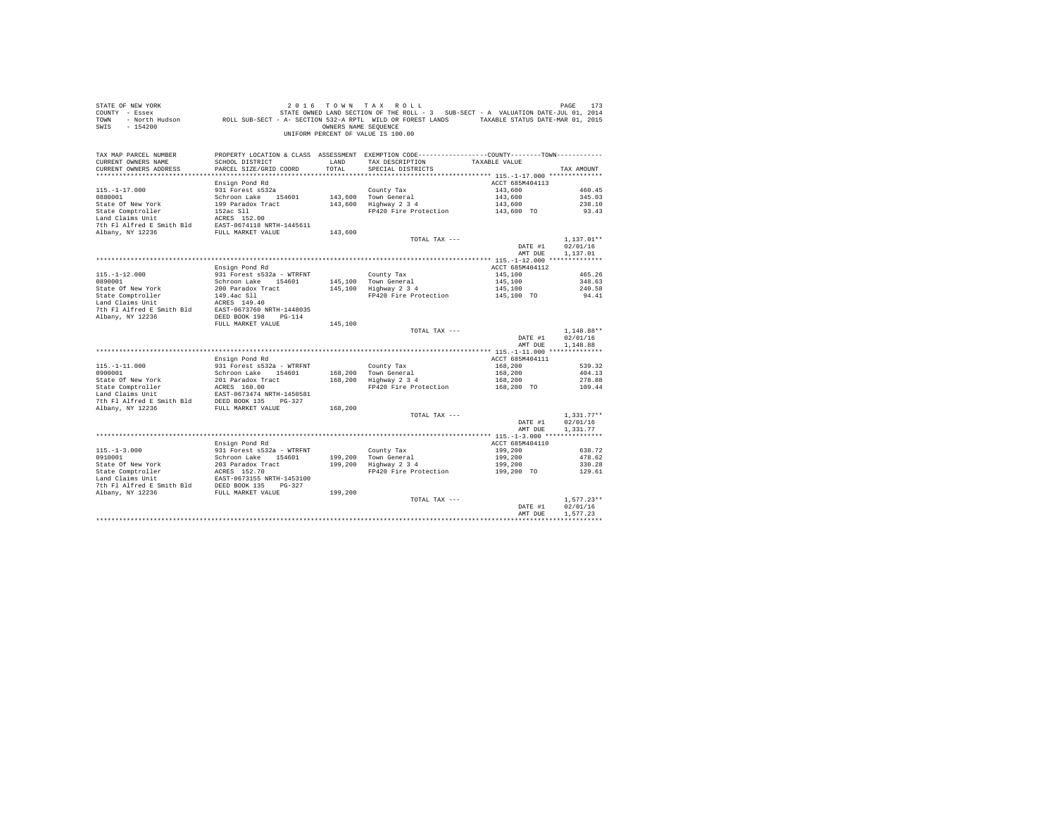STATE OF NEW YORK | COUNTY - Essex | TOWN - North Hudson | SWIS - 154200

2016 TOWN TAX ROLL

STATE OWNED LAND SECTION OF THE ROLL - 3 SUB-SECT - A VALUATION DATE-JUL 01, 2014

ROLL SUB-SECT - A- SECTION 532-A RPTL WILD OR FOREST LANDS TAXABLE STATUS DATE-MAR 01, 2015

OWNERS NAME SEQUENCE

UNIFORM PERCENT OF VALUE IS 100.00

| TAX MAP PARCEL NUMBER / CURRENT OWNERS NAME / CURRENT OWNERS ADDRESS | PROPERTY LOCATION & CLASS / SCHOOL DISTRICT / PARCEL SIZE/GRID COORD | ASSESSMENT LAND / TOTAL | EXEMPTION CODE / TAX DESCRIPTION / SPECIAL DISTRICTS | COUNTY--TOWN TAXABLE VALUE | TAX AMOUNT |
|---|---|---|---|---|---|
| **115.-1-17.000** | Ensign Pond Rd | | | ACCT 685M404113 | |
| 115.-1-17.000 | 931 Forest s532a | | County Tax | 143,600 | 460.45 |
| 0880001 | Schroon Lake 154601 | 143,600 | Town General | 143,600 | 345.03 |
| State Of New York | 199 Paradox Tract | 143,600 | Highway 2 3 4 | 143,600 | 238.10 |
| State Comptroller | 152ac Sll | | FP420 Fire Protection | 143,600 TO | 93.43 |
| Land Claims Unit | ACRES 152.00 | | | | |
| 7th Fl Alfred E Smith Bld | EAST-0674118 NRTH-1445611 | | | | |
| Albany, NY 12236 | FULL MARKET VALUE | 143,600 | | | |
| | | | TOTAL TAX --- | | 1,137.01** |
| | | | | DATE #1 | 02/01/16 |
| | | | | AMT DUE | 1,137.01 |
| **115.-1-12.000** | Ensign Pond Rd | | | ACCT 685M404112 | |
| 115.-1-12.000 | 931 Forest s532a - WTRFNT | | County Tax | 145,100 | 465.26 |
| 0890001 | Schroon Lake 154601 | 145,100 | Town General | 145,100 | 348.63 |
| State Of New York | 200 Paradox Tract | 145,100 | Highway 2 3 4 | 145,100 | 240.58 |
| State Comptroller | 149.4ac Sll | | FP420 Fire Protection | 145,100 TO | 94.41 |
| Land Claims Unit | ACRES 149.40 | | | | |
| 7th Fl Alfred E Smith Bld | EAST-0673760 NRTH-1448035 | | | | |
| Albany, NY 12236 | DEED BOOK 198 PG-114 | | | | |
| | FULL MARKET VALUE | 145,100 | | | |
| | | | TOTAL TAX --- | | 1,148.88** |
| | | | | DATE #1 | 02/01/16 |
| | | | | AMT DUE | 1,148.88 |
| **115.-1-11.000** | Ensign Pond Rd | | | ACCT 685M404111 | |
| 115.-1-11.000 | 931 Forest s532a - WTRFNT | | County Tax | 168,200 | 539.32 |
| 0900001 | Schroon Lake 154601 | 168,200 | Town General | 168,200 | 404.13 |
| State Of New York | 201 Paradox Tract | 168,200 | Highway 2 3 4 | 168,200 | 278.88 |
| State Comptroller | ACRES 160.00 | | FP420 Fire Protection | 168,200 TO | 109.44 |
| Land Claims Unit | EAST-0673474 NRTH-1450581 | | | | |
| 7th Fl Alfred E Smith Bld | DEED BOOK 135 PG-327 | | | | |
| Albany, NY 12236 | FULL MARKET VALUE | 168,200 | | | |
| | | | TOTAL TAX --- | | 1,331.77** |
| | | | | DATE #1 | 02/01/16 |
| | | | | AMT DUE | 1,331.77 |
| **115.-1-3.000** | Ensign Pond Rd | | | ACCT 685M404110 | |
| 115.-1-3.000 | 931 Forest s532a - WTRFNT | | County Tax | 199,200 | 638.72 |
| 0910001 | Schroon Lake 154601 | 199,200 | Town General | 199,200 | 478.62 |
| State Of New York | 203 Paradox Tract | 199,200 | Highway 2 3 4 | 199,200 | 330.28 |
| State Comptroller | ACRES 152.70 | | FP420 Fire Protection | 199,200 TO | 129.61 |
| Land Claims Unit | EAST-0673155 NRTH-1453100 | | | | |
| 7th Fl Alfred E Smith Bld | DEED BOOK 135 PG-327 | | | | |
| Albany, NY 12236 | FULL MARKET VALUE | 199,200 | | | |
| | | | TOTAL TAX --- | | 1,577.23** |
| | | | | DATE #1 | 02/01/16 |
| | | | | AMT DUE | 1,577.23 |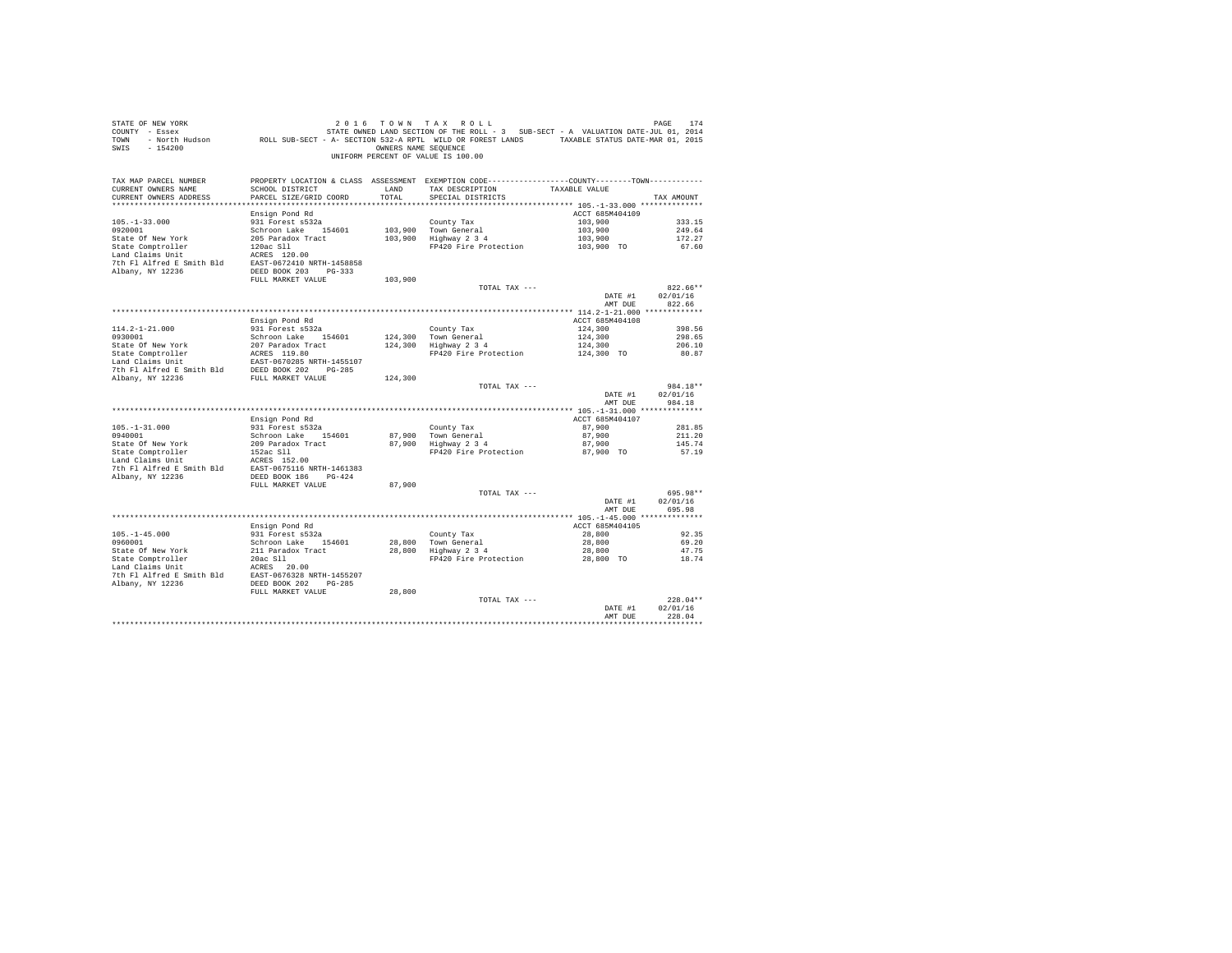STATE OF NEW YORK
COUNTY - Essex
TOWN - North Hudson
SWIS - 154200

2 0 1 6 T O W N T A X R O L L
STATE OWNED LAND SECTION OF THE ROLL - 3 SUB-SECT - A VALUATION DATE-JUL 01, 2014
ROLL SUB-SECT - A- SECTION 532-A RPTL WILD OR FOREST LANDS TAXABLE STATUS DATE-MAR 01, 2015
OWNERS NAME SEQUENCE
UNIFORM PERCENT OF VALUE IS 100.00

| TAX MAP PARCEL NUMBER / CURRENT OWNERS NAME / CURRENT OWNERS ADDRESS | PROPERTY LOCATION & CLASS / SCHOOL DISTRICT / PARCEL SIZE/GRID COORD | ASSESSMENT LAND / TOTAL | EXEMPTION CODE / TAX DESCRIPTION / SPECIAL DISTRICTS | COUNTY--------TOWN / TAXABLE VALUE | TAX AMOUNT |
|---|---|---|---|---|---|
| **105.-1-33.000** | Ensign Pond Rd | | | ACCT 685M404109 | |
| 105.-1-33.000 | 931 Forest s532a | | County Tax | 103,900 | 333.15 |
| 0920001 | Schroon Lake 154601 | 103,900 | Town General | 103,900 | 249.64 |
| State Of New York | 205 Paradox Tract | 103,900 | Highway 2 3 4 | 103,900 | 172.27 |
| State Comptroller | 120ac Sll | | FP420 Fire Protection | 103,900 TO | 67.60 |
| Land Claims Unit | ACRES 120.00 | | | | |
| 7th Fl Alfred E Smith Bld | EAST-0672410 NRTH-1458858 | | | | |
| Albany, NY 12236 | DEED BOOK 203 PG-333 | | | | |
| | FULL MARKET VALUE | 103,900 | | | |
| | | | TOTAL TAX --- | | 822.66** |
| | | | | DATE #1 | 02/01/16 |
| | | | | AMT DUE | 822.66 |
| **114.2-1-21.000** | Ensign Pond Rd | | | ACCT 685M404108 | |
| 114.2-1-21.000 | 931 Forest s532a | | County Tax | 124,300 | 398.56 |
| 0930001 | Schroon Lake 154601 | 124,300 | Town General | 124,300 | 298.65 |
| State Of New York | 207 Paradox Tract | 124,300 | Highway 2 3 4 | 124,300 | 206.10 |
| State Comptroller | ACRES 119.80 | | FP420 Fire Protection | 124,300 TO | 80.87 |
| Land Claims Unit | EAST-0670285 NRTH-1455107 | | | | |
| 7th Fl Alfred E Smith Bld | DEED BOOK 202 PG-285 | | | | |
| Albany, NY 12236 | FULL MARKET VALUE | 124,300 | | | |
| | | | TOTAL TAX --- | | 984.18** |
| | | | | DATE #1 | 02/01/16 |
| | | | | AMT DUE | 984.18 |
| **105.-1-31.000** | Ensign Pond Rd | | | ACCT 685M404107 | |
| 105.-1-31.000 | 931 Forest s532a | | County Tax | 87,900 | 281.85 |
| 0940001 | Schroon Lake 154601 | 87,900 | Town General | 87,900 | 211.20 |
| State Of New York | 209 Paradox Tract | 87,900 | Highway 2 3 4 | 87,900 | 145.74 |
| State Comptroller | 152ac Sll | | FP420 Fire Protection | 87,900 TO | 57.19 |
| Land Claims Unit | ACRES 152.00 | | | | |
| 7th Fl Alfred E Smith Bld | EAST-0675116 NRTH-1461383 | | | | |
| Albany, NY 12236 | DEED BOOK 186 PG-424 | | | | |
| | FULL MARKET VALUE | 87,900 | | | |
| | | | TOTAL TAX --- | | 695.98** |
| | | | | DATE #1 | 02/01/16 |
| | | | | AMT DUE | 695.98 |
| **105.-1-45.000** | Ensign Pond Rd | | | ACCT 685M404105 | |
| 105.-1-45.000 | 931 Forest s532a | | County Tax | 28,800 | 92.35 |
| 0960001 | Schroon Lake 154601 | 28,800 | Town General | 28,800 | 69.20 |
| State Of New York | 211 Paradox Tract | 28,800 | Highway 2 3 4 | 28,800 | 47.75 |
| State Comptroller | 20ac Sll | | FP420 Fire Protection | 28,800 TO | 18.74 |
| Land Claims Unit | ACRES 20.00 | | | | |
| 7th Fl Alfred E Smith Bld | EAST-0676328 NRTH-1455207 | | | | |
| Albany, NY 12236 | DEED BOOK 202 PG-285 | | | | |
| | FULL MARKET VALUE | 28,800 | | | |
| | | | TOTAL TAX --- | | 228.04** |
| | | | | DATE #1 | 02/01/16 |
| | | | | AMT DUE | 228.04 |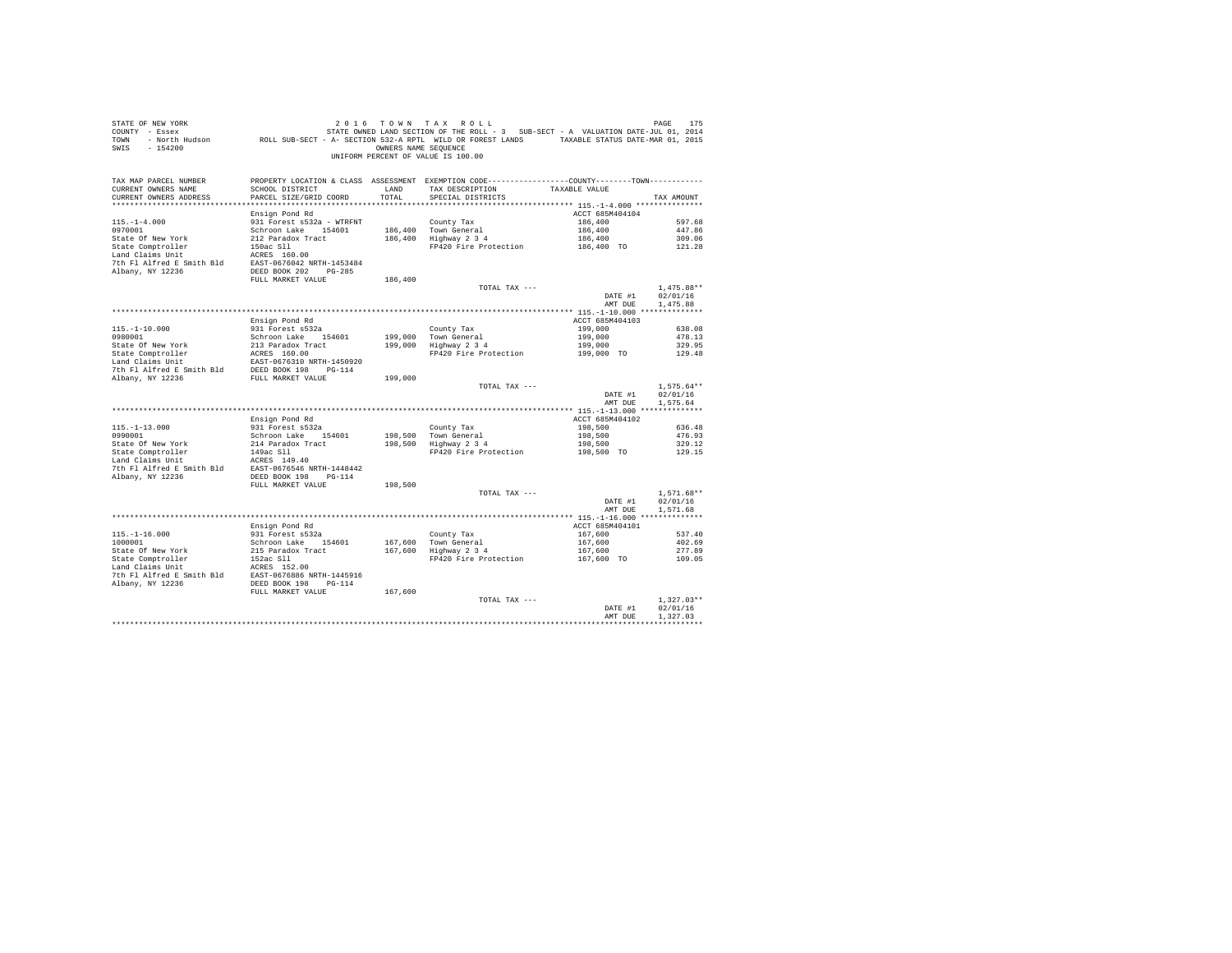STATE OF NEW YORK
COUNTY - Essex
TOWN - North Hudson
SWIS - 154200

2016 TOWN TAX ROLL
STATE OWNED LAND SECTION OF THE ROLL - 3 SUB-SECT - A VALUATION DATE-JUL 01, 2014
ROLL SUB-SECT - A- SECTION 532-A RPTL WILD OR FOREST LANDS TAXABLE STATUS DATE-MAR 01, 2015
OWNERS NAME SEQUENCE
UNIFORM PERCENT OF VALUE IS 100.00

| TAX MAP PARCEL NUMBER / CURRENT OWNERS NAME / CURRENT OWNERS ADDRESS | PROPERTY LOCATION & CLASS / SCHOOL DISTRICT / PARCEL SIZE/GRID COORD | ASSESSMENT LAND / TOTAL | EXEMPTION CODE / TAX DESCRIPTION / SPECIAL DISTRICTS | TAXABLE VALUE (COUNTY / TOWN) | TAX AMOUNT |
|---|---|---|---|---|---|
| **115.-1-4.000** | Ensign Pond Rd | | | ACCT 685M404104 | |
| 115.-1-4.000 | 931 Forest s532a - WTRFNT | | County Tax | 186,400 | 597.68 |
| 0970001 | Schroon Lake 154601 | 186,400 | Town General | 186,400 | 447.86 |
| State Of New York | 212 Paradox Tract | 186,400 | Highway 2 3 4 | 186,400 | 309.06 |
| State Comptroller | 150ac Sll | | FP420 Fire Protection | 186,400 TO | 121.28 |
| Land Claims Unit | ACRES 160.00 | | | | |
| 7th Fl Alfred E Smith Bld | EAST-0676042 NRTH-1453484 | | | | |
| Albany, NY 12236 | DEED BOOK 202 PG-285 | | | | |
| | FULL MARKET VALUE | 186,400 | | | |
| | | | TOTAL TAX --- | | 1,475.88** |
| | | | | DATE #1 | 02/01/16 |
| | | | | AMT DUE | 1,475.88 |
| **115.-1-10.000** | Ensign Pond Rd | | | ACCT 685M404103 | |
| 115.-1-10.000 | 931 Forest s532a | | County Tax | 199,000 | 638.08 |
| 0980001 | Schroon Lake 154601 | 199,000 | Town General | 199,000 | 478.13 |
| State Of New York | 213 Paradox Tract | 199,000 | Highway 2 3 4 | 199,000 | 329.95 |
| State Comptroller | ACRES 160.00 | | FP420 Fire Protection | 199,000 TO | 129.48 |
| Land Claims Unit | EAST-0676310 NRTH-1450920 | | | | |
| 7th Fl Alfred E Smith Bld | DEED BOOK 198 PG-114 | | | | |
| Albany, NY 12236 | FULL MARKET VALUE | 199,000 | | | |
| | | | TOTAL TAX --- | | 1,575.64** |
| | | | | DATE #1 | 02/01/16 |
| | | | | AMT DUE | 1,575.64 |
| **115.-1-13.000** | Ensign Pond Rd | | | ACCT 685M404102 | |
| 115.-1-13.000 | 931 Forest s532a | | County Tax | 198,500 | 636.48 |
| 0990001 | Schroon Lake 154601 | 198,500 | Town General | 198,500 | 476.93 |
| State Of New York | 214 Paradox Tract | 198,500 | Highway 2 3 4 | 198,500 | 329.12 |
| State Comptroller | 149ac Sll | | FP420 Fire Protection | 198,500 TO | 129.15 |
| Land Claims Unit | ACRES 149.40 | | | | |
| 7th Fl Alfred E Smith Bld | EAST-0676546 NRTH-1448442 | | | | |
| Albany, NY 12236 | DEED BOOK 198 PG-114 | | | | |
| | FULL MARKET VALUE | 198,500 | | | |
| | | | TOTAL TAX --- | | 1,571.68** |
| | | | | DATE #1 | 02/01/16 |
| | | | | AMT DUE | 1,571.68 |
| **115.-1-16.000** | Ensign Pond Rd | | | ACCT 685M404101 | |
| 115.-1-16.000 | 931 Forest s532a | | County Tax | 167,600 | 537.40 |
| 1000001 | Schroon Lake 154601 | 167,600 | Town General | 167,600 | 402.69 |
| State Of New York | 215 Paradox Tract | 167,600 | Highway 2 3 4 | 167,600 | 277.89 |
| State Comptroller | 152ac Sll | | FP420 Fire Protection | 167,600 TO | 109.05 |
| Land Claims Unit | ACRES 152.00 | | | | |
| 7th Fl Alfred E Smith Bld | EAST-0676806 NRTH-1445916 | | | | |
| Albany, NY 12236 | DEED BOOK 198 PG-114 | | | | |
| | FULL MARKET VALUE | 167,600 | | | |
| | | | TOTAL TAX --- | | 1,327.03** |
| | | | | DATE #1 | 02/01/16 |
| | | | | AMT DUE | 1,327.03 |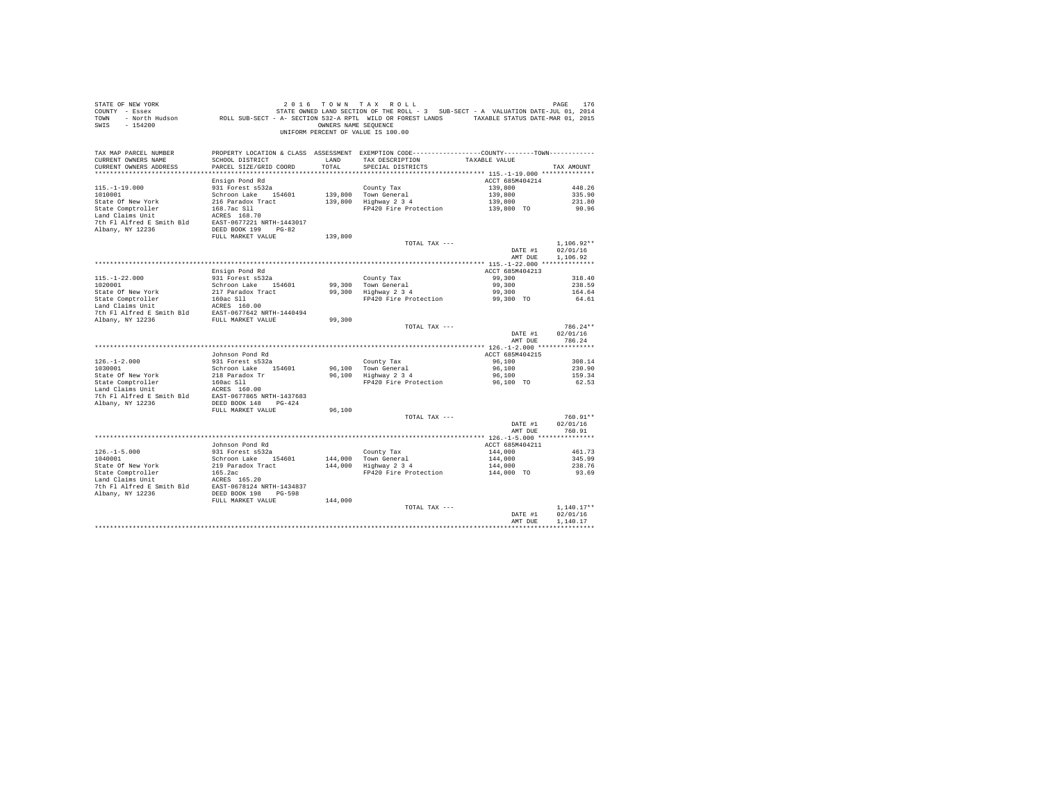STATE OF NEW YORK
COUNTY - Essex
TOWN - North Hudson
SWIS - 154200

2016 TOWN TAX ROLL
STATE OWNED LAND SECTION OF THE ROLL - 3 SUB-SECT - A VALUATION DATE-JUL 01, 2014
ROLL SUB-SECT - A- SECTION 532-A RPTL WILD OR FOREST LANDS TAXABLE STATUS DATE-MAR 01, 2015
OWNERS NAME SEQUENCE
UNIFORM PERCENT OF VALUE IS 100.00

| TAX MAP PARCEL NUMBER / CURRENT OWNERS NAME / CURRENT OWNERS ADDRESS | PROPERTY LOCATION & CLASS / SCHOOL DISTRICT / PARCEL SIZE/GRID COORD | ASSESSMENT LAND / TOTAL | EXEMPTION CODE / TAX DESCRIPTION / SPECIAL DISTRICTS | COUNTY / TOWN TAXABLE VALUE | TAX AMOUNT |
|---|---|---|---|---|---|
| **115.-1-19.000** | Ensign Pond Rd | | | ACCT 685M404214 | |
| 115.-1-19.000 | 931 Forest s532a | | County Tax | 139,800 | 448.26 |
| 1010001 | Schroon Lake 154601 | 139,800 | Town General | 139,800 | 335.90 |
| State Of New York | 216 Paradox Tract | 139,800 | Highway 2 3 4 | 139,800 | 231.80 |
| State Comptroller | 168.7ac Sll | | FP420 Fire Protection | 139,800 TO | 90.96 |
| Land Claims Unit | ACRES 168.70 | | | | |
| 7th Fl Alfred E Smith Bld | EAST-0677221 NRTH-1443017 | | | | |
| Albany, NY 12236 | DEED BOOK 199 PG-82 | | | | |
| | FULL MARKET VALUE | 139,800 | | | |
| | | | TOTAL TAX --- | | 1,106.92** |
| | | | | DATE #1 | 02/01/16 |
| | | | | AMT DUE | 1,106.92 |
| **115.-1-22.000** | Ensign Pond Rd | | | ACCT 685M404213 | |
| 115.-1-22.000 | 931 Forest s532a | | County Tax | 99,300 | 318.40 |
| 1020001 | Schroon Lake 154601 | 99,300 | Town General | 99,300 | 238.59 |
| State Of New York | 217 Paradox Tract | 99,300 | Highway 2 3 4 | 99,300 | 164.64 |
| State Comptroller | 160ac Sll | | FP420 Fire Protection | 99,300 TO | 64.61 |
| Land Claims Unit | ACRES 160.00 | | | | |
| 7th Fl Alfred E Smith Bld | EAST-0677642 NRTH-1440494 | | | | |
| Albany, NY 12236 | FULL MARKET VALUE | 99,300 | | | |
| | | | TOTAL TAX --- | | 786.24** |
| | | | | DATE #1 | 02/01/16 |
| | | | | AMT DUE | 786.24 |
| **126.-1-2.000** | Johnson Pond Rd | | | ACCT 685M404215 | |
| 126.-1-2.000 | 931 Forest s532a | | County Tax | 96,100 | 308.14 |
| 1030001 | Schroon Lake 154601 | 96,100 | Town General | 96,100 | 230.90 |
| State Of New York | 218 Paradox Tr | 96,100 | Highway 2 3 4 | 96,100 | 159.34 |
| State Comptroller | 160ac Sll | | FP420 Fire Protection | 96,100 TO | 62.53 |
| Land Claims Unit | ACRES 160.00 | | | | |
| 7th Fl Alfred E Smith Bld | EAST-0677865 NRTH-1437683 | | | | |
| Albany, NY 12236 | DEED BOOK 148 PG-424 | | | | |
| | FULL MARKET VALUE | 96,100 | | | |
| | | | TOTAL TAX --- | | 760.91** |
| | | | | DATE #1 | 02/01/16 |
| | | | | AMT DUE | 760.91 |
| **126.-1-5.000** | Johnson Pond Rd | | | ACCT 685M404211 | |
| 126.-1-5.000 | 931 Forest s532a | | County Tax | 144,000 | 461.73 |
| 1040001 | Schroon Lake 154601 | 144,000 | Town General | 144,000 | 345.99 |
| State Of New York | 219 Paradox Tract | 144,000 | Highway 2 3 4 | 144,000 | 238.76 |
| State Comptroller | 165.2ac | | FP420 Fire Protection | 144,000 TO | 93.69 |
| Land Claims Unit | ACRES 165.20 | | | | |
| 7th Fl Alfred E Smith Bld | EAST-0678124 NRTH-1434837 | | | | |
| Albany, NY 12236 | DEED BOOK 198 PG-598 | | | | |
| | FULL MARKET VALUE | 144,000 | | | |
| | | | TOTAL TAX --- | | 1,140.17** |
| | | | | DATE #1 | 02/01/16 |
| | | | | AMT DUE | 1,140.17 |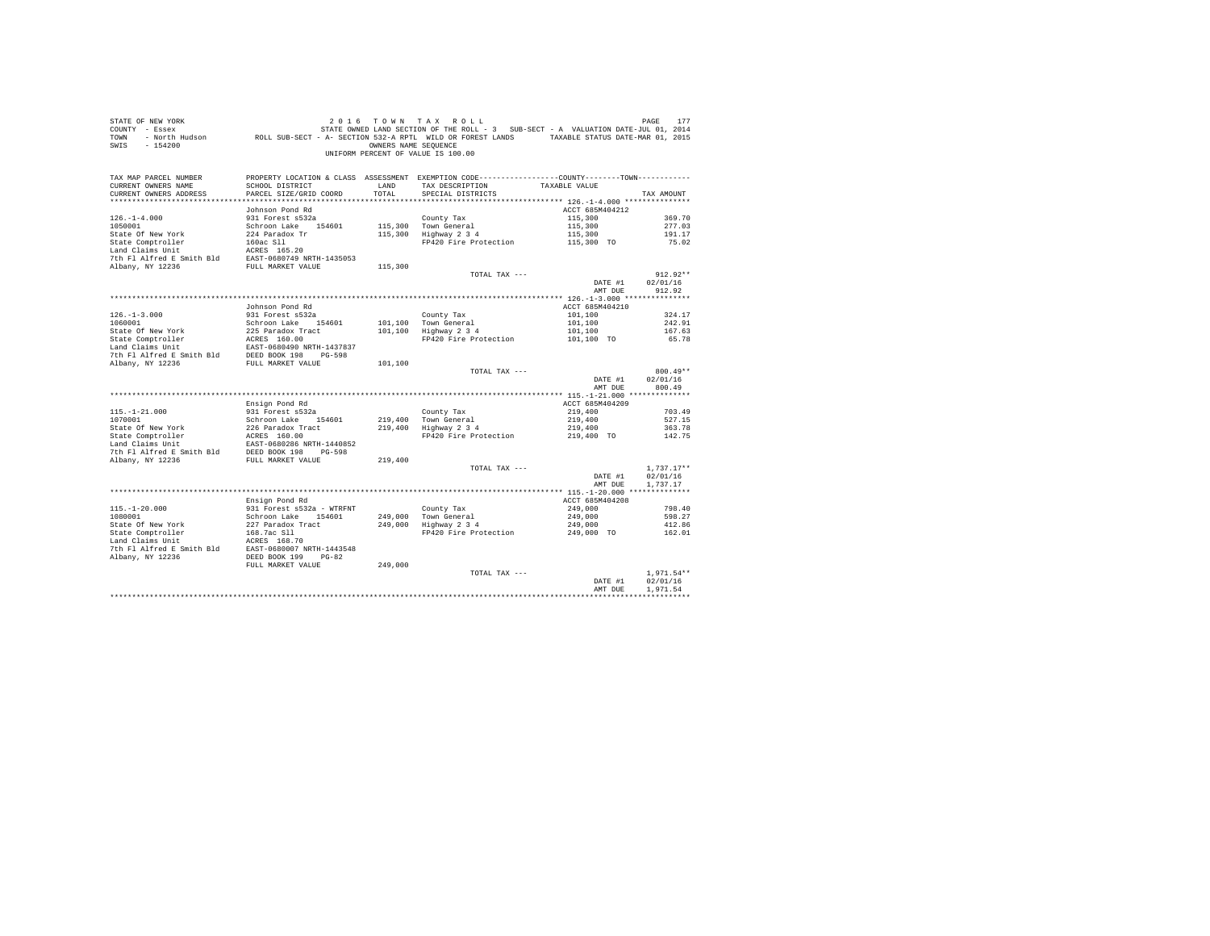STATE OF NEW YORK
COUNTY - Essex
TOWN - North Hudson
SWIS - 154200

2 0 1 6 T O W N T A X R O L L
STATE OWNED LAND SECTION OF THE ROLL - 3 SUB-SECT - A VALUATION DATE-JUL 01, 2014
ROLL SUB-SECT - A- SECTION 532-A RPTL WILD OR FOREST LANDS TAXABLE STATUS DATE-MAR 01, 2015
OWNERS NAME SEQUENCE
UNIFORM PERCENT OF VALUE IS 100.00

| TAX MAP PARCEL NUMBER / CURRENT OWNERS NAME / CURRENT OWNERS ADDRESS | PROPERTY LOCATION & CLASS / SCHOOL DISTRICT / PARCEL SIZE/GRID COORD | ASSESSMENT LAND / TOTAL | EXEMPTION CODE / TAX DESCRIPTION / SPECIAL DISTRICTS | COUNTY--------TOWN / TAXABLE VALUE | TAX AMOUNT |
|---|---|---|---|---|---|
| **126.-1-4.000** | Johnson Pond Rd | | | ACCT 685M404212 | |
| 126.-1-4.000 | 931 Forest s532a | | County Tax | 115,300 | 369.70 |
| 1050001 | Schroon Lake 154601 | 115,300 | Town General | 115,300 | 277.03 |
| State Of New York | 224 Paradox Tr | 115,300 | Highway 2 3 4 | 115,300 | 191.17 |
| State Comptroller | 160ac Sll | | FP420 Fire Protection | 115,300 TO | 75.02 |
| Land Claims Unit | ACRES 165.20 | | | | |
| 7th Fl Alfred E Smith Bld | EAST-0680749 NRTH-1435053 | | | | |
| Albany, NY 12236 | FULL MARKET VALUE | 115,300 | | | |
| | | | TOTAL TAX --- | | 912.92** |
| | | | | DATE #1 | 02/01/16 |
| | | | | AMT DUE | 912.92 |
| **126.-1-3.000** | Johnson Pond Rd | | | ACCT 685M404210 | |
| 126.-1-3.000 | 931 Forest s532a | | County Tax | 101,100 | 324.17 |
| 1060001 | Schroon Lake 154601 | 101,100 | Town General | 101,100 | 242.91 |
| State Of New York | 225 Paradox Tract | 101,100 | Highway 2 3 4 | 101,100 | 167.63 |
| State Comptroller | ACRES 160.00 | | FP420 Fire Protection | 101,100 TO | 65.78 |
| Land Claims Unit | EAST-0680490 NRTH-1437837 | | | | |
| 7th Fl Alfred E Smith Bld | DEED BOOK 198 PG-598 | | | | |
| Albany, NY 12236 | FULL MARKET VALUE | 101,100 | | | |
| | | | TOTAL TAX --- | | 800.49** |
| | | | | DATE #1 | 02/01/16 |
| | | | | AMT DUE | 800.49 |
| **115.-1-21.000** | Ensign Pond Rd | | | ACCT 685M404209 | |
| 115.-1-21.000 | 931 Forest s532a | | County Tax | 219,400 | 703.49 |
| 1070001 | Schroon Lake 154601 | 219,400 | Town General | 219,400 | 527.15 |
| State Of New York | 226 Paradox Tract | 219,400 | Highway 2 3 4 | 219,400 | 363.78 |
| State Comptroller | ACRES 160.00 | | FP420 Fire Protection | 219,400 TO | 142.75 |
| Land Claims Unit | EAST-0680286 NRTH-1440852 | | | | |
| 7th Fl Alfred E Smith Bld | DEED BOOK 198 PG-598 | | | | |
| Albany, NY 12236 | FULL MARKET VALUE | 219,400 | | | |
| | | | TOTAL TAX --- | | 1,737.17** |
| | | | | DATE #1 | 02/01/16 |
| | | | | AMT DUE | 1,737.17 |
| **115.-1-20.000** | Ensign Pond Rd | | | ACCT 685M404208 | |
| 115.-1-20.000 | 931 Forest s532a - WTRFNT | | County Tax | 249,000 | 798.40 |
| 1080001 | Schroon Lake 154601 | 249,000 | Town General | 249,000 | 598.27 |
| State Of New York | 227 Paradox Tract | 249,000 | Highway 2 3 4 | 249,000 | 412.86 |
| State Comptroller | 168.7ac Sll | | FP420 Fire Protection | 249,000 TO | 162.01 |
| Land Claims Unit | ACRES 168.70 | | | | |
| 7th Fl Alfred E Smith Bld | EAST-0680007 NRTH-1443548 | | | | |
| Albany, NY 12236 | DEED BOOK 199 PG-82 | | | | |
| | FULL MARKET VALUE | 249,000 | | | |
| | | | TOTAL TAX --- | | 1,971.54** |
| | | | | DATE #1 | 02/01/16 |
| | | | | AMT DUE | 1,971.54 |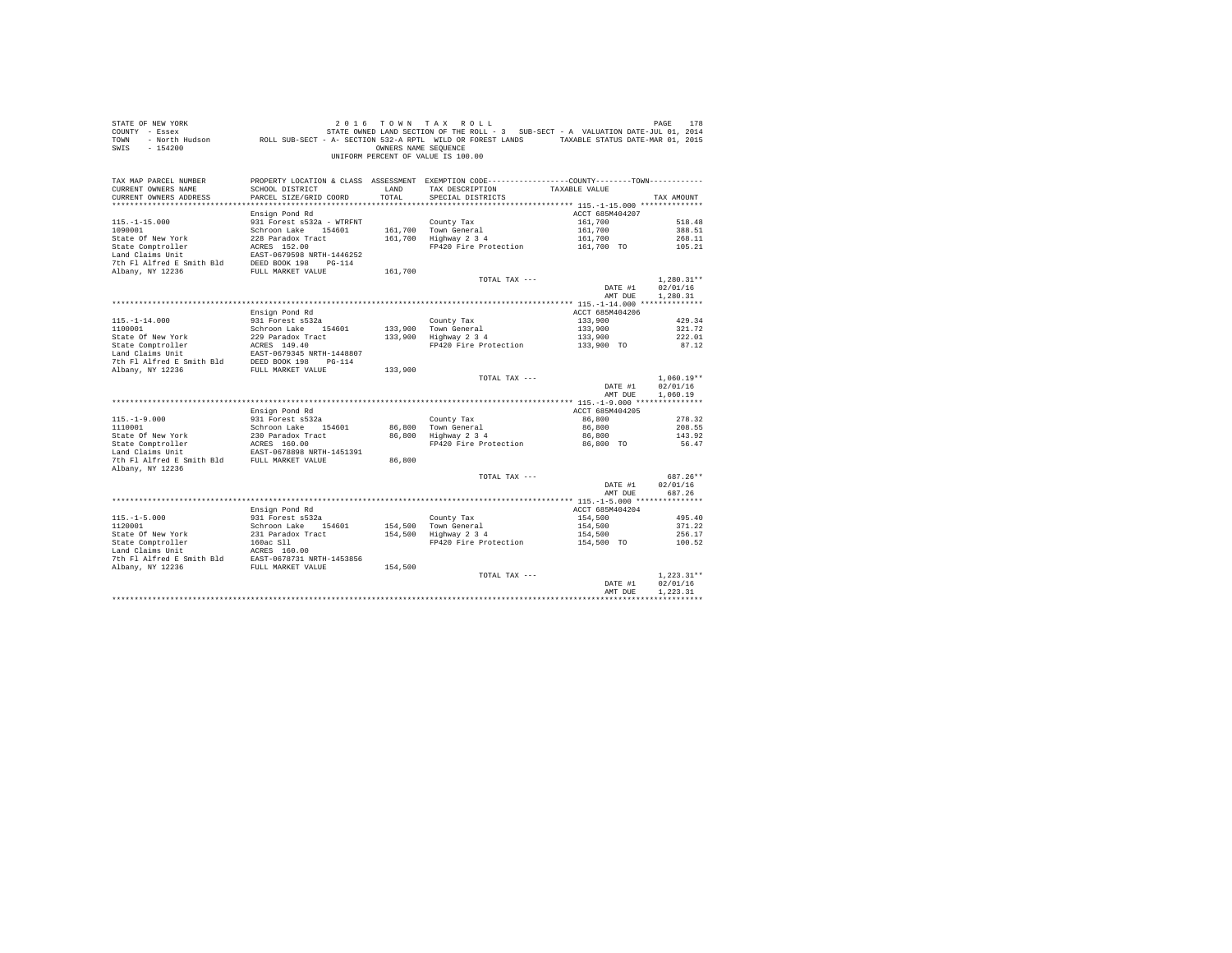STATE OF NEW YORK
COUNTY - Essex
TOWN - North Hudson
SWIS - 154200

2016 TOWN TAX ROLL
STATE OWNED LAND SECTION OF THE ROLL - 3 SUB-SECT - A VALUATION DATE-JUL 01, 2014
ROLL SUB-SECT - A- SECTION 532-A RPTL WILD OR FOREST LANDS TAXABLE STATUS DATE-MAR 01, 2015
OWNERS NAME SEQUENCE
UNIFORM PERCENT OF VALUE IS 100.00

| TAX MAP PARCEL NUMBER / CURRENT OWNERS NAME / CURRENT OWNERS ADDRESS | PROPERTY LOCATION & CLASS / SCHOOL DISTRICT / PARCEL SIZE/GRID COORD | ASSESSMENT LAND / TOTAL | EXEMPTION CODE / TAX DESCRIPTION / SPECIAL DISTRICTS | COUNTY--------TOWN TAXABLE VALUE | TAX AMOUNT |
|---|---|---|---|---|---|
| **115.-1-15.000** | Ensign Pond Rd | | | ACCT 685M404207 | |
| 115.-1-15.000 | 931 Forest s532a - WTRFNT | | County Tax | 161,700 | 518.48 |
| 1090001 | Schroon Lake 154601 | 161,700 | Town General | 161,700 | 388.51 |
| State Of New York | 228 Paradox Tract | 161,700 | Highway 2 3 4 | 161,700 | 268.11 |
| State Comptroller | ACRES 152.00 | | FP420 Fire Protection | 161,700 TO | 105.21 |
| Land Claims Unit | EAST-0679598 NRTH-1446252 | | | | |
| 7th Fl Alfred E Smith Bld | DEED BOOK 198 PG-114 | | | | |
| Albany, NY 12236 | FULL MARKET VALUE | 161,700 | | | |
| | | | TOTAL TAX --- | | 1,280.31** |
| | | | | DATE #1 | 02/01/16 |
| | | | | AMT DUE | 1,280.31 |
| **115.-1-14.000** | Ensign Pond Rd | | | ACCT 685M404206 | |
| 115.-1-14.000 | 931 Forest s532a | | County Tax | 133,900 | 429.34 |
| 1100001 | Schroon Lake 154601 | 133,900 | Town General | 133,900 | 321.72 |
| State Of New York | 229 Paradox Tract | 133,900 | Highway 2 3 4 | 133,900 | 222.01 |
| State Comptroller | ACRES 149.40 | | FP420 Fire Protection | 133,900 TO | 87.12 |
| Land Claims Unit | EAST-0679345 NRTH-1448807 | | | | |
| 7th Fl Alfred E Smith Bld | DEED BOOK 198 PG-114 | | | | |
| Albany, NY 12236 | FULL MARKET VALUE | 133,900 | | | |
| | | | TOTAL TAX --- | | 1,060.19** |
| | | | | DATE #1 | 02/01/16 |
| | | | | AMT DUE | 1,060.19 |
| **115.-1-9.000** | Ensign Pond Rd | | | ACCT 685M404205 | |
| 115.-1-9.000 | 931 Forest s532a | | County Tax | 86,800 | 278.32 |
| 1110001 | Schroon Lake 154601 | 86,800 | Town General | 86,800 | 208.55 |
| State Of New York | 230 Paradox Tract | 86,800 | Highway 2 3 4 | 86,800 | 143.92 |
| State Comptroller | ACRES 160.00 | | FP420 Fire Protection | 86,800 TO | 56.47 |
| Land Claims Unit | EAST-0678898 NRTH-1451391 | | | | |
| 7th Fl Alfred E Smith Bld | FULL MARKET VALUE | 86,800 | | | |
| Albany, NY 12236 | | | | | |
| | | | TOTAL TAX --- | | 687.26** |
| | | | | DATE #1 | 02/01/16 |
| | | | | AMT DUE | 687.26 |
| **115.-1-5.000** | Ensign Pond Rd | | | ACCT 685M404204 | |
| 115.-1-5.000 | 931 Forest s532a | | County Tax | 154,500 | 495.40 |
| 1120001 | Schroon Lake 154601 | 154,500 | Town General | 154,500 | 371.22 |
| State Of New York | 231 Paradox Tract | 154,500 | Highway 2 3 4 | 154,500 | 256.17 |
| State Comptroller | 160ac Sll | | FP420 Fire Protection | 154,500 TO | 100.52 |
| Land Claims Unit | ACRES 160.00 | | | | |
| 7th Fl Alfred E Smith Bld | EAST-0678731 NRTH-1453856 | | | | |
| Albany, NY 12236 | FULL MARKET VALUE | 154,500 | | | |
| | | | TOTAL TAX --- | | 1,223.31** |
| | | | | DATE #1 | 02/01/16 |
| | | | | AMT DUE | 1,223.31 |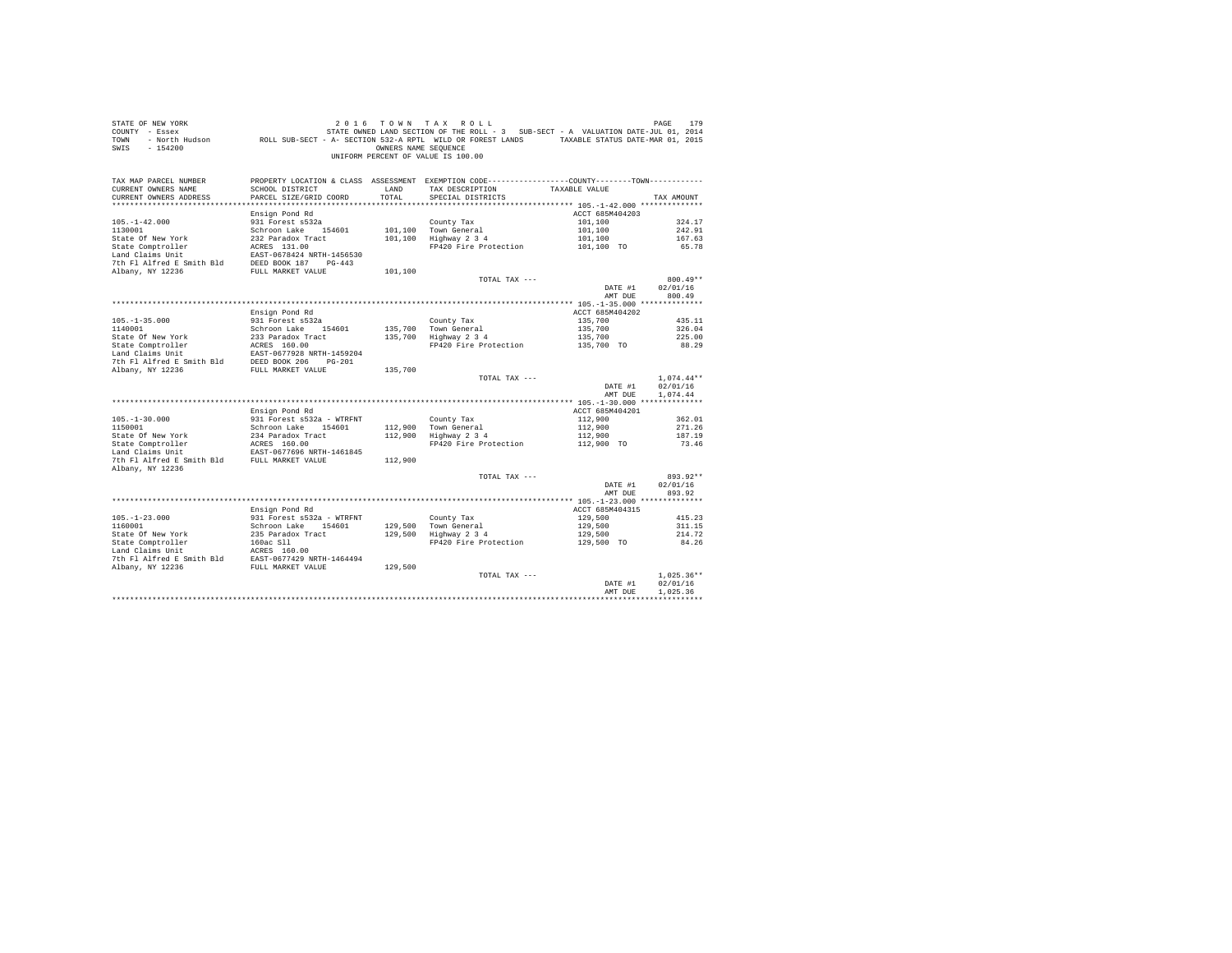STATE OF NEW YORK
COUNTY - Essex
TOWN - North Hudson
SWIS - 154200

2 0 1 6 T O W N T A X R O L L
STATE OWNED LAND SECTION OF THE ROLL - 3 SUB-SECT - A VALUATION DATE-JUL 01, 2014
ROLL SUB-SECT - A- SECTION 532-A RPTL WILD OR FOREST LANDS TAXABLE STATUS DATE-MAR 01, 2015
OWNERS NAME SEQUENCE
UNIFORM PERCENT OF VALUE IS 100.00

| TAX MAP PARCEL NUMBER / CURRENT OWNERS NAME / CURRENT OWNERS ADDRESS | PROPERTY LOCATION & CLASS / SCHOOL DISTRICT / PARCEL SIZE/GRID COORD | ASSESSMENT LAND / TOTAL | EXEMPTION CODE / TAX DESCRIPTION / SPECIAL DISTRICTS | COUNTY / TOWN TAXABLE VALUE | TAX AMOUNT |
|---|---|---|---|---|---|
| **105.-1-42.000** | Ensign Pond Rd | | | ACCT 685M404203 | |
| 105.-1-42.000 | 931 Forest s532a | | County Tax | 101,100 | 324.17 |
| 1130001 | Schroon Lake 154601 | 101,100 | Town General | 101,100 | 242.91 |
| State Of New York | 232 Paradox Tract | 101,100 | Highway 2 3 4 | 101,100 | 167.63 |
| State Comptroller | ACRES 131.00 | | FP420 Fire Protection | 101,100 TO | 65.78 |
| Land Claims Unit | EAST-0678424 NRTH-1456530 | | | | |
| 7th Fl Alfred E Smith Bld | DEED BOOK 187 PG-443 | | | | |
| Albany, NY 12236 | FULL MARKET VALUE | 101,100 | | | |
| | | | TOTAL TAX --- | | 800.49** |
| | | | | DATE #1 | 02/01/16 |
| | | | | AMT DUE | 800.49 |
| **105.-1-35.000** | Ensign Pond Rd | | | ACCT 685M404202 | |
| 105.-1-35.000 | 931 Forest s532a | | County Tax | 135,700 | 435.11 |
| 1140001 | Schroon Lake 154601 | 135,700 | Town General | 135,700 | 326.04 |
| State Of New York | 233 Paradox Tract | 135,700 | Highway 2 3 4 | 135,700 | 225.00 |
| State Comptroller | ACRES 160.00 | | FP420 Fire Protection | 135,700 TO | 88.29 |
| Land Claims Unit | EAST-0677928 NRTH-1459204 | | | | |
| 7th Fl Alfred E Smith Bld | DEED BOOK 206 PG-201 | | | | |
| Albany, NY 12236 | FULL MARKET VALUE | 135,700 | | | |
| | | | TOTAL TAX --- | | 1,074.44** |
| | | | | DATE #1 | 02/01/16 |
| | | | | AMT DUE | 1,074.44 |
| **105.-1-30.000** | Ensign Pond Rd | | | ACCT 685M404201 | |
| 105.-1-30.000 | 931 Forest s532a - WTRFNT | | County Tax | 112,900 | 362.01 |
| 1150001 | Schroon Lake 154601 | 112,900 | Town General | 112,900 | 271.26 |
| State Of New York | 234 Paradox Tract | 112,900 | Highway 2 3 4 | 112,900 | 187.19 |
| State Comptroller | ACRES 160.00 | | FP420 Fire Protection | 112,900 TO | 73.46 |
| Land Claims Unit | EAST-0677696 NRTH-1461845 | | | | |
| 7th Fl Alfred E Smith Bld | FULL MARKET VALUE | 112,900 | | | |
| Albany, NY 12236 | | | | | |
| | | | TOTAL TAX --- | | 893.92** |
| | | | | DATE #1 | 02/01/16 |
| | | | | AMT DUE | 893.92 |
| **105.-1-23.000** | Ensign Pond Rd | | | ACCT 685M404315 | |
| 105.-1-23.000 | 931 Forest s532a - WTRFNT | | County Tax | 129,500 | 415.23 |
| 1160001 | Schroon Lake 154601 | 129,500 | Town General | 129,500 | 311.15 |
| State Of New York | 235 Paradox Tract | 129,500 | Highway 2 3 4 | 129,500 | 214.72 |
| State Comptroller | 160ac Sll | | FP420 Fire Protection | 129,500 TO | 84.26 |
| Land Claims Unit | ACRES 160.00 | | | | |
| 7th Fl Alfred E Smith Bld | EAST-0677429 NRTH-1464494 | | | | |
| Albany, NY 12236 | FULL MARKET VALUE | 129,500 | | | |
| | | | TOTAL TAX --- | | 1,025.36** |
| | | | | DATE #1 | 02/01/16 |
| | | | | AMT DUE | 1,025.36 |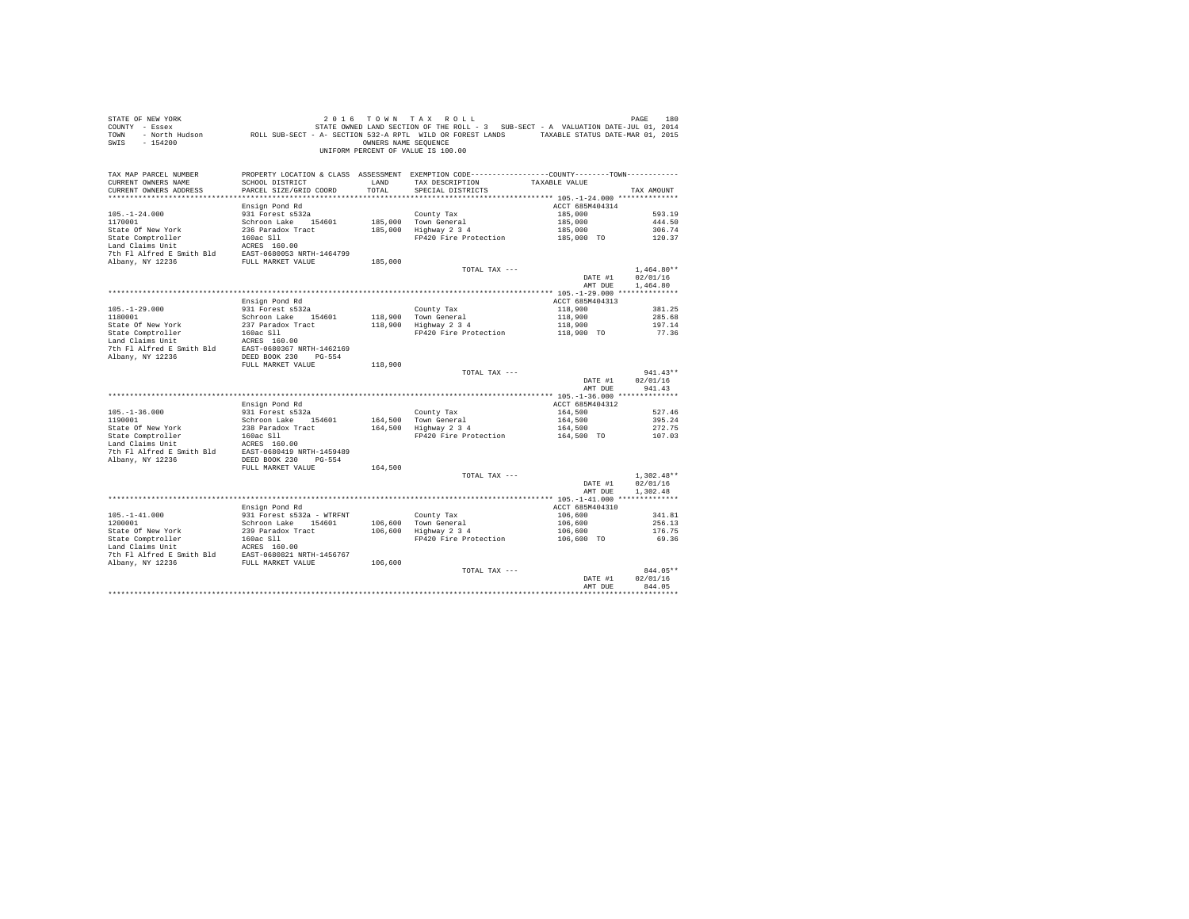STATE OF NEW YORK | 2016 TOWN TAX ROLL | PAGE 180
COUNTY - Essex | STATE OWNED LAND SECTION OF THE ROLL - 3 SUB-SECT - A VALUATION DATE-JUL 01, 2014
TOWN - North Hudson | ROLL SUB-SECT - A- SECTION 532-A RPTL WILD OR FOREST LANDS TAXABLE STATUS DATE-MAR 01, 2015
SWIS - 154200 | OWNERS NAME SEQUENCE
UNIFORM PERCENT OF VALUE IS 100.00

| TAX MAP PARCEL NUMBER / CURRENT OWNERS NAME / CURRENT OWNERS ADDRESS | PROPERTY LOCATION & CLASS / SCHOOL DISTRICT / PARCEL SIZE/GRID COORD | ASSESSMENT LAND / TOTAL | EXEMPTION CODE / TAX DESCRIPTION / SPECIAL DISTRICTS | COUNTY--------TOWN / TAXABLE VALUE | TAX AMOUNT |
|---|---|---|---|---|---|
| **105.-1-24.000** | Ensign Pond Rd | | | ACCT 685M404314 | |
| 1170001 | 931 Forest s532a | | County Tax | 185,000 | 593.19 |
| State Of New York | Schroon Lake 154601 | 185,000 | Town General | 185,000 | 444.50 |
| State Comptroller | 236 Paradox Tract | 185,000 | Highway 2 3 4 | 185,000 | 306.74 |
| Land Claims Unit | 160ac Sll | | FP420 Fire Protection | 185,000 TO | 120.37 |
| 7th Fl Alfred E Smith Bld | ACRES 160.00 | | | | |
| Albany, NY 12236 | EAST-0680053 NRTH-1464799 | | | | |
| | FULL MARKET VALUE | 185,000 | | | |
| | | | TOTAL TAX --- | | 1,464.80** |
| | | | | DATE #1 | 02/01/16 |
| | | | | AMT DUE | 1,464.80 |
| **105.-1-29.000** | Ensign Pond Rd | | | ACCT 685M404313 | |
| 1180001 | 931 Forest s532a | | County Tax | 118,900 | 381.25 |
| State Of New York | Schroon Lake 154601 | 118,900 | Town General | 118,900 | 285.68 |
| State Comptroller | 237 Paradox Tract | 118,900 | Highway 2 3 4 | 118,900 | 197.14 |
| Land Claims Unit | 160ac Sll | | FP420 Fire Protection | 118,900 TO | 77.36 |
| 7th Fl Alfred E Smith Bld | ACRES 160.00 | | | | |
| Albany, NY 12236 | EAST-0680367 NRTH-1462169 | | | | |
| | DEED BOOK 230 PG-554 | | | | |
| | FULL MARKET VALUE | 118,900 | | | |
| | | | TOTAL TAX --- | | 941.43** |
| | | | | DATE #1 | 02/01/16 |
| | | | | AMT DUE | 941.43 |
| **105.-1-36.000** | Ensign Pond Rd | | | ACCT 685M404312 | |
| 1190001 | 931 Forest s532a | | County Tax | 164,500 | 527.46 |
| State Of New York | Schroon Lake 154601 | 164,500 | Town General | 164,500 | 395.24 |
| State Comptroller | 238 Paradox Tract | 164,500 | Highway 2 3 4 | 164,500 | 272.75 |
| Land Claims Unit | 160ac Sll | | FP420 Fire Protection | 164,500 TO | 107.03 |
| 7th Fl Alfred E Smith Bld | ACRES 160.00 | | | | |
| Albany, NY 12236 | EAST-0680419 NRTH-1459489 | | | | |
| | DEED BOOK 230 PG-554 | | | | |
| | FULL MARKET VALUE | 164,500 | | | |
| | | | TOTAL TAX --- | | 1,302.48** |
| | | | | DATE #1 | 02/01/16 |
| | | | | AMT DUE | 1,302.48 |
| **105.-1-41.000** | Ensign Pond Rd | | | ACCT 685M404310 | |
| 1200001 | 931 Forest s532a - WTRFNT | | County Tax | 106,600 | 341.81 |
| State Of New York | Schroon Lake 154601 | 106,600 | Town General | 106,600 | 256.13 |
| State Comptroller | 239 Paradox Tract | 106,600 | Highway 2 3 4 | 106,600 | 176.75 |
| Land Claims Unit | 160ac Sll | | FP420 Fire Protection | 106,600 TO | 69.36 |
| 7th Fl Alfred E Smith Bld | ACRES 160.00 | | | | |
| Albany, NY 12236 | EAST-0680821 NRTH-1456767 | | | | |
| | FULL MARKET VALUE | 106,600 | | | |
| | | | TOTAL TAX --- | | 844.05** |
| | | | | DATE #1 | 02/01/16 |
| | | | | AMT DUE | 844.05 |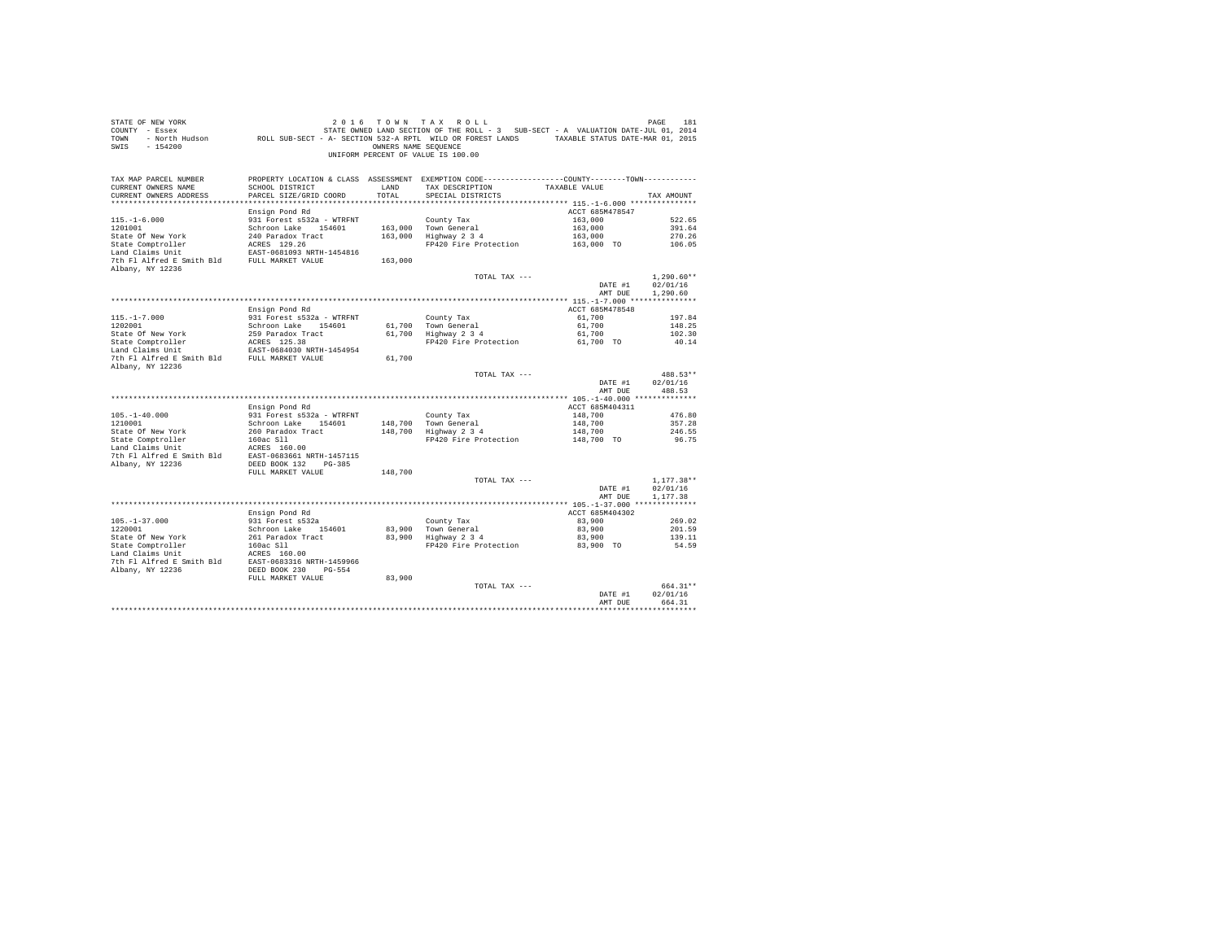STATE OF NEW YORK
COUNTY - Essex
TOWN - North Hudson
SWIS - 154200

2016 TOWN TAX ROLL
STATE OWNED LAND SECTION OF THE ROLL - 3 SUB-SECT - A VALUATION DATE-JUL 01, 2014
ROLL SUB-SECT - A- SECTION 532-A RPTL WILD OR FOREST LANDS TAXABLE STATUS DATE-MAR 01, 2015
OWNERS NAME SEQUENCE
UNIFORM PERCENT OF VALUE IS 100.00

| TAX MAP PARCEL NUMBER / CURRENT OWNERS NAME / CURRENT OWNERS ADDRESS | PROPERTY LOCATION & CLASS / SCHOOL DISTRICT / PARCEL SIZE/GRID COORD | ASSESSMENT LAND / TOTAL | EXEMPTION CODE / TAX DESCRIPTION / SPECIAL DISTRICTS | COUNTY--------TOWN TAXABLE VALUE | TAX AMOUNT |
|---|---|---|---|---|---|
| **115.-1-6.000** | Ensign Pond Rd | | | ACCT 685M478547 | |
| 115.-1-6.000 | 931 Forest s532a - WTRFNT | | County Tax | 163,000 | 522.65 |
| 1201001 | Schroon Lake 154601 | 163,000 | Town General | 163,000 | 391.64 |
| State Of New York | 240 Paradox Tract | 163,000 | Highway 2 3 4 | 163,000 | 270.26 |
| State Comptroller | ACRES 129.26 | | FP420 Fire Protection | 163,000 TO | 106.05 |
| Land Claims Unit | EAST-0681093 NRTH-1454816 | | | | |
| 7th Fl Alfred E Smith Bld | FULL MARKET VALUE | 163,000 | | | |
| Albany, NY 12236 | | | | | |
| | | | TOTAL TAX --- | | 1,290.60** |
| | | | | DATE #1 | 02/01/16 |
| | | | | AMT DUE | 1,290.60 |
| **115.-1-7.000** | Ensign Pond Rd | | | ACCT 685M478548 | |
| 115.-1-7.000 | 931 Forest s532a - WTRFNT | | County Tax | 61,700 | 197.84 |
| 1202001 | Schroon Lake 154601 | 61,700 | Town General | 61,700 | 148.25 |
| State Of New York | 259 Paradox Tract | 61,700 | Highway 2 3 4 | 61,700 | 102.30 |
| State Comptroller | ACRES 125.38 | | FP420 Fire Protection | 61,700 TO | 40.14 |
| Land Claims Unit | EAST-0684030 NRTH-1454954 | | | | |
| 7th Fl Alfred E Smith Bld | FULL MARKET VALUE | 61,700 | | | |
| Albany, NY 12236 | | | | | |
| | | | TOTAL TAX --- | | 488.53** |
| | | | | DATE #1 | 02/01/16 |
| | | | | AMT DUE | 488.53 |
| **105.-1-40.000** | Ensign Pond Rd | | | ACCT 685M404311 | |
| 105.-1-40.000 | 931 Forest s532a - WTRFNT | | County Tax | 148,700 | 476.80 |
| 1210001 | Schroon Lake 154601 | 148,700 | Town General | 148,700 | 357.28 |
| State Of New York | 260 Paradox Tract | 148,700 | Highway 2 3 4 | 148,700 | 246.55 |
| State Comptroller | 160ac Sll | | FP420 Fire Protection | 148,700 TO | 96.75 |
| Land Claims Unit | ACRES 160.00 | | | | |
| 7th Fl Alfred E Smith Bld | EAST-0683661 NRTH-1457115 | | | | |
| Albany, NY 12236 | DEED BOOK 132 PG-385 | | | | |
| | FULL MARKET VALUE | 148,700 | | | |
| | | | TOTAL TAX --- | | 1,177.38** |
| | | | | DATE #1 | 02/01/16 |
| | | | | AMT DUE | 1,177.38 |
| **105.-1-37.000** | Ensign Pond Rd | | | ACCT 685M404302 | |
| 105.-1-37.000 | 931 Forest s532a | | County Tax | 83,900 | 269.02 |
| 1220001 | Schroon Lake 154601 | 83,900 | Town General | 83,900 | 201.59 |
| State Of New York | 261 Paradox Tract | 83,900 | Highway 2 3 4 | 83,900 | 139.11 |
| State Comptroller | 160ac Sll | | FP420 Fire Protection | 83,900 TO | 54.59 |
| Land Claims Unit | ACRES 160.00 | | | | |
| 7th Fl Alfred E Smith Bld | EAST-0683316 NRTH-1459966 | | | | |
| Albany, NY 12236 | DEED BOOK 230 PG-554 | | | | |
| | FULL MARKET VALUE | 83,900 | | | |
| | | | TOTAL TAX --- | | 664.31** |
| | | | | DATE #1 | 02/01/16 |
| | | | | AMT DUE | 664.31 |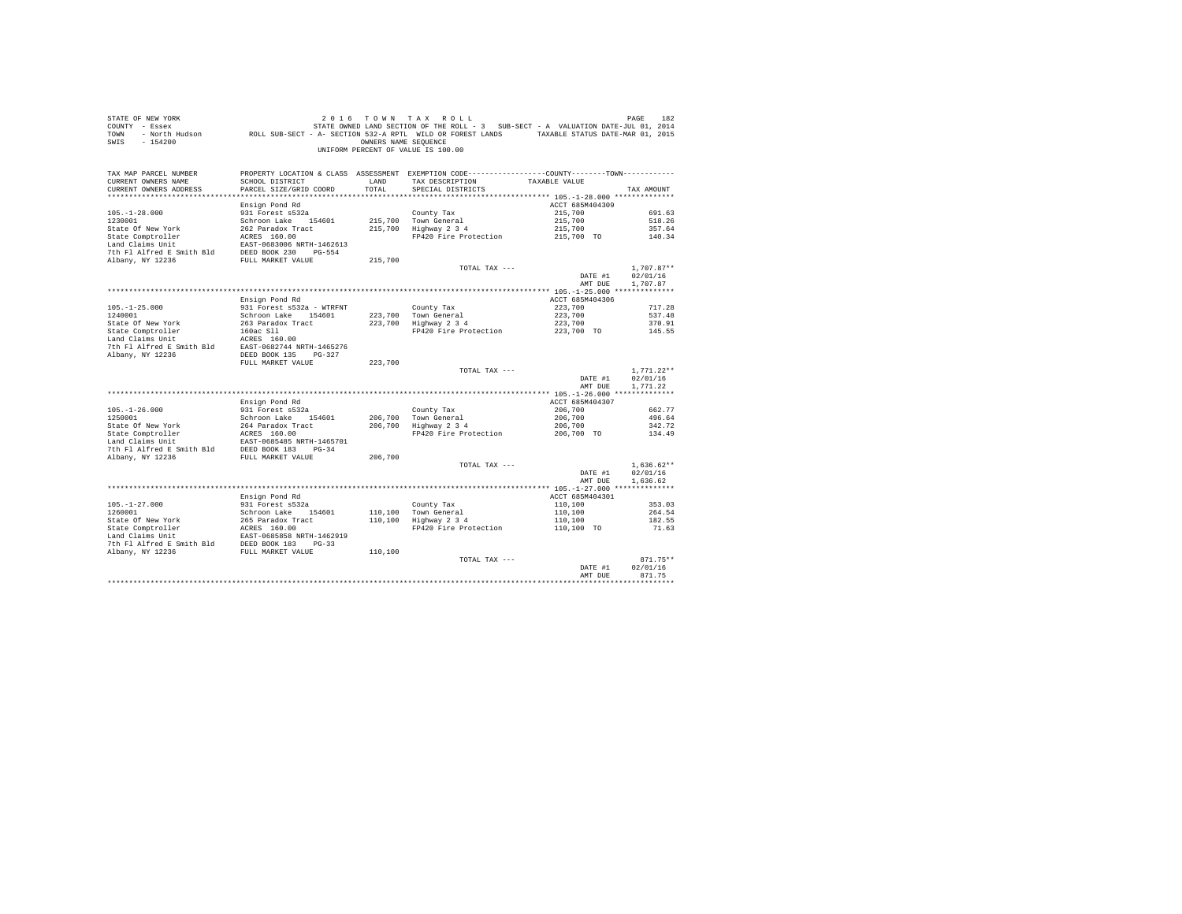STATE OF NEW YORK | COUNTY - Essex | TOWN - North Hudson | SWIS - 154200

2016 TOWN TAX ROLL
STATE OWNED LAND SECTION OF THE ROLL - 3 SUB-SECT - A VALUATION DATE-JUL 01, 2014
ROLL SUB-SECT - A- SECTION 532-A RPTL WILD OR FOREST LANDS TAXABLE STATUS DATE-MAR 01, 2015
OWNERS NAME SEQUENCE
UNIFORM PERCENT OF VALUE IS 100.00

| TAX MAP PARCEL NUMBER / CURRENT OWNERS NAME / CURRENT OWNERS ADDRESS | PROPERTY LOCATION & CLASS / SCHOOL DISTRICT / PARCEL SIZE/GRID COORD | ASSESSMENT LAND / TOTAL | EXEMPTION CODE / TAX DESCRIPTION / SPECIAL DISTRICTS | COUNTY / TOWN TAXABLE VALUE | TAX AMOUNT |
|---|---|---|---|---|---|
| 105.-1-28.000 | Ensign Pond Rd | | | ACCT 685M404309 | |
| 1230001 | 931 Forest s532a | | County Tax | 215,700 | 691.63 |
| State Of New York | Schroon Lake 154601 | 215,700 | Town General | 215,700 | 518.26 |
| State Comptroller | 262 Paradox Tract | 215,700 | Highway 2 3 4 | 215,700 | 357.64 |
| Land Claims Unit | ACRES 160.00 | | FP420 Fire Protection | 215,700 TO | 140.34 |
| 7th Fl Alfred E Smith Bld | EAST-0683006 NRTH-1462613 | | | | |
| Albany, NY 12236 | DEED BOOK 230 PG-554 | | | | |
| | FULL MARKET VALUE | 215,700 | | | |
| | | | TOTAL TAX --- | | 1,707.87** |
| | | | | DATE #1 | 02/01/16 |
| | | | | AMT DUE | 1,707.87 |
| 105.-1-25.000 | Ensign Pond Rd | | | ACCT 685M404306 | |
| 1240001 | 931 Forest s532a - WTRFNT | | County Tax | 223,700 | 717.28 |
| State Of New York | Schroon Lake 154601 | 223,700 | Town General | 223,700 | 537.48 |
| State Comptroller | 263 Paradox Tract | 223,700 | Highway 2 3 4 | 223,700 | 370.91 |
| Land Claims Unit | 160ac Sll | | FP420 Fire Protection | 223,700 TO | 145.55 |
| 7th Fl Alfred E Smith Bld | ACRES 160.00 | | | | |
| Albany, NY 12236 | EAST-0682744 NRTH-1465276 | | | | |
| | DEED BOOK 135 PG-327 | | | | |
| | FULL MARKET VALUE | 223,700 | | | |
| | | | TOTAL TAX --- | | 1,771.22** |
| | | | | DATE #1 | 02/01/16 |
| | | | | AMT DUE | 1,771.22 |
| 105.-1-26.000 | Ensign Pond Rd | | | ACCT 685M404307 | |
| 1250001 | 931 Forest s532a | | County Tax | 206,700 | 662.77 |
| State Of New York | Schroon Lake 154601 | 206,700 | Town General | 206,700 | 496.64 |
| State Comptroller | 264 Paradox Tract | 206,700 | Highway 2 3 4 | 206,700 | 342.72 |
| Land Claims Unit | ACRES 160.00 | | FP420 Fire Protection | 206,700 TO | 134.49 |
| 7th Fl Alfred E Smith Bld | EAST-0685485 NRTH-1465701 | | | | |
| Albany, NY 12236 | DEED BOOK 183 PG-34 | | | | |
| | FULL MARKET VALUE | 206,700 | | | |
| | | | TOTAL TAX --- | | 1,636.62** |
| | | | | DATE #1 | 02/01/16 |
| | | | | AMT DUE | 1,636.62 |
| 105.-1-27.000 | Ensign Pond Rd | | | ACCT 685M404301 | |
| 1260001 | 931 Forest s532a | | County Tax | 110,100 | 353.03 |
| State Of New York | Schroon Lake 154601 | 110,100 | Town General | 110,100 | 264.54 |
| State Comptroller | 265 Paradox Tract | 110,100 | Highway 2 3 4 | 110,100 | 182.55 |
| Land Claims Unit | ACRES 160.00 | | FP420 Fire Protection | 110,100 TO | 71.63 |
| 7th Fl Alfred E Smith Bld | EAST-0685858 NRTH-1462919 | | | | |
| Albany, NY 12236 | DEED BOOK 183 PG-33 | | | | |
| | FULL MARKET VALUE | 110,100 | | | |
| | | | TOTAL TAX --- | | 871.75** |
| | | | | DATE #1 | 02/01/16 |
| | | | | AMT DUE | 871.75 |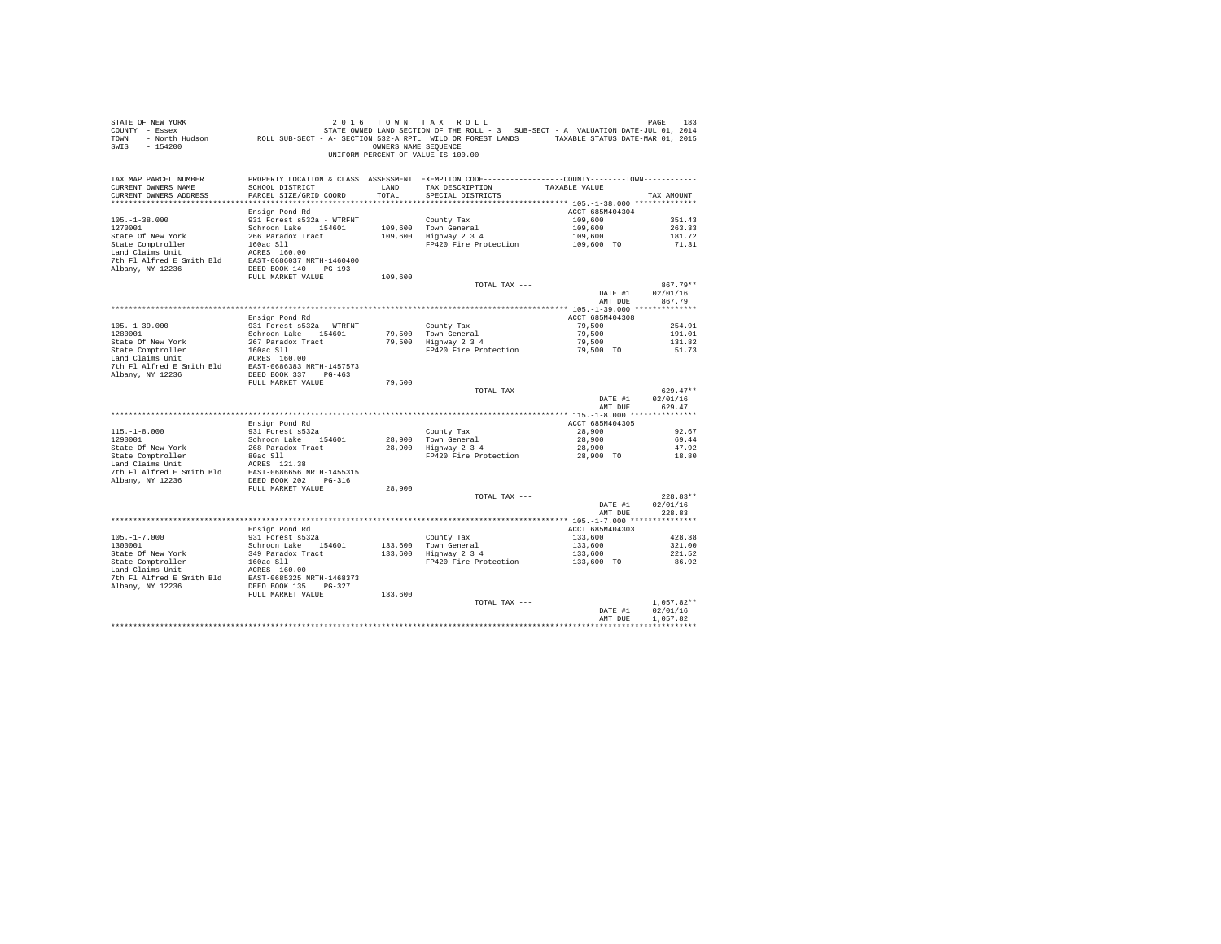STATE OF NEW YORK 2016 TOWN TAX ROLL
COUNTY - Essex STATE OWNED LAND SECTION OF THE ROLL - 3 SUB-SECT - A VALUATION DATE-JUL 01, 2014
TOWN - North Hudson ROLL SUB-SECT - A- SECTION 532-A RPTL WILD OR FOREST LANDS TAXABLE STATUS DATE-MAR 01, 2015
SWIS - 154200 OWNERS NAME SEQUENCE
UNIFORM PERCENT OF VALUE IS 100.00

| TAX MAP PARCEL NUMBER / CURRENT OWNERS NAME / CURRENT OWNERS ADDRESS | PROPERTY LOCATION & CLASS / SCHOOL DISTRICT / PARCEL SIZE/GRID COORD | ASSESSMENT LAND / TOTAL | EXEMPTION CODE / TAX DESCRIPTION / SPECIAL DISTRICTS | COUNTY--------TOWN / TAXABLE VALUE | TAX AMOUNT |
|---|---|---|---|---|---|
| **105.-1-38.000** | Ensign Pond Rd | | | ACCT 685M404304 | |
| 105.-1-38.000 | 931 Forest s532a - WTRFNT | | County Tax | 109,600 | 351.43 |
| 1270001 | Schroon Lake 154601 | 109,600 | Town General | 109,600 | 263.33 |
| State Of New York | 266 Paradox Tract | 109,600 | Highway 2 3 4 | 109,600 | 181.72 |
| State Comptroller | 160ac Sll | | FP420 Fire Protection | 109,600 TO | 71.31 |
| Land Claims Unit | ACRES 160.00 | | | | |
| 7th Fl Alfred E Smith Bld | EAST-0686037 NRTH-1460400 | | | | |
| Albany, NY 12236 | DEED BOOK 140 PG-193 | | | | |
| | FULL MARKET VALUE | 109,600 | | | |
| | | | TOTAL TAX --- | | 867.79** |
| | | | | DATE #1 | 02/01/16 |
| | | | | AMT DUE | 867.79 |
| **105.-1-39.000** | Ensign Pond Rd | | | ACCT 685M404308 | |
| 105.-1-39.000 | 931 Forest s532a - WTRFNT | | County Tax | 79,500 | 254.91 |
| 1280001 | Schroon Lake 154601 | 79,500 | Town General | 79,500 | 191.01 |
| State Of New York | 267 Paradox Tract | 79,500 | Highway 2 3 4 | 79,500 | 131.82 |
| State Comptroller | 160ac Sll | | FP420 Fire Protection | 79,500 TO | 51.73 |
| Land Claims Unit | ACRES 160.00 | | | | |
| 7th Fl Alfred E Smith Bld | EAST-0686383 NRTH-1457573 | | | | |
| Albany, NY 12236 | DEED BOOK 337 PG-463 | | | | |
| | FULL MARKET VALUE | 79,500 | | | |
| | | | TOTAL TAX --- | | 629.47** |
| | | | | DATE #1 | 02/01/16 |
| | | | | AMT DUE | 629.47 |
| **115.-1-8.000** | Ensign Pond Rd | | | ACCT 685M404305 | |
| 115.-1-8.000 | 931 Forest s532a | | County Tax | 28,900 | 92.67 |
| 1290001 | Schroon Lake 154601 | 28,900 | Town General | 28,900 | 69.44 |
| State Of New York | 268 Paradox Tract | 28,900 | Highway 2 3 4 | 28,900 | 47.92 |
| State Comptroller | 80ac Sll | | FP420 Fire Protection | 28,900 TO | 18.80 |
| Land Claims Unit | ACRES 121.38 | | | | |
| 7th Fl Alfred E Smith Bld | EAST-0686656 NRTH-1455315 | | | | |
| Albany, NY 12236 | DEED BOOK 202 PG-316 | | | | |
| | FULL MARKET VALUE | 28,900 | | | |
| | | | TOTAL TAX --- | | 228.83** |
| | | | | DATE #1 | 02/01/16 |
| | | | | AMT DUE | 228.83 |
| **105.-1-7.000** | Ensign Pond Rd | | | ACCT 685M404303 | |
| 105.-1-7.000 | 931 Forest s532a | | County Tax | 133,600 | 428.38 |
| 1300001 | Schroon Lake 154601 | 133,600 | Town General | 133,600 | 321.00 |
| State Of New York | 349 Paradox Tract | 133,600 | Highway 2 3 4 | 133,600 | 221.52 |
| State Comptroller | 160ac Sll | | FP420 Fire Protection | 133,600 TO | 86.92 |
| Land Claims Unit | ACRES 160.00 | | | | |
| 7th Fl Alfred E Smith Bld | EAST-0685325 NRTH-1468373 | | | | |
| Albany, NY 12236 | DEED BOOK 135 PG-327 | | | | |
| | FULL MARKET VALUE | 133,600 | | | |
| | | | TOTAL TAX --- | | 1,057.82** |
| | | | | DATE #1 | 02/01/16 |
| | | | | AMT DUE | 1,057.82 |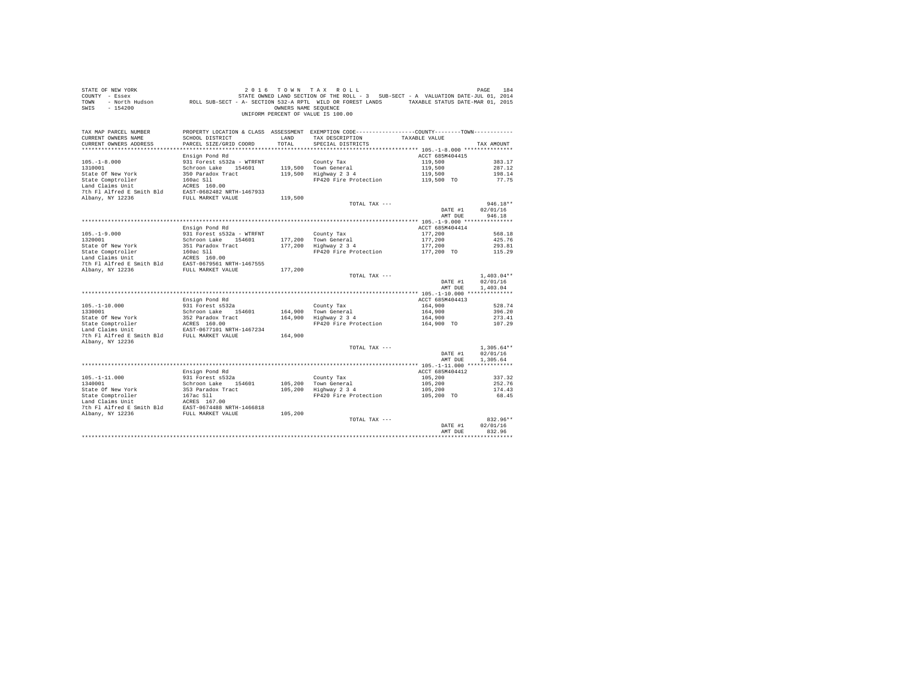STATE OF NEW YORK
COUNTY - Essex
TOWN - North Hudson
SWIS - 154200

2016 TOWN TAX ROLL
STATE OWNED LAND SECTION OF THE ROLL - 3 SUB-SECT - A VALUATION DATE-JUL 01, 2014
ROLL SUB-SECT - A- SECTION 532-A RPTL WILD OR FOREST LANDS TAXABLE STATUS DATE-MAR 01, 2015
OWNERS NAME SEQUENCE
UNIFORM PERCENT OF VALUE IS 100.00

| TAX MAP PARCEL NUMBER / CURRENT OWNERS NAME / CURRENT OWNERS ADDRESS | PROPERTY LOCATION & CLASS / SCHOOL DISTRICT / PARCEL SIZE/GRID COORD | ASSESSMENT LAND / TOTAL | EXEMPTION CODE / TAX DESCRIPTION / SPECIAL DISTRICTS | COUNTY--------TOWN TAXABLE VALUE | TAX AMOUNT |
|---|---|---|---|---|---|
| **105.-1-8.000** | Ensign Pond Rd | | | ACCT 685M404415 | |
| 105.-1-8.000 | 931 Forest s532a - WTRFNT | | County Tax | 119,500 | 383.17 |
| 1310001 | Schroon Lake 154601 | 119,500 | Town General | 119,500 | 287.12 |
| State Of New York | 350 Paradox Tract | 119,500 | Highway 2 3 4 | 119,500 | 198.14 |
| State Comptroller | 160ac Sll | | FP420 Fire Protection | 119,500 TO | 77.75 |
| Land Claims Unit | ACRES 160.00 | | | | |
| 7th Fl Alfred E Smith Bld | EAST-0682482 NRTH-1467933 | | | | |
| Albany, NY 12236 | FULL MARKET VALUE | 119,500 | | | |
| | | | TOTAL TAX --- | | 946.18** |
| | | | | DATE #1 | 02/01/16 |
| | | | | AMT DUE | 946.18 |
| **105.-1-9.000** | Ensign Pond Rd | | | ACCT 685M404414 | |
| 105.-1-9.000 | 931 Forest s532a - WTRFNT | | County Tax | 177,200 | 568.18 |
| 1320001 | Schroon Lake 154601 | 177,200 | Town General | 177,200 | 425.76 |
| State Of New York | 351 Paradox Tract | 177,200 | Highway 2 3 4 | 177,200 | 293.81 |
| State Comptroller | 160ac Sll | | FP420 Fire Protection | 177,200 TO | 115.29 |
| Land Claims Unit | ACRES 160.00 | | | | |
| 7th Fl Alfred E Smith Bld | EAST-0679561 NRTH-1467555 | | | | |
| Albany, NY 12236 | FULL MARKET VALUE | 177,200 | | | |
| | | | TOTAL TAX --- | | 1,403.04** |
| | | | | DATE #1 | 02/01/16 |
| | | | | AMT DUE | 1,403.04 |
| **105.-1-10.000** | Ensign Pond Rd | | | ACCT 685M404413 | |
| 105.-1-10.000 | 931 Forest s532a | | County Tax | 164,900 | 528.74 |
| 1330001 | Schroon Lake 154601 | 164,900 | Town General | 164,900 | 396.20 |
| State Of New York | 352 Paradox Tract | 164,900 | Highway 2 3 4 | 164,900 | 273.41 |
| State Comptroller | ACRES 160.00 | | FP420 Fire Protection | 164,900 TO | 107.29 |
| Land Claims Unit | EAST-0677101 NRTH-1467234 | | | | |
| 7th Fl Alfred E Smith Bld | FULL MARKET VALUE | 164,900 | | | |
| Albany, NY 12236 | | | | | |
| | | | TOTAL TAX --- | | 1,305.64** |
| | | | | DATE #1 | 02/01/16 |
| | | | | AMT DUE | 1,305.64 |
| **105.-1-11.000** | Ensign Pond Rd | | | ACCT 685M404412 | |
| 105.-1-11.000 | 931 Forest s532a | | County Tax | 105,200 | 337.32 |
| 1340001 | Schroon Lake 154601 | 105,200 | Town General | 105,200 | 252.76 |
| State Of New York | 353 Paradox Tract | 105,200 | Highway 2 3 4 | 105,200 | 174.43 |
| State Comptroller | 167ac Sll | | FP420 Fire Protection | 105,200 TO | 68.45 |
| Land Claims Unit | ACRES 167.00 | | | | |
| 7th Fl Alfred E Smith Bld | EAST-0674488 NRTH-1466818 | | | | |
| Albany, NY 12236 | FULL MARKET VALUE | 105,200 | | | |
| | | | TOTAL TAX --- | | 832.96** |
| | | | | DATE #1 | 02/01/16 |
| | | | | AMT DUE | 832.96 |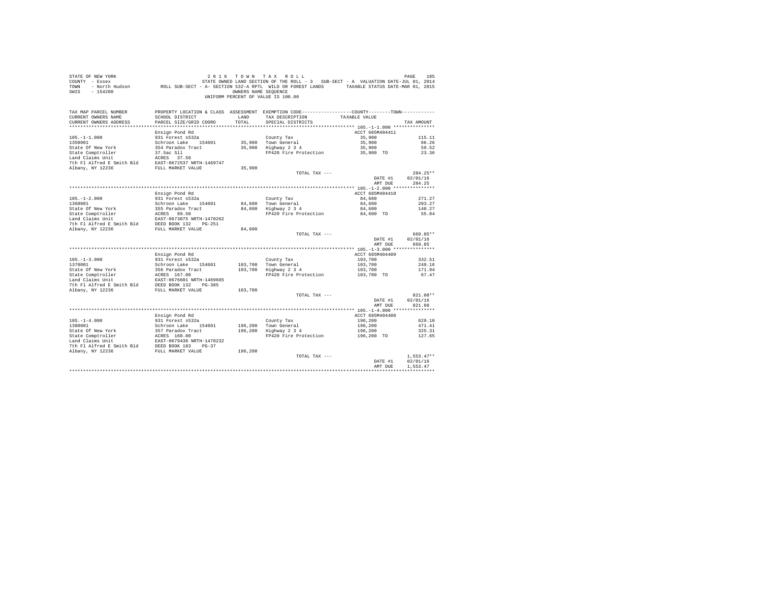STATE OF NEW YORK
COUNTY - Essex
TOWN - North Hudson
SWIS - 154200

2016 TOWN TAX ROLL
STATE OWNED LAND SECTION OF THE ROLL - 3 SUB-SECT - A VALUATION DATE-JUL 01, 2014
ROLL SUB-SECT - A- SECTION 532-A RPTL WILD OR FOREST LANDS TAXABLE STATUS DATE-MAR 01, 2015
OWNERS NAME SEQUENCE
UNIFORM PERCENT OF VALUE IS 100.00

| TAX MAP PARCEL NUMBER / CURRENT OWNERS NAME / CURRENT OWNERS ADDRESS | PROPERTY LOCATION & CLASS / SCHOOL DISTRICT / PARCEL SIZE/GRID COORD | ASSESSMENT LAND / TOTAL | EXEMPTION CODE / TAX DESCRIPTION / SPECIAL DISTRICTS | COUNTY--------TOWN / TAXABLE VALUE | TAX AMOUNT |
|---|---|---|---|---|---|
| **105.-1-1.000** | Ensign Pond Rd | | | ACCT 685M404411 | |
| 105.-1-1.000 | 931 Forest s532a | | County Tax | 35,900 | 115.11 |
| 1350001 | Schroon Lake 154601 | 35,900 | Town General | 35,900 | 86.26 |
| State Of New York | 354 Paradox Tract | 35,900 | Highway 2 3 4 | 35,900 | 59.52 |
| State Comptroller | 37.5ac Sll | | FP420 Fire Protection | 35,900 TO | 23.36 |
| Land Claims Unit | ACRES 37.50 | | | | |
| 7th Fl Alfred E Smith Bld | EAST-0672537 NRTH-1469747 | | | | |
| Albany, NY 12236 | FULL MARKET VALUE | 35,900 | | | |
| | | | TOTAL TAX --- | | 284.25** |
| | | | | DATE #1 | 02/01/16 |
| | | | | AMT DUE | 284.25 |
| **105.-1-2.000** | Ensign Pond Rd | | | ACCT 685M404410 | |
| 105.-1-2.000 | 931 Forest s532a | | County Tax | 84,600 | 271.27 |
| 1360001 | Schroon Lake 154601 | 84,600 | Town General | 84,600 | 203.27 |
| State Of New York | 355 Paradox Tract | 84,600 | Highway 2 3 4 | 84,600 | 140.27 |
| State Comptroller | ACRES 89.50 | | FP420 Fire Protection | 84,600 TO | 55.04 |
| Land Claims Unit | EAST-0673075 NRTH-1470262 | | | | |
| 7th Fl Alfred E Smith Bld | DEED BOOK 132 PG-251 | | | | |
| Albany, NY 12236 | FULL MARKET VALUE | 84,600 | | | |
| | | | TOTAL TAX --- | | 669.85** |
| | | | | DATE #1 | 02/01/16 |
| | | | | AMT DUE | 669.85 |
| **105.-1-3.000** | Ensign Pond Rd | | | ACCT 685M404409 | |
| 105.-1-3.000 | 931 Forest s532a | | County Tax | 103,700 | 332.51 |
| 1370001 | Schroon Lake 154601 | 103,700 | Town General | 103,700 | 249.16 |
| State Of New York | 356 Paradox Tract | 103,700 | Highway 2 3 4 | 103,700 | 171.94 |
| State Comptroller | ACRES 167.00 | | FP420 Fire Protection | 103,700 TO | 67.47 |
| Land Claims Unit | EAST-0676601 NRTH-1469665 | | | | |
| 7th Fl Alfred E Smith Bld | DEED BOOK 132 PG-385 | | | | |
| Albany, NY 12236 | FULL MARKET VALUE | 103,700 | | | |
| | | | TOTAL TAX --- | | 821.08** |
| | | | | DATE #1 | 02/01/16 |
| | | | | AMT DUE | 821.08 |
| **105.-1-4.000** | Ensign Pond Rd | | | ACCT 685M404408 | |
| 105.-1-4.000 | 931 Forest s532a | | County Tax | 196,200 | 629.10 |
| 1380001 | Schroon Lake 154601 | 196,200 | Town General | 196,200 | 471.41 |
| State Of New York | 357 Paradox Tract | 196,200 | Highway 2 3 4 | 196,200 | 325.31 |
| State Comptroller | ACRES 160.00 | | FP420 Fire Protection | 196,200 TO | 127.65 |
| Land Claims Unit | EAST-0679438 NRTH-1470232 | | | | |
| 7th Fl Alfred E Smith Bld | DEED BOOK 183 PG-37 | | | | |
| Albany, NY 12236 | FULL MARKET VALUE | 196,200 | | | |
| | | | TOTAL TAX --- | | 1,553.47** |
| | | | | DATE #1 | 02/01/16 |
| | | | | AMT DUE | 1,553.47 |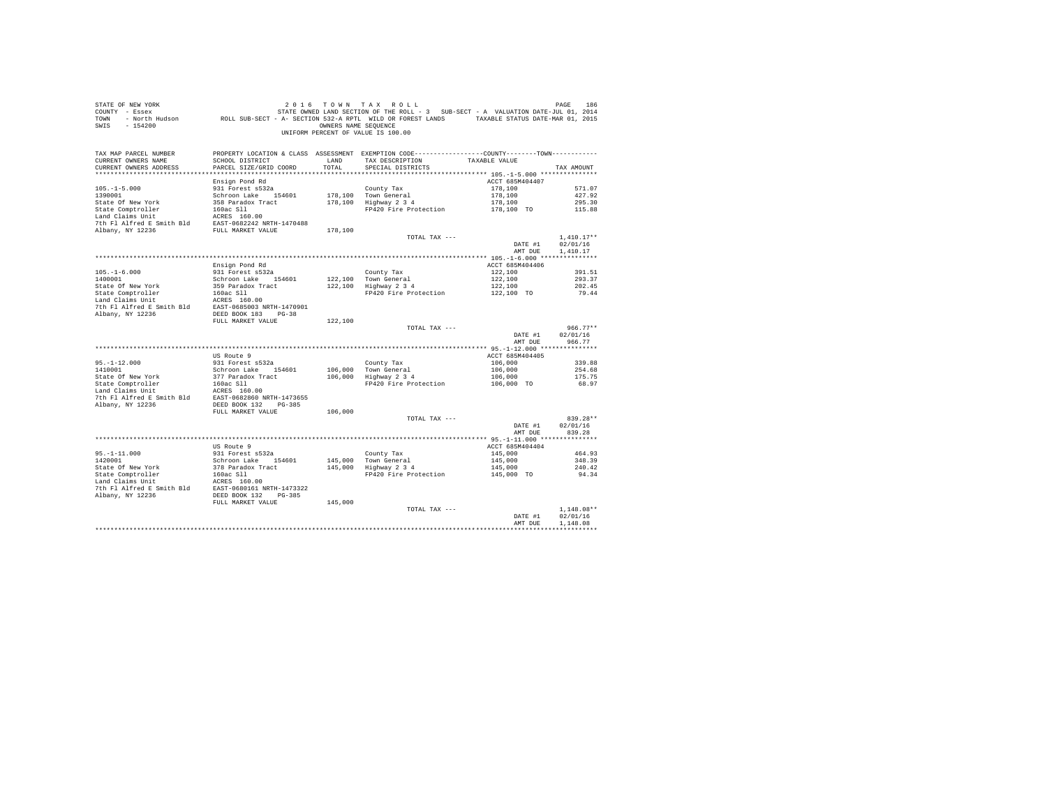STATE OF NEW YORK
COUNTY - Essex
TOWN - North Hudson
SWIS - 154200

2 0 1 6 T O W N T A X R O L L
STATE OWNED LAND SECTION OF THE ROLL - 3 SUB-SECT - A VALUATION DATE-JUL 01, 2014
ROLL SUB-SECT - A- SECTION 532-A RPTL WILD OR FOREST LANDS TAXABLE STATUS DATE-MAR 01, 2015
OWNERS NAME SEQUENCE
UNIFORM PERCENT OF VALUE IS 100.00

| TAX MAP PARCEL NUMBER / CURRENT OWNERS NAME / CURRENT OWNERS ADDRESS | PROPERTY LOCATION & CLASS / SCHOOL DISTRICT / PARCEL SIZE/GRID COORD | ASSESSMENT LAND / TOTAL | EXEMPTION CODE / TAX DESCRIPTION / SPECIAL DISTRICTS | COUNTY--------TOWN / TAXABLE VALUE | TAX AMOUNT |
|---|---|---|---|---|---|
| **105.-1-5.000** | Ensign Pond Rd | | | ACCT 685M404407 | |
| 105.-1-5.000 | 931 Forest s532a | | County Tax | 178,100 | 571.07 |
| 1390001 | Schroon Lake 154601 | 178,100 | Town General | 178,100 | 427.92 |
| State Of New York | 358 Paradox Tract | 178,100 | Highway 2 3 4 | 178,100 | 295.30 |
| State Comptroller | 160ac Sll | | FP420 Fire Protection | 178,100 TO | 115.88 |
| Land Claims Unit | ACRES 160.00 | | | | |
| 7th Fl Alfred E Smith Bld | EAST-0682242 NRTH-1470488 | | | | |
| Albany, NY 12236 | FULL MARKET VALUE | 178,100 | | | |
| | | | TOTAL TAX --- | | 1,410.17** |
| | | | | DATE #1 | 02/01/16 |
| | | | | AMT DUE | 1,410.17 |
| **105.-1-6.000** | Ensign Pond Rd | | | ACCT 685M404406 | |
| 105.-1-6.000 | 931 Forest s532a | | County Tax | 122,100 | 391.51 |
| 1400001 | Schroon Lake 154601 | 122,100 | Town General | 122,100 | 293.37 |
| State Of New York | 359 Paradox Tract | 122,100 | Highway 2 3 4 | 122,100 | 202.45 |
| State Comptroller | 160ac Sll | | FP420 Fire Protection | 122,100 TO | 79.44 |
| Land Claims Unit | ACRES 160.00 | | | | |
| 7th Fl Alfred E Smith Bld | EAST-0685003 NRTH-1470901 | | | | |
| Albany, NY 12236 | DEED BOOK 183 PG-38 | | | | |
| | FULL MARKET VALUE | 122,100 | | | |
| | | | TOTAL TAX --- | | 966.77** |
| | | | | DATE #1 | 02/01/16 |
| | | | | AMT DUE | 966.77 |
| **95.-1-12.000** | US Route 9 | | | ACCT 685M404405 | |
| 95.-1-12.000 | 931 Forest s532a | | County Tax | 106,000 | 339.88 |
| 1410001 | Schroon Lake 154601 | 106,000 | Town General | 106,000 | 254.68 |
| State Of New York | 377 Paradox Tract | 106,000 | Highway 2 3 4 | 106,000 | 175.75 |
| State Comptroller | 160ac Sll | | FP420 Fire Protection | 106,000 TO | 68.97 |
| Land Claims Unit | ACRES 160.00 | | | | |
| 7th Fl Alfred E Smith Bld | EAST-0682860 NRTH-1473655 | | | | |
| Albany, NY 12236 | DEED BOOK 132 PG-385 | | | | |
| | FULL MARKET VALUE | 106,000 | | | |
| | | | TOTAL TAX --- | | 839.28** |
| | | | | DATE #1 | 02/01/16 |
| | | | | AMT DUE | 839.28 |
| **95.-1-11.000** | US Route 9 | | | ACCT 685M404404 | |
| 95.-1-11.000 | 931 Forest s532a | | County Tax | 145,000 | 464.93 |
| 1420001 | Schroon Lake 154601 | 145,000 | Town General | 145,000 | 348.39 |
| State Of New York | 378 Paradox Tract | 145,000 | Highway 2 3 4 | 145,000 | 240.42 |
| State Comptroller | 160ac Sll | | FP420 Fire Protection | 145,000 TO | 94.34 |
| Land Claims Unit | ACRES 160.00 | | | | |
| 7th Fl Alfred E Smith Bld | EAST-0680161 NRTH-1473322 | | | | |
| Albany, NY 12236 | DEED BOOK 132 PG-385 | | | | |
| | FULL MARKET VALUE | 145,000 | | | |
| | | | TOTAL TAX --- | | 1,148.08** |
| | | | | DATE #1 | 02/01/16 |
| | | | | AMT DUE | 1,148.08 |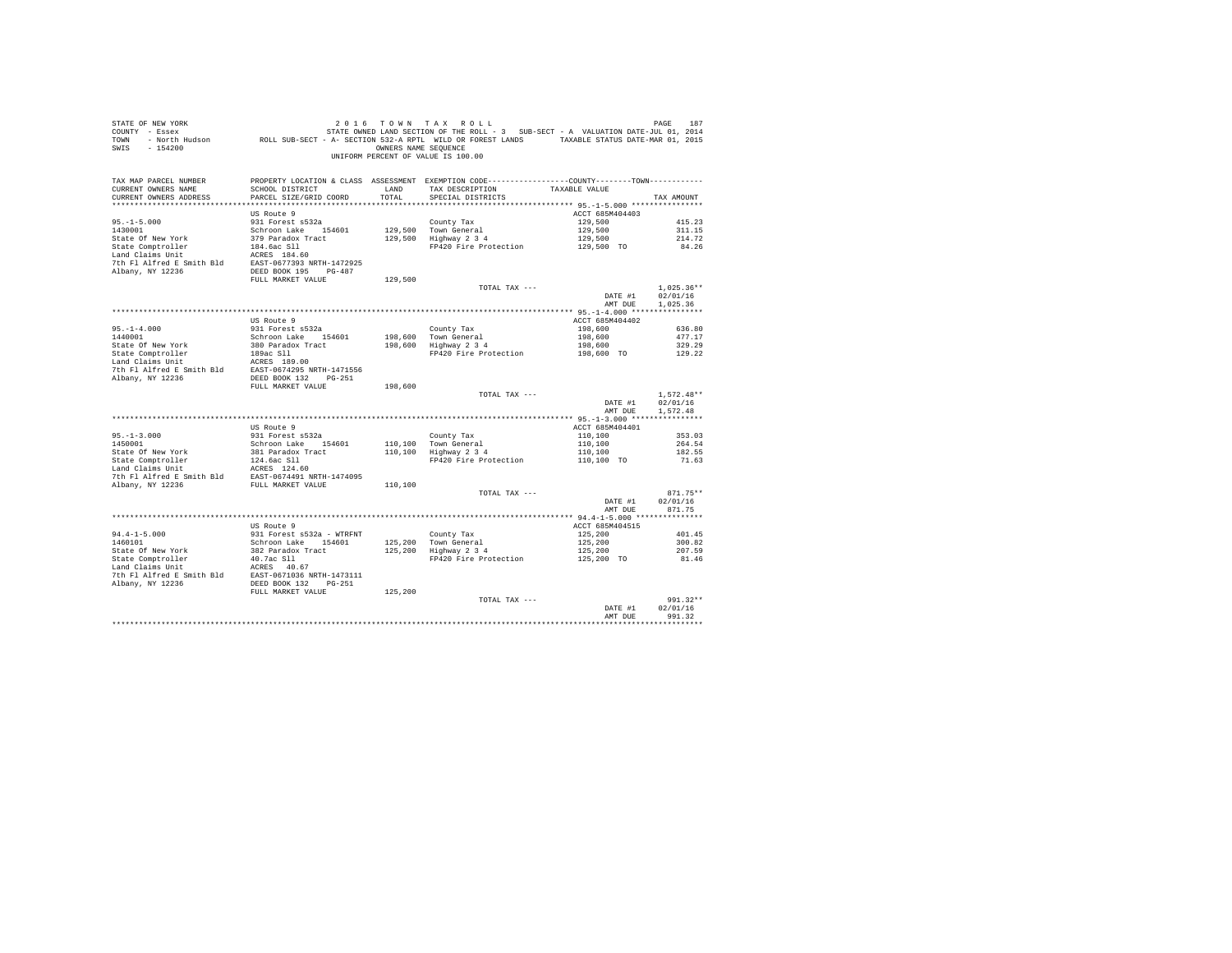STATE OF NEW YORK — 2016 TOWN TAX ROLL
COUNTY - Essex — STATE OWNED LAND SECTION OF THE ROLL - 3 SUB-SECT - A VALUATION DATE-JUL 01, 2014
TOWN - North Hudson — ROLL SUB-SECT - A- SECTION 532-A RPTL WILD OR FOREST LANDS — TAXABLE STATUS DATE-MAR 01, 2015
SWIS - 154200 — OWNERS NAME SEQUENCE
UNIFORM PERCENT OF VALUE IS 100.00

| TAX MAP PARCEL NUMBER / CURRENT OWNERS NAME / CURRENT OWNERS ADDRESS | PROPERTY LOCATION & CLASS / SCHOOL DISTRICT / PARCEL SIZE/GRID COORD | ASSESSMENT LAND / TOTAL | EXEMPTION CODE / TAX DESCRIPTION / SPECIAL DISTRICTS | COUNTY / TOWN TAXABLE VALUE | TAX AMOUNT |
|---|---|---|---|---|---|
| **95.-1-5.000** | US Route 9 | | | ACCT 685M404403 | |
| 95.-1-5.000 | 931 Forest s532a | | County Tax | 129,500 | 415.23 |
| 1430001 | Schroon Lake 154601 | 129,500 | Town General | 129,500 | 311.15 |
| State Of New York | 379 Paradox Tract | 129,500 | Highway 2 3 4 | 129,500 | 214.72 |
| State Comptroller | 184.6ac Sll | | FP420 Fire Protection | 129,500 TO | 84.26 |
| Land Claims Unit | ACRES 184.60 | | | | |
| 7th Fl Alfred E Smith Bld | EAST-0677393 NRTH-1472925 | | | | |
| Albany, NY 12236 | DEED BOOK 195 PG-487 | | | | |
| | FULL MARKET VALUE | 129,500 | | | |
| | | | TOTAL TAX --- | | 1,025.36** |
| | | | | DATE #1 | 02/01/16 |
| | | | | AMT DUE | 1,025.36 |
| **95.-1-4.000** | US Route 9 | | | ACCT 685M404402 | |
| 95.-1-4.000 | 931 Forest s532a | | County Tax | 198,600 | 636.80 |
| 1440001 | Schroon Lake 154601 | 198,600 | Town General | 198,600 | 477.17 |
| State Of New York | 380 Paradox Tract | 198,600 | Highway 2 3 4 | 198,600 | 329.29 |
| State Comptroller | 189ac Sll | | FP420 Fire Protection | 198,600 TO | 129.22 |
| Land Claims Unit | ACRES 189.00 | | | | |
| 7th Fl Alfred E Smith Bld | EAST-0674295 NRTH-1471556 | | | | |
| Albany, NY 12236 | DEED BOOK 132 PG-251 | | | | |
| | FULL MARKET VALUE | 198,600 | | | |
| | | | TOTAL TAX --- | | 1,572.48** |
| | | | | DATE #1 | 02/01/16 |
| | | | | AMT DUE | 1,572.48 |
| **95.-1-3.000** | US Route 9 | | | ACCT 685M404401 | |
| 95.-1-3.000 | 931 Forest s532a | | County Tax | 110,100 | 353.03 |
| 1450001 | Schroon Lake 154601 | 110,100 | Town General | 110,100 | 264.54 |
| State Of New York | 381 Paradox Tract | 110,100 | Highway 2 3 4 | 110,100 | 182.55 |
| State Comptroller | 124.6ac Sll | | FP420 Fire Protection | 110,100 TO | 71.63 |
| Land Claims Unit | ACRES 124.60 | | | | |
| 7th Fl Alfred E Smith Bld | EAST-0674491 NRTH-1474095 | | | | |
| Albany, NY 12236 | FULL MARKET VALUE | 110,100 | | | |
| | | | TOTAL TAX --- | | 871.75** |
| | | | | DATE #1 | 02/01/16 |
| | | | | AMT DUE | 871.75 |
| **94.4-1-5.000** | US Route 9 | | | ACCT 685M404515 | |
| 94.4-1-5.000 | 931 Forest s532a - WTRFNT | | County Tax | 125,200 | 401.45 |
| 1460101 | Schroon Lake 154601 | 125,200 | Town General | 125,200 | 300.82 |
| State Of New York | 382 Paradox Tract | 125,200 | Highway 2 3 4 | 125,200 | 207.59 |
| State Comptroller | 40.7ac Sll | | FP420 Fire Protection | 125,200 TO | 81.46 |
| Land Claims Unit | ACRES 40.67 | | | | |
| 7th Fl Alfred E Smith Bld | EAST-0671036 NRTH-1473111 | | | | |
| Albany, NY 12236 | DEED BOOK 132 PG-251 | | | | |
| | FULL MARKET VALUE | 125,200 | | | |
| | | | TOTAL TAX --- | | 991.32** |
| | | | | DATE #1 | 02/01/16 |
| | | | | AMT DUE | 991.32 |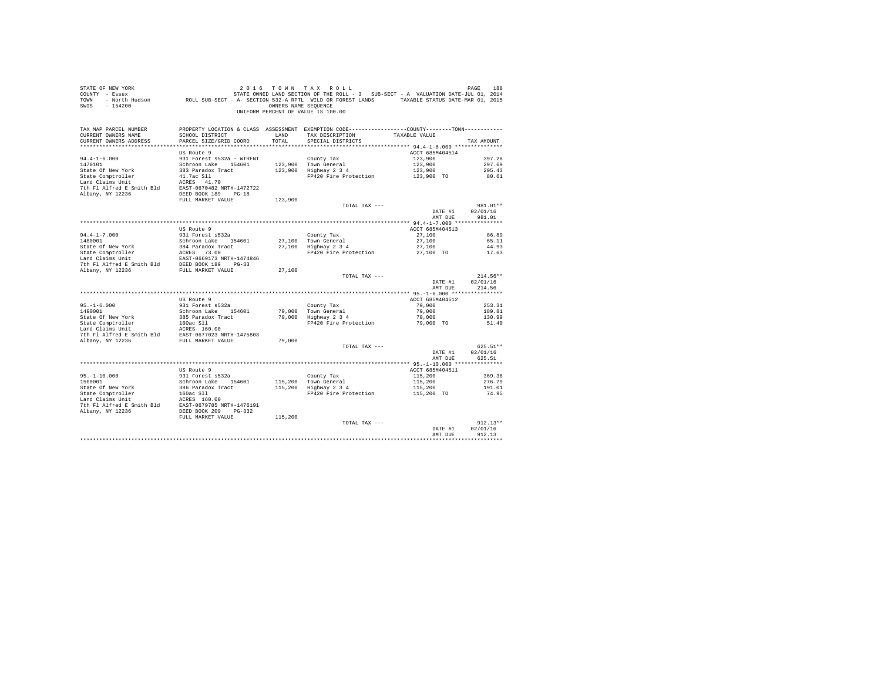STATE OF NEW YORK 2 0 1 6 T O W N T A X R O L L
COUNTY - Essex STATE OWNED LAND SECTION OF THE ROLL - 3 SUB-SECT - A VALUATION DATE-JUL 01, 2014
TOWN - North Hudson ROLL SUB-SECT - A- SECTION 532-A RPTL WILD OR FOREST LANDS TAXABLE STATUS DATE-MAR 01, 2015
SWIS - 154200 OWNERS NAME SEQUENCE
UNIFORM PERCENT OF VALUE IS 100.00

| TAX MAP PARCEL NUMBER / CURRENT OWNERS NAME / CURRENT OWNERS ADDRESS | PROPERTY LOCATION & CLASS / SCHOOL DISTRICT / PARCEL SIZE/GRID COORD | ASSESSMENT LAND / TOTAL | EXEMPTION CODE / TAX DESCRIPTION / SPECIAL DISTRICTS | COUNTY / TOWN TAXABLE VALUE | TAX AMOUNT |
|---|---|---|---|---|---|
| 94.4-1-6.000 | US Route 9 | | | ACCT 685M404514 | |
| 94.4-1-6.000 | 931 Forest s532a - WTRFNT | | County Tax | 123,900 | 397.28 |
| 1470101 | Schroon Lake 154601 | 123,900 | Town General | 123,900 | 297.69 |
| State Of New York | 383 Paradox Tract | 123,900 | Highway 2 3 4 | 123,900 | 205.43 |
| State Comptroller | 41.7ac Sll | | FP420 Fire Protection | 123,900 TO | 80.61 |
| Land Claims Unit | ACRES 41.70 | | | | |
| 7th Fl Alfred E Smith Bld | EAST-0670482 NRTH-1472722 | | | | |
| Albany, NY 12236 | DEED BOOK 189 PG-18 | | | | |
| | FULL MARKET VALUE | 123,900 | | | |
| | | | TOTAL TAX --- | | 981.01** |
| | | | | DATE #1 | 02/01/16 |
| | | | | AMT DUE | 981.01 |
| 94.4-1-7.000 | US Route 9 | | | ACCT 685M404513 | |
| 94.4-1-7.000 | 931 Forest s532a | | County Tax | 27,100 | 86.89 |
| 1480001 | Schroon Lake 154601 | 27,100 | Town General | 27,100 | 65.11 |
| State Of New York | 384 Paradox Tract | 27,100 | Highway 2 3 4 | 27,100 | 44.93 |
| State Comptroller | ACRES 73.00 | | FP420 Fire Protection | 27,100 TO | 17.63 |
| Land Claims Unit | EAST-0669173 NRTH-1474846 | | | | |
| 7th Fl Alfred E Smith Bld | DEED BOOK 189 PG-33 | | | | |
| Albany, NY 12236 | FULL MARKET VALUE | 27,100 | | | |
| | | | TOTAL TAX --- | | 214.56** |
| | | | | DATE #1 | 02/01/16 |
| | | | | AMT DUE | 214.56 |
| 95.-1-6.000 | US Route 9 | | | ACCT 685M404512 | |
| 95.-1-6.000 | 931 Forest s532a | | County Tax | 79,000 | 253.31 |
| 1490001 | Schroon Lake 154601 | 79,000 | Town General | 79,000 | 189.81 |
| State Of New York | 385 Paradox Tract | 79,000 | Highway 2 3 4 | 79,000 | 130.99 |
| State Comptroller | 160ac Sll | | FP420 Fire Protection | 79,000 TO | 51.40 |
| Land Claims Unit | ACRES 160.00 | | | | |
| 7th Fl Alfred E Smith Bld | EAST-0677023 NRTH-1475803 | | | | |
| Albany, NY 12236 | FULL MARKET VALUE | 79,000 | | | |
| | | | TOTAL TAX --- | | 625.51** |
| | | | | DATE #1 | 02/01/16 |
| | | | | AMT DUE | 625.51 |
| 95.-1-10.000 | US Route 9 | | | ACCT 685M404511 | |
| 95.-1-10.000 | 931 Forest s532a | | County Tax | 115,200 | 369.38 |
| 1500001 | Schroon Lake 154601 | 115,200 | Town General | 115,200 | 276.79 |
| State Of New York | 386 Paradox Tract | 115,200 | Highway 2 3 4 | 115,200 | 191.01 |
| State Comptroller | 160ac Sll | | FP420 Fire Protection | 115,200 TO | 74.95 |
| Land Claims Unit | ACRES 160.00 | | | | |
| 7th Fl Alfred E Smith Bld | EAST-0679785 NRTH-1476191 | | | | |
| Albany, NY 12236 | DEED BOOK 209 PG-332 | | | | |
| | FULL MARKET VALUE | 115,200 | | | |
| | | | TOTAL TAX --- | | 912.13** |
| | | | | DATE #1 | 02/01/16 |
| | | | | AMT DUE | 912.13 |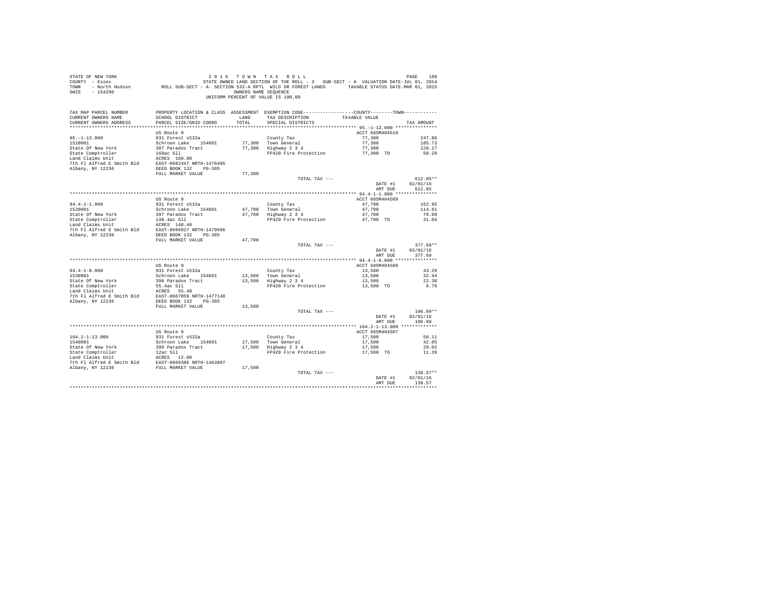STATE OF NEW YORK
COUNTY - Essex
TOWN - North Hudson
SWIS - 154200

2016 TOWN TAX ROLL
STATE OWNED LAND SECTION OF THE ROLL - 3 SUB-SECT - A VALUATION DATE-JUL 01, 2014
ROLL SUB-SECT - A- SECTION 532-A RPTL WILD OR FOREST LANDS TAXABLE STATUS DATE-MAR 01, 2015
OWNERS NAME SEQUENCE
UNIFORM PERCENT OF VALUE IS 100.00

| TAX MAP PARCEL NUMBER / CURRENT OWNERS NAME / CURRENT OWNERS ADDRESS | PROPERTY LOCATION & CLASS / SCHOOL DISTRICT / PARCEL SIZE/GRID COORD | ASSESSMENT LAND | TOTAL | EXEMPTION CODE / TAX DESCRIPTION / SPECIAL DISTRICTS | TAXABLE VALUE | TAX AMOUNT |
|---|---|---|---|---|---|---|
| **95.-1-13.000** | US Route 9 | | | | ACCT 685M404510 | |
| 95.-1-13.000 | 931 Forest s532a | | | County Tax | 77,300 | 247.86 |
| 1510001 | Schroon Lake 154601 | 77,300 | | Town General | 77,300 | 185.73 |
| State Of New York | 387 Paradox Tract | | 77,300 | Highway 2 3 4 | 77,300 | 128.17 |
| State Comptroller | 160ac Sll | | | FP420 Fire Protection | 77,300 TO | 50.29 |
| Land Claims Unit | ACRES 160.00 | | | | | |
| 7th Fl Alfred E Smith Bld | EAST-0682447 NRTH-1476495 | | | | | |
| Albany, NY 12236 | DEED BOOK 132 PG-385 | | | | | |
| | FULL MARKET VALUE | | 77,300 | | | |
| | | | | TOTAL TAX --- | | 612.05** |
| | | | | | DATE #1 | 02/01/16 |
| | | | | | AMT DUE | 612.05 |
| **94.4-1-1.000** | US Route 9 | | | | ACCT 685M404509 | |
| 94.4-1-1.000 | 931 Forest s532a | | | County Tax | 47,700 | 152.95 |
| 1520001 | Schroon Lake 154601 | 47,700 | | Town General | 47,700 | 114.61 |
| State Of New York | 397 Paradox Tract | | 47,700 | Highway 2 3 4 | 47,700 | 79.09 |
| State Comptroller | 148.4ac Sll | | | FP420 Fire Protection | 47,700 TO | 31.04 |
| Land Claims Unit | ACRES 148.40 | | | | | |
| 7th Fl Alfred E Smith Bld | EAST-0666027 NRTH-1479696 | | | | | |
| Albany, NY 12236 | DEED BOOK 132 PG-385 | | | | | |
| | FULL MARKET VALUE | | 47,700 | | | |
| | | | | TOTAL TAX --- | | 377.69** |
| | | | | | DATE #1 | 02/01/16 |
| | | | | | AMT DUE | 377.69 |
| **94.4-1-8.000** | US Route 9 | | | | ACCT 685M404508 | |
| 94.4-1-8.000 | 931 Forest s532a | | | County Tax | 13,500 | 43.29 |
| 1530001 | Schroon Lake 154601 | 13,500 | | Town General | 13,500 | 32.44 |
| State Of New York | 398 Paradox Tract | | 13,500 | Highway 2 3 4 | 13,500 | 22.38 |
| State Comptroller | 55.4ac Sll | | | FP420 Fire Protection | 13,500 TO | 8.78 |
| Land Claims Unit | ACRES 55.40 | | | | | |
| 7th Fl Alfred E Smith Bld | EAST-0667059 NRTH-1477140 | | | | | |
| Albany, NY 12236 | DEED BOOK 132 PG-385 | | | | | |
| | FULL MARKET VALUE | | 13,500 | | | |
| | | | | TOTAL TAX --- | | 106.89** |
| | | | | | DATE #1 | 02/01/16 |
| | | | | | AMT DUE | 106.89 |
| **104.2-1-13.000** | US Route 9 | | | | ACCT 685M404507 | |
| 104.2-1-13.000 | 931 Forest s532a | | | County Tax | 17,500 | 56.11 |
| 1540001 | Schroon Lake 154601 | 17,500 | | Town General | 17,500 | 42.05 |
| State Of New York | 399 Paradox Tract | | 17,500 | Highway 2 3 4 | 17,500 | 29.02 |
| State Comptroller | 12ac Sll | | | FP420 Fire Protection | 17,500 TO | 11.39 |
| Land Claims Unit | ACRES 12.00 | | | | | |
| 7th Fl Alfred E Smith Bld | EAST-0669386 NRTH-1463897 | | | | | |
| Albany, NY 12236 | FULL MARKET VALUE | | 17,500 | | | |
| | | | | TOTAL TAX --- | | 138.57** |
| | | | | | DATE #1 | 02/01/16 |
| | | | | | AMT DUE | 138.57 |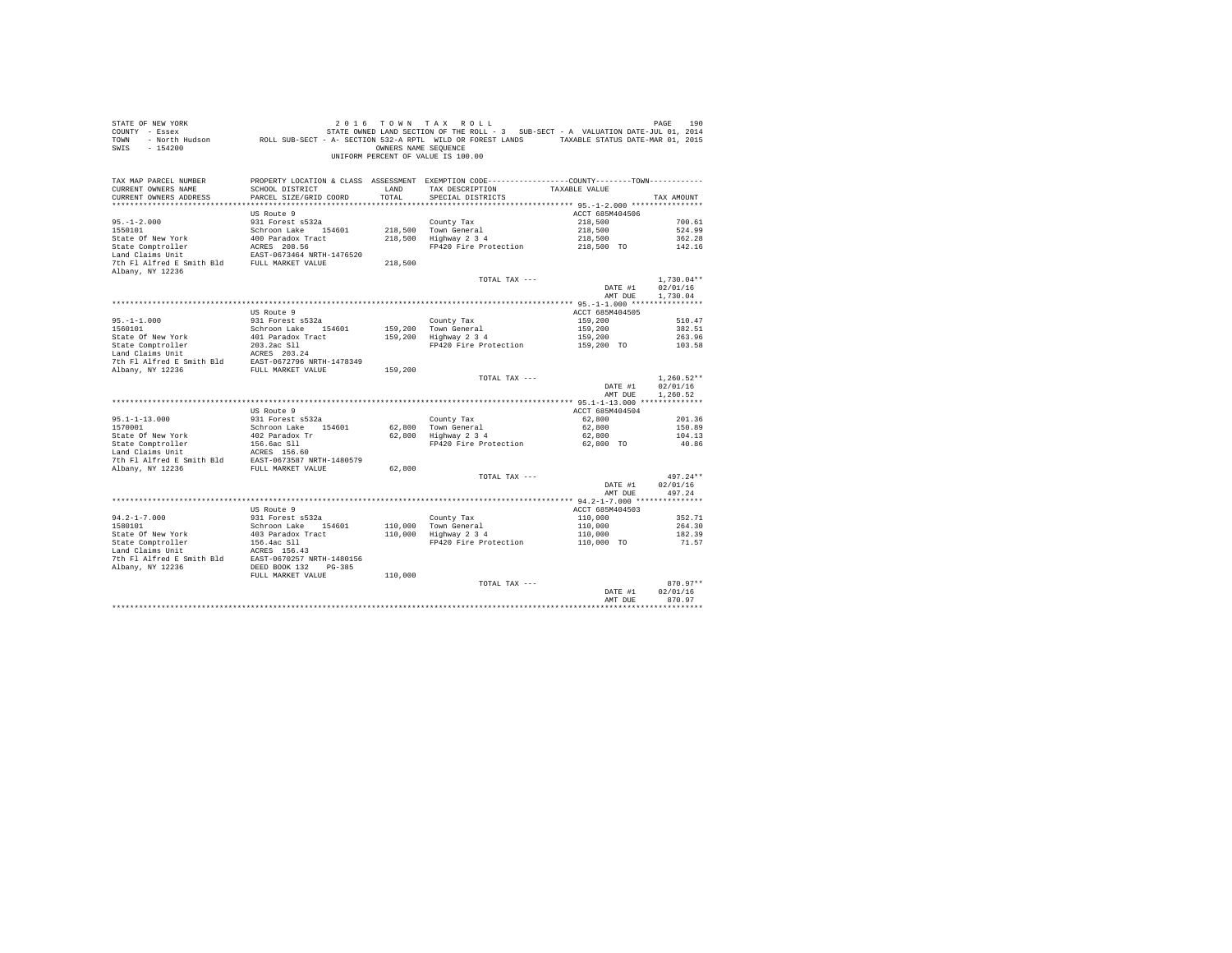STATE OF NEW YORK — 2016 TOWN TAX ROLL
COUNTY - Essex — STATE OWNED LAND SECTION OF THE ROLL - 3 SUB-SECT - A VALUATION DATE-JUL 01, 2014
TOWN - North Hudson — ROLL SUB-SECT - A- SECTION 532-A RPTL WILD OR FOREST LANDS — TAXABLE STATUS DATE-MAR 01, 2015
SWIS - 154200 — OWNERS NAME SEQUENCE
UNIFORM PERCENT OF VALUE IS 100.00

| TAX MAP PARCEL NUMBER / CURRENT OWNERS NAME / CURRENT OWNERS ADDRESS | PROPERTY LOCATION & CLASS / SCHOOL DISTRICT / PARCEL SIZE/GRID COORD | ASSESSMENT LAND / TOTAL | EXEMPTION CODE / TAX DESCRIPTION / SPECIAL DISTRICTS | COUNTY--------TOWN / TAXABLE VALUE | TAX AMOUNT |
|---|---|---|---|---|---|
| **95.-1-2.000** | US Route 9 | | | ACCT 685M404506 | |
| 95.-1-2.000 | 931 Forest s532a | | County Tax | 218,500 | 700.61 |
| 1550101 | Schroon Lake 154601 | 218,500 | Town General | 218,500 | 524.99 |
| State Of New York | 400 Paradox Tract | 218,500 | Highway 2 3 4 | 218,500 | 362.28 |
| State Comptroller | ACRES 208.56 | | FP420 Fire Protection | 218,500 TO | 142.16 |
| Land Claims Unit | EAST-0673464 NRTH-1476520 | | | | |
| 7th Fl Alfred E Smith Bld | FULL MARKET VALUE | 218,500 | | | |
| Albany, NY 12236 | | | | | |
| | | | TOTAL TAX --- | | 1,730.04** |
| | | | | DATE #1 | 02/01/16 |
| | | | | AMT DUE | 1,730.04 |
| **95.-1-1.000** | US Route 9 | | | ACCT 685M404505 | |
| 95.-1-1.000 | 931 Forest s532a | | County Tax | 159,200 | 510.47 |
| 1560101 | Schroon Lake 154601 | 159,200 | Town General | 159,200 | 382.51 |
| State Of New York | 401 Paradox Tract | 159,200 | Highway 2 3 4 | 159,200 | 263.96 |
| State Comptroller | 203.2ac Sll | | FP420 Fire Protection | 159,200 TO | 103.58 |
| Land Claims Unit | ACRES 203.24 | | | | |
| 7th Fl Alfred E Smith Bld | EAST-0672796 NRTH-1478349 | | | | |
| Albany, NY 12236 | FULL MARKET VALUE | 159,200 | | | |
| | | | TOTAL TAX --- | | 1,260.52** |
| | | | | DATE #1 | 02/01/16 |
| | | | | AMT DUE | 1,260.52 |
| **95.1-1-13.000** | US Route 9 | | | ACCT 685M404504 | |
| 95.1-1-13.000 | 931 Forest s532a | | County Tax | 62,800 | 201.36 |
| 1570001 | Schroon Lake 154601 | 62,800 | Town General | 62,800 | 150.89 |
| State Of New York | 402 Paradox Tr | 62,800 | Highway 2 3 4 | 62,800 | 104.13 |
| State Comptroller | 156.6ac Sll | | FP420 Fire Protection | 62,800 TO | 40.86 |
| Land Claims Unit | ACRES 156.60 | | | | |
| 7th Fl Alfred E Smith Bld | EAST-0673587 NRTH-1480579 | | | | |
| Albany, NY 12236 | FULL MARKET VALUE | 62,800 | | | |
| | | | TOTAL TAX --- | | 497.24** |
| | | | | DATE #1 | 02/01/16 |
| | | | | AMT DUE | 497.24 |
| **94.2-1-7.000** | US Route 9 | | | ACCT 685M404503 | |
| 94.2-1-7.000 | 931 Forest s532a | | County Tax | 110,000 | 352.71 |
| 1580101 | Schroon Lake 154601 | 110,000 | Town General | 110,000 | 264.30 |
| State Of New York | 403 Paradox Tract | 110,000 | Highway 2 3 4 | 110,000 | 182.39 |
| State Comptroller | 156.4ac Sll | | FP420 Fire Protection | 110,000 TO | 71.57 |
| Land Claims Unit | ACRES 156.43 | | | | |
| 7th Fl Alfred E Smith Bld | EAST-0670257 NRTH-1480156 | | | | |
| Albany, NY 12236 | DEED BOOK 132 PG-385 | | | | |
| | FULL MARKET VALUE | 110,000 | | | |
| | | | TOTAL TAX --- | | 870.97** |
| | | | | DATE #1 | 02/01/16 |
| | | | | AMT DUE | 870.97 |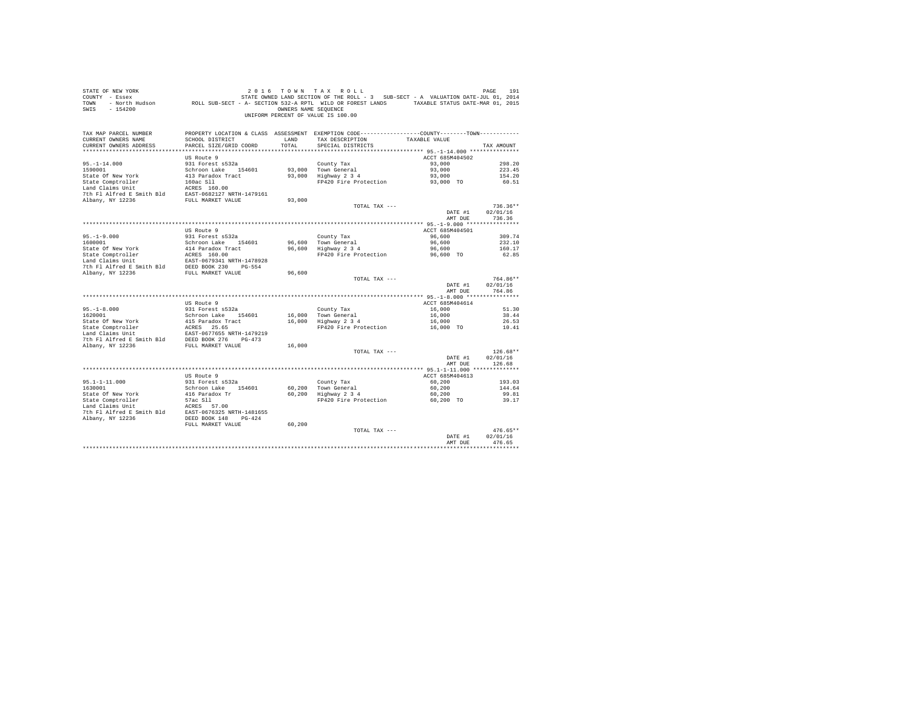STATE OF NEW YORK
COUNTY - Essex
TOWN - North Hudson
SWIS - 154200

2016 TOWN TAX ROLL
STATE OWNED LAND SECTION OF THE ROLL - 3 SUB-SECT - A VALUATION DATE-JUL 01, 2014
ROLL SUB-SECT - A- SECTION 532-A RPTL WILD OR FOREST LANDS TAXABLE STATUS DATE-MAR 01, 2015
OWNERS NAME SEQUENCE
UNIFORM PERCENT OF VALUE IS 100.00

| TAX MAP PARCEL NUMBER / CURRENT OWNERS NAME / CURRENT OWNERS ADDRESS | PROPERTY LOCATION & CLASS / SCHOOL DISTRICT / PARCEL SIZE/GRID COORD | ASSESSMENT LAND | TOTAL | EXEMPTION CODE / TAX DESCRIPTION / SPECIAL DISTRICTS | COUNTY/TOWN TAXABLE VALUE | TAX AMOUNT |
|---|---|---|---|---|---|---|
| **95.-1-14.000** | US Route 9 | | | | ACCT 685M404502 | |
| 95.-1-14.000 | 931 Forest s532a | | | County Tax | 93,000 | 298.20 |
| 1590001 | Schroon Lake 154601 | 93,000 | | Town General | 93,000 | 223.45 |
| State Of New York | 413 Paradox Tract | | 93,000 | Highway 2 3 4 | 93,000 | 154.20 |
| State Comptroller | 160ac Sll | | | FP420 Fire Protection | 93,000 TO | 60.51 |
| Land Claims Unit | ACRES 160.00 | | | | | |
| 7th Fl Alfred E Smith Bld | EAST-0682127 NRTH-1479161 | | | | | |
| Albany, NY 12236 | FULL MARKET VALUE | | 93,000 | | | |
| | | | | TOTAL TAX --- | | 736.36** |
| | | | | | DATE #1 | 02/01/16 |
| | | | | | AMT DUE | 736.36 |
| **95.-1-9.000** | US Route 9 | | | | ACCT 685M404501 | |
| 95.-1-9.000 | 931 Forest s532a | | | County Tax | 96,600 | 309.74 |
| 1600001 | Schroon Lake 154601 | 96,600 | | Town General | 96,600 | 232.10 |
| State Of New York | 414 Paradox Tract | | 96,600 | Highway 2 3 4 | 96,600 | 160.17 |
| State Comptroller | ACRES 160.00 | | | FP420 Fire Protection | 96,600 TO | 62.85 |
| Land Claims Unit | EAST-0679341 NRTH-1478928 | | | | | |
| 7th Fl Alfred E Smith Bld | DEED BOOK 230 PG-554 | | | | | |
| Albany, NY 12236 | FULL MARKET VALUE | | 96,600 | | | |
| | | | | TOTAL TAX --- | | 764.86** |
| | | | | | DATE #1 | 02/01/16 |
| | | | | | AMT DUE | 764.86 |
| **95.-1-8.000** | US Route 9 | | | | ACCT 685M404614 | |
| 95.-1-8.000 | 931 Forest s532a | | | County Tax | 16,000 | 51.30 |
| 1620001 | Schroon Lake 154601 | 16,000 | | Town General | 16,000 | 38.44 |
| State Of New York | 415 Paradox Tract | | 16,000 | Highway 2 3 4 | 16,000 | 26.53 |
| State Comptroller | ACRES 25.65 | | | FP420 Fire Protection | 16,000 TO | 10.41 |
| Land Claims Unit | EAST-0677655 NRTH-1479219 | | | | | |
| 7th Fl Alfred E Smith Bld | DEED BOOK 276 PG-473 | | | | | |
| Albany, NY 12236 | FULL MARKET VALUE | | 16,000 | | | |
| | | | | TOTAL TAX --- | | 126.68** |
| | | | | | DATE #1 | 02/01/16 |
| | | | | | AMT DUE | 126.68 |
| **95.1-1-11.000** | US Route 9 | | | | ACCT 685M404613 | |
| 95.1-1-11.000 | 931 Forest s532a | | | County Tax | 60,200 | 193.03 |
| 1630001 | Schroon Lake 154601 | 60,200 | | Town General | 60,200 | 144.64 |
| State Of New York | 416 Paradox Tr | | 60,200 | Highway 2 3 4 | 60,200 | 99.81 |
| State Comptroller | 57ac Sll | | | FP420 Fire Protection | 60,200 TO | 39.17 |
| Land Claims Unit | ACRES 57.00 | | | | | |
| 7th Fl Alfred E Smith Bld | EAST-0676325 NRTH-1481655 | | | | | |
| Albany, NY 12236 | DEED BOOK 148 PG-424 | | | | | |
| | FULL MARKET VALUE | | 60,200 | | | |
| | | | | TOTAL TAX --- | | 476.65** |
| | | | | | DATE #1 | 02/01/16 |
| | | | | | AMT DUE | 476.65 |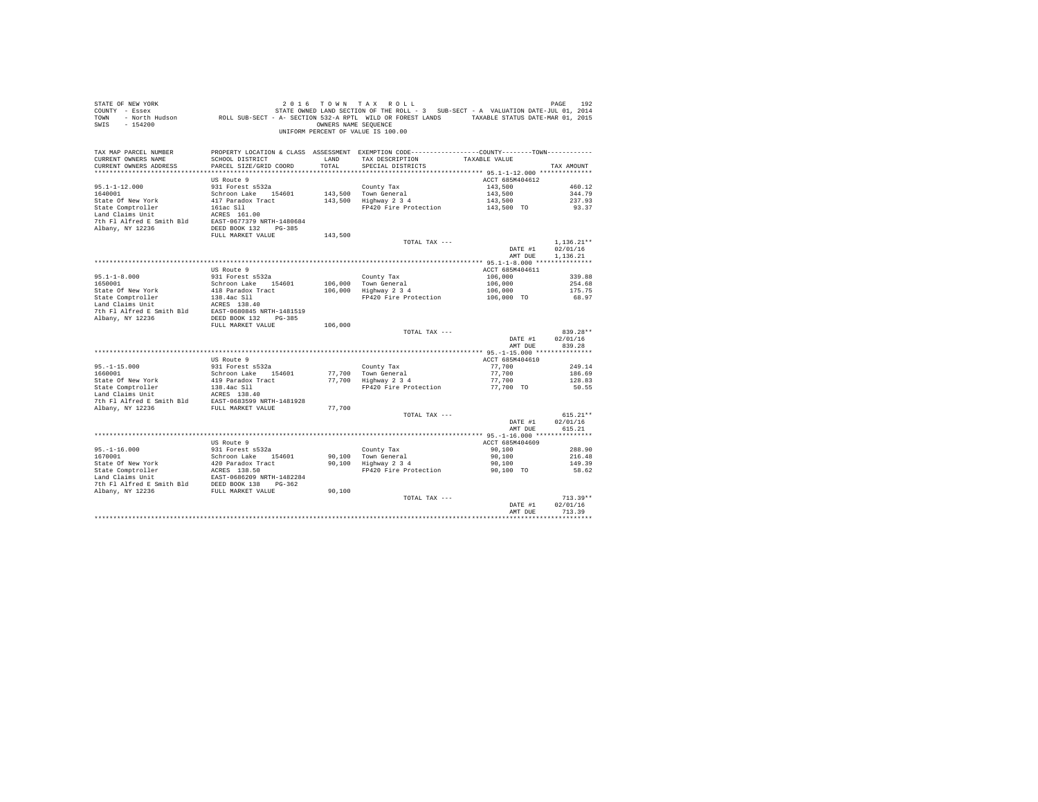STATE OF NEW YORK
COUNTY - Essex
TOWN - North Hudson
SWIS - 154200

2 0 1 6 T O W N T A X R O L L
STATE OWNED LAND SECTION OF THE ROLL - 3 SUB-SECT - A VALUATION DATE-JUL 01, 2014
ROLL SUB-SECT - A- SECTION 532-A RPTL WILD OR FOREST LANDS TAXABLE STATUS DATE-MAR 01, 2015
OWNERS NAME SEQUENCE
UNIFORM PERCENT OF VALUE IS 100.00

| TAX MAP PARCEL NUMBER / CURRENT OWNERS NAME / CURRENT OWNERS ADDRESS | PROPERTY LOCATION & CLASS / SCHOOL DISTRICT / PARCEL SIZE/GRID COORD | ASSESSMENT LAND / TOTAL | EXEMPTION CODE / TAX DESCRIPTION / SPECIAL DISTRICTS | COUNTY--------TOWN TAXABLE VALUE | TAX AMOUNT |
|---|---|---|---|---|---|
| **95.1-1-12.000** | US Route 9 | | | ACCT 685M404612 | |
| 95.1-1-12.000 | 931 Forest s532a | | County Tax | 143,500 | 460.12 |
| 1640001 | Schroon Lake 154601 | 143,500 | Town General | 143,500 | 344.79 |
| State Of New York | 417 Paradox Tract | 143,500 | Highway 2 3 4 | 143,500 | 237.93 |
| State Comptroller | 161ac Sll | | FP420 Fire Protection | 143,500 TO | 93.37 |
| Land Claims Unit | ACRES 161.00 | | | | |
| 7th Fl Alfred E Smith Bld | EAST-0677379 NRTH-1480684 | | | | |
| Albany, NY 12236 | DEED BOOK 132 PG-385 | | | | |
| | FULL MARKET VALUE | 143,500 | | | |
| | | | TOTAL TAX --- | | 1,136.21** |
| | | | | DATE #1 | 02/01/16 |
| | | | | AMT DUE | 1,136.21 |
| **95.1-1-8.000** | US Route 9 | | | ACCT 685M404611 | |
| 95.1-1-8.000 | 931 Forest s532a | | County Tax | 106,000 | 339.88 |
| 1650001 | Schroon Lake 154601 | 106,000 | Town General | 106,000 | 254.68 |
| State Of New York | 418 Paradox Tract | 106,000 | Highway 2 3 4 | 106,000 | 175.75 |
| State Comptroller | 138.4ac Sll | | FP420 Fire Protection | 106,000 TO | 68.97 |
| Land Claims Unit | ACRES 138.40 | | | | |
| 7th Fl Alfred E Smith Bld | EAST-0680845 NRTH-1481519 | | | | |
| Albany, NY 12236 | DEED BOOK 132 PG-385 | | | | |
| | FULL MARKET VALUE | 106,000 | | | |
| | | | TOTAL TAX --- | | 839.28** |
| | | | | DATE #1 | 02/01/16 |
| | | | | AMT DUE | 839.28 |
| **95.-1-15.000** | US Route 9 | | | ACCT 685M404610 | |
| 95.-1-15.000 | 931 Forest s532a | | County Tax | 77,700 | 249.14 |
| 1660001 | Schroon Lake 154601 | 77,700 | Town General | 77,700 | 186.69 |
| State Of New York | 419 Paradox Tract | 77,700 | Highway 2 3 4 | 77,700 | 128.83 |
| State Comptroller | 138.4ac Sll | | FP420 Fire Protection | 77,700 TO | 50.55 |
| Land Claims Unit | ACRES 138.40 | | | | |
| 7th Fl Alfred E Smith Bld | EAST-0683599 NRTH-1481928 | | | | |
| Albany, NY 12236 | FULL MARKET VALUE | 77,700 | | | |
| | | | TOTAL TAX --- | | 615.21** |
| | | | | DATE #1 | 02/01/16 |
| | | | | AMT DUE | 615.21 |
| **95.-1-16.000** | US Route 9 | | | ACCT 685M404609 | |
| 95.-1-16.000 | 931 Forest s532a | | County Tax | 90,100 | 288.90 |
| 1670001 | Schroon Lake 154601 | 90,100 | Town General | 90,100 | 216.48 |
| State Of New York | 420 Paradox Tract | 90,100 | Highway 2 3 4 | 90,100 | 149.39 |
| State Comptroller | ACRES 138.50 | | FP420 Fire Protection | 90,100 TO | 58.62 |
| Land Claims Unit | EAST-0686209 NRTH-1482284 | | | | |
| 7th Fl Alfred E Smith Bld | DEED BOOK 138 PG-362 | | | | |
| Albany, NY 12236 | FULL MARKET VALUE | 90,100 | | | |
| | | | TOTAL TAX --- | | 713.39** |
| | | | | DATE #1 | 02/01/16 |
| | | | | AMT DUE | 713.39 |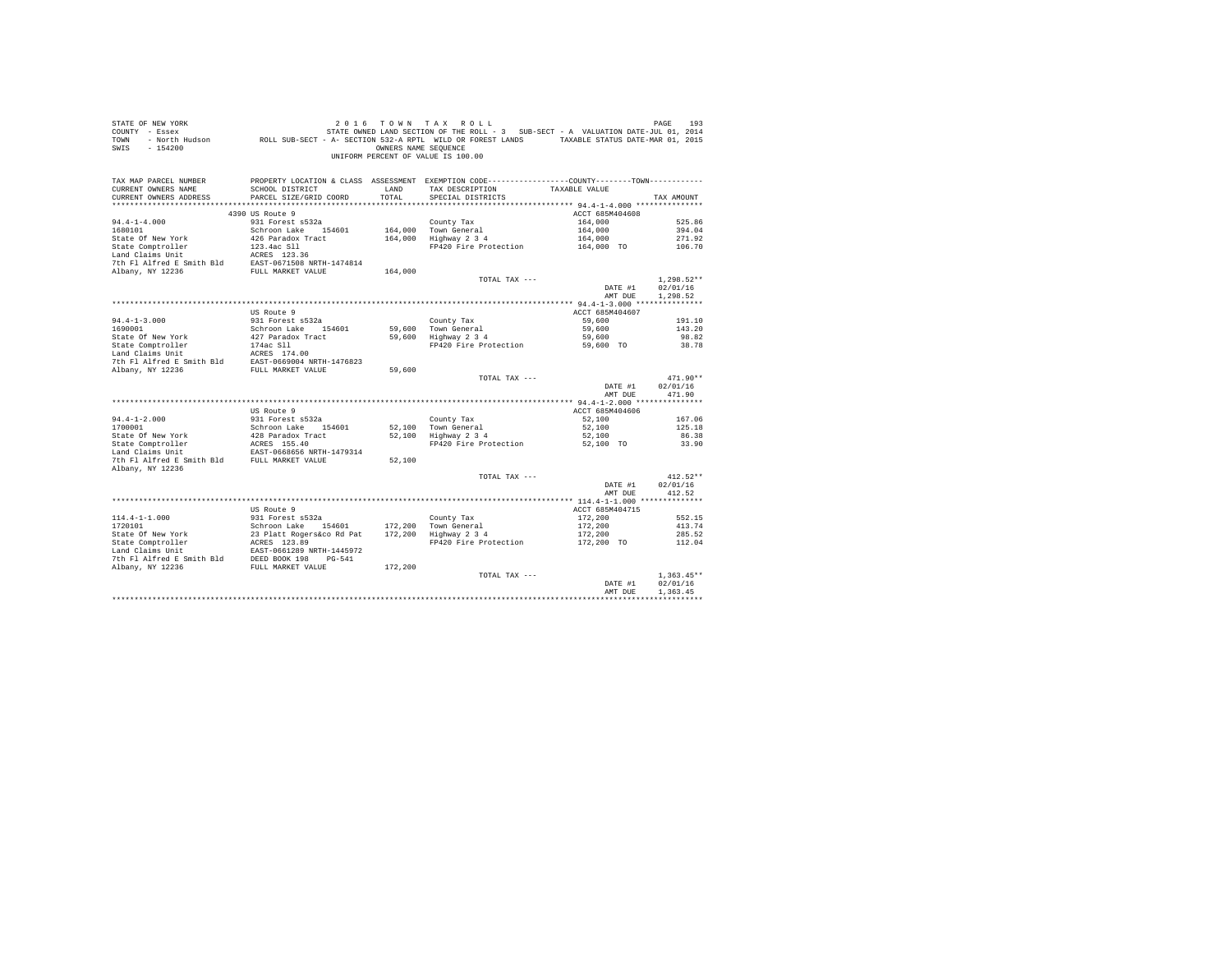STATE OF NEW YORK &nbsp;&nbsp;&nbsp;&nbsp; 2 0 1 6 &nbsp; T O W N &nbsp; T A X &nbsp; R O L L
COUNTY - Essex &nbsp;&nbsp;&nbsp;&nbsp; STATE OWNED LAND SECTION OF THE ROLL - 3 &nbsp; SUB-SECT - A &nbsp; VALUATION DATE-JUL 01, 2014
TOWN - North Hudson &nbsp;&nbsp;&nbsp;&nbsp; ROLL SUB-SECT - A- SECTION 532-A RPTL WILD OR FOREST LANDS &nbsp;&nbsp;&nbsp;&nbsp; TAXABLE STATUS DATE-MAR 01, 2015
SWIS - 154200 &nbsp;&nbsp;&nbsp;&nbsp; OWNERS NAME SEQUENCE
UNIFORM PERCENT OF VALUE IS 100.00

| TAX MAP PARCEL NUMBER / CURRENT OWNERS NAME / CURRENT OWNERS ADDRESS | PROPERTY LOCATION & CLASS / SCHOOL DISTRICT / PARCEL SIZE/GRID COORD | ASSESSMENT LAND / TOTAL | EXEMPTION CODE / TAX DESCRIPTION / SPECIAL DISTRICTS | COUNTY / TOWN TAXABLE VALUE | TAX AMOUNT |
|---|---|---|---|---|---|
| **94.4-1-4.000** | 4390 US Route 9 | | | ACCT 685M404608 | |
| 94.4-1-4.000 | 931 Forest s532a | | County Tax | 164,000 | 525.86 |
| 1680101 | Schroon Lake 154601 | 164,000 | Town General | 164,000 | 394.04 |
| State Of New York | 426 Paradox Tract | 164,000 | Highway 2 3 4 | 164,000 | 271.92 |
| State Comptroller | 123.4ac Sll | | FP420 Fire Protection | 164,000 TO | 106.70 |
| Land Claims Unit | ACRES 123.36 | | | | |
| 7th Fl Alfred E Smith Bld | EAST-0671508 NRTH-1474814 | | | | |
| Albany, NY 12236 | FULL MARKET VALUE | 164,000 | | | |
| | | | TOTAL TAX --- | | 1,298.52** |
| | | | | DATE #1 | 02/01/16 |
| | | | | AMT DUE | 1,298.52 |
| **94.4-1-3.000** | US Route 9 | | | ACCT 685M404607 | |
| 94.4-1-3.000 | 931 Forest s532a | | County Tax | 59,600 | 191.10 |
| 1690001 | Schroon Lake 154601 | 59,600 | Town General | 59,600 | 143.20 |
| State Of New York | 427 Paradox Tract | 59,600 | Highway 2 3 4 | 59,600 | 98.82 |
| State Comptroller | 174ac Sll | | FP420 Fire Protection | 59,600 TO | 38.78 |
| Land Claims Unit | ACRES 174.00 | | | | |
| 7th Fl Alfred E Smith Bld | EAST-0669004 NRTH-1476823 | | | | |
| Albany, NY 12236 | FULL MARKET VALUE | 59,600 | | | |
| | | | TOTAL TAX --- | | 471.90** |
| | | | | DATE #1 | 02/01/16 |
| | | | | AMT DUE | 471.90 |
| **94.4-1-2.000** | US Route 9 | | | ACCT 685M404606 | |
| 94.4-1-2.000 | 931 Forest s532a | | County Tax | 52,100 | 167.06 |
| 1700001 | Schroon Lake 154601 | 52,100 | Town General | 52,100 | 125.18 |
| State Of New York | 428 Paradox Tract | 52,100 | Highway 2 3 4 | 52,100 | 86.38 |
| State Comptroller | ACRES 155.40 | | FP420 Fire Protection | 52,100 TO | 33.90 |
| Land Claims Unit | EAST-0668656 NRTH-1479314 | | | | |
| 7th Fl Alfred E Smith Bld | FULL MARKET VALUE | 52,100 | | | |
| Albany, NY 12236 | | | | | |
| | | | TOTAL TAX --- | | 412.52** |
| | | | | DATE #1 | 02/01/16 |
| | | | | AMT DUE | 412.52 |
| **114.4-1-1.000** | US Route 9 | | | ACCT 685M404715 | |
| 114.4-1-1.000 | 931 Forest s532a | | County Tax | 172,200 | 552.15 |
| 1720101 | Schroon Lake 154601 | 172,200 | Town General | 172,200 | 413.74 |
| State Of New York | 23 Platt Rogers&co Rd Pat | 172,200 | Highway 2 3 4 | 172,200 | 285.52 |
| State Comptroller | ACRES 123.89 | | FP420 Fire Protection | 172,200 TO | 112.04 |
| Land Claims Unit | EAST-0661289 NRTH-1445972 | | | | |
| 7th Fl Alfred E Smith Bld | DEED BOOK 198 PG-541 | | | | |
| Albany, NY 12236 | FULL MARKET VALUE | 172,200 | | | |
| | | | TOTAL TAX --- | | 1,363.45** |
| | | | | DATE #1 | 02/01/16 |
| | | | | AMT DUE | 1,363.45 |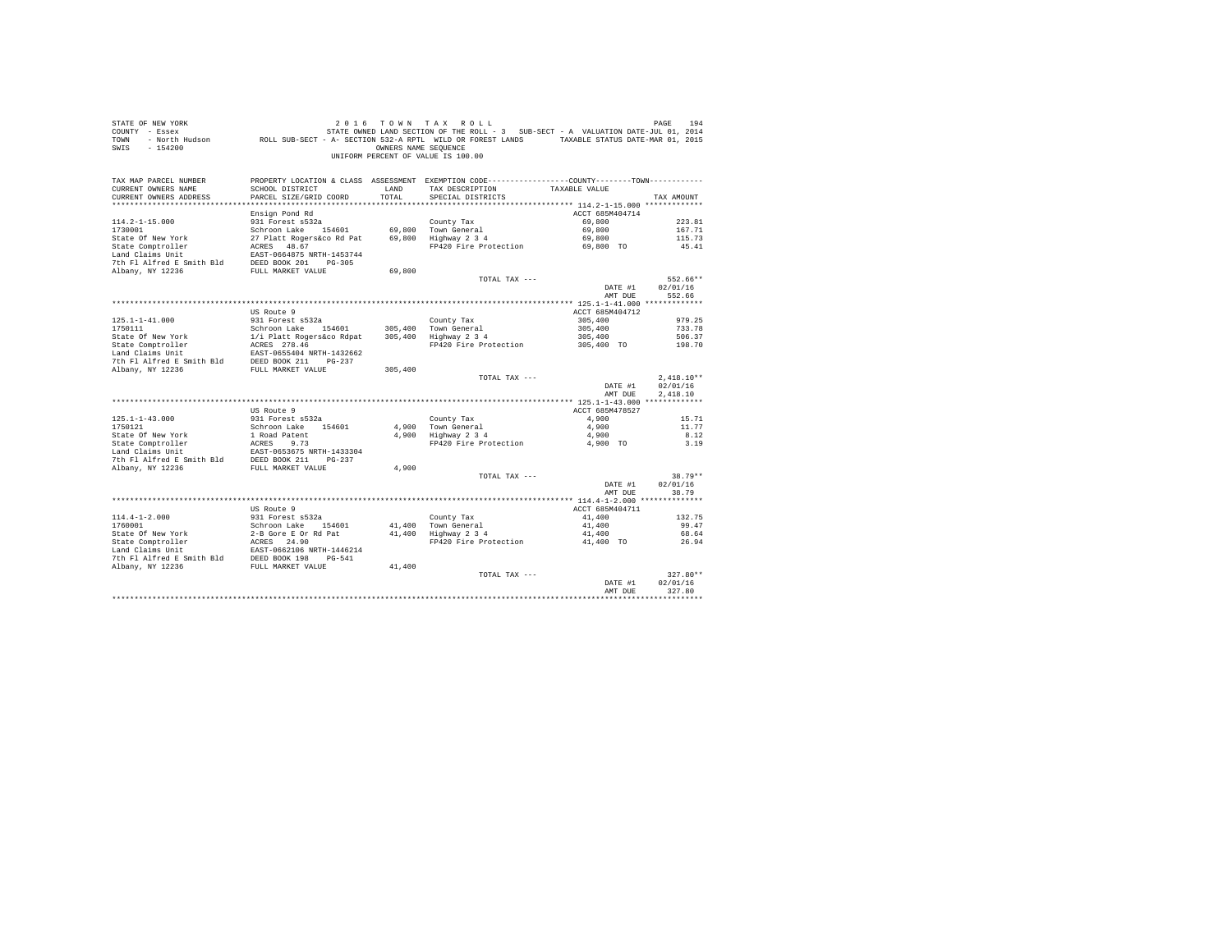STATE OF NEW YORK
COUNTY - Essex
TOWN - North Hudson
SWIS - 154200

2 0 1 6 T O W N T A X R O L L
STATE OWNED LAND SECTION OF THE ROLL - 3 SUB-SECT - A VALUATION DATE-JUL 01, 2014
ROLL SUB-SECT - A- SECTION 532-A RPTL WILD OR FOREST LANDS TAXABLE STATUS DATE-MAR 01, 2015
OWNERS NAME SEQUENCE
UNIFORM PERCENT OF VALUE IS 100.00

| TAX MAP PARCEL NUMBER / CURRENT OWNERS NAME / CURRENT OWNERS ADDRESS | PROPERTY LOCATION & CLASS / SCHOOL DISTRICT / PARCEL SIZE/GRID COORD | ASSESSMENT LAND / TOTAL | EXEMPTION CODE / TAX DESCRIPTION / SPECIAL DISTRICTS | COUNTY--------TOWN / TAXABLE VALUE | TAX AMOUNT |
|---|---|---|---|---|---|
| **114.2-1-15.000** | Ensign Pond Rd | | | ACCT 685M404714 | |
| 114.2-1-15.000 | 931 Forest s532a | | County Tax | 69,800 | 223.81 |
| 1730001 | Schroon Lake 154601 | 69,800 | Town General | 69,800 | 167.71 |
| State Of New York | 27 Platt Rogers&co Rd Pat | 69,800 | Highway 2 3 4 | 69,800 | 115.73 |
| State Comptroller | ACRES 48.67 | | FP420 Fire Protection | 69,800 TO | 45.41 |
| Land Claims Unit | EAST-0664875 NRTH-1453744 | | | | |
| 7th Fl Alfred E Smith Bld | DEED BOOK 201 PG-305 | | | | |
| Albany, NY 12236 | FULL MARKET VALUE | 69,800 | | | |
| | | | TOTAL TAX --- | | 552.66** |
| | | | | DATE #1 | 02/01/16 |
| | | | | AMT DUE | 552.66 |
| **125.1-1-41.000** | US Route 9 | | | ACCT 685M404712 | |
| 125.1-1-41.000 | 931 Forest s532a | | County Tax | 305,400 | 979.25 |
| 1750111 | Schroon Lake 154601 | 305,400 | Town General | 305,400 | 733.78 |
| State Of New York | 1/i Platt Rogers&co Rdpat | 305,400 | Highway 2 3 4 | 305,400 | 506.37 |
| State Comptroller | ACRES 278.46 | | FP420 Fire Protection | 305,400 TO | 198.70 |
| Land Claims Unit | EAST-0655404 NRTH-1432662 | | | | |
| 7th Fl Alfred E Smith Bld | DEED BOOK 211 PG-237 | | | | |
| Albany, NY 12236 | FULL MARKET VALUE | 305,400 | | | |
| | | | TOTAL TAX --- | | 2,418.10** |
| | | | | DATE #1 | 02/01/16 |
| | | | | AMT DUE | 2,418.10 |
| **125.1-1-43.000** | US Route 9 | | | ACCT 685M478527 | |
| 125.1-1-43.000 | 931 Forest s532a | | County Tax | 4,900 | 15.71 |
| 1750121 | Schroon Lake 154601 | 4,900 | Town General | 4,900 | 11.77 |
| State Of New York | 1 Road Patent | 4,900 | Highway 2 3 4 | 4,900 | 8.12 |
| State Comptroller | ACRES 9.73 | | FP420 Fire Protection | 4,900 TO | 3.19 |
| Land Claims Unit | EAST-0653675 NRTH-1433304 | | | | |
| 7th Fl Alfred E Smith Bld | DEED BOOK 211 PG-237 | | | | |
| Albany, NY 12236 | FULL MARKET VALUE | 4,900 | | | |
| | | | TOTAL TAX --- | | 38.79** |
| | | | | DATE #1 | 02/01/16 |
| | | | | AMT DUE | 38.79 |
| **114.4-1-2.000** | US Route 9 | | | ACCT 685M404711 | |
| 114.4-1-2.000 | 931 Forest s532a | | County Tax | 41,400 | 132.75 |
| 1760001 | Schroon Lake 154601 | 41,400 | Town General | 41,400 | 99.47 |
| State Of New York | 2-B Gore E Or Rd Pat | 41,400 | Highway 2 3 4 | 41,400 | 68.64 |
| State Comptroller | ACRES 24.90 | | FP420 Fire Protection | 41,400 TO | 26.94 |
| Land Claims Unit | EAST-0662106 NRTH-1446214 | | | | |
| 7th Fl Alfred E Smith Bld | DEED BOOK 198 PG-541 | | | | |
| Albany, NY 12236 | FULL MARKET VALUE | 41,400 | | | |
| | | | TOTAL TAX --- | | 327.80** |
| | | | | DATE #1 | 02/01/16 |
| | | | | AMT DUE | 327.80 |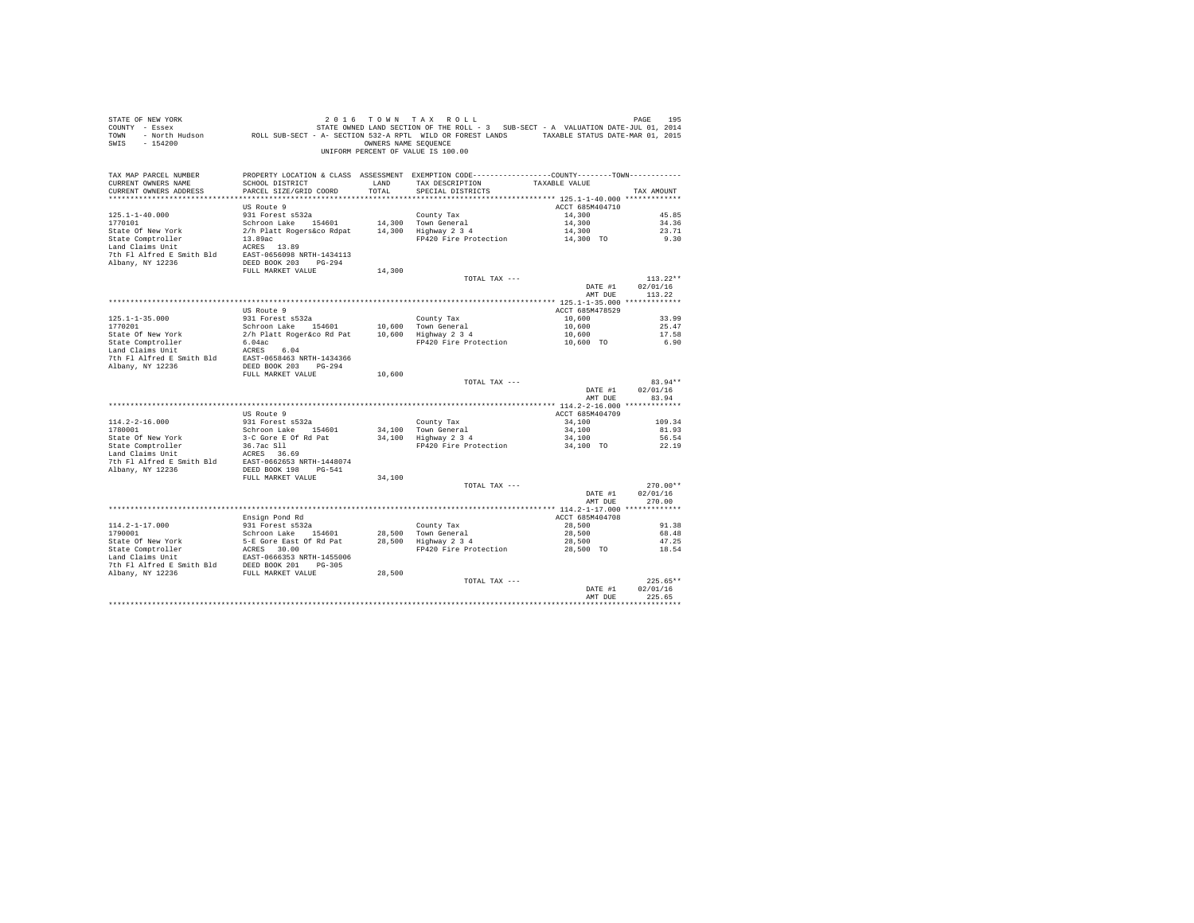STATE OF NEW YORK
COUNTY - Essex
TOWN - North Hudson
SWIS - 154200

2 0 1 6 T O W N T A X R O L L
STATE OWNED LAND SECTION OF THE ROLL - 3 SUB-SECT - A VALUATION DATE-JUL 01, 2014
ROLL SUB-SECT - A- SECTION 532-A RPTL WILD OR FOREST LANDS TAXABLE STATUS DATE-MAR 01, 2015
OWNERS NAME SEQUENCE
UNIFORM PERCENT OF VALUE IS 100.00

| TAX MAP PARCEL NUMBER / CURRENT OWNERS NAME / CURRENT OWNERS ADDRESS | PROPERTY LOCATION & CLASS / SCHOOL DISTRICT / PARCEL SIZE/GRID COORD | ASSESSMENT LAND / TOTAL | EXEMPTION CODE / TAX DESCRIPTION / SPECIAL DISTRICTS | COUNTY / TOWN TAXABLE VALUE | TAX AMOUNT |
|---|---|---|---|---|---|
| **125.1-1-40.000** | US Route 9 | | | ACCT 685M404710 | |
| 125.1-1-40.000 | 931 Forest s532a | | County Tax | 14,300 | 45.85 |
| 1770101 | Schroon Lake 154601 | 14,300 | Town General | 14,300 | 34.36 |
| State Of New York | 2/h Platt Rogers&co Rdpat | 14,300 | Highway 2 3 4 | 14,300 | 23.71 |
| State Comptroller | 13.89ac | | FP420 Fire Protection | 14,300 TO | 9.30 |
| Land Claims Unit | ACRES 13.89 | | | | |
| 7th Fl Alfred E Smith Bld | EAST-0656098 NRTH-1434113 | | | | |
| Albany, NY 12236 | DEED BOOK 203 PG-294 | | | | |
| | FULL MARKET VALUE | 14,300 | | | |
| | | | TOTAL TAX --- | | 113.22** |
| | | | | DATE #1 | 02/01/16 |
| | | | | AMT DUE | 113.22 |
| **125.1-1-35.000** | US Route 9 | | | ACCT 685M478529 | |
| 125.1-1-35.000 | 931 Forest s532a | | County Tax | 10,600 | 33.99 |
| 1770201 | Schroon Lake 154601 | 10,600 | Town General | 10,600 | 25.47 |
| State Of New York | 2/h Platt Roger&co Rd Pat | 10,600 | Highway 2 3 4 | 10,600 | 17.58 |
| State Comptroller | 6.04ac | | FP420 Fire Protection | 10,600 TO | 6.90 |
| Land Claims Unit | ACRES 6.04 | | | | |
| 7th Fl Alfred E Smith Bld | EAST-0658463 NRTH-1434366 | | | | |
| Albany, NY 12236 | DEED BOOK 203 PG-294 | | | | |
| | FULL MARKET VALUE | 10,600 | | | |
| | | | TOTAL TAX --- | | 83.94** |
| | | | | DATE #1 | 02/01/16 |
| | | | | AMT DUE | 83.94 |
| **114.2-2-16.000** | US Route 9 | | | ACCT 685M404709 | |
| 114.2-2-16.000 | 931 Forest s532a | | County Tax | 34,100 | 109.34 |
| 1780001 | Schroon Lake 154601 | 34,100 | Town General | 34,100 | 81.93 |
| State Of New York | 3-C Gore E Of Rd Pat | 34,100 | Highway 2 3 4 | 34,100 | 56.54 |
| State Comptroller | 36.7ac Sll | | FP420 Fire Protection | 34,100 TO | 22.19 |
| Land Claims Unit | ACRES 36.69 | | | | |
| 7th Fl Alfred E Smith Bld | EAST-0662653 NRTH-1448074 | | | | |
| Albany, NY 12236 | DEED BOOK 198 PG-541 | | | | |
| | FULL MARKET VALUE | 34,100 | | | |
| | | | TOTAL TAX --- | | 270.00** |
| | | | | DATE #1 | 02/01/16 |
| | | | | AMT DUE | 270.00 |
| **114.2-1-17.000** | Ensign Pond Rd | | | ACCT 685M404708 | |
| 114.2-1-17.000 | 931 Forest s532a | | County Tax | 28,500 | 91.38 |
| 1790001 | Schroon Lake 154601 | 28,500 | Town General | 28,500 | 68.48 |
| State Of New York | 5-E Gore East Of Rd Pat | 28,500 | Highway 2 3 4 | 28,500 | 47.25 |
| State Comptroller | ACRES 30.00 | | FP420 Fire Protection | 28,500 TO | 18.54 |
| Land Claims Unit | EAST-0666353 NRTH-1455006 | | | | |
| 7th Fl Alfred E Smith Bld | DEED BOOK 201 PG-305 | | | | |
| Albany, NY 12236 | FULL MARKET VALUE | 28,500 | | | |
| | | | TOTAL TAX --- | | 225.65** |
| | | | | DATE #1 | 02/01/16 |
| | | | | AMT DUE | 225.65 |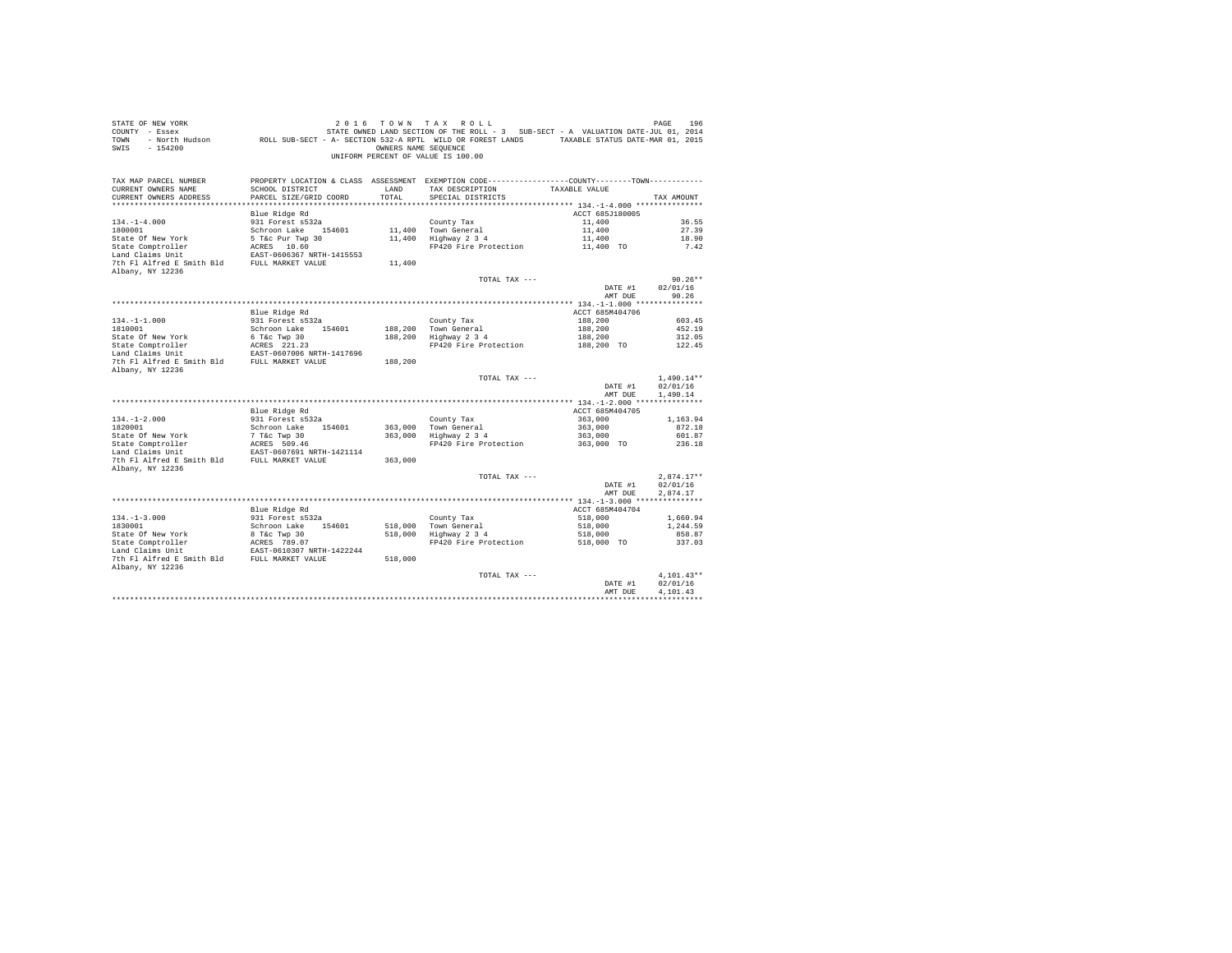STATE OF NEW YORK
COUNTY - Essex
TOWN - North Hudson
SWIS - 154200

2 0 1 6 T O W N T A X R O L L
STATE OWNED LAND SECTION OF THE ROLL - 3 SUB-SECT - A VALUATION DATE-JUL 01, 2014
ROLL SUB-SECT - A- SECTION 532-A RPTL WILD OR FOREST LANDS TAXABLE STATUS DATE-MAR 01, 2015
OWNERS NAME SEQUENCE
UNIFORM PERCENT OF VALUE IS 100.00

| TAX MAP PARCEL NUMBER / CURRENT OWNERS NAME / CURRENT OWNERS ADDRESS | PROPERTY LOCATION & CLASS / SCHOOL DISTRICT / PARCEL SIZE/GRID COORD | ASSESSMENT LAND / TOTAL | EXEMPTION CODE / TAX DESCRIPTION / SPECIAL DISTRICTS | COUNTY--------TOWN / TAXABLE VALUE | TAX AMOUNT |
|---|---|---|---|---|---|
| **134.-1-4.000** | Blue Ridge Rd | | | ACCT 685J180005 | |
| 134.-1-4.000 | 931 Forest s532a | | County Tax | 11,400 | 36.55 |
| 1800001 | Schroon Lake 154601 | 11,400 | Town General | 11,400 | 27.39 |
| State Of New York | 5 T&c Pur Twp 30 | 11,400 | Highway 2 3 4 | 11,400 | 18.90 |
| State Comptroller | ACRES 10.60 | | FP420 Fire Protection | 11,400 TO | 7.42 |
| Land Claims Unit | EAST-0606367 NRTH-1415553 | | | | |
| 7th Fl Alfred E Smith Bld | FULL MARKET VALUE | 11,400 | | | |
| Albany, NY 12236 | | | | | |
| | | | TOTAL TAX --- | | 90.26** |
| | | | | DATE #1 | 02/01/16 |
| | | | | AMT DUE | 90.26 |
| **134.-1-1.000** | Blue Ridge Rd | | | ACCT 685M404706 | |
| 134.-1-1.000 | 931 Forest s532a | | County Tax | 188,200 | 603.45 |
| 1810001 | Schroon Lake 154601 | 188,200 | Town General | 188,200 | 452.19 |
| State Of New York | 6 T&c Twp 30 | 188,200 | Highway 2 3 4 | 188,200 | 312.05 |
| State Comptroller | ACRES 221.23 | | FP420 Fire Protection | 188,200 TO | 122.45 |
| Land Claims Unit | EAST-0607006 NRTH-1417696 | | | | |
| 7th Fl Alfred E Smith Bld | FULL MARKET VALUE | 188,200 | | | |
| Albany, NY 12236 | | | | | |
| | | | TOTAL TAX --- | | 1,490.14** |
| | | | | DATE #1 | 02/01/16 |
| | | | | AMT DUE | 1,490.14 |
| **134.-1-2.000** | Blue Ridge Rd | | | ACCT 685M404705 | |
| 134.-1-2.000 | 931 Forest s532a | | County Tax | 363,000 | 1,163.94 |
| 1820001 | Schroon Lake 154601 | 363,000 | Town General | 363,000 | 872.18 |
| State Of New York | 7 T&c Twp 30 | 363,000 | Highway 2 3 4 | 363,000 | 601.87 |
| State Comptroller | ACRES 509.46 | | FP420 Fire Protection | 363,000 TO | 236.18 |
| Land Claims Unit | EAST-0607691 NRTH-1421114 | | | | |
| 7th Fl Alfred E Smith Bld | FULL MARKET VALUE | 363,000 | | | |
| Albany, NY 12236 | | | | | |
| | | | TOTAL TAX --- | | 2,874.17** |
| | | | | DATE #1 | 02/01/16 |
| | | | | AMT DUE | 2,874.17 |
| **134.-1-3.000** | Blue Ridge Rd | | | ACCT 685M404704 | |
| 134.-1-3.000 | 931 Forest s532a | | County Tax | 518,000 | 1,660.94 |
| 1830001 | Schroon Lake 154601 | 518,000 | Town General | 518,000 | 1,244.59 |
| State Of New York | 8 T&c Twp 30 | 518,000 | Highway 2 3 4 | 518,000 | 858.87 |
| State Comptroller | ACRES 789.07 | | FP420 Fire Protection | 518,000 TO | 337.03 |
| Land Claims Unit | EAST-0610307 NRTH-1422244 | | | | |
| 7th Fl Alfred E Smith Bld | FULL MARKET VALUE | 518,000 | | | |
| Albany, NY 12236 | | | | | |
| | | | TOTAL TAX --- | | 4,101.43** |
| | | | | DATE #1 | 02/01/16 |
| | | | | AMT DUE | 4,101.43 |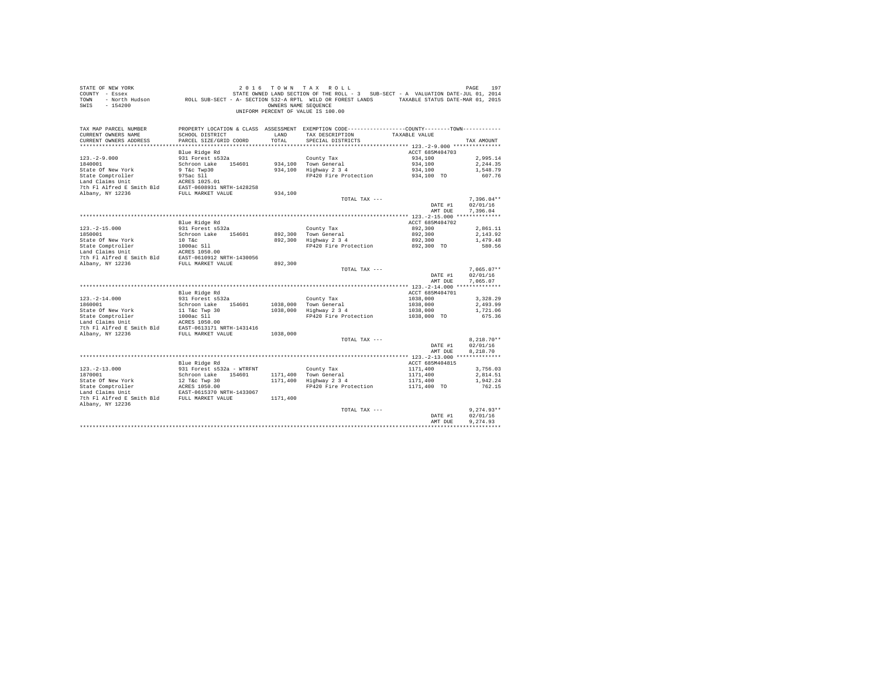STATE OF NEW YORK · COUNTY - Essex · TOWN - North Hudson · SWIS - 154200

2016 TOWN TAX ROLL

STATE OWNED LAND SECTION OF THE ROLL - 3 · SUB-SECT - A · VALUATION DATE-JUL 01, 2014

ROLL SUB-SECT - A- SECTION 532-A RPTL WILD OR FOREST LANDS · TAXABLE STATUS DATE-MAR 01, 2015

OWNERS NAME SEQUENCE

UNIFORM PERCENT OF VALUE IS 100.00

| TAX MAP PARCEL NUMBER / CURRENT OWNERS NAME / CURRENT OWNERS ADDRESS | PROPERTY LOCATION & CLASS / SCHOOL DISTRICT / PARCEL SIZE/GRID COORD | ASSESSMENT LAND / TOTAL | EXEMPTION CODE / TAX DESCRIPTION / SPECIAL DISTRICTS | COUNTY--------TOWN TAXABLE VALUE | TAX AMOUNT |
|---|---|---|---|---|---|
| **123.-2-9.000** | Blue Ridge Rd | | | ACCT 685M404703 | |
| 123.-2-9.000 | 931 Forest s532a | | County Tax | 934,100 | 2,995.14 |
| 1840001 | Schroon Lake 154601 | 934,100 | Town General | 934,100 | 2,244.35 |
| State Of New York | 9 T&c Twp30 | 934,100 | Highway 2 3 4 | 934,100 | 1,548.79 |
| State Comptroller | 975ac Sll | | FP420 Fire Protection | 934,100 TO | 607.76 |
| Land Claims Unit | ACRES 1025.01 | | | | |
| 7th Fl Alfred E Smith Bld | EAST-0608931 NRTH-1428258 | | | | |
| Albany, NY 12236 | FULL MARKET VALUE | 934,100 | | | |
| | | | TOTAL TAX --- | | 7,396.04** |
| | | | | DATE #1 | 02/01/16 |
| | | | | AMT DUE | 7,396.04 |
| **123.-2-15.000** | Blue Ridge Rd | | | ACCT 685M404702 | |
| 123.-2-15.000 | 931 Forest s532a | | County Tax | 892,300 | 2,861.11 |
| 1850001 | Schroon Lake 154601 | 892,300 | Town General | 892,300 | 2,143.92 |
| State Of New York | 10 T&c | 892,300 | Highway 2 3 4 | 892,300 | 1,479.48 |
| State Comptroller | 1000ac Sll | | FP420 Fire Protection | 892,300 TO | 580.56 |
| Land Claims Unit | ACRES 1050.00 | | | | |
| 7th Fl Alfred E Smith Bld | EAST-0610912 NRTH-1430056 | | | | |
| Albany, NY 12236 | FULL MARKET VALUE | 892,300 | | | |
| | | | TOTAL TAX --- | | 7,065.07** |
| | | | | DATE #1 | 02/01/16 |
| | | | | AMT DUE | 7,065.07 |
| **123.-2-14.000** | Blue Ridge Rd | | | ACCT 685M404701 | |
| 123.-2-14.000 | 931 Forest s532a | | County Tax | 1038,000 | 3,328.29 |
| 1860001 | Schroon Lake 154601 | 1038,000 | Town General | 1038,000 | 2,493.99 |
| State Of New York | 11 T&c Twp 30 | 1038,000 | Highway 2 3 4 | 1038,000 | 1,721.06 |
| State Comptroller | 1000ac Sll | | FP420 Fire Protection | 1038,000 TO | 675.36 |
| Land Claims Unit | ACRES 1050.00 | | | | |
| 7th Fl Alfred E Smith Bld | EAST-0613171 NRTH-1431416 | | | | |
| Albany, NY 12236 | FULL MARKET VALUE | 1038,000 | | | |
| | | | TOTAL TAX --- | | 8,218.70** |
| | | | | DATE #1 | 02/01/16 |
| | | | | AMT DUE | 8,218.70 |
| **123.-2-13.000** | Blue Ridge Rd | | | ACCT 685M404815 | |
| 123.-2-13.000 | 931 Forest s532a - WTRFNT | | County Tax | 1171,400 | 3,756.03 |
| 1870001 | Schroon Lake 154601 | 1171,400 | Town General | 1171,400 | 2,814.51 |
| State Of New York | 12 T&c Twp 30 | 1171,400 | Highway 2 3 4 | 1171,400 | 1,942.24 |
| State Comptroller | ACRES 1050.00 | | FP420 Fire Protection | 1171,400 TO | 762.15 |
| Land Claims Unit | EAST-0615370 NRTH-1433067 | | | | |
| 7th Fl Alfred E Smith Bld | FULL MARKET VALUE | 1171,400 | | | |
| Albany, NY 12236 | | | | | |
| | | | TOTAL TAX --- | | 9,274.93** |
| | | | | DATE #1 | 02/01/16 |
| | | | | AMT DUE | 9,274.93 |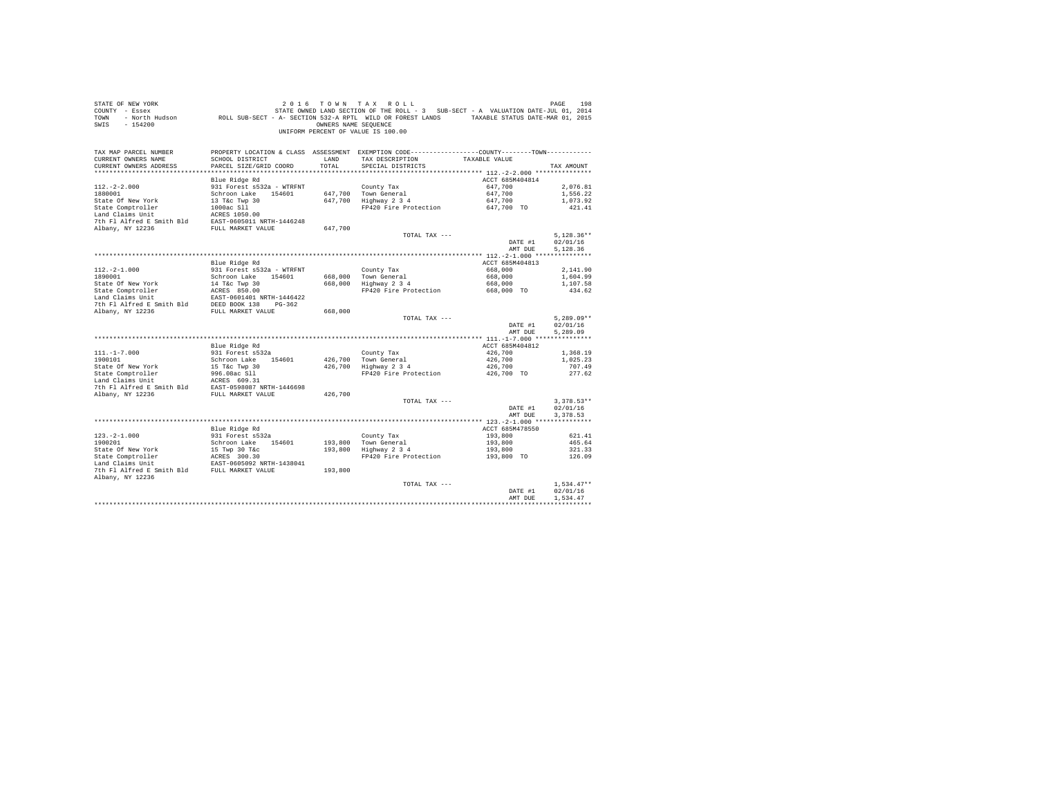STATE OF NEW YORK                                    2 0 1 6   T O W N   T A X   R O L L
COUNTY - Essex                    STATE OWNED LAND SECTION OF THE ROLL - 3   SUB-SECT - A  VALUATION DATE-JUL 01, 2014
TOWN - North Hudson     ROLL SUB-SECT - A- SECTION 532-A RPTL  WILD OR FOREST LANDS     TAXABLE STATUS DATE-MAR 01, 2015
SWIS - 154200                                        OWNERS NAME SEQUENCE
UNIFORM PERCENT OF VALUE IS 100.00

| TAX MAP PARCEL NUMBER / CURRENT OWNERS NAME / CURRENT OWNERS ADDRESS | PROPERTY LOCATION & CLASS / SCHOOL DISTRICT / PARCEL SIZE/GRID COORD | ASSESSMENT LAND / TOTAL | EXEMPTION CODE / TAX DESCRIPTION / SPECIAL DISTRICTS | COUNTY--------TOWN / TAXABLE VALUE | TAX AMOUNT |
|---|---|---|---|---|---|
| **112.-2-2.000** | Blue Ridge Rd | | | ACCT 685M404814 | |
| 112.-2-2.000 | 931 Forest s532a - WTRFNT | | County Tax | 647,700 | 2,076.81 |
| 1880001 | Schroon Lake 154601 | 647,700 | Town General | 647,700 | 1,556.22 |
| State Of New York | 13 T&c Twp 30 | 647,700 | Highway 2 3 4 | 647,700 | 1,073.92 |
| State Comptroller | 1000ac Sll | | FP420 Fire Protection | 647,700 TO | 421.41 |
| Land Claims Unit | ACRES 1050.00 | | | | |
| 7th Fl Alfred E Smith Bld | EAST-0605011 NRTH-1446248 | | | | |
| Albany, NY 12236 | FULL MARKET VALUE | 647,700 | | | |
| | | | TOTAL TAX --- | | 5,128.36** |
| | | | | DATE #1 | 02/01/16 |
| | | | | AMT DUE | 5,128.36 |
| **112.-2-1.000** | Blue Ridge Rd | | | ACCT 685M404813 | |
| 112.-2-1.000 | 931 Forest s532a - WTRFNT | | County Tax | 668,000 | 2,141.90 |
| 1890001 | Schroon Lake 154601 | 668,000 | Town General | 668,000 | 1,604.99 |
| State Of New York | 14 T&c Twp 30 | 668,000 | Highway 2 3 4 | 668,000 | 1,107.58 |
| State Comptroller | ACRES 850.00 | | FP420 Fire Protection | 668,000 TO | 434.62 |
| Land Claims Unit | EAST-0601401 NRTH-1446422 | | | | |
| 7th Fl Alfred E Smith Bld | DEED BOOK 138 PG-362 | | | | |
| Albany, NY 12236 | FULL MARKET VALUE | 668,000 | | | |
| | | | TOTAL TAX --- | | 5,289.09** |
| | | | | DATE #1 | 02/01/16 |
| | | | | AMT DUE | 5,289.09 |
| **111.-1-7.000** | Blue Ridge Rd | | | ACCT 685M404812 | |
| 111.-1-7.000 | 931 Forest s532a | | County Tax | 426,700 | 1,368.19 |
| 1900101 | Schroon Lake 154601 | 426,700 | Town General | 426,700 | 1,025.23 |
| State Of New York | 15 T&c Twp 30 | 426,700 | Highway 2 3 4 | 426,700 | 707.49 |
| State Comptroller | 996.08ac Sll | | FP420 Fire Protection | 426,700 TO | 277.62 |
| Land Claims Unit | ACRES 609.31 | | | | |
| 7th Fl Alfred E Smith Bld | EAST-0598087 NRTH-1446698 | | | | |
| Albany, NY 12236 | FULL MARKET VALUE | 426,700 | | | |
| | | | TOTAL TAX --- | | 3,378.53** |
| | | | | DATE #1 | 02/01/16 |
| | | | | AMT DUE | 3,378.53 |
| **123.-2-1.000** | Blue Ridge Rd | | | ACCT 685M478550 | |
| 123.-2-1.000 | 931 Forest s532a | | County Tax | 193,800 | 621.41 |
| 1900201 | Schroon Lake 154601 | 193,800 | Town General | 193,800 | 465.64 |
| State Of New York | 15 Twp 30 T&c | 193,800 | Highway 2 3 4 | 193,800 | 321.33 |
| State Comptroller | ACRES 300.30 | | FP420 Fire Protection | 193,800 TO | 126.09 |
| Land Claims Unit | EAST-0605092 NRTH-1438041 | | | | |
| 7th Fl Alfred E Smith Bld | FULL MARKET VALUE | 193,800 | | | |
| Albany, NY 12236 | | | | | |
| | | | TOTAL TAX --- | | 1,534.47** |
| | | | | DATE #1 | 02/01/16 |
| | | | | AMT DUE | 1,534.47 |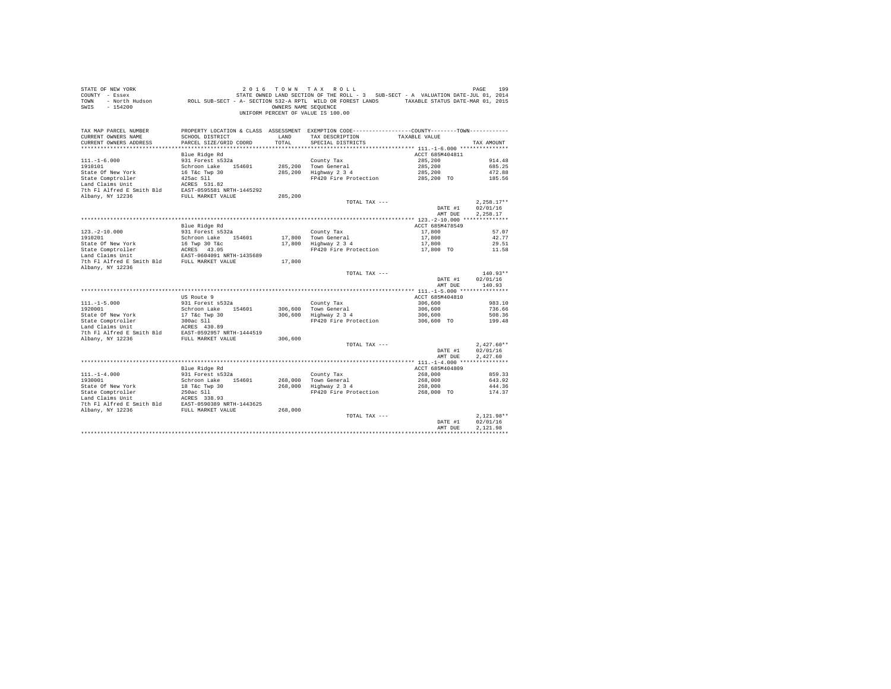STATE OF NEW YORK
COUNTY - Essex
TOWN - North Hudson
SWIS - 154200

2016 TOWN TAX ROLL
STATE OWNED LAND SECTION OF THE ROLL - 3 SUB-SECT - A VALUATION DATE-JUL 01, 2014
ROLL SUB-SECT - A- SECTION 532-A RPTL WILD OR FOREST LANDS TAXABLE STATUS DATE-MAR 01, 2015
OWNERS NAME SEQUENCE
UNIFORM PERCENT OF VALUE IS 100.00

| TAX MAP PARCEL NUMBER / CURRENT OWNERS NAME / CURRENT OWNERS ADDRESS | PROPERTY LOCATION & CLASS / SCHOOL DISTRICT / PARCEL SIZE/GRID COORD | ASSESSMENT LAND / TOTAL | EXEMPTION CODE / TAX DESCRIPTION / SPECIAL DISTRICTS | COUNTY / TOWN TAXABLE VALUE | TAX AMOUNT |
|---|---|---|---|---|---|
| **111.-1-6.000** | Blue Ridge Rd | | | ACCT 685M404811 | |
| 111.-1-6.000 | 931 Forest s532a | | County Tax | 285,200 | 914.48 |
| 1910101 | Schroon Lake 154601 | 285,200 | Town General | 285,200 | 685.25 |
| State Of New York | 16 T&c Twp 30 | 285,200 | Highway 2 3 4 | 285,200 | 472.88 |
| State Comptroller | 425ac Sll | | FP420 Fire Protection | 285,200 TO | 185.56 |
| Land Claims Unit | ACRES 531.82 | | | | |
| 7th Fl Alfred E Smith Bld | EAST-0595581 NRTH-1445292 | | | | |
| Albany, NY 12236 | FULL MARKET VALUE | 285,200 | | | |
| | | | TOTAL TAX --- | | 2,258.17** |
| | | | | DATE #1 | 02/01/16 |
| | | | | AMT DUE | 2,258.17 |
| **123.-2-10.000** | Blue Ridge Rd | | | ACCT 685M478549 | |
| 123.-2-10.000 | 931 Forest s532a | | County Tax | 17,800 | 57.07 |
| 1910201 | Schroon Lake 154601 | 17,800 | Town General | 17,800 | 42.77 |
| State Of New York | 16 Twp 30 T&c | 17,800 | Highway 2 3 4 | 17,800 | 29.51 |
| State Comptroller | ACRES 43.05 | | FP420 Fire Protection | 17,800 TO | 11.58 |
| Land Claims Unit | EAST-0604091 NRTH-1435689 | | | | |
| 7th Fl Alfred E Smith Bld | FULL MARKET VALUE | 17,800 | | | |
| Albany, NY 12236 | | | | | |
| | | | TOTAL TAX --- | | 140.93** |
| | | | | DATE #1 | 02/01/16 |
| | | | | AMT DUE | 140.93 |
| **111.-1-5.000** | US Route 9 | | | ACCT 685M404810 | |
| 111.-1-5.000 | 931 Forest s532a | | County Tax | 306,600 | 983.10 |
| 1920001 | Schroon Lake 154601 | 306,600 | Town General | 306,600 | 736.66 |
| State Of New York | 17 T&c Twp 30 | 306,600 | Highway 2 3 4 | 306,600 | 508.36 |
| State Comptroller | 300ac Sll | | FP420 Fire Protection | 306,600 TO | 199.48 |
| Land Claims Unit | ACRES 430.89 | | | | |
| 7th Fl Alfred E Smith Bld | EAST-0592957 NRTH-1444519 | | | | |
| Albany, NY 12236 | FULL MARKET VALUE | 306,600 | | | |
| | | | TOTAL TAX --- | | 2,427.60** |
| | | | | DATE #1 | 02/01/16 |
| | | | | AMT DUE | 2,427.60 |
| **111.-1-4.000** | Blue Ridge Rd | | | ACCT 685M404809 | |
| 111.-1-4.000 | 931 Forest s532a | | County Tax | 268,000 | 859.33 |
| 1930001 | Schroon Lake 154601 | 268,000 | Town General | 268,000 | 643.92 |
| State Of New York | 18 T&c Twp 30 | 268,000 | Highway 2 3 4 | 268,000 | 444.36 |
| State Comptroller | 250ac Sll | | FP420 Fire Protection | 268,000 TO | 174.37 |
| Land Claims Unit | ACRES 338.93 | | | | |
| 7th Fl Alfred E Smith Bld | EAST-0590389 NRTH-1443625 | | | | |
| Albany, NY 12236 | FULL MARKET VALUE | 268,000 | | | |
| | | | TOTAL TAX --- | | 2,121.98** |
| | | | | DATE #1 | 02/01/16 |
| | | | | AMT DUE | 2,121.98 |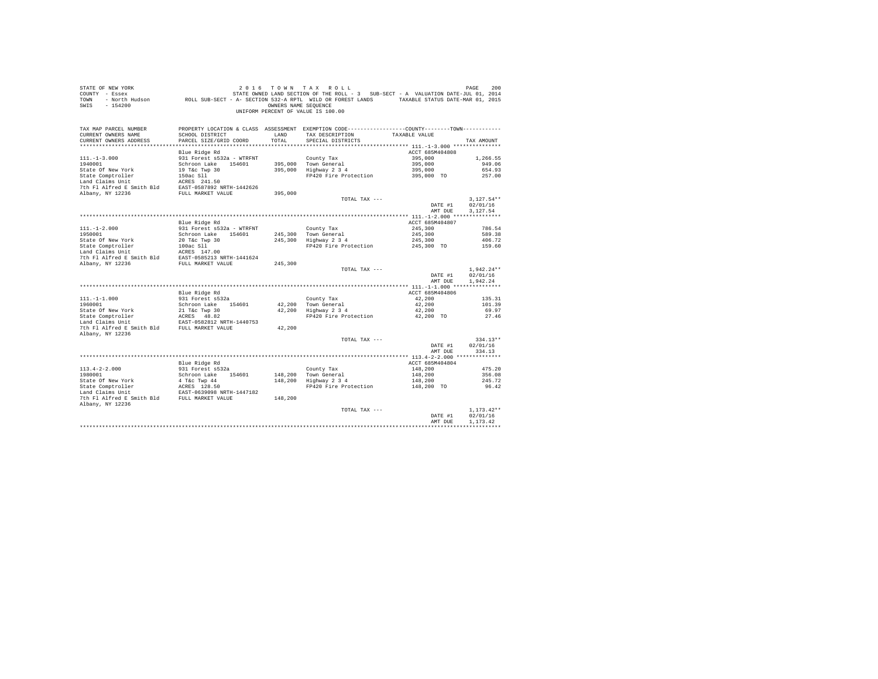STATE OF NEW YORK
COUNTY - Essex
TOWN - North Hudson
SWIS - 154200

2 0 1 6 T O W N T A X R O L L
STATE OWNED LAND SECTION OF THE ROLL - 3 SUB-SECT - A VALUATION DATE-JUL 01, 2014
ROLL SUB-SECT - A- SECTION 532-A RPTL WILD OR FOREST LANDS TAXABLE STATUS DATE-MAR 01, 2015
OWNERS NAME SEQUENCE
UNIFORM PERCENT OF VALUE IS 100.00

| TAX MAP PARCEL NUMBER / CURRENT OWNERS NAME / CURRENT OWNERS ADDRESS | PROPERTY LOCATION & CLASS / SCHOOL DISTRICT / PARCEL SIZE/GRID COORD | ASSESSMENT LAND / TOTAL | EXEMPTION CODE / TAX DESCRIPTION / SPECIAL DISTRICTS | COUNTY--------TOWN TAXABLE VALUE | TAX AMOUNT |
|---|---|---|---|---|---|
| **111.-1-3.000** | Blue Ridge Rd | | | ACCT 685M404808 | |
| 1940001 | 931 Forest s532a - WTRFNT | | County Tax | 395,000 | 1,266.55 |
| State Of New York | Schroon Lake 154601 | 395,000 | Town General | 395,000 | 949.06 |
| State Comptroller | 19 T&c Twp 30 | 395,000 | Highway 2 3 4 | 395,000 | 654.93 |
| Land Claims Unit | 150ac Sll | | FP420 Fire Protection | 395,000 TO | 257.00 |
| 7th Fl Alfred E Smith Bld | ACRES 241.50 | | | | |
| Albany, NY 12236 | EAST-0587892 NRTH-1442626 | | | | |
| | FULL MARKET VALUE | 395,000 | | | |
| | | | TOTAL TAX --- | | 3,127.54** |
| | | | | DATE #1 | 02/01/16 |
| | | | | AMT DUE | 3,127.54 |
| **111.-1-2.000** | Blue Ridge Rd | | | ACCT 685M404807 | |
| 1950001 | 931 Forest s532a - WTRFNT | | County Tax | 245,300 | 786.54 |
| State Of New York | Schroon Lake 154601 | 245,300 | Town General | 245,300 | 589.38 |
| State Comptroller | 20 T&c Twp 30 | 245,300 | Highway 2 3 4 | 245,300 | 406.72 |
| Land Claims Unit | 100ac Sll | | FP420 Fire Protection | 245,300 TO | 159.60 |
| 7th Fl Alfred E Smith Bld | ACRES 147.00 | | | | |
| Albany, NY 12236 | EAST-0585213 NRTH-1441624 | | | | |
| | FULL MARKET VALUE | 245,300 | | | |
| | | | TOTAL TAX --- | | 1,942.24** |
| | | | | DATE #1 | 02/01/16 |
| | | | | AMT DUE | 1,942.24 |
| **111.-1-1.000** | Blue Ridge Rd | | | ACCT 685M404806 | |
| 1960001 | 931 Forest s532a | | County Tax | 42,200 | 135.31 |
| State Of New York | Schroon Lake 154601 | 42,200 | Town General | 42,200 | 101.39 |
| State Comptroller | 21 T&c Twp 30 | 42,200 | Highway 2 3 4 | 42,200 | 69.97 |
| Land Claims Unit | ACRES 48.82 | | FP420 Fire Protection | 42,200 TO | 27.46 |
| 7th Fl Alfred E Smith Bld | EAST-0582812 NRTH-1440753 | | | | |
| Albany, NY 12236 | FULL MARKET VALUE | 42,200 | | | |
| | | | TOTAL TAX --- | | 334.13** |
| | | | | DATE #1 | 02/01/16 |
| | | | | AMT DUE | 334.13 |
| **113.4-2-2.000** | Blue Ridge Rd | | | ACCT 685M404804 | |
| 1980001 | 931 Forest s532a | | County Tax | 148,200 | 475.20 |
| State Of New York | Schroon Lake 154601 | 148,200 | Town General | 148,200 | 356.08 |
| State Comptroller | 4 T&c Twp 44 | 148,200 | Highway 2 3 4 | 148,200 | 245.72 |
| Land Claims Unit | ACRES 128.50 | | FP420 Fire Protection | 148,200 TO | 96.42 |
| 7th Fl Alfred E Smith Bld | EAST-0639098 NRTH-1447182 | | | | |
| Albany, NY 12236 | FULL MARKET VALUE | 148,200 | | | |
| | | | TOTAL TAX --- | | 1,173.42** |
| | | | | DATE #1 | 02/01/16 |
| | | | | AMT DUE | 1,173.42 |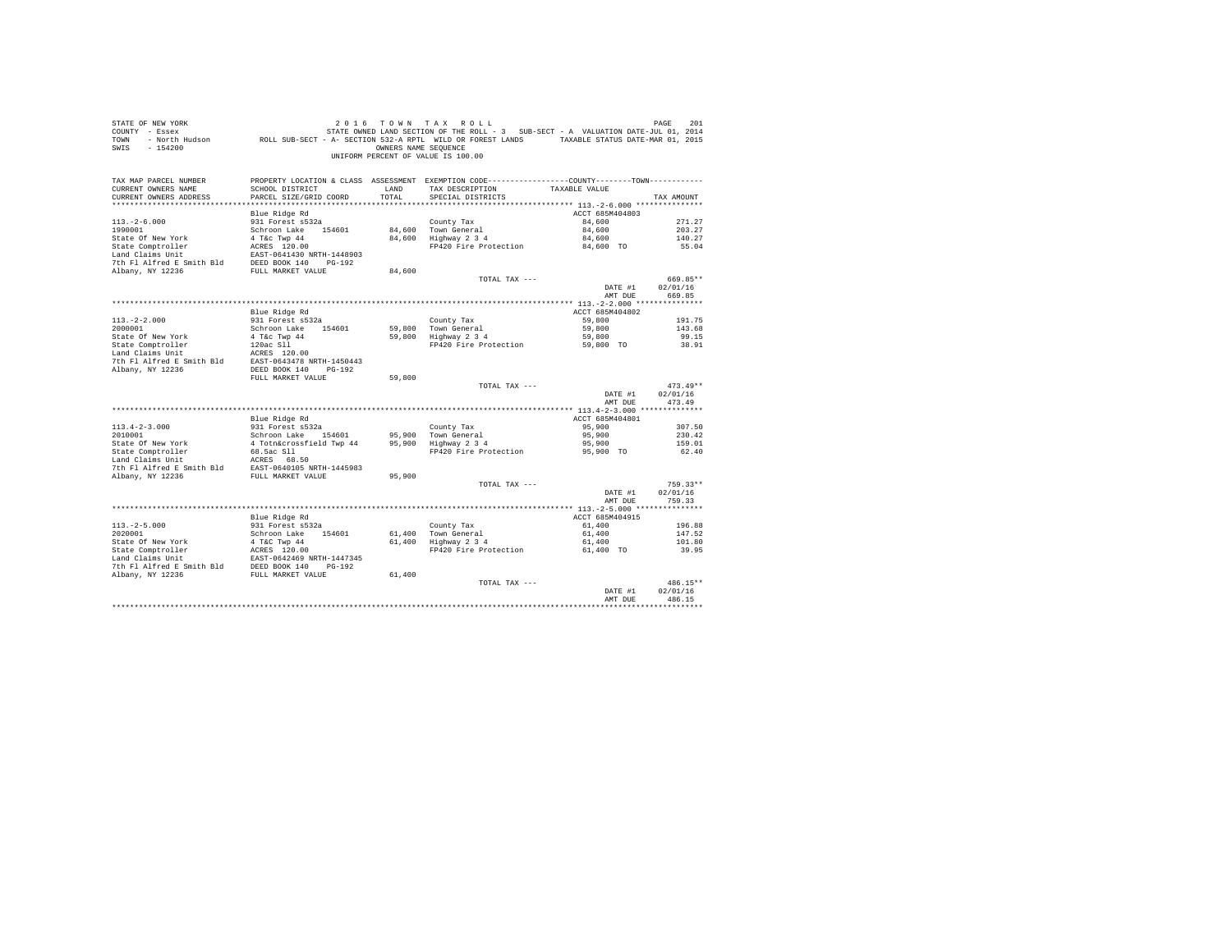STATE OF NEW YORK
COUNTY - Essex
TOWN - North Hudson
SWIS - 154200

2 0 1 6 T O W N T A X R O L L
STATE OWNED LAND SECTION OF THE ROLL - 3 SUB-SECT - A VALUATION DATE-JUL 01, 2014
ROLL SUB-SECT - A- SECTION 532-A RPTL WILD OR FOREST LANDS TAXABLE STATUS DATE-MAR 01, 2015
OWNERS NAME SEQUENCE
UNIFORM PERCENT OF VALUE IS 100.00

| TAX MAP PARCEL NUMBER / CURRENT OWNERS NAME / CURRENT OWNERS ADDRESS | PROPERTY LOCATION & CLASS / SCHOOL DISTRICT / PARCEL SIZE/GRID COORD | ASSESSMENT LAND | TOTAL | EXEMPTION CODE / TAX DESCRIPTION / SPECIAL DISTRICTS | TAXABLE VALUE (COUNTY / TOWN) | TAX AMOUNT |
|---|---|---|---|---|---|---|
| 113.-2-6.000 | Blue Ridge Rd | | | | ACCT 685M404803 | |
| 1990001 | 931 Forest s532a | | | County Tax | 84,600 | 271.27 |
| State Of New York | Schroon Lake 154601 | 84,600 | | Town General | 84,600 | 203.27 |
| State Comptroller | 4 T&c Twp 44 | | 84,600 | Highway 2 3 4 | 84,600 | 140.27 |
| Land Claims Unit | ACRES 120.00 | | | FP420 Fire Protection | 84,600 TO | 55.04 |
| 7th Fl Alfred E Smith Bld | EAST-0641430 NRTH-1448903 | | | | | |
| Albany, NY 12236 | DEED BOOK 140 PG-192 | | | | | |
| | FULL MARKET VALUE | | 84,600 | | | |
| | | | | TOTAL TAX --- | | 669.85** |
| | | | | | DATE #1 | 02/01/16 |
| | | | | | AMT DUE | 669.85 |
| 113.-2-2.000 | Blue Ridge Rd | | | | ACCT 685M404802 | |
| 2000001 | 931 Forest s532a | | | County Tax | 59,800 | 191.75 |
| State Of New York | Schroon Lake 154601 | 59,800 | | Town General | 59,800 | 143.68 |
| State Comptroller | 4 T&c Twp 44 | | 59,800 | Highway 2 3 4 | 59,800 | 99.15 |
| Land Claims Unit | 120ac Sll | | | FP420 Fire Protection | 59,800 TO | 38.91 |
| 7th Fl Alfred E Smith Bld | ACRES 120.00 | | | | | |
| Albany, NY 12236 | EAST-0643478 NRTH-1450443 | | | | | |
| | DEED BOOK 140 PG-192 | | | | | |
| | FULL MARKET VALUE | | 59,800 | | | |
| | | | | TOTAL TAX --- | | 473.49** |
| | | | | | DATE #1 | 02/01/16 |
| | | | | | AMT DUE | 473.49 |
| 113.4-2-3.000 | Blue Ridge Rd | | | | ACCT 685M404801 | |
| 2010001 | 931 Forest s532a | | | County Tax | 95,900 | 307.50 |
| State Of New York | Schroon Lake 154601 | 95,900 | | Town General | 95,900 | 230.42 |
| State Comptroller | 4 Totn&crossfield Twp 44 | | 95,900 | Highway 2 3 4 | 95,900 | 159.01 |
| Land Claims Unit | 68.5ac Sll | | | FP420 Fire Protection | 95,900 TO | 62.40 |
| 7th Fl Alfred E Smith Bld | ACRES 68.50 | | | | | |
| Albany, NY 12236 | EAST-0640105 NRTH-1445983 | | | | | |
| | FULL MARKET VALUE | | 95,900 | | | |
| | | | | TOTAL TAX --- | | 759.33** |
| | | | | | DATE #1 | 02/01/16 |
| | | | | | AMT DUE | 759.33 |
| 113.-2-5.000 | Blue Ridge Rd | | | | ACCT 685M404915 | |
| 2020001 | 931 Forest s532a | | | County Tax | 61,400 | 196.88 |
| State Of New York | Schroon Lake 154601 | 61,400 | | Town General | 61,400 | 147.52 |
| State Comptroller | 4 T&C Twp 44 | | 61,400 | Highway 2 3 4 | 61,400 | 101.80 |
| Land Claims Unit | ACRES 120.00 | | | FP420 Fire Protection | 61,400 TO | 39.95 |
| 7th Fl Alfred E Smith Bld | EAST-0642469 NRTH-1447345 | | | | | |
| Albany, NY 12236 | DEED BOOK 140 PG-192 | | | | | |
| | FULL MARKET VALUE | | 61,400 | | | |
| | | | | TOTAL TAX --- | | 486.15** |
| | | | | | DATE #1 | 02/01/16 |
| | | | | | AMT DUE | 486.15 |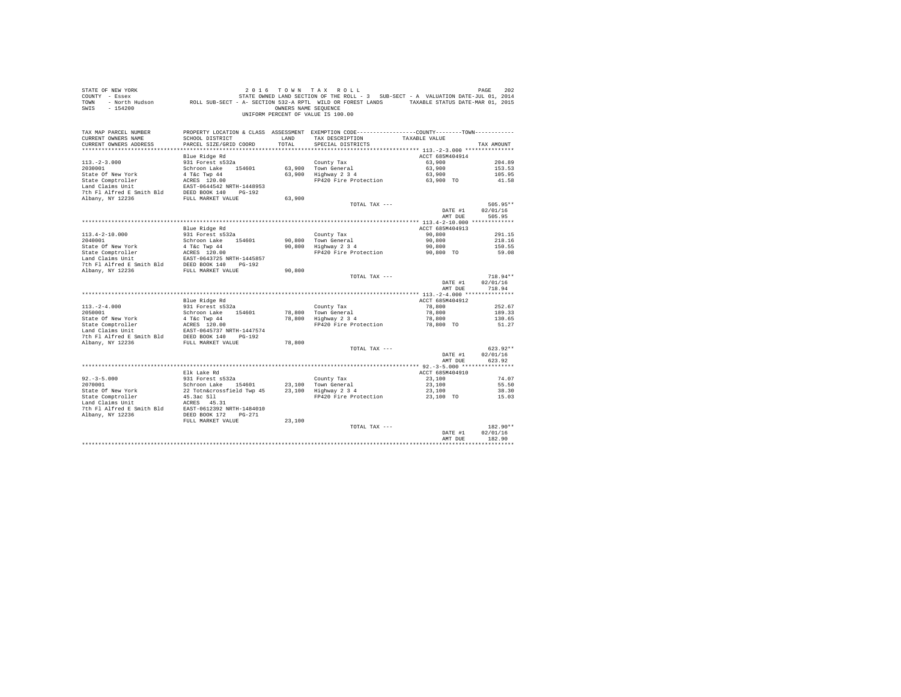STATE OF NEW YORK
COUNTY - Essex
TOWN - North Hudson
SWIS - 154200

2 0 1 6 T O W N T A X R O L L
STATE OWNED LAND SECTION OF THE ROLL - 3 SUB-SECT - A VALUATION DATE-JUL 01, 2014
ROLL SUB-SECT - A- SECTION 532-A RPTL WILD OR FOREST LANDS TAXABLE STATUS DATE-MAR 01, 2015
OWNERS NAME SEQUENCE
UNIFORM PERCENT OF VALUE IS 100.00

| TAX MAP PARCEL NUMBER / CURRENT OWNERS NAME / CURRENT OWNERS ADDRESS | PROPERTY LOCATION & CLASS / SCHOOL DISTRICT / PARCEL SIZE/GRID COORD | ASSESSMENT LAND / TOTAL | EXEMPTION CODE / TAX DESCRIPTION / SPECIAL DISTRICTS | COUNTY--------TOWN TAXABLE VALUE | TAX AMOUNT |
|---|---|---|---|---|---|
| 113.-2-3.000 | Blue Ridge Rd | | | ACCT 685M404914 | |
| 113.-2-3.000 | 931 Forest s532a | | County Tax | 63,900 | 204.89 |
| 2030001 | Schroon Lake 154601 | 63,900 | Town General | 63,900 | 153.53 |
| State Of New York | 4 T&c Twp 44 | 63,900 | Highway 2 3 4 | 63,900 | 105.95 |
| State Comptroller | ACRES 120.00 | | FP420 Fire Protection | 63,900 TO | 41.58 |
| Land Claims Unit | EAST-0644542 NRTH-1448953 | | | | |
| 7th Fl Alfred E Smith Bld | DEED BOOK 140 PG-192 | | | | |
| Albany, NY 12236 | FULL MARKET VALUE | 63,900 | | | |
| | | | TOTAL TAX --- | | 505.95** |
| | | | | DATE #1 | 02/01/16 |
| | | | | AMT DUE | 505.95 |
| 113.4-2-10.000 | Blue Ridge Rd | | | ACCT 685M404913 | |
| 113.4-2-10.000 | 931 Forest s532a | | County Tax | 90,800 | 291.15 |
| 2040001 | Schroon Lake 154601 | 90,800 | Town General | 90,800 | 218.16 |
| State Of New York | 4 T&c Twp 44 | 90,800 | Highway 2 3 4 | 90,800 | 150.55 |
| State Comptroller | ACRES 120.00 | | FP420 Fire Protection | 90,800 TO | 59.08 |
| Land Claims Unit | EAST-0643725 NRTH-1445857 | | | | |
| 7th Fl Alfred E Smith Bld | DEED BOOK 140 PG-192 | | | | |
| Albany, NY 12236 | FULL MARKET VALUE | 90,800 | | | |
| | | | TOTAL TAX --- | | 718.94** |
| | | | | DATE #1 | 02/01/16 |
| | | | | AMT DUE | 718.94 |
| 113.-2-4.000 | Blue Ridge Rd | | | ACCT 685M404912 | |
| 113.-2-4.000 | 931 Forest s532a | | County Tax | 78,800 | 252.67 |
| 2050001 | Schroon Lake 154601 | 78,800 | Town General | 78,800 | 189.33 |
| State Of New York | 4 T&c Twp 44 | 78,800 | Highway 2 3 4 | 78,800 | 130.65 |
| State Comptroller | ACRES 120.00 | | FP420 Fire Protection | 78,800 TO | 51.27 |
| Land Claims Unit | EAST-0645737 NRTH-1447574 | | | | |
| 7th Fl Alfred E Smith Bld | DEED BOOK 140 PG-192 | | | | |
| Albany, NY 12236 | FULL MARKET VALUE | 78,800 | | | |
| | | | TOTAL TAX --- | | 623.92** |
| | | | | DATE #1 | 02/01/16 |
| | | | | AMT DUE | 623.92 |
| 92.-3-5.000 | Elk Lake Rd | | | ACCT 685M404910 | |
| 92.-3-5.000 | 931 Forest s532a | | County Tax | 23,100 | 74.07 |
| 2070001 | Schroon Lake 154601 | 23,100 | Town General | 23,100 | 55.50 |
| State Of New York | 22 Totn&crossfield Twp 45 | 23,100 | Highway 2 3 4 | 23,100 | 38.30 |
| State Comptroller | 45.3ac Sll | | FP420 Fire Protection | 23,100 TO | 15.03 |
| Land Claims Unit | ACRES 45.31 | | | | |
| 7th Fl Alfred E Smith Bld | EAST-0612392 NRTH-1484010 | | | | |
| Albany, NY 12236 | DEED BOOK 172 PG-271 | | | | |
| | FULL MARKET VALUE | 23,100 | | | |
| | | | TOTAL TAX --- | | 182.90** |
| | | | | DATE #1 | 02/01/16 |
| | | | | AMT DUE | 182.90 |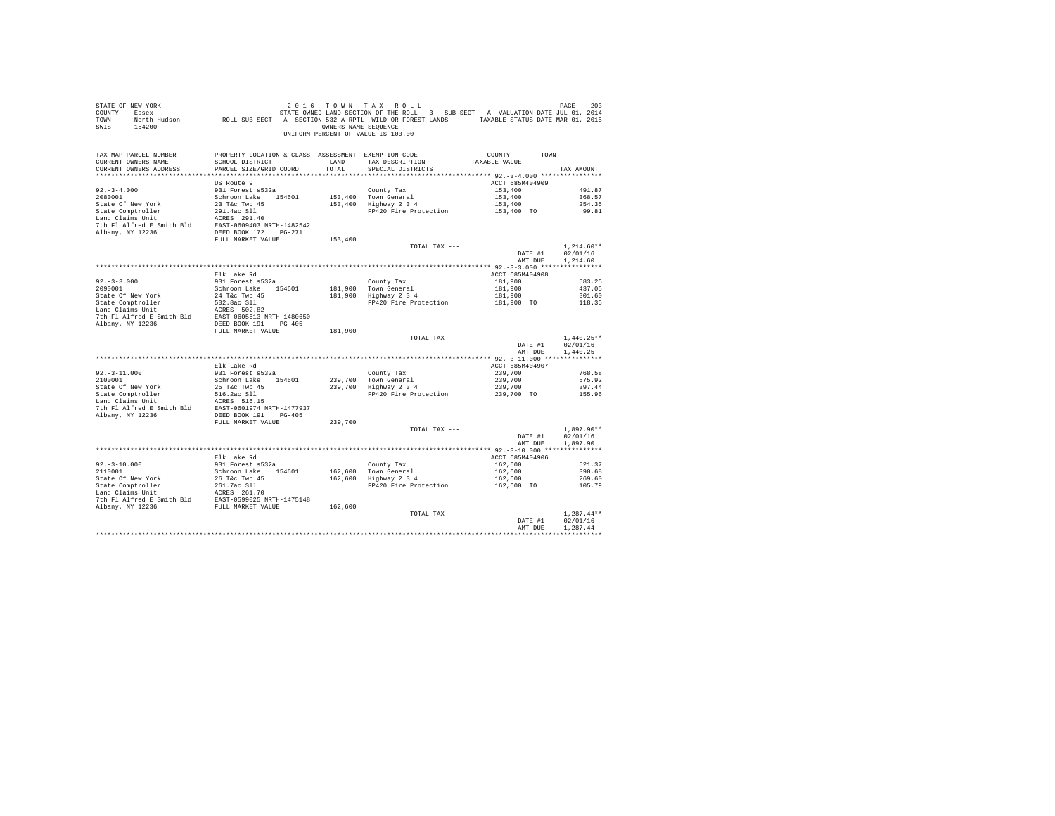STATE OF NEW YORK
COUNTY - Essex
TOWN - North Hudson
SWIS - 154200

2 0 1 6 T O W N T A X R O L L
STATE OWNED LAND SECTION OF THE ROLL - 3 SUB-SECT - A VALUATION DATE-JUL 01, 2014
ROLL SUB-SECT - A- SECTION 532-A RPTL WILD OR FOREST LANDS TAXABLE STATUS DATE-MAR 01, 2015
OWNERS NAME SEQUENCE
UNIFORM PERCENT OF VALUE IS 100.00

| TAX MAP PARCEL NUMBER / CURRENT OWNERS NAME / CURRENT OWNERS ADDRESS | PROPERTY LOCATION & CLASS / SCHOOL DISTRICT / PARCEL SIZE/GRID COORD | ASSESSMENT LAND / TOTAL | EXEMPTION CODE / TAX DESCRIPTION / SPECIAL DISTRICTS | TAXABLE VALUE (COUNTY / TOWN) | TAX AMOUNT |
|---|---|---|---|---|---|
| **92.-3-4.000** | US Route 9 | | | ACCT 685M404909 | |
| 92.-3-4.000 | 931 Forest s532a | | County Tax | 153,400 | 491.87 |
| 2080001 | Schroon Lake 154601 | 153,400 | Town General | 153,400 | 368.57 |
| State Of New York | 23 T&c Twp 45 | 153,400 | Highway 2 3 4 | 153,400 | 254.35 |
| State Comptroller | 291.4ac Sll | | FP420 Fire Protection | 153,400 TO | 99.81 |
| Land Claims Unit | ACRES 291.40 | | | | |
| 7th Fl Alfred E Smith Bld | EAST-0609403 NRTH-1482542 | | | | |
| Albany, NY 12236 | DEED BOOK 172 PG-271 | | | | |
| | FULL MARKET VALUE | 153,400 | | | |
| | | | TOTAL TAX --- | | 1,214.60** |
| | | | | DATE #1 | 02/01/16 |
| | | | | AMT DUE | 1,214.60 |
| **92.-3-3.000** | Elk Lake Rd | | | ACCT 685M404908 | |
| 92.-3-3.000 | 931 Forest s532a | | County Tax | 181,900 | 583.25 |
| 2090001 | Schroon Lake 154601 | 181,900 | Town General | 181,900 | 437.05 |
| State Of New York | 24 T&c Twp 45 | 181,900 | Highway 2 3 4 | 181,900 | 301.60 |
| State Comptroller | 502.8ac Sll | | FP420 Fire Protection | 181,900 TO | 118.35 |
| Land Claims Unit | ACRES 502.82 | | | | |
| 7th Fl Alfred E Smith Bld | EAST-0605613 NRTH-1480650 | | | | |
| Albany, NY 12236 | DEED BOOK 191 PG-405 | | | | |
| | FULL MARKET VALUE | 181,900 | | | |
| | | | TOTAL TAX --- | | 1,440.25** |
| | | | | DATE #1 | 02/01/16 |
| | | | | AMT DUE | 1,440.25 |
| **92.-3-11.000** | Elk Lake Rd | | | ACCT 685M404907 | |
| 92.-3-11.000 | 931 Forest s532a | | County Tax | 239,700 | 768.58 |
| 2100001 | Schroon Lake 154601 | 239,700 | Town General | 239,700 | 575.92 |
| State Of New York | 25 T&c Twp 45 | 239,700 | Highway 2 3 4 | 239,700 | 397.44 |
| State Comptroller | 516.2ac Sll | | FP420 Fire Protection | 239,700 TO | 155.96 |
| Land Claims Unit | ACRES 516.15 | | | | |
| 7th Fl Alfred E Smith Bld | EAST-0601974 NRTH-1477937 | | | | |
| Albany, NY 12236 | DEED BOOK 191 PG-405 | | | | |
| | FULL MARKET VALUE | 239,700 | | | |
| | | | TOTAL TAX --- | | 1,897.90** |
| | | | | DATE #1 | 02/01/16 |
| | | | | AMT DUE | 1,897.90 |
| **92.-3-10.000** | Elk Lake Rd | | | ACCT 685M404906 | |
| 92.-3-10.000 | 931 Forest s532a | | County Tax | 162,600 | 521.37 |
| 2110001 | Schroon Lake 154601 | 162,600 | Town General | 162,600 | 390.68 |
| State Of New York | 26 T&c Twp 45 | 162,600 | Highway 2 3 4 | 162,600 | 269.60 |
| State Comptroller | 261.7ac Sll | | FP420 Fire Protection | 162,600 TO | 105.79 |
| Land Claims Unit | ACRES 261.70 | | | | |
| 7th Fl Alfred E Smith Bld | EAST-0599025 NRTH-1475148 | | | | |
| Albany, NY 12236 | FULL MARKET VALUE | 162,600 | | | |
| | | | TOTAL TAX --- | | 1,287.44** |
| | | | | DATE #1 | 02/01/16 |
| | | | | AMT DUE | 1,287.44 |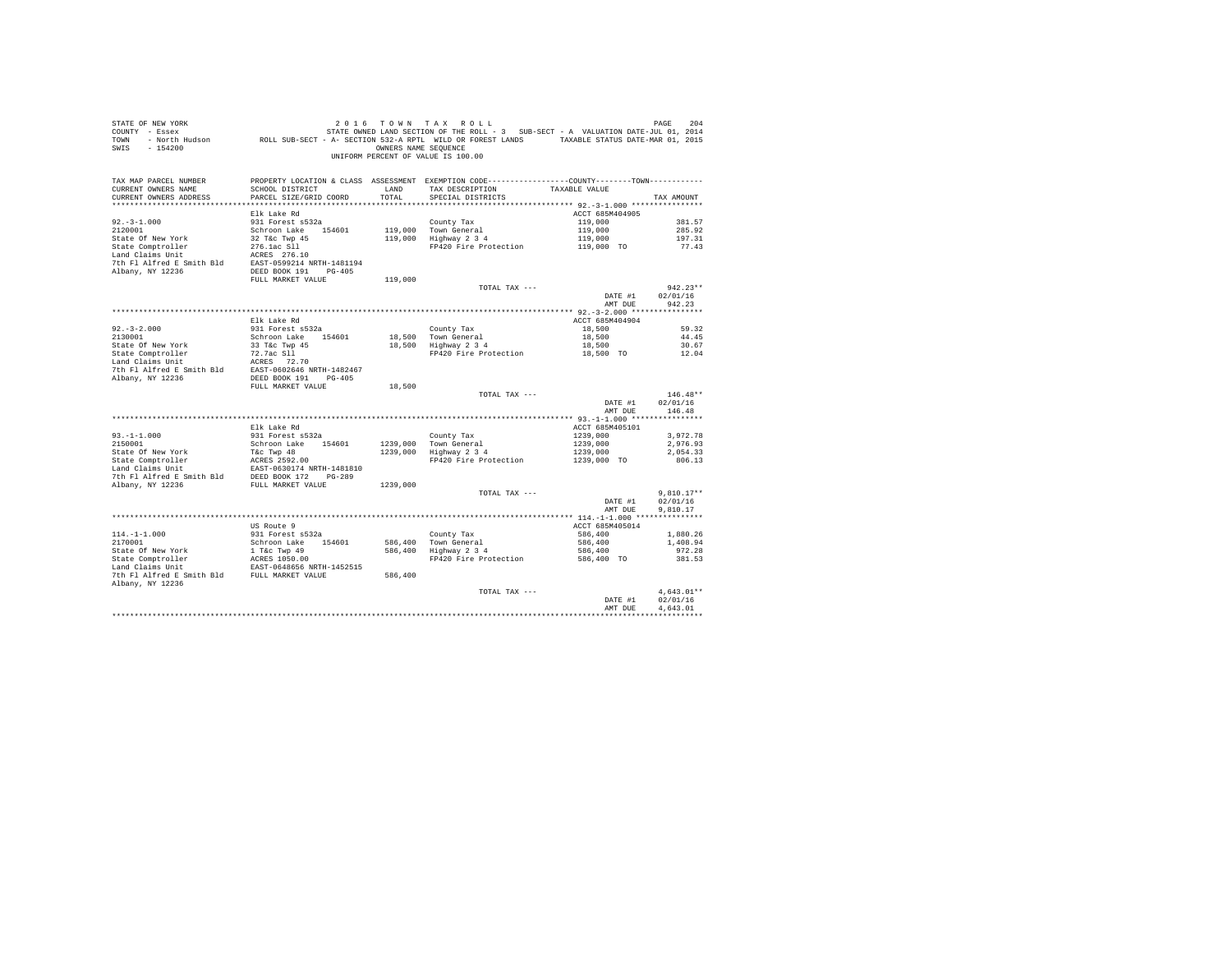STATE OF NEW YORK
COUNTY - Essex
TOWN - North Hudson
SWIS - 154200

2 0 1 6 T O W N T A X R O L L
STATE OWNED LAND SECTION OF THE ROLL - 3 SUB-SECT - A VALUATION DATE-JUL 01, 2014
ROLL SUB-SECT - A- SECTION 532-A RPTL WILD OR FOREST LANDS TAXABLE STATUS DATE-MAR 01, 2015
OWNERS NAME SEQUENCE
UNIFORM PERCENT OF VALUE IS 100.00

| TAX MAP PARCEL NUMBER / CURRENT OWNERS NAME / CURRENT OWNERS ADDRESS | PROPERTY LOCATION & CLASS / SCHOOL DISTRICT / PARCEL SIZE/GRID COORD | ASSESSMENT LAND / TOTAL | EXEMPTION CODE / TAX DESCRIPTION / SPECIAL DISTRICTS | COUNTY--------TOWN TAXABLE VALUE | TAX AMOUNT |
|---|---|---|---|---|---|
| **92.-3-1.000** | Elk Lake Rd | | | ACCT 685M404905 | |
| 92.-3-1.000 | 931 Forest s532a | | County Tax | 119,000 | 381.57 |
| 2120001 | Schroon Lake 154601 | 119,000 | Town General | 119,000 | 285.92 |
| State Of New York | 32 T&c Twp 45 | 119,000 | Highway 2 3 4 | 119,000 | 197.31 |
| State Comptroller | 276.1ac Sll | | FP420 Fire Protection | 119,000 TO | 77.43 |
| Land Claims Unit | ACRES 276.10 | | | | |
| 7th Fl Alfred E Smith Bld | EAST-0599214 NRTH-1481194 | | | | |
| Albany, NY 12236 | DEED BOOK 191 PG-405 | | | | |
| | FULL MARKET VALUE | 119,000 | | | |
| | | | TOTAL TAX --- | | 942.23** |
| | | | | DATE #1 | 02/01/16 |
| | | | | AMT DUE | 942.23 |
| **92.-3-2.000** | Elk Lake Rd | | | ACCT 685M404904 | |
| 92.-3-2.000 | 931 Forest s532a | | County Tax | 18,500 | 59.32 |
| 2130001 | Schroon Lake 154601 | 18,500 | Town General | 18,500 | 44.45 |
| State Of New York | 33 T&c Twp 45 | 18,500 | Highway 2 3 4 | 18,500 | 30.67 |
| State Comptroller | 72.7ac Sll | | FP420 Fire Protection | 18,500 TO | 12.04 |
| Land Claims Unit | ACRES 72.70 | | | | |
| 7th Fl Alfred E Smith Bld | EAST-0602646 NRTH-1482467 | | | | |
| Albany, NY 12236 | DEED BOOK 191 PG-405 | | | | |
| | FULL MARKET VALUE | 18,500 | | | |
| | | | TOTAL TAX --- | | 146.48** |
| | | | | DATE #1 | 02/01/16 |
| | | | | AMT DUE | 146.48 |
| **93.-1-1.000** | Elk Lake Rd | | | ACCT 685M405101 | |
| 93.-1-1.000 | 931 Forest s532a | | County Tax | 1239,000 | 3,972.78 |
| 2150001 | Schroon Lake 154601 | 1239,000 | Town General | 1239,000 | 2,976.93 |
| State Of New York | T&c Twp 48 | 1239,000 | Highway 2 3 4 | 1239,000 | 2,054.33 |
| State Comptroller | ACRES 2592.00 | | FP420 Fire Protection | 1239,000 TO | 806.13 |
| Land Claims Unit | EAST-0630174 NRTH-1481810 | | | | |
| 7th Fl Alfred E Smith Bld | DEED BOOK 172 PG-289 | | | | |
| Albany, NY 12236 | FULL MARKET VALUE | 1239,000 | | | |
| | | | TOTAL TAX --- | | 9,810.17** |
| | | | | DATE #1 | 02/01/16 |
| | | | | AMT DUE | 9,810.17 |
| **114.-1-1.000** | US Route 9 | | | ACCT 685M405014 | |
| 114.-1-1.000 | 931 Forest s532a | | County Tax | 586,400 | 1,880.26 |
| 2170001 | Schroon Lake 154601 | 586,400 | Town General | 586,400 | 1,408.94 |
| State Of New York | 1 T&c Twp 49 | 586,400 | Highway 2 3 4 | 586,400 | 972.28 |
| State Comptroller | ACRES 1050.00 | | FP420 Fire Protection | 586,400 TO | 381.53 |
| Land Claims Unit | EAST-0648656 NRTH-1452515 | | | | |
| 7th Fl Alfred E Smith Bld | FULL MARKET VALUE | 586,400 | | | |
| Albany, NY 12236 | | | | | |
| | | | TOTAL TAX --- | | 4,643.01** |
| | | | | DATE #1 | 02/01/16 |
| | | | | AMT DUE | 4,643.01 |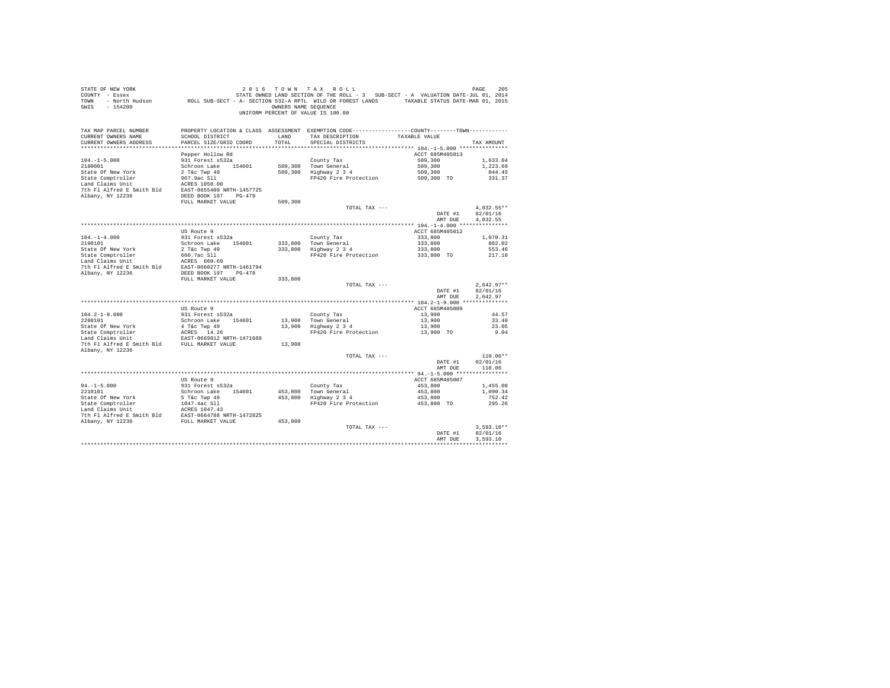STATE OF NEW YORK
COUNTY - Essex
TOWN - North Hudson
SWIS - 154200

2 0 1 6 T O W N T A X R O L L
STATE OWNED LAND SECTION OF THE ROLL - 3 SUB-SECT - A VALUATION DATE-JUL 01, 2014
ROLL SUB-SECT - A- SECTION 532-A RPTL WILD OR FOREST LANDS TAXABLE STATUS DATE-MAR 01, 2015
OWNERS NAME SEQUENCE
UNIFORM PERCENT OF VALUE IS 100.00

| TAX MAP PARCEL NUMBER / CURRENT OWNERS NAME / CURRENT OWNERS ADDRESS | PROPERTY LOCATION & CLASS / SCHOOL DISTRICT / PARCEL SIZE/GRID COORD | ASSESSMENT LAND / TOTAL | EXEMPTION CODE / TAX DESCRIPTION / SPECIAL DISTRICTS | COUNTY / TOWN TAXABLE VALUE | TAX AMOUNT |
|---|---|---|---|---|---|
| **104.-1-5.000** | Pepper Hollow Rd | | | ACCT 685M405013 | |
| 104.-1-5.000 | 931 Forest s532a | | County Tax | 509,300 | 1,633.04 |
| 2180001 | Schroon Lake 154601 | 509,300 | Town General | 509,300 | 1,223.69 |
| State Of New York | 2 T&c Twp 49 | 509,300 | Highway 2 3 4 | 509,300 | 844.45 |
| State Comptroller | 967.9ac Sll | | FP420 Fire Protection | 509,300 TO | 331.37 |
| Land Claims Unit | ACRES 1050.00 | | | | |
| 7th Fl Alfred E Smith Bld | EAST-0655409 NRTH-1457725 | | | | |
| Albany, NY 12236 | DEED BOOK 197 PG-479 | | | | |
| | FULL MARKET VALUE | 509,300 | | | |
| | | | TOTAL TAX --- | | 4,032.55** |
| | | | | DATE #1 | 02/01/16 |
| | | | | AMT DUE | 4,032.55 |
| **104.-1-4.000** | US Route 9 | | | ACCT 685M405012 | |
| 104.-1-4.000 | 931 Forest s532a | | County Tax | 333,800 | 1,070.31 |
| 2190101 | Schroon Lake 154601 | 333,800 | Town General | 333,800 | 802.02 |
| State Of New York | 2 T&c Twp 49 | 333,800 | Highway 2 3 4 | 333,800 | 553.46 |
| State Comptroller | 660.7ac Sll | | FP420 Fire Protection | 333,800 TO | 217.18 |
| Land Claims Unit | ACRES 660.69 | | | | |
| 7th Fl Alfred E Smith Bld | EAST-0660277 NRTH-1461794 | | | | |
| Albany, NY 12236 | DEED BOOK 197 PG-478 | | | | |
| | FULL MARKET VALUE | 333,800 | | | |
| | | | TOTAL TAX --- | | 2,642.97** |
| | | | | DATE #1 | 02/01/16 |
| | | | | AMT DUE | 2,642.97 |
| **104.2-1-9.000** | US Route 9 | | | ACCT 685M405009 | |
| 104.2-1-9.000 | 931 Forest s532a | | County Tax | 13,900 | 44.57 |
| 2200101 | Schroon Lake 154601 | 13,900 | Town General | 13,900 | 33.40 |
| State Of New York | 4 T&c Twp 49 | 13,900 | Highway 2 3 4 | 13,900 | 23.05 |
| State Comptroller | ACRES 14.26 | | FP420 Fire Protection | 13,900 TO | 9.04 |
| Land Claims Unit | EAST-0669812 NRTH-1471669 | | | | |
| 7th Fl Alfred E Smith Bld | FULL MARKET VALUE | 13,900 | | | |
| Albany, NY 12236 | | | | | |
| | | | TOTAL TAX --- | | 110.06** |
| | | | | DATE #1 | 02/01/16 |
| | | | | AMT DUE | 110.06 |
| **94.-1-5.000** | US Route 9 | | | ACCT 685M405007 | |
| 94.-1-5.000 | 931 Forest s532a | | County Tax | 453,800 | 1,455.08 |
| 2210101 | Schroon Lake 154601 | 453,800 | Town General | 453,800 | 1,090.34 |
| State Of New York | 5 T&c Twp 49 | 453,800 | Highway 2 3 4 | 453,800 | 752.42 |
| State Comptroller | 1047.4ac Sll | | FP420 Fire Protection | 453,800 TO | 295.26 |
| Land Claims Unit | ACRES 1047.43 | | | | |
| 7th Fl Alfred E Smith Bld | EAST-0664708 NRTH-1472825 | | | | |
| Albany, NY 12236 | FULL MARKET VALUE | 453,800 | | | |
| | | | TOTAL TAX --- | | 3,593.10** |
| | | | | DATE #1 | 02/01/16 |
| | | | | AMT DUE | 3,593.10 |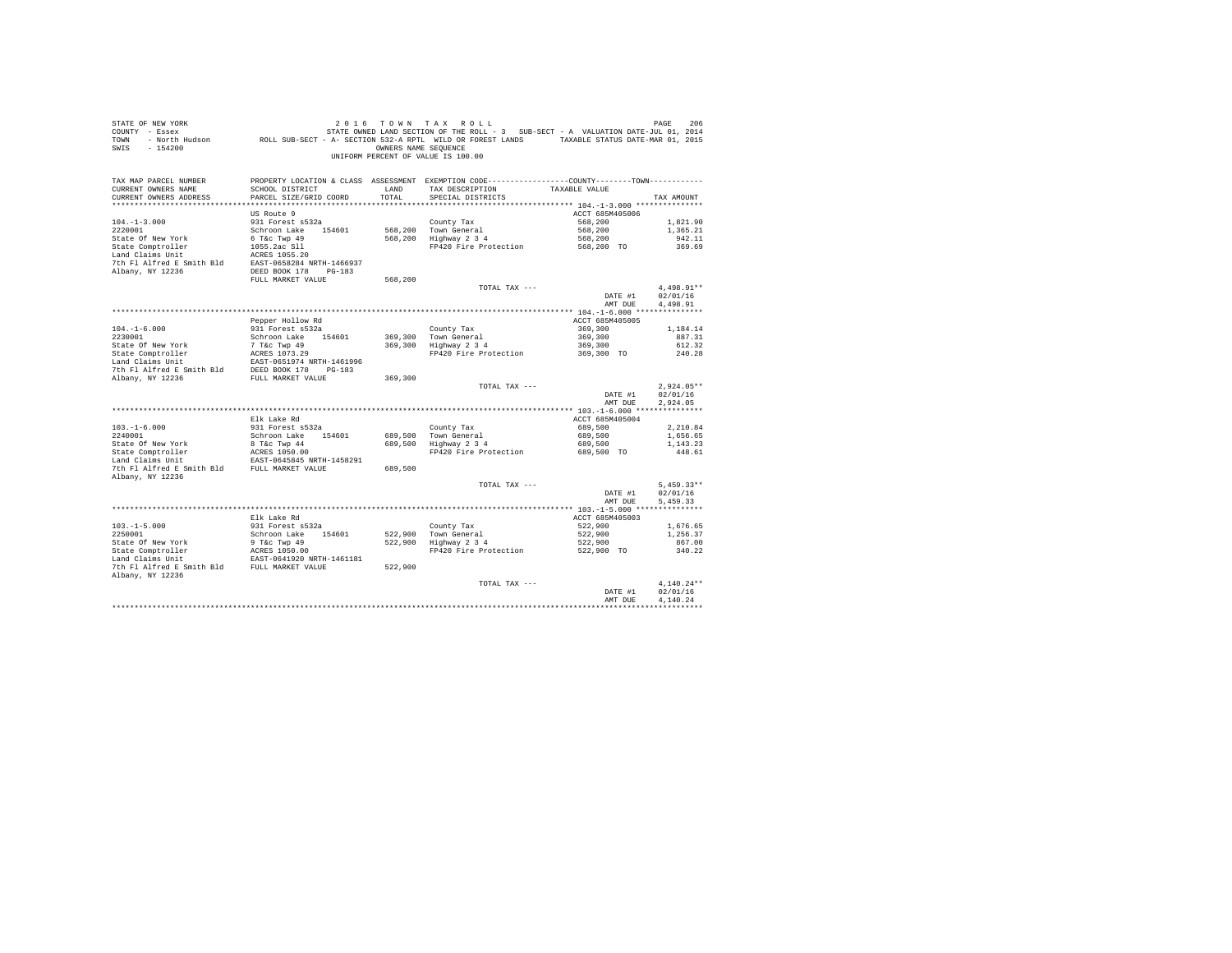STATE OF NEW YORK
COUNTY - Essex
TOWN - North Hudson
SWIS - 154200

2016 TOWN TAX ROLL
STATE OWNED LAND SECTION OF THE ROLL - 3 SUB-SECT - A VALUATION DATE-JUL 01, 2014
ROLL SUB-SECT - A- SECTION 532-A RPTL WILD OR FOREST LANDS TAXABLE STATUS DATE-MAR 01, 2015
OWNERS NAME SEQUENCE
UNIFORM PERCENT OF VALUE IS 100.00

| TAX MAP PARCEL NUMBER / CURRENT OWNERS NAME / CURRENT OWNERS ADDRESS | PROPERTY LOCATION & CLASS / SCHOOL DISTRICT / PARCEL SIZE/GRID COORD | ASSESSMENT LAND / TOTAL | EXEMPTION CODE / TAX DESCRIPTION / SPECIAL DISTRICTS | COUNTY--------TOWN / TAXABLE VALUE | TAX AMOUNT |
|---|---|---|---|---|---|
| **104.-1-3.000** | US Route 9 | | | ACCT 685M405006 | |
| 104.-1-3.000 | 931 Forest s532a | | County Tax | 568,200 | 1,821.90 |
| 2220001 | Schroon Lake 154601 | 568,200 | Town General | 568,200 | 1,365.21 |
| State Of New York | 6 T&c Twp 49 | 568,200 | Highway 2 3 4 | 568,200 | 942.11 |
| State Comptroller | 1055.2ac Sll | | FP420 Fire Protection | 568,200 TO | 369.69 |
| Land Claims Unit | ACRES 1055.20 | | | | |
| 7th Fl Alfred E Smith Bld | EAST-0658284 NRTH-1466937 | | | | |
| Albany, NY 12236 | DEED BOOK 178 PG-183 | | | | |
| | FULL MARKET VALUE | 568,200 | | | |
| | | | TOTAL TAX --- | | 4,498.91** |
| | | | | DATE #1 | 02/01/16 |
| | | | | AMT DUE | 4,498.91 |
| **104.-1-6.000** | Pepper Hollow Rd | | | ACCT 685M405005 | |
| 104.-1-6.000 | 931 Forest s532a | | County Tax | 369,300 | 1,184.14 |
| 2230001 | Schroon Lake 154601 | 369,300 | Town General | 369,300 | 887.31 |
| State Of New York | 7 T&c Twp 49 | 369,300 | Highway 2 3 4 | 369,300 | 612.32 |
| State Comptroller | ACRES 1073.29 | | FP420 Fire Protection | 369,300 TO | 240.28 |
| Land Claims Unit | EAST-0651974 NRTH-1461996 | | | | |
| 7th Fl Alfred E Smith Bld | DEED BOOK 178 PG-183 | | | | |
| Albany, NY 12236 | FULL MARKET VALUE | 369,300 | | | |
| | | | TOTAL TAX --- | | 2,924.05** |
| | | | | DATE #1 | 02/01/16 |
| | | | | AMT DUE | 2,924.05 |
| **103.-1-6.000** | Elk Lake Rd | | | ACCT 685M405004 | |
| 103.-1-6.000 | 931 Forest s532a | | County Tax | 689,500 | 2,210.84 |
| 2240001 | Schroon Lake 154601 | 689,500 | Town General | 689,500 | 1,656.65 |
| State Of New York | 8 T&c Twp 44 | 689,500 | Highway 2 3 4 | 689,500 | 1,143.23 |
| State Comptroller | ACRES 1050.00 | | FP420 Fire Protection | 689,500 TO | 448.61 |
| Land Claims Unit | EAST-0645845 NRTH-1458291 | | | | |
| 7th Fl Alfred E Smith Bld | FULL MARKET VALUE | 689,500 | | | |
| Albany, NY 12236 | | | | | |
| | | | TOTAL TAX --- | | 5,459.33** |
| | | | | DATE #1 | 02/01/16 |
| | | | | AMT DUE | 5,459.33 |
| **103.-1-5.000** | Elk Lake Rd | | | ACCT 685M405003 | |
| 103.-1-5.000 | 931 Forest s532a | | County Tax | 522,900 | 1,676.65 |
| 2250001 | Schroon Lake 154601 | 522,900 | Town General | 522,900 | 1,256.37 |
| State Of New York | 9 T&c Twp 49 | 522,900 | Highway 2 3 4 | 522,900 | 867.00 |
| State Comptroller | ACRES 1050.00 | | FP420 Fire Protection | 522,900 TO | 340.22 |
| Land Claims Unit | EAST-0641920 NRTH-1461181 | | | | |
| 7th Fl Alfred E Smith Bld | FULL MARKET VALUE | 522,900 | | | |
| Albany, NY 12236 | | | | | |
| | | | TOTAL TAX --- | | 4,140.24** |
| | | | | DATE #1 | 02/01/16 |
| | | | | AMT DUE | 4,140.24 |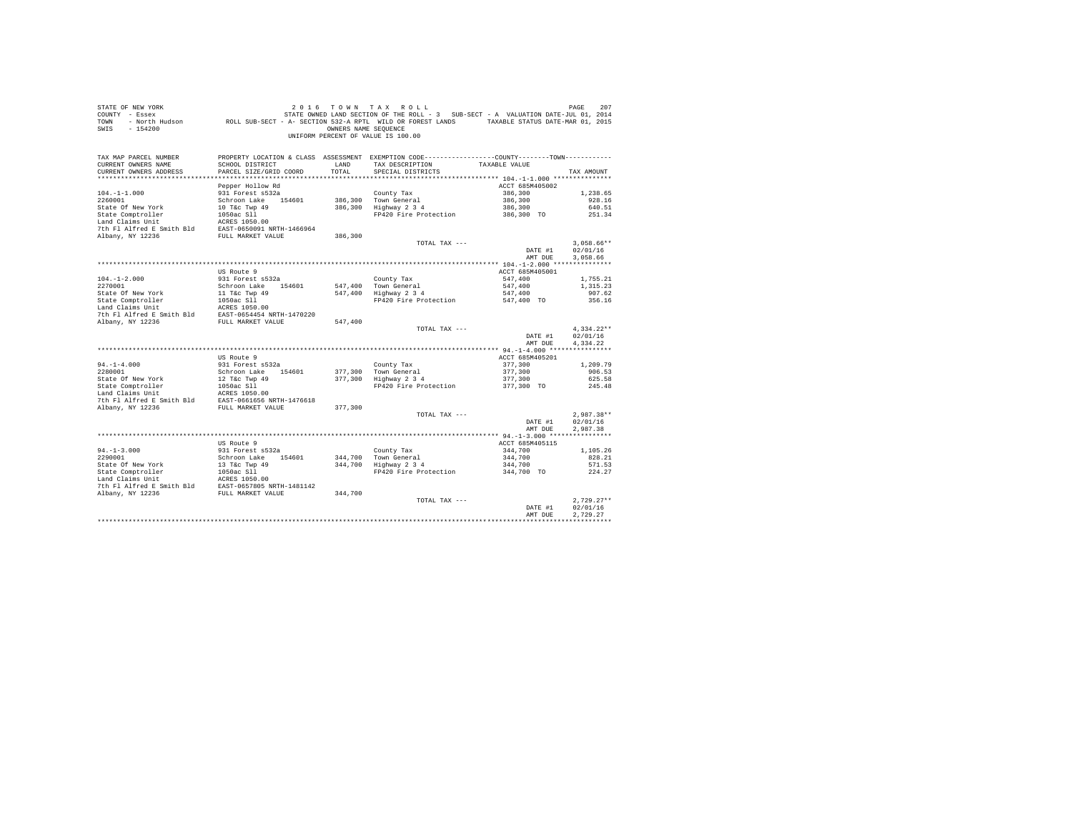STATE OF NEW YORK　　2 0 1 6　T O W N　T A X　R O L L
COUNTY - Essex　　STATE OWNED LAND SECTION OF THE ROLL - 3　SUB-SECT - A　VALUATION DATE-JUL 01, 2014
TOWN - North Hudson　　ROLL SUB-SECT - A- SECTION 532-A RPTL WILD OR FOREST LANDS　　TAXABLE STATUS DATE-MAR 01, 2015
SWIS - 154200　　OWNERS NAME SEQUENCE
UNIFORM PERCENT OF VALUE IS 100.00

| TAX MAP PARCEL NUMBER / CURRENT OWNERS NAME / CURRENT OWNERS ADDRESS | PROPERTY LOCATION & CLASS / SCHOOL DISTRICT / PARCEL SIZE/GRID COORD | ASSESSMENT LAND | TOTAL | EXEMPTION CODE / TAX DESCRIPTION / SPECIAL DISTRICTS | COUNTY--------TOWN / TAXABLE VALUE | TAX AMOUNT |
|---|---|---|---|---|---|---|
| **104.-1-1.000** | Pepper Hollow Rd | | | | ACCT 685M405002 | |
| 104.-1-1.000 | 931 Forest s532a | | | County Tax | 386,300 | 1,238.65 |
| 2260001 | Schroon Lake 154601 | 386,300 | | Town General | 386,300 | 928.16 |
| State Of New York | 10 T&c Twp 49 | | 386,300 | Highway 2 3 4 | 386,300 | 640.51 |
| State Comptroller | 1050ac Sll | | | FP420 Fire Protection | 386,300 TO | 251.34 |
| Land Claims Unit | ACRES 1050.00 | | | | | |
| 7th Fl Alfred E Smith Bld | EAST-0650091 NRTH-1466964 | | | | | |
| Albany, NY 12236 | FULL MARKET VALUE | | 386,300 | | | |
| | | | | TOTAL TAX --- | | 3,058.66** |
| | | | | | DATE #1 | 02/01/16 |
| | | | | | AMT DUE | 3,058.66 |
| **104.-1-2.000** | US Route 9 | | | | ACCT 685M405001 | |
| 104.-1-2.000 | 931 Forest s532a | | | County Tax | 547,400 | 1,755.21 |
| 2270001 | Schroon Lake 154601 | 547,400 | | Town General | 547,400 | 1,315.23 |
| State Of New York | 11 T&c Twp 49 | | 547,400 | Highway 2 3 4 | 547,400 | 907.62 |
| State Comptroller | 1050ac Sll | | | FP420 Fire Protection | 547,400 TO | 356.16 |
| Land Claims Unit | ACRES 1050.00 | | | | | |
| 7th Fl Alfred E Smith Bld | EAST-0654454 NRTH-1470220 | | | | | |
| Albany, NY 12236 | FULL MARKET VALUE | | 547,400 | | | |
| | | | | TOTAL TAX --- | | 4,334.22** |
| | | | | | DATE #1 | 02/01/16 |
| | | | | | AMT DUE | 4,334.22 |
| **94.-1-4.000** | US Route 9 | | | | ACCT 685M405201 | |
| 94.-1-4.000 | 931 Forest s532a | | | County Tax | 377,300 | 1,209.79 |
| 2280001 | Schroon Lake 154601 | 377,300 | | Town General | 377,300 | 906.53 |
| State Of New York | 12 T&c Twp 49 | | 377,300 | Highway 2 3 4 | 377,300 | 625.58 |
| State Comptroller | 1050ac Sll | | | FP420 Fire Protection | 377,300 TO | 245.48 |
| Land Claims Unit | ACRES 1050.00 | | | | | |
| 7th Fl Alfred E Smith Bld | EAST-0661656 NRTH-1476618 | | | | | |
| Albany, NY 12236 | FULL MARKET VALUE | | 377,300 | | | |
| | | | | TOTAL TAX --- | | 2,987.38** |
| | | | | | DATE #1 | 02/01/16 |
| | | | | | AMT DUE | 2,987.38 |
| **94.-1-3.000** | US Route 9 | | | | ACCT 685M405115 | |
| 94.-1-3.000 | 931 Forest s532a | | | County Tax | 344,700 | 1,105.26 |
| 2290001 | Schroon Lake 154601 | 344,700 | | Town General | 344,700 | 828.21 |
| State Of New York | 13 T&c Twp 49 | | 344,700 | Highway 2 3 4 | 344,700 | 571.53 |
| State Comptroller | 1050ac Sll | | | FP420 Fire Protection | 344,700 TO | 224.27 |
| Land Claims Unit | ACRES 1050.00 | | | | | |
| 7th Fl Alfred E Smith Bld | EAST-0657805 NRTH-1481142 | | | | | |
| Albany, NY 12236 | FULL MARKET VALUE | | 344,700 | | | |
| | | | | TOTAL TAX --- | | 2,729.27** |
| | | | | | DATE #1 | 02/01/16 |
| | | | | | AMT DUE | 2,729.27 |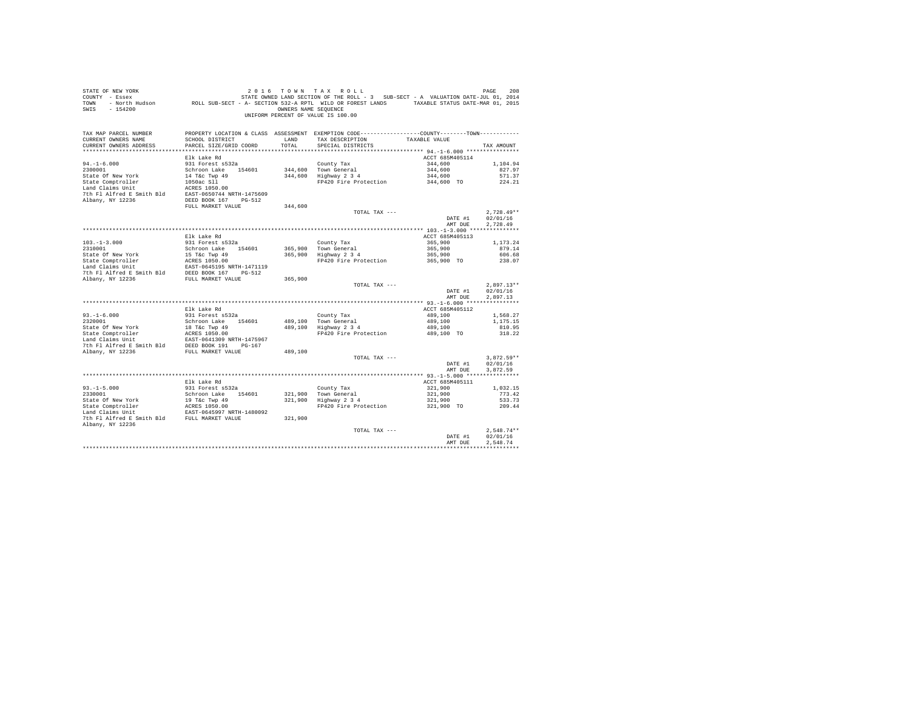STATE OF NEW YORK                    2016 TOWN TAX ROLL
COUNTY - Essex                       STATE OWNED LAND SECTION OF THE ROLL - 3   SUB-SECT - A  VALUATION DATE-JUL 01, 2014
TOWN - North Hudson                  ROLL SUB-SECT - A- SECTION 532-A RPTL WILD OR FOREST LANDS   TAXABLE STATUS DATE-MAR 01, 2015
SWIS - 154200                        OWNERS NAME SEQUENCE
UNIFORM PERCENT OF VALUE IS 100.00

| TAX MAP PARCEL NUMBER / CURRENT OWNERS NAME / CURRENT OWNERS ADDRESS | PROPERTY LOCATION & CLASS / SCHOOL DISTRICT / PARCEL SIZE/GRID COORD | ASSESSMENT LAND | TOTAL | EXEMPTION CODE / TAX DESCRIPTION / SPECIAL DISTRICTS | TAXABLE VALUE | TAX AMOUNT |
|---|---|---|---|---|---|---|
| **94.-1-6.000** | Elk Lake Rd | | | | ACCT 685M405114 | |
| 2300001 | 931 Forest s532a | | | County Tax | 344,600 | 1,104.94 |
| State Of New York | Schroon Lake 154601 | 344,600 | | Town General | 344,600 | 827.97 |
| State Comptroller | 14 T&c Twp 49 | | 344,600 | Highway 2 3 4 | 344,600 | 571.37 |
| Land Claims Unit | 1050ac Sll | | | FP420 Fire Protection | 344,600 TO | 224.21 |
| 7th Fl Alfred E Smith Bld | ACRES 1050.00 | | | | | |
| Albany, NY 12236 | EAST-0650744 NRTH-1475609 | | | | | |
| | DEED BOOK 167 PG-512 | | | | | |
| | FULL MARKET VALUE | | 344,600 | | | |
| | | | | TOTAL TAX --- | | 2,728.49** |
| | | | | | DATE #1 | 02/01/16 |
| | | | | | AMT DUE | 2,728.49 |
| **103.-1-3.000** | Elk Lake Rd | | | | ACCT 685M405113 | |
| 2310001 | 931 Forest s532a | | | County Tax | 365,900 | 1,173.24 |
| State Of New York | Schroon Lake 154601 | 365,900 | | Town General | 365,900 | 879.14 |
| State Comptroller | 15 T&c Twp 49 | | 365,900 | Highway 2 3 4 | 365,900 | 606.68 |
| Land Claims Unit | ACRES 1050.00 | | | FP420 Fire Protection | 365,900 TO | 238.07 |
| 7th Fl Alfred E Smith Bld | EAST-0645195 NRTH-1471119 | | | | | |
| Albany, NY 12236 | DEED BOOK 167 PG-512 | | | | | |
| | FULL MARKET VALUE | | 365,900 | | | |
| | | | | TOTAL TAX --- | | 2,897.13** |
| | | | | | DATE #1 | 02/01/16 |
| | | | | | AMT DUE | 2,897.13 |
| **93.-1-6.000** | Elk Lake Rd | | | | ACCT 685M405112 | |
| 2320001 | 931 Forest s532a | | | County Tax | 489,100 | 1,568.27 |
| State Of New York | Schroon Lake 154601 | 489,100 | | Town General | 489,100 | 1,175.15 |
| State Comptroller | 18 T&c Twp 49 | | 489,100 | Highway 2 3 4 | 489,100 | 810.95 |
| Land Claims Unit | ACRES 1050.00 | | | FP420 Fire Protection | 489,100 TO | 318.22 |
| 7th Fl Alfred E Smith Bld | EAST-0641309 NRTH-1475967 | | | | | |
| Albany, NY 12236 | DEED BOOK 191 PG-167 | | | | | |
| | FULL MARKET VALUE | | 489,100 | | | |
| | | | | TOTAL TAX --- | | 3,872.59** |
| | | | | | DATE #1 | 02/01/16 |
| | | | | | AMT DUE | 3,872.59 |
| **93.-1-5.000** | Elk Lake Rd | | | | ACCT 685M405111 | |
| 2330001 | 931 Forest s532a | | | County Tax | 321,900 | 1,032.15 |
| State Of New York | Schroon Lake 154601 | 321,900 | | Town General | 321,900 | 773.42 |
| State Comptroller | 19 T&c Twp 49 | | 321,900 | Highway 2 3 4 | 321,900 | 533.73 |
| Land Claims Unit | ACRES 1050.00 | | | FP420 Fire Protection | 321,900 TO | 209.44 |
| 7th Fl Alfred E Smith Bld | EAST-0645997 NRTH-1480092 | | | | | |
| Albany, NY 12236 | FULL MARKET VALUE | | 321,900 | | | |
| | | | | TOTAL TAX --- | | 2,548.74** |
| | | | | | DATE #1 | 02/01/16 |
| | | | | | AMT DUE | 2,548.74 |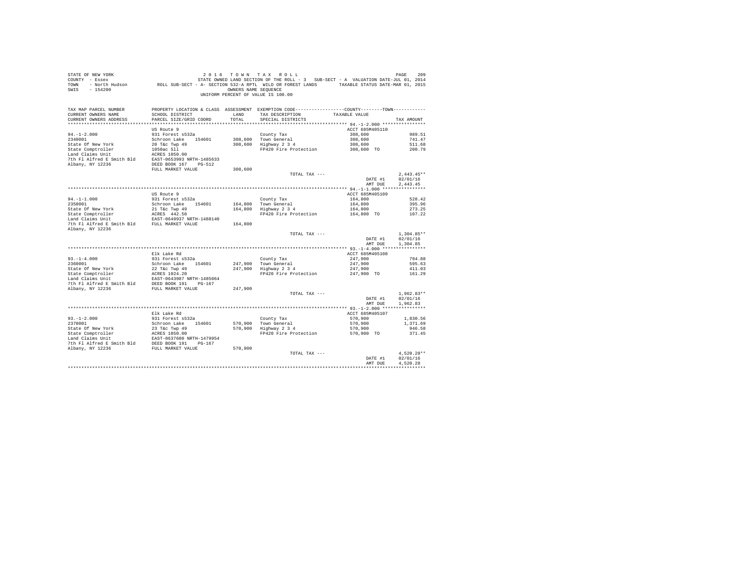STATE OF NEW YORK — 2 0 1 6 T O W N T A X R O L L
COUNTY - Essex — STATE OWNED LAND SECTION OF THE ROLL - 3 SUB-SECT - A VALUATION DATE-JUL 01, 2014
TOWN - North Hudson — ROLL SUB-SECT - A- SECTION 532-A RPTL WILD OR FOREST LANDS — TAXABLE STATUS DATE-MAR 01, 2015
SWIS - 154200 — OWNERS NAME SEQUENCE
UNIFORM PERCENT OF VALUE IS 100.00

| TAX MAP PARCEL NUMBER / CURRENT OWNERS NAME / CURRENT OWNERS ADDRESS | PROPERTY LOCATION & CLASS / SCHOOL DISTRICT / PARCEL SIZE/GRID COORD | ASSESSMENT LAND / TOTAL | EXEMPTION CODE / TAX DESCRIPTION / SPECIAL DISTRICTS | COUNTY / TOWN TAXABLE VALUE | TAX AMOUNT |
|---|---|---|---|---|---|
| **94.-1-2.000** | US Route 9 | | | ACCT 685M405110 | |
| 94.-1-2.000 | 931 Forest s532a | | County Tax | 308,600 | 989.51 |
| 2340001 | Schroon Lake 154601 | 308,600 | Town General | 308,600 | 741.47 |
| State Of New York | 20 T&c Twp 49 | 308,600 | Highway 2 3 4 | 308,600 | 511.68 |
| State Comptroller | 1050ac Sll | | FP420 Fire Protection | 308,600 TO | 200.79 |
| Land Claims Unit | ACRES 1050.00 | | | | |
| 7th Fl Alfred E Smith Bld | EAST-0653993 NRTH-1485633 | | | | |
| Albany, NY 12236 | DEED BOOK 167 PG-512 | | | | |
| | FULL MARKET VALUE | 308,600 | | | |
| | | | TOTAL TAX --- | | 2,443.45** |
| | | | | DATE #1 | 02/01/16 |
| | | | | AMT DUE | 2,443.45 |
| **94.-1-1.000** | US Route 9 | | | ACCT 685M405109 | |
| 94.-1-1.000 | 931 Forest s532a | | County Tax | 164,800 | 528.42 |
| 2350001 | Schroon Lake 154601 | 164,800 | Town General | 164,800 | 395.96 |
| State Of New York | 21 T&c Twp 49 | 164,800 | Highway 2 3 4 | 164,800 | 273.25 |
| State Comptroller | ACRES 442.50 | | FP420 Fire Protection | 164,800 TO | 107.22 |
| Land Claims Unit | EAST-0649937 NRTH-1488140 | | | | |
| 7th Fl Alfred E Smith Bld | FULL MARKET VALUE | 164,800 | | | |
| Albany, NY 12236 | | | | | |
| | | | TOTAL TAX --- | | 1,304.85** |
| | | | | DATE #1 | 02/01/16 |
| | | | | AMT DUE | 1,304.85 |
| **93.-1-4.000** | Elk Lake Rd | | | ACCT 685M405108 | |
| 93.-1-4.000 | 931 Forest s532a | | County Tax | 247,900 | 794.88 |
| 2360001 | Schroon Lake 154601 | 247,900 | Town General | 247,900 | 595.63 |
| State Of New York | 22 T&c Twp 49 | 247,900 | Highway 2 3 4 | 247,900 | 411.03 |
| State Comptroller | ACRES 1024.20 | | FP420 Fire Protection | 247,900 TO | 161.29 |
| Land Claims Unit | EAST-0643987 NRTH-1485064 | | | | |
| 7th Fl Alfred E Smith Bld | DEED BOOK 191 PG-167 | | | | |
| Albany, NY 12236 | FULL MARKET VALUE | 247,900 | | | |
| | | | TOTAL TAX --- | | 1,962.83** |
| | | | | DATE #1 | 02/01/16 |
| | | | | AMT DUE | 1,962.83 |
| **93.-1-2.000** | Elk Lake Rd | | | ACCT 685M405107 | |
| 93.-1-2.000 | 931 Forest s532a | | County Tax | 570,900 | 1,830.56 |
| 2370001 | Schroon Lake 154601 | 570,900 | Town General | 570,900 | 1,371.69 |
| State Of New York | 23 T&c Twp 49 | 570,900 | Highway 2 3 4 | 570,900 | 946.58 |
| State Comptroller | ACRES 1050.00 | | FP420 Fire Protection | 570,900 TO | 371.45 |
| Land Claims Unit | EAST-0637600 NRTH-1479954 | | | | |
| 7th Fl Alfred E Smith Bld | DEED BOOK 191 PG-167 | | | | |
| Albany, NY 12236 | FULL MARKET VALUE | 570,900 | | | |
| | | | TOTAL TAX --- | | 4,520.28** |
| | | | | DATE #1 | 02/01/16 |
| | | | | AMT DUE | 4,520.28 |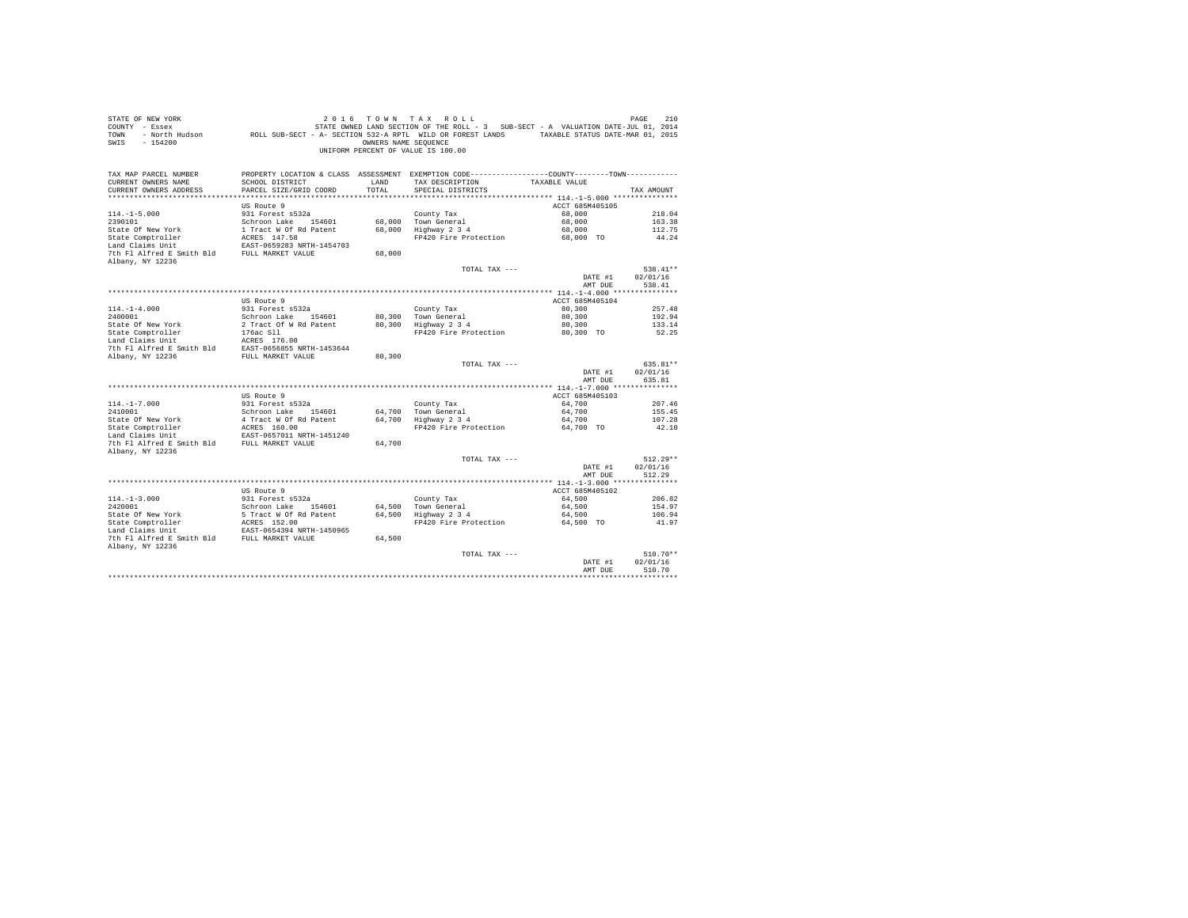STATE OF NEW YORK — 2016 TOWN TAX ROLL
COUNTY - Essex — STATE OWNED LAND SECTION OF THE ROLL - 3 SUB-SECT - A VALUATION DATE-JUL 01, 2014
TOWN - North Hudson — ROLL SUB-SECT - A- SECTION 532-A RPTL WILD OR FOREST LANDS — TAXABLE STATUS DATE-MAR 01, 2015
SWIS - 154200 — OWNERS NAME SEQUENCE
UNIFORM PERCENT OF VALUE IS 100.00

| TAX MAP PARCEL NUMBER / CURRENT OWNERS NAME / CURRENT OWNERS ADDRESS | PROPERTY LOCATION & CLASS / SCHOOL DISTRICT / PARCEL SIZE/GRID COORD | ASSESSMENT LAND / TOTAL | EXEMPTION CODE / TAX DESCRIPTION / SPECIAL DISTRICTS | COUNTY / TOWN TAXABLE VALUE | TAX AMOUNT |
|---|---|---|---|---|---|
| **114.-1-5.000** | US Route 9 | | | ACCT 685M405105 | |
| 114.-1-5.000 | 931 Forest s532a | | County Tax | 68,000 | 218.04 |
| 2390101 | Schroon Lake 154601 | 68,000 | Town General | 68,000 | 163.38 |
| State Of New York | 1 Tract W Of Rd Patent | 68,000 | Highway 2 3 4 | 68,000 | 112.75 |
| State Comptroller | ACRES 147.58 | | FP420 Fire Protection | 68,000 TO | 44.24 |
| Land Claims Unit | EAST-0659283 NRTH-1454703 | | | | |
| 7th Fl Alfred E Smith Bld | FULL MARKET VALUE | 68,000 | | | |
| Albany, NY 12236 | | | | | |
| | | | TOTAL TAX --- | | 538.41** |
| | | | | DATE #1 | 02/01/16 |
| | | | | AMT DUE | 538.41 |
| **114.-1-4.000** | US Route 9 | | | ACCT 685M405104 | |
| 114.-1-4.000 | 931 Forest s532a | | County Tax | 80,300 | 257.48 |
| 2400001 | Schroon Lake 154601 | 80,300 | Town General | 80,300 | 192.94 |
| State Of New York | 2 Tract Of W Rd Patent | 80,300 | Highway 2 3 4 | 80,300 | 133.14 |
| State Comptroller | 176ac Sll | | FP420 Fire Protection | 80,300 TO | 52.25 |
| Land Claims Unit | ACRES 176.00 | | | | |
| 7th Fl Alfred E Smith Bld | EAST-0656855 NRTH-1453644 | | | | |
| Albany, NY 12236 | FULL MARKET VALUE | 80,300 | | | |
| | | | TOTAL TAX --- | | 635.81** |
| | | | | DATE #1 | 02/01/16 |
| | | | | AMT DUE | 635.81 |
| **114.-1-7.000** | US Route 9 | | | ACCT 685M405103 | |
| 114.-1-7.000 | 931 Forest s532a | | County Tax | 64,700 | 207.46 |
| 2410001 | Schroon Lake 154601 | 64,700 | Town General | 64,700 | 155.45 |
| State Of New York | 4 Tract W Of Rd Patent | 64,700 | Highway 2 3 4 | 64,700 | 107.28 |
| State Comptroller | ACRES 160.00 | | FP420 Fire Protection | 64,700 TO | 42.10 |
| Land Claims Unit | EAST-0657011 NRTH-1451240 | | | | |
| 7th Fl Alfred E Smith Bld | FULL MARKET VALUE | 64,700 | | | |
| Albany, NY 12236 | | | | | |
| | | | TOTAL TAX --- | | 512.29** |
| | | | | DATE #1 | 02/01/16 |
| | | | | AMT DUE | 512.29 |
| **114.-1-3.000** | US Route 9 | | | ACCT 685M405102 | |
| 114.-1-3.000 | 931 Forest s532a | | County Tax | 64,500 | 206.82 |
| 2420001 | Schroon Lake 154601 | 64,500 | Town General | 64,500 | 154.97 |
| State Of New York | 5 Tract W Of Rd Patent | 64,500 | Highway 2 3 4 | 64,500 | 106.94 |
| State Comptroller | ACRES 152.00 | | FP420 Fire Protection | 64,500 TO | 41.97 |
| Land Claims Unit | EAST-0654394 NRTH-1450965 | | | | |
| 7th Fl Alfred E Smith Bld | FULL MARKET VALUE | 64,500 | | | |
| Albany, NY 12236 | | | | | |
| | | | TOTAL TAX --- | | 510.70** |
| | | | | DATE #1 | 02/01/16 |
| | | | | AMT DUE | 510.70 |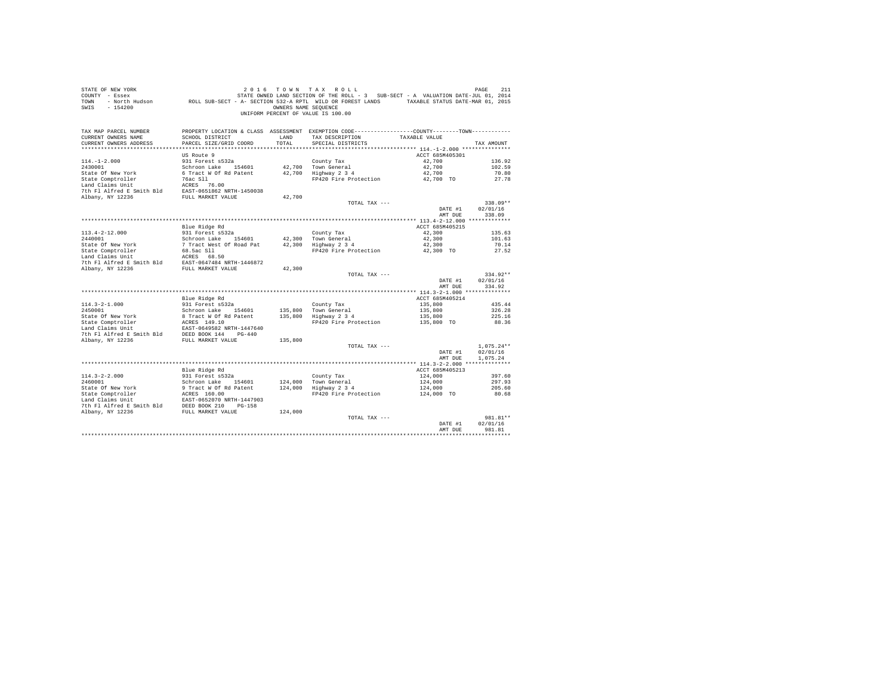STATE OF NEW YORK 2 0 1 6 T O W N T A X R O L L
COUNTY - Essex STATE OWNED LAND SECTION OF THE ROLL - 3 SUB-SECT - A VALUATION DATE-JUL 01, 2014
TOWN - North Hudson ROLL SUB-SECT - A- SECTION 532-A RPTL WILD OR FOREST LANDS TAXABLE STATUS DATE-MAR 01, 2015
SWIS - 154200 OWNERS NAME SEQUENCE
UNIFORM PERCENT OF VALUE IS 100.00

| TAX MAP PARCEL NUMBER / CURRENT OWNERS NAME / CURRENT OWNERS ADDRESS | PROPERTY LOCATION & CLASS / SCHOOL DISTRICT / PARCEL SIZE/GRID COORD | ASSESSMENT LAND / TOTAL | EXEMPTION CODE / TAX DESCRIPTION / SPECIAL DISTRICTS | COUNTY--------TOWN TAXABLE VALUE | TAX AMOUNT |
|---|---|---|---|---|---|
| **114.-1-2.000** | US Route 9 | | | ACCT 685M405301 | |
| 114.-1-2.000 | 931 Forest s532a | | County Tax | 42,700 | 136.92 |
| 2430001 | Schroon Lake 154601 | 42,700 | Town General | 42,700 | 102.59 |
| State Of New York | 6 Tract W Of Rd Patent | 42,700 | Highway 2 3 4 | 42,700 | 70.80 |
| State Comptroller | 76ac Sll | | FP420 Fire Protection | 42,700 TO | 27.78 |
| Land Claims Unit | ACRES 76.00 | | | | |
| 7th Fl Alfred E Smith Bld | EAST-0651862 NRTH-1450038 | | | | |
| Albany, NY 12236 | FULL MARKET VALUE | 42,700 | | | |
| | | | TOTAL TAX --- | | 338.09** |
| | | | | DATE #1 | 02/01/16 |
| | | | | AMT DUE | 338.09 |
| **113.4-2-12.000** | Blue Ridge Rd | | | ACCT 685M405215 | |
| 113.4-2-12.000 | 931 Forest s532a | | County Tax | 42,300 | 135.63 |
| 2440001 | Schroon Lake 154601 | 42,300 | Town General | 42,300 | 101.63 |
| State Of New York | 7 Tract West Of Road Pat | 42,300 | Highway 2 3 4 | 42,300 | 70.14 |
| State Comptroller | 68.5ac Sll | | FP420 Fire Protection | 42,300 TO | 27.52 |
| Land Claims Unit | ACRES 68.50 | | | | |
| 7th Fl Alfred E Smith Bld | EAST-0647484 NRTH-1446872 | | | | |
| Albany, NY 12236 | FULL MARKET VALUE | 42,300 | | | |
| | | | TOTAL TAX --- | | 334.92** |
| | | | | DATE #1 | 02/01/16 |
| | | | | AMT DUE | 334.92 |
| **114.3-2-1.000** | Blue Ridge Rd | | | ACCT 685M405214 | |
| 114.3-2-1.000 | 931 Forest s532a | | County Tax | 135,800 | 435.44 |
| 2450001 | Schroon Lake 154601 | 135,800 | Town General | 135,800 | 326.28 |
| State Of New York | 8 Tract W Of Rd Patent | 135,800 | Highway 2 3 4 | 135,800 | 225.16 |
| State Comptroller | ACRES 149.10 | | FP420 Fire Protection | 135,800 TO | 88.36 |
| Land Claims Unit | EAST-0649582 NRTH-1447640 | | | | |
| 7th Fl Alfred E Smith Bld | DEED BOOK 144 PG-440 | | | | |
| Albany, NY 12236 | FULL MARKET VALUE | 135,800 | | | |
| | | | TOTAL TAX --- | | 1,075.24** |
| | | | | DATE #1 | 02/01/16 |
| | | | | AMT DUE | 1,075.24 |
| **114.3-2-2.000** | Blue Ridge Rd | | | ACCT 685M405213 | |
| 114.3-2-2.000 | 931 Forest s532a | | County Tax | 124,000 | 397.60 |
| 2460001 | Schroon Lake 154601 | 124,000 | Town General | 124,000 | 297.93 |
| State Of New York | 9 Tract W Of Rd Patent | 124,000 | Highway 2 3 4 | 124,000 | 205.60 |
| State Comptroller | ACRES 160.00 | | FP420 Fire Protection | 124,000 TO | 80.68 |
| Land Claims Unit | EAST-0652070 NRTH-1447903 | | | | |
| 7th Fl Alfred E Smith Bld | DEED BOOK 210 PG-158 | | | | |
| Albany, NY 12236 | FULL MARKET VALUE | 124,000 | | | |
| | | | TOTAL TAX --- | | 981.81** |
| | | | | DATE #1 | 02/01/16 |
| | | | | AMT DUE | 981.81 |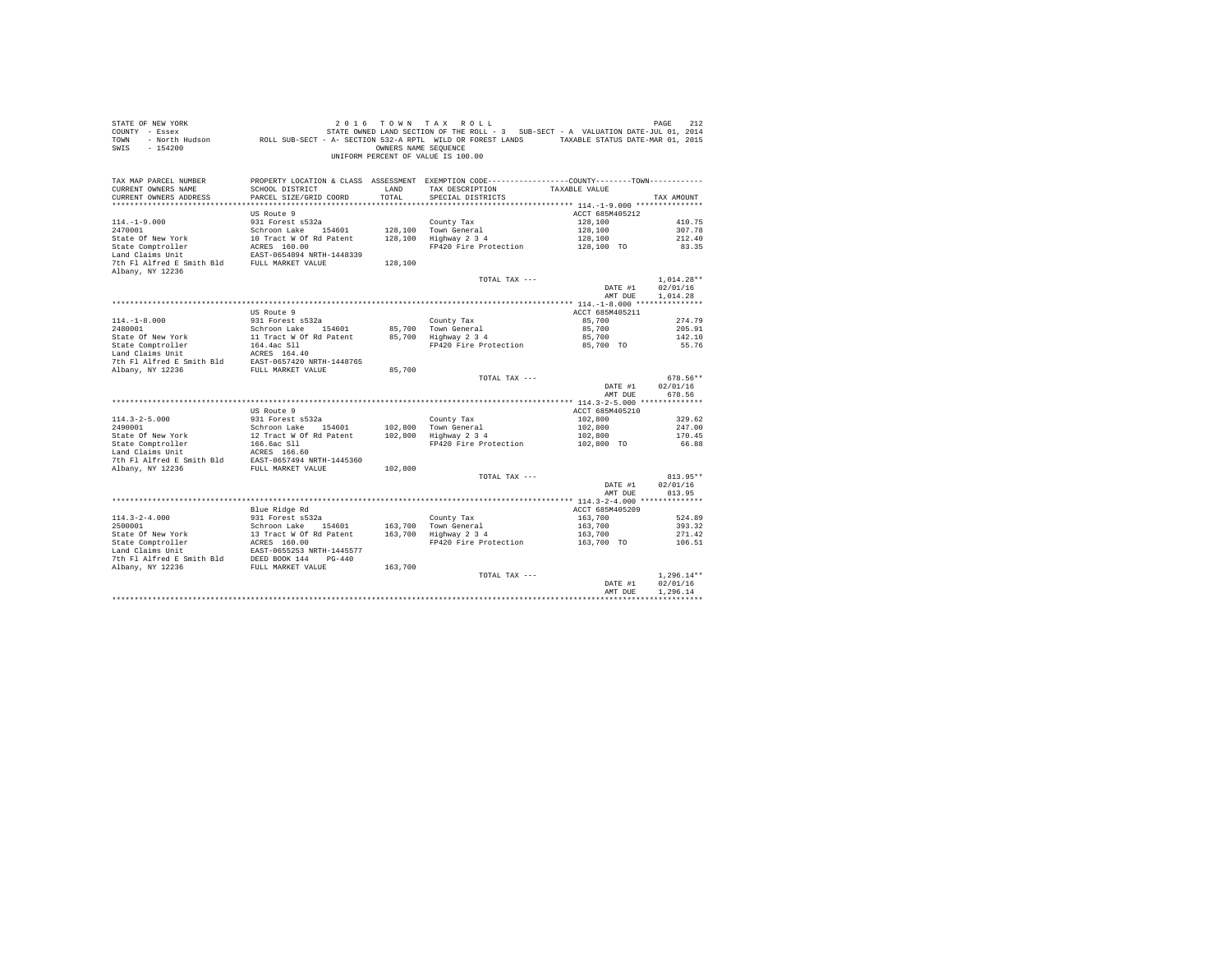STATE OF NEW YORK — 2016 TOWN TAX ROLL
COUNTY - Essex — STATE OWNED LAND SECTION OF THE ROLL - 3 SUB-SECT - A VALUATION DATE-JUL 01, 2014
TOWN - North Hudson — ROLL SUB-SECT - A- SECTION 532-A RPTL WILD OR FOREST LANDS — TAXABLE STATUS DATE-MAR 01, 2015
SWIS - 154200 — OWNERS NAME SEQUENCE
UNIFORM PERCENT OF VALUE IS 100.00

| TAX MAP PARCEL NUMBER / CURRENT OWNERS NAME / CURRENT OWNERS ADDRESS | PROPERTY LOCATION & CLASS / SCHOOL DISTRICT / PARCEL SIZE/GRID COORD | ASSESSMENT LAND | TOTAL | EXEMPTION CODE / TAX DESCRIPTION / SPECIAL DISTRICTS | COUNTY--------TOWN TAXABLE VALUE | TAX AMOUNT |
|---|---|---|---|---|---|---|
| **114.-1-9.000** | US Route 9 | | | | ACCT 685M405212 | |
| 114.-1-9.000 | 931 Forest s532a | | | County Tax | 128,100 | 410.75 |
| 2470001 | Schroon Lake 154601 | 128,100 | | Town General | 128,100 | 307.78 |
| State Of New York | 10 Tract W Of Rd Patent | | 128,100 | Highway 2 3 4 | 128,100 | 212.40 |
| State Comptroller | ACRES 160.00 | | | FP420 Fire Protection | 128,100 TO | 83.35 |
| Land Claims Unit | EAST-0654894 NRTH-1448339 | | | | | |
| 7th Fl Alfred E Smith Bld | FULL MARKET VALUE | | 128,100 | | | |
| Albany, NY 12236 | | | | TOTAL TAX --- | | 1,014.28** |
| | | | | | DATE #1 | 02/01/16 |
| | | | | | AMT DUE | 1,014.28 |
| **114.-1-8.000** | US Route 9 | | | | ACCT 685M405211 | |
| 114.-1-8.000 | 931 Forest s532a | | | County Tax | 85,700 | 274.79 |
| 2480001 | Schroon Lake 154601 | 85,700 | | Town General | 85,700 | 205.91 |
| State Of New York | 11 Tract W Of Rd Patent | | 85,700 | Highway 2 3 4 | 85,700 | 142.10 |
| State Comptroller | 164.4ac Sll | | | FP420 Fire Protection | 85,700 TO | 55.76 |
| Land Claims Unit | ACRES 164.40 | | | | | |
| 7th Fl Alfred E Smith Bld | EAST-0657420 NRTH-1448765 | | | | | |
| Albany, NY 12236 | FULL MARKET VALUE | | 85,700 | | | |
| | | | | TOTAL TAX --- | | 678.56** |
| | | | | | DATE #1 | 02/01/16 |
| | | | | | AMT DUE | 678.56 |
| **114.3-2-5.000** | US Route 9 | | | | ACCT 685M405210 | |
| 114.3-2-5.000 | 931 Forest s532a | | | County Tax | 102,800 | 329.62 |
| 2490001 | Schroon Lake 154601 | 102,800 | | Town General | 102,800 | 247.00 |
| State Of New York | 12 Tract W Of Rd Patent | | 102,800 | Highway 2 3 4 | 102,800 | 170.45 |
| State Comptroller | 166.6ac Sll | | | FP420 Fire Protection | 102,800 TO | 66.88 |
| Land Claims Unit | ACRES 166.60 | | | | | |
| 7th Fl Alfred E Smith Bld | EAST-0657494 NRTH-1445360 | | | | | |
| Albany, NY 12236 | FULL MARKET VALUE | | 102,800 | | | |
| | | | | TOTAL TAX --- | | 813.95** |
| | | | | | DATE #1 | 02/01/16 |
| | | | | | AMT DUE | 813.95 |
| **114.3-2-4.000** | Blue Ridge Rd | | | | ACCT 685M405209 | |
| 114.3-2-4.000 | 931 Forest s532a | | | County Tax | 163,700 | 524.89 |
| 2500001 | Schroon Lake 154601 | 163,700 | | Town General | 163,700 | 393.32 |
| State Of New York | 13 Tract W Of Rd Patent | | 163,700 | Highway 2 3 4 | 163,700 | 271.42 |
| State Comptroller | ACRES 160.00 | | | FP420 Fire Protection | 163,700 TO | 106.51 |
| Land Claims Unit | EAST-0655253 NRTH-1445577 | | | | | |
| 7th Fl Alfred E Smith Bld | DEED BOOK 144 PG-440 | | | | | |
| Albany, NY 12236 | FULL MARKET VALUE | | 163,700 | | | |
| | | | | TOTAL TAX --- | | 1,296.14** |
| | | | | | DATE #1 | 02/01/16 |
| | | | | | AMT DUE | 1,296.14 |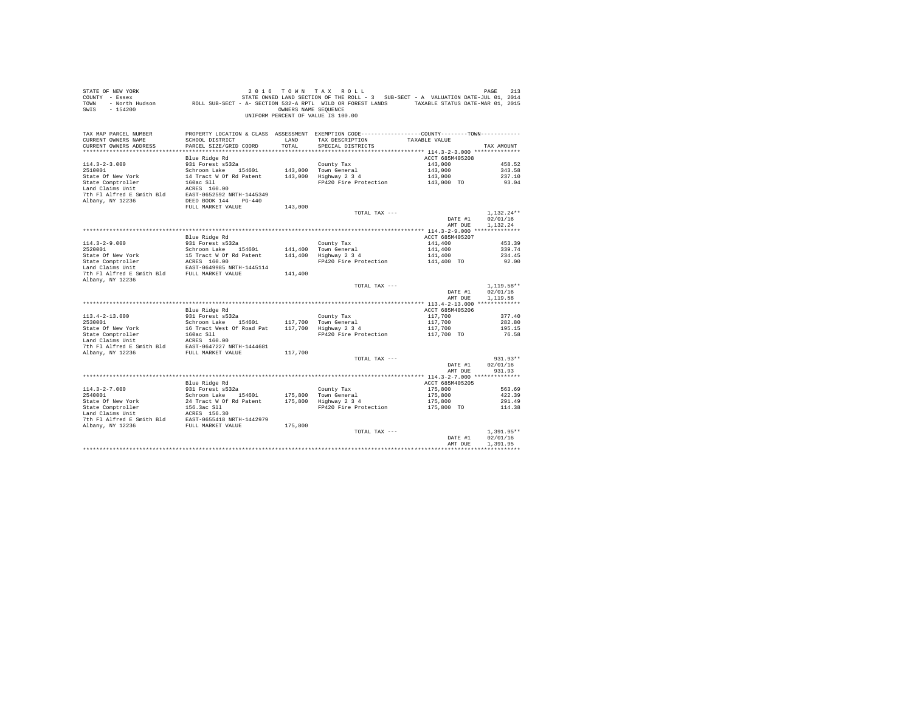STATE OF NEW YORK | 2 0 1 6 T O W N T A X R O L L
COUNTY - Essex | STATE OWNED LAND SECTION OF THE ROLL - 3 SUB-SECT - A VALUATION DATE-JUL 01, 2014
TOWN - North Hudson | ROLL SUB-SECT - A- SECTION 532-A RPTL WILD OR FOREST LANDS TAXABLE STATUS DATE-MAR 01, 2015
SWIS - 154200 | OWNERS NAME SEQUENCE
UNIFORM PERCENT OF VALUE IS 100.00

| TAX MAP PARCEL NUMBER / CURRENT OWNERS NAME / CURRENT OWNERS ADDRESS | PROPERTY LOCATION & CLASS / SCHOOL DISTRICT / PARCEL SIZE/GRID COORD | ASSESSMENT LAND / TOTAL | EXEMPTION CODE / TAX DESCRIPTION / SPECIAL DISTRICTS | COUNTY--------TOWN / TAXABLE VALUE | TAX AMOUNT |
|---|---|---|---|---|---|
| **114.3-2-3.000** | Blue Ridge Rd | | | ACCT 685M405208 | |
| 114.3-2-3.000 | 931 Forest s532a | | County Tax | 143,000 | 458.52 |
| 2510001 | Schroon Lake 154601 | 143,000 | Town General | 143,000 | 343.58 |
| State Of New York | 14 Tract W Of Rd Patent | 143,000 | Highway 2 3 4 | 143,000 | 237.10 |
| State Comptroller | 160ac Sll | | FP420 Fire Protection | 143,000 TO | 93.04 |
| Land Claims Unit | ACRES 160.00 | | | | |
| 7th Fl Alfred E Smith Bld | EAST-0652592 NRTH-1445349 | | | | |
| Albany, NY 12236 | DEED BOOK 144 PG-440 | | | | |
| | FULL MARKET VALUE | 143,000 | | | |
| | | | TOTAL TAX --- | | 1,132.24** |
| | | | | DATE #1 | 02/01/16 |
| | | | | AMT DUE | 1,132.24 |
| **114.3-2-9.000** | Blue Ridge Rd | | | ACCT 685M405207 | |
| 114.3-2-9.000 | 931 Forest s532a | | County Tax | 141,400 | 453.39 |
| 2520001 | Schroon Lake 154601 | 141,400 | Town General | 141,400 | 339.74 |
| State Of New York | 15 Tract W Of Rd Patent | 141,400 | Highway 2 3 4 | 141,400 | 234.45 |
| State Comptroller | ACRES 160.00 | | FP420 Fire Protection | 141,400 TO | 92.00 |
| Land Claims Unit | EAST-0649985 NRTH-1445114 | | | | |
| 7th Fl Alfred E Smith Bld | FULL MARKET VALUE | 141,400 | | | |
| Albany, NY 12236 | | | | | |
| | | | TOTAL TAX --- | | 1,119.58** |
| | | | | DATE #1 | 02/01/16 |
| | | | | AMT DUE | 1,119.58 |
| **113.4-2-13.000** | Blue Ridge Rd | | | ACCT 685M405206 | |
| 113.4-2-13.000 | 931 Forest s532a | | County Tax | 117,700 | 377.40 |
| 2530001 | Schroon Lake 154601 | 117,700 | Town General | 117,700 | 282.80 |
| State Of New York | 16 Tract West Of Road Pat | 117,700 | Highway 2 3 4 | 117,700 | 195.15 |
| State Comptroller | 160ac Sll | | FP420 Fire Protection | 117,700 TO | 76.58 |
| Land Claims Unit | ACRES 160.00 | | | | |
| 7th Fl Alfred E Smith Bld | EAST-0647227 NRTH-1444681 | | | | |
| Albany, NY 12236 | FULL MARKET VALUE | 117,700 | | | |
| | | | TOTAL TAX --- | | 931.93** |
| | | | | DATE #1 | 02/01/16 |
| | | | | AMT DUE | 931.93 |
| **114.3-2-7.000** | Blue Ridge Rd | | | ACCT 685M405205 | |
| 114.3-2-7.000 | 931 Forest s532a | | County Tax | 175,800 | 563.69 |
| 2540001 | Schroon Lake 154601 | 175,800 | Town General | 175,800 | 422.39 |
| State Of New York | 24 Tract W Of Rd Patent | 175,800 | Highway 2 3 4 | 175,800 | 291.49 |
| State Comptroller | 156.3ac Sll | | FP420 Fire Protection | 175,800 TO | 114.38 |
| Land Claims Unit | ACRES 156.30 | | | | |
| 7th Fl Alfred E Smith Bld | EAST-0655418 NRTH-1442979 | | | | |
| Albany, NY 12236 | FULL MARKET VALUE | 175,800 | | | |
| | | | TOTAL TAX --- | | 1,391.95** |
| | | | | DATE #1 | 02/01/16 |
| | | | | AMT DUE | 1,391.95 |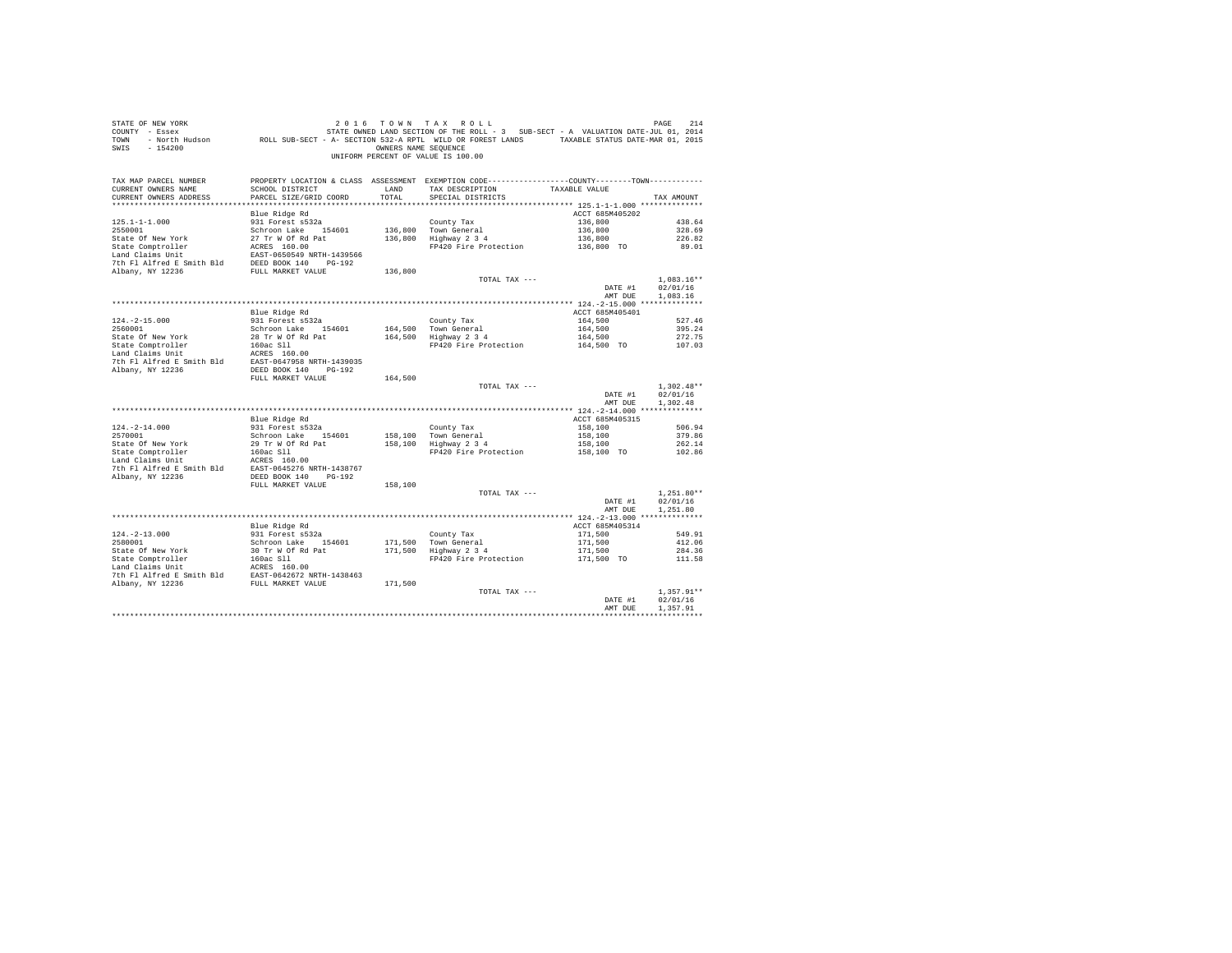STATE OF NEW YORK
COUNTY - Essex
TOWN - North Hudson
SWIS - 154200

2 0 1 6 T O W N T A X R O L L
STATE OWNED LAND SECTION OF THE ROLL - 3 SUB-SECT - A VALUATION DATE-JUL 01, 2014
ROLL SUB-SECT - A- SECTION 532-A RPTL WILD OR FOREST LANDS TAXABLE STATUS DATE-MAR 01, 2015
OWNERS NAME SEQUENCE
UNIFORM PERCENT OF VALUE IS 100.00

| TAX MAP PARCEL NUMBER / CURRENT OWNERS NAME / CURRENT OWNERS ADDRESS | PROPERTY LOCATION & CLASS / SCHOOL DISTRICT / PARCEL SIZE/GRID COORD | ASSESSMENT LAND / TOTAL | EXEMPTION CODE / TAX DESCRIPTION / SPECIAL DISTRICTS | COUNTY / TOWN TAXABLE VALUE | TAX AMOUNT |
|---|---|---|---|---|---|
| **125.1-1-1.000** | Blue Ridge Rd | | | ACCT 685M405202 | |
| 2550001 | 931 Forest s532a | | County Tax | 136,800 | 438.64 |
| State Of New York | Schroon Lake 154601 | 136,800 | Town General | 136,800 | 328.69 |
| State Comptroller | 27 Tr W Of Rd Pat | 136,800 | Highway 2 3 4 | 136,800 | 226.82 |
| Land Claims Unit | ACRES 160.00 | | FP420 Fire Protection | 136,800 TO | 89.01 |
| 7th Fl Alfred E Smith Bld | EAST-0650549 NRTH-1439566 | | | | |
| Albany, NY 12236 | DEED BOOK 140 PG-192 | | | | |
| | FULL MARKET VALUE | 136,800 | | | |
| | | | TOTAL TAX --- | | 1,083.16** |
| | | | | DATE #1 | 02/01/16 |
| | | | | AMT DUE | 1,083.16 |
| **124.-2-15.000** | Blue Ridge Rd | | | ACCT 685M405401 | |
| 2560001 | 931 Forest s532a | | County Tax | 164,500 | 527.46 |
| State Of New York | Schroon Lake 154601 | 164,500 | Town General | 164,500 | 395.24 |
| State Comptroller | 28 Tr W Of Rd Pat | 164,500 | Highway 2 3 4 | 164,500 | 272.75 |
| Land Claims Unit | 160ac Sll | | FP420 Fire Protection | 164,500 TO | 107.03 |
| 7th Fl Alfred E Smith Bld | ACRES 160.00 | | | | |
| Albany, NY 12236 | EAST-0647958 NRTH-1439035 | | | | |
| | DEED BOOK 140 PG-192 | | | | |
| | FULL MARKET VALUE | 164,500 | | | |
| | | | TOTAL TAX --- | | 1,302.48** |
| | | | | DATE #1 | 02/01/16 |
| | | | | AMT DUE | 1,302.48 |
| **124.-2-14.000** | Blue Ridge Rd | | | ACCT 685M405315 | |
| 2570001 | 931 Forest s532a | | County Tax | 158,100 | 506.94 |
| State Of New York | Schroon Lake 154601 | 158,100 | Town General | 158,100 | 379.86 |
| State Comptroller | 29 Tr W Of Rd Pat | 158,100 | Highway 2 3 4 | 158,100 | 262.14 |
| Land Claims Unit | 160ac Sll | | FP420 Fire Protection | 158,100 TO | 102.86 |
| 7th Fl Alfred E Smith Bld | ACRES 160.00 | | | | |
| Albany, NY 12236 | EAST-0645276 NRTH-1438767 | | | | |
| | DEED BOOK 140 PG-192 | | | | |
| | FULL MARKET VALUE | 158,100 | | | |
| | | | TOTAL TAX --- | | 1,251.80** |
| | | | | DATE #1 | 02/01/16 |
| | | | | AMT DUE | 1,251.80 |
| **124.-2-13.000** | Blue Ridge Rd | | | ACCT 685M405314 | |
| 2580001 | 931 Forest s532a | | County Tax | 171,500 | 549.91 |
| State Of New York | Schroon Lake 154601 | 171,500 | Town General | 171,500 | 412.06 |
| State Comptroller | 30 Tr W Of Rd Pat | 171,500 | Highway 2 3 4 | 171,500 | 284.36 |
| Land Claims Unit | 160ac Sll | | FP420 Fire Protection | 171,500 TO | 111.58 |
| 7th Fl Alfred E Smith Bld | ACRES 160.00 | | | | |
| Albany, NY 12236 | EAST-0642672 NRTH-1438463 | | | | |
| | FULL MARKET VALUE | 171,500 | | | |
| | | | TOTAL TAX --- | | 1,357.91** |
| | | | | DATE #1 | 02/01/16 |
| | | | | AMT DUE | 1,357.91 |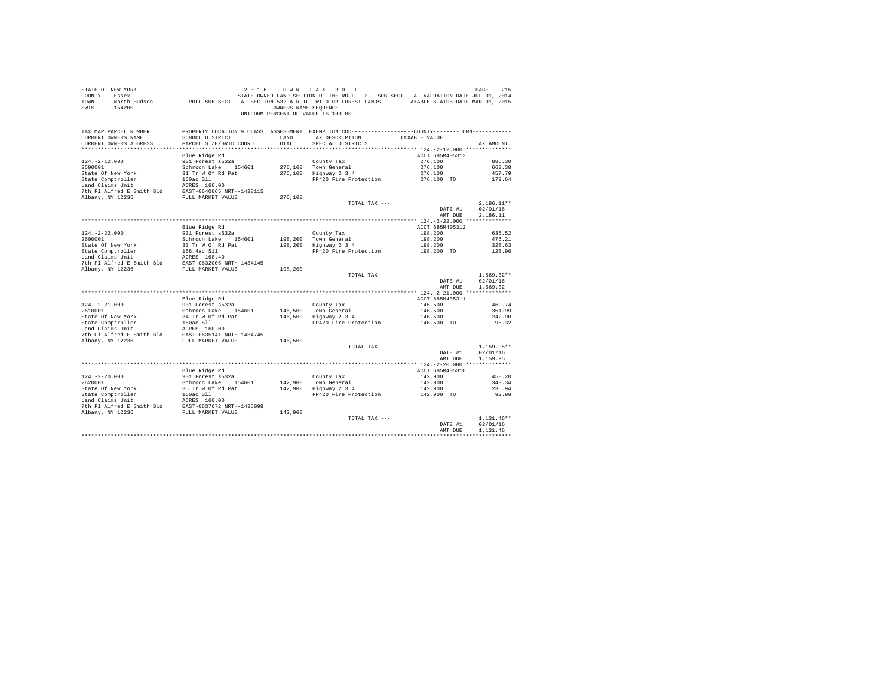STATE OF NEW YORK
COUNTY - Essex
TOWN - North Hudson
SWIS - 154200

2 0 1 6 T O W N T A X R O L L
STATE OWNED LAND SECTION OF THE ROLL - 3 SUB-SECT - A VALUATION DATE-JUL 01, 2014
ROLL SUB-SECT - A- SECTION 532-A RPTL WILD OR FOREST LANDS TAXABLE STATUS DATE-MAR 01, 2015
OWNERS NAME SEQUENCE
UNIFORM PERCENT OF VALUE IS 100.00

| TAX MAP PARCEL NUMBER / CURRENT OWNERS NAME / CURRENT OWNERS ADDRESS | PROPERTY LOCATION & CLASS / SCHOOL DISTRICT / PARCEL SIZE/GRID COORD | ASSESSMENT LAND / TOTAL | EXEMPTION CODE / TAX DESCRIPTION / SPECIAL DISTRICTS | COUNTY--------TOWN / TAXABLE VALUE | TAX AMOUNT |
|---|---|---|---|---|---|
| **124.-2-12.000** | Blue Ridge Rd | | | ACCT 685M405313 | |
| 124.-2-12.000 | 931 Forest s532a | | County Tax | 276,100 | 885.30 |
| 2590001 | Schroon Lake 154601 | 276,100 | Town General | 276,100 | 663.38 |
| State Of New York | 31 Tr W Of Rd Pat | 276,100 | Highway 2 3 4 | 276,100 | 457.79 |
| State Comptroller | 160ac Sll | | FP420 Fire Protection | 276,100 TO | 179.64 |
| Land Claims Unit | ACRES 160.00 | | | | |
| 7th Fl Alfred E Smith Bld | EAST-0640065 NRTH-1438115 | | | | |
| Albany, NY 12236 | FULL MARKET VALUE | 276,100 | | | |
| | | | TOTAL TAX --- | | 2,186.11** |
| | | | | DATE #1 | 02/01/16 |
| | | | | AMT DUE | 2,186.11 |
| **124.-2-22.000** | Blue Ridge Rd | | | ACCT 685M405312 | |
| 124.-2-22.000 | 931 Forest s532a | | County Tax | 198,200 | 635.52 |
| 2600001 | Schroon Lake 154601 | 198,200 | Town General | 198,200 | 476.21 |
| State Of New York | 33 Tr W Of Rd Pat | 198,200 | Highway 2 3 4 | 198,200 | 328.63 |
| State Comptroller | 168.4ac Sll | | FP420 Fire Protection | 198,200 TO | 128.96 |
| Land Claims Unit | ACRES 168.40 | | | | |
| 7th Fl Alfred E Smith Bld | EAST-0632005 NRTH-1434145 | | | | |
| Albany, NY 12236 | FULL MARKET VALUE | 198,200 | | | |
| | | | TOTAL TAX --- | | 1,569.32** |
| | | | | DATE #1 | 02/01/16 |
| | | | | AMT DUE | 1,569.32 |
| **124.-2-21.000** | Blue Ridge Rd | | | ACCT 685M405311 | |
| 124.-2-21.000 | 931 Forest s532a | | County Tax | 146,500 | 469.74 |
| 2610001 | Schroon Lake 154601 | 146,500 | Town General | 146,500 | 351.99 |
| State Of New York | 34 Tr W Of Rd Pat | 146,500 | Highway 2 3 4 | 146,500 | 242.90 |
| State Comptroller | 160ac Sll | | FP420 Fire Protection | 146,500 TO | 95.32 |
| Land Claims Unit | ACRES 160.00 | | | | |
| 7th Fl Alfred E Smith Bld | EAST-0635141 NRTH-1434745 | | | | |
| Albany, NY 12236 | FULL MARKET VALUE | 146,500 | | | |
| | | | TOTAL TAX --- | | 1,159.95** |
| | | | | DATE #1 | 02/01/16 |
| | | | | AMT DUE | 1,159.95 |
| **124.-2-20.000** | Blue Ridge Rd | | | ACCT 685M405310 | |
| 124.-2-20.000 | 931 Forest s532a | | County Tax | 142,900 | 458.20 |
| 2620001 | Schroon Lake 154601 | 142,900 | Town General | 142,900 | 343.34 |
| State Of New York | 35 Tr W Of Rd Pat | 142,900 | Highway 2 3 4 | 142,900 | 236.94 |
| State Comptroller | 160ac Sll | | FP420 Fire Protection | 142,900 TO | 92.98 |
| Land Claims Unit | ACRES 160.00 | | | | |
| 7th Fl Alfred E Smith Bld | EAST-0637672 NRTH-1435098 | | | | |
| Albany, NY 12236 | FULL MARKET VALUE | 142,900 | | | |
| | | | TOTAL TAX --- | | 1,131.46** |
| | | | | DATE #1 | 02/01/16 |
| | | | | AMT DUE | 1,131.46 |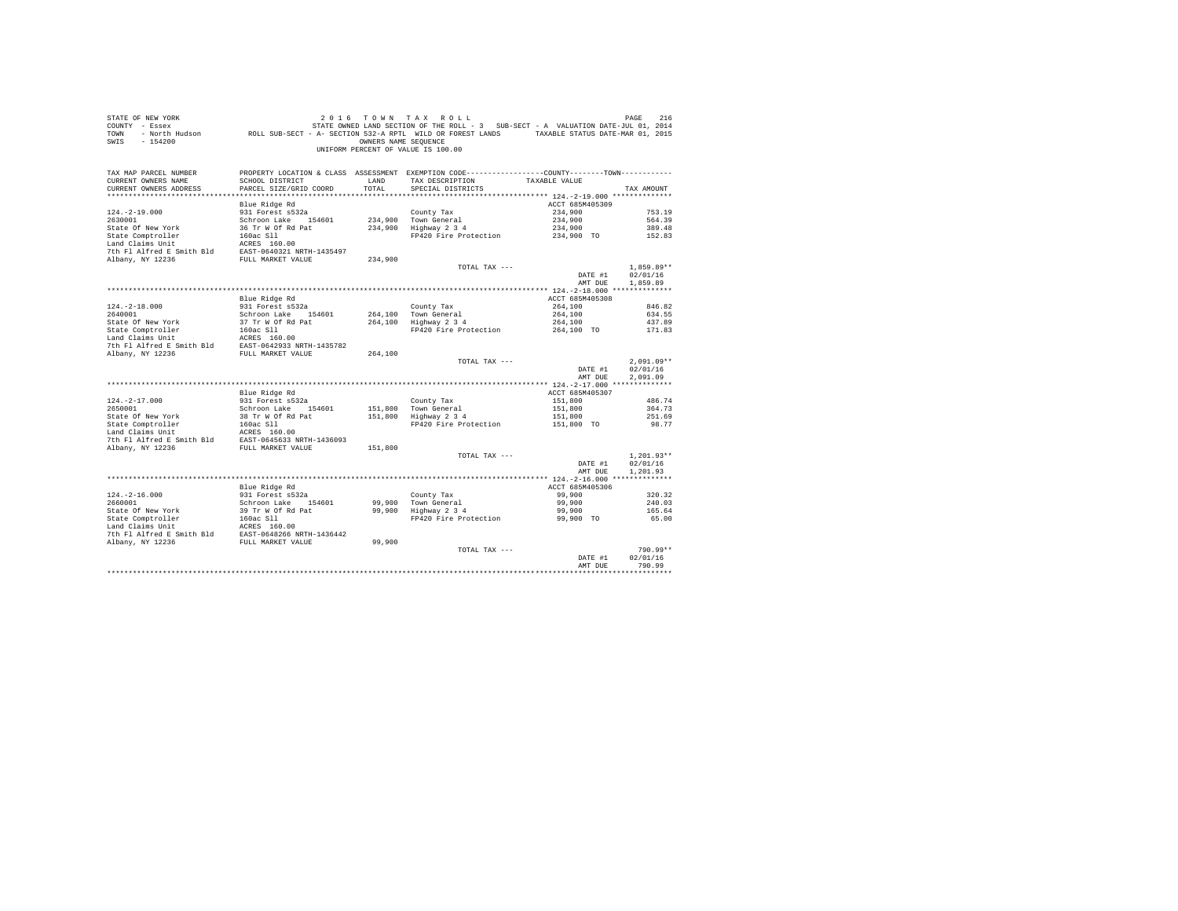STATE OF NEW YORK — 2016 TOWN TAX ROLL
COUNTY - Essex — STATE OWNED LAND SECTION OF THE ROLL - 3 SUB-SECT - A VALUATION DATE-JUL 01, 2014
TOWN - North Hudson — ROLL SUB-SECT - A- SECTION 532-A RPTL WILD OR FOREST LANDS — TAXABLE STATUS DATE-MAR 01, 2015
SWIS - 154200 — OWNERS NAME SEQUENCE
UNIFORM PERCENT OF VALUE IS 100.00

| TAX MAP PARCEL NUMBER / CURRENT OWNERS NAME / CURRENT OWNERS ADDRESS | PROPERTY LOCATION & CLASS / SCHOOL DISTRICT / PARCEL SIZE/GRID COORD | ASSESSMENT LAND / TOTAL | EXEMPTION CODE / TAX DESCRIPTION / SPECIAL DISTRICTS | COUNTY--------TOWN / TAXABLE VALUE | TAX AMOUNT |
|---|---|---|---|---|---|
| **124.-2-19.000** | Blue Ridge Rd | | | ACCT 685M405309 | |
| 124.-2-19.000 | 931 Forest s532a | | County Tax | 234,900 | 753.19 |
| 2630001 | Schroon Lake 154601 | 234,900 | Town General | 234,900 | 564.39 |
| State Of New York | 36 Tr W Of Rd Pat | 234,900 | Highway 2 3 4 | 234,900 | 389.48 |
| State Comptroller | 160ac Sll | | FP420 Fire Protection | 234,900 TO | 152.83 |
| Land Claims Unit | ACRES 160.00 | | | | |
| 7th Fl Alfred E Smith Bld | EAST-0640321 NRTH-1435497 | | | | |
| Albany, NY 12236 | FULL MARKET VALUE | 234,900 | | | |
| | | | TOTAL TAX --- | | 1,859.89** |
| | | | | DATE #1 | 02/01/16 |
| | | | | AMT DUE | 1,859.89 |
| **124.-2-18.000** | Blue Ridge Rd | | | ACCT 685M405308 | |
| 124.-2-18.000 | 931 Forest s532a | | County Tax | 264,100 | 846.82 |
| 2640001 | Schroon Lake 154601 | 264,100 | Town General | 264,100 | 634.55 |
| State Of New York | 37 Tr W Of Rd Pat | 264,100 | Highway 2 3 4 | 264,100 | 437.89 |
| State Comptroller | 160ac Sll | | FP420 Fire Protection | 264,100 TO | 171.83 |
| Land Claims Unit | ACRES 160.00 | | | | |
| 7th Fl Alfred E Smith Bld | EAST-0642933 NRTH-1435782 | | | | |
| Albany, NY 12236 | FULL MARKET VALUE | 264,100 | | | |
| | | | TOTAL TAX --- | | 2,091.09** |
| | | | | DATE #1 | 02/01/16 |
| | | | | AMT DUE | 2,091.09 |
| **124.-2-17.000** | Blue Ridge Rd | | | ACCT 685M405307 | |
| 124.-2-17.000 | 931 Forest s532a | | County Tax | 151,800 | 486.74 |
| 2650001 | Schroon Lake 154601 | 151,800 | Town General | 151,800 | 364.73 |
| State Of New York | 38 Tr W Of Rd Pat | 151,800 | Highway 2 3 4 | 151,800 | 251.69 |
| State Comptroller | 160ac Sll | | FP420 Fire Protection | 151,800 TO | 98.77 |
| Land Claims Unit | ACRES 160.00 | | | | |
| 7th Fl Alfred E Smith Bld | EAST-0645633 NRTH-1436093 | | | | |
| Albany, NY 12236 | FULL MARKET VALUE | 151,800 | | | |
| | | | TOTAL TAX --- | | 1,201.93** |
| | | | | DATE #1 | 02/01/16 |
| | | | | AMT DUE | 1,201.93 |
| **124.-2-16.000** | Blue Ridge Rd | | | ACCT 685M405306 | |
| 124.-2-16.000 | 931 Forest s532a | | County Tax | 99,900 | 320.32 |
| 2660001 | Schroon Lake 154601 | 99,900 | Town General | 99,900 | 240.03 |
| State Of New York | 39 Tr W Of Rd Pat | 99,900 | Highway 2 3 4 | 99,900 | 165.64 |
| State Comptroller | 160ac Sll | | FP420 Fire Protection | 99,900 TO | 65.00 |
| Land Claims Unit | ACRES 160.00 | | | | |
| 7th Fl Alfred E Smith Bld | EAST-0648266 NRTH-1436442 | | | | |
| Albany, NY 12236 | FULL MARKET VALUE | 99,900 | | | |
| | | | TOTAL TAX --- | | 790.99** |
| | | | | DATE #1 | 02/01/16 |
| | | | | AMT DUE | 790.99 |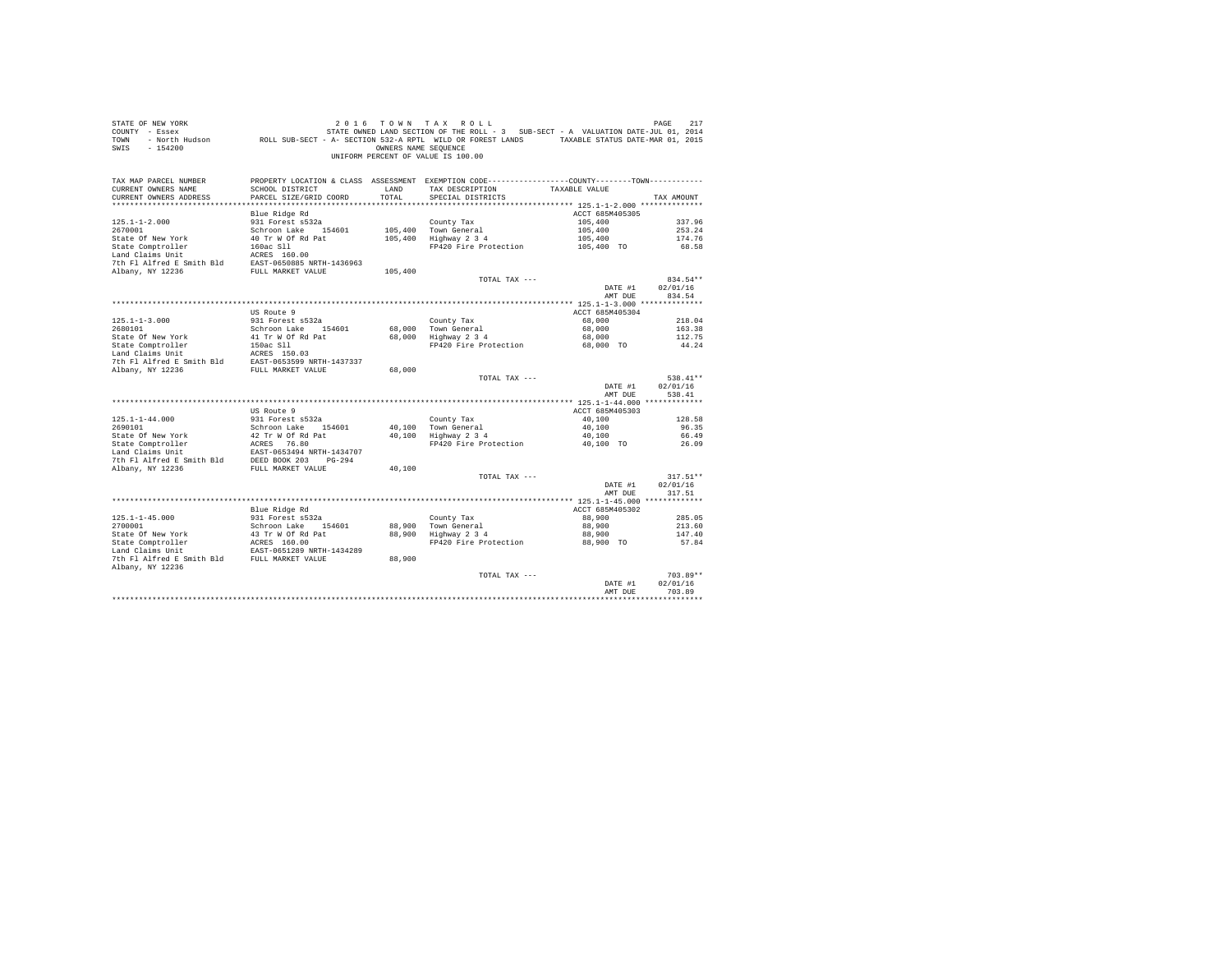STATE OF NEW YORK &nbsp;&nbsp;&nbsp;&nbsp; 2 0 1 6 &nbsp; T O W N &nbsp; T A X &nbsp; R O L L
COUNTY - Essex &nbsp;&nbsp;&nbsp;&nbsp; STATE OWNED LAND SECTION OF THE ROLL - 3 &nbsp; SUB-SECT - A &nbsp; VALUATION DATE-JUL 01, 2014
TOWN - North Hudson &nbsp;&nbsp;&nbsp;&nbsp; ROLL SUB-SECT - A- SECTION 532-A RPTL WILD OR FOREST LANDS &nbsp;&nbsp;&nbsp;&nbsp; TAXABLE STATUS DATE-MAR 01, 2015
SWIS - 154200 &nbsp;&nbsp;&nbsp;&nbsp; OWNERS NAME SEQUENCE
UNIFORM PERCENT OF VALUE IS 100.00

| TAX MAP PARCEL NUMBER / CURRENT OWNERS NAME / CURRENT OWNERS ADDRESS | PROPERTY LOCATION & CLASS / SCHOOL DISTRICT / PARCEL SIZE/GRID COORD | ASSESSMENT LAND | TOTAL | EXEMPTION CODE / TAX DESCRIPTION / SPECIAL DISTRICTS | COUNTY--------TOWN / TAXABLE VALUE | TAX AMOUNT |
|---|---|---|---|---|---|---|
| **125.1-1-2.000** | Blue Ridge Rd | | | | ACCT 685M405305 | |
| 2670001 | 931 Forest s532a | | | County Tax | 105,400 | 337.96 |
| State Of New York | Schroon Lake 154601 | 105,400 | | Town General | 105,400 | 253.24 |
| State Comptroller | 40 Tr W Of Rd Pat | | 105,400 | Highway 2 3 4 | 105,400 | 174.76 |
| Land Claims Unit | 160ac Sll | | | FP420 Fire Protection | 105,400 TO | 68.58 |
| 7th Fl Alfred E Smith Bld | ACRES 160.00 | | | | | |
| Albany, NY 12236 | EAST-0650885 NRTH-1436963 | | | | | |
| | FULL MARKET VALUE | | 105,400 | | | |
| | | | | TOTAL TAX --- | | 834.54** |
| | | | | | DATE #1 | 02/01/16 |
| | | | | | AMT DUE | 834.54 |
| **125.1-1-3.000** | US Route 9 | | | | ACCT 685M405304 | |
| 2680101 | 931 Forest s532a | | | County Tax | 68,000 | 218.04 |
| State Of New York | Schroon Lake 154601 | 68,000 | | Town General | 68,000 | 163.38 |
| State Comptroller | 41 Tr W Of Rd Pat | | 68,000 | Highway 2 3 4 | 68,000 | 112.75 |
| Land Claims Unit | 150ac Sll | | | FP420 Fire Protection | 68,000 TO | 44.24 |
| 7th Fl Alfred E Smith Bld | ACRES 150.03 | | | | | |
| Albany, NY 12236 | EAST-0653599 NRTH-1437337 | | | | | |
| | FULL MARKET VALUE | | 68,000 | | | |
| | | | | TOTAL TAX --- | | 538.41** |
| | | | | | DATE #1 | 02/01/16 |
| | | | | | AMT DUE | 538.41 |
| **125.1-1-44.000** | US Route 9 | | | | ACCT 685M405303 | |
| 2690101 | 931 Forest s532a | | | County Tax | 40,100 | 128.58 |
| State Of New York | Schroon Lake 154601 | 40,100 | | Town General | 40,100 | 96.35 |
| State Comptroller | 42 Tr W Of Rd Pat | | 40,100 | Highway 2 3 4 | 40,100 | 66.49 |
| Land Claims Unit | ACRES 76.80 | | | FP420 Fire Protection | 40,100 TO | 26.09 |
| 7th Fl Alfred E Smith Bld | EAST-0653494 NRTH-1434707 | | | | | |
| Albany, NY 12236 | DEED BOOK 203 PG-294 | | | | | |
| | FULL MARKET VALUE | | 40,100 | | | |
| | | | | TOTAL TAX --- | | 317.51** |
| | | | | | DATE #1 | 02/01/16 |
| | | | | | AMT DUE | 317.51 |
| **125.1-1-45.000** | Blue Ridge Rd | | | | ACCT 685M405302 | |
| 2700001 | 931 Forest s532a | | | County Tax | 88,900 | 285.05 |
| State Of New York | Schroon Lake 154601 | 88,900 | | Town General | 88,900 | 213.60 |
| State Comptroller | 43 Tr W Of Rd Pat | | 88,900 | Highway 2 3 4 | 88,900 | 147.40 |
| Land Claims Unit | ACRES 160.00 | | | FP420 Fire Protection | 88,900 TO | 57.84 |
| 7th Fl Alfred E Smith Bld | EAST-0651289 NRTH-1434289 | | | | | |
| Albany, NY 12236 | FULL MARKET VALUE | | 88,900 | | | |
| | | | | TOTAL TAX --- | | 703.89** |
| | | | | | DATE #1 | 02/01/16 |
| | | | | | AMT DUE | 703.89 |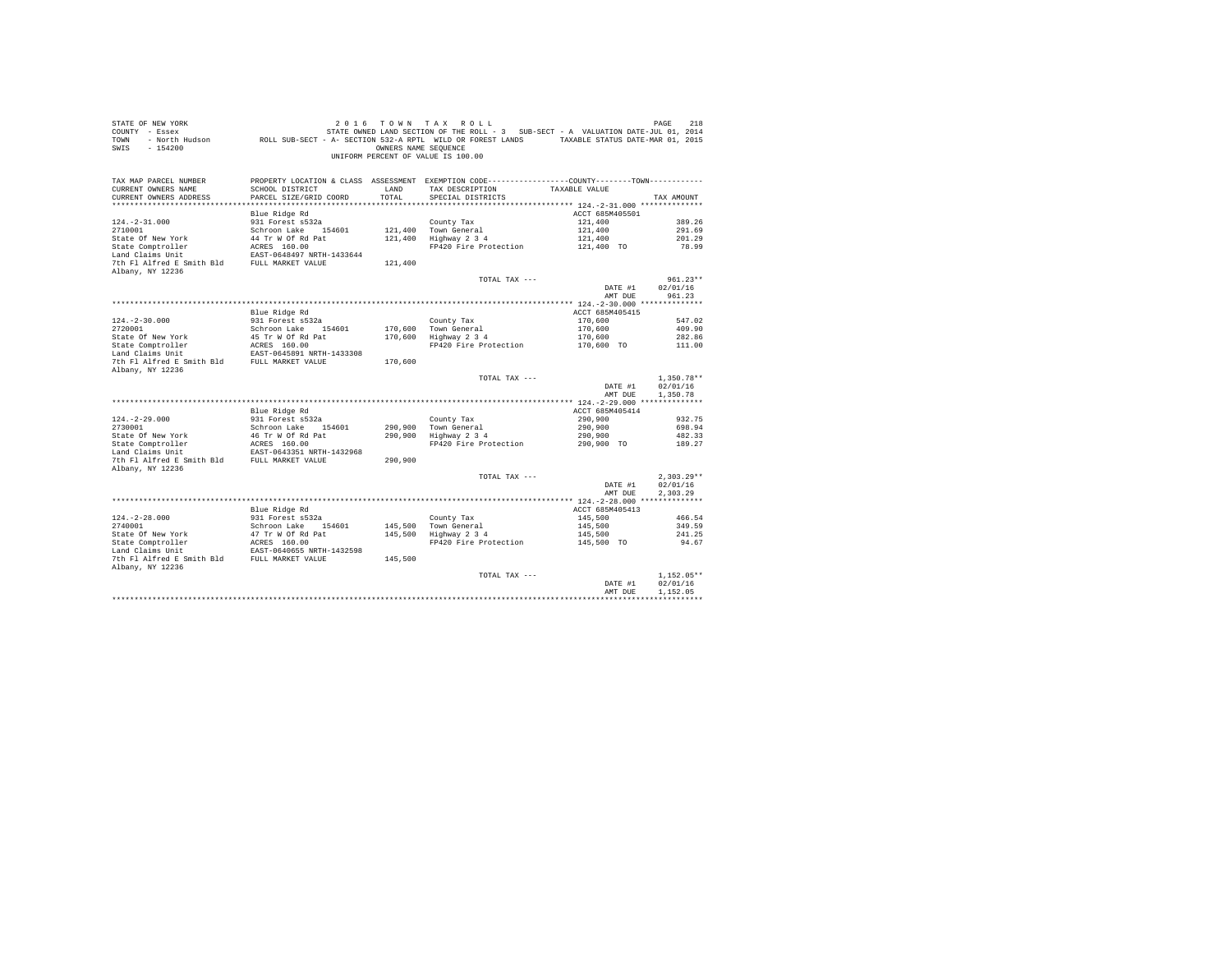STATE OF NEW YORK
COUNTY - Essex
TOWN - North Hudson
SWIS - 154200

2016 TOWN TAX ROLL
STATE OWNED LAND SECTION OF THE ROLL - 3 SUB-SECT - A VALUATION DATE-JUL 01, 2014
ROLL SUB-SECT - A- SECTION 532-A RPTL WILD OR FOREST LANDS TAXABLE STATUS DATE-MAR 01, 2015
OWNERS NAME SEQUENCE
UNIFORM PERCENT OF VALUE IS 100.00

| TAX MAP PARCEL NUMBER / CURRENT OWNERS NAME / CURRENT OWNERS ADDRESS | PROPERTY LOCATION & CLASS / SCHOOL DISTRICT / PARCEL SIZE/GRID COORD | ASSESSMENT LAND / TOTAL | EXEMPTION CODE / TAX DESCRIPTION / SPECIAL DISTRICTS | COUNTY--------TOWN / TAXABLE VALUE | TAX AMOUNT |
|---|---|---|---|---|---|
| **124.-2-31.000** | Blue Ridge Rd | | | ACCT 685M405501 | |
| 124.-2-31.000 | 931 Forest s532a | | County Tax | 121,400 | 389.26 |
| 2710001 | Schroon Lake 154601 | 121,400 | Town General | 121,400 | 291.69 |
| State Of New York | 44 Tr W Of Rd Pat | 121,400 | Highway 2 3 4 | 121,400 | 201.29 |
| State Comptroller | ACRES 160.00 | | FP420 Fire Protection | 121,400 TO | 78.99 |
| Land Claims Unit | EAST-0648497 NRTH-1433644 | | | | |
| 7th Fl Alfred E Smith Bld | FULL MARKET VALUE | 121,400 | | | |
| Albany, NY 12236 | | | | | |
| | | | TOTAL TAX --- | | 961.23** |
| | | | | DATE #1 | 02/01/16 |
| | | | | AMT DUE | 961.23 |
| **124.-2-30.000** | Blue Ridge Rd | | | ACCT 685M405415 | |
| 124.-2-30.000 | 931 Forest s532a | | County Tax | 170,600 | 547.02 |
| 2720001 | Schroon Lake 154601 | 170,600 | Town General | 170,600 | 409.90 |
| State Of New York | 45 Tr W Of Rd Pat | 170,600 | Highway 2 3 4 | 170,600 | 282.86 |
| State Comptroller | ACRES 160.00 | | FP420 Fire Protection | 170,600 TO | 111.00 |
| Land Claims Unit | EAST-0645891 NRTH-1433308 | | | | |
| 7th Fl Alfred E Smith Bld | FULL MARKET VALUE | 170,600 | | | |
| Albany, NY 12236 | | | | | |
| | | | TOTAL TAX --- | | 1,350.78** |
| | | | | DATE #1 | 02/01/16 |
| | | | | AMT DUE | 1,350.78 |
| **124.-2-29.000** | Blue Ridge Rd | | | ACCT 685M405414 | |
| 124.-2-29.000 | 931 Forest s532a | | County Tax | 290,900 | 932.75 |
| 2730001 | Schroon Lake 154601 | 290,900 | Town General | 290,900 | 698.94 |
| State Of New York | 46 Tr W Of Rd Pat | 290,900 | Highway 2 3 4 | 290,900 | 482.33 |
| State Comptroller | ACRES 160.00 | | FP420 Fire Protection | 290,900 TO | 189.27 |
| Land Claims Unit | EAST-0643351 NRTH-1432968 | | | | |
| 7th Fl Alfred E Smith Bld | FULL MARKET VALUE | 290,900 | | | |
| Albany, NY 12236 | | | | | |
| | | | TOTAL TAX --- | | 2,303.29** |
| | | | | DATE #1 | 02/01/16 |
| | | | | AMT DUE | 2,303.29 |
| **124.-2-28.000** | Blue Ridge Rd | | | ACCT 685M405413 | |
| 124.-2-28.000 | 931 Forest s532a | | County Tax | 145,500 | 466.54 |
| 2740001 | Schroon Lake 154601 | 145,500 | Town General | 145,500 | 349.59 |
| State Of New York | 47 Tr W Of Rd Pat | 145,500 | Highway 2 3 4 | 145,500 | 241.25 |
| State Comptroller | ACRES 160.00 | | FP420 Fire Protection | 145,500 TO | 94.67 |
| Land Claims Unit | EAST-0640655 NRTH-1432598 | | | | |
| 7th Fl Alfred E Smith Bld | FULL MARKET VALUE | 145,500 | | | |
| Albany, NY 12236 | | | | | |
| | | | TOTAL TAX --- | | 1,152.05** |
| | | | | DATE #1 | 02/01/16 |
| | | | | AMT DUE | 1,152.05 |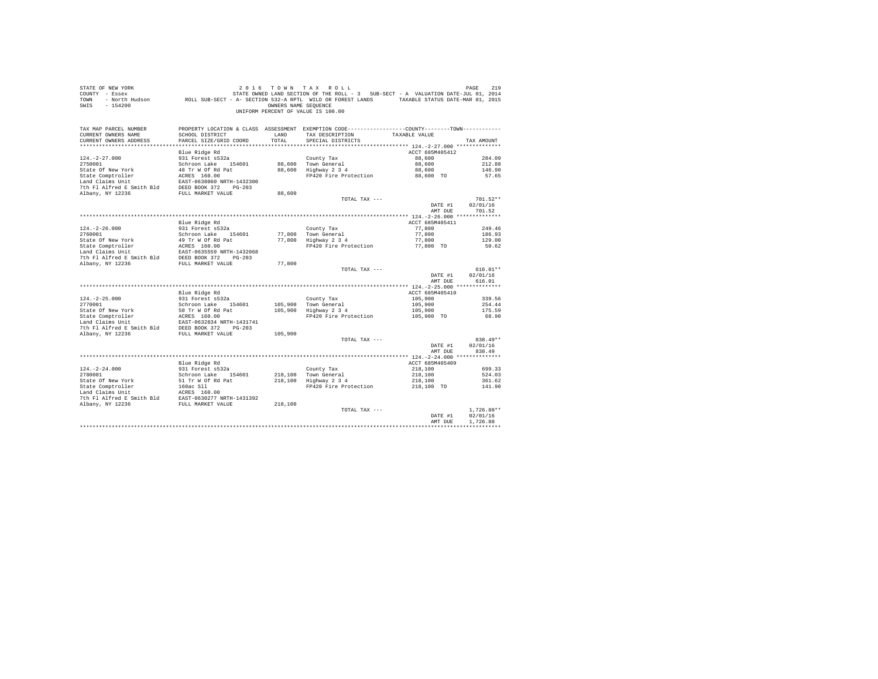STATE OF NEW YORK
COUNTY - Essex
TOWN - North Hudson
SWIS - 154200

2 0 1 6 T O W N T A X R O L L
STATE OWNED LAND SECTION OF THE ROLL - 3 SUB-SECT - A VALUATION DATE-JUL 01, 2014
ROLL SUB-SECT - A- SECTION 532-A RPTL WILD OR FOREST LANDS TAXABLE STATUS DATE-MAR 01, 2015
OWNERS NAME SEQUENCE
UNIFORM PERCENT OF VALUE IS 100.00

| TAX MAP PARCEL NUMBER / CURRENT OWNERS NAME / CURRENT OWNERS ADDRESS | PROPERTY LOCATION & CLASS / SCHOOL DISTRICT / PARCEL SIZE/GRID COORD | ASSESSMENT LAND / TOTAL | EXEMPTION CODE / TAX DESCRIPTION / SPECIAL DISTRICTS | COUNTY / TOWN TAXABLE VALUE | TAX AMOUNT |
|---|---|---|---|---|---|
| **124.-2-27.000** | Blue Ridge Rd | | | ACCT 685M405412 | |
| 124.-2-27.000 | 931 Forest s532a | | County Tax | 88,600 | 284.09 |
| 2750001 | Schroon Lake 154601 | 88,600 | Town General | 88,600 | 212.88 |
| State Of New York | 48 Tr W Of Rd Pat | 88,600 | Highway 2 3 4 | 88,600 | 146.90 |
| State Comptroller | ACRES 160.00 | | FP420 Fire Protection | 88,600 TO | 57.65 |
| Land Claims Unit | EAST-0638060 NRTH-1432300 | | | | |
| 7th Fl Alfred E Smith Bld | DEED BOOK 372 PG-203 | | | | |
| Albany, NY 12236 | FULL MARKET VALUE | 88,600 | | | |
| | | | TOTAL TAX --- | | 701.52** |
| | | | | DATE #1 | 02/01/16 |
| | | | | AMT DUE | 701.52 |
| **124.-2-26.000** | Blue Ridge Rd | | | ACCT 685M405411 | |
| 124.-2-26.000 | 931 Forest s532a | | County Tax | 77,800 | 249.46 |
| 2760001 | Schroon Lake 154601 | 77,800 | Town General | 77,800 | 186.93 |
| State Of New York | 49 Tr W Of Rd Pat | 77,800 | Highway 2 3 4 | 77,800 | 129.00 |
| State Comptroller | ACRES 160.00 | | FP420 Fire Protection | 77,800 TO | 50.62 |
| Land Claims Unit | EAST-0635559 NRTH-1432068 | | | | |
| 7th Fl Alfred E Smith Bld | DEED BOOK 372 PG-203 | | | | |
| Albany, NY 12236 | FULL MARKET VALUE | 77,800 | | | |
| | | | TOTAL TAX --- | | 616.01** |
| | | | | DATE #1 | 02/01/16 |
| | | | | AMT DUE | 616.01 |
| **124.-2-25.000** | Blue Ridge Rd | | | ACCT 685M405410 | |
| 124.-2-25.000 | 931 Forest s532a | | County Tax | 105,900 | 339.56 |
| 2770001 | Schroon Lake 154601 | 105,900 | Town General | 105,900 | 254.44 |
| State Of New York | 50 Tr W Of Rd Pat | 105,900 | Highway 2 3 4 | 105,900 | 175.59 |
| State Comptroller | ACRES 160.00 | | FP420 Fire Protection | 105,900 TO | 68.90 |
| Land Claims Unit | EAST-0632834 NRTH-1431741 | | | | |
| 7th Fl Alfred E Smith Bld | DEED BOOK 372 PG-203 | | | | |
| Albany, NY 12236 | FULL MARKET VALUE | 105,900 | | | |
| | | | TOTAL TAX --- | | 838.49** |
| | | | | DATE #1 | 02/01/16 |
| | | | | AMT DUE | 838.49 |
| **124.-2-24.000** | Blue Ridge Rd | | | ACCT 685M405409 | |
| 124.-2-24.000 | 931 Forest s532a | | County Tax | 218,100 | 699.33 |
| 2780001 | Schroon Lake 154601 | 218,100 | Town General | 218,100 | 524.03 |
| State Of New York | 51 Tr W Of Rd Pat | 218,100 | Highway 2 3 4 | 218,100 | 361.62 |
| State Comptroller | 160ac Sll | | FP420 Fire Protection | 218,100 TO | 141.90 |
| Land Claims Unit | ACRES 160.00 | | | | |
| 7th Fl Alfred E Smith Bld | EAST-0630277 NRTH-1431392 | | | | |
| Albany, NY 12236 | FULL MARKET VALUE | 218,100 | | | |
| | | | TOTAL TAX --- | | 1,726.88** |
| | | | | DATE #1 | 02/01/16 |
| | | | | AMT DUE | 1,726.88 |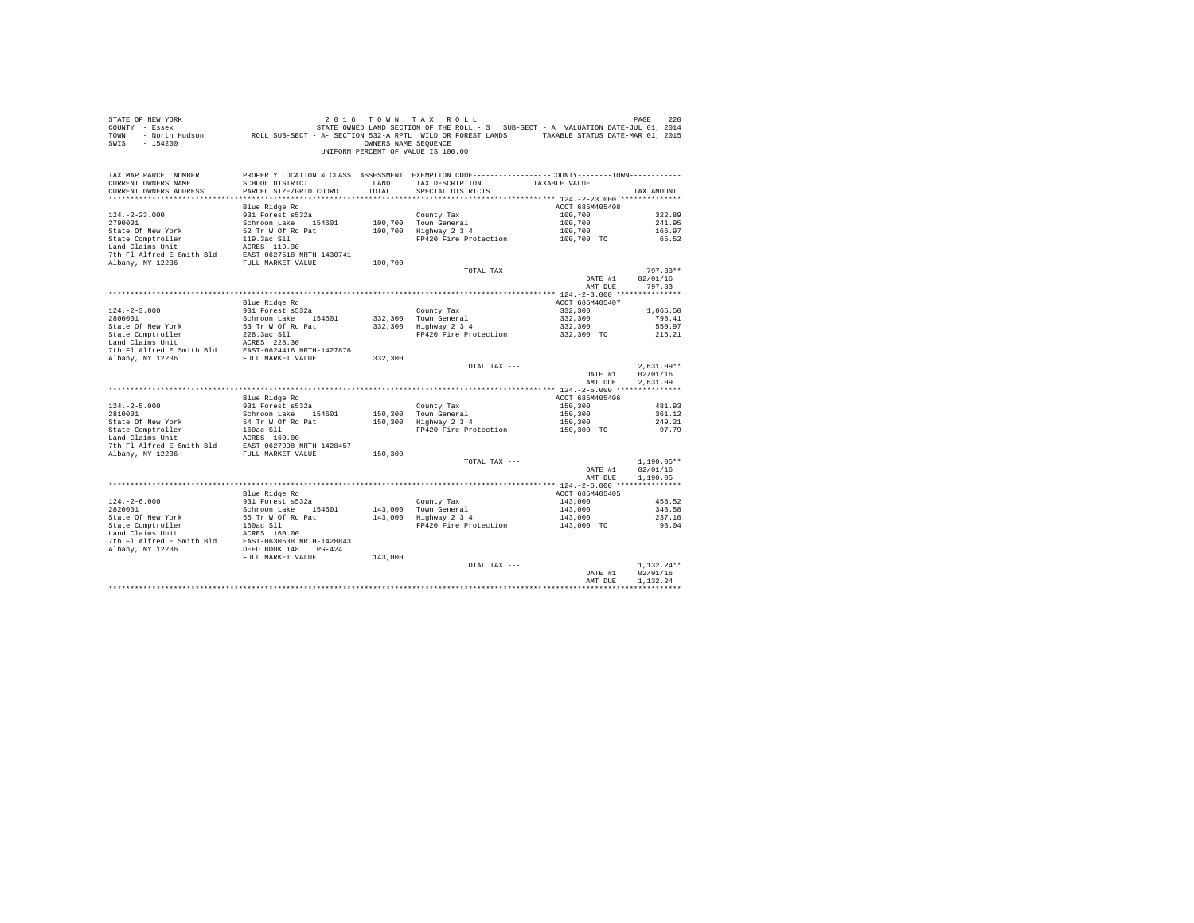STATE OF NEW YORK — 2 0 1 6 T O W N T A X R O L L
COUNTY - Essex — STATE OWNED LAND SECTION OF THE ROLL - 3 SUB-SECT - A VALUATION DATE-JUL 01, 2014
TOWN - North Hudson — ROLL SUB-SECT - A- SECTION 532-A RPTL WILD OR FOREST LANDS — TAXABLE STATUS DATE-MAR 01, 2015
SWIS - 154200 — OWNERS NAME SEQUENCE
UNIFORM PERCENT OF VALUE IS 100.00

| TAX MAP PARCEL NUMBER / CURRENT OWNERS NAME / CURRENT OWNERS ADDRESS | PROPERTY LOCATION & CLASS / SCHOOL DISTRICT / PARCEL SIZE/GRID COORD | ASSESSMENT LAND / TOTAL | EXEMPTION CODE / TAX DESCRIPTION / SPECIAL DISTRICTS | COUNTY / TOWN TAXABLE VALUE | TAX AMOUNT |
|---|---|---|---|---|---|
| **124.-2-23.000** | Blue Ridge Rd | | | ACCT 685M405408 | |
| 124.-2-23.000 | 931 Forest s532a | | County Tax | 100,700 | 322.89 |
| 2790001 | Schroon Lake 154601 | 100,700 | Town General | 100,700 | 241.95 |
| State Of New York | 52 Tr W Of Rd Pat | 100,700 | Highway 2 3 4 | 100,700 | 166.97 |
| State Comptroller | 119.3ac Sll | | FP420 Fire Protection | 100,700 TO | 65.52 |
| Land Claims Unit | ACRES 119.30 | | | | |
| 7th Fl Alfred E Smith Bld | EAST-0627518 NRTH-1430741 | | | | |
| Albany, NY 12236 | FULL MARKET VALUE | 100,700 | | | |
| | | | TOTAL TAX --- | | 797.33** |
| | | | | DATE #1 | 02/01/16 |
| | | | | AMT DUE | 797.33 |
| **124.-2-3.000** | Blue Ridge Rd | | | ACCT 685M405407 | |
| 124.-2-3.000 | 931 Forest s532a | | County Tax | 332,300 | 1,065.50 |
| 2800001 | Schroon Lake 154601 | 332,300 | Town General | 332,300 | 798.41 |
| State Of New York | 53 Tr W Of Rd Pat | 332,300 | Highway 2 3 4 | 332,300 | 550.97 |
| State Comptroller | 228.3ac Sll | | FP420 Fire Protection | 332,300 TO | 216.21 |
| Land Claims Unit | ACRES 228.30 | | | | |
| 7th Fl Alfred E Smith Bld | EAST-0624416 NRTH-1427876 | | | | |
| Albany, NY 12236 | FULL MARKET VALUE | 332,300 | | | |
| | | | TOTAL TAX --- | | 2,631.09** |
| | | | | DATE #1 | 02/01/16 |
| | | | | AMT DUE | 2,631.09 |
| **124.-2-5.000** | Blue Ridge Rd | | | ACCT 685M405406 | |
| 124.-2-5.000 | 931 Forest s532a | | County Tax | 150,300 | 481.93 |
| 2810001 | Schroon Lake 154601 | 150,300 | Town General | 150,300 | 361.12 |
| State Of New York | 54 Tr W Of Rd Pat | 150,300 | Highway 2 3 4 | 150,300 | 249.21 |
| State Comptroller | 160ac Sll | | FP420 Fire Protection | 150,300 TO | 97.79 |
| Land Claims Unit | ACRES 160.00 | | | | |
| 7th Fl Alfred E Smith Bld | EAST-0627998 NRTH-1428457 | | | | |
| Albany, NY 12236 | FULL MARKET VALUE | 150,300 | | | |
| | | | TOTAL TAX --- | | 1,190.05** |
| | | | | DATE #1 | 02/01/16 |
| | | | | AMT DUE | 1,190.05 |
| **124.-2-6.000** | Blue Ridge Rd | | | ACCT 685M405405 | |
| 124.-2-6.000 | 931 Forest s532a | | County Tax | 143,000 | 458.52 |
| 2820001 | Schroon Lake 154601 | 143,000 | Town General | 143,000 | 343.58 |
| State Of New York | 55 Tr W Of Rd Pat | 143,000 | Highway 2 3 4 | 143,000 | 237.10 |
| State Comptroller | 160ac Sll | | FP420 Fire Protection | 143,000 TO | 93.04 |
| Land Claims Unit | ACRES 160.00 | | | | |
| 7th Fl Alfred E Smith Bld | EAST-0630538 NRTH-1428843 | | | | |
| Albany, NY 12236 | DEED BOOK 148 PG-424 | | | | |
| | FULL MARKET VALUE | 143,000 | | | |
| | | | TOTAL TAX --- | | 1,132.24** |
| | | | | DATE #1 | 02/01/16 |
| | | | | AMT DUE | 1,132.24 |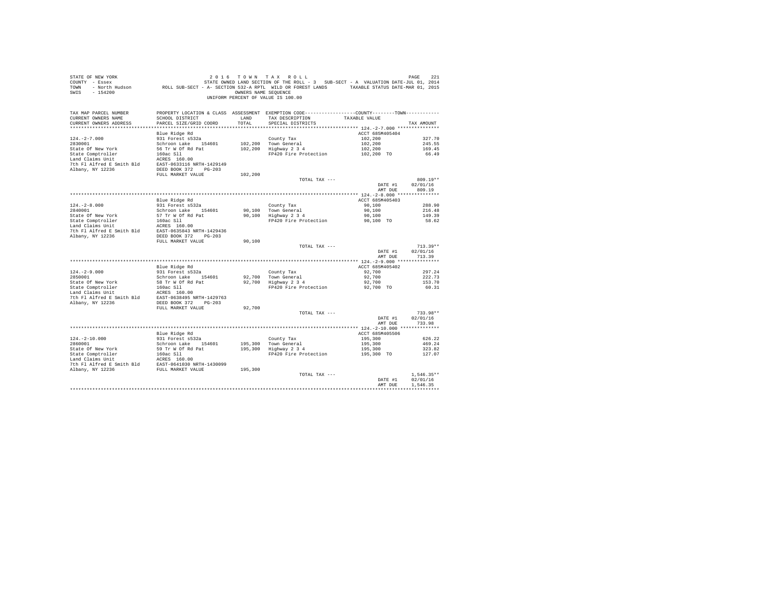STATE OF NEW YORK
COUNTY - Essex
TOWN - North Hudson
SWIS - 154200

2 0 1 6 T O W N T A X R O L L

STATE OWNED LAND SECTION OF THE ROLL - 3 SUB-SECT - A VALUATION DATE-JUL 01, 2014

ROLL SUB-SECT - A- SECTION 532-A RPTL WILD OR FOREST LANDS TAXABLE STATUS DATE-MAR 01, 2015

OWNERS NAME SEQUENCE

UNIFORM PERCENT OF VALUE IS 100.00

| TAX MAP PARCEL NUMBER / CURRENT OWNERS NAME / CURRENT OWNERS ADDRESS | PROPERTY LOCATION & CLASS / SCHOOL DISTRICT / PARCEL SIZE/GRID COORD | ASSESSMENT LAND / TOTAL | EXEMPTION CODE / TAX DESCRIPTION / SPECIAL DISTRICTS | COUNTY / TOWN TAXABLE VALUE | TAX AMOUNT |
|---|---|---|---|---|---|
| **124.-2-7.000** | Blue Ridge Rd | | | ACCT 685M405404 | |
| 124.-2-7.000 | 931 Forest s532a | | County Tax | 102,200 | 327.70 |
| 2830001 | Schroon Lake 154601 | 102,200 | Town General | 102,200 | 245.55 |
| State Of New York | 56 Tr W Of Rd Pat | 102,200 | Highway 2 3 4 | 102,200 | 169.45 |
| State Comptroller | 160ac Sll | | FP420 Fire Protection | 102,200 TO | 66.49 |
| Land Claims Unit | ACRES 160.00 | | | | |
| 7th Fl Alfred E Smith Bld | EAST-0633116 NRTH-1429149 | | | | |
| Albany, NY 12236 | DEED BOOK 372 PG-203 | | | | |
| | FULL MARKET VALUE | 102,200 | | | |
| | | | TOTAL TAX --- | | 809.19** |
| | | | | DATE #1 | 02/01/16 |
| | | | | AMT DUE | 809.19 |
| **124.-2-8.000** | Blue Ridge Rd | | | ACCT 685M405403 | |
| 124.-2-8.000 | 931 Forest s532a | | County Tax | 90,100 | 288.90 |
| 2840001 | Schroon Lake 154601 | 90,100 | Town General | 90,100 | 216.48 |
| State Of New York | 57 Tr W Of Rd Pat | 90,100 | Highway 2 3 4 | 90,100 | 149.39 |
| State Comptroller | 160ac Sll | | FP420 Fire Protection | 90,100 TO | 58.62 |
| Land Claims Unit | ACRES 160.00 | | | | |
| 7th Fl Alfred E Smith Bld | EAST-0635843 NRTH-1429436 | | | | |
| Albany, NY 12236 | DEED BOOK 372 PG-203 | | | | |
| | FULL MARKET VALUE | 90,100 | | | |
| | | | TOTAL TAX --- | | 713.39** |
| | | | | DATE #1 | 02/01/16 |
| | | | | AMT DUE | 713.39 |
| **124.-2-9.000** | Blue Ridge Rd | | | ACCT 685M405402 | |
| 124.-2-9.000 | 931 Forest s532a | | County Tax | 92,700 | 297.24 |
| 2850001 | Schroon Lake 154601 | 92,700 | Town General | 92,700 | 222.73 |
| State Of New York | 58 Tr W Of Rd Pat | 92,700 | Highway 2 3 4 | 92,700 | 153.70 |
| State Comptroller | 160ac Sll | | FP420 Fire Protection | 92,700 TO | 60.31 |
| Land Claims Unit | ACRES 160.00 | | | | |
| 7th Fl Alfred E Smith Bld | EAST-0638495 NRTH-1429763 | | | | |
| Albany, NY 12236 | DEED BOOK 372 PG-203 | | | | |
| | FULL MARKET VALUE | 92,700 | | | |
| | | | TOTAL TAX --- | | 733.98** |
| | | | | DATE #1 | 02/01/16 |
| | | | | AMT DUE | 733.98 |
| **124.-2-10.000** | Blue Ridge Rd | | | ACCT 685M405506 | |
| 124.-2-10.000 | 931 Forest s532a | | County Tax | 195,300 | 626.22 |
| 2860001 | Schroon Lake 154601 | 195,300 | Town General | 195,300 | 469.24 |
| State Of New York | 59 Tr W Of Rd Pat | 195,300 | Highway 2 3 4 | 195,300 | 323.82 |
| State Comptroller | 160ac Sll | | FP420 Fire Protection | 195,300 TO | 127.07 |
| Land Claims Unit | ACRES 160.00 | | | | |
| 7th Fl Alfred E Smith Bld | EAST-0641030 NRTH-1430099 | | | | |
| Albany, NY 12236 | FULL MARKET VALUE | 195,300 | | | |
| | | | TOTAL TAX --- | | 1,546.35** |
| | | | | DATE #1 | 02/01/16 |
| | | | | AMT DUE | 1,546.35 |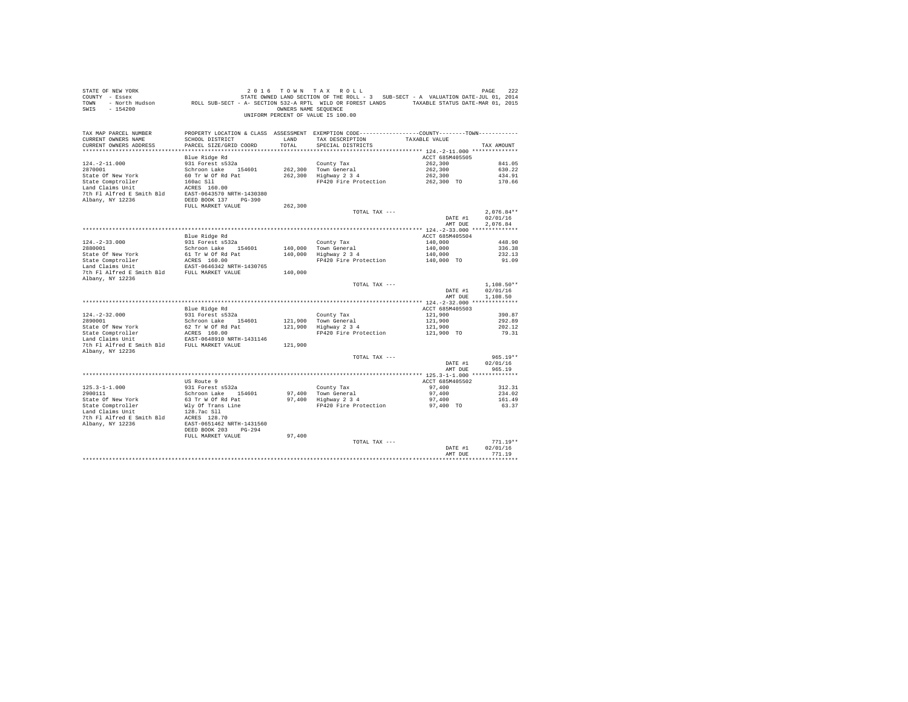STATE OF NEW YORK 2016 TOWN TAX ROLL
COUNTY - Essex STATE OWNED LAND SECTION OF THE ROLL - 3 SUB-SECT - A VALUATION DATE-JUL 01, 2014
TOWN - North Hudson ROLL SUB-SECT - A- SECTION 532-A RPTL WILD OR FOREST LANDS TAXABLE STATUS DATE-MAR 01, 2015
SWIS - 154200 OWNERS NAME SEQUENCE
UNIFORM PERCENT OF VALUE IS 100.00

| TAX MAP PARCEL NUMBER / CURRENT OWNERS NAME / CURRENT OWNERS ADDRESS | PROPERTY LOCATION & CLASS / SCHOOL DISTRICT / PARCEL SIZE/GRID COORD | ASSESSMENT LAND | TOTAL | EXEMPTION CODE / TAX DESCRIPTION / SPECIAL DISTRICTS | COUNTY--------TOWN TAXABLE VALUE | TAX AMOUNT |
|---|---|---|---|---|---|---|
| 124.-2-11.000 | Blue Ridge Rd | | | | ACCT 685M405505 | |
| 2870001 | 931 Forest s532a | | | County Tax | 262,300 | 841.05 |
| State Of New York | Schroon Lake 154601 | 262,300 | | Town General | 262,300 | 630.22 |
| State Comptroller | 60 Tr W Of Rd Pat | | 262,300 | Highway 2 3 4 | 262,300 | 434.91 |
| Land Claims Unit | 160ac Sll | | | FP420 Fire Protection | 262,300 TO | 170.66 |
| 7th Fl Alfred E Smith Bld | ACRES 160.00 | | | | | |
| Albany, NY 12236 | EAST-0643570 NRTH-1430380 | | | | | |
| | DEED BOOK 137 PG-390 | | | | | |
| | FULL MARKET VALUE | | 262,300 | | | |
| | | | | TOTAL TAX --- | | 2,076.84** |
| | | | | | DATE #1 | 02/01/16 |
| | | | | | AMT DUE | 2,076.84 |
| 124.-2-33.000 | Blue Ridge Rd | | | | ACCT 685M405504 | |
| 2880001 | 931 Forest s532a | | | County Tax | 140,000 | 448.90 |
| State Of New York | Schroon Lake 154601 | 140,000 | | Town General | 140,000 | 336.38 |
| State Comptroller | 61 Tr W Of Rd Pat | | 140,000 | Highway 2 3 4 | 140,000 | 232.13 |
| Land Claims Unit | ACRES 160.00 | | | FP420 Fire Protection | 140,000 TO | 91.09 |
| 7th Fl Alfred E Smith Bld | EAST-0646342 NRTH-1430765 | | | | | |
| Albany, NY 12236 | FULL MARKET VALUE | | 140,000 | | | |
| | | | | TOTAL TAX --- | | 1,108.50** |
| | | | | | DATE #1 | 02/01/16 |
| | | | | | AMT DUE | 1,108.50 |
| 124.-2-32.000 | Blue Ridge Rd | | | | ACCT 685M405503 | |
| 2890001 | 931 Forest s532a | | | County Tax | 121,900 | 390.87 |
| State Of New York | Schroon Lake 154601 | 121,900 | | Town General | 121,900 | 292.89 |
| State Comptroller | 62 Tr W Of Rd Pat | | 121,900 | Highway 2 3 4 | 121,900 | 202.12 |
| Land Claims Unit | ACRES 160.00 | | | FP420 Fire Protection | 121,900 TO | 79.31 |
| 7th Fl Alfred E Smith Bld | EAST-0648910 NRTH-1431146 | | | | | |
| Albany, NY 12236 | FULL MARKET VALUE | | 121,900 | | | |
| | | | | TOTAL TAX --- | | 965.19** |
| | | | | | DATE #1 | 02/01/16 |
| | | | | | AMT DUE | 965.19 |
| 125.3-1-1.000 | US Route 9 | | | | ACCT 685M405502 | |
| 2900111 | 931 Forest s532a | | | County Tax | 97,400 | 312.31 |
| State Of New York | Schroon Lake 154601 | 97,400 | | Town General | 97,400 | 234.02 |
| State Comptroller | 63 Tr W Of Rd Pat | | 97,400 | Highway 2 3 4 | 97,400 | 161.49 |
| Land Claims Unit | Wly Of Trans Line | | | FP420 Fire Protection | 97,400 TO | 63.37 |
| 7th Fl Alfred E Smith Bld | 128.7ac Sll | | | | | |
| Albany, NY 12236 | ACRES 128.70 | | | | | |
| | EAST-0651462 NRTH-1431560 | | | | | |
| | DEED BOOK 203 PG-294 | | | | | |
| | FULL MARKET VALUE | | 97,400 | | | |
| | | | | TOTAL TAX --- | | 771.19** |
| | | | | | DATE #1 | 02/01/16 |
| | | | | | AMT DUE | 771.19 |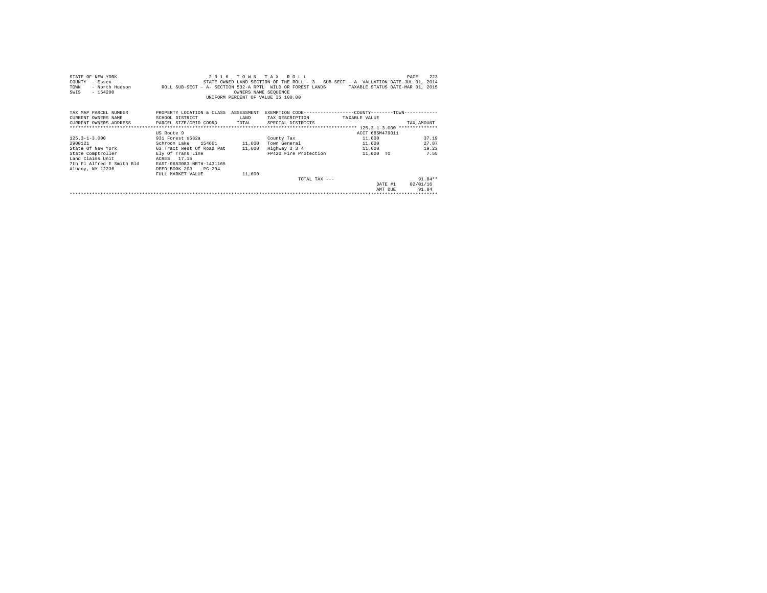STATE OF NEW YORK
COUNTY - Essex
TOWN - North Hudson
SWIS - 154200

2016 TOWN TAX ROLL

STATE OWNED LAND SECTION OF THE ROLL - 3 SUB-SECT - A VALUATION DATE-JUL 01, 2014

ROLL SUB-SECT - A- SECTION 532-A RPTL WILD OR FOREST LANDS TAXABLE STATUS DATE-MAR 01, 2015

OWNERS NAME SEQUENCE

UNIFORM PERCENT OF VALUE IS 100.00

| TAX MAP PARCEL NUMBER / CURRENT OWNERS NAME / CURRENT OWNERS ADDRESS | PROPERTY LOCATION & CLASS / SCHOOL DISTRICT / PARCEL SIZE/GRID COORD | ASSESSMENT LAND / TOTAL | EXEMPTION CODE / TAX DESCRIPTION / SPECIAL DISTRICTS | COUNTY--------TOWN / TAXABLE VALUE | TAX AMOUNT |
|---|---|---|---|---|---|
| | US Route 9 | | | ACCT 685M479011 | |
| 125.3-1-3.000 | 931 Forest s532a | | County Tax | 11,600 | 37.19 |
| 2900121 | Schroon Lake 154601 | 11,600 | Town General | 11,600 | 27.87 |
| State Of New York | 63 Tract West Of Road Pat | 11,600 | Highway 2 3 4 | 11,600 | 19.23 |
| State Comptroller | Ely Of Trans Line | | FP420 Fire Protection | 11,600 TO | 7.55 |
| Land Claims Unit | ACRES 17.15 | | | | |
| 7th Fl Alfred E Smith Bld | EAST-0653083 NRTH-1431165 | | | | |
| Albany, NY 12236 | DEED BOOK 203 PG-294 | | | | |
| | FULL MARKET VALUE | 11,600 | | | |
| | | | TOTAL TAX --- | | 91.84** |
| | | | | DATE #1 | 02/01/16 |
| | | | | AMT DUE | 91.84 |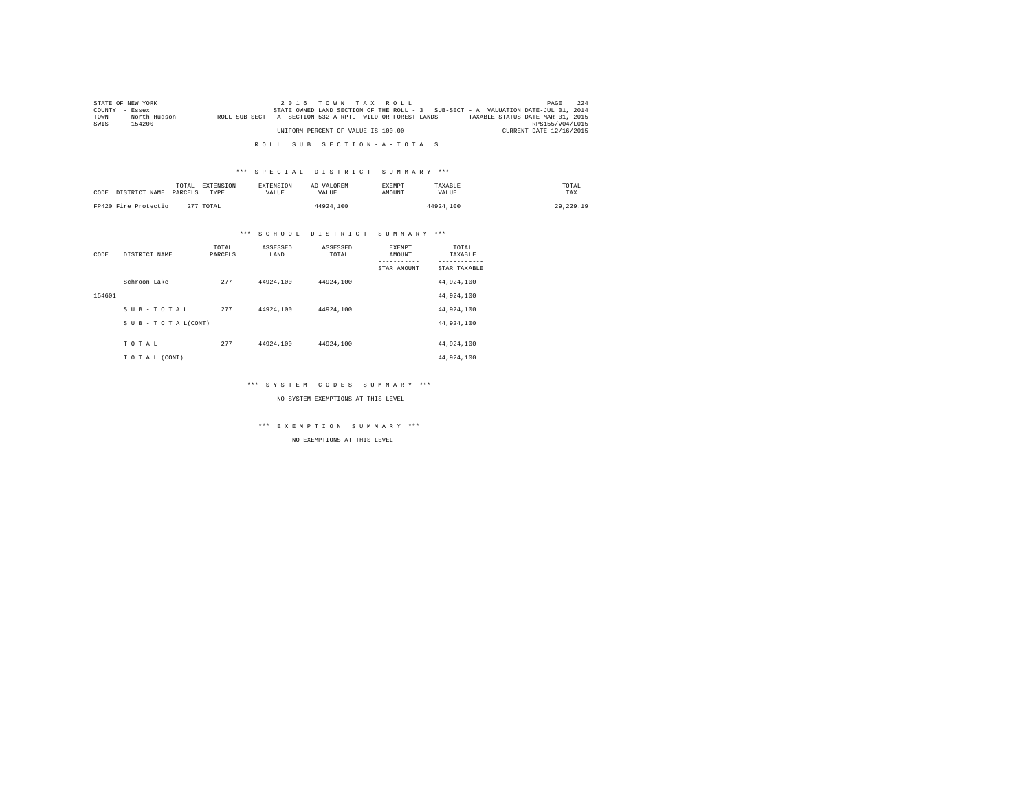STATE OF NEW YORK
COUNTY - Essex
TOWN - North Hudson
SWIS - 154200

2 0 1 6 T O W N T A X R O L L
STATE OWNED LAND SECTION OF THE ROLL - 3 SUB-SECT - A VALUATION DATE-JUL 01, 2014
ROLL SUB-SECT - A- SECTION 532-A RPTL WILD OR FOREST LANDS TAXABLE STATUS DATE-MAR 01, 2015
RPS155/V04/L015
UNIFORM PERCENT OF VALUE IS 100.00 CURRENT DATE 12/16/2015

R O L L S U B S E C T I O N - A - T O T A L S

*** S P E C I A L D I S T R I C T S U M M A R Y ***

| CODE DISTRICT NAME | TOTAL PARCELS | EXTENSION TYPE | EXTENSION VALUE | AD VALOREM VALUE | EXEMPT AMOUNT | TAXABLE VALUE | TOTAL TAX |
|---|---|---|---|---|---|---|---|
| FP420 Fire Protectio | 277 | TOTAL | | 44924,100 | | 44924,100 | 29,229.19 |

*** S C H O O L D I S T R I C T S U M M A R Y ***

| CODE | DISTRICT NAME | TOTAL PARCELS | ASSESSED LAND | ASSESSED TOTAL | EXEMPT AMOUNT / STAR AMOUNT | TOTAL TAXABLE / STAR TAXABLE |
|---|---|---|---|---|---|---|
| | Schroon Lake | 277 | 44924,100 | 44924,100 | | 44,924,100 |
| 154601 | | | | | | 44,924,100 |
| | S U B - T O T A L | 277 | 44924,100 | 44924,100 | | 44,924,100 |
| | S U B - T O T A L(CONT) | | | | | 44,924,100 |
| | T O T A L | 277 | 44924,100 | 44924,100 | | 44,924,100 |
| | T O T A L (CONT) | | | | | 44,924,100 |

*** S Y S T E M C O D E S S U M M A R Y ***

NO SYSTEM EXEMPTIONS AT THIS LEVEL

*** E X E M P T I O N S U M M A R Y ***

NO EXEMPTIONS AT THIS LEVEL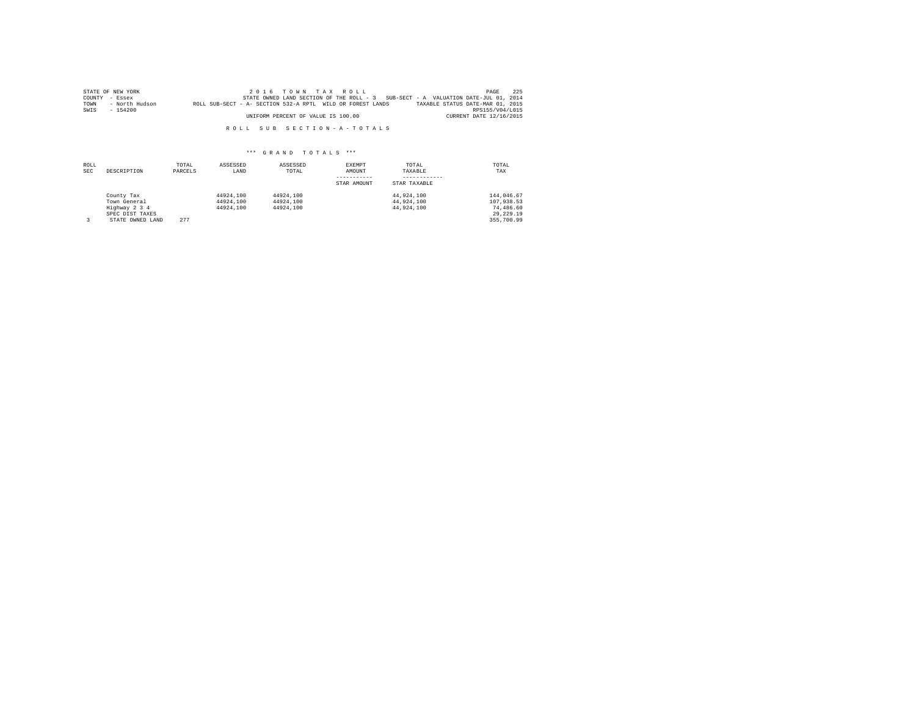STATE OF NEW YORK
COUNTY - Essex
TOWN - North Hudson
SWIS - 154200

2016 TOWN TAX ROLL
STATE OWNED LAND SECTION OF THE ROLL - 3 SUB-SECT - A VALUATION DATE-JUL 01, 2014
ROLL SUB-SECT - A- SECTION 532-A RPTL WILD OR FOREST LANDS TAXABLE STATUS DATE-MAR 01, 2015
RPS155/V04/L015
UNIFORM PERCENT OF VALUE IS 100.00 CURRENT DATE 12/16/2015

R O L L S U B S E C T I O N - A - T O T A L S

*** G R A N D T O T A L S ***

| ROLL SEC | DESCRIPTION | TOTAL PARCELS | ASSESSED LAND | ASSESSED TOTAL | EXEMPT AMOUNT ----------- STAR AMOUNT | TOTAL TAXABLE ------------ STAR TAXABLE | TOTAL TAX |
|---|---|---|---|---|---|---|---|
| | County Tax | | 44924,100 | 44924,100 | | 44,924,100 | 144,046.67 |
| | Town General | | 44924,100 | 44924,100 | | 44,924,100 | 107,938.53 |
| | Highway 2 3 4 | | 44924,100 | 44924,100 | | 44,924,100 | 74,486.60 |
| | SPEC DIST TAXES | | | | | | 29,229.19 |
| 3 | STATE OWNED LAND | 277 | | | | | 355,700.99 |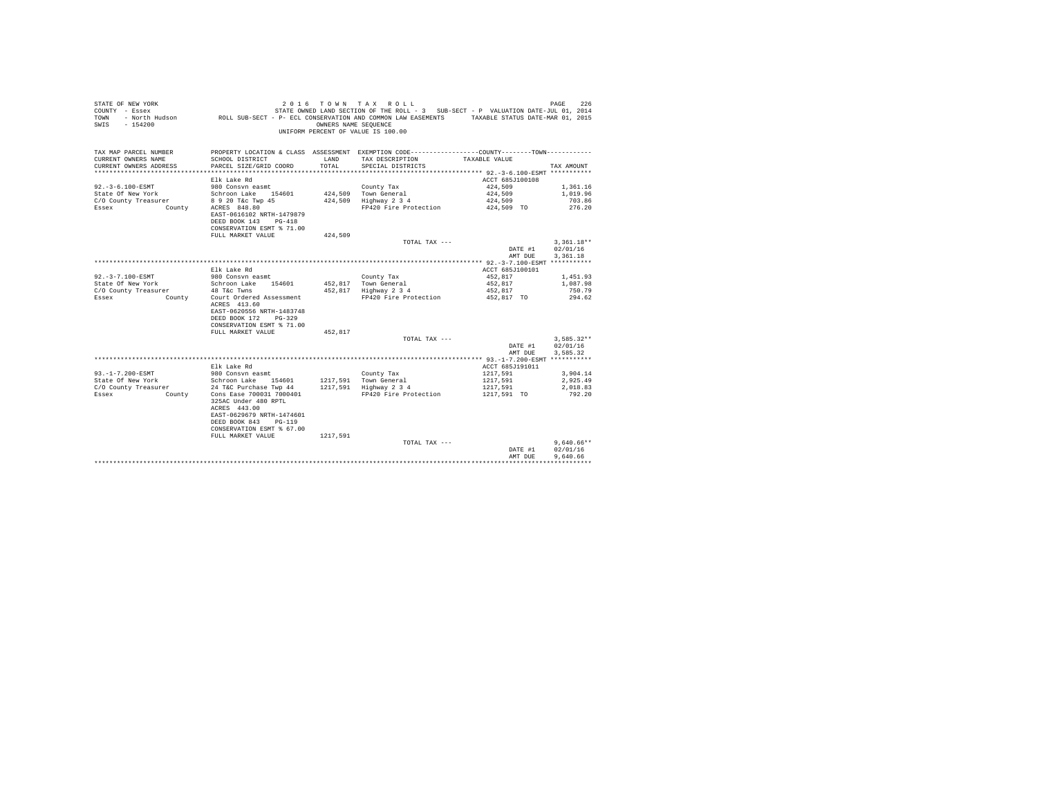STATE OF NEW YORK | 2 0 1 6 T O W N T A X R O L L
COUNTY - Essex | STATE OWNED LAND SECTION OF THE ROLL - 3 SUB-SECT - P VALUATION DATE-JUL 01, 2014
TOWN - North Hudson | ROLL SUB-SECT - P- ECL CONSERVATION AND COMMON LAW EASEMENTS TAXABLE STATUS DATE-MAR 01, 2015
SWIS - 154200 | OWNERS NAME SEQUENCE
UNIFORM PERCENT OF VALUE IS 100.00

| TAX MAP PARCEL NUMBER / CURRENT OWNERS NAME / CURRENT OWNERS ADDRESS | PROPERTY LOCATION & CLASS / SCHOOL DISTRICT / PARCEL SIZE/GRID COORD | ASSESSMENT LAND / TOTAL | EXEMPTION CODE / TAX DESCRIPTION / SPECIAL DISTRICTS | COUNTY--------TOWN / TAXABLE VALUE | TAX AMOUNT |
|---|---|---|---|---|---|
| 92.-3-6.100-ESMT | Elk Lake Rd | | | ACCT 685J100108 | |
| | 980 Consvn easmt | | County Tax | 424,509 | 1,361.16 |
| State Of New York | Schroon Lake 154601 | 424,509 | Town General | 424,509 | 1,019.96 |
| C/O County Treasurer | 8 9 20 T&c Twp 45 | 424,509 | Highway 2 3 4 | 424,509 | 703.86 |
| Essex County | ACRES 848.80 | | FP420 Fire Protection | 424,509 TO | 276.20 |
| | EAST-0616102 NRTH-1479879 | | | | |
| | DEED BOOK 143 PG-418 | | | | |
| | CONSERVATION ESMT % 71.00 | | | | |
| | FULL MARKET VALUE | 424,509 | | | |
| | | | TOTAL TAX --- | | 3,361.18** |
| | | | | DATE #1 | 02/01/16 |
| | | | | AMT DUE | 3,361.18 |
| 92.-3-7.100-ESMT | Elk Lake Rd | | | ACCT 685J100101 | |
| | 980 Consvn easmt | | County Tax | 452,817 | 1,451.93 |
| State Of New York | Schroon Lake 154601 | 452,817 | Town General | 452,817 | 1,087.98 |
| C/O County Treasurer | 48 T&c Twns | 452,817 | Highway 2 3 4 | 452,817 | 750.79 |
| Essex County | Court Ordered Assessment | | FP420 Fire Protection | 452,817 TO | 294.62 |
| | ACRES 413.60 | | | | |
| | EAST-0620556 NRTH-1483748 | | | | |
| | DEED BOOK 172 PG-329 | | | | |
| | CONSERVATION ESMT % 71.00 | | | | |
| | FULL MARKET VALUE | 452,817 | | | |
| | | | TOTAL TAX --- | | 3,585.32** |
| | | | | DATE #1 | 02/01/16 |
| | | | | AMT DUE | 3,585.32 |
| 93.-1-7.200-ESMT | Elk Lake Rd | | | ACCT 685J191011 | |
| | 980 Consvn easmt | | County Tax | 1217,591 | 3,904.14 |
| State Of New York | Schroon Lake 154601 | 1217,591 | Town General | 1217,591 | 2,925.49 |
| C/O County Treasurer | 24 T&C Purchase Twp 44 | 1217,591 | Highway 2 3 4 | 1217,591 | 2,018.83 |
| Essex County | Cons Ease 700031 7000401 | | FP420 Fire Protection | 1217,591 TO | 792.20 |
| | 325AC Under 480 RPTL | | | | |
| | ACRES 443.00 | | | | |
| | EAST-0629679 NRTH-1474601 | | | | |
| | DEED BOOK 843 PG-119 | | | | |
| | CONSERVATION ESMT % 67.00 | | | | |
| | FULL MARKET VALUE | 1217,591 | | | |
| | | | TOTAL TAX --- | | 9,640.66** |
| | | | | DATE #1 | 02/01/16 |
| | | | | AMT DUE | 9,640.66 |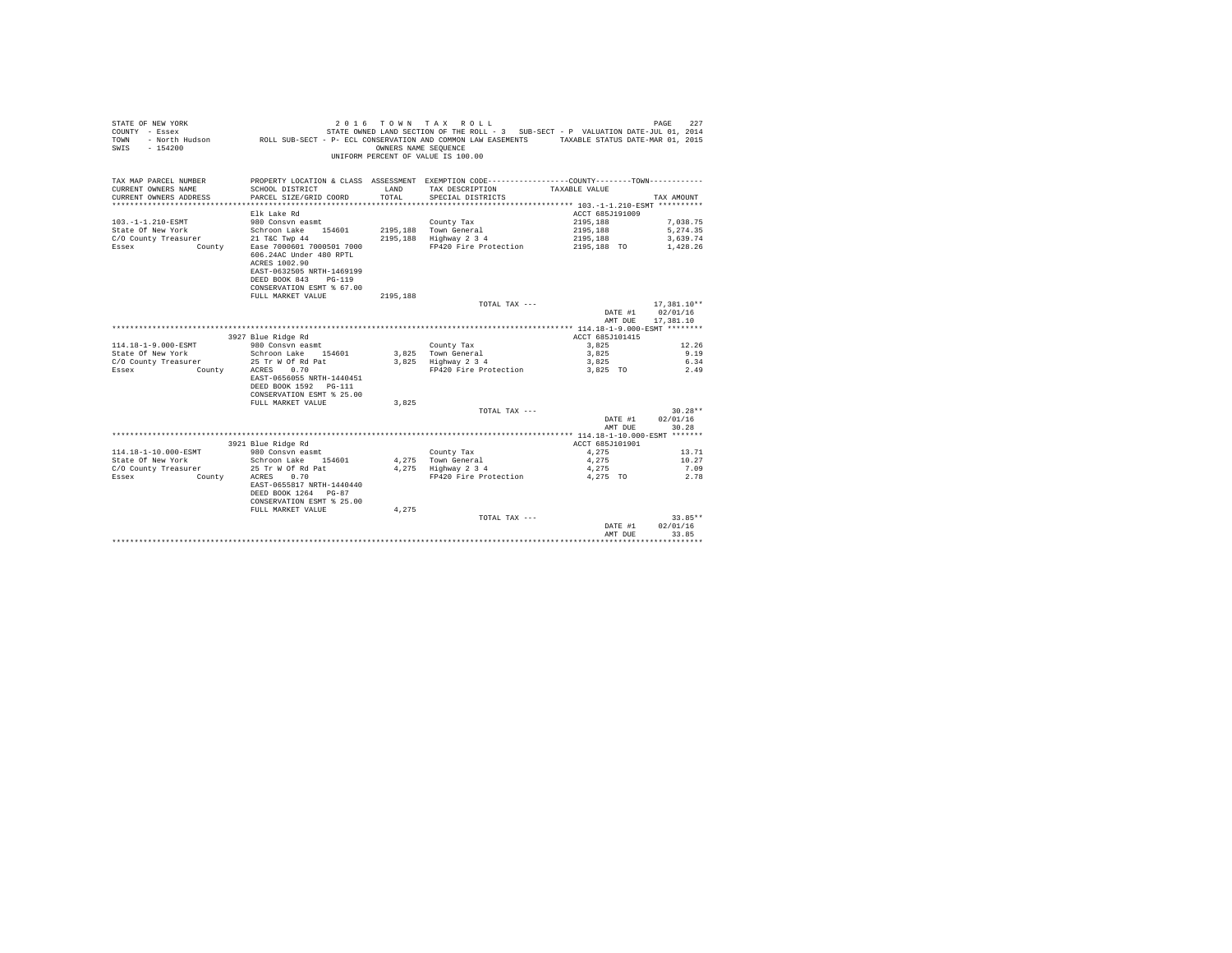STATE OF NEW YORK — 2016 TOWN TAX ROLL
COUNTY - Essex — STATE OWNED LAND SECTION OF THE ROLL - 3 SUB-SECT - P VALUATION DATE-JUL 01, 2014
TOWN - North Hudson — ROLL SUB-SECT - P- ECL CONSERVATION AND COMMON LAW EASEMENTS — TAXABLE STATUS DATE-MAR 01, 2015
SWIS - 154200 — OWNERS NAME SEQUENCE
UNIFORM PERCENT OF VALUE IS 100.00

| TAX MAP PARCEL NUMBER / CURRENT OWNERS NAME / CURRENT OWNERS ADDRESS | PROPERTY LOCATION & CLASS / SCHOOL DISTRICT / PARCEL SIZE/GRID COORD | ASSESSMENT LAND / TOTAL | EXEMPTION CODE / TAX DESCRIPTION / SPECIAL DISTRICTS | COUNTY / TOWN TAXABLE VALUE | TAX AMOUNT |
|---|---|---|---|---|---|
| **103.-1-1.210-ESMT** | Elk Lake Rd | | | ACCT 685J191009 | |
| 103.-1-1.210-ESMT | 980 Consvn easmt | | County Tax | 2195,188 | 7,038.75 |
| State Of New York | Schroon Lake 154601 | 2195,188 | Town General | 2195,188 | 5,274.35 |
| C/O County Treasurer | 21 T&C Twp 44 | 2195,188 | Highway 2 3 4 | 2195,188 | 3,639.74 |
| Essex County | Ease 7000601 7000501 7000 | | FP420 Fire Protection | 2195,188 TO | 1,428.26 |
| | 606.24AC Under 480 RPTL | | | | |
| | ACRES 1002.90 | | | | |
| | EAST-0632505 NRTH-1469199 | | | | |
| | DEED BOOK 843 PG-119 | | | | |
| | CONSERVATION ESMT % 67.00 | | | | |
| | FULL MARKET VALUE | 2195,188 | | | |
| | | | TOTAL TAX --- | | 17,381.10** |
| | | | | DATE #1 | 02/01/16 |
| | | | | AMT DUE | 17,381.10 |
| **114.18-1-9.000-ESMT** | 3927 Blue Ridge Rd | | | ACCT 685J101415 | |
| 114.18-1-9.000-ESMT | 980 Consvn easmt | | County Tax | 3,825 | 12.26 |
| State Of New York | Schroon Lake 154601 | 3,825 | Town General | 3,825 | 9.19 |
| C/O County Treasurer | 25 Tr W Of Rd Pat | 3,825 | Highway 2 3 4 | 3,825 | 6.34 |
| Essex County | ACRES 0.70 | | FP420 Fire Protection | 3,825 TO | 2.49 |
| | EAST-0656055 NRTH-1440451 | | | | |
| | DEED BOOK 1592 PG-111 | | | | |
| | CONSERVATION ESMT % 25.00 | | | | |
| | FULL MARKET VALUE | 3,825 | | | |
| | | | TOTAL TAX --- | | 30.28** |
| | | | | DATE #1 | 02/01/16 |
| | | | | AMT DUE | 30.28 |
| **114.18-1-10.000-ESMT** | 3921 Blue Ridge Rd | | | ACCT 685J101901 | |
| 114.18-1-10.000-ESMT | 980 Consvn easmt | | County Tax | 4,275 | 13.71 |
| State Of New York | Schroon Lake 154601 | 4,275 | Town General | 4,275 | 10.27 |
| C/O County Treasurer | 25 Tr W Of Rd Pat | 4,275 | Highway 2 3 4 | 4,275 | 7.09 |
| Essex County | ACRES 0.70 | | FP420 Fire Protection | 4,275 TO | 2.78 |
| | EAST-0655817 NRTH-1440440 | | | | |
| | DEED BOOK 1264 PG-87 | | | | |
| | CONSERVATION ESMT % 25.00 | | | | |
| | FULL MARKET VALUE | 4,275 | | | |
| | | | TOTAL TAX --- | | 33.85** |
| | | | | DATE #1 | 02/01/16 |
| | | | | AMT DUE | 33.85 |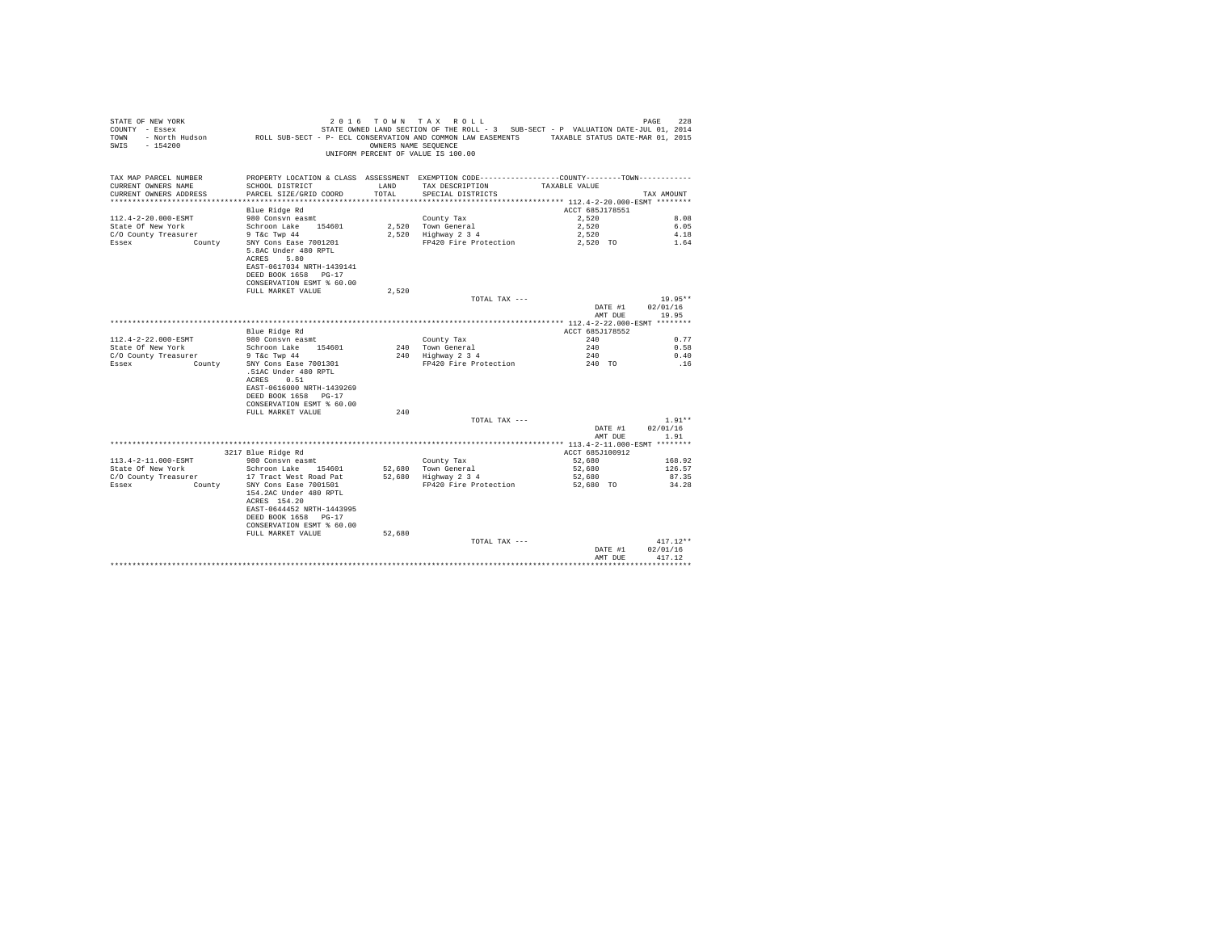STATE OF NEW YORK
COUNTY - Essex
TOWN - North Hudson
SWIS - 154200

2 0 1 6 T O W N T A X R O L L
STATE OWNED LAND SECTION OF THE ROLL - 3 SUB-SECT - P VALUATION DATE-JUL 01, 2014
ROLL SUB-SECT - P- ECL CONSERVATION AND COMMON LAW EASEMENTS TAXABLE STATUS DATE-MAR 01, 2015
OWNERS NAME SEQUENCE
UNIFORM PERCENT OF VALUE IS 100.00

| TAX MAP PARCEL NUMBER / CURRENT OWNERS NAME / CURRENT OWNERS ADDRESS | PROPERTY LOCATION & CLASS / SCHOOL DISTRICT / PARCEL SIZE/GRID COORD | ASSESSMENT LAND / TOTAL | EXEMPTION CODE / TAX DESCRIPTION / SPECIAL DISTRICTS | COUNTY--------TOWN TAXABLE VALUE | TAX AMOUNT |
|---|---|---|---|---|---|
| **112.4-2-20.000-ESMT** | Blue Ridge Rd | | | ACCT 685J178551 | |
| 112.4-2-20.000-ESMT | 980 Consvn easmt | | County Tax | 2,520 | 8.08 |
| State Of New York | Schroon Lake 154601 | 2,520 | Town General | 2,520 | 6.05 |
| C/O County Treasurer | 9 T&c Twp 44 | 2,520 | Highway 2 3 4 | 2,520 | 4.18 |
| Essex County | SNY Cons Ease 7001201 | | FP420 Fire Protection | 2,520 TO | 1.64 |
| | 5.8AC Under 480 RPTL | | | | |
| | ACRES 5.80 | | | | |
| | EAST-0617034 NRTH-1439141 | | | | |
| | DEED BOOK 1658 PG-17 | | | | |
| | CONSERVATION ESMT % 60.00 | | | | |
| | FULL MARKET VALUE | 2,520 | | | |
| | | | TOTAL TAX --- | | 19.95** |
| | | | | DATE #1 | 02/01/16 |
| | | | | AMT DUE | 19.95 |
| **112.4-2-22.000-ESMT** | Blue Ridge Rd | | | ACCT 685J178552 | |
| 112.4-2-22.000-ESMT | 980 Consvn easmt | | County Tax | 240 | 0.77 |
| State Of New York | Schroon Lake 154601 | 240 | Town General | 240 | 0.58 |
| C/O County Treasurer | 9 T&c Twp 44 | 240 | Highway 2 3 4 | 240 | 0.40 |
| Essex County | SNY Cons Ease 7001301 | | FP420 Fire Protection | 240 TO | .16 |
| | .51AC Under 480 RPTL | | | | |
| | ACRES 0.51 | | | | |
| | EAST-0616000 NRTH-1439269 | | | | |
| | DEED BOOK 1658 PG-17 | | | | |
| | CONSERVATION ESMT % 60.00 | | | | |
| | FULL MARKET VALUE | 240 | | | |
| | | | TOTAL TAX --- | | 1.91** |
| | | | | DATE #1 | 02/01/16 |
| | | | | AMT DUE | 1.91 |
| **113.4-2-11.000-ESMT** | 3217 Blue Ridge Rd | | | ACCT 685J100912 | |
| 113.4-2-11.000-ESMT | 980 Consvn easmt | | County Tax | 52,680 | 168.92 |
| State Of New York | Schroon Lake 154601 | 52,680 | Town General | 52,680 | 126.57 |
| C/O County Treasurer | 17 Tract West Road Pat | 52,680 | Highway 2 3 4 | 52,680 | 87.35 |
| Essex County | SNY Cons Ease 7001501 | | FP420 Fire Protection | 52,680 TO | 34.28 |
| | 154.2AC Under 480 RPTL | | | | |
| | ACRES 154.20 | | | | |
| | EAST-0644452 NRTH-1443995 | | | | |
| | DEED BOOK 1658 PG-17 | | | | |
| | CONSERVATION ESMT % 60.00 | | | | |
| | FULL MARKET VALUE | 52,680 | | | |
| | | | TOTAL TAX --- | | 417.12** |
| | | | | DATE #1 | 02/01/16 |
| | | | | AMT DUE | 417.12 |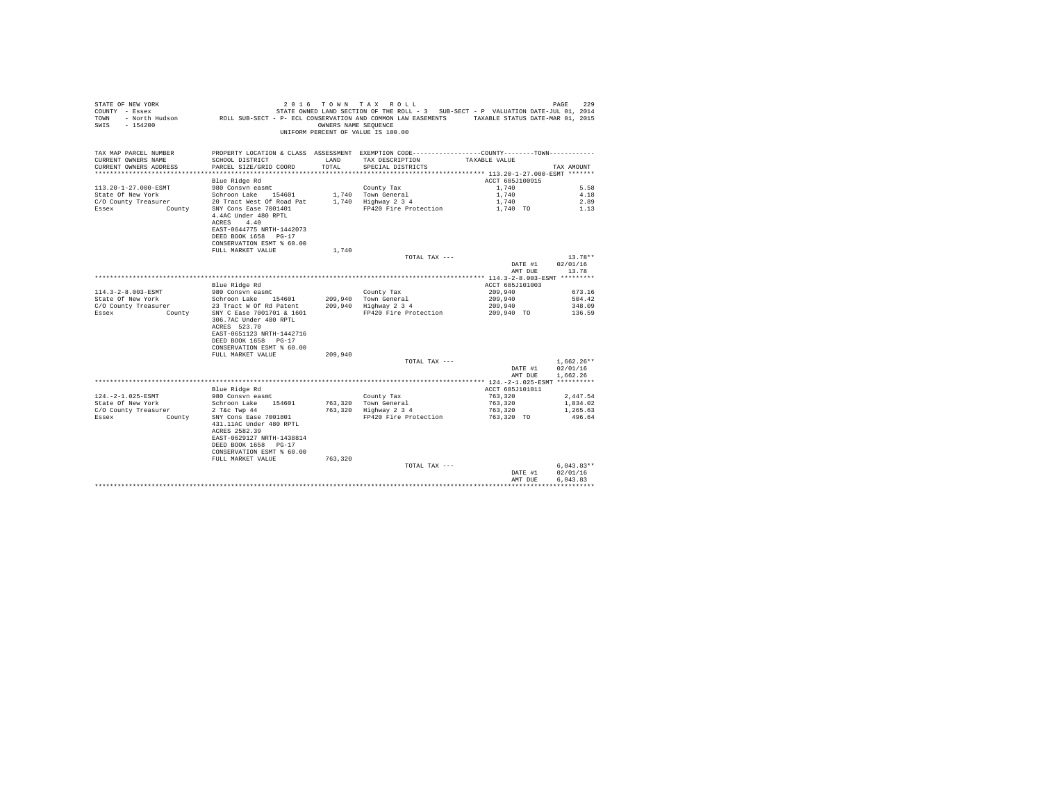STATE OF NEW YORK — 2016 TOWN TAX ROLL — PAGE 229
COUNTY - Essex — STATE OWNED LAND SECTION OF THE ROLL - 3 — SUB-SECT - P — VALUATION DATE-JUL 01, 2014
TOWN - North Hudson — ROLL SUB-SECT - P- ECL CONSERVATION AND COMMON LAW EASEMENTS — TAXABLE STATUS DATE-MAR 01, 2015
SWIS - 154200 — OWNERS NAME SEQUENCE
UNIFORM PERCENT OF VALUE IS 100.00

| TAX MAP PARCEL NUMBER / CURRENT OWNERS NAME / CURRENT OWNERS ADDRESS | PROPERTY LOCATION & CLASS / SCHOOL DISTRICT / PARCEL SIZE/GRID COORD | ASSESSMENT LAND / TOTAL | EXEMPTION CODE / TAX DESCRIPTION / SPECIAL DISTRICTS | COUNTY--------TOWN TAXABLE VALUE | TAX AMOUNT |
|---|---|---|---|---|---|
| **113.20-1-27.000-ESMT** | Blue Ridge Rd | | | ACCT 685J100915 | |
| 113.20-1-27.000-ESMT | 980 Consvn easmt | | County Tax | 1,740 | 5.58 |
| State Of New York | Schroon Lake 154601 | 1,740 | Town General | 1,740 | 4.18 |
| C/O County Treasurer | 20 Tract West Of Road Pat | 1,740 | Highway 2 3 4 | 1,740 | 2.89 |
| Essex County | SNY Cons Ease 7001401 | | FP420 Fire Protection | 1,740 TO | 1.13 |
| | 4.4AC Under 480 RPTL | | | | |
| | ACRES 4.40 | | | | |
| | EAST-0644775 NRTH-1442073 | | | | |
| | DEED BOOK 1658 PG-17 | | | | |
| | CONSERVATION ESMT % 60.00 | | | | |
| | FULL MARKET VALUE | 1,740 | | | |
| | | | TOTAL TAX --- | | 13.78** |
| | | | | DATE #1 | 02/01/16 |
| | | | | AMT DUE | 13.78 |
| **114.3-2-8.003-ESMT** | Blue Ridge Rd | | | ACCT 685J101003 | |
| 114.3-2-8.003-ESMT | 980 Consvn easmt | | County Tax | 209,940 | 673.16 |
| State Of New York | Schroon Lake 154601 | 209,940 | Town General | 209,940 | 504.42 |
| C/O County Treasurer | 23 Tract W Of Rd Patent | 209,940 | Highway 2 3 4 | 209,940 | 348.09 |
| Essex County | SNY C Ease 7001701 & 1601 | | FP420 Fire Protection | 209,940 TO | 136.59 |
| | 306.7AC Under 480 RPTL | | | | |
| | ACRES 523.70 | | | | |
| | EAST-0651123 NRTH-1442716 | | | | |
| | DEED BOOK 1658 PG-17 | | | | |
| | CONSERVATION ESMT % 60.00 | | | | |
| | FULL MARKET VALUE | 209,940 | | | |
| | | | TOTAL TAX --- | | 1,662.26** |
| | | | | DATE #1 | 02/01/16 |
| | | | | AMT DUE | 1,662.26 |
| **124.-2-1.025-ESMT** | Blue Ridge Rd | | | ACCT 685J101011 | |
| 124.-2-1.025-ESMT | 980 Consvn easmt | | County Tax | 763,320 | 2,447.54 |
| State Of New York | Schroon Lake 154601 | 763,320 | Town General | 763,320 | 1,834.02 |
| C/O County Treasurer | 2 T&c Twp 44 | 763,320 | Highway 2 3 4 | 763,320 | 1,265.63 |
| Essex County | SNY Cons Ease 7001801 | | FP420 Fire Protection | 763,320 TO | 496.64 |
| | 431.11AC Under 480 RPTL | | | | |
| | ACRES 2582.39 | | | | |
| | EAST-0629127 NRTH-1438814 | | | | |
| | DEED BOOK 1658 PG-17 | | | | |
| | CONSERVATION ESMT % 60.00 | | | | |
| | FULL MARKET VALUE | 763,320 | | | |
| | | | TOTAL TAX --- | | 6,043.83** |
| | | | | DATE #1 | 02/01/16 |
| | | | | AMT DUE | 6,043.83 |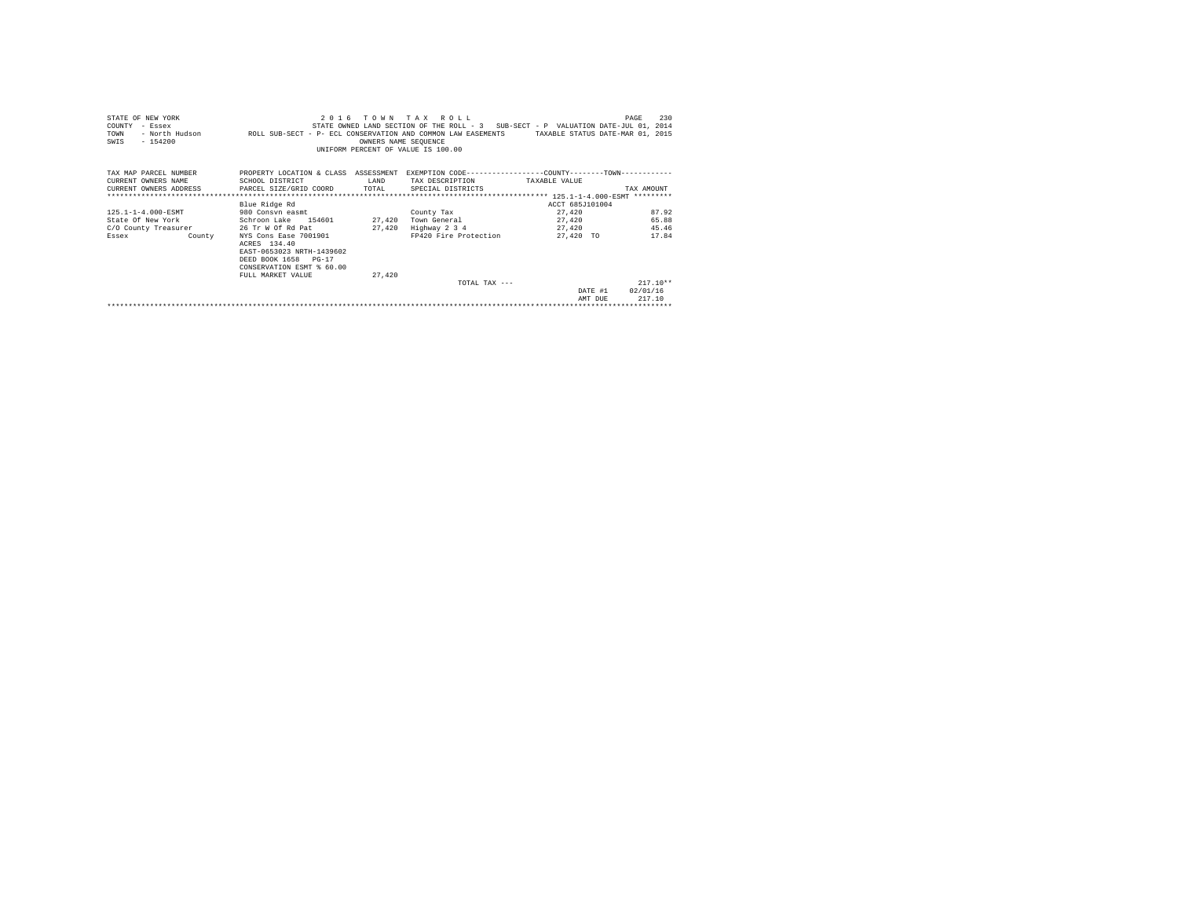STATE OF NEW YORK — 2016 TOWN TAX ROLL — PAGE 230
COUNTY - Essex — STATE OWNED LAND SECTION OF THE ROLL - 3 SUB-SECT - P VALUATION DATE-JUL 01, 2014
TOWN - North Hudson — ROLL SUB-SECT - P- ECL CONSERVATION AND COMMON LAW EASEMENTS — TAXABLE STATUS DATE-MAR 01, 2015
SWIS - 154200 — OWNERS NAME SEQUENCE
UNIFORM PERCENT OF VALUE IS 100.00

| TAX MAP PARCEL NUMBER / CURRENT OWNERS NAME / CURRENT OWNERS ADDRESS | PROPERTY LOCATION & CLASS / SCHOOL DISTRICT / PARCEL SIZE/GRID COORD | ASSESSMENT LAND / TOTAL | EXEMPTION CODE / TAX DESCRIPTION / SPECIAL DISTRICTS | COUNTY / TOWN TAXABLE VALUE | TAX AMOUNT |
|---|---|---|---|---|---|
| | Blue Ridge Rd | | | ACCT 685J101004 | |
| 125.1-1-4.000-ESMT | 980 Consvn easmt | | County Tax | 27,420 | 87.92 |
| State Of New York | Schroon Lake 154601 | 27,420 | Town General | 27,420 | 65.88 |
| C/O County Treasurer | 26 Tr W Of Rd Pat | 27,420 | Highway 2 3 4 | 27,420 | 45.46 |
| Essex County | NYS Cons Ease 7001901 | | FP420 Fire Protection | 27,420 TO | 17.84 |
| | ACRES 134.40 | | | | |
| | EAST-0653023 NRTH-1439602 | | | | |
| | DEED BOOK 1658 PG-17 | | | | |
| | CONSERVATION ESMT % 60.00 | | | | |
| | FULL MARKET VALUE | 27,420 | | | |
| | | | TOTAL TAX --- | | 217.10** |
| | | | | DATE #1 | 02/01/16 |
| | | | | AMT DUE | 217.10 |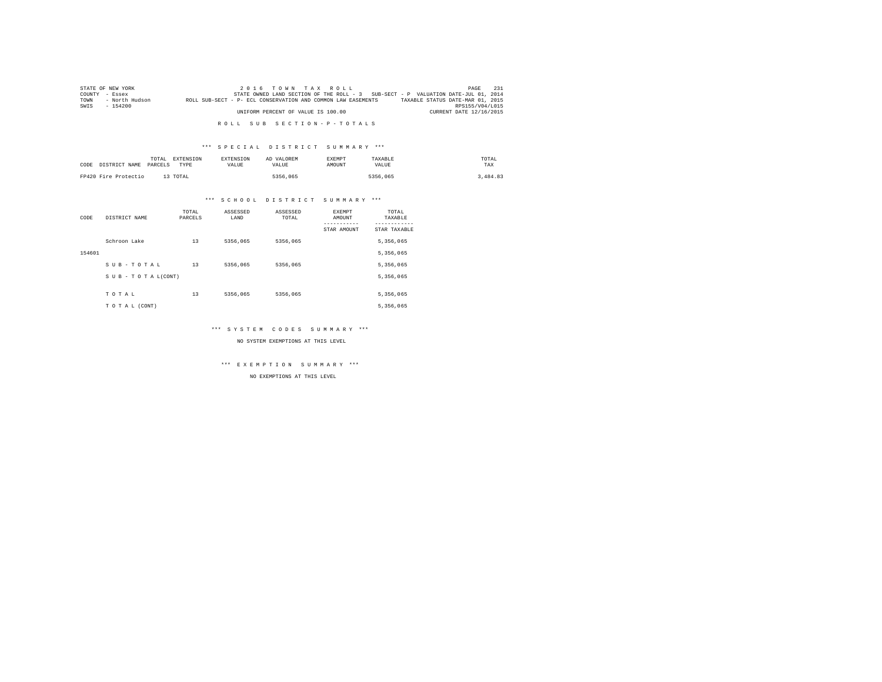STATE OF NEW YORK
COUNTY - Essex
TOWN - North Hudson
SWIS - 154200

2 0 1 6 T O W N T A X R O L L
STATE OWNED LAND SECTION OF THE ROLL - 3 SUB-SECT - P VALUATION DATE-JUL 01, 2014
ROLL SUB-SECT - P- ECL CONSERVATION AND COMMON LAW EASEMENTS TAXABLE STATUS DATE-MAR 01, 2015
RPS155/V04/L015
UNIFORM PERCENT OF VALUE IS 100.00 CURRENT DATE 12/16/2015

R O L L S U B S E C T I O N - P - T O T A L S

*** S P E C I A L D I S T R I C T S U M M A R Y ***

| CODE | DISTRICT NAME | TOTAL PARCELS | EXTENSION TYPE | EXTENSION VALUE | AD VALOREM VALUE | EXEMPT AMOUNT | TAXABLE VALUE | TOTAL TAX |
|---|---|---|---|---|---|---|---|---|
| FP420 | Fire Protectio | 13 | TOTAL | | 5356,065 | | 5356,065 | 3,484.83 |

*** S C H O O L D I S T R I C T S U M M A R Y ***

| CODE | DISTRICT NAME | TOTAL PARCELS | ASSESSED LAND | ASSESSED TOTAL | EXEMPT AMOUNT / STAR AMOUNT | TOTAL TAXABLE / STAR TAXABLE |
|---|---|---|---|---|---|---|
| | Schroon Lake | 13 | 5356,065 | 5356,065 | | 5,356,065 |
| 154601 | | | | | | 5,356,065 |
| | S U B - T O T A L | 13 | 5356,065 | 5356,065 | | 5,356,065 |
| | S U B - T O T A L(CONT) | | | | | 5,356,065 |
| | T O T A L | 13 | 5356,065 | 5356,065 | | 5,356,065 |
| | T O T A L (CONT) | | | | | 5,356,065 |

*** S Y S T E M C O D E S S U M M A R Y ***

NO SYSTEM EXEMPTIONS AT THIS LEVEL

*** E X E M P T I O N S U M M A R Y ***

NO EXEMPTIONS AT THIS LEVEL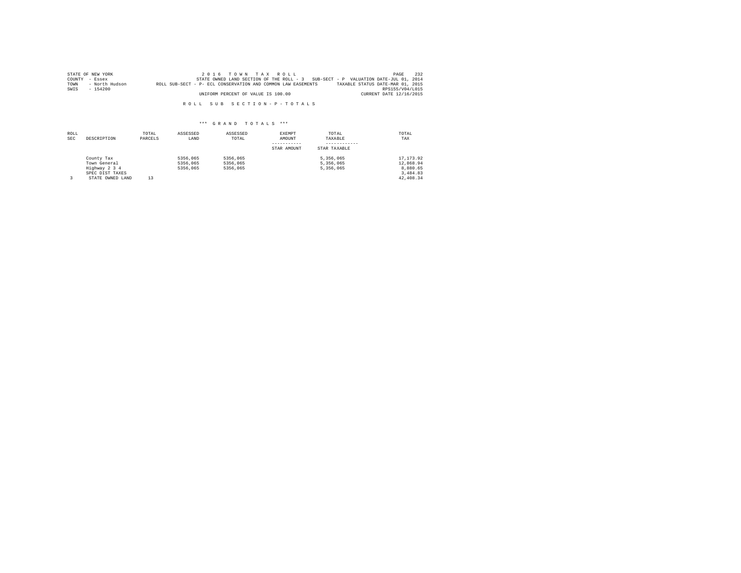STATE OF NEW YORK — 2 0 1 6 T O W N T A X R O L L
COUNTY - Essex — STATE OWNED LAND SECTION OF THE ROLL - 3 SUB-SECT - P VALUATION DATE-JUL 01, 2014
TOWN - North Hudson — ROLL SUB-SECT - P- ECL CONSERVATION AND COMMON LAW EASEMENTS — TAXABLE STATUS DATE-MAR 01, 2015
SWIS - 154200 — RPS155/V04/L015
UNIFORM PERCENT OF VALUE IS 100.00 — CURRENT DATE 12/16/2015

R O L L S U B S E C T I O N - P - T O T A L S

\*\*\* G R A N D T O T A L S \*\*\*

| ROLL SEC | DESCRIPTION | TOTAL PARCELS | ASSESSED LAND | ASSESSED TOTAL | EXEMPT AMOUNT / STAR AMOUNT | TOTAL TAXABLE / STAR TAXABLE | TOTAL TAX |
|---|---|---|---|---|---|---|---|
| | County Tax | | 5356,065 | 5356,065 | | 5,356,065 | 17,173.92 |
| | Town General | | 5356,065 | 5356,065 | | 5,356,065 | 12,868.94 |
| | Highway 2 3 4 | | 5356,065 | 5356,065 | | 5,356,065 | 8,880.65 |
| | SPEC DIST TAXES | | | | | | 3,484.83 |
| 3 | STATE OWNED LAND | 13 | | | | | 42,408.34 |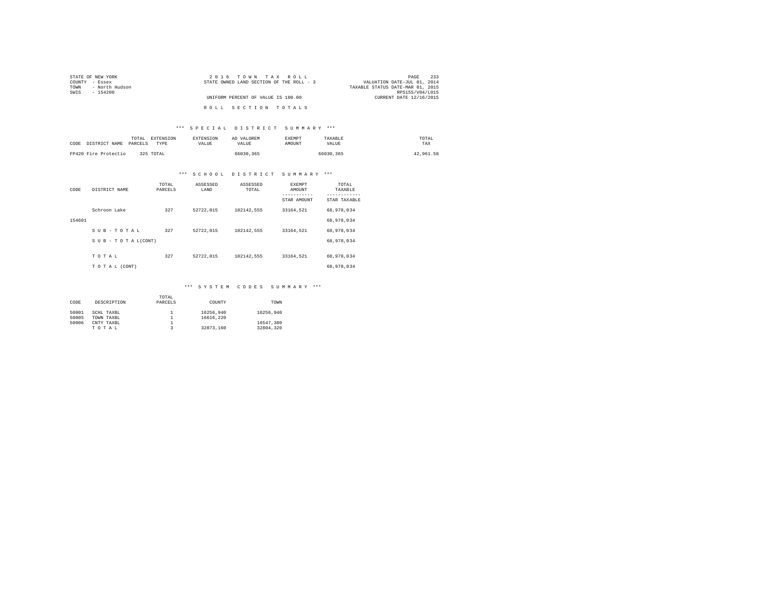STATE OF NEW YORK
COUNTY - Essex
TOWN - North Hudson
SWIS - 154200

2 0 1 6 T O W N T A X R O L L
STATE OWNED LAND SECTION OF THE ROLL - 3

UNIFORM PERCENT OF VALUE IS 100.00

VALUATION DATE-JUL 01, 2014
TAXABLE STATUS DATE-MAR 01, 2015
RPS155/V04/L015
CURRENT DATE 12/16/2015

R O L L S E C T I O N T O T A L S

*** S P E C I A L D I S T R I C T S U M M A R Y ***

| CODE | DISTRICT NAME | TOTAL PARCELS | EXTENSION TYPE | EXTENSION VALUE | AD VALOREM VALUE | EXEMPT AMOUNT | TAXABLE VALUE | TOTAL TAX |
|---|---|---|---|---|---|---|---|---|
| FP420 | Fire Protectio | 325 | TOTAL | | 66030,365 | | 66030,365 | 42,961.58 |

*** S C H O O L D I S T R I C T S U M M A R Y ***

| CODE | DISTRICT NAME | TOTAL PARCELS | ASSESSED LAND | ASSESSED TOTAL | EXEMPT AMOUNT / STAR AMOUNT | TOTAL TAXABLE / STAR TAXABLE |
|---|---|---|---|---|---|---|
| | Schroon Lake | 327 | 52722,015 | 102142,555 | 33164,521 | 68,978,034 |
| 154601 | | | | | | 68,978,034 |
| | S U B - T O T A L | 327 | 52722,015 | 102142,555 | 33164,521 | 68,978,034 |
| | S U B - T O T A L(CONT) | | | | | 68,978,034 |
| | T O T A L | 327 | 52722,015 | 102142,555 | 33164,521 | 68,978,034 |
| | T O T A L (CONT) | | | | | 68,978,034 |

*** S Y S T E M C O D E S S U M M A R Y ***

| CODE | DESCRIPTION | TOTAL PARCELS | COUNTY | TOWN |
|---|---|---|---|---|
| 50001 | SCHL TAXBL | 1 | 16256,940 | 16256,940 |
| 50005 | TOWN TAXBL | 1 | 16616,220 | |
| 50006 | CNTY TAXBL | 1 | | 16547,380 |
| | T O T A L | 3 | 32873,160 | 32804,320 |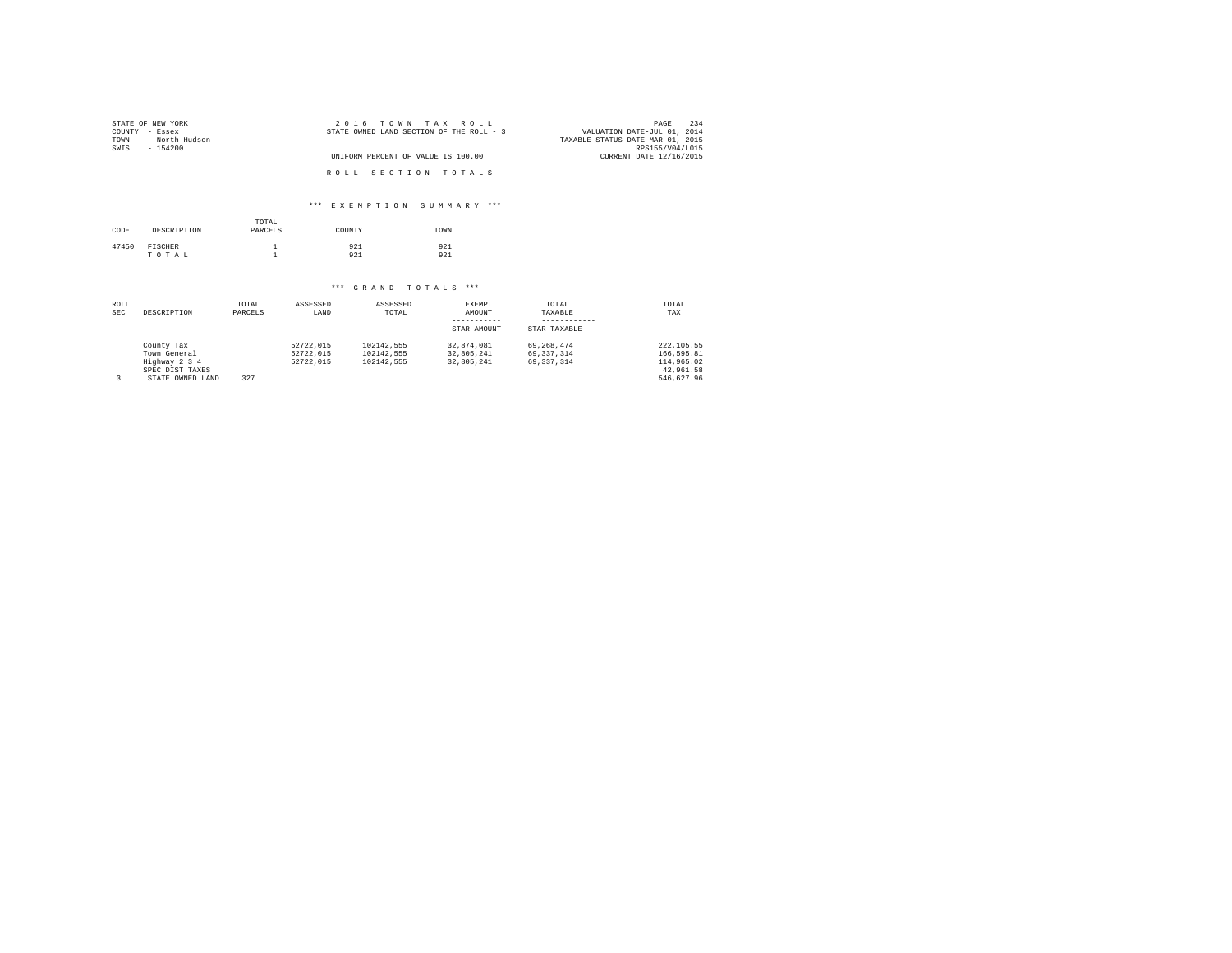STATE OF NEW YORK
COUNTY - Essex
TOWN - North Hudson
SWIS - 154200

2 0 1 6 T O W N T A X R O L L
STATE OWNED LAND SECTION OF THE ROLL - 3

UNIFORM PERCENT OF VALUE IS 100.00

VALUATION DATE-JUL 01, 2014
TAXABLE STATUS DATE-MAR 01, 2015
RPS155/V04/L015
CURRENT DATE 12/16/2015

R O L L S E C T I O N T O T A L S

*** E X E M P T I O N S U M M A R Y ***

| CODE | DESCRIPTION | TOTAL PARCELS | COUNTY | TOWN |
|---|---|---|---|---|
| 47450 | FISCHER | 1 | 921 | 921 |
| | T O T A L | 1 | 921 | 921 |

*** G R A N D T O T A L S ***

| ROLL SEC | DESCRIPTION | TOTAL PARCELS | ASSESSED LAND | ASSESSED TOTAL | EXEMPT AMOUNT / STAR AMOUNT | TOTAL TAXABLE / STAR TAXABLE | TOTAL TAX |
|---|---|---|---|---|---|---|---|
| | County Tax | | 52722,015 | 102142,555 | 32,874,081 | 69,268,474 | 222,105.55 |
| | Town General | | 52722,015 | 102142,555 | 32,805,241 | 69,337,314 | 166,595.81 |
| | Highway 2 3 4 | | 52722,015 | 102142,555 | 32,805,241 | 69,337,314 | 114,965.02 |
| | SPEC DIST TAXES | | | | | | 42,961.58 |
| 3 | STATE OWNED LAND | 327 | | | | | 546,627.96 |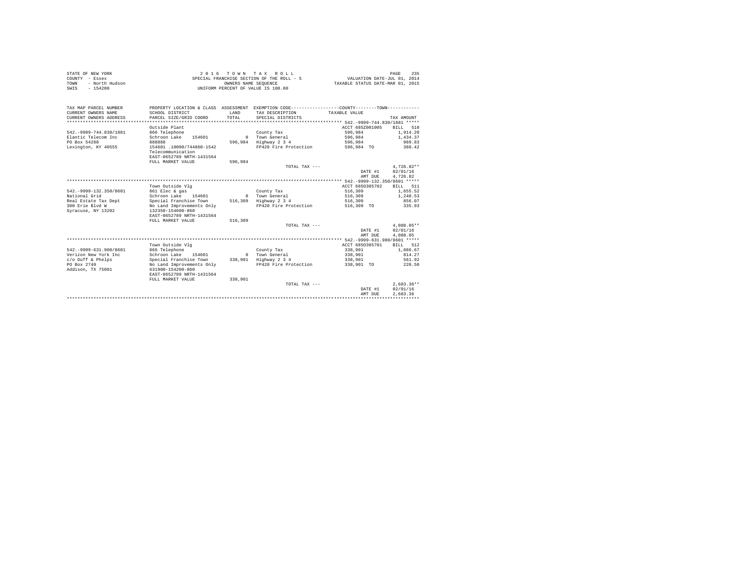STATE OF NEW YORK
COUNTY - Essex
TOWN - North Hudson
SWIS - 154200

2 0 1 6 T O W N T A X R O L L
SPECIAL FRANCHISE SECTION OF THE ROLL - 5
OWNERS NAME SEQUENCE
UNIFORM PERCENT OF VALUE IS 100.00

VALUATION DATE-JUL 01, 2014
TAXABLE STATUS DATE-MAR 01, 2015

```
TAX MAP PARCEL NUMBER     PROPERTY LOCATION & CLASS  ASSESSMENT  EXEMPTION CODE-----------------COUNTY--------TOWN-----------
CURRENT OWNERS NAME       SCHOOL DISTRICT               LAND     TAX DESCRIPTION           TAXABLE VALUE
CURRENT OWNERS ADDRESS    PARCEL SIZE/GRID COORD       TOTAL     SPECIAL DISTRICTS                                   TAX AMOUNT
************************************************************************************************ 542.-9999-744.830/1881 *****
                          Outside Plant                                                   ACCT 685Z001005     BILL  510
542.-9999-744.830/1881    866 Telephone                          County Tax                   596,984              1,914.20
Elantic Telecom Inc       Schroon Lake    154601           0     Town General                 596,984              1,434.37
PO Box 54288              888888                     596,984     Highway 2 3 4                596,984                989.83
Lexington, KY 40555       154601 .10000/744860-1542              FP420 Fire Protection        596,984 TO             388.42
                          Telecommunication
                          EAST-0652789 NRTH-1431564
                          FULL MARKET VALUE          596,984
                                                                 TOTAL TAX ---                                     4,726.82**
                                                                                              DATE #1            02/01/16
                                                                                              AMT DUE             4,726.82
************************************************************************************************ 542.-9999-132.350/8601 *****
                          Town Outside Vlg                                                ACCT 6850305702     BILL  511
542.-9999-132.350/8601    861 Elec & gas                         County Tax                   516,309              1,655.52
National Grid             Schroon Lake    154601           0     Town General                 516,309              1,240.53
Real Estate Tax Dept      Special Franchise Town     516,309     Highway 2 3 4                516,309                856.07
300 Erie Blvd W           No Land Improvements Only              FP420 Fire Protection        516,309 TO             335.93
Syracuse, NY 13202        132350-154600-860
                          EAST-0652789 NRTH-1431564
                          FULL MARKET VALUE          516,309
                                                                 TOTAL TAX ---                                     4,088.05**
                                                                                              DATE #1            02/01/16
                                                                                              AMT DUE             4,088.05
************************************************************************************************ 542.-9999-631.900/8601 *****
                          Town Outside Vlg                                                ACCT 6850305701     BILL  512
542.-9999-631.900/8601    866 Telephone                          County Tax                   338,901              1,086.67
Verizon New York Inc      Schroon Lake    154601           0     Town General                 338,901                814.27
c/o Duff & Phelps         Special Franchise Town     338,901     Highway 2 3 4                338,901                561.92
PO Box 2749               No Land Improvements Only              FP420 Fire Protection        338,901 TO             220.50
Addison, TX 75001         631900-154200-860
                          EAST-0652789 NRTH-1431564
                          FULL MARKET VALUE          338,901
                                                                 TOTAL TAX ---                                     2,683.36**
                                                                                              DATE #1            02/01/16
                                                                                              AMT DUE             2,683.36
*****************************************************************************************************************************
```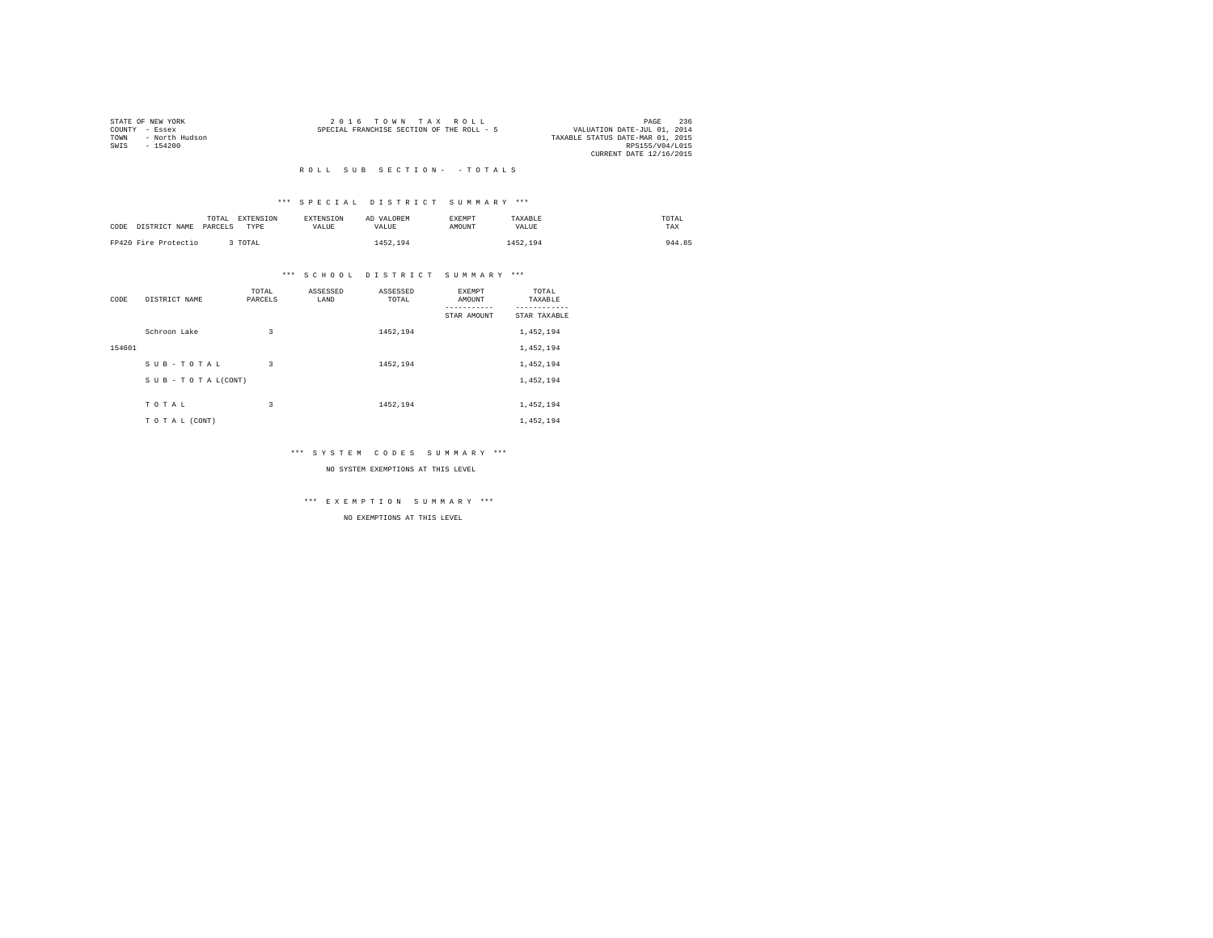STATE OF NEW YORK
COUNTY - Essex
TOWN - North Hudson
SWIS - 154200

2 0 1 6 T O W N T A X R O L L
SPECIAL FRANCHISE SECTION OF THE ROLL - 5

VALUATION DATE-JUL 01, 2014
TAXABLE STATUS DATE-MAR 01, 2015
RPS155/V04/L015
CURRENT DATE 12/16/2015

R O L L S U B S E C T I O N - - T O T A L S

*** S P E C I A L D I S T R I C T S U M M A R Y ***

| CODE | DISTRICT NAME | TOTAL PARCELS | EXTENSION TYPE | EXTENSION VALUE | AD VALOREM VALUE | EXEMPT AMOUNT | TAXABLE VALUE | TOTAL TAX |
|---|---|---|---|---|---|---|---|---|
| FP420 | Fire Protectio | 3 | TOTAL | | 1452,194 | | 1452,194 | 944.85 |

*** S C H O O L D I S T R I C T S U M M A R Y ***

| CODE | DISTRICT NAME | TOTAL PARCELS | ASSESSED LAND | ASSESSED TOTAL | EXEMPT AMOUNT / STAR AMOUNT | TOTAL TAXABLE / STAR TAXABLE |
|---|---|---|---|---|---|---|
| | Schroon Lake | 3 | | 1452,194 | | 1,452,194 |
| 154601 | | | | | | 1,452,194 |
| | S U B - T O T A L | 3 | | 1452,194 | | 1,452,194 |
| | S U B - T O T A L(CONT) | | | | | 1,452,194 |
| | T O T A L | 3 | | 1452,194 | | 1,452,194 |
| | T O T A L (CONT) | | | | | 1,452,194 |

*** S Y S T E M C O D E S S U M M A R Y ***

NO SYSTEM EXEMPTIONS AT THIS LEVEL

*** E X E M P T I O N S U M M A R Y ***

NO EXEMPTIONS AT THIS LEVEL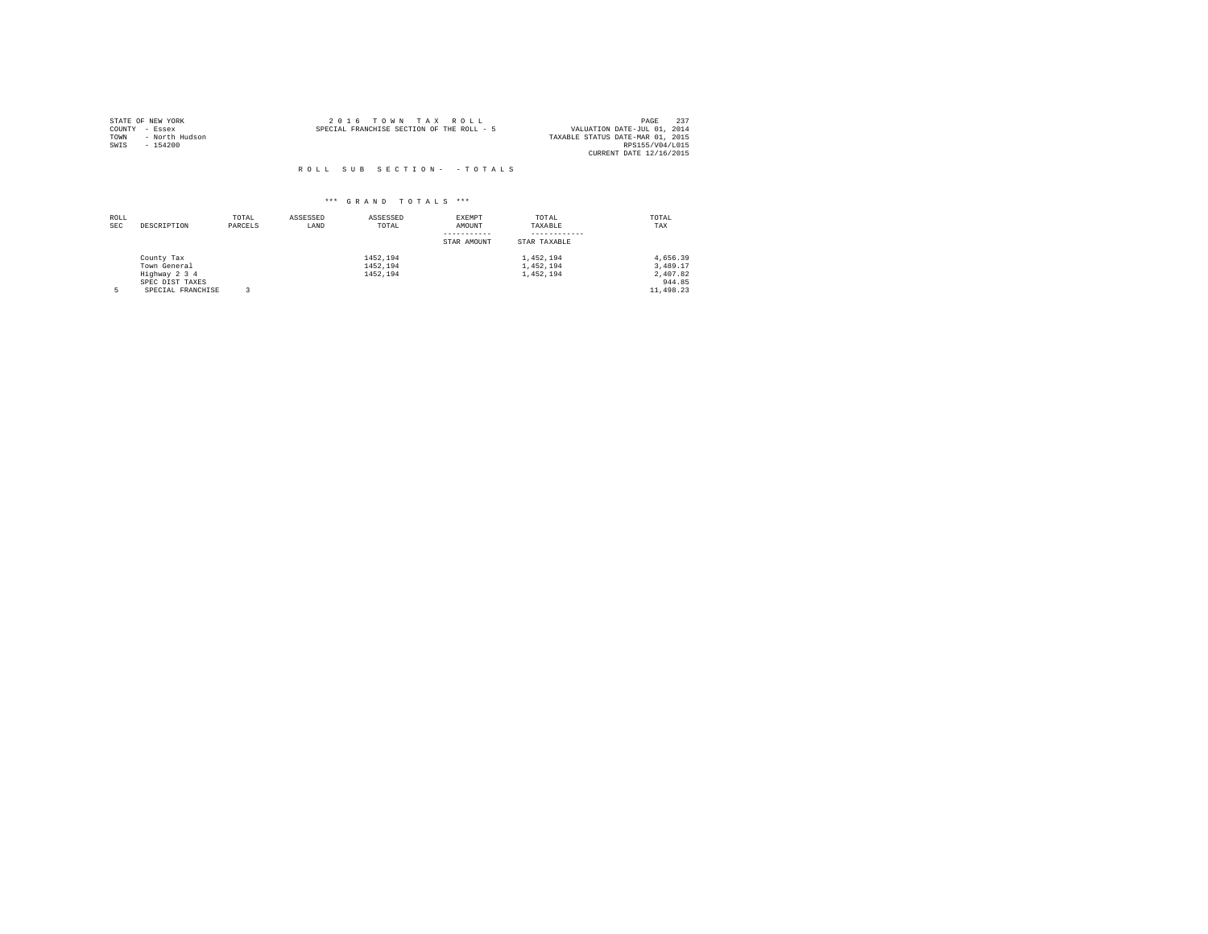STATE OF NEW YORK
COUNTY - Essex
TOWN - North Hudson
SWIS - 154200

2 0 1 6 T O W N T A X R O L L
SPECIAL FRANCHISE SECTION OF THE ROLL - 5

VALUATION DATE-JUL 01, 2014
TAXABLE STATUS DATE-MAR 01, 2015
RPS155/V04/L015
CURRENT DATE 12/16/2015

R O L L S U B S E C T I O N - - T O T A L S

\*\*\* G R A N D T O T A L S \*\*\*

| ROLL SEC | DESCRIPTION | TOTAL PARCELS | ASSESSED LAND | ASSESSED TOTAL | EXEMPT AMOUNT<br>-----------<br>STAR AMOUNT | TOTAL TAXABLE<br>------------<br>STAR TAXABLE | TOTAL TAX |
|---|---|---|---|---|---|---|---|
| | County Tax | | | 1452,194 | | 1,452,194 | 4,656.39 |
| | Town General | | | 1452,194 | | 1,452,194 | 3,489.17 |
| | Highway 2 3 4 | | | 1452,194 | | 1,452,194 | 2,407.82 |
| | SPEC DIST TAXES | | | | | | 944.85 |
| 5 | SPECIAL FRANCHISE | 3 | | | | | 11,498.23 |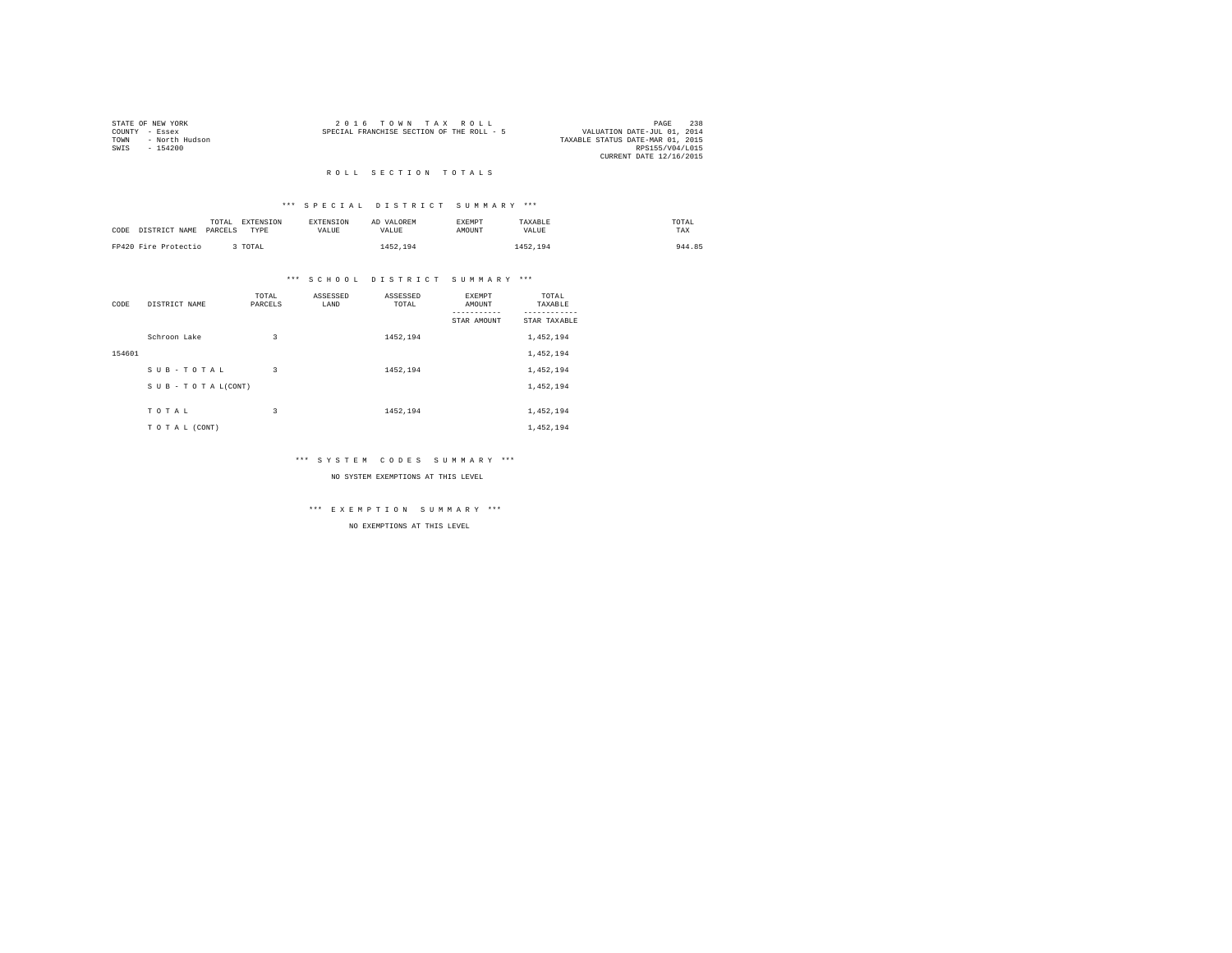STATE OF NEW YORK
COUNTY - Essex
TOWN - North Hudson
SWIS - 154200

2 0 1 6 T O W N T A X R O L L
SPECIAL FRANCHISE SECTION OF THE ROLL - 5

VALUATION DATE-JUL 01, 2014
TAXABLE STATUS DATE-MAR 01, 2015
RPS155/V04/L015
CURRENT DATE 12/16/2015

R O L L S E C T I O N T O T A L S

*** S P E C I A L D I S T R I C T S U M M A R Y ***

| CODE | DISTRICT NAME | TOTAL PARCELS | EXTENSION TYPE | EXTENSION VALUE | AD VALOREM VALUE | EXEMPT AMOUNT | TAXABLE VALUE | TOTAL TAX |
|---|---|---|---|---|---|---|---|---|
| FP420 | Fire Protectio | 3 | TOTAL | | 1452,194 | | 1452,194 | 944.85 |

*** S C H O O L D I S T R I C T S U M M A R Y ***

| CODE | DISTRICT NAME | TOTAL PARCELS | ASSESSED LAND | ASSESSED TOTAL | EXEMPT AMOUNT / STAR AMOUNT | TOTAL TAXABLE / STAR TAXABLE |
|---|---|---|---|---|---|---|
| | Schroon Lake | 3 | | 1452,194 | | 1,452,194 |
| 154601 | | | | | | 1,452,194 |
| | S U B - T O T A L | 3 | | 1452,194 | | 1,452,194 |
| | S U B - T O T A L(CONT) | | | | | 1,452,194 |
| | T O T A L | 3 | | 1452,194 | | 1,452,194 |
| | T O T A L (CONT) | | | | | 1,452,194 |

*** S Y S T E M C O D E S S U M M A R Y ***

NO SYSTEM EXEMPTIONS AT THIS LEVEL

*** E X E M P T I O N S U M M A R Y ***

NO EXEMPTIONS AT THIS LEVEL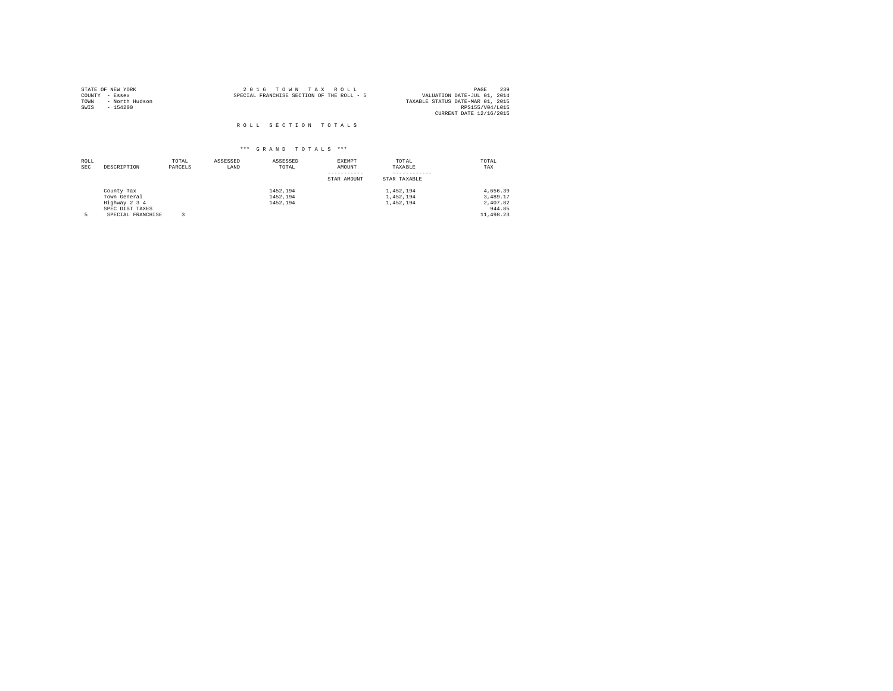STATE OF NEW YORK
COUNTY - Essex
TOWN - North Hudson
SWIS - 154200

2016 TOWN TAX ROLL
SPECIAL FRANCHISE SECTION OF THE ROLL - 5

VALUATION DATE-JUL 01, 2014
TAXABLE STATUS DATE-MAR 01, 2015
RPS155/V04/L015
CURRENT DATE 12/16/2015

## ROLL SECTION TOTALS

### *** GRAND TOTALS ***

| ROLL SEC | DESCRIPTION | TOTAL PARCELS | ASSESSED LAND | ASSESSED TOTAL | EXEMPT AMOUNT / STAR AMOUNT | TOTAL TAXABLE / STAR TAXABLE | TOTAL TAX |
|---|---|---|---|---|---|---|---|
| | County Tax | | | 1452,194 | | 1,452,194 | 4,656.39 |
| | Town General | | | 1452,194 | | 1,452,194 | 3,489.17 |
| | Highway 2 3 4 | | | 1452,194 | | 1,452,194 | 2,407.82 |
| | SPEC DIST TAXES | | | | | | 944.85 |
| 5 | SPECIAL FRANCHISE | 3 | | | | | 11,498.23 |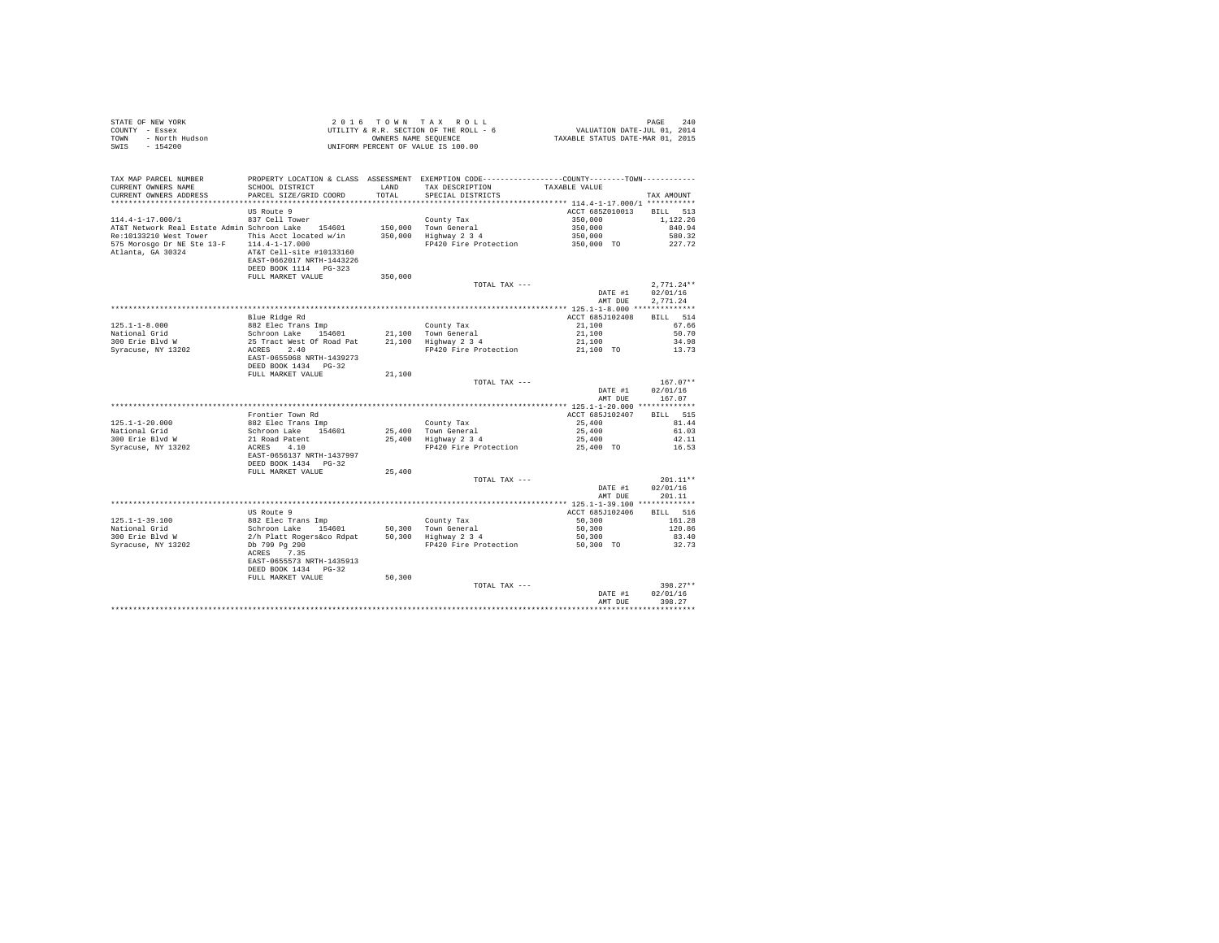STATE OF NEW YORK
COUNTY - Essex
TOWN - North Hudson
SWIS - 154200

2 0 1 6 T O W N T A X R O L L
UTILITY & R.R. SECTION OF THE ROLL - 6
OWNERS NAME SEQUENCE
UNIFORM PERCENT OF VALUE IS 100.00

VALUATION DATE-JUL 01, 2014
TAXABLE STATUS DATE-MAR 01, 2015

| TAX MAP PARCEL NUMBER / CURRENT OWNERS NAME / CURRENT OWNERS ADDRESS | PROPERTY LOCATION & CLASS / SCHOOL DISTRICT / PARCEL SIZE/GRID COORD | ASSESSMENT LAND / TOTAL | EXEMPTION CODE / TAX DESCRIPTION / SPECIAL DISTRICTS | COUNTY / TOWN TAXABLE VALUE | TAX AMOUNT |
|---|---|---|---|---|---|
| **114.4-1-17.000/1** | US Route 9 | | | ACCT 685Z010013 | BILL 513 |
| 114.4-1-17.000/1 | 837 Cell Tower | | County Tax | 350,000 | 1,122.26 |
| AT&T Network Real Estate Admin | Schroon Lake 154601 | 150,000 | Town General | 350,000 | 840.94 |
| Re:10133210 West Tower | This Acct located w/in | 350,000 | Highway 2 3 4 | 350,000 | 580.32 |
| 575 Morosgo Dr NE Ste 13-F | 114.4-1-17.000 | | FP420 Fire Protection | 350,000 TO | 227.72 |
| Atlanta, GA 30324 | AT&T Cell-site #10133160 | | | | |
| | EAST-0662017 NRTH-1443226 | | | | |
| | DEED BOOK 1114 PG-323 | | | | |
| | FULL MARKET VALUE | 350,000 | | | |
| | | | TOTAL TAX --- | | 2,771.24** |
| | | | | DATE #1 | 02/01/16 |
| | | | | AMT DUE | 2,771.24 |
| **125.1-1-8.000** | Blue Ridge Rd | | | ACCT 685J102408 | BILL 514 |
| 125.1-1-8.000 | 882 Elec Trans Imp | | County Tax | 21,100 | 67.66 |
| National Grid | Schroon Lake 154601 | 21,100 | Town General | 21,100 | 50.70 |
| 300 Erie Blvd W | 25 Tract West Of Road Pat | 21,100 | Highway 2 3 4 | 21,100 | 34.98 |
| Syracuse, NY 13202 | ACRES 2.40 | | FP420 Fire Protection | 21,100 TO | 13.73 |
| | EAST-0655068 NRTH-1439273 | | | | |
| | DEED BOOK 1434 PG-32 | | | | |
| | FULL MARKET VALUE | 21,100 | | | |
| | | | TOTAL TAX --- | | 167.07** |
| | | | | DATE #1 | 02/01/16 |
| | | | | AMT DUE | 167.07 |
| **125.1-1-20.000** | Frontier Town Rd | | | ACCT 685J102407 | BILL 515 |
| 125.1-1-20.000 | 882 Elec Trans Imp | | County Tax | 25,400 | 81.44 |
| National Grid | Schroon Lake 154601 | 25,400 | Town General | 25,400 | 61.03 |
| 300 Erie Blvd W | 21 Road Patent | 25,400 | Highway 2 3 4 | 25,400 | 42.11 |
| Syracuse, NY 13202 | ACRES 4.10 | | FP420 Fire Protection | 25,400 TO | 16.53 |
| | EAST-0656137 NRTH-1437997 | | | | |
| | DEED BOOK 1434 PG-32 | | | | |
| | FULL MARKET VALUE | 25,400 | | | |
| | | | TOTAL TAX --- | | 201.11** |
| | | | | DATE #1 | 02/01/16 |
| | | | | AMT DUE | 201.11 |
| **125.1-1-39.100** | US Route 9 | | | ACCT 685J102406 | BILL 516 |
| 125.1-1-39.100 | 882 Elec Trans Imp | | County Tax | 50,300 | 161.28 |
| National Grid | Schroon Lake 154601 | 50,300 | Town General | 50,300 | 120.86 |
| 300 Erie Blvd W | 2/h Platt Rogers&co Rdpat | 50,300 | Highway 2 3 4 | 50,300 | 83.40 |
| Syracuse, NY 13202 | Db 799 Pg 290 | | FP420 Fire Protection | 50,300 TO | 32.73 |
| | ACRES 7.35 | | | | |
| | EAST-0655573 NRTH-1435913 | | | | |
| | DEED BOOK 1434 PG-32 | | | | |
| | FULL MARKET VALUE | 50,300 | | | |
| | | | TOTAL TAX --- | | 398.27** |
| | | | | DATE #1 | 02/01/16 |
| | | | | AMT DUE | 398.27 |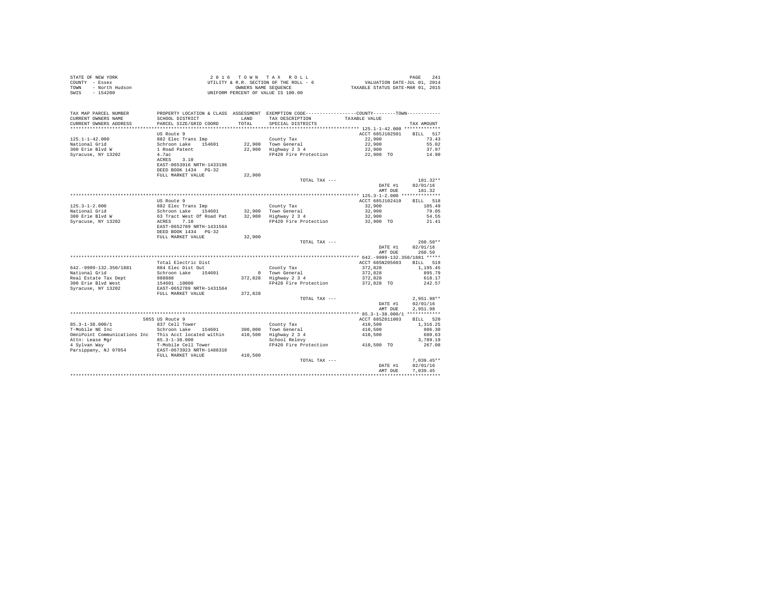STATE OF NEW YORK
COUNTY - Essex
TOWN - North Hudson
SWIS - 154200

2 0 1 6 T O W N T A X R O L L
UTILITY & R.R. SECTION OF THE ROLL - 6
OWNERS NAME SEQUENCE
UNIFORM PERCENT OF VALUE IS 100.00

VALUATION DATE-JUL 01, 2014
TAXABLE STATUS DATE-MAR 01, 2015

| TAX MAP PARCEL NUMBER / CURRENT OWNERS NAME / CURRENT OWNERS ADDRESS | PROPERTY LOCATION & CLASS / SCHOOL DISTRICT / PARCEL SIZE/GRID COORD | ASSESSMENT LAND | TOTAL | EXEMPTION CODE / TAX DESCRIPTION / SPECIAL DISTRICTS | TAXABLE VALUE (COUNTY--------TOWN) | TAX AMOUNT |
|---|---|---|---|---|---|---|
| **125.1-1-42.000** | US Route 9 | | | | ACCT 685J102501 | BILL 517 |
| 125.1-1-42.000 | 882 Elec Trans Imp | | | County Tax | 22,900 | 73.43 |
| National Grid | Schroon Lake 154601 | 22,900 | | Town General | 22,900 | 55.02 |
| 300 Erie Blvd W | 1 Road Patent | | 22,900 | Highway 2 3 4 | 22,900 | 37.97 |
| Syracuse, NY 13202 | 4.7ac | | | FP420 Fire Protection | 22,900 TO | 14.90 |
| | ACRES 3.10 | | | | | |
| | EAST-0653916 NRTH-1433196 | | | | | |
| | DEED BOOK 1434 PG-32 | | | | | |
| | FULL MARKET VALUE | | 22,900 | | | |
| | | | | TOTAL TAX --- | | 181.32** |
| | | | | | DATE #1 | 02/01/16 |
| | | | | | AMT DUE | 181.32 |
| **125.3-1-2.000** | US Route 9 | | | | ACCT 685J102410 | BILL 518 |
| 125.3-1-2.000 | 882 Elec Trans Imp | | | County Tax | 32,900 | 105.49 |
| National Grid | Schroon Lake 154601 | 32,900 | | Town General | 32,900 | 79.05 |
| 300 Erie Blvd W | 63 Tract West Of Road Pat | | 32,900 | Highway 2 3 4 | 32,900 | 54.55 |
| Syracuse, NY 13202 | ACRES 7.10 | | | FP420 Fire Protection | 32,900 TO | 21.41 |
| | EAST-0652789 NRTH-1431564 | | | | | |
| | DEED BOOK 1434 PG-32 | | | | | |
| | FULL MARKET VALUE | | 32,900 | | | |
| | | | | TOTAL TAX --- | | 260.50** |
| | | | | | DATE #1 | 02/01/16 |
| | | | | | AMT DUE | 260.50 |
| **642.-9999-132.350/1881** | Total Electric Dist | | | | ACCT 685N205603 | BILL 519 |
| 642.-9999-132.350/1881 | 884 Elec Dist Out | | | County Tax | 372,828 | 1,195.45 |
| National Grid | Schroon Lake 154601 | 0 | | Town General | 372,828 | 895.79 |
| Real Estate Tax Dept | 888888 | | 372,828 | Highway 2 3 4 | 372,828 | 618.17 |
| 300 Erie Blvd West | 154601 .10000 | | | FP420 Fire Protection | 372,828 TO | 242.57 |
| Syracuse, NY 13202 | EAST-0652789 NRTH-1431564 | | | | | |
| | FULL MARKET VALUE | | 372,828 | | | |
| | | | | TOTAL TAX --- | | 2,951.98** |
| | | | | | DATE #1 | 02/01/16 |
| | | | | | AMT DUE | 2,951.98 |
| **85.3-1-38.000/1** | 5055 US Route 9 | | | | ACCT 685Z011003 | BILL 520 |
| 85.3-1-38.000/1 | 837 Cell Tower | | | County Tax | 410,500 | 1,316.25 |
| T-Mobile NE Inc | Schroon Lake 154601 | 300,000 | | Town General | 410,500 | 986.30 |
| OmniPoint Communications Inc | This Acct located within | | 410,500 | Highway 2 3 4 | 410,500 | 680.63 |
| Attn: Lease Mgr | 85.3-1-38.000 | | | School Relevy | | 3,789.19 |
| 4 Sylvan Way | T-Mobile Cell Tower | | | FP420 Fire Protection | 410,500 TO | 267.08 |
| Parsippany, NJ 07054 | EAST-0673923 NRTH-1488310 | | | | | |
| | FULL MARKET VALUE | | 410,500 | | | |
| | | | | TOTAL TAX --- | | 7,039.45** |
| | | | | | DATE #1 | 02/01/16 |
| | | | | | AMT DUE | 7,039.45 |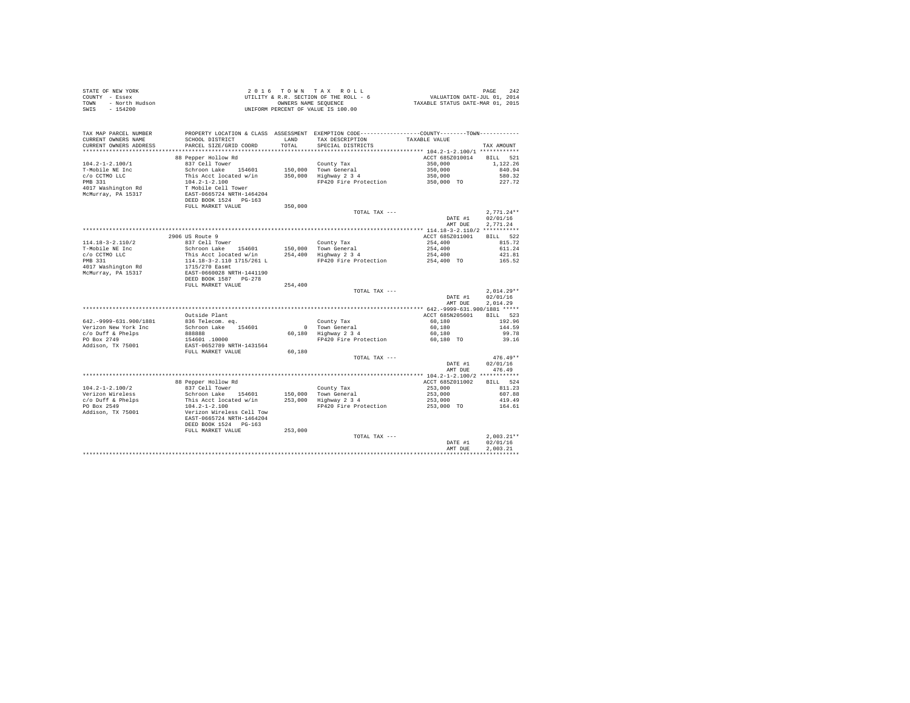STATE OF NEW YORK
COUNTY - Essex
TOWN - North Hudson
SWIS - 154200

2016 TOWN TAX ROLL
UTILITY & R.R. SECTION OF THE ROLL - 6
OWNERS NAME SEQUENCE
UNIFORM PERCENT OF VALUE IS 100.00

VALUATION DATE-JUL 01, 2014
TAXABLE STATUS DATE-MAR 01, 2015

| TAX MAP PARCEL NUMBER / CURRENT OWNERS NAME / CURRENT OWNERS ADDRESS | PROPERTY LOCATION & CLASS / SCHOOL DISTRICT / PARCEL SIZE/GRID COORD | ASSESSMENT LAND / TOTAL | EXEMPTION CODE / TAX DESCRIPTION / SPECIAL DISTRICTS | TAXABLE VALUE | TAX AMOUNT |
|---|---|---|---|---|---|
| **104.2-1-2.100/1** | 88 Pepper Hollow Rd | | | ACCT 685Z010014 | BILL 521 |
| 104.2-1-2.100/1 | 837 Cell Tower | | County Tax | 350,000 | 1,122.26 |
| T-Mobile NE Inc | Schroon Lake 154601 | 150,000 | Town General | 350,000 | 840.94 |
| c/o CCTMO LLC | This Acct located w/in | 350,000 | Highway 2 3 4 | 350,000 | 580.32 |
| PMB 331 | 104.2-1-2.100 | | FP420 Fire Protection | 350,000 TO | 227.72 |
| 4017 Washington Rd | T Mobile Cell Tower | | | | |
| McMurray, PA 15317 | EAST-0665724 NRTH-1464204 | | | | |
| | DEED BOOK 1524 PG-163 | | | | |
| | FULL MARKET VALUE | 350,000 | | | |
| | | | TOTAL TAX --- | | 2,771.24** |
| | | | | DATE #1 | 02/01/16 |
| | | | | AMT DUE | 2,771.24 |
| **114.18-3-2.110/2** | 2906 US Route 9 | | | ACCT 685Z011001 | BILL 522 |
| 114.18-3-2.110/2 | 837 Cell Tower | | County Tax | 254,400 | 815.72 |
| T-Mobile NE Inc | Schroon Lake 154601 | 150,000 | Town General | 254,400 | 611.24 |
| c/o CCTMO LLC | This Acct located w/in | 254,400 | Highway 2 3 4 | 254,400 | 421.81 |
| PMB 331 | 114.18-3-2.110 1715/261 L | | FP420 Fire Protection | 254,400 TO | 165.52 |
| 4017 Washington Rd | 1715/270 Easmt | | | | |
| McMurray, PA 15317 | EAST-0660028 NRTH-1441190 | | | | |
| | DEED BOOK 1587 PG-278 | | | | |
| | FULL MARKET VALUE | 254,400 | | | |
| | | | TOTAL TAX --- | | 2,014.29** |
| | | | | DATE #1 | 02/01/16 |
| | | | | AMT DUE | 2,014.29 |
| **642.-9999-631.900/1881** | Outside Plant | | | ACCT 685N205601 | BILL 523 |
| 642.-9999-631.900/1881 | 836 Telecom. eq. | | County Tax | 60,180 | 192.96 |
| Verizon New York Inc | Schroon Lake 154601 | 0 | Town General | 60,180 | 144.59 |
| c/o Duff & Phelps | 888888 | 60,180 | Highway 2 3 4 | 60,180 | 99.78 |
| PO Box 2749 | 154601 .10000 | | FP420 Fire Protection | 60,180 TO | 39.16 |
| Addison, TX 75001 | EAST-0652789 NRTH-1431564 | | | | |
| | FULL MARKET VALUE | 60,180 | | | |
| | | | TOTAL TAX --- | | 476.49** |
| | | | | DATE #1 | 02/01/16 |
| | | | | AMT DUE | 476.49 |
| **104.2-1-2.100/2** | 88 Pepper Hollow Rd | | | ACCT 685Z011002 | BILL 524 |
| 104.2-1-2.100/2 | 837 Cell Tower | | County Tax | 253,000 | 811.23 |
| Verizon Wireless | Schroon Lake 154601 | 150,000 | Town General | 253,000 | 607.88 |
| c/o Duff & Phelps | This Acct located w/in | 253,000 | Highway 2 3 4 | 253,000 | 419.49 |
| PO Box 2549 | 104.2-1-2.100 | | FP420 Fire Protection | 253,000 TO | 164.61 |
| Addison, TX 75001 | Verizon Wireless Cell Tow | | | | |
| | EAST-0665724 NRTH-1464204 | | | | |
| | DEED BOOK 1524 PG-163 | | | | |
| | FULL MARKET VALUE | 253,000 | | | |
| | | | TOTAL TAX --- | | 2,003.21** |
| | | | | DATE #1 | 02/01/16 |
| | | | | AMT DUE | 2,003.21 |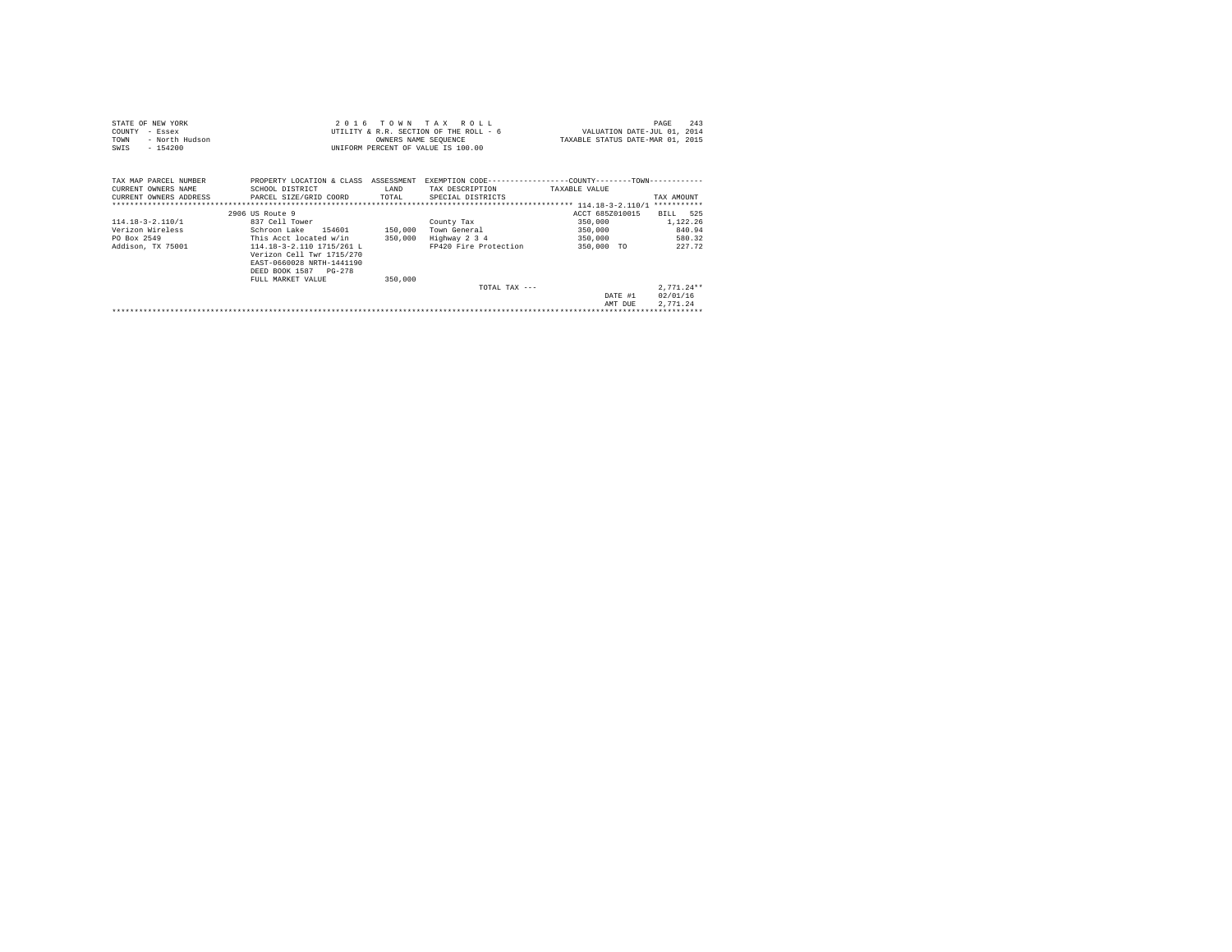STATE OF NEW YORK
COUNTY - Essex
TOWN - North Hudson
SWIS - 154200

2 0 1 6 T O W N T A X R O L L
UTILITY & R.R. SECTION OF THE ROLL - 6
OWNERS NAME SEQUENCE
UNIFORM PERCENT OF VALUE IS 100.00

VALUATION DATE-JUL 01, 2014
TAXABLE STATUS DATE-MAR 01, 2015

| TAX MAP PARCEL NUMBER / CURRENT OWNERS NAME / CURRENT OWNERS ADDRESS | PROPERTY LOCATION & CLASS / SCHOOL DISTRICT / PARCEL SIZE/GRID COORD | ASSESSMENT LAND / TOTAL | EXEMPTION CODE / TAX DESCRIPTION / SPECIAL DISTRICTS | TAXABLE VALUE | TAX AMOUNT |
|---|---|---|---|---|---|
| 114.18-3-2.110/1 | 2906 US Route 9 | | | ACCT 685Z010015 | BILL 525 |
| Verizon Wireless | 837 Cell Tower | | County Tax | 350,000 | 1,122.26 |
| PO Box 2549 | Schroon Lake 154601 | 150,000 | Town General | 350,000 | 840.94 |
| Addison, TX 75001 | This Acct located w/in | 350,000 | Highway 2 3 4 | 350,000 | 580.32 |
| | 114.18-3-2.110 1715/261 L | | FP420 Fire Protection | 350,000 TO | 227.72 |
| | Verizon Cell Twr 1715/270 | | | | |
| | EAST-0660028 NRTH-1441190 | | | | |
| | DEED BOOK 1587 PG-278 | | | | |
| | FULL MARKET VALUE | 350,000 | | | |
| | | | TOTAL TAX --- | | 2,771.24** |
| | | | | DATE #1 | 02/01/16 |
| | | | | AMT DUE | 2,771.24 |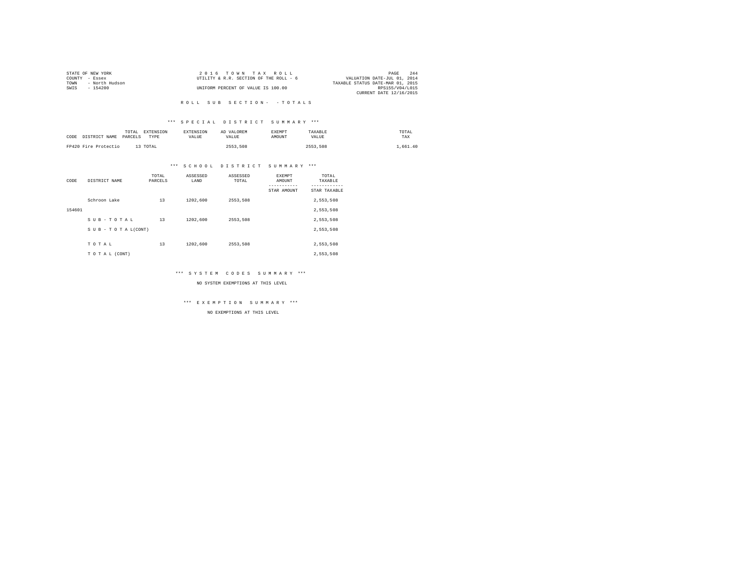STATE OF NEW YORK
COUNTY - Essex
TOWN - North Hudson
SWIS - 154200

2016 TOWN TAX ROLL
UTILITY & R.R. SECTION OF THE ROLL - 6
UNIFORM PERCENT OF VALUE IS 100.00

VALUATION DATE-JUL 01, 2014
TAXABLE STATUS DATE-MAR 01, 2015
RPS155/V04/L015
CURRENT DATE 12/16/2015

ROLL SUB SECTION- -TOTALS

*** SPECIAL DISTRICT SUMMARY ***

| CODE | DISTRICT NAME | TOTAL PARCELS | EXTENSION TYPE | EXTENSION VALUE | AD VALOREM VALUE | EXEMPT AMOUNT | TAXABLE VALUE | TOTAL TAX |
|---|---|---|---|---|---|---|---|---|
| FP420 | Fire Protectio | 13 | TOTAL | | 2553,508 | | 2553,508 | 1,661.40 |

*** SCHOOL DISTRICT SUMMARY ***

| CODE | DISTRICT NAME | TOTAL PARCELS | ASSESSED LAND | ASSESSED TOTAL | EXEMPT AMOUNT / STAR AMOUNT | TOTAL TAXABLE / STAR TAXABLE |
|---|---|---|---|---|---|---|
| | Schroon Lake | 13 | 1202,600 | 2553,508 | | 2,553,508 |
| 154601 | | | | | | 2,553,508 |
| | SUB-TOTAL | 13 | 1202,600 | 2553,508 | | 2,553,508 |
| | SUB-TOTAL(CONT) | | | | | 2,553,508 |
| | TOTAL | 13 | 1202,600 | 2553,508 | | 2,553,508 |
| | TOTAL (CONT) | | | | | 2,553,508 |

*** SYSTEM CODES SUMMARY ***

NO SYSTEM EXEMPTIONS AT THIS LEVEL

*** EXEMPTION SUMMARY ***

NO EXEMPTIONS AT THIS LEVEL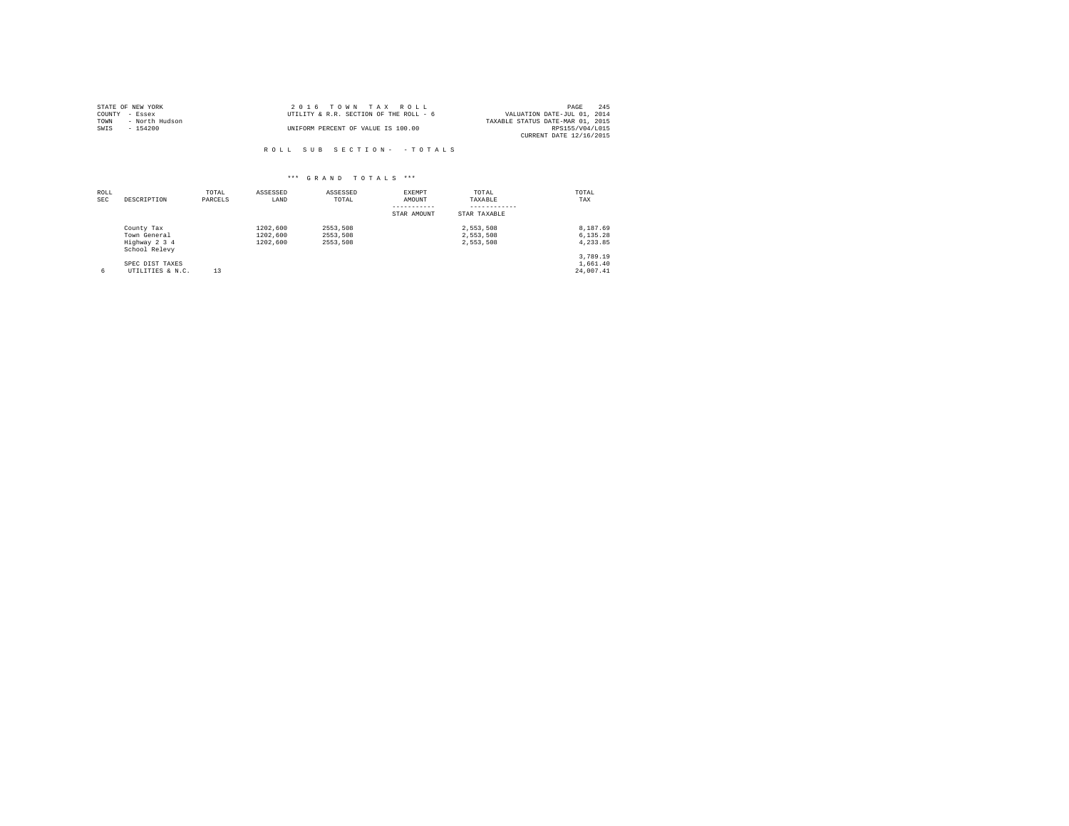STATE OF NEW YORK
COUNTY - Essex
TOWN - North Hudson
SWIS - 154200

2 0 1 6 T O W N T A X R O L L
UTILITY & R.R. SECTION OF THE ROLL - 6
UNIFORM PERCENT OF VALUE IS 100.00

VALUATION DATE-JUL 01, 2014
TAXABLE STATUS DATE-MAR 01, 2015
RPS155/V04/L015
CURRENT DATE 12/16/2015

R O L L S U B S E C T I O N - - T O T A L S

*** G R A N D T O T A L S ***

| ROLL SEC | DESCRIPTION | TOTAL PARCELS | ASSESSED LAND | ASSESSED TOTAL | EXEMPT AMOUNT<br>-----------<br>STAR AMOUNT | TOTAL TAXABLE<br>------------<br>STAR TAXABLE | TOTAL TAX |
|---|---|---|---|---|---|---|---|
| | County Tax | | 1202,600 | 2553,508 | | 2,553,508 | 8,187.69 |
| | Town General | | 1202,600 | 2553,508 | | 2,553,508 | 6,135.28 |
| | Highway 2 3 4 | | 1202,600 | 2553,508 | | 2,553,508 | 4,233.85 |
| | School Relevy | | | | | | 3,789.19 |
| | SPEC DIST TAXES | | | | | | 1,661.40 |
| 6 | UTILITIES & N.C. | 13 | | | | | 24,007.41 |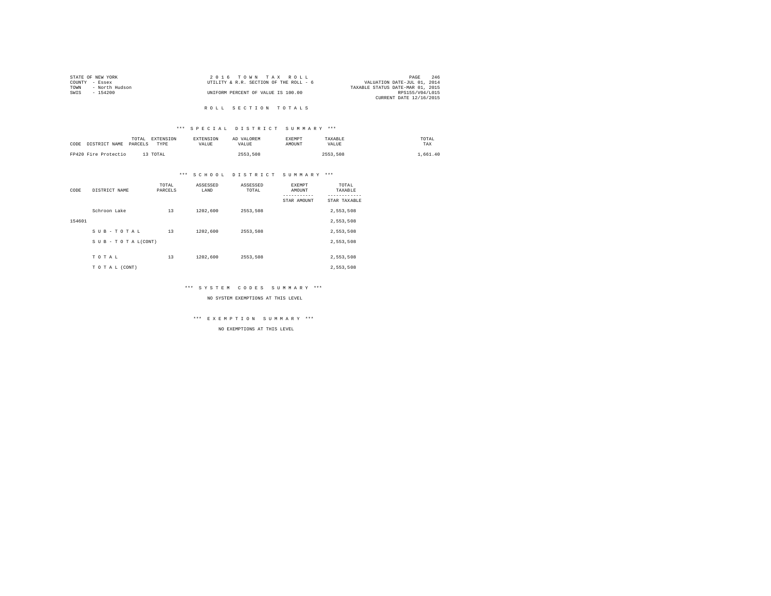STATE OF NEW YORK
COUNTY - Essex
TOWN - North Hudson
SWIS - 154200

2 0 1 6 T O W N T A X R O L L
UTILITY & R.R. SECTION OF THE ROLL - 6
UNIFORM PERCENT OF VALUE IS 100.00

VALUATION DATE-JUL 01, 2014
TAXABLE STATUS DATE-MAR 01, 2015
RPS155/V04/L015
CURRENT DATE 12/16/2015

## R O L L S E C T I O N T O T A L S

### *** S P E C I A L D I S T R I C T S U M M A R Y ***

| CODE | DISTRICT NAME | TOTAL PARCELS | EXTENSION TYPE | EXTENSION VALUE | AD VALOREM VALUE | EXEMPT AMOUNT | TAXABLE VALUE | TOTAL TAX |
|---|---|---|---|---|---|---|---|---|
| FP420 | Fire Protectio | 13 | TOTAL | | 2553,508 | | 2553,508 | 1,661.40 |

### *** S C H O O L D I S T R I C T S U M M A R Y ***

| CODE | DISTRICT NAME | TOTAL PARCELS | ASSESSED LAND | ASSESSED TOTAL | EXEMPT AMOUNT / STAR AMOUNT | TOTAL TAXABLE / STAR TAXABLE |
|---|---|---|---|---|---|---|
| | Schroon Lake | 13 | 1202,600 | 2553,508 | | 2,553,508 |
| 154601 | | | | | | 2,553,508 |
| | S U B - T O T A L | 13 | 1202,600 | 2553,508 | | 2,553,508 |
| | S U B - T O T A L(CONT) | | | | | 2,553,508 |
| | T O T A L | 13 | 1202,600 | 2553,508 | | 2,553,508 |
| | T O T A L (CONT) | | | | | 2,553,508 |

### *** S Y S T E M C O D E S S U M M A R Y ***

NO SYSTEM EXEMPTIONS AT THIS LEVEL

### *** E X E M P T I O N S U M M A R Y ***

NO EXEMPTIONS AT THIS LEVEL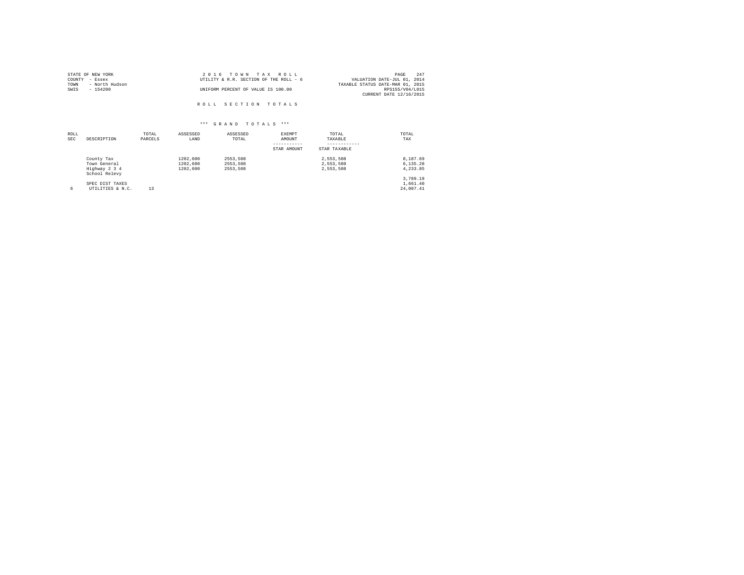STATE OF NEW YORK
COUNTY - Essex
TOWN - North Hudson
SWIS - 154200

2 0 1 6 T O W N T A X R O L L
UTILITY & R.R. SECTION OF THE ROLL - 6
UNIFORM PERCENT OF VALUE IS 100.00

VALUATION DATE-JUL 01, 2014
TAXABLE STATUS DATE-MAR 01, 2015
RPS155/V04/L015
CURRENT DATE 12/16/2015

R O L L S E C T I O N T O T A L S

\*\*\* G R A N D T O T A L S \*\*\*

| ROLL SEC | DESCRIPTION | TOTAL PARCELS | ASSESSED LAND | ASSESSED TOTAL | EXEMPT AMOUNT<br>-----------<br>STAR AMOUNT | TOTAL TAXABLE<br>------------<br>STAR TAXABLE | TOTAL TAX |
|---|---|---|---|---|---|---|---|
| | County Tax | | 1202,600 | 2553,508 | | 2,553,508 | 8,187.69 |
| | Town General | | 1202,600 | 2553,508 | | 2,553,508 | 6,135.28 |
| | Highway 2 3 4 | | 1202,600 | 2553,508 | | 2,553,508 | 4,233.85 |
| | School Relevy | | | | | | |
| | | | | | | | 3,789.19 |
| | SPEC DIST TAXES | | | | | | 1,661.40 |
| 6 | UTILITIES & N.C. | 13 | | | | | 24,007.41 |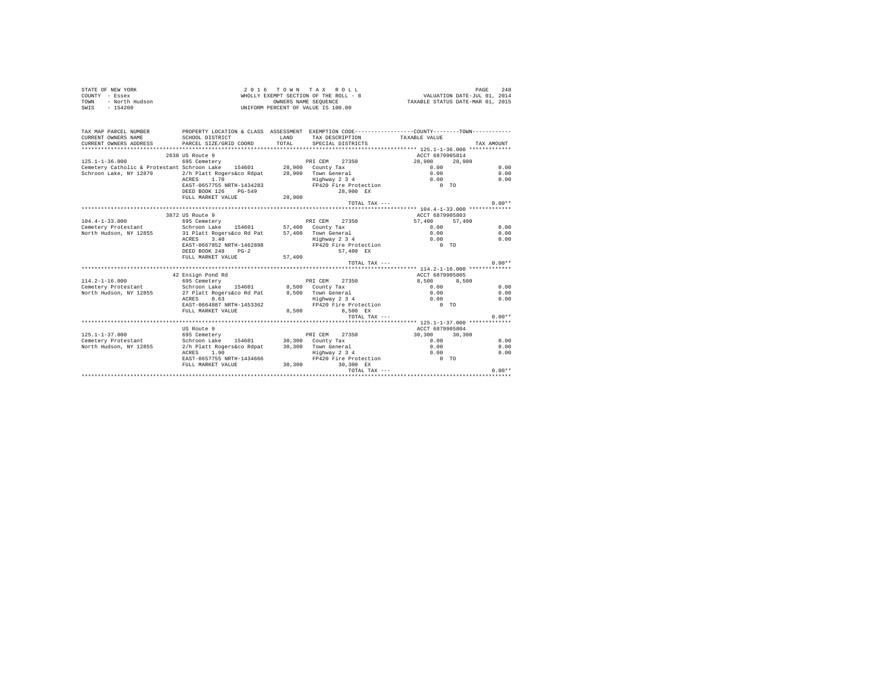STATE OF NEW YORK  
COUNTY - Essex  
TOWN - North Hudson  
SWIS - 154200

2 0 1 6 T O W N T A X R O L L  
WHOLLY EXEMPT SECTION OF THE ROLL - 8  
OWNERS NAME SEQUENCE  
UNIFORM PERCENT OF VALUE IS 100.00

VALUATION DATE-JUL 01, 2014  
TAXABLE STATUS DATE-MAR 01, 2015

```
TAX MAP PARCEL NUMBER          PROPERTY LOCATION & CLASS  ASSESSMENT  EXEMPTION CODE-----------------COUNTY--------TOWN-----------
CURRENT OWNERS NAME            SCHOOL DISTRICT            LAND        TAX DESCRIPTION          TAXABLE VALUE
CURRENT OWNERS ADDRESS         PARCEL SIZE/GRID COORD     TOTAL       SPECIAL DISTRICTS                                  TAX AMOUNT
************************************************************************************************ 125.1-1-36.000 ************
                               2638 US Route 9                                                ACCT 6879905814
125.1-1-36.000                 695 Cemetery                           PRI CEM    27350          28,900      28,900
Cemetery Catholic & Protestant Schroon Lake   154601      28,900      County Tax                   0.00                  0.00
Schroon Lake, NY 12870         2/h Platt Rogers&co Rdpat  28,900      Town General                 0.00                  0.00
                               ACRES    1.70                          Highway 2 3 4                0.00                  0.00
                               EAST-0657755 NRTH-1434283              FP420 Fire Protection          0 TO
                               DEED BOOK 126    PG-549                      28,900 EX
                               FULL MARKET VALUE          28,900
                                                                      TOTAL TAX ---                                     0.00**
************************************************************************************************ 104.4-1-33.000 ************
                               3872 US Route 9                                                ACCT 6879905803
104.4-1-33.000                 695 Cemetery                           PRI CEM    27350          57,400      57,400
Cemetery Protestant            Schroon Lake   154601      57,400      County Tax                   0.00                  0.00
North Hudson, NY 12855         31 Platt Rogers&co Rd Pat  57,400      Town General                 0.00                  0.00
                               ACRES    3.40                          Highway 2 3 4                0.00                  0.00
                               EAST-0667852 NRTH-1462898              FP420 Fire Protection          0 TO
                               DEED BOOK 248    PG-2                        57,400 EX
                               FULL MARKET VALUE          57,400
                                                                      TOTAL TAX ---                                     0.00**
************************************************************************************************ 114.2-1-16.000 ************
                               42 Ensign Pond Rd                                              ACCT 6879905805
114.2-1-16.000                 695 Cemetery                           PRI CEM    27350           8,500       8,500
Cemetery Protestant            Schroon Lake   154601       8,500      County Tax                   0.00                  0.00
North Hudson, NY 12855         27 Platt Rogers&co Rd Pat   8,500      Town General                 0.00                  0.00
                               ACRES    0.63                          Highway 2 3 4                0.00                  0.00
                               EAST-0664887 NRTH-1453362              FP420 Fire Protection          0 TO
                               FULL MARKET VALUE           8,500            8,500 EX
                                                                      TOTAL TAX ---                                     0.00**
************************************************************************************************ 125.1-1-37.000 ************
                               US Route 9                                                     ACCT 6879905804
125.1-1-37.000                 695 Cemetery                           PRI CEM    27350          30,300      30,300
Cemetery Protestant            Schroon Lake   154601      30,300      County Tax                   0.00                  0.00
North Hudson, NY 12855         2/h Platt Rogers&co Rdpat  30,300      Town General                 0.00                  0.00
                               ACRES    1.90                          Highway 2 3 4                0.00                  0.00
                               EAST-0657755 NRTH-1434666              FP420 Fire Protection          0 TO
                               FULL MARKET VALUE          30,300            30,300 EX
                                                                      TOTAL TAX ---                                     0.00**
******************************************************************************************************************************
```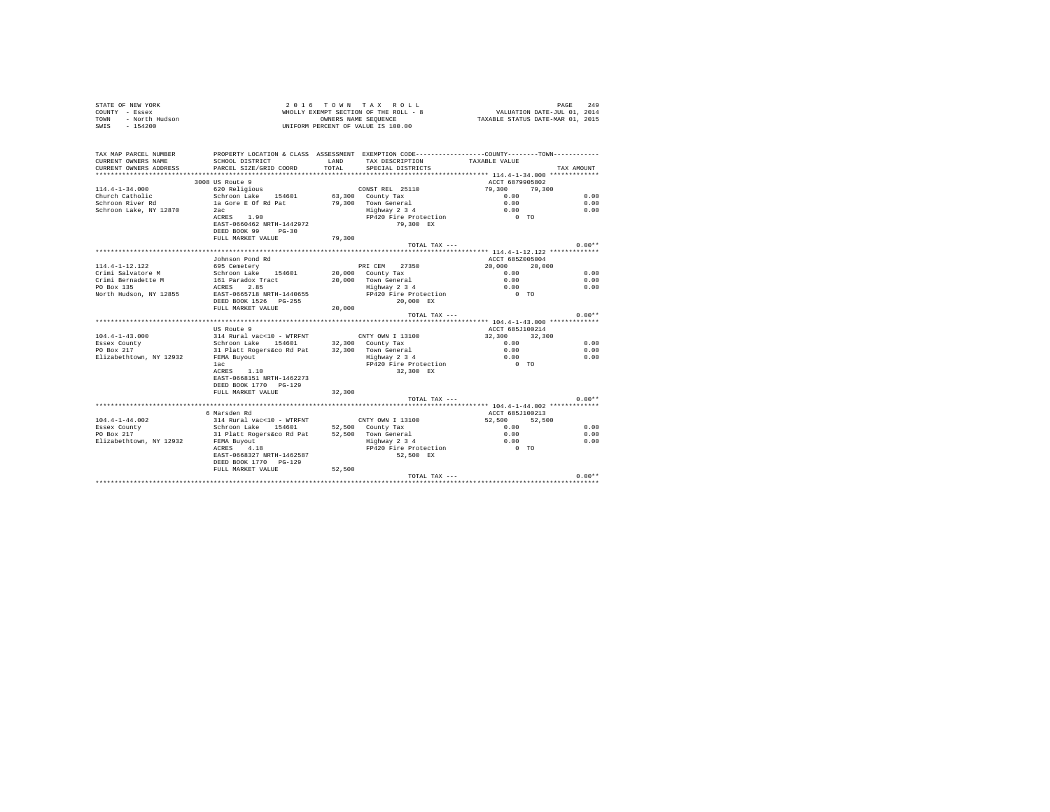STATE OF NEW YORK
COUNTY - Essex
TOWN - North Hudson
SWIS - 154200

2016 TOWN TAX ROLL
WHOLLY EXEMPT SECTION OF THE ROLL - 8
OWNERS NAME SEQUENCE
UNIFORM PERCENT OF VALUE IS 100.00

VALUATION DATE-JUL 01, 2014
TAXABLE STATUS DATE-MAR 01, 2015

| TAX MAP PARCEL NUMBER / CURRENT OWNERS NAME / CURRENT OWNERS ADDRESS | PROPERTY LOCATION & CLASS / SCHOOL DISTRICT / PARCEL SIZE/GRID COORD | ASSESSMENT LAND | TOTAL | EXEMPTION CODE / TAX DESCRIPTION / SPECIAL DISTRICTS | COUNTY TAXABLE VALUE | TOWN | TAX AMOUNT |
|---|---|---|---|---|---|---|---|
| **114.4-1-34.000** | 3008 US Route 9 | | | | ACCT 6879905802 | | |
| 114.4-1-34.000 | 620 Religious | | | CONST REL 25110 | 79,300 | 79,300 | |
| Church Catholic | Schroon Lake 154601 | 63,300 | | County Tax | 0.00 | | 0.00 |
| Schroon River Rd | 1a Gore E Of Rd Pat | | 79,300 | Town General | 0.00 | | 0.00 |
| Schroon Lake, NY 12870 | 2ac | | | Highway 2 3 4 | 0.00 | | 0.00 |
| | ACRES 1.90 | | | FP420 Fire Protection | 0 TO | | |
| | EAST-0660462 NRTH-1442972 | | | 79,300 EX | | | |
| | DEED BOOK 99 PG-30 | | | | | | |
| | FULL MARKET VALUE | | 79,300 | | | | |
| | | | | TOTAL TAX --- | | | 0.00** |
| **114.4-1-12.122** | Johnson Pond Rd | | | | ACCT 685Z005004 | | |
| 114.4-1-12.122 | 695 Cemetery | | | PRI CEM 27350 | 20,000 | 20,000 | |
| Crimi Salvatore M | Schroon Lake 154601 | 20,000 | | County Tax | 0.00 | | 0.00 |
| Crimi Bernadette M | 161 Paradox Tract | | 20,000 | Town General | 0.00 | | 0.00 |
| PO Box 135 | ACRES 2.85 | | | Highway 2 3 4 | 0.00 | | 0.00 |
| North Hudson, NY 12855 | EAST-0665718 NRTH-1440655 | | | FP420 Fire Protection | 0 TO | | |
| | DEED BOOK 1526 PG-255 | | | 20,000 EX | | | |
| | FULL MARKET VALUE | | 20,000 | | | | |
| | | | | TOTAL TAX --- | | | 0.00** |
| **104.4-1-43.000** | US Route 9 | | | | ACCT 685J100214 | | |
| 104.4-1-43.000 | 314 Rural vac<10 - WTRFNT | | | CNTY OWN I 13100 | 32,300 | 32,300 | |
| Essex County | Schroon Lake 154601 | 32,300 | | County Tax | 0.00 | | 0.00 |
| PO Box 217 | 31 Platt Rogers&co Rd Pat | | 32,300 | Town General | 0.00 | | 0.00 |
| Elizabethtown, NY 12932 | FEMA Buyout | | | Highway 2 3 4 | 0.00 | | 0.00 |
| | 1ac | | | FP420 Fire Protection | 0 TO | | |
| | ACRES 1.10 | | | 32,300 EX | | | |
| | EAST-0668151 NRTH-1462273 | | | | | | |
| | DEED BOOK 1770 PG-129 | | | | | | |
| | FULL MARKET VALUE | | 32,300 | | | | |
| | | | | TOTAL TAX --- | | | 0.00** |
| **104.4-1-44.002** | 6 Marsden Rd | | | | ACCT 685J100213 | | |
| 104.4-1-44.002 | 314 Rural vac<10 - WTRFNT | | | CNTY OWN I 13100 | 52,500 | 52,500 | |
| Essex County | Schroon Lake 154601 | 52,500 | | County Tax | 0.00 | | 0.00 |
| PO Box 217 | 31 Platt Rogers&co Rd Pat | | 52,500 | Town General | 0.00 | | 0.00 |
| Elizabethtown, NY 12932 | FEMA Buyout | | | Highway 2 3 4 | 0.00 | | 0.00 |
| | ACRES 4.18 | | | FP420 Fire Protection | 0 TO | | |
| | EAST-0668327 NRTH-1462587 | | | 52,500 EX | | | |
| | DEED BOOK 1770 PG-129 | | | | | | |
| | FULL MARKET VALUE | | 52,500 | | | | |
| | | | | TOTAL TAX --- | | | 0.00** |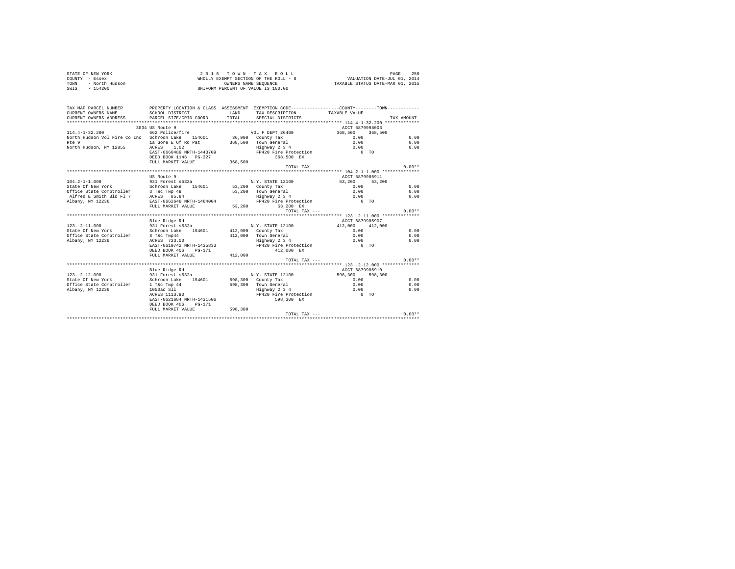STATE OF NEW YORK
COUNTY - Essex
TOWN - North Hudson
SWIS - 154200

2 0 1 6 T O W N T A X R O L L
WHOLLY EXEMPT SECTION OF THE ROLL - 8
OWNERS NAME SEQUENCE
UNIFORM PERCENT OF VALUE IS 100.00

VALUATION DATE-JUL 01, 2014
TAXABLE STATUS DATE-MAR 01, 2015

```
TAX MAP PARCEL NUMBER          PROPERTY LOCATION & CLASS  ASSESSMENT  EXEMPTION CODE-----------------COUNTY--------TOWN-----------
CURRENT OWNERS NAME            SCHOOL DISTRICT              LAND      TAX DESCRIPTION           TAXABLE VALUE
CURRENT OWNERS ADDRESS         PARCEL SIZE/GRID COORD       TOTAL     SPECIAL DISTRICTS                                   TAX AMOUNT
************************************************************************************************ 114.4-1-32.200 ************
                               3034 US Route 9                                                     ACCT 6879998003
114.4-1-32.200                 662 Police/fire                        VOL F DEPT 26400            368,500    368,500
North Hudson Vol Fire Co Inc   Schroon Lake   154601        36,900    County Tax                     0.00                    0.00
Rte 9                          1a Gore E Of Rd Pat         368,500    Town General                   0.00                    0.00
North Hudson, NY 12855         ACRES    1.02                          Highway 2 3 4                  0.00                    0.00
                               EAST-0660489 NRTH-1443709              FP420 Fire Protection             0 TO
                               DEED BOOK 1146   PG-327                      368,500 EX
                               FULL MARKET VALUE           368,500
                                                                      TOTAL TAX ---                                       0.00**
************************************************************************************************ 104.2-1-1.000 **************
                               US Route 9                                                          ACCT 6879905911
104.2-1-1.000                  931 Forest s532a                       N.Y. STATE 12100             53,200     53,200
State Of New York              Schroon Lake   154601        53,200    County Tax                     0.00                    0.00
Office State Comptroller       3 T&c Twp 49                 53,200    Town General                   0.00                    0.00
 Alfred E Smith Bld Fl 7       ACRES   85.84                          Highway 2 3 4                  0.00                    0.00
Albany, NY 12236               EAST-0662648 NRTH-1464004              FP420 Fire Protection             0 TO
                               FULL MARKET VALUE            53,200           53,200 EX
                                                                      TOTAL TAX ---                                       0.00**
************************************************************************************************ 123.-2-11.000 **************
                               Blue Ridge Rd                                                       ACCT 6879905907
123.-2-11.000                  931 Forest s532a                       N.Y. STATE 12100            412,000    412,000
State Of New York              Schroon Lake   154601       412,000    County Tax                     0.00                    0.00
Office State Comptroller       8 T&c Twp44                 412,000    Town General                   0.00                    0.00
Albany, NY 12236               ACRES  723.00                          Highway 2 3 4                  0.00                    0.00
                               EAST-0619742 NRTH-1435833              FP420 Fire Protection             0 TO
                               DEED BOOK 406    PG-171                      412,000 EX
                               FULL MARKET VALUE           412,000
                                                                      TOTAL TAX ---                                       0.00**
************************************************************************************************ 123.-2-12.000 **************
                               Blue Ridge Rd                                                       ACCT 6879905910
123.-2-12.000                  931 Forest s532a                       N.Y. STATE 12100            598,300    598,300
State Of New York              Schroon Lake   154601       598,300    County Tax                     0.00                    0.00
Office State Comptroller       1 T&c Twp 44                598,300    Town General                   0.00                    0.00
Albany, NY 12236               1050ac Sll                             Highway 2 3 4                  0.00                    0.00
                               ACRES 1113.90                          FP420 Fire Protection             0 TO
                               EAST-0621684 NRTH-1431506                    598,300 EX
                               DEED BOOK 406    PG-171
                               FULL MARKET VALUE           598,300
                                                                      TOTAL TAX ---                                       0.00**
*****************************************************************************************************************************
```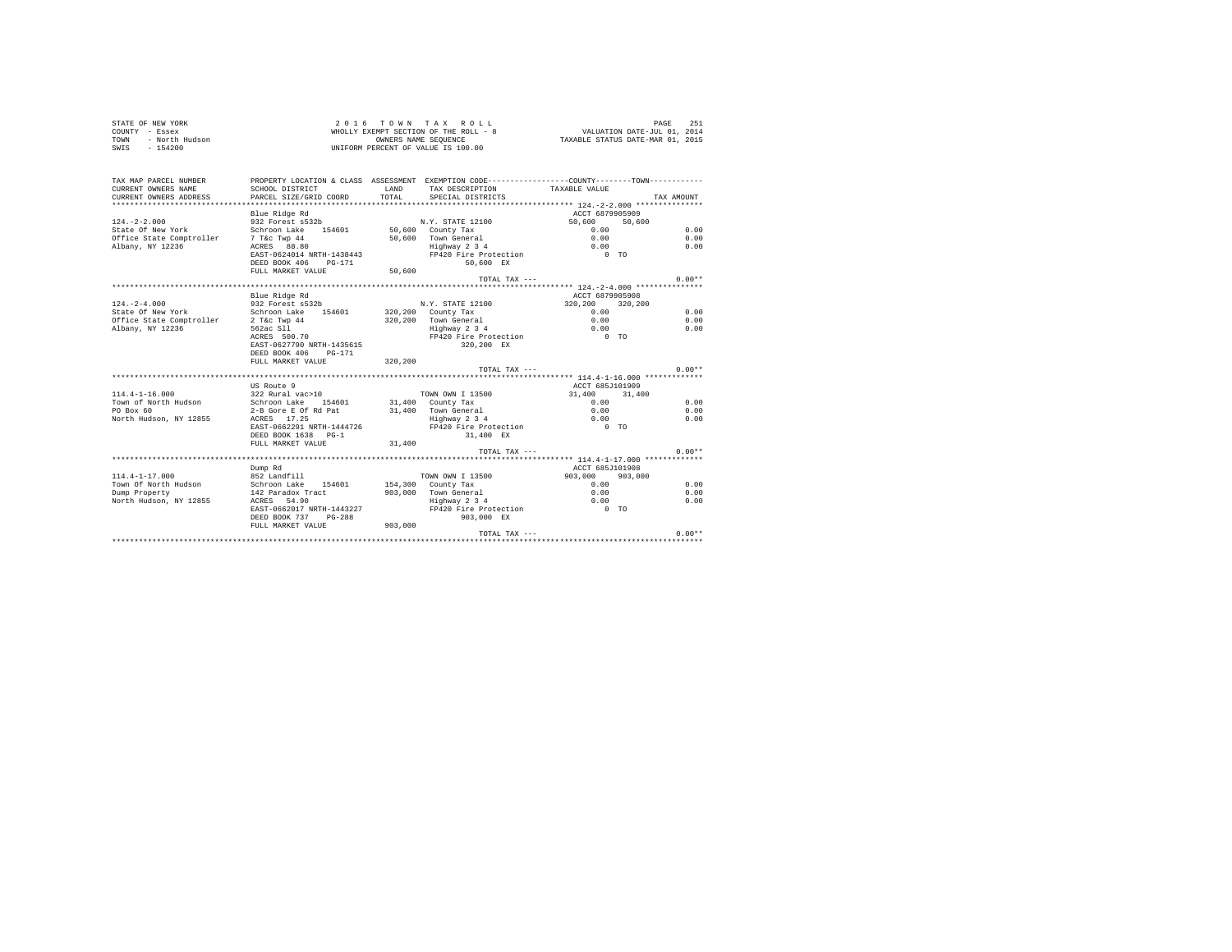STATE OF NEW YORK
COUNTY - Essex
TOWN - North Hudson
SWIS - 154200

2 0 1 6 T O W N T A X R O L L
WHOLLY EXEMPT SECTION OF THE ROLL - 8
OWNERS NAME SEQUENCE
UNIFORM PERCENT OF VALUE IS 100.00

VALUATION DATE-JUL 01, 2014
TAXABLE STATUS DATE-MAR 01, 2015

| TAX MAP PARCEL NUMBER / CURRENT OWNERS NAME / CURRENT OWNERS ADDRESS | PROPERTY LOCATION & CLASS / SCHOOL DISTRICT / PARCEL SIZE/GRID COORD | ASSESSMENT LAND / TOTAL | EXEMPTION CODE / TAX DESCRIPTION / SPECIAL DISTRICTS | COUNTY TAXABLE VALUE | TOWN | TAX AMOUNT |
|---|---|---|---|---|---|---|
| **124.-2-2.000** | Blue Ridge Rd | | | ACCT 6879905909 | | |
| 124.-2-2.000 | 932 Forest s532b | | N.Y. STATE 12100 | 50,600 | 50,600 | |
| State Of New York | Schroon Lake 154601 | 50,600 | County Tax | 0.00 | | 0.00 |
| Office State Comptroller | 7 T&c Twp 44 | 50,600 | Town General | 0.00 | | 0.00 |
| Albany, NY 12236 | ACRES 88.80 | | Highway 2 3 4 | 0.00 | | 0.00 |
| | EAST-0624014 NRTH-1438443 | | FP420 Fire Protection | 0 TO | | |
| | DEED BOOK 406 PG-171 | | 50,600 EX | | | |
| | FULL MARKET VALUE | 50,600 | | | | |
| | | | TOTAL TAX --- | | | 0.00** |
| **124.-2-4.000** | Blue Ridge Rd | | | ACCT 6879905908 | | |
| 124.-2-4.000 | 932 Forest s532b | | N.Y. STATE 12100 | 320,200 | 320,200 | |
| State Of New York | Schroon Lake 154601 | 320,200 | County Tax | 0.00 | | 0.00 |
| Office State Comptroller | 2 T&c Twp 44 | 320,200 | Town General | 0.00 | | 0.00 |
| Albany, NY 12236 | 562ac Sll | | Highway 2 3 4 | 0.00 | | 0.00 |
| | ACRES 500.70 | | FP420 Fire Protection | 0 TO | | |
| | EAST-0627790 NRTH-1435615 | | 320,200 EX | | | |
| | DEED BOOK 406 PG-171 | | | | | |
| | FULL MARKET VALUE | 320,200 | | | | |
| | | | TOTAL TAX --- | | | 0.00** |
| **114.4-1-16.000** | US Route 9 | | | ACCT 685J101909 | | |
| 114.4-1-16.000 | 322 Rural vac>10 | | TOWN OWN I 13500 | 31,400 | 31,400 | |
| Town of North Hudson | Schroon Lake 154601 | 31,400 | County Tax | 0.00 | | 0.00 |
| PO Box 60 | 2-B Gore E Of Rd Pat | 31,400 | Town General | 0.00 | | 0.00 |
| North Hudson, NY 12855 | ACRES 17.25 | | Highway 2 3 4 | 0.00 | | 0.00 |
| | EAST-0662291 NRTH-1444726 | | FP420 Fire Protection | 0 TO | | |
| | DEED BOOK 1638 PG-1 | | 31,400 EX | | | |
| | FULL MARKET VALUE | 31,400 | | | | |
| | | | TOTAL TAX --- | | | 0.00** |
| **114.4-1-17.000** | Dump Rd | | | ACCT 685J101908 | | |
| 114.4-1-17.000 | 852 Landfill | | TOWN OWN I 13500 | 903,000 | 903,000 | |
| Town Of North Hudson | Schroon Lake 154601 | 154,300 | County Tax | 0.00 | | 0.00 |
| Dump Property | 142 Paradox Tract | 903,000 | Town General | 0.00 | | 0.00 |
| North Hudson, NY 12855 | ACRES 54.90 | | Highway 2 3 4 | 0.00 | | 0.00 |
| | EAST-0662017 NRTH-1443227 | | FP420 Fire Protection | 0 TO | | |
| | DEED BOOK 737 PG-288 | | 903,000 EX | | | |
| | FULL MARKET VALUE | 903,000 | | | | |
| | | | TOTAL TAX --- | | | 0.00** |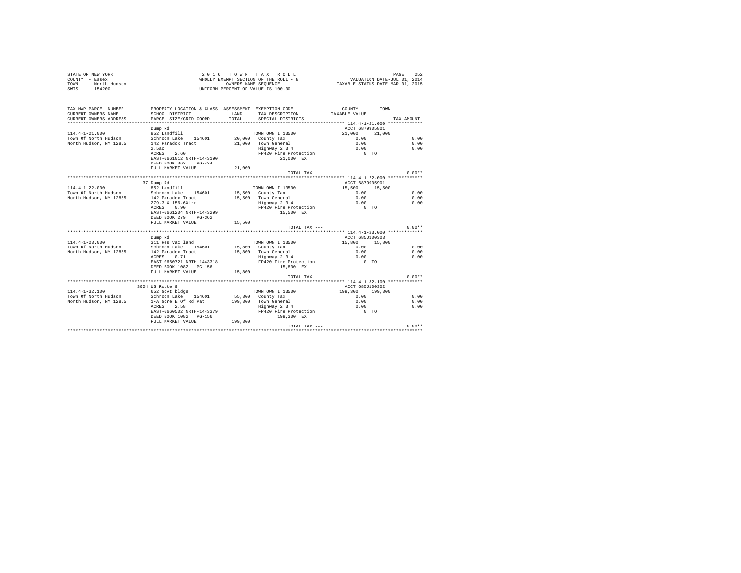STATE OF NEW YORK
COUNTY - Essex
TOWN - North Hudson
SWIS - 154200

2 0 1 6 T O W N T A X R O L L
WHOLLY EXEMPT SECTION OF THE ROLL - 8
OWNERS NAME SEQUENCE
UNIFORM PERCENT OF VALUE IS 100.00

VALUATION DATE-JUL 01, 2014
TAXABLE STATUS DATE-MAR 01, 2015

| TAX MAP PARCEL NUMBER / CURRENT OWNERS NAME / CURRENT OWNERS ADDRESS | PROPERTY LOCATION & CLASS / SCHOOL DISTRICT / PARCEL SIZE/GRID COORD | ASSESSMENT LAND / TOTAL | EXEMPTION CODE / TAX DESCRIPTION / SPECIAL DISTRICTS | COUNTY TAXABLE VALUE | TOWN | TAX AMOUNT |
|---|---|---|---|---|---|---|
| **114.4-1-21.000** | Dump Rd | | | ACCT 6879905801 | | |
| 114.4-1-21.000 | 852 Landfill | | TOWN OWN I 13500 | 21,000 | 21,000 | |
| Town Of North Hudson | Schroon Lake 154601 | 20,000 | County Tax | 0.00 | | 0.00 |
| North Hudson, NY 12855 | 142 Paradox Tract | 21,000 | Town General | 0.00 | | 0.00 |
| | 2.5ac | | Highway 2 3 4 | 0.00 | | 0.00 |
| | ACRES 2.60 | | FP420 Fire Protection | 0 TO | | |
| | EAST-0661012 NRTH-1443190 | | 21,000 EX | | | |
| | DEED BOOK 362 PG-424 | | | | | |
| | FULL MARKET VALUE | 21,000 | | | | |
| | | | TOTAL TAX --- | | | 0.00** |
| **114.4-1-22.000** | 37 Dump Rd | | | ACCT 6879905901 | | |
| 114.4-1-22.000 | 852 Landfill | | TOWN OWN I 13500 | 15,500 | 15,500 | |
| Town Of North Hudson | Schroon Lake 154601 | 15,500 | County Tax | 0.00 | | 0.00 |
| North Hudson, NY 12855 | 142 Paradox Tract | 15,500 | Town General | 0.00 | | 0.00 |
| | 279.3 X 156.6Xirr | | Highway 2 3 4 | 0.00 | | 0.00 |
| | ACRES 0.90 | | FP420 Fire Protection | 0 TO | | |
| | EAST-0661204 NRTH-1443299 | | 15,500 EX | | | |
| | DEED BOOK 279 PG-362 | | | | | |
| | FULL MARKET VALUE | 15,500 | | | | |
| | | | TOTAL TAX --- | | | 0.00** |
| **114.4-1-23.000** | Dump Rd | | | ACCT 685J100303 | | |
| 114.4-1-23.000 | 311 Res vac land | | TOWN OWN I 13500 | 15,800 | 15,800 | |
| Town Of North Hudson | Schroon Lake 154601 | 15,800 | County Tax | 0.00 | | 0.00 |
| North Hudson, NY 12855 | 142 Paradox Tract | 15,800 | Town General | 0.00 | | 0.00 |
| | ACRES 0.71 | | Highway 2 3 4 | 0.00 | | 0.00 |
| | EAST-0660721 NRTH-1443318 | | FP420 Fire Protection | 0 TO | | |
| | DEED BOOK 1082 PG-156 | | 15,800 EX | | | |
| | FULL MARKET VALUE | 15,800 | | | | |
| | | | TOTAL TAX --- | | | 0.00** |
| **114.4-1-32.100** | 3024 US Route 9 | | | ACCT 685J100302 | | |
| 114.4-1-32.100 | 652 Govt bldgs | | TOWN OWN I 13500 | 199,300 | 199,300 | |
| Town Of North Hudson | Schroon Lake 154601 | 55,300 | County Tax | 0.00 | | 0.00 |
| North Hudson, NY 12855 | 1-A Gore E Of Rd Pat | 199,300 | Town General | 0.00 | | 0.00 |
| | ACRES 2.58 | | Highway 2 3 4 | 0.00 | | 0.00 |
| | EAST-0660502 NRTH-1443379 | | FP420 Fire Protection | 0 TO | | |
| | DEED BOOK 1082 PG-156 | | 199,300 EX | | | |
| | FULL MARKET VALUE | 199,300 | | | | |
| | | | TOTAL TAX --- | | | 0.00** |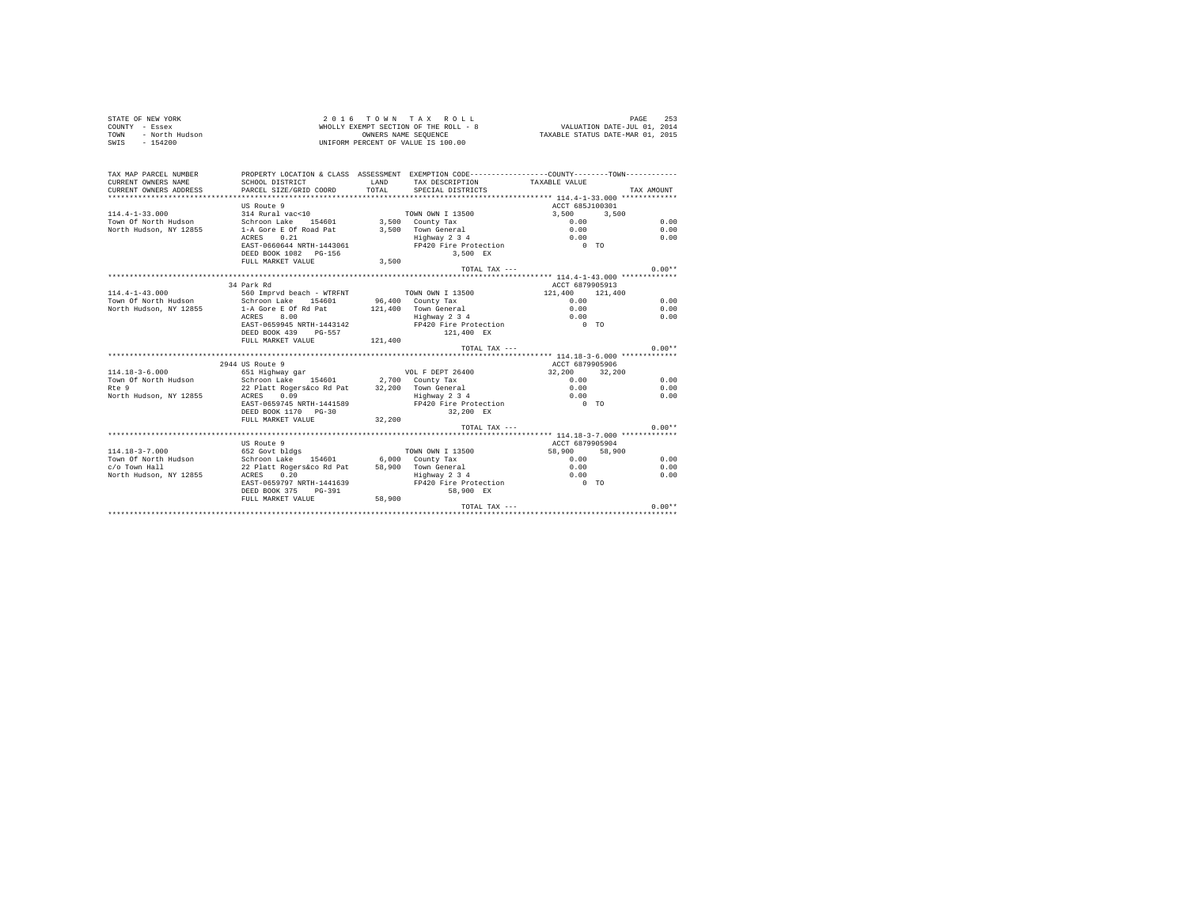STATE OF NEW YORK
COUNTY - Essex
TOWN - North Hudson
SWIS - 154200

2 0 1 6 T O W N T A X R O L L
WHOLLY EXEMPT SECTION OF THE ROLL - 8
OWNERS NAME SEQUENCE
UNIFORM PERCENT OF VALUE IS 100.00

VALUATION DATE-JUL 01, 2014
TAXABLE STATUS DATE-MAR 01, 2015

| TAX MAP PARCEL NUMBER / CURRENT OWNERS NAME / CURRENT OWNERS ADDRESS | PROPERTY LOCATION & CLASS / SCHOOL DISTRICT / PARCEL SIZE/GRID COORD | ASSESSMENT LAND / TOTAL | EXEMPTION CODE / TAX DESCRIPTION / SPECIAL DISTRICTS | COUNTY TAXABLE VALUE | TOWN | TAX AMOUNT |
|---|---|---|---|---|---|---|
| **114.4-1-33.000** | US Route 9 | | | ACCT 685J100301 | | |
| 114.4-1-33.000 | 314 Rural vac<10 | | TOWN OWN I 13500 | 3,500 | 3,500 | |
| Town Of North Hudson | Schroon Lake 154601 | 3,500 | County Tax | 0.00 | | 0.00 |
| North Hudson, NY 12855 | 1-A Gore E Of Road Pat | 3,500 | Town General | 0.00 | | 0.00 |
| | ACRES 0.21 | | Highway 2 3 4 | 0.00 | | 0.00 |
| | EAST-0660644 NRTH-1443061 | | FP420 Fire Protection | 0 TO | | |
| | DEED BOOK 1082 PG-156 | | 3,500 EX | | | |
| | FULL MARKET VALUE | 3,500 | | | | |
| | | | TOTAL TAX --- | | | 0.00** |
| **114.4-1-43.000** | 34 Park Rd | | | ACCT 6879905913 | | |
| 114.4-1-43.000 | 560 Imprvd beach - WTRFNT | | TOWN OWN I 13500 | 121,400 | 121,400 | |
| Town Of North Hudson | Schroon Lake 154601 | 96,400 | County Tax | 0.00 | | 0.00 |
| North Hudson, NY 12855 | 1-A Gore E Of Rd Pat | 121,400 | Town General | 0.00 | | 0.00 |
| | ACRES 8.00 | | Highway 2 3 4 | 0.00 | | 0.00 |
| | EAST-0659945 NRTH-1443142 | | FP420 Fire Protection | 0 TO | | |
| | DEED BOOK 439 PG-557 | | 121,400 EX | | | |
| | FULL MARKET VALUE | 121,400 | | | | |
| | | | TOTAL TAX --- | | | 0.00** |
| **114.18-3-6.000** | 2944 US Route 9 | | | ACCT 6879905906 | | |
| 114.18-3-6.000 | 651 Highway gar | | VOL F DEPT 26400 | 32,200 | 32,200 | |
| Town Of North Hudson | Schroon Lake 154601 | 2,700 | County Tax | 0.00 | | 0.00 |
| Rte 9 | 22 Platt Rogers&co Rd Pat | 32,200 | Town General | 0.00 | | 0.00 |
| North Hudson, NY 12855 | ACRES 0.09 | | Highway 2 3 4 | 0.00 | | 0.00 |
| | EAST-0659745 NRTH-1441589 | | FP420 Fire Protection | 0 TO | | |
| | DEED BOOK 1170 PG-30 | | 32,200 EX | | | |
| | FULL MARKET VALUE | 32,200 | | | | |
| | | | TOTAL TAX --- | | | 0.00** |
| **114.18-3-7.000** | US Route 9 | | | ACCT 6879905904 | | |
| 114.18-3-7.000 | 652 Govt bldgs | | TOWN OWN I 13500 | 58,900 | 58,900 | |
| Town Of North Hudson | Schroon Lake 154601 | 6,000 | County Tax | 0.00 | | 0.00 |
| c/o Town Hall | 22 Platt Rogers&co Rd Pat | 58,900 | Town General | 0.00 | | 0.00 |
| North Hudson, NY 12855 | ACRES 0.20 | | Highway 2 3 4 | 0.00 | | 0.00 |
| | EAST-0659797 NRTH-1441639 | | FP420 Fire Protection | 0 TO | | |
| | DEED BOOK 375 PG-391 | | 58,900 EX | | | |
| | FULL MARKET VALUE | 58,900 | | | | |
| | | | TOTAL TAX --- | | | 0.00** |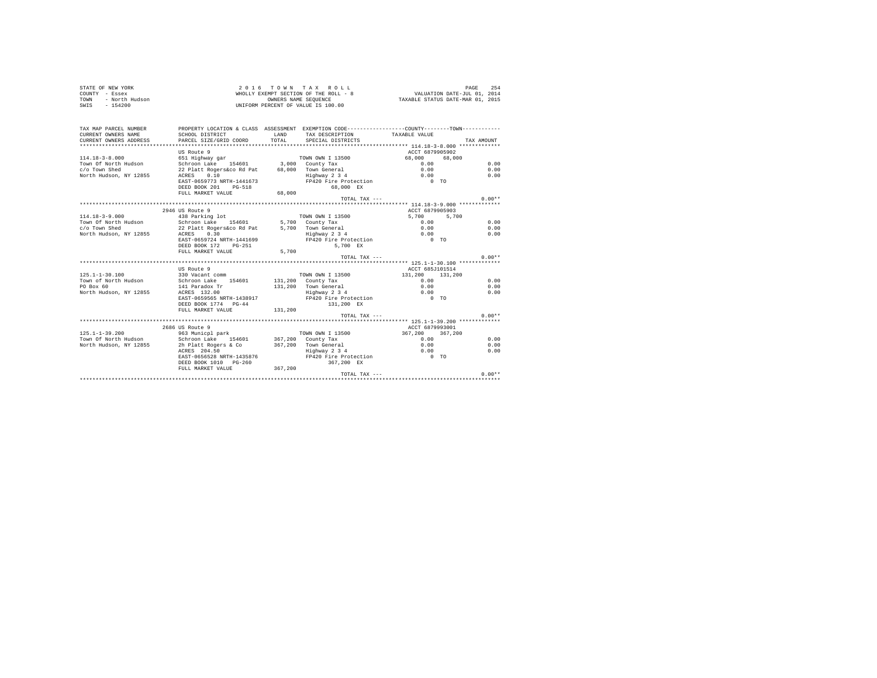STATE OF NEW YORK  
COUNTY - Essex  
TOWN - North Hudson  
SWIS - 154200

2 0 1 6 T O W N T A X R O L L  
WHOLLY EXEMPT SECTION OF THE ROLL - 8  
OWNERS NAME SEQUENCE  
UNIFORM PERCENT OF VALUE IS 100.00

VALUATION DATE-JUL 01, 2014  
TAXABLE STATUS DATE-MAR 01, 2015

```
TAX MAP PARCEL NUMBER     PROPERTY LOCATION & CLASS  ASSESSMENT  EXEMPTION CODE-----------------COUNTY--------TOWN-----------
CURRENT OWNERS NAME       SCHOOL DISTRICT              LAND      TAX DESCRIPTION            TAXABLE VALUE
CURRENT OWNERS ADDRESS    PARCEL SIZE/GRID COORD       TOTAL     SPECIAL DISTRICTS                                    TAX AMOUNT
****************************************************************************************** 114.18-3-8.000 ************
                          US Route 9                                                      ACCT 6879905902
114.18-3-8.000            651 Highway gar                       TOWN OWN I 13500           68,000      68,000
Town Of North Hudson      Schroon Lake   154601        3,000    County Tax                   0.00                    0.00
c/o Town Shed             22 Platt Rogers&co Rd Pat   68,000    Town General                 0.00                    0.00
North Hudson, NY 12855    ACRES    0.10                         Highway 2 3 4                0.00                    0.00
                          EAST-0659773 NRTH-1441673             FP420 Fire Protection           0 TO
                          DEED BOOK 201    PG-518                    68,000 EX
                          FULL MARKET VALUE           68,000
                                                                TOTAL TAX ---                                       0.00**
****************************************************************************************** 114.18-3-9.000 ************
                          2946 US Route 9                                                 ACCT 6879905903
114.18-3-9.000            438 Parking lot                       TOWN OWN I 13500            5,700       5,700
Town Of North Hudson      Schroon Lake   154601        5,700    County Tax                   0.00                    0.00
c/o Town Shed             22 Platt Rogers&co Rd Pat    5,700    Town General                 0.00                    0.00
North Hudson, NY 12855    ACRES    0.30                         Highway 2 3 4                0.00                    0.00
                          EAST-0659724 NRTH-1441699             FP420 Fire Protection           0 TO
                          DEED BOOK 172    PG-251                     5,700 EX
                          FULL MARKET VALUE            5,700
                                                                TOTAL TAX ---                                       0.00**
****************************************************************************************** 125.1-1-30.100 ************
                          US Route 9                                                      ACCT 685J101514
125.1-1-30.100            330 Vacant comm                       TOWN OWN I 13500          131,200     131,200
Town of North Hudson      Schroon Lake   154601      131,200    County Tax                   0.00                    0.00
PO Box 60                 141 Paradox Tr             131,200    Town General                 0.00                    0.00
North Hudson, NY 12855    ACRES  132.00                         Highway 2 3 4                0.00                    0.00
                          EAST-0659565 NRTH-1438917             FP420 Fire Protection           0 TO
                          DEED BOOK 1774   PG-44                    131,200 EX
                          FULL MARKET VALUE          131,200
                                                                TOTAL TAX ---                                       0.00**
****************************************************************************************** 125.1-1-39.200 ************
                          2686 US Route 9                                                 ACCT 6879993001
125.1-1-39.200            963 Municpl park                      TOWN OWN I 13500          367,200     367,200
Town Of North Hudson      Schroon Lake   154601      367,200    County Tax                   0.00                    0.00
North Hudson, NY 12855    2h Platt Rogers & Co       367,200    Town General                 0.00                    0.00
                          ACRES  204.50                         Highway 2 3 4                0.00                    0.00
                          EAST-0656528 NRTH-1435876             FP420 Fire Protection           0 TO
                          DEED BOOK 1010   PG-260                   367,200 EX
                          FULL MARKET VALUE          367,200
                                                                TOTAL TAX ---                                       0.00**
************************************************************************************************************************
```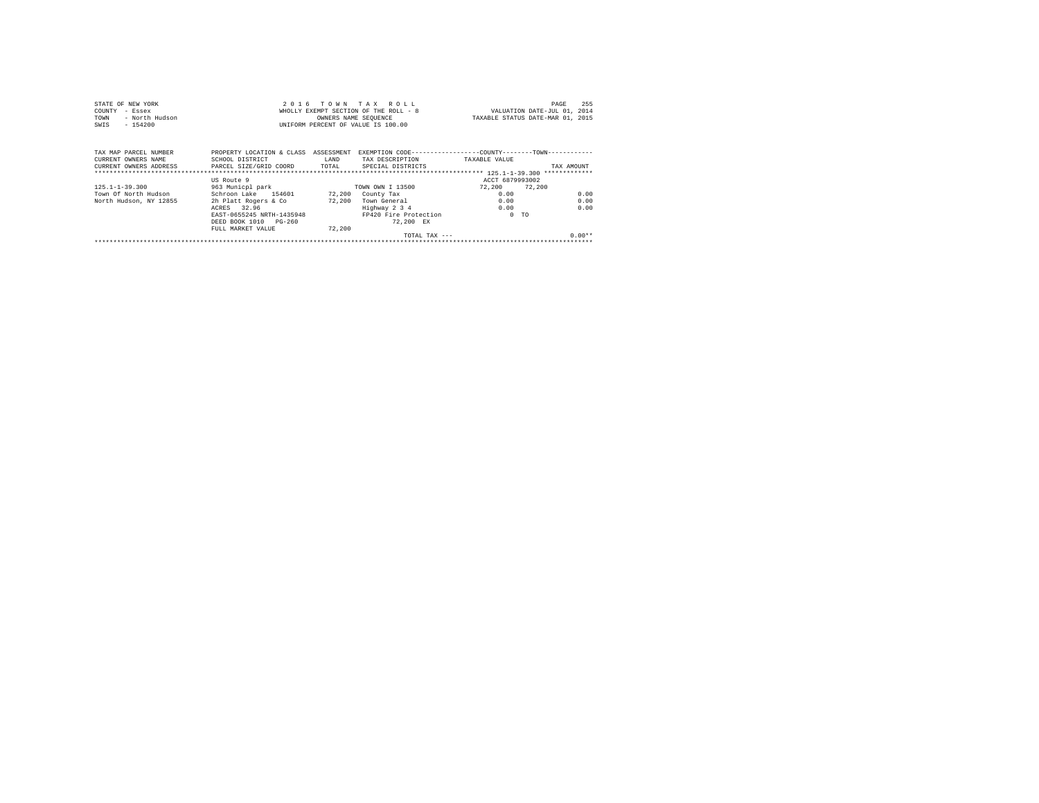STATE OF NEW YORK
COUNTY - Essex
TOWN - North Hudson
SWIS - 154200

2 0 1 6 T O W N T A X R O L L
WHOLLY EXEMPT SECTION OF THE ROLL - 8
OWNERS NAME SEQUENCE
UNIFORM PERCENT OF VALUE IS 100.00

VALUATION DATE-JUL 01, 2014
TAXABLE STATUS DATE-MAR 01, 2015

| TAX MAP PARCEL NUMBER / CURRENT OWNERS NAME / CURRENT OWNERS ADDRESS | PROPERTY LOCATION & CLASS / SCHOOL DISTRICT / PARCEL SIZE/GRID COORD | ASSESSMENT LAND / TOTAL | EXEMPTION CODE / TAX DESCRIPTION / SPECIAL DISTRICTS | COUNTY TAXABLE VALUE | TOWN | TAX AMOUNT |
|---|---|---|---|---|---|---|
| 125.1-1-39.300 | US Route 9 | | | ACCT 6879993002 | | |
| 125.1-1-39.300 | 963 Municpl park | | TOWN OWN I 13500 | 72,200 | 72,200 | |
| Town Of North Hudson | Schroon Lake 154601 | 72,200 | County Tax | 0.00 | | 0.00 |
| North Hudson, NY 12855 | 2h Platt Rogers & Co | 72,200 | Town General | 0.00 | | 0.00 |
| | ACRES 32.96 | | Highway 2 3 4 | 0.00 | | 0.00 |
| | EAST-0655245 NRTH-1435948 | | FP420 Fire Protection | 0 TO | | |
| | DEED BOOK 1010 PG-260 | | 72,200 EX | | | |
| | FULL MARKET VALUE | 72,200 | | | | |
| | | | TOTAL TAX --- | | | 0.00** |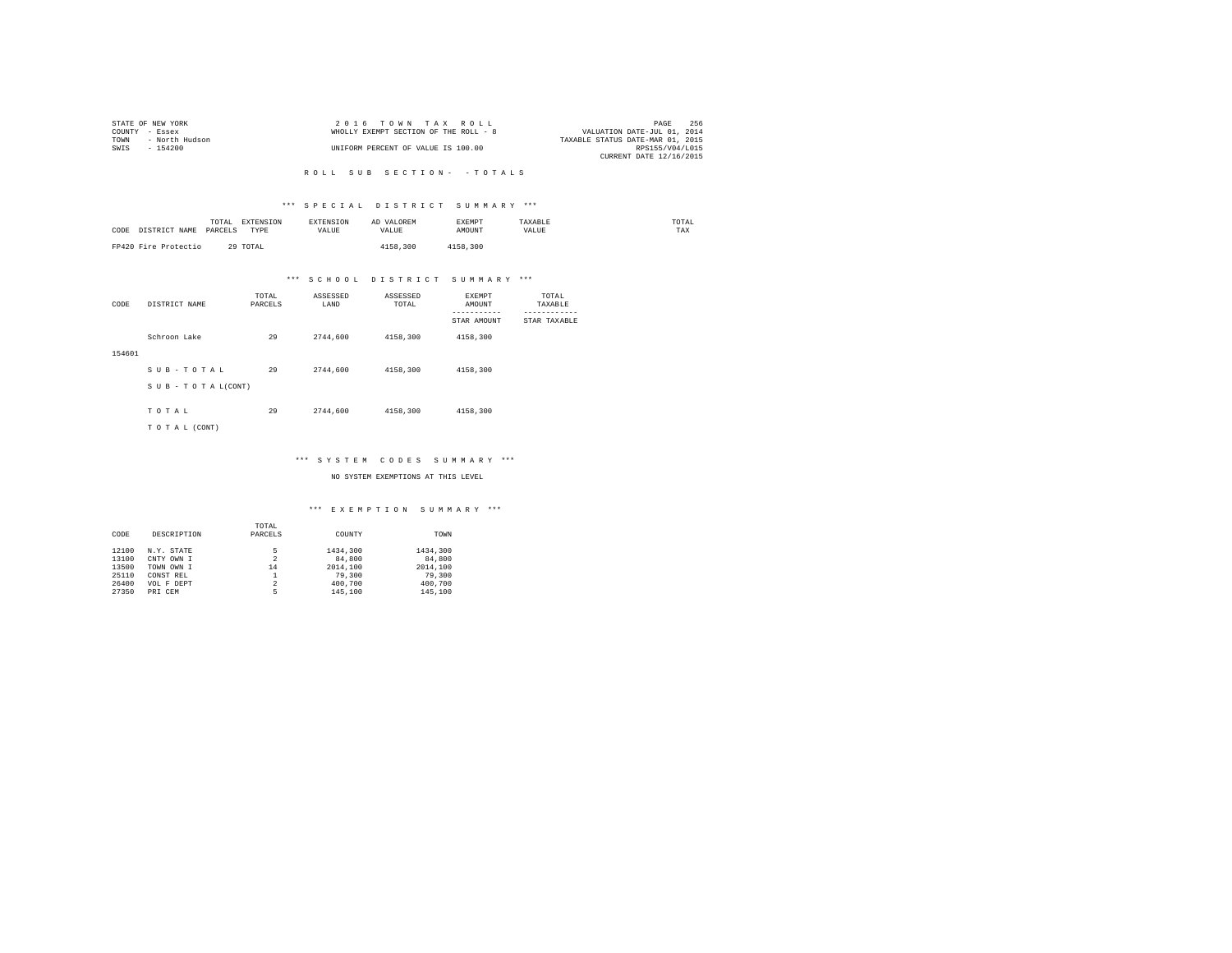STATE OF NEW YORK
COUNTY - Essex
TOWN - North Hudson
SWIS - 154200

2 0 1 6 T O W N T A X R O L L
WHOLLY EXEMPT SECTION OF THE ROLL - 8
UNIFORM PERCENT OF VALUE IS 100.00

VALUATION DATE-JUL 01, 2014
TAXABLE STATUS DATE-MAR 01, 2015
RPS155/V04/L015
CURRENT DATE 12/16/2015

R O L L S U B S E C T I O N - - T O T A L S

*** S P E C I A L D I S T R I C T S U M M A R Y ***

| CODE DISTRICT NAME | TOTAL PARCELS | EXTENSION TYPE | EXTENSION VALUE | AD VALOREM VALUE | EXEMPT AMOUNT | TAXABLE VALUE | TOTAL TAX |
|---|---|---|---|---|---|---|---|
| FP420 Fire Protectio | 29 | TOTAL | | 4158,300 | 4158,300 | | |

*** S C H O O L D I S T R I C T S U M M A R Y ***

| CODE | DISTRICT NAME | TOTAL PARCELS | ASSESSED LAND | ASSESSED TOTAL | EXEMPT AMOUNT<br>STAR AMOUNT | TOTAL TAXABLE<br>STAR TAXABLE |
|---|---|---|---|---|---|---|
| 154601 | Schroon Lake | 29 | 2744,600 | 4158,300 | 4158,300 | |
| | S U B - T O T A L | 29 | 2744,600 | 4158,300 | 4158,300 | |
| | S U B - T O T A L(CONT) | | | | | |
| | T O T A L | 29 | 2744,600 | 4158,300 | 4158,300 | |
| | T O T A L (CONT) | | | | | |

*** S Y S T E M C O D E S S U M M A R Y ***

NO SYSTEM EXEMPTIONS AT THIS LEVEL

*** E X E M P T I O N S U M M A R Y ***

| CODE | DESCRIPTION | TOTAL PARCELS | COUNTY | TOWN |
|---|---|---|---|---|
| 12100 | N.Y. STATE | 5 | 1434,300 | 1434,300 |
| 13100 | CNTY OWN I | 2 | 84,800 | 84,800 |
| 13500 | TOWN OWN I | 14 | 2014,100 | 2014,100 |
| 25110 | CONST REL | 1 | 79,300 | 79,300 |
| 26400 | VOL F DEPT | 2 | 400,700 | 400,700 |
| 27350 | PRI CEM | 5 | 145,100 | 145,100 |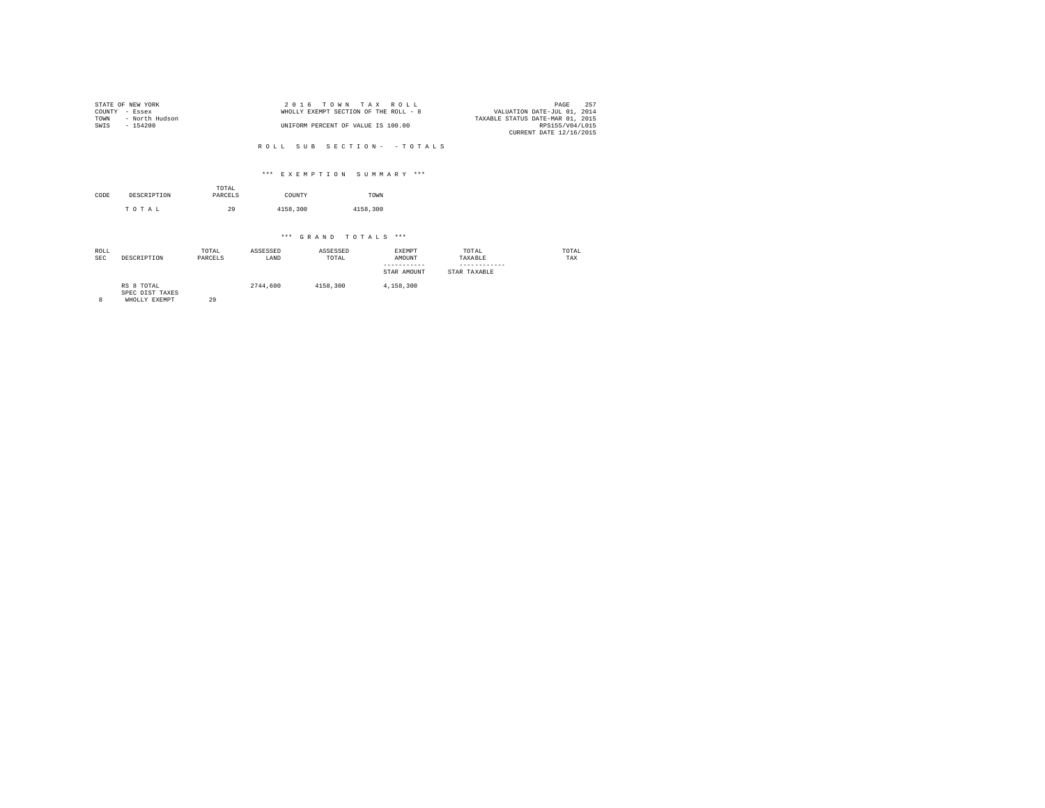STATE OF NEW YORK
COUNTY - Essex
TOWN - North Hudson
SWIS - 154200

2 0 1 6 T O W N T A X R O L L
WHOLLY EXEMPT SECTION OF THE ROLL - 8
UNIFORM PERCENT OF VALUE IS 100.00

VALUATION DATE-JUL 01, 2014
TAXABLE STATUS DATE-MAR 01, 2015
RPS155/V04/L015
CURRENT DATE 12/16/2015

R O L L S U B S E C T I O N - - T O T A L S

*** E X E M P T I O N S U M M A R Y ***

| CODE | DESCRIPTION | TOTAL PARCELS | COUNTY | TOWN |
|---|---|---|---|---|
| | T O T A L | 29 | 4158,300 | 4158,300 |

*** G R A N D T O T A L S ***

| ROLL SEC | DESCRIPTION | TOTAL PARCELS | ASSESSED LAND | ASSESSED TOTAL | EXEMPT AMOUNT / STAR AMOUNT | TOTAL TAXABLE / STAR TAXABLE | TOTAL TAX |
|---|---|---|---|---|---|---|---|
| | RS 8 TOTAL | | 2744,600 | 4158,300 | 4,158,300 | | |
| | SPEC DIST TAXES | | | | | | |
| 8 | WHOLLY EXEMPT | 29 | | | | | |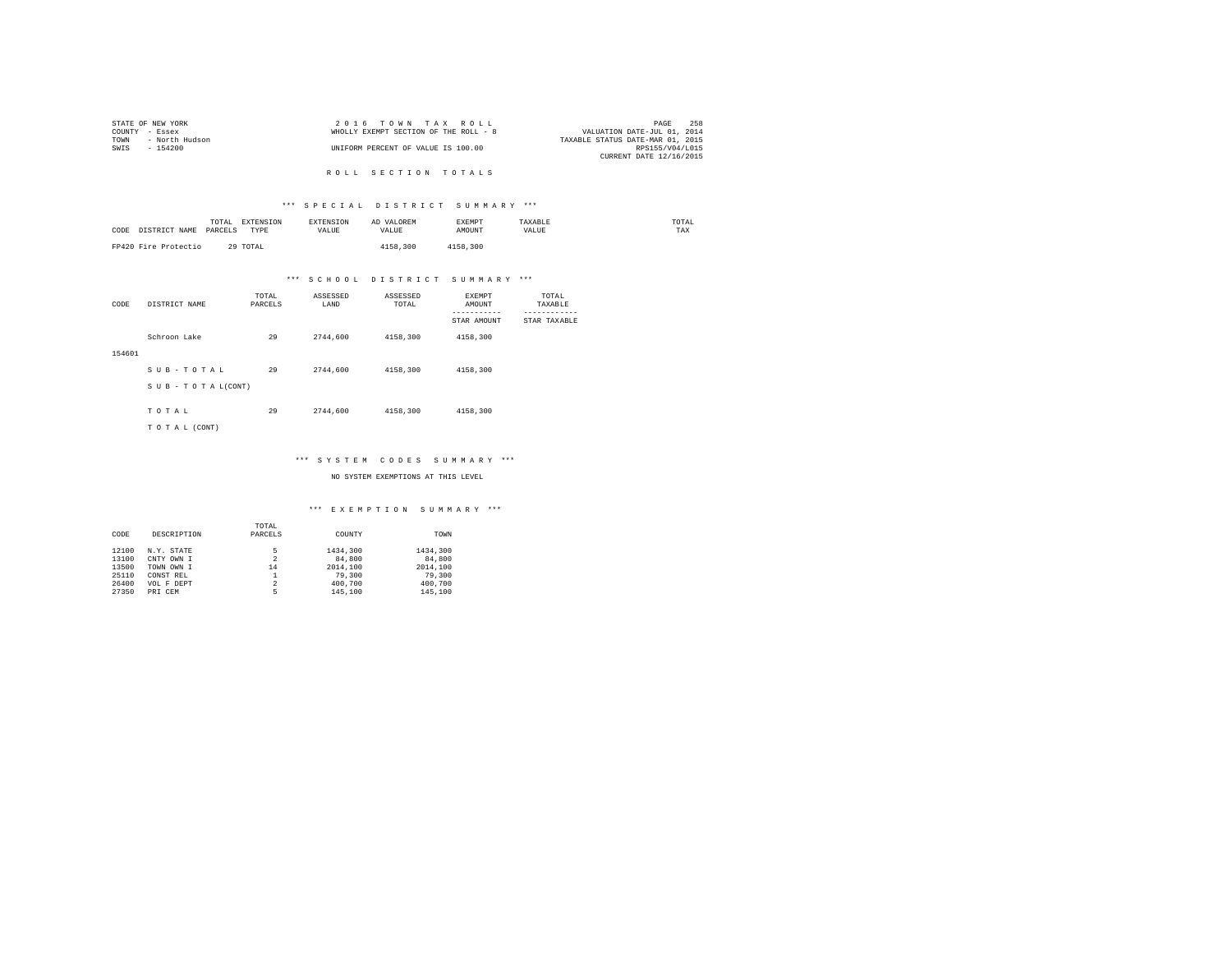STATE OF NEW YORK
COUNTY - Essex
TOWN - North Hudson
SWIS - 154200

2 0 1 6 T O W N T A X R O L L
WHOLLY EXEMPT SECTION OF THE ROLL - 8
UNIFORM PERCENT OF VALUE IS 100.00

VALUATION DATE-JUL 01, 2014
TAXABLE STATUS DATE-MAR 01, 2015
RPS155/V04/L015
CURRENT DATE 12/16/2015

## R O L L S E C T I O N T O T A L S

### *** S P E C I A L D I S T R I C T S U M M A R Y ***

| CODE DISTRICT NAME | TOTAL PARCELS | EXTENSION TYPE | EXTENSION VALUE | AD VALOREM VALUE | EXEMPT AMOUNT | TAXABLE VALUE | TOTAL TAX |
|---|---|---|---|---|---|---|---|
| FP420 Fire Protectio | 29 | TOTAL | | 4158,300 | 4158,300 | | |

### *** S C H O O L D I S T R I C T S U M M A R Y ***

| CODE | DISTRICT NAME | TOTAL PARCELS | ASSESSED LAND | ASSESSED TOTAL | EXEMPT AMOUNT / STAR AMOUNT | TOTAL TAXABLE / STAR TAXABLE |
|---|---|---|---|---|---|---|
| 154601 | Schroon Lake | 29 | 2744,600 | 4158,300 | 4158,300 | |
| | S U B - T O T A L | 29 | 2744,600 | 4158,300 | 4158,300 | |
| | S U B - T O T A L(CONT) | | | | | |
| | T O T A L | 29 | 2744,600 | 4158,300 | 4158,300 | |
| | T O T A L (CONT) | | | | | |

### *** S Y S T E M C O D E S S U M M A R Y ***

NO SYSTEM EXEMPTIONS AT THIS LEVEL

### *** E X E M P T I O N S U M M A R Y ***

| CODE | DESCRIPTION | TOTAL PARCELS | COUNTY | TOWN |
|---|---|---|---|---|
| 12100 | N.Y. STATE | 5 | 1434,300 | 1434,300 |
| 13100 | CNTY OWN I | 2 | 84,800 | 84,800 |
| 13500 | TOWN OWN I | 14 | 2014,100 | 2014,100 |
| 25110 | CONST REL | 1 | 79,300 | 79,300 |
| 26400 | VOL F DEPT | 2 | 400,700 | 400,700 |
| 27350 | PRI CEM | 5 | 145,100 | 145,100 |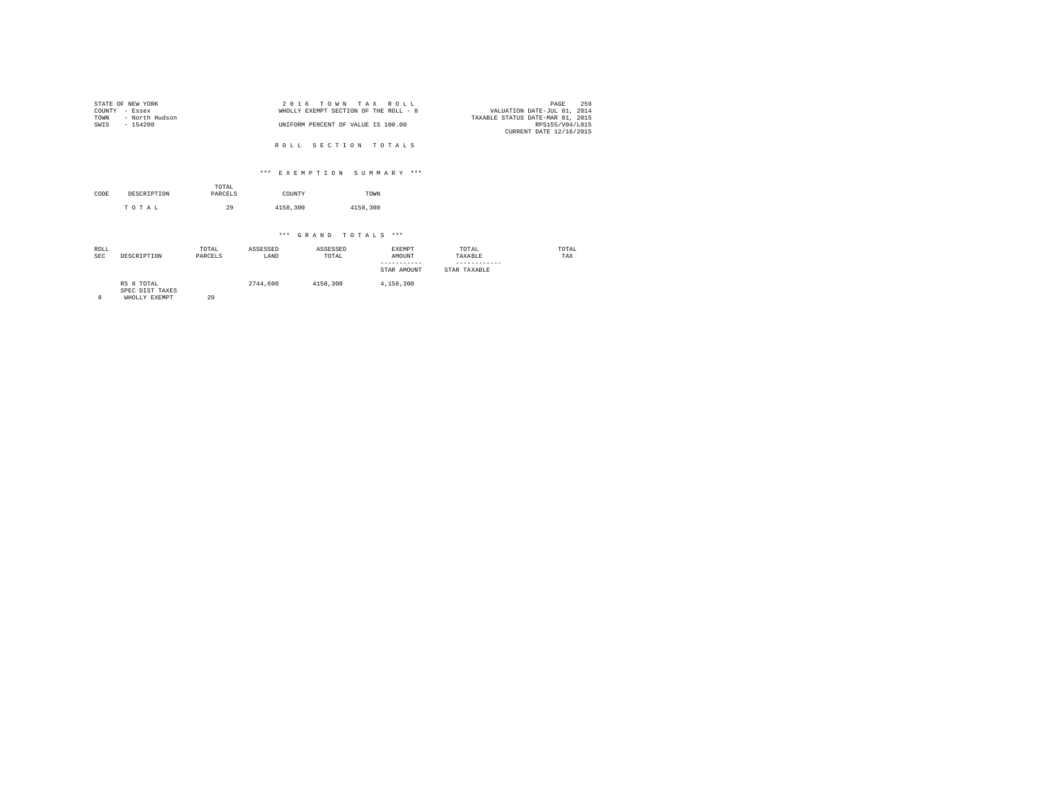STATE OF NEW YORK
COUNTY - Essex
TOWN - North Hudson
SWIS - 154200

2 0 1 6 T O W N T A X R O L L
WHOLLY EXEMPT SECTION OF THE ROLL - 8
UNIFORM PERCENT OF VALUE IS 100.00

VALUATION DATE-JUL 01, 2014
TAXABLE STATUS DATE-MAR 01, 2015
RPS155/V04/L015
CURRENT DATE 12/16/2015

R O L L S E C T I O N T O T A L S

\*\*\* E X E M P T I O N S U M M A R Y \*\*\*

| CODE | DESCRIPTION | TOTAL PARCELS | COUNTY | TOWN |
|---|---|---|---|---|
| | T O T A L | 29 | 4158,300 | 4158,300 |

\*\*\* G R A N D T O T A L S \*\*\*

| ROLL SEC | DESCRIPTION | TOTAL PARCELS | ASSESSED LAND | ASSESSED TOTAL | EXEMPT AMOUNT<br>-----------<br>STAR AMOUNT | TOTAL TAXABLE<br>------------<br>STAR TAXABLE | TOTAL TAX |
|---|---|---|---|---|---|---|---|
| | RS 8 TOTAL | | 2744,600 | 4158,300 | 4,158,300 | | |
| | SPEC DIST TAXES | | | | | | |
| 8 | WHOLLY EXEMPT | 29 | | | | | |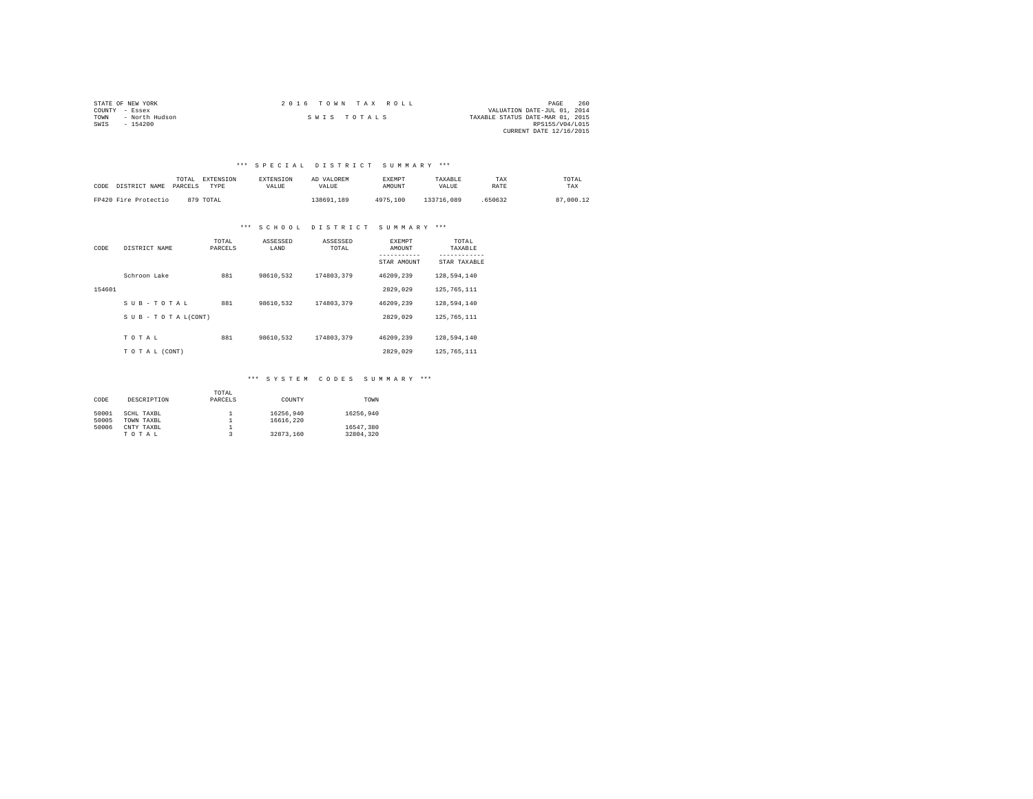STATE OF NEW YORK
COUNTY - Essex
TOWN - North Hudson
SWIS - 154200

2 0 1 6 T O W N T A X R O L L

S W I S T O T A L S

VALUATION DATE-JUL 01, 2014
TAXABLE STATUS DATE-MAR 01, 2015
RPS155/V04/L015
CURRENT DATE 12/16/2015

### *** S P E C I A L D I S T R I C T S U M M A R Y ***

| CODE | DISTRICT NAME | TOTAL PARCELS | EXTENSION TYPE | EXTENSION VALUE | AD VALOREM VALUE | EXEMPT AMOUNT | TAXABLE VALUE | TAX RATE | TOTAL TAX |
|---|---|---|---|---|---|---|---|---|---|
| FP420 | Fire Protectio | 879 | TOTAL | | 138691,189 | 4975,100 | 133716,089 | .650632 | 87,000.12 |

### *** S C H O O L D I S T R I C T S U M M A R Y ***

| CODE | DISTRICT NAME | TOTAL PARCELS | ASSESSED LAND | ASSESSED TOTAL | EXEMPT AMOUNT / STAR AMOUNT | TOTAL TAXABLE / STAR TAXABLE |
|---|---|---|---|---|---|---|
| | Schroon Lake | 881 | 98610,532 | 174803,379 | 46209,239 | 128,594,140 |
| 154601 | | | | | 2829,029 | 125,765,111 |
| | S U B - T O T A L | 881 | 98610,532 | 174803,379 | 46209,239 | 128,594,140 |
| | S U B - T O T A L(CONT) | | | | 2829,029 | 125,765,111 |
| | T O T A L | 881 | 98610,532 | 174803,379 | 46209,239 | 128,594,140 |
| | T O T A L (CONT) | | | | 2829,029 | 125,765,111 |

### *** S Y S T E M C O D E S S U M M A R Y ***

| CODE | DESCRIPTION | TOTAL PARCELS | COUNTY | TOWN |
|---|---|---|---|---|
| 50001 | SCHL TAXBL | 1 | 16256,940 | 16256,940 |
| 50005 | TOWN TAXBL | 1 | 16616,220 | |
| 50006 | CNTY TAXBL | 1 | | 16547,380 |
| | T O T A L | 3 | 32873,160 | 32804,320 |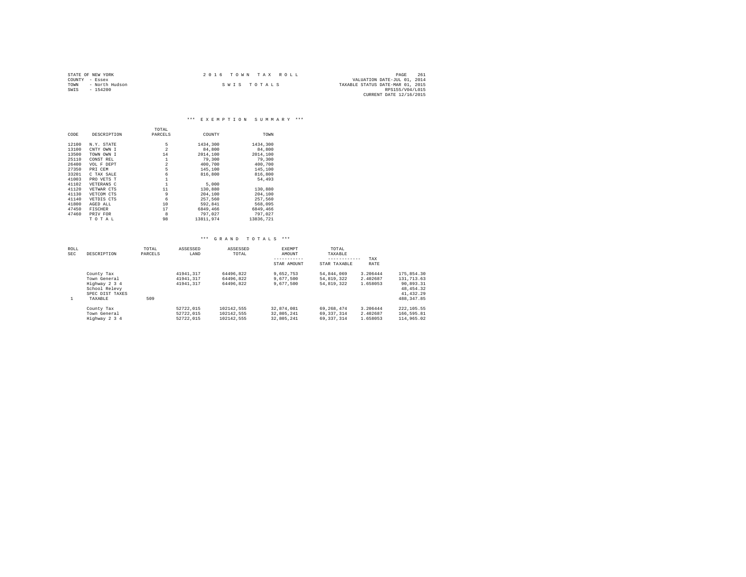STATE OF NEW YORK
COUNTY - Essex
TOWN - North Hudson
SWIS - 154200

2016 TOWN TAX ROLL

SWIS TOTALS

VALUATION DATE-JUL 01, 2014
TAXABLE STATUS DATE-MAR 01, 2015
RPS155/V04/L015
CURRENT DATE 12/16/2015

### *** EXEMPTION SUMMARY ***

| CODE | DESCRIPTION | TOTAL PARCELS | COUNTY | TOWN |
|---|---|---|---|---|
| 12100 | N.Y. STATE | 5 | 1434,300 | 1434,300 |
| 13100 | CNTY OWN I | 2 | 84,800 | 84,800 |
| 13500 | TOWN OWN I | 14 | 2014,100 | 2014,100 |
| 25110 | CONST REL | 1 | 79,300 | 79,300 |
| 26400 | VOL F DEPT | 2 | 400,700 | 400,700 |
| 27350 | PRI CEM | 5 | 145,100 | 145,100 |
| 33201 | C TAX SALE | 6 | 816,800 | 816,800 |
| 41003 | PRO VETS T | 1 | | 54,493 |
| 41102 | VETERANS C | 1 | 5,000 | |
| 41120 | VETWAR CTS | 11 | 130,880 | 130,880 |
| 41130 | VETCOM CTS | 9 | 204,100 | 204,100 |
| 41140 | VETDIS CTS | 6 | 257,560 | 257,560 |
| 41800 | AGED ALL | 10 | 592,841 | 568,095 |
| 47450 | FISCHER | 17 | 6849,466 | 6849,466 |
| 47460 | PRIV FOR | 8 | 797,027 | 797,027 |
| | T O T A L | 98 | 13811,974 | 13836,721 |

### *** GRAND TOTALS ***

| ROLL SEC | DESCRIPTION | TOTAL PARCELS | ASSESSED LAND | ASSESSED TOTAL | EXEMPT AMOUNT / STAR AMOUNT | TOTAL TAXABLE / STAR TAXABLE | TAX RATE | |
|---|---|---|---|---|---|---|---|---|
| | County Tax | | 41941,317 | 64496,822 | 9,652,753 | 54,844,069 | 3.206444 | 175,854.30 |
| | Town General | | 41941,317 | 64496,822 | 9,677,500 | 54,819,322 | 2.402687 | 131,713.63 |
| | Highway 2 3 4 | | 41941,317 | 64496,822 | 9,677,500 | 54,819,322 | 1.658053 | 90,893.31 |
| | School Relevy | | | | | | | 48,454.32 |
| | SPEC DIST TAXES | | | | | | | 41,432.29 |
| 1 | TAXABLE | 509 | | | | | | 488,347.85 |
| | County Tax | | 52722,015 | 102142,555 | 32,874,081 | 69,268,474 | 3.206444 | 222,105.55 |
| | Town General | | 52722,015 | 102142,555 | 32,805,241 | 69,337,314 | 2.402687 | 166,595.81 |
| | Highway 2 3 4 | | 52722,015 | 102142,555 | 32,805,241 | 69,337,314 | 1.658053 | 114,965.02 |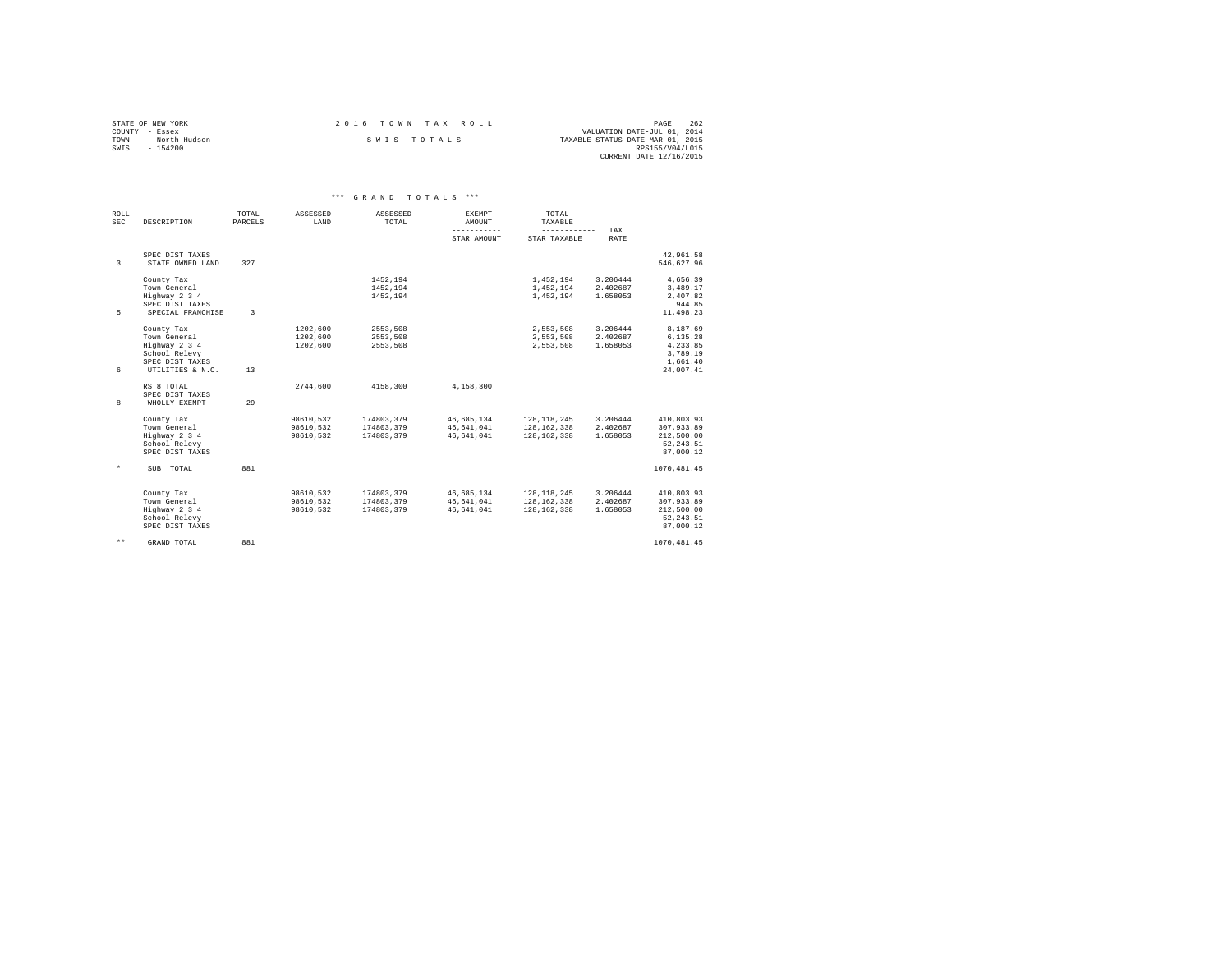STATE OF NEW YORK
COUNTY - Essex
TOWN - North Hudson
SWIS - 154200

**2 0 1 6 T O W N T A X R O L L**

**S W I S T O T A L S**

VALUATION DATE-JUL 01, 2014
TAXABLE STATUS DATE-MAR 01, 2015
RPS155/V04/L015
CURRENT DATE 12/16/2015

### *** G R A N D T O T A L S ***

| ROLL SEC | DESCRIPTION | TOTAL PARCELS | ASSESSED LAND | ASSESSED TOTAL | EXEMPT AMOUNT / STAR AMOUNT | TOTAL TAXABLE / STAR TAXABLE | TAX RATE | |
|---|---|---|---|---|---|---|---|---|
| | SPEC DIST TAXES | | | | | | | 42,961.58 |
| 3 | STATE OWNED LAND | 327 | | | | | | 546,627.96 |
| | County Tax | | | 1452,194 | | 1,452,194 | 3.206444 | 4,656.39 |
| | Town General | | | 1452,194 | | 1,452,194 | 2.402687 | 3,489.17 |
| | Highway 2 3 4 | | | 1452,194 | | 1,452,194 | 1.658053 | 2,407.82 |
| | SPEC DIST TAXES | | | | | | | 944.85 |
| 5 | SPECIAL FRANCHISE | 3 | | | | | | 11,498.23 |
| | County Tax | | 1202,600 | 2553,508 | | 2,553,508 | 3.206444 | 8,187.69 |
| | Town General | | 1202,600 | 2553,508 | | 2,553,508 | 2.402687 | 6,135.28 |
| | Highway 2 3 4 | | 1202,600 | 2553,508 | | 2,553,508 | 1.658053 | 4,233.85 |
| | School Relevy | | | | | | | 3,789.19 |
| | SPEC DIST TAXES | | | | | | | 1,661.40 |
| 6 | UTILITIES & N.C. | 13 | | | | | | 24,007.41 |
| | RS 8 TOTAL | | 2744,600 | 4158,300 | 4,158,300 | | | |
| | SPEC DIST TAXES | | | | | | | |
| 8 | WHOLLY EXEMPT | 29 | | | | | | |
| | County Tax | | 98610,532 | 174803,379 | 46,685,134 | 128,118,245 | 3.206444 | 410,803.93 |
| | Town General | | 98610,532 | 174803,379 | 46,641,041 | 128,162,338 | 2.402687 | 307,933.89 |
| | Highway 2 3 4 | | 98610,532 | 174803,379 | 46,641,041 | 128,162,338 | 1.658053 | 212,500.00 |
| | School Relevy | | | | | | | 52,243.51 |
| | SPEC DIST TAXES | | | | | | | 87,000.12 |
| * | SUB TOTAL | 881 | | | | | | 1070,481.45 |
| | County Tax | | 98610,532 | 174803,379 | 46,685,134 | 128,118,245 | 3.206444 | 410,803.93 |
| | Town General | | 98610,532 | 174803,379 | 46,641,041 | 128,162,338 | 2.402687 | 307,933.89 |
| | Highway 2 3 4 | | 98610,532 | 174803,379 | 46,641,041 | 128,162,338 | 1.658053 | 212,500.00 |
| | School Relevy | | | | | | | 52,243.51 |
| | SPEC DIST TAXES | | | | | | | 87,000.12 |
| ** | GRAND TOTAL | 881 | | | | | | 1070,481.45 |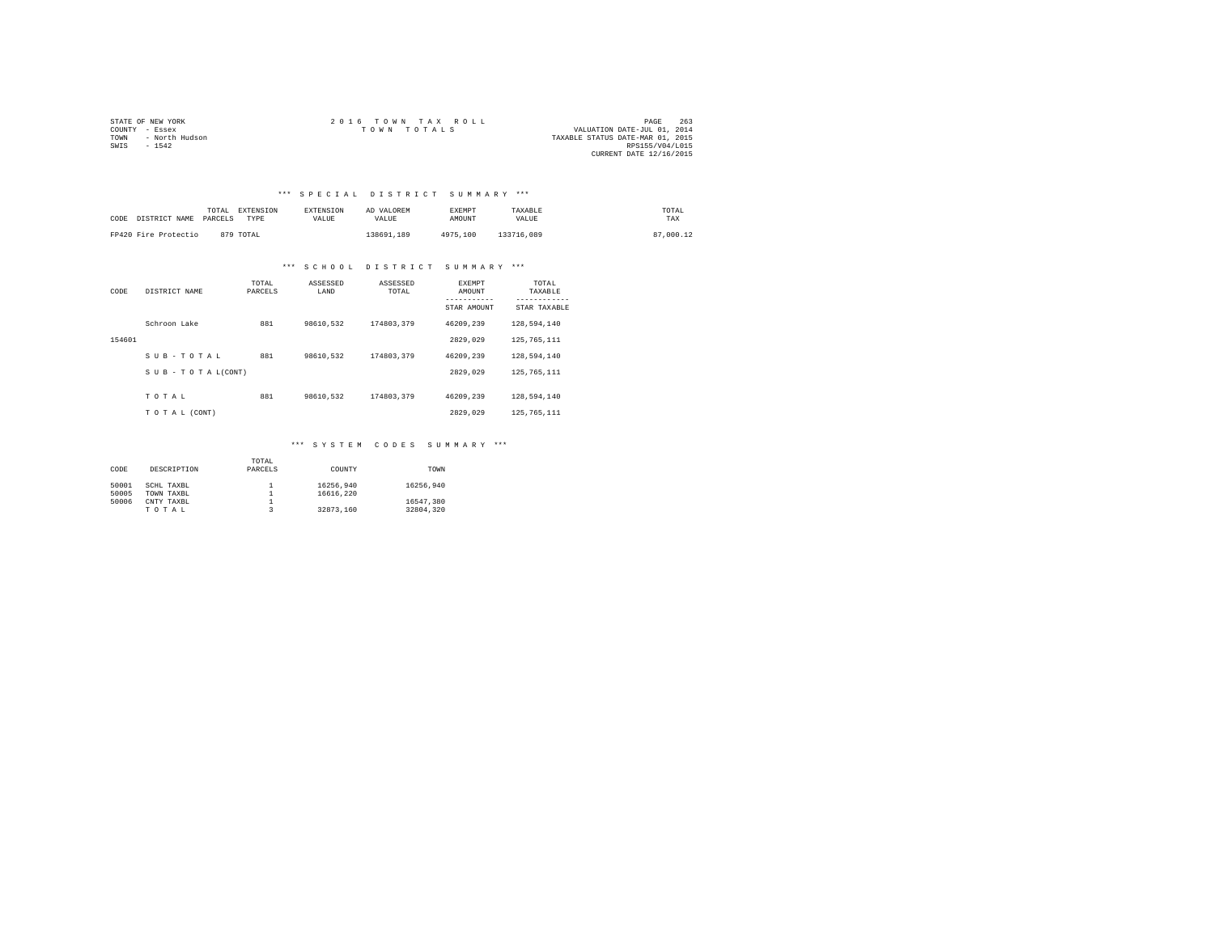STATE OF NEW YORK
COUNTY - Essex
TOWN - North Hudson
SWIS - 1542

2 0 1 6 T O W N T A X R O L L
T O W N T O T A L S

VALUATION DATE-JUL 01, 2014
TAXABLE STATUS DATE-MAR 01, 2015
RPS155/V04/L015
CURRENT DATE 12/16/2015

### *** S P E C I A L D I S T R I C T S U M M A R Y ***

| CODE | DISTRICT NAME | TOTAL PARCELS | EXTENSION TYPE | EXTENSION VALUE | AD VALOREM VALUE | EXEMPT AMOUNT | TAXABLE VALUE | TOTAL TAX |
|---|---|---|---|---|---|---|---|---|
| FP420 | Fire Protectio | 879 | TOTAL | | 138691,189 | 4975,100 | 133716,089 | 87,000.12 |

### *** S C H O O L D I S T R I C T S U M M A R Y ***

| CODE | DISTRICT NAME | TOTAL PARCELS | ASSESSED LAND | ASSESSED TOTAL | EXEMPT AMOUNT / STAR AMOUNT | TOTAL TAXABLE / STAR TAXABLE |
|---|---|---|---|---|---|---|
| | Schroon Lake | 881 | 98610,532 | 174803,379 | 46209,239 | 128,594,140 |
| 154601 | | | | | 2829,029 | 125,765,111 |
| | S U B - T O T A L | 881 | 98610,532 | 174803,379 | 46209,239 | 128,594,140 |
| | S U B - T O T A L(CONT) | | | | 2829,029 | 125,765,111 |
| | T O T A L | 881 | 98610,532 | 174803,379 | 46209,239 | 128,594,140 |
| | T O T A L (CONT) | | | | 2829,029 | 125,765,111 |

### *** S Y S T E M C O D E S S U M M A R Y ***

| CODE | DESCRIPTION | TOTAL PARCELS | COUNTY | TOWN |
|---|---|---|---|---|
| 50001 | SCHL TAXBL | 1 | 16256,940 | 16256,940 |
| 50005 | TOWN TAXBL | 1 | 16616,220 | |
| 50006 | CNTY TAXBL | 1 | | 16547,380 |
| | T O T A L | 3 | 32873,160 | 32804,320 |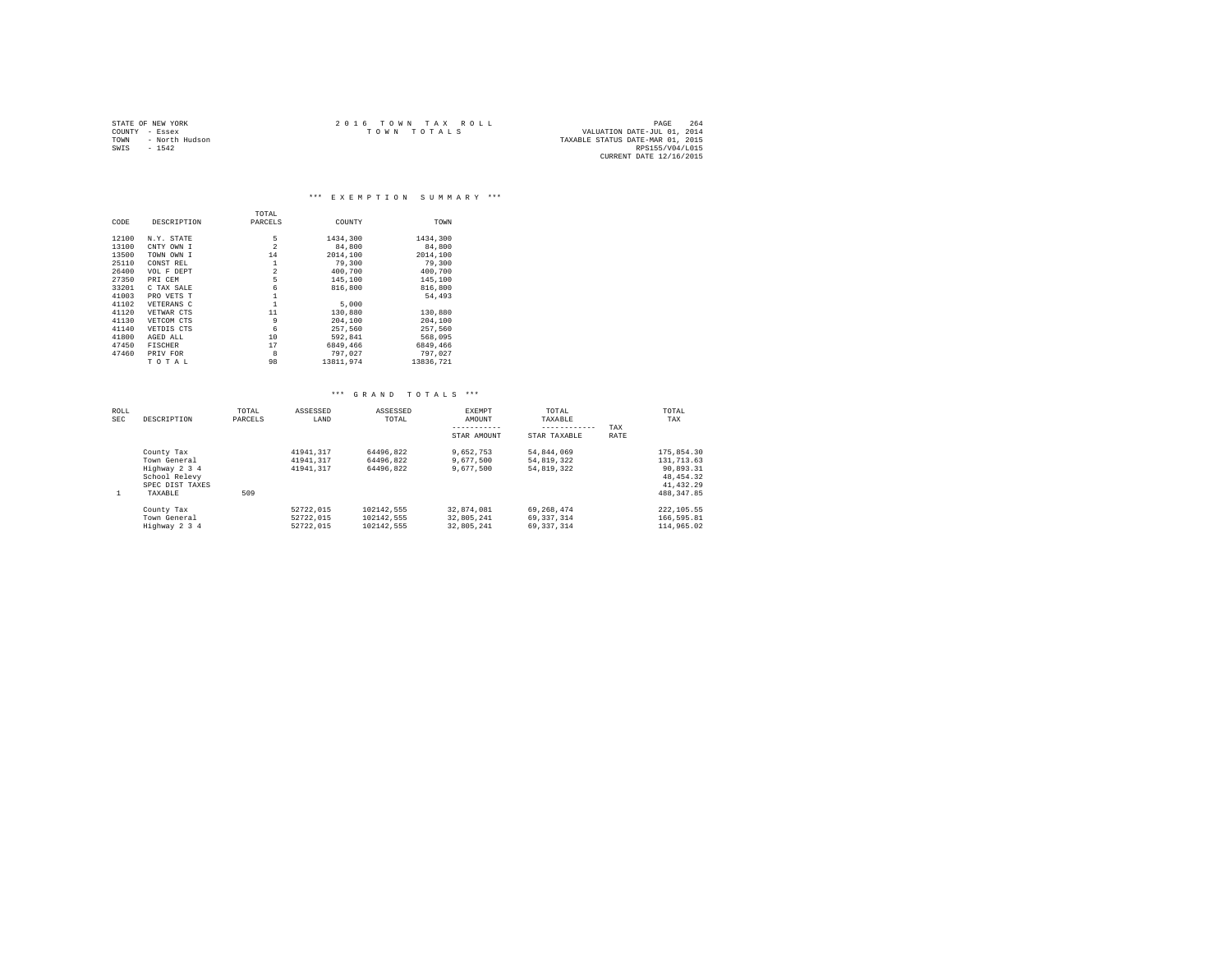STATE OF NEW YORK
COUNTY - Essex
TOWN - North Hudson
SWIS - 1542

2016 TOWN TAX ROLL
TOWN TOTALS

VALUATION DATE-JUL 01, 2014
TAXABLE STATUS DATE-MAR 01, 2015
RPS155/V04/L015
CURRENT DATE 12/16/2015

### *** EXEMPTION SUMMARY ***

| CODE | DESCRIPTION | TOTAL PARCELS | COUNTY | TOWN |
|---|---|---|---|---|
| 12100 | N.Y. STATE | 5 | 1434,300 | 1434,300 |
| 13100 | CNTY OWN I | 2 | 84,800 | 84,800 |
| 13500 | TOWN OWN I | 14 | 2014,100 | 2014,100 |
| 25110 | CONST REL | 1 | 79,300 | 79,300 |
| 26400 | VOL F DEPT | 2 | 400,700 | 400,700 |
| 27350 | PRI CEM | 5 | 145,100 | 145,100 |
| 33201 | C TAX SALE | 6 | 816,800 | 816,800 |
| 41003 | PRO VETS T | 1 | | 54,493 |
| 41102 | VETERANS C | 1 | 5,000 | |
| 41120 | VETWAR CTS | 11 | 130,880 | 130,880 |
| 41130 | VETCOM CTS | 9 | 204,100 | 204,100 |
| 41140 | VETDIS CTS | 6 | 257,560 | 257,560 |
| 41800 | AGED ALL | 10 | 592,841 | 568,095 |
| 47450 | FISCHER | 17 | 6849,466 | 6849,466 |
| 47460 | PRIV FOR | 8 | 797,027 | 797,027 |
| | T O T A L | 98 | 13811,974 | 13836,721 |

### *** GRAND TOTALS ***

| ROLL SEC | DESCRIPTION | TOTAL PARCELS | ASSESSED LAND | ASSESSED TOTAL | EXEMPT AMOUNT ----------- STAR AMOUNT | TOTAL TAXABLE ------------ STAR TAXABLE | TAX RATE | TOTAL TAX |
|---|---|---|---|---|---|---|---|---|
| | County Tax | | 41941,317 | 64496,822 | 9,652,753 | 54,844,069 | | 175,854.30 |
| | Town General | | 41941,317 | 64496,822 | 9,677,500 | 54,819,322 | | 131,713.63 |
| | Highway 2 3 4 | | 41941,317 | 64496,822 | 9,677,500 | 54,819,322 | | 90,893.31 |
| | School Relevy | | | | | | | 48,454.32 |
| | SPEC DIST TAXES | | | | | | | 41,432.29 |
| 1 | TAXABLE | 509 | | | | | | 488,347.85 |
| | County Tax | | 52722,015 | 102142,555 | 32,874,081 | 69,268,474 | | 222,105.55 |
| | Town General | | 52722,015 | 102142,555 | 32,805,241 | 69,337,314 | | 166,595.81 |
| | Highway 2 3 4 | | 52722,015 | 102142,555 | 32,805,241 | 69,337,314 | | 114,965.02 |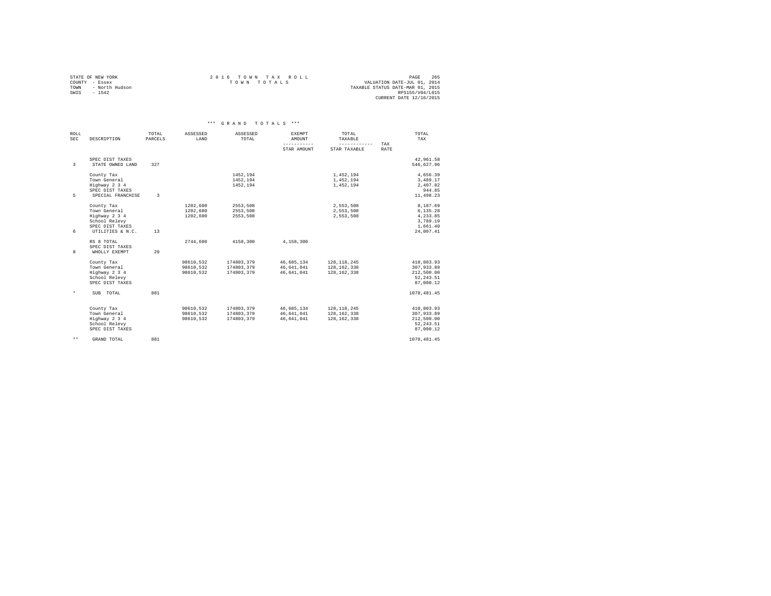STATE OF NEW YORK
COUNTY - Essex
TOWN - North Hudson
SWIS - 1542

2016 TOWN TAX ROLL
TOWN TOTALS

VALUATION DATE-JUL 01, 2014
TAXABLE STATUS DATE-MAR 01, 2015
RPS155/V04/L015
CURRENT DATE 12/16/2015

### *** GRAND TOTALS ***

| ROLL SEC | DESCRIPTION | TOTAL PARCELS | ASSESSED LAND | ASSESSED TOTAL | EXEMPT AMOUNT / STAR AMOUNT | TOTAL TAXABLE / STAR TAXABLE | TAX RATE | TOTAL TAX |
|---|---|---|---|---|---|---|---|---|
| | SPEC DIST TAXES | | | | | | | 42,961.58 |
| 3 | STATE OWNED LAND | 327 | | | | | | 546,627.96 |
| | County Tax | | | 1452,194 | | 1,452,194 | | 4,656.39 |
| | Town General | | | 1452,194 | | 1,452,194 | | 3,489.17 |
| | Highway 2 3 4 | | | 1452,194 | | 1,452,194 | | 2,407.82 |
| | SPEC DIST TAXES | | | | | | | 944.85 |
| 5 | SPECIAL FRANCHISE | 3 | | | | | | 11,498.23 |
| | County Tax | | 1202,600 | 2553,508 | | 2,553,508 | | 8,187.69 |
| | Town General | | 1202,600 | 2553,508 | | 2,553,508 | | 6,135.28 |
| | Highway 2 3 4 | | 1202,600 | 2553,508 | | 2,553,508 | | 4,233.85 |
| | School Relevy | | | | | | | 3,789.19 |
| | SPEC DIST TAXES | | | | | | | 1,661.40 |
| 6 | UTILITIES & N.C. | 13 | | | | | | 24,007.41 |
| | RS 8 TOTAL | | 2744,600 | 4158,300 | 4,158,300 | | | |
| | SPEC DIST TAXES | | | | | | | |
| 8 | WHOLLY EXEMPT | 29 | | | | | | |
| | County Tax | | 98610,532 | 174803,379 | 46,685,134 | 128,118,245 | | 410,803.93 |
| | Town General | | 98610,532 | 174803,379 | 46,641,041 | 128,162,338 | | 307,933.89 |
| | Highway 2 3 4 | | 98610,532 | 174803,379 | 46,641,041 | 128,162,338 | | 212,500.00 |
| | School Relevy | | | | | | | 52,243.51 |
| | SPEC DIST TAXES | | | | | | | 87,000.12 |
| * | SUB TOTAL | 881 | | | | | | 1070,481.45 |
| | County Tax | | 98610,532 | 174803,379 | 46,685,134 | 128,118,245 | | 410,803.93 |
| | Town General | | 98610,532 | 174803,379 | 46,641,041 | 128,162,338 | | 307,933.89 |
| | Highway 2 3 4 | | 98610,532 | 174803,379 | 46,641,041 | 128,162,338 | | 212,500.00 |
| | School Relevy | | | | | | | 52,243.51 |
| | SPEC DIST TAXES | | | | | | | 87,000.12 |
| ** | GRAND TOTAL | 881 | | | | | | 1070,481.45 |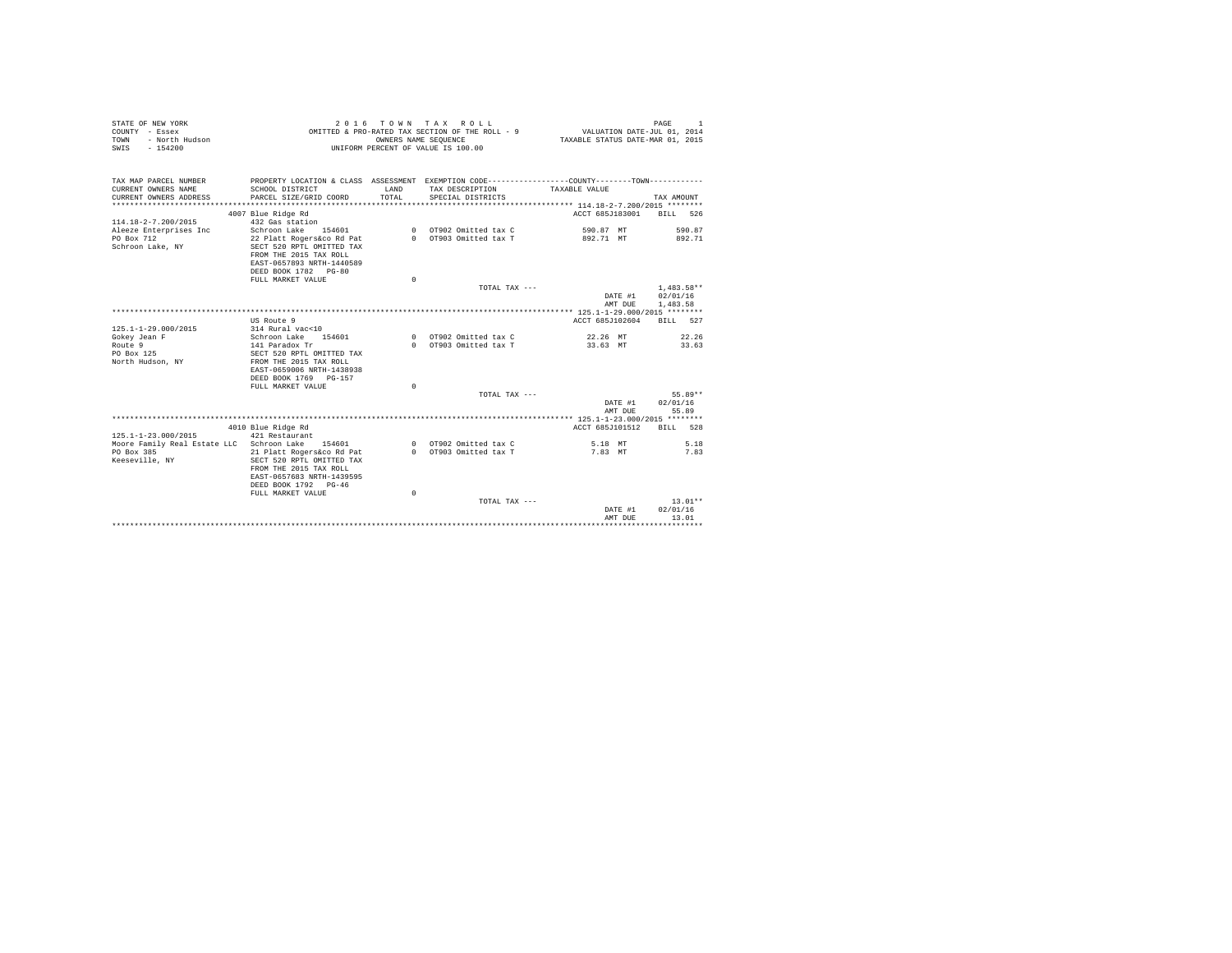STATE OF NEW YORK — 2016 TOWN TAX ROLL — PAGE 1
COUNTY - Essex — OMITTED & PRO-RATED TAX SECTION OF THE ROLL - 9 — VALUATION DATE-JUL 01, 2014
TOWN - North Hudson — OWNERS NAME SEQUENCE — TAXABLE STATUS DATE-MAR 01, 2015
SWIS - 154200 — UNIFORM PERCENT OF VALUE IS 100.00

| TAX MAP PARCEL NUMBER / CURRENT OWNERS NAME / CURRENT OWNERS ADDRESS | PROPERTY LOCATION & CLASS / SCHOOL DISTRICT / PARCEL SIZE/GRID COORD | ASSESSMENT LAND / TOTAL | EXEMPTION CODE / TAX DESCRIPTION / SPECIAL DISTRICTS | COUNTY--------TOWN / TAXABLE VALUE | TAX AMOUNT |
|---|---|---|---|---|---|
| **114.18-2-7.200/2015** | 4007 Blue Ridge Rd | | | ACCT 685J183001 | BILL 526 |
| 114.18-2-7.200/2015 | 432 Gas station | | | | |
| Aleeze Enterprises Inc | Schroon Lake 154601 | 0 | OT902 Omitted tax C | 590.87 MT | 590.87 |
| PO Box 712 | 22 Platt Rogers&co Rd Pat | 0 | OT903 Omitted tax T | 892.71 MT | 892.71 |
| Schroon Lake, NY | SECT 520 RPTL OMITTED TAX | | | | |
| | FROM THE 2015 TAX ROLL | | | | |
| | EAST-0657893 NRTH-1440589 | | | | |
| | DEED BOOK 1782 PG-80 | | | | |
| | FULL MARKET VALUE | 0 | | | |
| | | | TOTAL TAX --- | | 1,483.58** |
| | | | | DATE #1 | 02/01/16 |
| | | | | AMT DUE | 1,483.58 |
| **125.1-1-29.000/2015** | US Route 9 | | | ACCT 685J102604 | BILL 527 |
| 125.1-1-29.000/2015 | 314 Rural vac<10 | | | | |
| Gokey Jean F | Schroon Lake 154601 | 0 | OT902 Omitted tax C | 22.26 MT | 22.26 |
| Route 9 | 141 Paradox Tr | 0 | OT903 Omitted tax T | 33.63 MT | 33.63 |
| PO Box 125 | SECT 520 RPTL OMITTED TAX | | | | |
| North Hudson, NY | FROM THE 2015 TAX ROLL | | | | |
| | EAST-0659006 NRTH-1438938 | | | | |
| | DEED BOOK 1769 PG-157 | | | | |
| | FULL MARKET VALUE | 0 | | | |
| | | | TOTAL TAX --- | | 55.89** |
| | | | | DATE #1 | 02/01/16 |
| | | | | AMT DUE | 55.89 |
| **125.1-1-23.000/2015** | 4010 Blue Ridge Rd | | | ACCT 685J101512 | BILL 528 |
| 125.1-1-23.000/2015 | 421 Restaurant | | | | |
| Moore Family Real Estate LLC | Schroon Lake 154601 | 0 | OT902 Omitted tax C | 5.18 MT | 5.18 |
| PO Box 385 | 21 Platt Rogers&co Rd Pat | 0 | OT903 Omitted tax T | 7.83 MT | 7.83 |
| Keeseville, NY | SECT 520 RPTL OMITTED TAX | | | | |
| | FROM THE 2015 TAX ROLL | | | | |
| | EAST-0657683 NRTH-1439595 | | | | |
| | DEED BOOK 1792 PG-46 | | | | |
| | FULL MARKET VALUE | 0 | | | |
| | | | TOTAL TAX --- | | 13.01** |
| | | | | DATE #1 | 02/01/16 |
| | | | | AMT DUE | 13.01 |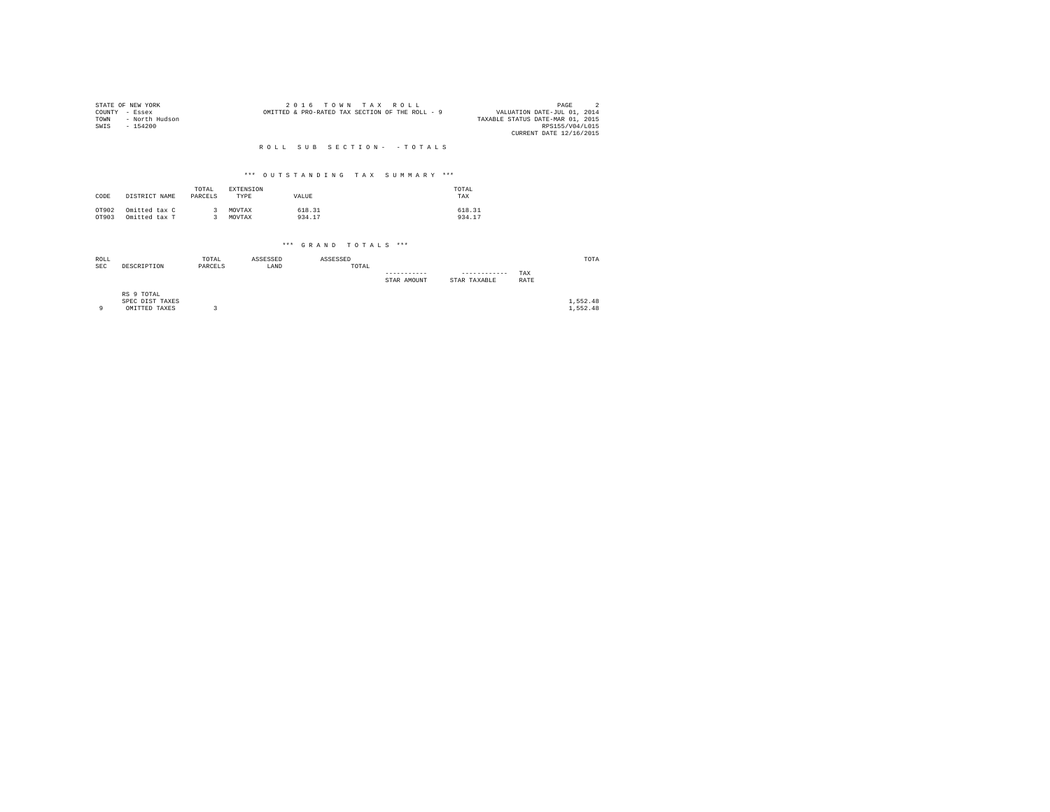STATE OF NEW YORK
COUNTY - Essex
TOWN - North Hudson
SWIS - 154200

2 0 1 6 T O W N T A X R O L L
OMITTED & PRO-RATED TAX SECTION OF THE ROLL - 9

PAGE 2
VALUATION DATE-JUL 01, 2014
TAXABLE STATUS DATE-MAR 01, 2015
RPS155/V04/L015
CURRENT DATE 12/16/2015

R O L L S U B S E C T I O N - - T O T A L S

\*\*\* O U T S T A N D I N G T A X S U M M A R Y \*\*\*

| CODE | DISTRICT NAME | TOTAL PARCELS | EXTENSION TYPE | VALUE | TOTAL TAX |
|---|---|---|---|---|---|
| OT902 | Omitted tax C | 3 | MOVTAX | 618.31 | 618.31 |
| OT903 | Omitted tax T | 3 | MOVTAX | 934.17 | 934.17 |

\*\*\* G R A N D T O T A L S \*\*\*

| ROLL SEC | DESCRIPTION | TOTAL PARCELS | ASSESSED LAND | ASSESSED TOTAL | STAR AMOUNT | STAR TAXABLE | TAX RATE | TOTA |
|---|---|---|---|---|---|---|---|---|
| | RS 9 TOTAL | | | | | | | |
| | SPEC DIST TAXES | | | | | | | 1,552.48 |
| 9 | OMITTED TAXES | 3 | | | | | | 1,552.48 |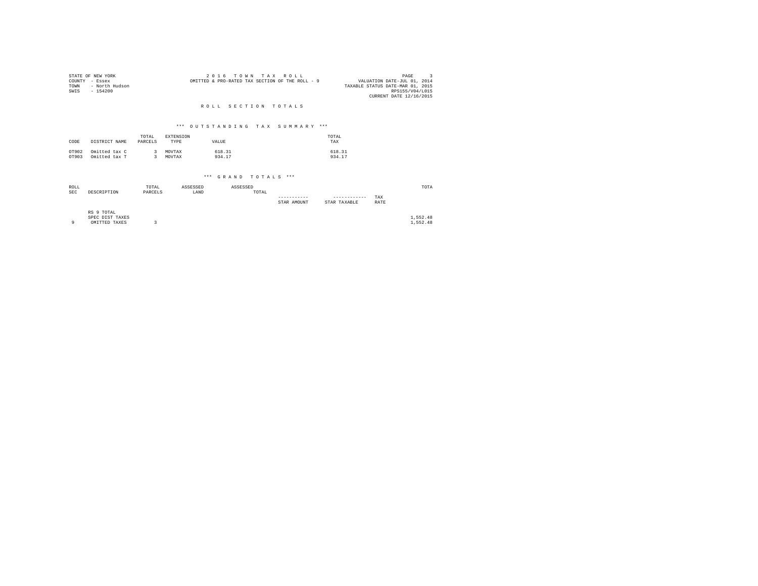STATE OF NEW YORK
COUNTY - Essex
TOWN - North Hudson
SWIS - 154200

2 0 1 6 T O W N T A X R O L L
OMITTED & PRO-RATED TAX SECTION OF THE ROLL - 9

PAGE 3
VALUATION DATE-JUL 01, 2014
TAXABLE STATUS DATE-MAR 01, 2015
RPS155/V04/L015
CURRENT DATE 12/16/2015

## R O L L S E C T I O N T O T A L S

### *** O U T S T A N D I N G T A X S U M M A R Y ***

| CODE | DISTRICT NAME | TOTAL PARCELS | EXTENSION TYPE | VALUE | TOTAL TAX |
|---|---|---|---|---|---|
| OT902 | Omitted tax C | 3 | MOVTAX | 618.31 | 618.31 |
| OT903 | Omitted tax T | 3 | MOVTAX | 934.17 | 934.17 |

### *** G R A N D T O T A L S ***

| ROLL SEC | DESCRIPTION | TOTAL PARCELS | ASSESSED LAND | ASSESSED TOTAL | STAR AMOUNT | STAR TAXABLE | TAX RATE | TOTA |
|---|---|---|---|---|---|---|---|---|
| | RS 9 TOTAL | | | | | | | |
| | SPEC DIST TAXES | | | | | | | 1,552.48 |
| 9 | OMITTED TAXES | 3 | | | | | | 1,552.48 |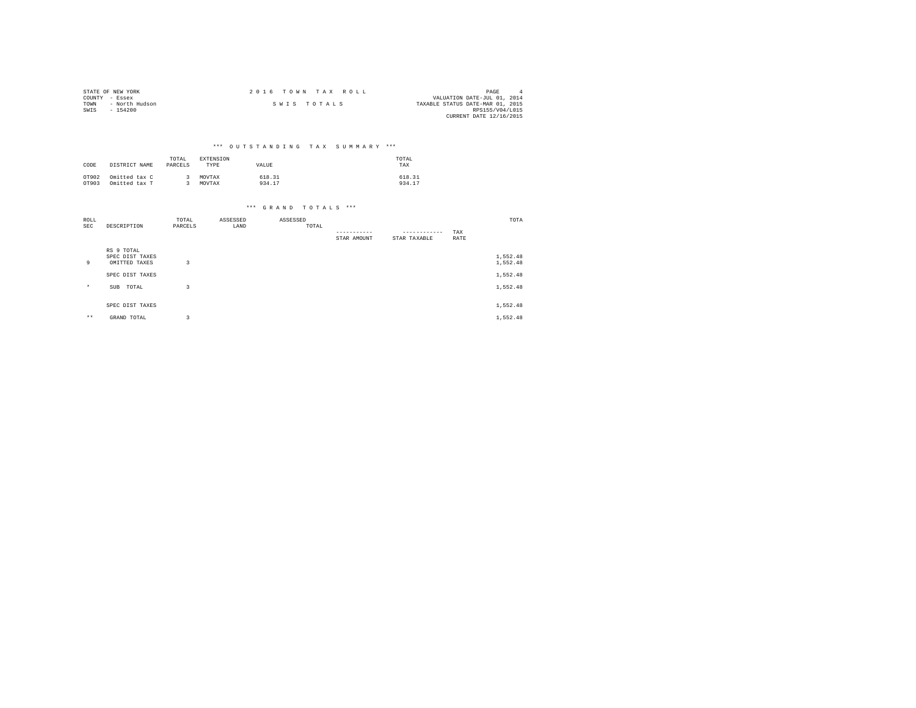STATE OF NEW YORK
COUNTY - Essex
TOWN - North Hudson
SWIS - 154200

2 0 1 6 T O W N T A X R O L L

S W I S T O T A L S

PAGE 4
VALUATION DATE-JUL 01, 2014
TAXABLE STATUS DATE-MAR 01, 2015
RPS155/V04/L015
CURRENT DATE 12/16/2015

### *** O U T S T A N D I N G T A X S U M M A R Y ***

| CODE | DISTRICT NAME | TOTAL PARCELS | EXTENSION TYPE | VALUE | TOTAL TAX |
|---|---|---|---|---|---|
| OT902 | Omitted tax C | 3 | MOVTAX | 618.31 | 618.31 |
| OT903 | Omitted tax T | 3 | MOVTAX | 934.17 | 934.17 |

### *** G R A N D T O T A L S ***

| ROLL SEC | DESCRIPTION | TOTAL PARCELS | ASSESSED LAND | ASSESSED TOTAL | STAR AMOUNT | STAR TAXABLE | TAX RATE | TOTA |
|---|---|---|---|---|---|---|---|---|
| | RS 9 TOTAL | | | | | | | |
| | SPEC DIST TAXES | | | | | | | 1,552.48 |
| 9 | OMITTED TAXES | 3 | | | | | | 1,552.48 |
| | SPEC DIST TAXES | | | | | | | 1,552.48 |
| * | SUB TOTAL | 3 | | | | | | 1,552.48 |
| | SPEC DIST TAXES | | | | | | | 1,552.48 |
| ** | GRAND TOTAL | 3 | | | | | | 1,552.48 |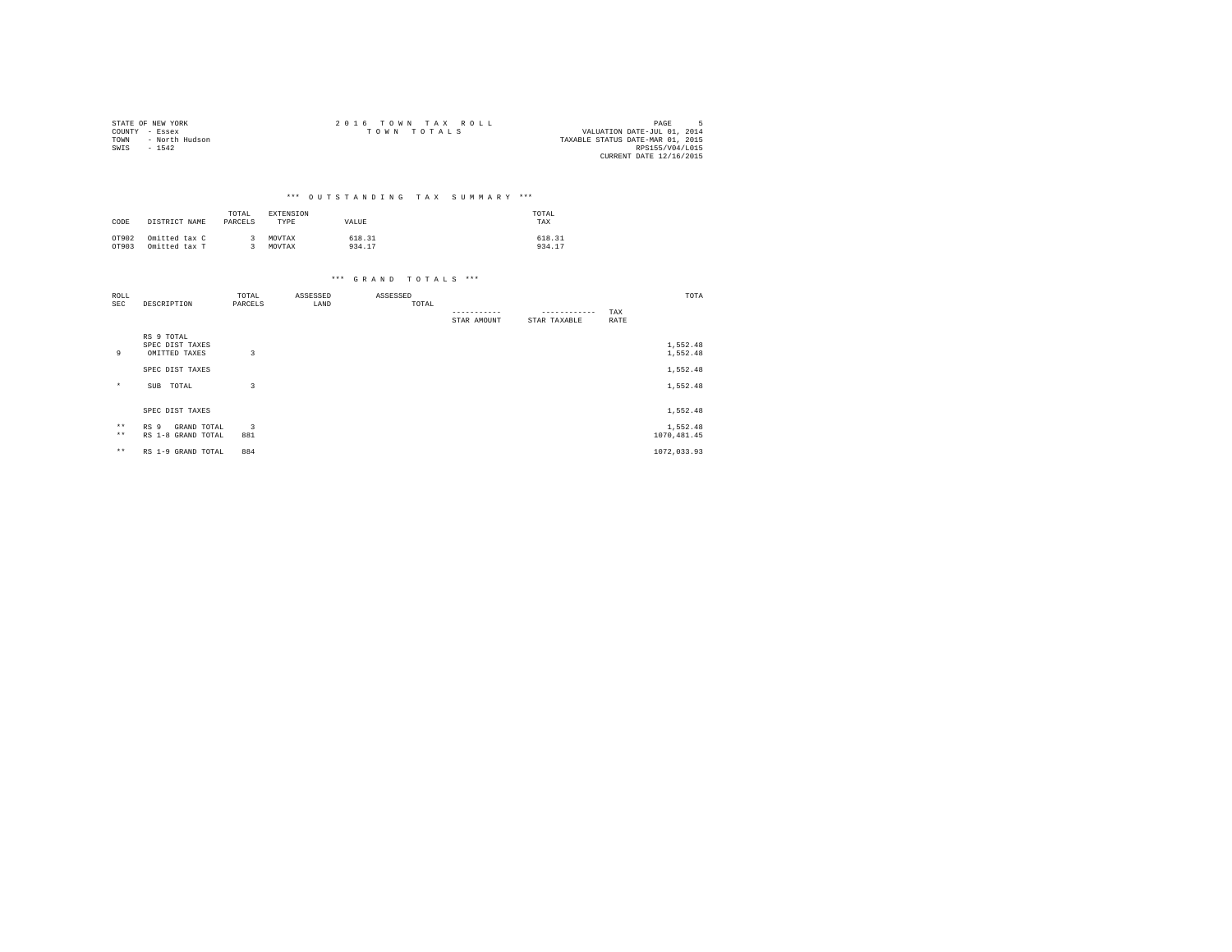STATE OF NEW YORK
COUNTY - Essex
TOWN - North Hudson
SWIS - 1542

2 0 1 6 T O W N T A X R O L L
T O W N T O T A L S

PAGE 5
VALUATION DATE-JUL 01, 2014
TAXABLE STATUS DATE-MAR 01, 2015
RPS155/V04/L015
CURRENT DATE 12/16/2015

### *** O U T S T A N D I N G T A X S U M M A R Y ***

| CODE | DISTRICT NAME | TOTAL PARCELS | EXTENSION TYPE | VALUE | TOTAL TAX |
|---|---|---|---|---|---|
| OT902 | Omitted tax C | 3 | MOVTAX | 618.31 | 618.31 |
| OT903 | Omitted tax T | 3 | MOVTAX | 934.17 | 934.17 |

### *** G R A N D T O T A L S ***

| ROLL SEC | DESCRIPTION | TOTAL PARCELS | ASSESSED LAND | ASSESSED TOTAL | STAR AMOUNT | STAR TAXABLE | TAX RATE | TOTA |
|---|---|---|---|---|---|---|---|---|
| | RS 9 TOTAL | | | | | | | |
| | SPEC DIST TAXES | | | | | | | 1,552.48 |
| 9 | OMITTED TAXES | 3 | | | | | | 1,552.48 |
| | SPEC DIST TAXES | | | | | | | 1,552.48 |
| * | SUB TOTAL | 3 | | | | | | 1,552.48 |
| | SPEC DIST TAXES | | | | | | | 1,552.48 |
| ** | RS 9 GRAND TOTAL | 3 | | | | | | 1,552.48 |
| ** | RS 1-8 GRAND TOTAL | 881 | | | | | | 1070,481.45 |
| ** | RS 1-9 GRAND TOTAL | 884 | | | | | | 1072,033.93 |